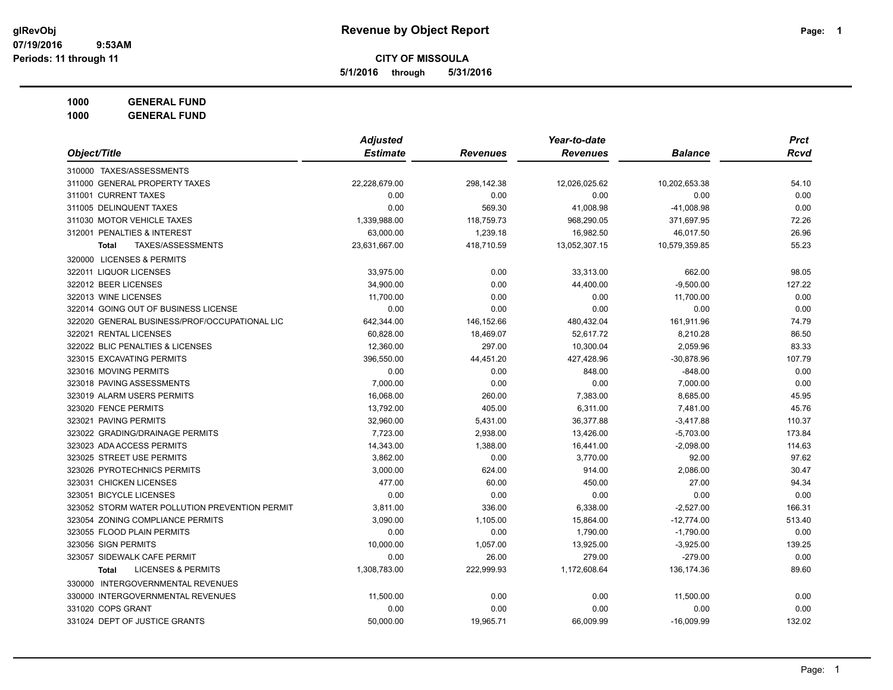# Revenue by Object Report

glRevObj
07/19/2016 9:53AM
Periods: 11 through 11

**CITY OF MISSOULA**

**5/1/2016 through 5/31/2016**

**1000 GENERAL FUND**
**1000 GENERAL FUND**

| Object/Title | Adjusted Estimate | Revenues | Year-to-date Revenues | Balance | Prct Rcvd |
|---|---|---|---|---|---|
| 310000 TAXES/ASSESSMENTS | | | | | |
| 311000 GENERAL PROPERTY TAXES | 22,228,679.00 | 298,142.38 | 12,026,025.62 | 10,202,653.38 | 54.10 |
| 311001 CURRENT TAXES | 0.00 | 0.00 | 0.00 | 0.00 | 0.00 |
| 311005 DELINQUENT TAXES | 0.00 | 569.30 | 41,008.98 | -41,008.98 | 0.00 |
| 311030 MOTOR VEHICLE TAXES | 1,339,988.00 | 118,759.73 | 968,290.05 | 371,697.95 | 72.26 |
| 312001 PENALTIES & INTEREST | 63,000.00 | 1,239.18 | 16,982.50 | 46,017.50 | 26.96 |
| **Total** TAXES/ASSESSMENTS | 23,631,667.00 | 418,710.59 | 13,052,307.15 | 10,579,359.85 | 55.23 |
| 320000 LICENSES & PERMITS | | | | | |
| 322011 LIQUOR LICENSES | 33,975.00 | 0.00 | 33,313.00 | 662.00 | 98.05 |
| 322012 BEER LICENSES | 34,900.00 | 0.00 | 44,400.00 | -9,500.00 | 127.22 |
| 322013 WINE LICENSES | 11,700.00 | 0.00 | 0.00 | 11,700.00 | 0.00 |
| 322014 GOING OUT OF BUSINESS LICENSE | 0.00 | 0.00 | 0.00 | 0.00 | 0.00 |
| 322020 GENERAL BUSINESS/PROF/OCCUPATIONAL LIC | 642,344.00 | 146,152.66 | 480,432.04 | 161,911.96 | 74.79 |
| 322021 RENTAL LICENSES | 60,828.00 | 18,469.07 | 52,617.72 | 8,210.28 | 86.50 |
| 322022 BLIC PENALTIES & LICENSES | 12,360.00 | 297.00 | 10,300.04 | 2,059.96 | 83.33 |
| 323015 EXCAVATING PERMITS | 396,550.00 | 44,451.20 | 427,428.96 | -30,878.96 | 107.79 |
| 323016 MOVING PERMITS | 0.00 | 0.00 | 848.00 | -848.00 | 0.00 |
| 323018 PAVING ASSESSMENTS | 7,000.00 | 0.00 | 0.00 | 7,000.00 | 0.00 |
| 323019 ALARM USERS PERMITS | 16,068.00 | 260.00 | 7,383.00 | 8,685.00 | 45.95 |
| 323020 FENCE PERMITS | 13,792.00 | 405.00 | 6,311.00 | 7,481.00 | 45.76 |
| 323021 PAVING PERMITS | 32,960.00 | 5,431.00 | 36,377.88 | -3,417.88 | 110.37 |
| 323022 GRADING/DRAINAGE PERMITS | 7,723.00 | 2,938.00 | 13,426.00 | -5,703.00 | 173.84 |
| 323023 ADA ACCESS PERMITS | 14,343.00 | 1,388.00 | 16,441.00 | -2,098.00 | 114.63 |
| 323025 STREET USE PERMITS | 3,862.00 | 0.00 | 3,770.00 | 92.00 | 97.62 |
| 323026 PYROTECHNICS PERMITS | 3,000.00 | 624.00 | 914.00 | 2,086.00 | 30.47 |
| 323031 CHICKEN LICENSES | 477.00 | 60.00 | 450.00 | 27.00 | 94.34 |
| 323051 BICYCLE LICENSES | 0.00 | 0.00 | 0.00 | 0.00 | 0.00 |
| 323052 STORM WATER POLLUTION PREVENTION PERMIT | 3,811.00 | 336.00 | 6,338.00 | -2,527.00 | 166.31 |
| 323054 ZONING COMPLIANCE PERMITS | 3,090.00 | 1,105.00 | 15,864.00 | -12,774.00 | 513.40 |
| 323055 FLOOD PLAIN PERMITS | 0.00 | 0.00 | 1,790.00 | -1,790.00 | 0.00 |
| 323056 SIGN PERMITS | 10,000.00 | 1,057.00 | 13,925.00 | -3,925.00 | 139.25 |
| 323057 SIDEWALK CAFE PERMIT | 0.00 | 26.00 | 279.00 | -279.00 | 0.00 |
| **Total** LICENSES & PERMITS | 1,308,783.00 | 222,999.93 | 1,172,608.64 | 136,174.36 | 89.60 |
| 330000 INTERGOVERNMENTAL REVENUES | | | | | |
| 330000 INTERGOVERNMENTAL REVENUES | 11,500.00 | 0.00 | 0.00 | 11,500.00 | 0.00 |
| 331020 COPS GRANT | 0.00 | 0.00 | 0.00 | 0.00 | 0.00 |
| 331024 DEPT OF JUSTICE GRANTS | 50,000.00 | 19,965.71 | 66,009.99 | -16,009.99 | 132.02 |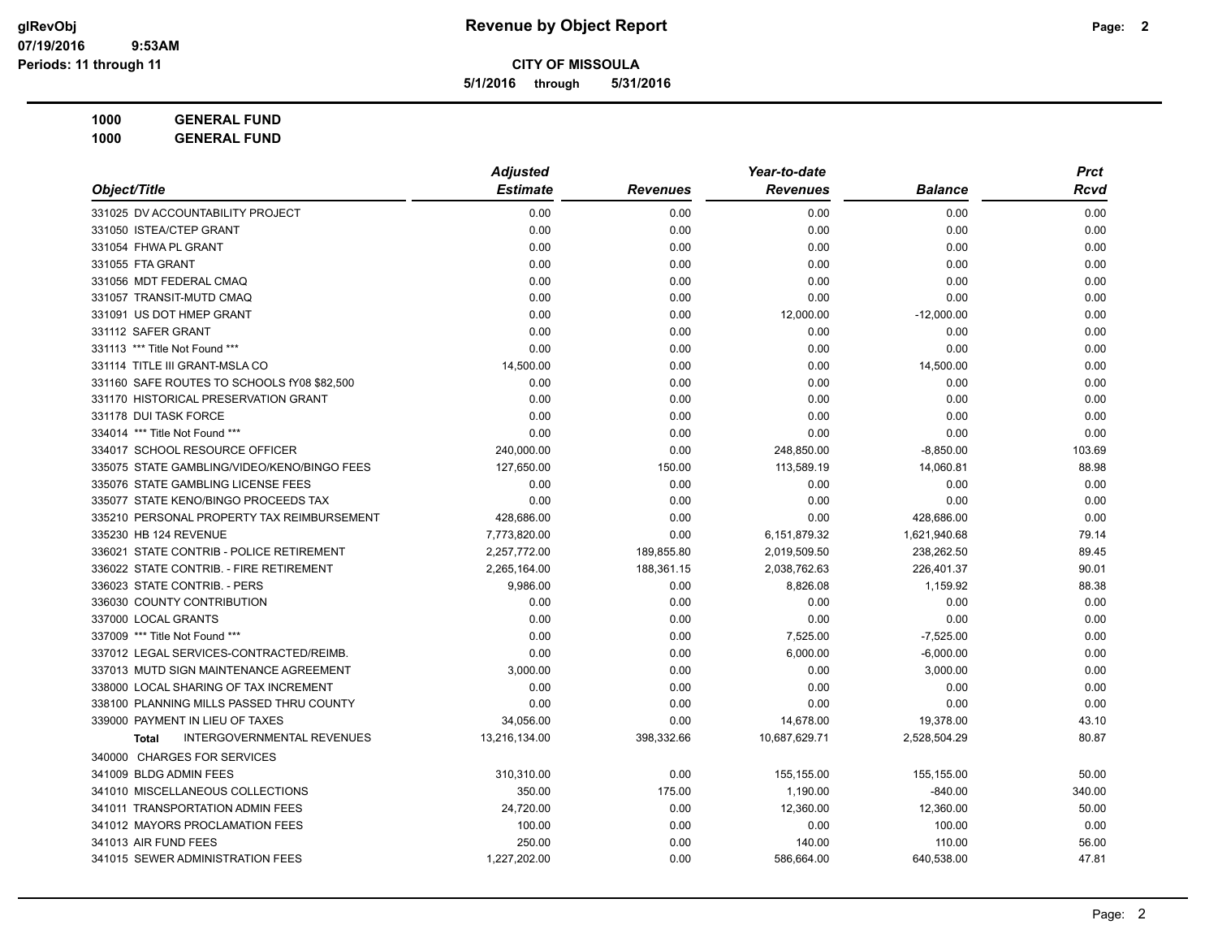# Revenue by Object Report

**CITY OF MISSOULA**

**5/1/2016 through 5/31/2016**

glRevObj
07/19/2016 9:53AM
Periods: 11 through 11

**1000 GENERAL FUND**
**1000 GENERAL FUND**

| Object/Title | Adjusted Estimate | Revenues | Year-to-date Revenues | Balance | Prct Rcvd |
|---|---|---|---|---|---|
| 331025 DV ACCOUNTABILITY PROJECT | 0.00 | 0.00 | 0.00 | 0.00 | 0.00 |
| 331050 ISTEA/CTEP GRANT | 0.00 | 0.00 | 0.00 | 0.00 | 0.00 |
| 331054 FHWA PL GRANT | 0.00 | 0.00 | 0.00 | 0.00 | 0.00 |
| 331055 FTA GRANT | 0.00 | 0.00 | 0.00 | 0.00 | 0.00 |
| 331056 MDT FEDERAL CMAQ | 0.00 | 0.00 | 0.00 | 0.00 | 0.00 |
| 331057 TRANSIT-MUTD CMAQ | 0.00 | 0.00 | 0.00 | 0.00 | 0.00 |
| 331091 US DOT HMEP GRANT | 0.00 | 0.00 | 12,000.00 | -12,000.00 | 0.00 |
| 331112 SAFER GRANT | 0.00 | 0.00 | 0.00 | 0.00 | 0.00 |
| 331113 *** Title Not Found *** | 0.00 | 0.00 | 0.00 | 0.00 | 0.00 |
| 331114 TITLE III GRANT-MSLA CO | 14,500.00 | 0.00 | 0.00 | 14,500.00 | 0.00 |
| 331160 SAFE ROUTES TO SCHOOLS fY08 $82,500 | 0.00 | 0.00 | 0.00 | 0.00 | 0.00 |
| 331170 HISTORICAL PRESERVATION GRANT | 0.00 | 0.00 | 0.00 | 0.00 | 0.00 |
| 331178 DUI TASK FORCE | 0.00 | 0.00 | 0.00 | 0.00 | 0.00 |
| 334014 *** Title Not Found *** | 0.00 | 0.00 | 0.00 | 0.00 | 0.00 |
| 334017 SCHOOL RESOURCE OFFICER | 240,000.00 | 0.00 | 248,850.00 | -8,850.00 | 103.69 |
| 335075 STATE GAMBLING/VIDEO/KENO/BINGO FEES | 127,650.00 | 150.00 | 113,589.19 | 14,060.81 | 88.98 |
| 335076 STATE GAMBLING LICENSE FEES | 0.00 | 0.00 | 0.00 | 0.00 | 0.00 |
| 335077 STATE KENO/BINGO PROCEEDS TAX | 0.00 | 0.00 | 0.00 | 0.00 | 0.00 |
| 335210 PERSONAL PROPERTY TAX REIMBURSEMENT | 428,686.00 | 0.00 | 0.00 | 428,686.00 | 0.00 |
| 335230 HB 124 REVENUE | 7,773,820.00 | 0.00 | 6,151,879.32 | 1,621,940.68 | 79.14 |
| 336021 STATE CONTRIB - POLICE RETIREMENT | 2,257,772.00 | 189,855.80 | 2,019,509.50 | 238,262.50 | 89.45 |
| 336022 STATE CONTRIB. - FIRE RETIREMENT | 2,265,164.00 | 188,361.15 | 2,038,762.63 | 226,401.37 | 90.01 |
| 336023 STATE CONTRIB. - PERS | 9,986.00 | 0.00 | 8,826.08 | 1,159.92 | 88.38 |
| 336030 COUNTY CONTRIBUTION | 0.00 | 0.00 | 0.00 | 0.00 | 0.00 |
| 337000 LOCAL GRANTS | 0.00 | 0.00 | 0.00 | 0.00 | 0.00 |
| 337009 *** Title Not Found *** | 0.00 | 0.00 | 7,525.00 | -7,525.00 | 0.00 |
| 337012 LEGAL SERVICES-CONTRACTED/REIMB. | 0.00 | 0.00 | 6,000.00 | -6,000.00 | 0.00 |
| 337013 MUTD SIGN MAINTENANCE AGREEMENT | 3,000.00 | 0.00 | 0.00 | 3,000.00 | 0.00 |
| 338000 LOCAL SHARING OF TAX INCREMENT | 0.00 | 0.00 | 0.00 | 0.00 | 0.00 |
| 338100 PLANNING MILLS PASSED THRU COUNTY | 0.00 | 0.00 | 0.00 | 0.00 | 0.00 |
| 339000 PAYMENT IN LIEU OF TAXES | 34,056.00 | 0.00 | 14,678.00 | 19,378.00 | 43.10 |
| **Total** INTERGOVERNMENTAL REVENUES | 13,216,134.00 | 398,332.66 | 10,687,629.71 | 2,528,504.29 | 80.87 |
| 340000 CHARGES FOR SERVICES | | | | | |
| 341009 BLDG ADMIN FEES | 310,310.00 | 0.00 | 155,155.00 | 155,155.00 | 50.00 |
| 341010 MISCELLANEOUS COLLECTIONS | 350.00 | 175.00 | 1,190.00 | -840.00 | 340.00 |
| 341011 TRANSPORTATION ADMIN FEES | 24,720.00 | 0.00 | 12,360.00 | 12,360.00 | 50.00 |
| 341012 MAYORS PROCLAMATION FEES | 100.00 | 0.00 | 0.00 | 100.00 | 0.00 |
| 341013 AIR FUND FEES | 250.00 | 0.00 | 140.00 | 110.00 | 56.00 |
| 341015 SEWER ADMINISTRATION FEES | 1,227,202.00 | 0.00 | 586,664.00 | 640,538.00 | 47.81 |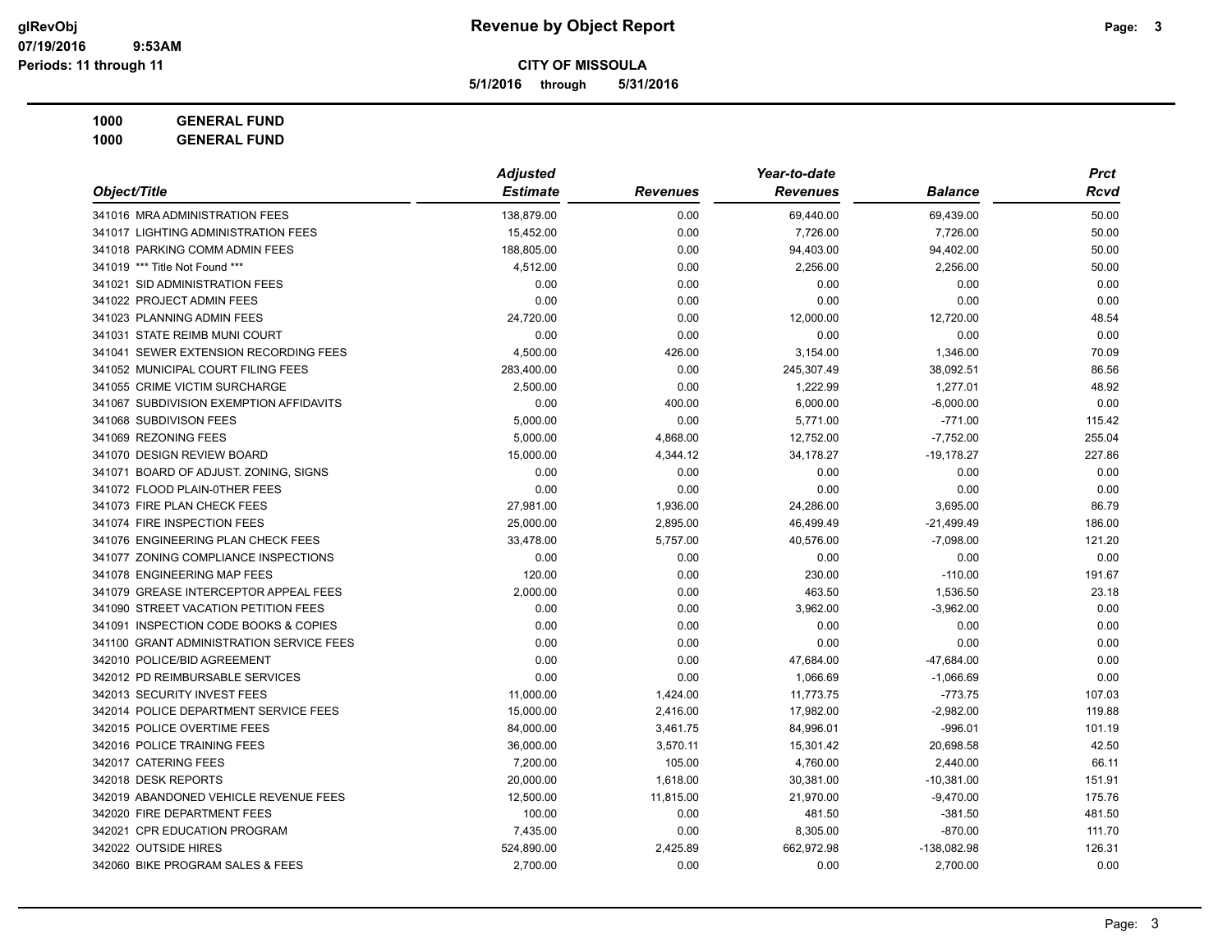# Revenue by Object Report

**CITY OF MISSOULA**

**5/1/2016 through 5/31/2016**

glRevObj
07/19/2016 9:53AM
Periods: 11 through 11

**1000 GENERAL FUND**
**1000 GENERAL FUND**

| Object/Title | Adjusted Estimate | Revenues | Year-to-date Revenues | Balance | Prct Rcvd |
|---|---|---|---|---|---|
| 341016 MRA ADMINISTRATION FEES | 138,879.00 | 0.00 | 69,440.00 | 69,439.00 | 50.00 |
| 341017 LIGHTING ADMINISTRATION FEES | 15,452.00 | 0.00 | 7,726.00 | 7,726.00 | 50.00 |
| 341018 PARKING COMM ADMIN FEES | 188,805.00 | 0.00 | 94,403.00 | 94,402.00 | 50.00 |
| 341019 *** Title Not Found *** | 4,512.00 | 0.00 | 2,256.00 | 2,256.00 | 50.00 |
| 341021 SID ADMINISTRATION FEES | 0.00 | 0.00 | 0.00 | 0.00 | 0.00 |
| 341022 PROJECT ADMIN FEES | 0.00 | 0.00 | 0.00 | 0.00 | 0.00 |
| 341023 PLANNING ADMIN FEES | 24,720.00 | 0.00 | 12,000.00 | 12,720.00 | 48.54 |
| 341031 STATE REIMB MUNI COURT | 0.00 | 0.00 | 0.00 | 0.00 | 0.00 |
| 341041 SEWER EXTENSION RECORDING FEES | 4,500.00 | 426.00 | 3,154.00 | 1,346.00 | 70.09 |
| 341052 MUNICIPAL COURT FILING FEES | 283,400.00 | 0.00 | 245,307.49 | 38,092.51 | 86.56 |
| 341055 CRIME VICTIM SURCHARGE | 2,500.00 | 0.00 | 1,222.99 | 1,277.01 | 48.92 |
| 341067 SUBDIVISION EXEMPTION AFFIDAVITS | 0.00 | 400.00 | 6,000.00 | -6,000.00 | 0.00 |
| 341068 SUBDIVISON FEES | 5,000.00 | 0.00 | 5,771.00 | -771.00 | 115.42 |
| 341069 REZONING FEES | 5,000.00 | 4,868.00 | 12,752.00 | -7,752.00 | 255.04 |
| 341070 DESIGN REVIEW BOARD | 15,000.00 | 4,344.12 | 34,178.27 | -19,178.27 | 227.86 |
| 341071 BOARD OF ADJUST. ZONING, SIGNS | 0.00 | 0.00 | 0.00 | 0.00 | 0.00 |
| 341072 FLOOD PLAIN-0THER FEES | 0.00 | 0.00 | 0.00 | 0.00 | 0.00 |
| 341073 FIRE PLAN CHECK FEES | 27,981.00 | 1,936.00 | 24,286.00 | 3,695.00 | 86.79 |
| 341074 FIRE INSPECTION FEES | 25,000.00 | 2,895.00 | 46,499.49 | -21,499.49 | 186.00 |
| 341076 ENGINEERING PLAN CHECK FEES | 33,478.00 | 5,757.00 | 40,576.00 | -7,098.00 | 121.20 |
| 341077 ZONING COMPLIANCE INSPECTIONS | 0.00 | 0.00 | 0.00 | 0.00 | 0.00 |
| 341078 ENGINEERING MAP FEES | 120.00 | 0.00 | 230.00 | -110.00 | 191.67 |
| 341079 GREASE INTERCEPTOR APPEAL FEES | 2,000.00 | 0.00 | 463.50 | 1,536.50 | 23.18 |
| 341090 STREET VACATION PETITION FEES | 0.00 | 0.00 | 3,962.00 | -3,962.00 | 0.00 |
| 341091 INSPECTION CODE BOOKS & COPIES | 0.00 | 0.00 | 0.00 | 0.00 | 0.00 |
| 341100 GRANT ADMINISTRATION SERVICE FEES | 0.00 | 0.00 | 0.00 | 0.00 | 0.00 |
| 342010 POLICE/BID AGREEMENT | 0.00 | 0.00 | 47,684.00 | -47,684.00 | 0.00 |
| 342012 PD REIMBURSABLE SERVICES | 0.00 | 0.00 | 1,066.69 | -1,066.69 | 0.00 |
| 342013 SECURITY INVEST FEES | 11,000.00 | 1,424.00 | 11,773.75 | -773.75 | 107.03 |
| 342014 POLICE DEPARTMENT SERVICE FEES | 15,000.00 | 2,416.00 | 17,982.00 | -2,982.00 | 119.88 |
| 342015 POLICE OVERTIME FEES | 84,000.00 | 3,461.75 | 84,996.01 | -996.01 | 101.19 |
| 342016 POLICE TRAINING FEES | 36,000.00 | 3,570.11 | 15,301.42 | 20,698.58 | 42.50 |
| 342017 CATERING FEES | 7,200.00 | 105.00 | 4,760.00 | 2,440.00 | 66.11 |
| 342018 DESK REPORTS | 20,000.00 | 1,618.00 | 30,381.00 | -10,381.00 | 151.91 |
| 342019 ABANDONED VEHICLE REVENUE FEES | 12,500.00 | 11,815.00 | 21,970.00 | -9,470.00 | 175.76 |
| 342020 FIRE DEPARTMENT FEES | 100.00 | 0.00 | 481.50 | -381.50 | 481.50 |
| 342021 CPR EDUCATION PROGRAM | 7,435.00 | 0.00 | 8,305.00 | -870.00 | 111.70 |
| 342022 OUTSIDE HIRES | 524,890.00 | 2,425.89 | 662,972.98 | -138,082.98 | 126.31 |
| 342060 BIKE PROGRAM SALES & FEES | 2,700.00 | 0.00 | 0.00 | 2,700.00 | 0.00 |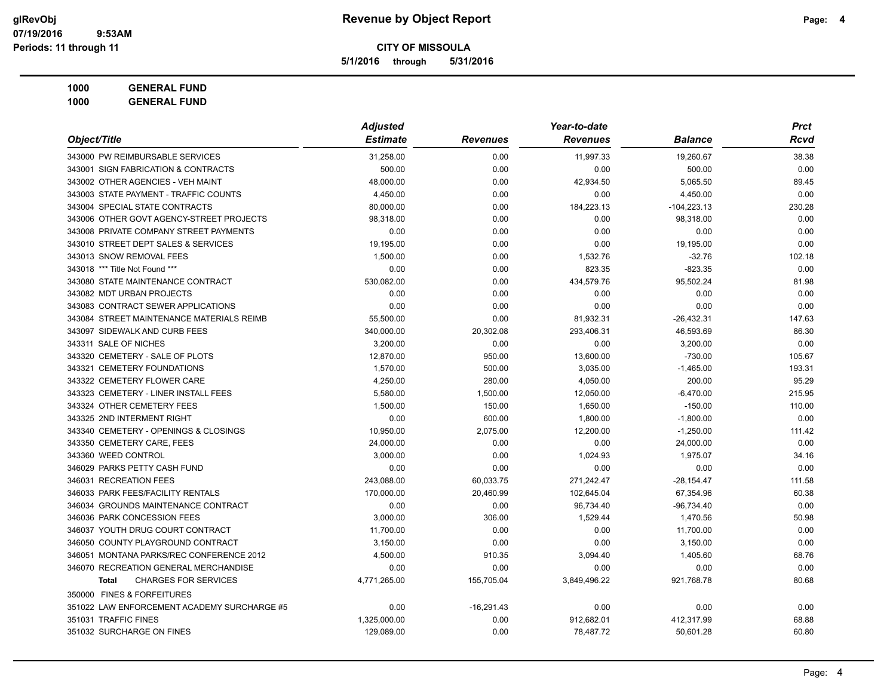# Revenue by Object Report

**CITY OF MISSOULA**

**5/1/2016 through 5/31/2016**

glRevObj
07/19/2016 9:53AM
Periods: 11 through 11

**1000 GENERAL FUND**
**1000 GENERAL FUND**

| Object/Title | Adjusted Estimate | Revenues | Year-to-date Revenues | Balance | Prct Rcvd |
|---|---|---|---|---|---|
| 343000 PW REIMBURSABLE SERVICES | 31,258.00 | 0.00 | 11,997.33 | 19,260.67 | 38.38 |
| 343001 SIGN FABRICATION & CONTRACTS | 500.00 | 0.00 | 0.00 | 500.00 | 0.00 |
| 343002 OTHER AGENCIES - VEH MAINT | 48,000.00 | 0.00 | 42,934.50 | 5,065.50 | 89.45 |
| 343003 STATE PAYMENT - TRAFFIC COUNTS | 4,450.00 | 0.00 | 0.00 | 4,450.00 | 0.00 |
| 343004 SPECIAL STATE CONTRACTS | 80,000.00 | 0.00 | 184,223.13 | -104,223.13 | 230.28 |
| 343006 OTHER GOVT AGENCY-STREET PROJECTS | 98,318.00 | 0.00 | 0.00 | 98,318.00 | 0.00 |
| 343008 PRIVATE COMPANY STREET PAYMENTS | 0.00 | 0.00 | 0.00 | 0.00 | 0.00 |
| 343010 STREET DEPT SALES & SERVICES | 19,195.00 | 0.00 | 0.00 | 19,195.00 | 0.00 |
| 343013 SNOW REMOVAL FEES | 1,500.00 | 0.00 | 1,532.76 | -32.76 | 102.18 |
| 343018 *** Title Not Found *** | 0.00 | 0.00 | 823.35 | -823.35 | 0.00 |
| 343080 STATE MAINTENANCE CONTRACT | 530,082.00 | 0.00 | 434,579.76 | 95,502.24 | 81.98 |
| 343082 MDT URBAN PROJECTS | 0.00 | 0.00 | 0.00 | 0.00 | 0.00 |
| 343083 CONTRACT SEWER APPLICATIONS | 0.00 | 0.00 | 0.00 | 0.00 | 0.00 |
| 343084 STREET MAINTENANCE MATERIALS REIMB | 55,500.00 | 0.00 | 81,932.31 | -26,432.31 | 147.63 |
| 343097 SIDEWALK AND CURB FEES | 340,000.00 | 20,302.08 | 293,406.31 | 46,593.69 | 86.30 |
| 343311 SALE OF NICHES | 3,200.00 | 0.00 | 0.00 | 3,200.00 | 0.00 |
| 343320 CEMETERY - SALE OF PLOTS | 12,870.00 | 950.00 | 13,600.00 | -730.00 | 105.67 |
| 343321 CEMETERY FOUNDATIONS | 1,570.00 | 500.00 | 3,035.00 | -1,465.00 | 193.31 |
| 343322 CEMETERY FLOWER CARE | 4,250.00 | 280.00 | 4,050.00 | 200.00 | 95.29 |
| 343323 CEMETERY - LINER INSTALL FEES | 5,580.00 | 1,500.00 | 12,050.00 | -6,470.00 | 215.95 |
| 343324 OTHER CEMETERY FEES | 1,500.00 | 150.00 | 1,650.00 | -150.00 | 110.00 |
| 343325 2ND INTERMENT RIGHT | 0.00 | 600.00 | 1,800.00 | -1,800.00 | 0.00 |
| 343340 CEMETERY - OPENINGS & CLOSINGS | 10,950.00 | 2,075.00 | 12,200.00 | -1,250.00 | 111.42 |
| 343350 CEMETERY CARE, FEES | 24,000.00 | 0.00 | 0.00 | 24,000.00 | 0.00 |
| 343360 WEED CONTROL | 3,000.00 | 0.00 | 1,024.93 | 1,975.07 | 34.16 |
| 346029 PARKS PETTY CASH FUND | 0.00 | 0.00 | 0.00 | 0.00 | 0.00 |
| 346031 RECREATION FEES | 243,088.00 | 60,033.75 | 271,242.47 | -28,154.47 | 111.58 |
| 346033 PARK FEES/FACILITY RENTALS | 170,000.00 | 20,460.99 | 102,645.04 | 67,354.96 | 60.38 |
| 346034 GROUNDS MAINTENANCE CONTRACT | 0.00 | 0.00 | 96,734.40 | -96,734.40 | 0.00 |
| 346036 PARK CONCESSION FEES | 3,000.00 | 306.00 | 1,529.44 | 1,470.56 | 50.98 |
| 346037 YOUTH DRUG COURT CONTRACT | 11,700.00 | 0.00 | 0.00 | 11,700.00 | 0.00 |
| 346050 COUNTY PLAYGROUND CONTRACT | 3,150.00 | 0.00 | 0.00 | 3,150.00 | 0.00 |
| 346051 MONTANA PARKS/REC CONFERENCE 2012 | 4,500.00 | 910.35 | 3,094.40 | 1,405.60 | 68.76 |
| 346070 RECREATION GENERAL MERCHANDISE | 0.00 | 0.00 | 0.00 | 0.00 | 0.00 |
| **Total** CHARGES FOR SERVICES | 4,771,265.00 | 155,705.04 | 3,849,496.22 | 921,768.78 | 80.68 |
| 350000 FINES & FORFEITURES | | | | | |
| 351022 LAW ENFORCEMENT ACADEMY SURCHARGE #5 | 0.00 | -16,291.43 | 0.00 | 0.00 | 0.00 |
| 351031 TRAFFIC FINES | 1,325,000.00 | 0.00 | 912,682.01 | 412,317.99 | 68.88 |
| 351032 SURCHARGE ON FINES | 129,089.00 | 0.00 | 78,487.72 | 50,601.28 | 60.80 |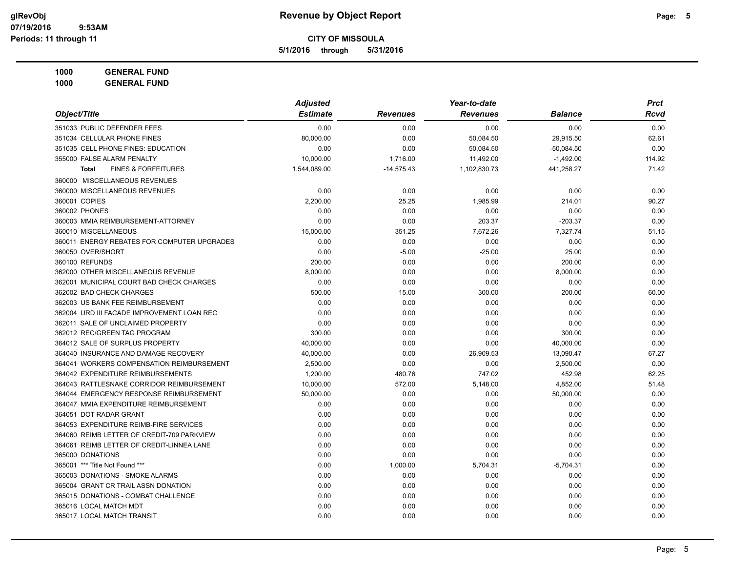**CITY OF MISSOULA**

**5/1/2016 through 5/31/2016**

**1000 GENERAL FUND**

**1000 GENERAL FUND**

| Object/Title | Adjusted Estimate | Revenues | Year-to-date Revenues | Balance | Prct Rcvd |
|---|---|---|---|---|---|
| 351033 PUBLIC DEFENDER FEES | 0.00 | 0.00 | 0.00 | 0.00 | 0.00 |
| 351034 CELLULAR PHONE FINES | 80,000.00 | 0.00 | 50,084.50 | 29,915.50 | 62.61 |
| 351035 CELL PHONE FINES: EDUCATION | 0.00 | 0.00 | 50,084.50 | -50,084.50 | 0.00 |
| 355000 FALSE ALARM PENALTY | 10,000.00 | 1,716.00 | 11,492.00 | -1,492.00 | 114.92 |
| **Total** FINES & FORFEITURES | 1,544,089.00 | -14,575.43 | 1,102,830.73 | 441,258.27 | 71.42 |
| 360000 MISCELLANEOUS REVENUES | | | | | |
| 360000 MISCELLANEOUS REVENUES | 0.00 | 0.00 | 0.00 | 0.00 | 0.00 |
| 360001 COPIES | 2,200.00 | 25.25 | 1,985.99 | 214.01 | 90.27 |
| 360002 PHONES | 0.00 | 0.00 | 0.00 | 0.00 | 0.00 |
| 360003 MMIA REIMBURSEMENT-ATTORNEY | 0.00 | 0.00 | 203.37 | -203.37 | 0.00 |
| 360010 MISCELLANEOUS | 15,000.00 | 351.25 | 7,672.26 | 7,327.74 | 51.15 |
| 360011 ENERGY REBATES FOR COMPUTER UPGRADES | 0.00 | 0.00 | 0.00 | 0.00 | 0.00 |
| 360050 OVER/SHORT | 0.00 | -5.00 | -25.00 | 25.00 | 0.00 |
| 360100 REFUNDS | 200.00 | 0.00 | 0.00 | 200.00 | 0.00 |
| 362000 OTHER MISCELLANEOUS REVENUE | 8,000.00 | 0.00 | 0.00 | 8,000.00 | 0.00 |
| 362001 MUNICIPAL COURT BAD CHECK CHARGES | 0.00 | 0.00 | 0.00 | 0.00 | 0.00 |
| 362002 BAD CHECK CHARGES | 500.00 | 15.00 | 300.00 | 200.00 | 60.00 |
| 362003 US BANK FEE REIMBURSEMENT | 0.00 | 0.00 | 0.00 | 0.00 | 0.00 |
| 362004 URD III FACADE IMPROVEMENT LOAN REC | 0.00 | 0.00 | 0.00 | 0.00 | 0.00 |
| 362011 SALE OF UNCLAIMED PROPERTY | 0.00 | 0.00 | 0.00 | 0.00 | 0.00 |
| 362012 REC/GREEN TAG PROGRAM | 300.00 | 0.00 | 0.00 | 300.00 | 0.00 |
| 364012 SALE OF SURPLUS PROPERTY | 40,000.00 | 0.00 | 0.00 | 40,000.00 | 0.00 |
| 364040 INSURANCE AND DAMAGE RECOVERY | 40,000.00 | 0.00 | 26,909.53 | 13,090.47 | 67.27 |
| 364041 WORKERS COMPENSATION REIMBURSEMENT | 2,500.00 | 0.00 | 0.00 | 2,500.00 | 0.00 |
| 364042 EXPENDITURE REIMBURSEMENTS | 1,200.00 | 480.76 | 747.02 | 452.98 | 62.25 |
| 364043 RATTLESNAKE CORRIDOR REIMBURSEMENT | 10,000.00 | 572.00 | 5,148.00 | 4,852.00 | 51.48 |
| 364044 EMERGENCY RESPONSE REIMBURSEMENT | 50,000.00 | 0.00 | 0.00 | 50,000.00 | 0.00 |
| 364047 MMIA EXPENDITURE REIMBURSEMENT | 0.00 | 0.00 | 0.00 | 0.00 | 0.00 |
| 364051 DOT RADAR GRANT | 0.00 | 0.00 | 0.00 | 0.00 | 0.00 |
| 364053 EXPENDITURE REIMB-FIRE SERVICES | 0.00 | 0.00 | 0.00 | 0.00 | 0.00 |
| 364060 REIMB LETTER OF CREDIT-709 PARKVIEW | 0.00 | 0.00 | 0.00 | 0.00 | 0.00 |
| 364061 REIMB LETTER OF CREDIT-LINNEA LANE | 0.00 | 0.00 | 0.00 | 0.00 | 0.00 |
| 365000 DONATIONS | 0.00 | 0.00 | 0.00 | 0.00 | 0.00 |
| 365001 *** Title Not Found *** | 0.00 | 1,000.00 | 5,704.31 | -5,704.31 | 0.00 |
| 365003 DONATIONS - SMOKE ALARMS | 0.00 | 0.00 | 0.00 | 0.00 | 0.00 |
| 365004 GRANT CR TRAIL ASSN DONATION | 0.00 | 0.00 | 0.00 | 0.00 | 0.00 |
| 365015 DONATIONS - COMBAT CHALLENGE | 0.00 | 0.00 | 0.00 | 0.00 | 0.00 |
| 365016 LOCAL MATCH MDT | 0.00 | 0.00 | 0.00 | 0.00 | 0.00 |
| 365017 LOCAL MATCH TRANSIT | 0.00 | 0.00 | 0.00 | 0.00 | 0.00 |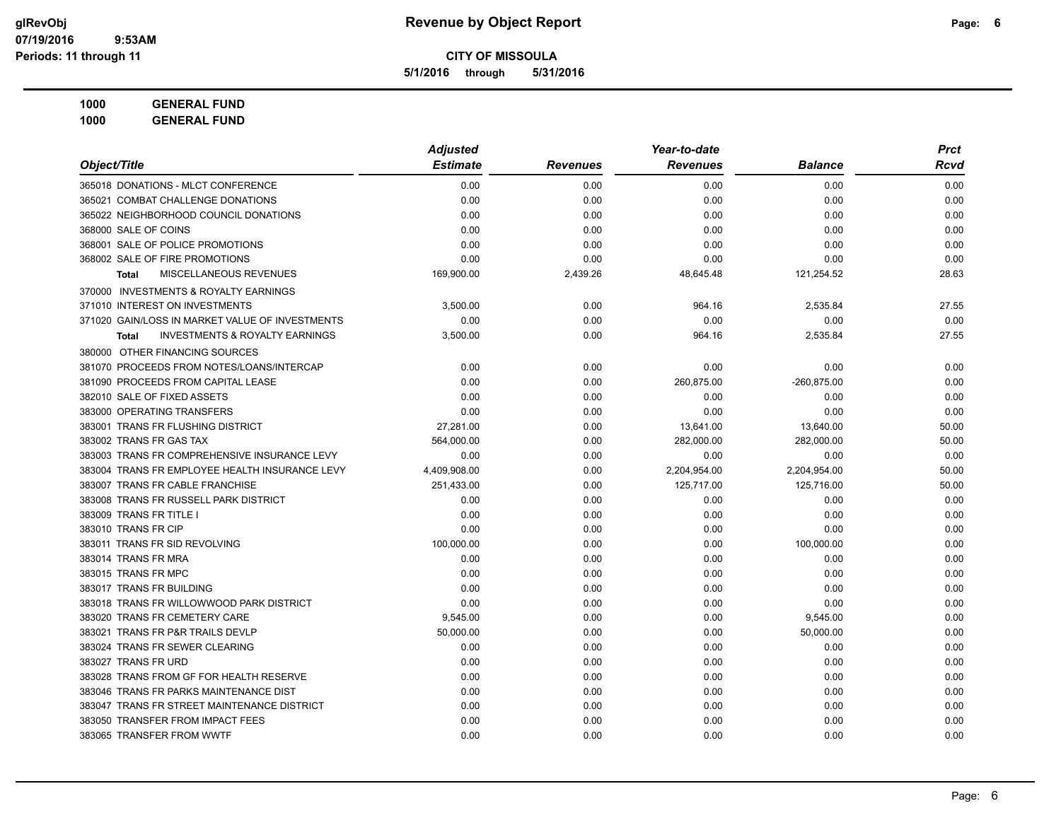# Revenue by Object Report

**CITY OF MISSOULA**

**5/1/2016 through 5/31/2016**

glRevObj
07/19/2016 9:53AM
Periods: 11 through 11

**1000 GENERAL FUND**
**1000 GENERAL FUND**

| Object/Title | Adjusted Estimate | Revenues | Year-to-date Revenues | Balance | Prct Rcvd |
|---|---|---|---|---|---|
| 365018 DONATIONS - MLCT CONFERENCE | 0.00 | 0.00 | 0.00 | 0.00 | 0.00 |
| 365021 COMBAT CHALLENGE DONATIONS | 0.00 | 0.00 | 0.00 | 0.00 | 0.00 |
| 365022 NEIGHBORHOOD COUNCIL DONATIONS | 0.00 | 0.00 | 0.00 | 0.00 | 0.00 |
| 368000 SALE OF COINS | 0.00 | 0.00 | 0.00 | 0.00 | 0.00 |
| 368001 SALE OF POLICE PROMOTIONS | 0.00 | 0.00 | 0.00 | 0.00 | 0.00 |
| 368002 SALE OF FIRE PROMOTIONS | 0.00 | 0.00 | 0.00 | 0.00 | 0.00 |
| **Total** MISCELLANEOUS REVENUES | 169,900.00 | 2,439.26 | 48,645.48 | 121,254.52 | 28.63 |
| 370000 INVESTMENTS & ROYALTY EARNINGS | | | | | |
| 371010 INTEREST ON INVESTMENTS | 3,500.00 | 0.00 | 964.16 | 2,535.84 | 27.55 |
| 371020 GAIN/LOSS IN MARKET VALUE OF INVESTMENTS | 0.00 | 0.00 | 0.00 | 0.00 | 0.00 |
| **Total** INVESTMENTS & ROYALTY EARNINGS | 3,500.00 | 0.00 | 964.16 | 2,535.84 | 27.55 |
| 380000 OTHER FINANCING SOURCES | | | | | |
| 381070 PROCEEDS FROM NOTES/LOANS/INTERCAP | 0.00 | 0.00 | 0.00 | 0.00 | 0.00 |
| 381090 PROCEEDS FROM CAPITAL LEASE | 0.00 | 0.00 | 260,875.00 | -260,875.00 | 0.00 |
| 382010 SALE OF FIXED ASSETS | 0.00 | 0.00 | 0.00 | 0.00 | 0.00 |
| 383000 OPERATING TRANSFERS | 0.00 | 0.00 | 0.00 | 0.00 | 0.00 |
| 383001 TRANS FR FLUSHING DISTRICT | 27,281.00 | 0.00 | 13,641.00 | 13,640.00 | 50.00 |
| 383002 TRANS FR GAS TAX | 564,000.00 | 0.00 | 282,000.00 | 282,000.00 | 50.00 |
| 383003 TRANS FR COMPREHENSIVE INSURANCE LEVY | 0.00 | 0.00 | 0.00 | 0.00 | 0.00 |
| 383004 TRANS FR EMPLOYEE HEALTH INSURANCE LEVY | 4,409,908.00 | 0.00 | 2,204,954.00 | 2,204,954.00 | 50.00 |
| 383007 TRANS FR CABLE FRANCHISE | 251,433.00 | 0.00 | 125,717.00 | 125,716.00 | 50.00 |
| 383008 TRANS FR RUSSELL PARK DISTRICT | 0.00 | 0.00 | 0.00 | 0.00 | 0.00 |
| 383009 TRANS FR TITLE I | 0.00 | 0.00 | 0.00 | 0.00 | 0.00 |
| 383010 TRANS FR CIP | 0.00 | 0.00 | 0.00 | 0.00 | 0.00 |
| 383011 TRANS FR SID REVOLVING | 100,000.00 | 0.00 | 0.00 | 100,000.00 | 0.00 |
| 383014 TRANS FR MRA | 0.00 | 0.00 | 0.00 | 0.00 | 0.00 |
| 383015 TRANS FR MPC | 0.00 | 0.00 | 0.00 | 0.00 | 0.00 |
| 383017 TRANS FR BUILDING | 0.00 | 0.00 | 0.00 | 0.00 | 0.00 |
| 383018 TRANS FR WILLOWWOOD PARK DISTRICT | 0.00 | 0.00 | 0.00 | 0.00 | 0.00 |
| 383020 TRANS FR CEMETERY CARE | 9,545.00 | 0.00 | 0.00 | 9,545.00 | 0.00 |
| 383021 TRANS FR P&R TRAILS DEVLP | 50,000.00 | 0.00 | 0.00 | 50,000.00 | 0.00 |
| 383024 TRANS FR SEWER CLEARING | 0.00 | 0.00 | 0.00 | 0.00 | 0.00 |
| 383027 TRANS FR URD | 0.00 | 0.00 | 0.00 | 0.00 | 0.00 |
| 383028 TRANS FROM GF FOR HEALTH RESERVE | 0.00 | 0.00 | 0.00 | 0.00 | 0.00 |
| 383046 TRANS FR PARKS MAINTENANCE DIST | 0.00 | 0.00 | 0.00 | 0.00 | 0.00 |
| 383047 TRANS FR STREET MAINTENANCE DISTRICT | 0.00 | 0.00 | 0.00 | 0.00 | 0.00 |
| 383050 TRANSFER FROM IMPACT FEES | 0.00 | 0.00 | 0.00 | 0.00 | 0.00 |
| 383065 TRANSFER FROM WWTF | 0.00 | 0.00 | 0.00 | 0.00 | 0.00 |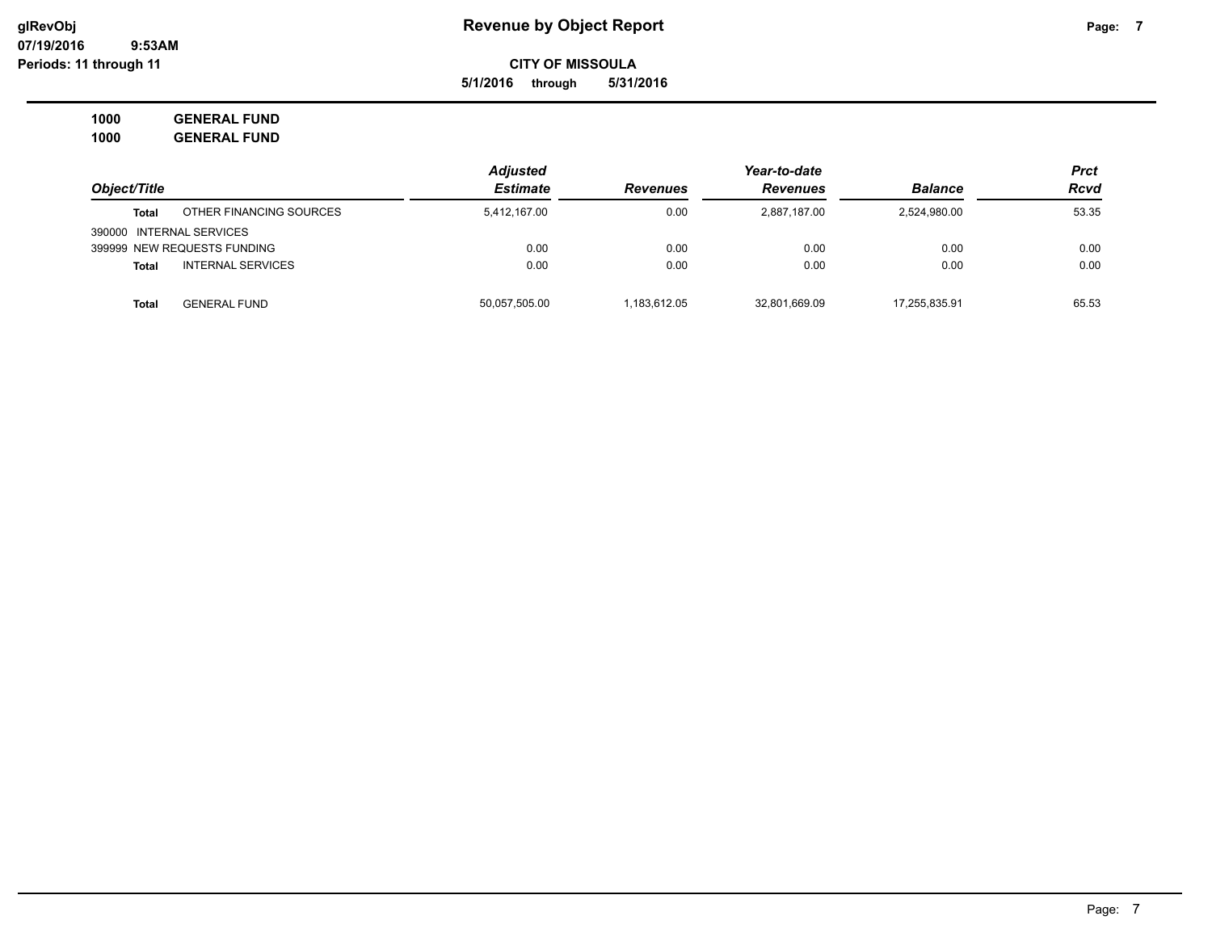# Revenue by Object Report

glRevObj
07/19/2016 9:53AM
Periods: 11 through 11

**CITY OF MISSOULA**

**5/1/2016 through 5/31/2016**

**1000 GENERAL FUND**
**1000 GENERAL FUND**

| Object/Title | | Adjusted Estimate | Revenues | Year-to-date Revenues | Balance | Prct Rcvd |
|---|---|---|---|---|---|---|
| **Total** | OTHER FINANCING SOURCES | 5,412,167.00 | 0.00 | 2,887,187.00 | 2,524,980.00 | 53.35 |
| 390000 INTERNAL SERVICES | | | | | | |
| 399999 NEW REQUESTS FUNDING | | 0.00 | 0.00 | 0.00 | 0.00 | 0.00 |
| **Total** | INTERNAL SERVICES | 0.00 | 0.00 | 0.00 | 0.00 | 0.00 |
| **Total** | GENERAL FUND | 50,057,505.00 | 1,183,612.05 | 32,801,669.09 | 17,255,835.91 | 65.53 |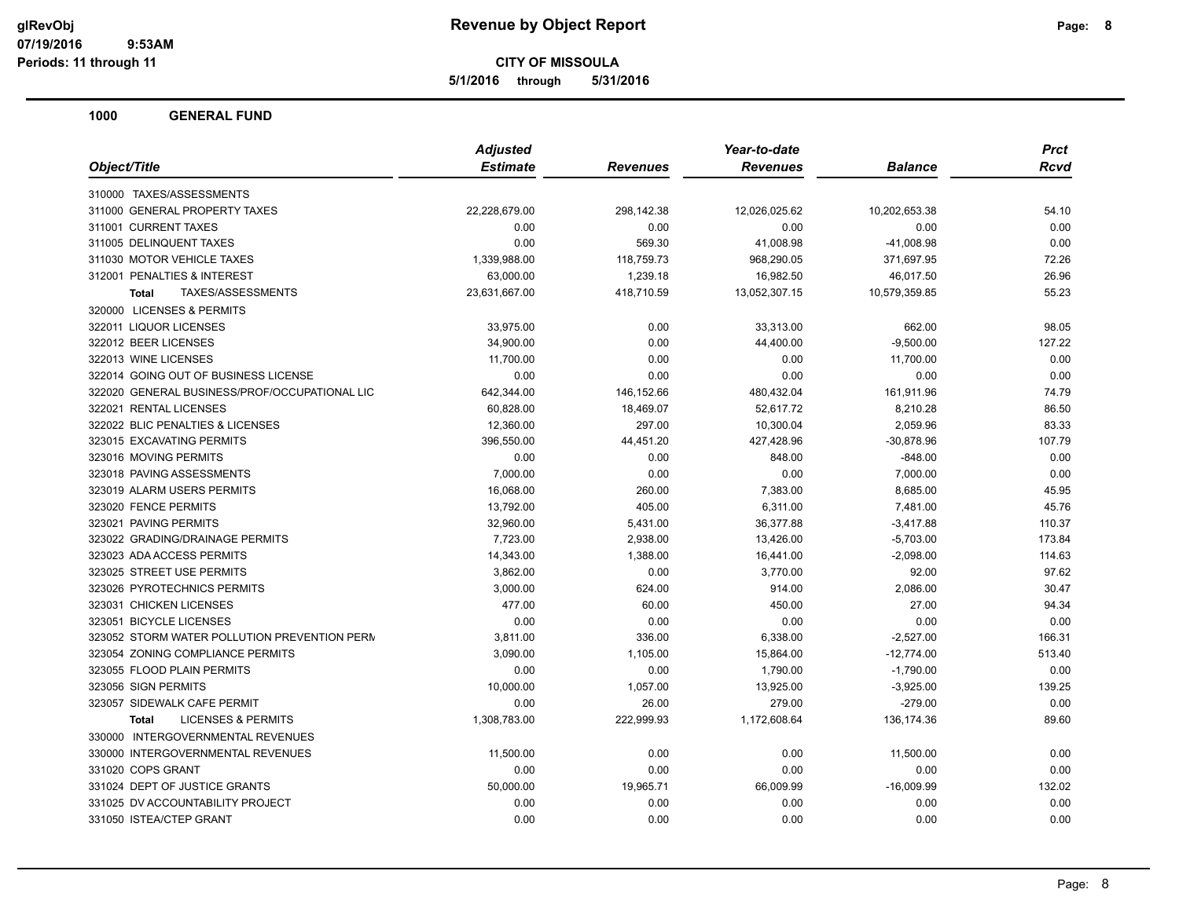# Revenue by Object Report

glRevObj
07/19/2016 9:53AM
Periods: 11 through 11

**CITY OF MISSOULA**

**5/1/2016 through 5/31/2016**

## 1000 GENERAL FUND

| Object/Title | Adjusted Estimate | Revenues | Year-to-date Revenues | Balance | Prct Rcvd |
|---|---|---|---|---|---|
| 310000 TAXES/ASSESSMENTS | | | | | |
| 311000 GENERAL PROPERTY TAXES | 22,228,679.00 | 298,142.38 | 12,026,025.62 | 10,202,653.38 | 54.10 |
| 311001 CURRENT TAXES | 0.00 | 0.00 | 0.00 | 0.00 | 0.00 |
| 311005 DELINQUENT TAXES | 0.00 | 569.30 | 41,008.98 | -41,008.98 | 0.00 |
| 311030 MOTOR VEHICLE TAXES | 1,339,988.00 | 118,759.73 | 968,290.05 | 371,697.95 | 72.26 |
| 312001 PENALTIES & INTEREST | 63,000.00 | 1,239.18 | 16,982.50 | 46,017.50 | 26.96 |
| **Total** TAXES/ASSESSMENTS | 23,631,667.00 | 418,710.59 | 13,052,307.15 | 10,579,359.85 | 55.23 |
| 320000 LICENSES & PERMITS | | | | | |
| 322011 LIQUOR LICENSES | 33,975.00 | 0.00 | 33,313.00 | 662.00 | 98.05 |
| 322012 BEER LICENSES | 34,900.00 | 0.00 | 44,400.00 | -9,500.00 | 127.22 |
| 322013 WINE LICENSES | 11,700.00 | 0.00 | 0.00 | 11,700.00 | 0.00 |
| 322014 GOING OUT OF BUSINESS LICENSE | 0.00 | 0.00 | 0.00 | 0.00 | 0.00 |
| 322020 GENERAL BUSINESS/PROF/OCCUPATIONAL LIC | 642,344.00 | 146,152.66 | 480,432.04 | 161,911.96 | 74.79 |
| 322021 RENTAL LICENSES | 60,828.00 | 18,469.07 | 52,617.72 | 8,210.28 | 86.50 |
| 322022 BLIC PENALTIES & LICENSES | 12,360.00 | 297.00 | 10,300.04 | 2,059.96 | 83.33 |
| 323015 EXCAVATING PERMITS | 396,550.00 | 44,451.20 | 427,428.96 | -30,878.96 | 107.79 |
| 323016 MOVING PERMITS | 0.00 | 0.00 | 848.00 | -848.00 | 0.00 |
| 323018 PAVING ASSESSMENTS | 7,000.00 | 0.00 | 0.00 | 7,000.00 | 0.00 |
| 323019 ALARM USERS PERMITS | 16,068.00 | 260.00 | 7,383.00 | 8,685.00 | 45.95 |
| 323020 FENCE PERMITS | 13,792.00 | 405.00 | 6,311.00 | 7,481.00 | 45.76 |
| 323021 PAVING PERMITS | 32,960.00 | 5,431.00 | 36,377.88 | -3,417.88 | 110.37 |
| 323022 GRADING/DRAINAGE PERMITS | 7,723.00 | 2,938.00 | 13,426.00 | -5,703.00 | 173.84 |
| 323023 ADA ACCESS PERMITS | 14,343.00 | 1,388.00 | 16,441.00 | -2,098.00 | 114.63 |
| 323025 STREET USE PERMITS | 3,862.00 | 0.00 | 3,770.00 | 92.00 | 97.62 |
| 323026 PYROTECHNICS PERMITS | 3,000.00 | 624.00 | 914.00 | 2,086.00 | 30.47 |
| 323031 CHICKEN LICENSES | 477.00 | 60.00 | 450.00 | 27.00 | 94.34 |
| 323051 BICYCLE LICENSES | 0.00 | 0.00 | 0.00 | 0.00 | 0.00 |
| 323052 STORM WATER POLLUTION PREVENTION PERM | 3,811.00 | 336.00 | 6,338.00 | -2,527.00 | 166.31 |
| 323054 ZONING COMPLIANCE PERMITS | 3,090.00 | 1,105.00 | 15,864.00 | -12,774.00 | 513.40 |
| 323055 FLOOD PLAIN PERMITS | 0.00 | 0.00 | 1,790.00 | -1,790.00 | 0.00 |
| 323056 SIGN PERMITS | 10,000.00 | 1,057.00 | 13,925.00 | -3,925.00 | 139.25 |
| 323057 SIDEWALK CAFE PERMIT | 0.00 | 26.00 | 279.00 | -279.00 | 0.00 |
| **Total** LICENSES & PERMITS | 1,308,783.00 | 222,999.93 | 1,172,608.64 | 136,174.36 | 89.60 |
| 330000 INTERGOVERNMENTAL REVENUES | | | | | |
| 330000 INTERGOVERNMENTAL REVENUES | 11,500.00 | 0.00 | 0.00 | 11,500.00 | 0.00 |
| 331020 COPS GRANT | 0.00 | 0.00 | 0.00 | 0.00 | 0.00 |
| 331024 DEPT OF JUSTICE GRANTS | 50,000.00 | 19,965.71 | 66,009.99 | -16,009.99 | 132.02 |
| 331025 DV ACCOUNTABILITY PROJECT | 0.00 | 0.00 | 0.00 | 0.00 | 0.00 |
| 331050 ISTEA/CTEP GRANT | 0.00 | 0.00 | 0.00 | 0.00 | 0.00 |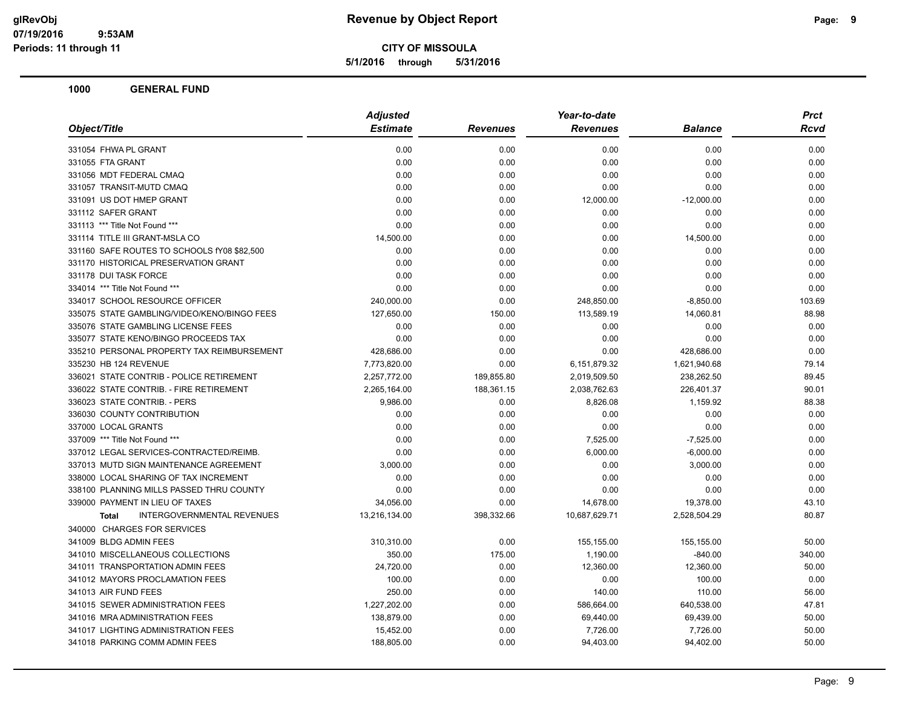# Revenue by Object Report

glRevObj
07/19/2016 9:53AM
Periods: 11 through 11

**CITY OF MISSOULA**

**5/1/2016 through 5/31/2016**

## 1000 GENERAL FUND

| Object/Title | Adjusted Estimate | Revenues | Year-to-date Revenues | Balance | Prct Rcvd |
|---|---|---|---|---|---|
| 331054 FHWA PL GRANT | 0.00 | 0.00 | 0.00 | 0.00 | 0.00 |
| 331055 FTA GRANT | 0.00 | 0.00 | 0.00 | 0.00 | 0.00 |
| 331056 MDT FEDERAL CMAQ | 0.00 | 0.00 | 0.00 | 0.00 | 0.00 |
| 331057 TRANSIT-MUTD CMAQ | 0.00 | 0.00 | 0.00 | 0.00 | 0.00 |
| 331091 US DOT HMEP GRANT | 0.00 | 0.00 | 12,000.00 | -12,000.00 | 0.00 |
| 331112 SAFER GRANT | 0.00 | 0.00 | 0.00 | 0.00 | 0.00 |
| 331113 *** Title Not Found *** | 0.00 | 0.00 | 0.00 | 0.00 | 0.00 |
| 331114 TITLE III GRANT-MSLA CO | 14,500.00 | 0.00 | 0.00 | 14,500.00 | 0.00 |
| 331160 SAFE ROUTES TO SCHOOLS fY08 $82,500 | 0.00 | 0.00 | 0.00 | 0.00 | 0.00 |
| 331170 HISTORICAL PRESERVATION GRANT | 0.00 | 0.00 | 0.00 | 0.00 | 0.00 |
| 331178 DUI TASK FORCE | 0.00 | 0.00 | 0.00 | 0.00 | 0.00 |
| 334014 *** Title Not Found *** | 0.00 | 0.00 | 0.00 | 0.00 | 0.00 |
| 334017 SCHOOL RESOURCE OFFICER | 240,000.00 | 0.00 | 248,850.00 | -8,850.00 | 103.69 |
| 335075 STATE GAMBLING/VIDEO/KENO/BINGO FEES | 127,650.00 | 150.00 | 113,589.19 | 14,060.81 | 88.98 |
| 335076 STATE GAMBLING LICENSE FEES | 0.00 | 0.00 | 0.00 | 0.00 | 0.00 |
| 335077 STATE KENO/BINGO PROCEEDS TAX | 0.00 | 0.00 | 0.00 | 0.00 | 0.00 |
| 335210 PERSONAL PROPERTY TAX REIMBURSEMENT | 428,686.00 | 0.00 | 0.00 | 428,686.00 | 0.00 |
| 335230 HB 124 REVENUE | 7,773,820.00 | 0.00 | 6,151,879.32 | 1,621,940.68 | 79.14 |
| 336021 STATE CONTRIB - POLICE RETIREMENT | 2,257,772.00 | 189,855.80 | 2,019,509.50 | 238,262.50 | 89.45 |
| 336022 STATE CONTRIB. - FIRE RETIREMENT | 2,265,164.00 | 188,361.15 | 2,038,762.63 | 226,401.37 | 90.01 |
| 336023 STATE CONTRIB. - PERS | 9,986.00 | 0.00 | 8,826.08 | 1,159.92 | 88.38 |
| 336030 COUNTY CONTRIBUTION | 0.00 | 0.00 | 0.00 | 0.00 | 0.00 |
| 337000 LOCAL GRANTS | 0.00 | 0.00 | 0.00 | 0.00 | 0.00 |
| 337009 *** Title Not Found *** | 0.00 | 0.00 | 7,525.00 | -7,525.00 | 0.00 |
| 337012 LEGAL SERVICES-CONTRACTED/REIMB. | 0.00 | 0.00 | 6,000.00 | -6,000.00 | 0.00 |
| 337013 MUTD SIGN MAINTENANCE AGREEMENT | 3,000.00 | 0.00 | 0.00 | 3,000.00 | 0.00 |
| 338000 LOCAL SHARING OF TAX INCREMENT | 0.00 | 0.00 | 0.00 | 0.00 | 0.00 |
| 338100 PLANNING MILLS PASSED THRU COUNTY | 0.00 | 0.00 | 0.00 | 0.00 | 0.00 |
| 339000 PAYMENT IN LIEU OF TAXES | 34,056.00 | 0.00 | 14,678.00 | 19,378.00 | 43.10 |
| **Total** INTERGOVERNMENTAL REVENUES | 13,216,134.00 | 398,332.66 | 10,687,629.71 | 2,528,504.29 | 80.87 |
| 340000 CHARGES FOR SERVICES | | | | | |
| 341009 BLDG ADMIN FEES | 310,310.00 | 0.00 | 155,155.00 | 155,155.00 | 50.00 |
| 341010 MISCELLANEOUS COLLECTIONS | 350.00 | 175.00 | 1,190.00 | -840.00 | 340.00 |
| 341011 TRANSPORTATION ADMIN FEES | 24,720.00 | 0.00 | 12,360.00 | 12,360.00 | 50.00 |
| 341012 MAYORS PROCLAMATION FEES | 100.00 | 0.00 | 0.00 | 100.00 | 0.00 |
| 341013 AIR FUND FEES | 250.00 | 0.00 | 140.00 | 110.00 | 56.00 |
| 341015 SEWER ADMINISTRATION FEES | 1,227,202.00 | 0.00 | 586,664.00 | 640,538.00 | 47.81 |
| 341016 MRA ADMINISTRATION FEES | 138,879.00 | 0.00 | 69,440.00 | 69,439.00 | 50.00 |
| 341017 LIGHTING ADMINISTRATION FEES | 15,452.00 | 0.00 | 7,726.00 | 7,726.00 | 50.00 |
| 341018 PARKING COMM ADMIN FEES | 188,805.00 | 0.00 | 94,403.00 | 94,402.00 | 50.00 |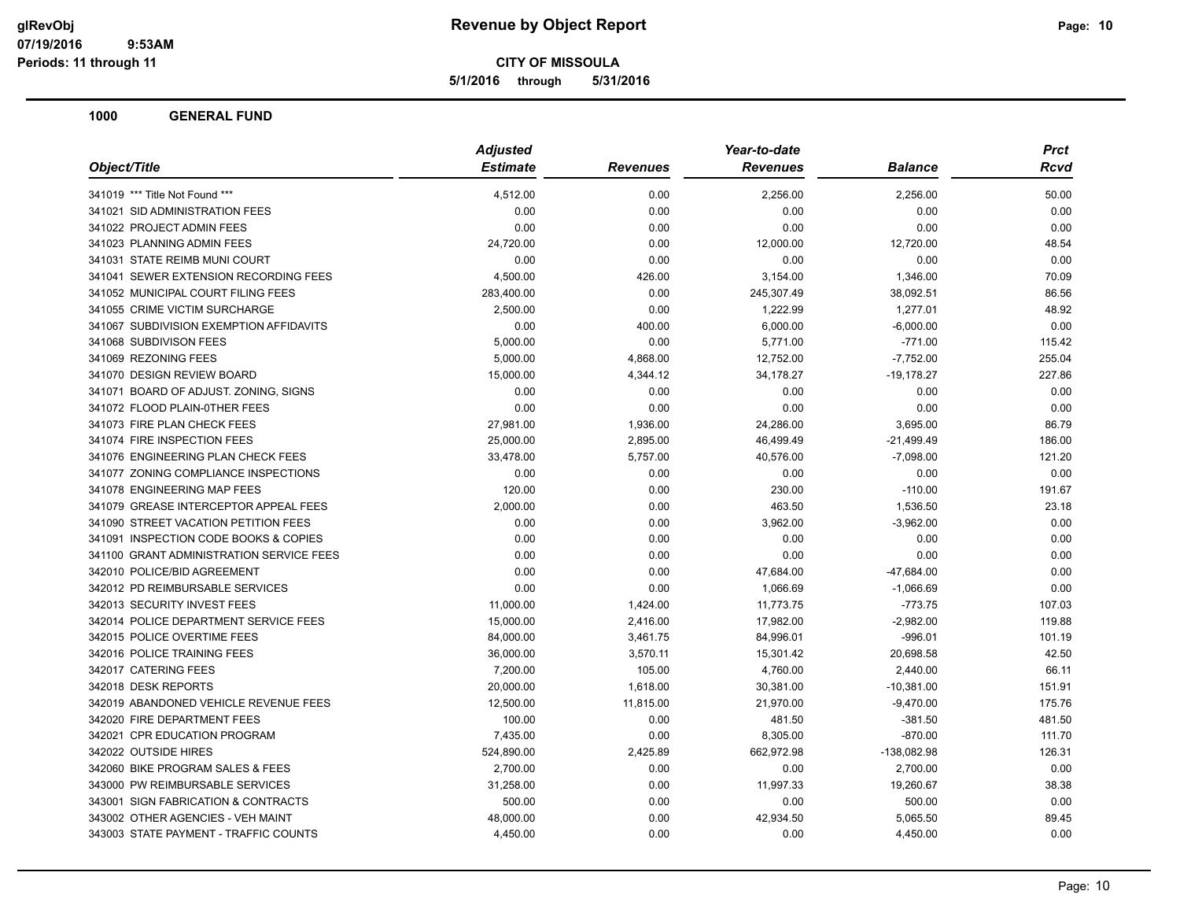# Revenue by Object Report

**CITY OF MISSOULA**

**5/1/2016 through 5/31/2016**

Periods: 11 through 11

## 1000 GENERAL FUND

| Object/Title | Adjusted Estimate | Revenues | Year-to-date Revenues | Balance | Prct Rcvd |
|---|---|---|---|---|---|
| 341019 *** Title Not Found *** | 4,512.00 | 0.00 | 2,256.00 | 2,256.00 | 50.00 |
| 341021 SID ADMINISTRATION FEES | 0.00 | 0.00 | 0.00 | 0.00 | 0.00 |
| 341022 PROJECT ADMIN FEES | 0.00 | 0.00 | 0.00 | 0.00 | 0.00 |
| 341023 PLANNING ADMIN FEES | 24,720.00 | 0.00 | 12,000.00 | 12,720.00 | 48.54 |
| 341031 STATE REIMB MUNI COURT | 0.00 | 0.00 | 0.00 | 0.00 | 0.00 |
| 341041 SEWER EXTENSION RECORDING FEES | 4,500.00 | 426.00 | 3,154.00 | 1,346.00 | 70.09 |
| 341052 MUNICIPAL COURT FILING FEES | 283,400.00 | 0.00 | 245,307.49 | 38,092.51 | 86.56 |
| 341055 CRIME VICTIM SURCHARGE | 2,500.00 | 0.00 | 1,222.99 | 1,277.01 | 48.92 |
| 341067 SUBDIVISION EXEMPTION AFFIDAVITS | 0.00 | 400.00 | 6,000.00 | -6,000.00 | 0.00 |
| 341068 SUBDIVISON FEES | 5,000.00 | 0.00 | 5,771.00 | -771.00 | 115.42 |
| 341069 REZONING FEES | 5,000.00 | 4,868.00 | 12,752.00 | -7,752.00 | 255.04 |
| 341070 DESIGN REVIEW BOARD | 15,000.00 | 4,344.12 | 34,178.27 | -19,178.27 | 227.86 |
| 341071 BOARD OF ADJUST. ZONING, SIGNS | 0.00 | 0.00 | 0.00 | 0.00 | 0.00 |
| 341072 FLOOD PLAIN-0THER FEES | 0.00 | 0.00 | 0.00 | 0.00 | 0.00 |
| 341073 FIRE PLAN CHECK FEES | 27,981.00 | 1,936.00 | 24,286.00 | 3,695.00 | 86.79 |
| 341074 FIRE INSPECTION FEES | 25,000.00 | 2,895.00 | 46,499.49 | -21,499.49 | 186.00 |
| 341076 ENGINEERING PLAN CHECK FEES | 33,478.00 | 5,757.00 | 40,576.00 | -7,098.00 | 121.20 |
| 341077 ZONING COMPLIANCE INSPECTIONS | 0.00 | 0.00 | 0.00 | 0.00 | 0.00 |
| 341078 ENGINEERING MAP FEES | 120.00 | 0.00 | 230.00 | -110.00 | 191.67 |
| 341079 GREASE INTERCEPTOR APPEAL FEES | 2,000.00 | 0.00 | 463.50 | 1,536.50 | 23.18 |
| 341090 STREET VACATION PETITION FEES | 0.00 | 0.00 | 3,962.00 | -3,962.00 | 0.00 |
| 341091 INSPECTION CODE BOOKS & COPIES | 0.00 | 0.00 | 0.00 | 0.00 | 0.00 |
| 341100 GRANT ADMINISTRATION SERVICE FEES | 0.00 | 0.00 | 0.00 | 0.00 | 0.00 |
| 342010 POLICE/BID AGREEMENT | 0.00 | 0.00 | 47,684.00 | -47,684.00 | 0.00 |
| 342012 PD REIMBURSABLE SERVICES | 0.00 | 0.00 | 1,066.69 | -1,066.69 | 0.00 |
| 342013 SECURITY INVEST FEES | 11,000.00 | 1,424.00 | 11,773.75 | -773.75 | 107.03 |
| 342014 POLICE DEPARTMENT SERVICE FEES | 15,000.00 | 2,416.00 | 17,982.00 | -2,982.00 | 119.88 |
| 342015 POLICE OVERTIME FEES | 84,000.00 | 3,461.75 | 84,996.01 | -996.01 | 101.19 |
| 342016 POLICE TRAINING FEES | 36,000.00 | 3,570.11 | 15,301.42 | 20,698.58 | 42.50 |
| 342017 CATERING FEES | 7,200.00 | 105.00 | 4,760.00 | 2,440.00 | 66.11 |
| 342018 DESK REPORTS | 20,000.00 | 1,618.00 | 30,381.00 | -10,381.00 | 151.91 |
| 342019 ABANDONED VEHICLE REVENUE FEES | 12,500.00 | 11,815.00 | 21,970.00 | -9,470.00 | 175.76 |
| 342020 FIRE DEPARTMENT FEES | 100.00 | 0.00 | 481.50 | -381.50 | 481.50 |
| 342021 CPR EDUCATION PROGRAM | 7,435.00 | 0.00 | 8,305.00 | -870.00 | 111.70 |
| 342022 OUTSIDE HIRES | 524,890.00 | 2,425.89 | 662,972.98 | -138,082.98 | 126.31 |
| 342060 BIKE PROGRAM SALES & FEES | 2,700.00 | 0.00 | 0.00 | 2,700.00 | 0.00 |
| 343000 PW REIMBURSABLE SERVICES | 31,258.00 | 0.00 | 11,997.33 | 19,260.67 | 38.38 |
| 343001 SIGN FABRICATION & CONTRACTS | 500.00 | 0.00 | 0.00 | 500.00 | 0.00 |
| 343002 OTHER AGENCIES - VEH MAINT | 48,000.00 | 0.00 | 42,934.50 | 5,065.50 | 89.45 |
| 343003 STATE PAYMENT - TRAFFIC COUNTS | 4,450.00 | 0.00 | 0.00 | 4,450.00 | 0.00 |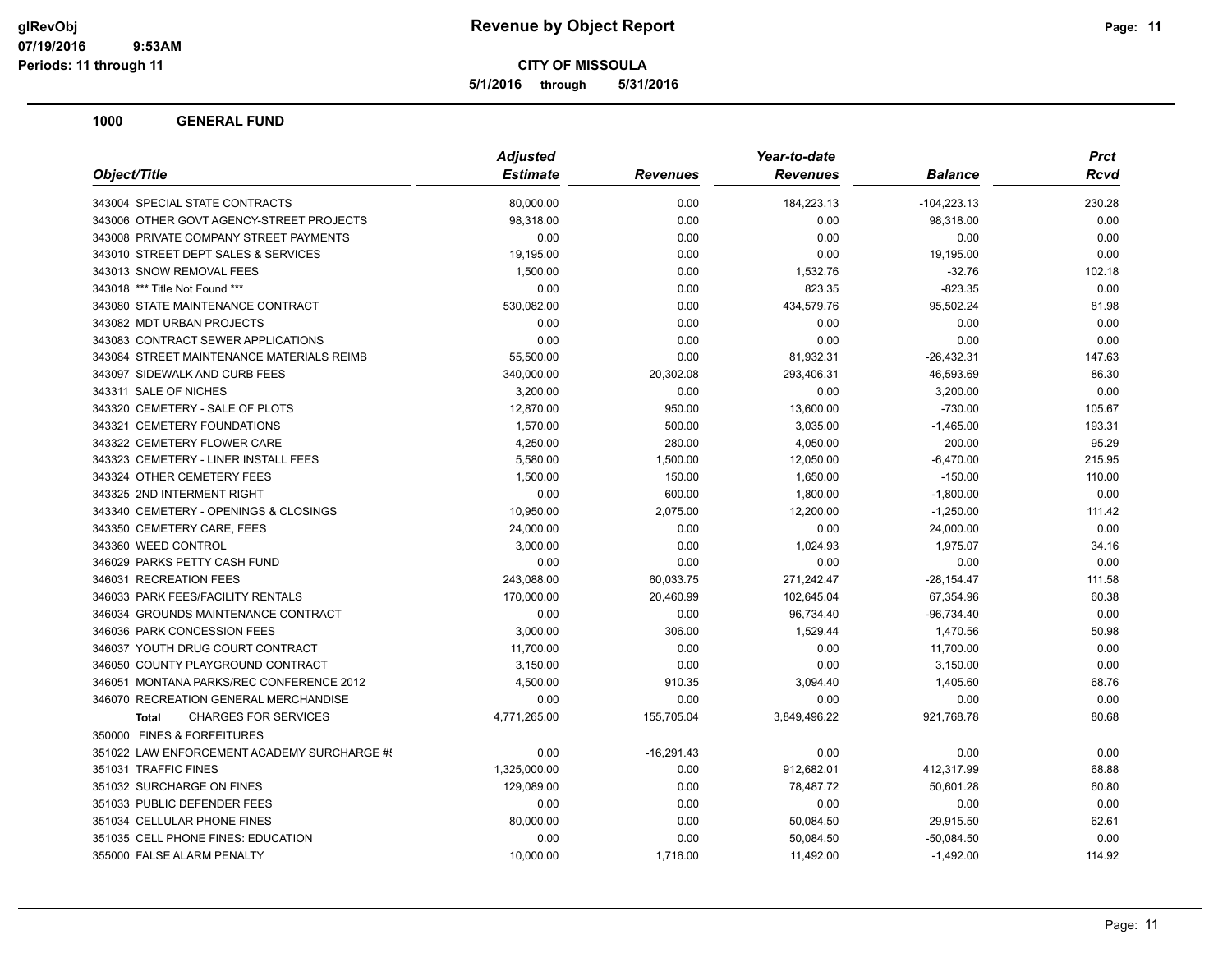# Revenue by Object Report

glRevObj
07/19/2016 9:53AM
Periods: 11 through 11

**CITY OF MISSOULA**

**5/1/2016 through 5/31/2016**

## 1000 GENERAL FUND

| Object/Title | Adjusted Estimate | Revenues | Year-to-date Revenues | Balance | Prct Rcvd |
|---|---|---|---|---|---|
| 343004 SPECIAL STATE CONTRACTS | 80,000.00 | 0.00 | 184,223.13 | -104,223.13 | 230.28 |
| 343006 OTHER GOVT AGENCY-STREET PROJECTS | 98,318.00 | 0.00 | 0.00 | 98,318.00 | 0.00 |
| 343008 PRIVATE COMPANY STREET PAYMENTS | 0.00 | 0.00 | 0.00 | 0.00 | 0.00 |
| 343010 STREET DEPT SALES & SERVICES | 19,195.00 | 0.00 | 0.00 | 19,195.00 | 0.00 |
| 343013 SNOW REMOVAL FEES | 1,500.00 | 0.00 | 1,532.76 | -32.76 | 102.18 |
| 343018 *** Title Not Found *** | 0.00 | 0.00 | 823.35 | -823.35 | 0.00 |
| 343080 STATE MAINTENANCE CONTRACT | 530,082.00 | 0.00 | 434,579.76 | 95,502.24 | 81.98 |
| 343082 MDT URBAN PROJECTS | 0.00 | 0.00 | 0.00 | 0.00 | 0.00 |
| 343083 CONTRACT SEWER APPLICATIONS | 0.00 | 0.00 | 0.00 | 0.00 | 0.00 |
| 343084 STREET MAINTENANCE MATERIALS REIMB | 55,500.00 | 0.00 | 81,932.31 | -26,432.31 | 147.63 |
| 343097 SIDEWALK AND CURB FEES | 340,000.00 | 20,302.08 | 293,406.31 | 46,593.69 | 86.30 |
| 343311 SALE OF NICHES | 3,200.00 | 0.00 | 0.00 | 3,200.00 | 0.00 |
| 343320 CEMETERY - SALE OF PLOTS | 12,870.00 | 950.00 | 13,600.00 | -730.00 | 105.67 |
| 343321 CEMETERY FOUNDATIONS | 1,570.00 | 500.00 | 3,035.00 | -1,465.00 | 193.31 |
| 343322 CEMETERY FLOWER CARE | 4,250.00 | 280.00 | 4,050.00 | 200.00 | 95.29 |
| 343323 CEMETERY - LINER INSTALL FEES | 5,580.00 | 1,500.00 | 12,050.00 | -6,470.00 | 215.95 |
| 343324 OTHER CEMETERY FEES | 1,500.00 | 150.00 | 1,650.00 | -150.00 | 110.00 |
| 343325 2ND INTERMENT RIGHT | 0.00 | 600.00 | 1,800.00 | -1,800.00 | 0.00 |
| 343340 CEMETERY - OPENINGS & CLOSINGS | 10,950.00 | 2,075.00 | 12,200.00 | -1,250.00 | 111.42 |
| 343350 CEMETERY CARE, FEES | 24,000.00 | 0.00 | 0.00 | 24,000.00 | 0.00 |
| 343360 WEED CONTROL | 3,000.00 | 0.00 | 1,024.93 | 1,975.07 | 34.16 |
| 346029 PARKS PETTY CASH FUND | 0.00 | 0.00 | 0.00 | 0.00 | 0.00 |
| 346031 RECREATION FEES | 243,088.00 | 60,033.75 | 271,242.47 | -28,154.47 | 111.58 |
| 346033 PARK FEES/FACILITY RENTALS | 170,000.00 | 20,460.99 | 102,645.04 | 67,354.96 | 60.38 |
| 346034 GROUNDS MAINTENANCE CONTRACT | 0.00 | 0.00 | 96,734.40 | -96,734.40 | 0.00 |
| 346036 PARK CONCESSION FEES | 3,000.00 | 306.00 | 1,529.44 | 1,470.56 | 50.98 |
| 346037 YOUTH DRUG COURT CONTRACT | 11,700.00 | 0.00 | 0.00 | 11,700.00 | 0.00 |
| 346050 COUNTY PLAYGROUND CONTRACT | 3,150.00 | 0.00 | 0.00 | 3,150.00 | 0.00 |
| 346051 MONTANA PARKS/REC CONFERENCE 2012 | 4,500.00 | 910.35 | 3,094.40 | 1,405.60 | 68.76 |
| 346070 RECREATION GENERAL MERCHANDISE | 0.00 | 0.00 | 0.00 | 0.00 | 0.00 |
| **Total** CHARGES FOR SERVICES | 4,771,265.00 | 155,705.04 | 3,849,496.22 | 921,768.78 | 80.68 |
| 350000 FINES & FORFEITURES | | | | | |
| 351022 LAW ENFORCEMENT ACADEMY SURCHARGE #! | 0.00 | -16,291.43 | 0.00 | 0.00 | 0.00 |
| 351031 TRAFFIC FINES | 1,325,000.00 | 0.00 | 912,682.01 | 412,317.99 | 68.88 |
| 351032 SURCHARGE ON FINES | 129,089.00 | 0.00 | 78,487.72 | 50,601.28 | 60.80 |
| 351033 PUBLIC DEFENDER FEES | 0.00 | 0.00 | 0.00 | 0.00 | 0.00 |
| 351034 CELLULAR PHONE FINES | 80,000.00 | 0.00 | 50,084.50 | 29,915.50 | 62.61 |
| 351035 CELL PHONE FINES: EDUCATION | 0.00 | 0.00 | 50,084.50 | -50,084.50 | 0.00 |
| 355000 FALSE ALARM PENALTY | 10,000.00 | 1,716.00 | 11,492.00 | -1,492.00 | 114.92 |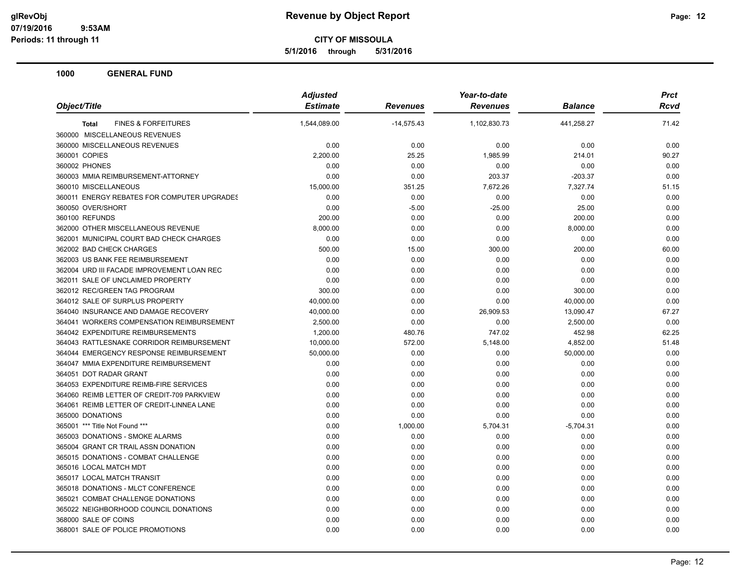# Revenue by Object Report

**CITY OF MISSOULA**

**5/1/2016 through 5/31/2016**

glRevObj
07/19/2016 9:53AM
Periods: 11 through 11

## 1000 GENERAL FUND

| Object/Title | Adjusted Estimate | Revenues | Year-to-date Revenues | Balance | Prct Rcvd |
|---|---|---|---|---|---|
| **Total** FINES & FORFEITURES | 1,544,089.00 | -14,575.43 | 1,102,830.73 | 441,258.27 | 71.42 |
| 360000 MISCELLANEOUS REVENUES | | | | | |
| 360000 MISCELLANEOUS REVENUES | 0.00 | 0.00 | 0.00 | 0.00 | 0.00 |
| 360001 COPIES | 2,200.00 | 25.25 | 1,985.99 | 214.01 | 90.27 |
| 360002 PHONES | 0.00 | 0.00 | 0.00 | 0.00 | 0.00 |
| 360003 MMIA REIMBURSEMENT-ATTORNEY | 0.00 | 0.00 | 203.37 | -203.37 | 0.00 |
| 360010 MISCELLANEOUS | 15,000.00 | 351.25 | 7,672.26 | 7,327.74 | 51.15 |
| 360011 ENERGY REBATES FOR COMPUTER UPGRADES | 0.00 | 0.00 | 0.00 | 0.00 | 0.00 |
| 360050 OVER/SHORT | 0.00 | -5.00 | -25.00 | 25.00 | 0.00 |
| 360100 REFUNDS | 200.00 | 0.00 | 0.00 | 200.00 | 0.00 |
| 362000 OTHER MISCELLANEOUS REVENUE | 8,000.00 | 0.00 | 0.00 | 8,000.00 | 0.00 |
| 362001 MUNICIPAL COURT BAD CHECK CHARGES | 0.00 | 0.00 | 0.00 | 0.00 | 0.00 |
| 362002 BAD CHECK CHARGES | 500.00 | 15.00 | 300.00 | 200.00 | 60.00 |
| 362003 US BANK FEE REIMBURSEMENT | 0.00 | 0.00 | 0.00 | 0.00 | 0.00 |
| 362004 URD III FACADE IMPROVEMENT LOAN REC | 0.00 | 0.00 | 0.00 | 0.00 | 0.00 |
| 362011 SALE OF UNCLAIMED PROPERTY | 0.00 | 0.00 | 0.00 | 0.00 | 0.00 |
| 362012 REC/GREEN TAG PROGRAM | 300.00 | 0.00 | 0.00 | 300.00 | 0.00 |
| 364012 SALE OF SURPLUS PROPERTY | 40,000.00 | 0.00 | 0.00 | 40,000.00 | 0.00 |
| 364040 INSURANCE AND DAMAGE RECOVERY | 40,000.00 | 0.00 | 26,909.53 | 13,090.47 | 67.27 |
| 364041 WORKERS COMPENSATION REIMBURSEMENT | 2,500.00 | 0.00 | 0.00 | 2,500.00 | 0.00 |
| 364042 EXPENDITURE REIMBURSEMENTS | 1,200.00 | 480.76 | 747.02 | 452.98 | 62.25 |
| 364043 RATTLESNAKE CORRIDOR REIMBURSEMENT | 10,000.00 | 572.00 | 5,148.00 | 4,852.00 | 51.48 |
| 364044 EMERGENCY RESPONSE REIMBURSEMENT | 50,000.00 | 0.00 | 0.00 | 50,000.00 | 0.00 |
| 364047 MMIA EXPENDITURE REIMBURSEMENT | 0.00 | 0.00 | 0.00 | 0.00 | 0.00 |
| 364051 DOT RADAR GRANT | 0.00 | 0.00 | 0.00 | 0.00 | 0.00 |
| 364053 EXPENDITURE REIMB-FIRE SERVICES | 0.00 | 0.00 | 0.00 | 0.00 | 0.00 |
| 364060 REIMB LETTER OF CREDIT-709 PARKVIEW | 0.00 | 0.00 | 0.00 | 0.00 | 0.00 |
| 364061 REIMB LETTER OF CREDIT-LINNEA LANE | 0.00 | 0.00 | 0.00 | 0.00 | 0.00 |
| 365000 DONATIONS | 0.00 | 0.00 | 0.00 | 0.00 | 0.00 |
| 365001 *** Title Not Found *** | 0.00 | 1,000.00 | 5,704.31 | -5,704.31 | 0.00 |
| 365003 DONATIONS - SMOKE ALARMS | 0.00 | 0.00 | 0.00 | 0.00 | 0.00 |
| 365004 GRANT CR TRAIL ASSN DONATION | 0.00 | 0.00 | 0.00 | 0.00 | 0.00 |
| 365015 DONATIONS - COMBAT CHALLENGE | 0.00 | 0.00 | 0.00 | 0.00 | 0.00 |
| 365016 LOCAL MATCH MDT | 0.00 | 0.00 | 0.00 | 0.00 | 0.00 |
| 365017 LOCAL MATCH TRANSIT | 0.00 | 0.00 | 0.00 | 0.00 | 0.00 |
| 365018 DONATIONS - MLCT CONFERENCE | 0.00 | 0.00 | 0.00 | 0.00 | 0.00 |
| 365021 COMBAT CHALLENGE DONATIONS | 0.00 | 0.00 | 0.00 | 0.00 | 0.00 |
| 365022 NEIGHBORHOOD COUNCIL DONATIONS | 0.00 | 0.00 | 0.00 | 0.00 | 0.00 |
| 368000 SALE OF COINS | 0.00 | 0.00 | 0.00 | 0.00 | 0.00 |
| 368001 SALE OF POLICE PROMOTIONS | 0.00 | 0.00 | 0.00 | 0.00 | 0.00 |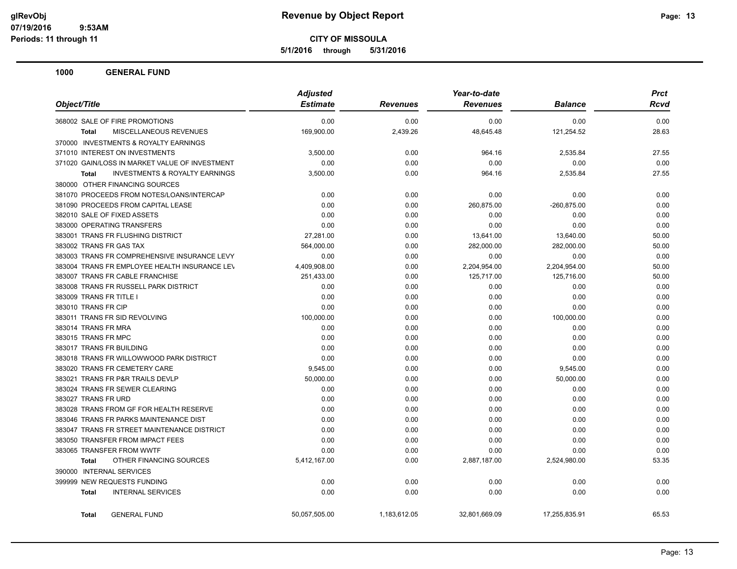# Revenue by Object Report

**CITY OF MISSOULA**

**5/1/2016 through 5/31/2016**

glRevObj
07/19/2016 9:53AM
Periods: 11 through 11

## 1000 GENERAL FUND

| Object/Title | Adjusted Estimate | Revenues | Year-to-date Revenues | Balance | Prct Rcvd |
|---|---|---|---|---|---|
| 368002 SALE OF FIRE PROMOTIONS | 0.00 | 0.00 | 0.00 | 0.00 | 0.00 |
| **Total** MISCELLANEOUS REVENUES | 169,900.00 | 2,439.26 | 48,645.48 | 121,254.52 | 28.63 |
| 370000 INVESTMENTS & ROYALTY EARNINGS | | | | | |
| 371010 INTEREST ON INVESTMENTS | 3,500.00 | 0.00 | 964.16 | 2,535.84 | 27.55 |
| 371020 GAIN/LOSS IN MARKET VALUE OF INVESTMENT | 0.00 | 0.00 | 0.00 | 0.00 | 0.00 |
| **Total** INVESTMENTS & ROYALTY EARNINGS | 3,500.00 | 0.00 | 964.16 | 2,535.84 | 27.55 |
| 380000 OTHER FINANCING SOURCES | | | | | |
| 381070 PROCEEDS FROM NOTES/LOANS/INTERCAP | 0.00 | 0.00 | 0.00 | 0.00 | 0.00 |
| 381090 PROCEEDS FROM CAPITAL LEASE | 0.00 | 0.00 | 260,875.00 | -260,875.00 | 0.00 |
| 382010 SALE OF FIXED ASSETS | 0.00 | 0.00 | 0.00 | 0.00 | 0.00 |
| 383000 OPERATING TRANSFERS | 0.00 | 0.00 | 0.00 | 0.00 | 0.00 |
| 383001 TRANS FR FLUSHING DISTRICT | 27,281.00 | 0.00 | 13,641.00 | 13,640.00 | 50.00 |
| 383002 TRANS FR GAS TAX | 564,000.00 | 0.00 | 282,000.00 | 282,000.00 | 50.00 |
| 383003 TRANS FR COMPREHENSIVE INSURANCE LEVY | 0.00 | 0.00 | 0.00 | 0.00 | 0.00 |
| 383004 TRANS FR EMPLOYEE HEALTH INSURANCE LEV | 4,409,908.00 | 0.00 | 2,204,954.00 | 2,204,954.00 | 50.00 |
| 383007 TRANS FR CABLE FRANCHISE | 251,433.00 | 0.00 | 125,717.00 | 125,716.00 | 50.00 |
| 383008 TRANS FR RUSSELL PARK DISTRICT | 0.00 | 0.00 | 0.00 | 0.00 | 0.00 |
| 383009 TRANS FR TITLE I | 0.00 | 0.00 | 0.00 | 0.00 | 0.00 |
| 383010 TRANS FR CIP | 0.00 | 0.00 | 0.00 | 0.00 | 0.00 |
| 383011 TRANS FR SID REVOLVING | 100,000.00 | 0.00 | 0.00 | 100,000.00 | 0.00 |
| 383014 TRANS FR MRA | 0.00 | 0.00 | 0.00 | 0.00 | 0.00 |
| 383015 TRANS FR MPC | 0.00 | 0.00 | 0.00 | 0.00 | 0.00 |
| 383017 TRANS FR BUILDING | 0.00 | 0.00 | 0.00 | 0.00 | 0.00 |
| 383018 TRANS FR WILLOWWOOD PARK DISTRICT | 0.00 | 0.00 | 0.00 | 0.00 | 0.00 |
| 383020 TRANS FR CEMETERY CARE | 9,545.00 | 0.00 | 0.00 | 9,545.00 | 0.00 |
| 383021 TRANS FR P&R TRAILS DEVLP | 50,000.00 | 0.00 | 0.00 | 50,000.00 | 0.00 |
| 383024 TRANS FR SEWER CLEARING | 0.00 | 0.00 | 0.00 | 0.00 | 0.00 |
| 383027 TRANS FR URD | 0.00 | 0.00 | 0.00 | 0.00 | 0.00 |
| 383028 TRANS FROM GF FOR HEALTH RESERVE | 0.00 | 0.00 | 0.00 | 0.00 | 0.00 |
| 383046 TRANS FR PARKS MAINTENANCE DIST | 0.00 | 0.00 | 0.00 | 0.00 | 0.00 |
| 383047 TRANS FR STREET MAINTENANCE DISTRICT | 0.00 | 0.00 | 0.00 | 0.00 | 0.00 |
| 383050 TRANSFER FROM IMPACT FEES | 0.00 | 0.00 | 0.00 | 0.00 | 0.00 |
| 383065 TRANSFER FROM WWTF | 0.00 | 0.00 | 0.00 | 0.00 | 0.00 |
| **Total** OTHER FINANCING SOURCES | 5,412,167.00 | 0.00 | 2,887,187.00 | 2,524,980.00 | 53.35 |
| 390000 INTERNAL SERVICES | | | | | |
| 399999 NEW REQUESTS FUNDING | 0.00 | 0.00 | 0.00 | 0.00 | 0.00 |
| **Total** INTERNAL SERVICES | 0.00 | 0.00 | 0.00 | 0.00 | 0.00 |
| **Total** GENERAL FUND | 50,057,505.00 | 1,183,612.05 | 32,801,669.09 | 17,255,835.91 | 65.53 |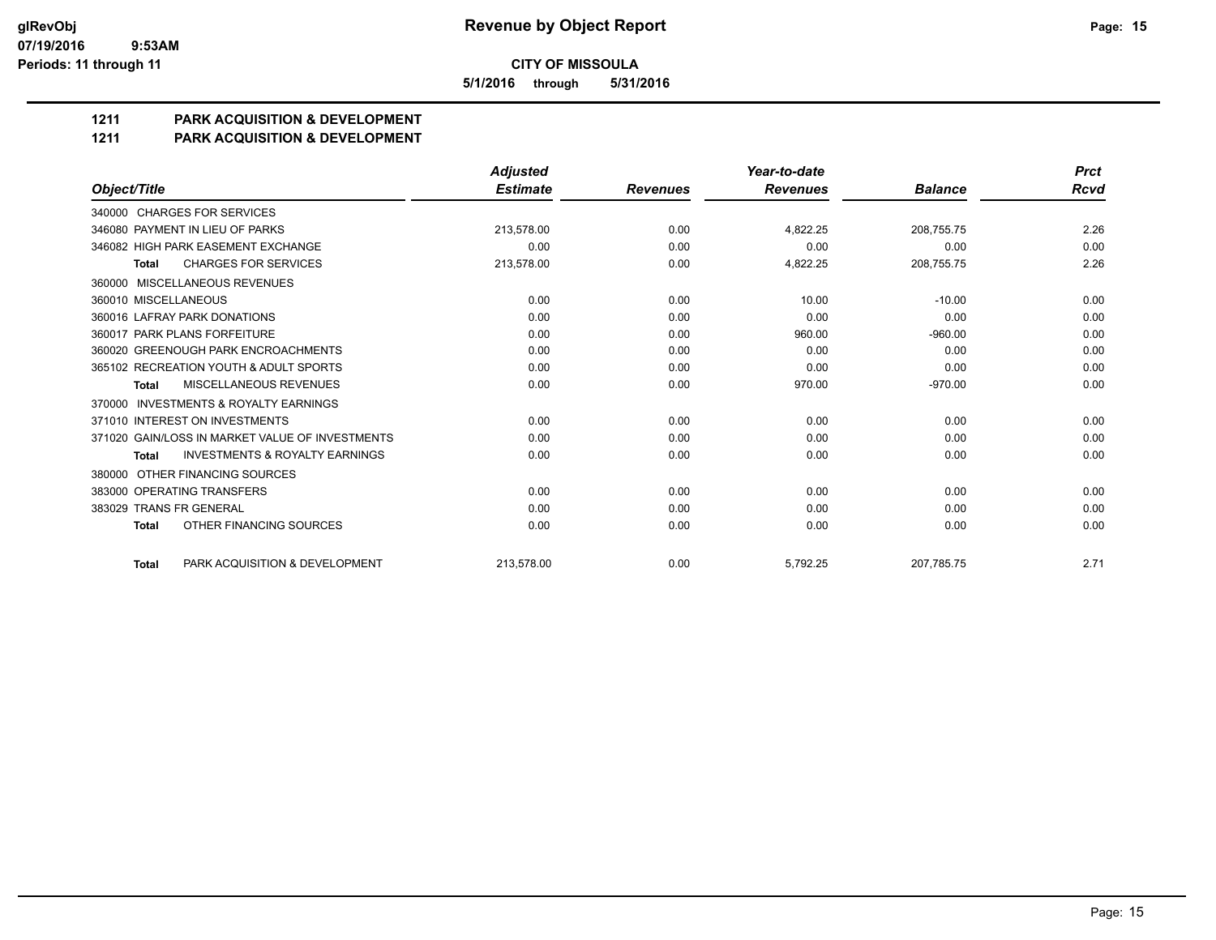**glRevObj**
**07/19/2016 9:53AM**
**Periods: 11 through 11**

# Revenue by Object Report

**CITY OF MISSOULA**

**5/1/2016 through 5/31/2016**

## 1211 PARK ACQUISITION & DEVELOPMENT
## 1211 PARK ACQUISITION & DEVELOPMENT

| Object/Title | Adjusted Estimate | Revenues | Year-to-date Revenues | Balance | Prct Rcvd |
|---|---|---|---|---|---|
| 340000 CHARGES FOR SERVICES | | | | | |
| 346080 PAYMENT IN LIEU OF PARKS | 213,578.00 | 0.00 | 4,822.25 | 208,755.75 | 2.26 |
| 346082 HIGH PARK EASEMENT EXCHANGE | 0.00 | 0.00 | 0.00 | 0.00 | 0.00 |
| **Total** CHARGES FOR SERVICES | 213,578.00 | 0.00 | 4,822.25 | 208,755.75 | 2.26 |
| 360000 MISCELLANEOUS REVENUES | | | | | |
| 360010 MISCELLANEOUS | 0.00 | 0.00 | 10.00 | -10.00 | 0.00 |
| 360016 LAFRAY PARK DONATIONS | 0.00 | 0.00 | 0.00 | 0.00 | 0.00 |
| 360017 PARK PLANS FORFEITURE | 0.00 | 0.00 | 960.00 | -960.00 | 0.00 |
| 360020 GREENOUGH PARK ENCROACHMENTS | 0.00 | 0.00 | 0.00 | 0.00 | 0.00 |
| 365102 RECREATION YOUTH & ADULT SPORTS | 0.00 | 0.00 | 0.00 | 0.00 | 0.00 |
| **Total** MISCELLANEOUS REVENUES | 0.00 | 0.00 | 970.00 | -970.00 | 0.00 |
| 370000 INVESTMENTS & ROYALTY EARNINGS | | | | | |
| 371010 INTEREST ON INVESTMENTS | 0.00 | 0.00 | 0.00 | 0.00 | 0.00 |
| 371020 GAIN/LOSS IN MARKET VALUE OF INVESTMENTS | 0.00 | 0.00 | 0.00 | 0.00 | 0.00 |
| **Total** INVESTMENTS & ROYALTY EARNINGS | 0.00 | 0.00 | 0.00 | 0.00 | 0.00 |
| 380000 OTHER FINANCING SOURCES | | | | | |
| 383000 OPERATING TRANSFERS | 0.00 | 0.00 | 0.00 | 0.00 | 0.00 |
| 383029 TRANS FR GENERAL | 0.00 | 0.00 | 0.00 | 0.00 | 0.00 |
| **Total** OTHER FINANCING SOURCES | 0.00 | 0.00 | 0.00 | 0.00 | 0.00 |
| **Total** PARK ACQUISITION & DEVELOPMENT | 213,578.00 | 0.00 | 5,792.25 | 207,785.75 | 2.71 |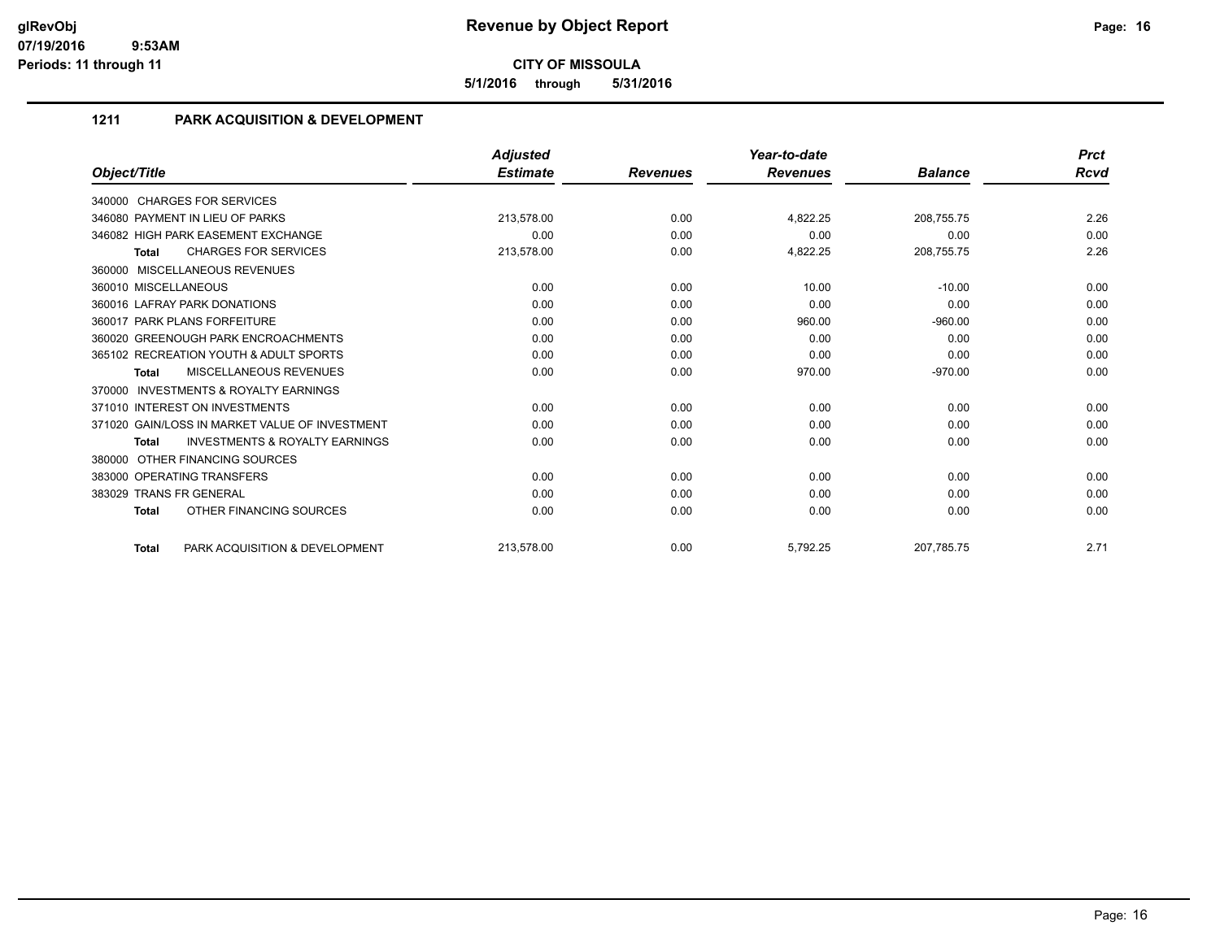# Revenue by Object Report

**CITY OF MISSOULA**

**5/1/2016 through 5/31/2016**

glRevObj
07/19/2016 9:53AM
Periods: 11 through 11

## 1211 PARK ACQUISITION & DEVELOPMENT

| Object/Title | Adjusted Estimate | Revenues | Year-to-date Revenues | Balance | Prct Rcvd |
|---|---|---|---|---|---|
| 340000 CHARGES FOR SERVICES | | | | | |
| 346080 PAYMENT IN LIEU OF PARKS | 213,578.00 | 0.00 | 4,822.25 | 208,755.75 | 2.26 |
| 346082 HIGH PARK EASEMENT EXCHANGE | 0.00 | 0.00 | 0.00 | 0.00 | 0.00 |
| **Total** CHARGES FOR SERVICES | 213,578.00 | 0.00 | 4,822.25 | 208,755.75 | 2.26 |
| 360000 MISCELLANEOUS REVENUES | | | | | |
| 360010 MISCELLANEOUS | 0.00 | 0.00 | 10.00 | -10.00 | 0.00 |
| 360016 LAFRAY PARK DONATIONS | 0.00 | 0.00 | 0.00 | 0.00 | 0.00 |
| 360017 PARK PLANS FORFEITURE | 0.00 | 0.00 | 960.00 | -960.00 | 0.00 |
| 360020 GREENOUGH PARK ENCROACHMENTS | 0.00 | 0.00 | 0.00 | 0.00 | 0.00 |
| 365102 RECREATION YOUTH & ADULT SPORTS | 0.00 | 0.00 | 0.00 | 0.00 | 0.00 |
| **Total** MISCELLANEOUS REVENUES | 0.00 | 0.00 | 970.00 | -970.00 | 0.00 |
| 370000 INVESTMENTS & ROYALTY EARNINGS | | | | | |
| 371010 INTEREST ON INVESTMENTS | 0.00 | 0.00 | 0.00 | 0.00 | 0.00 |
| 371020 GAIN/LOSS IN MARKET VALUE OF INVESTMENT | 0.00 | 0.00 | 0.00 | 0.00 | 0.00 |
| **Total** INVESTMENTS & ROYALTY EARNINGS | 0.00 | 0.00 | 0.00 | 0.00 | 0.00 |
| 380000 OTHER FINANCING SOURCES | | | | | |
| 383000 OPERATING TRANSFERS | 0.00 | 0.00 | 0.00 | 0.00 | 0.00 |
| 383029 TRANS FR GENERAL | 0.00 | 0.00 | 0.00 | 0.00 | 0.00 |
| **Total** OTHER FINANCING SOURCES | 0.00 | 0.00 | 0.00 | 0.00 | 0.00 |
| **Total** PARK ACQUISITION & DEVELOPMENT | 213,578.00 | 0.00 | 5,792.25 | 207,785.75 | 2.71 |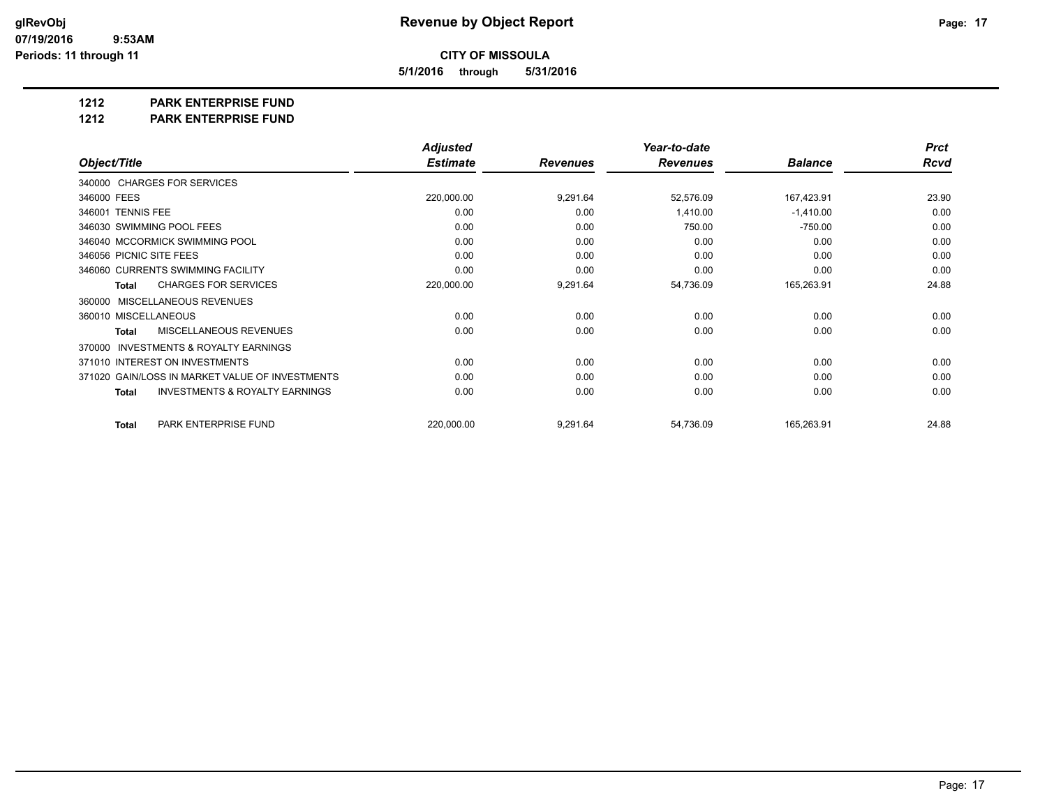# Revenue by Object Report

**CITY OF MISSOULA**

**5/1/2016 through 5/31/2016**

glRevObj
07/19/2016 9:53AM
Periods: 11 through 11

## 1212 PARK ENTERPRISE FUND
## 1212 PARK ENTERPRISE FUND

| Object/Title | Adjusted Estimate | Revenues | Year-to-date Revenues | Balance | Prct Rcvd |
|---|---|---|---|---|---|
| 340000 CHARGES FOR SERVICES | | | | | |
| 346000 FEES | 220,000.00 | 9,291.64 | 52,576.09 | 167,423.91 | 23.90 |
| 346001 TENNIS FEE | 0.00 | 0.00 | 1,410.00 | -1,410.00 | 0.00 |
| 346030 SWIMMING POOL FEES | 0.00 | 0.00 | 750.00 | -750.00 | 0.00 |
| 346040 MCCORMICK SWIMMING POOL | 0.00 | 0.00 | 0.00 | 0.00 | 0.00 |
| 346056 PICNIC SITE FEES | 0.00 | 0.00 | 0.00 | 0.00 | 0.00 |
| 346060 CURRENTS SWIMMING FACILITY | 0.00 | 0.00 | 0.00 | 0.00 | 0.00 |
| **Total** CHARGES FOR SERVICES | 220,000.00 | 9,291.64 | 54,736.09 | 165,263.91 | 24.88 |
| 360000 MISCELLANEOUS REVENUES | | | | | |
| 360010 MISCELLANEOUS | 0.00 | 0.00 | 0.00 | 0.00 | 0.00 |
| **Total** MISCELLANEOUS REVENUES | 0.00 | 0.00 | 0.00 | 0.00 | 0.00 |
| 370000 INVESTMENTS & ROYALTY EARNINGS | | | | | |
| 371010 INTEREST ON INVESTMENTS | 0.00 | 0.00 | 0.00 | 0.00 | 0.00 |
| 371020 GAIN/LOSS IN MARKET VALUE OF INVESTMENTS | 0.00 | 0.00 | 0.00 | 0.00 | 0.00 |
| **Total** INVESTMENTS & ROYALTY EARNINGS | 0.00 | 0.00 | 0.00 | 0.00 | 0.00 |
| **Total** PARK ENTERPRISE FUND | 220,000.00 | 9,291.64 | 54,736.09 | 165,263.91 | 24.88 |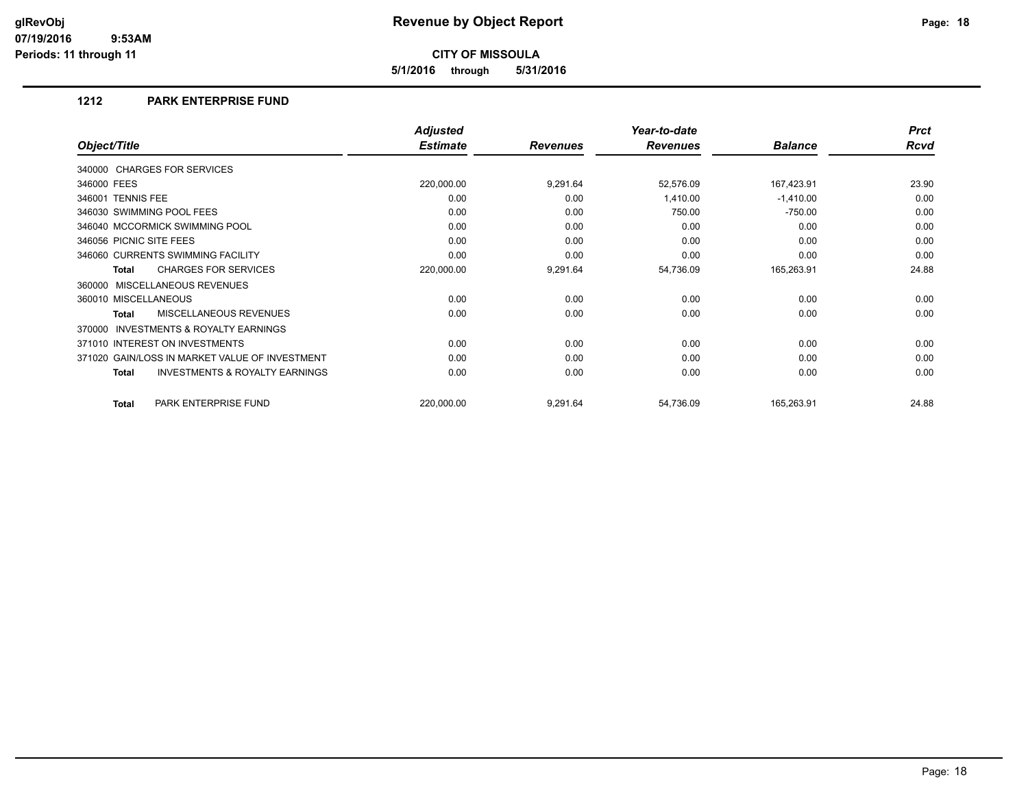# Revenue by Object Report

**CITY OF MISSOULA**

**5/1/2016 through 5/31/2016**

glRevObj
07/19/2016 9:53AM
Periods: 11 through 11

## 1212 PARK ENTERPRISE FUND

| Object/Title | Adjusted Estimate | Revenues | Year-to-date Revenues | Balance | Prct Rcvd |
|---|---|---|---|---|---|
| 340000 CHARGES FOR SERVICES | | | | | |
| 346000 FEES | 220,000.00 | 9,291.64 | 52,576.09 | 167,423.91 | 23.90 |
| 346001 TENNIS FEE | 0.00 | 0.00 | 1,410.00 | -1,410.00 | 0.00 |
| 346030 SWIMMING POOL FEES | 0.00 | 0.00 | 750.00 | -750.00 | 0.00 |
| 346040 MCCORMICK SWIMMING POOL | 0.00 | 0.00 | 0.00 | 0.00 | 0.00 |
| 346056 PICNIC SITE FEES | 0.00 | 0.00 | 0.00 | 0.00 | 0.00 |
| 346060 CURRENTS SWIMMING FACILITY | 0.00 | 0.00 | 0.00 | 0.00 | 0.00 |
| **Total** CHARGES FOR SERVICES | 220,000.00 | 9,291.64 | 54,736.09 | 165,263.91 | 24.88 |
| 360000 MISCELLANEOUS REVENUES | | | | | |
| 360010 MISCELLANEOUS | 0.00 | 0.00 | 0.00 | 0.00 | 0.00 |
| **Total** MISCELLANEOUS REVENUES | 0.00 | 0.00 | 0.00 | 0.00 | 0.00 |
| 370000 INVESTMENTS & ROYALTY EARNINGS | | | | | |
| 371010 INTEREST ON INVESTMENTS | 0.00 | 0.00 | 0.00 | 0.00 | 0.00 |
| 371020 GAIN/LOSS IN MARKET VALUE OF INVESTMENT | 0.00 | 0.00 | 0.00 | 0.00 | 0.00 |
| **Total** INVESTMENTS & ROYALTY EARNINGS | 0.00 | 0.00 | 0.00 | 0.00 | 0.00 |
| **Total** PARK ENTERPRISE FUND | 220,000.00 | 9,291.64 | 54,736.09 | 165,263.91 | 24.88 |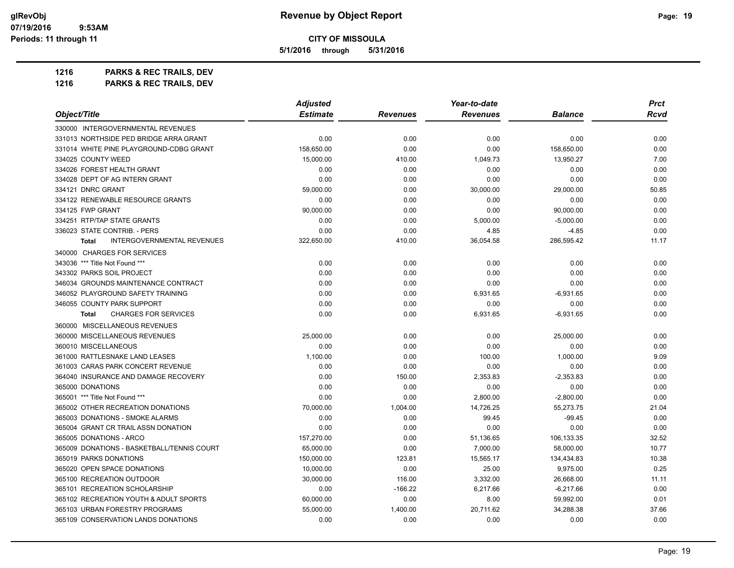# Revenue by Object Report

glRevObj
07/19/2016 9:53AM
Periods: 11 through 11

**CITY OF MISSOULA**

**5/1/2016 through 5/31/2016**

**1216 PARKS & REC TRAILS, DEV**

**1216 PARKS & REC TRAILS, DEV**

| Object/Title | Adjusted Estimate | Revenues | Year-to-date Revenues | Balance | Prct Rcvd |
|---|---|---|---|---|---|
| 330000 INTERGOVERNMENTAL REVENUES | | | | | |
| 331013 NORTHSIDE PED BRIDGE ARRA GRANT | 0.00 | 0.00 | 0.00 | 0.00 | 0.00 |
| 331014 WHITE PINE PLAYGROUND-CDBG GRANT | 158,650.00 | 0.00 | 0.00 | 158,650.00 | 0.00 |
| 334025 COUNTY WEED | 15,000.00 | 410.00 | 1,049.73 | 13,950.27 | 7.00 |
| 334026 FOREST HEALTH GRANT | 0.00 | 0.00 | 0.00 | 0.00 | 0.00 |
| 334028 DEPT OF AG INTERN GRANT | 0.00 | 0.00 | 0.00 | 0.00 | 0.00 |
| 334121 DNRC GRANT | 59,000.00 | 0.00 | 30,000.00 | 29,000.00 | 50.85 |
| 334122 RENEWABLE RESOURCE GRANTS | 0.00 | 0.00 | 0.00 | 0.00 | 0.00 |
| 334125 FWP GRANT | 90,000.00 | 0.00 | 0.00 | 90,000.00 | 0.00 |
| 334251 RTP/TAP STATE GRANTS | 0.00 | 0.00 | 5,000.00 | -5,000.00 | 0.00 |
| 336023 STATE CONTRIB. - PERS | 0.00 | 0.00 | 4.85 | -4.85 | 0.00 |
| **Total** INTERGOVERNMENTAL REVENUES | 322,650.00 | 410.00 | 36,054.58 | 286,595.42 | 11.17 |
| 340000 CHARGES FOR SERVICES | | | | | |
| 343036 *** Title Not Found *** | 0.00 | 0.00 | 0.00 | 0.00 | 0.00 |
| 343302 PARKS SOIL PROJECT | 0.00 | 0.00 | 0.00 | 0.00 | 0.00 |
| 346034 GROUNDS MAINTENANCE CONTRACT | 0.00 | 0.00 | 0.00 | 0.00 | 0.00 |
| 346052 PLAYGROUND SAFETY TRAINING | 0.00 | 0.00 | 6,931.65 | -6,931.65 | 0.00 |
| 346055 COUNTY PARK SUPPORT | 0.00 | 0.00 | 0.00 | 0.00 | 0.00 |
| **Total** CHARGES FOR SERVICES | 0.00 | 0.00 | 6,931.65 | -6,931.65 | 0.00 |
| 360000 MISCELLANEOUS REVENUES | | | | | |
| 360000 MISCELLANEOUS REVENUES | 25,000.00 | 0.00 | 0.00 | 25,000.00 | 0.00 |
| 360010 MISCELLANEOUS | 0.00 | 0.00 | 0.00 | 0.00 | 0.00 |
| 361000 RATTLESNAKE LAND LEASES | 1,100.00 | 0.00 | 100.00 | 1,000.00 | 9.09 |
| 361003 CARAS PARK CONCERT REVENUE | 0.00 | 0.00 | 0.00 | 0.00 | 0.00 |
| 364040 INSURANCE AND DAMAGE RECOVERY | 0.00 | 150.00 | 2,353.83 | -2,353.83 | 0.00 |
| 365000 DONATIONS | 0.00 | 0.00 | 0.00 | 0.00 | 0.00 |
| 365001 *** Title Not Found *** | 0.00 | 0.00 | 2,800.00 | -2,800.00 | 0.00 |
| 365002 OTHER RECREATION DONATIONS | 70,000.00 | 1,004.00 | 14,726.25 | 55,273.75 | 21.04 |
| 365003 DONATIONS - SMOKE ALARMS | 0.00 | 0.00 | 99.45 | -99.45 | 0.00 |
| 365004 GRANT CR TRAIL ASSN DONATION | 0.00 | 0.00 | 0.00 | 0.00 | 0.00 |
| 365005 DONATIONS - ARCO | 157,270.00 | 0.00 | 51,136.65 | 106,133.35 | 32.52 |
| 365009 DONATIONS - BASKETBALL/TENNIS COURT | 65,000.00 | 0.00 | 7,000.00 | 58,000.00 | 10.77 |
| 365019 PARKS DONATIONS | 150,000.00 | 123.81 | 15,565.17 | 134,434.83 | 10.38 |
| 365020 OPEN SPACE DONATIONS | 10,000.00 | 0.00 | 25.00 | 9,975.00 | 0.25 |
| 365100 RECREATION OUTDOOR | 30,000.00 | 116.00 | 3,332.00 | 26,668.00 | 11.11 |
| 365101 RECREATION SCHOLARSHIP | 0.00 | -166.22 | 6,217.66 | -6,217.66 | 0.00 |
| 365102 RECREATION YOUTH & ADULT SPORTS | 60,000.00 | 0.00 | 8.00 | 59,992.00 | 0.01 |
| 365103 URBAN FORESTRY PROGRAMS | 55,000.00 | 1,400.00 | 20,711.62 | 34,288.38 | 37.66 |
| 365109 CONSERVATION LANDS DONATIONS | 0.00 | 0.00 | 0.00 | 0.00 | 0.00 |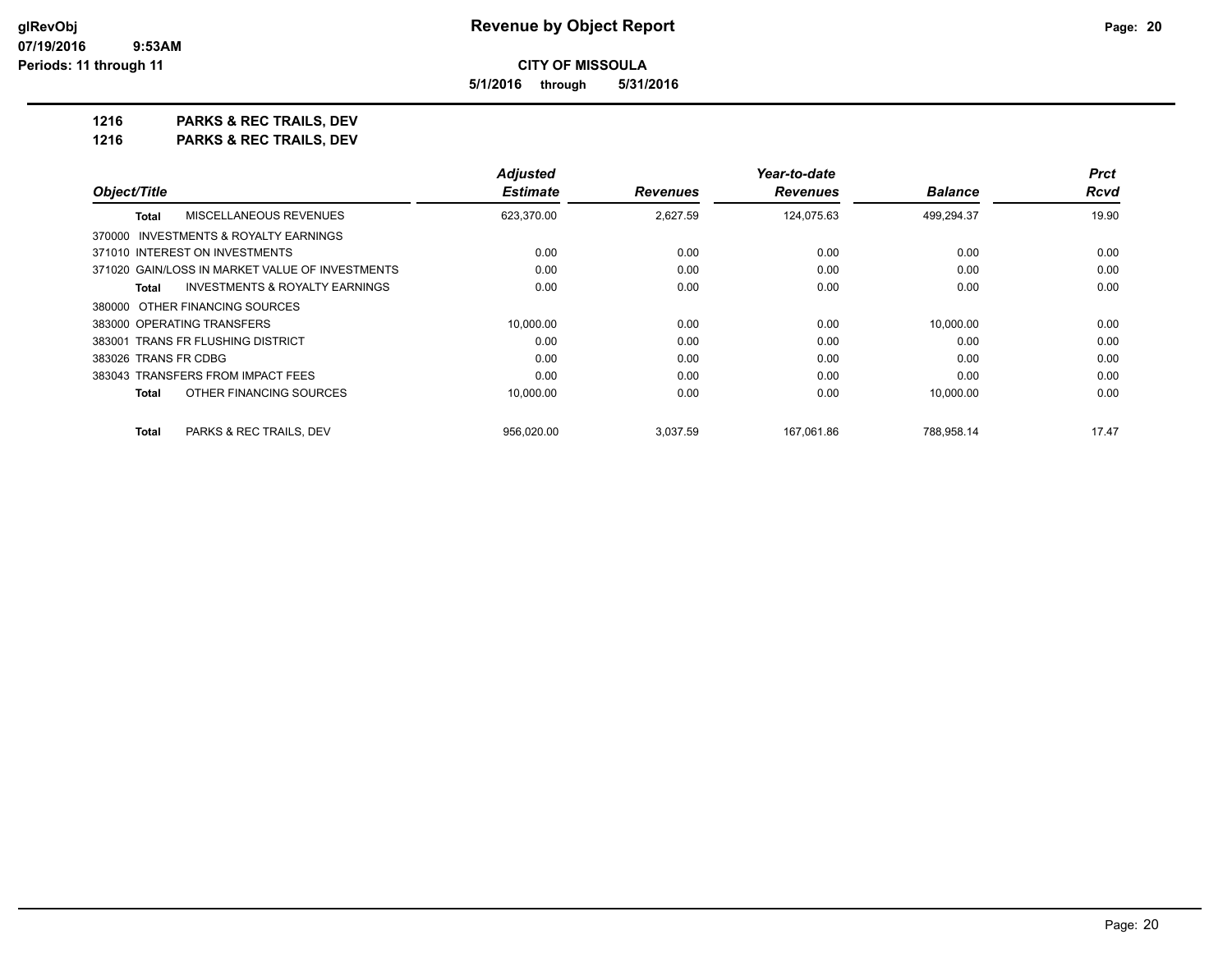**CITY OF MISSOULA**

**5/1/2016 through 5/31/2016**

**1216 PARKS & REC TRAILS, DEV**

**1216 PARKS & REC TRAILS, DEV**

| Object/Title | Adjusted Estimate | Revenues | Year-to-date Revenues | Balance | Prct Rcvd |
|---|---|---|---|---|---|
| **Total** MISCELLANEOUS REVENUES | 623,370.00 | 2,627.59 | 124,075.63 | 499,294.37 | 19.90 |
| 370000 INVESTMENTS & ROYALTY EARNINGS | | | | | |
| 371010 INTEREST ON INVESTMENTS | 0.00 | 0.00 | 0.00 | 0.00 | 0.00 |
| 371020 GAIN/LOSS IN MARKET VALUE OF INVESTMENTS | 0.00 | 0.00 | 0.00 | 0.00 | 0.00 |
| **Total** INVESTMENTS & ROYALTY EARNINGS | 0.00 | 0.00 | 0.00 | 0.00 | 0.00 |
| 380000 OTHER FINANCING SOURCES | | | | | |
| 383000 OPERATING TRANSFERS | 10,000.00 | 0.00 | 0.00 | 10,000.00 | 0.00 |
| 383001 TRANS FR FLUSHING DISTRICT | 0.00 | 0.00 | 0.00 | 0.00 | 0.00 |
| 383026 TRANS FR CDBG | 0.00 | 0.00 | 0.00 | 0.00 | 0.00 |
| 383043 TRANSFERS FROM IMPACT FEES | 0.00 | 0.00 | 0.00 | 0.00 | 0.00 |
| **Total** OTHER FINANCING SOURCES | 10,000.00 | 0.00 | 0.00 | 10,000.00 | 0.00 |
| **Total** PARKS & REC TRAILS, DEV | 956,020.00 | 3,037.59 | 167,061.86 | 788,958.14 | 17.47 |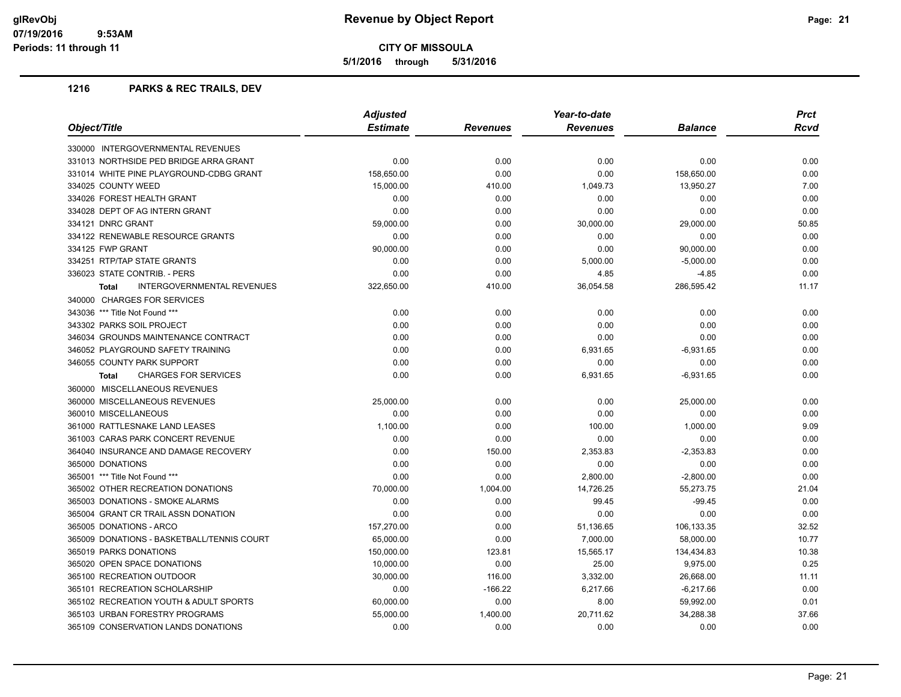# Revenue by Object Report

**CITY OF MISSOULA**

**5/1/2016 through 5/31/2016**

glRevObj
07/19/2016 9:53AM
Periods: 11 through 11

## 1216 PARKS & REC TRAILS, DEV

| Object/Title | Adjusted Estimate | Revenues | Year-to-date Revenues | Balance | Prct Rcvd |
|---|---|---|---|---|---|
| 330000 INTERGOVERNMENTAL REVENUES | | | | | |
| 331013 NORTHSIDE PED BRIDGE ARRA GRANT | 0.00 | 0.00 | 0.00 | 0.00 | 0.00 |
| 331014 WHITE PINE PLAYGROUND-CDBG GRANT | 158,650.00 | 0.00 | 0.00 | 158,650.00 | 0.00 |
| 334025 COUNTY WEED | 15,000.00 | 410.00 | 1,049.73 | 13,950.27 | 7.00 |
| 334026 FOREST HEALTH GRANT | 0.00 | 0.00 | 0.00 | 0.00 | 0.00 |
| 334028 DEPT OF AG INTERN GRANT | 0.00 | 0.00 | 0.00 | 0.00 | 0.00 |
| 334121 DNRC GRANT | 59,000.00 | 0.00 | 30,000.00 | 29,000.00 | 50.85 |
| 334122 RENEWABLE RESOURCE GRANTS | 0.00 | 0.00 | 0.00 | 0.00 | 0.00 |
| 334125 FWP GRANT | 90,000.00 | 0.00 | 0.00 | 90,000.00 | 0.00 |
| 334251 RTP/TAP STATE GRANTS | 0.00 | 0.00 | 5,000.00 | -5,000.00 | 0.00 |
| 336023 STATE CONTRIB. - PERS | 0.00 | 0.00 | 4.85 | -4.85 | 0.00 |
| **Total** INTERGOVERNMENTAL REVENUES | 322,650.00 | 410.00 | 36,054.58 | 286,595.42 | 11.17 |
| 340000 CHARGES FOR SERVICES | | | | | |
| 343036 *** Title Not Found *** | 0.00 | 0.00 | 0.00 | 0.00 | 0.00 |
| 343302 PARKS SOIL PROJECT | 0.00 | 0.00 | 0.00 | 0.00 | 0.00 |
| 346034 GROUNDS MAINTENANCE CONTRACT | 0.00 | 0.00 | 0.00 | 0.00 | 0.00 |
| 346052 PLAYGROUND SAFETY TRAINING | 0.00 | 0.00 | 6,931.65 | -6,931.65 | 0.00 |
| 346055 COUNTY PARK SUPPORT | 0.00 | 0.00 | 0.00 | 0.00 | 0.00 |
| **Total** CHARGES FOR SERVICES | 0.00 | 0.00 | 6,931.65 | -6,931.65 | 0.00 |
| 360000 MISCELLANEOUS REVENUES | | | | | |
| 360000 MISCELLANEOUS REVENUES | 25,000.00 | 0.00 | 0.00 | 25,000.00 | 0.00 |
| 360010 MISCELLANEOUS | 0.00 | 0.00 | 0.00 | 0.00 | 0.00 |
| 361000 RATTLESNAKE LAND LEASES | 1,100.00 | 0.00 | 100.00 | 1,000.00 | 9.09 |
| 361003 CARAS PARK CONCERT REVENUE | 0.00 | 0.00 | 0.00 | 0.00 | 0.00 |
| 364040 INSURANCE AND DAMAGE RECOVERY | 0.00 | 150.00 | 2,353.83 | -2,353.83 | 0.00 |
| 365000 DONATIONS | 0.00 | 0.00 | 0.00 | 0.00 | 0.00 |
| 365001 *** Title Not Found *** | 0.00 | 0.00 | 2,800.00 | -2,800.00 | 0.00 |
| 365002 OTHER RECREATION DONATIONS | 70,000.00 | 1,004.00 | 14,726.25 | 55,273.75 | 21.04 |
| 365003 DONATIONS - SMOKE ALARMS | 0.00 | 0.00 | 99.45 | -99.45 | 0.00 |
| 365004 GRANT CR TRAIL ASSN DONATION | 0.00 | 0.00 | 0.00 | 0.00 | 0.00 |
| 365005 DONATIONS - ARCO | 157,270.00 | 0.00 | 51,136.65 | 106,133.35 | 32.52 |
| 365009 DONATIONS - BASKETBALL/TENNIS COURT | 65,000.00 | 0.00 | 7,000.00 | 58,000.00 | 10.77 |
| 365019 PARKS DONATIONS | 150,000.00 | 123.81 | 15,565.17 | 134,434.83 | 10.38 |
| 365020 OPEN SPACE DONATIONS | 10,000.00 | 0.00 | 25.00 | 9,975.00 | 0.25 |
| 365100 RECREATION OUTDOOR | 30,000.00 | 116.00 | 3,332.00 | 26,668.00 | 11.11 |
| 365101 RECREATION SCHOLARSHIP | 0.00 | -166.22 | 6,217.66 | -6,217.66 | 0.00 |
| 365102 RECREATION YOUTH & ADULT SPORTS | 60,000.00 | 0.00 | 8.00 | 59,992.00 | 0.01 |
| 365103 URBAN FORESTRY PROGRAMS | 55,000.00 | 1,400.00 | 20,711.62 | 34,288.38 | 37.66 |
| 365109 CONSERVATION LANDS DONATIONS | 0.00 | 0.00 | 0.00 | 0.00 | 0.00 |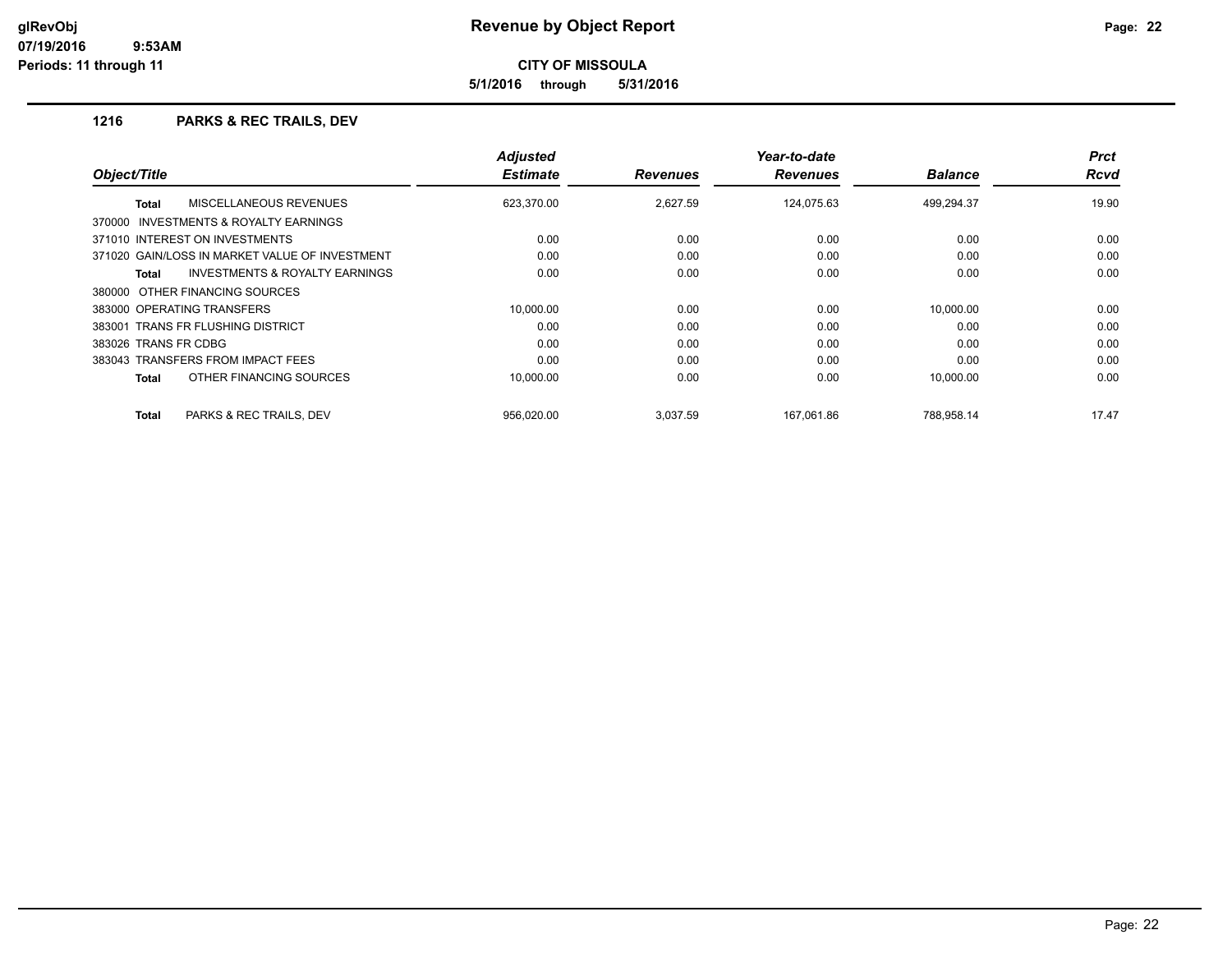**Revenue by Object Report**

**CITY OF MISSOULA**

**5/1/2016 through 5/31/2016**

glRevObj
07/19/2016 9:53AM
Periods: 11 through 11

## 1216 PARKS & REC TRAILS, DEV

| Object/Title | Adjusted Estimate | Revenues | Year-to-date Revenues | Balance | Prct Rcvd |
|---|---|---|---|---|---|
| **Total** MISCELLANEOUS REVENUES | 623,370.00 | 2,627.59 | 124,075.63 | 499,294.37 | 19.90 |
| 370000 INVESTMENTS & ROYALTY EARNINGS | | | | | |
| 371010 INTEREST ON INVESTMENTS | 0.00 | 0.00 | 0.00 | 0.00 | 0.00 |
| 371020 GAIN/LOSS IN MARKET VALUE OF INVESTMENT | 0.00 | 0.00 | 0.00 | 0.00 | 0.00 |
| **Total** INVESTMENTS & ROYALTY EARNINGS | 0.00 | 0.00 | 0.00 | 0.00 | 0.00 |
| 380000 OTHER FINANCING SOURCES | | | | | |
| 383000 OPERATING TRANSFERS | 10,000.00 | 0.00 | 0.00 | 10,000.00 | 0.00 |
| 383001 TRANS FR FLUSHING DISTRICT | 0.00 | 0.00 | 0.00 | 0.00 | 0.00 |
| 383026 TRANS FR CDBG | 0.00 | 0.00 | 0.00 | 0.00 | 0.00 |
| 383043 TRANSFERS FROM IMPACT FEES | 0.00 | 0.00 | 0.00 | 0.00 | 0.00 |
| **Total** OTHER FINANCING SOURCES | 10,000.00 | 0.00 | 0.00 | 10,000.00 | 0.00 |
| **Total** PARKS & REC TRAILS, DEV | 956,020.00 | 3,037.59 | 167,061.86 | 788,958.14 | 17.47 |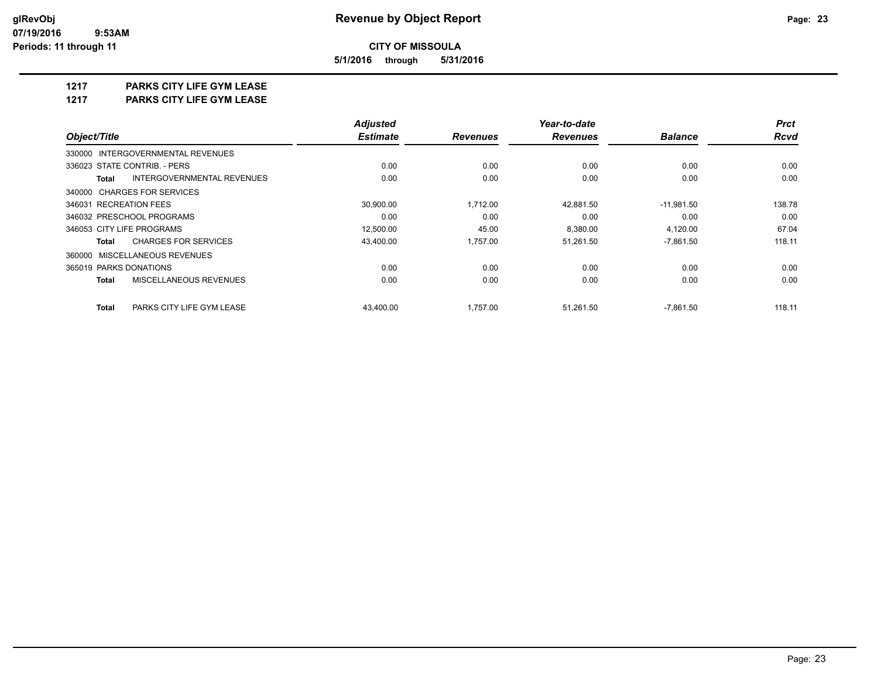# Revenue by Object Report

glRevObj
07/19/2016 9:53AM
Periods: 11 through 11

**CITY OF MISSOULA**

**5/1/2016 through 5/31/2016**

## 1217 PARKS CITY LIFE GYM LEASE
## 1217 PARKS CITY LIFE GYM LEASE

| Object/Title | Adjusted Estimate | Revenues | Year-to-date Revenues | Balance | Prct Rcvd |
|---|---|---|---|---|---|
| 330000 INTERGOVERNMENTAL REVENUES | | | | | |
| 336023 STATE CONTRIB. - PERS | 0.00 | 0.00 | 0.00 | 0.00 | 0.00 |
| **Total** INTERGOVERNMENTAL REVENUES | 0.00 | 0.00 | 0.00 | 0.00 | 0.00 |
| 340000 CHARGES FOR SERVICES | | | | | |
| 346031 RECREATION FEES | 30,900.00 | 1,712.00 | 42,881.50 | -11,981.50 | 138.78 |
| 346032 PRESCHOOL PROGRAMS | 0.00 | 0.00 | 0.00 | 0.00 | 0.00 |
| 346053 CITY LIFE PROGRAMS | 12,500.00 | 45.00 | 8,380.00 | 4,120.00 | 67.04 |
| **Total** CHARGES FOR SERVICES | 43,400.00 | 1,757.00 | 51,261.50 | -7,861.50 | 118.11 |
| 360000 MISCELLANEOUS REVENUES | | | | | |
| 365019 PARKS DONATIONS | 0.00 | 0.00 | 0.00 | 0.00 | 0.00 |
| **Total** MISCELLANEOUS REVENUES | 0.00 | 0.00 | 0.00 | 0.00 | 0.00 |
| **Total** PARKS CITY LIFE GYM LEASE | 43,400.00 | 1,757.00 | 51,261.50 | -7,861.50 | 118.11 |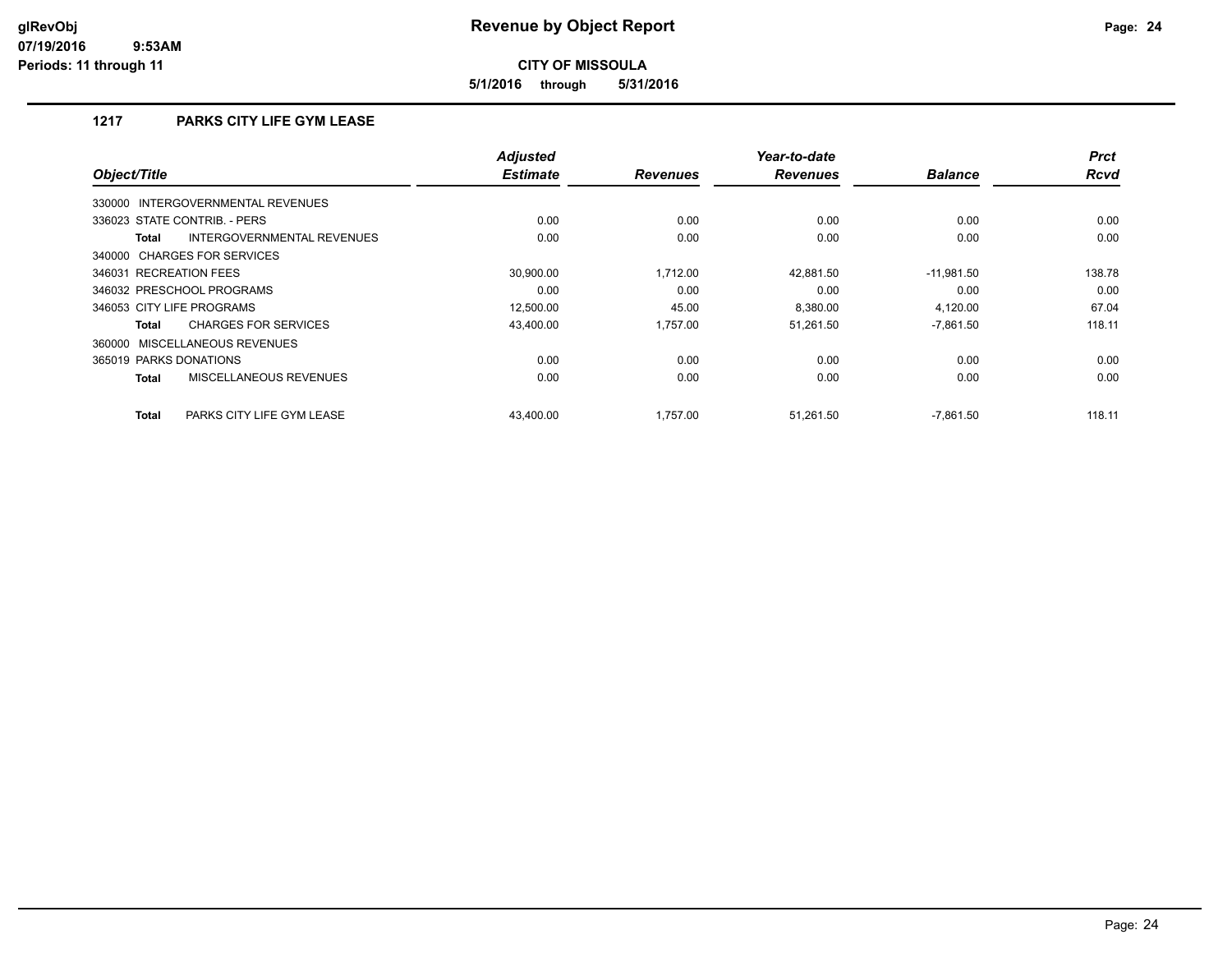# Revenue by Object Report

**CITY OF MISSOULA**

**5/1/2016 through 5/31/2016**

glRevObj
07/19/2016 9:53AM
Periods: 11 through 11

## 1217 PARKS CITY LIFE GYM LEASE

| Object/Title | Adjusted Estimate | Revenues | Year-to-date Revenues | Balance | Prct Rcvd |
|---|---|---|---|---|---|
| 330000 INTERGOVERNMENTAL REVENUES | | | | | |
| 336023 STATE CONTRIB. - PERS | 0.00 | 0.00 | 0.00 | 0.00 | 0.00 |
| **Total** INTERGOVERNMENTAL REVENUES | 0.00 | 0.00 | 0.00 | 0.00 | 0.00 |
| 340000 CHARGES FOR SERVICES | | | | | |
| 346031 RECREATION FEES | 30,900.00 | 1,712.00 | 42,881.50 | -11,981.50 | 138.78 |
| 346032 PRESCHOOL PROGRAMS | 0.00 | 0.00 | 0.00 | 0.00 | 0.00 |
| 346053 CITY LIFE PROGRAMS | 12,500.00 | 45.00 | 8,380.00 | 4,120.00 | 67.04 |
| **Total** CHARGES FOR SERVICES | 43,400.00 | 1,757.00 | 51,261.50 | -7,861.50 | 118.11 |
| 360000 MISCELLANEOUS REVENUES | | | | | |
| 365019 PARKS DONATIONS | 0.00 | 0.00 | 0.00 | 0.00 | 0.00 |
| **Total** MISCELLANEOUS REVENUES | 0.00 | 0.00 | 0.00 | 0.00 | 0.00 |
| **Total** PARKS CITY LIFE GYM LEASE | 43,400.00 | 1,757.00 | 51,261.50 | -7,861.50 | 118.11 |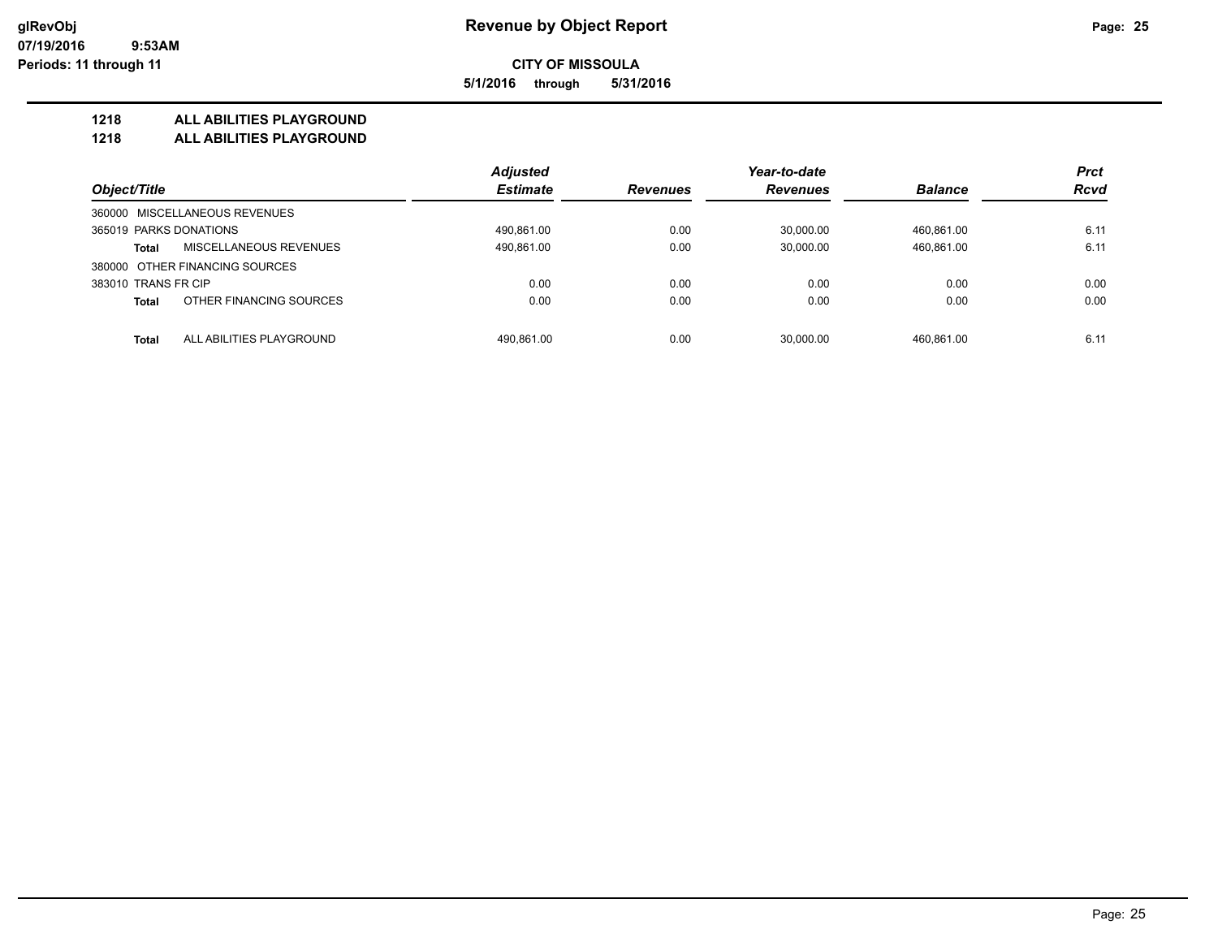# Revenue by Object Report

**CITY OF MISSOULA**

**5/1/2016 through 5/31/2016**

glRevObj
07/19/2016 9:53AM
Periods: 11 through 11

## 1218 ALL ABILITIES PLAYGROUND
## 1218 ALL ABILITIES PLAYGROUND

| Object/Title | Adjusted Estimate | Revenues | Year-to-date Revenues | Balance | Prct Rcvd |
|---|---|---|---|---|---|
| 360000 MISCELLANEOUS REVENUES | | | | | |
| 365019 PARKS DONATIONS | 490,861.00 | 0.00 | 30,000.00 | 460,861.00 | 6.11 |
| **Total** MISCELLANEOUS REVENUES | 490,861.00 | 0.00 | 30,000.00 | 460,861.00 | 6.11 |
| 380000 OTHER FINANCING SOURCES | | | | | |
| 383010 TRANS FR CIP | 0.00 | 0.00 | 0.00 | 0.00 | 0.00 |
| **Total** OTHER FINANCING SOURCES | 0.00 | 0.00 | 0.00 | 0.00 | 0.00 |
| **Total** ALL ABILITIES PLAYGROUND | 490,861.00 | 0.00 | 30,000.00 | 460,861.00 | 6.11 |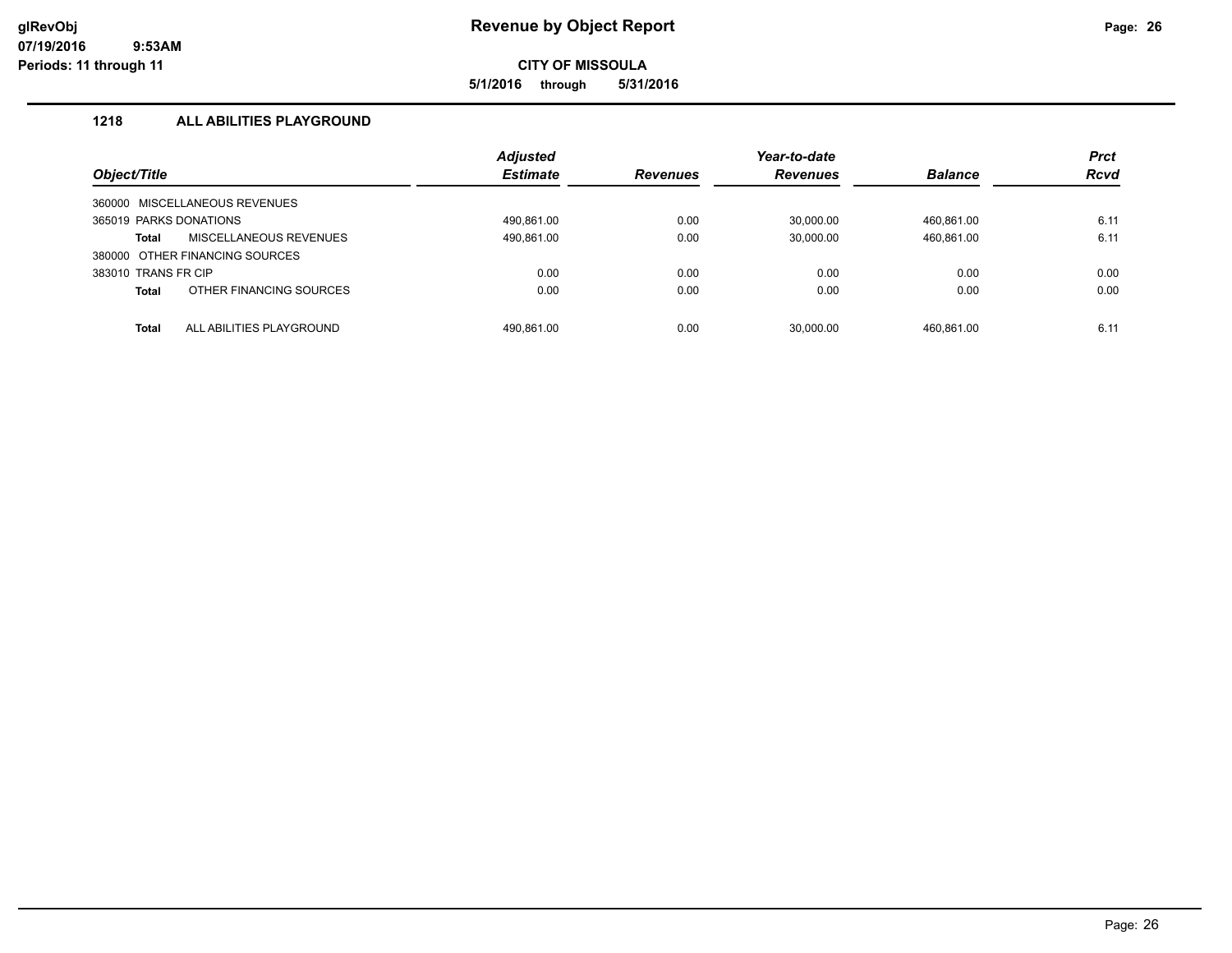# Revenue by Object Report

**CITY OF MISSOULA**

**5/1/2016 through 5/31/2016**

glRevObj
07/19/2016 9:53AM
Periods: 11 through 11

## 1218 ALL ABILITIES PLAYGROUND

| Object/Title | Adjusted Estimate | Revenues | Year-to-date Revenues | Balance | Prct Rcvd |
|---|---|---|---|---|---|
| 360000 MISCELLANEOUS REVENUES | | | | | |
| 365019 PARKS DONATIONS | 490,861.00 | 0.00 | 30,000.00 | 460,861.00 | 6.11 |
| **Total** MISCELLANEOUS REVENUES | 490,861.00 | 0.00 | 30,000.00 | 460,861.00 | 6.11 |
| 380000 OTHER FINANCING SOURCES | | | | | |
| 383010 TRANS FR CIP | 0.00 | 0.00 | 0.00 | 0.00 | 0.00 |
| **Total** OTHER FINANCING SOURCES | 0.00 | 0.00 | 0.00 | 0.00 | 0.00 |
| **Total** ALL ABILITIES PLAYGROUND | 490,861.00 | 0.00 | 30,000.00 | 460,861.00 | 6.11 |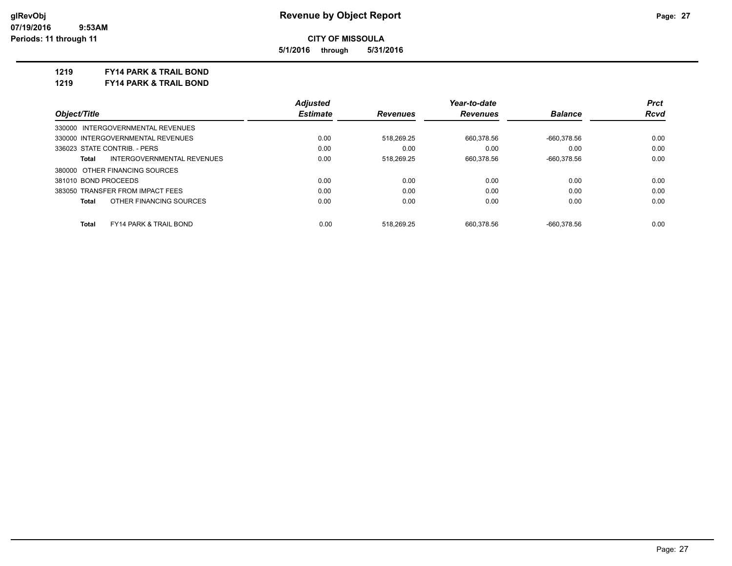**CITY OF MISSOULA**

**5/1/2016 through 5/31/2016**

**1219 FY14 PARK & TRAIL BOND**

**1219 FY14 PARK & TRAIL BOND**

| Object/Title | Adjusted Estimate | Revenues | Year-to-date Revenues | Balance | Prct Rcvd |
|---|---|---|---|---|---|
| 330000 INTERGOVERNMENTAL REVENUES | | | | | |
| 330000 INTERGOVERNMENTAL REVENUES | 0.00 | 518,269.25 | 660,378.56 | -660,378.56 | 0.00 |
| 336023 STATE CONTRIB. - PERS | 0.00 | 0.00 | 0.00 | 0.00 | 0.00 |
| **Total** INTERGOVERNMENTAL REVENUES | 0.00 | 518,269.25 | 660,378.56 | -660,378.56 | 0.00 |
| 380000 OTHER FINANCING SOURCES | | | | | |
| 381010 BOND PROCEEDS | 0.00 | 0.00 | 0.00 | 0.00 | 0.00 |
| 383050 TRANSFER FROM IMPACT FEES | 0.00 | 0.00 | 0.00 | 0.00 | 0.00 |
| **Total** OTHER FINANCING SOURCES | 0.00 | 0.00 | 0.00 | 0.00 | 0.00 |
| **Total** FY14 PARK & TRAIL BOND | 0.00 | 518,269.25 | 660,378.56 | -660,378.56 | 0.00 |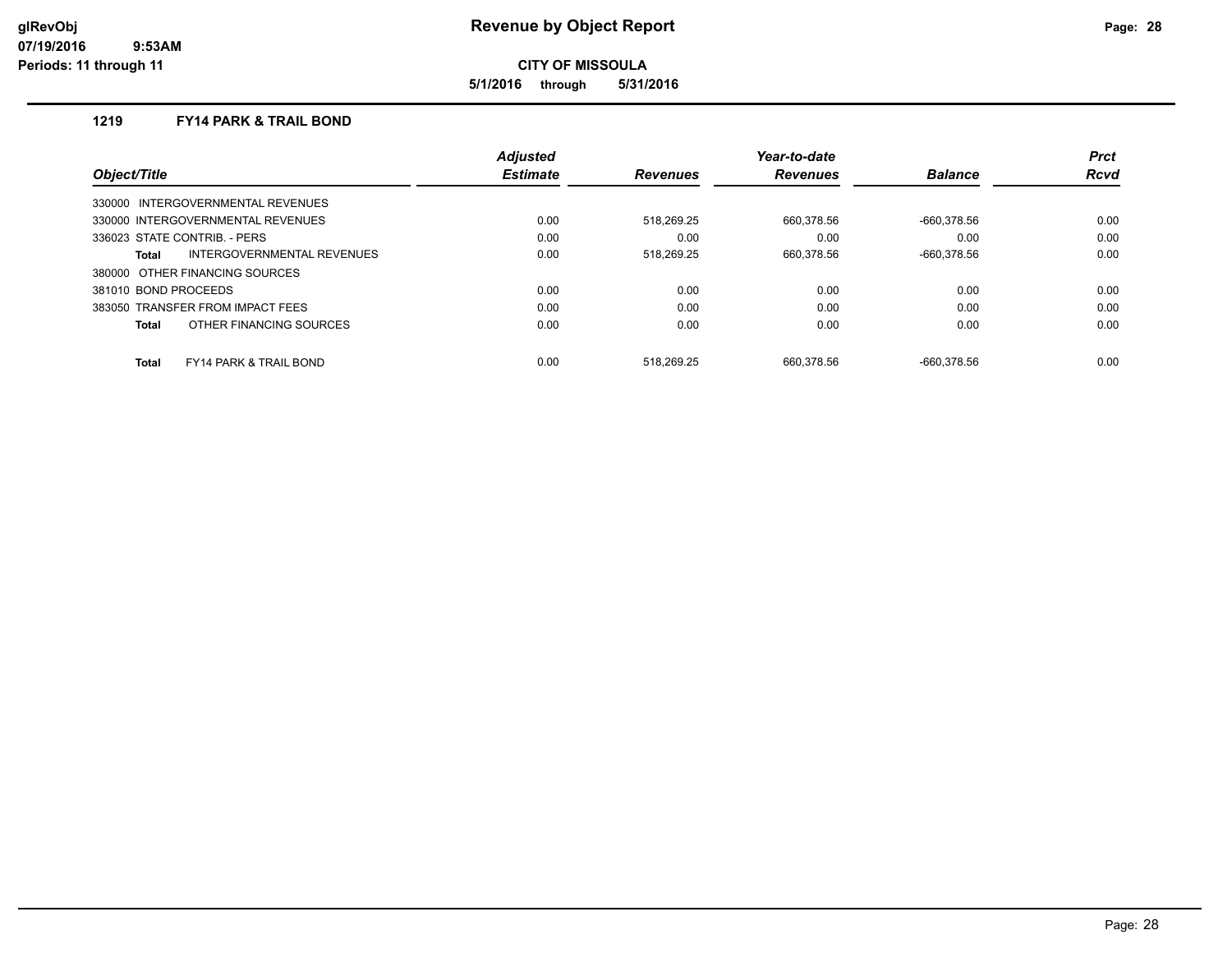# Revenue by Object Report

glRevObj
07/19/2016 9:53AM
Periods: 11 through 11

**CITY OF MISSOULA**

**5/1/2016 through 5/31/2016**

## 1219 FY14 PARK & TRAIL BOND

| Object/Title | Adjusted Estimate | Revenues | Year-to-date Revenues | Balance | Prct Rcvd |
|---|---|---|---|---|---|
| 330000 INTERGOVERNMENTAL REVENUES | | | | | |
| 330000 INTERGOVERNMENTAL REVENUES | 0.00 | 518,269.25 | 660,378.56 | -660,378.56 | 0.00 |
| 336023 STATE CONTRIB. - PERS | 0.00 | 0.00 | 0.00 | 0.00 | 0.00 |
| **Total** INTERGOVERNMENTAL REVENUES | 0.00 | 518,269.25 | 660,378.56 | -660,378.56 | 0.00 |
| 380000 OTHER FINANCING SOURCES | | | | | |
| 381010 BOND PROCEEDS | 0.00 | 0.00 | 0.00 | 0.00 | 0.00 |
| 383050 TRANSFER FROM IMPACT FEES | 0.00 | 0.00 | 0.00 | 0.00 | 0.00 |
| **Total** OTHER FINANCING SOURCES | 0.00 | 0.00 | 0.00 | 0.00 | 0.00 |
| **Total** FY14 PARK & TRAIL BOND | 0.00 | 518,269.25 | 660,378.56 | -660,378.56 | 0.00 |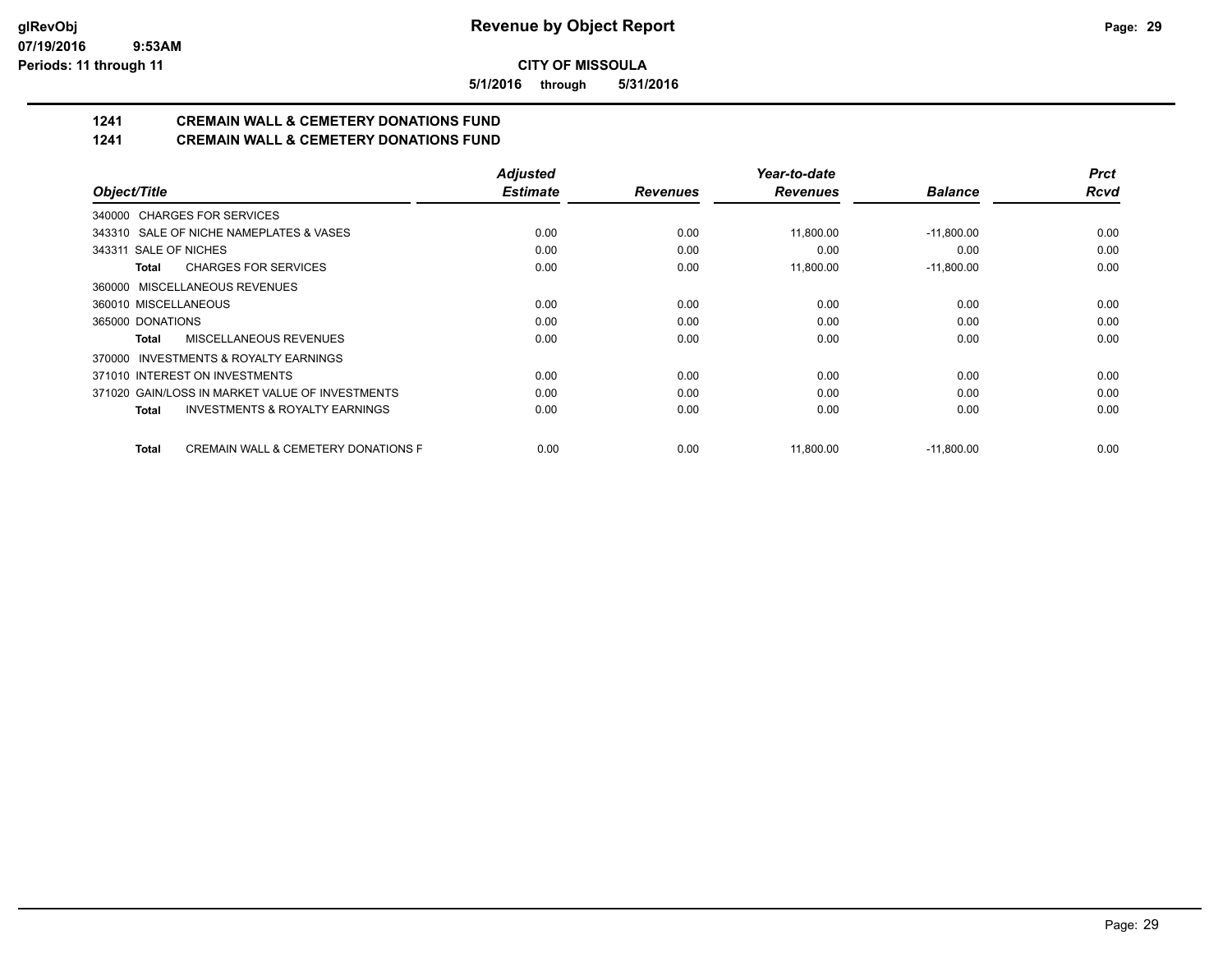**CITY OF MISSOULA**

**5/1/2016 through 5/31/2016**

## 1241 CREMAIN WALL & CEMETERY DONATIONS FUND

## 1241 CREMAIN WALL & CEMETERY DONATIONS FUND

| Object/Title | Adjusted Estimate | Revenues | Year-to-date Revenues | Balance | Prct Rcvd |
|---|---|---|---|---|---|
| 340000 CHARGES FOR SERVICES | | | | | |
| 343310 SALE OF NICHE NAMEPLATES & VASES | 0.00 | 0.00 | 11,800.00 | -11,800.00 | 0.00 |
| 343311 SALE OF NICHES | 0.00 | 0.00 | 0.00 | 0.00 | 0.00 |
| **Total** CHARGES FOR SERVICES | 0.00 | 0.00 | 11,800.00 | -11,800.00 | 0.00 |
| 360000 MISCELLANEOUS REVENUES | | | | | |
| 360010 MISCELLANEOUS | 0.00 | 0.00 | 0.00 | 0.00 | 0.00 |
| 365000 DONATIONS | 0.00 | 0.00 | 0.00 | 0.00 | 0.00 |
| **Total** MISCELLANEOUS REVENUES | 0.00 | 0.00 | 0.00 | 0.00 | 0.00 |
| 370000 INVESTMENTS & ROYALTY EARNINGS | | | | | |
| 371010 INTEREST ON INVESTMENTS | 0.00 | 0.00 | 0.00 | 0.00 | 0.00 |
| 371020 GAIN/LOSS IN MARKET VALUE OF INVESTMENTS | 0.00 | 0.00 | 0.00 | 0.00 | 0.00 |
| **Total** INVESTMENTS & ROYALTY EARNINGS | 0.00 | 0.00 | 0.00 | 0.00 | 0.00 |
| **Total** CREMAIN WALL & CEMETERY DONATIONS F | 0.00 | 0.00 | 11,800.00 | -11,800.00 | 0.00 |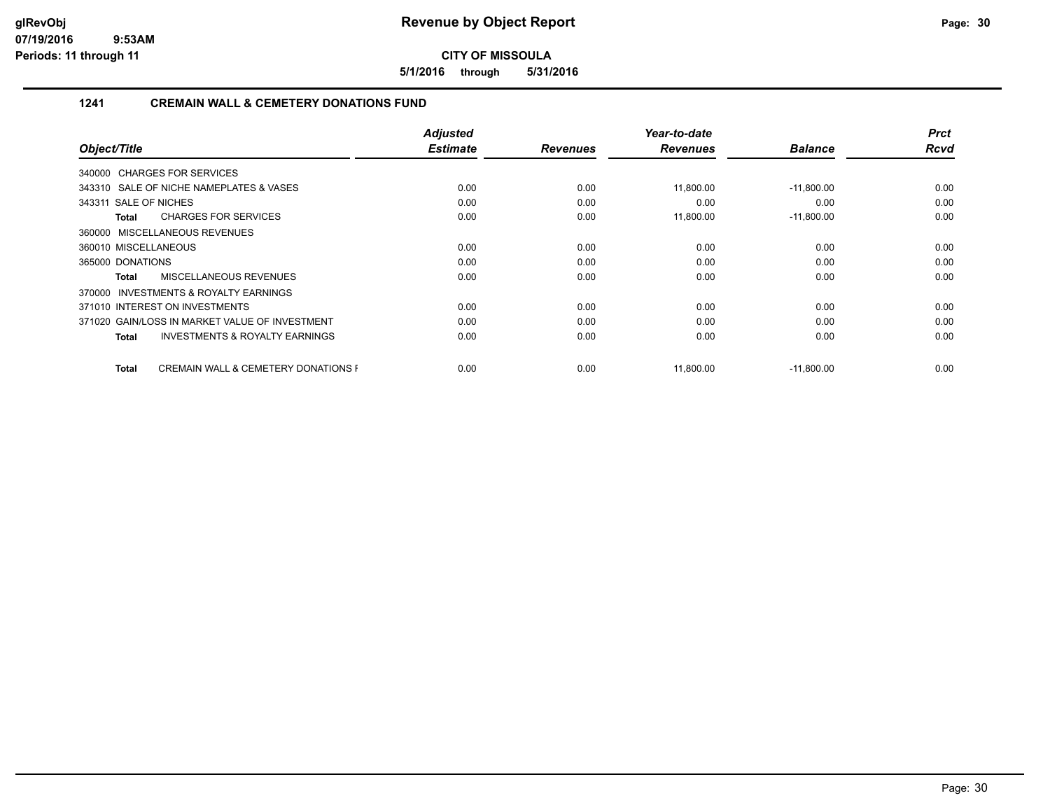**CITY OF MISSOULA**

**5/1/2016 through 5/31/2016**

## 1241 CREMAIN WALL & CEMETERY DONATIONS FUND

| Object/Title | Adjusted Estimate | Revenues | Year-to-date Revenues | Balance | Prct Rcvd |
|---|---|---|---|---|---|
| 340000 CHARGES FOR SERVICES | | | | | |
| 343310 SALE OF NICHE NAMEPLATES & VASES | 0.00 | 0.00 | 11,800.00 | -11,800.00 | 0.00 |
| 343311 SALE OF NICHES | 0.00 | 0.00 | 0.00 | 0.00 | 0.00 |
| **Total** CHARGES FOR SERVICES | 0.00 | 0.00 | 11,800.00 | -11,800.00 | 0.00 |
| 360000 MISCELLANEOUS REVENUES | | | | | |
| 360010 MISCELLANEOUS | 0.00 | 0.00 | 0.00 | 0.00 | 0.00 |
| 365000 DONATIONS | 0.00 | 0.00 | 0.00 | 0.00 | 0.00 |
| **Total** MISCELLANEOUS REVENUES | 0.00 | 0.00 | 0.00 | 0.00 | 0.00 |
| 370000 INVESTMENTS & ROYALTY EARNINGS | | | | | |
| 371010 INTEREST ON INVESTMENTS | 0.00 | 0.00 | 0.00 | 0.00 | 0.00 |
| 371020 GAIN/LOSS IN MARKET VALUE OF INVESTMENT | 0.00 | 0.00 | 0.00 | 0.00 | 0.00 |
| **Total** INVESTMENTS & ROYALTY EARNINGS | 0.00 | 0.00 | 0.00 | 0.00 | 0.00 |
| **Total** CREMAIN WALL & CEMETERY DONATIONS F | 0.00 | 0.00 | 11,800.00 | -11,800.00 | 0.00 |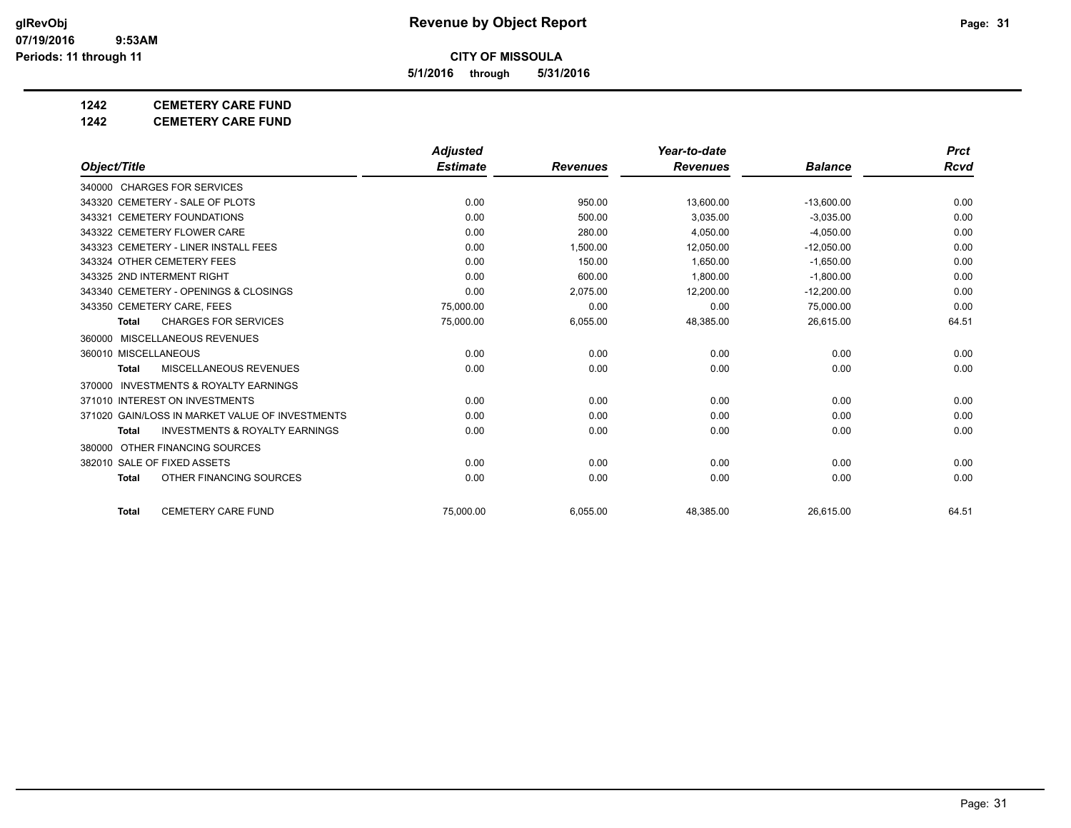glRevObj
07/19/2016 9:53AM
Periods: 11 through 11

# Revenue by Object Report

**CITY OF MISSOULA**

**5/1/2016 through 5/31/2016**

**1242 CEMETERY CARE FUND**

**1242 CEMETERY CARE FUND**

| Object/Title | Adjusted Estimate | Revenues | Year-to-date Revenues | Balance | Prct Rcvd |
|---|---|---|---|---|---|
| 340000 CHARGES FOR SERVICES | | | | | |
| 343320 CEMETERY - SALE OF PLOTS | 0.00 | 950.00 | 13,600.00 | -13,600.00 | 0.00 |
| 343321 CEMETERY FOUNDATIONS | 0.00 | 500.00 | 3,035.00 | -3,035.00 | 0.00 |
| 343322 CEMETERY FLOWER CARE | 0.00 | 280.00 | 4,050.00 | -4,050.00 | 0.00 |
| 343323 CEMETERY - LINER INSTALL FEES | 0.00 | 1,500.00 | 12,050.00 | -12,050.00 | 0.00 |
| 343324 OTHER CEMETERY FEES | 0.00 | 150.00 | 1,650.00 | -1,650.00 | 0.00 |
| 343325 2ND INTERMENT RIGHT | 0.00 | 600.00 | 1,800.00 | -1,800.00 | 0.00 |
| 343340 CEMETERY - OPENINGS & CLOSINGS | 0.00 | 2,075.00 | 12,200.00 | -12,200.00 | 0.00 |
| 343350 CEMETERY CARE, FEES | 75,000.00 | 0.00 | 0.00 | 75,000.00 | 0.00 |
| **Total** CHARGES FOR SERVICES | 75,000.00 | 6,055.00 | 48,385.00 | 26,615.00 | 64.51 |
| 360000 MISCELLANEOUS REVENUES | | | | | |
| 360010 MISCELLANEOUS | 0.00 | 0.00 | 0.00 | 0.00 | 0.00 |
| **Total** MISCELLANEOUS REVENUES | 0.00 | 0.00 | 0.00 | 0.00 | 0.00 |
| 370000 INVESTMENTS & ROYALTY EARNINGS | | | | | |
| 371010 INTEREST ON INVESTMENTS | 0.00 | 0.00 | 0.00 | 0.00 | 0.00 |
| 371020 GAIN/LOSS IN MARKET VALUE OF INVESTMENTS | 0.00 | 0.00 | 0.00 | 0.00 | 0.00 |
| **Total** INVESTMENTS & ROYALTY EARNINGS | 0.00 | 0.00 | 0.00 | 0.00 | 0.00 |
| 380000 OTHER FINANCING SOURCES | | | | | |
| 382010 SALE OF FIXED ASSETS | 0.00 | 0.00 | 0.00 | 0.00 | 0.00 |
| **Total** OTHER FINANCING SOURCES | 0.00 | 0.00 | 0.00 | 0.00 | 0.00 |
| **Total** CEMETERY CARE FUND | 75,000.00 | 6,055.00 | 48,385.00 | 26,615.00 | 64.51 |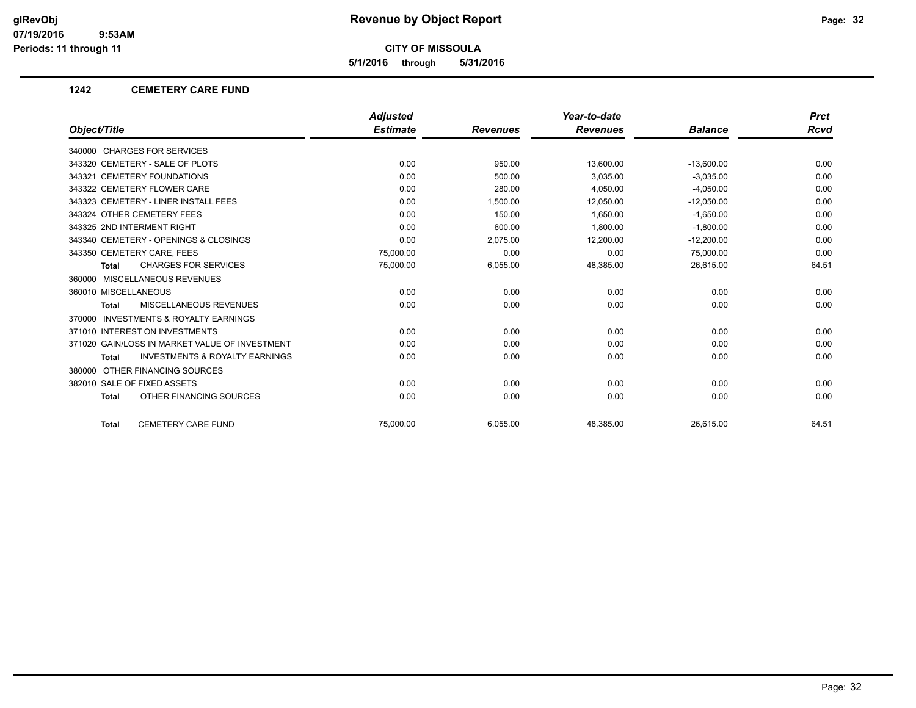# Revenue by Object Report

**CITY OF MISSOULA**

**5/1/2016 through 5/31/2016**

glRevObj
07/19/2016 9:53AM
Periods: 11 through 11

## 1242 CEMETERY CARE FUND

| Object/Title | Adjusted Estimate | Revenues | Year-to-date Revenues | Balance | Prct Rcvd |
|---|---|---|---|---|---|
| 340000 CHARGES FOR SERVICES | | | | | |
| 343320 CEMETERY - SALE OF PLOTS | 0.00 | 950.00 | 13,600.00 | -13,600.00 | 0.00 |
| 343321 CEMETERY FOUNDATIONS | 0.00 | 500.00 | 3,035.00 | -3,035.00 | 0.00 |
| 343322 CEMETERY FLOWER CARE | 0.00 | 280.00 | 4,050.00 | -4,050.00 | 0.00 |
| 343323 CEMETERY - LINER INSTALL FEES | 0.00 | 1,500.00 | 12,050.00 | -12,050.00 | 0.00 |
| 343324 OTHER CEMETERY FEES | 0.00 | 150.00 | 1,650.00 | -1,650.00 | 0.00 |
| 343325 2ND INTERMENT RIGHT | 0.00 | 600.00 | 1,800.00 | -1,800.00 | 0.00 |
| 343340 CEMETERY - OPENINGS & CLOSINGS | 0.00 | 2,075.00 | 12,200.00 | -12,200.00 | 0.00 |
| 343350 CEMETERY CARE, FEES | 75,000.00 | 0.00 | 0.00 | 75,000.00 | 0.00 |
| **Total** CHARGES FOR SERVICES | 75,000.00 | 6,055.00 | 48,385.00 | 26,615.00 | 64.51 |
| 360000 MISCELLANEOUS REVENUES | | | | | |
| 360010 MISCELLANEOUS | 0.00 | 0.00 | 0.00 | 0.00 | 0.00 |
| **Total** MISCELLANEOUS REVENUES | 0.00 | 0.00 | 0.00 | 0.00 | 0.00 |
| 370000 INVESTMENTS & ROYALTY EARNINGS | | | | | |
| 371010 INTEREST ON INVESTMENTS | 0.00 | 0.00 | 0.00 | 0.00 | 0.00 |
| 371020 GAIN/LOSS IN MARKET VALUE OF INVESTMENT | 0.00 | 0.00 | 0.00 | 0.00 | 0.00 |
| **Total** INVESTMENTS & ROYALTY EARNINGS | 0.00 | 0.00 | 0.00 | 0.00 | 0.00 |
| 380000 OTHER FINANCING SOURCES | | | | | |
| 382010 SALE OF FIXED ASSETS | 0.00 | 0.00 | 0.00 | 0.00 | 0.00 |
| **Total** OTHER FINANCING SOURCES | 0.00 | 0.00 | 0.00 | 0.00 | 0.00 |
| **Total** CEMETERY CARE FUND | 75,000.00 | 6,055.00 | 48,385.00 | 26,615.00 | 64.51 |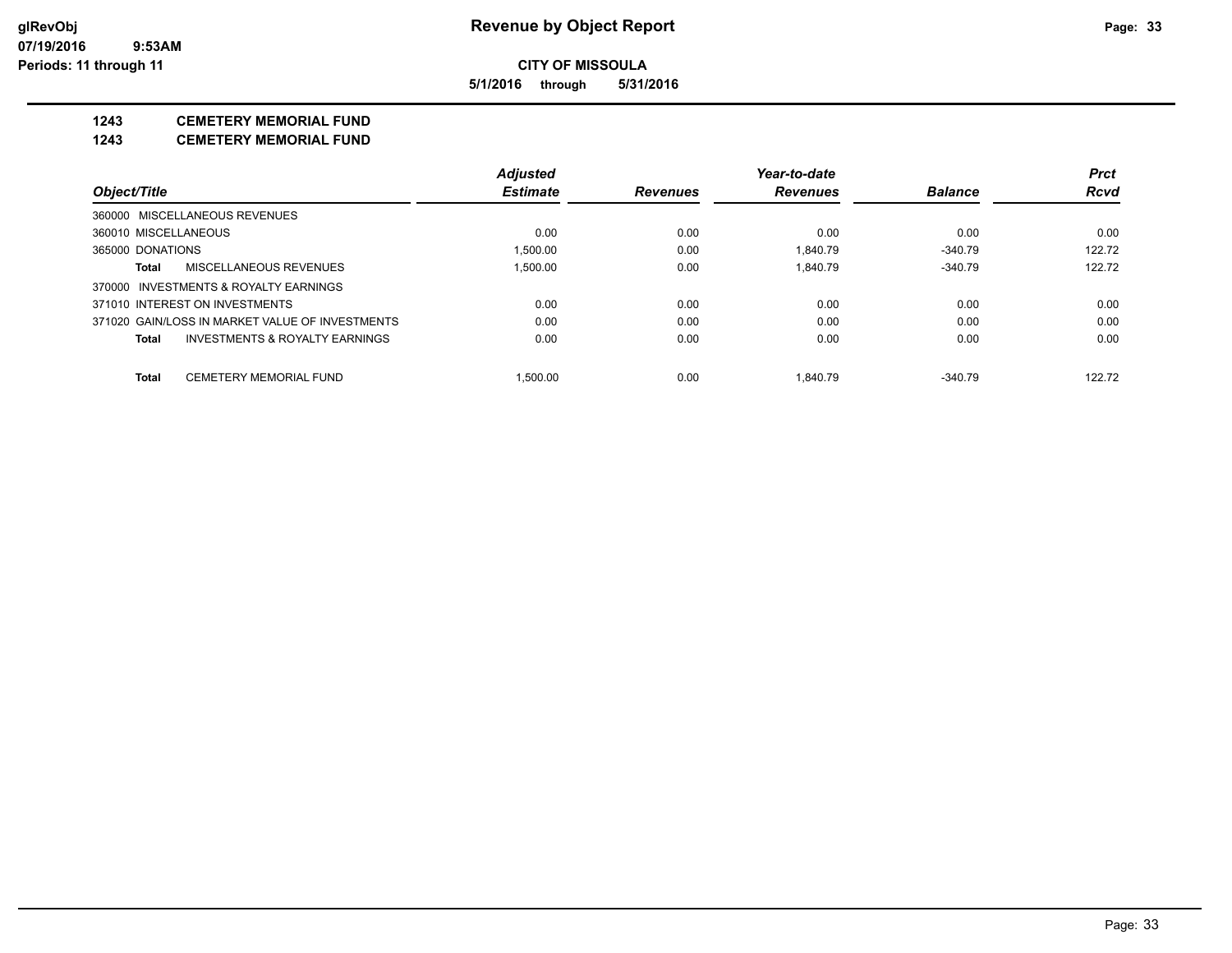# Revenue by Object Report

**CITY OF MISSOULA**

**5/1/2016 through 5/31/2016**

glRevObj
07/19/2016 9:53AM
Periods: 11 through 11

## 1243 CEMETERY MEMORIAL FUND

## 1243 CEMETERY MEMORIAL FUND

| Object/Title | Adjusted Estimate | Revenues | Year-to-date Revenues | Balance | Prct Rcvd |
|---|---|---|---|---|---|
| 360000 MISCELLANEOUS REVENUES | | | | | |
| 360010 MISCELLANEOUS | 0.00 | 0.00 | 0.00 | 0.00 | 0.00 |
| 365000 DONATIONS | 1,500.00 | 0.00 | 1,840.79 | -340.79 | 122.72 |
| **Total** MISCELLANEOUS REVENUES | 1,500.00 | 0.00 | 1,840.79 | -340.79 | 122.72 |
| 370000 INVESTMENTS & ROYALTY EARNINGS | | | | | |
| 371010 INTEREST ON INVESTMENTS | 0.00 | 0.00 | 0.00 | 0.00 | 0.00 |
| 371020 GAIN/LOSS IN MARKET VALUE OF INVESTMENTS | 0.00 | 0.00 | 0.00 | 0.00 | 0.00 |
| **Total** INVESTMENTS & ROYALTY EARNINGS | 0.00 | 0.00 | 0.00 | 0.00 | 0.00 |
| **Total** CEMETERY MEMORIAL FUND | 1,500.00 | 0.00 | 1,840.79 | -340.79 | 122.72 |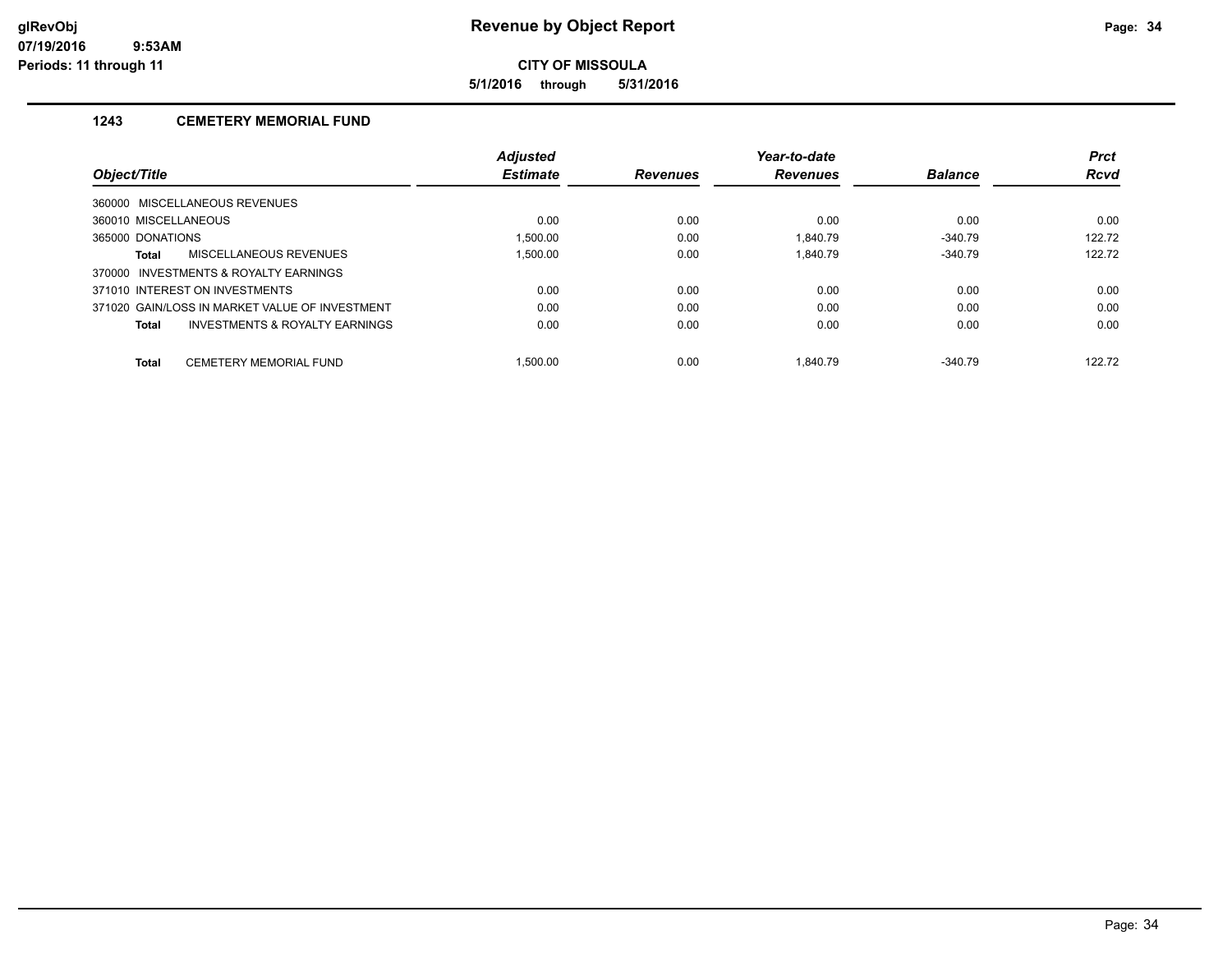**CITY OF MISSOULA**

**5/1/2016 through 5/31/2016**

### 1243 CEMETERY MEMORIAL FUND

| Object/Title | Adjusted Estimate | Revenues | Year-to-date Revenues | Balance | Prct Rcvd |
|---|---|---|---|---|---|
| 360000 MISCELLANEOUS REVENUES | | | | | |
| 360010 MISCELLANEOUS | 0.00 | 0.00 | 0.00 | 0.00 | 0.00 |
| 365000 DONATIONS | 1,500.00 | 0.00 | 1,840.79 | -340.79 | 122.72 |
| **Total** MISCELLANEOUS REVENUES | 1,500.00 | 0.00 | 1,840.79 | -340.79 | 122.72 |
| 370000 INVESTMENTS & ROYALTY EARNINGS | | | | | |
| 371010 INTEREST ON INVESTMENTS | 0.00 | 0.00 | 0.00 | 0.00 | 0.00 |
| 371020 GAIN/LOSS IN MARKET VALUE OF INVESTMENT | 0.00 | 0.00 | 0.00 | 0.00 | 0.00 |
| **Total** INVESTMENTS & ROYALTY EARNINGS | 0.00 | 0.00 | 0.00 | 0.00 | 0.00 |
| **Total** CEMETERY MEMORIAL FUND | 1,500.00 | 0.00 | 1,840.79 | -340.79 | 122.72 |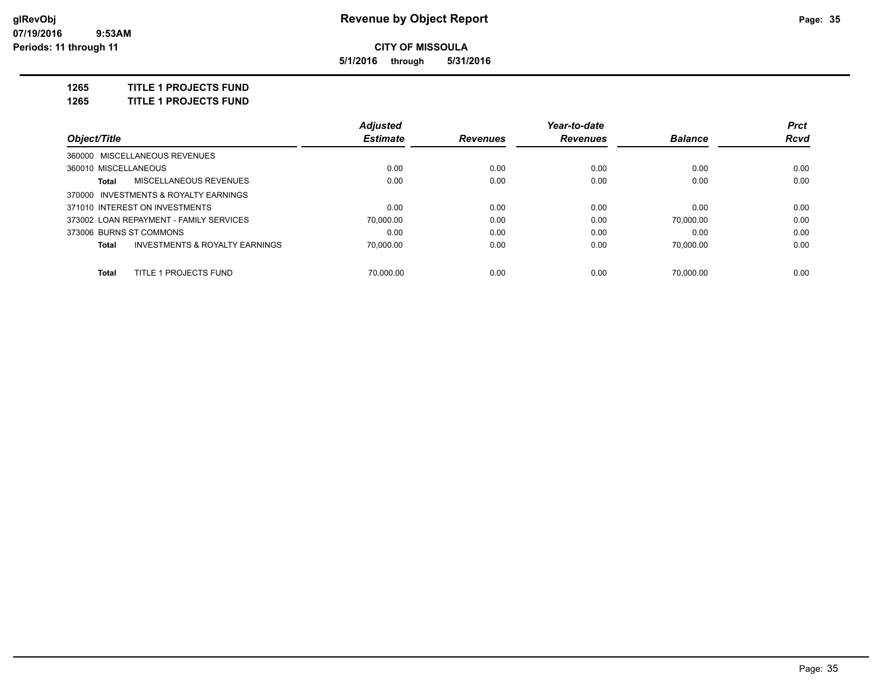# Revenue by Object Report

**CITY OF MISSOULA**

**5/1/2016 through 5/31/2016**

glRevObj
07/19/2016 9:53AM
Periods: 11 through 11

**1265 TITLE 1 PROJECTS FUND**

**1265 TITLE 1 PROJECTS FUND**

| Object/Title | Adjusted Estimate | Revenues | Year-to-date Revenues | Balance | Prct Rcvd |
|---|---|---|---|---|---|
| 360000 MISCELLANEOUS REVENUES | | | | | |
| 360010 MISCELLANEOUS | 0.00 | 0.00 | 0.00 | 0.00 | 0.00 |
| **Total** MISCELLANEOUS REVENUES | 0.00 | 0.00 | 0.00 | 0.00 | 0.00 |
| 370000 INVESTMENTS & ROYALTY EARNINGS | | | | | |
| 371010 INTEREST ON INVESTMENTS | 0.00 | 0.00 | 0.00 | 0.00 | 0.00 |
| 373002 LOAN REPAYMENT - FAMILY SERVICES | 70,000.00 | 0.00 | 0.00 | 70,000.00 | 0.00 |
| 373006 BURNS ST COMMONS | 0.00 | 0.00 | 0.00 | 0.00 | 0.00 |
| **Total** INVESTMENTS & ROYALTY EARNINGS | 70,000.00 | 0.00 | 0.00 | 70,000.00 | 0.00 |
| **Total** TITLE 1 PROJECTS FUND | 70,000.00 | 0.00 | 0.00 | 70,000.00 | 0.00 |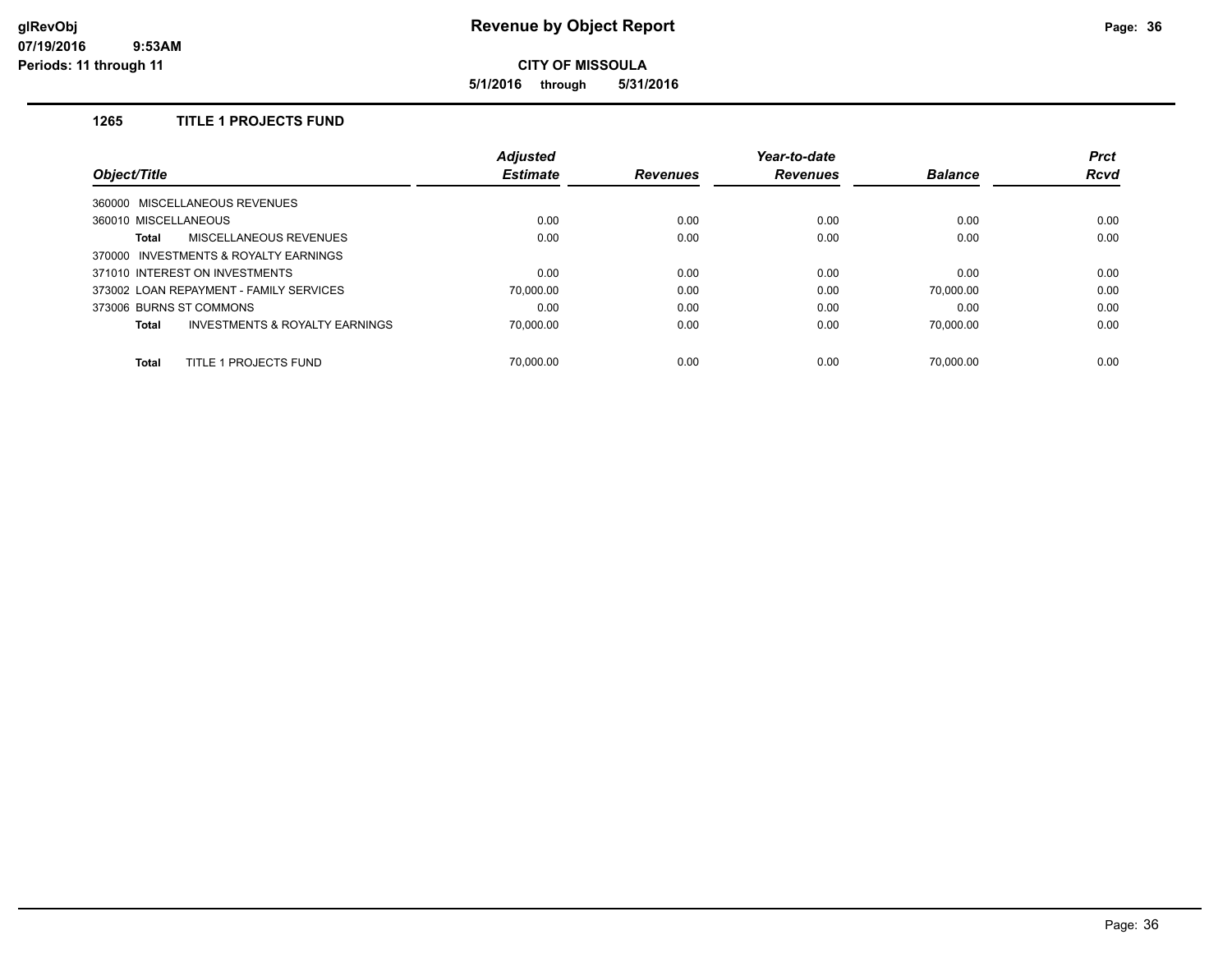**Revenue by Object Report**

**CITY OF MISSOULA**

**5/1/2016 through 5/31/2016**

### 1265 TITLE 1 PROJECTS FUND

| Object/Title | Adjusted Estimate | Revenues | Year-to-date Revenues | Balance | Prct Rcvd |
|---|---|---|---|---|---|
| 360000 MISCELLANEOUS REVENUES | | | | | |
| 360010 MISCELLANEOUS | 0.00 | 0.00 | 0.00 | 0.00 | 0.00 |
| **Total** MISCELLANEOUS REVENUES | 0.00 | 0.00 | 0.00 | 0.00 | 0.00 |
| 370000 INVESTMENTS & ROYALTY EARNINGS | | | | | |
| 371010 INTEREST ON INVESTMENTS | 0.00 | 0.00 | 0.00 | 0.00 | 0.00 |
| 373002 LOAN REPAYMENT - FAMILY SERVICES | 70,000.00 | 0.00 | 0.00 | 70,000.00 | 0.00 |
| 373006 BURNS ST COMMONS | 0.00 | 0.00 | 0.00 | 0.00 | 0.00 |
| **Total** INVESTMENTS & ROYALTY EARNINGS | 70,000.00 | 0.00 | 0.00 | 70,000.00 | 0.00 |
| **Total** TITLE 1 PROJECTS FUND | 70,000.00 | 0.00 | 0.00 | 70,000.00 | 0.00 |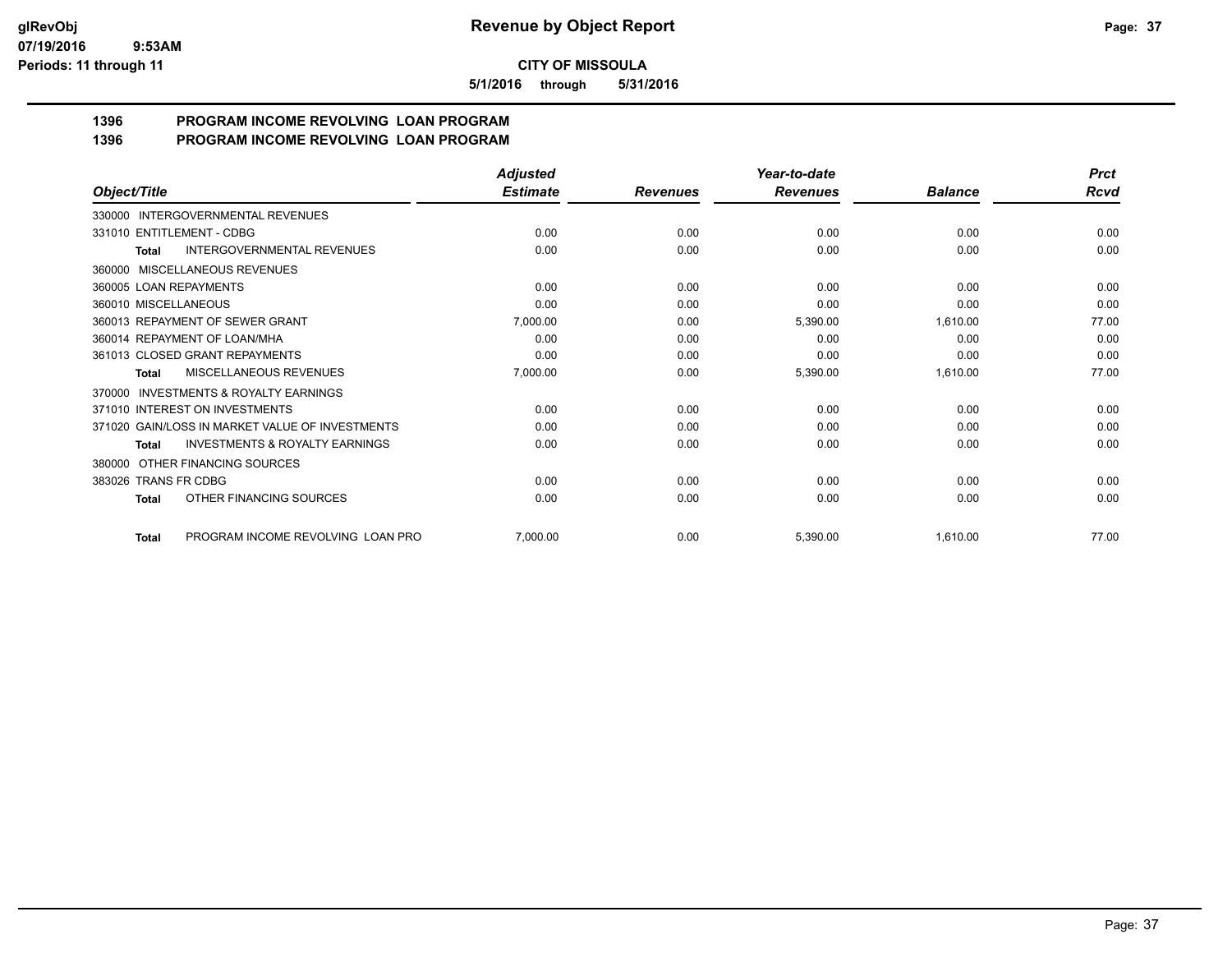**Revenue by Object Report**

**CITY OF MISSOULA**

**5/1/2016 through 5/31/2016**

## 1396 PROGRAM INCOME REVOLVING LOAN PROGRAM
## 1396 PROGRAM INCOME REVOLVING LOAN PROGRAM

| Object/Title | Adjusted Estimate | Revenues | Year-to-date Revenues | Balance | Prct Rcvd |
|---|---|---|---|---|---|
| 330000 INTERGOVERNMENTAL REVENUES | | | | | |
| 331010 ENTITLEMENT - CDBG | 0.00 | 0.00 | 0.00 | 0.00 | 0.00 |
| **Total** INTERGOVERNMENTAL REVENUES | 0.00 | 0.00 | 0.00 | 0.00 | 0.00 |
| 360000 MISCELLANEOUS REVENUES | | | | | |
| 360005 LOAN REPAYMENTS | 0.00 | 0.00 | 0.00 | 0.00 | 0.00 |
| 360010 MISCELLANEOUS | 0.00 | 0.00 | 0.00 | 0.00 | 0.00 |
| 360013 REPAYMENT OF SEWER GRANT | 7,000.00 | 0.00 | 5,390.00 | 1,610.00 | 77.00 |
| 360014 REPAYMENT OF LOAN/MHA | 0.00 | 0.00 | 0.00 | 0.00 | 0.00 |
| 361013 CLOSED GRANT REPAYMENTS | 0.00 | 0.00 | 0.00 | 0.00 | 0.00 |
| **Total** MISCELLANEOUS REVENUES | 7,000.00 | 0.00 | 5,390.00 | 1,610.00 | 77.00 |
| 370000 INVESTMENTS & ROYALTY EARNINGS | | | | | |
| 371010 INTEREST ON INVESTMENTS | 0.00 | 0.00 | 0.00 | 0.00 | 0.00 |
| 371020 GAIN/LOSS IN MARKET VALUE OF INVESTMENTS | 0.00 | 0.00 | 0.00 | 0.00 | 0.00 |
| **Total** INVESTMENTS & ROYALTY EARNINGS | 0.00 | 0.00 | 0.00 | 0.00 | 0.00 |
| 380000 OTHER FINANCING SOURCES | | | | | |
| 383026 TRANS FR CDBG | 0.00 | 0.00 | 0.00 | 0.00 | 0.00 |
| **Total** OTHER FINANCING SOURCES | 0.00 | 0.00 | 0.00 | 0.00 | 0.00 |
| **Total** PROGRAM INCOME REVOLVING LOAN PRO | 7,000.00 | 0.00 | 5,390.00 | 1,610.00 | 77.00 |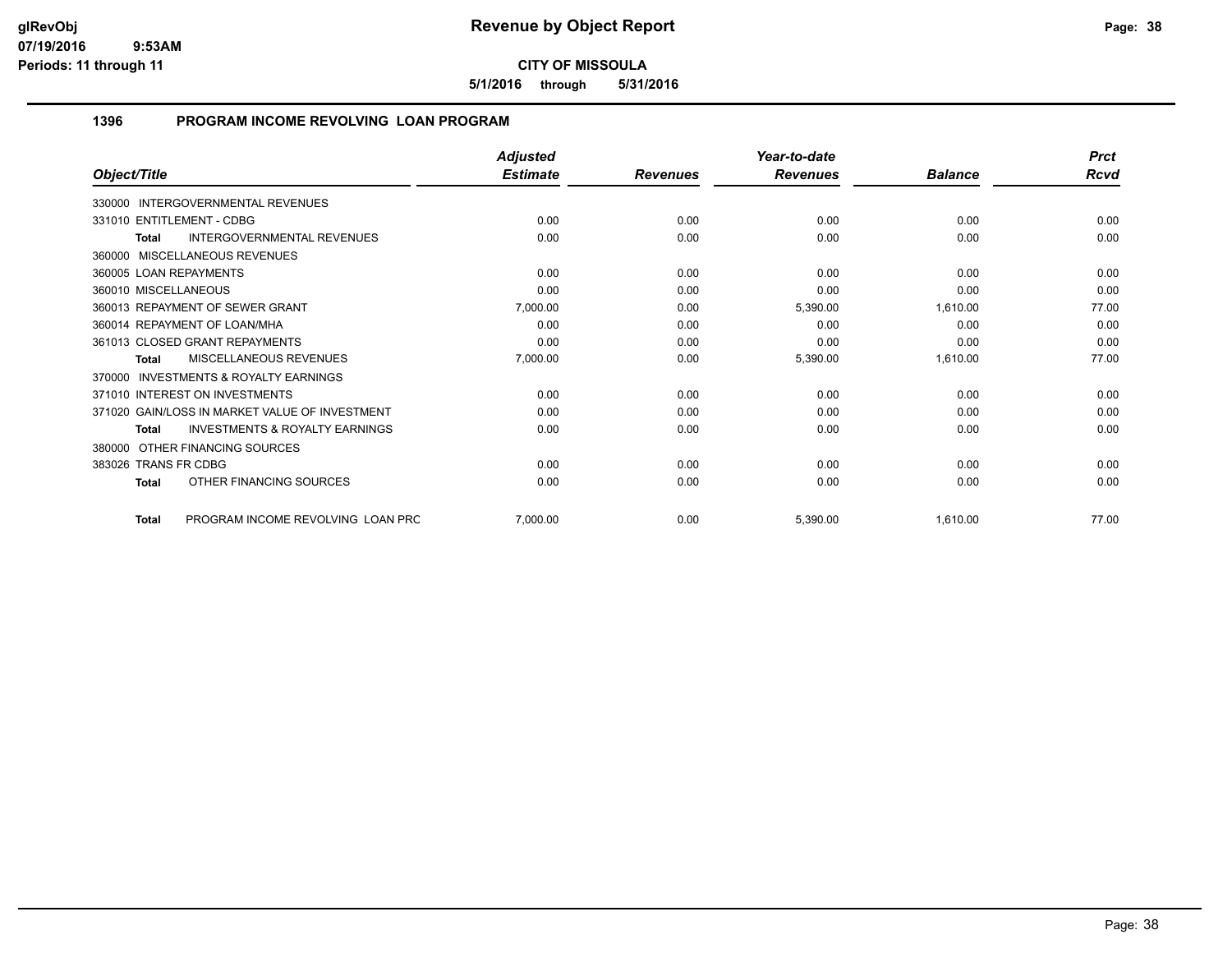**CITY OF MISSOULA**

**5/1/2016 through 5/31/2016**

## 1396 PROGRAM INCOME REVOLVING LOAN PROGRAM

| Object/Title | Adjusted Estimate | Revenues | Year-to-date Revenues | Balance | Prct Rcvd |
|---|---|---|---|---|---|
| 330000 INTERGOVERNMENTAL REVENUES | | | | | |
| 331010 ENTITLEMENT - CDBG | 0.00 | 0.00 | 0.00 | 0.00 | 0.00 |
| **Total** INTERGOVERNMENTAL REVENUES | 0.00 | 0.00 | 0.00 | 0.00 | 0.00 |
| 360000 MISCELLANEOUS REVENUES | | | | | |
| 360005 LOAN REPAYMENTS | 0.00 | 0.00 | 0.00 | 0.00 | 0.00 |
| 360010 MISCELLANEOUS | 0.00 | 0.00 | 0.00 | 0.00 | 0.00 |
| 360013 REPAYMENT OF SEWER GRANT | 7,000.00 | 0.00 | 5,390.00 | 1,610.00 | 77.00 |
| 360014 REPAYMENT OF LOAN/MHA | 0.00 | 0.00 | 0.00 | 0.00 | 0.00 |
| 361013 CLOSED GRANT REPAYMENTS | 0.00 | 0.00 | 0.00 | 0.00 | 0.00 |
| **Total** MISCELLANEOUS REVENUES | 7,000.00 | 0.00 | 5,390.00 | 1,610.00 | 77.00 |
| 370000 INVESTMENTS & ROYALTY EARNINGS | | | | | |
| 371010 INTEREST ON INVESTMENTS | 0.00 | 0.00 | 0.00 | 0.00 | 0.00 |
| 371020 GAIN/LOSS IN MARKET VALUE OF INVESTMENT | 0.00 | 0.00 | 0.00 | 0.00 | 0.00 |
| **Total** INVESTMENTS & ROYALTY EARNINGS | 0.00 | 0.00 | 0.00 | 0.00 | 0.00 |
| 380000 OTHER FINANCING SOURCES | | | | | |
| 383026 TRANS FR CDBG | 0.00 | 0.00 | 0.00 | 0.00 | 0.00 |
| **Total** OTHER FINANCING SOURCES | 0.00 | 0.00 | 0.00 | 0.00 | 0.00 |
| **Total** PROGRAM INCOME REVOLVING LOAN PRC | 7,000.00 | 0.00 | 5,390.00 | 1,610.00 | 77.00 |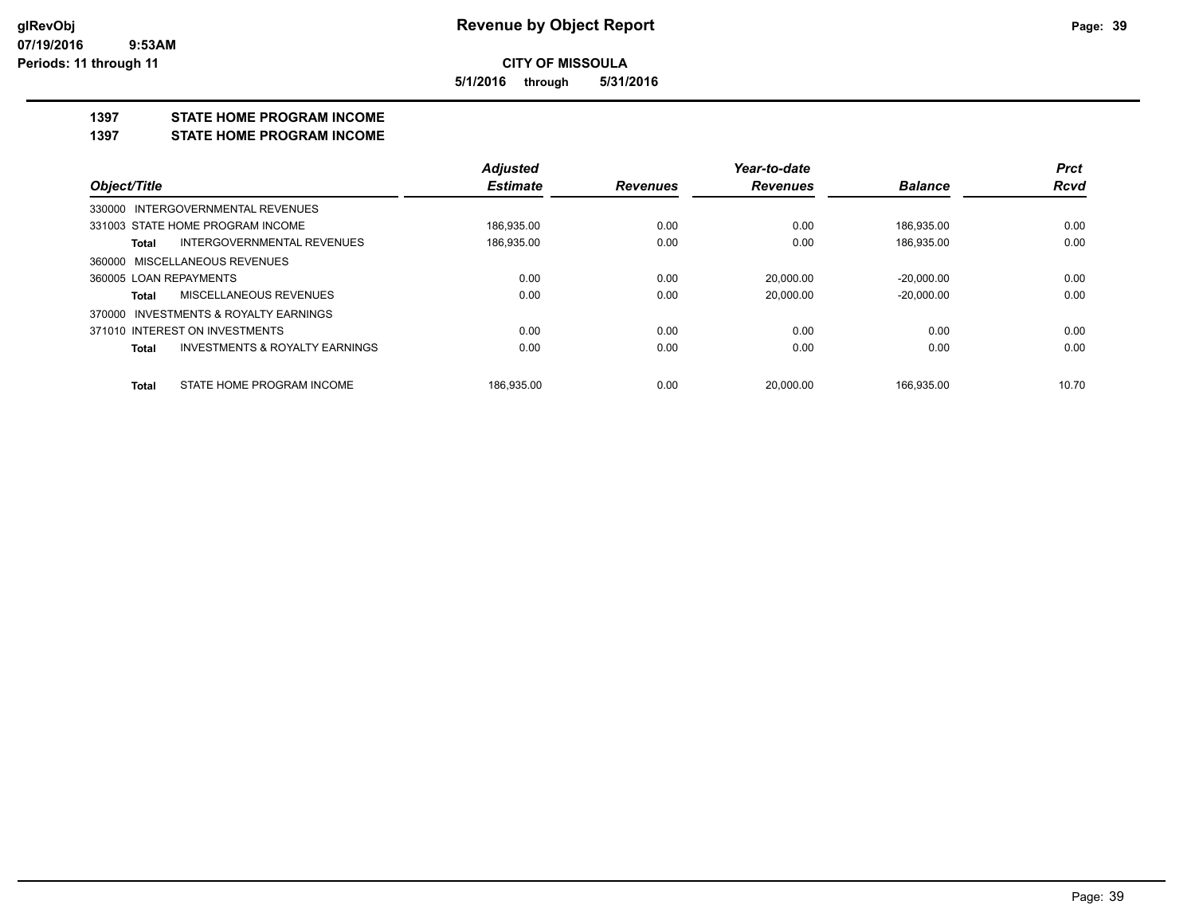**Revenue by Object Report**

**CITY OF MISSOULA**

**5/1/2016 through 5/31/2016**

glRevObj
07/19/2016 9:53AM
Periods: 11 through 11

## 1397 STATE HOME PROGRAM INCOME
## 1397 STATE HOME PROGRAM INCOME

| Object/Title | Adjusted Estimate | Revenues | Year-to-date Revenues | Balance | Prct Rcvd |
|---|---|---|---|---|---|
| 330000 INTERGOVERNMENTAL REVENUES | | | | | |
| 331003 STATE HOME PROGRAM INCOME | 186,935.00 | 0.00 | 0.00 | 186,935.00 | 0.00 |
| **Total** INTERGOVERNMENTAL REVENUES | 186,935.00 | 0.00 | 0.00 | 186,935.00 | 0.00 |
| 360000 MISCELLANEOUS REVENUES | | | | | |
| 360005 LOAN REPAYMENTS | 0.00 | 0.00 | 20,000.00 | -20,000.00 | 0.00 |
| **Total** MISCELLANEOUS REVENUES | 0.00 | 0.00 | 20,000.00 | -20,000.00 | 0.00 |
| 370000 INVESTMENTS & ROYALTY EARNINGS | | | | | |
| 371010 INTEREST ON INVESTMENTS | 0.00 | 0.00 | 0.00 | 0.00 | 0.00 |
| **Total** INVESTMENTS & ROYALTY EARNINGS | 0.00 | 0.00 | 0.00 | 0.00 | 0.00 |
| **Total** STATE HOME PROGRAM INCOME | 186,935.00 | 0.00 | 20,000.00 | 166,935.00 | 10.70 |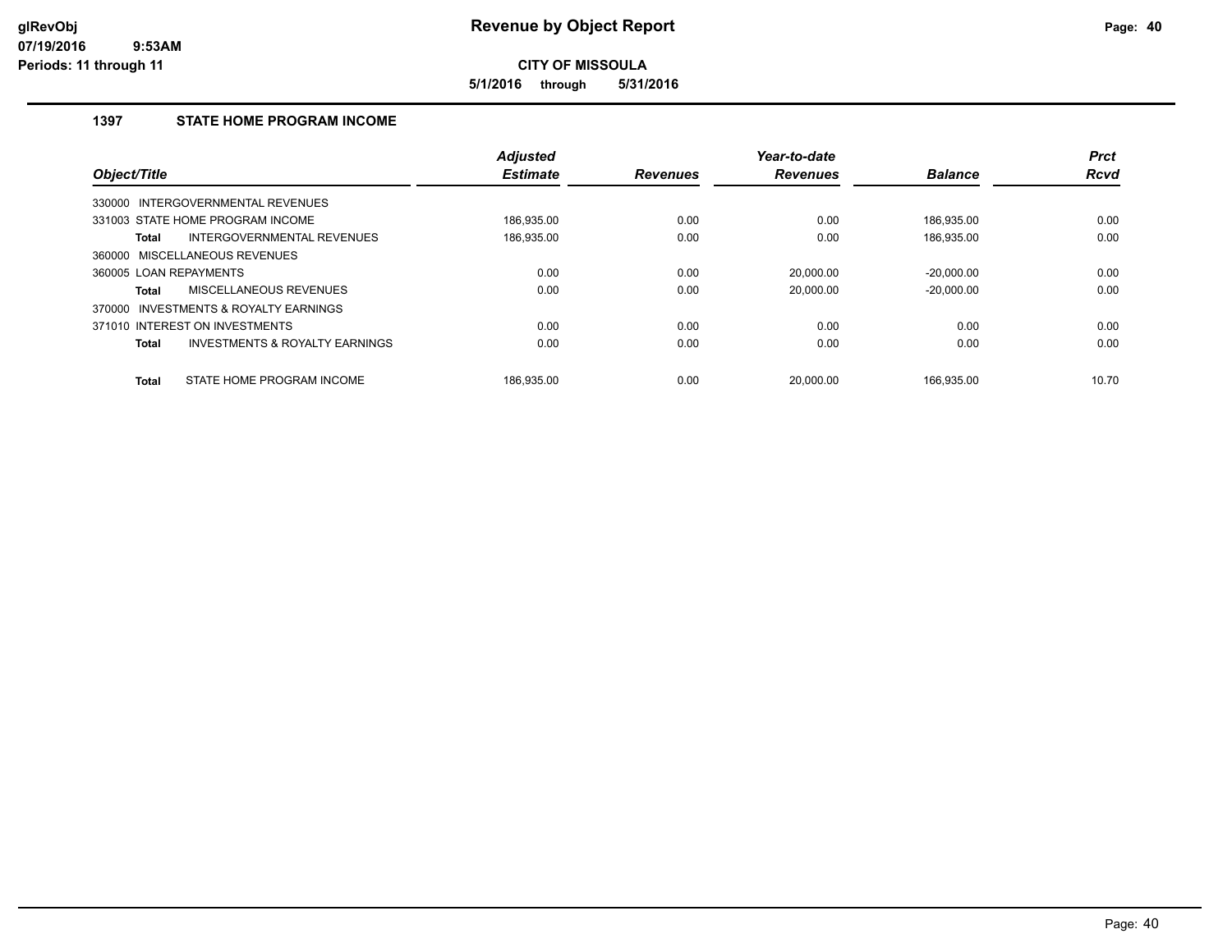# Revenue by Object Report

glRevObj
07/19/2016 9:53AM
Periods: 11 through 11

**CITY OF MISSOULA**

**5/1/2016 through 5/31/2016**

## 1397 STATE HOME PROGRAM INCOME

| Object/Title | Adjusted Estimate | Revenues | Year-to-date Revenues | Balance | Prct Rcvd |
|---|---|---|---|---|---|
| 330000 INTERGOVERNMENTAL REVENUES | | | | | |
| 331003 STATE HOME PROGRAM INCOME | 186,935.00 | 0.00 | 0.00 | 186,935.00 | 0.00 |
| **Total** INTERGOVERNMENTAL REVENUES | 186,935.00 | 0.00 | 0.00 | 186,935.00 | 0.00 |
| 360000 MISCELLANEOUS REVENUES | | | | | |
| 360005 LOAN REPAYMENTS | 0.00 | 0.00 | 20,000.00 | -20,000.00 | 0.00 |
| **Total** MISCELLANEOUS REVENUES | 0.00 | 0.00 | 20,000.00 | -20,000.00 | 0.00 |
| 370000 INVESTMENTS & ROYALTY EARNINGS | | | | | |
| 371010 INTEREST ON INVESTMENTS | 0.00 | 0.00 | 0.00 | 0.00 | 0.00 |
| **Total** INVESTMENTS & ROYALTY EARNINGS | 0.00 | 0.00 | 0.00 | 0.00 | 0.00 |
| **Total** STATE HOME PROGRAM INCOME | 186,935.00 | 0.00 | 20,000.00 | 166,935.00 | 10.70 |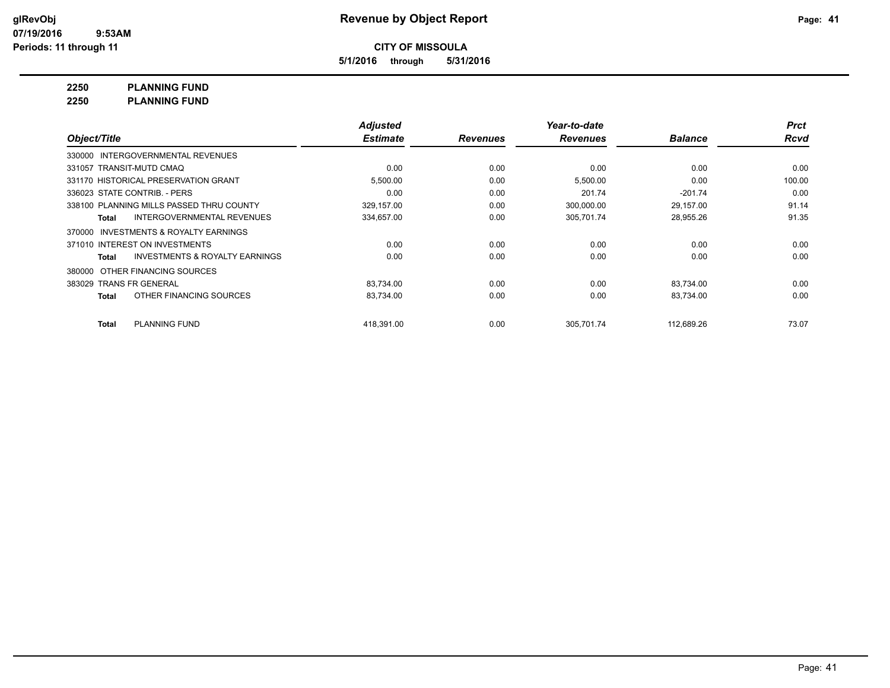**glRevObj** 07/19/2016 9:53AM
**Periods: 11 through 11**

# Revenue by Object Report

**CITY OF MISSOULA**

**5/1/2016 through 5/31/2016**

**2250 PLANNING FUND**
**2250 PLANNING FUND**

| Object/Title | Adjusted Estimate | Revenues | Year-to-date Revenues | Balance | Prct Rcvd |
|---|---|---|---|---|---|
| 330000 INTERGOVERNMENTAL REVENUES | | | | | |
| 331057 TRANSIT-MUTD CMAQ | 0.00 | 0.00 | 0.00 | 0.00 | 0.00 |
| 331170 HISTORICAL PRESERVATION GRANT | 5,500.00 | 0.00 | 5,500.00 | 0.00 | 100.00 |
| 336023 STATE CONTRIB. - PERS | 0.00 | 0.00 | 201.74 | -201.74 | 0.00 |
| 338100 PLANNING MILLS PASSED THRU COUNTY | 329,157.00 | 0.00 | 300,000.00 | 29,157.00 | 91.14 |
| **Total** INTERGOVERNMENTAL REVENUES | 334,657.00 | 0.00 | 305,701.74 | 28,955.26 | 91.35 |
| 370000 INVESTMENTS & ROYALTY EARNINGS | | | | | |
| 371010 INTEREST ON INVESTMENTS | 0.00 | 0.00 | 0.00 | 0.00 | 0.00 |
| **Total** INVESTMENTS & ROYALTY EARNINGS | 0.00 | 0.00 | 0.00 | 0.00 | 0.00 |
| 380000 OTHER FINANCING SOURCES | | | | | |
| 383029 TRANS FR GENERAL | 83,734.00 | 0.00 | 0.00 | 83,734.00 | 0.00 |
| **Total** OTHER FINANCING SOURCES | 83,734.00 | 0.00 | 0.00 | 83,734.00 | 0.00 |
| **Total** PLANNING FUND | 418,391.00 | 0.00 | 305,701.74 | 112,689.26 | 73.07 |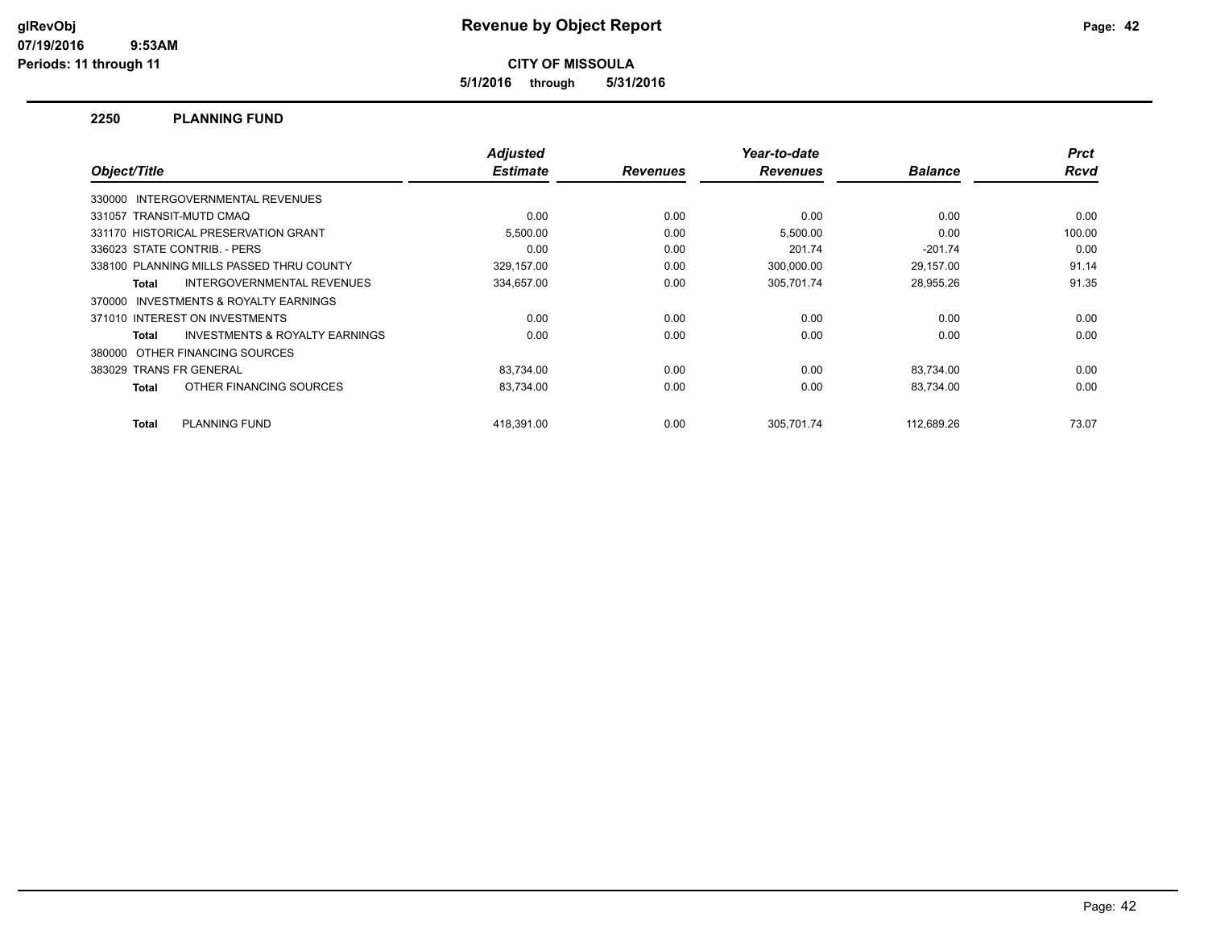# Revenue by Object Report

**CITY OF MISSOULA**

**5/1/2016 through 5/31/2016**

glRevObj
07/19/2016 9:53AM
Periods: 11 through 11

## 2250 PLANNING FUND

| Object/Title | Adjusted Estimate | Revenues | Year-to-date Revenues | Balance | Prct Rcvd |
|---|---|---|---|---|---|
| 330000 INTERGOVERNMENTAL REVENUES | | | | | |
| 331057 TRANSIT-MUTD CMAQ | 0.00 | 0.00 | 0.00 | 0.00 | 0.00 |
| 331170 HISTORICAL PRESERVATION GRANT | 5,500.00 | 0.00 | 5,500.00 | 0.00 | 100.00 |
| 336023 STATE CONTRIB. - PERS | 0.00 | 0.00 | 201.74 | -201.74 | 0.00 |
| 338100 PLANNING MILLS PASSED THRU COUNTY | 329,157.00 | 0.00 | 300,000.00 | 29,157.00 | 91.14 |
| **Total** INTERGOVERNMENTAL REVENUES | 334,657.00 | 0.00 | 305,701.74 | 28,955.26 | 91.35 |
| 370000 INVESTMENTS & ROYALTY EARNINGS | | | | | |
| 371010 INTEREST ON INVESTMENTS | 0.00 | 0.00 | 0.00 | 0.00 | 0.00 |
| **Total** INVESTMENTS & ROYALTY EARNINGS | 0.00 | 0.00 | 0.00 | 0.00 | 0.00 |
| 380000 OTHER FINANCING SOURCES | | | | | |
| 383029 TRANS FR GENERAL | 83,734.00 | 0.00 | 0.00 | 83,734.00 | 0.00 |
| **Total** OTHER FINANCING SOURCES | 83,734.00 | 0.00 | 0.00 | 83,734.00 | 0.00 |
| **Total** PLANNING FUND | 418,391.00 | 0.00 | 305,701.74 | 112,689.26 | 73.07 |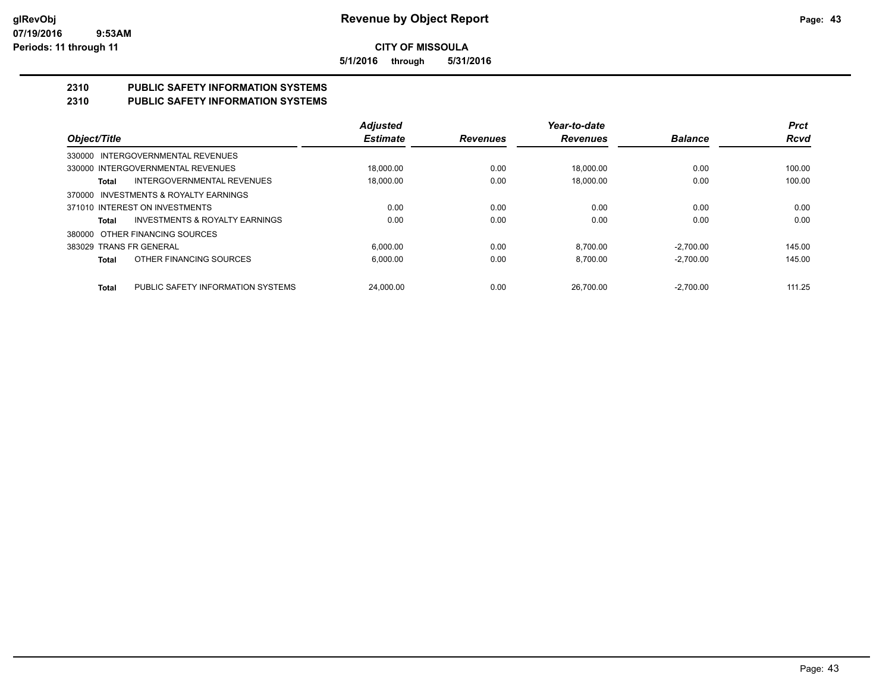**Revenue by Object Report**

**CITY OF MISSOULA**

**5/1/2016 through 5/31/2016**

glRevObj
07/19/2016 9:53AM
Periods: 11 through 11

## 2310 PUBLIC SAFETY INFORMATION SYSTEMS
## 2310 PUBLIC SAFETY INFORMATION SYSTEMS

| Object/Title | | Adjusted Estimate | Revenues | Year-to-date Revenues | Balance | Prct Rcvd |
|---|---|---|---|---|---|---|
| 330000 INTERGOVERNMENTAL REVENUES | | | | | | |
| 330000 INTERGOVERNMENTAL REVENUES | | 18,000.00 | 0.00 | 18,000.00 | 0.00 | 100.00 |
| Total | INTERGOVERNMENTAL REVENUES | 18,000.00 | 0.00 | 18,000.00 | 0.00 | 100.00 |
| 370000 INVESTMENTS & ROYALTY EARNINGS | | | | | | |
| 371010 INTEREST ON INVESTMENTS | | 0.00 | 0.00 | 0.00 | 0.00 | 0.00 |
| Total | INVESTMENTS & ROYALTY EARNINGS | 0.00 | 0.00 | 0.00 | 0.00 | 0.00 |
| 380000 OTHER FINANCING SOURCES | | | | | | |
| 383029 TRANS FR GENERAL | | 6,000.00 | 0.00 | 8,700.00 | -2,700.00 | 145.00 |
| Total | OTHER FINANCING SOURCES | 6,000.00 | 0.00 | 8,700.00 | -2,700.00 | 145.00 |
| Total | PUBLIC SAFETY INFORMATION SYSTEMS | 24,000.00 | 0.00 | 26,700.00 | -2,700.00 | 111.25 |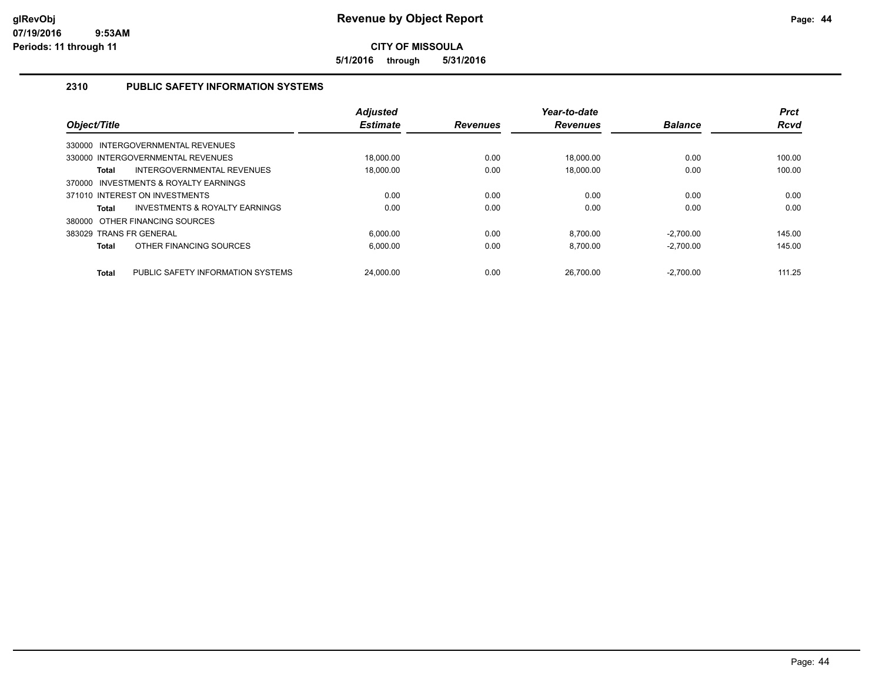# Revenue by Object Report

**CITY OF MISSOULA**

**5/1/2016 through 5/31/2016**

## 2310 PUBLIC SAFETY INFORMATION SYSTEMS

| Object/Title | Adjusted Estimate | Revenues | Year-to-date Revenues | Balance | Prct Rcvd |
|---|---|---|---|---|---|
| 330000 INTERGOVERNMENTAL REVENUES | | | | | |
| 330000 INTERGOVERNMENTAL REVENUES | 18,000.00 | 0.00 | 18,000.00 | 0.00 | 100.00 |
| **Total** INTERGOVERNMENTAL REVENUES | 18,000.00 | 0.00 | 18,000.00 | 0.00 | 100.00 |
| 370000 INVESTMENTS & ROYALTY EARNINGS | | | | | |
| 371010 INTEREST ON INVESTMENTS | 0.00 | 0.00 | 0.00 | 0.00 | 0.00 |
| **Total** INVESTMENTS & ROYALTY EARNINGS | 0.00 | 0.00 | 0.00 | 0.00 | 0.00 |
| 380000 OTHER FINANCING SOURCES | | | | | |
| 383029 TRANS FR GENERAL | 6,000.00 | 0.00 | 8,700.00 | -2,700.00 | 145.00 |
| **Total** OTHER FINANCING SOURCES | 6,000.00 | 0.00 | 8,700.00 | -2,700.00 | 145.00 |
| **Total** PUBLIC SAFETY INFORMATION SYSTEMS | 24,000.00 | 0.00 | 26,700.00 | -2,700.00 | 111.25 |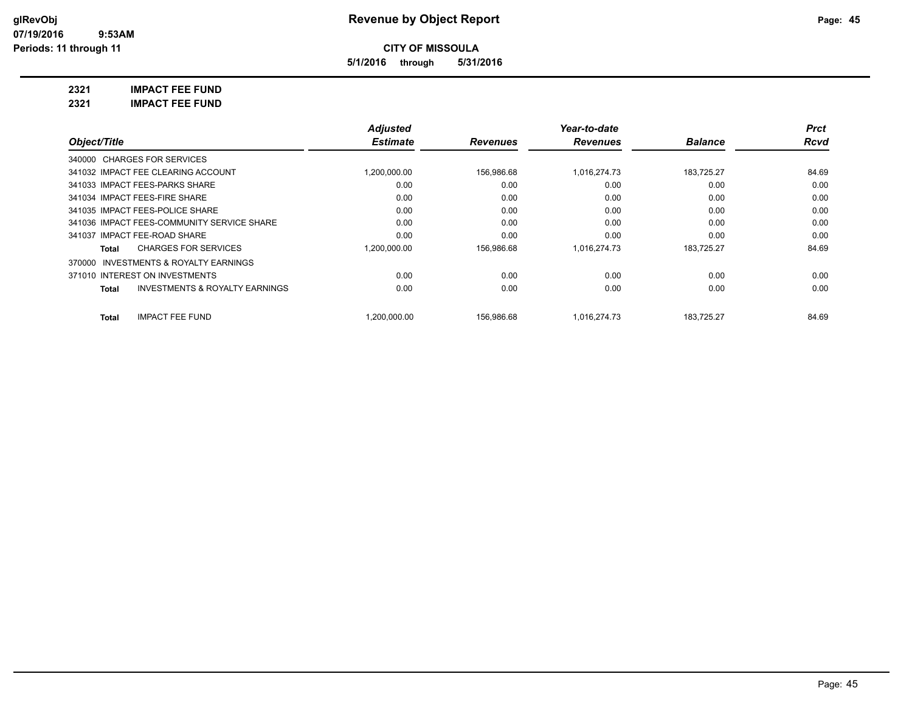**glRevObj**
**07/19/2016 9:53AM**
**Periods: 11 through 11**

# Revenue by Object Report

**CITY OF MISSOULA**

**5/1/2016 through 5/31/2016**

**2321 IMPACT FEE FUND**
**2321 IMPACT FEE FUND**

| Object/Title | Adjusted Estimate | Revenues | Year-to-date Revenues | Balance | Prct Rcvd |
|---|---|---|---|---|---|
| 340000 CHARGES FOR SERVICES | | | | | |
| 341032 IMPACT FEE CLEARING ACCOUNT | 1,200,000.00 | 156,986.68 | 1,016,274.73 | 183,725.27 | 84.69 |
| 341033 IMPACT FEES-PARKS SHARE | 0.00 | 0.00 | 0.00 | 0.00 | 0.00 |
| 341034 IMPACT FEES-FIRE SHARE | 0.00 | 0.00 | 0.00 | 0.00 | 0.00 |
| 341035 IMPACT FEES-POLICE SHARE | 0.00 | 0.00 | 0.00 | 0.00 | 0.00 |
| 341036 IMPACT FEES-COMMUNITY SERVICE SHARE | 0.00 | 0.00 | 0.00 | 0.00 | 0.00 |
| 341037 IMPACT FEE-ROAD SHARE | 0.00 | 0.00 | 0.00 | 0.00 | 0.00 |
| **Total** CHARGES FOR SERVICES | 1,200,000.00 | 156,986.68 | 1,016,274.73 | 183,725.27 | 84.69 |
| 370000 INVESTMENTS & ROYALTY EARNINGS | | | | | |
| 371010 INTEREST ON INVESTMENTS | 0.00 | 0.00 | 0.00 | 0.00 | 0.00 |
| **Total** INVESTMENTS & ROYALTY EARNINGS | 0.00 | 0.00 | 0.00 | 0.00 | 0.00 |
| **Total** IMPACT FEE FUND | 1,200,000.00 | 156,986.68 | 1,016,274.73 | 183,725.27 | 84.69 |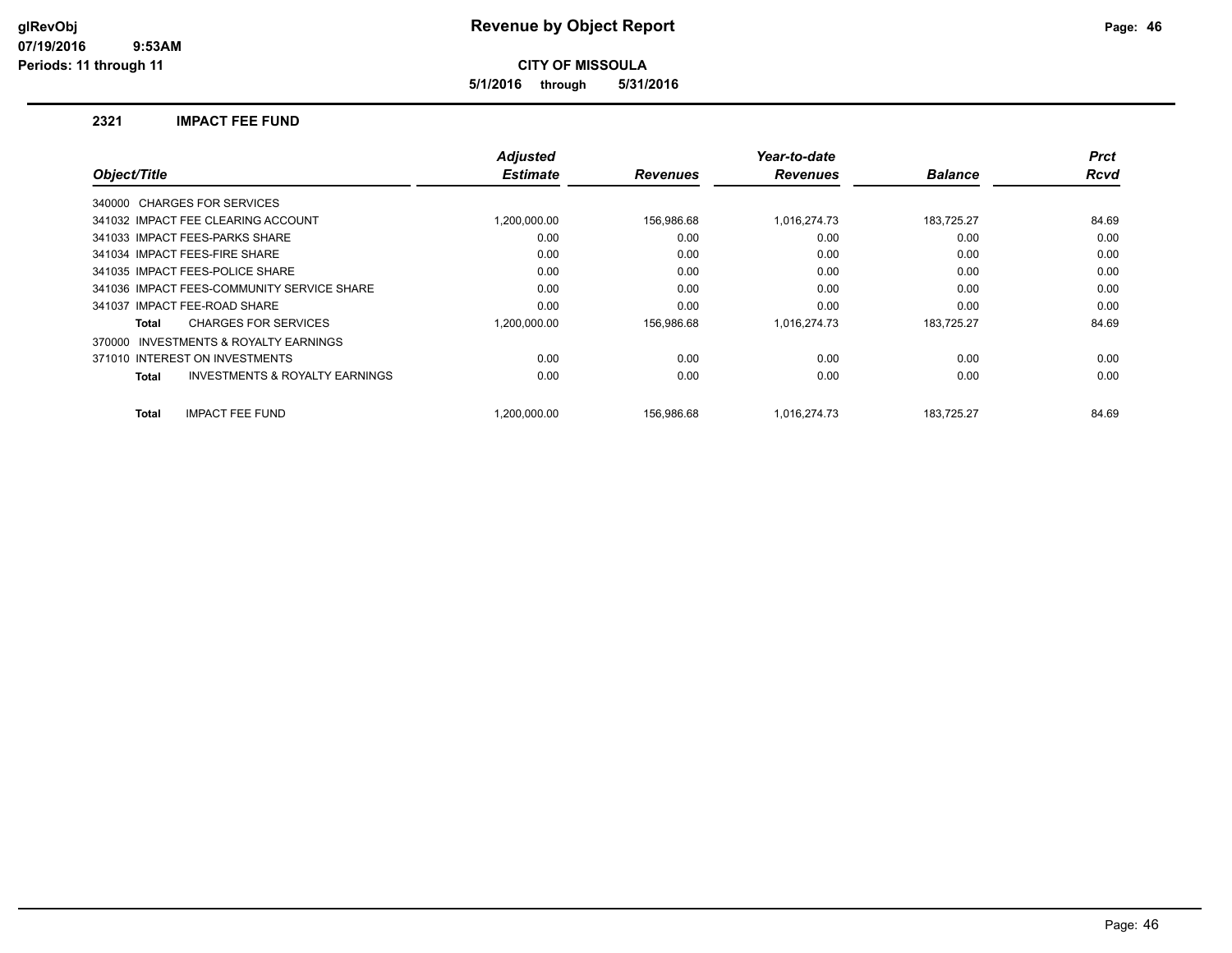# Revenue by Object Report

glRevObj
07/19/2016 9:53AM
Periods: 11 through 11

**CITY OF MISSOULA**

**5/1/2016 through 5/31/2016**

## 2321 IMPACT FEE FUND

| Object/Title | Adjusted Estimate | Revenues | Year-to-date Revenues | Balance | Prct Rcvd |
|---|---|---|---|---|---|
| 340000 CHARGES FOR SERVICES | | | | | |
| 341032 IMPACT FEE CLEARING ACCOUNT | 1,200,000.00 | 156,986.68 | 1,016,274.73 | 183,725.27 | 84.69 |
| 341033 IMPACT FEES-PARKS SHARE | 0.00 | 0.00 | 0.00 | 0.00 | 0.00 |
| 341034 IMPACT FEES-FIRE SHARE | 0.00 | 0.00 | 0.00 | 0.00 | 0.00 |
| 341035 IMPACT FEES-POLICE SHARE | 0.00 | 0.00 | 0.00 | 0.00 | 0.00 |
| 341036 IMPACT FEES-COMMUNITY SERVICE SHARE | 0.00 | 0.00 | 0.00 | 0.00 | 0.00 |
| 341037 IMPACT FEE-ROAD SHARE | 0.00 | 0.00 | 0.00 | 0.00 | 0.00 |
| **Total** CHARGES FOR SERVICES | 1,200,000.00 | 156,986.68 | 1,016,274.73 | 183,725.27 | 84.69 |
| 370000 INVESTMENTS & ROYALTY EARNINGS | | | | | |
| 371010 INTEREST ON INVESTMENTS | 0.00 | 0.00 | 0.00 | 0.00 | 0.00 |
| **Total** INVESTMENTS & ROYALTY EARNINGS | 0.00 | 0.00 | 0.00 | 0.00 | 0.00 |
| **Total** IMPACT FEE FUND | 1,200,000.00 | 156,986.68 | 1,016,274.73 | 183,725.27 | 84.69 |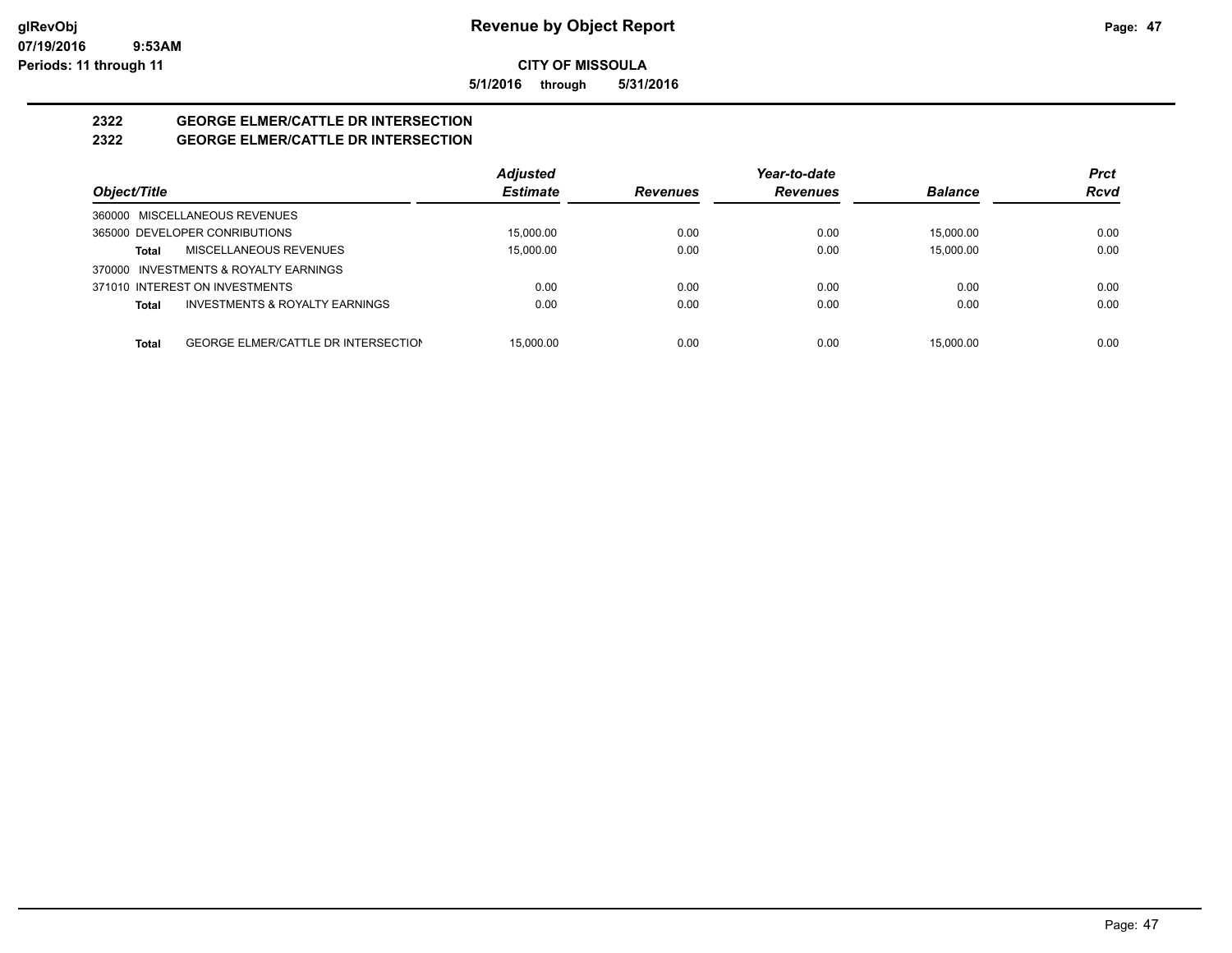**Revenue by Object Report**

**CITY OF MISSOULA**

**5/1/2016 through 5/31/2016**

glRevObj
07/19/2016 9:53AM
Periods: 11 through 11

## 2322 GEORGE ELMER/CATTLE DR INTERSECTION
## 2322 GEORGE ELMER/CATTLE DR INTERSECTION

| Object/Title | | Adjusted Estimate | Revenues | Year-to-date Revenues | Balance | Prct Rcvd |
|---|---|---|---|---|---|---|
| 360000 MISCELLANEOUS REVENUES | | | | | | |
| 365000 DEVELOPER CONRIBUTIONS | | 15,000.00 | 0.00 | 0.00 | 15,000.00 | 0.00 |
| Total | MISCELLANEOUS REVENUES | 15,000.00 | 0.00 | 0.00 | 15,000.00 | 0.00 |
| 370000 INVESTMENTS & ROYALTY EARNINGS | | | | | | |
| 371010 INTEREST ON INVESTMENTS | | 0.00 | 0.00 | 0.00 | 0.00 | 0.00 |
| Total | INVESTMENTS & ROYALTY EARNINGS | 0.00 | 0.00 | 0.00 | 0.00 | 0.00 |
| Total | GEORGE ELMER/CATTLE DR INTERSECTION | 15,000.00 | 0.00 | 0.00 | 15,000.00 | 0.00 |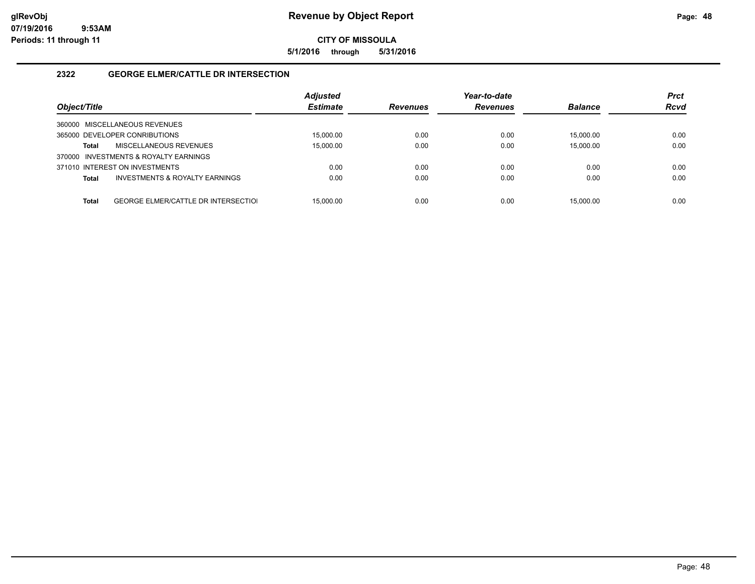# Revenue by Object Report

**CITY OF MISSOULA**

**5/1/2016 through 5/31/2016**

glRevObj
07/19/2016 9:53AM
Periods: 11 through 11

## 2322 GEORGE ELMER/CATTLE DR INTERSECTION

| Object/Title | | Adjusted Estimate | Revenues | Year-to-date Revenues | Balance | Prct Rcvd |
|---|---|---|---|---|---|---|
| 360000 MISCELLANEOUS REVENUES | | | | | | |
| 365000 DEVELOPER CONRIBUTIONS | | 15,000.00 | 0.00 | 0.00 | 15,000.00 | 0.00 |
| Total | MISCELLANEOUS REVENUES | 15,000.00 | 0.00 | 0.00 | 15,000.00 | 0.00 |
| 370000 INVESTMENTS & ROYALTY EARNINGS | | | | | | |
| 371010 INTEREST ON INVESTMENTS | | 0.00 | 0.00 | 0.00 | 0.00 | 0.00 |
| Total | INVESTMENTS & ROYALTY EARNINGS | 0.00 | 0.00 | 0.00 | 0.00 | 0.00 |
| Total | GEORGE ELMER/CATTLE DR INTERSECTIOI | 15,000.00 | 0.00 | 0.00 | 15,000.00 | 0.00 |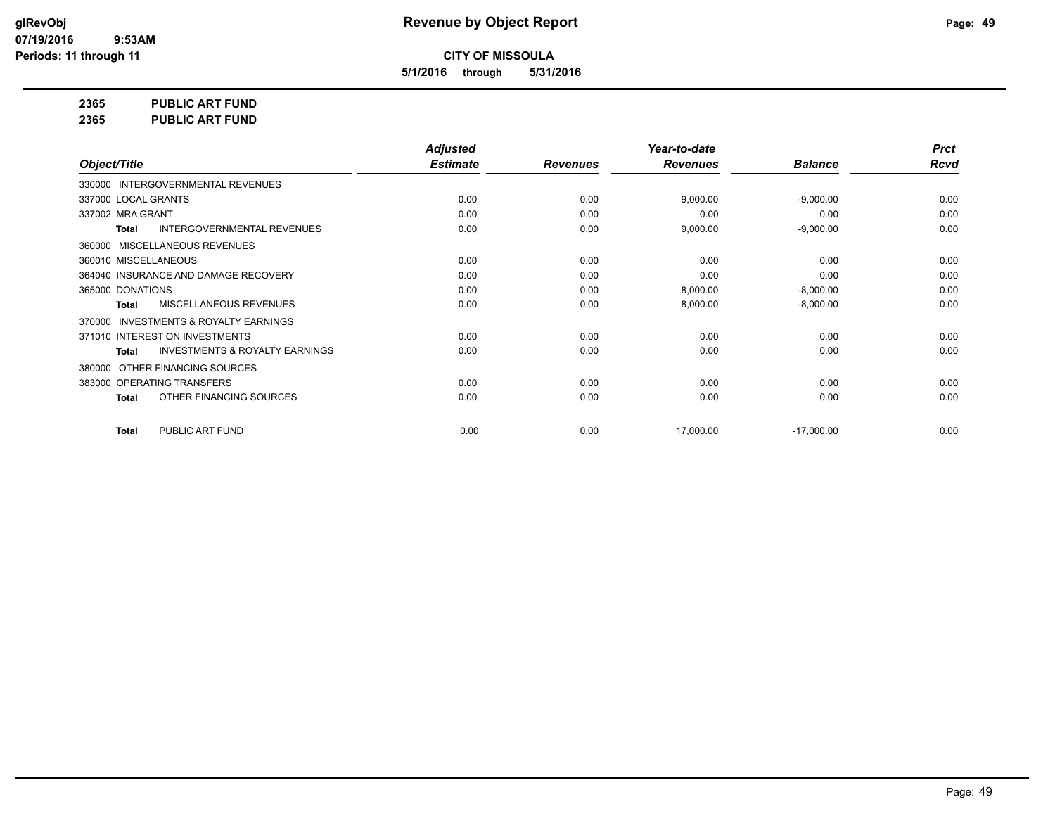**CITY OF MISSOULA**

**5/1/2016 through 5/31/2016**

**2365 PUBLIC ART FUND**

**2365 PUBLIC ART FUND**

| Object/Title | Adjusted Estimate | Revenues | Year-to-date Revenues | Balance | Prct Rcvd |
|---|---|---|---|---|---|
| 330000 INTERGOVERNMENTAL REVENUES | | | | | |
| 337000 LOCAL GRANTS | 0.00 | 0.00 | 9,000.00 | -9,000.00 | 0.00 |
| 337002 MRA GRANT | 0.00 | 0.00 | 0.00 | 0.00 | 0.00 |
| **Total** INTERGOVERNMENTAL REVENUES | 0.00 | 0.00 | 9,000.00 | -9,000.00 | 0.00 |
| 360000 MISCELLANEOUS REVENUES | | | | | |
| 360010 MISCELLANEOUS | 0.00 | 0.00 | 0.00 | 0.00 | 0.00 |
| 364040 INSURANCE AND DAMAGE RECOVERY | 0.00 | 0.00 | 0.00 | 0.00 | 0.00 |
| 365000 DONATIONS | 0.00 | 0.00 | 8,000.00 | -8,000.00 | 0.00 |
| **Total** MISCELLANEOUS REVENUES | 0.00 | 0.00 | 8,000.00 | -8,000.00 | 0.00 |
| 370000 INVESTMENTS & ROYALTY EARNINGS | | | | | |
| 371010 INTEREST ON INVESTMENTS | 0.00 | 0.00 | 0.00 | 0.00 | 0.00 |
| **Total** INVESTMENTS & ROYALTY EARNINGS | 0.00 | 0.00 | 0.00 | 0.00 | 0.00 |
| 380000 OTHER FINANCING SOURCES | | | | | |
| 383000 OPERATING TRANSFERS | 0.00 | 0.00 | 0.00 | 0.00 | 0.00 |
| **Total** OTHER FINANCING SOURCES | 0.00 | 0.00 | 0.00 | 0.00 | 0.00 |
| **Total** PUBLIC ART FUND | 0.00 | 0.00 | 17,000.00 | -17,000.00 | 0.00 |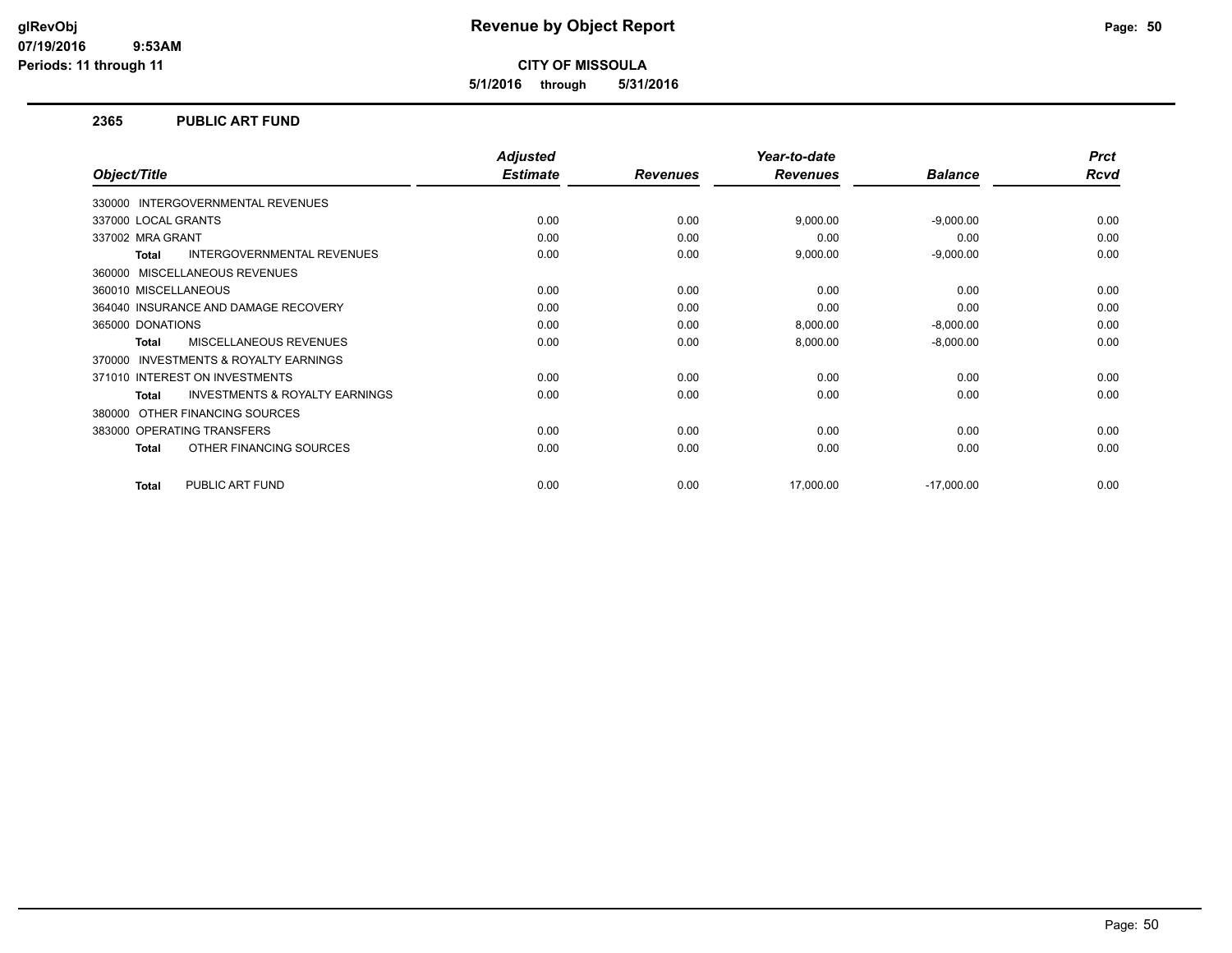**CITY OF MISSOULA**

**5/1/2016 through 5/31/2016**

## 2365 PUBLIC ART FUND

| Object/Title | Adjusted Estimate | Revenues | Year-to-date Revenues | Balance | Prct Rcvd |
|---|---|---|---|---|---|
| 330000 INTERGOVERNMENTAL REVENUES | | | | | |
| 337000 LOCAL GRANTS | 0.00 | 0.00 | 9,000.00 | -9,000.00 | 0.00 |
| 337002 MRA GRANT | 0.00 | 0.00 | 0.00 | 0.00 | 0.00 |
| **Total** INTERGOVERNMENTAL REVENUES | 0.00 | 0.00 | 9,000.00 | -9,000.00 | 0.00 |
| 360000 MISCELLANEOUS REVENUES | | | | | |
| 360010 MISCELLANEOUS | 0.00 | 0.00 | 0.00 | 0.00 | 0.00 |
| 364040 INSURANCE AND DAMAGE RECOVERY | 0.00 | 0.00 | 0.00 | 0.00 | 0.00 |
| 365000 DONATIONS | 0.00 | 0.00 | 8,000.00 | -8,000.00 | 0.00 |
| **Total** MISCELLANEOUS REVENUES | 0.00 | 0.00 | 8,000.00 | -8,000.00 | 0.00 |
| 370000 INVESTMENTS & ROYALTY EARNINGS | | | | | |
| 371010 INTEREST ON INVESTMENTS | 0.00 | 0.00 | 0.00 | 0.00 | 0.00 |
| **Total** INVESTMENTS & ROYALTY EARNINGS | 0.00 | 0.00 | 0.00 | 0.00 | 0.00 |
| 380000 OTHER FINANCING SOURCES | | | | | |
| 383000 OPERATING TRANSFERS | 0.00 | 0.00 | 0.00 | 0.00 | 0.00 |
| **Total** OTHER FINANCING SOURCES | 0.00 | 0.00 | 0.00 | 0.00 | 0.00 |
| **Total** PUBLIC ART FUND | 0.00 | 0.00 | 17,000.00 | -17,000.00 | 0.00 |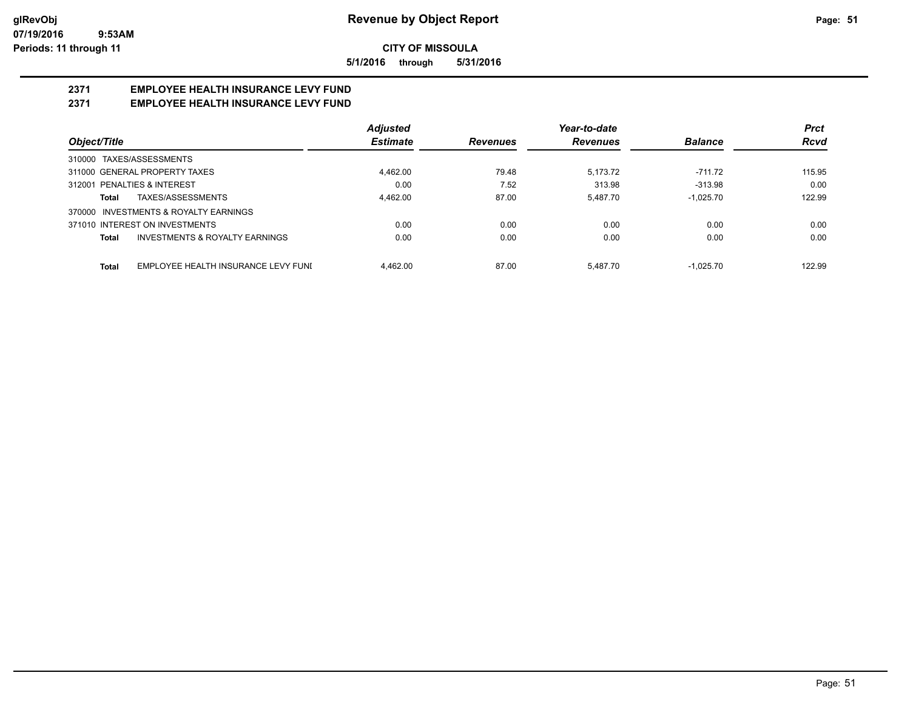**CITY OF MISSOULA**

**5/1/2016 through 5/31/2016**

**2371 EMPLOYEE HEALTH INSURANCE LEVY FUND**

**2371 EMPLOYEE HEALTH INSURANCE LEVY FUND**

| Object/Title | | Adjusted Estimate | Revenues | Year-to-date Revenues | Balance | Prct Rcvd |
|---|---|---|---|---|---|---|
| 310000 TAXES/ASSESSMENTS | | | | | | |
| 311000 GENERAL PROPERTY TAXES | | 4,462.00 | 79.48 | 5,173.72 | -711.72 | 115.95 |
| 312001 PENALTIES & INTEREST | | 0.00 | 7.52 | 313.98 | -313.98 | 0.00 |
| Total | TAXES/ASSESSMENTS | 4,462.00 | 87.00 | 5,487.70 | -1,025.70 | 122.99 |
| 370000 INVESTMENTS & ROYALTY EARNINGS | | | | | | |
| 371010 INTEREST ON INVESTMENTS | | 0.00 | 0.00 | 0.00 | 0.00 | 0.00 |
| Total | INVESTMENTS & ROYALTY EARNINGS | 0.00 | 0.00 | 0.00 | 0.00 | 0.00 |
| Total | EMPLOYEE HEALTH INSURANCE LEVY FUNI | 4,462.00 | 87.00 | 5,487.70 | -1,025.70 | 122.99 |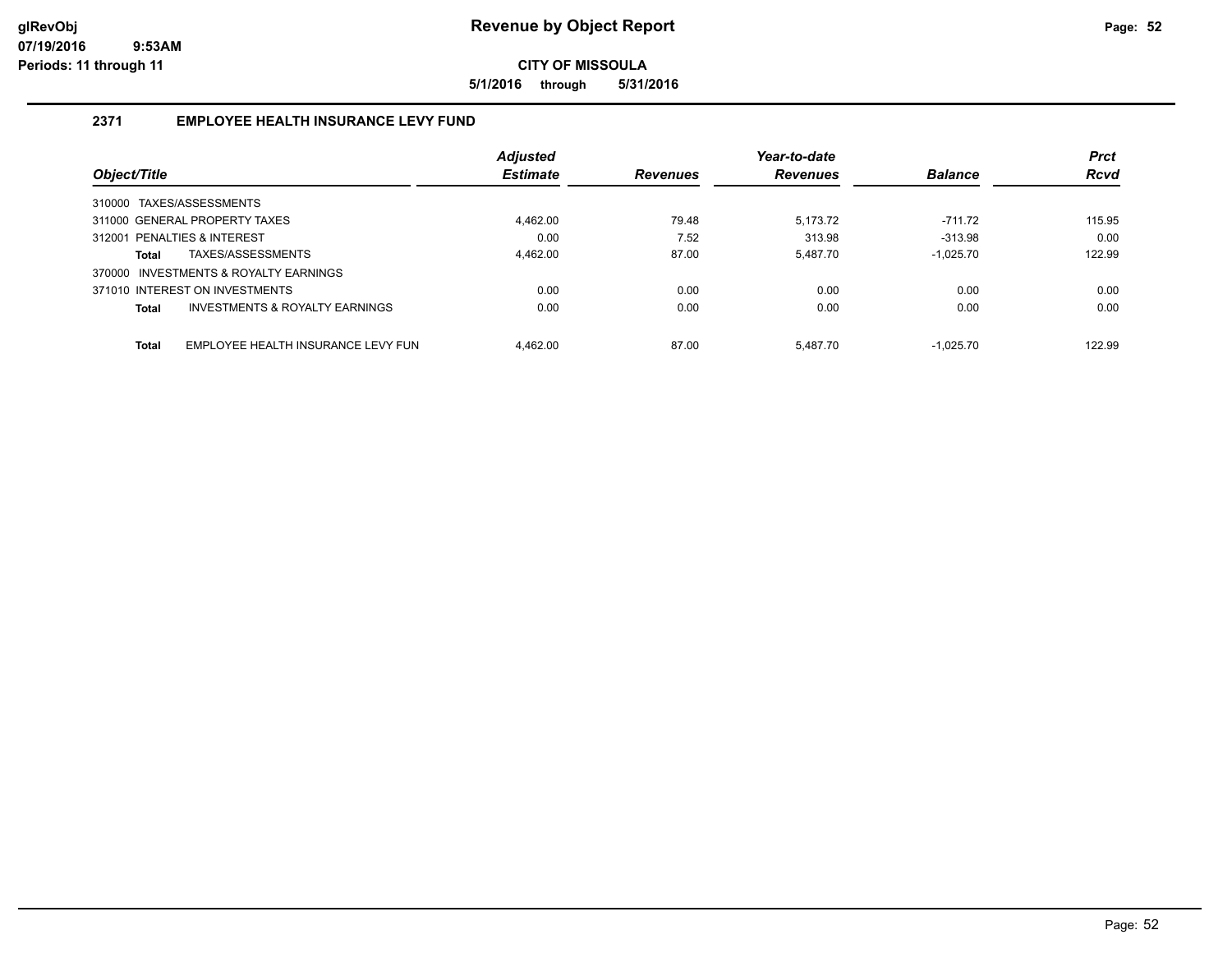# Revenue by Object Report

glRevObj
07/19/2016 9:53AM
Periods: 11 through 11

**CITY OF MISSOULA**

**5/1/2016 through 5/31/2016**

## 2371 EMPLOYEE HEALTH INSURANCE LEVY FUND

| Object/Title | Adjusted Estimate | Revenues | Year-to-date Revenues | Balance | Prct Rcvd |
|---|---|---|---|---|---|
| 310000 TAXES/ASSESSMENTS | | | | | |
| 311000 GENERAL PROPERTY TAXES | 4,462.00 | 79.48 | 5,173.72 | -711.72 | 115.95 |
| 312001 PENALTIES & INTEREST | 0.00 | 7.52 | 313.98 | -313.98 | 0.00 |
| **Total** TAXES/ASSESSMENTS | 4,462.00 | 87.00 | 5,487.70 | -1,025.70 | 122.99 |
| 370000 INVESTMENTS & ROYALTY EARNINGS | | | | | |
| 371010 INTEREST ON INVESTMENTS | 0.00 | 0.00 | 0.00 | 0.00 | 0.00 |
| **Total** INVESTMENTS & ROYALTY EARNINGS | 0.00 | 0.00 | 0.00 | 0.00 | 0.00 |
| **Total** EMPLOYEE HEALTH INSURANCE LEVY FUN | 4,462.00 | 87.00 | 5,487.70 | -1,025.70 | 122.99 |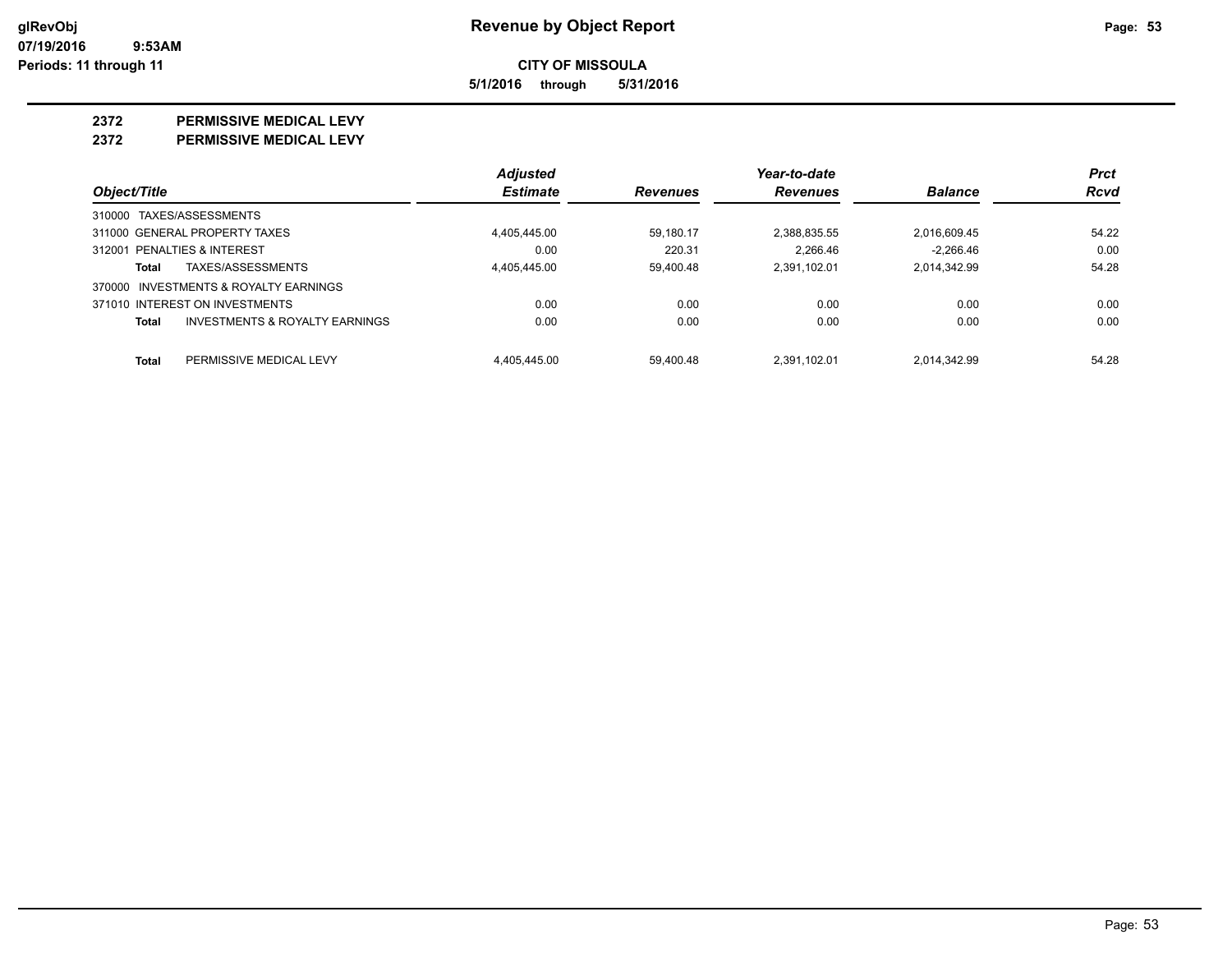**glRevObj** **Revenue by Object Report**
**07/19/2016 9:53AM**
**Periods: 11 through 11**

**CITY OF MISSOULA**

**5/1/2016 through 5/31/2016**

## 2372 PERMISSIVE MEDICAL LEVY
## 2372 PERMISSIVE MEDICAL LEVY

| Object/Title | Adjusted Estimate | Revenues | Year-to-date Revenues | Balance | Prct Rcvd |
|---|---|---|---|---|---|
| 310000 TAXES/ASSESSMENTS | | | | | |
| 311000 GENERAL PROPERTY TAXES | 4,405,445.00 | 59,180.17 | 2,388,835.55 | 2,016,609.45 | 54.22 |
| 312001 PENALTIES & INTEREST | 0.00 | 220.31 | 2,266.46 | -2,266.46 | 0.00 |
| **Total** TAXES/ASSESSMENTS | 4,405,445.00 | 59,400.48 | 2,391,102.01 | 2,014,342.99 | 54.28 |
| 370000 INVESTMENTS & ROYALTY EARNINGS | | | | | |
| 371010 INTEREST ON INVESTMENTS | 0.00 | 0.00 | 0.00 | 0.00 | 0.00 |
| **Total** INVESTMENTS & ROYALTY EARNINGS | 0.00 | 0.00 | 0.00 | 0.00 | 0.00 |
| **Total** PERMISSIVE MEDICAL LEVY | 4,405,445.00 | 59,400.48 | 2,391,102.01 | 2,014,342.99 | 54.28 |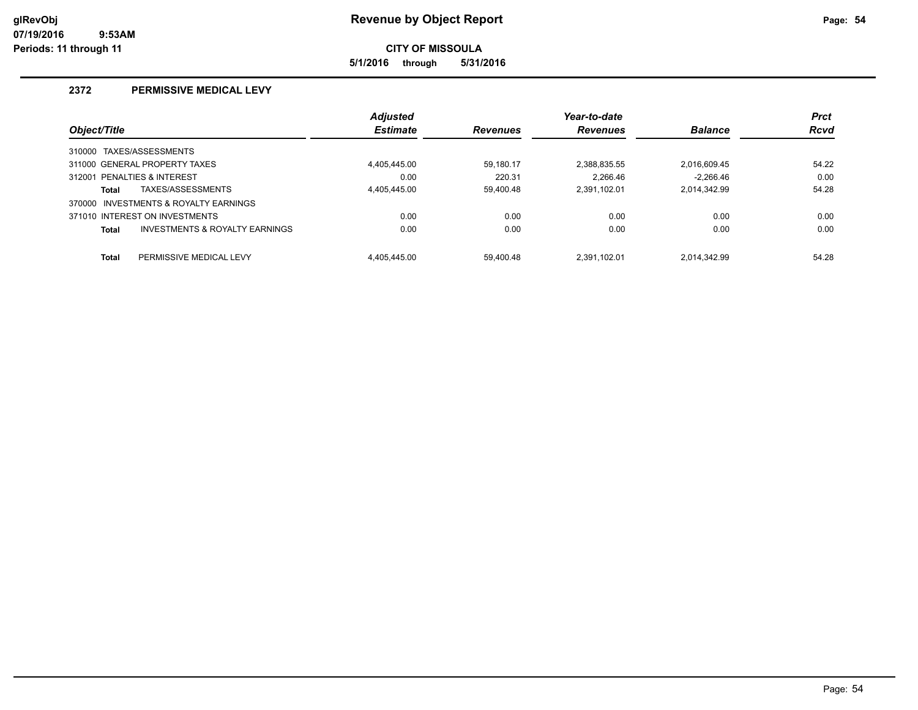# Revenue by Object Report

glRevObj
07/19/2016 9:53AM
Periods: 11 through 11

**CITY OF MISSOULA**

**5/1/2016 through 5/31/2016**

## 2372 PERMISSIVE MEDICAL LEVY

| Object/Title | Adjusted Estimate | Revenues | Year-to-date Revenues | Balance | Prct Rcvd |
|---|---|---|---|---|---|
| 310000 TAXES/ASSESSMENTS | | | | | |
| 311000 GENERAL PROPERTY TAXES | 4,405,445.00 | 59,180.17 | 2,388,835.55 | 2,016,609.45 | 54.22 |
| 312001 PENALTIES & INTEREST | 0.00 | 220.31 | 2,266.46 | -2,266.46 | 0.00 |
| **Total** TAXES/ASSESSMENTS | 4,405,445.00 | 59,400.48 | 2,391,102.01 | 2,014,342.99 | 54.28 |
| 370000 INVESTMENTS & ROYALTY EARNINGS | | | | | |
| 371010 INTEREST ON INVESTMENTS | 0.00 | 0.00 | 0.00 | 0.00 | 0.00 |
| **Total** INVESTMENTS & ROYALTY EARNINGS | 0.00 | 0.00 | 0.00 | 0.00 | 0.00 |
| **Total** PERMISSIVE MEDICAL LEVY | 4,405,445.00 | 59,400.48 | 2,391,102.01 | 2,014,342.99 | 54.28 |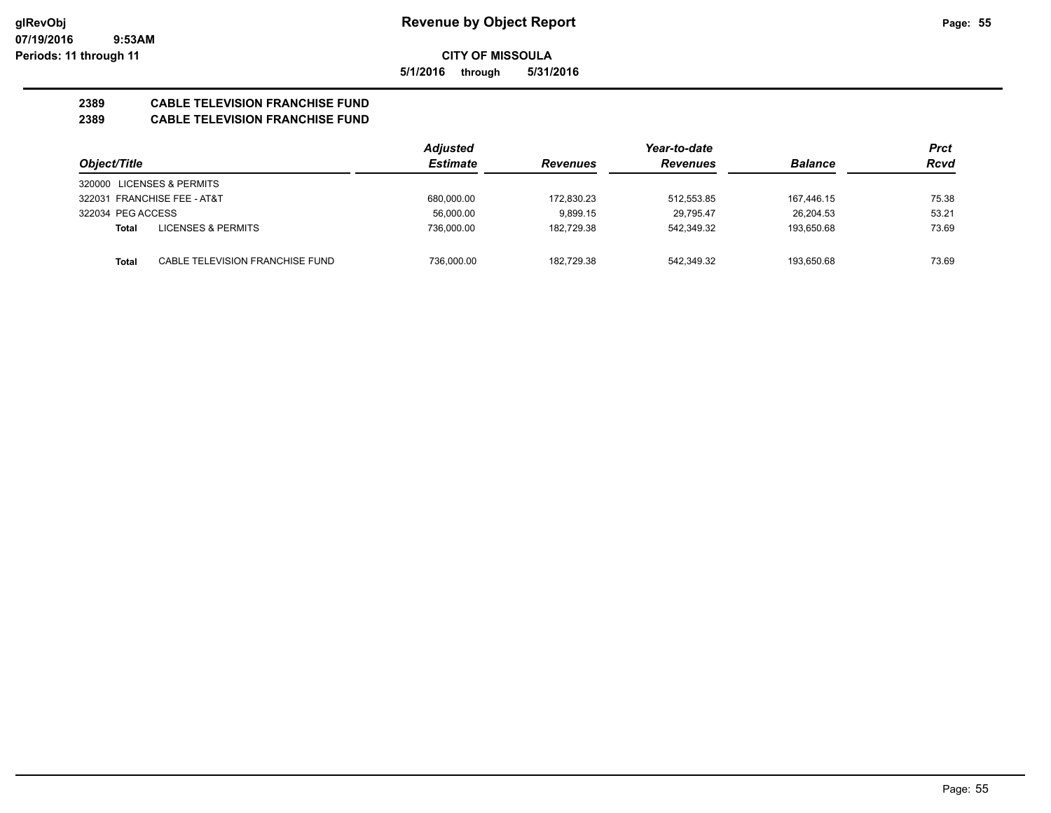# Revenue by Object Report

**CITY OF MISSOULA**

**5/1/2016 through 5/31/2016**

**2389 CABLE TELEVISION FRANCHISE FUND**

**2389 CABLE TELEVISION FRANCHISE FUND**

| Object/Title | Adjusted Estimate | Revenues | Year-to-date Revenues | Balance | Prct Rcvd |
|---|---|---|---|---|---|
| 320000 LICENSES & PERMITS | | | | | |
| 322031 FRANCHISE FEE - AT&T | 680,000.00 | 172,830.23 | 512,553.85 | 167,446.15 | 75.38 |
| 322034 PEG ACCESS | 56,000.00 | 9,899.15 | 29,795.47 | 26,204.53 | 53.21 |
| **Total** LICENSES & PERMITS | 736,000.00 | 182,729.38 | 542,349.32 | 193,650.68 | 73.69 |
| **Total** CABLE TELEVISION FRANCHISE FUND | 736,000.00 | 182,729.38 | 542,349.32 | 193,650.68 | 73.69 |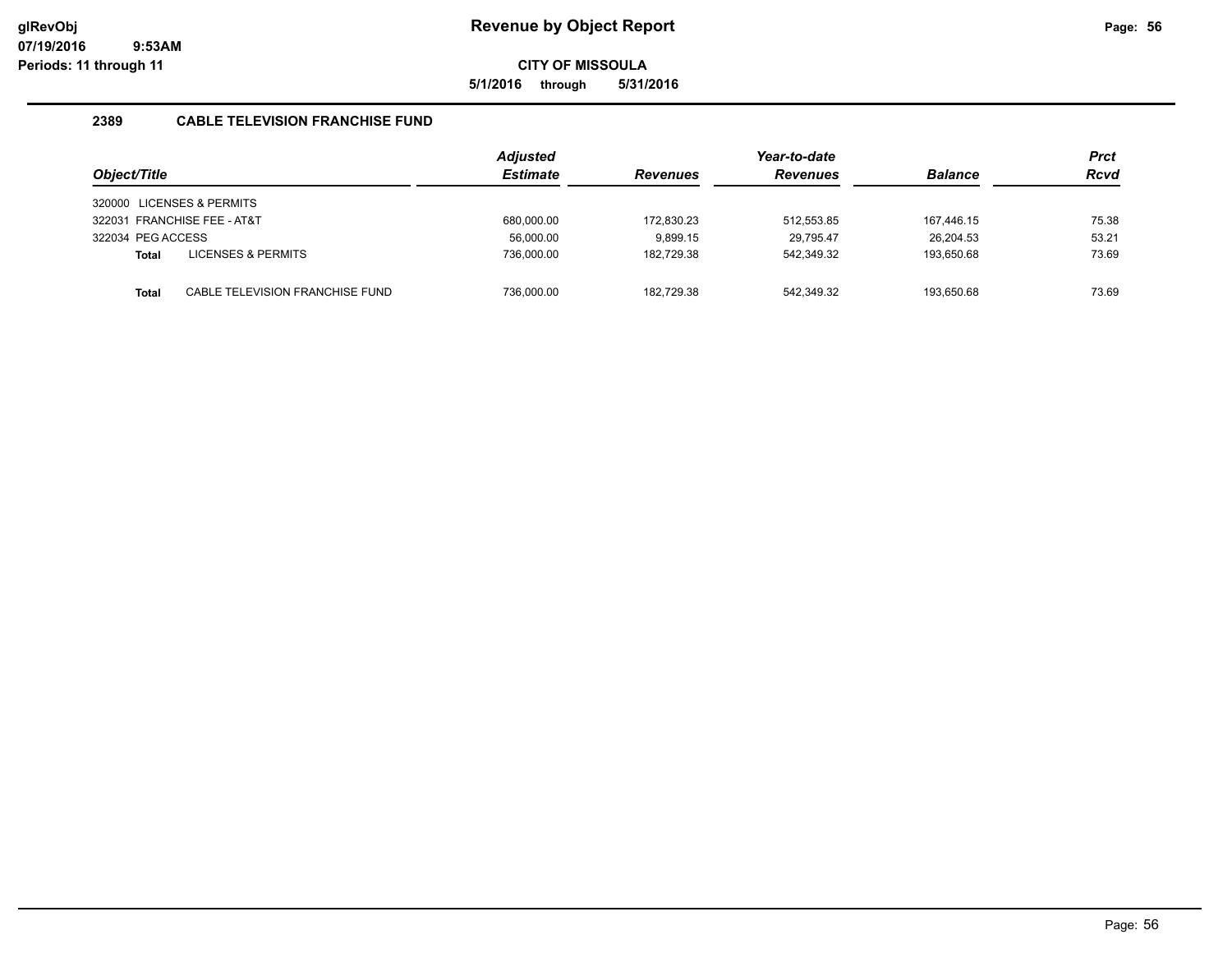# Revenue by Object Report

glRevObj
07/19/2016 9:53AM
Periods: 11 through 11

**CITY OF MISSOULA**

**5/1/2016 through 5/31/2016**

## 2389 CABLE TELEVISION FRANCHISE FUND

| Object/Title | Adjusted Estimate | Revenues | Year-to-date Revenues | Balance | Prct Rcvd |
|---|---|---|---|---|---|
| 320000 LICENSES & PERMITS | | | | | |
| 322031 FRANCHISE FEE - AT&T | 680,000.00 | 172,830.23 | 512,553.85 | 167,446.15 | 75.38 |
| 322034 PEG ACCESS | 56,000.00 | 9,899.15 | 29,795.47 | 26,204.53 | 53.21 |
| **Total** LICENSES & PERMITS | 736,000.00 | 182,729.38 | 542,349.32 | 193,650.68 | 73.69 |
| **Total** CABLE TELEVISION FRANCHISE FUND | 736,000.00 | 182,729.38 | 542,349.32 | 193,650.68 | 73.69 |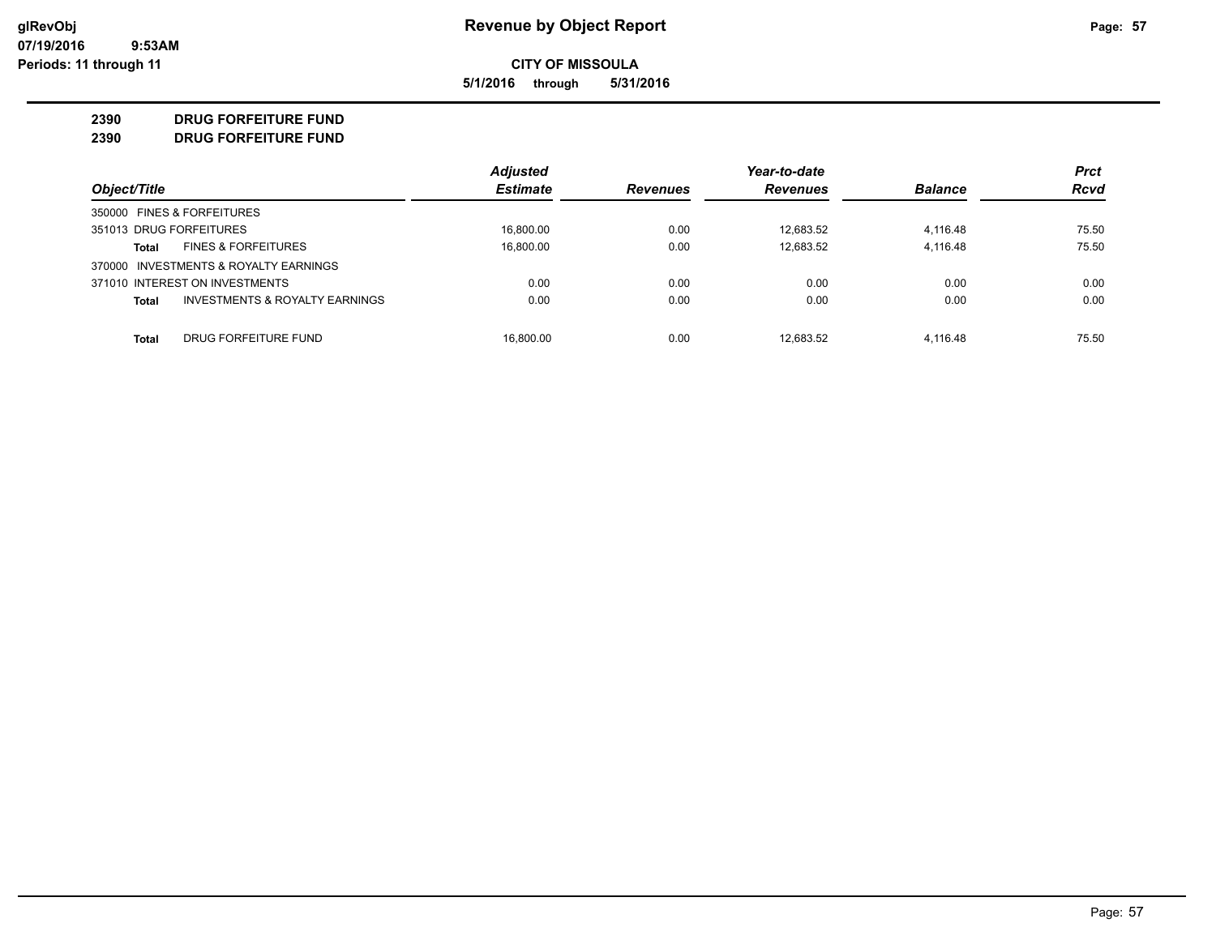**Revenue by Object Report**

**CITY OF MISSOULA**

**5/1/2016 through 5/31/2016**

glRevObj
07/19/2016 9:53AM
Periods: 11 through 11

## 2390 DRUG FORFEITURE FUND
## 2390 DRUG FORFEITURE FUND

| Object/Title | | Adjusted Estimate | Revenues | Year-to-date Revenues | Balance | Prct Rcvd |
|---|---|---|---|---|---|---|
| 350000 FINES & FORFEITURES | | | | | | |
| 351013 DRUG FORFEITURES | | 16,800.00 | 0.00 | 12,683.52 | 4,116.48 | 75.50 |
| **Total** | FINES & FORFEITURES | 16,800.00 | 0.00 | 12,683.52 | 4,116.48 | 75.50 |
| 370000 INVESTMENTS & ROYALTY EARNINGS | | | | | | |
| 371010 INTEREST ON INVESTMENTS | | 0.00 | 0.00 | 0.00 | 0.00 | 0.00 |
| **Total** | INVESTMENTS & ROYALTY EARNINGS | 0.00 | 0.00 | 0.00 | 0.00 | 0.00 |
| **Total** | DRUG FORFEITURE FUND | 16,800.00 | 0.00 | 12,683.52 | 4,116.48 | 75.50 |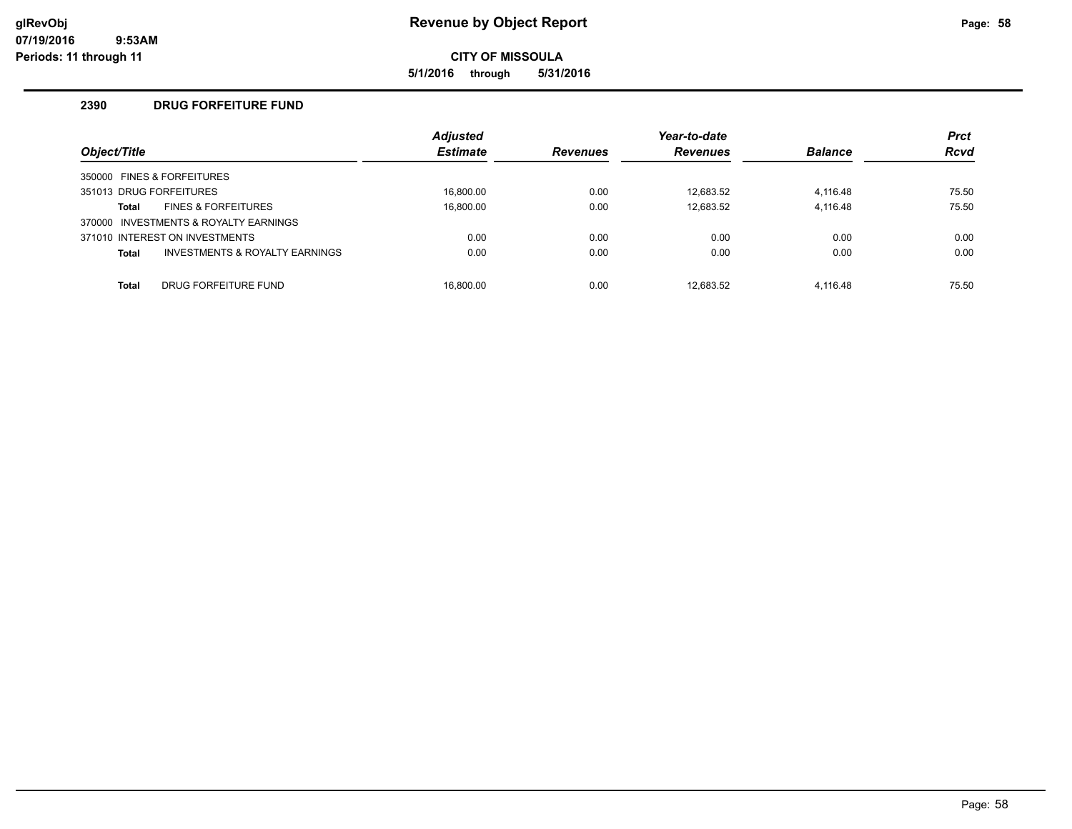# Revenue by Object Report

**CITY OF MISSOULA**

**5/1/2016 through 5/31/2016**

glRevObj
07/19/2016 9:53AM
Periods: 11 through 11

## 2390 DRUG FORFEITURE FUND

| Object/Title | Adjusted Estimate | Revenues | Year-to-date Revenues | Balance | Prct Rcvd |
|---|---|---|---|---|---|
| 350000 FINES & FORFEITURES | | | | | |
| 351013 DRUG FORFEITURES | 16,800.00 | 0.00 | 12,683.52 | 4,116.48 | 75.50 |
| **Total** FINES & FORFEITURES | 16,800.00 | 0.00 | 12,683.52 | 4,116.48 | 75.50 |
| 370000 INVESTMENTS & ROYALTY EARNINGS | | | | | |
| 371010 INTEREST ON INVESTMENTS | 0.00 | 0.00 | 0.00 | 0.00 | 0.00 |
| **Total** INVESTMENTS & ROYALTY EARNINGS | 0.00 | 0.00 | 0.00 | 0.00 | 0.00 |
| **Total** DRUG FORFEITURE FUND | 16,800.00 | 0.00 | 12,683.52 | 4,116.48 | 75.50 |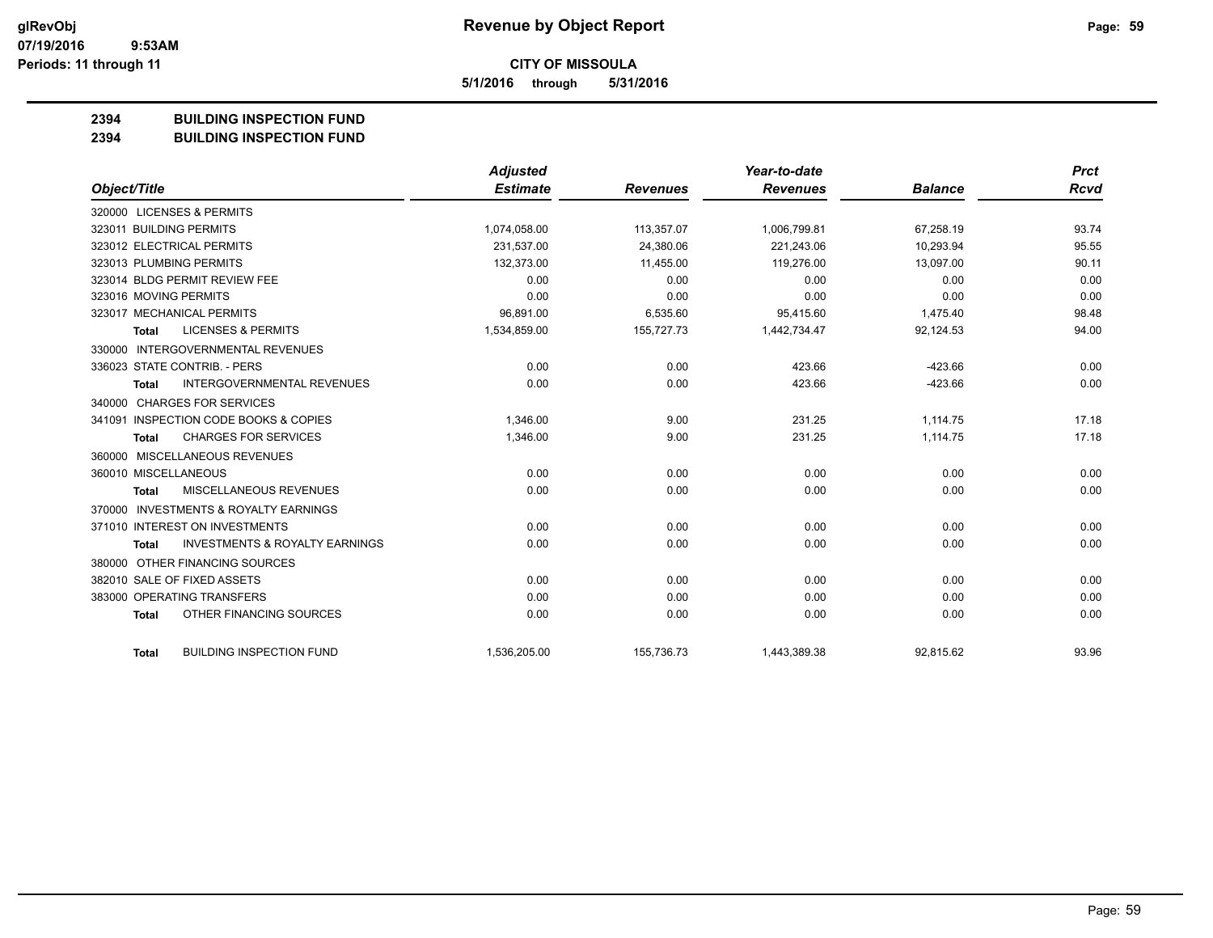# Revenue by Object Report

**CITY OF MISSOULA**

**5/1/2016 through 5/31/2016**

glRevObj
07/19/2016 9:53AM
Periods: 11 through 11

## 2394 BUILDING INSPECTION FUND
## 2394 BUILDING INSPECTION FUND

| Object/Title | Adjusted Estimate | Revenues | Year-to-date Revenues | Balance | Prct Rcvd |
|---|---|---|---|---|---|
| 320000 LICENSES & PERMITS | | | | | |
| 323011 BUILDING PERMITS | 1,074,058.00 | 113,357.07 | 1,006,799.81 | 67,258.19 | 93.74 |
| 323012 ELECTRICAL PERMITS | 231,537.00 | 24,380.06 | 221,243.06 | 10,293.94 | 95.55 |
| 323013 PLUMBING PERMITS | 132,373.00 | 11,455.00 | 119,276.00 | 13,097.00 | 90.11 |
| 323014 BLDG PERMIT REVIEW FEE | 0.00 | 0.00 | 0.00 | 0.00 | 0.00 |
| 323016 MOVING PERMITS | 0.00 | 0.00 | 0.00 | 0.00 | 0.00 |
| 323017 MECHANICAL PERMITS | 96,891.00 | 6,535.60 | 95,415.60 | 1,475.40 | 98.48 |
| **Total** LICENSES & PERMITS | 1,534,859.00 | 155,727.73 | 1,442,734.47 | 92,124.53 | 94.00 |
| 330000 INTERGOVERNMENTAL REVENUES | | | | | |
| 336023 STATE CONTRIB. - PERS | 0.00 | 0.00 | 423.66 | -423.66 | 0.00 |
| **Total** INTERGOVERNMENTAL REVENUES | 0.00 | 0.00 | 423.66 | -423.66 | 0.00 |
| 340000 CHARGES FOR SERVICES | | | | | |
| 341091 INSPECTION CODE BOOKS & COPIES | 1,346.00 | 9.00 | 231.25 | 1,114.75 | 17.18 |
| **Total** CHARGES FOR SERVICES | 1,346.00 | 9.00 | 231.25 | 1,114.75 | 17.18 |
| 360000 MISCELLANEOUS REVENUES | | | | | |
| 360010 MISCELLANEOUS | 0.00 | 0.00 | 0.00 | 0.00 | 0.00 |
| **Total** MISCELLANEOUS REVENUES | 0.00 | 0.00 | 0.00 | 0.00 | 0.00 |
| 370000 INVESTMENTS & ROYALTY EARNINGS | | | | | |
| 371010 INTEREST ON INVESTMENTS | 0.00 | 0.00 | 0.00 | 0.00 | 0.00 |
| **Total** INVESTMENTS & ROYALTY EARNINGS | 0.00 | 0.00 | 0.00 | 0.00 | 0.00 |
| 380000 OTHER FINANCING SOURCES | | | | | |
| 382010 SALE OF FIXED ASSETS | 0.00 | 0.00 | 0.00 | 0.00 | 0.00 |
| 383000 OPERATING TRANSFERS | 0.00 | 0.00 | 0.00 | 0.00 | 0.00 |
| **Total** OTHER FINANCING SOURCES | 0.00 | 0.00 | 0.00 | 0.00 | 0.00 |
| **Total** BUILDING INSPECTION FUND | 1,536,205.00 | 155,736.73 | 1,443,389.38 | 92,815.62 | 93.96 |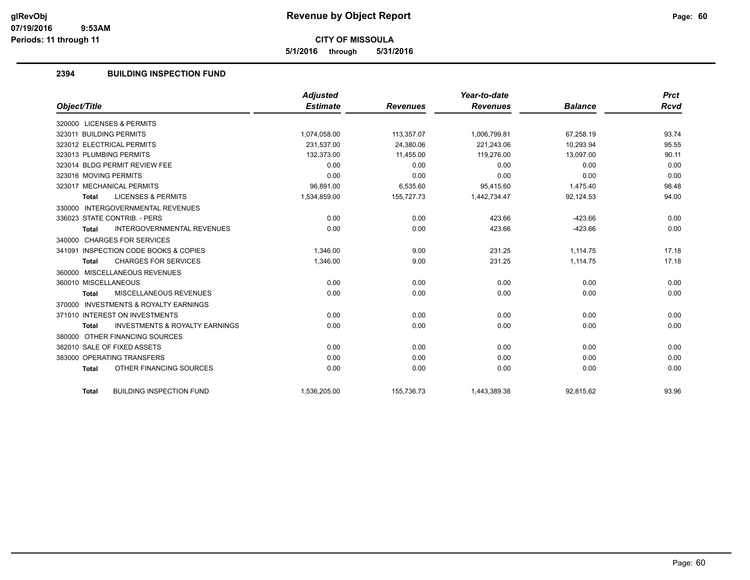# Revenue by Object Report

**CITY OF MISSOULA**

**5/1/2016 through 5/31/2016**

glRevObj
07/19/2016 9:53AM
Periods: 11 through 11

## 2394 BUILDING INSPECTION FUND

| Object/Title | Adjusted Estimate | Revenues | Year-to-date Revenues | Balance | Prct Rcvd |
|---|---|---|---|---|---|
| 320000 LICENSES & PERMITS | | | | | |
| 323011 BUILDING PERMITS | 1,074,058.00 | 113,357.07 | 1,006,799.81 | 67,258.19 | 93.74 |
| 323012 ELECTRICAL PERMITS | 231,537.00 | 24,380.06 | 221,243.06 | 10,293.94 | 95.55 |
| 323013 PLUMBING PERMITS | 132,373.00 | 11,455.00 | 119,276.00 | 13,097.00 | 90.11 |
| 323014 BLDG PERMIT REVIEW FEE | 0.00 | 0.00 | 0.00 | 0.00 | 0.00 |
| 323016 MOVING PERMITS | 0.00 | 0.00 | 0.00 | 0.00 | 0.00 |
| 323017 MECHANICAL PERMITS | 96,891.00 | 6,535.60 | 95,415.60 | 1,475.40 | 98.48 |
| **Total** LICENSES & PERMITS | 1,534,859.00 | 155,727.73 | 1,442,734.47 | 92,124.53 | 94.00 |
| 330000 INTERGOVERNMENTAL REVENUES | | | | | |
| 336023 STATE CONTRIB. - PERS | 0.00 | 0.00 | 423.66 | -423.66 | 0.00 |
| **Total** INTERGOVERNMENTAL REVENUES | 0.00 | 0.00 | 423.66 | -423.66 | 0.00 |
| 340000 CHARGES FOR SERVICES | | | | | |
| 341091 INSPECTION CODE BOOKS & COPIES | 1,346.00 | 9.00 | 231.25 | 1,114.75 | 17.18 |
| **Total** CHARGES FOR SERVICES | 1,346.00 | 9.00 | 231.25 | 1,114.75 | 17.18 |
| 360000 MISCELLANEOUS REVENUES | | | | | |
| 360010 MISCELLANEOUS | 0.00 | 0.00 | 0.00 | 0.00 | 0.00 |
| **Total** MISCELLANEOUS REVENUES | 0.00 | 0.00 | 0.00 | 0.00 | 0.00 |
| 370000 INVESTMENTS & ROYALTY EARNINGS | | | | | |
| 371010 INTEREST ON INVESTMENTS | 0.00 | 0.00 | 0.00 | 0.00 | 0.00 |
| **Total** INVESTMENTS & ROYALTY EARNINGS | 0.00 | 0.00 | 0.00 | 0.00 | 0.00 |
| 380000 OTHER FINANCING SOURCES | | | | | |
| 382010 SALE OF FIXED ASSETS | 0.00 | 0.00 | 0.00 | 0.00 | 0.00 |
| 383000 OPERATING TRANSFERS | 0.00 | 0.00 | 0.00 | 0.00 | 0.00 |
| **Total** OTHER FINANCING SOURCES | 0.00 | 0.00 | 0.00 | 0.00 | 0.00 |
| **Total** BUILDING INSPECTION FUND | 1,536,205.00 | 155,736.73 | 1,443,389.38 | 92,815.62 | 93.96 |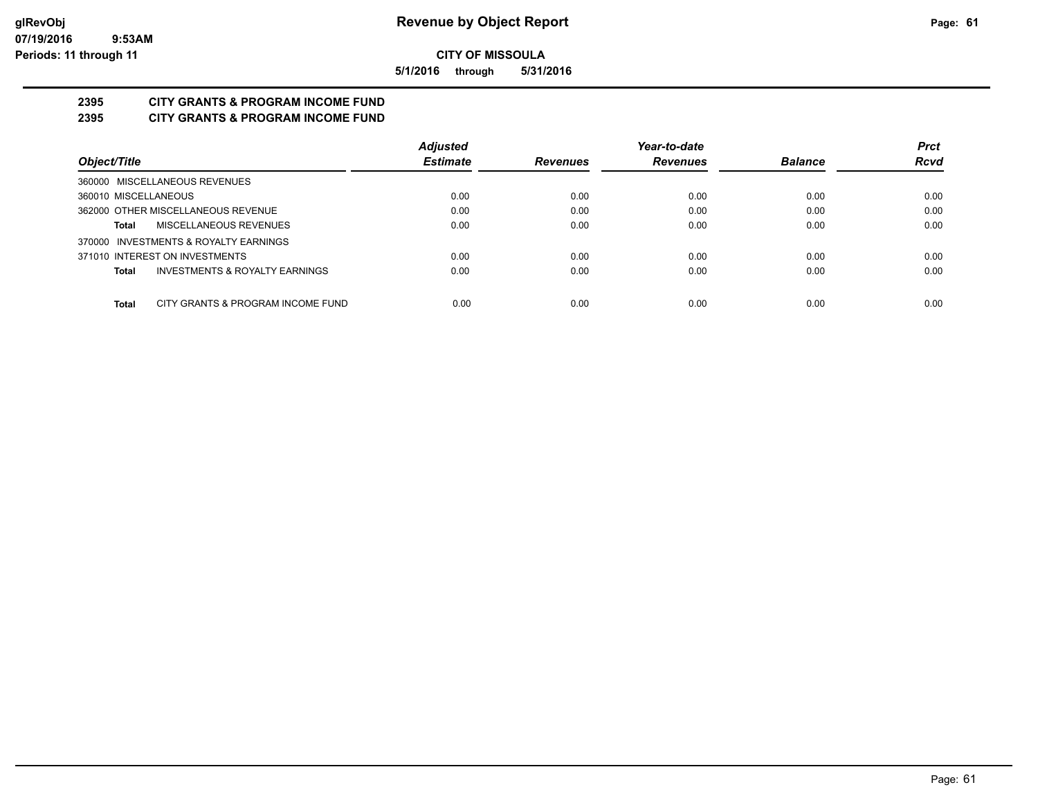**glRevObj**
**07/19/2016 9:53AM**
**Periods: 11 through 11**

# Revenue by Object Report

**CITY OF MISSOULA**

**5/1/2016 through 5/31/2016**

## 2395 CITY GRANTS & PROGRAM INCOME FUND
## 2395 CITY GRANTS & PROGRAM INCOME FUND

| Object/Title | Adjusted Estimate | Revenues | Year-to-date Revenues | Balance | Prct Rcvd |
|---|---|---|---|---|---|
| 360000 MISCELLANEOUS REVENUES | | | | | |
| 360010 MISCELLANEOUS | 0.00 | 0.00 | 0.00 | 0.00 | 0.00 |
| 362000 OTHER MISCELLANEOUS REVENUE | 0.00 | 0.00 | 0.00 | 0.00 | 0.00 |
| **Total** MISCELLANEOUS REVENUES | 0.00 | 0.00 | 0.00 | 0.00 | 0.00 |
| 370000 INVESTMENTS & ROYALTY EARNINGS | | | | | |
| 371010 INTEREST ON INVESTMENTS | 0.00 | 0.00 | 0.00 | 0.00 | 0.00 |
| **Total** INVESTMENTS & ROYALTY EARNINGS | 0.00 | 0.00 | 0.00 | 0.00 | 0.00 |
| **Total** CITY GRANTS & PROGRAM INCOME FUND | 0.00 | 0.00 | 0.00 | 0.00 | 0.00 |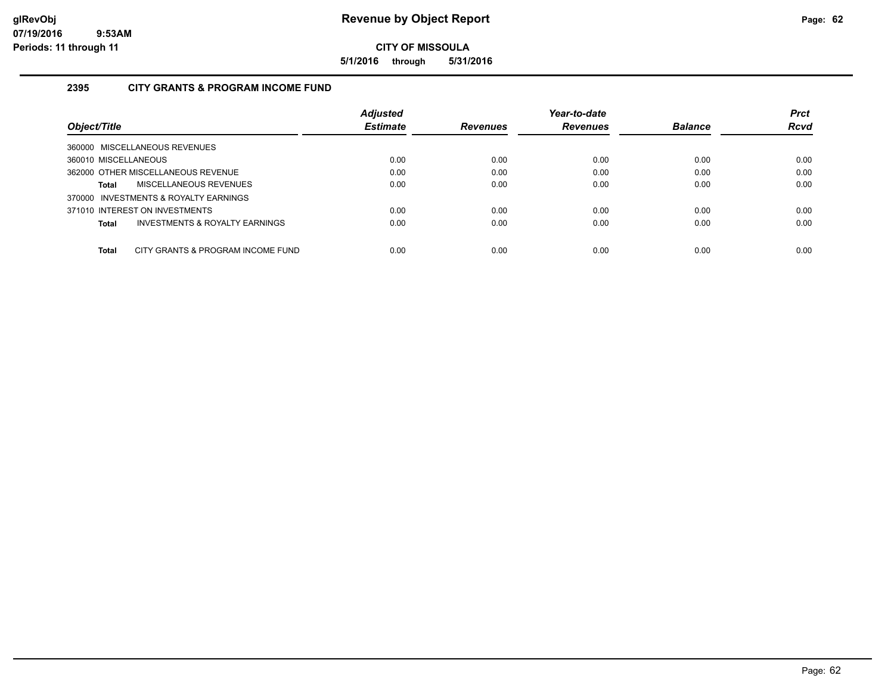# Revenue by Object Report

**CITY OF MISSOULA**

**5/1/2016 through 5/31/2016**

glRevObj
07/19/2016 9:53AM
Periods: 11 through 11

## 2395 CITY GRANTS & PROGRAM INCOME FUND

| Object/Title | Adjusted Estimate | Revenues | Year-to-date Revenues | Balance | Prct Rcvd |
|---|---|---|---|---|---|
| 360000 MISCELLANEOUS REVENUES | | | | | |
| 360010 MISCELLANEOUS | 0.00 | 0.00 | 0.00 | 0.00 | 0.00 |
| 362000 OTHER MISCELLANEOUS REVENUE | 0.00 | 0.00 | 0.00 | 0.00 | 0.00 |
| **Total** MISCELLANEOUS REVENUES | 0.00 | 0.00 | 0.00 | 0.00 | 0.00 |
| 370000 INVESTMENTS & ROYALTY EARNINGS | | | | | |
| 371010 INTEREST ON INVESTMENTS | 0.00 | 0.00 | 0.00 | 0.00 | 0.00 |
| **Total** INVESTMENTS & ROYALTY EARNINGS | 0.00 | 0.00 | 0.00 | 0.00 | 0.00 |
| **Total** CITY GRANTS & PROGRAM INCOME FUND | 0.00 | 0.00 | 0.00 | 0.00 | 0.00 |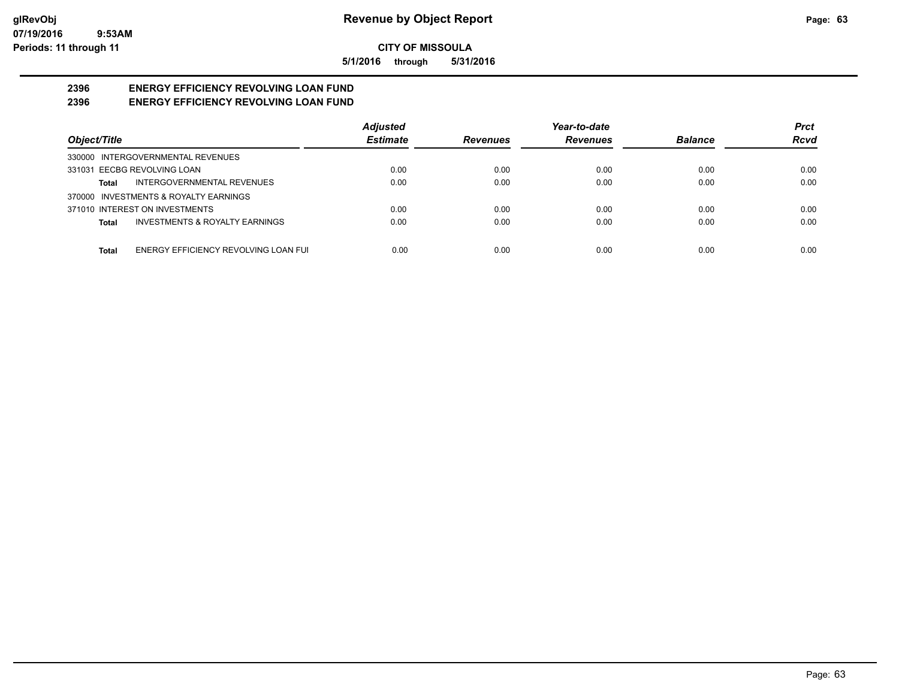**glRevObj**
**07/19/2016 9:53AM**
**Periods: 11 through 11**

# Revenue by Object Report

**CITY OF MISSOULA**

**5/1/2016 through 5/31/2016**

## 2396 ENERGY EFFICIENCY REVOLVING LOAN FUND
## 2396 ENERGY EFFICIENCY REVOLVING LOAN FUND

| Object/Title | Adjusted Estimate | Revenues | Year-to-date Revenues | Balance | Prct Rcvd |
|---|---|---|---|---|---|
| 330000 INTERGOVERNMENTAL REVENUES | | | | | |
| 331031 EECBG REVOLVING LOAN | 0.00 | 0.00 | 0.00 | 0.00 | 0.00 |
| **Total** INTERGOVERNMENTAL REVENUES | 0.00 | 0.00 | 0.00 | 0.00 | 0.00 |
| 370000 INVESTMENTS & ROYALTY EARNINGS | | | | | |
| 371010 INTEREST ON INVESTMENTS | 0.00 | 0.00 | 0.00 | 0.00 | 0.00 |
| **Total** INVESTMENTS & ROYALTY EARNINGS | 0.00 | 0.00 | 0.00 | 0.00 | 0.00 |
| **Total** ENERGY EFFICIENCY REVOLVING LOAN FUI | 0.00 | 0.00 | 0.00 | 0.00 | 0.00 |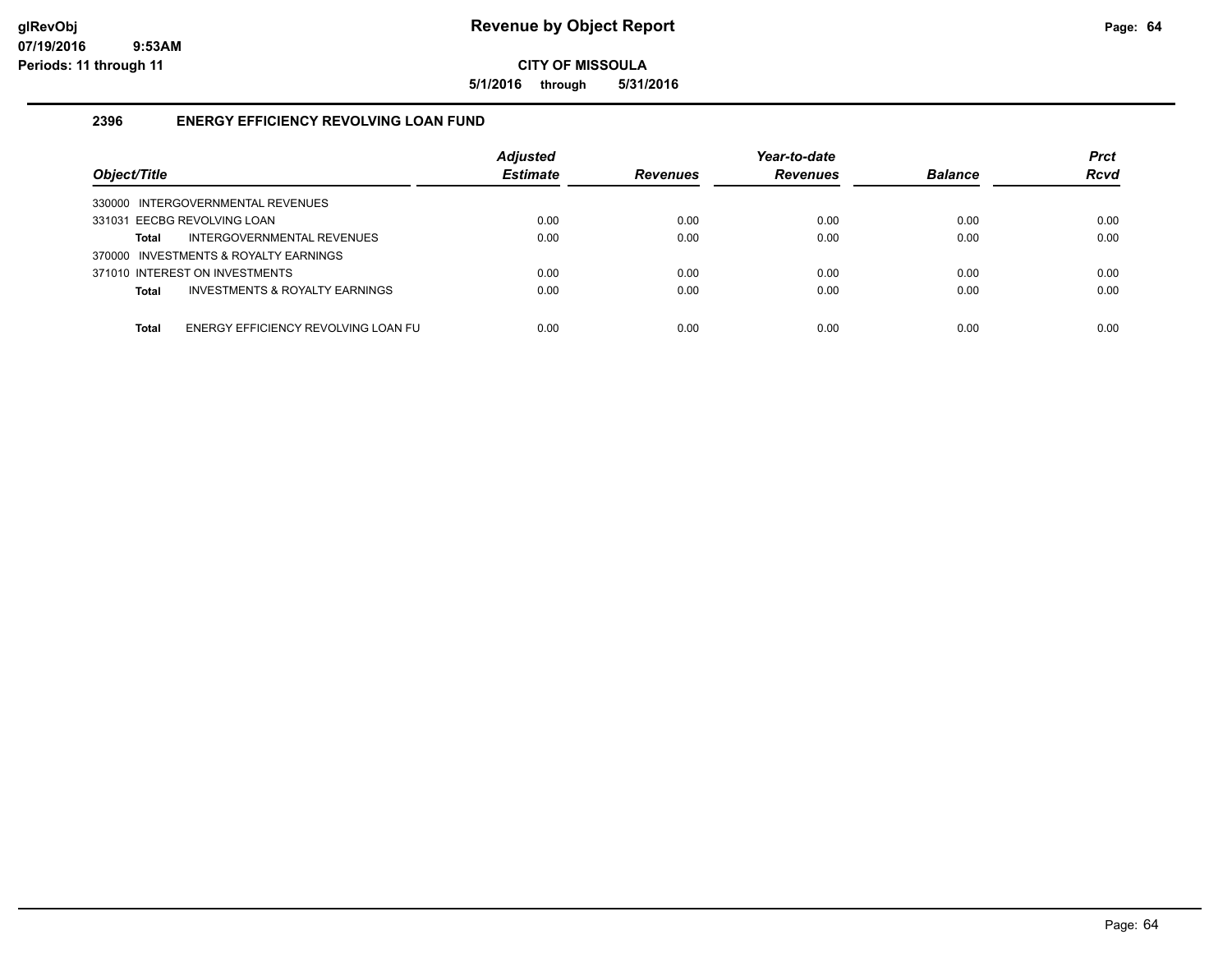# Revenue by Object Report

**CITY OF MISSOULA**

**5/1/2016 through 5/31/2016**

glRevObj
07/19/2016 9:53AM
Periods: 11 through 11

## 2396 ENERGY EFFICIENCY REVOLVING LOAN FUND

| Object/Title | Adjusted Estimate | Revenues | Year-to-date Revenues | Balance | Prct Rcvd |
|---|---|---|---|---|---|
| 330000 INTERGOVERNMENTAL REVENUES | | | | | |
| 331031 EECBG REVOLVING LOAN | 0.00 | 0.00 | 0.00 | 0.00 | 0.00 |
| **Total** INTERGOVERNMENTAL REVENUES | 0.00 | 0.00 | 0.00 | 0.00 | 0.00 |
| 370000 INVESTMENTS & ROYALTY EARNINGS | | | | | |
| 371010 INTEREST ON INVESTMENTS | 0.00 | 0.00 | 0.00 | 0.00 | 0.00 |
| **Total** INVESTMENTS & ROYALTY EARNINGS | 0.00 | 0.00 | 0.00 | 0.00 | 0.00 |
| **Total** ENERGY EFFICIENCY REVOLVING LOAN FU | 0.00 | 0.00 | 0.00 | 0.00 | 0.00 |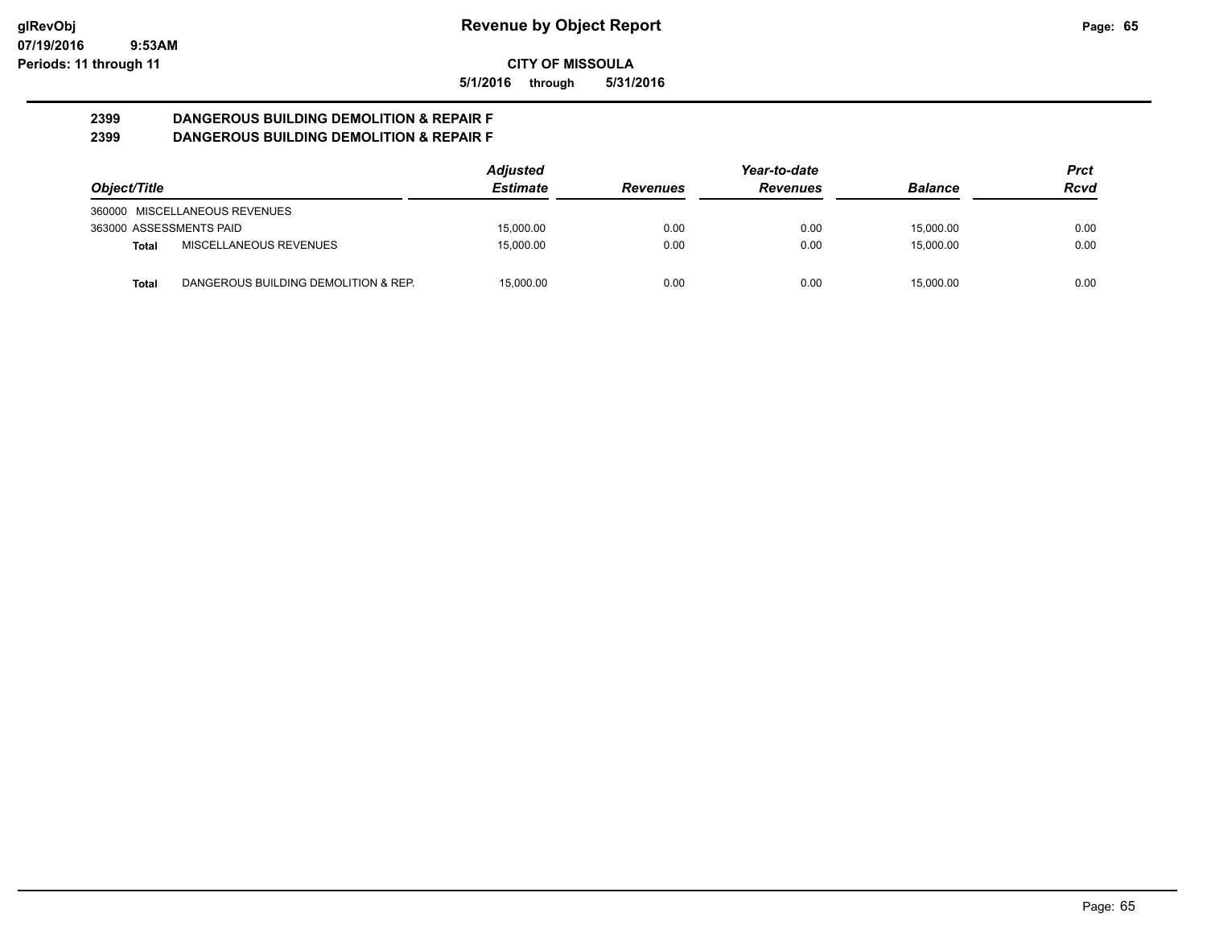**Revenue by Object Report**

**CITY OF MISSOULA**

**5/1/2016 through 5/31/2016**

glRevObj
07/19/2016 9:53AM
Periods: 11 through 11

## 2399 DANGEROUS BUILDING DEMOLITION & REPAIR F
## 2399 DANGEROUS BUILDING DEMOLITION & REPAIR F

| Object/Title | | Adjusted Estimate | Revenues | Year-to-date Revenues | Balance | Prct Rcvd |
|---|---|---|---|---|---|---|
| 360000 MISCELLANEOUS REVENUES | | | | | | |
| 363000 ASSESSMENTS PAID | | 15,000.00 | 0.00 | 0.00 | 15,000.00 | 0.00 |
| **Total** | MISCELLANEOUS REVENUES | 15,000.00 | 0.00 | 0.00 | 15,000.00 | 0.00 |
| **Total** | DANGEROUS BUILDING DEMOLITION & REP. | 15,000.00 | 0.00 | 0.00 | 15,000.00 | 0.00 |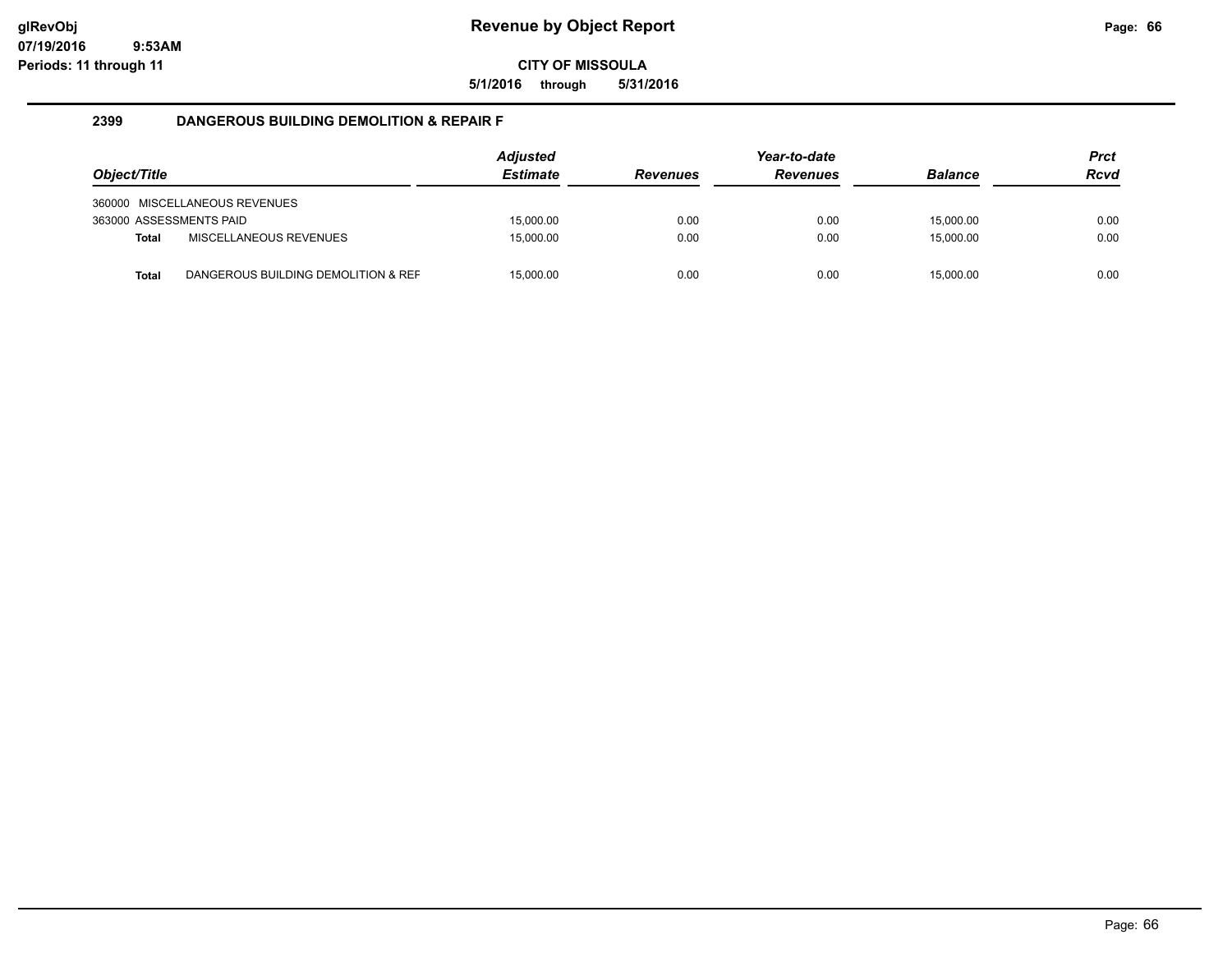# Revenue by Object Report

**CITY OF MISSOULA**

**5/1/2016 through 5/31/2016**

glRevObj
07/19/2016 9:53AM
Periods: 11 through 11

## 2399 DANGEROUS BUILDING DEMOLITION & REPAIR F

| Object/Title | | Adjusted Estimate | Revenues | Year-to-date Revenues | Balance | Prct Rcvd |
|---|---|---|---|---|---|---|
| 360000 MISCELLANEOUS REVENUES | | | | | | |
| 363000 ASSESSMENTS PAID | | 15,000.00 | 0.00 | 0.00 | 15,000.00 | 0.00 |
| **Total** | MISCELLANEOUS REVENUES | 15,000.00 | 0.00 | 0.00 | 15,000.00 | 0.00 |
| **Total** | DANGEROUS BUILDING DEMOLITION & REF | 15,000.00 | 0.00 | 0.00 | 15,000.00 | 0.00 |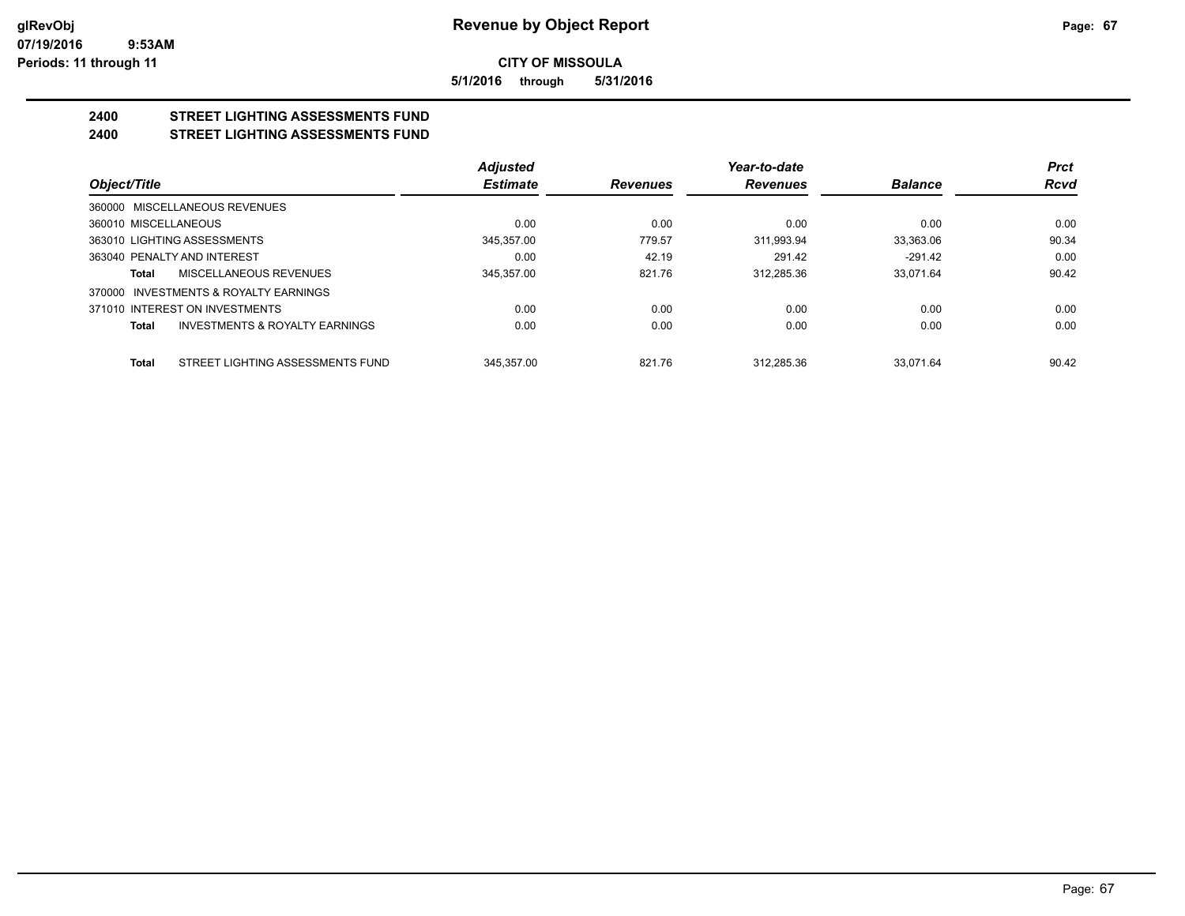glRevObj
07/19/2016 9:53AM
Periods: 11 through 11

# Revenue by Object Report

**CITY OF MISSOULA**

**5/1/2016 through 5/31/2016**

## 2400 STREET LIGHTING ASSESSMENTS FUND
## 2400 STREET LIGHTING ASSESSMENTS FUND

| Object/Title | Adjusted Estimate | Revenues | Year-to-date Revenues | Balance | Prct Rcvd |
|---|---|---|---|---|---|
| 360000 MISCELLANEOUS REVENUES | | | | | |
| 360010 MISCELLANEOUS | 0.00 | 0.00 | 0.00 | 0.00 | 0.00 |
| 363010 LIGHTING ASSESSMENTS | 345,357.00 | 779.57 | 311,993.94 | 33,363.06 | 90.34 |
| 363040 PENALTY AND INTEREST | 0.00 | 42.19 | 291.42 | -291.42 | 0.00 |
| **Total** MISCELLANEOUS REVENUES | 345,357.00 | 821.76 | 312,285.36 | 33,071.64 | 90.42 |
| 370000 INVESTMENTS & ROYALTY EARNINGS | | | | | |
| 371010 INTEREST ON INVESTMENTS | 0.00 | 0.00 | 0.00 | 0.00 | 0.00 |
| **Total** INVESTMENTS & ROYALTY EARNINGS | 0.00 | 0.00 | 0.00 | 0.00 | 0.00 |
| **Total** STREET LIGHTING ASSESSMENTS FUND | 345,357.00 | 821.76 | 312,285.36 | 33,071.64 | 90.42 |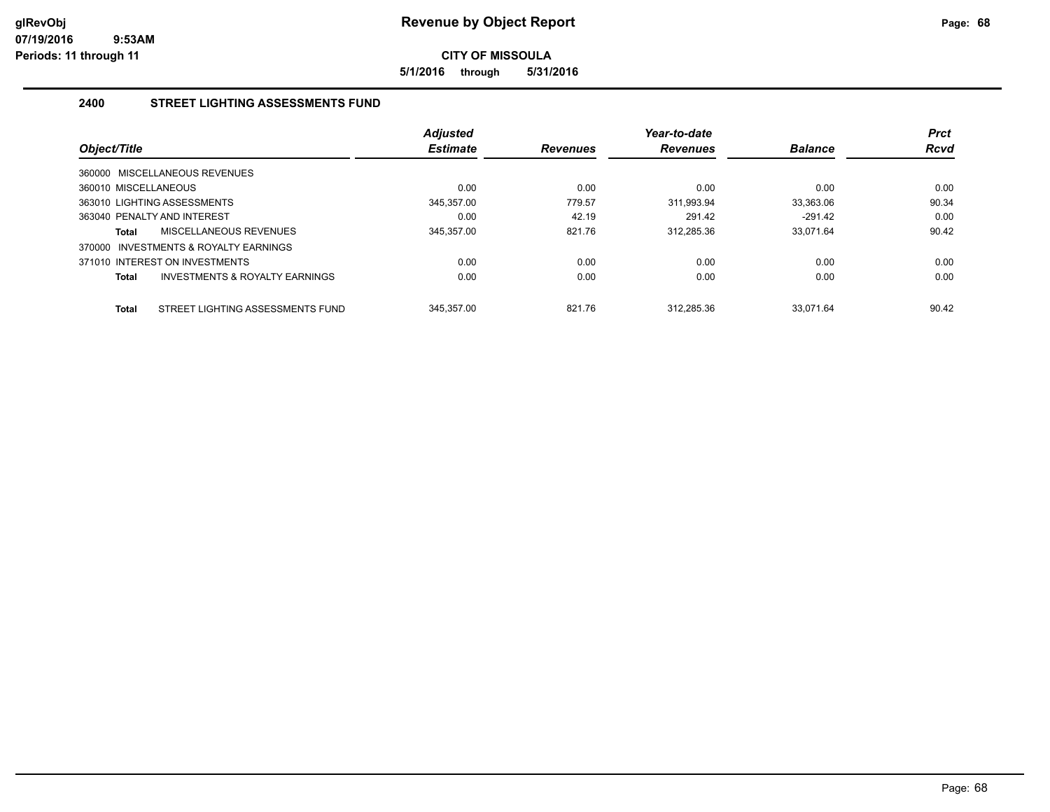# Revenue by Object Report

**CITY OF MISSOULA**

**5/1/2016 through 5/31/2016**

glRevObj
07/19/2016 9:53AM
Periods: 11 through 11

## 2400 STREET LIGHTING ASSESSMENTS FUND

| Object/Title | Adjusted Estimate | Revenues | Year-to-date Revenues | Balance | Prct Rcvd |
|---|---|---|---|---|---|
| 360000 MISCELLANEOUS REVENUES | | | | | |
| 360010 MISCELLANEOUS | 0.00 | 0.00 | 0.00 | 0.00 | 0.00 |
| 363010 LIGHTING ASSESSMENTS | 345,357.00 | 779.57 | 311,993.94 | 33,363.06 | 90.34 |
| 363040 PENALTY AND INTEREST | 0.00 | 42.19 | 291.42 | -291.42 | 0.00 |
| **Total** MISCELLANEOUS REVENUES | 345,357.00 | 821.76 | 312,285.36 | 33,071.64 | 90.42 |
| 370000 INVESTMENTS & ROYALTY EARNINGS | | | | | |
| 371010 INTEREST ON INVESTMENTS | 0.00 | 0.00 | 0.00 | 0.00 | 0.00 |
| **Total** INVESTMENTS & ROYALTY EARNINGS | 0.00 | 0.00 | 0.00 | 0.00 | 0.00 |
| **Total** STREET LIGHTING ASSESSMENTS FUND | 345,357.00 | 821.76 | 312,285.36 | 33,071.64 | 90.42 |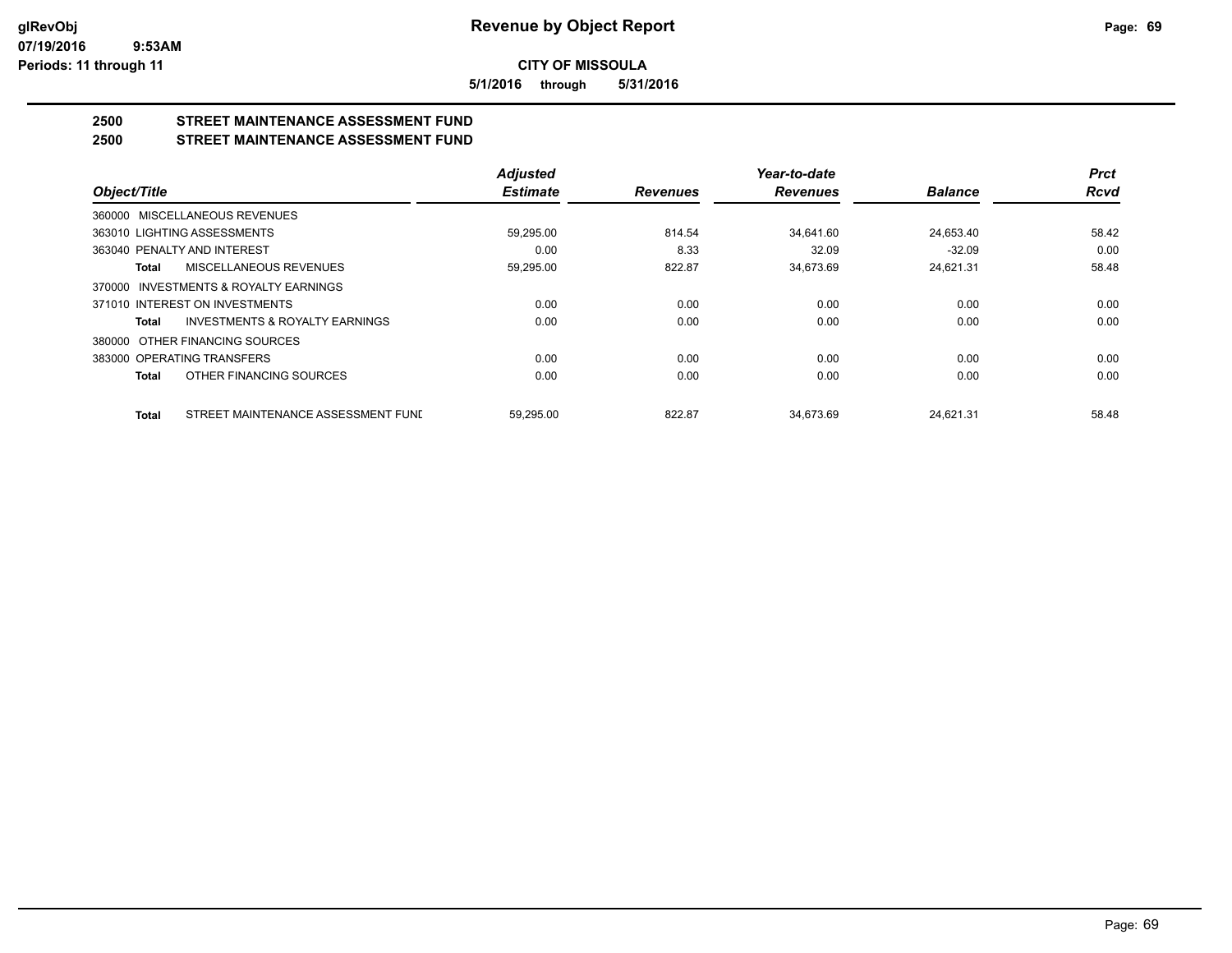# Revenue by Object Report

**CITY OF MISSOULA**

**5/1/2016 through 5/31/2016**

glRevObj
07/19/2016 9:53AM
Periods: 11 through 11

## 2500 STREET MAINTENANCE ASSESSMENT FUND
## 2500 STREET MAINTENANCE ASSESSMENT FUND

| Object/Title | Adjusted Estimate | Revenues | Year-to-date Revenues | Balance | Prct Rcvd |
|---|---|---|---|---|---|
| 360000 MISCELLANEOUS REVENUES | | | | | |
| 363010 LIGHTING ASSESSMENTS | 59,295.00 | 814.54 | 34,641.60 | 24,653.40 | 58.42 |
| 363040 PENALTY AND INTEREST | 0.00 | 8.33 | 32.09 | -32.09 | 0.00 |
| **Total** MISCELLANEOUS REVENUES | 59,295.00 | 822.87 | 34,673.69 | 24,621.31 | 58.48 |
| 370000 INVESTMENTS & ROYALTY EARNINGS | | | | | |
| 371010 INTEREST ON INVESTMENTS | 0.00 | 0.00 | 0.00 | 0.00 | 0.00 |
| **Total** INVESTMENTS & ROYALTY EARNINGS | 0.00 | 0.00 | 0.00 | 0.00 | 0.00 |
| 380000 OTHER FINANCING SOURCES | | | | | |
| 383000 OPERATING TRANSFERS | 0.00 | 0.00 | 0.00 | 0.00 | 0.00 |
| **Total** OTHER FINANCING SOURCES | 0.00 | 0.00 | 0.00 | 0.00 | 0.00 |
| **Total** STREET MAINTENANCE ASSESSMENT FUND | 59,295.00 | 822.87 | 34,673.69 | 24,621.31 | 58.48 |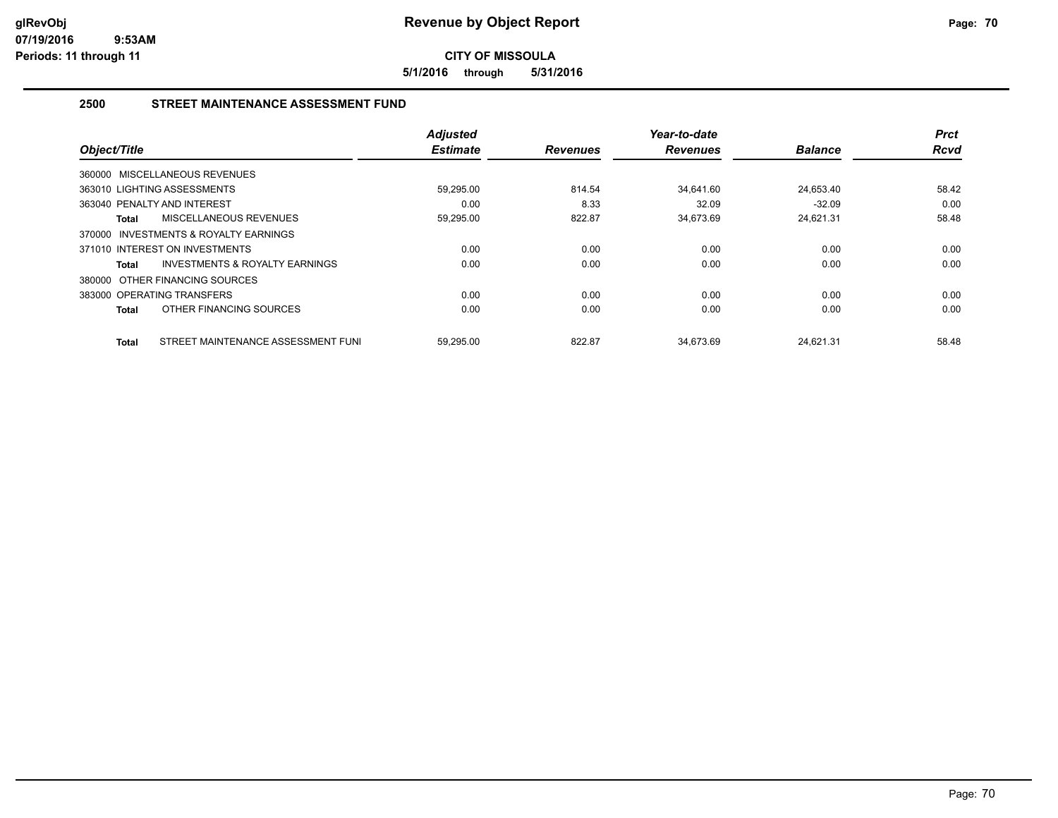# Revenue by Object Report

**CITY OF MISSOULA**

**5/1/2016 through 5/31/2016**

glRevObj
07/19/2016 9:53AM
Periods: 11 through 11

## 2500 STREET MAINTENANCE ASSESSMENT FUND

| Object/Title | Adjusted Estimate | Revenues | Year-to-date Revenues | Balance | Prct Rcvd |
|---|---|---|---|---|---|
| 360000 MISCELLANEOUS REVENUES | | | | | |
| 363010 LIGHTING ASSESSMENTS | 59,295.00 | 814.54 | 34,641.60 | 24,653.40 | 58.42 |
| 363040 PENALTY AND INTEREST | 0.00 | 8.33 | 32.09 | -32.09 | 0.00 |
| **Total** MISCELLANEOUS REVENUES | 59,295.00 | 822.87 | 34,673.69 | 24,621.31 | 58.48 |
| 370000 INVESTMENTS & ROYALTY EARNINGS | | | | | |
| 371010 INTEREST ON INVESTMENTS | 0.00 | 0.00 | 0.00 | 0.00 | 0.00 |
| **Total** INVESTMENTS & ROYALTY EARNINGS | 0.00 | 0.00 | 0.00 | 0.00 | 0.00 |
| 380000 OTHER FINANCING SOURCES | | | | | |
| 383000 OPERATING TRANSFERS | 0.00 | 0.00 | 0.00 | 0.00 | 0.00 |
| **Total** OTHER FINANCING SOURCES | 0.00 | 0.00 | 0.00 | 0.00 | 0.00 |
| **Total** STREET MAINTENANCE ASSESSMENT FUNI | 59,295.00 | 822.87 | 34,673.69 | 24,621.31 | 58.48 |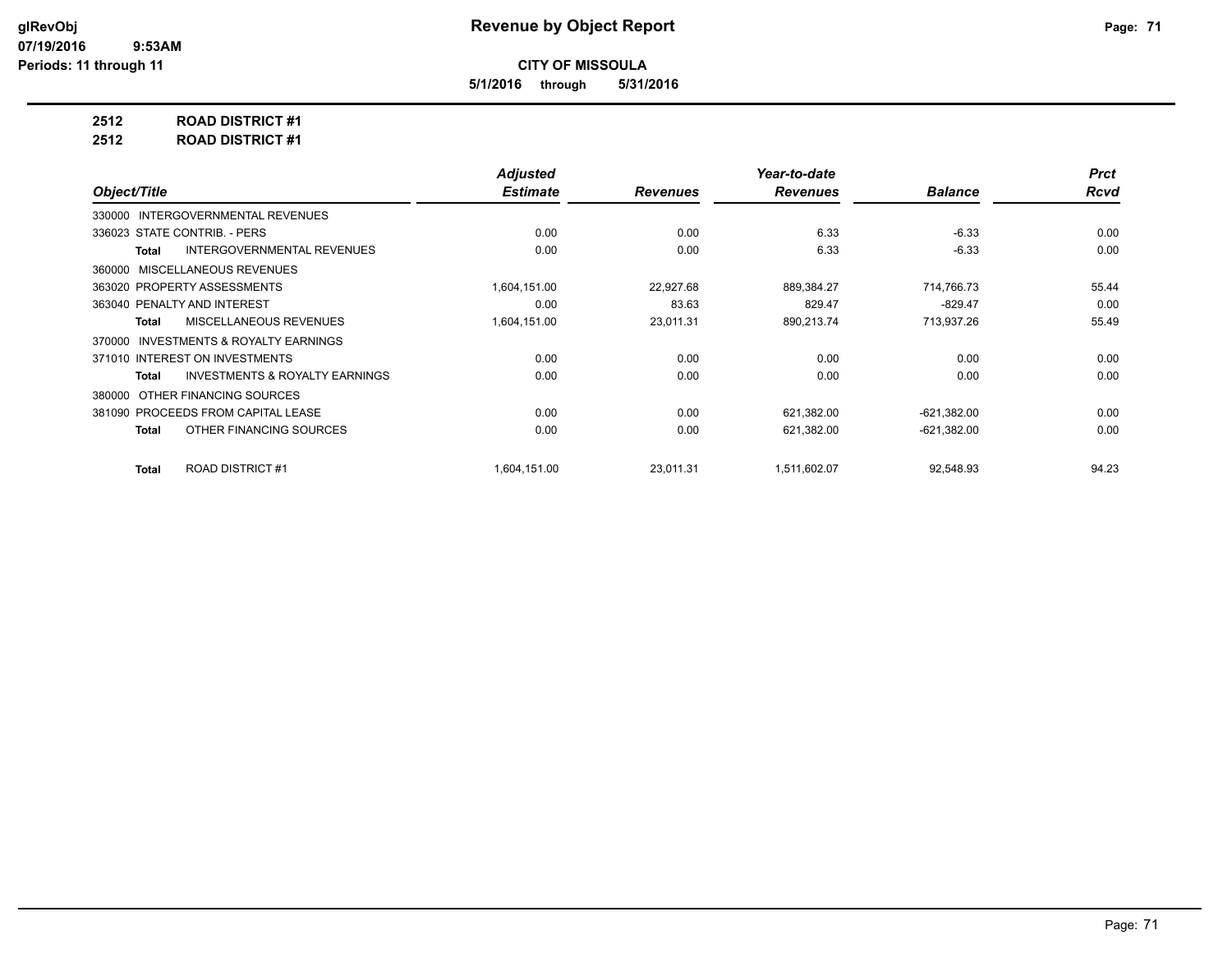# Revenue by Object Report

**CITY OF MISSOULA**

**5/1/2016 through 5/31/2016**

glRevObj
07/19/2016 9:53AM
Periods: 11 through 11

## 2512 ROAD DISTRICT #1
## 2512 ROAD DISTRICT #1

| Object/Title | Adjusted Estimate | Revenues | Year-to-date Revenues | Balance | Prct Rcvd |
|---|---|---|---|---|---|
| 330000 INTERGOVERNMENTAL REVENUES | | | | | |
| 336023 STATE CONTRIB. - PERS | 0.00 | 0.00 | 6.33 | -6.33 | 0.00 |
| **Total** INTERGOVERNMENTAL REVENUES | 0.00 | 0.00 | 6.33 | -6.33 | 0.00 |
| 360000 MISCELLANEOUS REVENUES | | | | | |
| 363020 PROPERTY ASSESSMENTS | 1,604,151.00 | 22,927.68 | 889,384.27 | 714,766.73 | 55.44 |
| 363040 PENALTY AND INTEREST | 0.00 | 83.63 | 829.47 | -829.47 | 0.00 |
| **Total** MISCELLANEOUS REVENUES | 1,604,151.00 | 23,011.31 | 890,213.74 | 713,937.26 | 55.49 |
| 370000 INVESTMENTS & ROYALTY EARNINGS | | | | | |
| 371010 INTEREST ON INVESTMENTS | 0.00 | 0.00 | 0.00 | 0.00 | 0.00 |
| **Total** INVESTMENTS & ROYALTY EARNINGS | 0.00 | 0.00 | 0.00 | 0.00 | 0.00 |
| 380000 OTHER FINANCING SOURCES | | | | | |
| 381090 PROCEEDS FROM CAPITAL LEASE | 0.00 | 0.00 | 621,382.00 | -621,382.00 | 0.00 |
| **Total** OTHER FINANCING SOURCES | 0.00 | 0.00 | 621,382.00 | -621,382.00 | 0.00 |
| **Total** ROAD DISTRICT #1 | 1,604,151.00 | 23,011.31 | 1,511,602.07 | 92,548.93 | 94.23 |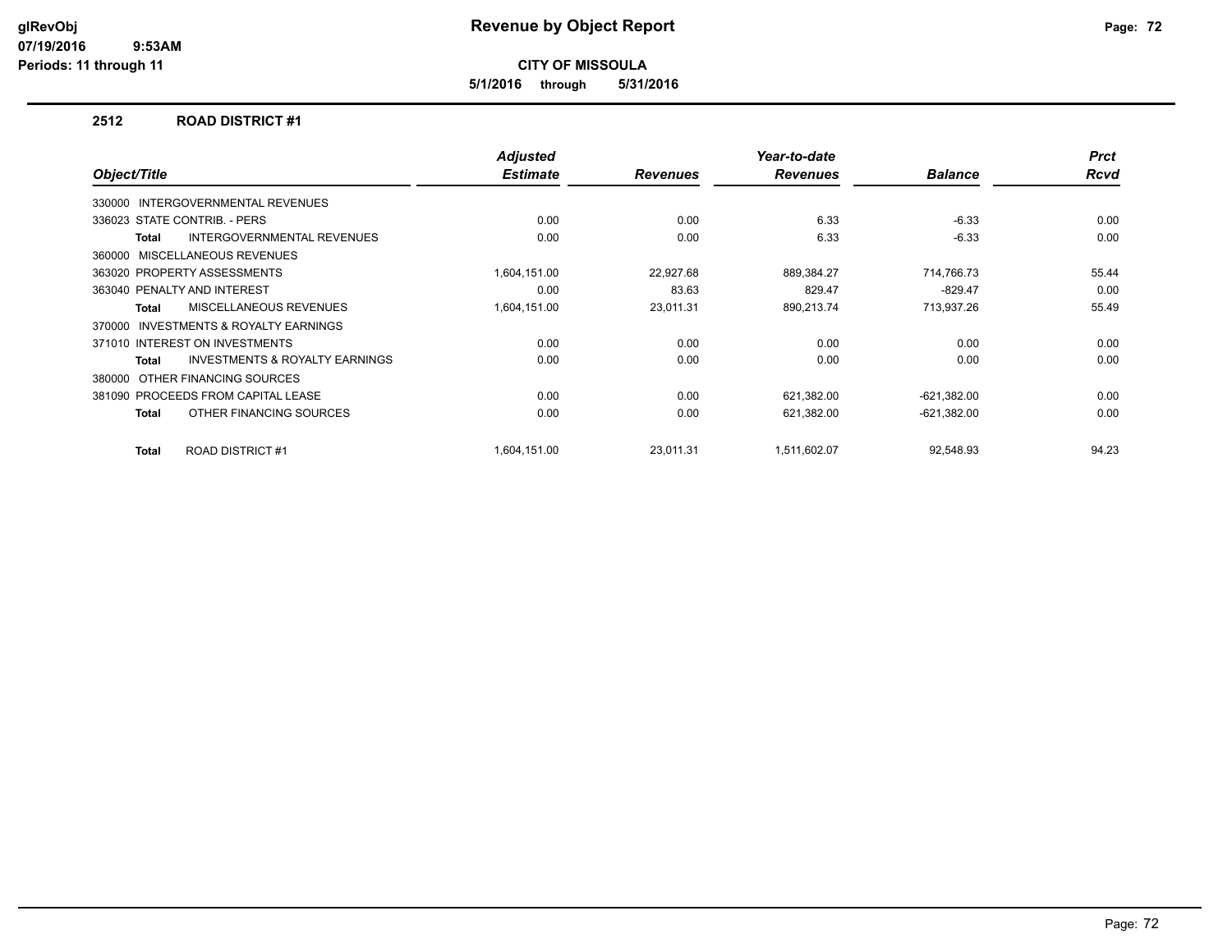# Revenue by Object Report

**CITY OF MISSOULA**

**5/1/2016 through 5/31/2016**

glRevObj
07/19/2016 9:53AM
Periods: 11 through 11

## 2512 ROAD DISTRICT #1

| Object/Title | Adjusted Estimate | Revenues | Year-to-date Revenues | Balance | Prct Rcvd |
|---|---|---|---|---|---|
| 330000 INTERGOVERNMENTAL REVENUES | | | | | |
| 336023 STATE CONTRIB. - PERS | 0.00 | 0.00 | 6.33 | -6.33 | 0.00 |
| **Total** INTERGOVERNMENTAL REVENUES | 0.00 | 0.00 | 6.33 | -6.33 | 0.00 |
| 360000 MISCELLANEOUS REVENUES | | | | | |
| 363020 PROPERTY ASSESSMENTS | 1,604,151.00 | 22,927.68 | 889,384.27 | 714,766.73 | 55.44 |
| 363040 PENALTY AND INTEREST | 0.00 | 83.63 | 829.47 | -829.47 | 0.00 |
| **Total** MISCELLANEOUS REVENUES | 1,604,151.00 | 23,011.31 | 890,213.74 | 713,937.26 | 55.49 |
| 370000 INVESTMENTS & ROYALTY EARNINGS | | | | | |
| 371010 INTEREST ON INVESTMENTS | 0.00 | 0.00 | 0.00 | 0.00 | 0.00 |
| **Total** INVESTMENTS & ROYALTY EARNINGS | 0.00 | 0.00 | 0.00 | 0.00 | 0.00 |
| 380000 OTHER FINANCING SOURCES | | | | | |
| 381090 PROCEEDS FROM CAPITAL LEASE | 0.00 | 0.00 | 621,382.00 | -621,382.00 | 0.00 |
| **Total** OTHER FINANCING SOURCES | 0.00 | 0.00 | 621,382.00 | -621,382.00 | 0.00 |
| **Total** ROAD DISTRICT #1 | 1,604,151.00 | 23,011.31 | 1,511,602.07 | 92,548.93 | 94.23 |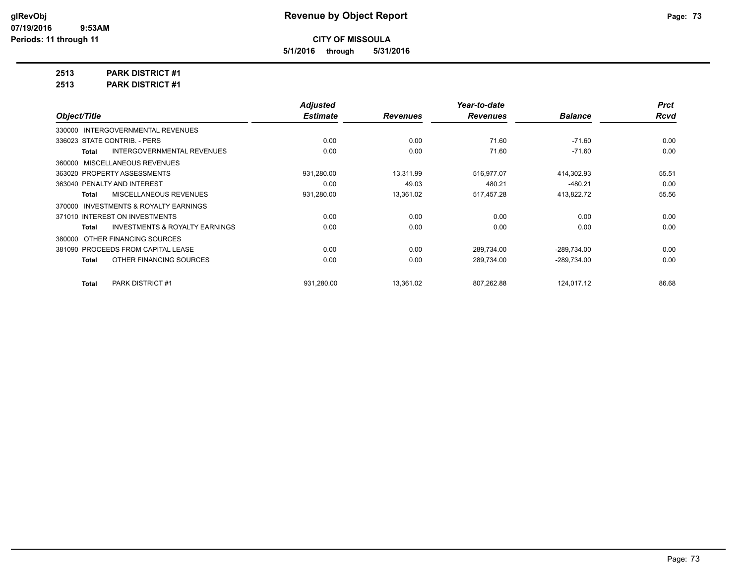# Revenue by Object Report

**CITY OF MISSOULA**

**5/1/2016 through 5/31/2016**

glRevObj
07/19/2016 9:53AM
Periods: 11 through 11

**2513 PARK DISTRICT #1**

**2513 PARK DISTRICT #1**

| Object/Title | Adjusted Estimate | Revenues | Year-to-date Revenues | Balance | Prct Rcvd |
|---|---|---|---|---|---|
| 330000 INTERGOVERNMENTAL REVENUES | | | | | |
| 336023 STATE CONTRIB. - PERS | 0.00 | 0.00 | 71.60 | -71.60 | 0.00 |
| **Total** INTERGOVERNMENTAL REVENUES | 0.00 | 0.00 | 71.60 | -71.60 | 0.00 |
| 360000 MISCELLANEOUS REVENUES | | | | | |
| 363020 PROPERTY ASSESSMENTS | 931,280.00 | 13,311.99 | 516,977.07 | 414,302.93 | 55.51 |
| 363040 PENALTY AND INTEREST | 0.00 | 49.03 | 480.21 | -480.21 | 0.00 |
| **Total** MISCELLANEOUS REVENUES | 931,280.00 | 13,361.02 | 517,457.28 | 413,822.72 | 55.56 |
| 370000 INVESTMENTS & ROYALTY EARNINGS | | | | | |
| 371010 INTEREST ON INVESTMENTS | 0.00 | 0.00 | 0.00 | 0.00 | 0.00 |
| **Total** INVESTMENTS & ROYALTY EARNINGS | 0.00 | 0.00 | 0.00 | 0.00 | 0.00 |
| 380000 OTHER FINANCING SOURCES | | | | | |
| 381090 PROCEEDS FROM CAPITAL LEASE | 0.00 | 0.00 | 289,734.00 | -289,734.00 | 0.00 |
| **Total** OTHER FINANCING SOURCES | 0.00 | 0.00 | 289,734.00 | -289,734.00 | 0.00 |
| **Total** PARK DISTRICT #1 | 931,280.00 | 13,361.02 | 807,262.88 | 124,017.12 | 86.68 |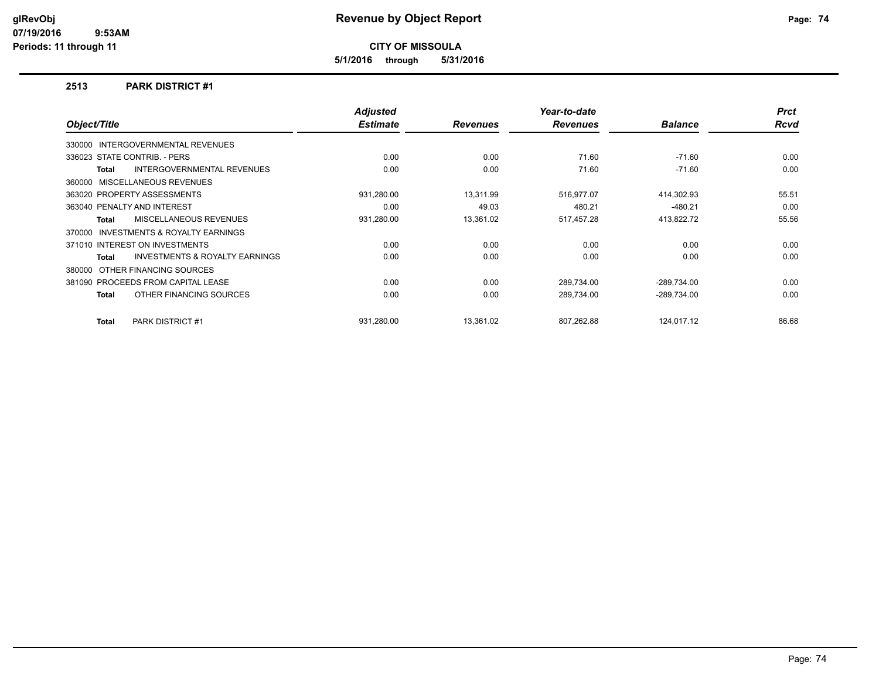# Revenue by Object Report

**CITY OF MISSOULA**

**5/1/2016 through 5/31/2016**

glRevObj
07/19/2016 9:53AM
Periods: 11 through 11

## 2513 PARK DISTRICT #1

| Object/Title | Adjusted Estimate | Revenues | Year-to-date Revenues | Balance | Prct Rcvd |
|---|---|---|---|---|---|
| 330000 INTERGOVERNMENTAL REVENUES | | | | | |
| 336023 STATE CONTRIB. - PERS | 0.00 | 0.00 | 71.60 | -71.60 | 0.00 |
| **Total** INTERGOVERNMENTAL REVENUES | 0.00 | 0.00 | 71.60 | -71.60 | 0.00 |
| 360000 MISCELLANEOUS REVENUES | | | | | |
| 363020 PROPERTY ASSESSMENTS | 931,280.00 | 13,311.99 | 516,977.07 | 414,302.93 | 55.51 |
| 363040 PENALTY AND INTEREST | 0.00 | 49.03 | 480.21 | -480.21 | 0.00 |
| **Total** MISCELLANEOUS REVENUES | 931,280.00 | 13,361.02 | 517,457.28 | 413,822.72 | 55.56 |
| 370000 INVESTMENTS & ROYALTY EARNINGS | | | | | |
| 371010 INTEREST ON INVESTMENTS | 0.00 | 0.00 | 0.00 | 0.00 | 0.00 |
| **Total** INVESTMENTS & ROYALTY EARNINGS | 0.00 | 0.00 | 0.00 | 0.00 | 0.00 |
| 380000 OTHER FINANCING SOURCES | | | | | |
| 381090 PROCEEDS FROM CAPITAL LEASE | 0.00 | 0.00 | 289,734.00 | -289,734.00 | 0.00 |
| **Total** OTHER FINANCING SOURCES | 0.00 | 0.00 | 289,734.00 | -289,734.00 | 0.00 |
| **Total** PARK DISTRICT #1 | 931,280.00 | 13,361.02 | 807,262.88 | 124,017.12 | 86.68 |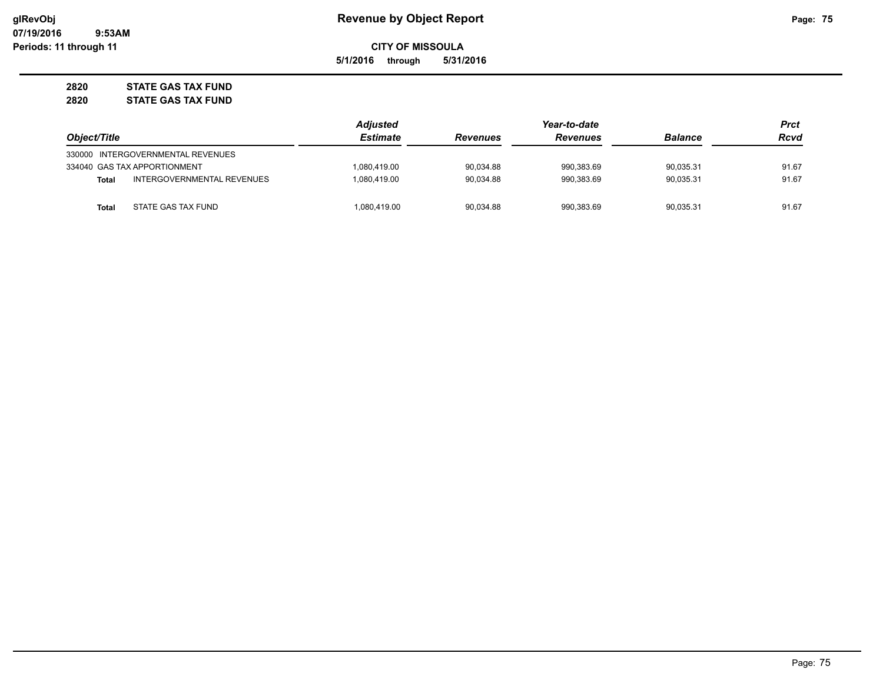# Revenue by Object Report

glRevObj
07/19/2016 9:53AM
Periods: 11 through 11

**CITY OF MISSOULA**

**5/1/2016 through 5/31/2016**

**2820 STATE GAS TAX FUND**
**2820 STATE GAS TAX FUND**

| Object/Title | Adjusted Estimate | Revenues | Year-to-date Revenues | Balance | Prct Rcvd |
|---|---|---|---|---|---|
| 330000 INTERGOVERNMENTAL REVENUES | | | | | |
| 334040 GAS TAX APPORTIONMENT | 1,080,419.00 | 90,034.88 | 990,383.69 | 90,035.31 | 91.67 |
| **Total** INTERGOVERNMENTAL REVENUES | 1,080,419.00 | 90,034.88 | 990,383.69 | 90,035.31 | 91.67 |
| **Total** STATE GAS TAX FUND | 1,080,419.00 | 90,034.88 | 990,383.69 | 90,035.31 | 91.67 |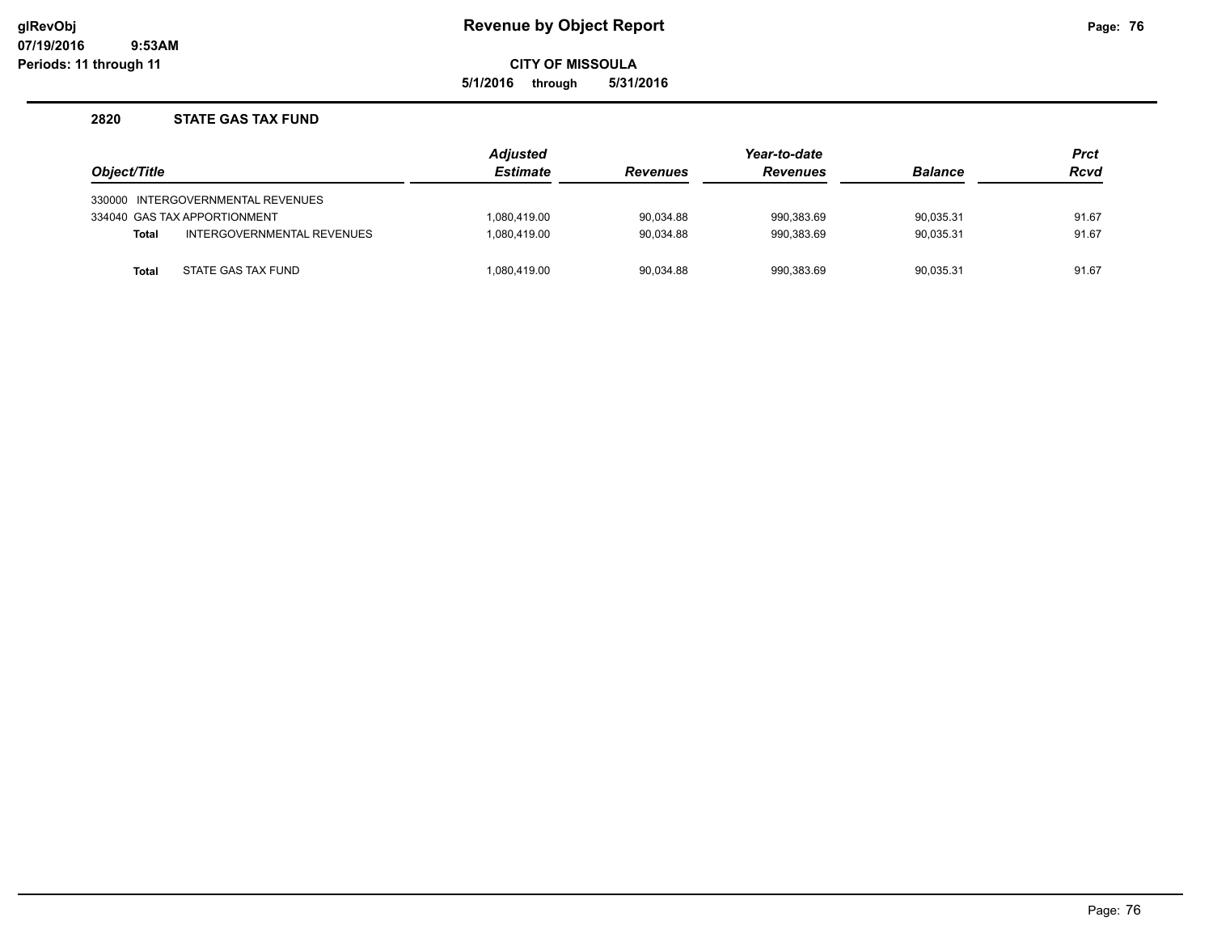# Revenue by Object Report

**CITY OF MISSOULA**

**5/1/2016 through 5/31/2016**

glRevObj
07/19/2016 9:53AM
Periods: 11 through 11

## 2820 STATE GAS TAX FUND

| Object/Title | Adjusted Estimate | Revenues | Year-to-date Revenues | Balance | Prct Rcvd |
|---|---|---|---|---|---|
| 330000 INTERGOVERNMENTAL REVENUES | | | | | |
| 334040 GAS TAX APPORTIONMENT | 1,080,419.00 | 90,034.88 | 990,383.69 | 90,035.31 | 91.67 |
| **Total** INTERGOVERNMENTAL REVENUES | 1,080,419.00 | 90,034.88 | 990,383.69 | 90,035.31 | 91.67 |
| **Total** STATE GAS TAX FUND | 1,080,419.00 | 90,034.88 | 990,383.69 | 90,035.31 | 91.67 |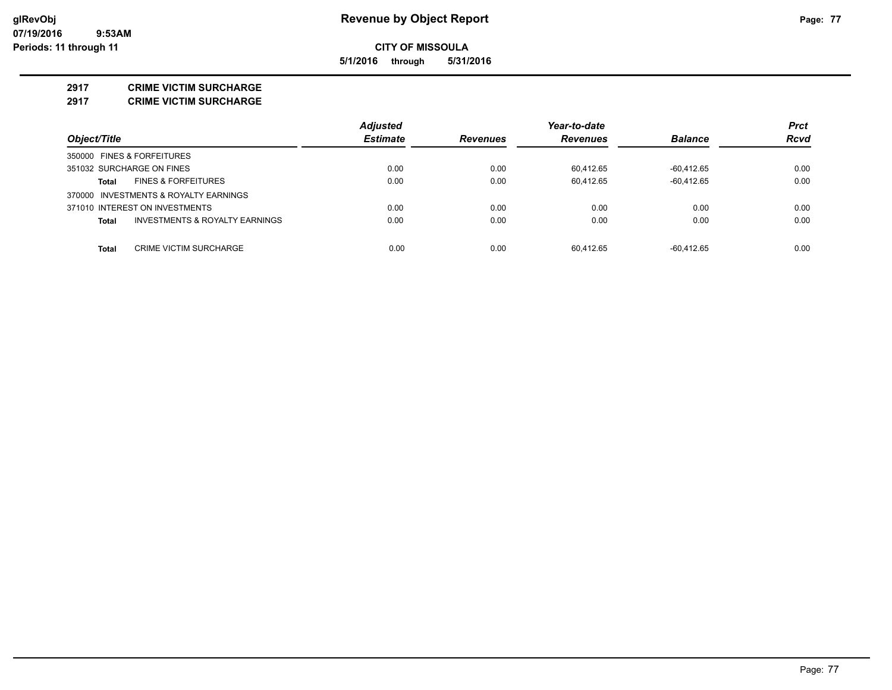**CITY OF MISSOULA**

**5/1/2016 through 5/31/2016**

## 2917 CRIME VICTIM SURCHARGE

## 2917 CRIME VICTIM SURCHARGE

| Object/Title | Adjusted Estimate | Revenues | Year-to-date Revenues | Balance | Prct Rcvd |
|---|---|---|---|---|---|
| 350000 FINES & FORFEITURES | | | | | |
| 351032 SURCHARGE ON FINES | 0.00 | 0.00 | 60,412.65 | -60,412.65 | 0.00 |
| **Total** FINES & FORFEITURES | 0.00 | 0.00 | 60,412.65 | -60,412.65 | 0.00 |
| 370000 INVESTMENTS & ROYALTY EARNINGS | | | | | |
| 371010 INTEREST ON INVESTMENTS | 0.00 | 0.00 | 0.00 | 0.00 | 0.00 |
| **Total** INVESTMENTS & ROYALTY EARNINGS | 0.00 | 0.00 | 0.00 | 0.00 | 0.00 |
| **Total** CRIME VICTIM SURCHARGE | 0.00 | 0.00 | 60,412.65 | -60,412.65 | 0.00 |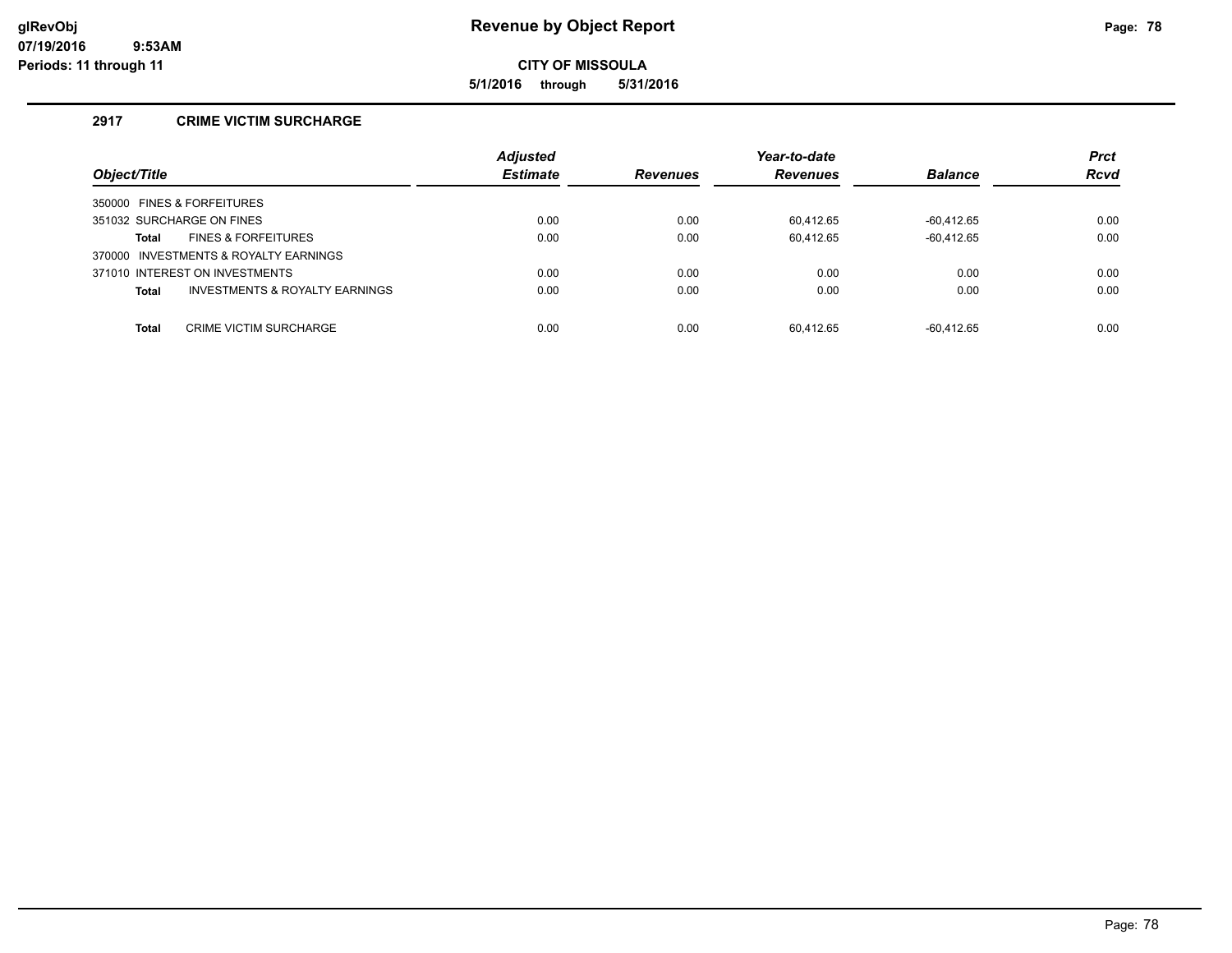# Revenue by Object Report

**CITY OF MISSOULA**

**5/1/2016 through 5/31/2016**

glRevObj
07/19/2016 9:53AM
Periods: 11 through 11

## 2917 CRIME VICTIM SURCHARGE

| Object/Title | Adjusted Estimate | Revenues | Year-to-date Revenues | Balance | Prct Rcvd |
|---|---|---|---|---|---|
| 350000 FINES & FORFEITURES | | | | | |
| 351032 SURCHARGE ON FINES | 0.00 | 0.00 | 60,412.65 | -60,412.65 | 0.00 |
| **Total** FINES & FORFEITURES | 0.00 | 0.00 | 60,412.65 | -60,412.65 | 0.00 |
| 370000 INVESTMENTS & ROYALTY EARNINGS | | | | | |
| 371010 INTEREST ON INVESTMENTS | 0.00 | 0.00 | 0.00 | 0.00 | 0.00 |
| **Total** INVESTMENTS & ROYALTY EARNINGS | 0.00 | 0.00 | 0.00 | 0.00 | 0.00 |
| **Total** CRIME VICTIM SURCHARGE | 0.00 | 0.00 | 60,412.65 | -60,412.65 | 0.00 |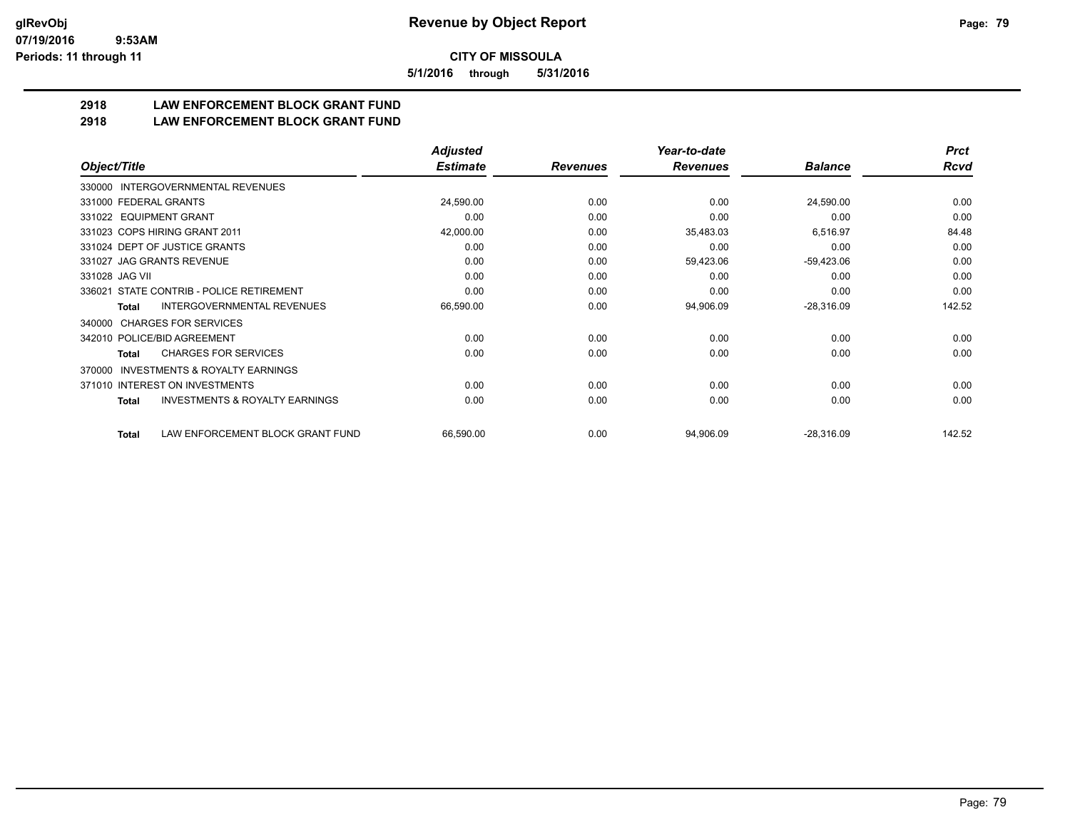# CITY OF MISSOULA

**5/1/2016 through 5/31/2016**

## 2918 LAW ENFORCEMENT BLOCK GRANT FUND
## 2918 LAW ENFORCEMENT BLOCK GRANT FUND

| Object/Title | Adjusted Estimate | Revenues | Year-to-date Revenues | Balance | Prct Rcvd |
|---|---|---|---|---|---|
| 330000 INTERGOVERNMENTAL REVENUES | | | | | |
| 331000 FEDERAL GRANTS | 24,590.00 | 0.00 | 0.00 | 24,590.00 | 0.00 |
| 331022 EQUIPMENT GRANT | 0.00 | 0.00 | 0.00 | 0.00 | 0.00 |
| 331023 COPS HIRING GRANT 2011 | 42,000.00 | 0.00 | 35,483.03 | 6,516.97 | 84.48 |
| 331024 DEPT OF JUSTICE GRANTS | 0.00 | 0.00 | 0.00 | 0.00 | 0.00 |
| 331027 JAG GRANTS REVENUE | 0.00 | 0.00 | 59,423.06 | -59,423.06 | 0.00 |
| 331028 JAG VII | 0.00 | 0.00 | 0.00 | 0.00 | 0.00 |
| 336021 STATE CONTRIB - POLICE RETIREMENT | 0.00 | 0.00 | 0.00 | 0.00 | 0.00 |
| **Total** INTERGOVERNMENTAL REVENUES | 66,590.00 | 0.00 | 94,906.09 | -28,316.09 | 142.52 |
| 340000 CHARGES FOR SERVICES | | | | | |
| 342010 POLICE/BID AGREEMENT | 0.00 | 0.00 | 0.00 | 0.00 | 0.00 |
| **Total** CHARGES FOR SERVICES | 0.00 | 0.00 | 0.00 | 0.00 | 0.00 |
| 370000 INVESTMENTS & ROYALTY EARNINGS | | | | | |
| 371010 INTEREST ON INVESTMENTS | 0.00 | 0.00 | 0.00 | 0.00 | 0.00 |
| **Total** INVESTMENTS & ROYALTY EARNINGS | 0.00 | 0.00 | 0.00 | 0.00 | 0.00 |
| **Total** LAW ENFORCEMENT BLOCK GRANT FUND | 66,590.00 | 0.00 | 94,906.09 | -28,316.09 | 142.52 |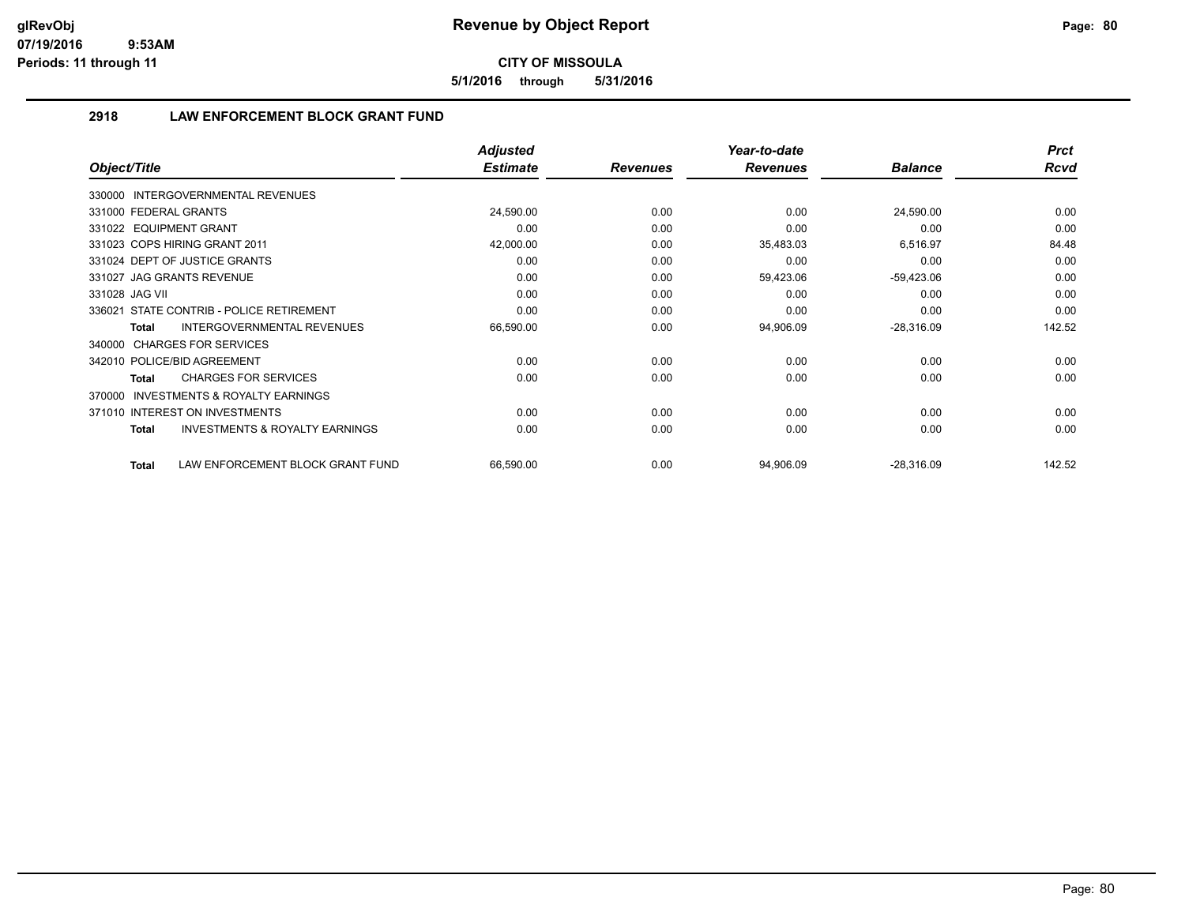# Revenue by Object Report

**CITY OF MISSOULA**

**5/1/2016 through 5/31/2016**

glRevObj
07/19/2016 9:53AM
Periods: 11 through 11

## 2918 LAW ENFORCEMENT BLOCK GRANT FUND

| Object/Title | Adjusted Estimate | Revenues | Year-to-date Revenues | Balance | Prct Rcvd |
|---|---|---|---|---|---|
| 330000 INTERGOVERNMENTAL REVENUES | | | | | |
| 331000 FEDERAL GRANTS | 24,590.00 | 0.00 | 0.00 | 24,590.00 | 0.00 |
| 331022 EQUIPMENT GRANT | 0.00 | 0.00 | 0.00 | 0.00 | 0.00 |
| 331023 COPS HIRING GRANT 2011 | 42,000.00 | 0.00 | 35,483.03 | 6,516.97 | 84.48 |
| 331024 DEPT OF JUSTICE GRANTS | 0.00 | 0.00 | 0.00 | 0.00 | 0.00 |
| 331027 JAG GRANTS REVENUE | 0.00 | 0.00 | 59,423.06 | -59,423.06 | 0.00 |
| 331028 JAG VII | 0.00 | 0.00 | 0.00 | 0.00 | 0.00 |
| 336021 STATE CONTRIB - POLICE RETIREMENT | 0.00 | 0.00 | 0.00 | 0.00 | 0.00 |
| **Total** INTERGOVERNMENTAL REVENUES | 66,590.00 | 0.00 | 94,906.09 | -28,316.09 | 142.52 |
| 340000 CHARGES FOR SERVICES | | | | | |
| 342010 POLICE/BID AGREEMENT | 0.00 | 0.00 | 0.00 | 0.00 | 0.00 |
| **Total** CHARGES FOR SERVICES | 0.00 | 0.00 | 0.00 | 0.00 | 0.00 |
| 370000 INVESTMENTS & ROYALTY EARNINGS | | | | | |
| 371010 INTEREST ON INVESTMENTS | 0.00 | 0.00 | 0.00 | 0.00 | 0.00 |
| **Total** INVESTMENTS & ROYALTY EARNINGS | 0.00 | 0.00 | 0.00 | 0.00 | 0.00 |
| **Total** LAW ENFORCEMENT BLOCK GRANT FUND | 66,590.00 | 0.00 | 94,906.09 | -28,316.09 | 142.52 |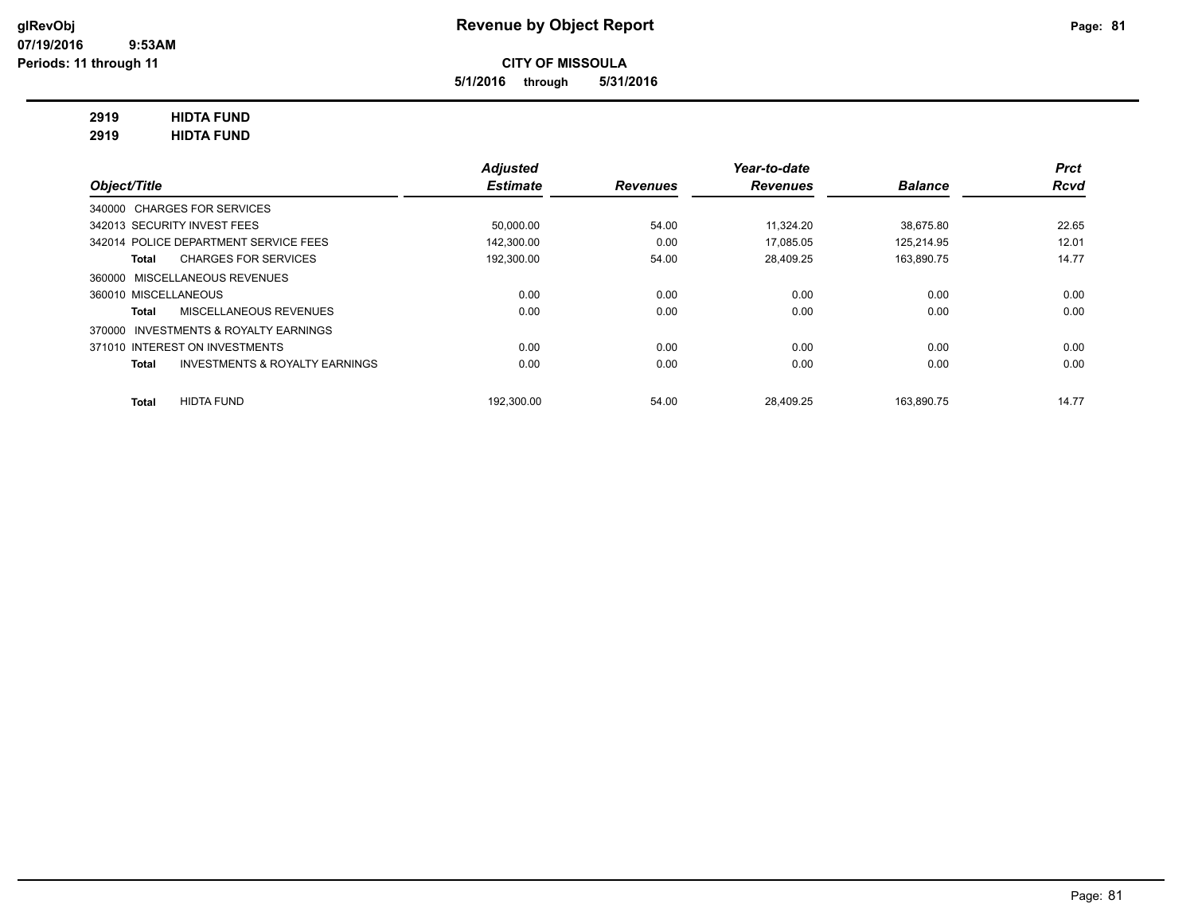glRevObj
07/19/2016 9:53AM
Periods: 11 through 11

# Revenue by Object Report

**CITY OF MISSOULA**

**5/1/2016 through 5/31/2016**

**2919 HIDTA FUND**
**2919 HIDTA FUND**

| Object/Title | Adjusted Estimate | Revenues | Year-to-date Revenues | Balance | Prct Rcvd |
|---|---|---|---|---|---|
| 340000 CHARGES FOR SERVICES | | | | | |
| 342013 SECURITY INVEST FEES | 50,000.00 | 54.00 | 11,324.20 | 38,675.80 | 22.65 |
| 342014 POLICE DEPARTMENT SERVICE FEES | 142,300.00 | 0.00 | 17,085.05 | 125,214.95 | 12.01 |
| **Total** CHARGES FOR SERVICES | 192,300.00 | 54.00 | 28,409.25 | 163,890.75 | 14.77 |
| 360000 MISCELLANEOUS REVENUES | | | | | |
| 360010 MISCELLANEOUS | 0.00 | 0.00 | 0.00 | 0.00 | 0.00 |
| **Total** MISCELLANEOUS REVENUES | 0.00 | 0.00 | 0.00 | 0.00 | 0.00 |
| 370000 INVESTMENTS & ROYALTY EARNINGS | | | | | |
| 371010 INTEREST ON INVESTMENTS | 0.00 | 0.00 | 0.00 | 0.00 | 0.00 |
| **Total** INVESTMENTS & ROYALTY EARNINGS | 0.00 | 0.00 | 0.00 | 0.00 | 0.00 |
| **Total** HIDTA FUND | 192,300.00 | 54.00 | 28,409.25 | 163,890.75 | 14.77 |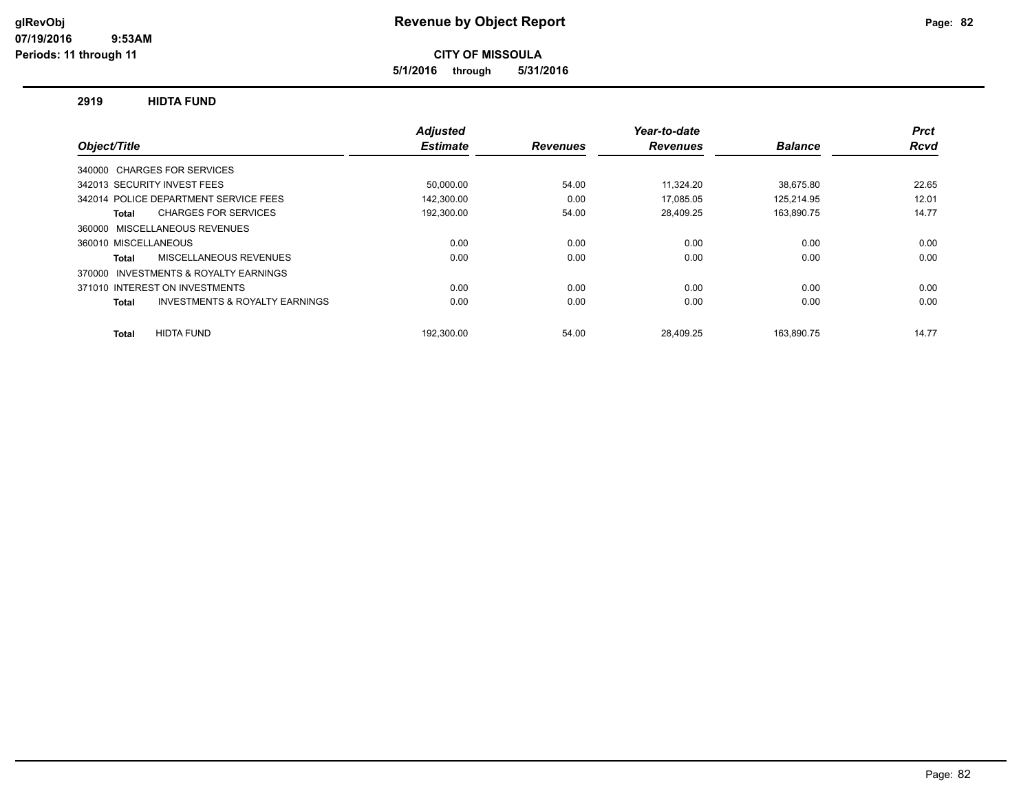# Revenue by Object Report

**CITY OF MISSOULA**

**5/1/2016 through 5/31/2016**

glRevObj
07/19/2016 9:53AM
Periods: 11 through 11

## 2919 HIDTA FUND

| Object/Title | Adjusted Estimate | Revenues | Year-to-date Revenues | Balance | Prct Rcvd |
|---|---|---|---|---|---|
| 340000 CHARGES FOR SERVICES | | | | | |
| 342013 SECURITY INVEST FEES | 50,000.00 | 54.00 | 11,324.20 | 38,675.80 | 22.65 |
| 342014 POLICE DEPARTMENT SERVICE FEES | 142,300.00 | 0.00 | 17,085.05 | 125,214.95 | 12.01 |
| **Total** CHARGES FOR SERVICES | 192,300.00 | 54.00 | 28,409.25 | 163,890.75 | 14.77 |
| 360000 MISCELLANEOUS REVENUES | | | | | |
| 360010 MISCELLANEOUS | 0.00 | 0.00 | 0.00 | 0.00 | 0.00 |
| **Total** MISCELLANEOUS REVENUES | 0.00 | 0.00 | 0.00 | 0.00 | 0.00 |
| 370000 INVESTMENTS & ROYALTY EARNINGS | | | | | |
| 371010 INTEREST ON INVESTMENTS | 0.00 | 0.00 | 0.00 | 0.00 | 0.00 |
| **Total** INVESTMENTS & ROYALTY EARNINGS | 0.00 | 0.00 | 0.00 | 0.00 | 0.00 |
| **Total** HIDTA FUND | 192,300.00 | 54.00 | 28,409.25 | 163,890.75 | 14.77 |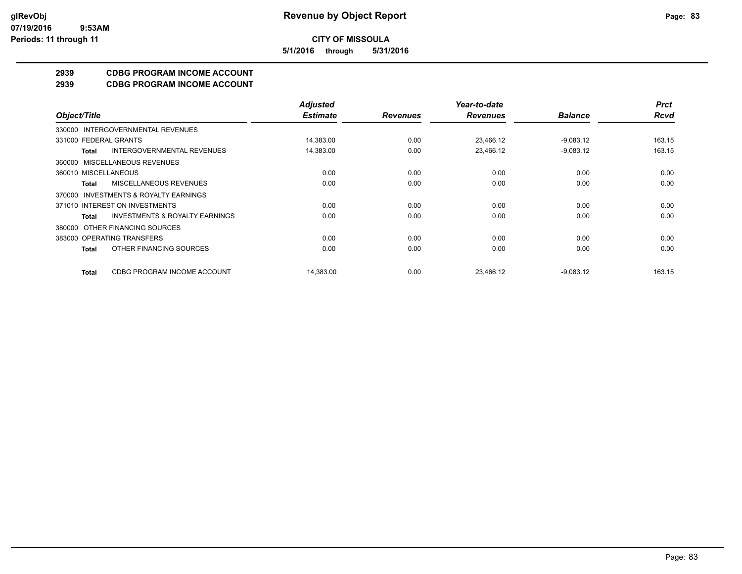**glRevObj**
**07/19/2016 9:53AM**
**Periods: 11 through 11**

# Revenue by Object Report

**CITY OF MISSOULA**

**5/1/2016 through 5/31/2016**

## 2939 CDBG PROGRAM INCOME ACCOUNT
## 2939 CDBG PROGRAM INCOME ACCOUNT

| Object/Title | Adjusted Estimate | Revenues | Year-to-date Revenues | Balance | Prct Rcvd |
|---|---|---|---|---|---|
| 330000 INTERGOVERNMENTAL REVENUES | | | | | |
| 331000 FEDERAL GRANTS | 14,383.00 | 0.00 | 23,466.12 | -9,083.12 | 163.15 |
| **Total** INTERGOVERNMENTAL REVENUES | 14,383.00 | 0.00 | 23,466.12 | -9,083.12 | 163.15 |
| 360000 MISCELLANEOUS REVENUES | | | | | |
| 360010 MISCELLANEOUS | 0.00 | 0.00 | 0.00 | 0.00 | 0.00 |
| **Total** MISCELLANEOUS REVENUES | 0.00 | 0.00 | 0.00 | 0.00 | 0.00 |
| 370000 INVESTMENTS & ROYALTY EARNINGS | | | | | |
| 371010 INTEREST ON INVESTMENTS | 0.00 | 0.00 | 0.00 | 0.00 | 0.00 |
| **Total** INVESTMENTS & ROYALTY EARNINGS | 0.00 | 0.00 | 0.00 | 0.00 | 0.00 |
| 380000 OTHER FINANCING SOURCES | | | | | |
| 383000 OPERATING TRANSFERS | 0.00 | 0.00 | 0.00 | 0.00 | 0.00 |
| **Total** OTHER FINANCING SOURCES | 0.00 | 0.00 | 0.00 | 0.00 | 0.00 |
| **Total** CDBG PROGRAM INCOME ACCOUNT | 14,383.00 | 0.00 | 23,466.12 | -9,083.12 | 163.15 |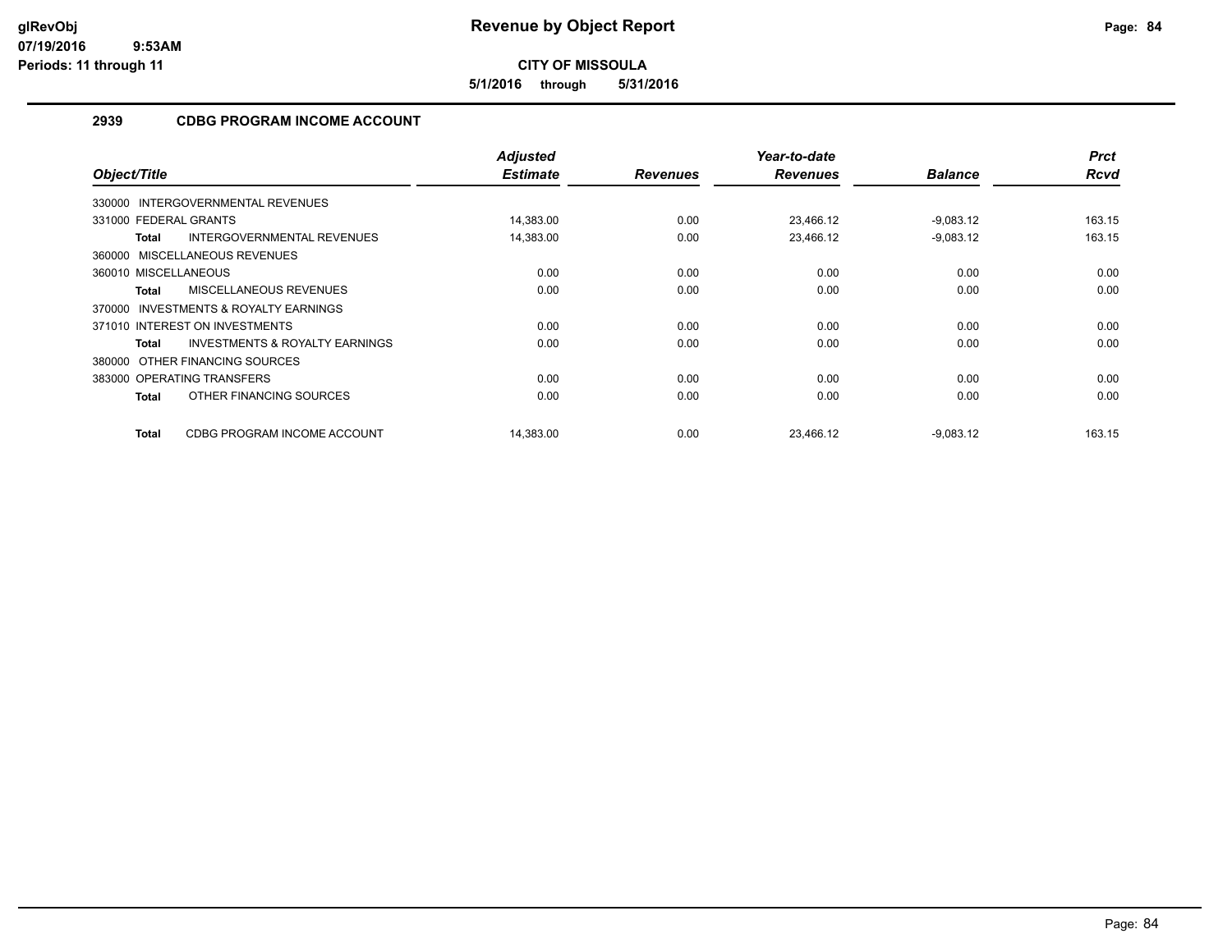**CITY OF MISSOULA**

**5/1/2016 through 5/31/2016**

### 2939 CDBG PROGRAM INCOME ACCOUNT

| Object/Title | Adjusted Estimate | Revenues | Year-to-date Revenues | Balance | Prct Rcvd |
|---|---|---|---|---|---|
| 330000 INTERGOVERNMENTAL REVENUES | | | | | |
| 331000 FEDERAL GRANTS | 14,383.00 | 0.00 | 23,466.12 | -9,083.12 | 163.15 |
| **Total** INTERGOVERNMENTAL REVENUES | 14,383.00 | 0.00 | 23,466.12 | -9,083.12 | 163.15 |
| 360000 MISCELLANEOUS REVENUES | | | | | |
| 360010 MISCELLANEOUS | 0.00 | 0.00 | 0.00 | 0.00 | 0.00 |
| **Total** MISCELLANEOUS REVENUES | 0.00 | 0.00 | 0.00 | 0.00 | 0.00 |
| 370000 INVESTMENTS & ROYALTY EARNINGS | | | | | |
| 371010 INTEREST ON INVESTMENTS | 0.00 | 0.00 | 0.00 | 0.00 | 0.00 |
| **Total** INVESTMENTS & ROYALTY EARNINGS | 0.00 | 0.00 | 0.00 | 0.00 | 0.00 |
| 380000 OTHER FINANCING SOURCES | | | | | |
| 383000 OPERATING TRANSFERS | 0.00 | 0.00 | 0.00 | 0.00 | 0.00 |
| **Total** OTHER FINANCING SOURCES | 0.00 | 0.00 | 0.00 | 0.00 | 0.00 |
| **Total** CDBG PROGRAM INCOME ACCOUNT | 14,383.00 | 0.00 | 23,466.12 | -9,083.12 | 163.15 |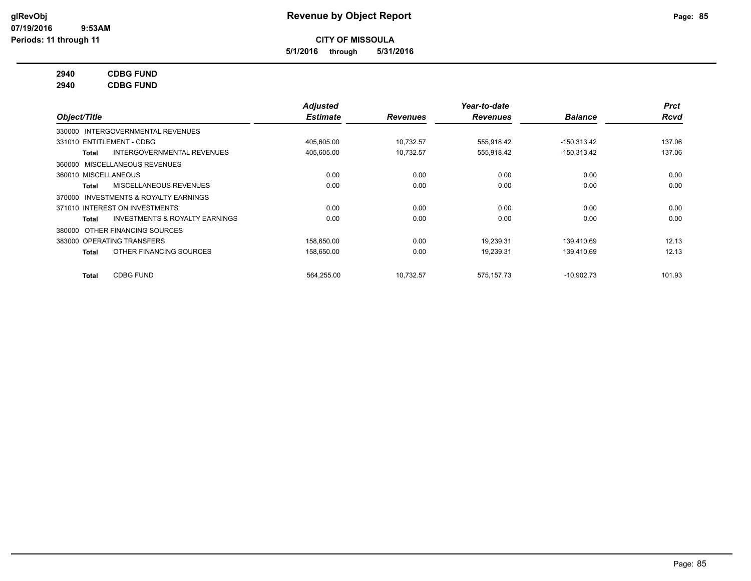**glRevObj**
**07/19/2016 9:53AM**
**Periods: 11 through 11**

# Revenue by Object Report

**CITY OF MISSOULA**

**5/1/2016 through 5/31/2016**

**2940 CDBG FUND**
**2940 CDBG FUND**

| Object/Title | Adjusted Estimate | Revenues | Year-to-date Revenues | Balance | Prct Rcvd |
|---|---|---|---|---|---|
| 330000 INTERGOVERNMENTAL REVENUES | | | | | |
| 331010 ENTITLEMENT - CDBG | 405,605.00 | 10,732.57 | 555,918.42 | -150,313.42 | 137.06 |
| **Total** INTERGOVERNMENTAL REVENUES | 405,605.00 | 10,732.57 | 555,918.42 | -150,313.42 | 137.06 |
| 360000 MISCELLANEOUS REVENUES | | | | | |
| 360010 MISCELLANEOUS | 0.00 | 0.00 | 0.00 | 0.00 | 0.00 |
| **Total** MISCELLANEOUS REVENUES | 0.00 | 0.00 | 0.00 | 0.00 | 0.00 |
| 370000 INVESTMENTS & ROYALTY EARNINGS | | | | | |
| 371010 INTEREST ON INVESTMENTS | 0.00 | 0.00 | 0.00 | 0.00 | 0.00 |
| **Total** INVESTMENTS & ROYALTY EARNINGS | 0.00 | 0.00 | 0.00 | 0.00 | 0.00 |
| 380000 OTHER FINANCING SOURCES | | | | | |
| 383000 OPERATING TRANSFERS | 158,650.00 | 0.00 | 19,239.31 | 139,410.69 | 12.13 |
| **Total** OTHER FINANCING SOURCES | 158,650.00 | 0.00 | 19,239.31 | 139,410.69 | 12.13 |
| **Total** CDBG FUND | 564,255.00 | 10,732.57 | 575,157.73 | -10,902.73 | 101.93 |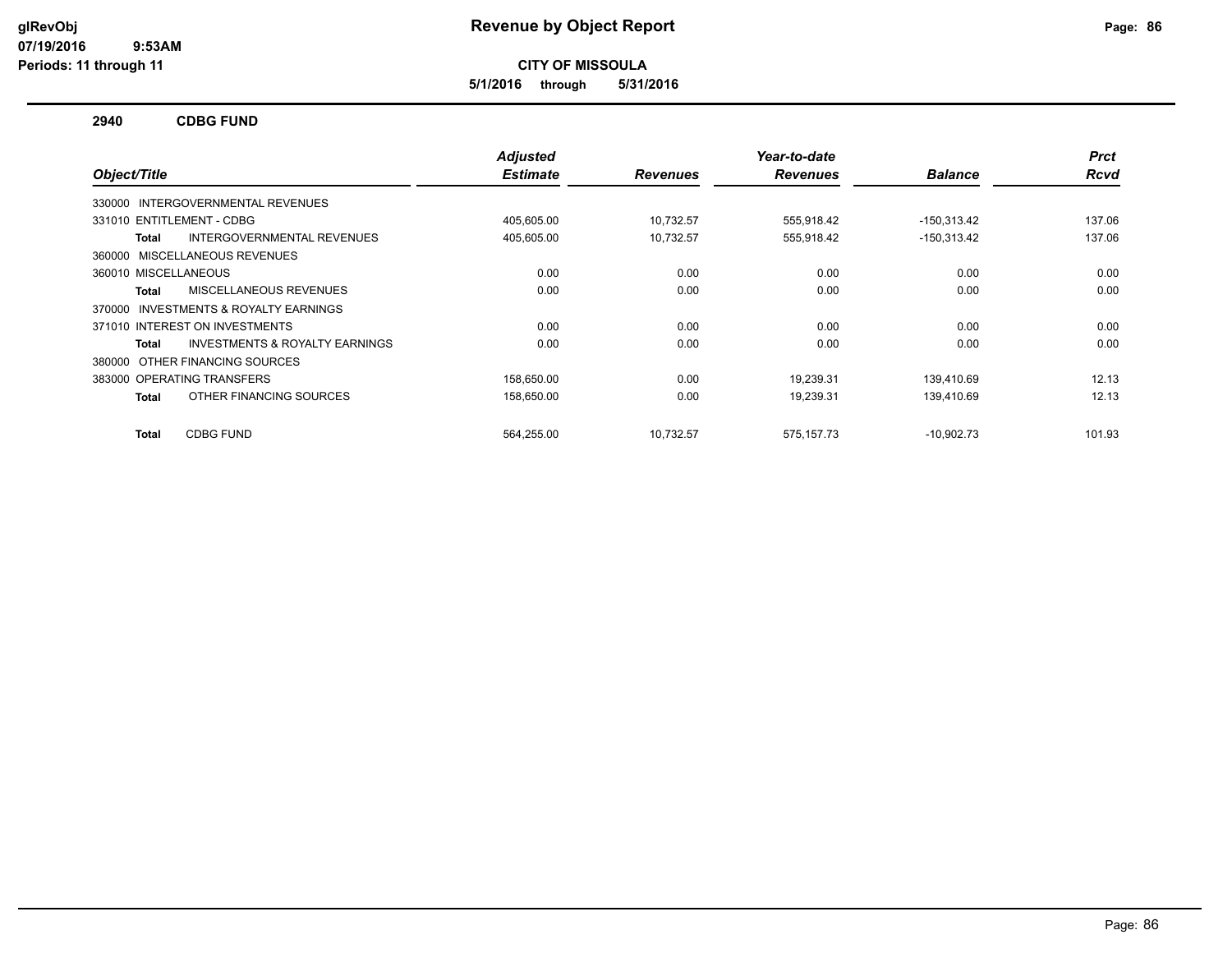# Revenue by Object Report

**CITY OF MISSOULA**

**5/1/2016 through 5/31/2016**

glRevObj
07/19/2016 9:53AM
Periods: 11 through 11

## 2940 CDBG FUND

| Object/Title | Adjusted Estimate | Revenues | Year-to-date Revenues | Balance | Prct Rcvd |
|---|---|---|---|---|---|
| 330000 INTERGOVERNMENTAL REVENUES | | | | | |
| 331010 ENTITLEMENT - CDBG | 405,605.00 | 10,732.57 | 555,918.42 | -150,313.42 | 137.06 |
| **Total** INTERGOVERNMENTAL REVENUES | 405,605.00 | 10,732.57 | 555,918.42 | -150,313.42 | 137.06 |
| 360000 MISCELLANEOUS REVENUES | | | | | |
| 360010 MISCELLANEOUS | 0.00 | 0.00 | 0.00 | 0.00 | 0.00 |
| **Total** MISCELLANEOUS REVENUES | 0.00 | 0.00 | 0.00 | 0.00 | 0.00 |
| 370000 INVESTMENTS & ROYALTY EARNINGS | | | | | |
| 371010 INTEREST ON INVESTMENTS | 0.00 | 0.00 | 0.00 | 0.00 | 0.00 |
| **Total** INVESTMENTS & ROYALTY EARNINGS | 0.00 | 0.00 | 0.00 | 0.00 | 0.00 |
| 380000 OTHER FINANCING SOURCES | | | | | |
| 383000 OPERATING TRANSFERS | 158,650.00 | 0.00 | 19,239.31 | 139,410.69 | 12.13 |
| **Total** OTHER FINANCING SOURCES | 158,650.00 | 0.00 | 19,239.31 | 139,410.69 | 12.13 |
| **Total** CDBG FUND | 564,255.00 | 10,732.57 | 575,157.73 | -10,902.73 | 101.93 |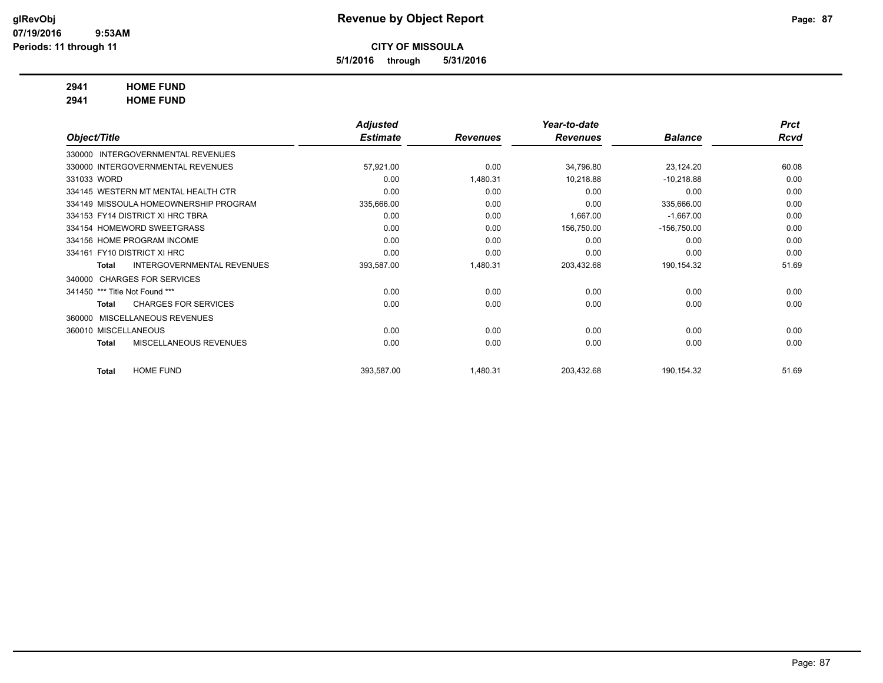# Revenue by Object Report

**CITY OF MISSOULA**

**5/1/2016 through 5/31/2016**

glRevObj
07/19/2016 9:53AM
Periods: 11 through 11

**2941 HOME FUND**
**2941 HOME FUND**

| Object/Title | Adjusted Estimate | Revenues | Year-to-date Revenues | Balance | Prct Rcvd |
|---|---|---|---|---|---|
| 330000 INTERGOVERNMENTAL REVENUES | | | | | |
| 330000 INTERGOVERNMENTAL REVENUES | 57,921.00 | 0.00 | 34,796.80 | 23,124.20 | 60.08 |
| 331033 WORD | 0.00 | 1,480.31 | 10,218.88 | -10,218.88 | 0.00 |
| 334145 WESTERN MT MENTAL HEALTH CTR | 0.00 | 0.00 | 0.00 | 0.00 | 0.00 |
| 334149 MISSOULA HOMEOWNERSHIP PROGRAM | 335,666.00 | 0.00 | 0.00 | 335,666.00 | 0.00 |
| 334153 FY14 DISTRICT XI HRC TBRA | 0.00 | 0.00 | 1,667.00 | -1,667.00 | 0.00 |
| 334154 HOMEWORD SWEETGRASS | 0.00 | 0.00 | 156,750.00 | -156,750.00 | 0.00 |
| 334156 HOME PROGRAM INCOME | 0.00 | 0.00 | 0.00 | 0.00 | 0.00 |
| 334161 FY10 DISTRICT XI HRC | 0.00 | 0.00 | 0.00 | 0.00 | 0.00 |
| **Total** INTERGOVERNMENTAL REVENUES | 393,587.00 | 1,480.31 | 203,432.68 | 190,154.32 | 51.69 |
| 340000 CHARGES FOR SERVICES | | | | | |
| 341450 *** Title Not Found *** | 0.00 | 0.00 | 0.00 | 0.00 | 0.00 |
| **Total** CHARGES FOR SERVICES | 0.00 | 0.00 | 0.00 | 0.00 | 0.00 |
| 360000 MISCELLANEOUS REVENUES | | | | | |
| 360010 MISCELLANEOUS | 0.00 | 0.00 | 0.00 | 0.00 | 0.00 |
| **Total** MISCELLANEOUS REVENUES | 0.00 | 0.00 | 0.00 | 0.00 | 0.00 |
| **Total** HOME FUND | 393,587.00 | 1,480.31 | 203,432.68 | 190,154.32 | 51.69 |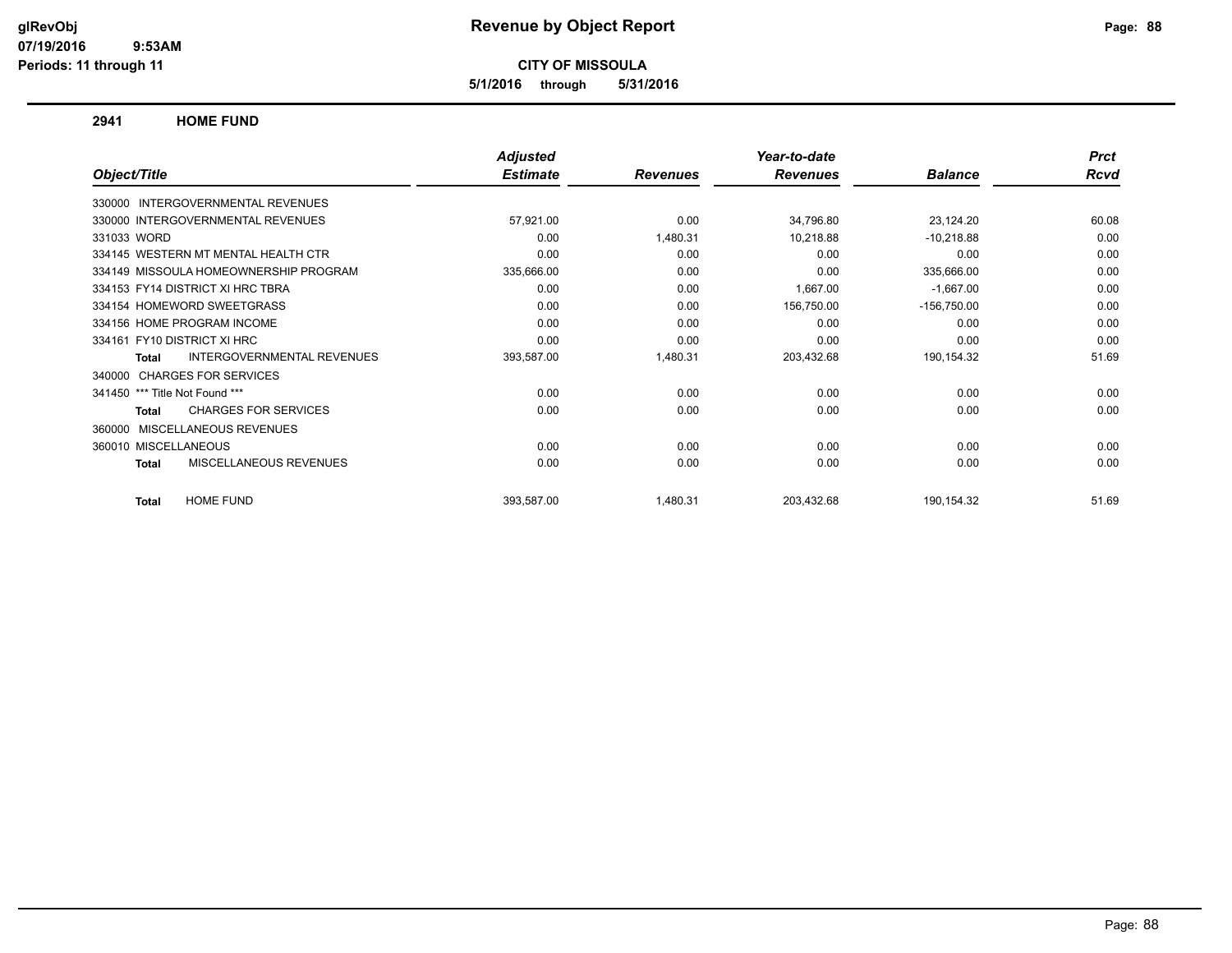# Revenue by Object Report

**CITY OF MISSOULA**

**5/1/2016 through 5/31/2016**

glRevObj
07/19/2016 9:53AM
Periods: 11 through 11

## 2941 HOME FUND

| Object/Title | Adjusted Estimate | Revenues | Year-to-date Revenues | Balance | Prct Rcvd |
|---|---|---|---|---|---|
| 330000 INTERGOVERNMENTAL REVENUES | | | | | |
| 330000 INTERGOVERNMENTAL REVENUES | 57,921.00 | 0.00 | 34,796.80 | 23,124.20 | 60.08 |
| 331033 WORD | 0.00 | 1,480.31 | 10,218.88 | -10,218.88 | 0.00 |
| 334145 WESTERN MT MENTAL HEALTH CTR | 0.00 | 0.00 | 0.00 | 0.00 | 0.00 |
| 334149 MISSOULA HOMEOWNERSHIP PROGRAM | 335,666.00 | 0.00 | 0.00 | 335,666.00 | 0.00 |
| 334153 FY14 DISTRICT XI HRC TBRA | 0.00 | 0.00 | 1,667.00 | -1,667.00 | 0.00 |
| 334154 HOMEWORD SWEETGRASS | 0.00 | 0.00 | 156,750.00 | -156,750.00 | 0.00 |
| 334156 HOME PROGRAM INCOME | 0.00 | 0.00 | 0.00 | 0.00 | 0.00 |
| 334161 FY10 DISTRICT XI HRC | 0.00 | 0.00 | 0.00 | 0.00 | 0.00 |
| **Total** INTERGOVERNMENTAL REVENUES | 393,587.00 | 1,480.31 | 203,432.68 | 190,154.32 | 51.69 |
| 340000 CHARGES FOR SERVICES | | | | | |
| 341450 *** Title Not Found *** | 0.00 | 0.00 | 0.00 | 0.00 | 0.00 |
| **Total** CHARGES FOR SERVICES | 0.00 | 0.00 | 0.00 | 0.00 | 0.00 |
| 360000 MISCELLANEOUS REVENUES | | | | | |
| 360010 MISCELLANEOUS | 0.00 | 0.00 | 0.00 | 0.00 | 0.00 |
| **Total** MISCELLANEOUS REVENUES | 0.00 | 0.00 | 0.00 | 0.00 | 0.00 |
| **Total** HOME FUND | 393,587.00 | 1,480.31 | 203,432.68 | 190,154.32 | 51.69 |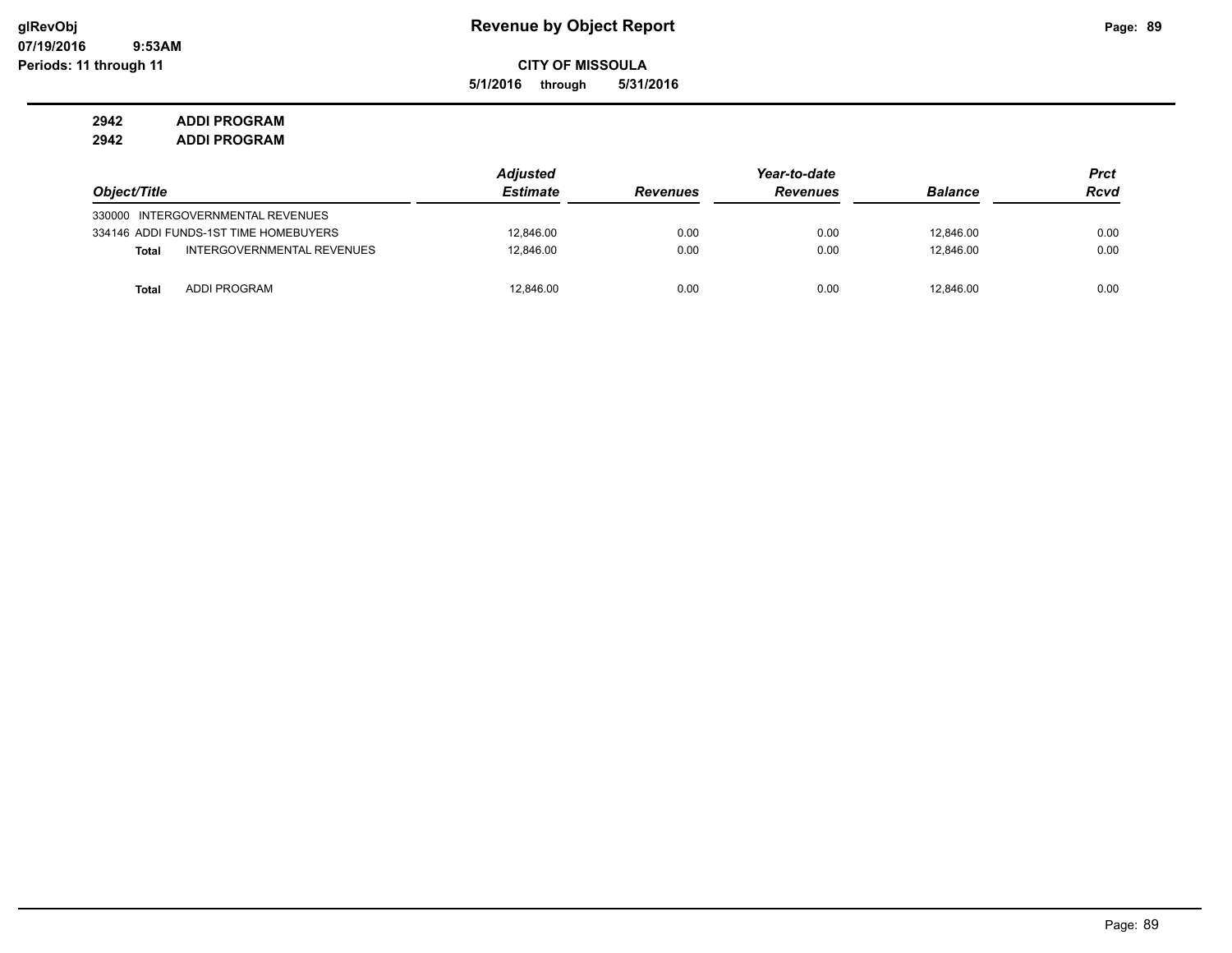# Revenue by Object Report

glRevObj
07/19/2016 9:53AM
Periods: 11 through 11

**CITY OF MISSOULA**

**5/1/2016 through 5/31/2016**

**2942 ADDI PROGRAM**
**2942 ADDI PROGRAM**

| Object/Title | Adjusted Estimate | Revenues | Year-to-date Revenues | Balance | Prct Rcvd |
|---|---|---|---|---|---|
| 330000 INTERGOVERNMENTAL REVENUES | | | | | |
| 334146 ADDI FUNDS-1ST TIME HOMEBUYERS | 12,846.00 | 0.00 | 0.00 | 12,846.00 | 0.00 |
| **Total** INTERGOVERNMENTAL REVENUES | 12,846.00 | 0.00 | 0.00 | 12,846.00 | 0.00 |
| **Total** ADDI PROGRAM | 12,846.00 | 0.00 | 0.00 | 12,846.00 | 0.00 |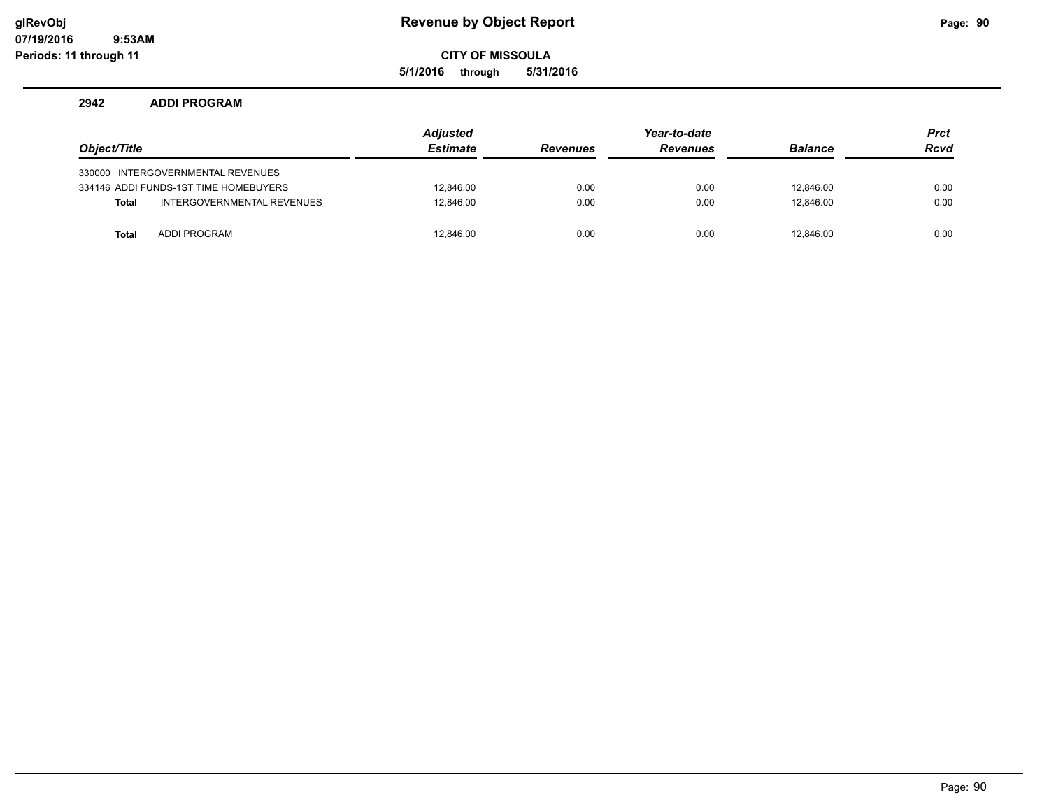**Revenue by Object Report**

**CITY OF MISSOULA**

**5/1/2016 through 5/31/2016**

glRevObj
07/19/2016 9:53AM
Periods: 11 through 11

## 2942 ADDI PROGRAM

| Object/Title | Adjusted Estimate | Revenues | Year-to-date Revenues | Balance | Prct Rcvd |
|---|---|---|---|---|---|
| 330000 INTERGOVERNMENTAL REVENUES | | | | | |
| 334146 ADDI FUNDS-1ST TIME HOMEBUYERS | 12,846.00 | 0.00 | 0.00 | 12,846.00 | 0.00 |
| **Total** INTERGOVERNMENTAL REVENUES | 12,846.00 | 0.00 | 0.00 | 12,846.00 | 0.00 |
| **Total** ADDI PROGRAM | 12,846.00 | 0.00 | 0.00 | 12,846.00 | 0.00 |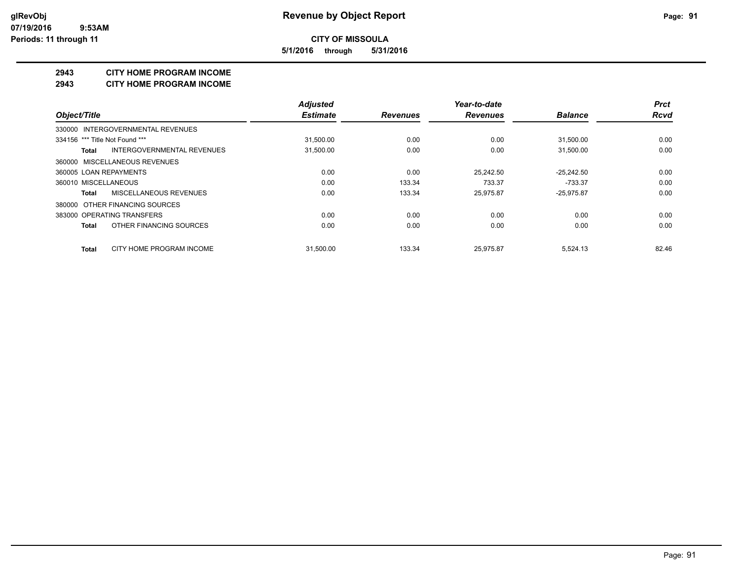# Revenue by Object Report

**CITY OF MISSOULA**

**5/1/2016 through 5/31/2016**

glRevObj
07/19/2016 9:53AM
Periods: 11 through 11

## 2943 CITY HOME PROGRAM INCOME
## 2943 CITY HOME PROGRAM INCOME

| Object/Title | Adjusted Estimate | Revenues | Year-to-date Revenues | Balance | Prct Rcvd |
|---|---|---|---|---|---|
| 330000 INTERGOVERNMENTAL REVENUES | | | | | |
| 334156 *** Title Not Found *** | 31,500.00 | 0.00 | 0.00 | 31,500.00 | 0.00 |
| **Total** INTERGOVERNMENTAL REVENUES | 31,500.00 | 0.00 | 0.00 | 31,500.00 | 0.00 |
| 360000 MISCELLANEOUS REVENUES | | | | | |
| 360005 LOAN REPAYMENTS | 0.00 | 0.00 | 25,242.50 | -25,242.50 | 0.00 |
| 360010 MISCELLANEOUS | 0.00 | 133.34 | 733.37 | -733.37 | 0.00 |
| **Total** MISCELLANEOUS REVENUES | 0.00 | 133.34 | 25,975.87 | -25,975.87 | 0.00 |
| 380000 OTHER FINANCING SOURCES | | | | | |
| 383000 OPERATING TRANSFERS | 0.00 | 0.00 | 0.00 | 0.00 | 0.00 |
| **Total** OTHER FINANCING SOURCES | 0.00 | 0.00 | 0.00 | 0.00 | 0.00 |
| **Total** CITY HOME PROGRAM INCOME | 31,500.00 | 133.34 | 25,975.87 | 5,524.13 | 82.46 |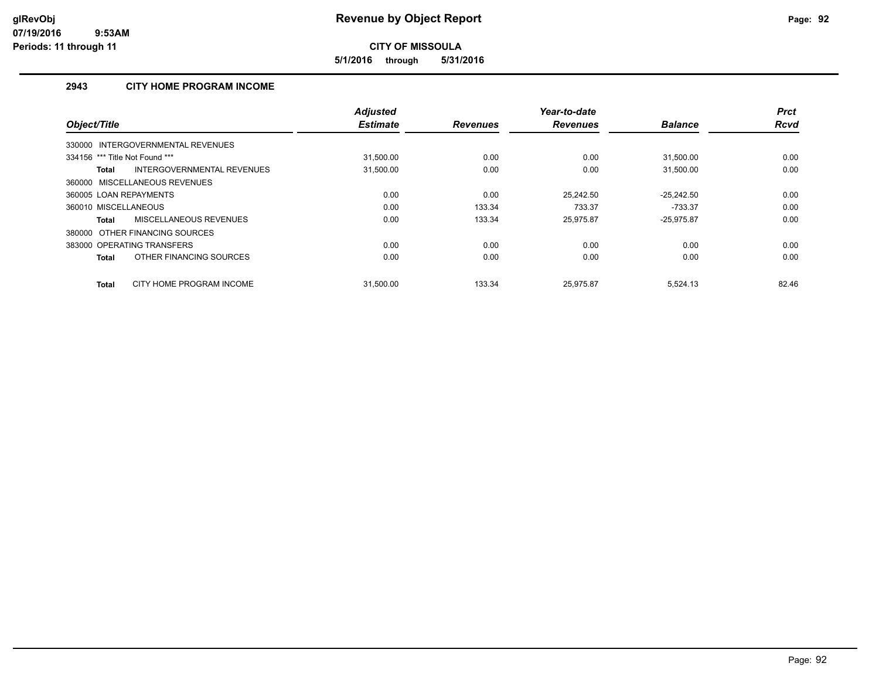# Revenue by Object Report

glRevObj
07/19/2016 9:53AM
Periods: 11 through 11

**CITY OF MISSOULA**

**5/1/2016 through 5/31/2016**

## 2943 CITY HOME PROGRAM INCOME

| Object/Title | Adjusted Estimate | Revenues | Year-to-date Revenues | Balance | Prct Rcvd |
|---|---|---|---|---|---|
| 330000 INTERGOVERNMENTAL REVENUES | | | | | |
| 334156 *** Title Not Found *** | 31,500.00 | 0.00 | 0.00 | 31,500.00 | 0.00 |
| **Total** INTERGOVERNMENTAL REVENUES | 31,500.00 | 0.00 | 0.00 | 31,500.00 | 0.00 |
| 360000 MISCELLANEOUS REVENUES | | | | | |
| 360005 LOAN REPAYMENTS | 0.00 | 0.00 | 25,242.50 | -25,242.50 | 0.00 |
| 360010 MISCELLANEOUS | 0.00 | 133.34 | 733.37 | -733.37 | 0.00 |
| **Total** MISCELLANEOUS REVENUES | 0.00 | 133.34 | 25,975.87 | -25,975.87 | 0.00 |
| 380000 OTHER FINANCING SOURCES | | | | | |
| 383000 OPERATING TRANSFERS | 0.00 | 0.00 | 0.00 | 0.00 | 0.00 |
| **Total** OTHER FINANCING SOURCES | 0.00 | 0.00 | 0.00 | 0.00 | 0.00 |
| **Total** CITY HOME PROGRAM INCOME | 31,500.00 | 133.34 | 25,975.87 | 5,524.13 | 82.46 |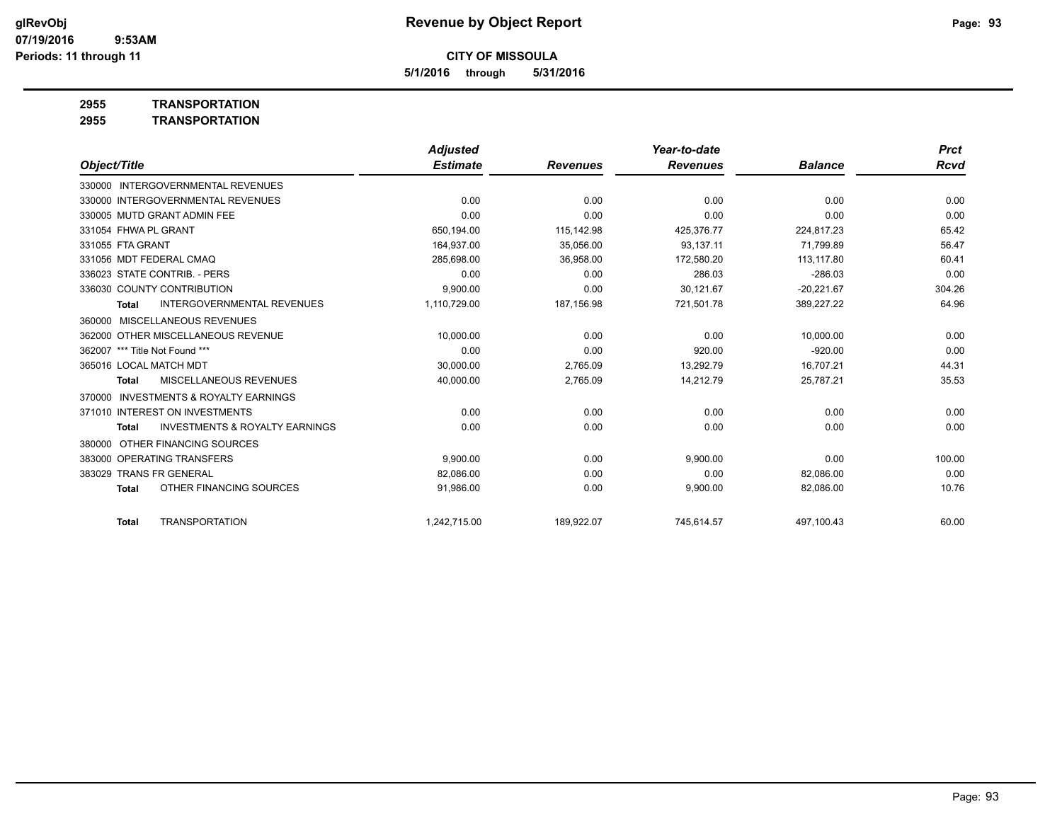# Revenue by Object Report

glRevObj
07/19/2016 9:53AM
Periods: 11 through 11

**CITY OF MISSOULA**

5/1/2016 through 5/31/2016

**2955 TRANSPORTATION**

**2955 TRANSPORTATION**

| Object/Title | Adjusted Estimate | Revenues | Year-to-date Revenues | Balance | Prct Rcvd |
|---|---|---|---|---|---|
| 330000 INTERGOVERNMENTAL REVENUES | | | | | |
| 330000 INTERGOVERNMENTAL REVENUES | 0.00 | 0.00 | 0.00 | 0.00 | 0.00 |
| 330005 MUTD GRANT ADMIN FEE | 0.00 | 0.00 | 0.00 | 0.00 | 0.00 |
| 331054 FHWA PL GRANT | 650,194.00 | 115,142.98 | 425,376.77 | 224,817.23 | 65.42 |
| 331055 FTA GRANT | 164,937.00 | 35,056.00 | 93,137.11 | 71,799.89 | 56.47 |
| 331056 MDT FEDERAL CMAQ | 285,698.00 | 36,958.00 | 172,580.20 | 113,117.80 | 60.41 |
| 336023 STATE CONTRIB. - PERS | 0.00 | 0.00 | 286.03 | -286.03 | 0.00 |
| 336030 COUNTY CONTRIBUTION | 9,900.00 | 0.00 | 30,121.67 | -20,221.67 | 304.26 |
| **Total** INTERGOVERNMENTAL REVENUES | 1,110,729.00 | 187,156.98 | 721,501.78 | 389,227.22 | 64.96 |
| 360000 MISCELLANEOUS REVENUES | | | | | |
| 362000 OTHER MISCELLANEOUS REVENUE | 10,000.00 | 0.00 | 0.00 | 10,000.00 | 0.00 |
| 362007 *** Title Not Found *** | 0.00 | 0.00 | 920.00 | -920.00 | 0.00 |
| 365016 LOCAL MATCH MDT | 30,000.00 | 2,765.09 | 13,292.79 | 16,707.21 | 44.31 |
| **Total** MISCELLANEOUS REVENUES | 40,000.00 | 2,765.09 | 14,212.79 | 25,787.21 | 35.53 |
| 370000 INVESTMENTS & ROYALTY EARNINGS | | | | | |
| 371010 INTEREST ON INVESTMENTS | 0.00 | 0.00 | 0.00 | 0.00 | 0.00 |
| **Total** INVESTMENTS & ROYALTY EARNINGS | 0.00 | 0.00 | 0.00 | 0.00 | 0.00 |
| 380000 OTHER FINANCING SOURCES | | | | | |
| 383000 OPERATING TRANSFERS | 9,900.00 | 0.00 | 9,900.00 | 0.00 | 100.00 |
| 383029 TRANS FR GENERAL | 82,086.00 | 0.00 | 0.00 | 82,086.00 | 0.00 |
| **Total** OTHER FINANCING SOURCES | 91,986.00 | 0.00 | 9,900.00 | 82,086.00 | 10.76 |
| **Total** TRANSPORTATION | 1,242,715.00 | 189,922.07 | 745,614.57 | 497,100.43 | 60.00 |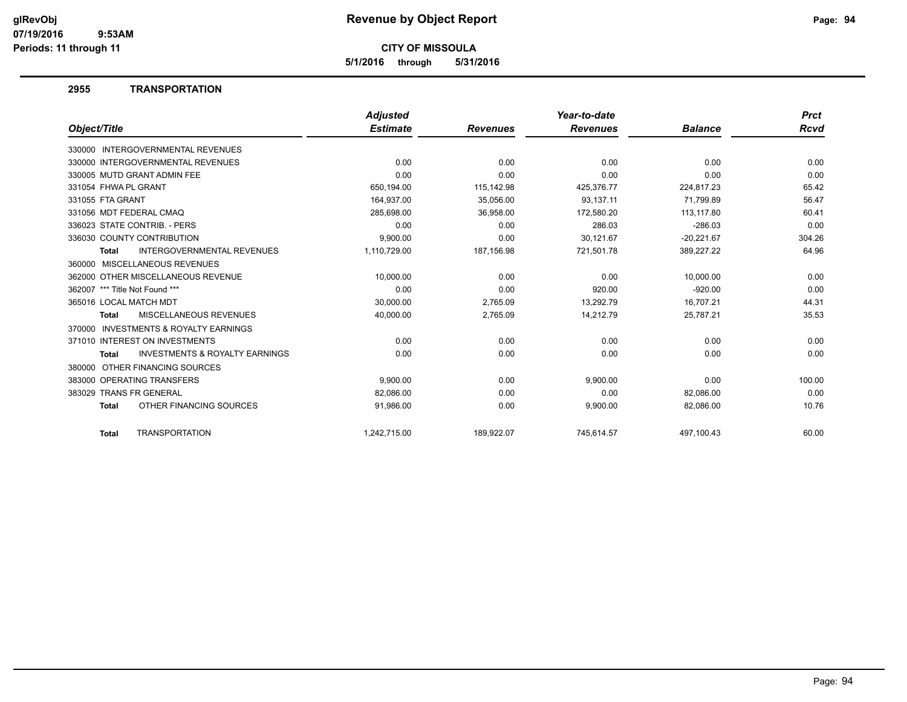**Revenue by Object Report**

**CITY OF MISSOULA**

**5/1/2016 through 5/31/2016**

glRevObj
07/19/2016 9:53AM
Periods: 11 through 11

## 2955 TRANSPORTATION

| Object/Title | Adjusted Estimate | Revenues | Year-to-date Revenues | Balance | Prct Rcvd |
|---|---|---|---|---|---|
| 330000 INTERGOVERNMENTAL REVENUES | | | | | |
| 330000 INTERGOVERNMENTAL REVENUES | 0.00 | 0.00 | 0.00 | 0.00 | 0.00 |
| 330005 MUTD GRANT ADMIN FEE | 0.00 | 0.00 | 0.00 | 0.00 | 0.00 |
| 331054 FHWA PL GRANT | 650,194.00 | 115,142.98 | 425,376.77 | 224,817.23 | 65.42 |
| 331055 FTA GRANT | 164,937.00 | 35,056.00 | 93,137.11 | 71,799.89 | 56.47 |
| 331056 MDT FEDERAL CMAQ | 285,698.00 | 36,958.00 | 172,580.20 | 113,117.80 | 60.41 |
| 336023 STATE CONTRIB. - PERS | 0.00 | 0.00 | 286.03 | -286.03 | 0.00 |
| 336030 COUNTY CONTRIBUTION | 9,900.00 | 0.00 | 30,121.67 | -20,221.67 | 304.26 |
| **Total** INTERGOVERNMENTAL REVENUES | 1,110,729.00 | 187,156.98 | 721,501.78 | 389,227.22 | 64.96 |
| 360000 MISCELLANEOUS REVENUES | | | | | |
| 362000 OTHER MISCELLANEOUS REVENUE | 10,000.00 | 0.00 | 0.00 | 10,000.00 | 0.00 |
| 362007 *** Title Not Found *** | 0.00 | 0.00 | 920.00 | -920.00 | 0.00 |
| 365016 LOCAL MATCH MDT | 30,000.00 | 2,765.09 | 13,292.79 | 16,707.21 | 44.31 |
| **Total** MISCELLANEOUS REVENUES | 40,000.00 | 2,765.09 | 14,212.79 | 25,787.21 | 35.53 |
| 370000 INVESTMENTS & ROYALTY EARNINGS | | | | | |
| 371010 INTEREST ON INVESTMENTS | 0.00 | 0.00 | 0.00 | 0.00 | 0.00 |
| **Total** INVESTMENTS & ROYALTY EARNINGS | 0.00 | 0.00 | 0.00 | 0.00 | 0.00 |
| 380000 OTHER FINANCING SOURCES | | | | | |
| 383000 OPERATING TRANSFERS | 9,900.00 | 0.00 | 9,900.00 | 0.00 | 100.00 |
| 383029 TRANS FR GENERAL | 82,086.00 | 0.00 | 0.00 | 82,086.00 | 0.00 |
| **Total** OTHER FINANCING SOURCES | 91,986.00 | 0.00 | 9,900.00 | 82,086.00 | 10.76 |
| **Total** TRANSPORTATION | 1,242,715.00 | 189,922.07 | 745,614.57 | 497,100.43 | 60.00 |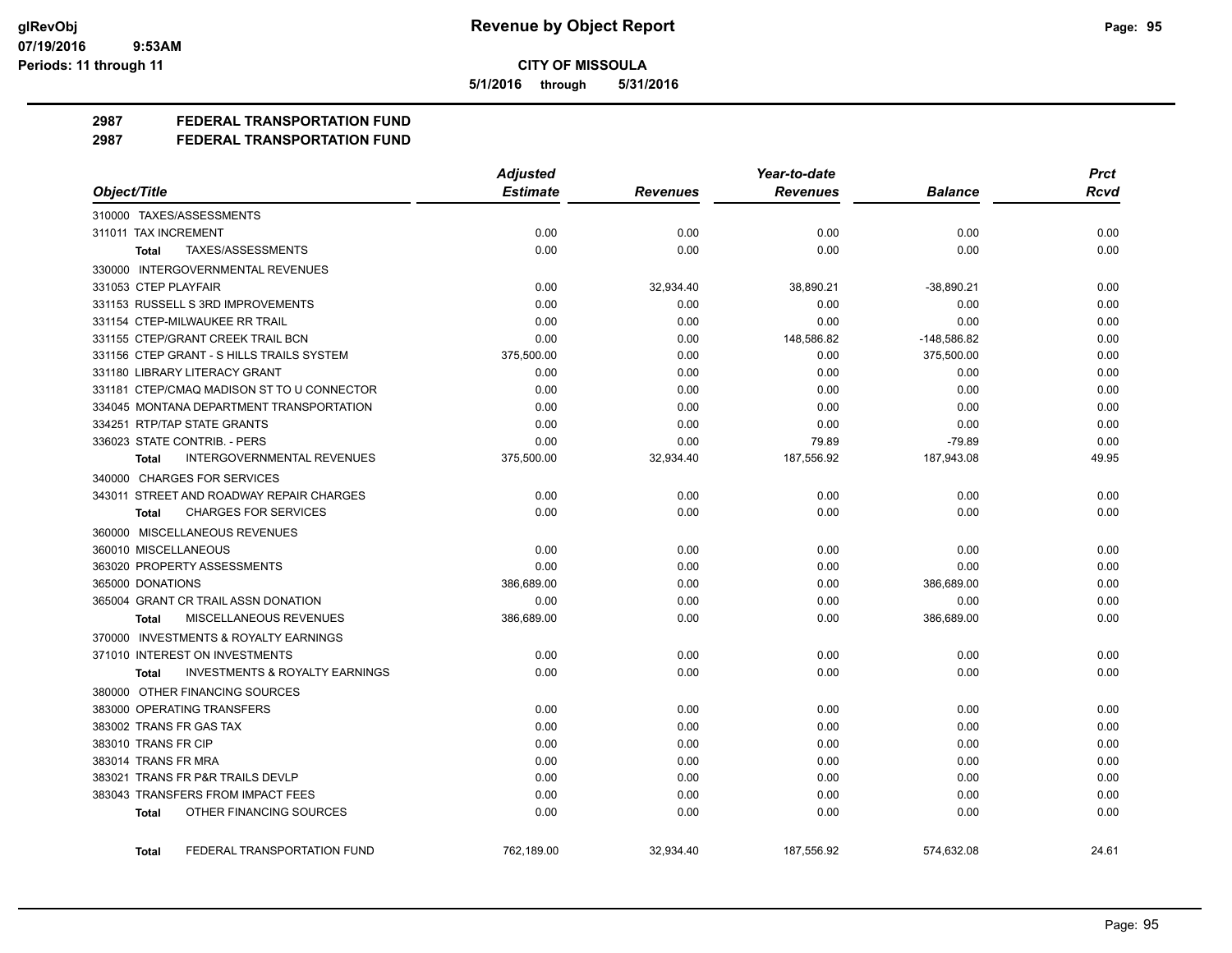**CITY OF MISSOULA**

**5/1/2016 through 5/31/2016**

# 2987 FEDERAL TRANSPORTATION FUND

## 2987 FEDERAL TRANSPORTATION FUND

| Object/Title | Adjusted Estimate | Revenues | Year-to-date Revenues | Balance | Prct Rcvd |
|---|---|---|---|---|---|
| 310000 TAXES/ASSESSMENTS | | | | | |
| 311011 TAX INCREMENT | 0.00 | 0.00 | 0.00 | 0.00 | 0.00 |
| **Total** TAXES/ASSESSMENTS | 0.00 | 0.00 | 0.00 | 0.00 | 0.00 |
| 330000 INTERGOVERNMENTAL REVENUES | | | | | |
| 331053 CTEP PLAYFAIR | 0.00 | 32,934.40 | 38,890.21 | -38,890.21 | 0.00 |
| 331153 RUSSELL S 3RD IMPROVEMENTS | 0.00 | 0.00 | 0.00 | 0.00 | 0.00 |
| 331154 CTEP-MILWAUKEE RR TRAIL | 0.00 | 0.00 | 0.00 | 0.00 | 0.00 |
| 331155 CTEP/GRANT CREEK TRAIL BCN | 0.00 | 0.00 | 148,586.82 | -148,586.82 | 0.00 |
| 331156 CTEP GRANT - S HILLS TRAILS SYSTEM | 375,500.00 | 0.00 | 0.00 | 375,500.00 | 0.00 |
| 331180 LIBRARY LITERACY GRANT | 0.00 | 0.00 | 0.00 | 0.00 | 0.00 |
| 331181 CTEP/CMAQ MADISON ST TO U CONNECTOR | 0.00 | 0.00 | 0.00 | 0.00 | 0.00 |
| 334045 MONTANA DEPARTMENT TRANSPORTATION | 0.00 | 0.00 | 0.00 | 0.00 | 0.00 |
| 334251 RTP/TAP STATE GRANTS | 0.00 | 0.00 | 0.00 | 0.00 | 0.00 |
| 336023 STATE CONTRIB. - PERS | 0.00 | 0.00 | 79.89 | -79.89 | 0.00 |
| **Total** INTERGOVERNMENTAL REVENUES | 375,500.00 | 32,934.40 | 187,556.92 | 187,943.08 | 49.95 |
| 340000 CHARGES FOR SERVICES | | | | | |
| 343011 STREET AND ROADWAY REPAIR CHARGES | 0.00 | 0.00 | 0.00 | 0.00 | 0.00 |
| **Total** CHARGES FOR SERVICES | 0.00 | 0.00 | 0.00 | 0.00 | 0.00 |
| 360000 MISCELLANEOUS REVENUES | | | | | |
| 360010 MISCELLANEOUS | 0.00 | 0.00 | 0.00 | 0.00 | 0.00 |
| 363020 PROPERTY ASSESSMENTS | 0.00 | 0.00 | 0.00 | 0.00 | 0.00 |
| 365000 DONATIONS | 386,689.00 | 0.00 | 0.00 | 386,689.00 | 0.00 |
| 365004 GRANT CR TRAIL ASSN DONATION | 0.00 | 0.00 | 0.00 | 0.00 | 0.00 |
| **Total** MISCELLANEOUS REVENUES | 386,689.00 | 0.00 | 0.00 | 386,689.00 | 0.00 |
| 370000 INVESTMENTS & ROYALTY EARNINGS | | | | | |
| 371010 INTEREST ON INVESTMENTS | 0.00 | 0.00 | 0.00 | 0.00 | 0.00 |
| **Total** INVESTMENTS & ROYALTY EARNINGS | 0.00 | 0.00 | 0.00 | 0.00 | 0.00 |
| 380000 OTHER FINANCING SOURCES | | | | | |
| 383000 OPERATING TRANSFERS | 0.00 | 0.00 | 0.00 | 0.00 | 0.00 |
| 383002 TRANS FR GAS TAX | 0.00 | 0.00 | 0.00 | 0.00 | 0.00 |
| 383010 TRANS FR CIP | 0.00 | 0.00 | 0.00 | 0.00 | 0.00 |
| 383014 TRANS FR MRA | 0.00 | 0.00 | 0.00 | 0.00 | 0.00 |
| 383021 TRANS FR P&R TRAILS DEVLP | 0.00 | 0.00 | 0.00 | 0.00 | 0.00 |
| 383043 TRANSFERS FROM IMPACT FEES | 0.00 | 0.00 | 0.00 | 0.00 | 0.00 |
| **Total** OTHER FINANCING SOURCES | 0.00 | 0.00 | 0.00 | 0.00 | 0.00 |
| **Total** FEDERAL TRANSPORTATION FUND | 762,189.00 | 32,934.40 | 187,556.92 | 574,632.08 | 24.61 |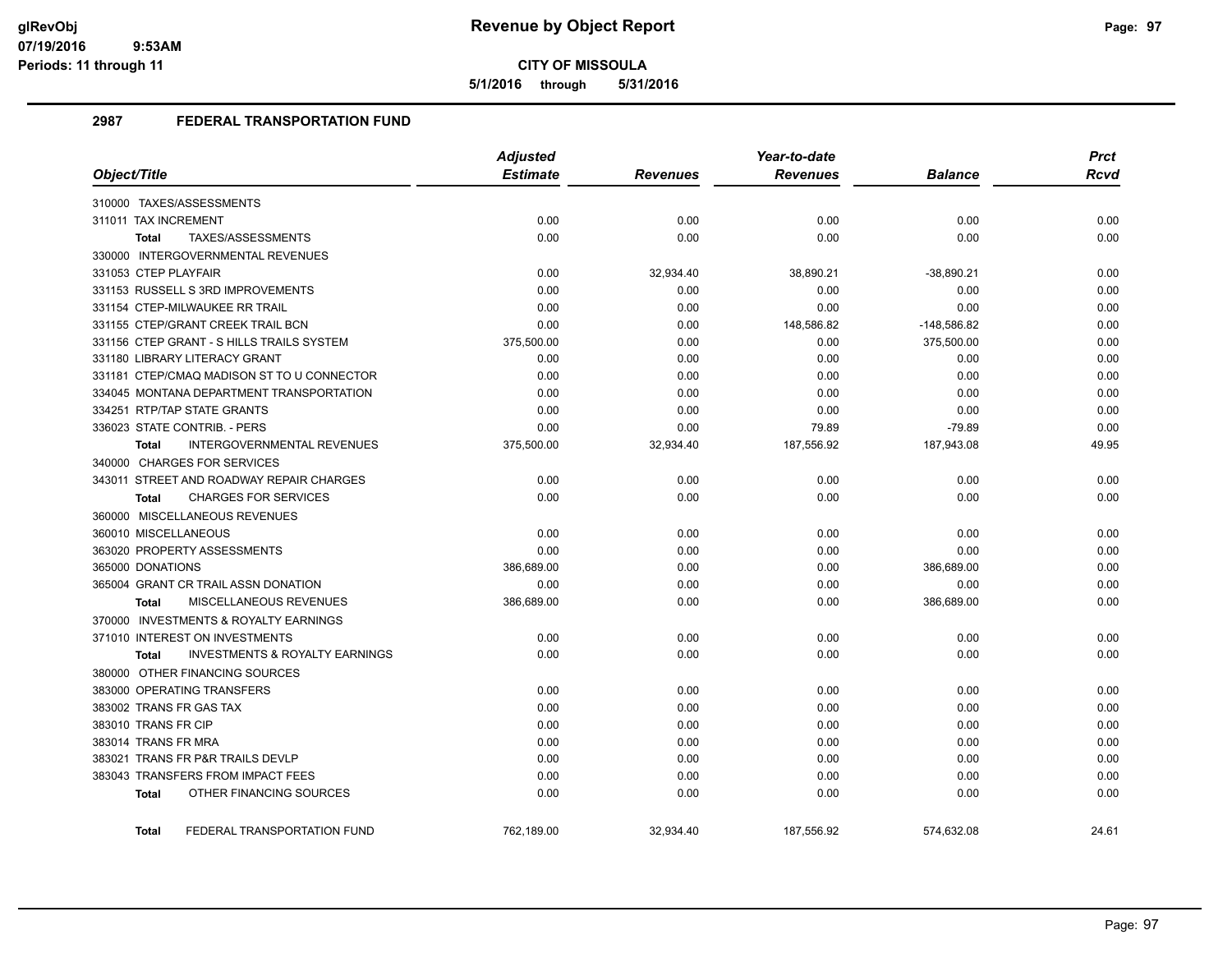# Revenue by Object Report

**CITY OF MISSOULA**

**5/1/2016 through 5/31/2016**

glRevObj
07/19/2016 9:53AM
Periods: 11 through 11

## 2987 FEDERAL TRANSPORTATION FUND

| Object/Title | Adjusted Estimate | Revenues | Year-to-date Revenues | Balance | Prct Rcvd |
|---|---|---|---|---|---|
| 310000 TAXES/ASSESSMENTS | | | | | |
| 311011 TAX INCREMENT | 0.00 | 0.00 | 0.00 | 0.00 | 0.00 |
| **Total** TAXES/ASSESSMENTS | 0.00 | 0.00 | 0.00 | 0.00 | 0.00 |
| 330000 INTERGOVERNMENTAL REVENUES | | | | | |
| 331053 CTEP PLAYFAIR | 0.00 | 32,934.40 | 38,890.21 | -38,890.21 | 0.00 |
| 331153 RUSSELL S 3RD IMPROVEMENTS | 0.00 | 0.00 | 0.00 | 0.00 | 0.00 |
| 331154 CTEP-MILWAUKEE RR TRAIL | 0.00 | 0.00 | 0.00 | 0.00 | 0.00 |
| 331155 CTEP/GRANT CREEK TRAIL BCN | 0.00 | 0.00 | 148,586.82 | -148,586.82 | 0.00 |
| 331156 CTEP GRANT - S HILLS TRAILS SYSTEM | 375,500.00 | 0.00 | 0.00 | 375,500.00 | 0.00 |
| 331180 LIBRARY LITERACY GRANT | 0.00 | 0.00 | 0.00 | 0.00 | 0.00 |
| 331181 CTEP/CMAQ MADISON ST TO U CONNECTOR | 0.00 | 0.00 | 0.00 | 0.00 | 0.00 |
| 334045 MONTANA DEPARTMENT TRANSPORTATION | 0.00 | 0.00 | 0.00 | 0.00 | 0.00 |
| 334251 RTP/TAP STATE GRANTS | 0.00 | 0.00 | 0.00 | 0.00 | 0.00 |
| 336023 STATE CONTRIB. - PERS | 0.00 | 0.00 | 79.89 | -79.89 | 0.00 |
| **Total** INTERGOVERNMENTAL REVENUES | 375,500.00 | 32,934.40 | 187,556.92 | 187,943.08 | 49.95 |
| 340000 CHARGES FOR SERVICES | | | | | |
| 343011 STREET AND ROADWAY REPAIR CHARGES | 0.00 | 0.00 | 0.00 | 0.00 | 0.00 |
| **Total** CHARGES FOR SERVICES | 0.00 | 0.00 | 0.00 | 0.00 | 0.00 |
| 360000 MISCELLANEOUS REVENUES | | | | | |
| 360010 MISCELLANEOUS | 0.00 | 0.00 | 0.00 | 0.00 | 0.00 |
| 363020 PROPERTY ASSESSMENTS | 0.00 | 0.00 | 0.00 | 0.00 | 0.00 |
| 365000 DONATIONS | 386,689.00 | 0.00 | 0.00 | 386,689.00 | 0.00 |
| 365004 GRANT CR TRAIL ASSN DONATION | 0.00 | 0.00 | 0.00 | 0.00 | 0.00 |
| **Total** MISCELLANEOUS REVENUES | 386,689.00 | 0.00 | 0.00 | 386,689.00 | 0.00 |
| 370000 INVESTMENTS & ROYALTY EARNINGS | | | | | |
| 371010 INTEREST ON INVESTMENTS | 0.00 | 0.00 | 0.00 | 0.00 | 0.00 |
| **Total** INVESTMENTS & ROYALTY EARNINGS | 0.00 | 0.00 | 0.00 | 0.00 | 0.00 |
| 380000 OTHER FINANCING SOURCES | | | | | |
| 383000 OPERATING TRANSFERS | 0.00 | 0.00 | 0.00 | 0.00 | 0.00 |
| 383002 TRANS FR GAS TAX | 0.00 | 0.00 | 0.00 | 0.00 | 0.00 |
| 383010 TRANS FR CIP | 0.00 | 0.00 | 0.00 | 0.00 | 0.00 |
| 383014 TRANS FR MRA | 0.00 | 0.00 | 0.00 | 0.00 | 0.00 |
| 383021 TRANS FR P&R TRAILS DEVLP | 0.00 | 0.00 | 0.00 | 0.00 | 0.00 |
| 383043 TRANSFERS FROM IMPACT FEES | 0.00 | 0.00 | 0.00 | 0.00 | 0.00 |
| **Total** OTHER FINANCING SOURCES | 0.00 | 0.00 | 0.00 | 0.00 | 0.00 |
| **Total** FEDERAL TRANSPORTATION FUND | 762,189.00 | 32,934.40 | 187,556.92 | 574,632.08 | 24.61 |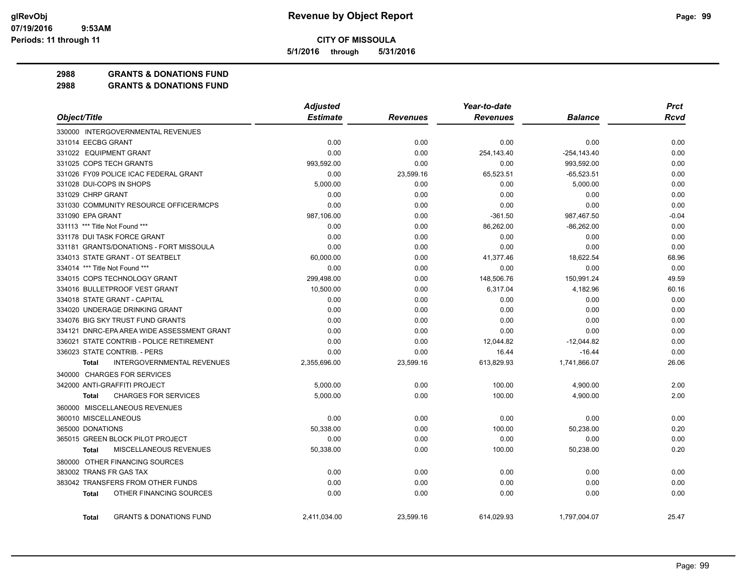**glRevObj**
**07/19/2016 9:53AM**
**Periods: 11 through 11**

# Revenue by Object Report

**CITY OF MISSOULA**

**5/1/2016 through 5/31/2016**

## 2988 GRANTS & DONATIONS FUND
## 2988 GRANTS & DONATIONS FUND

| Object/Title | Adjusted Estimate | Revenues | Year-to-date Revenues | Balance | Prct Rcvd |
|---|---|---|---|---|---|
| 330000 INTERGOVERNMENTAL REVENUES | | | | | |
| 331014 EECBG GRANT | 0.00 | 0.00 | 0.00 | 0.00 | 0.00 |
| 331022 EQUIPMENT GRANT | 0.00 | 0.00 | 254,143.40 | -254,143.40 | 0.00 |
| 331025 COPS TECH GRANTS | 993,592.00 | 0.00 | 0.00 | 993,592.00 | 0.00 |
| 331026 FY09 POLICE ICAC FEDERAL GRANT | 0.00 | 23,599.16 | 65,523.51 | -65,523.51 | 0.00 |
| 331028 DUI-COPS IN SHOPS | 5,000.00 | 0.00 | 0.00 | 5,000.00 | 0.00 |
| 331029 CHRP GRANT | 0.00 | 0.00 | 0.00 | 0.00 | 0.00 |
| 331030 COMMUNITY RESOURCE OFFICER/MCPS | 0.00 | 0.00 | 0.00 | 0.00 | 0.00 |
| 331090 EPA GRANT | 987,106.00 | 0.00 | -361.50 | 987,467.50 | -0.04 |
| 331113 *** Title Not Found *** | 0.00 | 0.00 | 86,262.00 | -86,262.00 | 0.00 |
| 331178 DUI TASK FORCE GRANT | 0.00 | 0.00 | 0.00 | 0.00 | 0.00 |
| 331181 GRANTS/DONATIONS - FORT MISSOULA | 0.00 | 0.00 | 0.00 | 0.00 | 0.00 |
| 334013 STATE GRANT - OT SEATBELT | 60,000.00 | 0.00 | 41,377.46 | 18,622.54 | 68.96 |
| 334014 *** Title Not Found *** | 0.00 | 0.00 | 0.00 | 0.00 | 0.00 |
| 334015 COPS TECHNOLOGY GRANT | 299,498.00 | 0.00 | 148,506.76 | 150,991.24 | 49.59 |
| 334016 BULLETPROOF VEST GRANT | 10,500.00 | 0.00 | 6,317.04 | 4,182.96 | 60.16 |
| 334018 STATE GRANT - CAPITAL | 0.00 | 0.00 | 0.00 | 0.00 | 0.00 |
| 334020 UNDERAGE DRINKING GRANT | 0.00 | 0.00 | 0.00 | 0.00 | 0.00 |
| 334076 BIG SKY TRUST FUND GRANTS | 0.00 | 0.00 | 0.00 | 0.00 | 0.00 |
| 334121 DNRC-EPA AREA WIDE ASSESSMENT GRANT | 0.00 | 0.00 | 0.00 | 0.00 | 0.00 |
| 336021 STATE CONTRIB - POLICE RETIREMENT | 0.00 | 0.00 | 12,044.82 | -12,044.82 | 0.00 |
| 336023 STATE CONTRIB. - PERS | 0.00 | 0.00 | 16.44 | -16.44 | 0.00 |
| **Total** INTERGOVERNMENTAL REVENUES | 2,355,696.00 | 23,599.16 | 613,829.93 | 1,741,866.07 | 26.06 |
| 340000 CHARGES FOR SERVICES | | | | | |
| 342000 ANTI-GRAFFITI PROJECT | 5,000.00 | 0.00 | 100.00 | 4,900.00 | 2.00 |
| **Total** CHARGES FOR SERVICES | 5,000.00 | 0.00 | 100.00 | 4,900.00 | 2.00 |
| 360000 MISCELLANEOUS REVENUES | | | | | |
| 360010 MISCELLANEOUS | 0.00 | 0.00 | 0.00 | 0.00 | 0.00 |
| 365000 DONATIONS | 50,338.00 | 0.00 | 100.00 | 50,238.00 | 0.20 |
| 365015 GREEN BLOCK PILOT PROJECT | 0.00 | 0.00 | 0.00 | 0.00 | 0.00 |
| **Total** MISCELLANEOUS REVENUES | 50,338.00 | 0.00 | 100.00 | 50,238.00 | 0.20 |
| 380000 OTHER FINANCING SOURCES | | | | | |
| 383002 TRANS FR GAS TAX | 0.00 | 0.00 | 0.00 | 0.00 | 0.00 |
| 383042 TRANSFERS FROM OTHER FUNDS | 0.00 | 0.00 | 0.00 | 0.00 | 0.00 |
| **Total** OTHER FINANCING SOURCES | 0.00 | 0.00 | 0.00 | 0.00 | 0.00 |
| **Total** GRANTS & DONATIONS FUND | 2,411,034.00 | 23,599.16 | 614,029.93 | 1,797,004.07 | 25.47 |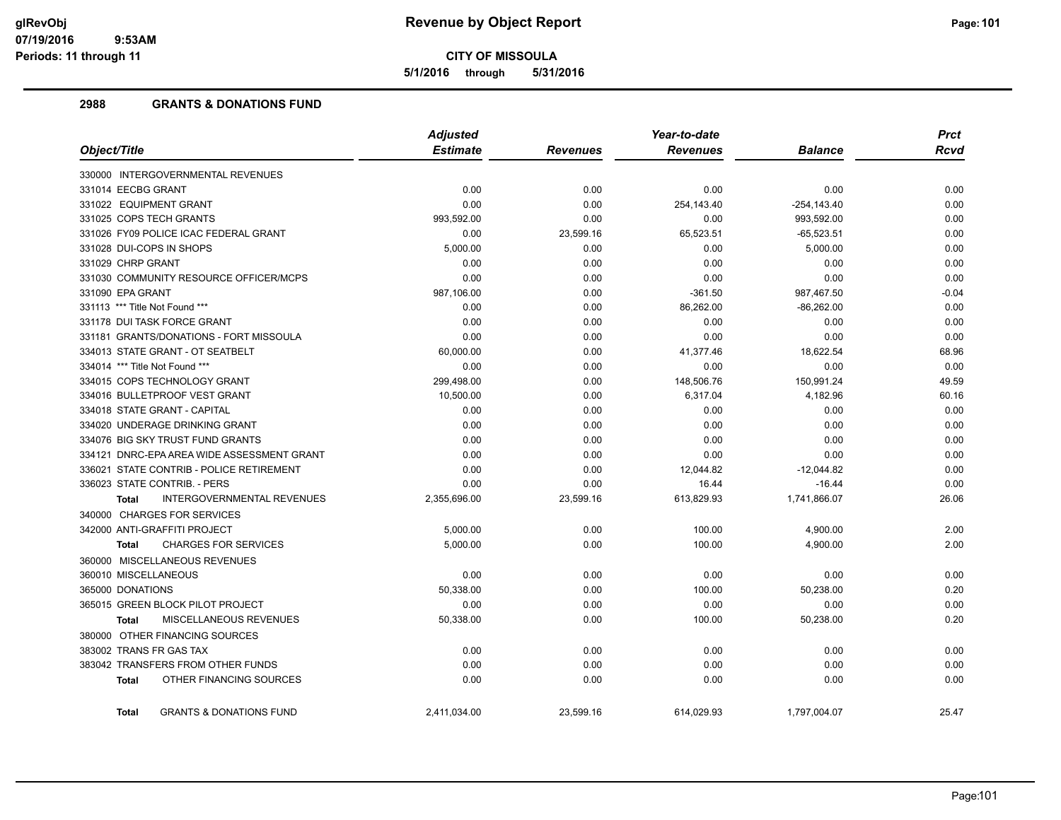# Revenue by Object Report

**CITY OF MISSOULA**

**5/1/2016 through 5/31/2016**

glRevObj
07/19/2016 9:53AM
Periods: 11 through 11

## 2988 GRANTS & DONATIONS FUND

| Object/Title | Adjusted Estimate | Revenues | Year-to-date Revenues | Balance | Prct Rcvd |
|---|---|---|---|---|---|
| 330000 INTERGOVERNMENTAL REVENUES | | | | | |
| 331014 EECBG GRANT | 0.00 | 0.00 | 0.00 | 0.00 | 0.00 |
| 331022 EQUIPMENT GRANT | 0.00 | 0.00 | 254,143.40 | -254,143.40 | 0.00 |
| 331025 COPS TECH GRANTS | 993,592.00 | 0.00 | 0.00 | 993,592.00 | 0.00 |
| 331026 FY09 POLICE ICAC FEDERAL GRANT | 0.00 | 23,599.16 | 65,523.51 | -65,523.51 | 0.00 |
| 331028 DUI-COPS IN SHOPS | 5,000.00 | 0.00 | 0.00 | 5,000.00 | 0.00 |
| 331029 CHRP GRANT | 0.00 | 0.00 | 0.00 | 0.00 | 0.00 |
| 331030 COMMUNITY RESOURCE OFFICER/MCPS | 0.00 | 0.00 | 0.00 | 0.00 | 0.00 |
| 331090 EPA GRANT | 987,106.00 | 0.00 | -361.50 | 987,467.50 | -0.04 |
| 331113 *** Title Not Found *** | 0.00 | 0.00 | 86,262.00 | -86,262.00 | 0.00 |
| 331178 DUI TASK FORCE GRANT | 0.00 | 0.00 | 0.00 | 0.00 | 0.00 |
| 331181 GRANTS/DONATIONS - FORT MISSOULA | 0.00 | 0.00 | 0.00 | 0.00 | 0.00 |
| 334013 STATE GRANT - OT SEATBELT | 60,000.00 | 0.00 | 41,377.46 | 18,622.54 | 68.96 |
| 334014 *** Title Not Found *** | 0.00 | 0.00 | 0.00 | 0.00 | 0.00 |
| 334015 COPS TECHNOLOGY GRANT | 299,498.00 | 0.00 | 148,506.76 | 150,991.24 | 49.59 |
| 334016 BULLETPROOF VEST GRANT | 10,500.00 | 0.00 | 6,317.04 | 4,182.96 | 60.16 |
| 334018 STATE GRANT - CAPITAL | 0.00 | 0.00 | 0.00 | 0.00 | 0.00 |
| 334020 UNDERAGE DRINKING GRANT | 0.00 | 0.00 | 0.00 | 0.00 | 0.00 |
| 334076 BIG SKY TRUST FUND GRANTS | 0.00 | 0.00 | 0.00 | 0.00 | 0.00 |
| 334121 DNRC-EPA AREA WIDE ASSESSMENT GRANT | 0.00 | 0.00 | 0.00 | 0.00 | 0.00 |
| 336021 STATE CONTRIB - POLICE RETIREMENT | 0.00 | 0.00 | 12,044.82 | -12,044.82 | 0.00 |
| 336023 STATE CONTRIB. - PERS | 0.00 | 0.00 | 16.44 | -16.44 | 0.00 |
| **Total** INTERGOVERNMENTAL REVENUES | 2,355,696.00 | 23,599.16 | 613,829.93 | 1,741,866.07 | 26.06 |
| 340000 CHARGES FOR SERVICES | | | | | |
| 342000 ANTI-GRAFFITI PROJECT | 5,000.00 | 0.00 | 100.00 | 4,900.00 | 2.00 |
| **Total** CHARGES FOR SERVICES | 5,000.00 | 0.00 | 100.00 | 4,900.00 | 2.00 |
| 360000 MISCELLANEOUS REVENUES | | | | | |
| 360010 MISCELLANEOUS | 0.00 | 0.00 | 0.00 | 0.00 | 0.00 |
| 365000 DONATIONS | 50,338.00 | 0.00 | 100.00 | 50,238.00 | 0.20 |
| 365015 GREEN BLOCK PILOT PROJECT | 0.00 | 0.00 | 0.00 | 0.00 | 0.00 |
| **Total** MISCELLANEOUS REVENUES | 50,338.00 | 0.00 | 100.00 | 50,238.00 | 0.20 |
| 380000 OTHER FINANCING SOURCES | | | | | |
| 383002 TRANS FR GAS TAX | 0.00 | 0.00 | 0.00 | 0.00 | 0.00 |
| 383042 TRANSFERS FROM OTHER FUNDS | 0.00 | 0.00 | 0.00 | 0.00 | 0.00 |
| **Total** OTHER FINANCING SOURCES | 0.00 | 0.00 | 0.00 | 0.00 | 0.00 |
| **Total** GRANTS & DONATIONS FUND | 2,411,034.00 | 23,599.16 | 614,029.93 | 1,797,004.07 | 25.47 |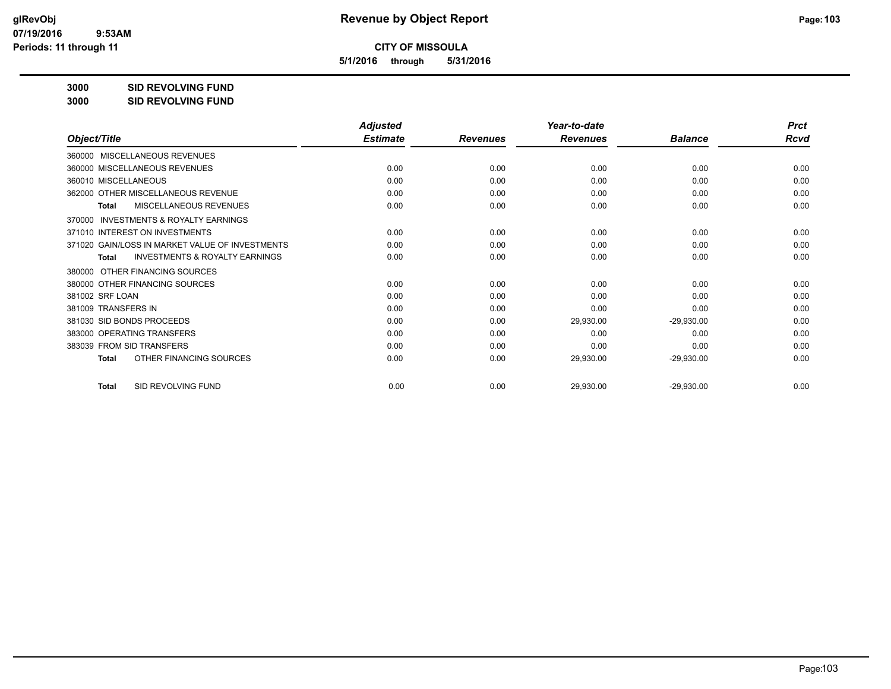# Revenue by Object Report

**CITY OF MISSOULA**

**5/1/2016 through 5/31/2016**

glRevObj
07/19/2016 9:53AM
Periods: 11 through 11

**3000 SID REVOLVING FUND**
**3000 SID REVOLVING FUND**

| Object/Title | Adjusted Estimate | Revenues | Year-to-date Revenues | Balance | Prct Rcvd |
|---|---|---|---|---|---|
| 360000 MISCELLANEOUS REVENUES | | | | | |
| 360000 MISCELLANEOUS REVENUES | 0.00 | 0.00 | 0.00 | 0.00 | 0.00 |
| 360010 MISCELLANEOUS | 0.00 | 0.00 | 0.00 | 0.00 | 0.00 |
| 362000 OTHER MISCELLANEOUS REVENUE | 0.00 | 0.00 | 0.00 | 0.00 | 0.00 |
| **Total** MISCELLANEOUS REVENUES | 0.00 | 0.00 | 0.00 | 0.00 | 0.00 |
| 370000 INVESTMENTS & ROYALTY EARNINGS | | | | | |
| 371010 INTEREST ON INVESTMENTS | 0.00 | 0.00 | 0.00 | 0.00 | 0.00 |
| 371020 GAIN/LOSS IN MARKET VALUE OF INVESTMENTS | 0.00 | 0.00 | 0.00 | 0.00 | 0.00 |
| **Total** INVESTMENTS & ROYALTY EARNINGS | 0.00 | 0.00 | 0.00 | 0.00 | 0.00 |
| 380000 OTHER FINANCING SOURCES | | | | | |
| 380000 OTHER FINANCING SOURCES | 0.00 | 0.00 | 0.00 | 0.00 | 0.00 |
| 381002 SRF LOAN | 0.00 | 0.00 | 0.00 | 0.00 | 0.00 |
| 381009 TRANSFERS IN | 0.00 | 0.00 | 0.00 | 0.00 | 0.00 |
| 381030 SID BONDS PROCEEDS | 0.00 | 0.00 | 29,930.00 | -29,930.00 | 0.00 |
| 383000 OPERATING TRANSFERS | 0.00 | 0.00 | 0.00 | 0.00 | 0.00 |
| 383039 FROM SID TRANSFERS | 0.00 | 0.00 | 0.00 | 0.00 | 0.00 |
| **Total** OTHER FINANCING SOURCES | 0.00 | 0.00 | 29,930.00 | -29,930.00 | 0.00 |
| **Total** SID REVOLVING FUND | 0.00 | 0.00 | 29,930.00 | -29,930.00 | 0.00 |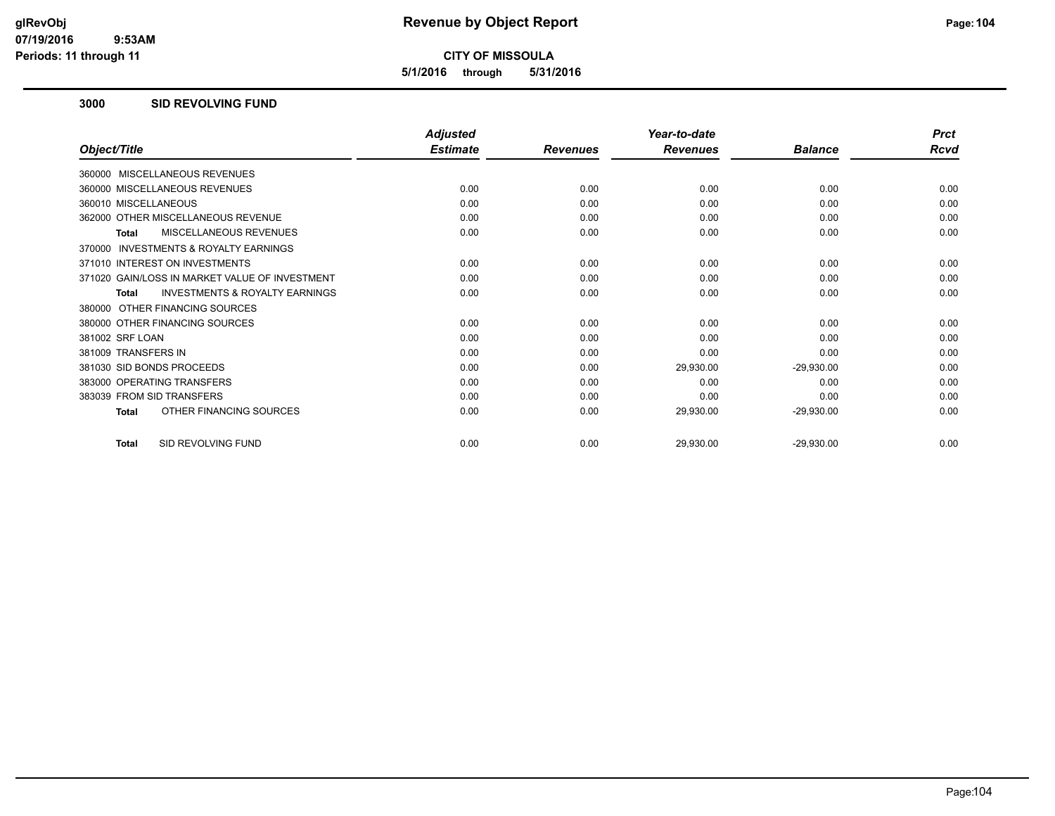# Revenue by Object Report

**CITY OF MISSOULA**

**5/1/2016 through 5/31/2016**

glRevObj
07/19/2016 9:53AM
Periods: 11 through 11

## 3000 SID REVOLVING FUND

| Object/Title | Adjusted Estimate | Revenues | Year-to-date Revenues | Balance | Prct Rcvd |
|---|---|---|---|---|---|
| 360000 MISCELLANEOUS REVENUES | | | | | |
| 360000 MISCELLANEOUS REVENUES | 0.00 | 0.00 | 0.00 | 0.00 | 0.00 |
| 360010 MISCELLANEOUS | 0.00 | 0.00 | 0.00 | 0.00 | 0.00 |
| 362000 OTHER MISCELLANEOUS REVENUE | 0.00 | 0.00 | 0.00 | 0.00 | 0.00 |
| **Total** MISCELLANEOUS REVENUES | 0.00 | 0.00 | 0.00 | 0.00 | 0.00 |
| 370000 INVESTMENTS & ROYALTY EARNINGS | | | | | |
| 371010 INTEREST ON INVESTMENTS | 0.00 | 0.00 | 0.00 | 0.00 | 0.00 |
| 371020 GAIN/LOSS IN MARKET VALUE OF INVESTMENT | 0.00 | 0.00 | 0.00 | 0.00 | 0.00 |
| **Total** INVESTMENTS & ROYALTY EARNINGS | 0.00 | 0.00 | 0.00 | 0.00 | 0.00 |
| 380000 OTHER FINANCING SOURCES | | | | | |
| 380000 OTHER FINANCING SOURCES | 0.00 | 0.00 | 0.00 | 0.00 | 0.00 |
| 381002 SRF LOAN | 0.00 | 0.00 | 0.00 | 0.00 | 0.00 |
| 381009 TRANSFERS IN | 0.00 | 0.00 | 0.00 | 0.00 | 0.00 |
| 381030 SID BONDS PROCEEDS | 0.00 | 0.00 | 29,930.00 | -29,930.00 | 0.00 |
| 383000 OPERATING TRANSFERS | 0.00 | 0.00 | 0.00 | 0.00 | 0.00 |
| 383039 FROM SID TRANSFERS | 0.00 | 0.00 | 0.00 | 0.00 | 0.00 |
| **Total** OTHER FINANCING SOURCES | 0.00 | 0.00 | 29,930.00 | -29,930.00 | 0.00 |
| **Total** SID REVOLVING FUND | 0.00 | 0.00 | 29,930.00 | -29,930.00 | 0.00 |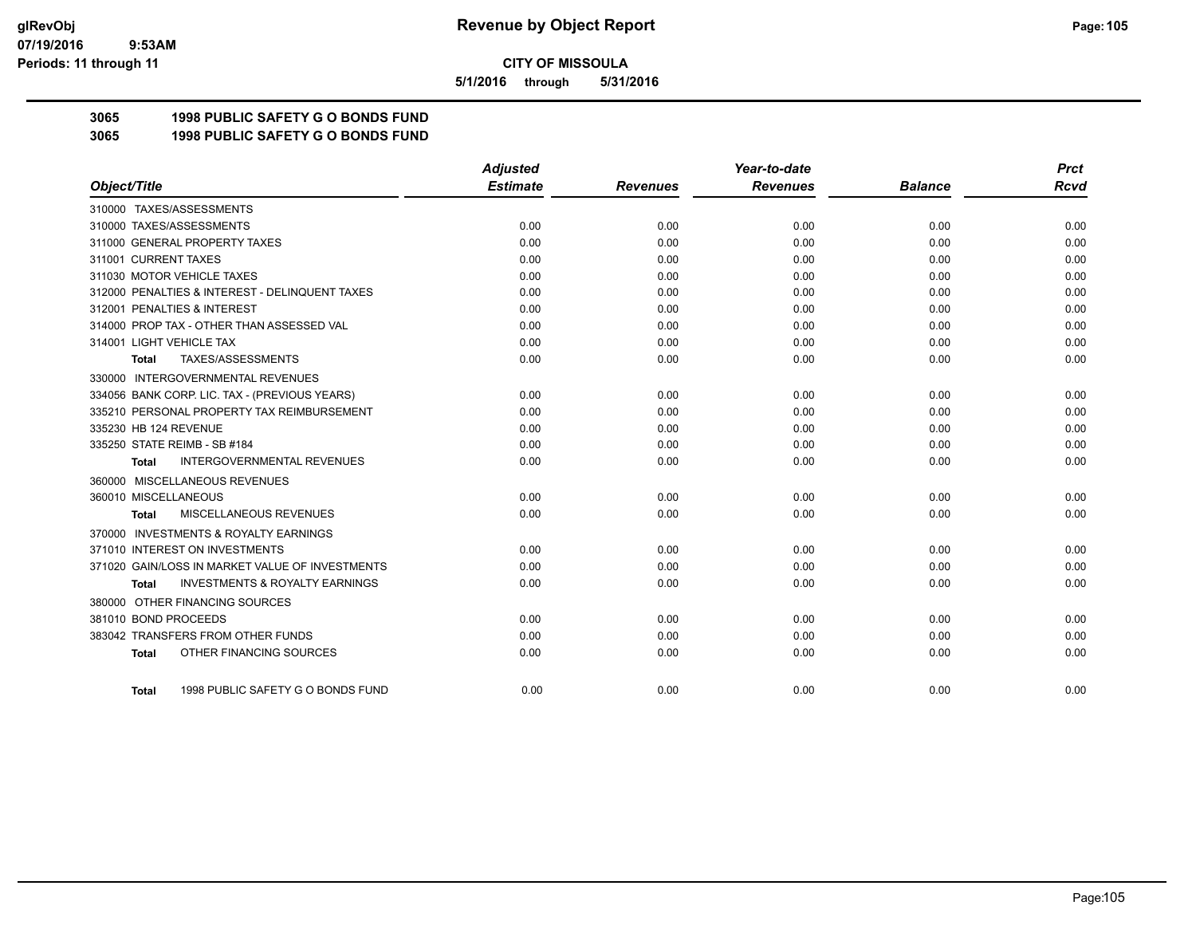**CITY OF MISSOULA**

**5/1/2016 through 5/31/2016**

## 3065 1998 PUBLIC SAFETY G O BONDS FUND
## 3065 1998 PUBLIC SAFETY G O BONDS FUND

| Object/Title | Adjusted Estimate | Revenues | Year-to-date Revenues | Balance | Prct Rcvd |
|---|---|---|---|---|---|
| 310000 TAXES/ASSESSMENTS | | | | | |
| 310000 TAXES/ASSESSMENTS | 0.00 | 0.00 | 0.00 | 0.00 | 0.00 |
| 311000 GENERAL PROPERTY TAXES | 0.00 | 0.00 | 0.00 | 0.00 | 0.00 |
| 311001 CURRENT TAXES | 0.00 | 0.00 | 0.00 | 0.00 | 0.00 |
| 311030 MOTOR VEHICLE TAXES | 0.00 | 0.00 | 0.00 | 0.00 | 0.00 |
| 312000 PENALTIES & INTEREST - DELINQUENT TAXES | 0.00 | 0.00 | 0.00 | 0.00 | 0.00 |
| 312001 PENALTIES & INTEREST | 0.00 | 0.00 | 0.00 | 0.00 | 0.00 |
| 314000 PROP TAX - OTHER THAN ASSESSED VAL | 0.00 | 0.00 | 0.00 | 0.00 | 0.00 |
| 314001 LIGHT VEHICLE TAX | 0.00 | 0.00 | 0.00 | 0.00 | 0.00 |
| **Total** TAXES/ASSESSMENTS | 0.00 | 0.00 | 0.00 | 0.00 | 0.00 |
| 330000 INTERGOVERNMENTAL REVENUES | | | | | |
| 334056 BANK CORP. LIC. TAX - (PREVIOUS YEARS) | 0.00 | 0.00 | 0.00 | 0.00 | 0.00 |
| 335210 PERSONAL PROPERTY TAX REIMBURSEMENT | 0.00 | 0.00 | 0.00 | 0.00 | 0.00 |
| 335230 HB 124 REVENUE | 0.00 | 0.00 | 0.00 | 0.00 | 0.00 |
| 335250 STATE REIMB - SB #184 | 0.00 | 0.00 | 0.00 | 0.00 | 0.00 |
| **Total** INTERGOVERNMENTAL REVENUES | 0.00 | 0.00 | 0.00 | 0.00 | 0.00 |
| 360000 MISCELLANEOUS REVENUES | | | | | |
| 360010 MISCELLANEOUS | 0.00 | 0.00 | 0.00 | 0.00 | 0.00 |
| **Total** MISCELLANEOUS REVENUES | 0.00 | 0.00 | 0.00 | 0.00 | 0.00 |
| 370000 INVESTMENTS & ROYALTY EARNINGS | | | | | |
| 371010 INTEREST ON INVESTMENTS | 0.00 | 0.00 | 0.00 | 0.00 | 0.00 |
| 371020 GAIN/LOSS IN MARKET VALUE OF INVESTMENTS | 0.00 | 0.00 | 0.00 | 0.00 | 0.00 |
| **Total** INVESTMENTS & ROYALTY EARNINGS | 0.00 | 0.00 | 0.00 | 0.00 | 0.00 |
| 380000 OTHER FINANCING SOURCES | | | | | |
| 381010 BOND PROCEEDS | 0.00 | 0.00 | 0.00 | 0.00 | 0.00 |
| 383042 TRANSFERS FROM OTHER FUNDS | 0.00 | 0.00 | 0.00 | 0.00 | 0.00 |
| **Total** OTHER FINANCING SOURCES | 0.00 | 0.00 | 0.00 | 0.00 | 0.00 |
| **Total** 1998 PUBLIC SAFETY G O BONDS FUND | 0.00 | 0.00 | 0.00 | 0.00 | 0.00 |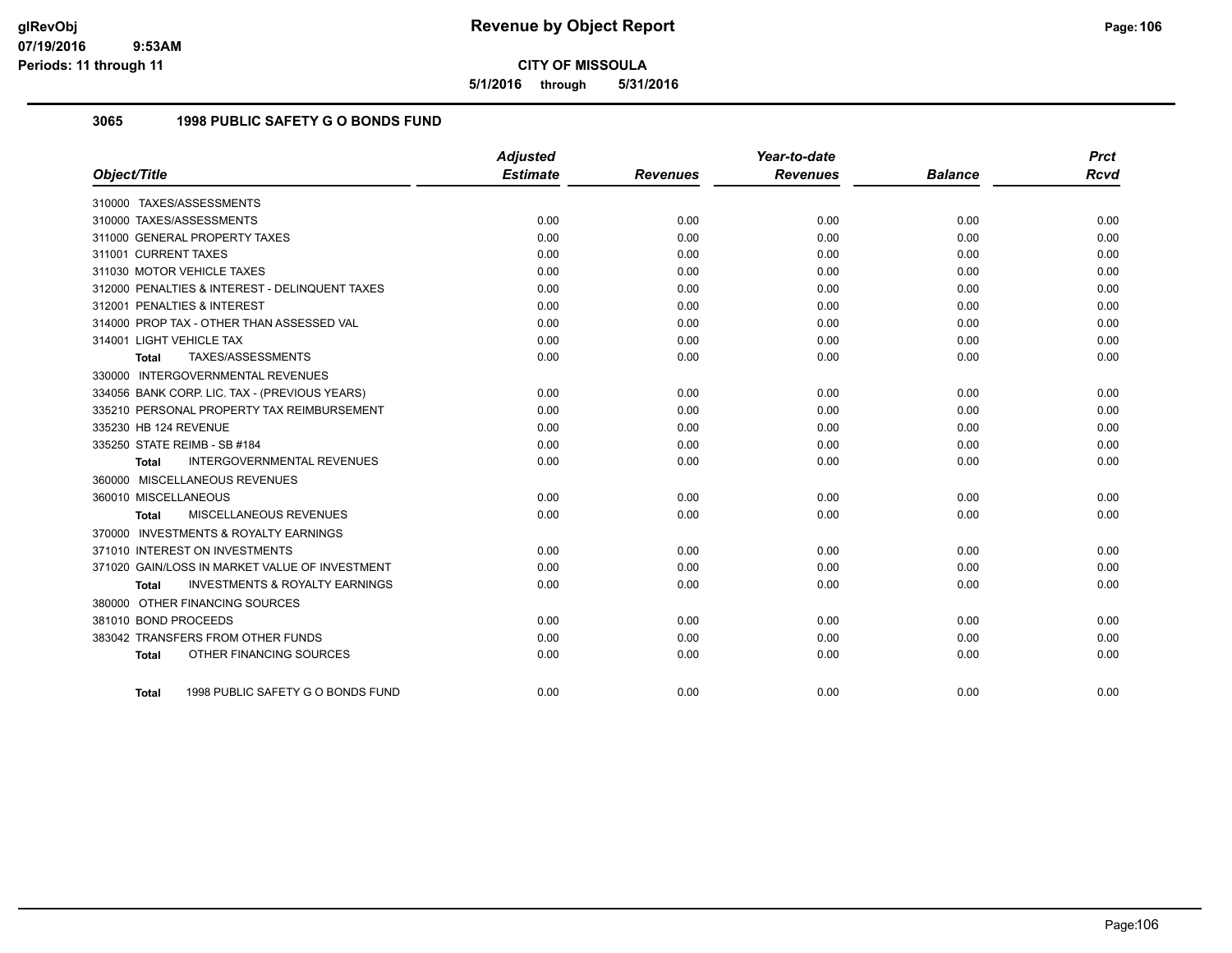# Revenue by Object Report

**CITY OF MISSOULA**

**5/1/2016 through 5/31/2016**

glRevObj
07/19/2016 9:53AM
Periods: 11 through 11

## 3065 1998 PUBLIC SAFETY G O BONDS FUND

| Object/Title | Adjusted Estimate | Revenues | Year-to-date Revenues | Balance | Prct Rcvd |
|---|---|---|---|---|---|
| 310000 TAXES/ASSESSMENTS | | | | | |
| 310000 TAXES/ASSESSMENTS | 0.00 | 0.00 | 0.00 | 0.00 | 0.00 |
| 311000 GENERAL PROPERTY TAXES | 0.00 | 0.00 | 0.00 | 0.00 | 0.00 |
| 311001 CURRENT TAXES | 0.00 | 0.00 | 0.00 | 0.00 | 0.00 |
| 311030 MOTOR VEHICLE TAXES | 0.00 | 0.00 | 0.00 | 0.00 | 0.00 |
| 312000 PENALTIES & INTEREST - DELINQUENT TAXES | 0.00 | 0.00 | 0.00 | 0.00 | 0.00 |
| 312001 PENALTIES & INTEREST | 0.00 | 0.00 | 0.00 | 0.00 | 0.00 |
| 314000 PROP TAX - OTHER THAN ASSESSED VAL | 0.00 | 0.00 | 0.00 | 0.00 | 0.00 |
| 314001 LIGHT VEHICLE TAX | 0.00 | 0.00 | 0.00 | 0.00 | 0.00 |
| **Total** TAXES/ASSESSMENTS | 0.00 | 0.00 | 0.00 | 0.00 | 0.00 |
| 330000 INTERGOVERNMENTAL REVENUES | | | | | |
| 334056 BANK CORP. LIC. TAX - (PREVIOUS YEARS) | 0.00 | 0.00 | 0.00 | 0.00 | 0.00 |
| 335210 PERSONAL PROPERTY TAX REIMBURSEMENT | 0.00 | 0.00 | 0.00 | 0.00 | 0.00 |
| 335230 HB 124 REVENUE | 0.00 | 0.00 | 0.00 | 0.00 | 0.00 |
| 335250 STATE REIMB - SB #184 | 0.00 | 0.00 | 0.00 | 0.00 | 0.00 |
| **Total** INTERGOVERNMENTAL REVENUES | 0.00 | 0.00 | 0.00 | 0.00 | 0.00 |
| 360000 MISCELLANEOUS REVENUES | | | | | |
| 360010 MISCELLANEOUS | 0.00 | 0.00 | 0.00 | 0.00 | 0.00 |
| **Total** MISCELLANEOUS REVENUES | 0.00 | 0.00 | 0.00 | 0.00 | 0.00 |
| 370000 INVESTMENTS & ROYALTY EARNINGS | | | | | |
| 371010 INTEREST ON INVESTMENTS | 0.00 | 0.00 | 0.00 | 0.00 | 0.00 |
| 371020 GAIN/LOSS IN MARKET VALUE OF INVESTMENT | 0.00 | 0.00 | 0.00 | 0.00 | 0.00 |
| **Total** INVESTMENTS & ROYALTY EARNINGS | 0.00 | 0.00 | 0.00 | 0.00 | 0.00 |
| 380000 OTHER FINANCING SOURCES | | | | | |
| 381010 BOND PROCEEDS | 0.00 | 0.00 | 0.00 | 0.00 | 0.00 |
| 383042 TRANSFERS FROM OTHER FUNDS | 0.00 | 0.00 | 0.00 | 0.00 | 0.00 |
| **Total** OTHER FINANCING SOURCES | 0.00 | 0.00 | 0.00 | 0.00 | 0.00 |
| **Total** 1998 PUBLIC SAFETY G O BONDS FUND | 0.00 | 0.00 | 0.00 | 0.00 | 0.00 |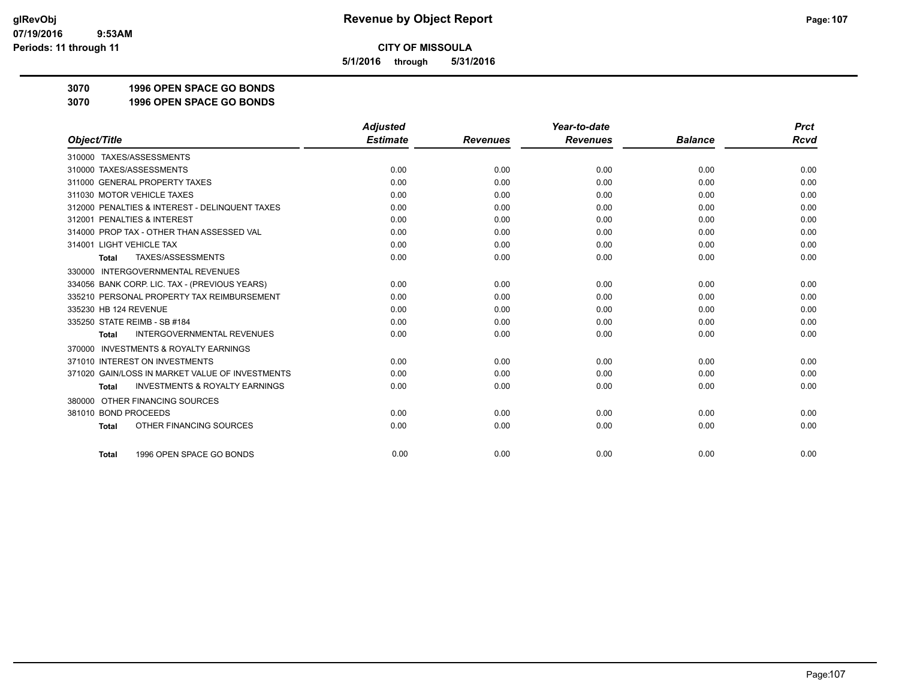**CITY OF MISSOULA**

**5/1/2016 through 5/31/2016**

**Revenue by Object Report**

glRevObj
07/19/2016 9:53AM
Periods: 11 through 11

## 3070 1996 OPEN SPACE GO BONDS
## 3070 1996 OPEN SPACE GO BONDS

| Object/Title | Adjusted Estimate | Revenues | Year-to-date Revenues | Balance | Prct Rcvd |
|---|---|---|---|---|---|
| 310000 TAXES/ASSESSMENTS | | | | | |
| 310000 TAXES/ASSESSMENTS | 0.00 | 0.00 | 0.00 | 0.00 | 0.00 |
| 311000 GENERAL PROPERTY TAXES | 0.00 | 0.00 | 0.00 | 0.00 | 0.00 |
| 311030 MOTOR VEHICLE TAXES | 0.00 | 0.00 | 0.00 | 0.00 | 0.00 |
| 312000 PENALTIES & INTEREST - DELINQUENT TAXES | 0.00 | 0.00 | 0.00 | 0.00 | 0.00 |
| 312001 PENALTIES & INTEREST | 0.00 | 0.00 | 0.00 | 0.00 | 0.00 |
| 314000 PROP TAX - OTHER THAN ASSESSED VAL | 0.00 | 0.00 | 0.00 | 0.00 | 0.00 |
| 314001 LIGHT VEHICLE TAX | 0.00 | 0.00 | 0.00 | 0.00 | 0.00 |
| **Total** TAXES/ASSESSMENTS | 0.00 | 0.00 | 0.00 | 0.00 | 0.00 |
| 330000 INTERGOVERNMENTAL REVENUES | | | | | |
| 334056 BANK CORP. LIC. TAX - (PREVIOUS YEARS) | 0.00 | 0.00 | 0.00 | 0.00 | 0.00 |
| 335210 PERSONAL PROPERTY TAX REIMBURSEMENT | 0.00 | 0.00 | 0.00 | 0.00 | 0.00 |
| 335230 HB 124 REVENUE | 0.00 | 0.00 | 0.00 | 0.00 | 0.00 |
| 335250 STATE REIMB - SB #184 | 0.00 | 0.00 | 0.00 | 0.00 | 0.00 |
| **Total** INTERGOVERNMENTAL REVENUES | 0.00 | 0.00 | 0.00 | 0.00 | 0.00 |
| 370000 INVESTMENTS & ROYALTY EARNINGS | | | | | |
| 371010 INTEREST ON INVESTMENTS | 0.00 | 0.00 | 0.00 | 0.00 | 0.00 |
| 371020 GAIN/LOSS IN MARKET VALUE OF INVESTMENTS | 0.00 | 0.00 | 0.00 | 0.00 | 0.00 |
| **Total** INVESTMENTS & ROYALTY EARNINGS | 0.00 | 0.00 | 0.00 | 0.00 | 0.00 |
| 380000 OTHER FINANCING SOURCES | | | | | |
| 381010 BOND PROCEEDS | 0.00 | 0.00 | 0.00 | 0.00 | 0.00 |
| **Total** OTHER FINANCING SOURCES | 0.00 | 0.00 | 0.00 | 0.00 | 0.00 |
| **Total** 1996 OPEN SPACE GO BONDS | 0.00 | 0.00 | 0.00 | 0.00 | 0.00 |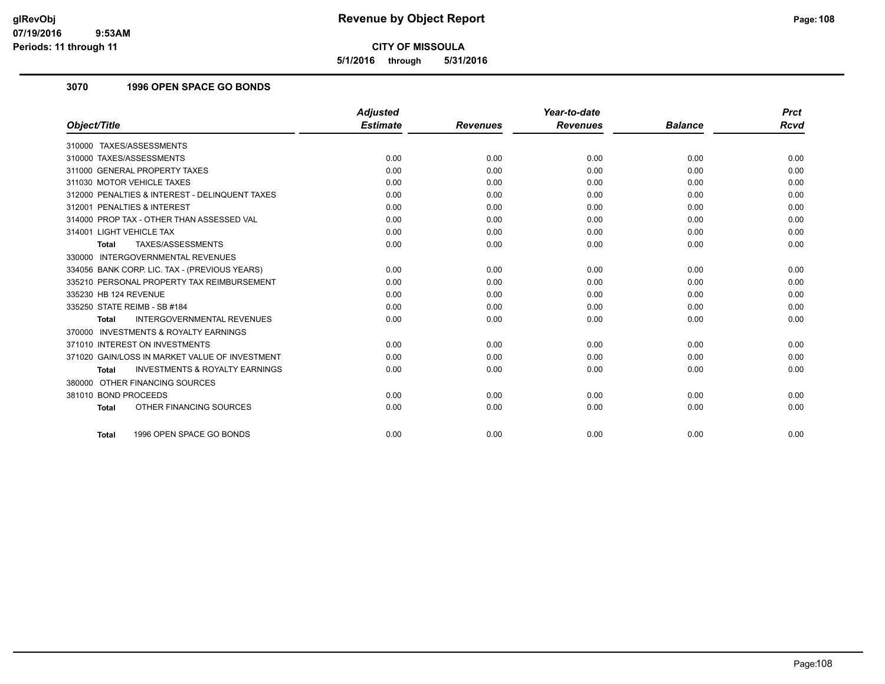**CITY OF MISSOULA**

**5/1/2016 through 5/31/2016**

### 3070 1996 OPEN SPACE GO BONDS

| Object/Title | Adjusted Estimate | Revenues | Year-to-date Revenues | Balance | Prct Rcvd |
|---|---|---|---|---|---|
| 310000 TAXES/ASSESSMENTS | | | | | |
| 310000 TAXES/ASSESSMENTS | 0.00 | 0.00 | 0.00 | 0.00 | 0.00 |
| 311000 GENERAL PROPERTY TAXES | 0.00 | 0.00 | 0.00 | 0.00 | 0.00 |
| 311030 MOTOR VEHICLE TAXES | 0.00 | 0.00 | 0.00 | 0.00 | 0.00 |
| 312000 PENALTIES & INTEREST - DELINQUENT TAXES | 0.00 | 0.00 | 0.00 | 0.00 | 0.00 |
| 312001 PENALTIES & INTEREST | 0.00 | 0.00 | 0.00 | 0.00 | 0.00 |
| 314000 PROP TAX - OTHER THAN ASSESSED VAL | 0.00 | 0.00 | 0.00 | 0.00 | 0.00 |
| 314001 LIGHT VEHICLE TAX | 0.00 | 0.00 | 0.00 | 0.00 | 0.00 |
| **Total** TAXES/ASSESSMENTS | 0.00 | 0.00 | 0.00 | 0.00 | 0.00 |
| 330000 INTERGOVERNMENTAL REVENUES | | | | | |
| 334056 BANK CORP. LIC. TAX - (PREVIOUS YEARS) | 0.00 | 0.00 | 0.00 | 0.00 | 0.00 |
| 335210 PERSONAL PROPERTY TAX REIMBURSEMENT | 0.00 | 0.00 | 0.00 | 0.00 | 0.00 |
| 335230 HB 124 REVENUE | 0.00 | 0.00 | 0.00 | 0.00 | 0.00 |
| 335250 STATE REIMB - SB #184 | 0.00 | 0.00 | 0.00 | 0.00 | 0.00 |
| **Total** INTERGOVERNMENTAL REVENUES | 0.00 | 0.00 | 0.00 | 0.00 | 0.00 |
| 370000 INVESTMENTS & ROYALTY EARNINGS | | | | | |
| 371010 INTEREST ON INVESTMENTS | 0.00 | 0.00 | 0.00 | 0.00 | 0.00 |
| 371020 GAIN/LOSS IN MARKET VALUE OF INVESTMENT | 0.00 | 0.00 | 0.00 | 0.00 | 0.00 |
| **Total** INVESTMENTS & ROYALTY EARNINGS | 0.00 | 0.00 | 0.00 | 0.00 | 0.00 |
| 380000 OTHER FINANCING SOURCES | | | | | |
| 381010 BOND PROCEEDS | 0.00 | 0.00 | 0.00 | 0.00 | 0.00 |
| **Total** OTHER FINANCING SOURCES | 0.00 | 0.00 | 0.00 | 0.00 | 0.00 |
| **Total** 1996 OPEN SPACE GO BONDS | 0.00 | 0.00 | 0.00 | 0.00 | 0.00 |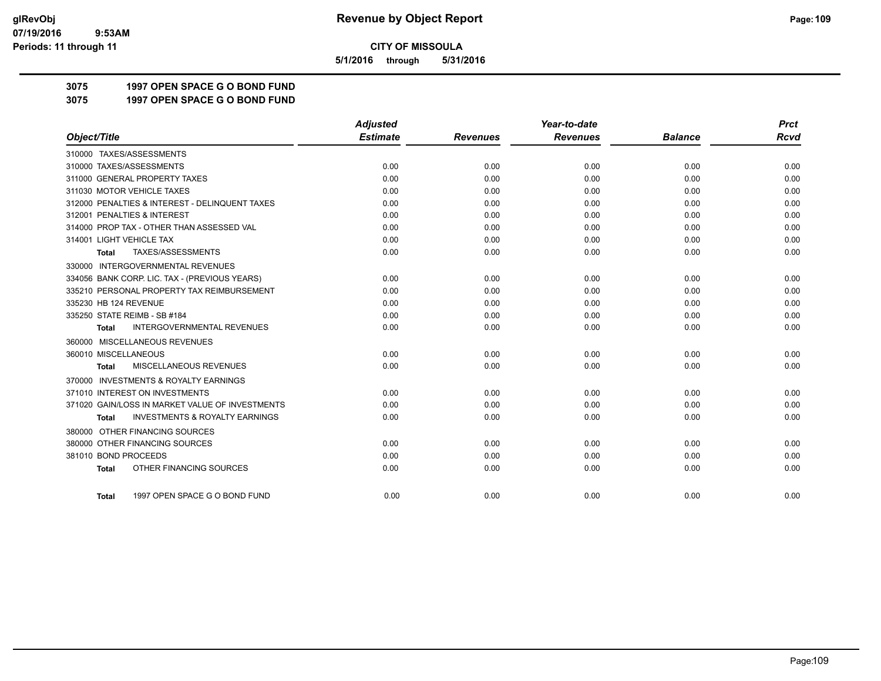# Revenue by Object Report

**CITY OF MISSOULA**

**5/1/2016 through 5/31/2016**

glRevObj
07/19/2016 9:53AM
Periods: 11 through 11

**3075 1997 OPEN SPACE G O BOND FUND**
**3075 1997 OPEN SPACE G O BOND FUND**

| Object/Title | Adjusted Estimate | Revenues | Year-to-date Revenues | Balance | Prct Rcvd |
|---|---|---|---|---|---|
| 310000 TAXES/ASSESSMENTS | | | | | |
| 310000 TAXES/ASSESSMENTS | 0.00 | 0.00 | 0.00 | 0.00 | 0.00 |
| 311000 GENERAL PROPERTY TAXES | 0.00 | 0.00 | 0.00 | 0.00 | 0.00 |
| 311030 MOTOR VEHICLE TAXES | 0.00 | 0.00 | 0.00 | 0.00 | 0.00 |
| 312000 PENALTIES & INTEREST - DELINQUENT TAXES | 0.00 | 0.00 | 0.00 | 0.00 | 0.00 |
| 312001 PENALTIES & INTEREST | 0.00 | 0.00 | 0.00 | 0.00 | 0.00 |
| 314000 PROP TAX - OTHER THAN ASSESSED VAL | 0.00 | 0.00 | 0.00 | 0.00 | 0.00 |
| 314001 LIGHT VEHICLE TAX | 0.00 | 0.00 | 0.00 | 0.00 | 0.00 |
| Total TAXES/ASSESSMENTS | 0.00 | 0.00 | 0.00 | 0.00 | 0.00 |
| 330000 INTERGOVERNMENTAL REVENUES | | | | | |
| 334056 BANK CORP. LIC. TAX - (PREVIOUS YEARS) | 0.00 | 0.00 | 0.00 | 0.00 | 0.00 |
| 335210 PERSONAL PROPERTY TAX REIMBURSEMENT | 0.00 | 0.00 | 0.00 | 0.00 | 0.00 |
| 335230 HB 124 REVENUE | 0.00 | 0.00 | 0.00 | 0.00 | 0.00 |
| 335250 STATE REIMB - SB #184 | 0.00 | 0.00 | 0.00 | 0.00 | 0.00 |
| Total INTERGOVERNMENTAL REVENUES | 0.00 | 0.00 | 0.00 | 0.00 | 0.00 |
| 360000 MISCELLANEOUS REVENUES | | | | | |
| 360010 MISCELLANEOUS | 0.00 | 0.00 | 0.00 | 0.00 | 0.00 |
| Total MISCELLANEOUS REVENUES | 0.00 | 0.00 | 0.00 | 0.00 | 0.00 |
| 370000 INVESTMENTS & ROYALTY EARNINGS | | | | | |
| 371010 INTEREST ON INVESTMENTS | 0.00 | 0.00 | 0.00 | 0.00 | 0.00 |
| 371020 GAIN/LOSS IN MARKET VALUE OF INVESTMENTS | 0.00 | 0.00 | 0.00 | 0.00 | 0.00 |
| Total INVESTMENTS & ROYALTY EARNINGS | 0.00 | 0.00 | 0.00 | 0.00 | 0.00 |
| 380000 OTHER FINANCING SOURCES | | | | | |
| 380000 OTHER FINANCING SOURCES | 0.00 | 0.00 | 0.00 | 0.00 | 0.00 |
| 381010 BOND PROCEEDS | 0.00 | 0.00 | 0.00 | 0.00 | 0.00 |
| Total OTHER FINANCING SOURCES | 0.00 | 0.00 | 0.00 | 0.00 | 0.00 |
| Total 1997 OPEN SPACE G O BOND FUND | 0.00 | 0.00 | 0.00 | 0.00 | 0.00 |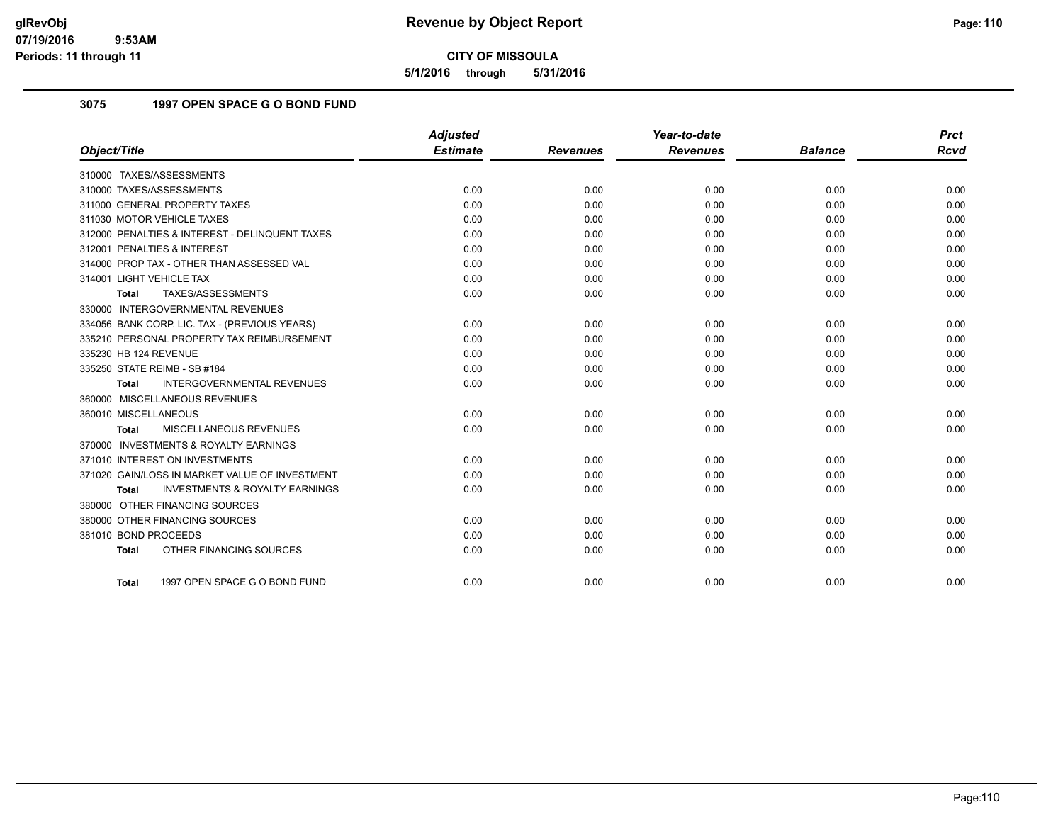# Revenue by Object Report

**CITY OF MISSOULA**

**5/1/2016 through 5/31/2016**

glRevObj
07/19/2016 9:53AM
Periods: 11 through 11

## 3075 1997 OPEN SPACE G O BOND FUND

| Object/Title | Adjusted Estimate | Revenues | Year-to-date Revenues | Balance | Prct Rcvd |
|---|---|---|---|---|---|
| 310000 TAXES/ASSESSMENTS | | | | | |
| 310000 TAXES/ASSESSMENTS | 0.00 | 0.00 | 0.00 | 0.00 | 0.00 |
| 311000 GENERAL PROPERTY TAXES | 0.00 | 0.00 | 0.00 | 0.00 | 0.00 |
| 311030 MOTOR VEHICLE TAXES | 0.00 | 0.00 | 0.00 | 0.00 | 0.00 |
| 312000 PENALTIES & INTEREST - DELINQUENT TAXES | 0.00 | 0.00 | 0.00 | 0.00 | 0.00 |
| 312001 PENALTIES & INTEREST | 0.00 | 0.00 | 0.00 | 0.00 | 0.00 |
| 314000 PROP TAX - OTHER THAN ASSESSED VAL | 0.00 | 0.00 | 0.00 | 0.00 | 0.00 |
| 314001 LIGHT VEHICLE TAX | 0.00 | 0.00 | 0.00 | 0.00 | 0.00 |
| **Total** TAXES/ASSESSMENTS | 0.00 | 0.00 | 0.00 | 0.00 | 0.00 |
| 330000 INTERGOVERNMENTAL REVENUES | | | | | |
| 334056 BANK CORP. LIC. TAX - (PREVIOUS YEARS) | 0.00 | 0.00 | 0.00 | 0.00 | 0.00 |
| 335210 PERSONAL PROPERTY TAX REIMBURSEMENT | 0.00 | 0.00 | 0.00 | 0.00 | 0.00 |
| 335230 HB 124 REVENUE | 0.00 | 0.00 | 0.00 | 0.00 | 0.00 |
| 335250 STATE REIMB - SB #184 | 0.00 | 0.00 | 0.00 | 0.00 | 0.00 |
| **Total** INTERGOVERNMENTAL REVENUES | 0.00 | 0.00 | 0.00 | 0.00 | 0.00 |
| 360000 MISCELLANEOUS REVENUES | | | | | |
| 360010 MISCELLANEOUS | 0.00 | 0.00 | 0.00 | 0.00 | 0.00 |
| **Total** MISCELLANEOUS REVENUES | 0.00 | 0.00 | 0.00 | 0.00 | 0.00 |
| 370000 INVESTMENTS & ROYALTY EARNINGS | | | | | |
| 371010 INTEREST ON INVESTMENTS | 0.00 | 0.00 | 0.00 | 0.00 | 0.00 |
| 371020 GAIN/LOSS IN MARKET VALUE OF INVESTMENT | 0.00 | 0.00 | 0.00 | 0.00 | 0.00 |
| **Total** INVESTMENTS & ROYALTY EARNINGS | 0.00 | 0.00 | 0.00 | 0.00 | 0.00 |
| 380000 OTHER FINANCING SOURCES | | | | | |
| 380000 OTHER FINANCING SOURCES | 0.00 | 0.00 | 0.00 | 0.00 | 0.00 |
| 381010 BOND PROCEEDS | 0.00 | 0.00 | 0.00 | 0.00 | 0.00 |
| **Total** OTHER FINANCING SOURCES | 0.00 | 0.00 | 0.00 | 0.00 | 0.00 |
| **Total** 1997 OPEN SPACE G O BOND FUND | 0.00 | 0.00 | 0.00 | 0.00 | 0.00 |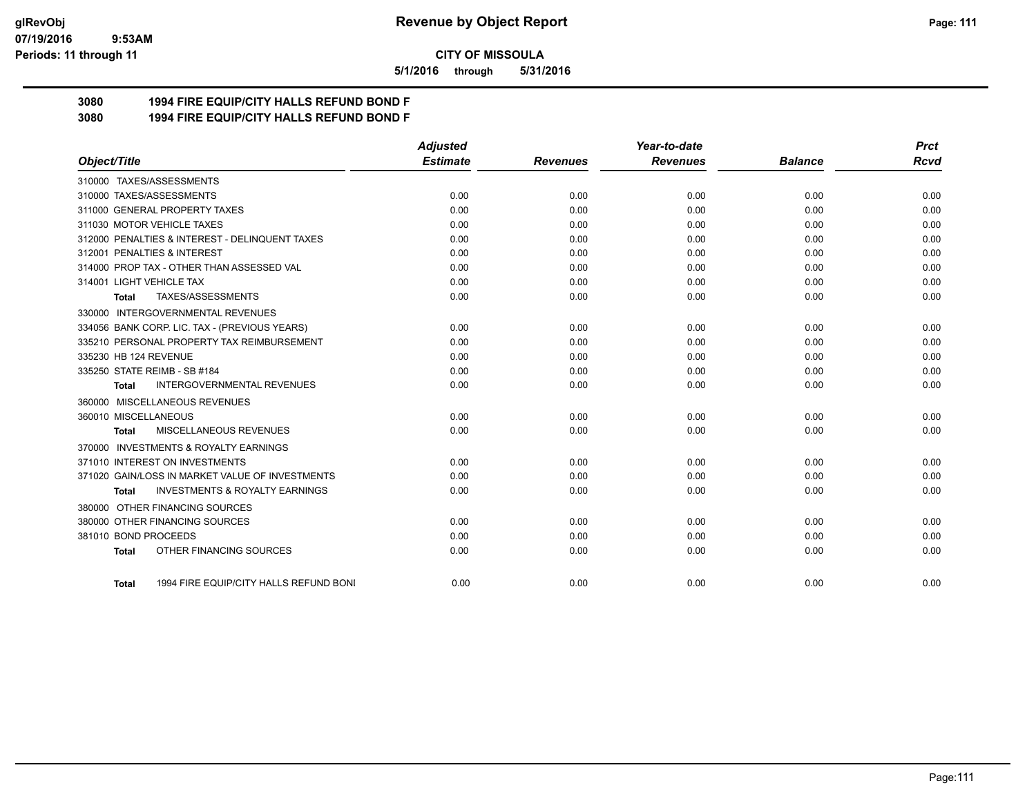**CITY OF MISSOULA**

**5/1/2016 through 5/31/2016**

## 3080 1994 FIRE EQUIP/CITY HALLS REFUND BOND F

## 3080 1994 FIRE EQUIP/CITY HALLS REFUND BOND F

| Object/Title | Adjusted Estimate | Revenues | Year-to-date Revenues | Balance | Prct Rcvd |
|---|---|---|---|---|---|
| 310000 TAXES/ASSESSMENTS | | | | | |
| 310000 TAXES/ASSESSMENTS | 0.00 | 0.00 | 0.00 | 0.00 | 0.00 |
| 311000 GENERAL PROPERTY TAXES | 0.00 | 0.00 | 0.00 | 0.00 | 0.00 |
| 311030 MOTOR VEHICLE TAXES | 0.00 | 0.00 | 0.00 | 0.00 | 0.00 |
| 312000 PENALTIES & INTEREST - DELINQUENT TAXES | 0.00 | 0.00 | 0.00 | 0.00 | 0.00 |
| 312001 PENALTIES & INTEREST | 0.00 | 0.00 | 0.00 | 0.00 | 0.00 |
| 314000 PROP TAX - OTHER THAN ASSESSED VAL | 0.00 | 0.00 | 0.00 | 0.00 | 0.00 |
| 314001 LIGHT VEHICLE TAX | 0.00 | 0.00 | 0.00 | 0.00 | 0.00 |
| **Total** TAXES/ASSESSMENTS | 0.00 | 0.00 | 0.00 | 0.00 | 0.00 |
| 330000 INTERGOVERNMENTAL REVENUES | | | | | |
| 334056 BANK CORP. LIC. TAX - (PREVIOUS YEARS) | 0.00 | 0.00 | 0.00 | 0.00 | 0.00 |
| 335210 PERSONAL PROPERTY TAX REIMBURSEMENT | 0.00 | 0.00 | 0.00 | 0.00 | 0.00 |
| 335230 HB 124 REVENUE | 0.00 | 0.00 | 0.00 | 0.00 | 0.00 |
| 335250 STATE REIMB - SB #184 | 0.00 | 0.00 | 0.00 | 0.00 | 0.00 |
| **Total** INTERGOVERNMENTAL REVENUES | 0.00 | 0.00 | 0.00 | 0.00 | 0.00 |
| 360000 MISCELLANEOUS REVENUES | | | | | |
| 360010 MISCELLANEOUS | 0.00 | 0.00 | 0.00 | 0.00 | 0.00 |
| **Total** MISCELLANEOUS REVENUES | 0.00 | 0.00 | 0.00 | 0.00 | 0.00 |
| 370000 INVESTMENTS & ROYALTY EARNINGS | | | | | |
| 371010 INTEREST ON INVESTMENTS | 0.00 | 0.00 | 0.00 | 0.00 | 0.00 |
| 371020 GAIN/LOSS IN MARKET VALUE OF INVESTMENTS | 0.00 | 0.00 | 0.00 | 0.00 | 0.00 |
| **Total** INVESTMENTS & ROYALTY EARNINGS | 0.00 | 0.00 | 0.00 | 0.00 | 0.00 |
| 380000 OTHER FINANCING SOURCES | | | | | |
| 380000 OTHER FINANCING SOURCES | 0.00 | 0.00 | 0.00 | 0.00 | 0.00 |
| 381010 BOND PROCEEDS | 0.00 | 0.00 | 0.00 | 0.00 | 0.00 |
| **Total** OTHER FINANCING SOURCES | 0.00 | 0.00 | 0.00 | 0.00 | 0.00 |
| **Total** 1994 FIRE EQUIP/CITY HALLS REFUND BONI | 0.00 | 0.00 | 0.00 | 0.00 | 0.00 |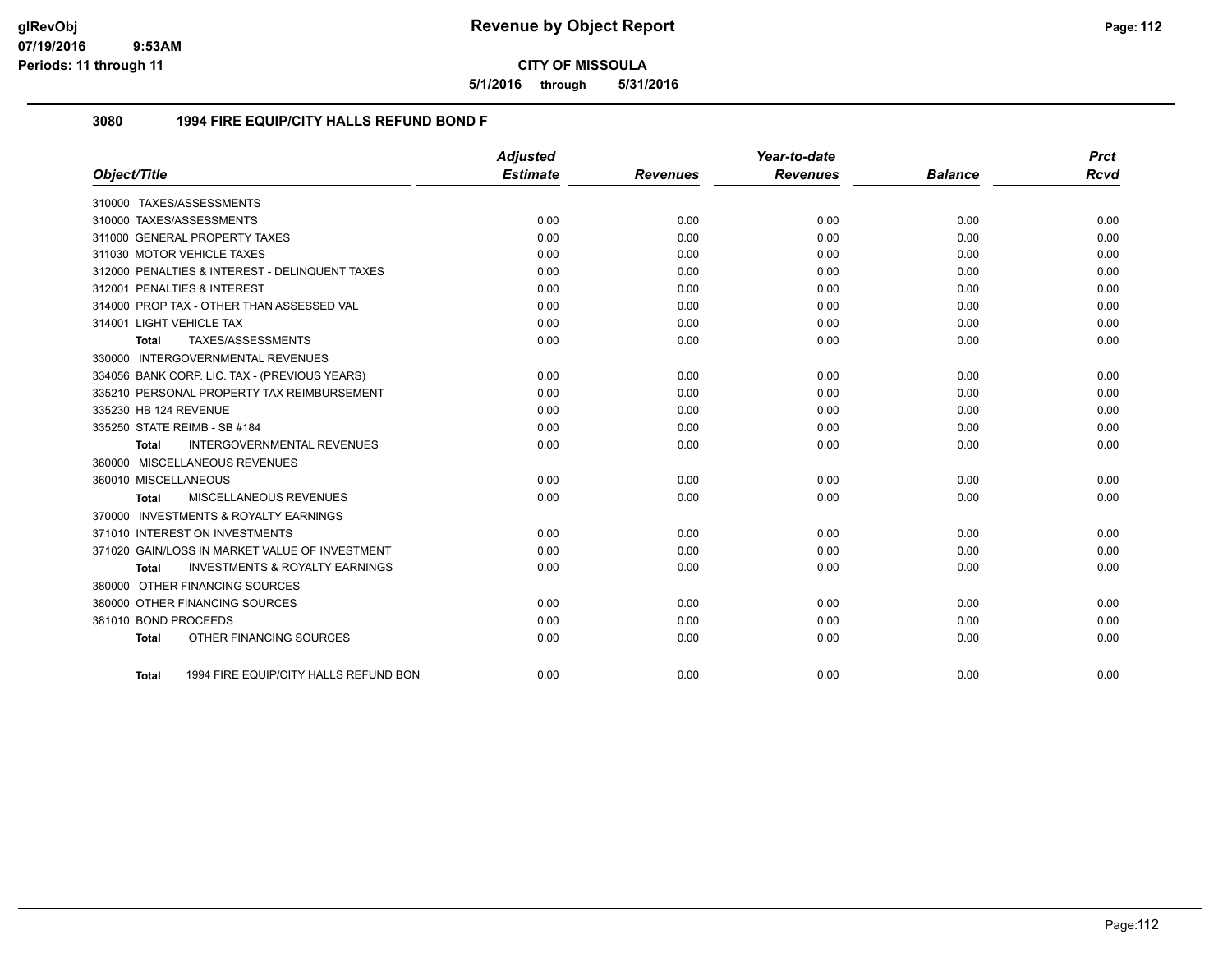# Revenue by Object Report

**CITY OF MISSOULA**

**5/1/2016 through 5/31/2016**

glRevObj
07/19/2016 9:53AM
Periods: 11 through 11

## 3080 1994 FIRE EQUIP/CITY HALLS REFUND BOND F

| Object/Title | Adjusted Estimate | Revenues | Year-to-date Revenues | Balance | Prct Rcvd |
|---|---|---|---|---|---|
| 310000 TAXES/ASSESSMENTS | | | | | |
| 310000 TAXES/ASSESSMENTS | 0.00 | 0.00 | 0.00 | 0.00 | 0.00 |
| 311000 GENERAL PROPERTY TAXES | 0.00 | 0.00 | 0.00 | 0.00 | 0.00 |
| 311030 MOTOR VEHICLE TAXES | 0.00 | 0.00 | 0.00 | 0.00 | 0.00 |
| 312000 PENALTIES & INTEREST - DELINQUENT TAXES | 0.00 | 0.00 | 0.00 | 0.00 | 0.00 |
| 312001 PENALTIES & INTEREST | 0.00 | 0.00 | 0.00 | 0.00 | 0.00 |
| 314000 PROP TAX - OTHER THAN ASSESSED VAL | 0.00 | 0.00 | 0.00 | 0.00 | 0.00 |
| 314001 LIGHT VEHICLE TAX | 0.00 | 0.00 | 0.00 | 0.00 | 0.00 |
| **Total** TAXES/ASSESSMENTS | 0.00 | 0.00 | 0.00 | 0.00 | 0.00 |
| 330000 INTERGOVERNMENTAL REVENUES | | | | | |
| 334056 BANK CORP. LIC. TAX - (PREVIOUS YEARS) | 0.00 | 0.00 | 0.00 | 0.00 | 0.00 |
| 335210 PERSONAL PROPERTY TAX REIMBURSEMENT | 0.00 | 0.00 | 0.00 | 0.00 | 0.00 |
| 335230 HB 124 REVENUE | 0.00 | 0.00 | 0.00 | 0.00 | 0.00 |
| 335250 STATE REIMB - SB #184 | 0.00 | 0.00 | 0.00 | 0.00 | 0.00 |
| **Total** INTERGOVERNMENTAL REVENUES | 0.00 | 0.00 | 0.00 | 0.00 | 0.00 |
| 360000 MISCELLANEOUS REVENUES | | | | | |
| 360010 MISCELLANEOUS | 0.00 | 0.00 | 0.00 | 0.00 | 0.00 |
| **Total** MISCELLANEOUS REVENUES | 0.00 | 0.00 | 0.00 | 0.00 | 0.00 |
| 370000 INVESTMENTS & ROYALTY EARNINGS | | | | | |
| 371010 INTEREST ON INVESTMENTS | 0.00 | 0.00 | 0.00 | 0.00 | 0.00 |
| 371020 GAIN/LOSS IN MARKET VALUE OF INVESTMENT | 0.00 | 0.00 | 0.00 | 0.00 | 0.00 |
| **Total** INVESTMENTS & ROYALTY EARNINGS | 0.00 | 0.00 | 0.00 | 0.00 | 0.00 |
| 380000 OTHER FINANCING SOURCES | | | | | |
| 380000 OTHER FINANCING SOURCES | 0.00 | 0.00 | 0.00 | 0.00 | 0.00 |
| 381010 BOND PROCEEDS | 0.00 | 0.00 | 0.00 | 0.00 | 0.00 |
| **Total** OTHER FINANCING SOURCES | 0.00 | 0.00 | 0.00 | 0.00 | 0.00 |
| **Total** 1994 FIRE EQUIP/CITY HALLS REFUND BON | 0.00 | 0.00 | 0.00 | 0.00 | 0.00 |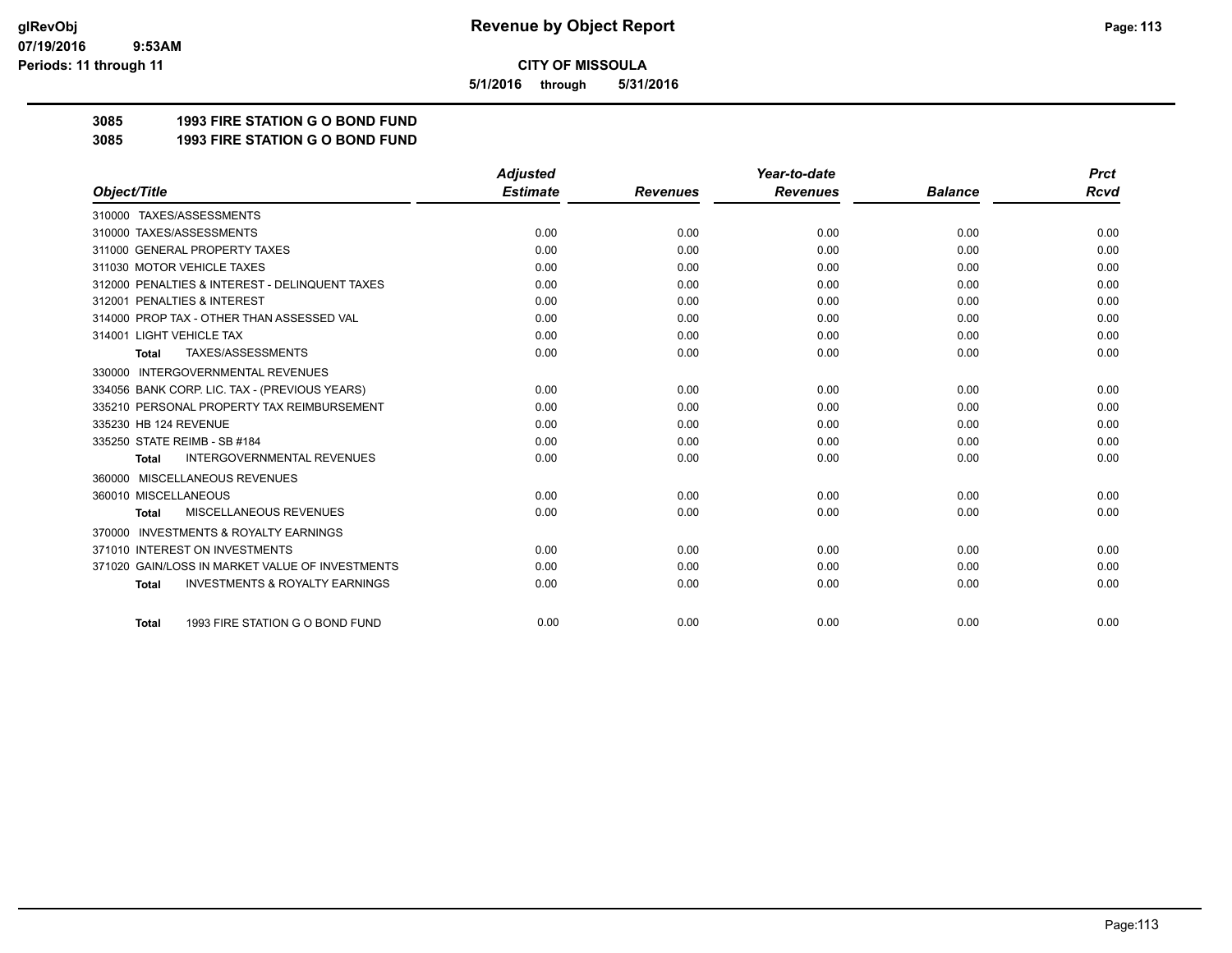**CITY OF MISSOULA**

**5/1/2016 through 5/31/2016**

**3085 1993 FIRE STATION G O BOND FUND**

**3085 1993 FIRE STATION G O BOND FUND**

| Object/Title | Adjusted Estimate | Revenues | Year-to-date Revenues | Balance | Prct Rcvd |
|---|---|---|---|---|---|
| 310000 TAXES/ASSESSMENTS | | | | | |
| 310000 TAXES/ASSESSMENTS | 0.00 | 0.00 | 0.00 | 0.00 | 0.00 |
| 311000 GENERAL PROPERTY TAXES | 0.00 | 0.00 | 0.00 | 0.00 | 0.00 |
| 311030 MOTOR VEHICLE TAXES | 0.00 | 0.00 | 0.00 | 0.00 | 0.00 |
| 312000 PENALTIES & INTEREST - DELINQUENT TAXES | 0.00 | 0.00 | 0.00 | 0.00 | 0.00 |
| 312001 PENALTIES & INTEREST | 0.00 | 0.00 | 0.00 | 0.00 | 0.00 |
| 314000 PROP TAX - OTHER THAN ASSESSED VAL | 0.00 | 0.00 | 0.00 | 0.00 | 0.00 |
| 314001 LIGHT VEHICLE TAX | 0.00 | 0.00 | 0.00 | 0.00 | 0.00 |
| **Total** TAXES/ASSESSMENTS | 0.00 | 0.00 | 0.00 | 0.00 | 0.00 |
| 330000 INTERGOVERNMENTAL REVENUES | | | | | |
| 334056 BANK CORP. LIC. TAX - (PREVIOUS YEARS) | 0.00 | 0.00 | 0.00 | 0.00 | 0.00 |
| 335210 PERSONAL PROPERTY TAX REIMBURSEMENT | 0.00 | 0.00 | 0.00 | 0.00 | 0.00 |
| 335230 HB 124 REVENUE | 0.00 | 0.00 | 0.00 | 0.00 | 0.00 |
| 335250 STATE REIMB - SB #184 | 0.00 | 0.00 | 0.00 | 0.00 | 0.00 |
| **Total** INTERGOVERNMENTAL REVENUES | 0.00 | 0.00 | 0.00 | 0.00 | 0.00 |
| 360000 MISCELLANEOUS REVENUES | | | | | |
| 360010 MISCELLANEOUS | 0.00 | 0.00 | 0.00 | 0.00 | 0.00 |
| **Total** MISCELLANEOUS REVENUES | 0.00 | 0.00 | 0.00 | 0.00 | 0.00 |
| 370000 INVESTMENTS & ROYALTY EARNINGS | | | | | |
| 371010 INTEREST ON INVESTMENTS | 0.00 | 0.00 | 0.00 | 0.00 | 0.00 |
| 371020 GAIN/LOSS IN MARKET VALUE OF INVESTMENTS | 0.00 | 0.00 | 0.00 | 0.00 | 0.00 |
| **Total** INVESTMENTS & ROYALTY EARNINGS | 0.00 | 0.00 | 0.00 | 0.00 | 0.00 |
| **Total** 1993 FIRE STATION G O BOND FUND | 0.00 | 0.00 | 0.00 | 0.00 | 0.00 |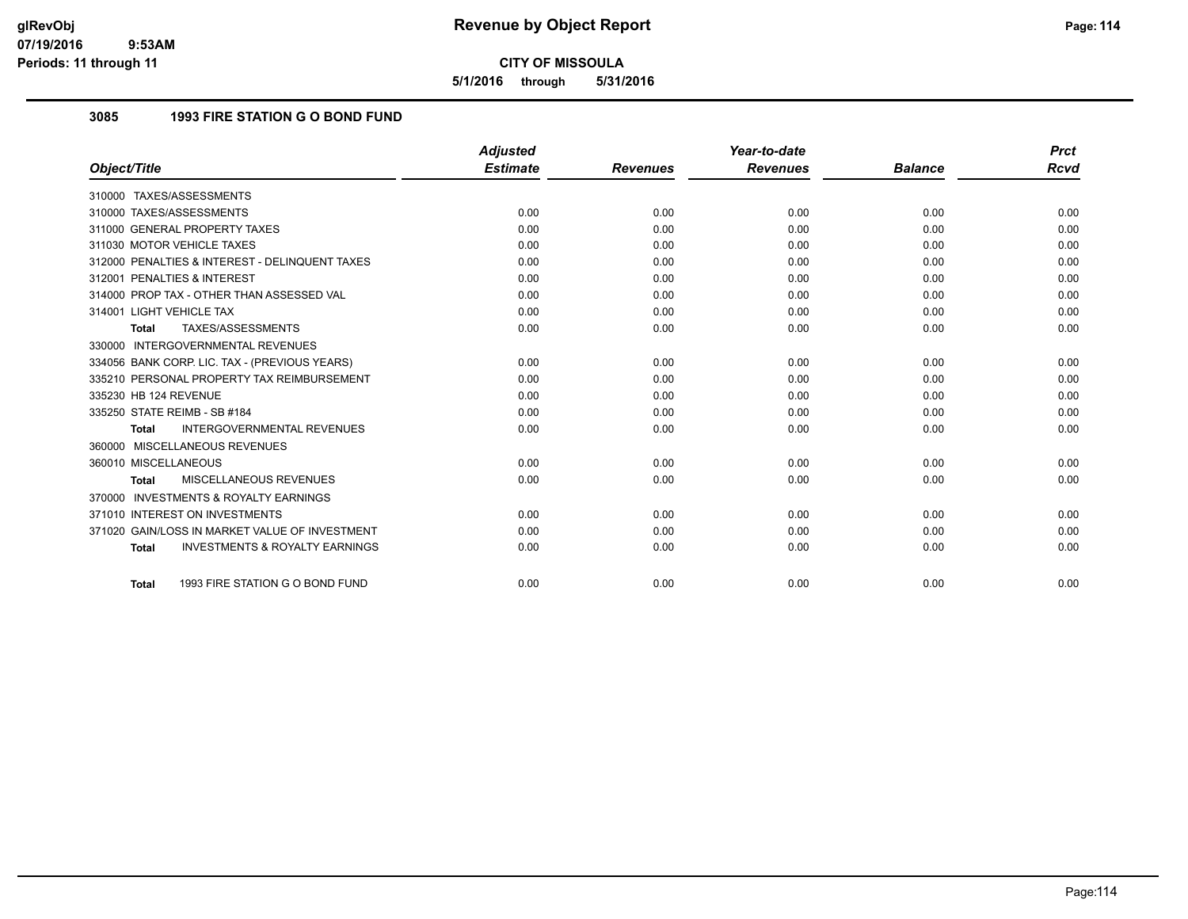# Revenue by Object Report

**CITY OF MISSOULA**

**5/1/2016 through 5/31/2016**

glRevObj
07/19/2016 9:53AM
Periods: 11 through 11

## 3085 1993 FIRE STATION G O BOND FUND

| Object/Title | Adjusted Estimate | Revenues | Year-to-date Revenues | Balance | Prct Rcvd |
|---|---|---|---|---|---|
| 310000 TAXES/ASSESSMENTS | | | | | |
| 310000 TAXES/ASSESSMENTS | 0.00 | 0.00 | 0.00 | 0.00 | 0.00 |
| 311000 GENERAL PROPERTY TAXES | 0.00 | 0.00 | 0.00 | 0.00 | 0.00 |
| 311030 MOTOR VEHICLE TAXES | 0.00 | 0.00 | 0.00 | 0.00 | 0.00 |
| 312000 PENALTIES & INTEREST - DELINQUENT TAXES | 0.00 | 0.00 | 0.00 | 0.00 | 0.00 |
| 312001 PENALTIES & INTEREST | 0.00 | 0.00 | 0.00 | 0.00 | 0.00 |
| 314000 PROP TAX - OTHER THAN ASSESSED VAL | 0.00 | 0.00 | 0.00 | 0.00 | 0.00 |
| 314001 LIGHT VEHICLE TAX | 0.00 | 0.00 | 0.00 | 0.00 | 0.00 |
| **Total** TAXES/ASSESSMENTS | 0.00 | 0.00 | 0.00 | 0.00 | 0.00 |
| 330000 INTERGOVERNMENTAL REVENUES | | | | | |
| 334056 BANK CORP. LIC. TAX - (PREVIOUS YEARS) | 0.00 | 0.00 | 0.00 | 0.00 | 0.00 |
| 335210 PERSONAL PROPERTY TAX REIMBURSEMENT | 0.00 | 0.00 | 0.00 | 0.00 | 0.00 |
| 335230 HB 124 REVENUE | 0.00 | 0.00 | 0.00 | 0.00 | 0.00 |
| 335250 STATE REIMB - SB #184 | 0.00 | 0.00 | 0.00 | 0.00 | 0.00 |
| **Total** INTERGOVERNMENTAL REVENUES | 0.00 | 0.00 | 0.00 | 0.00 | 0.00 |
| 360000 MISCELLANEOUS REVENUES | | | | | |
| 360010 MISCELLANEOUS | 0.00 | 0.00 | 0.00 | 0.00 | 0.00 |
| **Total** MISCELLANEOUS REVENUES | 0.00 | 0.00 | 0.00 | 0.00 | 0.00 |
| 370000 INVESTMENTS & ROYALTY EARNINGS | | | | | |
| 371010 INTEREST ON INVESTMENTS | 0.00 | 0.00 | 0.00 | 0.00 | 0.00 |
| 371020 GAIN/LOSS IN MARKET VALUE OF INVESTMENT | 0.00 | 0.00 | 0.00 | 0.00 | 0.00 |
| **Total** INVESTMENTS & ROYALTY EARNINGS | 0.00 | 0.00 | 0.00 | 0.00 | 0.00 |
| **Total** 1993 FIRE STATION G O BOND FUND | 0.00 | 0.00 | 0.00 | 0.00 | 0.00 |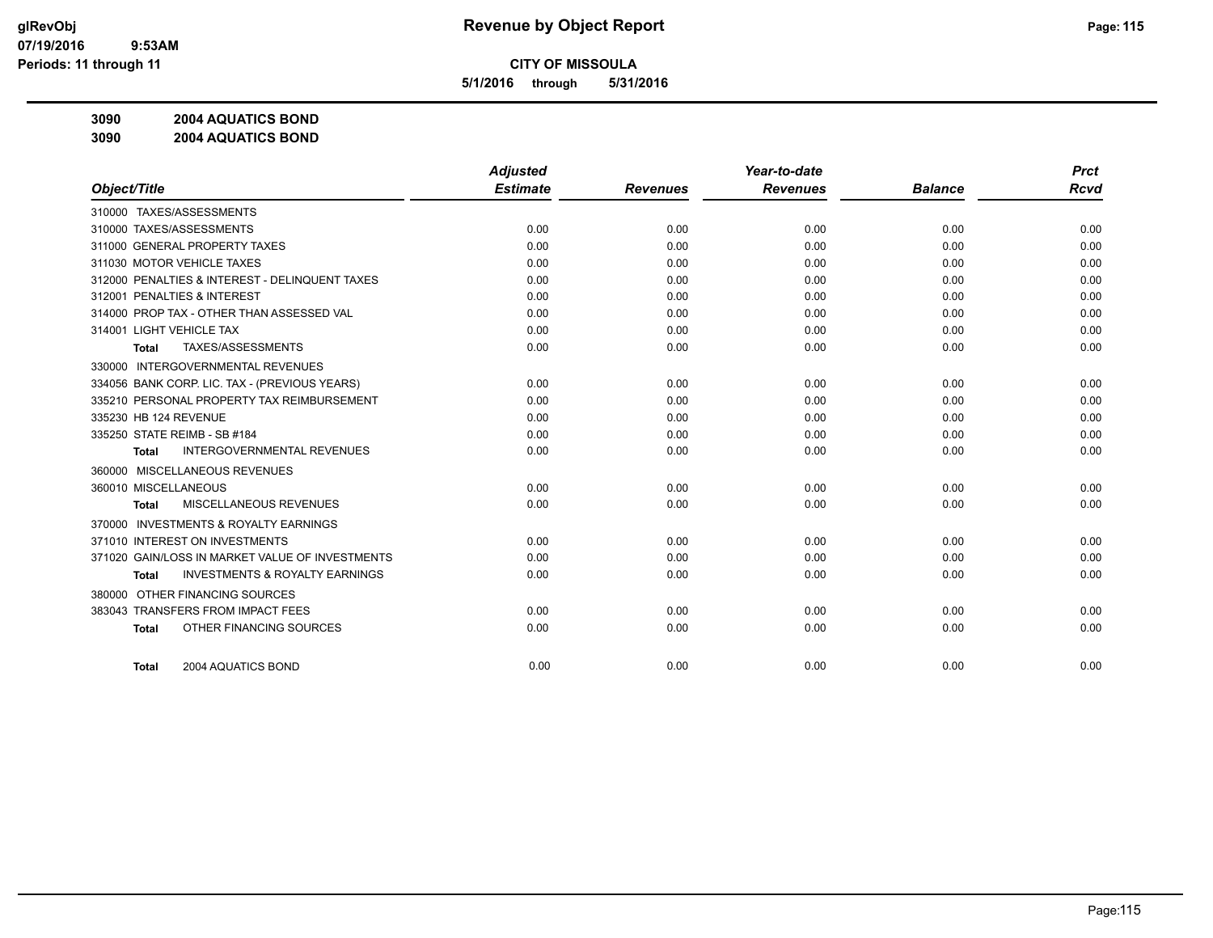# Revenue by Object Report

**CITY OF MISSOULA**

**5/1/2016 through 5/31/2016**

glRevObj
07/19/2016 9:53AM
Periods: 11 through 11

**3090 2004 AQUATICS BOND**

**3090 2004 AQUATICS BOND**

| Object/Title | Adjusted Estimate | Revenues | Year-to-date Revenues | Balance | Prct Rcvd |
|---|---|---|---|---|---|
| 310000 TAXES/ASSESSMENTS | | | | | |
| 310000 TAXES/ASSESSMENTS | 0.00 | 0.00 | 0.00 | 0.00 | 0.00 |
| 311000 GENERAL PROPERTY TAXES | 0.00 | 0.00 | 0.00 | 0.00 | 0.00 |
| 311030 MOTOR VEHICLE TAXES | 0.00 | 0.00 | 0.00 | 0.00 | 0.00 |
| 312000 PENALTIES & INTEREST - DELINQUENT TAXES | 0.00 | 0.00 | 0.00 | 0.00 | 0.00 |
| 312001 PENALTIES & INTEREST | 0.00 | 0.00 | 0.00 | 0.00 | 0.00 |
| 314000 PROP TAX - OTHER THAN ASSESSED VAL | 0.00 | 0.00 | 0.00 | 0.00 | 0.00 |
| 314001 LIGHT VEHICLE TAX | 0.00 | 0.00 | 0.00 | 0.00 | 0.00 |
| **Total** TAXES/ASSESSMENTS | 0.00 | 0.00 | 0.00 | 0.00 | 0.00 |
| 330000 INTERGOVERNMENTAL REVENUES | | | | | |
| 334056 BANK CORP. LIC. TAX - (PREVIOUS YEARS) | 0.00 | 0.00 | 0.00 | 0.00 | 0.00 |
| 335210 PERSONAL PROPERTY TAX REIMBURSEMENT | 0.00 | 0.00 | 0.00 | 0.00 | 0.00 |
| 335230 HB 124 REVENUE | 0.00 | 0.00 | 0.00 | 0.00 | 0.00 |
| 335250 STATE REIMB - SB #184 | 0.00 | 0.00 | 0.00 | 0.00 | 0.00 |
| **Total** INTERGOVERNMENTAL REVENUES | 0.00 | 0.00 | 0.00 | 0.00 | 0.00 |
| 360000 MISCELLANEOUS REVENUES | | | | | |
| 360010 MISCELLANEOUS | 0.00 | 0.00 | 0.00 | 0.00 | 0.00 |
| **Total** MISCELLANEOUS REVENUES | 0.00 | 0.00 | 0.00 | 0.00 | 0.00 |
| 370000 INVESTMENTS & ROYALTY EARNINGS | | | | | |
| 371010 INTEREST ON INVESTMENTS | 0.00 | 0.00 | 0.00 | 0.00 | 0.00 |
| 371020 GAIN/LOSS IN MARKET VALUE OF INVESTMENTS | 0.00 | 0.00 | 0.00 | 0.00 | 0.00 |
| **Total** INVESTMENTS & ROYALTY EARNINGS | 0.00 | 0.00 | 0.00 | 0.00 | 0.00 |
| 380000 OTHER FINANCING SOURCES | | | | | |
| 383043 TRANSFERS FROM IMPACT FEES | 0.00 | 0.00 | 0.00 | 0.00 | 0.00 |
| **Total** OTHER FINANCING SOURCES | 0.00 | 0.00 | 0.00 | 0.00 | 0.00 |
| **Total** 2004 AQUATICS BOND | 0.00 | 0.00 | 0.00 | 0.00 | 0.00 |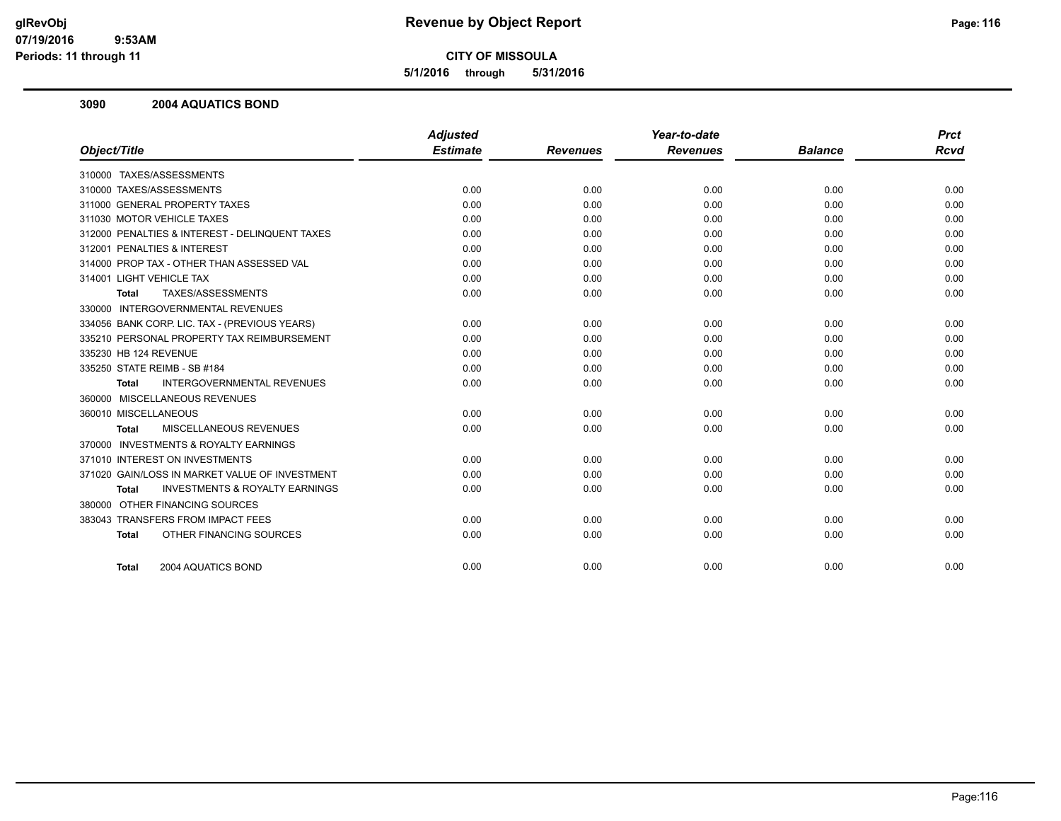# Revenue by Object Report

**CITY OF MISSOULA**

**5/1/2016 through 5/31/2016**

glRevObj
07/19/2016 9:53AM
Periods: 11 through 11

## 3090 2004 AQUATICS BOND

| Object/Title | Adjusted Estimate | Revenues | Year-to-date Revenues | Balance | Prct Rcvd |
|---|---|---|---|---|---|
| 310000 TAXES/ASSESSMENTS | | | | | |
| 310000 TAXES/ASSESSMENTS | 0.00 | 0.00 | 0.00 | 0.00 | 0.00 |
| 311000 GENERAL PROPERTY TAXES | 0.00 | 0.00 | 0.00 | 0.00 | 0.00 |
| 311030 MOTOR VEHICLE TAXES | 0.00 | 0.00 | 0.00 | 0.00 | 0.00 |
| 312000 PENALTIES & INTEREST - DELINQUENT TAXES | 0.00 | 0.00 | 0.00 | 0.00 | 0.00 |
| 312001 PENALTIES & INTEREST | 0.00 | 0.00 | 0.00 | 0.00 | 0.00 |
| 314000 PROP TAX - OTHER THAN ASSESSED VAL | 0.00 | 0.00 | 0.00 | 0.00 | 0.00 |
| 314001 LIGHT VEHICLE TAX | 0.00 | 0.00 | 0.00 | 0.00 | 0.00 |
| **Total** TAXES/ASSESSMENTS | 0.00 | 0.00 | 0.00 | 0.00 | 0.00 |
| 330000 INTERGOVERNMENTAL REVENUES | | | | | |
| 334056 BANK CORP. LIC. TAX - (PREVIOUS YEARS) | 0.00 | 0.00 | 0.00 | 0.00 | 0.00 |
| 335210 PERSONAL PROPERTY TAX REIMBURSEMENT | 0.00 | 0.00 | 0.00 | 0.00 | 0.00 |
| 335230 HB 124 REVENUE | 0.00 | 0.00 | 0.00 | 0.00 | 0.00 |
| 335250 STATE REIMB - SB #184 | 0.00 | 0.00 | 0.00 | 0.00 | 0.00 |
| **Total** INTERGOVERNMENTAL REVENUES | 0.00 | 0.00 | 0.00 | 0.00 | 0.00 |
| 360000 MISCELLANEOUS REVENUES | | | | | |
| 360010 MISCELLANEOUS | 0.00 | 0.00 | 0.00 | 0.00 | 0.00 |
| **Total** MISCELLANEOUS REVENUES | 0.00 | 0.00 | 0.00 | 0.00 | 0.00 |
| 370000 INVESTMENTS & ROYALTY EARNINGS | | | | | |
| 371010 INTEREST ON INVESTMENTS | 0.00 | 0.00 | 0.00 | 0.00 | 0.00 |
| 371020 GAIN/LOSS IN MARKET VALUE OF INVESTMENT | 0.00 | 0.00 | 0.00 | 0.00 | 0.00 |
| **Total** INVESTMENTS & ROYALTY EARNINGS | 0.00 | 0.00 | 0.00 | 0.00 | 0.00 |
| 380000 OTHER FINANCING SOURCES | | | | | |
| 383043 TRANSFERS FROM IMPACT FEES | 0.00 | 0.00 | 0.00 | 0.00 | 0.00 |
| **Total** OTHER FINANCING SOURCES | 0.00 | 0.00 | 0.00 | 0.00 | 0.00 |
| **Total** 2004 AQUATICS BOND | 0.00 | 0.00 | 0.00 | 0.00 | 0.00 |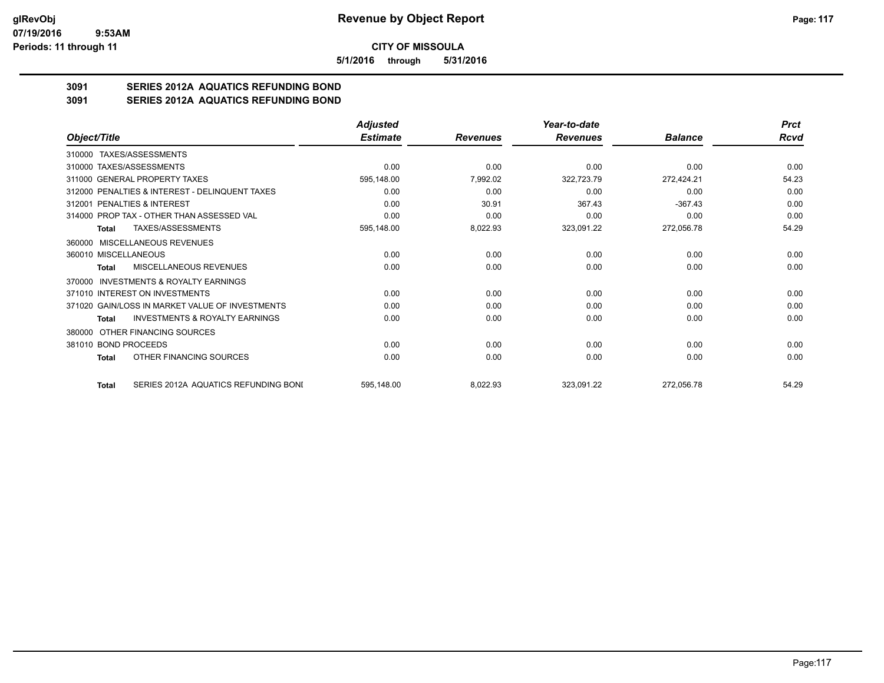**CITY OF MISSOULA**

**5/1/2016 through 5/31/2016**

## 3091 SERIES 2012A AQUATICS REFUNDING BOND
## 3091 SERIES 2012A AQUATICS REFUNDING BOND

| Object/Title | Adjusted Estimate | Revenues | Year-to-date Revenues | Balance | Prct Rcvd |
|---|---|---|---|---|---|
| 310000 TAXES/ASSESSMENTS | | | | | |
| 310000 TAXES/ASSESSMENTS | 0.00 | 0.00 | 0.00 | 0.00 | 0.00 |
| 311000 GENERAL PROPERTY TAXES | 595,148.00 | 7,992.02 | 322,723.79 | 272,424.21 | 54.23 |
| 312000 PENALTIES & INTEREST - DELINQUENT TAXES | 0.00 | 0.00 | 0.00 | 0.00 | 0.00 |
| 312001 PENALTIES & INTEREST | 0.00 | 30.91 | 367.43 | -367.43 | 0.00 |
| 314000 PROP TAX - OTHER THAN ASSESSED VAL | 0.00 | 0.00 | 0.00 | 0.00 | 0.00 |
| **Total** TAXES/ASSESSMENTS | 595,148.00 | 8,022.93 | 323,091.22 | 272,056.78 | 54.29 |
| 360000 MISCELLANEOUS REVENUES | | | | | |
| 360010 MISCELLANEOUS | 0.00 | 0.00 | 0.00 | 0.00 | 0.00 |
| **Total** MISCELLANEOUS REVENUES | 0.00 | 0.00 | 0.00 | 0.00 | 0.00 |
| 370000 INVESTMENTS & ROYALTY EARNINGS | | | | | |
| 371010 INTEREST ON INVESTMENTS | 0.00 | 0.00 | 0.00 | 0.00 | 0.00 |
| 371020 GAIN/LOSS IN MARKET VALUE OF INVESTMENTS | 0.00 | 0.00 | 0.00 | 0.00 | 0.00 |
| **Total** INVESTMENTS & ROYALTY EARNINGS | 0.00 | 0.00 | 0.00 | 0.00 | 0.00 |
| 380000 OTHER FINANCING SOURCES | | | | | |
| 381010 BOND PROCEEDS | 0.00 | 0.00 | 0.00 | 0.00 | 0.00 |
| **Total** OTHER FINANCING SOURCES | 0.00 | 0.00 | 0.00 | 0.00 | 0.00 |
| **Total** SERIES 2012A AQUATICS REFUNDING BONI | 595,148.00 | 8,022.93 | 323,091.22 | 272,056.78 | 54.29 |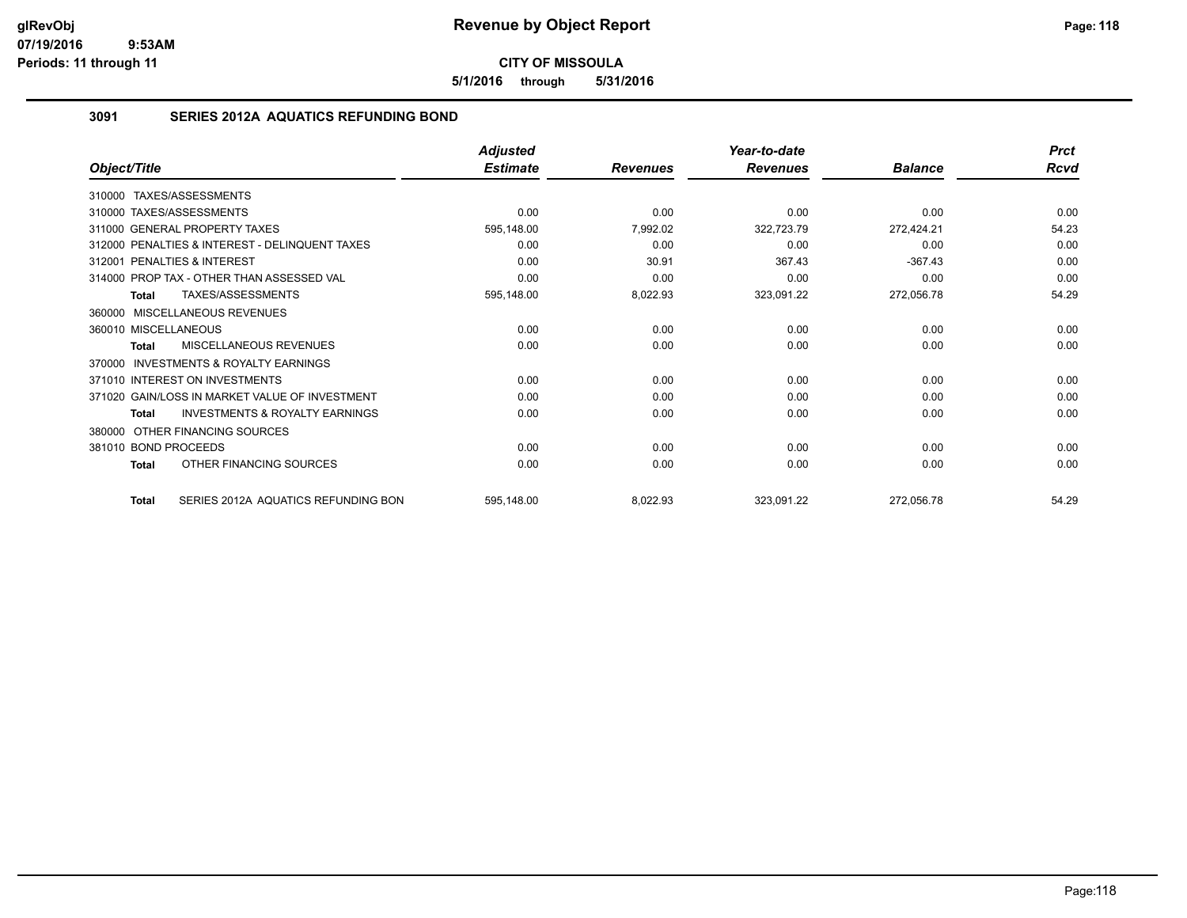**CITY OF MISSOULA**

**5/1/2016 through 5/31/2016**

## 3091 SERIES 2012A AQUATICS REFUNDING BOND

| Object/Title | Adjusted Estimate | Revenues | Year-to-date Revenues | Balance | Prct Rcvd |
|---|---|---|---|---|---|
| 310000 TAXES/ASSESSMENTS | | | | | |
| 310000 TAXES/ASSESSMENTS | 0.00 | 0.00 | 0.00 | 0.00 | 0.00 |
| 311000 GENERAL PROPERTY TAXES | 595,148.00 | 7,992.02 | 322,723.79 | 272,424.21 | 54.23 |
| 312000 PENALTIES & INTEREST - DELINQUENT TAXES | 0.00 | 0.00 | 0.00 | 0.00 | 0.00 |
| 312001 PENALTIES & INTEREST | 0.00 | 30.91 | 367.43 | -367.43 | 0.00 |
| 314000 PROP TAX - OTHER THAN ASSESSED VAL | 0.00 | 0.00 | 0.00 | 0.00 | 0.00 |
| **Total** TAXES/ASSESSMENTS | 595,148.00 | 8,022.93 | 323,091.22 | 272,056.78 | 54.29 |
| 360000 MISCELLANEOUS REVENUES | | | | | |
| 360010 MISCELLANEOUS | 0.00 | 0.00 | 0.00 | 0.00 | 0.00 |
| **Total** MISCELLANEOUS REVENUES | 0.00 | 0.00 | 0.00 | 0.00 | 0.00 |
| 370000 INVESTMENTS & ROYALTY EARNINGS | | | | | |
| 371010 INTEREST ON INVESTMENTS | 0.00 | 0.00 | 0.00 | 0.00 | 0.00 |
| 371020 GAIN/LOSS IN MARKET VALUE OF INVESTMENT | 0.00 | 0.00 | 0.00 | 0.00 | 0.00 |
| **Total** INVESTMENTS & ROYALTY EARNINGS | 0.00 | 0.00 | 0.00 | 0.00 | 0.00 |
| 380000 OTHER FINANCING SOURCES | | | | | |
| 381010 BOND PROCEEDS | 0.00 | 0.00 | 0.00 | 0.00 | 0.00 |
| **Total** OTHER FINANCING SOURCES | 0.00 | 0.00 | 0.00 | 0.00 | 0.00 |
| **Total** SERIES 2012A AQUATICS REFUNDING BON | 595,148.00 | 8,022.93 | 323,091.22 | 272,056.78 | 54.29 |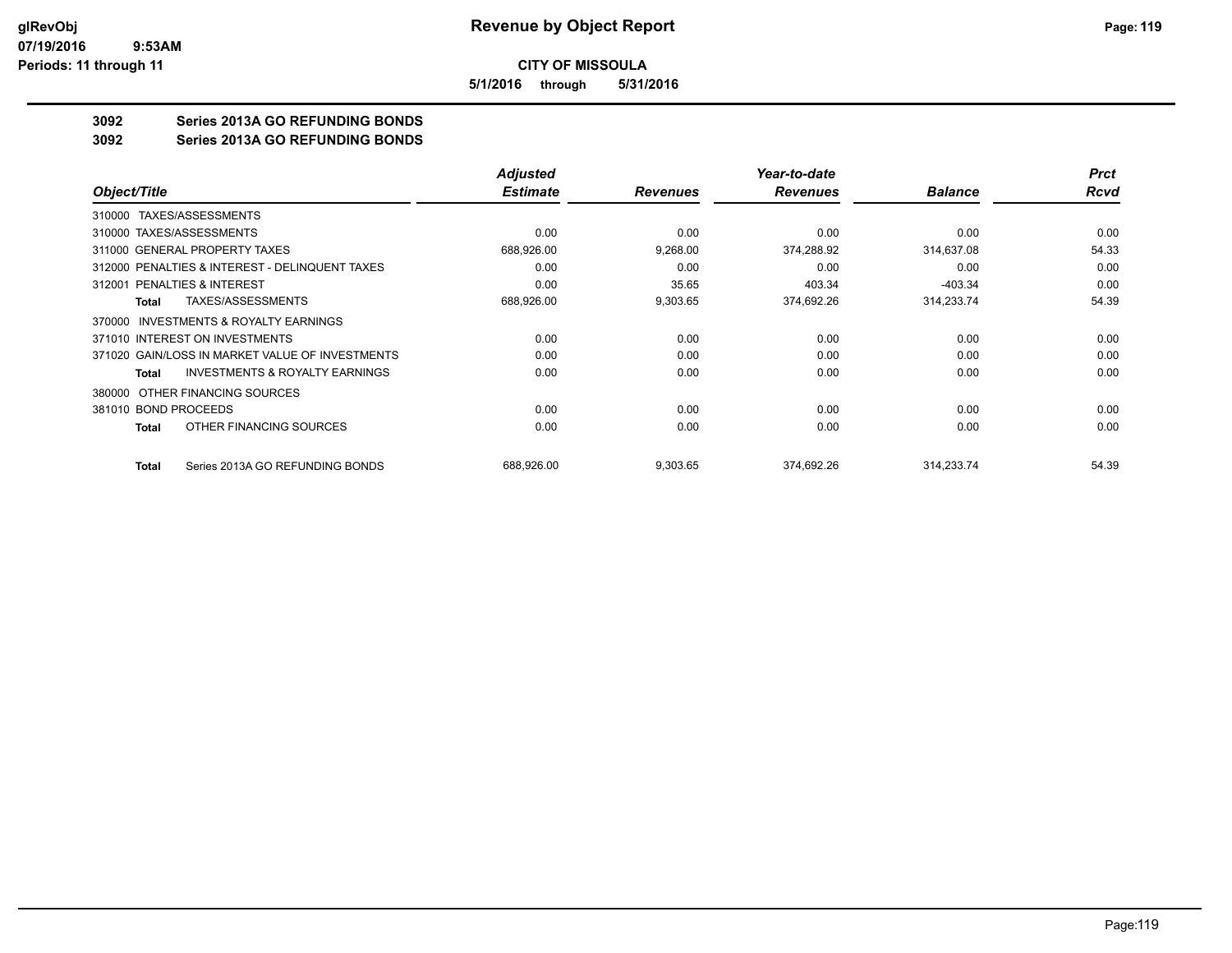**CITY OF MISSOULA**

**5/1/2016 through 5/31/2016**

**3092 Series 2013A GO REFUNDING BONDS**

**3092 Series 2013A GO REFUNDING BONDS**

| Object/Title | Adjusted Estimate | Revenues | Year-to-date Revenues | Balance | Prct Rcvd |
|---|---|---|---|---|---|
| 310000 TAXES/ASSESSMENTS | | | | | |
| 310000 TAXES/ASSESSMENTS | 0.00 | 0.00 | 0.00 | 0.00 | 0.00 |
| 311000 GENERAL PROPERTY TAXES | 688,926.00 | 9,268.00 | 374,288.92 | 314,637.08 | 54.33 |
| 312000 PENALTIES & INTEREST - DELINQUENT TAXES | 0.00 | 0.00 | 0.00 | 0.00 | 0.00 |
| 312001 PENALTIES & INTEREST | 0.00 | 35.65 | 403.34 | -403.34 | 0.00 |
| **Total** TAXES/ASSESSMENTS | 688,926.00 | 9,303.65 | 374,692.26 | 314,233.74 | 54.39 |
| 370000 INVESTMENTS & ROYALTY EARNINGS | | | | | |
| 371010 INTEREST ON INVESTMENTS | 0.00 | 0.00 | 0.00 | 0.00 | 0.00 |
| 371020 GAIN/LOSS IN MARKET VALUE OF INVESTMENTS | 0.00 | 0.00 | 0.00 | 0.00 | 0.00 |
| **Total** INVESTMENTS & ROYALTY EARNINGS | 0.00 | 0.00 | 0.00 | 0.00 | 0.00 |
| 380000 OTHER FINANCING SOURCES | | | | | |
| 381010 BOND PROCEEDS | 0.00 | 0.00 | 0.00 | 0.00 | 0.00 |
| **Total** OTHER FINANCING SOURCES | 0.00 | 0.00 | 0.00 | 0.00 | 0.00 |
| **Total** Series 2013A GO REFUNDING BONDS | 688,926.00 | 9,303.65 | 374,692.26 | 314,233.74 | 54.39 |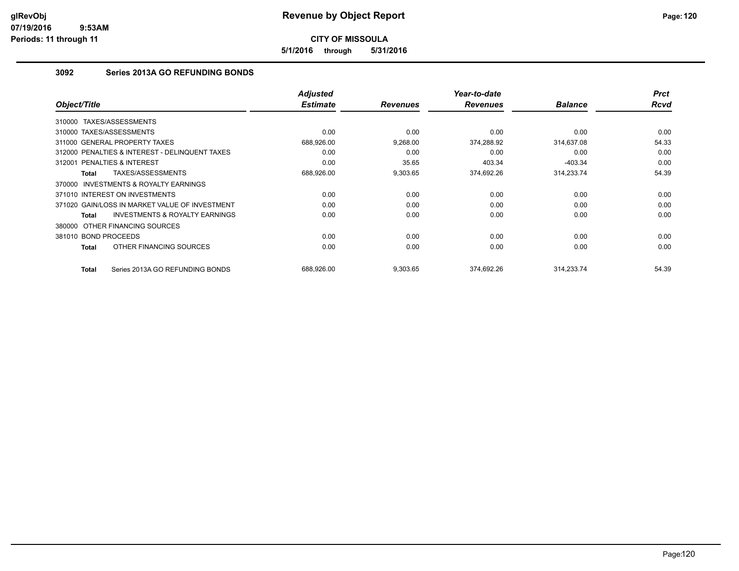# Revenue by Object Report

**CITY OF MISSOULA**

**5/1/2016 through 5/31/2016**

glRevObj
07/19/2016 9:53AM
Periods: 11 through 11

## 3092 Series 2013A GO REFUNDING BONDS

| Object/Title | Adjusted Estimate | Revenues | Year-to-date Revenues | Balance | Prct Rcvd |
|---|---|---|---|---|---|
| 310000 TAXES/ASSESSMENTS | | | | | |
| 310000 TAXES/ASSESSMENTS | 0.00 | 0.00 | 0.00 | 0.00 | 0.00 |
| 311000 GENERAL PROPERTY TAXES | 688,926.00 | 9,268.00 | 374,288.92 | 314,637.08 | 54.33 |
| 312000 PENALTIES & INTEREST - DELINQUENT TAXES | 0.00 | 0.00 | 0.00 | 0.00 | 0.00 |
| 312001 PENALTIES & INTEREST | 0.00 | 35.65 | 403.34 | -403.34 | 0.00 |
| **Total** TAXES/ASSESSMENTS | 688,926.00 | 9,303.65 | 374,692.26 | 314,233.74 | 54.39 |
| 370000 INVESTMENTS & ROYALTY EARNINGS | | | | | |
| 371010 INTEREST ON INVESTMENTS | 0.00 | 0.00 | 0.00 | 0.00 | 0.00 |
| 371020 GAIN/LOSS IN MARKET VALUE OF INVESTMENT | 0.00 | 0.00 | 0.00 | 0.00 | 0.00 |
| **Total** INVESTMENTS & ROYALTY EARNINGS | 0.00 | 0.00 | 0.00 | 0.00 | 0.00 |
| 380000 OTHER FINANCING SOURCES | | | | | |
| 381010 BOND PROCEEDS | 0.00 | 0.00 | 0.00 | 0.00 | 0.00 |
| **Total** OTHER FINANCING SOURCES | 0.00 | 0.00 | 0.00 | 0.00 | 0.00 |
| **Total** Series 2013A GO REFUNDING BONDS | 688,926.00 | 9,303.65 | 374,692.26 | 314,233.74 | 54.39 |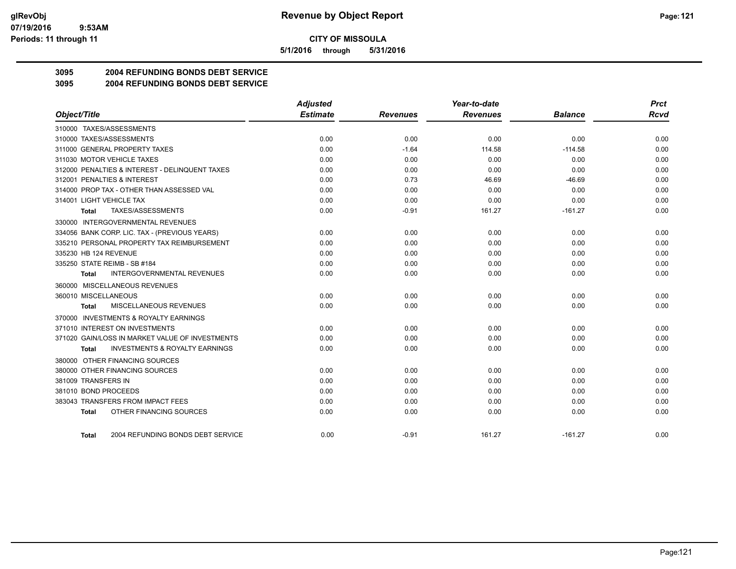# Revenue by Object Report

**CITY OF MISSOULA**

**5/1/2016 through 5/31/2016**

glRevObj
07/19/2016 9:53AM
Periods: 11 through 11

## 3095 2004 REFUNDING BONDS DEBT SERVICE
## 3095 2004 REFUNDING BONDS DEBT SERVICE

| Object/Title | Adjusted Estimate | Revenues | Year-to-date Revenues | Balance | Prct Rcvd |
|---|---|---|---|---|---|
| 310000 TAXES/ASSESSMENTS | | | | | |
| 310000 TAXES/ASSESSMENTS | 0.00 | 0.00 | 0.00 | 0.00 | 0.00 |
| 311000 GENERAL PROPERTY TAXES | 0.00 | -1.64 | 114.58 | -114.58 | 0.00 |
| 311030 MOTOR VEHICLE TAXES | 0.00 | 0.00 | 0.00 | 0.00 | 0.00 |
| 312000 PENALTIES & INTEREST - DELINQUENT TAXES | 0.00 | 0.00 | 0.00 | 0.00 | 0.00 |
| 312001 PENALTIES & INTEREST | 0.00 | 0.73 | 46.69 | -46.69 | 0.00 |
| 314000 PROP TAX - OTHER THAN ASSESSED VAL | 0.00 | 0.00 | 0.00 | 0.00 | 0.00 |
| 314001 LIGHT VEHICLE TAX | 0.00 | 0.00 | 0.00 | 0.00 | 0.00 |
| **Total** TAXES/ASSESSMENTS | 0.00 | -0.91 | 161.27 | -161.27 | 0.00 |
| 330000 INTERGOVERNMENTAL REVENUES | | | | | |
| 334056 BANK CORP. LIC. TAX - (PREVIOUS YEARS) | 0.00 | 0.00 | 0.00 | 0.00 | 0.00 |
| 335210 PERSONAL PROPERTY TAX REIMBURSEMENT | 0.00 | 0.00 | 0.00 | 0.00 | 0.00 |
| 335230 HB 124 REVENUE | 0.00 | 0.00 | 0.00 | 0.00 | 0.00 |
| 335250 STATE REIMB - SB #184 | 0.00 | 0.00 | 0.00 | 0.00 | 0.00 |
| **Total** INTERGOVERNMENTAL REVENUES | 0.00 | 0.00 | 0.00 | 0.00 | 0.00 |
| 360000 MISCELLANEOUS REVENUES | | | | | |
| 360010 MISCELLANEOUS | 0.00 | 0.00 | 0.00 | 0.00 | 0.00 |
| **Total** MISCELLANEOUS REVENUES | 0.00 | 0.00 | 0.00 | 0.00 | 0.00 |
| 370000 INVESTMENTS & ROYALTY EARNINGS | | | | | |
| 371010 INTEREST ON INVESTMENTS | 0.00 | 0.00 | 0.00 | 0.00 | 0.00 |
| 371020 GAIN/LOSS IN MARKET VALUE OF INVESTMENTS | 0.00 | 0.00 | 0.00 | 0.00 | 0.00 |
| **Total** INVESTMENTS & ROYALTY EARNINGS | 0.00 | 0.00 | 0.00 | 0.00 | 0.00 |
| 380000 OTHER FINANCING SOURCES | | | | | |
| 380000 OTHER FINANCING SOURCES | 0.00 | 0.00 | 0.00 | 0.00 | 0.00 |
| 381009 TRANSFERS IN | 0.00 | 0.00 | 0.00 | 0.00 | 0.00 |
| 381010 BOND PROCEEDS | 0.00 | 0.00 | 0.00 | 0.00 | 0.00 |
| 383043 TRANSFERS FROM IMPACT FEES | 0.00 | 0.00 | 0.00 | 0.00 | 0.00 |
| **Total** OTHER FINANCING SOURCES | 0.00 | 0.00 | 0.00 | 0.00 | 0.00 |
| **Total** 2004 REFUNDING BONDS DEBT SERVICE | 0.00 | -0.91 | 161.27 | -161.27 | 0.00 |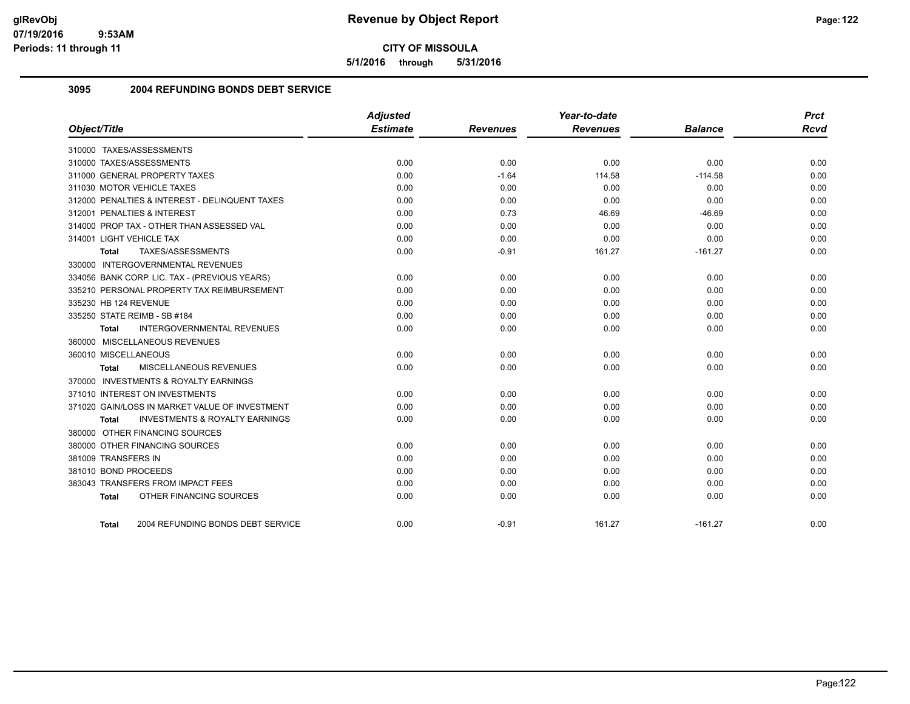# Revenue by Object Report

**CITY OF MISSOULA**

**5/1/2016 through 5/31/2016**

glRevObj
07/19/2016 9:53AM
Periods: 11 through 11

## 3095 2004 REFUNDING BONDS DEBT SERVICE

| Object/Title | Adjusted Estimate | Revenues | Year-to-date Revenues | Balance | Prct Rcvd |
|---|---|---|---|---|---|
| 310000 TAXES/ASSESSMENTS | | | | | |
| 310000 TAXES/ASSESSMENTS | 0.00 | 0.00 | 0.00 | 0.00 | 0.00 |
| 311000 GENERAL PROPERTY TAXES | 0.00 | -1.64 | 114.58 | -114.58 | 0.00 |
| 311030 MOTOR VEHICLE TAXES | 0.00 | 0.00 | 0.00 | 0.00 | 0.00 |
| 312000 PENALTIES & INTEREST - DELINQUENT TAXES | 0.00 | 0.00 | 0.00 | 0.00 | 0.00 |
| 312001 PENALTIES & INTEREST | 0.00 | 0.73 | 46.69 | -46.69 | 0.00 |
| 314000 PROP TAX - OTHER THAN ASSESSED VAL | 0.00 | 0.00 | 0.00 | 0.00 | 0.00 |
| 314001 LIGHT VEHICLE TAX | 0.00 | 0.00 | 0.00 | 0.00 | 0.00 |
| **Total** TAXES/ASSESSMENTS | 0.00 | -0.91 | 161.27 | -161.27 | 0.00 |
| 330000 INTERGOVERNMENTAL REVENUES | | | | | |
| 334056 BANK CORP. LIC. TAX - (PREVIOUS YEARS) | 0.00 | 0.00 | 0.00 | 0.00 | 0.00 |
| 335210 PERSONAL PROPERTY TAX REIMBURSEMENT | 0.00 | 0.00 | 0.00 | 0.00 | 0.00 |
| 335230 HB 124 REVENUE | 0.00 | 0.00 | 0.00 | 0.00 | 0.00 |
| 335250 STATE REIMB - SB #184 | 0.00 | 0.00 | 0.00 | 0.00 | 0.00 |
| **Total** INTERGOVERNMENTAL REVENUES | 0.00 | 0.00 | 0.00 | 0.00 | 0.00 |
| 360000 MISCELLANEOUS REVENUES | | | | | |
| 360010 MISCELLANEOUS | 0.00 | 0.00 | 0.00 | 0.00 | 0.00 |
| **Total** MISCELLANEOUS REVENUES | 0.00 | 0.00 | 0.00 | 0.00 | 0.00 |
| 370000 INVESTMENTS & ROYALTY EARNINGS | | | | | |
| 371010 INTEREST ON INVESTMENTS | 0.00 | 0.00 | 0.00 | 0.00 | 0.00 |
| 371020 GAIN/LOSS IN MARKET VALUE OF INVESTMENT | 0.00 | 0.00 | 0.00 | 0.00 | 0.00 |
| **Total** INVESTMENTS & ROYALTY EARNINGS | 0.00 | 0.00 | 0.00 | 0.00 | 0.00 |
| 380000 OTHER FINANCING SOURCES | | | | | |
| 380000 OTHER FINANCING SOURCES | 0.00 | 0.00 | 0.00 | 0.00 | 0.00 |
| 381009 TRANSFERS IN | 0.00 | 0.00 | 0.00 | 0.00 | 0.00 |
| 381010 BOND PROCEEDS | 0.00 | 0.00 | 0.00 | 0.00 | 0.00 |
| 383043 TRANSFERS FROM IMPACT FEES | 0.00 | 0.00 | 0.00 | 0.00 | 0.00 |
| **Total** OTHER FINANCING SOURCES | 0.00 | 0.00 | 0.00 | 0.00 | 0.00 |
| **Total** 2004 REFUNDING BONDS DEBT SERVICE | 0.00 | -0.91 | 161.27 | -161.27 | 0.00 |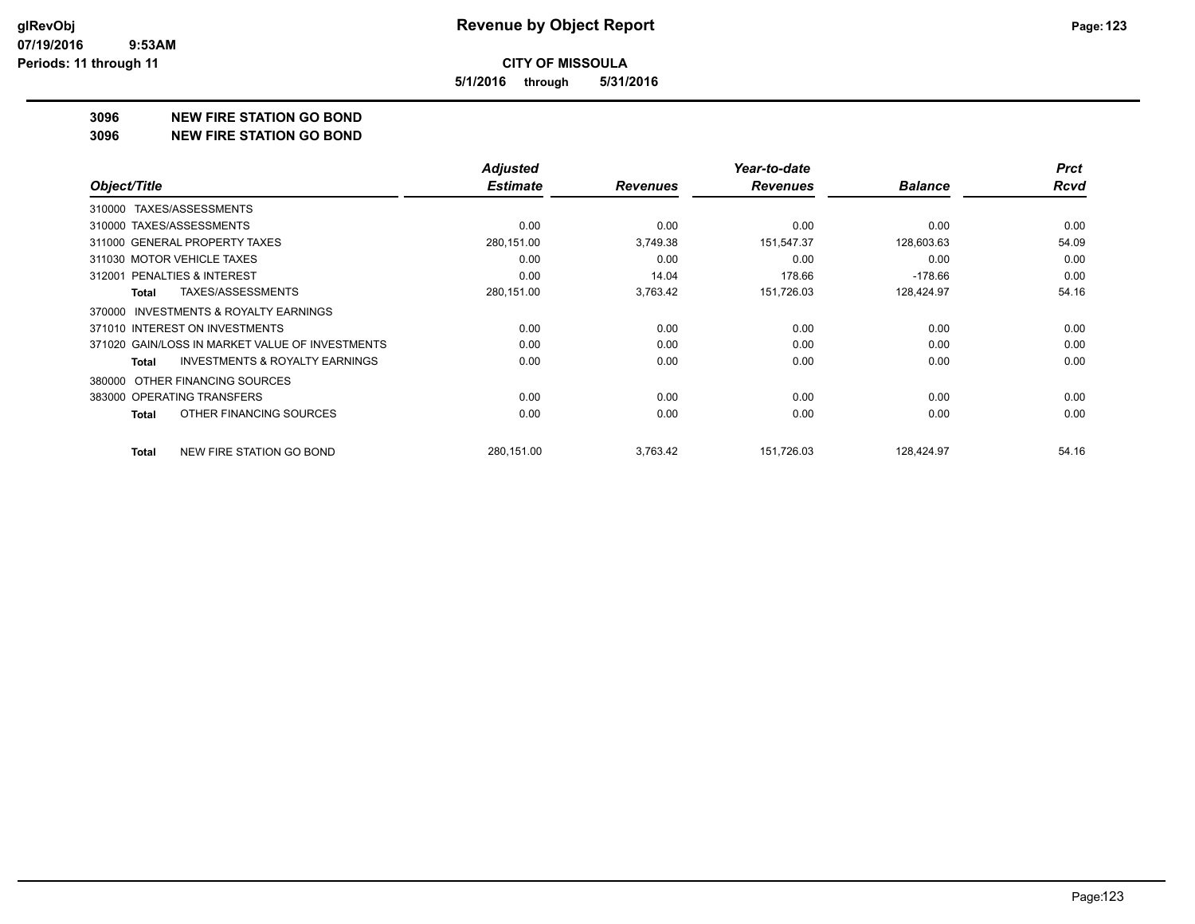# Revenue by Object Report

**CITY OF MISSOULA**

**5/1/2016 through 5/31/2016**

glRevObj
07/19/2016 9:53AM
Periods: 11 through 11

## 3096 NEW FIRE STATION GO BOND
## 3096 NEW FIRE STATION GO BOND

| Object/Title | Adjusted Estimate | Revenues | Year-to-date Revenues | Balance | Prct Rcvd |
|---|---|---|---|---|---|
| 310000 TAXES/ASSESSMENTS | | | | | |
| 310000 TAXES/ASSESSMENTS | 0.00 | 0.00 | 0.00 | 0.00 | 0.00 |
| 311000 GENERAL PROPERTY TAXES | 280,151.00 | 3,749.38 | 151,547.37 | 128,603.63 | 54.09 |
| 311030 MOTOR VEHICLE TAXES | 0.00 | 0.00 | 0.00 | 0.00 | 0.00 |
| 312001 PENALTIES & INTEREST | 0.00 | 14.04 | 178.66 | -178.66 | 0.00 |
| **Total** TAXES/ASSESSMENTS | 280,151.00 | 3,763.42 | 151,726.03 | 128,424.97 | 54.16 |
| 370000 INVESTMENTS & ROYALTY EARNINGS | | | | | |
| 371010 INTEREST ON INVESTMENTS | 0.00 | 0.00 | 0.00 | 0.00 | 0.00 |
| 371020 GAIN/LOSS IN MARKET VALUE OF INVESTMENTS | 0.00 | 0.00 | 0.00 | 0.00 | 0.00 |
| **Total** INVESTMENTS & ROYALTY EARNINGS | 0.00 | 0.00 | 0.00 | 0.00 | 0.00 |
| 380000 OTHER FINANCING SOURCES | | | | | |
| 383000 OPERATING TRANSFERS | 0.00 | 0.00 | 0.00 | 0.00 | 0.00 |
| **Total** OTHER FINANCING SOURCES | 0.00 | 0.00 | 0.00 | 0.00 | 0.00 |
| **Total** NEW FIRE STATION GO BOND | 280,151.00 | 3,763.42 | 151,726.03 | 128,424.97 | 54.16 |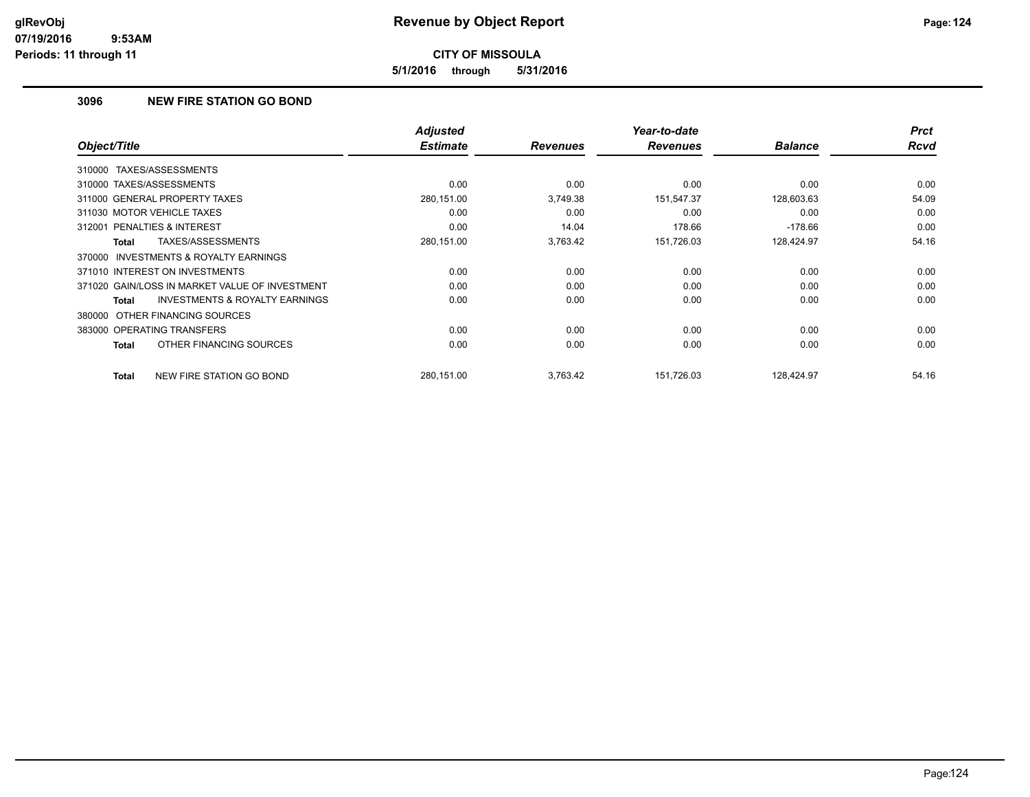# Revenue by Object Report

**CITY OF MISSOULA**

**5/1/2016 through 5/31/2016**

glRevObj
07/19/2016 9:53AM
Periods: 11 through 11

## 3096 NEW FIRE STATION GO BOND

| Object/Title | Adjusted Estimate | Revenues | Year-to-date Revenues | Balance | Prct Rcvd |
|---|---|---|---|---|---|
| 310000 TAXES/ASSESSMENTS | | | | | |
| 310000 TAXES/ASSESSMENTS | 0.00 | 0.00 | 0.00 | 0.00 | 0.00 |
| 311000 GENERAL PROPERTY TAXES | 280,151.00 | 3,749.38 | 151,547.37 | 128,603.63 | 54.09 |
| 311030 MOTOR VEHICLE TAXES | 0.00 | 0.00 | 0.00 | 0.00 | 0.00 |
| 312001 PENALTIES & INTEREST | 0.00 | 14.04 | 178.66 | -178.66 | 0.00 |
| **Total** TAXES/ASSESSMENTS | 280,151.00 | 3,763.42 | 151,726.03 | 128,424.97 | 54.16 |
| 370000 INVESTMENTS & ROYALTY EARNINGS | | | | | |
| 371010 INTEREST ON INVESTMENTS | 0.00 | 0.00 | 0.00 | 0.00 | 0.00 |
| 371020 GAIN/LOSS IN MARKET VALUE OF INVESTMENT | 0.00 | 0.00 | 0.00 | 0.00 | 0.00 |
| **Total** INVESTMENTS & ROYALTY EARNINGS | 0.00 | 0.00 | 0.00 | 0.00 | 0.00 |
| 380000 OTHER FINANCING SOURCES | | | | | |
| 383000 OPERATING TRANSFERS | 0.00 | 0.00 | 0.00 | 0.00 | 0.00 |
| **Total** OTHER FINANCING SOURCES | 0.00 | 0.00 | 0.00 | 0.00 | 0.00 |
| **Total** NEW FIRE STATION GO BOND | 280,151.00 | 3,763.42 | 151,726.03 | 128,424.97 | 54.16 |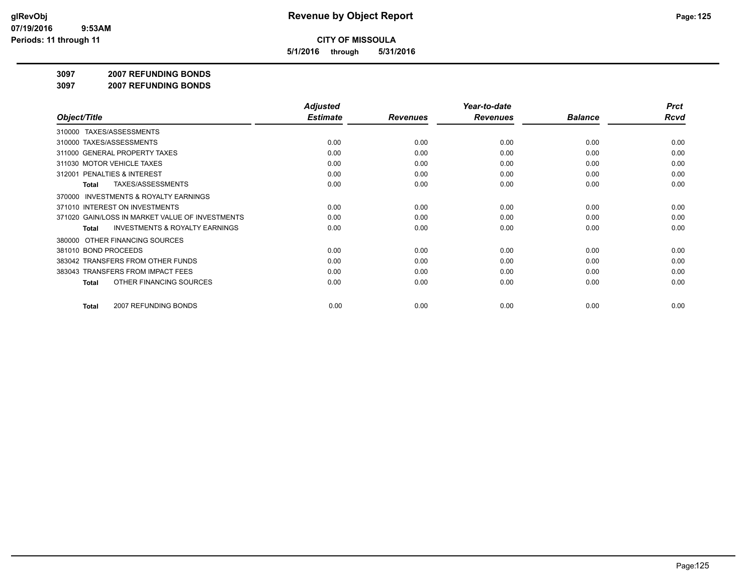# Revenue by Object Report

**CITY OF MISSOULA**

**5/1/2016 through 5/31/2016**

glRevObj
07/19/2016 9:53AM
Periods: 11 through 11

**3097 2007 REFUNDING BONDS**

**3097 2007 REFUNDING BONDS**

| Object/Title | Adjusted Estimate | Revenues | Year-to-date Revenues | Balance | Prct Rcvd |
|---|---|---|---|---|---|
| 310000 TAXES/ASSESSMENTS | | | | | |
| 310000 TAXES/ASSESSMENTS | 0.00 | 0.00 | 0.00 | 0.00 | 0.00 |
| 311000 GENERAL PROPERTY TAXES | 0.00 | 0.00 | 0.00 | 0.00 | 0.00 |
| 311030 MOTOR VEHICLE TAXES | 0.00 | 0.00 | 0.00 | 0.00 | 0.00 |
| 312001 PENALTIES & INTEREST | 0.00 | 0.00 | 0.00 | 0.00 | 0.00 |
| **Total** TAXES/ASSESSMENTS | 0.00 | 0.00 | 0.00 | 0.00 | 0.00 |
| 370000 INVESTMENTS & ROYALTY EARNINGS | | | | | |
| 371010 INTEREST ON INVESTMENTS | 0.00 | 0.00 | 0.00 | 0.00 | 0.00 |
| 371020 GAIN/LOSS IN MARKET VALUE OF INVESTMENTS | 0.00 | 0.00 | 0.00 | 0.00 | 0.00 |
| **Total** INVESTMENTS & ROYALTY EARNINGS | 0.00 | 0.00 | 0.00 | 0.00 | 0.00 |
| 380000 OTHER FINANCING SOURCES | | | | | |
| 381010 BOND PROCEEDS | 0.00 | 0.00 | 0.00 | 0.00 | 0.00 |
| 383042 TRANSFERS FROM OTHER FUNDS | 0.00 | 0.00 | 0.00 | 0.00 | 0.00 |
| 383043 TRANSFERS FROM IMPACT FEES | 0.00 | 0.00 | 0.00 | 0.00 | 0.00 |
| **Total** OTHER FINANCING SOURCES | 0.00 | 0.00 | 0.00 | 0.00 | 0.00 |
| **Total** 2007 REFUNDING BONDS | 0.00 | 0.00 | 0.00 | 0.00 | 0.00 |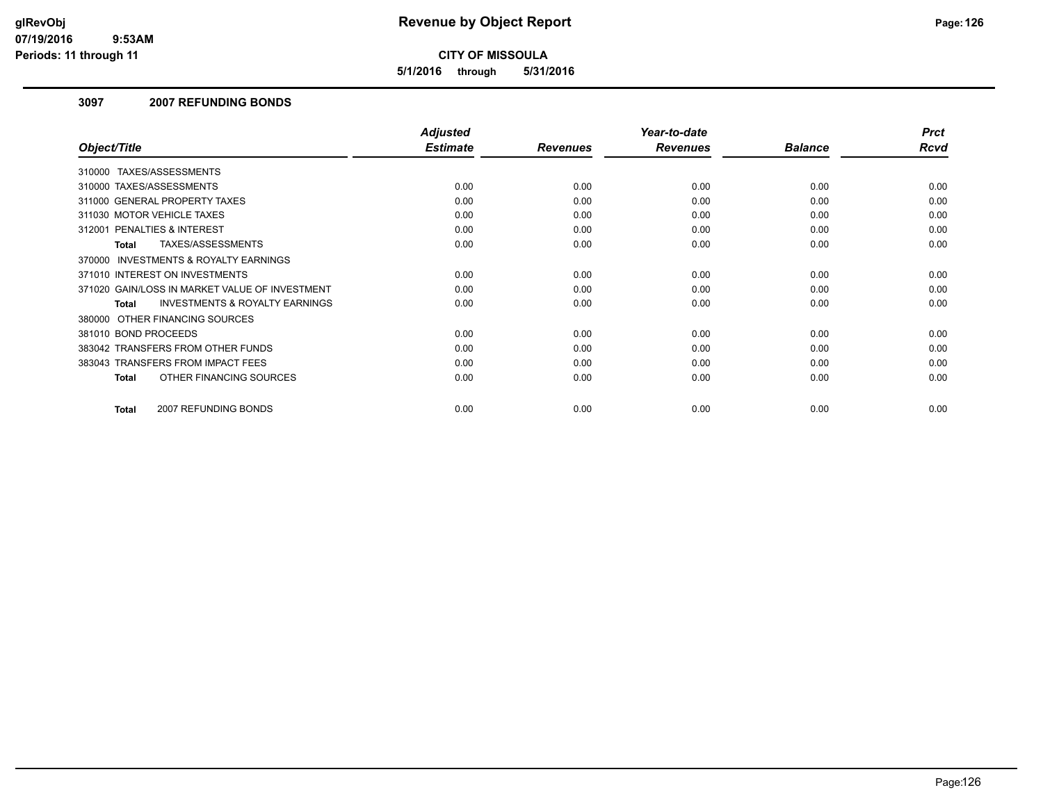**CITY OF MISSOULA**

**5/1/2016 through 5/31/2016**

### 3097 2007 REFUNDING BONDS

| Object/Title | Adjusted Estimate | Revenues | Year-to-date Revenues | Balance | Prct Rcvd |
|---|---|---|---|---|---|
| 310000 TAXES/ASSESSMENTS | | | | | |
| 310000 TAXES/ASSESSMENTS | 0.00 | 0.00 | 0.00 | 0.00 | 0.00 |
| 311000 GENERAL PROPERTY TAXES | 0.00 | 0.00 | 0.00 | 0.00 | 0.00 |
| 311030 MOTOR VEHICLE TAXES | 0.00 | 0.00 | 0.00 | 0.00 | 0.00 |
| 312001 PENALTIES & INTEREST | 0.00 | 0.00 | 0.00 | 0.00 | 0.00 |
| **Total** TAXES/ASSESSMENTS | 0.00 | 0.00 | 0.00 | 0.00 | 0.00 |
| 370000 INVESTMENTS & ROYALTY EARNINGS | | | | | |
| 371010 INTEREST ON INVESTMENTS | 0.00 | 0.00 | 0.00 | 0.00 | 0.00 |
| 371020 GAIN/LOSS IN MARKET VALUE OF INVESTMENT | 0.00 | 0.00 | 0.00 | 0.00 | 0.00 |
| **Total** INVESTMENTS & ROYALTY EARNINGS | 0.00 | 0.00 | 0.00 | 0.00 | 0.00 |
| 380000 OTHER FINANCING SOURCES | | | | | |
| 381010 BOND PROCEEDS | 0.00 | 0.00 | 0.00 | 0.00 | 0.00 |
| 383042 TRANSFERS FROM OTHER FUNDS | 0.00 | 0.00 | 0.00 | 0.00 | 0.00 |
| 383043 TRANSFERS FROM IMPACT FEES | 0.00 | 0.00 | 0.00 | 0.00 | 0.00 |
| **Total** OTHER FINANCING SOURCES | 0.00 | 0.00 | 0.00 | 0.00 | 0.00 |
| **Total** 2007 REFUNDING BONDS | 0.00 | 0.00 | 0.00 | 0.00 | 0.00 |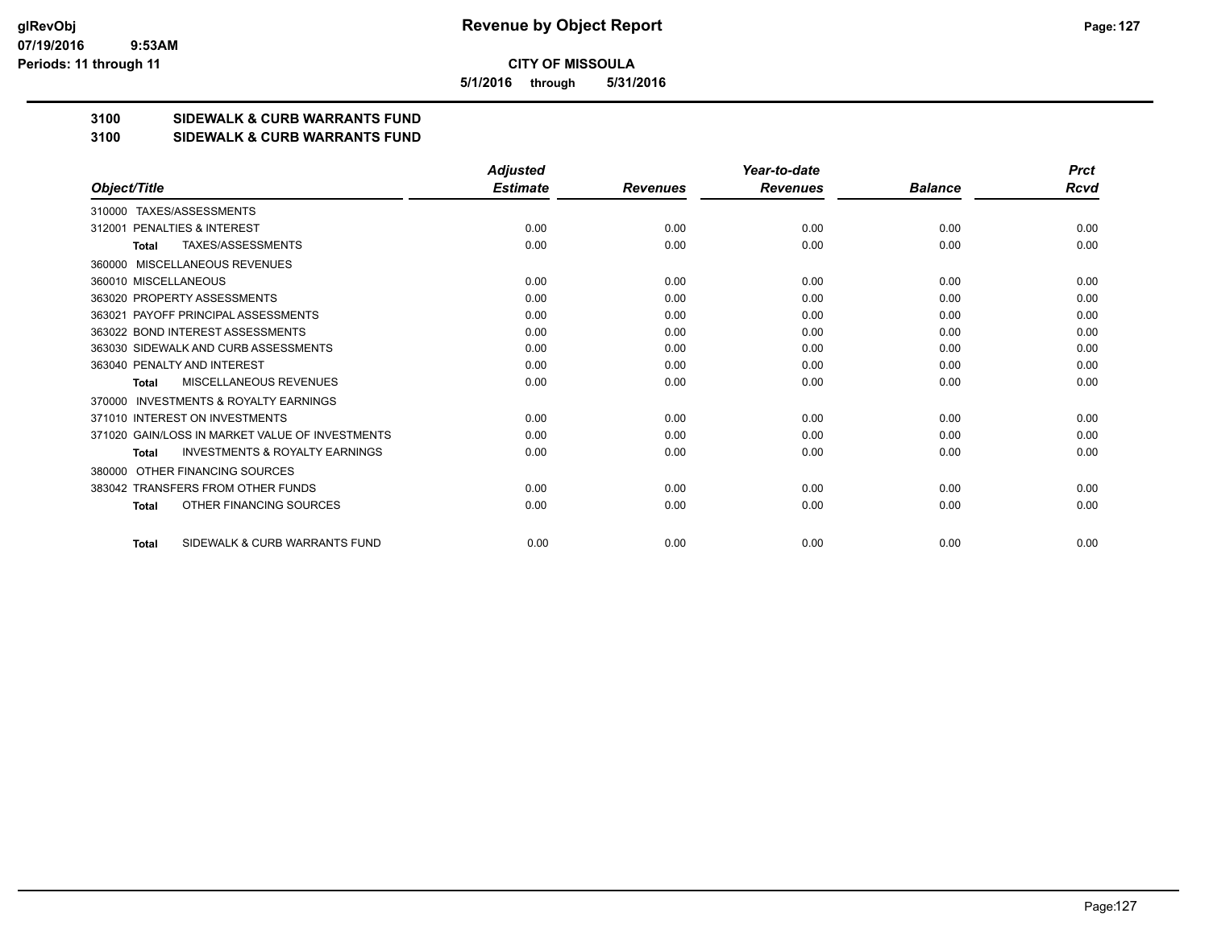**CITY OF MISSOULA**

**5/1/2016 through 5/31/2016**

**3100 SIDEWALK & CURB WARRANTS FUND**

**3100 SIDEWALK & CURB WARRANTS FUND**

| Object/Title | Adjusted Estimate | Revenues | Year-to-date Revenues | Balance | Prct Rcvd |
|---|---|---|---|---|---|
| 310000 TAXES/ASSESSMENTS | | | | | |
| 312001 PENALTIES & INTEREST | 0.00 | 0.00 | 0.00 | 0.00 | 0.00 |
| **Total** TAXES/ASSESSMENTS | 0.00 | 0.00 | 0.00 | 0.00 | 0.00 |
| 360000 MISCELLANEOUS REVENUES | | | | | |
| 360010 MISCELLANEOUS | 0.00 | 0.00 | 0.00 | 0.00 | 0.00 |
| 363020 PROPERTY ASSESSMENTS | 0.00 | 0.00 | 0.00 | 0.00 | 0.00 |
| 363021 PAYOFF PRINCIPAL ASSESSMENTS | 0.00 | 0.00 | 0.00 | 0.00 | 0.00 |
| 363022 BOND INTEREST ASSESSMENTS | 0.00 | 0.00 | 0.00 | 0.00 | 0.00 |
| 363030 SIDEWALK AND CURB ASSESSMENTS | 0.00 | 0.00 | 0.00 | 0.00 | 0.00 |
| 363040 PENALTY AND INTEREST | 0.00 | 0.00 | 0.00 | 0.00 | 0.00 |
| **Total** MISCELLANEOUS REVENUES | 0.00 | 0.00 | 0.00 | 0.00 | 0.00 |
| 370000 INVESTMENTS & ROYALTY EARNINGS | | | | | |
| 371010 INTEREST ON INVESTMENTS | 0.00 | 0.00 | 0.00 | 0.00 | 0.00 |
| 371020 GAIN/LOSS IN MARKET VALUE OF INVESTMENTS | 0.00 | 0.00 | 0.00 | 0.00 | 0.00 |
| **Total** INVESTMENTS & ROYALTY EARNINGS | 0.00 | 0.00 | 0.00 | 0.00 | 0.00 |
| 380000 OTHER FINANCING SOURCES | | | | | |
| 383042 TRANSFERS FROM OTHER FUNDS | 0.00 | 0.00 | 0.00 | 0.00 | 0.00 |
| **Total** OTHER FINANCING SOURCES | 0.00 | 0.00 | 0.00 | 0.00 | 0.00 |
| **Total** SIDEWALK & CURB WARRANTS FUND | 0.00 | 0.00 | 0.00 | 0.00 | 0.00 |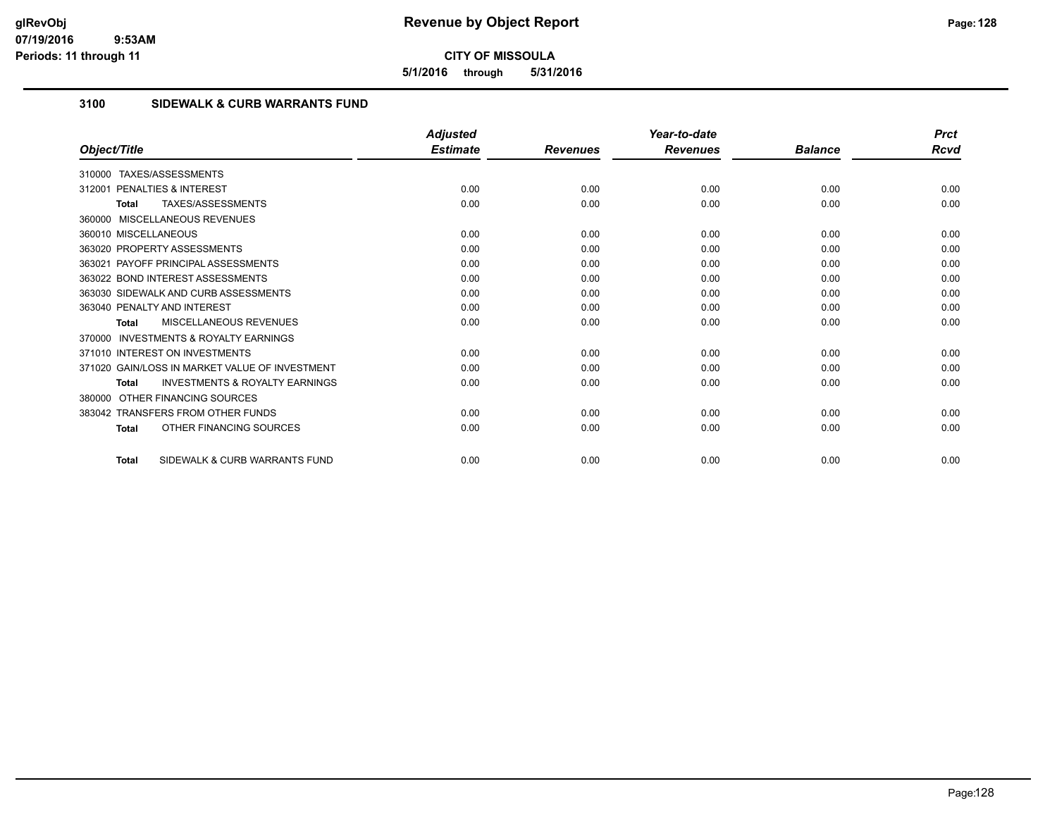# Revenue by Object Report

glRevObj
07/19/2016 9:53AM
Periods: 11 through 11

**CITY OF MISSOULA**

**5/1/2016 through 5/31/2016**

## 3100 SIDEWALK & CURB WARRANTS FUND

| Object/Title | Adjusted Estimate | Revenues | Year-to-date Revenues | Balance | Prct Rcvd |
|---|---|---|---|---|---|
| 310000 TAXES/ASSESSMENTS | | | | | |
| 312001 PENALTIES & INTEREST | 0.00 | 0.00 | 0.00 | 0.00 | 0.00 |
| **Total** TAXES/ASSESSMENTS | 0.00 | 0.00 | 0.00 | 0.00 | 0.00 |
| 360000 MISCELLANEOUS REVENUES | | | | | |
| 360010 MISCELLANEOUS | 0.00 | 0.00 | 0.00 | 0.00 | 0.00 |
| 363020 PROPERTY ASSESSMENTS | 0.00 | 0.00 | 0.00 | 0.00 | 0.00 |
| 363021 PAYOFF PRINCIPAL ASSESSMENTS | 0.00 | 0.00 | 0.00 | 0.00 | 0.00 |
| 363022 BOND INTEREST ASSESSMENTS | 0.00 | 0.00 | 0.00 | 0.00 | 0.00 |
| 363030 SIDEWALK AND CURB ASSESSMENTS | 0.00 | 0.00 | 0.00 | 0.00 | 0.00 |
| 363040 PENALTY AND INTEREST | 0.00 | 0.00 | 0.00 | 0.00 | 0.00 |
| **Total** MISCELLANEOUS REVENUES | 0.00 | 0.00 | 0.00 | 0.00 | 0.00 |
| 370000 INVESTMENTS & ROYALTY EARNINGS | | | | | |
| 371010 INTEREST ON INVESTMENTS | 0.00 | 0.00 | 0.00 | 0.00 | 0.00 |
| 371020 GAIN/LOSS IN MARKET VALUE OF INVESTMENT | 0.00 | 0.00 | 0.00 | 0.00 | 0.00 |
| **Total** INVESTMENTS & ROYALTY EARNINGS | 0.00 | 0.00 | 0.00 | 0.00 | 0.00 |
| 380000 OTHER FINANCING SOURCES | | | | | |
| 383042 TRANSFERS FROM OTHER FUNDS | 0.00 | 0.00 | 0.00 | 0.00 | 0.00 |
| **Total** OTHER FINANCING SOURCES | 0.00 | 0.00 | 0.00 | 0.00 | 0.00 |
| **Total** SIDEWALK & CURB WARRANTS FUND | 0.00 | 0.00 | 0.00 | 0.00 | 0.00 |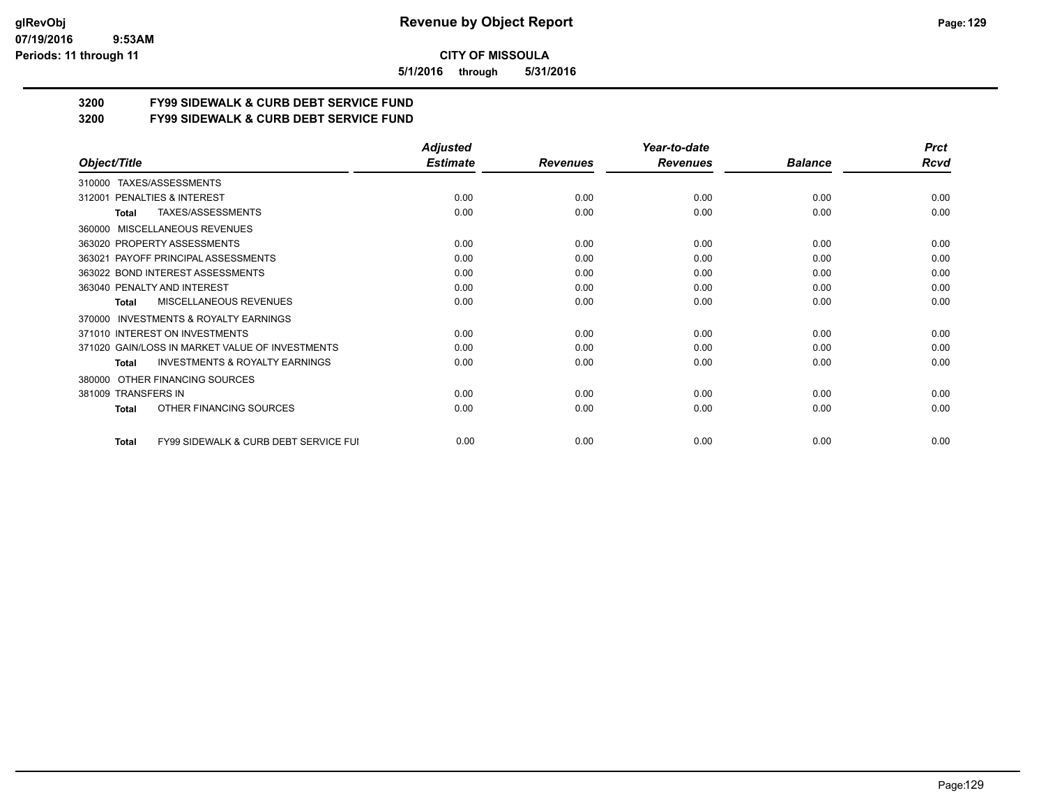**CITY OF MISSOULA**

**5/1/2016 through 5/31/2016**

**3200 FY99 SIDEWALK & CURB DEBT SERVICE FUND**

**3200 FY99 SIDEWALK & CURB DEBT SERVICE FUND**

| Object/Title | Adjusted Estimate | Revenues | Year-to-date Revenues | Balance | Prct Rcvd |
|---|---|---|---|---|---|
| 310000 TAXES/ASSESSMENTS | | | | | |
| 312001 PENALTIES & INTEREST | 0.00 | 0.00 | 0.00 | 0.00 | 0.00 |
| **Total** TAXES/ASSESSMENTS | 0.00 | 0.00 | 0.00 | 0.00 | 0.00 |
| 360000 MISCELLANEOUS REVENUES | | | | | |
| 363020 PROPERTY ASSESSMENTS | 0.00 | 0.00 | 0.00 | 0.00 | 0.00 |
| 363021 PAYOFF PRINCIPAL ASSESSMENTS | 0.00 | 0.00 | 0.00 | 0.00 | 0.00 |
| 363022 BOND INTEREST ASSESSMENTS | 0.00 | 0.00 | 0.00 | 0.00 | 0.00 |
| 363040 PENALTY AND INTEREST | 0.00 | 0.00 | 0.00 | 0.00 | 0.00 |
| **Total** MISCELLANEOUS REVENUES | 0.00 | 0.00 | 0.00 | 0.00 | 0.00 |
| 370000 INVESTMENTS & ROYALTY EARNINGS | | | | | |
| 371010 INTEREST ON INVESTMENTS | 0.00 | 0.00 | 0.00 | 0.00 | 0.00 |
| 371020 GAIN/LOSS IN MARKET VALUE OF INVESTMENTS | 0.00 | 0.00 | 0.00 | 0.00 | 0.00 |
| **Total** INVESTMENTS & ROYALTY EARNINGS | 0.00 | 0.00 | 0.00 | 0.00 | 0.00 |
| 380000 OTHER FINANCING SOURCES | | | | | |
| 381009 TRANSFERS IN | 0.00 | 0.00 | 0.00 | 0.00 | 0.00 |
| **Total** OTHER FINANCING SOURCES | 0.00 | 0.00 | 0.00 | 0.00 | 0.00 |
| **Total** FY99 SIDEWALK & CURB DEBT SERVICE FUI | 0.00 | 0.00 | 0.00 | 0.00 | 0.00 |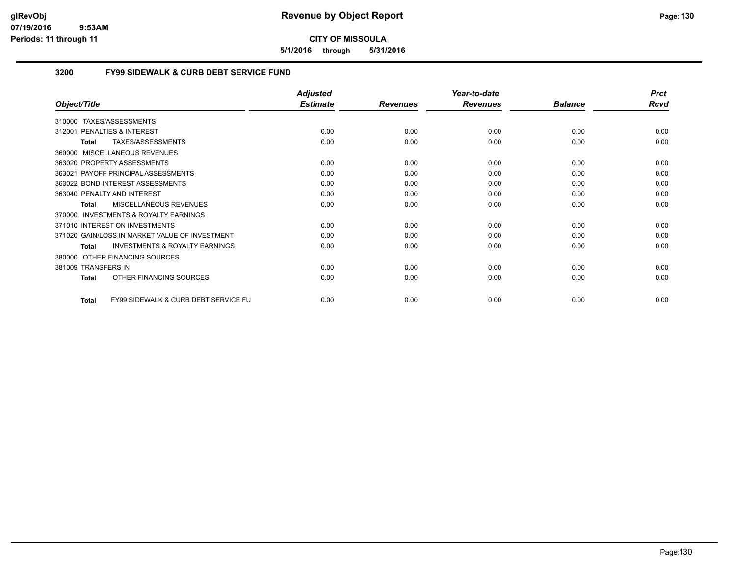# Revenue by Object Report

**CITY OF MISSOULA**

**5/1/2016 through 5/31/2016**

glRevObj
07/19/2016 9:53AM
Periods: 11 through 11

## 3200 FY99 SIDEWALK & CURB DEBT SERVICE FUND

| Object/Title | Adjusted Estimate | Revenues | Year-to-date Revenues | Balance | Prct Rcvd |
|---|---|---|---|---|---|
| 310000 TAXES/ASSESSMENTS | | | | | |
| 312001 PENALTIES & INTEREST | 0.00 | 0.00 | 0.00 | 0.00 | 0.00 |
| **Total** TAXES/ASSESSMENTS | 0.00 | 0.00 | 0.00 | 0.00 | 0.00 |
| 360000 MISCELLANEOUS REVENUES | | | | | |
| 363020 PROPERTY ASSESSMENTS | 0.00 | 0.00 | 0.00 | 0.00 | 0.00 |
| 363021 PAYOFF PRINCIPAL ASSESSMENTS | 0.00 | 0.00 | 0.00 | 0.00 | 0.00 |
| 363022 BOND INTEREST ASSESSMENTS | 0.00 | 0.00 | 0.00 | 0.00 | 0.00 |
| 363040 PENALTY AND INTEREST | 0.00 | 0.00 | 0.00 | 0.00 | 0.00 |
| **Total** MISCELLANEOUS REVENUES | 0.00 | 0.00 | 0.00 | 0.00 | 0.00 |
| 370000 INVESTMENTS & ROYALTY EARNINGS | | | | | |
| 371010 INTEREST ON INVESTMENTS | 0.00 | 0.00 | 0.00 | 0.00 | 0.00 |
| 371020 GAIN/LOSS IN MARKET VALUE OF INVESTMENT | 0.00 | 0.00 | 0.00 | 0.00 | 0.00 |
| **Total** INVESTMENTS & ROYALTY EARNINGS | 0.00 | 0.00 | 0.00 | 0.00 | 0.00 |
| 380000 OTHER FINANCING SOURCES | | | | | |
| 381009 TRANSFERS IN | 0.00 | 0.00 | 0.00 | 0.00 | 0.00 |
| **Total** OTHER FINANCING SOURCES | 0.00 | 0.00 | 0.00 | 0.00 | 0.00 |
| **Total** FY99 SIDEWALK & CURB DEBT SERVICE FU | 0.00 | 0.00 | 0.00 | 0.00 | 0.00 |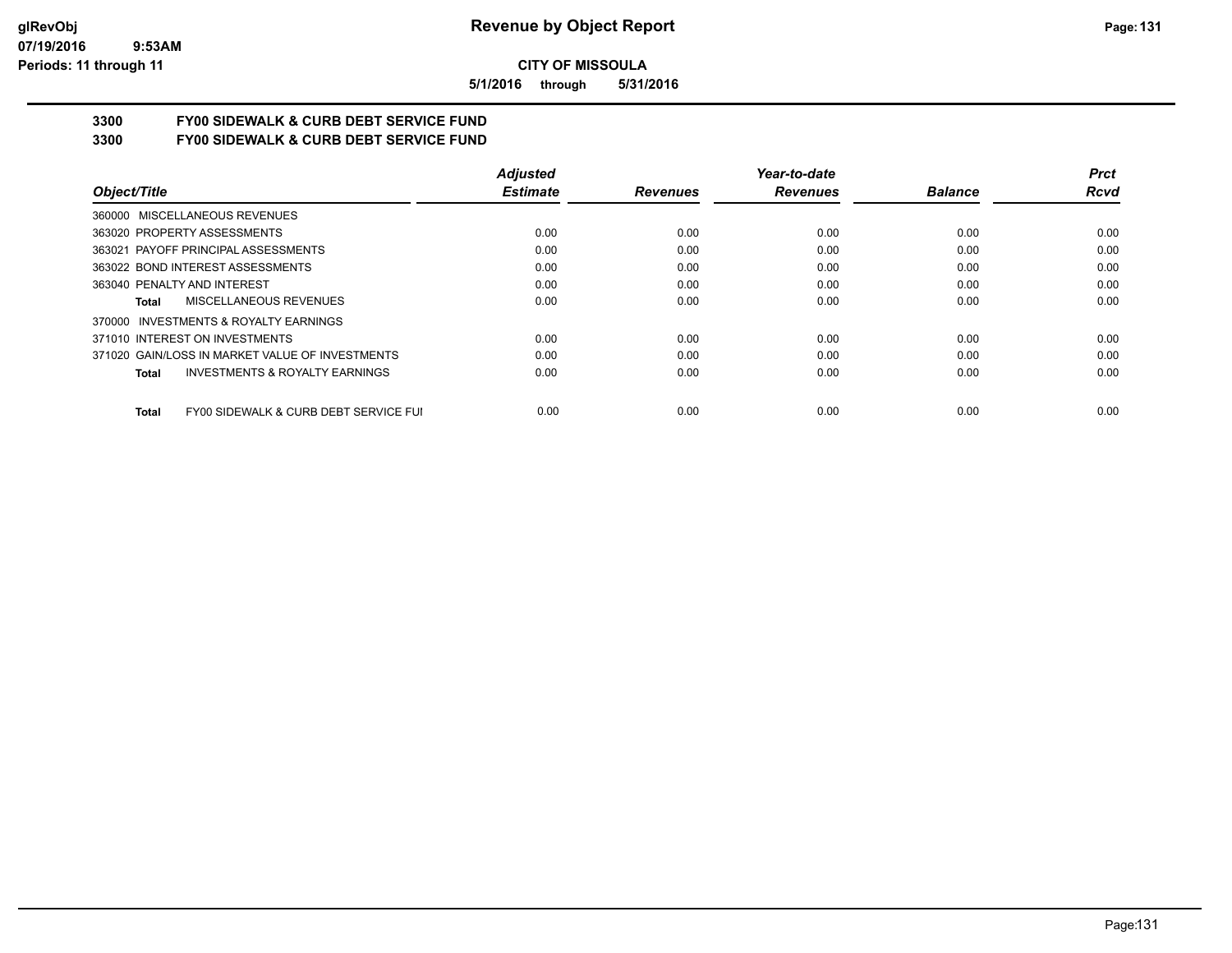# Revenue by Object Report

**CITY OF MISSOULA**

**5/1/2016 through 5/31/2016**

glRevObj
07/19/2016 9:53AM
Periods: 11 through 11

## 3300 FY00 SIDEWALK & CURB DEBT SERVICE FUND
## 3300 FY00 SIDEWALK & CURB DEBT SERVICE FUND

| Object/Title | Adjusted Estimate | Revenues | Year-to-date Revenues | Balance | Prct Rcvd |
|---|---|---|---|---|---|
| 360000 MISCELLANEOUS REVENUES | | | | | |
| 363020 PROPERTY ASSESSMENTS | 0.00 | 0.00 | 0.00 | 0.00 | 0.00 |
| 363021 PAYOFF PRINCIPAL ASSESSMENTS | 0.00 | 0.00 | 0.00 | 0.00 | 0.00 |
| 363022 BOND INTEREST ASSESSMENTS | 0.00 | 0.00 | 0.00 | 0.00 | 0.00 |
| 363040 PENALTY AND INTEREST | 0.00 | 0.00 | 0.00 | 0.00 | 0.00 |
| **Total** MISCELLANEOUS REVENUES | 0.00 | 0.00 | 0.00 | 0.00 | 0.00 |
| 370000 INVESTMENTS & ROYALTY EARNINGS | | | | | |
| 371010 INTEREST ON INVESTMENTS | 0.00 | 0.00 | 0.00 | 0.00 | 0.00 |
| 371020 GAIN/LOSS IN MARKET VALUE OF INVESTMENTS | 0.00 | 0.00 | 0.00 | 0.00 | 0.00 |
| **Total** INVESTMENTS & ROYALTY EARNINGS | 0.00 | 0.00 | 0.00 | 0.00 | 0.00 |
| **Total** FY00 SIDEWALK & CURB DEBT SERVICE FUI | 0.00 | 0.00 | 0.00 | 0.00 | 0.00 |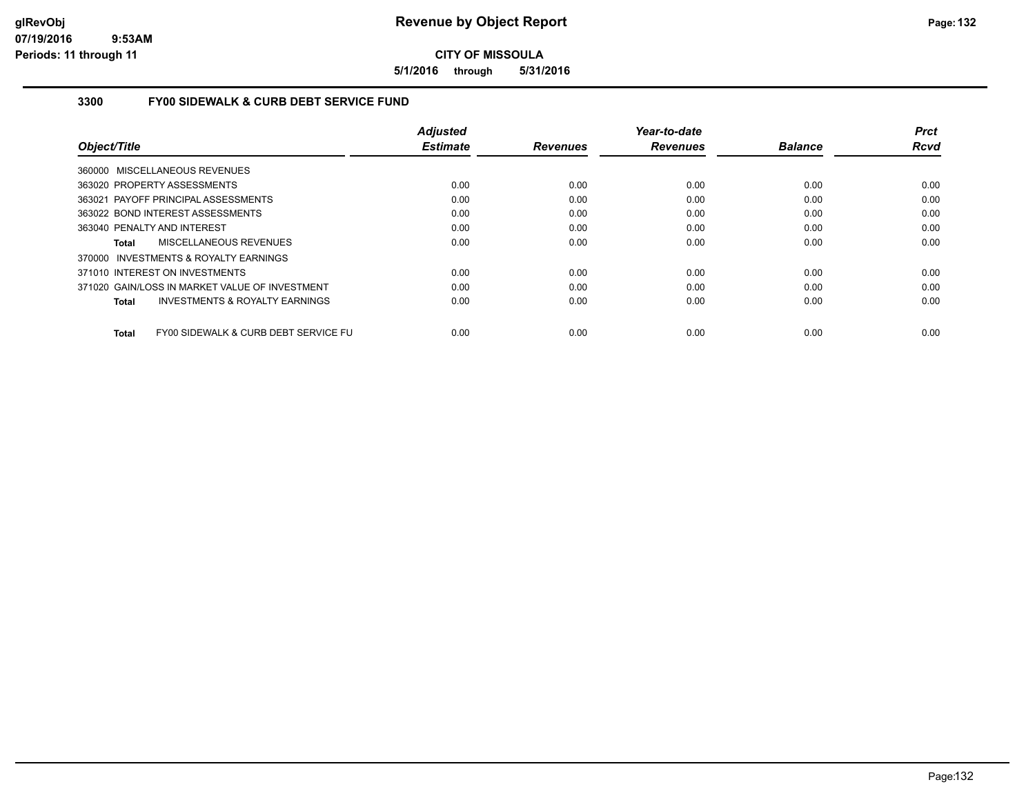# Revenue by Object Report

glRevObj
07/19/2016 9:53AM
Periods: 11 through 11

**CITY OF MISSOULA**

**5/1/2016 through 5/31/2016**

## 3300 FY00 SIDEWALK & CURB DEBT SERVICE FUND

| Object/Title | Adjusted Estimate | Revenues | Year-to-date Revenues | Balance | Prct Rcvd |
|---|---|---|---|---|---|
| 360000 MISCELLANEOUS REVENUES | | | | | |
| 363020 PROPERTY ASSESSMENTS | 0.00 | 0.00 | 0.00 | 0.00 | 0.00 |
| 363021 PAYOFF PRINCIPAL ASSESSMENTS | 0.00 | 0.00 | 0.00 | 0.00 | 0.00 |
| 363022 BOND INTEREST ASSESSMENTS | 0.00 | 0.00 | 0.00 | 0.00 | 0.00 |
| 363040 PENALTY AND INTEREST | 0.00 | 0.00 | 0.00 | 0.00 | 0.00 |
| Total MISCELLANEOUS REVENUES | 0.00 | 0.00 | 0.00 | 0.00 | 0.00 |
| 370000 INVESTMENTS & ROYALTY EARNINGS | | | | | |
| 371010 INTEREST ON INVESTMENTS | 0.00 | 0.00 | 0.00 | 0.00 | 0.00 |
| 371020 GAIN/LOSS IN MARKET VALUE OF INVESTMENT | 0.00 | 0.00 | 0.00 | 0.00 | 0.00 |
| Total INVESTMENTS & ROYALTY EARNINGS | 0.00 | 0.00 | 0.00 | 0.00 | 0.00 |
| Total FY00 SIDEWALK & CURB DEBT SERVICE FU | 0.00 | 0.00 | 0.00 | 0.00 | 0.00 |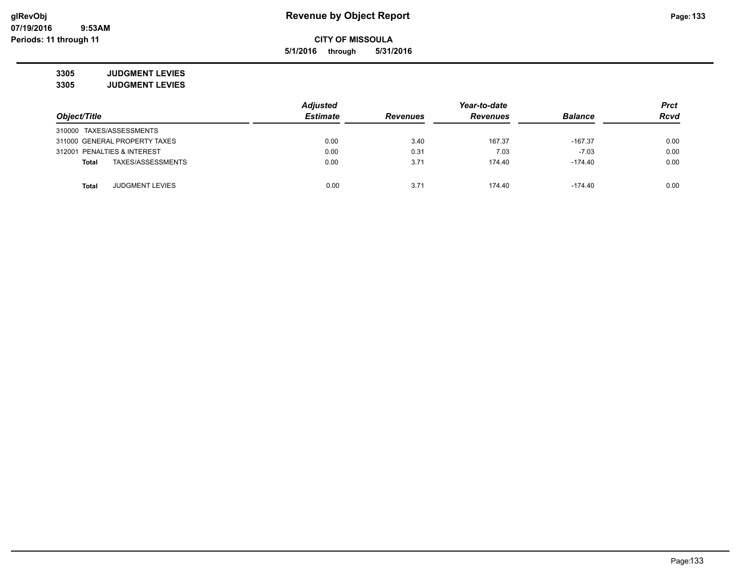# Revenue by Object Report

**CITY OF MISSOULA**

**5/1/2016 through 5/31/2016**

glRevObj
07/19/2016 9:53AM
Periods: 11 through 11

**3305 JUDGMENT LEVIES**
**3305 JUDGMENT LEVIES**

| Object/Title | Adjusted Estimate | Revenues | Year-to-date Revenues | Balance | Prct Rcvd |
|---|---|---|---|---|---|
| 310000 TAXES/ASSESSMENTS | | | | | |
| 311000 GENERAL PROPERTY TAXES | 0.00 | 3.40 | 167.37 | -167.37 | 0.00 |
| 312001 PENALTIES & INTEREST | 0.00 | 0.31 | 7.03 | -7.03 | 0.00 |
| **Total** TAXES/ASSESSMENTS | 0.00 | 3.71 | 174.40 | -174.40 | 0.00 |
| | | | | | |
| **Total** JUDGMENT LEVIES | 0.00 | 3.71 | 174.40 | -174.40 | 0.00 |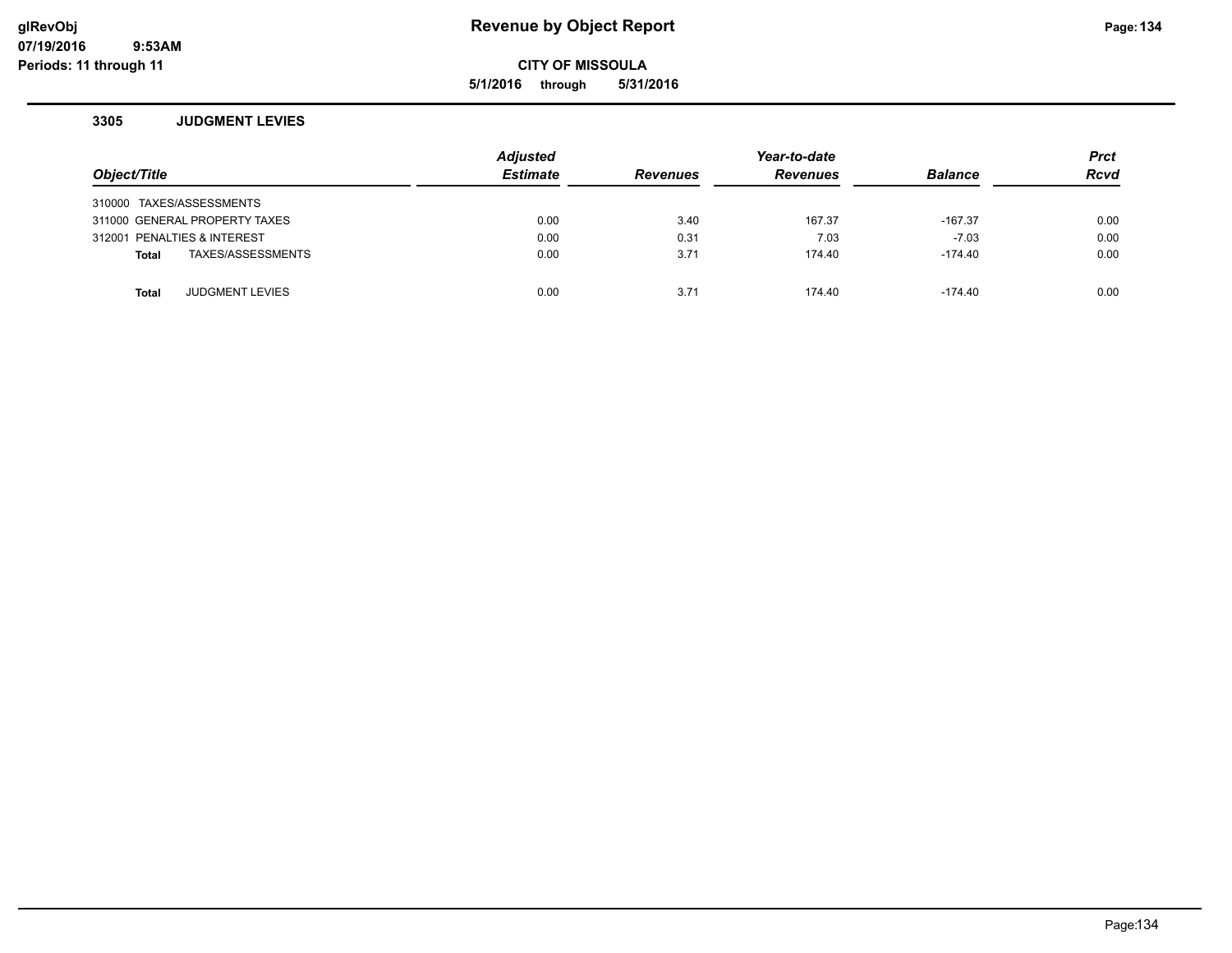# Revenue by Object Report

**CITY OF MISSOULA**

**5/1/2016 through 5/31/2016**

glRevObj
07/19/2016 9:53AM
Periods: 11 through 11

### 3305 JUDGMENT LEVIES

| Object/Title | Adjusted Estimate | Revenues | Year-to-date Revenues | Balance | Prct Rcvd |
|---|---|---|---|---|---|
| 310000 TAXES/ASSESSMENTS | | | | | |
| 311000 GENERAL PROPERTY TAXES | 0.00 | 3.40 | 167.37 | -167.37 | 0.00 |
| 312001 PENALTIES & INTEREST | 0.00 | 0.31 | 7.03 | -7.03 | 0.00 |
| **Total** TAXES/ASSESSMENTS | 0.00 | 3.71 | 174.40 | -174.40 | 0.00 |
| | | | | | |
| **Total** JUDGMENT LEVIES | 0.00 | 3.71 | 174.40 | -174.40 | 0.00 |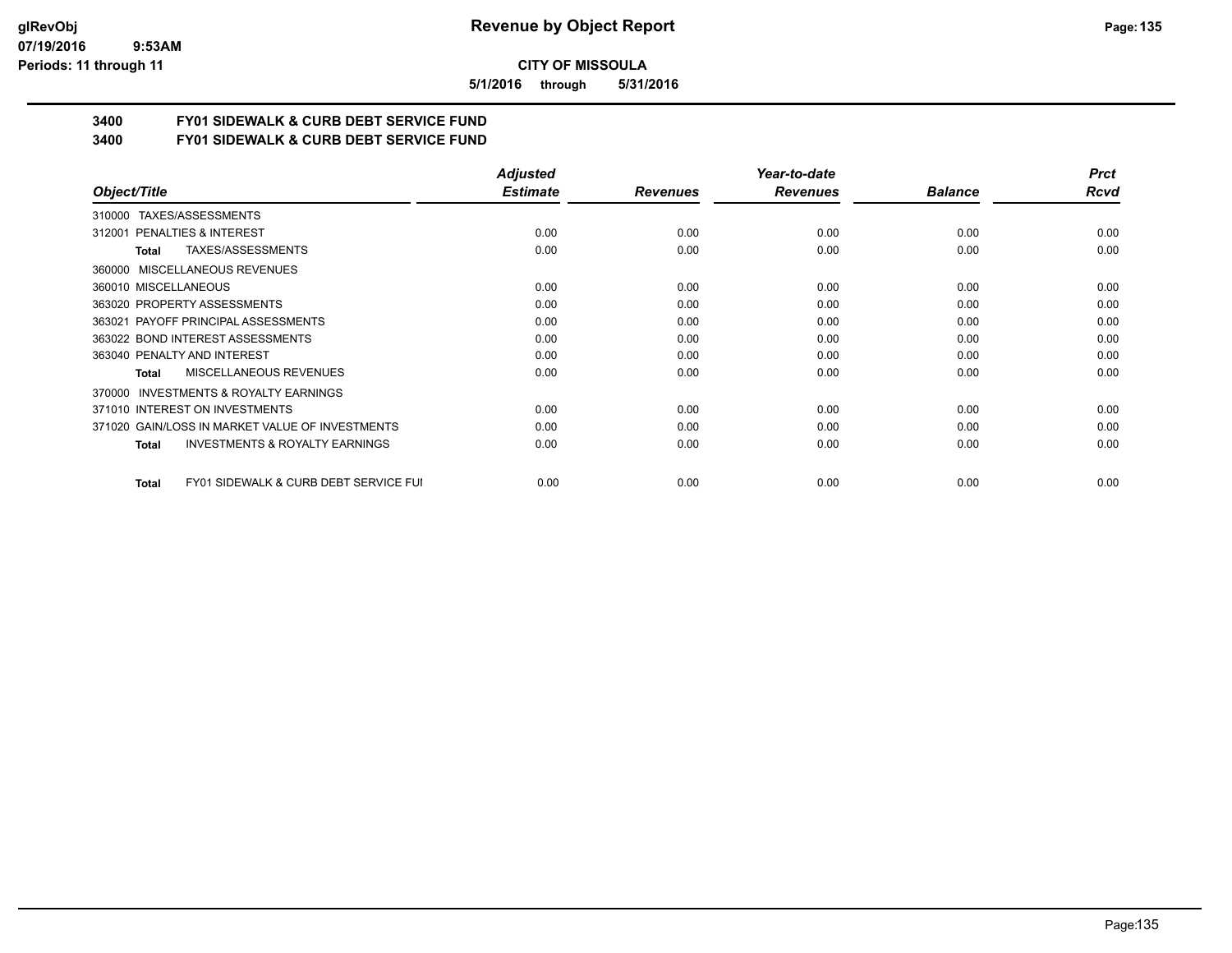**CITY OF MISSOULA**

**5/1/2016 through 5/31/2016**

**3400 FY01 SIDEWALK & CURB DEBT SERVICE FUND**

**3400 FY01 SIDEWALK & CURB DEBT SERVICE FUND**

| Object/Title | Adjusted Estimate | Revenues | Year-to-date Revenues | Balance | Prct Rcvd |
|---|---|---|---|---|---|
| 310000 TAXES/ASSESSMENTS | | | | | |
| 312001 PENALTIES & INTEREST | 0.00 | 0.00 | 0.00 | 0.00 | 0.00 |
| **Total** TAXES/ASSESSMENTS | 0.00 | 0.00 | 0.00 | 0.00 | 0.00 |
| 360000 MISCELLANEOUS REVENUES | | | | | |
| 360010 MISCELLANEOUS | 0.00 | 0.00 | 0.00 | 0.00 | 0.00 |
| 363020 PROPERTY ASSESSMENTS | 0.00 | 0.00 | 0.00 | 0.00 | 0.00 |
| 363021 PAYOFF PRINCIPAL ASSESSMENTS | 0.00 | 0.00 | 0.00 | 0.00 | 0.00 |
| 363022 BOND INTEREST ASSESSMENTS | 0.00 | 0.00 | 0.00 | 0.00 | 0.00 |
| 363040 PENALTY AND INTEREST | 0.00 | 0.00 | 0.00 | 0.00 | 0.00 |
| **Total** MISCELLANEOUS REVENUES | 0.00 | 0.00 | 0.00 | 0.00 | 0.00 |
| 370000 INVESTMENTS & ROYALTY EARNINGS | | | | | |
| 371010 INTEREST ON INVESTMENTS | 0.00 | 0.00 | 0.00 | 0.00 | 0.00 |
| 371020 GAIN/LOSS IN MARKET VALUE OF INVESTMENTS | 0.00 | 0.00 | 0.00 | 0.00 | 0.00 |
| **Total** INVESTMENTS & ROYALTY EARNINGS | 0.00 | 0.00 | 0.00 | 0.00 | 0.00 |
| **Total** FY01 SIDEWALK & CURB DEBT SERVICE FUI | 0.00 | 0.00 | 0.00 | 0.00 | 0.00 |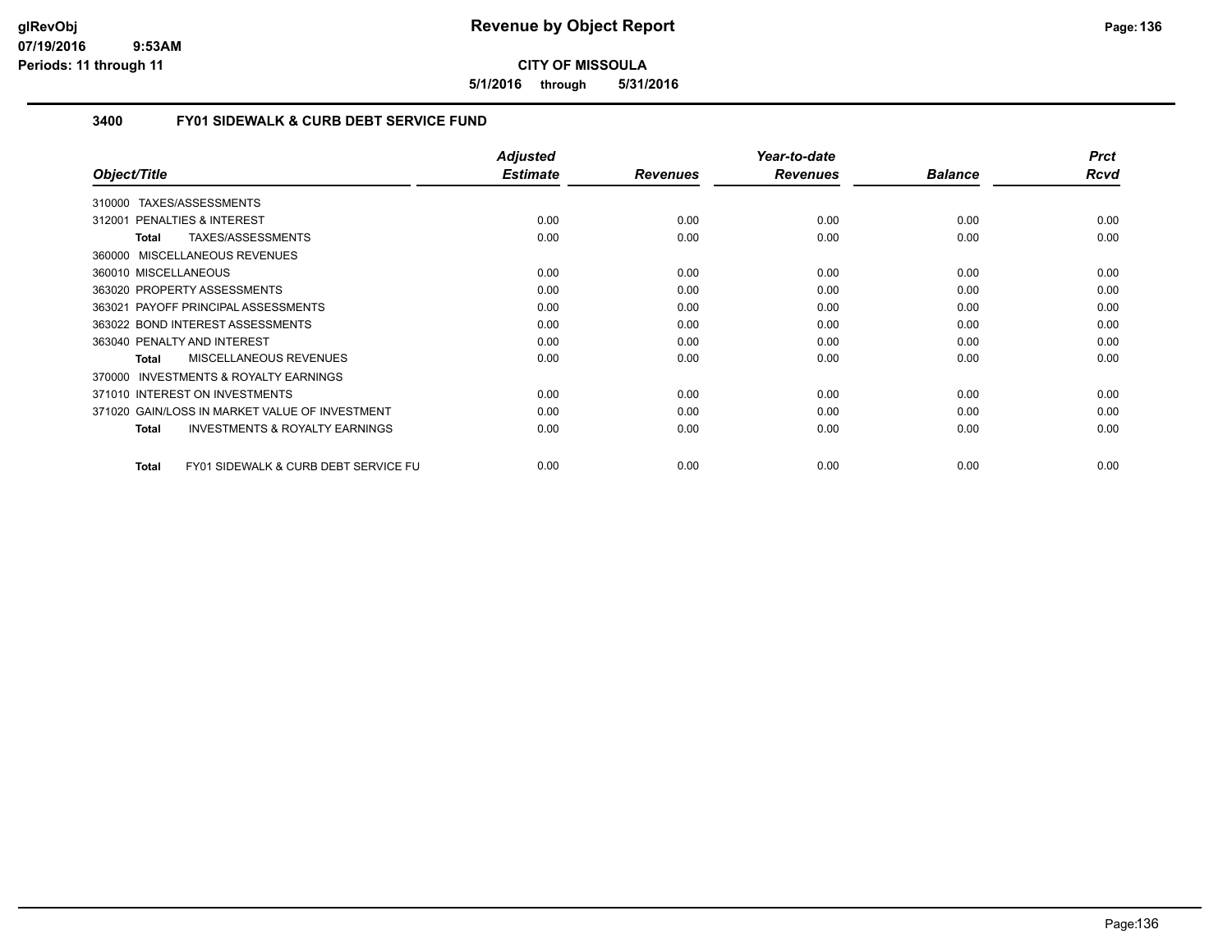**CITY OF MISSOULA**

**5/1/2016 through 5/31/2016**

## 3400 FY01 SIDEWALK & CURB DEBT SERVICE FUND

| Object/Title | Adjusted Estimate | Revenues | Year-to-date Revenues | Balance | Prct Rcvd |
|---|---|---|---|---|---|
| 310000 TAXES/ASSESSMENTS | | | | | |
| 312001 PENALTIES & INTEREST | 0.00 | 0.00 | 0.00 | 0.00 | 0.00 |
| **Total** TAXES/ASSESSMENTS | 0.00 | 0.00 | 0.00 | 0.00 | 0.00 |
| 360000 MISCELLANEOUS REVENUES | | | | | |
| 360010 MISCELLANEOUS | 0.00 | 0.00 | 0.00 | 0.00 | 0.00 |
| 363020 PROPERTY ASSESSMENTS | 0.00 | 0.00 | 0.00 | 0.00 | 0.00 |
| 363021 PAYOFF PRINCIPAL ASSESSMENTS | 0.00 | 0.00 | 0.00 | 0.00 | 0.00 |
| 363022 BOND INTEREST ASSESSMENTS | 0.00 | 0.00 | 0.00 | 0.00 | 0.00 |
| 363040 PENALTY AND INTEREST | 0.00 | 0.00 | 0.00 | 0.00 | 0.00 |
| **Total** MISCELLANEOUS REVENUES | 0.00 | 0.00 | 0.00 | 0.00 | 0.00 |
| 370000 INVESTMENTS & ROYALTY EARNINGS | | | | | |
| 371010 INTEREST ON INVESTMENTS | 0.00 | 0.00 | 0.00 | 0.00 | 0.00 |
| 371020 GAIN/LOSS IN MARKET VALUE OF INVESTMENT | 0.00 | 0.00 | 0.00 | 0.00 | 0.00 |
| **Total** INVESTMENTS & ROYALTY EARNINGS | 0.00 | 0.00 | 0.00 | 0.00 | 0.00 |
| **Total** FY01 SIDEWALK & CURB DEBT SERVICE FU | 0.00 | 0.00 | 0.00 | 0.00 | 0.00 |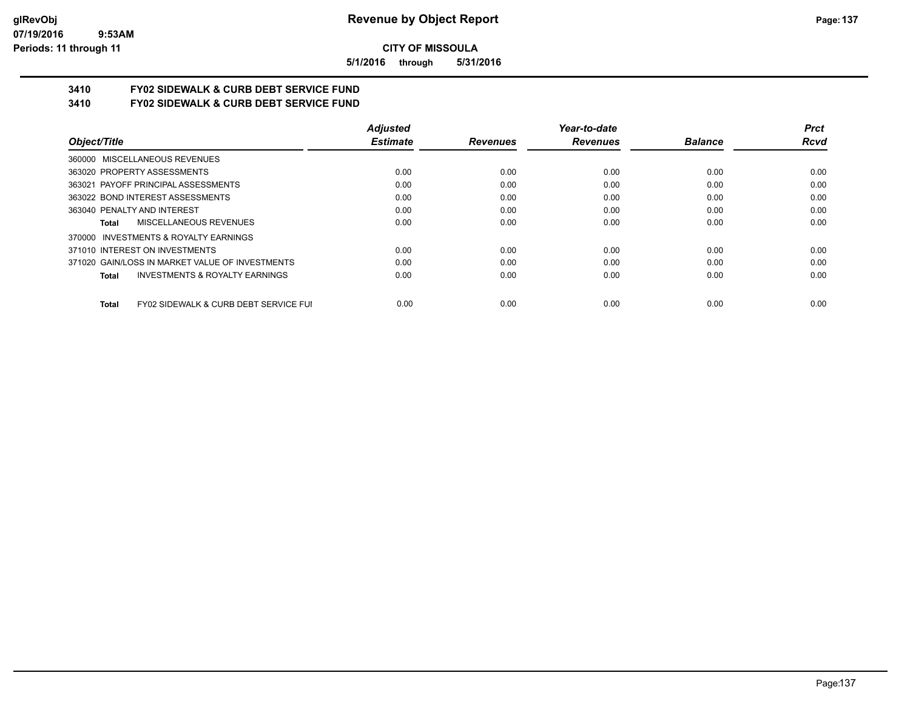**CITY OF MISSOULA**

**5/1/2016 through 5/31/2016**

## 3410 FY02 SIDEWALK & CURB DEBT SERVICE FUND

## 3410 FY02 SIDEWALK & CURB DEBT SERVICE FUND

| Object/Title | Adjusted Estimate | Revenues | Year-to-date Revenues | Balance | Prct Rcvd |
|---|---|---|---|---|---|
| 360000 MISCELLANEOUS REVENUES | | | | | |
| 363020 PROPERTY ASSESSMENTS | 0.00 | 0.00 | 0.00 | 0.00 | 0.00 |
| 363021 PAYOFF PRINCIPAL ASSESSMENTS | 0.00 | 0.00 | 0.00 | 0.00 | 0.00 |
| 363022 BOND INTEREST ASSESSMENTS | 0.00 | 0.00 | 0.00 | 0.00 | 0.00 |
| 363040 PENALTY AND INTEREST | 0.00 | 0.00 | 0.00 | 0.00 | 0.00 |
| **Total** MISCELLANEOUS REVENUES | 0.00 | 0.00 | 0.00 | 0.00 | 0.00 |
| 370000 INVESTMENTS & ROYALTY EARNINGS | | | | | |
| 371010 INTEREST ON INVESTMENTS | 0.00 | 0.00 | 0.00 | 0.00 | 0.00 |
| 371020 GAIN/LOSS IN MARKET VALUE OF INVESTMENTS | 0.00 | 0.00 | 0.00 | 0.00 | 0.00 |
| **Total** INVESTMENTS & ROYALTY EARNINGS | 0.00 | 0.00 | 0.00 | 0.00 | 0.00 |
| **Total** FY02 SIDEWALK & CURB DEBT SERVICE FUI | 0.00 | 0.00 | 0.00 | 0.00 | 0.00 |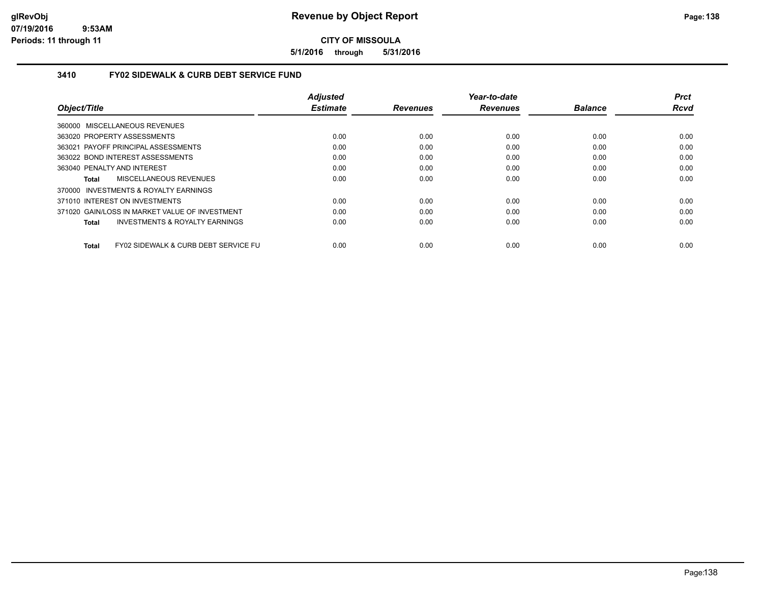**CITY OF MISSOULA**

**5/1/2016 through 5/31/2016**

### 3410 FY02 SIDEWALK & CURB DEBT SERVICE FUND

| Object/Title | Adjusted Estimate | Revenues | Year-to-date Revenues | Balance | Prct Rcvd |
|---|---|---|---|---|---|
| 360000 MISCELLANEOUS REVENUES | | | | | |
| 363020 PROPERTY ASSESSMENTS | 0.00 | 0.00 | 0.00 | 0.00 | 0.00 |
| 363021 PAYOFF PRINCIPAL ASSESSMENTS | 0.00 | 0.00 | 0.00 | 0.00 | 0.00 |
| 363022 BOND INTEREST ASSESSMENTS | 0.00 | 0.00 | 0.00 | 0.00 | 0.00 |
| 363040 PENALTY AND INTEREST | 0.00 | 0.00 | 0.00 | 0.00 | 0.00 |
| **Total** MISCELLANEOUS REVENUES | 0.00 | 0.00 | 0.00 | 0.00 | 0.00 |
| 370000 INVESTMENTS & ROYALTY EARNINGS | | | | | |
| 371010 INTEREST ON INVESTMENTS | 0.00 | 0.00 | 0.00 | 0.00 | 0.00 |
| 371020 GAIN/LOSS IN MARKET VALUE OF INVESTMENT | 0.00 | 0.00 | 0.00 | 0.00 | 0.00 |
| **Total** INVESTMENTS & ROYALTY EARNINGS | 0.00 | 0.00 | 0.00 | 0.00 | 0.00 |
| **Total** FY02 SIDEWALK & CURB DEBT SERVICE FU | 0.00 | 0.00 | 0.00 | 0.00 | 0.00 |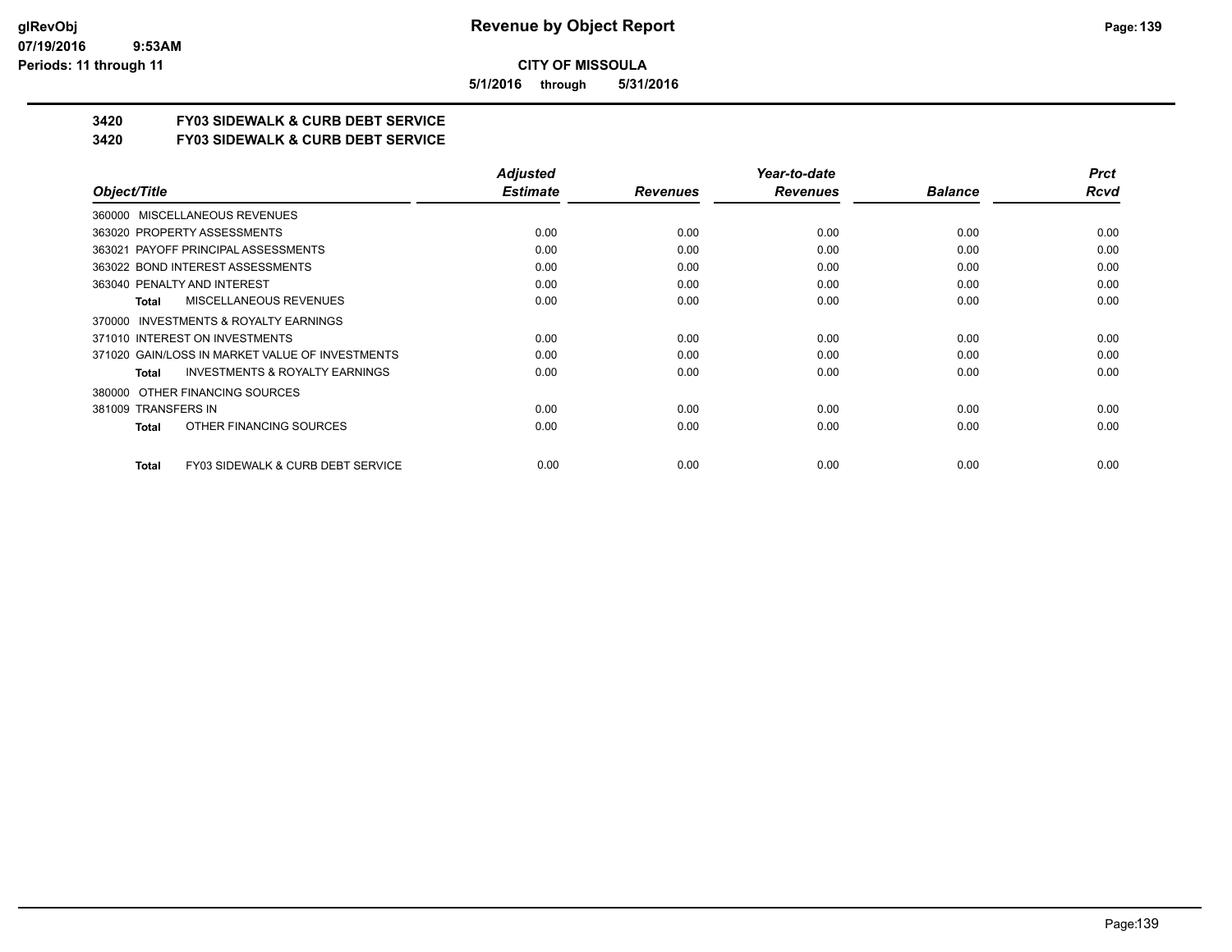**CITY OF MISSOULA**

**5/1/2016 through 5/31/2016**

## 3420 FY03 SIDEWALK & CURB DEBT SERVICE

## 3420 FY03 SIDEWALK & CURB DEBT SERVICE

| Object/Title | Adjusted Estimate | Revenues | Year-to-date Revenues | Balance | Prct Rcvd |
|---|---|---|---|---|---|
| 360000 MISCELLANEOUS REVENUES | | | | | |
| 363020 PROPERTY ASSESSMENTS | 0.00 | 0.00 | 0.00 | 0.00 | 0.00 |
| 363021 PAYOFF PRINCIPAL ASSESSMENTS | 0.00 | 0.00 | 0.00 | 0.00 | 0.00 |
| 363022 BOND INTEREST ASSESSMENTS | 0.00 | 0.00 | 0.00 | 0.00 | 0.00 |
| 363040 PENALTY AND INTEREST | 0.00 | 0.00 | 0.00 | 0.00 | 0.00 |
| **Total** MISCELLANEOUS REVENUES | 0.00 | 0.00 | 0.00 | 0.00 | 0.00 |
| 370000 INVESTMENTS & ROYALTY EARNINGS | | | | | |
| 371010 INTEREST ON INVESTMENTS | 0.00 | 0.00 | 0.00 | 0.00 | 0.00 |
| 371020 GAIN/LOSS IN MARKET VALUE OF INVESTMENTS | 0.00 | 0.00 | 0.00 | 0.00 | 0.00 |
| **Total** INVESTMENTS & ROYALTY EARNINGS | 0.00 | 0.00 | 0.00 | 0.00 | 0.00 |
| 380000 OTHER FINANCING SOURCES | | | | | |
| 381009 TRANSFERS IN | 0.00 | 0.00 | 0.00 | 0.00 | 0.00 |
| **Total** OTHER FINANCING SOURCES | 0.00 | 0.00 | 0.00 | 0.00 | 0.00 |
| **Total** FY03 SIDEWALK & CURB DEBT SERVICE | 0.00 | 0.00 | 0.00 | 0.00 | 0.00 |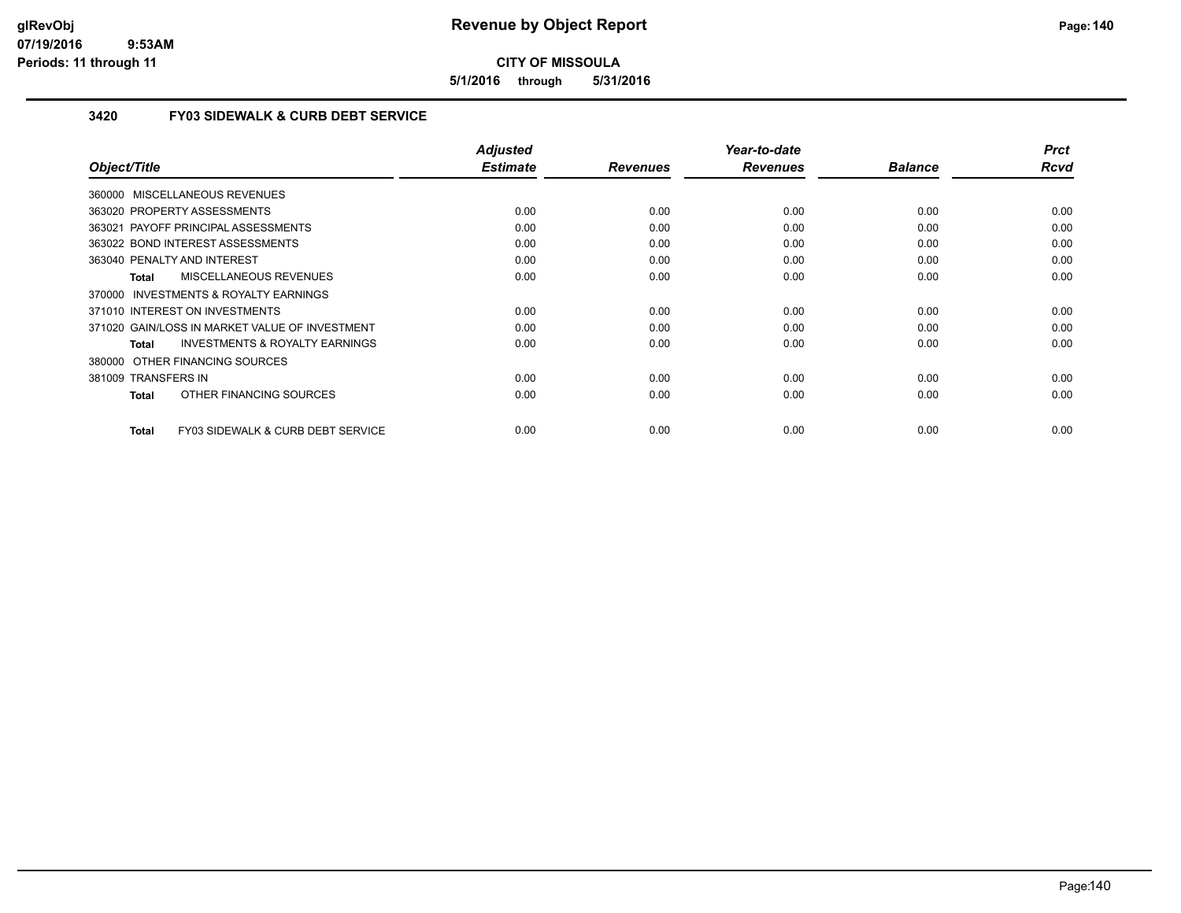# CITY OF MISSOULA

**5/1/2016 through 5/31/2016**

## 3420 FY03 SIDEWALK & CURB DEBT SERVICE

| Object/Title | Adjusted Estimate | Revenues | Year-to-date Revenues | Balance | Prct Rcvd |
|---|---|---|---|---|---|
| 360000 MISCELLANEOUS REVENUES | | | | | |
| 363020 PROPERTY ASSESSMENTS | 0.00 | 0.00 | 0.00 | 0.00 | 0.00 |
| 363021 PAYOFF PRINCIPAL ASSESSMENTS | 0.00 | 0.00 | 0.00 | 0.00 | 0.00 |
| 363022 BOND INTEREST ASSESSMENTS | 0.00 | 0.00 | 0.00 | 0.00 | 0.00 |
| 363040 PENALTY AND INTEREST | 0.00 | 0.00 | 0.00 | 0.00 | 0.00 |
| **Total** MISCELLANEOUS REVENUES | 0.00 | 0.00 | 0.00 | 0.00 | 0.00 |
| 370000 INVESTMENTS & ROYALTY EARNINGS | | | | | |
| 371010 INTEREST ON INVESTMENTS | 0.00 | 0.00 | 0.00 | 0.00 | 0.00 |
| 371020 GAIN/LOSS IN MARKET VALUE OF INVESTMENT | 0.00 | 0.00 | 0.00 | 0.00 | 0.00 |
| **Total** INVESTMENTS & ROYALTY EARNINGS | 0.00 | 0.00 | 0.00 | 0.00 | 0.00 |
| 380000 OTHER FINANCING SOURCES | | | | | |
| 381009 TRANSFERS IN | 0.00 | 0.00 | 0.00 | 0.00 | 0.00 |
| **Total** OTHER FINANCING SOURCES | 0.00 | 0.00 | 0.00 | 0.00 | 0.00 |
| **Total** FY03 SIDEWALK & CURB DEBT SERVICE | 0.00 | 0.00 | 0.00 | 0.00 | 0.00 |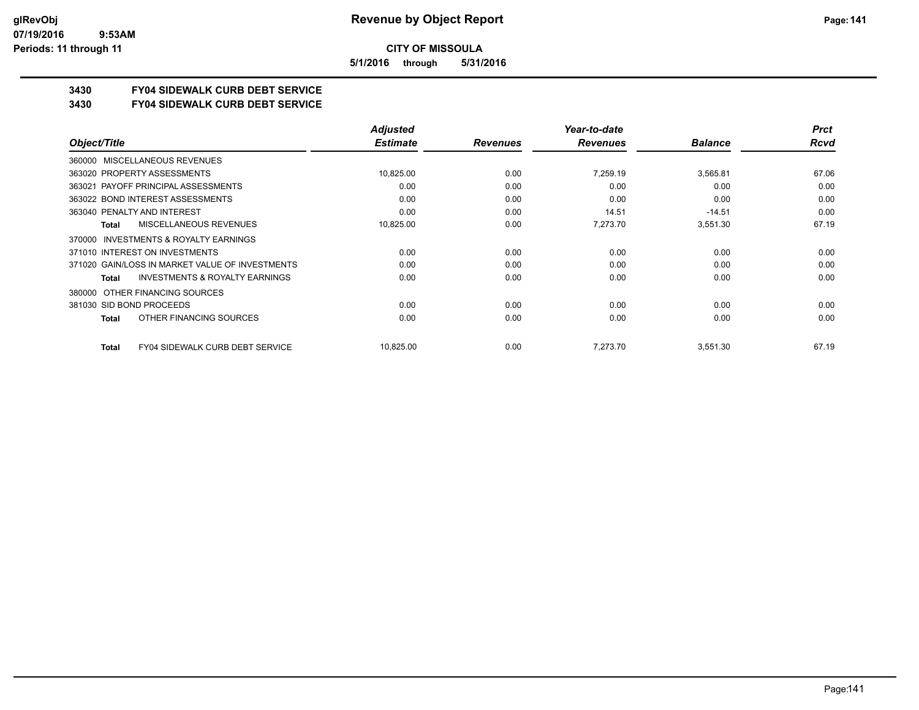**CITY OF MISSOULA**

**5/1/2016 through 5/31/2016**

## 3430 FY04 SIDEWALK CURB DEBT SERVICE

## 3430 FY04 SIDEWALK CURB DEBT SERVICE

| Object/Title | Adjusted Estimate | Revenues | Year-to-date Revenues | Balance | Prct Rcvd |
|---|---|---|---|---|---|
| 360000 MISCELLANEOUS REVENUES | | | | | |
| 363020 PROPERTY ASSESSMENTS | 10,825.00 | 0.00 | 7,259.19 | 3,565.81 | 67.06 |
| 363021 PAYOFF PRINCIPAL ASSESSMENTS | 0.00 | 0.00 | 0.00 | 0.00 | 0.00 |
| 363022 BOND INTEREST ASSESSMENTS | 0.00 | 0.00 | 0.00 | 0.00 | 0.00 |
| 363040 PENALTY AND INTEREST | 0.00 | 0.00 | 14.51 | -14.51 | 0.00 |
| **Total** MISCELLANEOUS REVENUES | 10,825.00 | 0.00 | 7,273.70 | 3,551.30 | 67.19 |
| 370000 INVESTMENTS & ROYALTY EARNINGS | | | | | |
| 371010 INTEREST ON INVESTMENTS | 0.00 | 0.00 | 0.00 | 0.00 | 0.00 |
| 371020 GAIN/LOSS IN MARKET VALUE OF INVESTMENTS | 0.00 | 0.00 | 0.00 | 0.00 | 0.00 |
| **Total** INVESTMENTS & ROYALTY EARNINGS | 0.00 | 0.00 | 0.00 | 0.00 | 0.00 |
| 380000 OTHER FINANCING SOURCES | | | | | |
| 381030 SID BOND PROCEEDS | 0.00 | 0.00 | 0.00 | 0.00 | 0.00 |
| **Total** OTHER FINANCING SOURCES | 0.00 | 0.00 | 0.00 | 0.00 | 0.00 |
| **Total** FY04 SIDEWALK CURB DEBT SERVICE | 10,825.00 | 0.00 | 7,273.70 | 3,551.30 | 67.19 |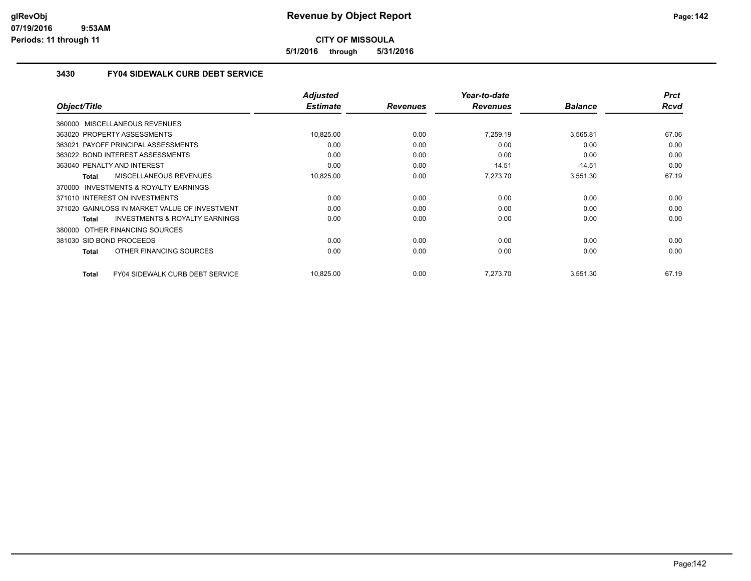# Revenue by Object Report

**CITY OF MISSOULA**

**5/1/2016 through 5/31/2016**

glRevObj
07/19/2016 9:53AM
Periods: 11 through 11

## 3430 FY04 SIDEWALK CURB DEBT SERVICE

| Object/Title | Adjusted Estimate | Revenues | Year-to-date Revenues | Balance | Prct Rcvd |
|---|---|---|---|---|---|
| 360000 MISCELLANEOUS REVENUES | | | | | |
| 363020 PROPERTY ASSESSMENTS | 10,825.00 | 0.00 | 7,259.19 | 3,565.81 | 67.06 |
| 363021 PAYOFF PRINCIPAL ASSESSMENTS | 0.00 | 0.00 | 0.00 | 0.00 | 0.00 |
| 363022 BOND INTEREST ASSESSMENTS | 0.00 | 0.00 | 0.00 | 0.00 | 0.00 |
| 363040 PENALTY AND INTEREST | 0.00 | 0.00 | 14.51 | -14.51 | 0.00 |
| **Total** MISCELLANEOUS REVENUES | 10,825.00 | 0.00 | 7,273.70 | 3,551.30 | 67.19 |
| 370000 INVESTMENTS & ROYALTY EARNINGS | | | | | |
| 371010 INTEREST ON INVESTMENTS | 0.00 | 0.00 | 0.00 | 0.00 | 0.00 |
| 371020 GAIN/LOSS IN MARKET VALUE OF INVESTMENT | 0.00 | 0.00 | 0.00 | 0.00 | 0.00 |
| **Total** INVESTMENTS & ROYALTY EARNINGS | 0.00 | 0.00 | 0.00 | 0.00 | 0.00 |
| 380000 OTHER FINANCING SOURCES | | | | | |
| 381030 SID BOND PROCEEDS | 0.00 | 0.00 | 0.00 | 0.00 | 0.00 |
| **Total** OTHER FINANCING SOURCES | 0.00 | 0.00 | 0.00 | 0.00 | 0.00 |
| **Total** FY04 SIDEWALK CURB DEBT SERVICE | 10,825.00 | 0.00 | 7,273.70 | 3,551.30 | 67.19 |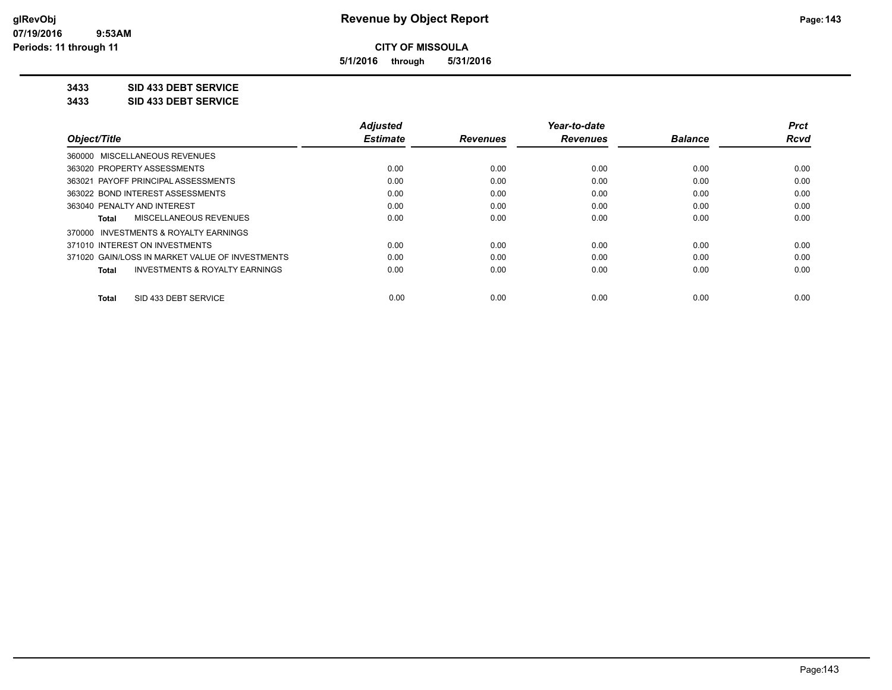**CITY OF MISSOULA**

**5/1/2016 through 5/31/2016**

**3433 SID 433 DEBT SERVICE**

**3433 SID 433 DEBT SERVICE**

| Object/Title | Adjusted Estimate | Revenues | Year-to-date Revenues | Balance | Prct Rcvd |
|---|---|---|---|---|---|
| 360000 MISCELLANEOUS REVENUES | | | | | |
| 363020 PROPERTY ASSESSMENTS | 0.00 | 0.00 | 0.00 | 0.00 | 0.00 |
| 363021 PAYOFF PRINCIPAL ASSESSMENTS | 0.00 | 0.00 | 0.00 | 0.00 | 0.00 |
| 363022 BOND INTEREST ASSESSMENTS | 0.00 | 0.00 | 0.00 | 0.00 | 0.00 |
| 363040 PENALTY AND INTEREST | 0.00 | 0.00 | 0.00 | 0.00 | 0.00 |
| **Total** MISCELLANEOUS REVENUES | 0.00 | 0.00 | 0.00 | 0.00 | 0.00 |
| 370000 INVESTMENTS & ROYALTY EARNINGS | | | | | |
| 371010 INTEREST ON INVESTMENTS | 0.00 | 0.00 | 0.00 | 0.00 | 0.00 |
| 371020 GAIN/LOSS IN MARKET VALUE OF INVESTMENTS | 0.00 | 0.00 | 0.00 | 0.00 | 0.00 |
| **Total** INVESTMENTS & ROYALTY EARNINGS | 0.00 | 0.00 | 0.00 | 0.00 | 0.00 |
| **Total** SID 433 DEBT SERVICE | 0.00 | 0.00 | 0.00 | 0.00 | 0.00 |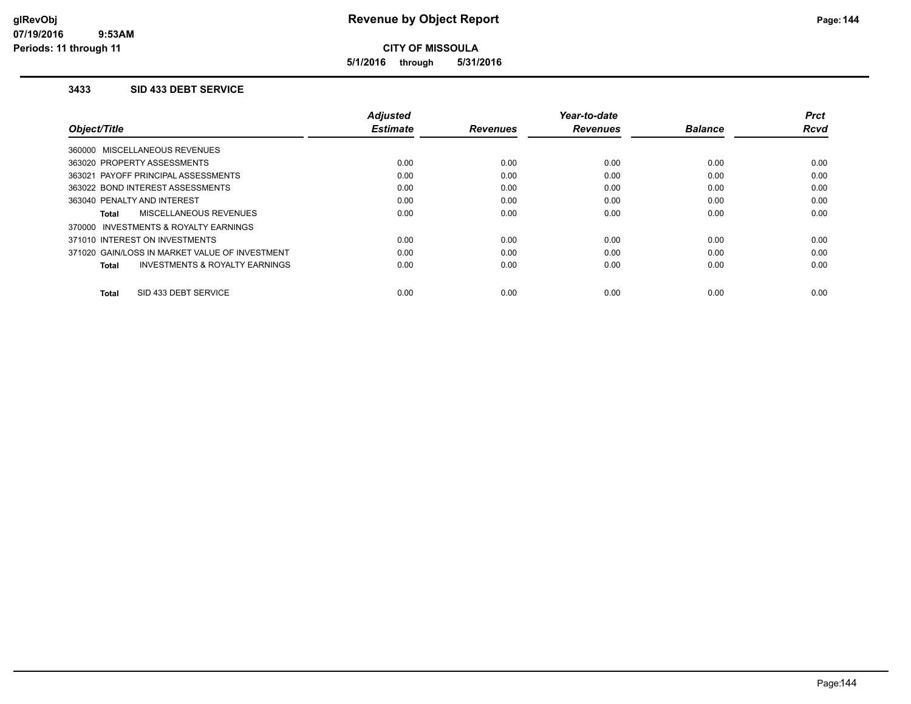# Revenue by Object Report

**CITY OF MISSOULA**

**5/1/2016 through 5/31/2016**

glRevObj
07/19/2016 9:53AM
Periods: 11 through 11

### 3433 SID 433 DEBT SERVICE

| Object/Title | Adjusted Estimate | Revenues | Year-to-date Revenues | Balance | Prct Rcvd |
|---|---|---|---|---|---|
| 360000 MISCELLANEOUS REVENUES | | | | | |
| 363020 PROPERTY ASSESSMENTS | 0.00 | 0.00 | 0.00 | 0.00 | 0.00 |
| 363021 PAYOFF PRINCIPAL ASSESSMENTS | 0.00 | 0.00 | 0.00 | 0.00 | 0.00 |
| 363022 BOND INTEREST ASSESSMENTS | 0.00 | 0.00 | 0.00 | 0.00 | 0.00 |
| 363040 PENALTY AND INTEREST | 0.00 | 0.00 | 0.00 | 0.00 | 0.00 |
| **Total** MISCELLANEOUS REVENUES | 0.00 | 0.00 | 0.00 | 0.00 | 0.00 |
| 370000 INVESTMENTS & ROYALTY EARNINGS | | | | | |
| 371010 INTEREST ON INVESTMENTS | 0.00 | 0.00 | 0.00 | 0.00 | 0.00 |
| 371020 GAIN/LOSS IN MARKET VALUE OF INVESTMENT | 0.00 | 0.00 | 0.00 | 0.00 | 0.00 |
| **Total** INVESTMENTS & ROYALTY EARNINGS | 0.00 | 0.00 | 0.00 | 0.00 | 0.00 |
| **Total** SID 433 DEBT SERVICE | 0.00 | 0.00 | 0.00 | 0.00 | 0.00 |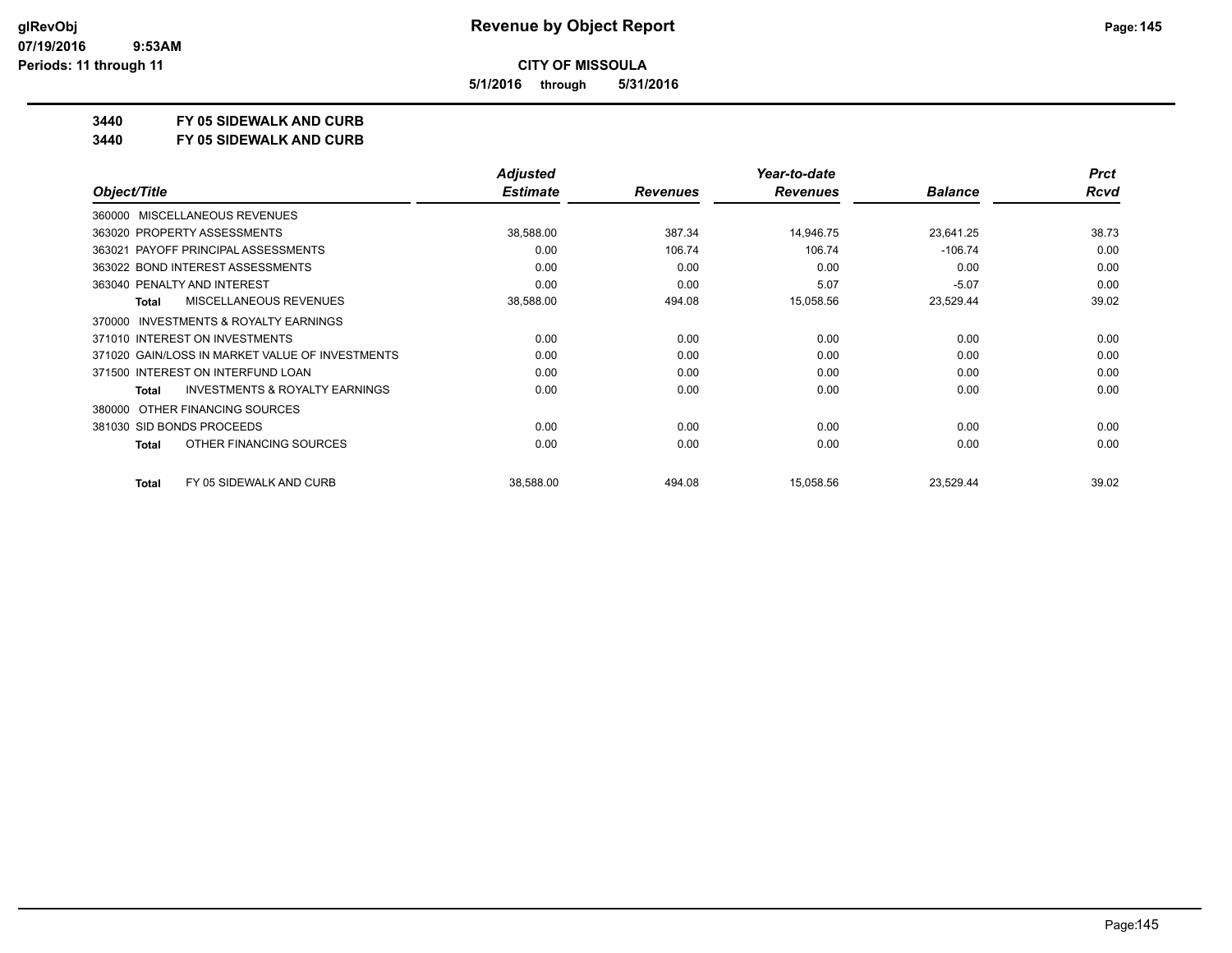**CITY OF MISSOULA**

**5/1/2016 through 5/31/2016**

**3440 FY 05 SIDEWALK AND CURB**

**3440 FY 05 SIDEWALK AND CURB**

| Object/Title | Adjusted Estimate | Revenues | Year-to-date Revenues | Balance | Prct Rcvd |
|---|---|---|---|---|---|
| 360000 MISCELLANEOUS REVENUES | | | | | |
| 363020 PROPERTY ASSESSMENTS | 38,588.00 | 387.34 | 14,946.75 | 23,641.25 | 38.73 |
| 363021 PAYOFF PRINCIPAL ASSESSMENTS | 0.00 | 106.74 | 106.74 | -106.74 | 0.00 |
| 363022 BOND INTEREST ASSESSMENTS | 0.00 | 0.00 | 0.00 | 0.00 | 0.00 |
| 363040 PENALTY AND INTEREST | 0.00 | 0.00 | 5.07 | -5.07 | 0.00 |
| **Total** MISCELLANEOUS REVENUES | 38,588.00 | 494.08 | 15,058.56 | 23,529.44 | 39.02 |
| 370000 INVESTMENTS & ROYALTY EARNINGS | | | | | |
| 371010 INTEREST ON INVESTMENTS | 0.00 | 0.00 | 0.00 | 0.00 | 0.00 |
| 371020 GAIN/LOSS IN MARKET VALUE OF INVESTMENTS | 0.00 | 0.00 | 0.00 | 0.00 | 0.00 |
| 371500 INTEREST ON INTERFUND LOAN | 0.00 | 0.00 | 0.00 | 0.00 | 0.00 |
| **Total** INVESTMENTS & ROYALTY EARNINGS | 0.00 | 0.00 | 0.00 | 0.00 | 0.00 |
| 380000 OTHER FINANCING SOURCES | | | | | |
| 381030 SID BONDS PROCEEDS | 0.00 | 0.00 | 0.00 | 0.00 | 0.00 |
| **Total** OTHER FINANCING SOURCES | 0.00 | 0.00 | 0.00 | 0.00 | 0.00 |
| **Total** FY 05 SIDEWALK AND CURB | 38,588.00 | 494.08 | 15,058.56 | 23,529.44 | 39.02 |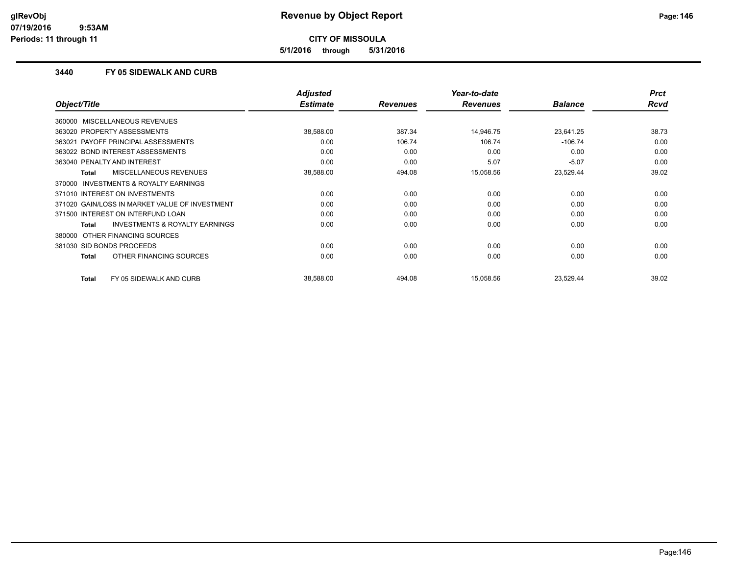# Revenue by Object Report

**CITY OF MISSOULA**

**5/1/2016 through 5/31/2016**

glRevObj
07/19/2016 9:53AM
Periods: 11 through 11

### 3440 FY 05 SIDEWALK AND CURB

| Object/Title | Adjusted Estimate | Revenues | Year-to-date Revenues | Balance | Prct Rcvd |
|---|---|---|---|---|---|
| 360000 MISCELLANEOUS REVENUES | | | | | |
| 363020 PROPERTY ASSESSMENTS | 38,588.00 | 387.34 | 14,946.75 | 23,641.25 | 38.73 |
| 363021 PAYOFF PRINCIPAL ASSESSMENTS | 0.00 | 106.74 | 106.74 | -106.74 | 0.00 |
| 363022 BOND INTEREST ASSESSMENTS | 0.00 | 0.00 | 0.00 | 0.00 | 0.00 |
| 363040 PENALTY AND INTEREST | 0.00 | 0.00 | 5.07 | -5.07 | 0.00 |
| **Total** MISCELLANEOUS REVENUES | 38,588.00 | 494.08 | 15,058.56 | 23,529.44 | 39.02 |
| 370000 INVESTMENTS & ROYALTY EARNINGS | | | | | |
| 371010 INTEREST ON INVESTMENTS | 0.00 | 0.00 | 0.00 | 0.00 | 0.00 |
| 371020 GAIN/LOSS IN MARKET VALUE OF INVESTMENT | 0.00 | 0.00 | 0.00 | 0.00 | 0.00 |
| 371500 INTEREST ON INTERFUND LOAN | 0.00 | 0.00 | 0.00 | 0.00 | 0.00 |
| **Total** INVESTMENTS & ROYALTY EARNINGS | 0.00 | 0.00 | 0.00 | 0.00 | 0.00 |
| 380000 OTHER FINANCING SOURCES | | | | | |
| 381030 SID BONDS PROCEEDS | 0.00 | 0.00 | 0.00 | 0.00 | 0.00 |
| **Total** OTHER FINANCING SOURCES | 0.00 | 0.00 | 0.00 | 0.00 | 0.00 |
| **Total** FY 05 SIDEWALK AND CURB | 38,588.00 | 494.08 | 15,058.56 | 23,529.44 | 39.02 |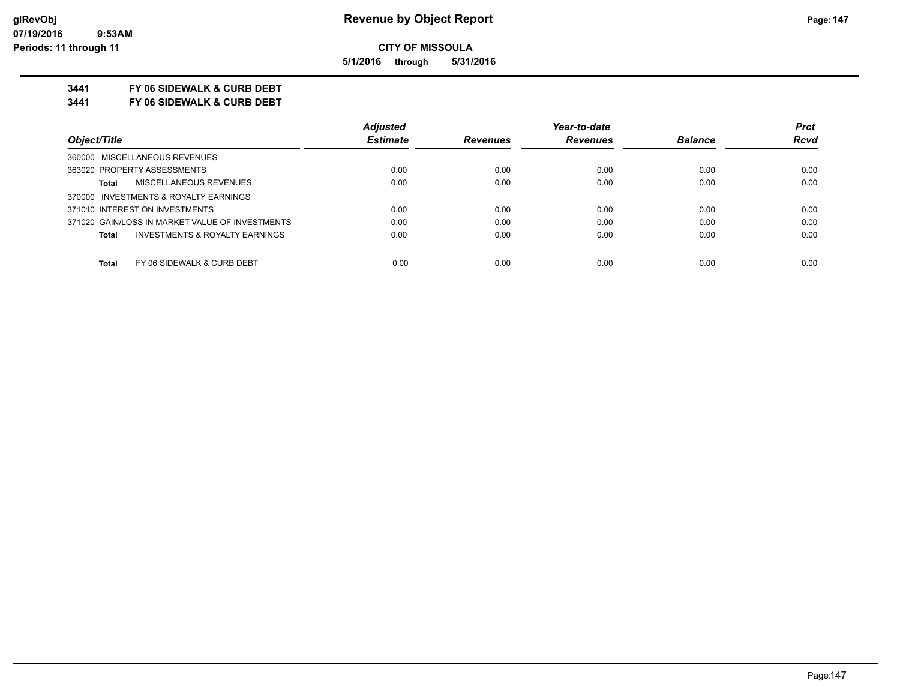**CITY OF MISSOULA**

**5/1/2016 through 5/31/2016**

# 3441 FY 06 SIDEWALK & CURB DEBT

## 3441 FY 06 SIDEWALK & CURB DEBT

| Object/Title | Adjusted Estimate | Revenues | Year-to-date Revenues | Balance | Prct Rcvd |
|---|---|---|---|---|---|
| 360000 MISCELLANEOUS REVENUES | | | | | |
| 363020 PROPERTY ASSESSMENTS | 0.00 | 0.00 | 0.00 | 0.00 | 0.00 |
| **Total** MISCELLANEOUS REVENUES | 0.00 | 0.00 | 0.00 | 0.00 | 0.00 |
| 370000 INVESTMENTS & ROYALTY EARNINGS | | | | | |
| 371010 INTEREST ON INVESTMENTS | 0.00 | 0.00 | 0.00 | 0.00 | 0.00 |
| 371020 GAIN/LOSS IN MARKET VALUE OF INVESTMENTS | 0.00 | 0.00 | 0.00 | 0.00 | 0.00 |
| **Total** INVESTMENTS & ROYALTY EARNINGS | 0.00 | 0.00 | 0.00 | 0.00 | 0.00 |
| **Total** FY 06 SIDEWALK & CURB DEBT | 0.00 | 0.00 | 0.00 | 0.00 | 0.00 |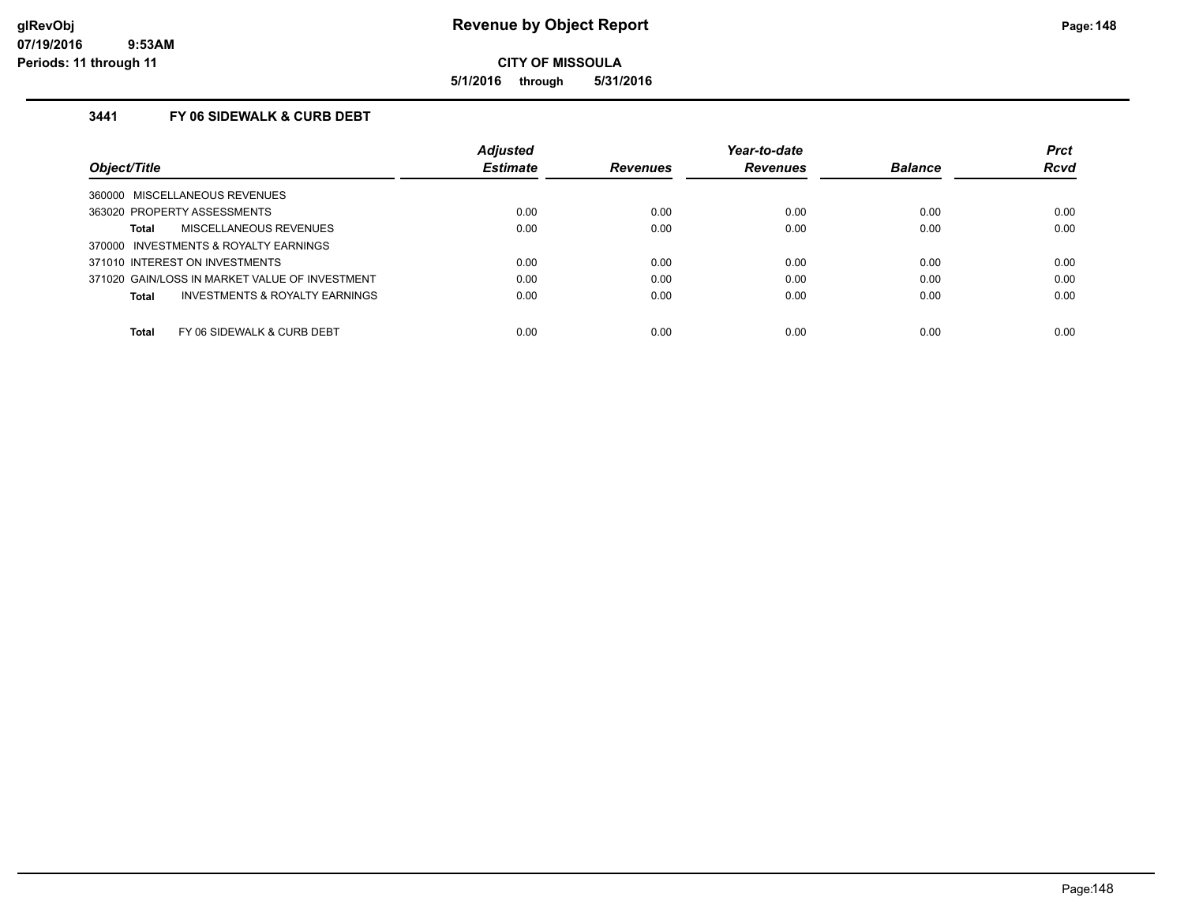**CITY OF MISSOULA**

**5/1/2016 through 5/31/2016**

### 3441 FY 06 SIDEWALK & CURB DEBT

| Object/Title | Adjusted Estimate | Revenues | Year-to-date Revenues | Balance | Prct Rcvd |
|---|---|---|---|---|---|
| 360000 MISCELLANEOUS REVENUES | | | | | |
| 363020 PROPERTY ASSESSMENTS | 0.00 | 0.00 | 0.00 | 0.00 | 0.00 |
| **Total** MISCELLANEOUS REVENUES | 0.00 | 0.00 | 0.00 | 0.00 | 0.00 |
| 370000 INVESTMENTS & ROYALTY EARNINGS | | | | | |
| 371010 INTEREST ON INVESTMENTS | 0.00 | 0.00 | 0.00 | 0.00 | 0.00 |
| 371020 GAIN/LOSS IN MARKET VALUE OF INVESTMENT | 0.00 | 0.00 | 0.00 | 0.00 | 0.00 |
| **Total** INVESTMENTS & ROYALTY EARNINGS | 0.00 | 0.00 | 0.00 | 0.00 | 0.00 |
| **Total** FY 06 SIDEWALK & CURB DEBT | 0.00 | 0.00 | 0.00 | 0.00 | 0.00 |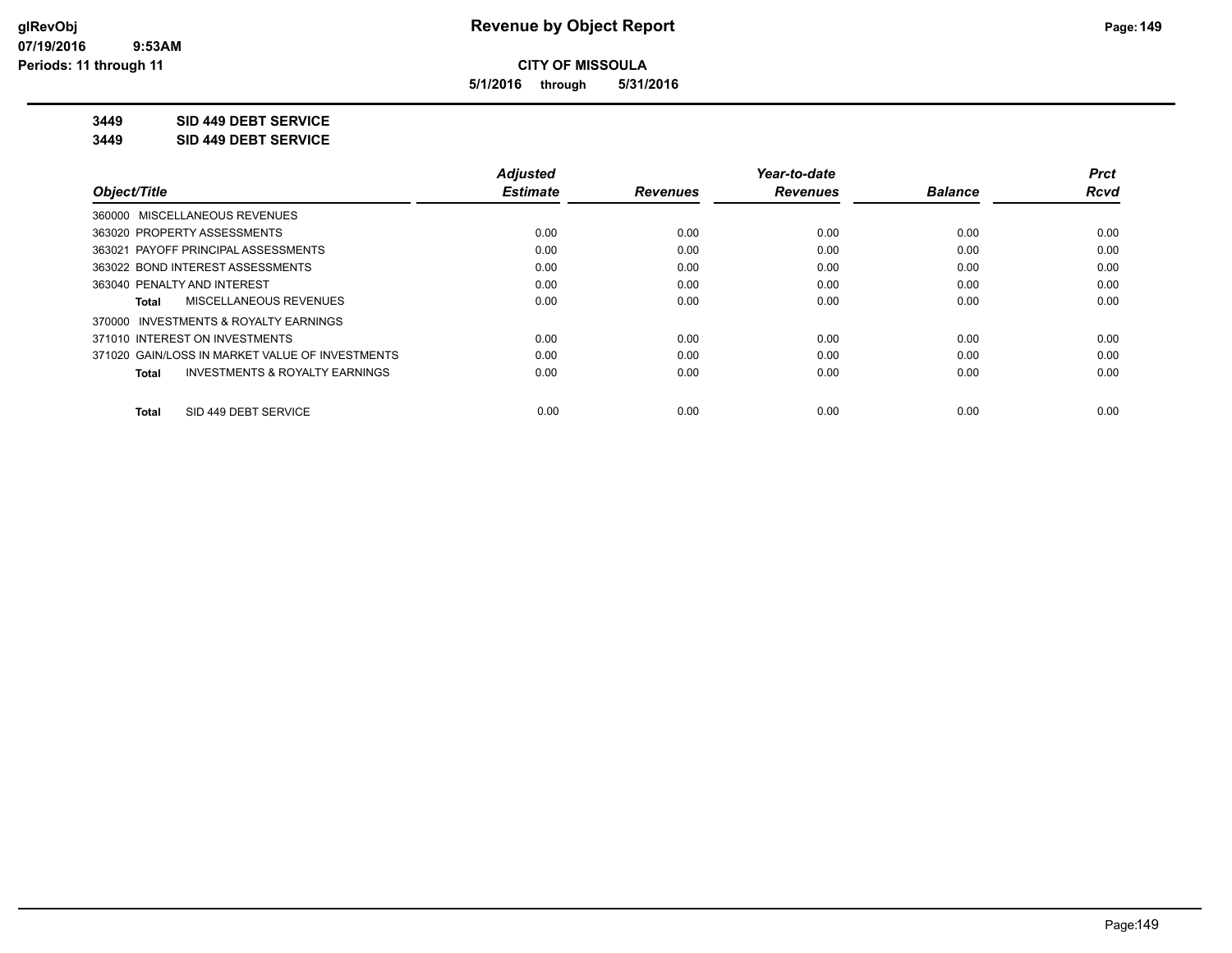**CITY OF MISSOULA**

**5/1/2016 through 5/31/2016**

**3449 SID 449 DEBT SERVICE**

**3449 SID 449 DEBT SERVICE**

| Object/Title | Adjusted Estimate | Revenues | Year-to-date Revenues | Balance | Prct Rcvd |
|---|---|---|---|---|---|
| 360000 MISCELLANEOUS REVENUES | | | | | |
| 363020 PROPERTY ASSESSMENTS | 0.00 | 0.00 | 0.00 | 0.00 | 0.00 |
| 363021 PAYOFF PRINCIPAL ASSESSMENTS | 0.00 | 0.00 | 0.00 | 0.00 | 0.00 |
| 363022 BOND INTEREST ASSESSMENTS | 0.00 | 0.00 | 0.00 | 0.00 | 0.00 |
| 363040 PENALTY AND INTEREST | 0.00 | 0.00 | 0.00 | 0.00 | 0.00 |
| **Total** MISCELLANEOUS REVENUES | 0.00 | 0.00 | 0.00 | 0.00 | 0.00 |
| 370000 INVESTMENTS & ROYALTY EARNINGS | | | | | |
| 371010 INTEREST ON INVESTMENTS | 0.00 | 0.00 | 0.00 | 0.00 | 0.00 |
| 371020 GAIN/LOSS IN MARKET VALUE OF INVESTMENTS | 0.00 | 0.00 | 0.00 | 0.00 | 0.00 |
| **Total** INVESTMENTS & ROYALTY EARNINGS | 0.00 | 0.00 | 0.00 | 0.00 | 0.00 |
| **Total** SID 449 DEBT SERVICE | 0.00 | 0.00 | 0.00 | 0.00 | 0.00 |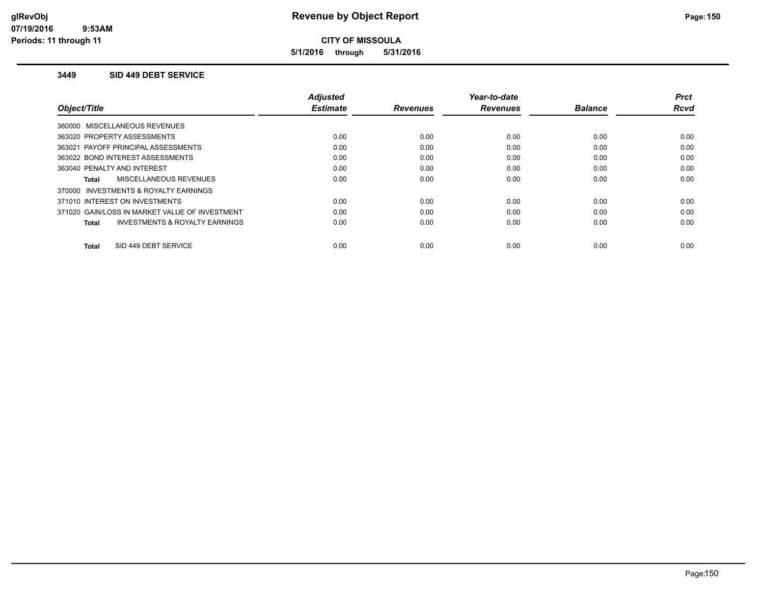**Revenue by Object Report**

**CITY OF MISSOULA**

**5/1/2016 through 5/31/2016**

glRevObj
07/19/2016 9:53AM
Periods: 11 through 11

### 3449 SID 449 DEBT SERVICE

| Object/Title | Adjusted Estimate | Revenues | Year-to-date Revenues | Balance | Prct Rcvd |
|---|---|---|---|---|---|
| 360000 MISCELLANEOUS REVENUES | | | | | |
| 363020 PROPERTY ASSESSMENTS | 0.00 | 0.00 | 0.00 | 0.00 | 0.00 |
| 363021 PAYOFF PRINCIPAL ASSESSMENTS | 0.00 | 0.00 | 0.00 | 0.00 | 0.00 |
| 363022 BOND INTEREST ASSESSMENTS | 0.00 | 0.00 | 0.00 | 0.00 | 0.00 |
| 363040 PENALTY AND INTEREST | 0.00 | 0.00 | 0.00 | 0.00 | 0.00 |
| **Total** MISCELLANEOUS REVENUES | 0.00 | 0.00 | 0.00 | 0.00 | 0.00 |
| 370000 INVESTMENTS & ROYALTY EARNINGS | | | | | |
| 371010 INTEREST ON INVESTMENTS | 0.00 | 0.00 | 0.00 | 0.00 | 0.00 |
| 371020 GAIN/LOSS IN MARKET VALUE OF INVESTMENT | 0.00 | 0.00 | 0.00 | 0.00 | 0.00 |
| **Total** INVESTMENTS & ROYALTY EARNINGS | 0.00 | 0.00 | 0.00 | 0.00 | 0.00 |
| **Total** SID 449 DEBT SERVICE | 0.00 | 0.00 | 0.00 | 0.00 | 0.00 |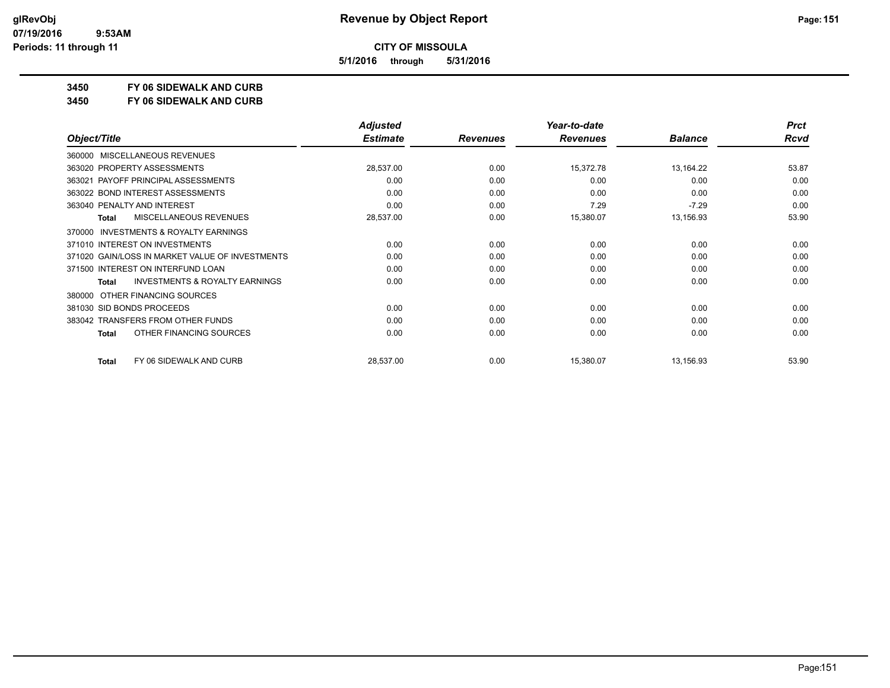**CITY OF MISSOULA**

**5/1/2016 through 5/31/2016**

**3450 FY 06 SIDEWALK AND CURB**

**3450 FY 06 SIDEWALK AND CURB**

| Object/Title | Adjusted Estimate | Revenues | Year-to-date Revenues | Balance | Prct Rcvd |
|---|---|---|---|---|---|
| 360000 MISCELLANEOUS REVENUES | | | | | |
| 363020 PROPERTY ASSESSMENTS | 28,537.00 | 0.00 | 15,372.78 | 13,164.22 | 53.87 |
| 363021 PAYOFF PRINCIPAL ASSESSMENTS | 0.00 | 0.00 | 0.00 | 0.00 | 0.00 |
| 363022 BOND INTEREST ASSESSMENTS | 0.00 | 0.00 | 0.00 | 0.00 | 0.00 |
| 363040 PENALTY AND INTEREST | 0.00 | 0.00 | 7.29 | -7.29 | 0.00 |
| **Total** MISCELLANEOUS REVENUES | 28,537.00 | 0.00 | 15,380.07 | 13,156.93 | 53.90 |
| 370000 INVESTMENTS & ROYALTY EARNINGS | | | | | |
| 371010 INTEREST ON INVESTMENTS | 0.00 | 0.00 | 0.00 | 0.00 | 0.00 |
| 371020 GAIN/LOSS IN MARKET VALUE OF INVESTMENTS | 0.00 | 0.00 | 0.00 | 0.00 | 0.00 |
| 371500 INTEREST ON INTERFUND LOAN | 0.00 | 0.00 | 0.00 | 0.00 | 0.00 |
| **Total** INVESTMENTS & ROYALTY EARNINGS | 0.00 | 0.00 | 0.00 | 0.00 | 0.00 |
| 380000 OTHER FINANCING SOURCES | | | | | |
| 381030 SID BONDS PROCEEDS | 0.00 | 0.00 | 0.00 | 0.00 | 0.00 |
| 383042 TRANSFERS FROM OTHER FUNDS | 0.00 | 0.00 | 0.00 | 0.00 | 0.00 |
| **Total** OTHER FINANCING SOURCES | 0.00 | 0.00 | 0.00 | 0.00 | 0.00 |
| **Total** FY 06 SIDEWALK AND CURB | 28,537.00 | 0.00 | 15,380.07 | 13,156.93 | 53.90 |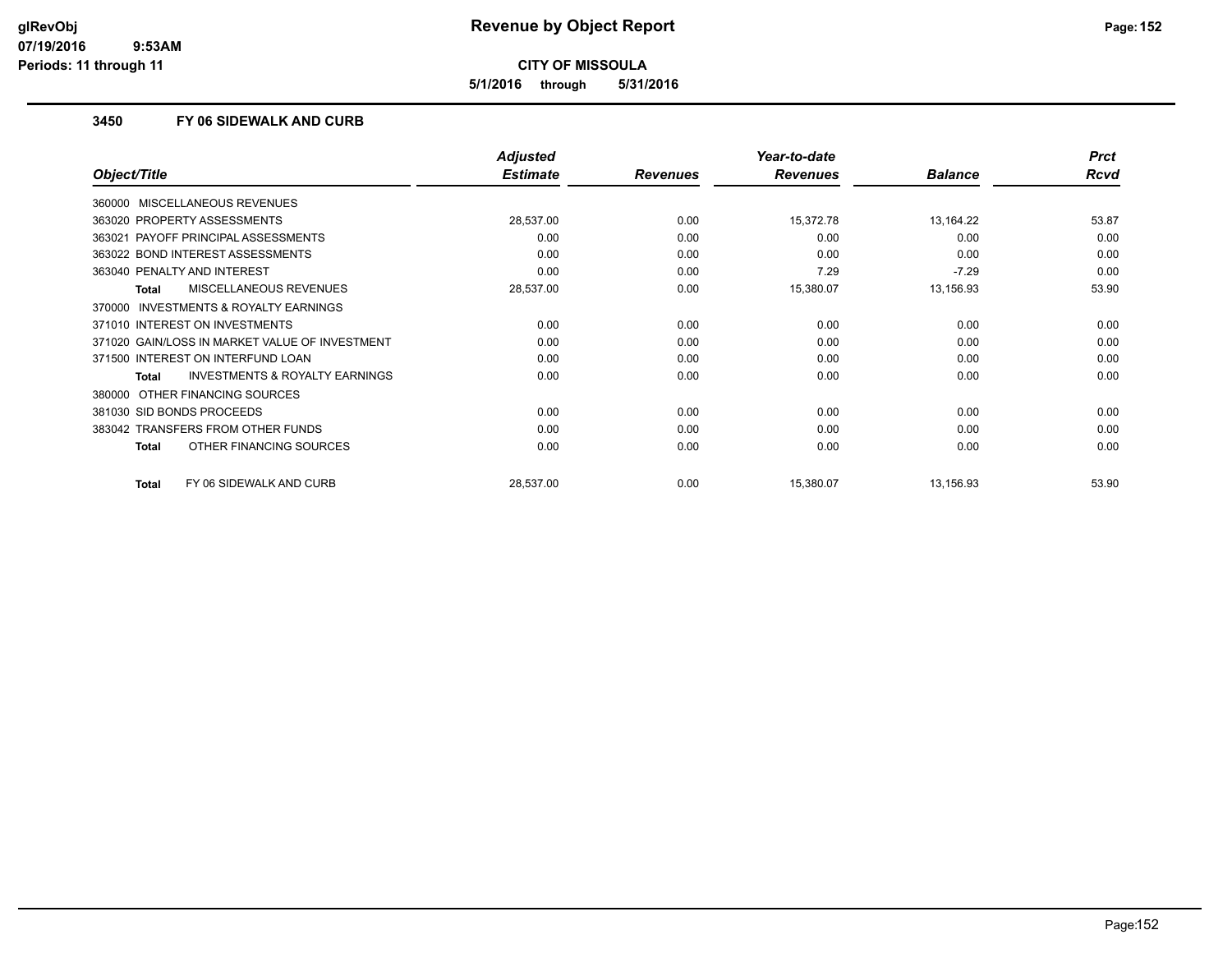# Revenue by Object Report

**CITY OF MISSOULA**

**5/1/2016 through 5/31/2016**

glRevObj
07/19/2016 9:53AM
Periods: 11 through 11

### 3450 FY 06 SIDEWALK AND CURB

| Object/Title | Adjusted Estimate | Revenues | Year-to-date Revenues | Balance | Prct Rcvd |
|---|---|---|---|---|---|
| 360000 MISCELLANEOUS REVENUES | | | | | |
| 363020 PROPERTY ASSESSMENTS | 28,537.00 | 0.00 | 15,372.78 | 13,164.22 | 53.87 |
| 363021 PAYOFF PRINCIPAL ASSESSMENTS | 0.00 | 0.00 | 0.00 | 0.00 | 0.00 |
| 363022 BOND INTEREST ASSESSMENTS | 0.00 | 0.00 | 0.00 | 0.00 | 0.00 |
| 363040 PENALTY AND INTEREST | 0.00 | 0.00 | 7.29 | -7.29 | 0.00 |
| **Total** MISCELLANEOUS REVENUES | 28,537.00 | 0.00 | 15,380.07 | 13,156.93 | 53.90 |
| 370000 INVESTMENTS & ROYALTY EARNINGS | | | | | |
| 371010 INTEREST ON INVESTMENTS | 0.00 | 0.00 | 0.00 | 0.00 | 0.00 |
| 371020 GAIN/LOSS IN MARKET VALUE OF INVESTMENT | 0.00 | 0.00 | 0.00 | 0.00 | 0.00 |
| 371500 INTEREST ON INTERFUND LOAN | 0.00 | 0.00 | 0.00 | 0.00 | 0.00 |
| **Total** INVESTMENTS & ROYALTY EARNINGS | 0.00 | 0.00 | 0.00 | 0.00 | 0.00 |
| 380000 OTHER FINANCING SOURCES | | | | | |
| 381030 SID BONDS PROCEEDS | 0.00 | 0.00 | 0.00 | 0.00 | 0.00 |
| 383042 TRANSFERS FROM OTHER FUNDS | 0.00 | 0.00 | 0.00 | 0.00 | 0.00 |
| **Total** OTHER FINANCING SOURCES | 0.00 | 0.00 | 0.00 | 0.00 | 0.00 |
| **Total** FY 06 SIDEWALK AND CURB | 28,537.00 | 0.00 | 15,380.07 | 13,156.93 | 53.90 |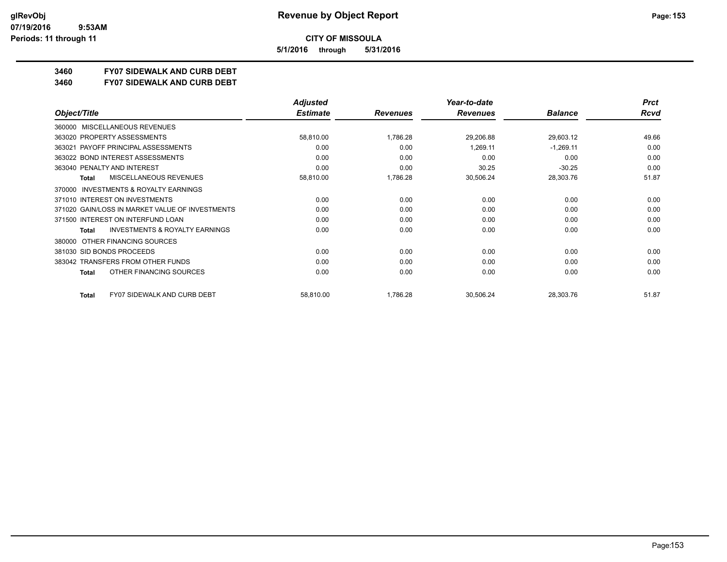# CITY OF MISSOULA

**5/1/2016 through 5/31/2016**

**3460 FY07 SIDEWALK AND CURB DEBT**

**3460 FY07 SIDEWALK AND CURB DEBT**

| Object/Title | Adjusted Estimate | Revenues | Year-to-date Revenues | Balance | Prct Rcvd |
|---|---|---|---|---|---|
| 360000 MISCELLANEOUS REVENUES | | | | | |
| 363020 PROPERTY ASSESSMENTS | 58,810.00 | 1,786.28 | 29,206.88 | 29,603.12 | 49.66 |
| 363021 PAYOFF PRINCIPAL ASSESSMENTS | 0.00 | 0.00 | 1,269.11 | -1,269.11 | 0.00 |
| 363022 BOND INTEREST ASSESSMENTS | 0.00 | 0.00 | 0.00 | 0.00 | 0.00 |
| 363040 PENALTY AND INTEREST | 0.00 | 0.00 | 30.25 | -30.25 | 0.00 |
| **Total** MISCELLANEOUS REVENUES | 58,810.00 | 1,786.28 | 30,506.24 | 28,303.76 | 51.87 |
| 370000 INVESTMENTS & ROYALTY EARNINGS | | | | | |
| 371010 INTEREST ON INVESTMENTS | 0.00 | 0.00 | 0.00 | 0.00 | 0.00 |
| 371020 GAIN/LOSS IN MARKET VALUE OF INVESTMENTS | 0.00 | 0.00 | 0.00 | 0.00 | 0.00 |
| 371500 INTEREST ON INTERFUND LOAN | 0.00 | 0.00 | 0.00 | 0.00 | 0.00 |
| **Total** INVESTMENTS & ROYALTY EARNINGS | 0.00 | 0.00 | 0.00 | 0.00 | 0.00 |
| 380000 OTHER FINANCING SOURCES | | | | | |
| 381030 SID BONDS PROCEEDS | 0.00 | 0.00 | 0.00 | 0.00 | 0.00 |
| 383042 TRANSFERS FROM OTHER FUNDS | 0.00 | 0.00 | 0.00 | 0.00 | 0.00 |
| **Total** OTHER FINANCING SOURCES | 0.00 | 0.00 | 0.00 | 0.00 | 0.00 |
| **Total** FY07 SIDEWALK AND CURB DEBT | 58,810.00 | 1,786.28 | 30,506.24 | 28,303.76 | 51.87 |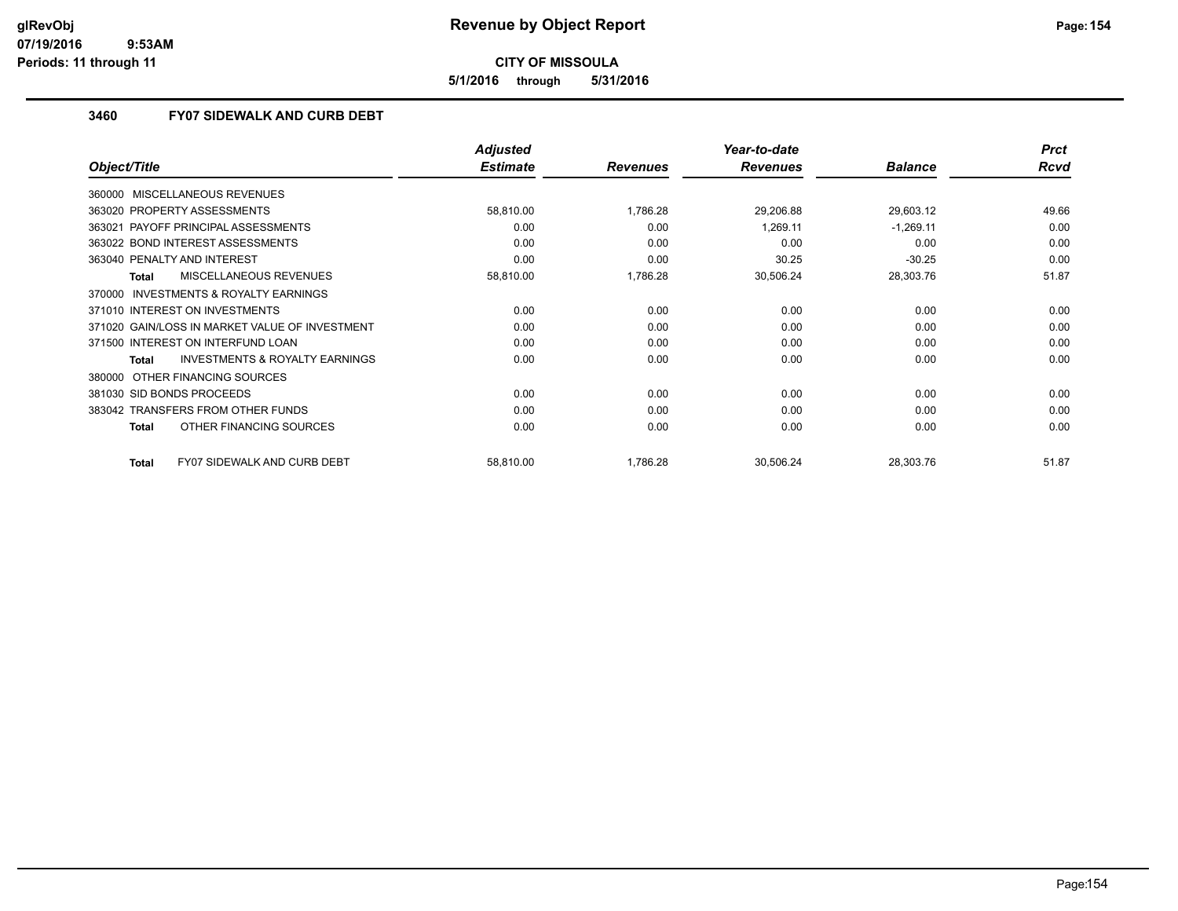**CITY OF MISSOULA**

**5/1/2016 through 5/31/2016**

### 3460 FY07 SIDEWALK AND CURB DEBT

| Object/Title | Adjusted Estimate | Revenues | Year-to-date Revenues | Balance | Prct Rcvd |
|---|---|---|---|---|---|
| 360000 MISCELLANEOUS REVENUES | | | | | |
| 363020 PROPERTY ASSESSMENTS | 58,810.00 | 1,786.28 | 29,206.88 | 29,603.12 | 49.66 |
| 363021 PAYOFF PRINCIPAL ASSESSMENTS | 0.00 | 0.00 | 1,269.11 | -1,269.11 | 0.00 |
| 363022 BOND INTEREST ASSESSMENTS | 0.00 | 0.00 | 0.00 | 0.00 | 0.00 |
| 363040 PENALTY AND INTEREST | 0.00 | 0.00 | 30.25 | -30.25 | 0.00 |
| **Total** MISCELLANEOUS REVENUES | 58,810.00 | 1,786.28 | 30,506.24 | 28,303.76 | 51.87 |
| 370000 INVESTMENTS & ROYALTY EARNINGS | | | | | |
| 371010 INTEREST ON INVESTMENTS | 0.00 | 0.00 | 0.00 | 0.00 | 0.00 |
| 371020 GAIN/LOSS IN MARKET VALUE OF INVESTMENT | 0.00 | 0.00 | 0.00 | 0.00 | 0.00 |
| 371500 INTEREST ON INTERFUND LOAN | 0.00 | 0.00 | 0.00 | 0.00 | 0.00 |
| **Total** INVESTMENTS & ROYALTY EARNINGS | 0.00 | 0.00 | 0.00 | 0.00 | 0.00 |
| 380000 OTHER FINANCING SOURCES | | | | | |
| 381030 SID BONDS PROCEEDS | 0.00 | 0.00 | 0.00 | 0.00 | 0.00 |
| 383042 TRANSFERS FROM OTHER FUNDS | 0.00 | 0.00 | 0.00 | 0.00 | 0.00 |
| **Total** OTHER FINANCING SOURCES | 0.00 | 0.00 | 0.00 | 0.00 | 0.00 |
| **Total** FY07 SIDEWALK AND CURB DEBT | 58,810.00 | 1,786.28 | 30,506.24 | 28,303.76 | 51.87 |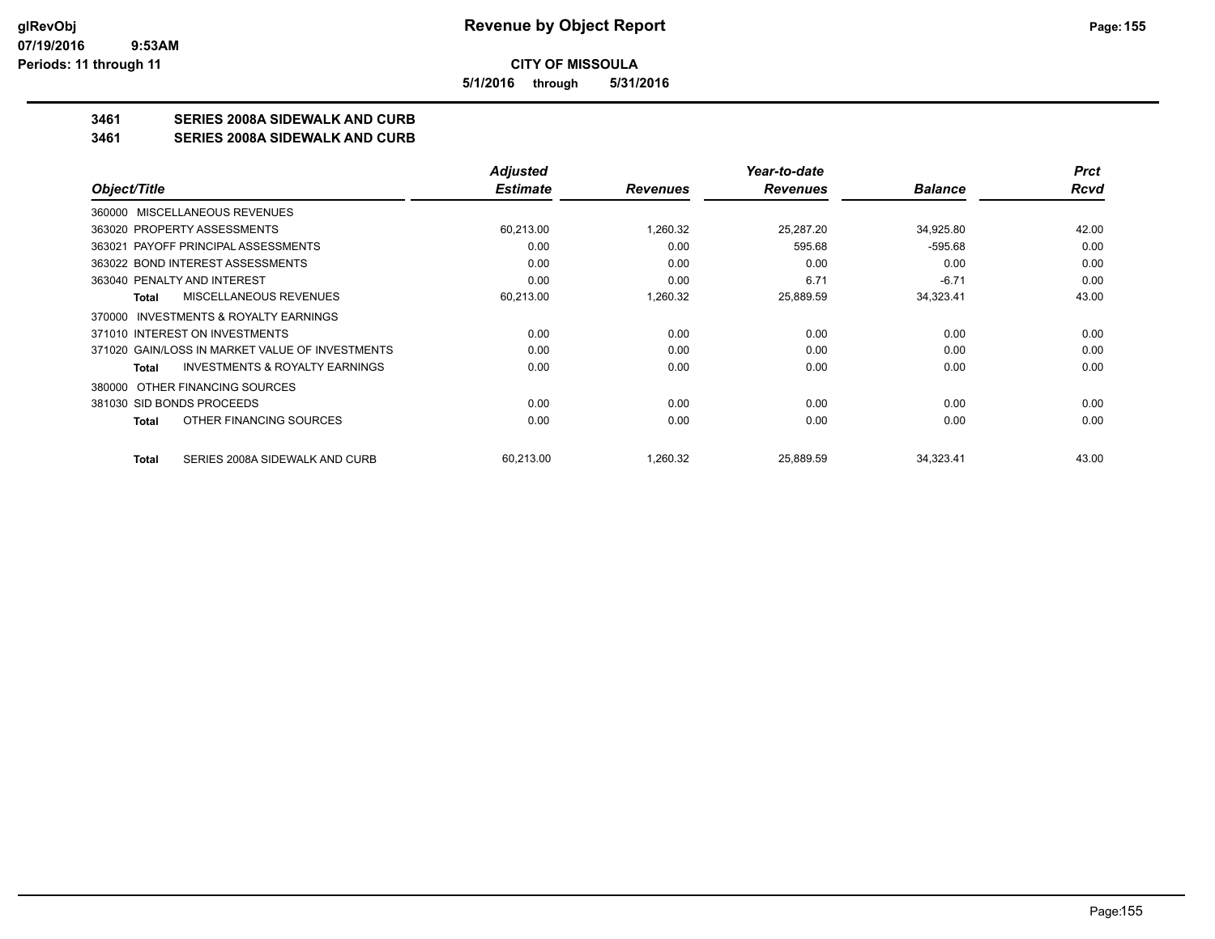**CITY OF MISSOULA**

**5/1/2016 through 5/31/2016**

**3461 SERIES 2008A SIDEWALK AND CURB**

**3461 SERIES 2008A SIDEWALK AND CURB**

| Object/Title | Adjusted Estimate | Revenues | Year-to-date Revenues | Balance | Prct Rcvd |
|---|---|---|---|---|---|
| 360000 MISCELLANEOUS REVENUES | | | | | |
| 363020 PROPERTY ASSESSMENTS | 60,213.00 | 1,260.32 | 25,287.20 | 34,925.80 | 42.00 |
| 363021 PAYOFF PRINCIPAL ASSESSMENTS | 0.00 | 0.00 | 595.68 | -595.68 | 0.00 |
| 363022 BOND INTEREST ASSESSMENTS | 0.00 | 0.00 | 0.00 | 0.00 | 0.00 |
| 363040 PENALTY AND INTEREST | 0.00 | 0.00 | 6.71 | -6.71 | 0.00 |
| **Total** MISCELLANEOUS REVENUES | 60,213.00 | 1,260.32 | 25,889.59 | 34,323.41 | 43.00 |
| 370000 INVESTMENTS & ROYALTY EARNINGS | | | | | |
| 371010 INTEREST ON INVESTMENTS | 0.00 | 0.00 | 0.00 | 0.00 | 0.00 |
| 371020 GAIN/LOSS IN MARKET VALUE OF INVESTMENTS | 0.00 | 0.00 | 0.00 | 0.00 | 0.00 |
| **Total** INVESTMENTS & ROYALTY EARNINGS | 0.00 | 0.00 | 0.00 | 0.00 | 0.00 |
| 380000 OTHER FINANCING SOURCES | | | | | |
| 381030 SID BONDS PROCEEDS | 0.00 | 0.00 | 0.00 | 0.00 | 0.00 |
| **Total** OTHER FINANCING SOURCES | 0.00 | 0.00 | 0.00 | 0.00 | 0.00 |
| **Total** SERIES 2008A SIDEWALK AND CURB | 60,213.00 | 1,260.32 | 25,889.59 | 34,323.41 | 43.00 |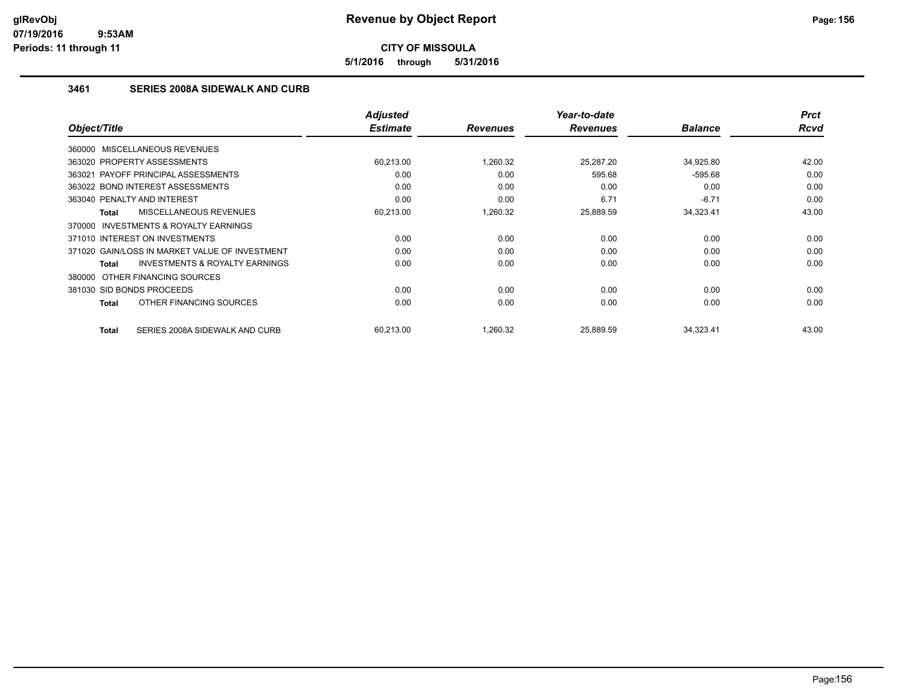# Revenue by Object Report

**CITY OF MISSOULA**

**5/1/2016 through 5/31/2016**

glRevObj
07/19/2016 9:53AM
Periods: 11 through 11

### 3461 SERIES 2008A SIDEWALK AND CURB

| Object/Title | Adjusted Estimate | Revenues | Year-to-date Revenues | Balance | Prct Rcvd |
|---|---|---|---|---|---|
| 360000 MISCELLANEOUS REVENUES | | | | | |
| 363020 PROPERTY ASSESSMENTS | 60,213.00 | 1,260.32 | 25,287.20 | 34,925.80 | 42.00 |
| 363021 PAYOFF PRINCIPAL ASSESSMENTS | 0.00 | 0.00 | 595.68 | -595.68 | 0.00 |
| 363022 BOND INTEREST ASSESSMENTS | 0.00 | 0.00 | 0.00 | 0.00 | 0.00 |
| 363040 PENALTY AND INTEREST | 0.00 | 0.00 | 6.71 | -6.71 | 0.00 |
| **Total** MISCELLANEOUS REVENUES | 60,213.00 | 1,260.32 | 25,889.59 | 34,323.41 | 43.00 |
| 370000 INVESTMENTS & ROYALTY EARNINGS | | | | | |
| 371010 INTEREST ON INVESTMENTS | 0.00 | 0.00 | 0.00 | 0.00 | 0.00 |
| 371020 GAIN/LOSS IN MARKET VALUE OF INVESTMENT | 0.00 | 0.00 | 0.00 | 0.00 | 0.00 |
| **Total** INVESTMENTS & ROYALTY EARNINGS | 0.00 | 0.00 | 0.00 | 0.00 | 0.00 |
| 380000 OTHER FINANCING SOURCES | | | | | |
| 381030 SID BONDS PROCEEDS | 0.00 | 0.00 | 0.00 | 0.00 | 0.00 |
| **Total** OTHER FINANCING SOURCES | 0.00 | 0.00 | 0.00 | 0.00 | 0.00 |
| **Total** SERIES 2008A SIDEWALK AND CURB | 60,213.00 | 1,260.32 | 25,889.59 | 34,323.41 | 43.00 |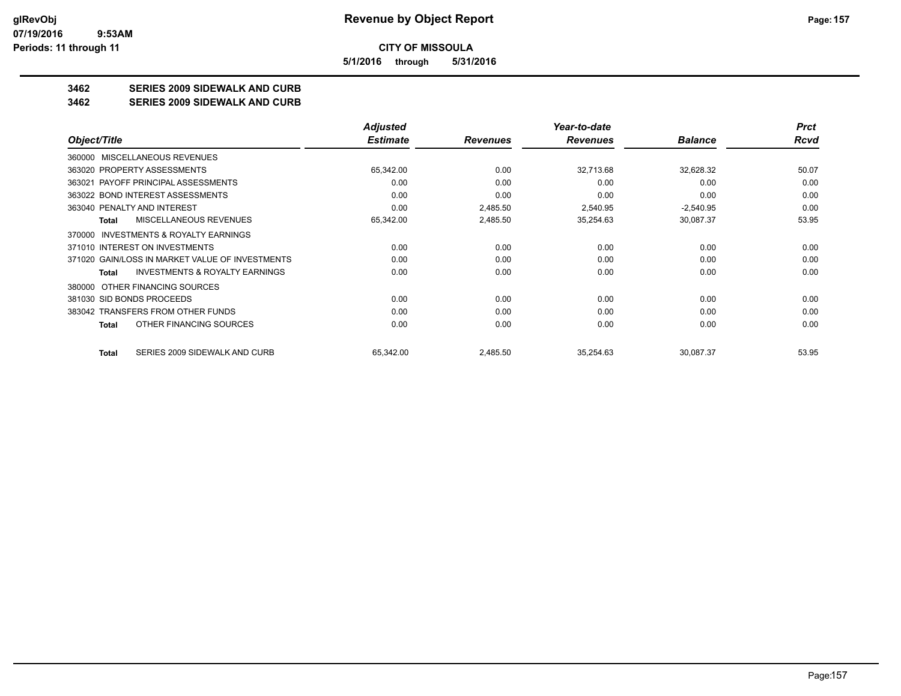**CITY OF MISSOULA**

**5/1/2016 through 5/31/2016**

**3462 SERIES 2009 SIDEWALK AND CURB**

**3462 SERIES 2009 SIDEWALK AND CURB**

| Object/Title | Adjusted Estimate | Revenues | Year-to-date Revenues | Balance | Prct Rcvd |
|---|---|---|---|---|---|
| 360000 MISCELLANEOUS REVENUES | | | | | |
| 363020 PROPERTY ASSESSMENTS | 65,342.00 | 0.00 | 32,713.68 | 32,628.32 | 50.07 |
| 363021 PAYOFF PRINCIPAL ASSESSMENTS | 0.00 | 0.00 | 0.00 | 0.00 | 0.00 |
| 363022 BOND INTEREST ASSESSMENTS | 0.00 | 0.00 | 0.00 | 0.00 | 0.00 |
| 363040 PENALTY AND INTEREST | 0.00 | 2,485.50 | 2,540.95 | -2,540.95 | 0.00 |
| **Total** MISCELLANEOUS REVENUES | 65,342.00 | 2,485.50 | 35,254.63 | 30,087.37 | 53.95 |
| 370000 INVESTMENTS & ROYALTY EARNINGS | | | | | |
| 371010 INTEREST ON INVESTMENTS | 0.00 | 0.00 | 0.00 | 0.00 | 0.00 |
| 371020 GAIN/LOSS IN MARKET VALUE OF INVESTMENTS | 0.00 | 0.00 | 0.00 | 0.00 | 0.00 |
| **Total** INVESTMENTS & ROYALTY EARNINGS | 0.00 | 0.00 | 0.00 | 0.00 | 0.00 |
| 380000 OTHER FINANCING SOURCES | | | | | |
| 381030 SID BONDS PROCEEDS | 0.00 | 0.00 | 0.00 | 0.00 | 0.00 |
| 383042 TRANSFERS FROM OTHER FUNDS | 0.00 | 0.00 | 0.00 | 0.00 | 0.00 |
| **Total** OTHER FINANCING SOURCES | 0.00 | 0.00 | 0.00 | 0.00 | 0.00 |
| **Total** SERIES 2009 SIDEWALK AND CURB | 65,342.00 | 2,485.50 | 35,254.63 | 30,087.37 | 53.95 |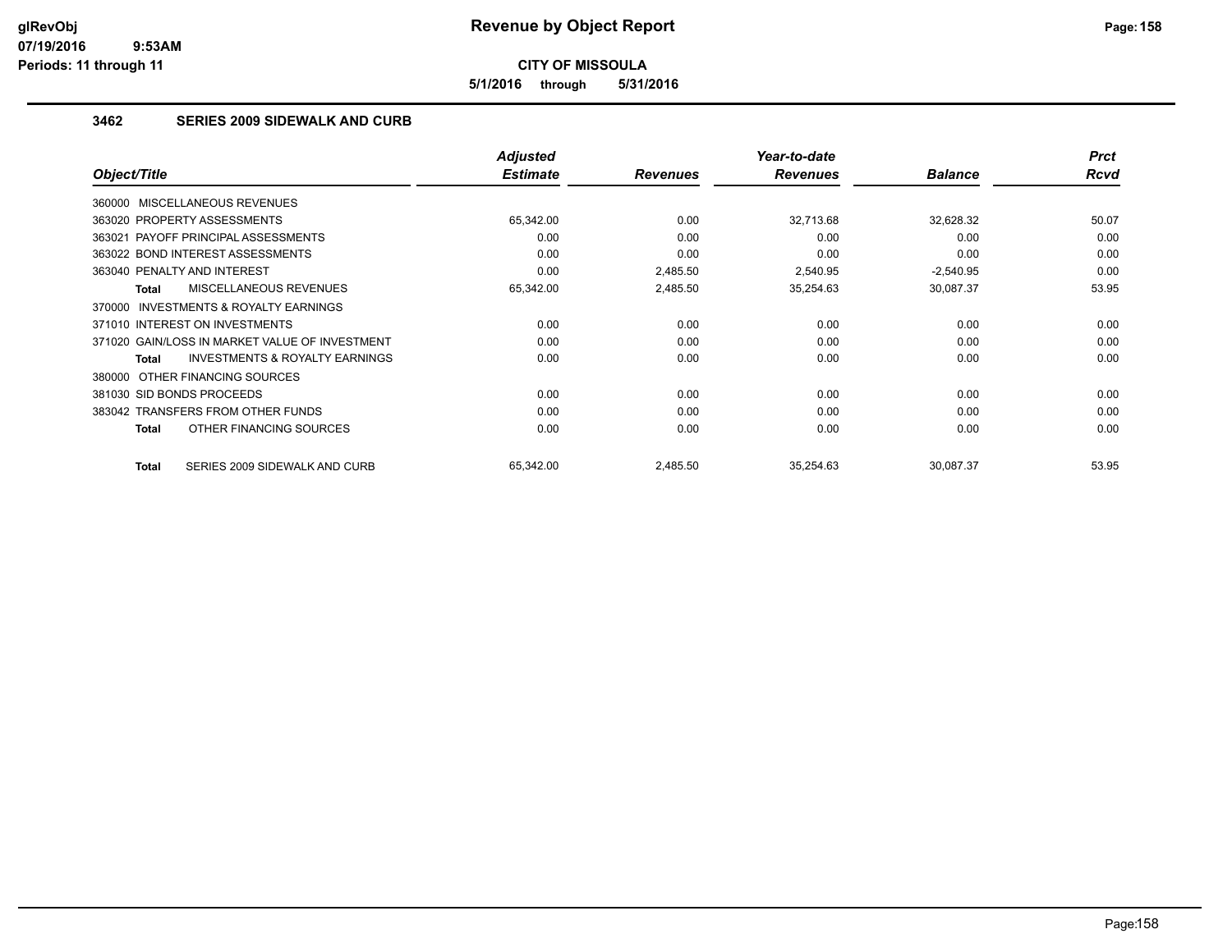**glRevObj**
**07/19/2016 9:53AM**
**Periods: 11 through 11**

# Revenue by Object Report

**CITY OF MISSOULA**

**5/1/2016 through 5/31/2016**

### 3462 SERIES 2009 SIDEWALK AND CURB

| Object/Title | Adjusted Estimate | Revenues | Year-to-date Revenues | Balance | Prct Rcvd |
|---|---|---|---|---|---|
| 360000 MISCELLANEOUS REVENUES | | | | | |
| 363020 PROPERTY ASSESSMENTS | 65,342.00 | 0.00 | 32,713.68 | 32,628.32 | 50.07 |
| 363021 PAYOFF PRINCIPAL ASSESSMENTS | 0.00 | 0.00 | 0.00 | 0.00 | 0.00 |
| 363022 BOND INTEREST ASSESSMENTS | 0.00 | 0.00 | 0.00 | 0.00 | 0.00 |
| 363040 PENALTY AND INTEREST | 0.00 | 2,485.50 | 2,540.95 | -2,540.95 | 0.00 |
| **Total** MISCELLANEOUS REVENUES | 65,342.00 | 2,485.50 | 35,254.63 | 30,087.37 | 53.95 |
| 370000 INVESTMENTS & ROYALTY EARNINGS | | | | | |
| 371010 INTEREST ON INVESTMENTS | 0.00 | 0.00 | 0.00 | 0.00 | 0.00 |
| 371020 GAIN/LOSS IN MARKET VALUE OF INVESTMENT | 0.00 | 0.00 | 0.00 | 0.00 | 0.00 |
| **Total** INVESTMENTS & ROYALTY EARNINGS | 0.00 | 0.00 | 0.00 | 0.00 | 0.00 |
| 380000 OTHER FINANCING SOURCES | | | | | |
| 381030 SID BONDS PROCEEDS | 0.00 | 0.00 | 0.00 | 0.00 | 0.00 |
| 383042 TRANSFERS FROM OTHER FUNDS | 0.00 | 0.00 | 0.00 | 0.00 | 0.00 |
| **Total** OTHER FINANCING SOURCES | 0.00 | 0.00 | 0.00 | 0.00 | 0.00 |
| **Total** SERIES 2009 SIDEWALK AND CURB | 65,342.00 | 2,485.50 | 35,254.63 | 30,087.37 | 53.95 |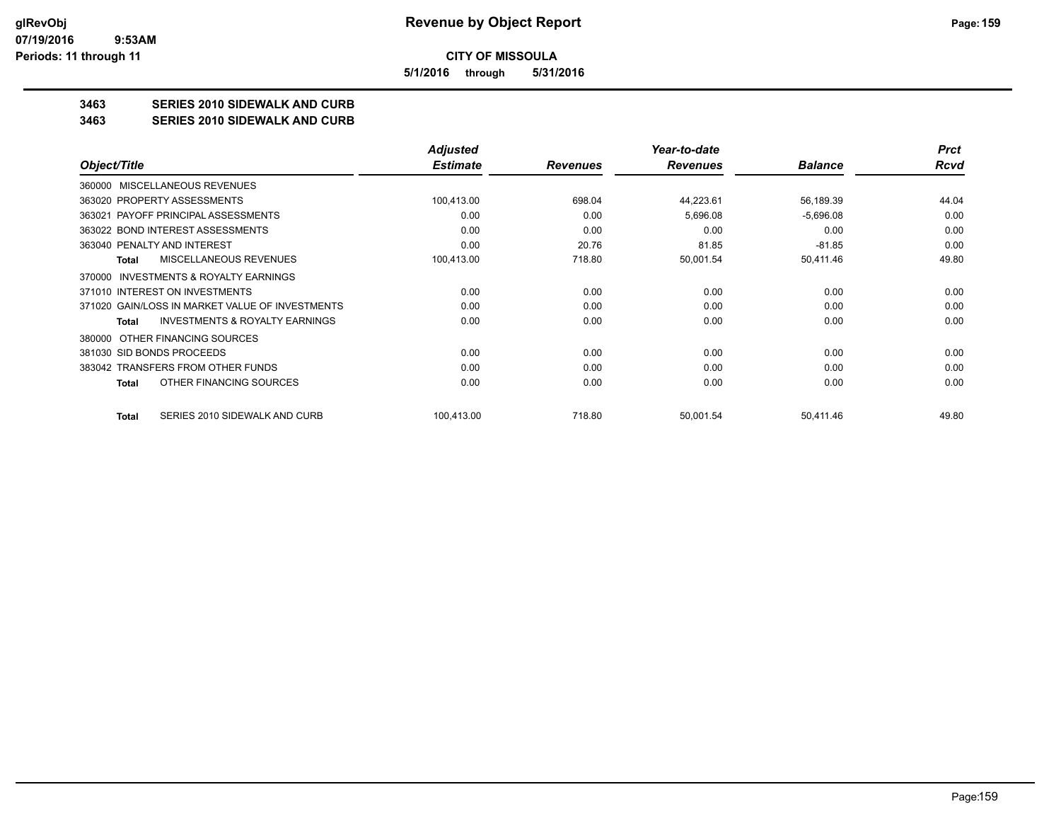**CITY OF MISSOULA**

**5/1/2016 through 5/31/2016**

## 3463 SERIES 2010 SIDEWALK AND CURB

## 3463 SERIES 2010 SIDEWALK AND CURB

| Object/Title | Adjusted Estimate | Revenues | Year-to-date Revenues | Balance | Prct Rcvd |
|---|---|---|---|---|---|
| 360000 MISCELLANEOUS REVENUES | | | | | |
| 363020 PROPERTY ASSESSMENTS | 100,413.00 | 698.04 | 44,223.61 | 56,189.39 | 44.04 |
| 363021 PAYOFF PRINCIPAL ASSESSMENTS | 0.00 | 0.00 | 5,696.08 | -5,696.08 | 0.00 |
| 363022 BOND INTEREST ASSESSMENTS | 0.00 | 0.00 | 0.00 | 0.00 | 0.00 |
| 363040 PENALTY AND INTEREST | 0.00 | 20.76 | 81.85 | -81.85 | 0.00 |
| **Total** MISCELLANEOUS REVENUES | 100,413.00 | 718.80 | 50,001.54 | 50,411.46 | 49.80 |
| 370000 INVESTMENTS & ROYALTY EARNINGS | | | | | |
| 371010 INTEREST ON INVESTMENTS | 0.00 | 0.00 | 0.00 | 0.00 | 0.00 |
| 371020 GAIN/LOSS IN MARKET VALUE OF INVESTMENTS | 0.00 | 0.00 | 0.00 | 0.00 | 0.00 |
| **Total** INVESTMENTS & ROYALTY EARNINGS | 0.00 | 0.00 | 0.00 | 0.00 | 0.00 |
| 380000 OTHER FINANCING SOURCES | | | | | |
| 381030 SID BONDS PROCEEDS | 0.00 | 0.00 | 0.00 | 0.00 | 0.00 |
| 383042 TRANSFERS FROM OTHER FUNDS | 0.00 | 0.00 | 0.00 | 0.00 | 0.00 |
| **Total** OTHER FINANCING SOURCES | 0.00 | 0.00 | 0.00 | 0.00 | 0.00 |
| **Total** SERIES 2010 SIDEWALK AND CURB | 100,413.00 | 718.80 | 50,001.54 | 50,411.46 | 49.80 |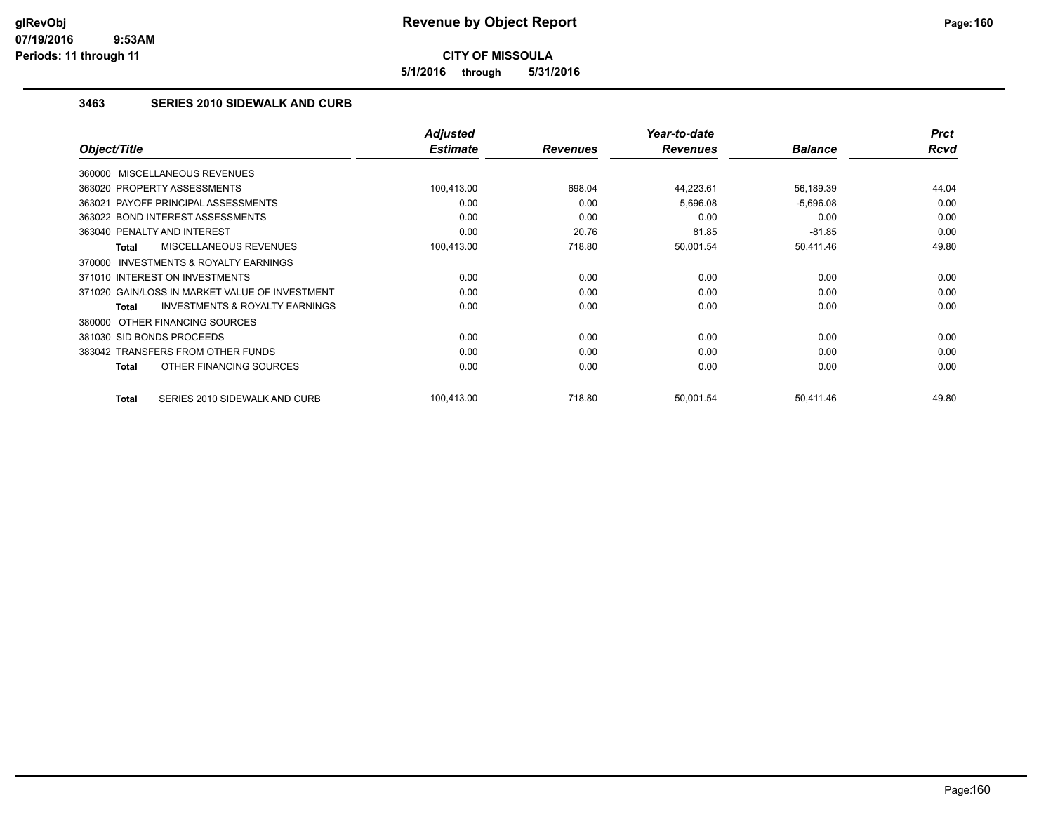# Revenue by Object Report

## CITY OF MISSOULA

**5/1/2016 through 5/31/2016**

### 3463 SERIES 2010 SIDEWALK AND CURB

| Object/Title | Adjusted Estimate | Revenues | Year-to-date Revenues | Balance | Prct Rcvd |
|---|---|---|---|---|---|
| 360000 MISCELLANEOUS REVENUES | | | | | |
| 363020 PROPERTY ASSESSMENTS | 100,413.00 | 698.04 | 44,223.61 | 56,189.39 | 44.04 |
| 363021 PAYOFF PRINCIPAL ASSESSMENTS | 0.00 | 0.00 | 5,696.08 | -5,696.08 | 0.00 |
| 363022 BOND INTEREST ASSESSMENTS | 0.00 | 0.00 | 0.00 | 0.00 | 0.00 |
| 363040 PENALTY AND INTEREST | 0.00 | 20.76 | 81.85 | -81.85 | 0.00 |
| **Total** MISCELLANEOUS REVENUES | 100,413.00 | 718.80 | 50,001.54 | 50,411.46 | 49.80 |
| 370000 INVESTMENTS & ROYALTY EARNINGS | | | | | |
| 371010 INTEREST ON INVESTMENTS | 0.00 | 0.00 | 0.00 | 0.00 | 0.00 |
| 371020 GAIN/LOSS IN MARKET VALUE OF INVESTMENT | 0.00 | 0.00 | 0.00 | 0.00 | 0.00 |
| **Total** INVESTMENTS & ROYALTY EARNINGS | 0.00 | 0.00 | 0.00 | 0.00 | 0.00 |
| 380000 OTHER FINANCING SOURCES | | | | | |
| 381030 SID BONDS PROCEEDS | 0.00 | 0.00 | 0.00 | 0.00 | 0.00 |
| 383042 TRANSFERS FROM OTHER FUNDS | 0.00 | 0.00 | 0.00 | 0.00 | 0.00 |
| **Total** OTHER FINANCING SOURCES | 0.00 | 0.00 | 0.00 | 0.00 | 0.00 |
| **Total** SERIES 2010 SIDEWALK AND CURB | 100,413.00 | 718.80 | 50,001.54 | 50,411.46 | 49.80 |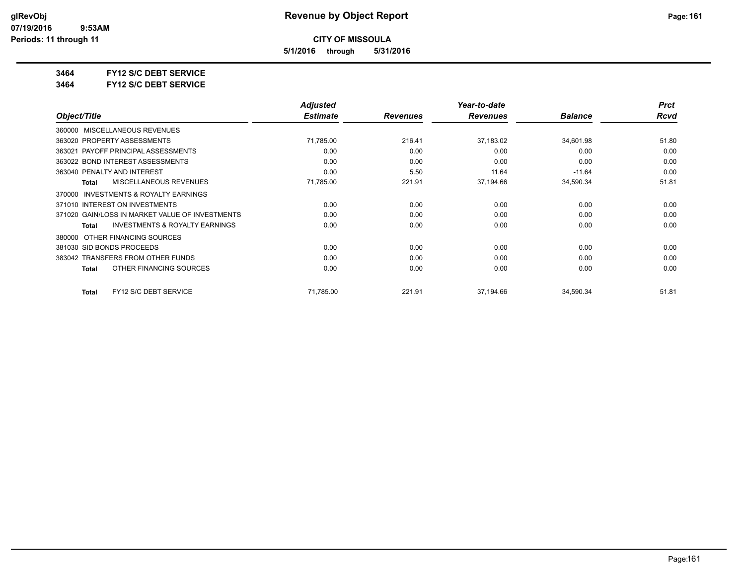**CITY OF MISSOULA**

**5/1/2016 through 5/31/2016**

**3464 FY12 S/C DEBT SERVICE**

**3464 FY12 S/C DEBT SERVICE**

| Object/Title | Adjusted Estimate | Revenues | Year-to-date Revenues | Balance | Prct Rcvd |
|---|---|---|---|---|---|
| 360000 MISCELLANEOUS REVENUES | | | | | |
| 363020 PROPERTY ASSESSMENTS | 71,785.00 | 216.41 | 37,183.02 | 34,601.98 | 51.80 |
| 363021 PAYOFF PRINCIPAL ASSESSMENTS | 0.00 | 0.00 | 0.00 | 0.00 | 0.00 |
| 363022 BOND INTEREST ASSESSMENTS | 0.00 | 0.00 | 0.00 | 0.00 | 0.00 |
| 363040 PENALTY AND INTEREST | 0.00 | 5.50 | 11.64 | -11.64 | 0.00 |
| **Total** MISCELLANEOUS REVENUES | 71,785.00 | 221.91 | 37,194.66 | 34,590.34 | 51.81 |
| 370000 INVESTMENTS & ROYALTY EARNINGS | | | | | |
| 371010 INTEREST ON INVESTMENTS | 0.00 | 0.00 | 0.00 | 0.00 | 0.00 |
| 371020 GAIN/LOSS IN MARKET VALUE OF INVESTMENTS | 0.00 | 0.00 | 0.00 | 0.00 | 0.00 |
| **Total** INVESTMENTS & ROYALTY EARNINGS | 0.00 | 0.00 | 0.00 | 0.00 | 0.00 |
| 380000 OTHER FINANCING SOURCES | | | | | |
| 381030 SID BONDS PROCEEDS | 0.00 | 0.00 | 0.00 | 0.00 | 0.00 |
| 383042 TRANSFERS FROM OTHER FUNDS | 0.00 | 0.00 | 0.00 | 0.00 | 0.00 |
| **Total** OTHER FINANCING SOURCES | 0.00 | 0.00 | 0.00 | 0.00 | 0.00 |
| **Total** FY12 S/C DEBT SERVICE | 71,785.00 | 221.91 | 37,194.66 | 34,590.34 | 51.81 |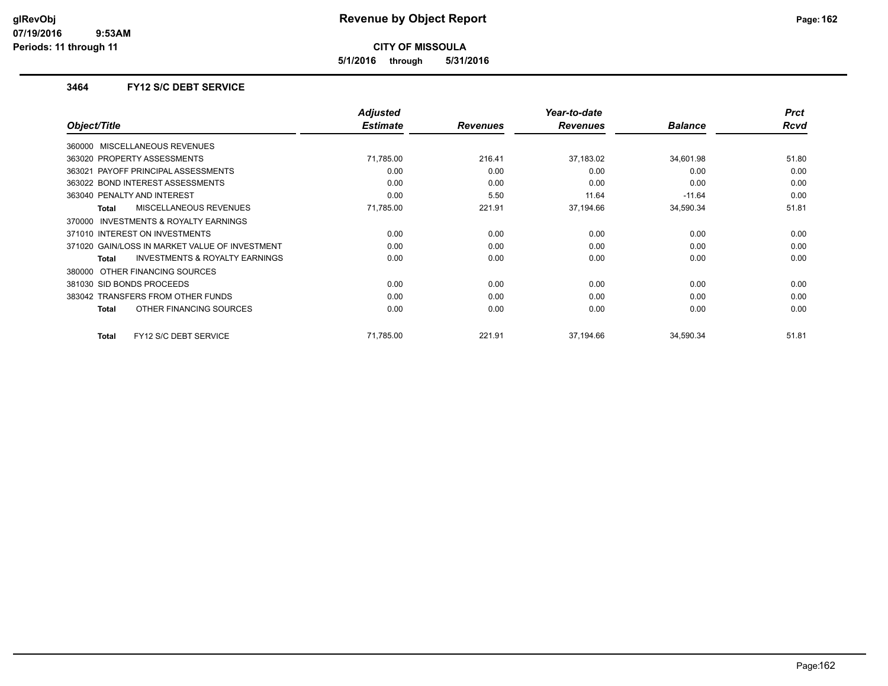# Revenue by Object Report

**CITY OF MISSOULA**

**5/1/2016 through 5/31/2016**

glRevObj
07/19/2016 9:53AM
Periods: 11 through 11

### 3464 FY12 S/C DEBT SERVICE

| Object/Title | Adjusted Estimate | Revenues | Year-to-date Revenues | Balance | Prct Rcvd |
|---|---|---|---|---|---|
| 360000 MISCELLANEOUS REVENUES | | | | | |
| 363020 PROPERTY ASSESSMENTS | 71,785.00 | 216.41 | 37,183.02 | 34,601.98 | 51.80 |
| 363021 PAYOFF PRINCIPAL ASSESSMENTS | 0.00 | 0.00 | 0.00 | 0.00 | 0.00 |
| 363022 BOND INTEREST ASSESSMENTS | 0.00 | 0.00 | 0.00 | 0.00 | 0.00 |
| 363040 PENALTY AND INTEREST | 0.00 | 5.50 | 11.64 | -11.64 | 0.00 |
| **Total** MISCELLANEOUS REVENUES | 71,785.00 | 221.91 | 37,194.66 | 34,590.34 | 51.81 |
| 370000 INVESTMENTS & ROYALTY EARNINGS | | | | | |
| 371010 INTEREST ON INVESTMENTS | 0.00 | 0.00 | 0.00 | 0.00 | 0.00 |
| 371020 GAIN/LOSS IN MARKET VALUE OF INVESTMENT | 0.00 | 0.00 | 0.00 | 0.00 | 0.00 |
| **Total** INVESTMENTS & ROYALTY EARNINGS | 0.00 | 0.00 | 0.00 | 0.00 | 0.00 |
| 380000 OTHER FINANCING SOURCES | | | | | |
| 381030 SID BONDS PROCEEDS | 0.00 | 0.00 | 0.00 | 0.00 | 0.00 |
| 383042 TRANSFERS FROM OTHER FUNDS | 0.00 | 0.00 | 0.00 | 0.00 | 0.00 |
| **Total** OTHER FINANCING SOURCES | 0.00 | 0.00 | 0.00 | 0.00 | 0.00 |
| **Total** FY12 S/C DEBT SERVICE | 71,785.00 | 221.91 | 37,194.66 | 34,590.34 | 51.81 |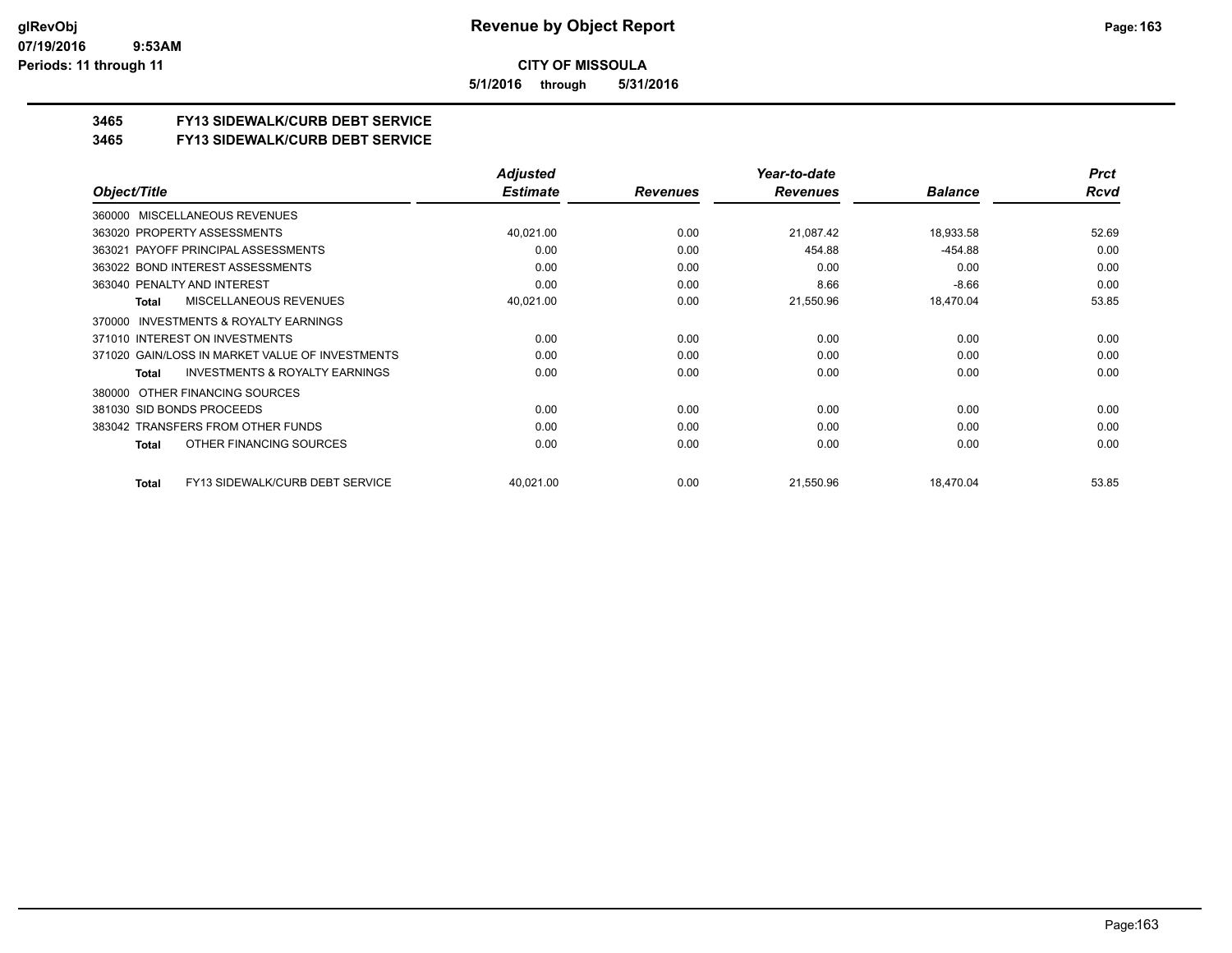**CITY OF MISSOULA**

**5/1/2016 through 5/31/2016**

## 3465 FY13 SIDEWALK/CURB DEBT SERVICE

## 3465 FY13 SIDEWALK/CURB DEBT SERVICE

| Object/Title | Adjusted Estimate | Revenues | Year-to-date Revenues | Balance | Prct Rcvd |
|---|---|---|---|---|---|
| 360000 MISCELLANEOUS REVENUES | | | | | |
| 363020 PROPERTY ASSESSMENTS | 40,021.00 | 0.00 | 21,087.42 | 18,933.58 | 52.69 |
| 363021 PAYOFF PRINCIPAL ASSESSMENTS | 0.00 | 0.00 | 454.88 | -454.88 | 0.00 |
| 363022 BOND INTEREST ASSESSMENTS | 0.00 | 0.00 | 0.00 | 0.00 | 0.00 |
| 363040 PENALTY AND INTEREST | 0.00 | 0.00 | 8.66 | -8.66 | 0.00 |
| **Total** MISCELLANEOUS REVENUES | 40,021.00 | 0.00 | 21,550.96 | 18,470.04 | 53.85 |
| 370000 INVESTMENTS & ROYALTY EARNINGS | | | | | |
| 371010 INTEREST ON INVESTMENTS | 0.00 | 0.00 | 0.00 | 0.00 | 0.00 |
| 371020 GAIN/LOSS IN MARKET VALUE OF INVESTMENTS | 0.00 | 0.00 | 0.00 | 0.00 | 0.00 |
| **Total** INVESTMENTS & ROYALTY EARNINGS | 0.00 | 0.00 | 0.00 | 0.00 | 0.00 |
| 380000 OTHER FINANCING SOURCES | | | | | |
| 381030 SID BONDS PROCEEDS | 0.00 | 0.00 | 0.00 | 0.00 | 0.00 |
| 383042 TRANSFERS FROM OTHER FUNDS | 0.00 | 0.00 | 0.00 | 0.00 | 0.00 |
| **Total** OTHER FINANCING SOURCES | 0.00 | 0.00 | 0.00 | 0.00 | 0.00 |
| **Total** FY13 SIDEWALK/CURB DEBT SERVICE | 40,021.00 | 0.00 | 21,550.96 | 18,470.04 | 53.85 |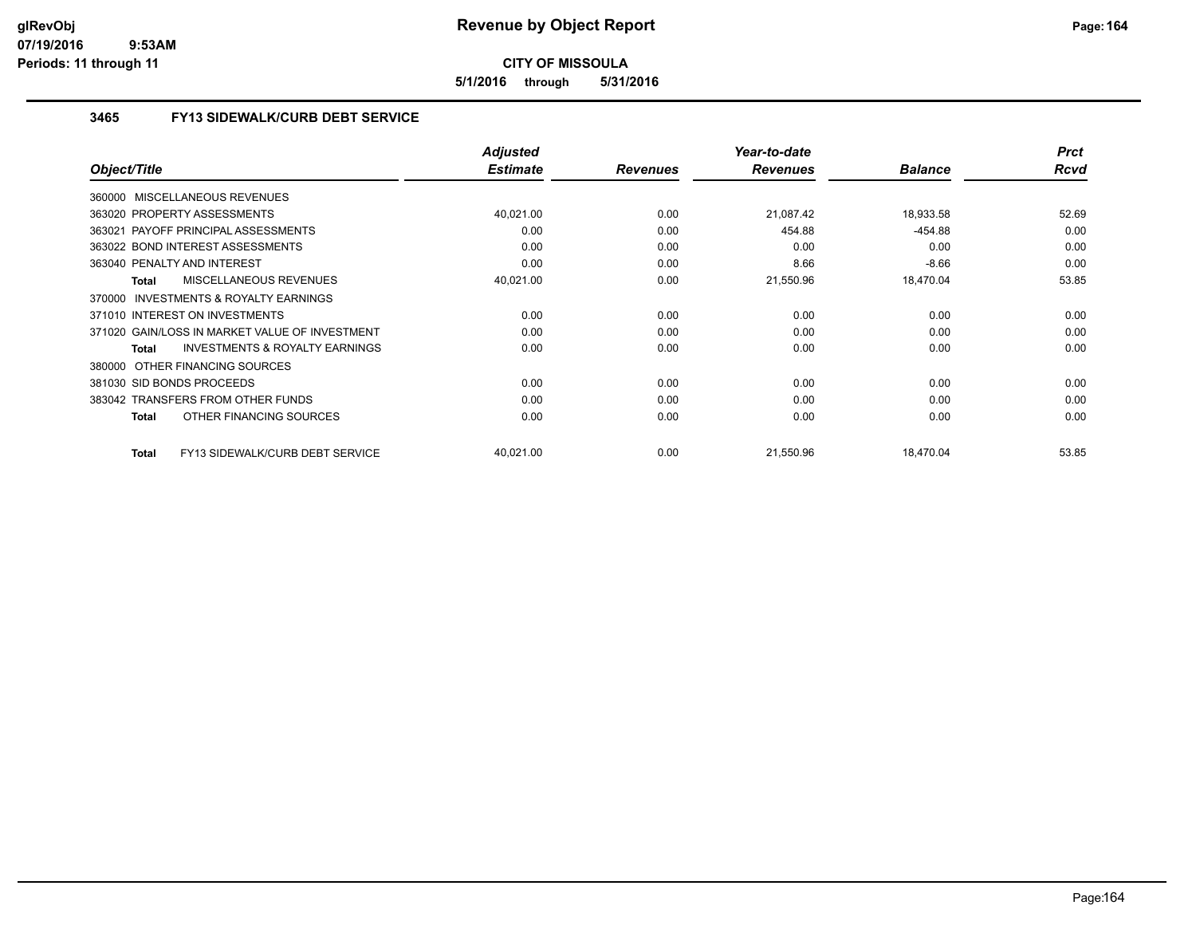# Revenue by Object Report

**CITY OF MISSOULA**

**5/1/2016 through 5/31/2016**

glRevObj
07/19/2016 9:53AM
Periods: 11 through 11

### 3465 FY13 SIDEWALK/CURB DEBT SERVICE

| Object/Title | Adjusted Estimate | Revenues | Year-to-date Revenues | Balance | Prct Rcvd |
|---|---|---|---|---|---|
| 360000 MISCELLANEOUS REVENUES | | | | | |
| 363020 PROPERTY ASSESSMENTS | 40,021.00 | 0.00 | 21,087.42 | 18,933.58 | 52.69 |
| 363021 PAYOFF PRINCIPAL ASSESSMENTS | 0.00 | 0.00 | 454.88 | -454.88 | 0.00 |
| 363022 BOND INTEREST ASSESSMENTS | 0.00 | 0.00 | 0.00 | 0.00 | 0.00 |
| 363040 PENALTY AND INTEREST | 0.00 | 0.00 | 8.66 | -8.66 | 0.00 |
| **Total** MISCELLANEOUS REVENUES | 40,021.00 | 0.00 | 21,550.96 | 18,470.04 | 53.85 |
| 370000 INVESTMENTS & ROYALTY EARNINGS | | | | | |
| 371010 INTEREST ON INVESTMENTS | 0.00 | 0.00 | 0.00 | 0.00 | 0.00 |
| 371020 GAIN/LOSS IN MARKET VALUE OF INVESTMENT | 0.00 | 0.00 | 0.00 | 0.00 | 0.00 |
| **Total** INVESTMENTS & ROYALTY EARNINGS | 0.00 | 0.00 | 0.00 | 0.00 | 0.00 |
| 380000 OTHER FINANCING SOURCES | | | | | |
| 381030 SID BONDS PROCEEDS | 0.00 | 0.00 | 0.00 | 0.00 | 0.00 |
| 383042 TRANSFERS FROM OTHER FUNDS | 0.00 | 0.00 | 0.00 | 0.00 | 0.00 |
| **Total** OTHER FINANCING SOURCES | 0.00 | 0.00 | 0.00 | 0.00 | 0.00 |
| **Total** FY13 SIDEWALK/CURB DEBT SERVICE | 40,021.00 | 0.00 | 21,550.96 | 18,470.04 | 53.85 |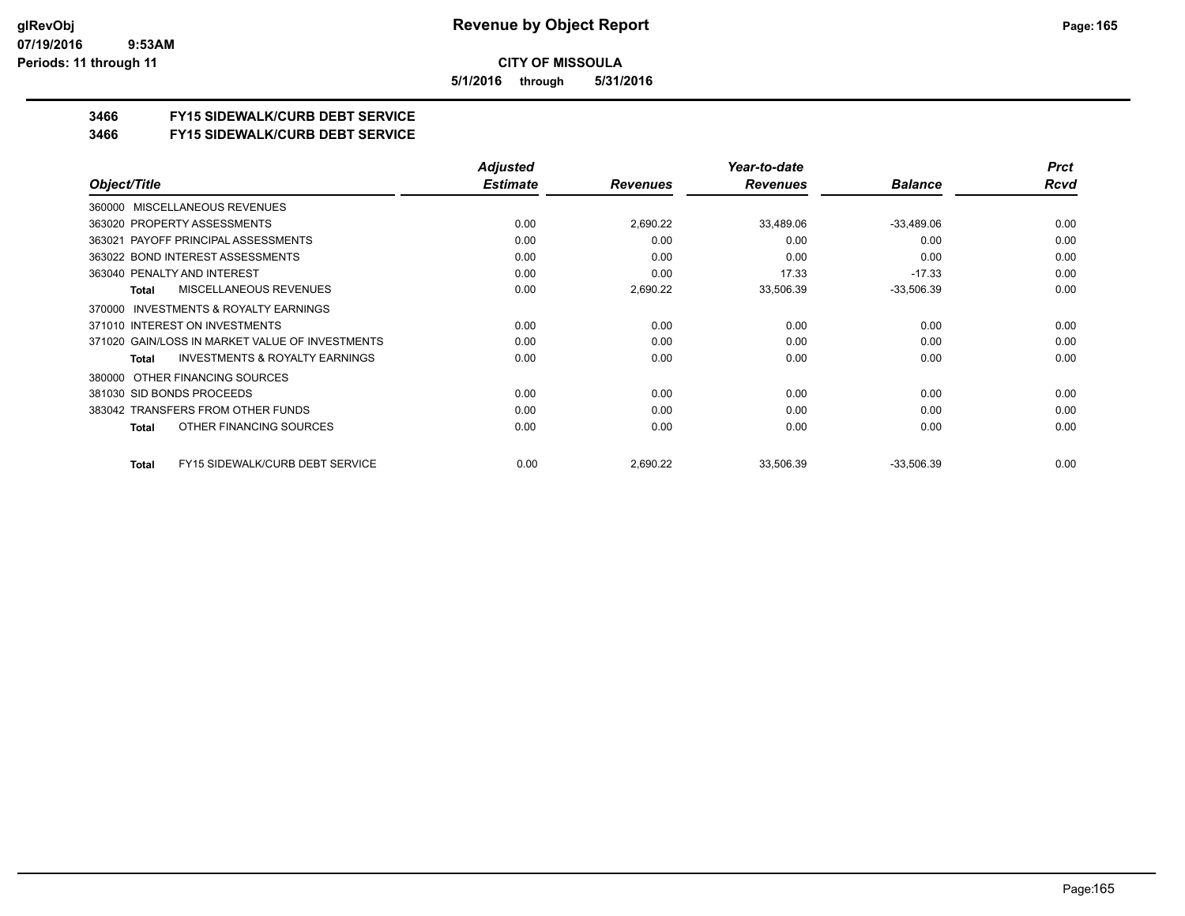**CITY OF MISSOULA**

**5/1/2016 through 5/31/2016**

## 3466 FY15 SIDEWALK/CURB DEBT SERVICE
## 3466 FY15 SIDEWALK/CURB DEBT SERVICE

| Object/Title | Adjusted Estimate | Revenues | Year-to-date Revenues | Balance | Prct Rcvd |
|---|---|---|---|---|---|
| 360000 MISCELLANEOUS REVENUES | | | | | |
| 363020 PROPERTY ASSESSMENTS | 0.00 | 2,690.22 | 33,489.06 | -33,489.06 | 0.00 |
| 363021 PAYOFF PRINCIPAL ASSESSMENTS | 0.00 | 0.00 | 0.00 | 0.00 | 0.00 |
| 363022 BOND INTEREST ASSESSMENTS | 0.00 | 0.00 | 0.00 | 0.00 | 0.00 |
| 363040 PENALTY AND INTEREST | 0.00 | 0.00 | 17.33 | -17.33 | 0.00 |
| **Total** MISCELLANEOUS REVENUES | 0.00 | 2,690.22 | 33,506.39 | -33,506.39 | 0.00 |
| 370000 INVESTMENTS & ROYALTY EARNINGS | | | | | |
| 371010 INTEREST ON INVESTMENTS | 0.00 | 0.00 | 0.00 | 0.00 | 0.00 |
| 371020 GAIN/LOSS IN MARKET VALUE OF INVESTMENTS | 0.00 | 0.00 | 0.00 | 0.00 | 0.00 |
| **Total** INVESTMENTS & ROYALTY EARNINGS | 0.00 | 0.00 | 0.00 | 0.00 | 0.00 |
| 380000 OTHER FINANCING SOURCES | | | | | |
| 381030 SID BONDS PROCEEDS | 0.00 | 0.00 | 0.00 | 0.00 | 0.00 |
| 383042 TRANSFERS FROM OTHER FUNDS | 0.00 | 0.00 | 0.00 | 0.00 | 0.00 |
| **Total** OTHER FINANCING SOURCES | 0.00 | 0.00 | 0.00 | 0.00 | 0.00 |
| **Total** FY15 SIDEWALK/CURB DEBT SERVICE | 0.00 | 2,690.22 | 33,506.39 | -33,506.39 | 0.00 |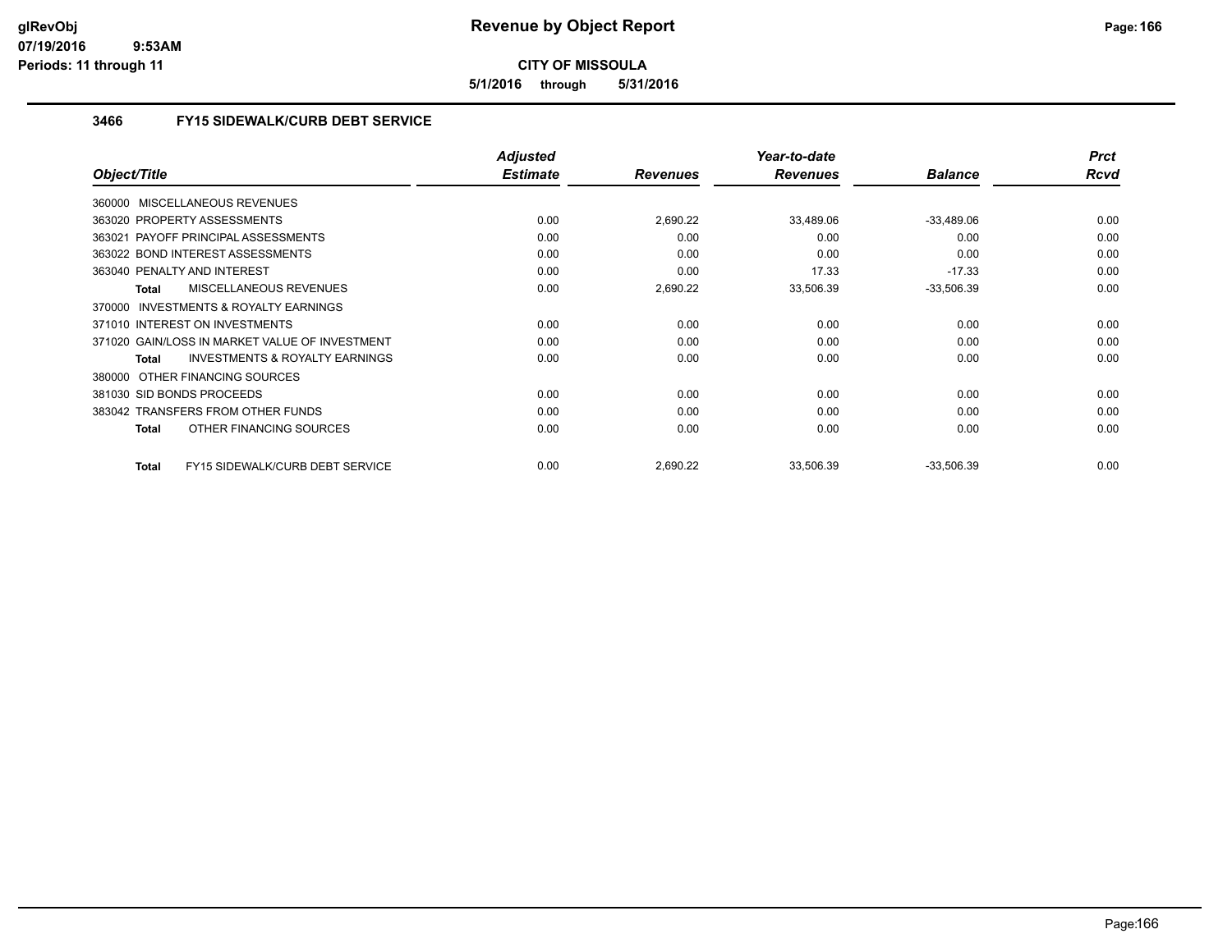**CITY OF MISSOULA**

**5/1/2016 through 5/31/2016**

### 3466 FY15 SIDEWALK/CURB DEBT SERVICE

| Object/Title | Adjusted Estimate | Revenues | Year-to-date Revenues | Balance | Prct Rcvd |
|---|---|---|---|---|---|
| 360000 MISCELLANEOUS REVENUES | | | | | |
| 363020 PROPERTY ASSESSMENTS | 0.00 | 2,690.22 | 33,489.06 | -33,489.06 | 0.00 |
| 363021 PAYOFF PRINCIPAL ASSESSMENTS | 0.00 | 0.00 | 0.00 | 0.00 | 0.00 |
| 363022 BOND INTEREST ASSESSMENTS | 0.00 | 0.00 | 0.00 | 0.00 | 0.00 |
| 363040 PENALTY AND INTEREST | 0.00 | 0.00 | 17.33 | -17.33 | 0.00 |
| **Total** MISCELLANEOUS REVENUES | 0.00 | 2,690.22 | 33,506.39 | -33,506.39 | 0.00 |
| 370000 INVESTMENTS & ROYALTY EARNINGS | | | | | |
| 371010 INTEREST ON INVESTMENTS | 0.00 | 0.00 | 0.00 | 0.00 | 0.00 |
| 371020 GAIN/LOSS IN MARKET VALUE OF INVESTMENT | 0.00 | 0.00 | 0.00 | 0.00 | 0.00 |
| **Total** INVESTMENTS & ROYALTY EARNINGS | 0.00 | 0.00 | 0.00 | 0.00 | 0.00 |
| 380000 OTHER FINANCING SOURCES | | | | | |
| 381030 SID BONDS PROCEEDS | 0.00 | 0.00 | 0.00 | 0.00 | 0.00 |
| 383042 TRANSFERS FROM OTHER FUNDS | 0.00 | 0.00 | 0.00 | 0.00 | 0.00 |
| **Total** OTHER FINANCING SOURCES | 0.00 | 0.00 | 0.00 | 0.00 | 0.00 |
| **Total** FY15 SIDEWALK/CURB DEBT SERVICE | 0.00 | 2,690.22 | 33,506.39 | -33,506.39 | 0.00 |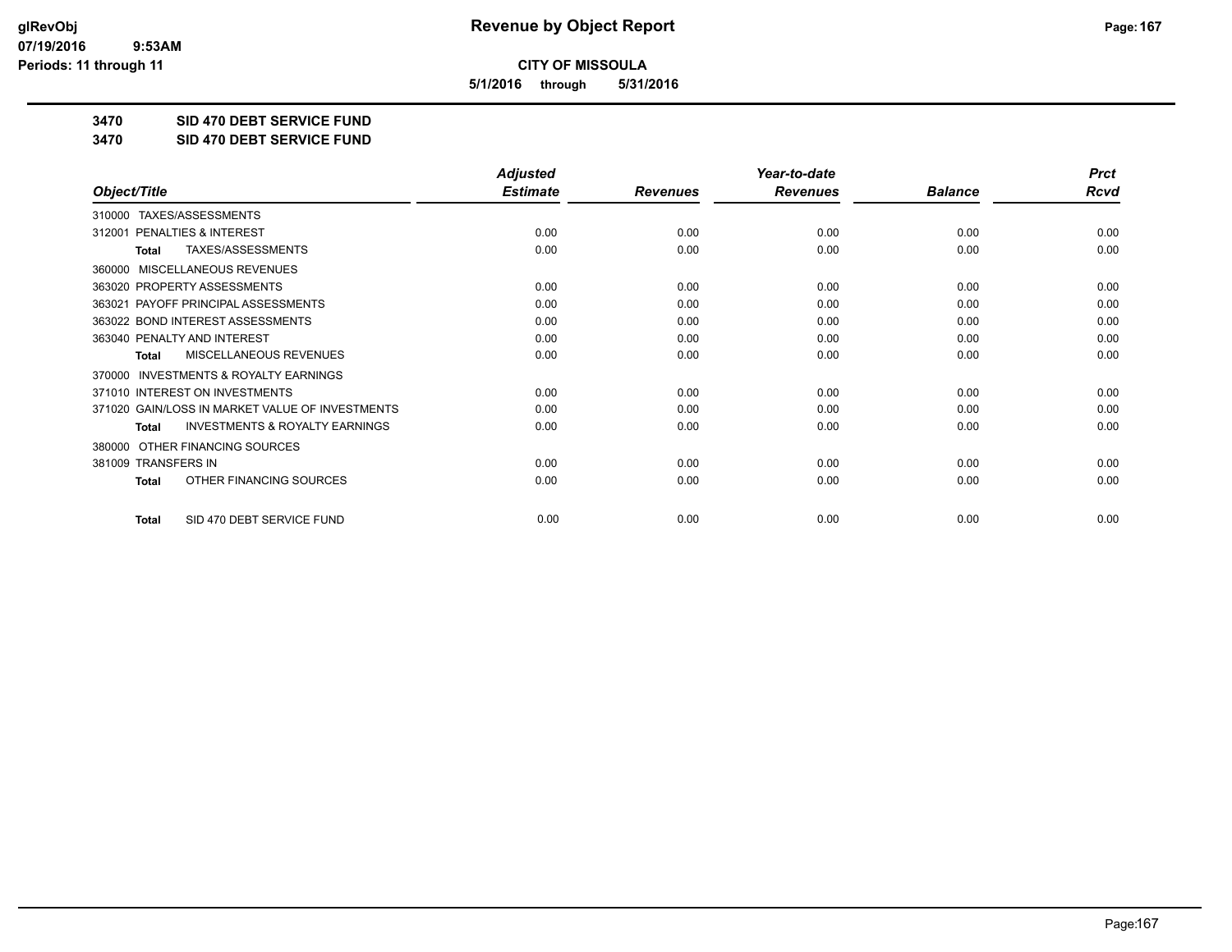**CITY OF MISSOULA**

**5/1/2016 through 5/31/2016**

**3470 SID 470 DEBT SERVICE FUND**

**3470 SID 470 DEBT SERVICE FUND**

| Object/Title | Adjusted Estimate | Revenues | Year-to-date Revenues | Balance | Prct Rcvd |
|---|---|---|---|---|---|
| 310000 TAXES/ASSESSMENTS | | | | | |
| 312001 PENALTIES & INTEREST | 0.00 | 0.00 | 0.00 | 0.00 | 0.00 |
| **Total** TAXES/ASSESSMENTS | 0.00 | 0.00 | 0.00 | 0.00 | 0.00 |
| 360000 MISCELLANEOUS REVENUES | | | | | |
| 363020 PROPERTY ASSESSMENTS | 0.00 | 0.00 | 0.00 | 0.00 | 0.00 |
| 363021 PAYOFF PRINCIPAL ASSESSMENTS | 0.00 | 0.00 | 0.00 | 0.00 | 0.00 |
| 363022 BOND INTEREST ASSESSMENTS | 0.00 | 0.00 | 0.00 | 0.00 | 0.00 |
| 363040 PENALTY AND INTEREST | 0.00 | 0.00 | 0.00 | 0.00 | 0.00 |
| **Total** MISCELLANEOUS REVENUES | 0.00 | 0.00 | 0.00 | 0.00 | 0.00 |
| 370000 INVESTMENTS & ROYALTY EARNINGS | | | | | |
| 371010 INTEREST ON INVESTMENTS | 0.00 | 0.00 | 0.00 | 0.00 | 0.00 |
| 371020 GAIN/LOSS IN MARKET VALUE OF INVESTMENTS | 0.00 | 0.00 | 0.00 | 0.00 | 0.00 |
| **Total** INVESTMENTS & ROYALTY EARNINGS | 0.00 | 0.00 | 0.00 | 0.00 | 0.00 |
| 380000 OTHER FINANCING SOURCES | | | | | |
| 381009 TRANSFERS IN | 0.00 | 0.00 | 0.00 | 0.00 | 0.00 |
| **Total** OTHER FINANCING SOURCES | 0.00 | 0.00 | 0.00 | 0.00 | 0.00 |
| **Total** SID 470 DEBT SERVICE FUND | 0.00 | 0.00 | 0.00 | 0.00 | 0.00 |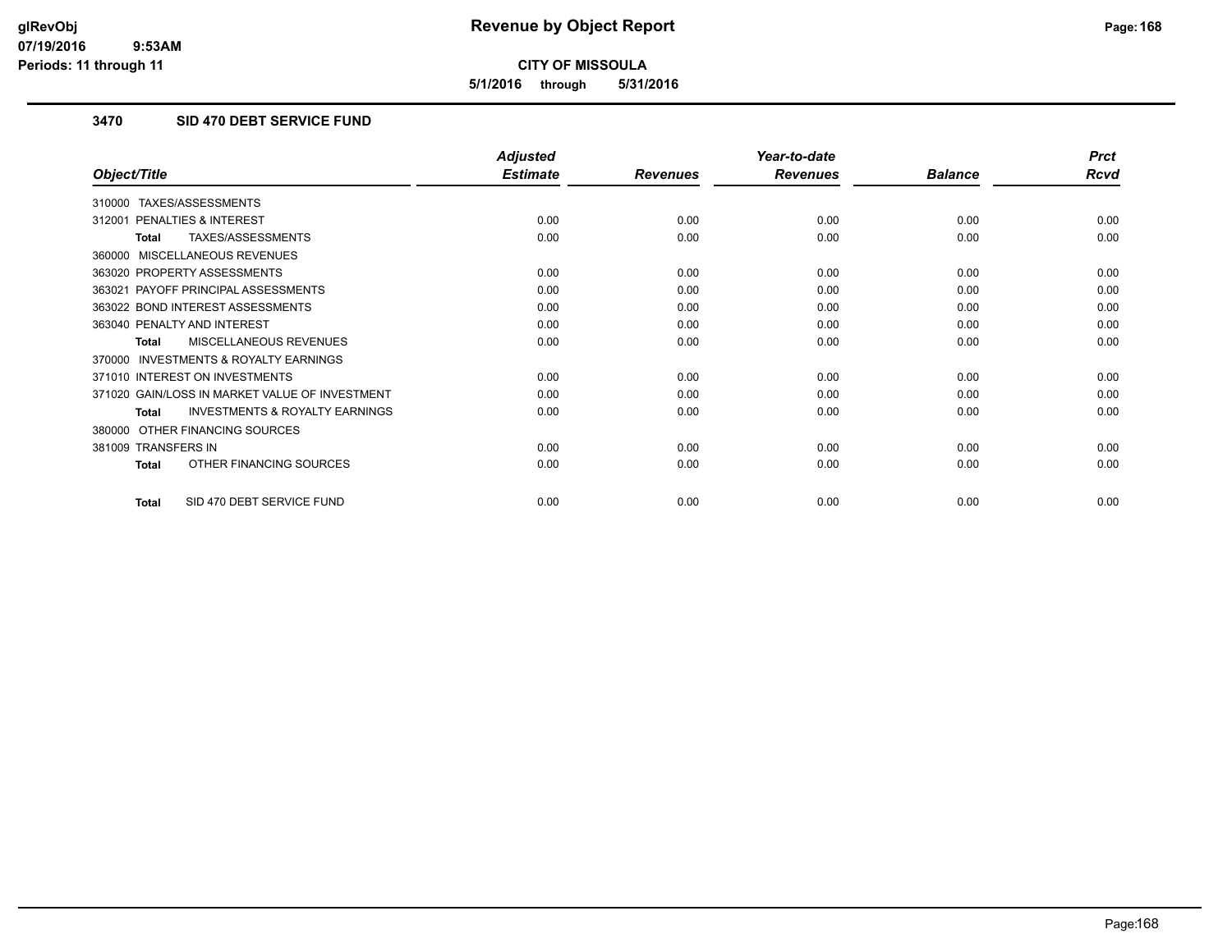# Revenue by Object Report

**CITY OF MISSOULA**

**5/1/2016 through 5/31/2016**

### 3470 SID 470 DEBT SERVICE FUND

| Object/Title | Adjusted Estimate | Revenues | Year-to-date Revenues | Balance | Prct Rcvd |
|---|---|---|---|---|---|
| 310000 TAXES/ASSESSMENTS | | | | | |
| 312001 PENALTIES & INTEREST | 0.00 | 0.00 | 0.00 | 0.00 | 0.00 |
| **Total** TAXES/ASSESSMENTS | 0.00 | 0.00 | 0.00 | 0.00 | 0.00 |
| 360000 MISCELLANEOUS REVENUES | | | | | |
| 363020 PROPERTY ASSESSMENTS | 0.00 | 0.00 | 0.00 | 0.00 | 0.00 |
| 363021 PAYOFF PRINCIPAL ASSESSMENTS | 0.00 | 0.00 | 0.00 | 0.00 | 0.00 |
| 363022 BOND INTEREST ASSESSMENTS | 0.00 | 0.00 | 0.00 | 0.00 | 0.00 |
| 363040 PENALTY AND INTEREST | 0.00 | 0.00 | 0.00 | 0.00 | 0.00 |
| **Total** MISCELLANEOUS REVENUES | 0.00 | 0.00 | 0.00 | 0.00 | 0.00 |
| 370000 INVESTMENTS & ROYALTY EARNINGS | | | | | |
| 371010 INTEREST ON INVESTMENTS | 0.00 | 0.00 | 0.00 | 0.00 | 0.00 |
| 371020 GAIN/LOSS IN MARKET VALUE OF INVESTMENT | 0.00 | 0.00 | 0.00 | 0.00 | 0.00 |
| **Total** INVESTMENTS & ROYALTY EARNINGS | 0.00 | 0.00 | 0.00 | 0.00 | 0.00 |
| 380000 OTHER FINANCING SOURCES | | | | | |
| 381009 TRANSFERS IN | 0.00 | 0.00 | 0.00 | 0.00 | 0.00 |
| **Total** OTHER FINANCING SOURCES | 0.00 | 0.00 | 0.00 | 0.00 | 0.00 |
| **Total** SID 470 DEBT SERVICE FUND | 0.00 | 0.00 | 0.00 | 0.00 | 0.00 |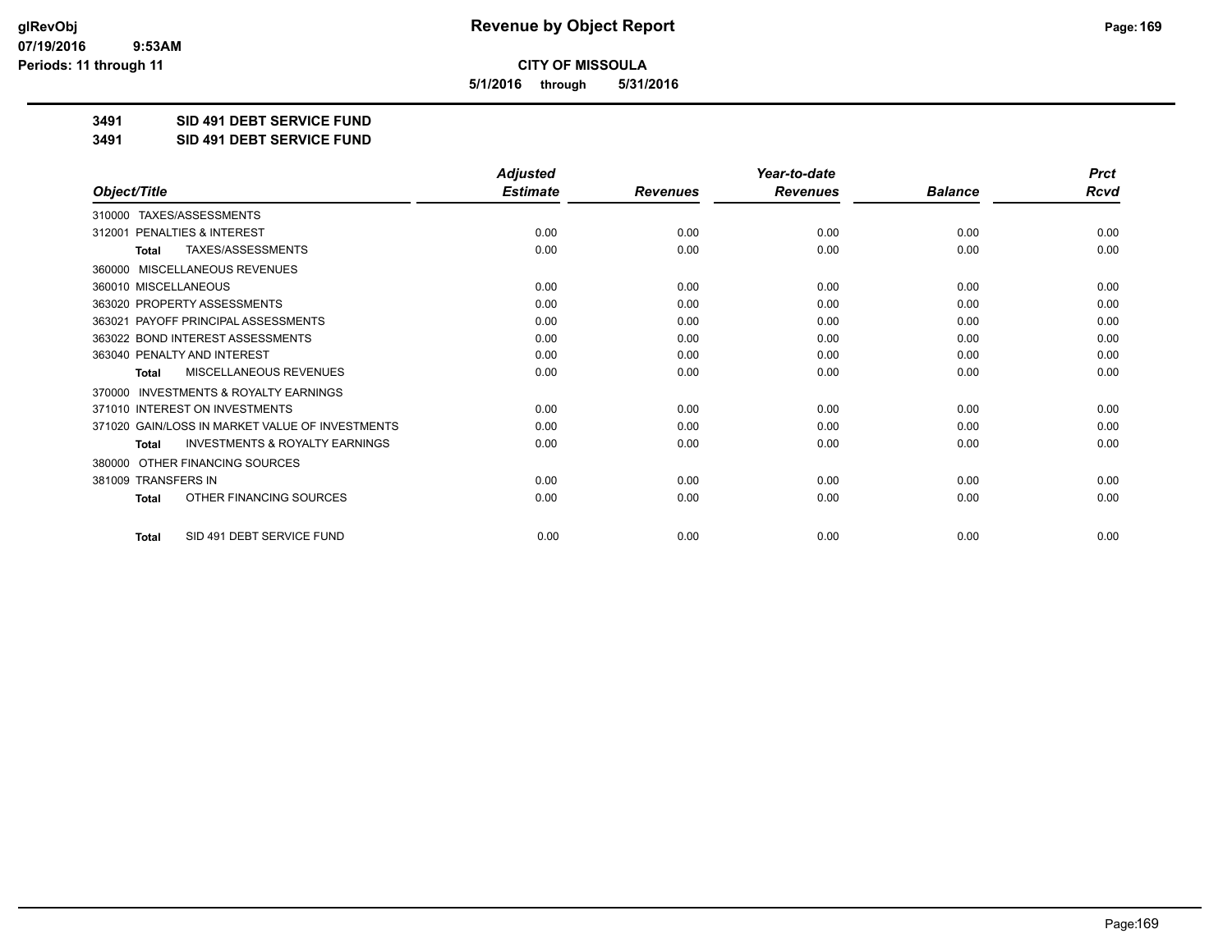**CITY OF MISSOULA**

**5/1/2016 through 5/31/2016**

**3491 SID 491 DEBT SERVICE FUND**

**3491 SID 491 DEBT SERVICE FUND**

| Object/Title | Adjusted Estimate | Revenues | Year-to-date Revenues | Balance | Prct Rcvd |
|---|---|---|---|---|---|
| 310000 TAXES/ASSESSMENTS | | | | | |
| 312001 PENALTIES & INTEREST | 0.00 | 0.00 | 0.00 | 0.00 | 0.00 |
| **Total** TAXES/ASSESSMENTS | 0.00 | 0.00 | 0.00 | 0.00 | 0.00 |
| 360000 MISCELLANEOUS REVENUES | | | | | |
| 360010 MISCELLANEOUS | 0.00 | 0.00 | 0.00 | 0.00 | 0.00 |
| 363020 PROPERTY ASSESSMENTS | 0.00 | 0.00 | 0.00 | 0.00 | 0.00 |
| 363021 PAYOFF PRINCIPAL ASSESSMENTS | 0.00 | 0.00 | 0.00 | 0.00 | 0.00 |
| 363022 BOND INTEREST ASSESSMENTS | 0.00 | 0.00 | 0.00 | 0.00 | 0.00 |
| 363040 PENALTY AND INTEREST | 0.00 | 0.00 | 0.00 | 0.00 | 0.00 |
| **Total** MISCELLANEOUS REVENUES | 0.00 | 0.00 | 0.00 | 0.00 | 0.00 |
| 370000 INVESTMENTS & ROYALTY EARNINGS | | | | | |
| 371010 INTEREST ON INVESTMENTS | 0.00 | 0.00 | 0.00 | 0.00 | 0.00 |
| 371020 GAIN/LOSS IN MARKET VALUE OF INVESTMENTS | 0.00 | 0.00 | 0.00 | 0.00 | 0.00 |
| **Total** INVESTMENTS & ROYALTY EARNINGS | 0.00 | 0.00 | 0.00 | 0.00 | 0.00 |
| 380000 OTHER FINANCING SOURCES | | | | | |
| 381009 TRANSFERS IN | 0.00 | 0.00 | 0.00 | 0.00 | 0.00 |
| **Total** OTHER FINANCING SOURCES | 0.00 | 0.00 | 0.00 | 0.00 | 0.00 |
| **Total** SID 491 DEBT SERVICE FUND | 0.00 | 0.00 | 0.00 | 0.00 | 0.00 |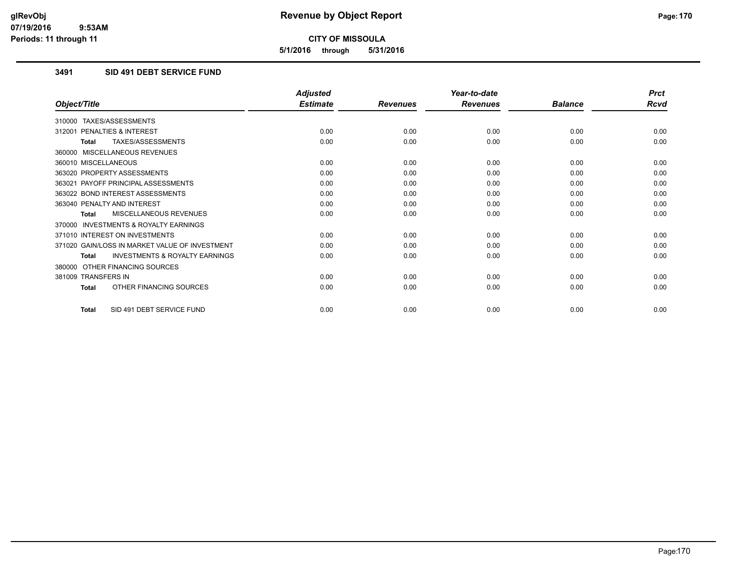# Revenue by Object Report

**CITY OF MISSOULA**

**5/1/2016 through 5/31/2016**

glRevObj
07/19/2016 9:53AM
Periods: 11 through 11

### 3491 SID 491 DEBT SERVICE FUND

| Object/Title | Adjusted Estimate | Revenues | Year-to-date Revenues | Balance | Prct Rcvd |
|---|---|---|---|---|---|
| 310000 TAXES/ASSESSMENTS | | | | | |
| 312001 PENALTIES & INTEREST | 0.00 | 0.00 | 0.00 | 0.00 | 0.00 |
| **Total** TAXES/ASSESSMENTS | 0.00 | 0.00 | 0.00 | 0.00 | 0.00 |
| 360000 MISCELLANEOUS REVENUES | | | | | |
| 360010 MISCELLANEOUS | 0.00 | 0.00 | 0.00 | 0.00 | 0.00 |
| 363020 PROPERTY ASSESSMENTS | 0.00 | 0.00 | 0.00 | 0.00 | 0.00 |
| 363021 PAYOFF PRINCIPAL ASSESSMENTS | 0.00 | 0.00 | 0.00 | 0.00 | 0.00 |
| 363022 BOND INTEREST ASSESSMENTS | 0.00 | 0.00 | 0.00 | 0.00 | 0.00 |
| 363040 PENALTY AND INTEREST | 0.00 | 0.00 | 0.00 | 0.00 | 0.00 |
| **Total** MISCELLANEOUS REVENUES | 0.00 | 0.00 | 0.00 | 0.00 | 0.00 |
| 370000 INVESTMENTS & ROYALTY EARNINGS | | | | | |
| 371010 INTEREST ON INVESTMENTS | 0.00 | 0.00 | 0.00 | 0.00 | 0.00 |
| 371020 GAIN/LOSS IN MARKET VALUE OF INVESTMENT | 0.00 | 0.00 | 0.00 | 0.00 | 0.00 |
| **Total** INVESTMENTS & ROYALTY EARNINGS | 0.00 | 0.00 | 0.00 | 0.00 | 0.00 |
| 380000 OTHER FINANCING SOURCES | | | | | |
| 381009 TRANSFERS IN | 0.00 | 0.00 | 0.00 | 0.00 | 0.00 |
| **Total** OTHER FINANCING SOURCES | 0.00 | 0.00 | 0.00 | 0.00 | 0.00 |
| **Total** SID 491 DEBT SERVICE FUND | 0.00 | 0.00 | 0.00 | 0.00 | 0.00 |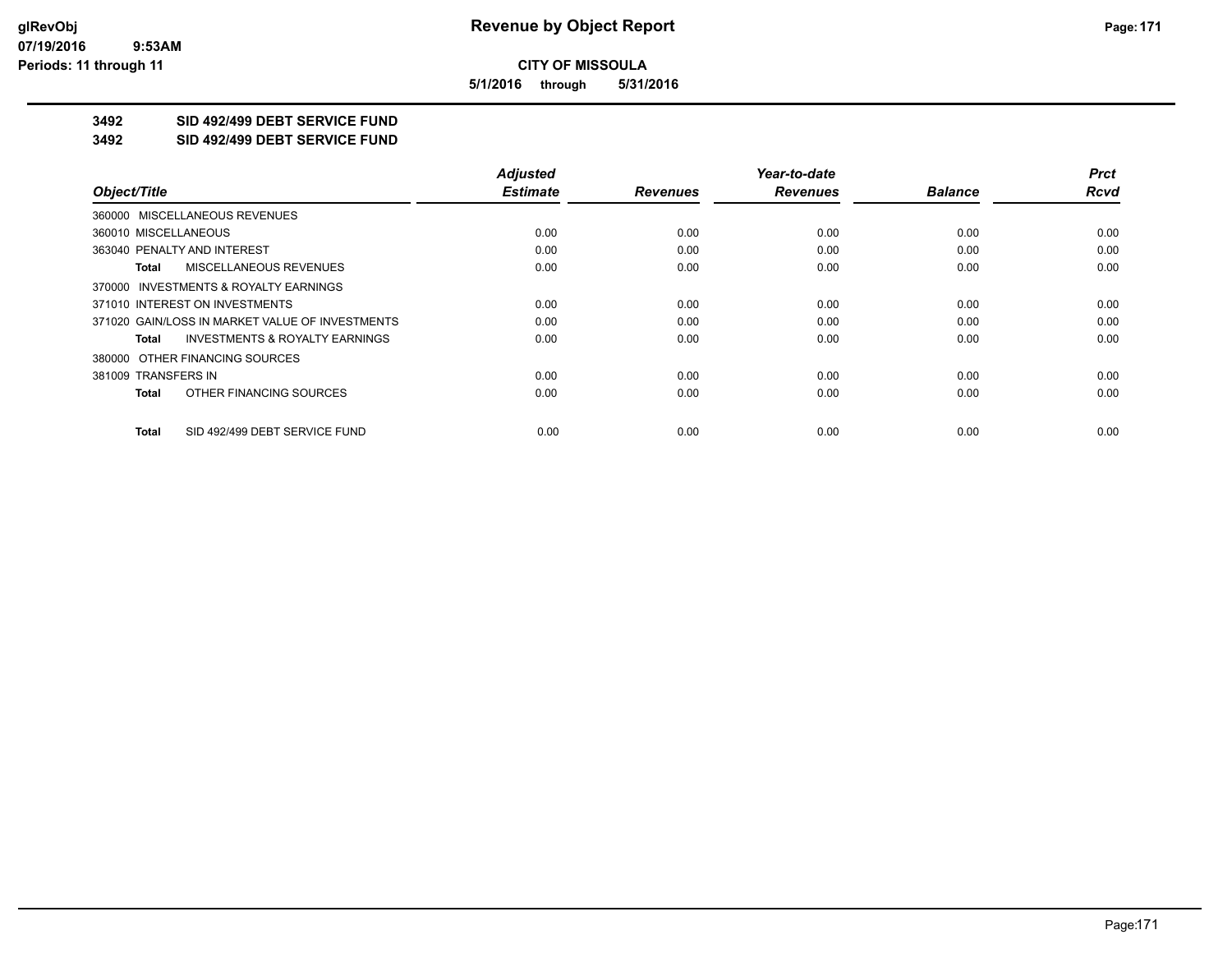# Revenue by Object Report

**CITY OF MISSOULA**

**5/1/2016 through 5/31/2016**

**3492 SID 492/499 DEBT SERVICE FUND**

**3492 SID 492/499 DEBT SERVICE FUND**

| Object/Title | Adjusted Estimate | Revenues | Year-to-date Revenues | Balance | Prct Rcvd |
|---|---|---|---|---|---|
| 360000 MISCELLANEOUS REVENUES | | | | | |
| 360010 MISCELLANEOUS | 0.00 | 0.00 | 0.00 | 0.00 | 0.00 |
| 363040 PENALTY AND INTEREST | 0.00 | 0.00 | 0.00 | 0.00 | 0.00 |
| **Total** MISCELLANEOUS REVENUES | 0.00 | 0.00 | 0.00 | 0.00 | 0.00 |
| 370000 INVESTMENTS & ROYALTY EARNINGS | | | | | |
| 371010 INTEREST ON INVESTMENTS | 0.00 | 0.00 | 0.00 | 0.00 | 0.00 |
| 371020 GAIN/LOSS IN MARKET VALUE OF INVESTMENTS | 0.00 | 0.00 | 0.00 | 0.00 | 0.00 |
| **Total** INVESTMENTS & ROYALTY EARNINGS | 0.00 | 0.00 | 0.00 | 0.00 | 0.00 |
| 380000 OTHER FINANCING SOURCES | | | | | |
| 381009 TRANSFERS IN | 0.00 | 0.00 | 0.00 | 0.00 | 0.00 |
| **Total** OTHER FINANCING SOURCES | 0.00 | 0.00 | 0.00 | 0.00 | 0.00 |
| **Total** SID 492/499 DEBT SERVICE FUND | 0.00 | 0.00 | 0.00 | 0.00 | 0.00 |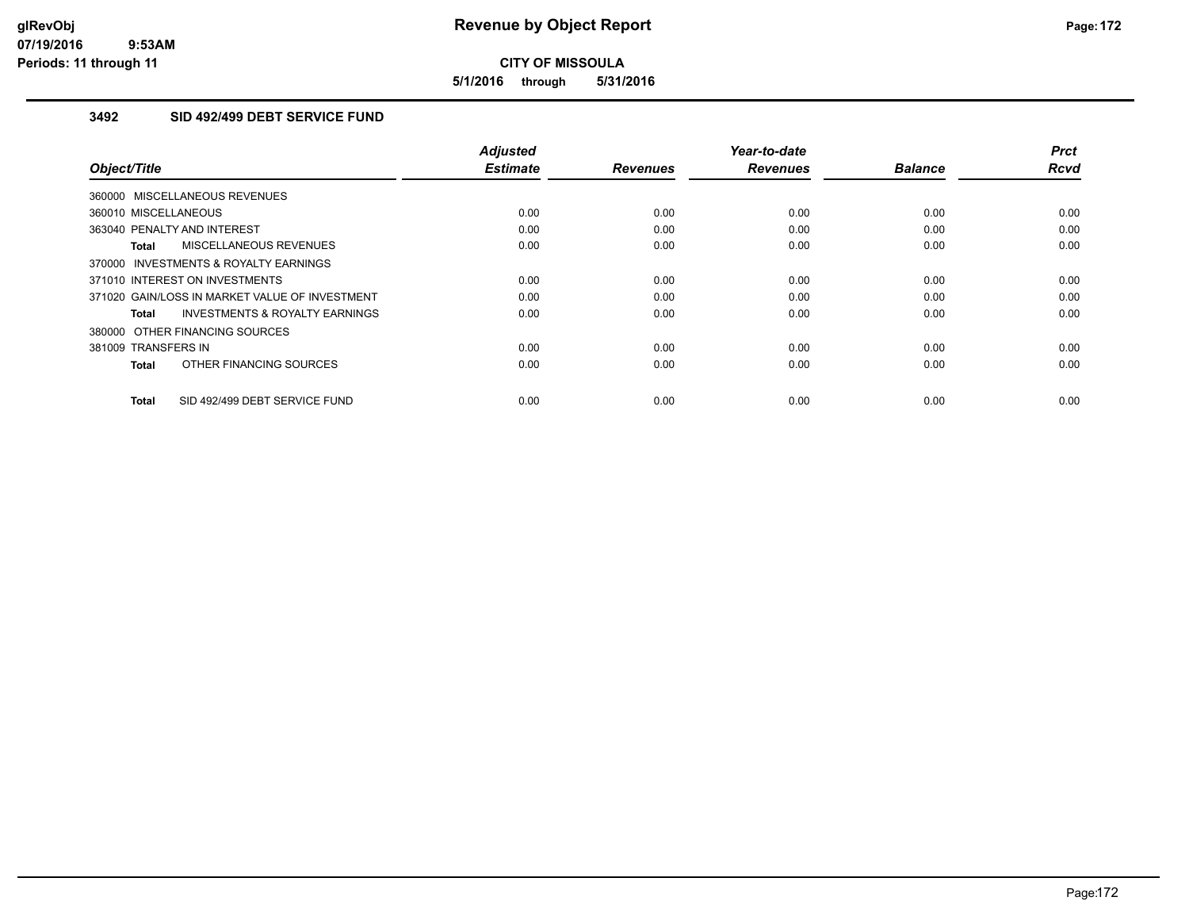# Revenue by Object Report

**CITY OF MISSOULA**

**5/1/2016 through 5/31/2016**

glRevObj
07/19/2016 9:53AM
Periods: 11 through 11

### 3492 SID 492/499 DEBT SERVICE FUND

| Object/Title | Adjusted Estimate | Revenues | Year-to-date Revenues | Balance | Prct Rcvd |
|---|---|---|---|---|---|
| 360000 MISCELLANEOUS REVENUES | | | | | |
| 360010 MISCELLANEOUS | 0.00 | 0.00 | 0.00 | 0.00 | 0.00 |
| 363040 PENALTY AND INTEREST | 0.00 | 0.00 | 0.00 | 0.00 | 0.00 |
| **Total** MISCELLANEOUS REVENUES | 0.00 | 0.00 | 0.00 | 0.00 | 0.00 |
| 370000 INVESTMENTS & ROYALTY EARNINGS | | | | | |
| 371010 INTEREST ON INVESTMENTS | 0.00 | 0.00 | 0.00 | 0.00 | 0.00 |
| 371020 GAIN/LOSS IN MARKET VALUE OF INVESTMENT | 0.00 | 0.00 | 0.00 | 0.00 | 0.00 |
| **Total** INVESTMENTS & ROYALTY EARNINGS | 0.00 | 0.00 | 0.00 | 0.00 | 0.00 |
| 380000 OTHER FINANCING SOURCES | | | | | |
| 381009 TRANSFERS IN | 0.00 | 0.00 | 0.00 | 0.00 | 0.00 |
| **Total** OTHER FINANCING SOURCES | 0.00 | 0.00 | 0.00 | 0.00 | 0.00 |
| **Total** SID 492/499 DEBT SERVICE FUND | 0.00 | 0.00 | 0.00 | 0.00 | 0.00 |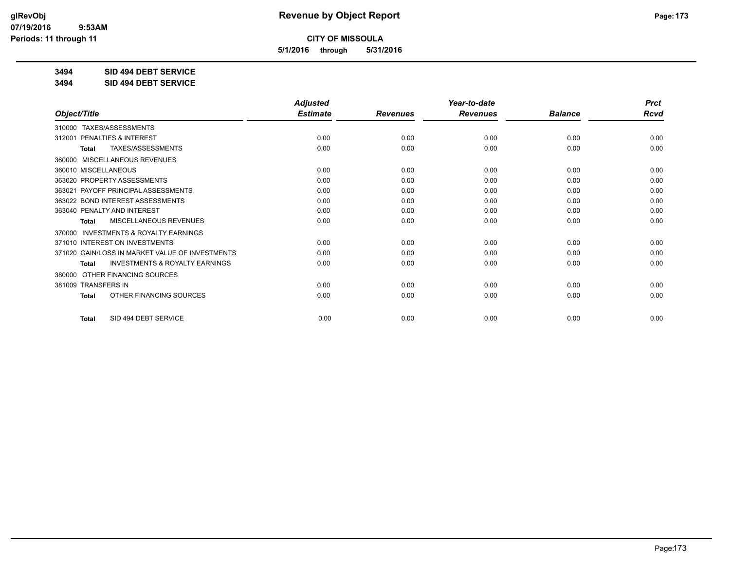# CITY OF MISSOULA

**5/1/2016 through 5/31/2016**

## 3494 SID 494 DEBT SERVICE

## 3494 SID 494 DEBT SERVICE

| Object/Title | Adjusted Estimate | Revenues | Year-to-date Revenues | Balance | Prct Rcvd |
|---|---|---|---|---|---|
| 310000 TAXES/ASSESSMENTS | | | | | |
| 312001 PENALTIES & INTEREST | 0.00 | 0.00 | 0.00 | 0.00 | 0.00 |
| **Total** TAXES/ASSESSMENTS | 0.00 | 0.00 | 0.00 | 0.00 | 0.00 |
| 360000 MISCELLANEOUS REVENUES | | | | | |
| 360010 MISCELLANEOUS | 0.00 | 0.00 | 0.00 | 0.00 | 0.00 |
| 363020 PROPERTY ASSESSMENTS | 0.00 | 0.00 | 0.00 | 0.00 | 0.00 |
| 363021 PAYOFF PRINCIPAL ASSESSMENTS | 0.00 | 0.00 | 0.00 | 0.00 | 0.00 |
| 363022 BOND INTEREST ASSESSMENTS | 0.00 | 0.00 | 0.00 | 0.00 | 0.00 |
| 363040 PENALTY AND INTEREST | 0.00 | 0.00 | 0.00 | 0.00 | 0.00 |
| **Total** MISCELLANEOUS REVENUES | 0.00 | 0.00 | 0.00 | 0.00 | 0.00 |
| 370000 INVESTMENTS & ROYALTY EARNINGS | | | | | |
| 371010 INTEREST ON INVESTMENTS | 0.00 | 0.00 | 0.00 | 0.00 | 0.00 |
| 371020 GAIN/LOSS IN MARKET VALUE OF INVESTMENTS | 0.00 | 0.00 | 0.00 | 0.00 | 0.00 |
| **Total** INVESTMENTS & ROYALTY EARNINGS | 0.00 | 0.00 | 0.00 | 0.00 | 0.00 |
| 380000 OTHER FINANCING SOURCES | | | | | |
| 381009 TRANSFERS IN | 0.00 | 0.00 | 0.00 | 0.00 | 0.00 |
| **Total** OTHER FINANCING SOURCES | 0.00 | 0.00 | 0.00 | 0.00 | 0.00 |
| **Total** SID 494 DEBT SERVICE | 0.00 | 0.00 | 0.00 | 0.00 | 0.00 |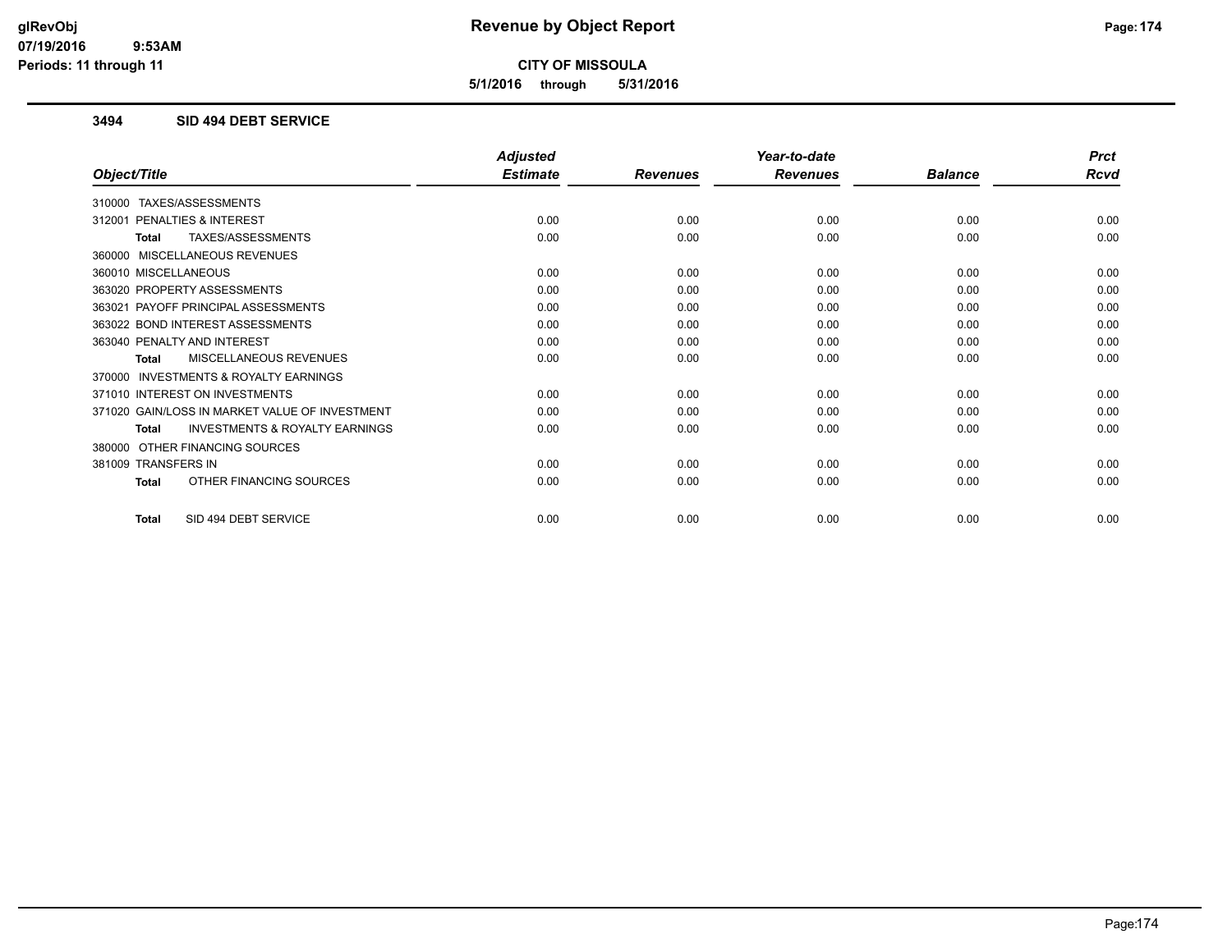# Revenue by Object Report

**CITY OF MISSOULA**

**5/1/2016 through 5/31/2016**

glRevObj
07/19/2016 9:53AM
Periods: 11 through 11

### 3494 SID 494 DEBT SERVICE

| Object/Title | Adjusted Estimate | Revenues | Year-to-date Revenues | Balance | Prct Rcvd |
|---|---|---|---|---|---|
| 310000 TAXES/ASSESSMENTS | | | | | |
| 312001 PENALTIES & INTEREST | 0.00 | 0.00 | 0.00 | 0.00 | 0.00 |
| **Total** TAXES/ASSESSMENTS | 0.00 | 0.00 | 0.00 | 0.00 | 0.00 |
| 360000 MISCELLANEOUS REVENUES | | | | | |
| 360010 MISCELLANEOUS | 0.00 | 0.00 | 0.00 | 0.00 | 0.00 |
| 363020 PROPERTY ASSESSMENTS | 0.00 | 0.00 | 0.00 | 0.00 | 0.00 |
| 363021 PAYOFF PRINCIPAL ASSESSMENTS | 0.00 | 0.00 | 0.00 | 0.00 | 0.00 |
| 363022 BOND INTEREST ASSESSMENTS | 0.00 | 0.00 | 0.00 | 0.00 | 0.00 |
| 363040 PENALTY AND INTEREST | 0.00 | 0.00 | 0.00 | 0.00 | 0.00 |
| **Total** MISCELLANEOUS REVENUES | 0.00 | 0.00 | 0.00 | 0.00 | 0.00 |
| 370000 INVESTMENTS & ROYALTY EARNINGS | | | | | |
| 371010 INTEREST ON INVESTMENTS | 0.00 | 0.00 | 0.00 | 0.00 | 0.00 |
| 371020 GAIN/LOSS IN MARKET VALUE OF INVESTMENT | 0.00 | 0.00 | 0.00 | 0.00 | 0.00 |
| **Total** INVESTMENTS & ROYALTY EARNINGS | 0.00 | 0.00 | 0.00 | 0.00 | 0.00 |
| 380000 OTHER FINANCING SOURCES | | | | | |
| 381009 TRANSFERS IN | 0.00 | 0.00 | 0.00 | 0.00 | 0.00 |
| **Total** OTHER FINANCING SOURCES | 0.00 | 0.00 | 0.00 | 0.00 | 0.00 |
| **Total** SID 494 DEBT SERVICE | 0.00 | 0.00 | 0.00 | 0.00 | 0.00 |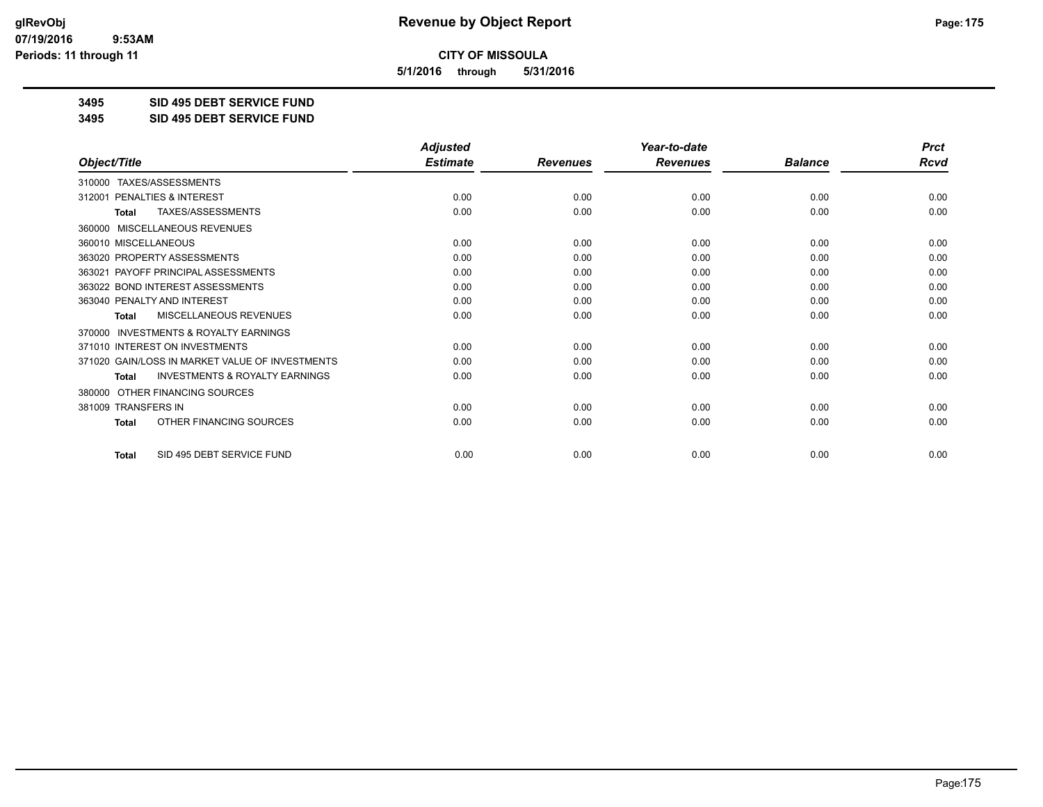# Revenue by Object Report

**CITY OF MISSOULA**

**5/1/2016 through 5/31/2016**

glRevObj
07/19/2016 9:53AM
Periods: 11 through 11

**3495 SID 495 DEBT SERVICE FUND**

**3495 SID 495 DEBT SERVICE FUND**

| Object/Title | Adjusted Estimate | Revenues | Year-to-date Revenues | Balance | Prct Rcvd |
|---|---|---|---|---|---|
| 310000 TAXES/ASSESSMENTS | | | | | |
| 312001 PENALTIES & INTEREST | 0.00 | 0.00 | 0.00 | 0.00 | 0.00 |
| **Total** TAXES/ASSESSMENTS | 0.00 | 0.00 | 0.00 | 0.00 | 0.00 |
| 360000 MISCELLANEOUS REVENUES | | | | | |
| 360010 MISCELLANEOUS | 0.00 | 0.00 | 0.00 | 0.00 | 0.00 |
| 363020 PROPERTY ASSESSMENTS | 0.00 | 0.00 | 0.00 | 0.00 | 0.00 |
| 363021 PAYOFF PRINCIPAL ASSESSMENTS | 0.00 | 0.00 | 0.00 | 0.00 | 0.00 |
| 363022 BOND INTEREST ASSESSMENTS | 0.00 | 0.00 | 0.00 | 0.00 | 0.00 |
| 363040 PENALTY AND INTEREST | 0.00 | 0.00 | 0.00 | 0.00 | 0.00 |
| **Total** MISCELLANEOUS REVENUES | 0.00 | 0.00 | 0.00 | 0.00 | 0.00 |
| 370000 INVESTMENTS & ROYALTY EARNINGS | | | | | |
| 371010 INTEREST ON INVESTMENTS | 0.00 | 0.00 | 0.00 | 0.00 | 0.00 |
| 371020 GAIN/LOSS IN MARKET VALUE OF INVESTMENTS | 0.00 | 0.00 | 0.00 | 0.00 | 0.00 |
| **Total** INVESTMENTS & ROYALTY EARNINGS | 0.00 | 0.00 | 0.00 | 0.00 | 0.00 |
| 380000 OTHER FINANCING SOURCES | | | | | |
| 381009 TRANSFERS IN | 0.00 | 0.00 | 0.00 | 0.00 | 0.00 |
| **Total** OTHER FINANCING SOURCES | 0.00 | 0.00 | 0.00 | 0.00 | 0.00 |
| **Total** SID 495 DEBT SERVICE FUND | 0.00 | 0.00 | 0.00 | 0.00 | 0.00 |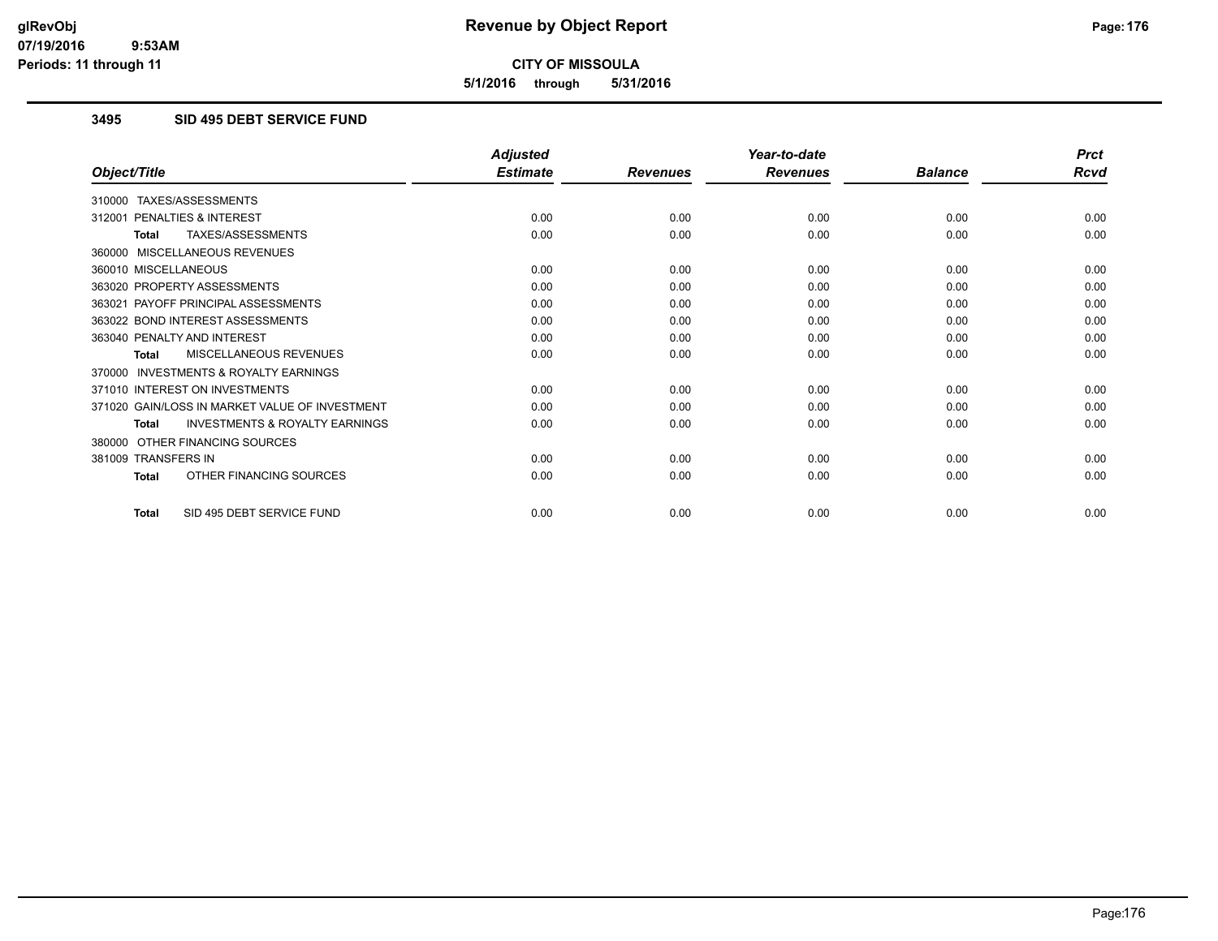**CITY OF MISSOULA**

**5/1/2016 through 5/31/2016**

## 3495 SID 495 DEBT SERVICE FUND

| Object/Title | Adjusted Estimate | Revenues | Year-to-date Revenues | Balance | Prct Rcvd |
|---|---|---|---|---|---|
| 310000 TAXES/ASSESSMENTS | | | | | |
| 312001 PENALTIES & INTEREST | 0.00 | 0.00 | 0.00 | 0.00 | 0.00 |
| **Total** TAXES/ASSESSMENTS | 0.00 | 0.00 | 0.00 | 0.00 | 0.00 |
| 360000 MISCELLANEOUS REVENUES | | | | | |
| 360010 MISCELLANEOUS | 0.00 | 0.00 | 0.00 | 0.00 | 0.00 |
| 363020 PROPERTY ASSESSMENTS | 0.00 | 0.00 | 0.00 | 0.00 | 0.00 |
| 363021 PAYOFF PRINCIPAL ASSESSMENTS | 0.00 | 0.00 | 0.00 | 0.00 | 0.00 |
| 363022 BOND INTEREST ASSESSMENTS | 0.00 | 0.00 | 0.00 | 0.00 | 0.00 |
| 363040 PENALTY AND INTEREST | 0.00 | 0.00 | 0.00 | 0.00 | 0.00 |
| **Total** MISCELLANEOUS REVENUES | 0.00 | 0.00 | 0.00 | 0.00 | 0.00 |
| 370000 INVESTMENTS & ROYALTY EARNINGS | | | | | |
| 371010 INTEREST ON INVESTMENTS | 0.00 | 0.00 | 0.00 | 0.00 | 0.00 |
| 371020 GAIN/LOSS IN MARKET VALUE OF INVESTMENT | 0.00 | 0.00 | 0.00 | 0.00 | 0.00 |
| **Total** INVESTMENTS & ROYALTY EARNINGS | 0.00 | 0.00 | 0.00 | 0.00 | 0.00 |
| 380000 OTHER FINANCING SOURCES | | | | | |
| 381009 TRANSFERS IN | 0.00 | 0.00 | 0.00 | 0.00 | 0.00 |
| **Total** OTHER FINANCING SOURCES | 0.00 | 0.00 | 0.00 | 0.00 | 0.00 |
| **Total** SID 495 DEBT SERVICE FUND | 0.00 | 0.00 | 0.00 | 0.00 | 0.00 |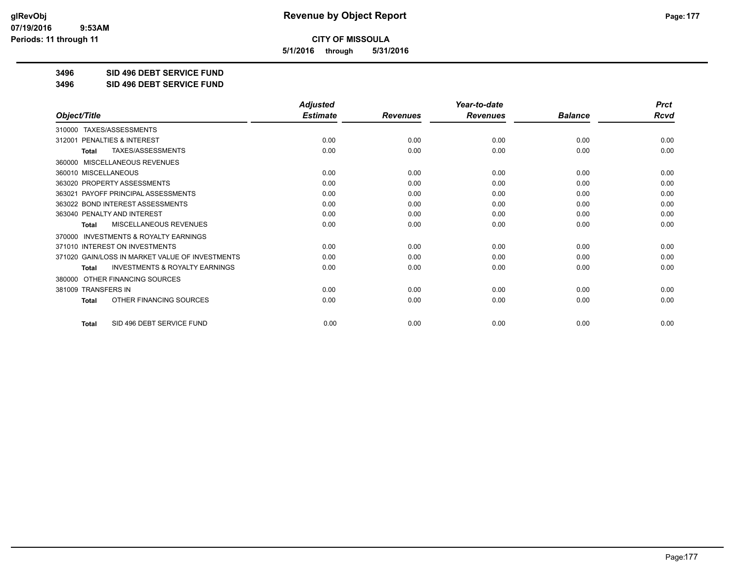# CITY OF MISSOULA

**5/1/2016 through 5/31/2016**

**3496 SID 496 DEBT SERVICE FUND**

**3496 SID 496 DEBT SERVICE FUND**

| Object/Title | Adjusted Estimate | Revenues | Year-to-date Revenues | Balance | Prct Rcvd |
|---|---|---|---|---|---|
| 310000 TAXES/ASSESSMENTS | | | | | |
| 312001 PENALTIES & INTEREST | 0.00 | 0.00 | 0.00 | 0.00 | 0.00 |
| **Total** TAXES/ASSESSMENTS | 0.00 | 0.00 | 0.00 | 0.00 | 0.00 |
| 360000 MISCELLANEOUS REVENUES | | | | | |
| 360010 MISCELLANEOUS | 0.00 | 0.00 | 0.00 | 0.00 | 0.00 |
| 363020 PROPERTY ASSESSMENTS | 0.00 | 0.00 | 0.00 | 0.00 | 0.00 |
| 363021 PAYOFF PRINCIPAL ASSESSMENTS | 0.00 | 0.00 | 0.00 | 0.00 | 0.00 |
| 363022 BOND INTEREST ASSESSMENTS | 0.00 | 0.00 | 0.00 | 0.00 | 0.00 |
| 363040 PENALTY AND INTEREST | 0.00 | 0.00 | 0.00 | 0.00 | 0.00 |
| **Total** MISCELLANEOUS REVENUES | 0.00 | 0.00 | 0.00 | 0.00 | 0.00 |
| 370000 INVESTMENTS & ROYALTY EARNINGS | | | | | |
| 371010 INTEREST ON INVESTMENTS | 0.00 | 0.00 | 0.00 | 0.00 | 0.00 |
| 371020 GAIN/LOSS IN MARKET VALUE OF INVESTMENTS | 0.00 | 0.00 | 0.00 | 0.00 | 0.00 |
| **Total** INVESTMENTS & ROYALTY EARNINGS | 0.00 | 0.00 | 0.00 | 0.00 | 0.00 |
| 380000 OTHER FINANCING SOURCES | | | | | |
| 381009 TRANSFERS IN | 0.00 | 0.00 | 0.00 | 0.00 | 0.00 |
| **Total** OTHER FINANCING SOURCES | 0.00 | 0.00 | 0.00 | 0.00 | 0.00 |
| **Total** SID 496 DEBT SERVICE FUND | 0.00 | 0.00 | 0.00 | 0.00 | 0.00 |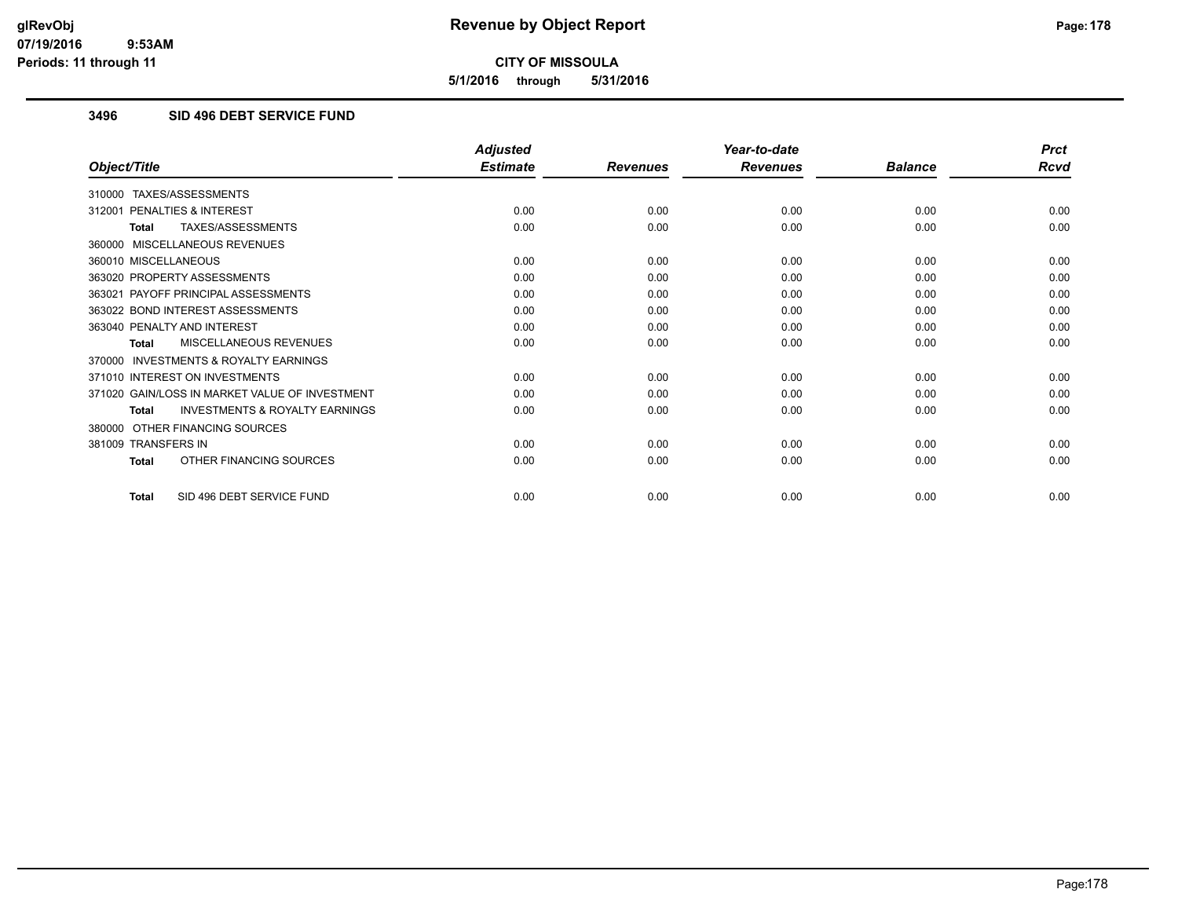**CITY OF MISSOULA**

**5/1/2016 through 5/31/2016**

### 3496 SID 496 DEBT SERVICE FUND

| Object/Title | Adjusted Estimate | Revenues | Year-to-date Revenues | Balance | Prct Rcvd |
|---|---|---|---|---|---|
| 310000 TAXES/ASSESSMENTS | | | | | |
| 312001 PENALTIES & INTEREST | 0.00 | 0.00 | 0.00 | 0.00 | 0.00 |
| **Total** TAXES/ASSESSMENTS | 0.00 | 0.00 | 0.00 | 0.00 | 0.00 |
| 360000 MISCELLANEOUS REVENUES | | | | | |
| 360010 MISCELLANEOUS | 0.00 | 0.00 | 0.00 | 0.00 | 0.00 |
| 363020 PROPERTY ASSESSMENTS | 0.00 | 0.00 | 0.00 | 0.00 | 0.00 |
| 363021 PAYOFF PRINCIPAL ASSESSMENTS | 0.00 | 0.00 | 0.00 | 0.00 | 0.00 |
| 363022 BOND INTEREST ASSESSMENTS | 0.00 | 0.00 | 0.00 | 0.00 | 0.00 |
| 363040 PENALTY AND INTEREST | 0.00 | 0.00 | 0.00 | 0.00 | 0.00 |
| **Total** MISCELLANEOUS REVENUES | 0.00 | 0.00 | 0.00 | 0.00 | 0.00 |
| 370000 INVESTMENTS & ROYALTY EARNINGS | | | | | |
| 371010 INTEREST ON INVESTMENTS | 0.00 | 0.00 | 0.00 | 0.00 | 0.00 |
| 371020 GAIN/LOSS IN MARKET VALUE OF INVESTMENT | 0.00 | 0.00 | 0.00 | 0.00 | 0.00 |
| **Total** INVESTMENTS & ROYALTY EARNINGS | 0.00 | 0.00 | 0.00 | 0.00 | 0.00 |
| 380000 OTHER FINANCING SOURCES | | | | | |
| 381009 TRANSFERS IN | 0.00 | 0.00 | 0.00 | 0.00 | 0.00 |
| **Total** OTHER FINANCING SOURCES | 0.00 | 0.00 | 0.00 | 0.00 | 0.00 |
| **Total** SID 496 DEBT SERVICE FUND | 0.00 | 0.00 | 0.00 | 0.00 | 0.00 |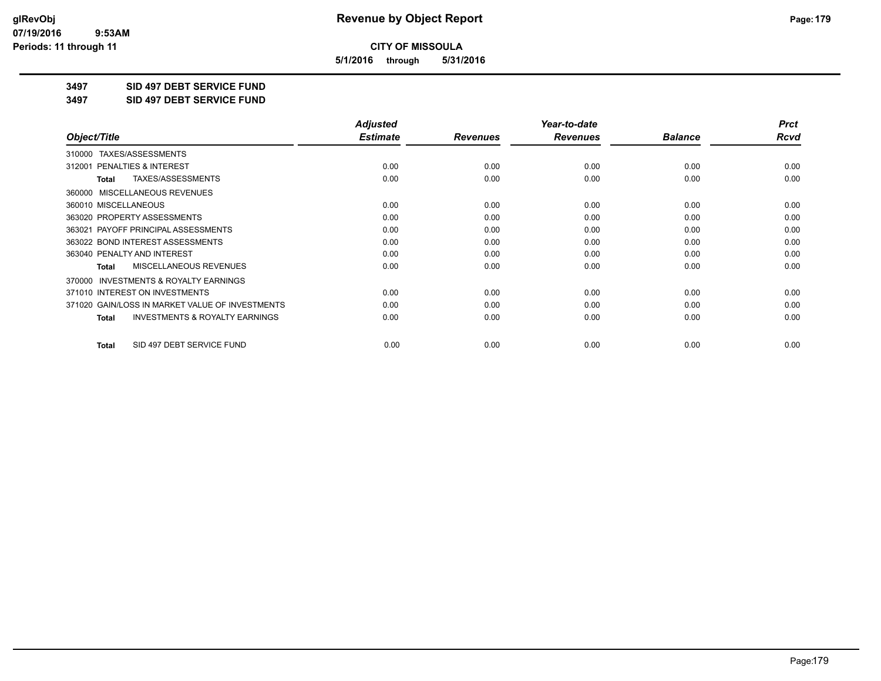**CITY OF MISSOULA**

**5/1/2016 through 5/31/2016**

**3497 SID 497 DEBT SERVICE FUND**

**3497 SID 497 DEBT SERVICE FUND**

| Object/Title | Adjusted Estimate | Revenues | Year-to-date Revenues | Balance | Prct Rcvd |
|---|---|---|---|---|---|
| 310000 TAXES/ASSESSMENTS | | | | | |
| 312001 PENALTIES & INTEREST | 0.00 | 0.00 | 0.00 | 0.00 | 0.00 |
| **Total** TAXES/ASSESSMENTS | 0.00 | 0.00 | 0.00 | 0.00 | 0.00 |
| 360000 MISCELLANEOUS REVENUES | | | | | |
| 360010 MISCELLANEOUS | 0.00 | 0.00 | 0.00 | 0.00 | 0.00 |
| 363020 PROPERTY ASSESSMENTS | 0.00 | 0.00 | 0.00 | 0.00 | 0.00 |
| 363021 PAYOFF PRINCIPAL ASSESSMENTS | 0.00 | 0.00 | 0.00 | 0.00 | 0.00 |
| 363022 BOND INTEREST ASSESSMENTS | 0.00 | 0.00 | 0.00 | 0.00 | 0.00 |
| 363040 PENALTY AND INTEREST | 0.00 | 0.00 | 0.00 | 0.00 | 0.00 |
| **Total** MISCELLANEOUS REVENUES | 0.00 | 0.00 | 0.00 | 0.00 | 0.00 |
| 370000 INVESTMENTS & ROYALTY EARNINGS | | | | | |
| 371010 INTEREST ON INVESTMENTS | 0.00 | 0.00 | 0.00 | 0.00 | 0.00 |
| 371020 GAIN/LOSS IN MARKET VALUE OF INVESTMENTS | 0.00 | 0.00 | 0.00 | 0.00 | 0.00 |
| **Total** INVESTMENTS & ROYALTY EARNINGS | 0.00 | 0.00 | 0.00 | 0.00 | 0.00 |
| **Total** SID 497 DEBT SERVICE FUND | 0.00 | 0.00 | 0.00 | 0.00 | 0.00 |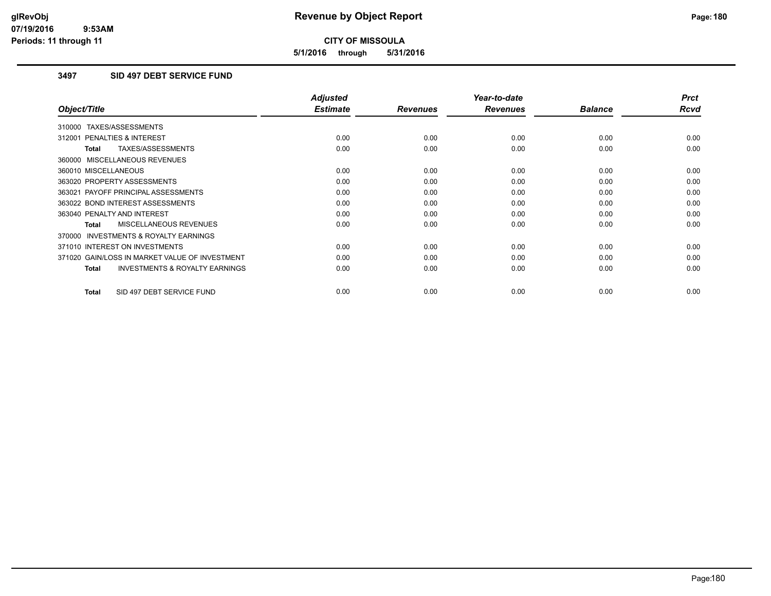**CITY OF MISSOULA**

**5/1/2016 through 5/31/2016**

### 3497 SID 497 DEBT SERVICE FUND

| Object/Title | Adjusted Estimate | Revenues | Year-to-date Revenues | Balance | Prct Rcvd |
|---|---|---|---|---|---|
| 310000 TAXES/ASSESSMENTS | | | | | |
| 312001 PENALTIES & INTEREST | 0.00 | 0.00 | 0.00 | 0.00 | 0.00 |
| **Total** TAXES/ASSESSMENTS | 0.00 | 0.00 | 0.00 | 0.00 | 0.00 |
| 360000 MISCELLANEOUS REVENUES | | | | | |
| 360010 MISCELLANEOUS | 0.00 | 0.00 | 0.00 | 0.00 | 0.00 |
| 363020 PROPERTY ASSESSMENTS | 0.00 | 0.00 | 0.00 | 0.00 | 0.00 |
| 363021 PAYOFF PRINCIPAL ASSESSMENTS | 0.00 | 0.00 | 0.00 | 0.00 | 0.00 |
| 363022 BOND INTEREST ASSESSMENTS | 0.00 | 0.00 | 0.00 | 0.00 | 0.00 |
| 363040 PENALTY AND INTEREST | 0.00 | 0.00 | 0.00 | 0.00 | 0.00 |
| **Total** MISCELLANEOUS REVENUES | 0.00 | 0.00 | 0.00 | 0.00 | 0.00 |
| 370000 INVESTMENTS & ROYALTY EARNINGS | | | | | |
| 371010 INTEREST ON INVESTMENTS | 0.00 | 0.00 | 0.00 | 0.00 | 0.00 |
| 371020 GAIN/LOSS IN MARKET VALUE OF INVESTMENT | 0.00 | 0.00 | 0.00 | 0.00 | 0.00 |
| **Total** INVESTMENTS & ROYALTY EARNINGS | 0.00 | 0.00 | 0.00 | 0.00 | 0.00 |
| **Total** SID 497 DEBT SERVICE FUND | 0.00 | 0.00 | 0.00 | 0.00 | 0.00 |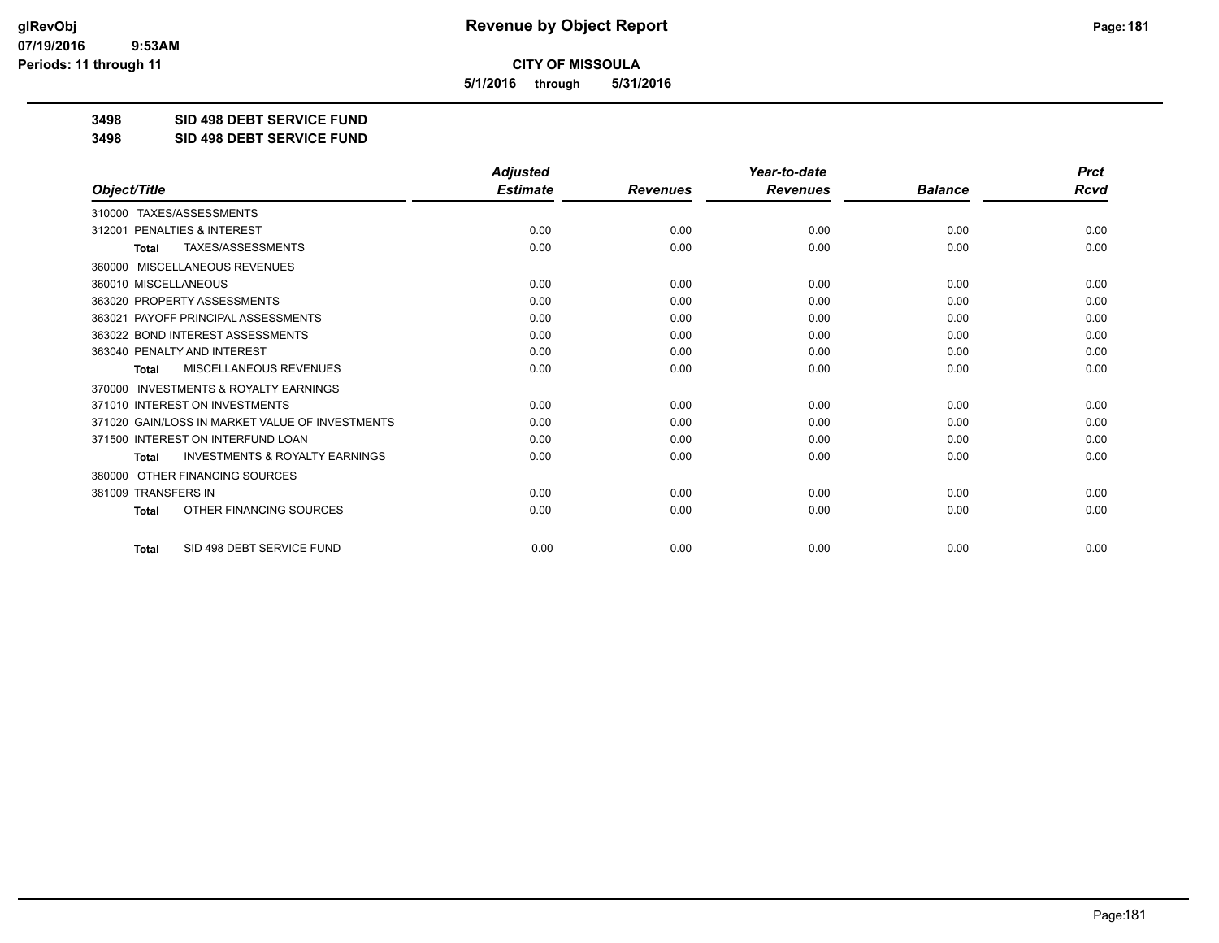# Revenue by Object Report

**CITY OF MISSOULA**

**5/1/2016 through 5/31/2016**

**3498 SID 498 DEBT SERVICE FUND**

**3498 SID 498 DEBT SERVICE FUND**

| Object/Title | Adjusted Estimate | Revenues | Year-to-date Revenues | Balance | Prct Rcvd |
|---|---|---|---|---|---|
| 310000 TAXES/ASSESSMENTS | | | | | |
| 312001 PENALTIES & INTEREST | 0.00 | 0.00 | 0.00 | 0.00 | 0.00 |
| **Total** TAXES/ASSESSMENTS | 0.00 | 0.00 | 0.00 | 0.00 | 0.00 |
| 360000 MISCELLANEOUS REVENUES | | | | | |
| 360010 MISCELLANEOUS | 0.00 | 0.00 | 0.00 | 0.00 | 0.00 |
| 363020 PROPERTY ASSESSMENTS | 0.00 | 0.00 | 0.00 | 0.00 | 0.00 |
| 363021 PAYOFF PRINCIPAL ASSESSMENTS | 0.00 | 0.00 | 0.00 | 0.00 | 0.00 |
| 363022 BOND INTEREST ASSESSMENTS | 0.00 | 0.00 | 0.00 | 0.00 | 0.00 |
| 363040 PENALTY AND INTEREST | 0.00 | 0.00 | 0.00 | 0.00 | 0.00 |
| **Total** MISCELLANEOUS REVENUES | 0.00 | 0.00 | 0.00 | 0.00 | 0.00 |
| 370000 INVESTMENTS & ROYALTY EARNINGS | | | | | |
| 371010 INTEREST ON INVESTMENTS | 0.00 | 0.00 | 0.00 | 0.00 | 0.00 |
| 371020 GAIN/LOSS IN MARKET VALUE OF INVESTMENTS | 0.00 | 0.00 | 0.00 | 0.00 | 0.00 |
| 371500 INTEREST ON INTERFUND LOAN | 0.00 | 0.00 | 0.00 | 0.00 | 0.00 |
| **Total** INVESTMENTS & ROYALTY EARNINGS | 0.00 | 0.00 | 0.00 | 0.00 | 0.00 |
| 380000 OTHER FINANCING SOURCES | | | | | |
| 381009 TRANSFERS IN | 0.00 | 0.00 | 0.00 | 0.00 | 0.00 |
| **Total** OTHER FINANCING SOURCES | 0.00 | 0.00 | 0.00 | 0.00 | 0.00 |
| **Total** SID 498 DEBT SERVICE FUND | 0.00 | 0.00 | 0.00 | 0.00 | 0.00 |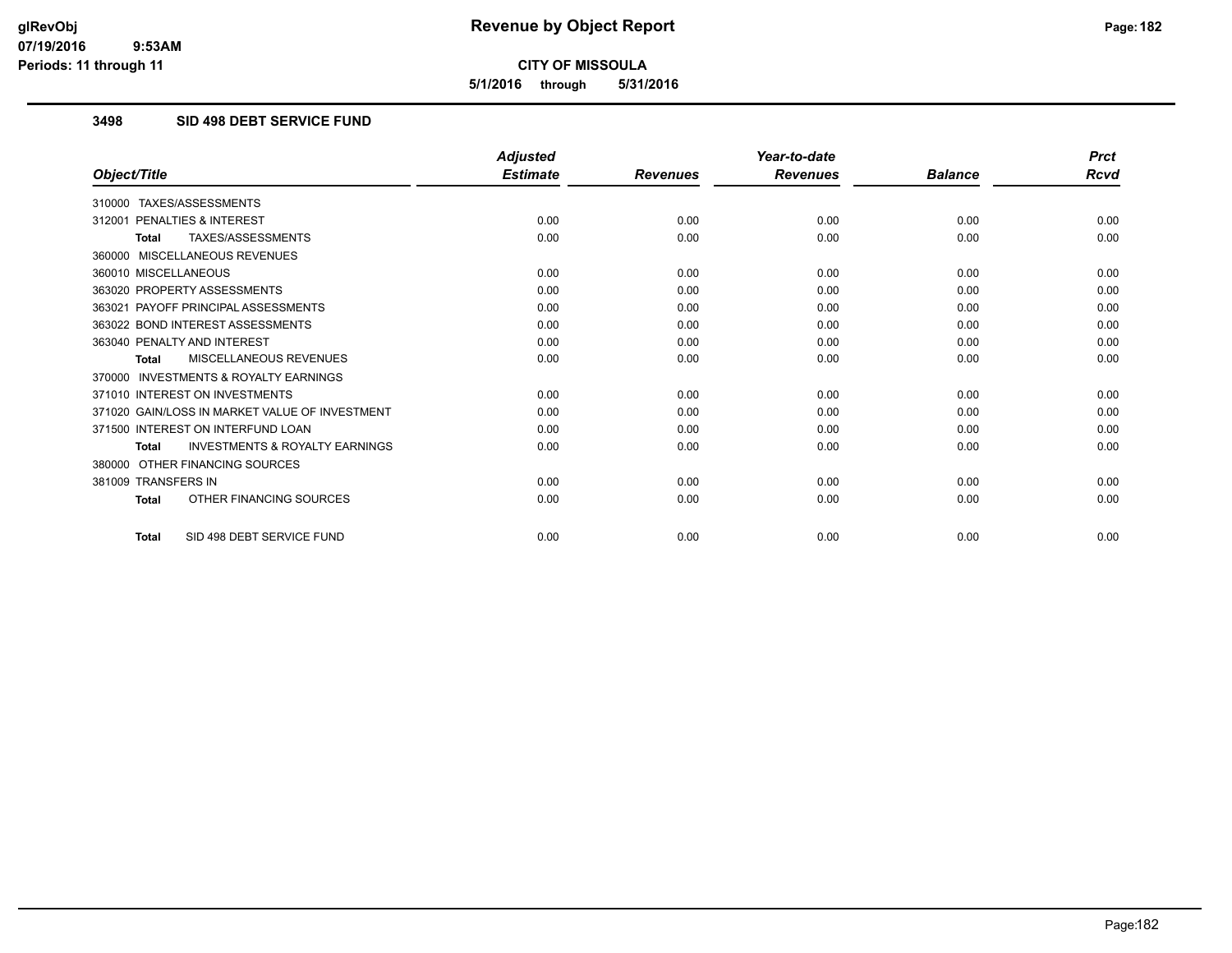# Revenue by Object Report

**CITY OF MISSOULA**

**5/1/2016 through 5/31/2016**

glRevObj
07/19/2016 9:53AM
Periods: 11 through 11

### 3498 SID 498 DEBT SERVICE FUND

| Object/Title | Adjusted Estimate | Revenues | Year-to-date Revenues | Balance | Prct Rcvd |
|---|---|---|---|---|---|
| 310000 TAXES/ASSESSMENTS | | | | | |
| 312001 PENALTIES & INTEREST | 0.00 | 0.00 | 0.00 | 0.00 | 0.00 |
| **Total** TAXES/ASSESSMENTS | 0.00 | 0.00 | 0.00 | 0.00 | 0.00 |
| 360000 MISCELLANEOUS REVENUES | | | | | |
| 360010 MISCELLANEOUS | 0.00 | 0.00 | 0.00 | 0.00 | 0.00 |
| 363020 PROPERTY ASSESSMENTS | 0.00 | 0.00 | 0.00 | 0.00 | 0.00 |
| 363021 PAYOFF PRINCIPAL ASSESSMENTS | 0.00 | 0.00 | 0.00 | 0.00 | 0.00 |
| 363022 BOND INTEREST ASSESSMENTS | 0.00 | 0.00 | 0.00 | 0.00 | 0.00 |
| 363040 PENALTY AND INTEREST | 0.00 | 0.00 | 0.00 | 0.00 | 0.00 |
| **Total** MISCELLANEOUS REVENUES | 0.00 | 0.00 | 0.00 | 0.00 | 0.00 |
| 370000 INVESTMENTS & ROYALTY EARNINGS | | | | | |
| 371010 INTEREST ON INVESTMENTS | 0.00 | 0.00 | 0.00 | 0.00 | 0.00 |
| 371020 GAIN/LOSS IN MARKET VALUE OF INVESTMENT | 0.00 | 0.00 | 0.00 | 0.00 | 0.00 |
| 371500 INTEREST ON INTERFUND LOAN | 0.00 | 0.00 | 0.00 | 0.00 | 0.00 |
| **Total** INVESTMENTS & ROYALTY EARNINGS | 0.00 | 0.00 | 0.00 | 0.00 | 0.00 |
| 380000 OTHER FINANCING SOURCES | | | | | |
| 381009 TRANSFERS IN | 0.00 | 0.00 | 0.00 | 0.00 | 0.00 |
| **Total** OTHER FINANCING SOURCES | 0.00 | 0.00 | 0.00 | 0.00 | 0.00 |
| **Total** SID 498 DEBT SERVICE FUND | 0.00 | 0.00 | 0.00 | 0.00 | 0.00 |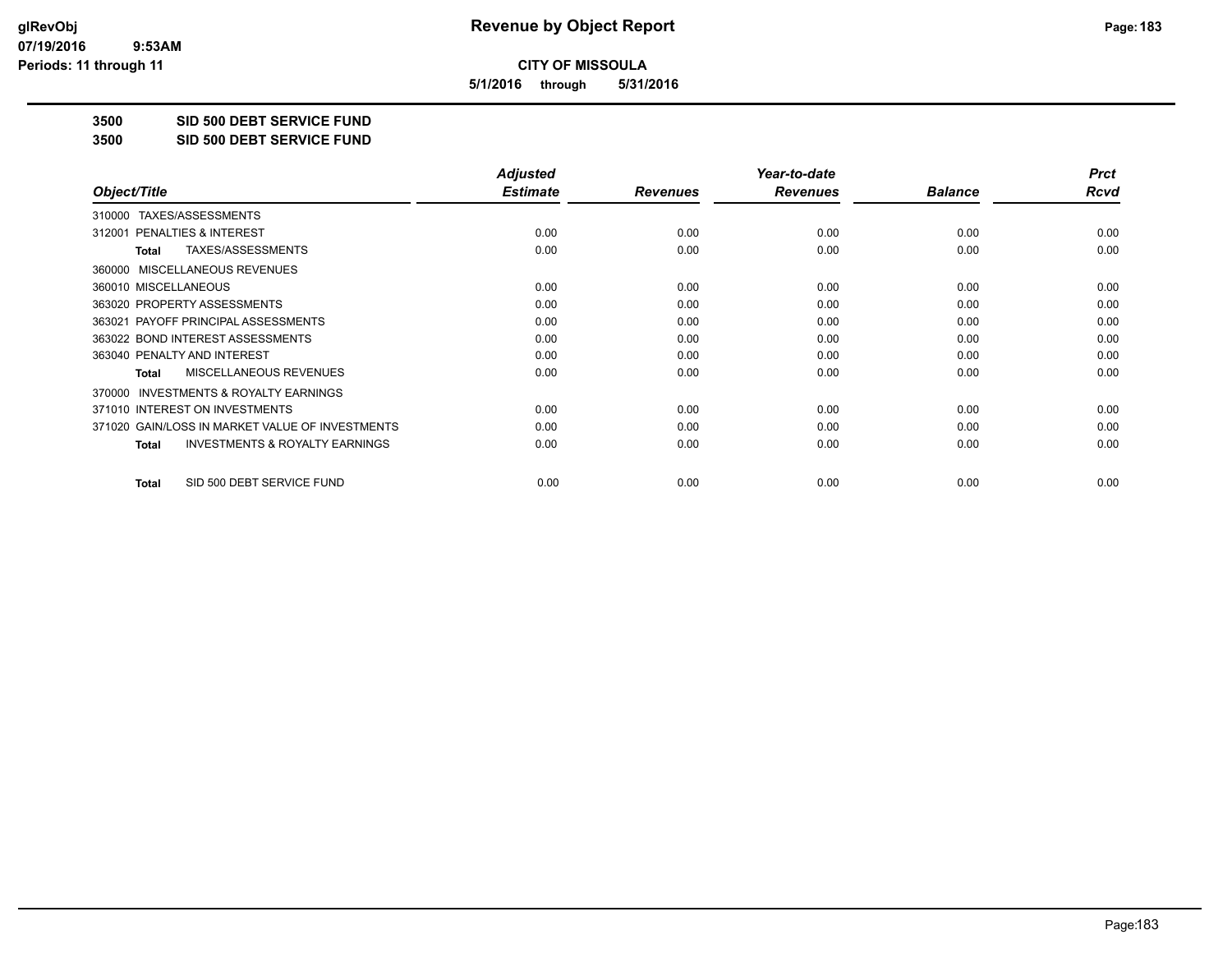# Revenue by Object Report

**CITY OF MISSOULA**

**5/1/2016 through 5/31/2016**

glRevObj
07/19/2016 9:53AM
Periods: 11 through 11

**3500 SID 500 DEBT SERVICE FUND**

**3500 SID 500 DEBT SERVICE FUND**

| Object/Title | Adjusted Estimate | Revenues | Year-to-date Revenues | Balance | Prct Rcvd |
|---|---|---|---|---|---|
| 310000 TAXES/ASSESSMENTS | | | | | |
| 312001 PENALTIES & INTEREST | 0.00 | 0.00 | 0.00 | 0.00 | 0.00 |
| **Total** TAXES/ASSESSMENTS | 0.00 | 0.00 | 0.00 | 0.00 | 0.00 |
| 360000 MISCELLANEOUS REVENUES | | | | | |
| 360010 MISCELLANEOUS | 0.00 | 0.00 | 0.00 | 0.00 | 0.00 |
| 363020 PROPERTY ASSESSMENTS | 0.00 | 0.00 | 0.00 | 0.00 | 0.00 |
| 363021 PAYOFF PRINCIPAL ASSESSMENTS | 0.00 | 0.00 | 0.00 | 0.00 | 0.00 |
| 363022 BOND INTEREST ASSESSMENTS | 0.00 | 0.00 | 0.00 | 0.00 | 0.00 |
| 363040 PENALTY AND INTEREST | 0.00 | 0.00 | 0.00 | 0.00 | 0.00 |
| **Total** MISCELLANEOUS REVENUES | 0.00 | 0.00 | 0.00 | 0.00 | 0.00 |
| 370000 INVESTMENTS & ROYALTY EARNINGS | | | | | |
| 371010 INTEREST ON INVESTMENTS | 0.00 | 0.00 | 0.00 | 0.00 | 0.00 |
| 371020 GAIN/LOSS IN MARKET VALUE OF INVESTMENTS | 0.00 | 0.00 | 0.00 | 0.00 | 0.00 |
| **Total** INVESTMENTS & ROYALTY EARNINGS | 0.00 | 0.00 | 0.00 | 0.00 | 0.00 |
| **Total** SID 500 DEBT SERVICE FUND | 0.00 | 0.00 | 0.00 | 0.00 | 0.00 |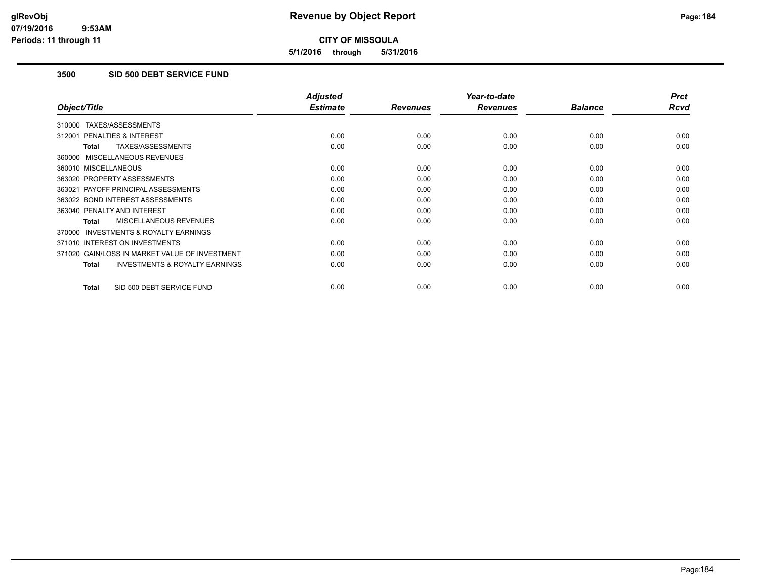# CITY OF MISSOULA

**5/1/2016 through 5/31/2016**

## 3500 SID 500 DEBT SERVICE FUND

| Object/Title | Adjusted Estimate | Revenues | Year-to-date Revenues | Balance | Prct Rcvd |
|---|---|---|---|---|---|
| 310000 TAXES/ASSESSMENTS | | | | | |
| 312001 PENALTIES & INTEREST | 0.00 | 0.00 | 0.00 | 0.00 | 0.00 |
| **Total** TAXES/ASSESSMENTS | 0.00 | 0.00 | 0.00 | 0.00 | 0.00 |
| 360000 MISCELLANEOUS REVENUES | | | | | |
| 360010 MISCELLANEOUS | 0.00 | 0.00 | 0.00 | 0.00 | 0.00 |
| 363020 PROPERTY ASSESSMENTS | 0.00 | 0.00 | 0.00 | 0.00 | 0.00 |
| 363021 PAYOFF PRINCIPAL ASSESSMENTS | 0.00 | 0.00 | 0.00 | 0.00 | 0.00 |
| 363022 BOND INTEREST ASSESSMENTS | 0.00 | 0.00 | 0.00 | 0.00 | 0.00 |
| 363040 PENALTY AND INTEREST | 0.00 | 0.00 | 0.00 | 0.00 | 0.00 |
| **Total** MISCELLANEOUS REVENUES | 0.00 | 0.00 | 0.00 | 0.00 | 0.00 |
| 370000 INVESTMENTS & ROYALTY EARNINGS | | | | | |
| 371010 INTEREST ON INVESTMENTS | 0.00 | 0.00 | 0.00 | 0.00 | 0.00 |
| 371020 GAIN/LOSS IN MARKET VALUE OF INVESTMENT | 0.00 | 0.00 | 0.00 | 0.00 | 0.00 |
| **Total** INVESTMENTS & ROYALTY EARNINGS | 0.00 | 0.00 | 0.00 | 0.00 | 0.00 |
| **Total** SID 500 DEBT SERVICE FUND | 0.00 | 0.00 | 0.00 | 0.00 | 0.00 |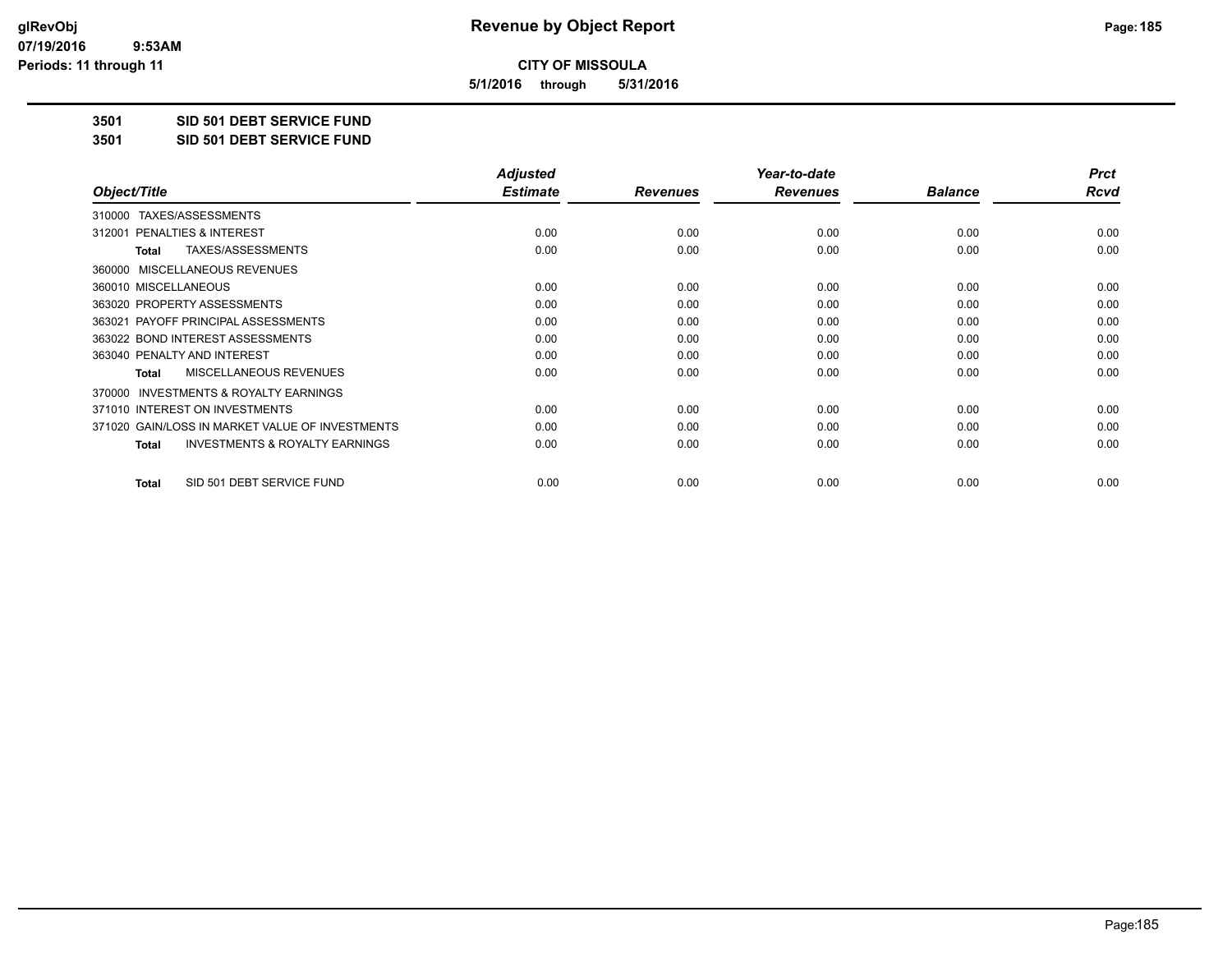**CITY OF MISSOULA**

**5/1/2016 through 5/31/2016**

**3501 SID 501 DEBT SERVICE FUND**

**3501 SID 501 DEBT SERVICE FUND**

| Object/Title | Adjusted Estimate | Revenues | Year-to-date Revenues | Balance | Prct Rcvd |
|---|---|---|---|---|---|
| 310000 TAXES/ASSESSMENTS | | | | | |
| 312001 PENALTIES & INTEREST | 0.00 | 0.00 | 0.00 | 0.00 | 0.00 |
| **Total** TAXES/ASSESSMENTS | 0.00 | 0.00 | 0.00 | 0.00 | 0.00 |
| 360000 MISCELLANEOUS REVENUES | | | | | |
| 360010 MISCELLANEOUS | 0.00 | 0.00 | 0.00 | 0.00 | 0.00 |
| 363020 PROPERTY ASSESSMENTS | 0.00 | 0.00 | 0.00 | 0.00 | 0.00 |
| 363021 PAYOFF PRINCIPAL ASSESSMENTS | 0.00 | 0.00 | 0.00 | 0.00 | 0.00 |
| 363022 BOND INTEREST ASSESSMENTS | 0.00 | 0.00 | 0.00 | 0.00 | 0.00 |
| 363040 PENALTY AND INTEREST | 0.00 | 0.00 | 0.00 | 0.00 | 0.00 |
| **Total** MISCELLANEOUS REVENUES | 0.00 | 0.00 | 0.00 | 0.00 | 0.00 |
| 370000 INVESTMENTS & ROYALTY EARNINGS | | | | | |
| 371010 INTEREST ON INVESTMENTS | 0.00 | 0.00 | 0.00 | 0.00 | 0.00 |
| 371020 GAIN/LOSS IN MARKET VALUE OF INVESTMENTS | 0.00 | 0.00 | 0.00 | 0.00 | 0.00 |
| **Total** INVESTMENTS & ROYALTY EARNINGS | 0.00 | 0.00 | 0.00 | 0.00 | 0.00 |
| **Total** SID 501 DEBT SERVICE FUND | 0.00 | 0.00 | 0.00 | 0.00 | 0.00 |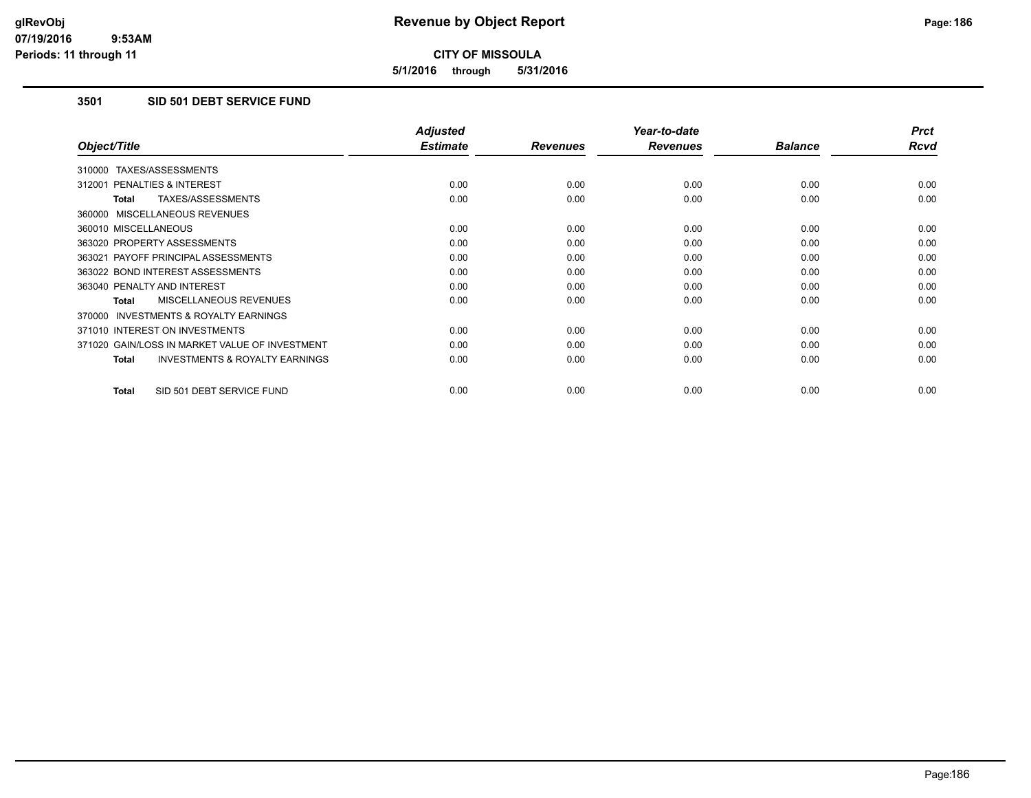**CITY OF MISSOULA**

**5/1/2016 through 5/31/2016**

## 3501 SID 501 DEBT SERVICE FUND

| Object/Title | Adjusted Estimate | Revenues | Year-to-date Revenues | Balance | Prct Rcvd |
|---|---|---|---|---|---|
| 310000 TAXES/ASSESSMENTS | | | | | |
| 312001 PENALTIES & INTEREST | 0.00 | 0.00 | 0.00 | 0.00 | 0.00 |
| **Total** TAXES/ASSESSMENTS | 0.00 | 0.00 | 0.00 | 0.00 | 0.00 |
| 360000 MISCELLANEOUS REVENUES | | | | | |
| 360010 MISCELLANEOUS | 0.00 | 0.00 | 0.00 | 0.00 | 0.00 |
| 363020 PROPERTY ASSESSMENTS | 0.00 | 0.00 | 0.00 | 0.00 | 0.00 |
| 363021 PAYOFF PRINCIPAL ASSESSMENTS | 0.00 | 0.00 | 0.00 | 0.00 | 0.00 |
| 363022 BOND INTEREST ASSESSMENTS | 0.00 | 0.00 | 0.00 | 0.00 | 0.00 |
| 363040 PENALTY AND INTEREST | 0.00 | 0.00 | 0.00 | 0.00 | 0.00 |
| **Total** MISCELLANEOUS REVENUES | 0.00 | 0.00 | 0.00 | 0.00 | 0.00 |
| 370000 INVESTMENTS & ROYALTY EARNINGS | | | | | |
| 371010 INTEREST ON INVESTMENTS | 0.00 | 0.00 | 0.00 | 0.00 | 0.00 |
| 371020 GAIN/LOSS IN MARKET VALUE OF INVESTMENT | 0.00 | 0.00 | 0.00 | 0.00 | 0.00 |
| **Total** INVESTMENTS & ROYALTY EARNINGS | 0.00 | 0.00 | 0.00 | 0.00 | 0.00 |
| **Total** SID 501 DEBT SERVICE FUND | 0.00 | 0.00 | 0.00 | 0.00 | 0.00 |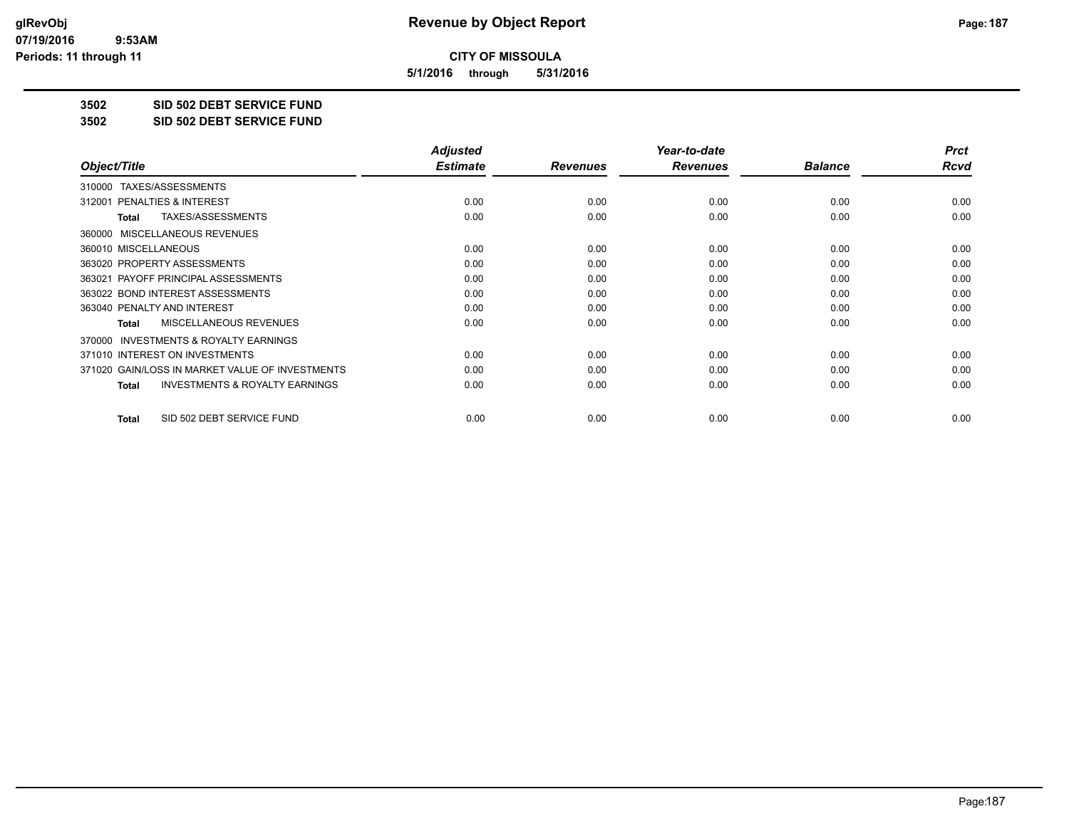# Revenue by Object Report

**CITY OF MISSOULA**

**5/1/2016 through 5/31/2016**

glRevObj
07/19/2016 9:53AM
Periods: 11 through 11

**3502 SID 502 DEBT SERVICE FUND**

**3502 SID 502 DEBT SERVICE FUND**

| Object/Title | Adjusted Estimate | Revenues | Year-to-date Revenues | Balance | Prct Rcvd |
|---|---|---|---|---|---|
| 310000 TAXES/ASSESSMENTS | | | | | |
| 312001 PENALTIES & INTEREST | 0.00 | 0.00 | 0.00 | 0.00 | 0.00 |
| **Total** TAXES/ASSESSMENTS | 0.00 | 0.00 | 0.00 | 0.00 | 0.00 |
| 360000 MISCELLANEOUS REVENUES | | | | | |
| 360010 MISCELLANEOUS | 0.00 | 0.00 | 0.00 | 0.00 | 0.00 |
| 363020 PROPERTY ASSESSMENTS | 0.00 | 0.00 | 0.00 | 0.00 | 0.00 |
| 363021 PAYOFF PRINCIPAL ASSESSMENTS | 0.00 | 0.00 | 0.00 | 0.00 | 0.00 |
| 363022 BOND INTEREST ASSESSMENTS | 0.00 | 0.00 | 0.00 | 0.00 | 0.00 |
| 363040 PENALTY AND INTEREST | 0.00 | 0.00 | 0.00 | 0.00 | 0.00 |
| **Total** MISCELLANEOUS REVENUES | 0.00 | 0.00 | 0.00 | 0.00 | 0.00 |
| 370000 INVESTMENTS & ROYALTY EARNINGS | | | | | |
| 371010 INTEREST ON INVESTMENTS | 0.00 | 0.00 | 0.00 | 0.00 | 0.00 |
| 371020 GAIN/LOSS IN MARKET VALUE OF INVESTMENTS | 0.00 | 0.00 | 0.00 | 0.00 | 0.00 |
| **Total** INVESTMENTS & ROYALTY EARNINGS | 0.00 | 0.00 | 0.00 | 0.00 | 0.00 |
| **Total** SID 502 DEBT SERVICE FUND | 0.00 | 0.00 | 0.00 | 0.00 | 0.00 |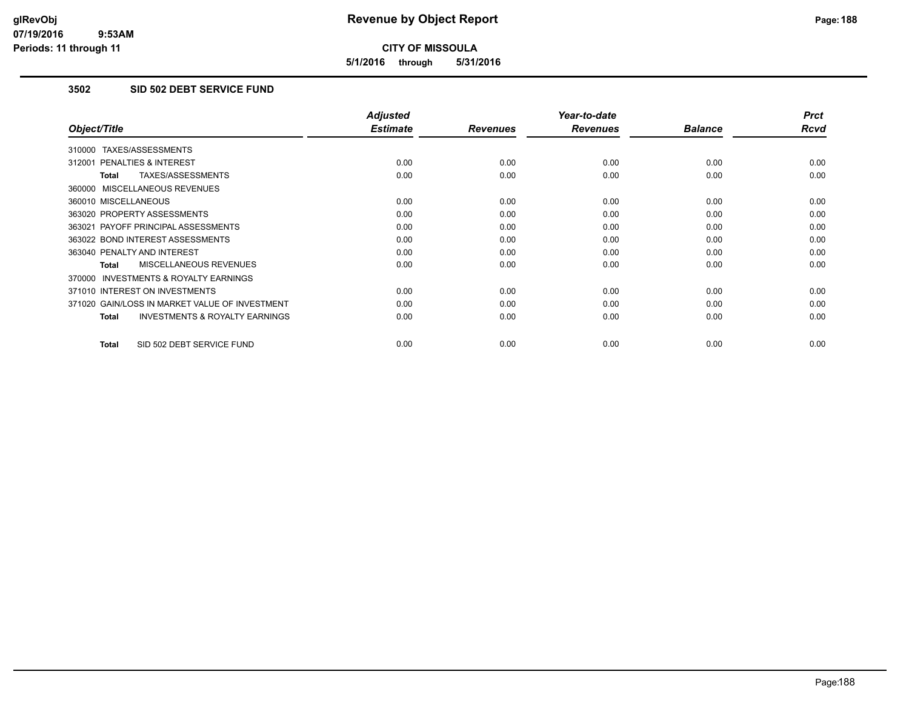# CITY OF MISSOULA

**5/1/2016 through 5/31/2016**

## 3502 SID 502 DEBT SERVICE FUND

| Object/Title | Adjusted Estimate | Revenues | Year-to-date Revenues | Balance | Prct Rcvd |
|---|---|---|---|---|---|
| 310000 TAXES/ASSESSMENTS | | | | | |
| 312001 PENALTIES & INTEREST | 0.00 | 0.00 | 0.00 | 0.00 | 0.00 |
| **Total** TAXES/ASSESSMENTS | 0.00 | 0.00 | 0.00 | 0.00 | 0.00 |
| 360000 MISCELLANEOUS REVENUES | | | | | |
| 360010 MISCELLANEOUS | 0.00 | 0.00 | 0.00 | 0.00 | 0.00 |
| 363020 PROPERTY ASSESSMENTS | 0.00 | 0.00 | 0.00 | 0.00 | 0.00 |
| 363021 PAYOFF PRINCIPAL ASSESSMENTS | 0.00 | 0.00 | 0.00 | 0.00 | 0.00 |
| 363022 BOND INTEREST ASSESSMENTS | 0.00 | 0.00 | 0.00 | 0.00 | 0.00 |
| 363040 PENALTY AND INTEREST | 0.00 | 0.00 | 0.00 | 0.00 | 0.00 |
| **Total** MISCELLANEOUS REVENUES | 0.00 | 0.00 | 0.00 | 0.00 | 0.00 |
| 370000 INVESTMENTS & ROYALTY EARNINGS | | | | | |
| 371010 INTEREST ON INVESTMENTS | 0.00 | 0.00 | 0.00 | 0.00 | 0.00 |
| 371020 GAIN/LOSS IN MARKET VALUE OF INVESTMENT | 0.00 | 0.00 | 0.00 | 0.00 | 0.00 |
| **Total** INVESTMENTS & ROYALTY EARNINGS | 0.00 | 0.00 | 0.00 | 0.00 | 0.00 |
| **Total** SID 502 DEBT SERVICE FUND | 0.00 | 0.00 | 0.00 | 0.00 | 0.00 |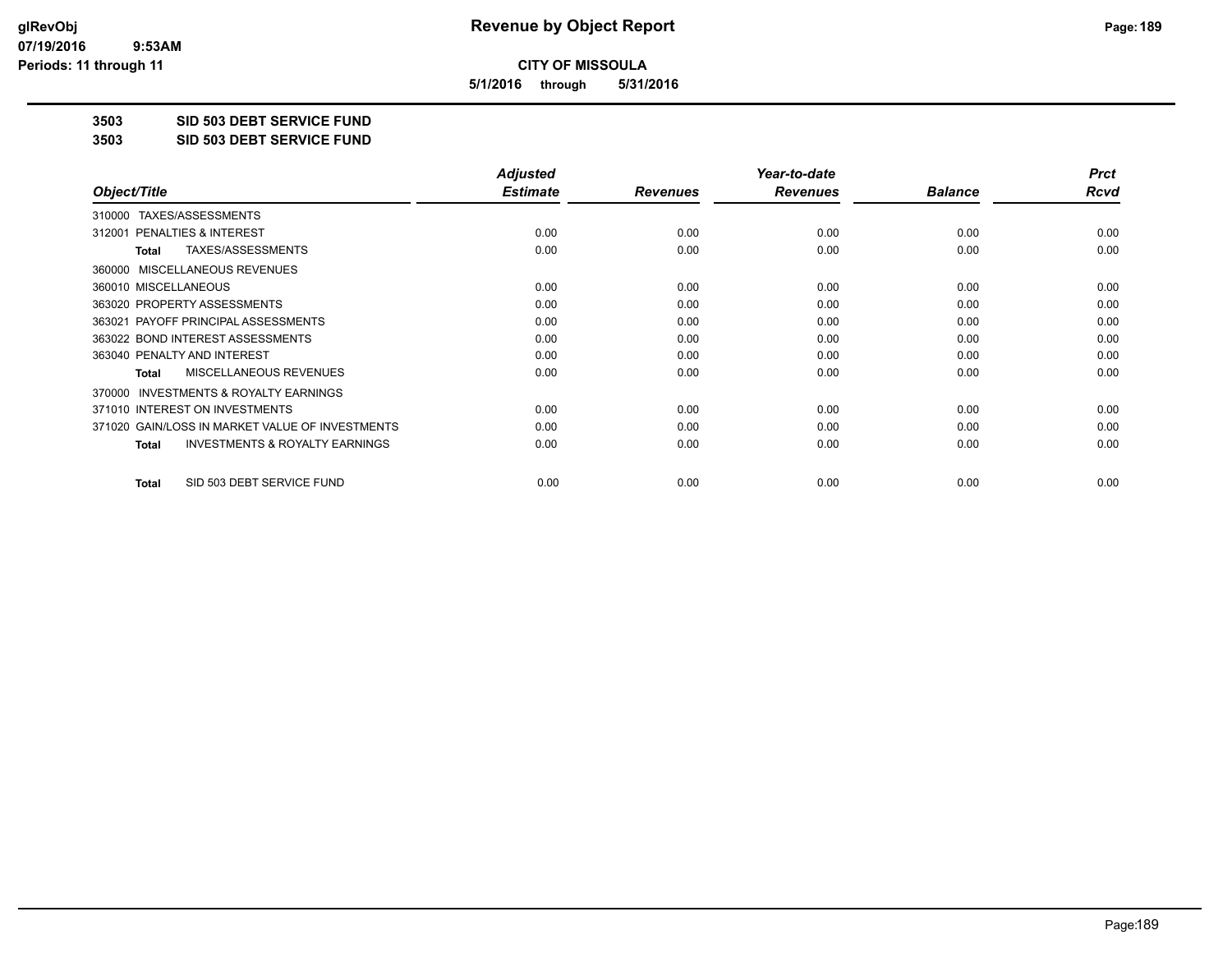**CITY OF MISSOULA**

**5/1/2016 through 5/31/2016**

**3503 SID 503 DEBT SERVICE FUND**

**3503 SID 503 DEBT SERVICE FUND**

| Object/Title | Adjusted Estimate | Revenues | Year-to-date Revenues | Balance | Prct Rcvd |
|---|---|---|---|---|---|
| 310000 TAXES/ASSESSMENTS | | | | | |
| 312001 PENALTIES & INTEREST | 0.00 | 0.00 | 0.00 | 0.00 | 0.00 |
| **Total** TAXES/ASSESSMENTS | 0.00 | 0.00 | 0.00 | 0.00 | 0.00 |
| 360000 MISCELLANEOUS REVENUES | | | | | |
| 360010 MISCELLANEOUS | 0.00 | 0.00 | 0.00 | 0.00 | 0.00 |
| 363020 PROPERTY ASSESSMENTS | 0.00 | 0.00 | 0.00 | 0.00 | 0.00 |
| 363021 PAYOFF PRINCIPAL ASSESSMENTS | 0.00 | 0.00 | 0.00 | 0.00 | 0.00 |
| 363022 BOND INTEREST ASSESSMENTS | 0.00 | 0.00 | 0.00 | 0.00 | 0.00 |
| 363040 PENALTY AND INTEREST | 0.00 | 0.00 | 0.00 | 0.00 | 0.00 |
| **Total** MISCELLANEOUS REVENUES | 0.00 | 0.00 | 0.00 | 0.00 | 0.00 |
| 370000 INVESTMENTS & ROYALTY EARNINGS | | | | | |
| 371010 INTEREST ON INVESTMENTS | 0.00 | 0.00 | 0.00 | 0.00 | 0.00 |
| 371020 GAIN/LOSS IN MARKET VALUE OF INVESTMENTS | 0.00 | 0.00 | 0.00 | 0.00 | 0.00 |
| **Total** INVESTMENTS & ROYALTY EARNINGS | 0.00 | 0.00 | 0.00 | 0.00 | 0.00 |
| **Total** SID 503 DEBT SERVICE FUND | 0.00 | 0.00 | 0.00 | 0.00 | 0.00 |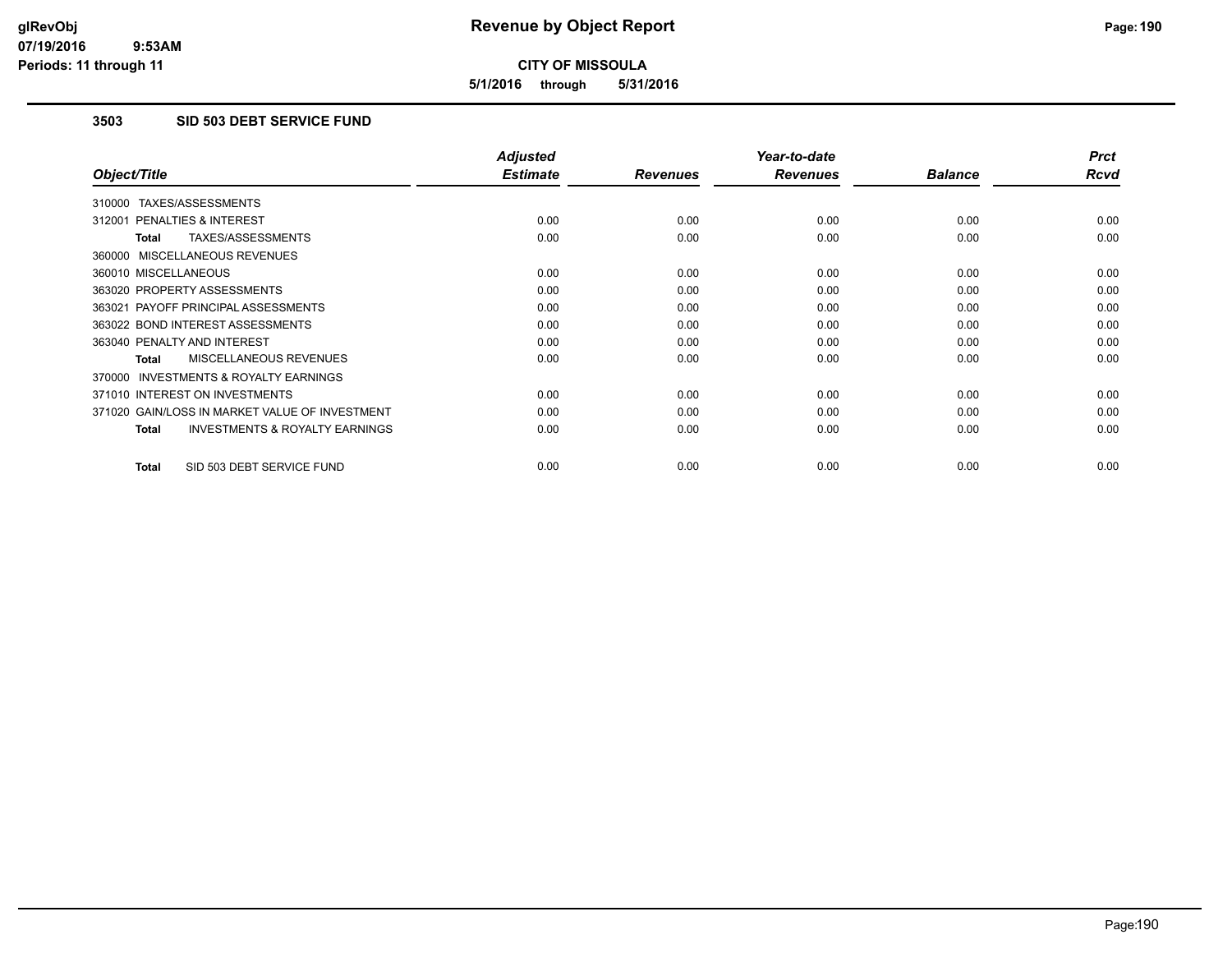# CITY OF MISSOULA

## Revenue by Object Report

**5/1/2016 through 5/31/2016**

### 3503 SID 503 DEBT SERVICE FUND

| Object/Title | Adjusted Estimate | Revenues | Year-to-date Revenues | Balance | Prct Rcvd |
|---|---|---|---|---|---|
| 310000 TAXES/ASSESSMENTS | | | | | |
| 312001 PENALTIES & INTEREST | 0.00 | 0.00 | 0.00 | 0.00 | 0.00 |
| **Total** TAXES/ASSESSMENTS | 0.00 | 0.00 | 0.00 | 0.00 | 0.00 |
| 360000 MISCELLANEOUS REVENUES | | | | | |
| 360010 MISCELLANEOUS | 0.00 | 0.00 | 0.00 | 0.00 | 0.00 |
| 363020 PROPERTY ASSESSMENTS | 0.00 | 0.00 | 0.00 | 0.00 | 0.00 |
| 363021 PAYOFF PRINCIPAL ASSESSMENTS | 0.00 | 0.00 | 0.00 | 0.00 | 0.00 |
| 363022 BOND INTEREST ASSESSMENTS | 0.00 | 0.00 | 0.00 | 0.00 | 0.00 |
| 363040 PENALTY AND INTEREST | 0.00 | 0.00 | 0.00 | 0.00 | 0.00 |
| **Total** MISCELLANEOUS REVENUES | 0.00 | 0.00 | 0.00 | 0.00 | 0.00 |
| 370000 INVESTMENTS & ROYALTY EARNINGS | | | | | |
| 371010 INTEREST ON INVESTMENTS | 0.00 | 0.00 | 0.00 | 0.00 | 0.00 |
| 371020 GAIN/LOSS IN MARKET VALUE OF INVESTMENT | 0.00 | 0.00 | 0.00 | 0.00 | 0.00 |
| **Total** INVESTMENTS & ROYALTY EARNINGS | 0.00 | 0.00 | 0.00 | 0.00 | 0.00 |
| **Total** SID 503 DEBT SERVICE FUND | 0.00 | 0.00 | 0.00 | 0.00 | 0.00 |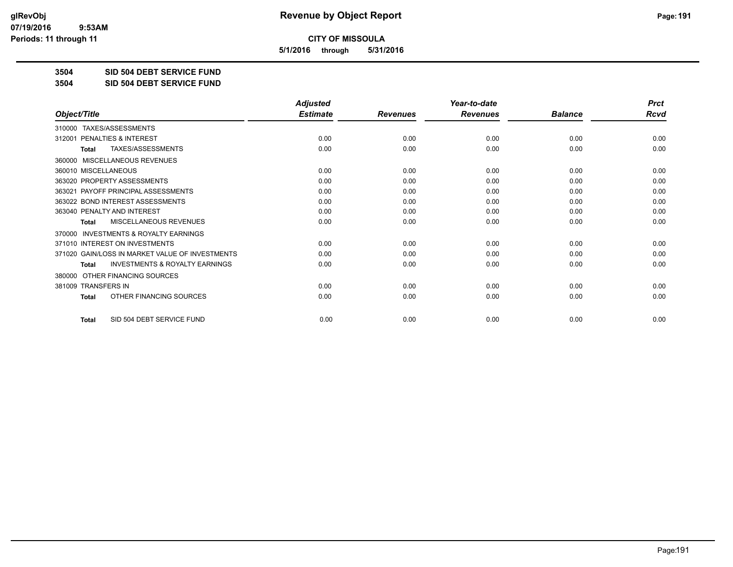**CITY OF MISSOULA**

**5/1/2016 through 5/31/2016**

**3504 SID 504 DEBT SERVICE FUND**

**3504 SID 504 DEBT SERVICE FUND**

| Object/Title | Adjusted Estimate | Revenues | Year-to-date Revenues | Balance | Prct Rcvd |
|---|---|---|---|---|---|
| 310000 TAXES/ASSESSMENTS | | | | | |
| 312001 PENALTIES & INTEREST | 0.00 | 0.00 | 0.00 | 0.00 | 0.00 |
| **Total** TAXES/ASSESSMENTS | 0.00 | 0.00 | 0.00 | 0.00 | 0.00 |
| 360000 MISCELLANEOUS REVENUES | | | | | |
| 360010 MISCELLANEOUS | 0.00 | 0.00 | 0.00 | 0.00 | 0.00 |
| 363020 PROPERTY ASSESSMENTS | 0.00 | 0.00 | 0.00 | 0.00 | 0.00 |
| 363021 PAYOFF PRINCIPAL ASSESSMENTS | 0.00 | 0.00 | 0.00 | 0.00 | 0.00 |
| 363022 BOND INTEREST ASSESSMENTS | 0.00 | 0.00 | 0.00 | 0.00 | 0.00 |
| 363040 PENALTY AND INTEREST | 0.00 | 0.00 | 0.00 | 0.00 | 0.00 |
| **Total** MISCELLANEOUS REVENUES | 0.00 | 0.00 | 0.00 | 0.00 | 0.00 |
| 370000 INVESTMENTS & ROYALTY EARNINGS | | | | | |
| 371010 INTEREST ON INVESTMENTS | 0.00 | 0.00 | 0.00 | 0.00 | 0.00 |
| 371020 GAIN/LOSS IN MARKET VALUE OF INVESTMENTS | 0.00 | 0.00 | 0.00 | 0.00 | 0.00 |
| **Total** INVESTMENTS & ROYALTY EARNINGS | 0.00 | 0.00 | 0.00 | 0.00 | 0.00 |
| 380000 OTHER FINANCING SOURCES | | | | | |
| 381009 TRANSFERS IN | 0.00 | 0.00 | 0.00 | 0.00 | 0.00 |
| **Total** OTHER FINANCING SOURCES | 0.00 | 0.00 | 0.00 | 0.00 | 0.00 |
| **Total** SID 504 DEBT SERVICE FUND | 0.00 | 0.00 | 0.00 | 0.00 | 0.00 |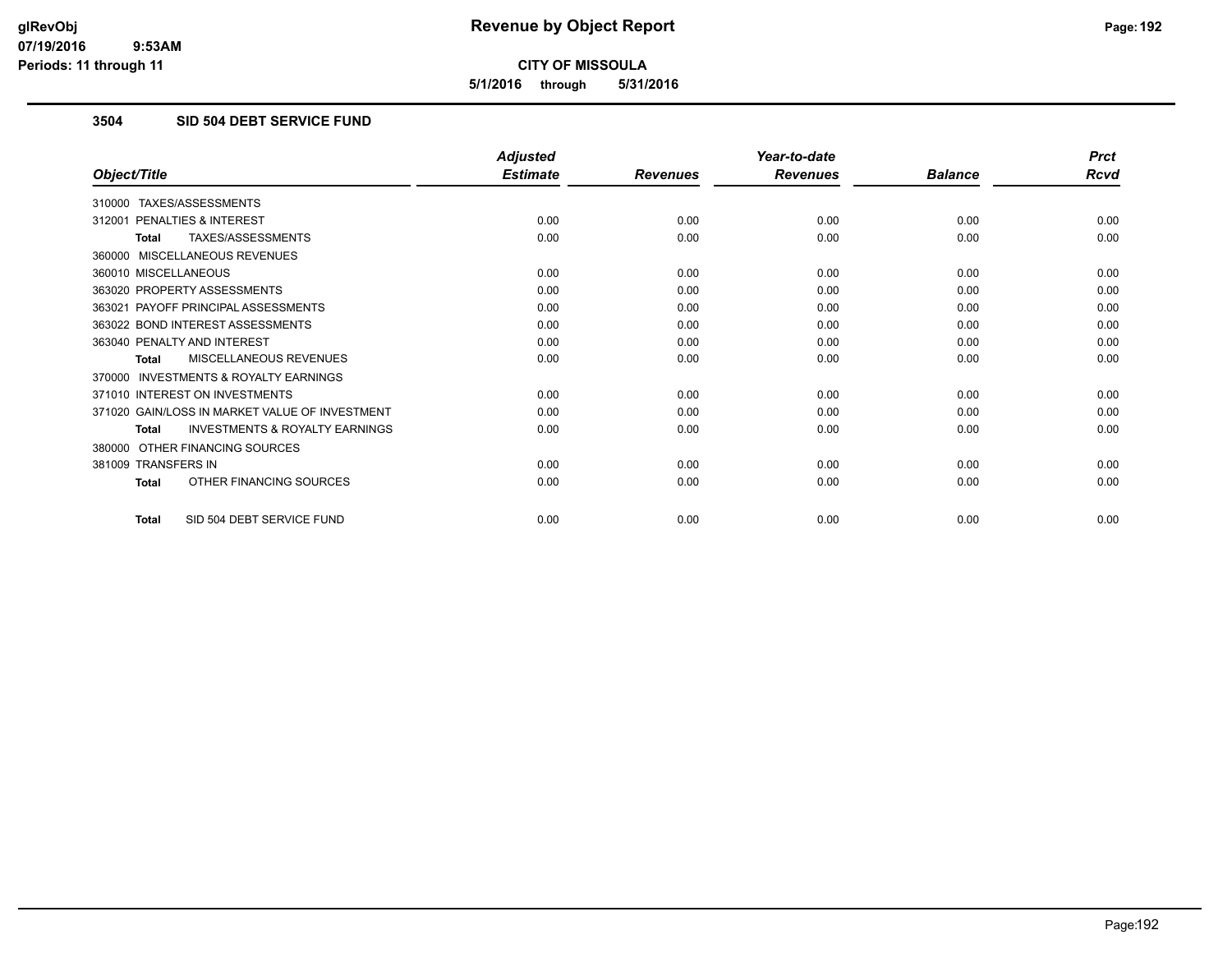**Revenue by Object Report**

**CITY OF MISSOULA**

**5/1/2016 through 5/31/2016**

glRevObj
07/19/2016 9:53AM
Periods: 11 through 11

### 3504 SID 504 DEBT SERVICE FUND

| Object/Title | Adjusted Estimate | Revenues | Year-to-date Revenues | Balance | Prct Rcvd |
|---|---|---|---|---|---|
| 310000 TAXES/ASSESSMENTS | | | | | |
| 312001 PENALTIES & INTEREST | 0.00 | 0.00 | 0.00 | 0.00 | 0.00 |
| **Total** TAXES/ASSESSMENTS | 0.00 | 0.00 | 0.00 | 0.00 | 0.00 |
| 360000 MISCELLANEOUS REVENUES | | | | | |
| 360010 MISCELLANEOUS | 0.00 | 0.00 | 0.00 | 0.00 | 0.00 |
| 363020 PROPERTY ASSESSMENTS | 0.00 | 0.00 | 0.00 | 0.00 | 0.00 |
| 363021 PAYOFF PRINCIPAL ASSESSMENTS | 0.00 | 0.00 | 0.00 | 0.00 | 0.00 |
| 363022 BOND INTEREST ASSESSMENTS | 0.00 | 0.00 | 0.00 | 0.00 | 0.00 |
| 363040 PENALTY AND INTEREST | 0.00 | 0.00 | 0.00 | 0.00 | 0.00 |
| **Total** MISCELLANEOUS REVENUES | 0.00 | 0.00 | 0.00 | 0.00 | 0.00 |
| 370000 INVESTMENTS & ROYALTY EARNINGS | | | | | |
| 371010 INTEREST ON INVESTMENTS | 0.00 | 0.00 | 0.00 | 0.00 | 0.00 |
| 371020 GAIN/LOSS IN MARKET VALUE OF INVESTMENT | 0.00 | 0.00 | 0.00 | 0.00 | 0.00 |
| **Total** INVESTMENTS & ROYALTY EARNINGS | 0.00 | 0.00 | 0.00 | 0.00 | 0.00 |
| 380000 OTHER FINANCING SOURCES | | | | | |
| 381009 TRANSFERS IN | 0.00 | 0.00 | 0.00 | 0.00 | 0.00 |
| **Total** OTHER FINANCING SOURCES | 0.00 | 0.00 | 0.00 | 0.00 | 0.00 |
| **Total** SID 504 DEBT SERVICE FUND | 0.00 | 0.00 | 0.00 | 0.00 | 0.00 |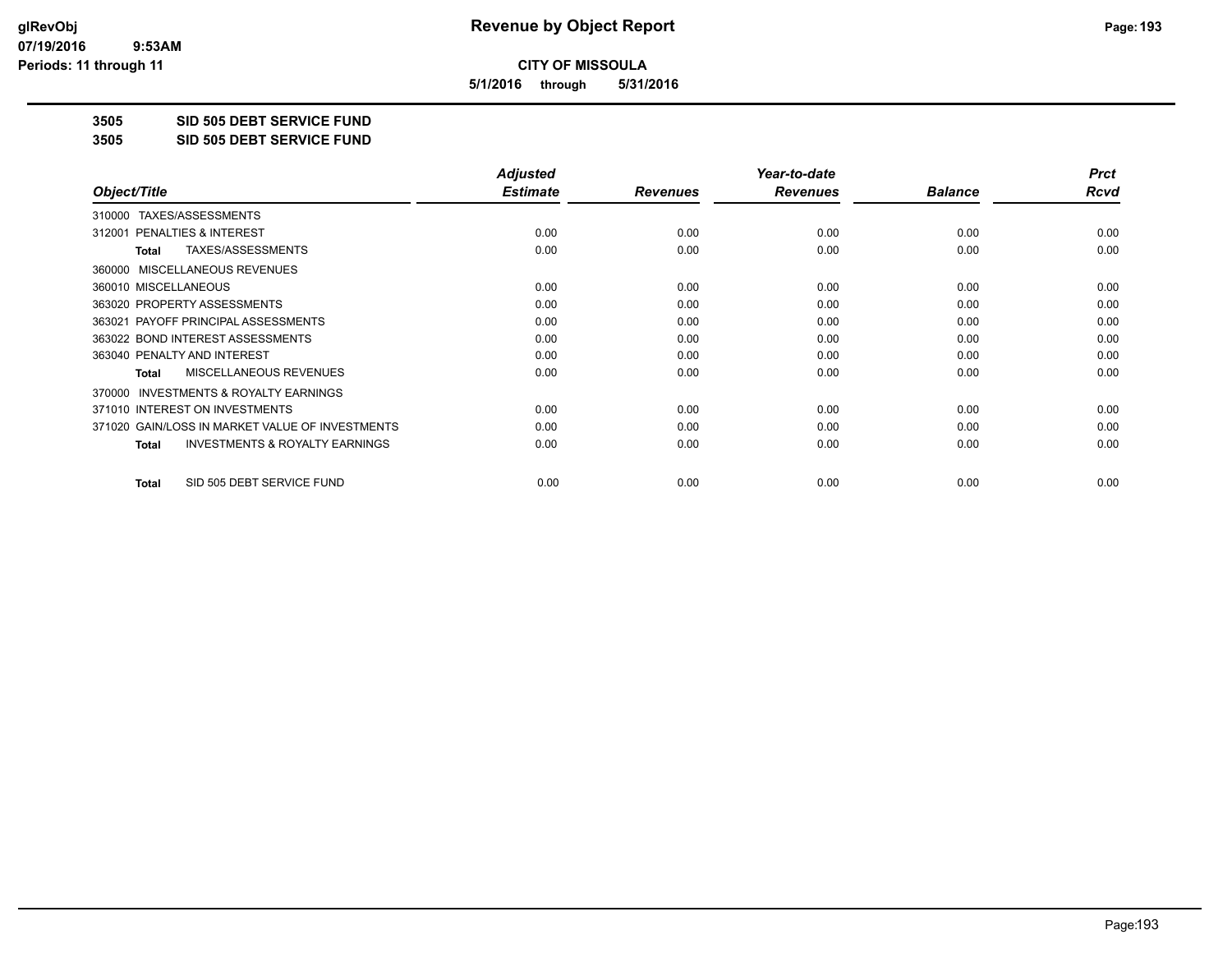# Revenue by Object Report

**CITY OF MISSOULA**

**5/1/2016 through 5/31/2016**

glRevObj
07/19/2016 9:53AM
Periods: 11 through 11

**3505 SID 505 DEBT SERVICE FUND**

**3505 SID 505 DEBT SERVICE FUND**

| Object/Title | Adjusted Estimate | Revenues | Year-to-date Revenues | Balance | Prct Rcvd |
|---|---|---|---|---|---|
| 310000 TAXES/ASSESSMENTS | | | | | |
| 312001 PENALTIES & INTEREST | 0.00 | 0.00 | 0.00 | 0.00 | 0.00 |
| **Total** TAXES/ASSESSMENTS | 0.00 | 0.00 | 0.00 | 0.00 | 0.00 |
| 360000 MISCELLANEOUS REVENUES | | | | | |
| 360010 MISCELLANEOUS | 0.00 | 0.00 | 0.00 | 0.00 | 0.00 |
| 363020 PROPERTY ASSESSMENTS | 0.00 | 0.00 | 0.00 | 0.00 | 0.00 |
| 363021 PAYOFF PRINCIPAL ASSESSMENTS | 0.00 | 0.00 | 0.00 | 0.00 | 0.00 |
| 363022 BOND INTEREST ASSESSMENTS | 0.00 | 0.00 | 0.00 | 0.00 | 0.00 |
| 363040 PENALTY AND INTEREST | 0.00 | 0.00 | 0.00 | 0.00 | 0.00 |
| **Total** MISCELLANEOUS REVENUES | 0.00 | 0.00 | 0.00 | 0.00 | 0.00 |
| 370000 INVESTMENTS & ROYALTY EARNINGS | | | | | |
| 371010 INTEREST ON INVESTMENTS | 0.00 | 0.00 | 0.00 | 0.00 | 0.00 |
| 371020 GAIN/LOSS IN MARKET VALUE OF INVESTMENTS | 0.00 | 0.00 | 0.00 | 0.00 | 0.00 |
| **Total** INVESTMENTS & ROYALTY EARNINGS | 0.00 | 0.00 | 0.00 | 0.00 | 0.00 |
| **Total** SID 505 DEBT SERVICE FUND | 0.00 | 0.00 | 0.00 | 0.00 | 0.00 |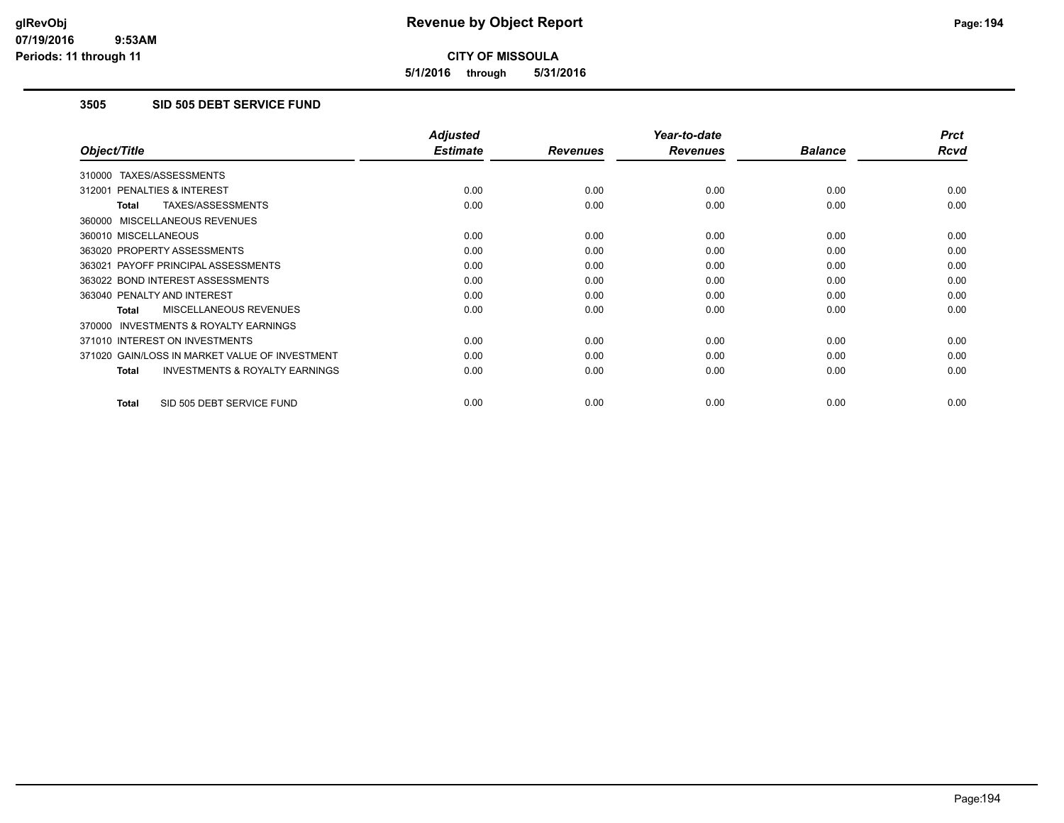**CITY OF MISSOULA**

**5/1/2016 through 5/31/2016**

### 3505 SID 505 DEBT SERVICE FUND

| Object/Title | Adjusted Estimate | Revenues | Year-to-date Revenues | Balance | Prct Rcvd |
|---|---|---|---|---|---|
| 310000 TAXES/ASSESSMENTS | | | | | |
| 312001 PENALTIES & INTEREST | 0.00 | 0.00 | 0.00 | 0.00 | 0.00 |
| **Total** TAXES/ASSESSMENTS | 0.00 | 0.00 | 0.00 | 0.00 | 0.00 |
| 360000 MISCELLANEOUS REVENUES | | | | | |
| 360010 MISCELLANEOUS | 0.00 | 0.00 | 0.00 | 0.00 | 0.00 |
| 363020 PROPERTY ASSESSMENTS | 0.00 | 0.00 | 0.00 | 0.00 | 0.00 |
| 363021 PAYOFF PRINCIPAL ASSESSMENTS | 0.00 | 0.00 | 0.00 | 0.00 | 0.00 |
| 363022 BOND INTEREST ASSESSMENTS | 0.00 | 0.00 | 0.00 | 0.00 | 0.00 |
| 363040 PENALTY AND INTEREST | 0.00 | 0.00 | 0.00 | 0.00 | 0.00 |
| **Total** MISCELLANEOUS REVENUES | 0.00 | 0.00 | 0.00 | 0.00 | 0.00 |
| 370000 INVESTMENTS & ROYALTY EARNINGS | | | | | |
| 371010 INTEREST ON INVESTMENTS | 0.00 | 0.00 | 0.00 | 0.00 | 0.00 |
| 371020 GAIN/LOSS IN MARKET VALUE OF INVESTMENT | 0.00 | 0.00 | 0.00 | 0.00 | 0.00 |
| **Total** INVESTMENTS & ROYALTY EARNINGS | 0.00 | 0.00 | 0.00 | 0.00 | 0.00 |
| **Total** SID 505 DEBT SERVICE FUND | 0.00 | 0.00 | 0.00 | 0.00 | 0.00 |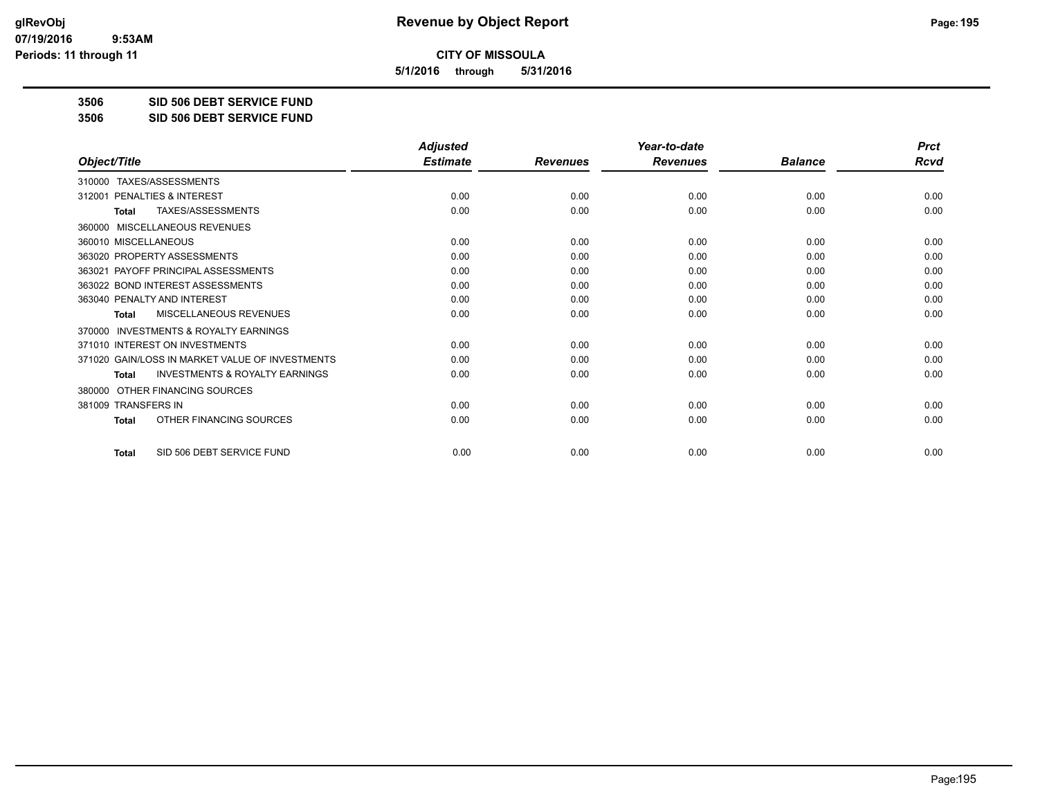# Revenue by Object Report

**CITY OF MISSOULA**

**5/1/2016 through 5/31/2016**

glRevObj
07/19/2016 9:53AM
Periods: 11 through 11

**3506 SID 506 DEBT SERVICE FUND**

**3506 SID 506 DEBT SERVICE FUND**

| Object/Title | Adjusted Estimate | Revenues | Year-to-date Revenues | Balance | Prct Rcvd |
|---|---|---|---|---|---|
| 310000 TAXES/ASSESSMENTS | | | | | |
| 312001 PENALTIES & INTEREST | 0.00 | 0.00 | 0.00 | 0.00 | 0.00 |
| **Total** TAXES/ASSESSMENTS | 0.00 | 0.00 | 0.00 | 0.00 | 0.00 |
| 360000 MISCELLANEOUS REVENUES | | | | | |
| 360010 MISCELLANEOUS | 0.00 | 0.00 | 0.00 | 0.00 | 0.00 |
| 363020 PROPERTY ASSESSMENTS | 0.00 | 0.00 | 0.00 | 0.00 | 0.00 |
| 363021 PAYOFF PRINCIPAL ASSESSMENTS | 0.00 | 0.00 | 0.00 | 0.00 | 0.00 |
| 363022 BOND INTEREST ASSESSMENTS | 0.00 | 0.00 | 0.00 | 0.00 | 0.00 |
| 363040 PENALTY AND INTEREST | 0.00 | 0.00 | 0.00 | 0.00 | 0.00 |
| **Total** MISCELLANEOUS REVENUES | 0.00 | 0.00 | 0.00 | 0.00 | 0.00 |
| 370000 INVESTMENTS & ROYALTY EARNINGS | | | | | |
| 371010 INTEREST ON INVESTMENTS | 0.00 | 0.00 | 0.00 | 0.00 | 0.00 |
| 371020 GAIN/LOSS IN MARKET VALUE OF INVESTMENTS | 0.00 | 0.00 | 0.00 | 0.00 | 0.00 |
| **Total** INVESTMENTS & ROYALTY EARNINGS | 0.00 | 0.00 | 0.00 | 0.00 | 0.00 |
| 380000 OTHER FINANCING SOURCES | | | | | |
| 381009 TRANSFERS IN | 0.00 | 0.00 | 0.00 | 0.00 | 0.00 |
| **Total** OTHER FINANCING SOURCES | 0.00 | 0.00 | 0.00 | 0.00 | 0.00 |
| **Total** SID 506 DEBT SERVICE FUND | 0.00 | 0.00 | 0.00 | 0.00 | 0.00 |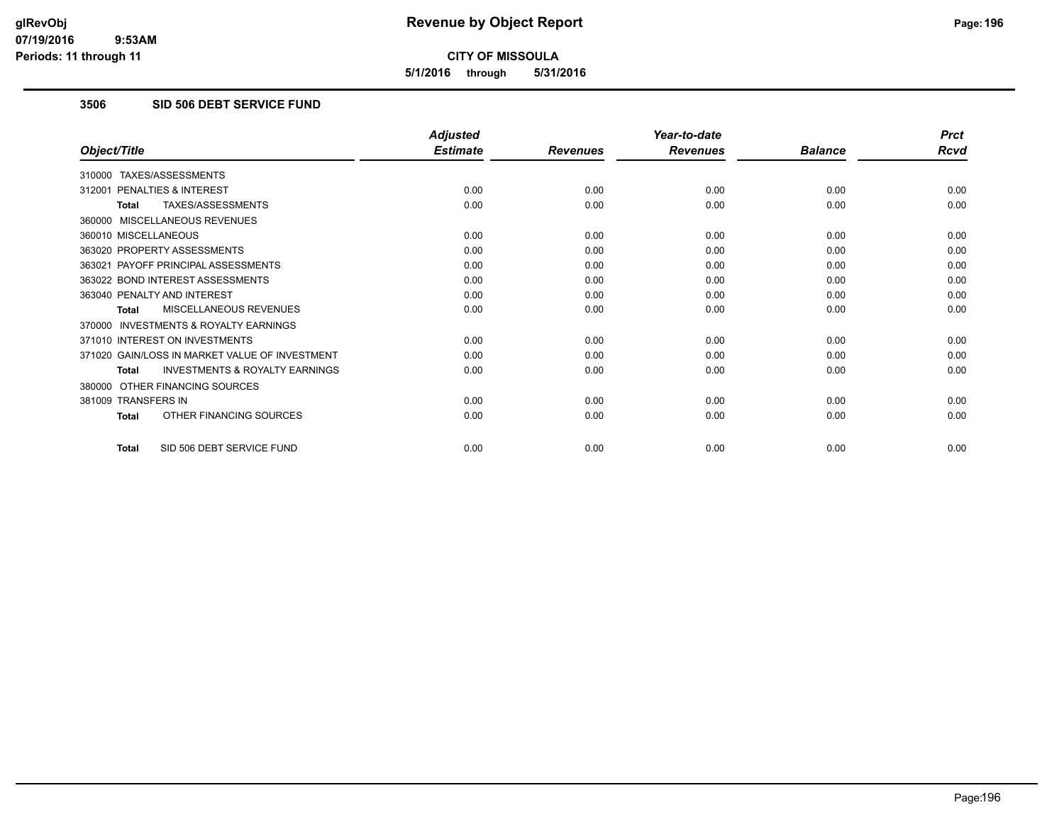**CITY OF MISSOULA**

**5/1/2016 through 5/31/2016**

### 3506 SID 506 DEBT SERVICE FUND

| Object/Title | Adjusted Estimate | Revenues | Year-to-date Revenues | Balance | Prct Rcvd |
|---|---|---|---|---|---|
| 310000 TAXES/ASSESSMENTS | | | | | |
| 312001 PENALTIES & INTEREST | 0.00 | 0.00 | 0.00 | 0.00 | 0.00 |
| **Total** TAXES/ASSESSMENTS | 0.00 | 0.00 | 0.00 | 0.00 | 0.00 |
| 360000 MISCELLANEOUS REVENUES | | | | | |
| 360010 MISCELLANEOUS | 0.00 | 0.00 | 0.00 | 0.00 | 0.00 |
| 363020 PROPERTY ASSESSMENTS | 0.00 | 0.00 | 0.00 | 0.00 | 0.00 |
| 363021 PAYOFF PRINCIPAL ASSESSMENTS | 0.00 | 0.00 | 0.00 | 0.00 | 0.00 |
| 363022 BOND INTEREST ASSESSMENTS | 0.00 | 0.00 | 0.00 | 0.00 | 0.00 |
| 363040 PENALTY AND INTEREST | 0.00 | 0.00 | 0.00 | 0.00 | 0.00 |
| **Total** MISCELLANEOUS REVENUES | 0.00 | 0.00 | 0.00 | 0.00 | 0.00 |
| 370000 INVESTMENTS & ROYALTY EARNINGS | | | | | |
| 371010 INTEREST ON INVESTMENTS | 0.00 | 0.00 | 0.00 | 0.00 | 0.00 |
| 371020 GAIN/LOSS IN MARKET VALUE OF INVESTMENT | 0.00 | 0.00 | 0.00 | 0.00 | 0.00 |
| **Total** INVESTMENTS & ROYALTY EARNINGS | 0.00 | 0.00 | 0.00 | 0.00 | 0.00 |
| 380000 OTHER FINANCING SOURCES | | | | | |
| 381009 TRANSFERS IN | 0.00 | 0.00 | 0.00 | 0.00 | 0.00 |
| **Total** OTHER FINANCING SOURCES | 0.00 | 0.00 | 0.00 | 0.00 | 0.00 |
| **Total** SID 506 DEBT SERVICE FUND | 0.00 | 0.00 | 0.00 | 0.00 | 0.00 |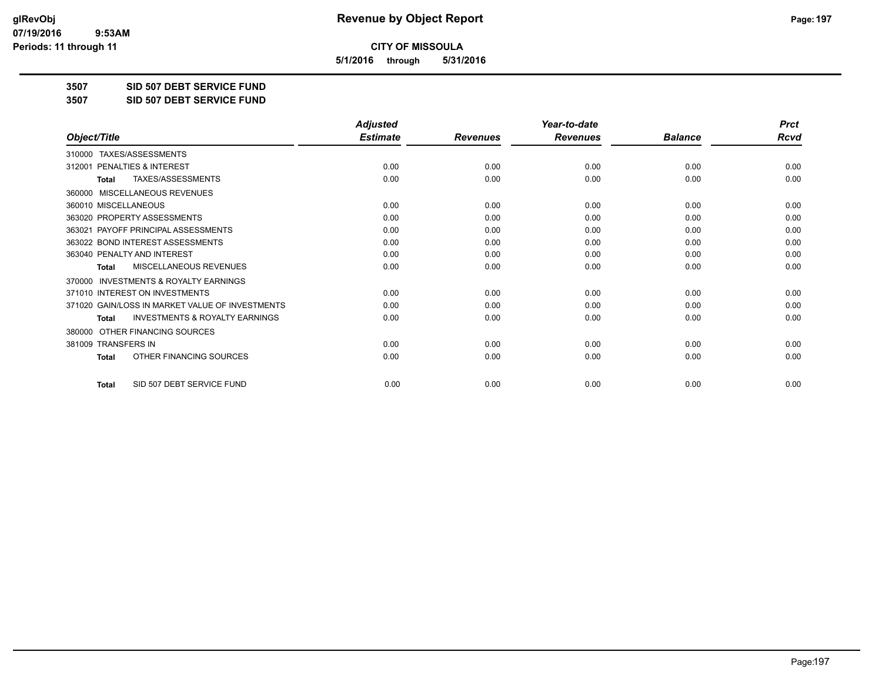**CITY OF MISSOULA**

**5/1/2016 through 5/31/2016**

**3507 SID 507 DEBT SERVICE FUND**

**3507 SID 507 DEBT SERVICE FUND**

| Object/Title | Adjusted Estimate | Revenues | Year-to-date Revenues | Balance | Prct Rcvd |
|---|---|---|---|---|---|
| 310000 TAXES/ASSESSMENTS | | | | | |
| 312001 PENALTIES & INTEREST | 0.00 | 0.00 | 0.00 | 0.00 | 0.00 |
| Total TAXES/ASSESSMENTS | 0.00 | 0.00 | 0.00 | 0.00 | 0.00 |
| 360000 MISCELLANEOUS REVENUES | | | | | |
| 360010 MISCELLANEOUS | 0.00 | 0.00 | 0.00 | 0.00 | 0.00 |
| 363020 PROPERTY ASSESSMENTS | 0.00 | 0.00 | 0.00 | 0.00 | 0.00 |
| 363021 PAYOFF PRINCIPAL ASSESSMENTS | 0.00 | 0.00 | 0.00 | 0.00 | 0.00 |
| 363022 BOND INTEREST ASSESSMENTS | 0.00 | 0.00 | 0.00 | 0.00 | 0.00 |
| 363040 PENALTY AND INTEREST | 0.00 | 0.00 | 0.00 | 0.00 | 0.00 |
| Total MISCELLANEOUS REVENUES | 0.00 | 0.00 | 0.00 | 0.00 | 0.00 |
| 370000 INVESTMENTS & ROYALTY EARNINGS | | | | | |
| 371010 INTEREST ON INVESTMENTS | 0.00 | 0.00 | 0.00 | 0.00 | 0.00 |
| 371020 GAIN/LOSS IN MARKET VALUE OF INVESTMENTS | 0.00 | 0.00 | 0.00 | 0.00 | 0.00 |
| Total INVESTMENTS & ROYALTY EARNINGS | 0.00 | 0.00 | 0.00 | 0.00 | 0.00 |
| 380000 OTHER FINANCING SOURCES | | | | | |
| 381009 TRANSFERS IN | 0.00 | 0.00 | 0.00 | 0.00 | 0.00 |
| Total OTHER FINANCING SOURCES | 0.00 | 0.00 | 0.00 | 0.00 | 0.00 |
| Total SID 507 DEBT SERVICE FUND | 0.00 | 0.00 | 0.00 | 0.00 | 0.00 |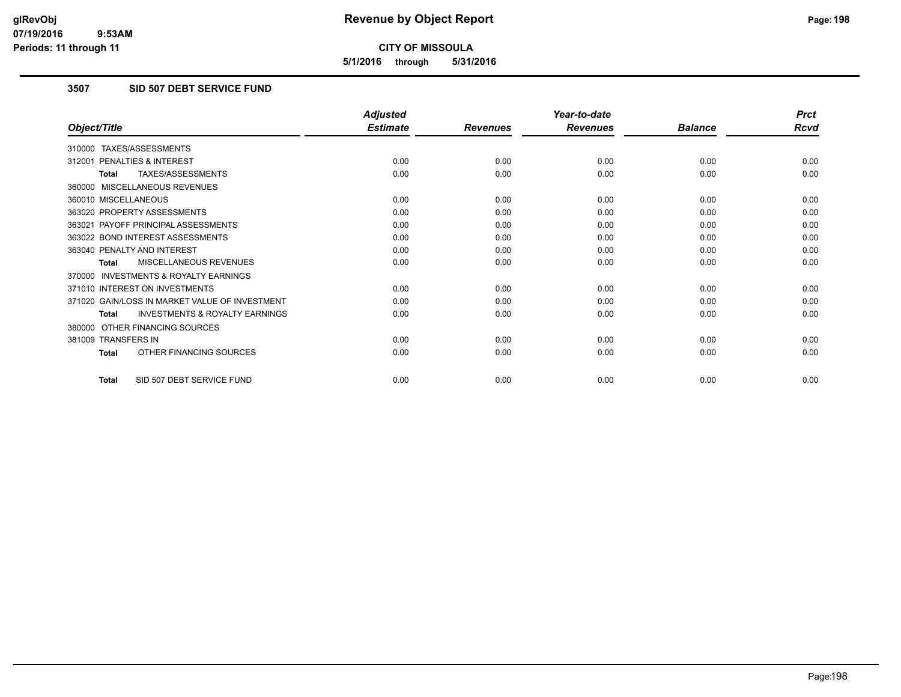**Revenue by Object Report**

**CITY OF MISSOULA**

**5/1/2016 through 5/31/2016**

glRevObj
07/19/2016 9:53AM
Periods: 11 through 11

## 3507 SID 507 DEBT SERVICE FUND

| Object/Title | Adjusted Estimate | Revenues | Year-to-date Revenues | Balance | Prct Rcvd |
|---|---|---|---|---|---|
| 310000 TAXES/ASSESSMENTS | | | | | |
| 312001 PENALTIES & INTEREST | 0.00 | 0.00 | 0.00 | 0.00 | 0.00 |
| **Total** TAXES/ASSESSMENTS | 0.00 | 0.00 | 0.00 | 0.00 | 0.00 |
| 360000 MISCELLANEOUS REVENUES | | | | | |
| 360010 MISCELLANEOUS | 0.00 | 0.00 | 0.00 | 0.00 | 0.00 |
| 363020 PROPERTY ASSESSMENTS | 0.00 | 0.00 | 0.00 | 0.00 | 0.00 |
| 363021 PAYOFF PRINCIPAL ASSESSMENTS | 0.00 | 0.00 | 0.00 | 0.00 | 0.00 |
| 363022 BOND INTEREST ASSESSMENTS | 0.00 | 0.00 | 0.00 | 0.00 | 0.00 |
| 363040 PENALTY AND INTEREST | 0.00 | 0.00 | 0.00 | 0.00 | 0.00 |
| **Total** MISCELLANEOUS REVENUES | 0.00 | 0.00 | 0.00 | 0.00 | 0.00 |
| 370000 INVESTMENTS & ROYALTY EARNINGS | | | | | |
| 371010 INTEREST ON INVESTMENTS | 0.00 | 0.00 | 0.00 | 0.00 | 0.00 |
| 371020 GAIN/LOSS IN MARKET VALUE OF INVESTMENT | 0.00 | 0.00 | 0.00 | 0.00 | 0.00 |
| **Total** INVESTMENTS & ROYALTY EARNINGS | 0.00 | 0.00 | 0.00 | 0.00 | 0.00 |
| 380000 OTHER FINANCING SOURCES | | | | | |
| 381009 TRANSFERS IN | 0.00 | 0.00 | 0.00 | 0.00 | 0.00 |
| **Total** OTHER FINANCING SOURCES | 0.00 | 0.00 | 0.00 | 0.00 | 0.00 |
| **Total** SID 507 DEBT SERVICE FUND | 0.00 | 0.00 | 0.00 | 0.00 | 0.00 |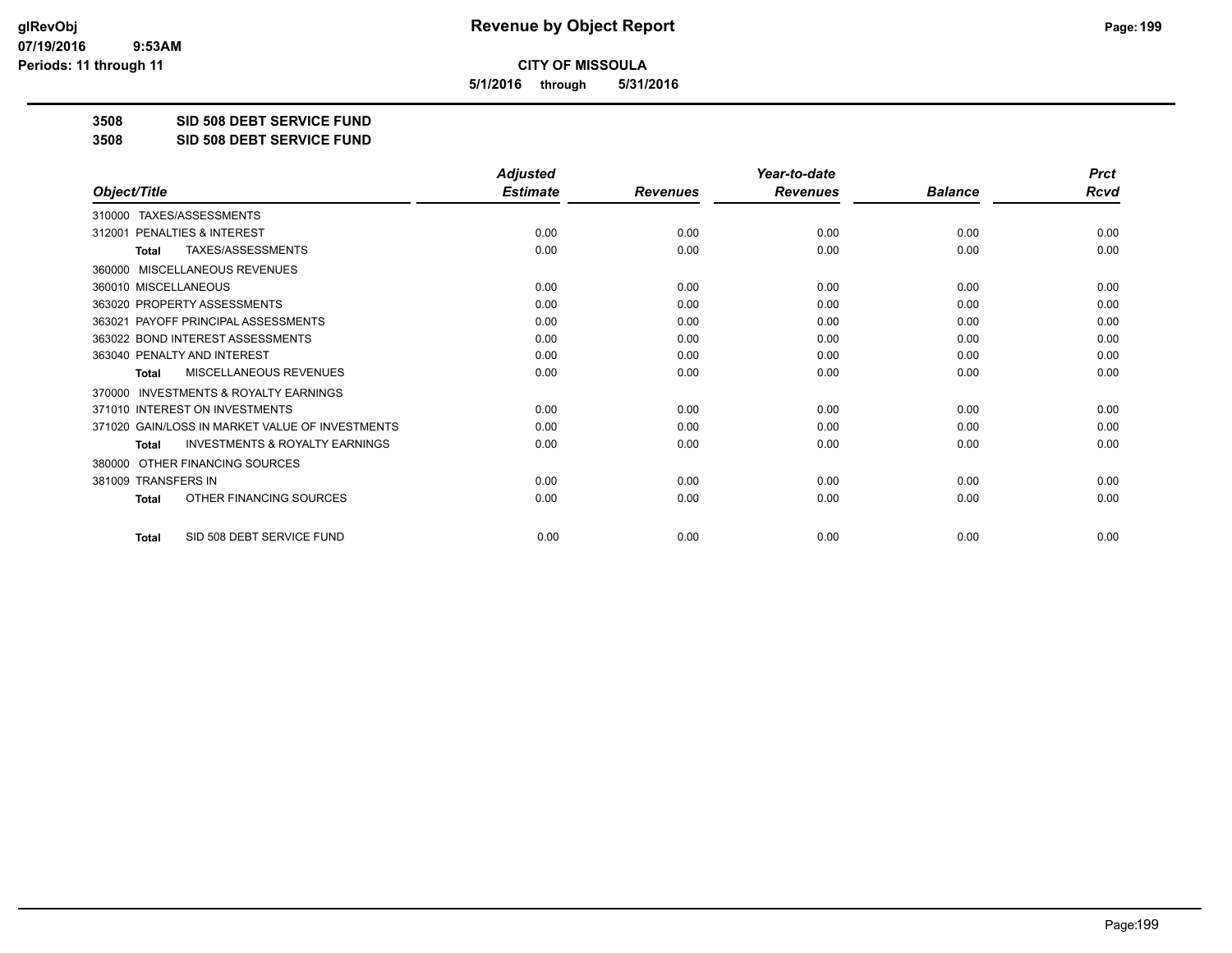**Revenue by Object Report**

**CITY OF MISSOULA**

**5/1/2016 through 5/31/2016**

glRevObj
07/19/2016 9:53AM
Periods: 11 through 11

**3508 SID 508 DEBT SERVICE FUND**

**3508 SID 508 DEBT SERVICE FUND**

| Object/Title | Adjusted Estimate | Revenues | Year-to-date Revenues | Balance | Prct Rcvd |
|---|---|---|---|---|---|
| 310000 TAXES/ASSESSMENTS | | | | | |
| 312001 PENALTIES & INTEREST | 0.00 | 0.00 | 0.00 | 0.00 | 0.00 |
| **Total** TAXES/ASSESSMENTS | 0.00 | 0.00 | 0.00 | 0.00 | 0.00 |
| 360000 MISCELLANEOUS REVENUES | | | | | |
| 360010 MISCELLANEOUS | 0.00 | 0.00 | 0.00 | 0.00 | 0.00 |
| 363020 PROPERTY ASSESSMENTS | 0.00 | 0.00 | 0.00 | 0.00 | 0.00 |
| 363021 PAYOFF PRINCIPAL ASSESSMENTS | 0.00 | 0.00 | 0.00 | 0.00 | 0.00 |
| 363022 BOND INTEREST ASSESSMENTS | 0.00 | 0.00 | 0.00 | 0.00 | 0.00 |
| 363040 PENALTY AND INTEREST | 0.00 | 0.00 | 0.00 | 0.00 | 0.00 |
| **Total** MISCELLANEOUS REVENUES | 0.00 | 0.00 | 0.00 | 0.00 | 0.00 |
| 370000 INVESTMENTS & ROYALTY EARNINGS | | | | | |
| 371010 INTEREST ON INVESTMENTS | 0.00 | 0.00 | 0.00 | 0.00 | 0.00 |
| 371020 GAIN/LOSS IN MARKET VALUE OF INVESTMENTS | 0.00 | 0.00 | 0.00 | 0.00 | 0.00 |
| **Total** INVESTMENTS & ROYALTY EARNINGS | 0.00 | 0.00 | 0.00 | 0.00 | 0.00 |
| 380000 OTHER FINANCING SOURCES | | | | | |
| 381009 TRANSFERS IN | 0.00 | 0.00 | 0.00 | 0.00 | 0.00 |
| **Total** OTHER FINANCING SOURCES | 0.00 | 0.00 | 0.00 | 0.00 | 0.00 |
| **Total** SID 508 DEBT SERVICE FUND | 0.00 | 0.00 | 0.00 | 0.00 | 0.00 |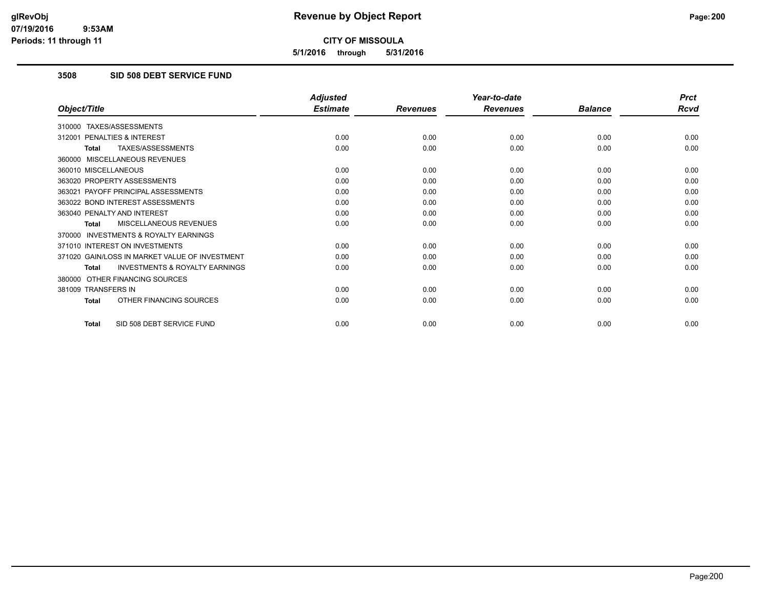**CITY OF MISSOULA**

**5/1/2016 through 5/31/2016**

### 3508 SID 508 DEBT SERVICE FUND

| Object/Title | Adjusted Estimate | Revenues | Year-to-date Revenues | Balance | Prct Rcvd |
|---|---|---|---|---|---|
| 310000 TAXES/ASSESSMENTS | | | | | |
| 312001 PENALTIES & INTEREST | 0.00 | 0.00 | 0.00 | 0.00 | 0.00 |
| **Total** TAXES/ASSESSMENTS | 0.00 | 0.00 | 0.00 | 0.00 | 0.00 |
| 360000 MISCELLANEOUS REVENUES | | | | | |
| 360010 MISCELLANEOUS | 0.00 | 0.00 | 0.00 | 0.00 | 0.00 |
| 363020 PROPERTY ASSESSMENTS | 0.00 | 0.00 | 0.00 | 0.00 | 0.00 |
| 363021 PAYOFF PRINCIPAL ASSESSMENTS | 0.00 | 0.00 | 0.00 | 0.00 | 0.00 |
| 363022 BOND INTEREST ASSESSMENTS | 0.00 | 0.00 | 0.00 | 0.00 | 0.00 |
| 363040 PENALTY AND INTEREST | 0.00 | 0.00 | 0.00 | 0.00 | 0.00 |
| **Total** MISCELLANEOUS REVENUES | 0.00 | 0.00 | 0.00 | 0.00 | 0.00 |
| 370000 INVESTMENTS & ROYALTY EARNINGS | | | | | |
| 371010 INTEREST ON INVESTMENTS | 0.00 | 0.00 | 0.00 | 0.00 | 0.00 |
| 371020 GAIN/LOSS IN MARKET VALUE OF INVESTMENT | 0.00 | 0.00 | 0.00 | 0.00 | 0.00 |
| **Total** INVESTMENTS & ROYALTY EARNINGS | 0.00 | 0.00 | 0.00 | 0.00 | 0.00 |
| 380000 OTHER FINANCING SOURCES | | | | | |
| 381009 TRANSFERS IN | 0.00 | 0.00 | 0.00 | 0.00 | 0.00 |
| **Total** OTHER FINANCING SOURCES | 0.00 | 0.00 | 0.00 | 0.00 | 0.00 |
| **Total** SID 508 DEBT SERVICE FUND | 0.00 | 0.00 | 0.00 | 0.00 | 0.00 |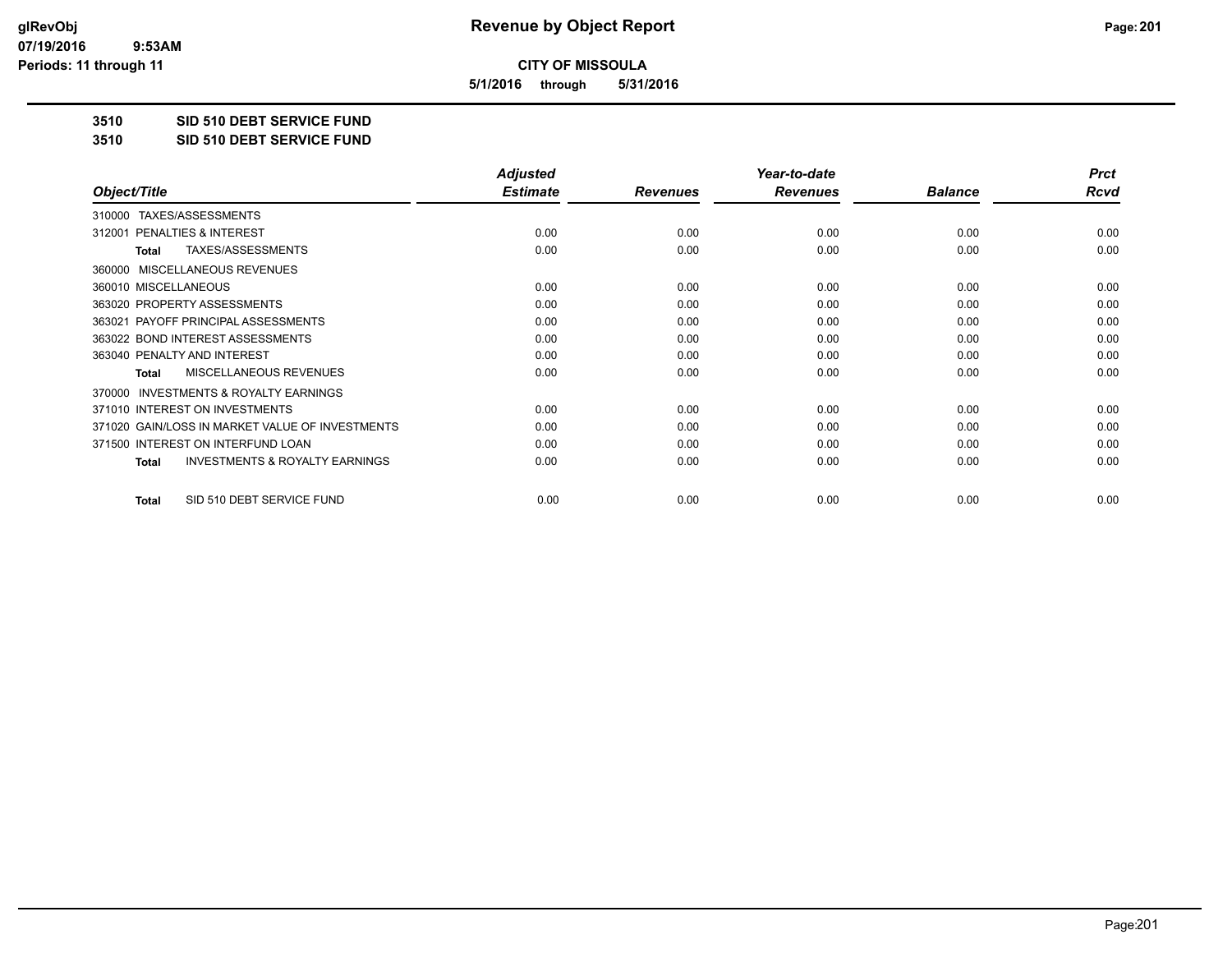**glRevObj**
**07/19/2016 9:53AM**
**Periods: 11 through 11**

# Revenue by Object Report

**CITY OF MISSOULA**

**5/1/2016 through 5/31/2016**

## 3510 SID 510 DEBT SERVICE FUND
## 3510 SID 510 DEBT SERVICE FUND

| Object/Title | Adjusted Estimate | Revenues | Year-to-date Revenues | Balance | Prct Rcvd |
|---|---|---|---|---|---|
| 310000 TAXES/ASSESSMENTS | | | | | |
| 312001 PENALTIES & INTEREST | 0.00 | 0.00 | 0.00 | 0.00 | 0.00 |
| **Total** TAXES/ASSESSMENTS | 0.00 | 0.00 | 0.00 | 0.00 | 0.00 |
| 360000 MISCELLANEOUS REVENUES | | | | | |
| 360010 MISCELLANEOUS | 0.00 | 0.00 | 0.00 | 0.00 | 0.00 |
| 363020 PROPERTY ASSESSMENTS | 0.00 | 0.00 | 0.00 | 0.00 | 0.00 |
| 363021 PAYOFF PRINCIPAL ASSESSMENTS | 0.00 | 0.00 | 0.00 | 0.00 | 0.00 |
| 363022 BOND INTEREST ASSESSMENTS | 0.00 | 0.00 | 0.00 | 0.00 | 0.00 |
| 363040 PENALTY AND INTEREST | 0.00 | 0.00 | 0.00 | 0.00 | 0.00 |
| **Total** MISCELLANEOUS REVENUES | 0.00 | 0.00 | 0.00 | 0.00 | 0.00 |
| 370000 INVESTMENTS & ROYALTY EARNINGS | | | | | |
| 371010 INTEREST ON INVESTMENTS | 0.00 | 0.00 | 0.00 | 0.00 | 0.00 |
| 371020 GAIN/LOSS IN MARKET VALUE OF INVESTMENTS | 0.00 | 0.00 | 0.00 | 0.00 | 0.00 |
| 371500 INTEREST ON INTERFUND LOAN | 0.00 | 0.00 | 0.00 | 0.00 | 0.00 |
| **Total** INVESTMENTS & ROYALTY EARNINGS | 0.00 | 0.00 | 0.00 | 0.00 | 0.00 |
| **Total** SID 510 DEBT SERVICE FUND | 0.00 | 0.00 | 0.00 | 0.00 | 0.00 |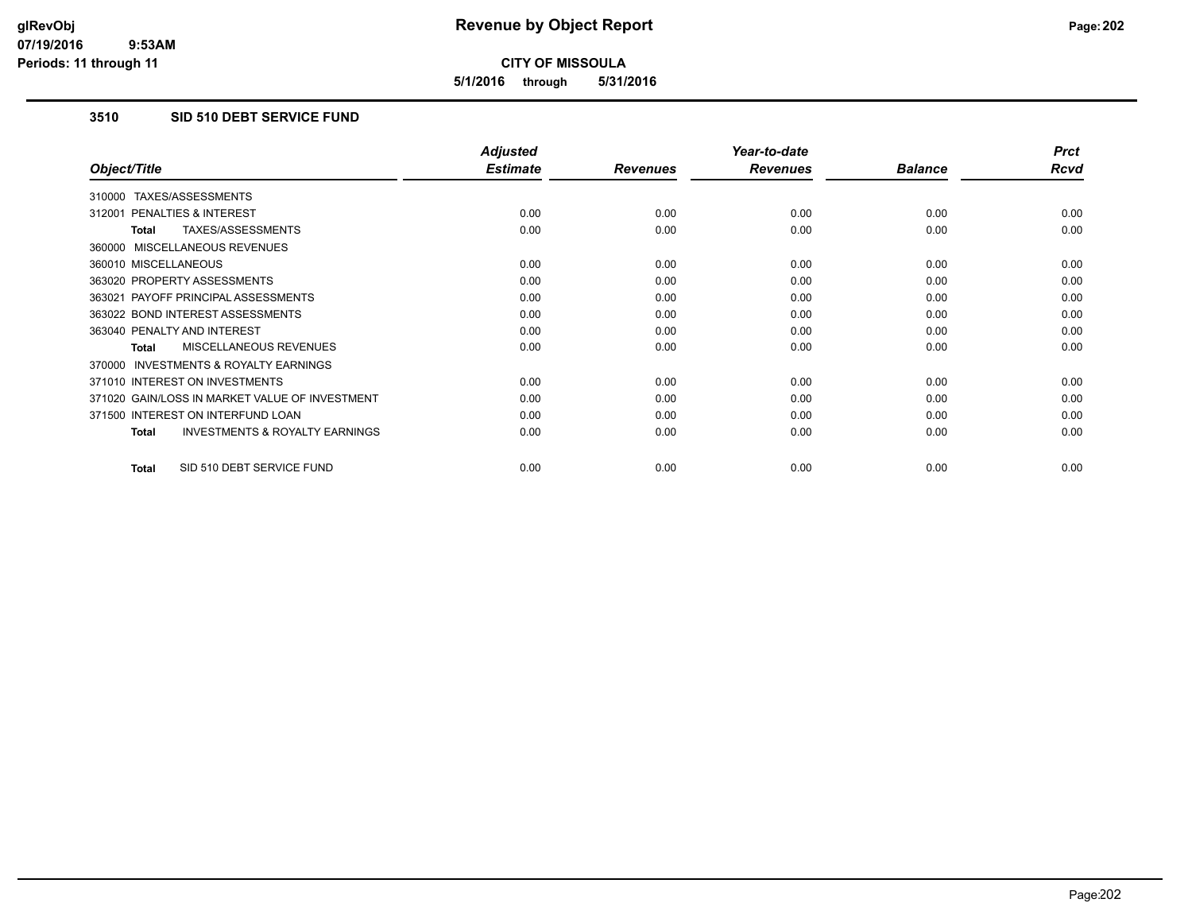# Revenue by Object Report

**CITY OF MISSOULA**

**5/1/2016 through 5/31/2016**

### 3510 SID 510 DEBT SERVICE FUND

| Object/Title | Adjusted Estimate | Revenues | Year-to-date Revenues | Balance | Prct Rcvd |
|---|---|---|---|---|---|
| 310000 TAXES/ASSESSMENTS | | | | | |
| 312001 PENALTIES & INTEREST | 0.00 | 0.00 | 0.00 | 0.00 | 0.00 |
| **Total** TAXES/ASSESSMENTS | 0.00 | 0.00 | 0.00 | 0.00 | 0.00 |
| 360000 MISCELLANEOUS REVENUES | | | | | |
| 360010 MISCELLANEOUS | 0.00 | 0.00 | 0.00 | 0.00 | 0.00 |
| 363020 PROPERTY ASSESSMENTS | 0.00 | 0.00 | 0.00 | 0.00 | 0.00 |
| 363021 PAYOFF PRINCIPAL ASSESSMENTS | 0.00 | 0.00 | 0.00 | 0.00 | 0.00 |
| 363022 BOND INTEREST ASSESSMENTS | 0.00 | 0.00 | 0.00 | 0.00 | 0.00 |
| 363040 PENALTY AND INTEREST | 0.00 | 0.00 | 0.00 | 0.00 | 0.00 |
| **Total** MISCELLANEOUS REVENUES | 0.00 | 0.00 | 0.00 | 0.00 | 0.00 |
| 370000 INVESTMENTS & ROYALTY EARNINGS | | | | | |
| 371010 INTEREST ON INVESTMENTS | 0.00 | 0.00 | 0.00 | 0.00 | 0.00 |
| 371020 GAIN/LOSS IN MARKET VALUE OF INVESTMENT | 0.00 | 0.00 | 0.00 | 0.00 | 0.00 |
| 371500 INTEREST ON INTERFUND LOAN | 0.00 | 0.00 | 0.00 | 0.00 | 0.00 |
| **Total** INVESTMENTS & ROYALTY EARNINGS | 0.00 | 0.00 | 0.00 | 0.00 | 0.00 |
| **Total** SID 510 DEBT SERVICE FUND | 0.00 | 0.00 | 0.00 | 0.00 | 0.00 |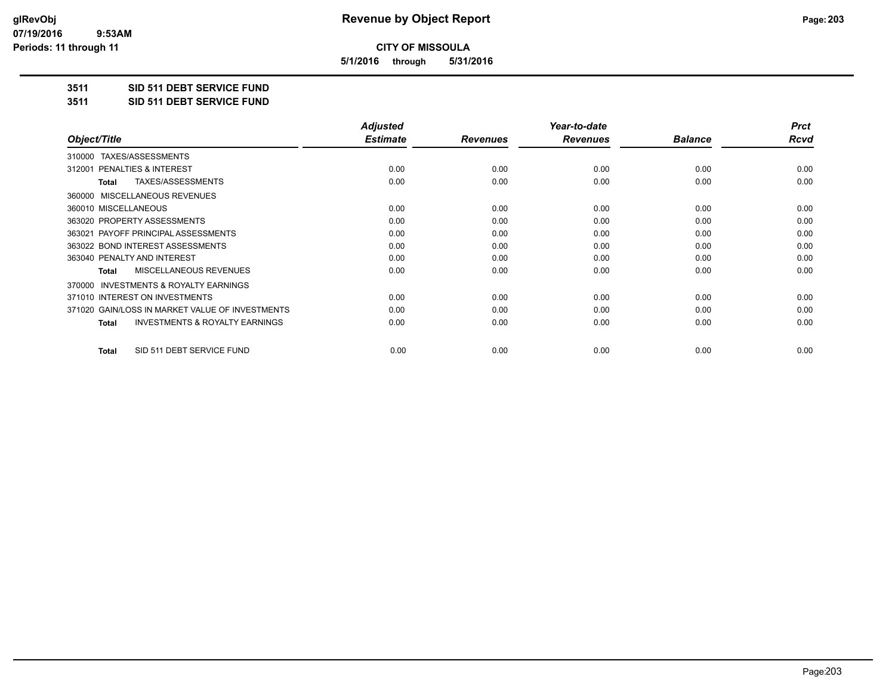# Revenue by Object Report

**CITY OF MISSOULA**

**5/1/2016 through 5/31/2016**

glRevObj
07/19/2016 9:53AM
Periods: 11 through 11

## 3511 SID 511 DEBT SERVICE FUND

## 3511 SID 511 DEBT SERVICE FUND

| Object/Title | Adjusted Estimate | Revenues | Year-to-date Revenues | Balance | Prct Rcvd |
|---|---|---|---|---|---|
| 310000 TAXES/ASSESSMENTS | | | | | |
| 312001 PENALTIES & INTEREST | 0.00 | 0.00 | 0.00 | 0.00 | 0.00 |
| **Total** TAXES/ASSESSMENTS | 0.00 | 0.00 | 0.00 | 0.00 | 0.00 |
| 360000 MISCELLANEOUS REVENUES | | | | | |
| 360010 MISCELLANEOUS | 0.00 | 0.00 | 0.00 | 0.00 | 0.00 |
| 363020 PROPERTY ASSESSMENTS | 0.00 | 0.00 | 0.00 | 0.00 | 0.00 |
| 363021 PAYOFF PRINCIPAL ASSESSMENTS | 0.00 | 0.00 | 0.00 | 0.00 | 0.00 |
| 363022 BOND INTEREST ASSESSMENTS | 0.00 | 0.00 | 0.00 | 0.00 | 0.00 |
| 363040 PENALTY AND INTEREST | 0.00 | 0.00 | 0.00 | 0.00 | 0.00 |
| **Total** MISCELLANEOUS REVENUES | 0.00 | 0.00 | 0.00 | 0.00 | 0.00 |
| 370000 INVESTMENTS & ROYALTY EARNINGS | | | | | |
| 371010 INTEREST ON INVESTMENTS | 0.00 | 0.00 | 0.00 | 0.00 | 0.00 |
| 371020 GAIN/LOSS IN MARKET VALUE OF INVESTMENTS | 0.00 | 0.00 | 0.00 | 0.00 | 0.00 |
| **Total** INVESTMENTS & ROYALTY EARNINGS | 0.00 | 0.00 | 0.00 | 0.00 | 0.00 |
| **Total** SID 511 DEBT SERVICE FUND | 0.00 | 0.00 | 0.00 | 0.00 | 0.00 |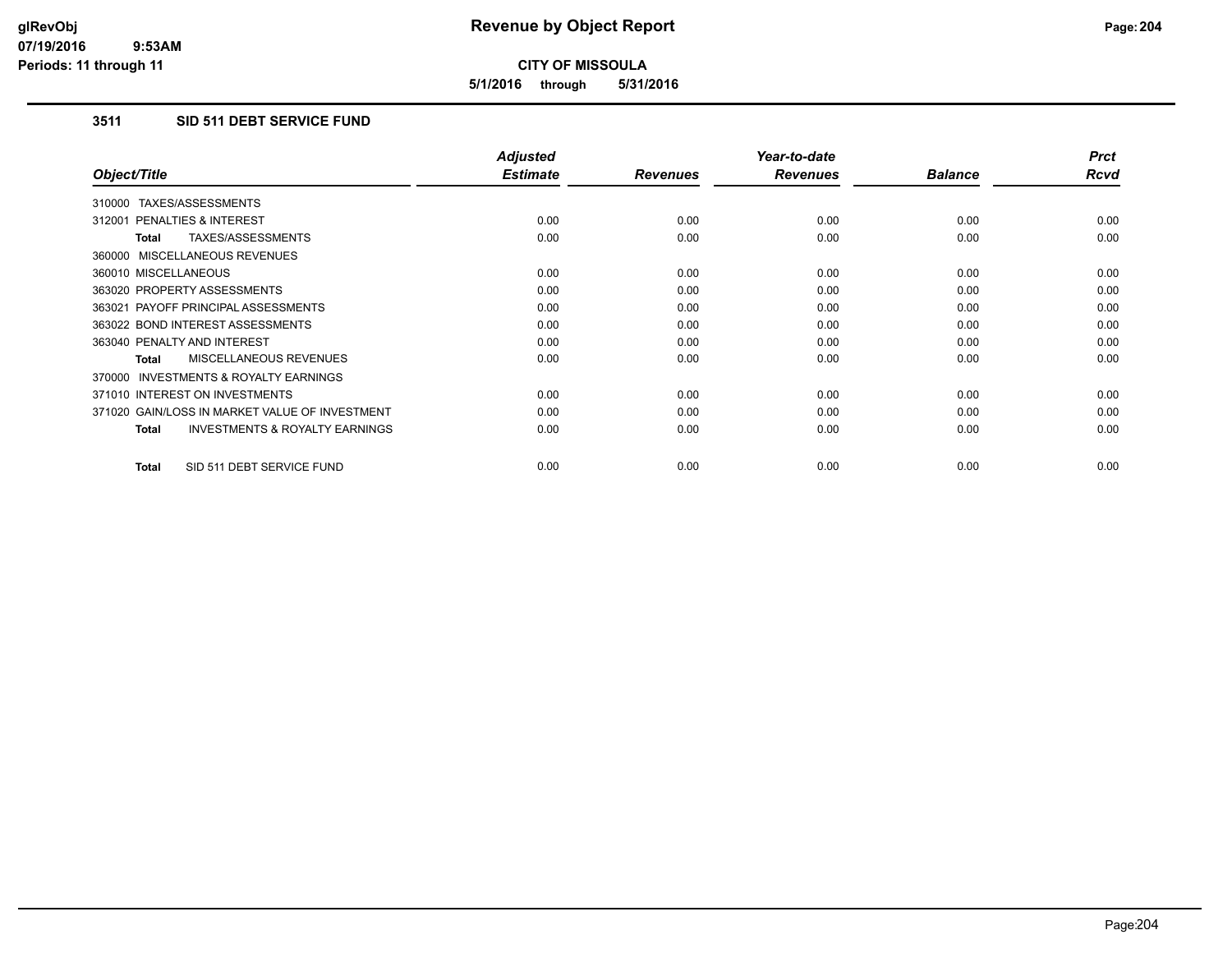# Revenue by Object Report

**CITY OF MISSOULA**

**5/1/2016 through 5/31/2016**

glRevObj
07/19/2016 9:53AM
Periods: 11 through 11

### 3511 SID 511 DEBT SERVICE FUND

| Object/Title | Adjusted Estimate | Revenues | Year-to-date Revenues | Balance | Prct Rcvd |
|---|---|---|---|---|---|
| 310000 TAXES/ASSESSMENTS | | | | | |
| 312001 PENALTIES & INTEREST | 0.00 | 0.00 | 0.00 | 0.00 | 0.00 |
| **Total** TAXES/ASSESSMENTS | 0.00 | 0.00 | 0.00 | 0.00 | 0.00 |
| 360000 MISCELLANEOUS REVENUES | | | | | |
| 360010 MISCELLANEOUS | 0.00 | 0.00 | 0.00 | 0.00 | 0.00 |
| 363020 PROPERTY ASSESSMENTS | 0.00 | 0.00 | 0.00 | 0.00 | 0.00 |
| 363021 PAYOFF PRINCIPAL ASSESSMENTS | 0.00 | 0.00 | 0.00 | 0.00 | 0.00 |
| 363022 BOND INTEREST ASSESSMENTS | 0.00 | 0.00 | 0.00 | 0.00 | 0.00 |
| 363040 PENALTY AND INTEREST | 0.00 | 0.00 | 0.00 | 0.00 | 0.00 |
| **Total** MISCELLANEOUS REVENUES | 0.00 | 0.00 | 0.00 | 0.00 | 0.00 |
| 370000 INVESTMENTS & ROYALTY EARNINGS | | | | | |
| 371010 INTEREST ON INVESTMENTS | 0.00 | 0.00 | 0.00 | 0.00 | 0.00 |
| 371020 GAIN/LOSS IN MARKET VALUE OF INVESTMENT | 0.00 | 0.00 | 0.00 | 0.00 | 0.00 |
| **Total** INVESTMENTS & ROYALTY EARNINGS | 0.00 | 0.00 | 0.00 | 0.00 | 0.00 |
| **Total** SID 511 DEBT SERVICE FUND | 0.00 | 0.00 | 0.00 | 0.00 | 0.00 |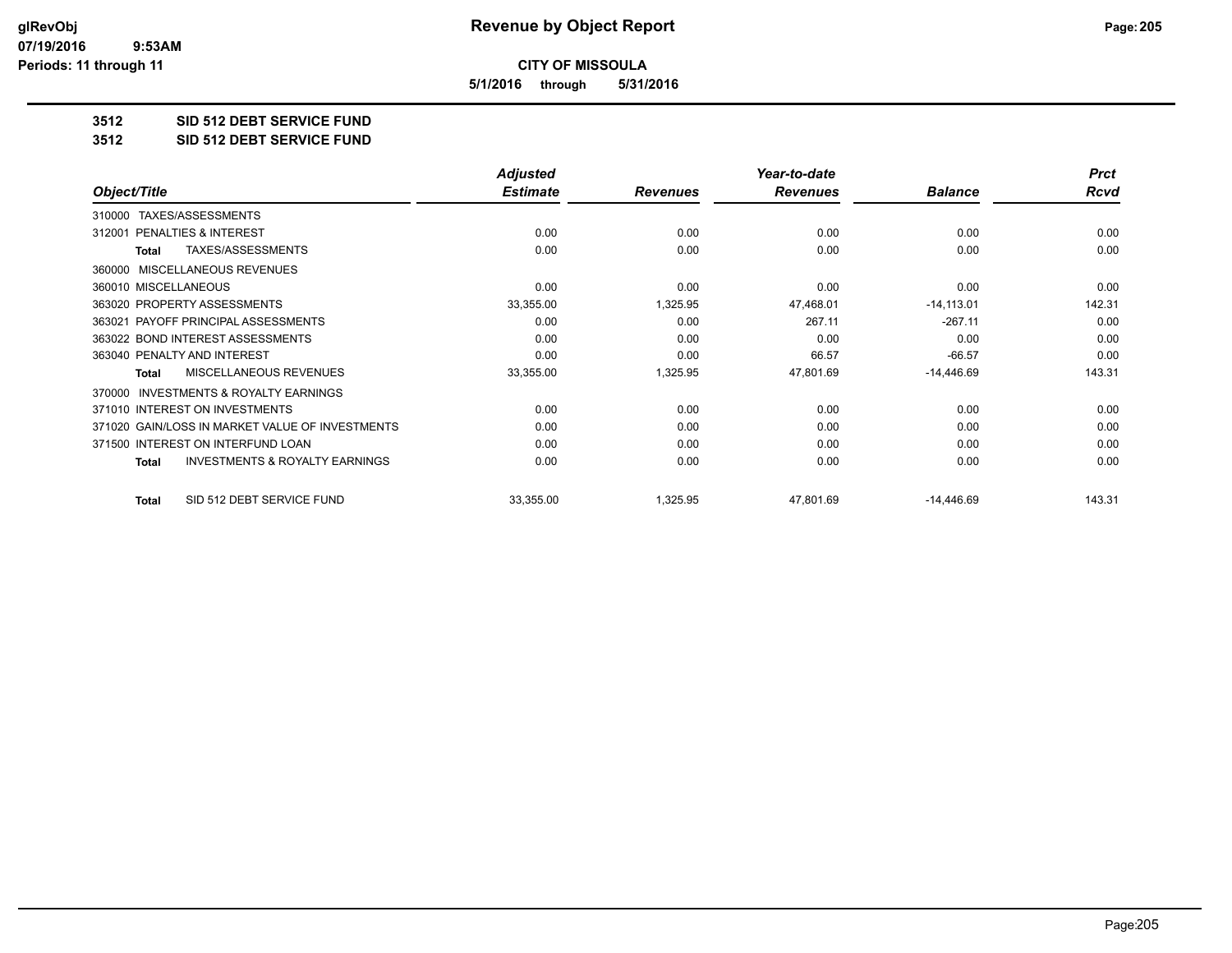**CITY OF MISSOULA**

**5/1/2016 through 5/31/2016**

## 3512 SID 512 DEBT SERVICE FUND

## 3512 SID 512 DEBT SERVICE FUND

| Object/Title | Adjusted Estimate | Revenues | Year-to-date Revenues | Balance | Prct Rcvd |
|---|---|---|---|---|---|
| 310000 TAXES/ASSESSMENTS | | | | | |
| 312001 PENALTIES & INTEREST | 0.00 | 0.00 | 0.00 | 0.00 | 0.00 |
| **Total** TAXES/ASSESSMENTS | 0.00 | 0.00 | 0.00 | 0.00 | 0.00 |
| 360000 MISCELLANEOUS REVENUES | | | | | |
| 360010 MISCELLANEOUS | 0.00 | 0.00 | 0.00 | 0.00 | 0.00 |
| 363020 PROPERTY ASSESSMENTS | 33,355.00 | 1,325.95 | 47,468.01 | -14,113.01 | 142.31 |
| 363021 PAYOFF PRINCIPAL ASSESSMENTS | 0.00 | 0.00 | 267.11 | -267.11 | 0.00 |
| 363022 BOND INTEREST ASSESSMENTS | 0.00 | 0.00 | 0.00 | 0.00 | 0.00 |
| 363040 PENALTY AND INTEREST | 0.00 | 0.00 | 66.57 | -66.57 | 0.00 |
| **Total** MISCELLANEOUS REVENUES | 33,355.00 | 1,325.95 | 47,801.69 | -14,446.69 | 143.31 |
| 370000 INVESTMENTS & ROYALTY EARNINGS | | | | | |
| 371010 INTEREST ON INVESTMENTS | 0.00 | 0.00 | 0.00 | 0.00 | 0.00 |
| 371020 GAIN/LOSS IN MARKET VALUE OF INVESTMENTS | 0.00 | 0.00 | 0.00 | 0.00 | 0.00 |
| 371500 INTEREST ON INTERFUND LOAN | 0.00 | 0.00 | 0.00 | 0.00 | 0.00 |
| **Total** INVESTMENTS & ROYALTY EARNINGS | 0.00 | 0.00 | 0.00 | 0.00 | 0.00 |
| **Total** SID 512 DEBT SERVICE FUND | 33,355.00 | 1,325.95 | 47,801.69 | -14,446.69 | 143.31 |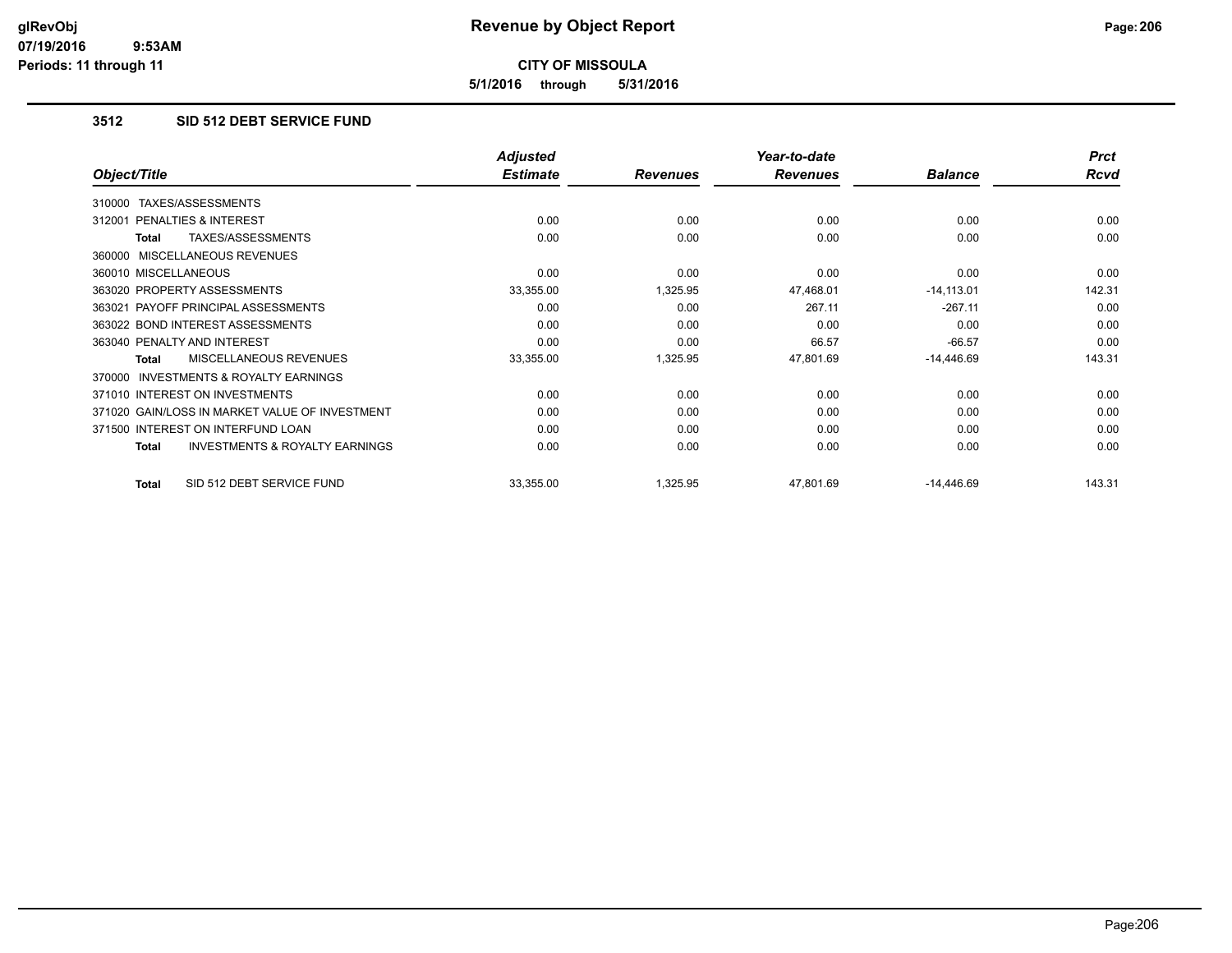# Revenue by Object Report

glRevObj
07/19/2016 9:53AM
Periods: 11 through 11

**CITY OF MISSOULA**

**5/1/2016 through 5/31/2016**

## 3512 SID 512 DEBT SERVICE FUND

| Object/Title | Adjusted Estimate | Revenues | Year-to-date Revenues | Balance | Prct Rcvd |
|---|---|---|---|---|---|
| 310000 TAXES/ASSESSMENTS | | | | | |
| 312001 PENALTIES & INTEREST | 0.00 | 0.00 | 0.00 | 0.00 | 0.00 |
| **Total** TAXES/ASSESSMENTS | 0.00 | 0.00 | 0.00 | 0.00 | 0.00 |
| 360000 MISCELLANEOUS REVENUES | | | | | |
| 360010 MISCELLANEOUS | 0.00 | 0.00 | 0.00 | 0.00 | 0.00 |
| 363020 PROPERTY ASSESSMENTS | 33,355.00 | 1,325.95 | 47,468.01 | -14,113.01 | 142.31 |
| 363021 PAYOFF PRINCIPAL ASSESSMENTS | 0.00 | 0.00 | 267.11 | -267.11 | 0.00 |
| 363022 BOND INTEREST ASSESSMENTS | 0.00 | 0.00 | 0.00 | 0.00 | 0.00 |
| 363040 PENALTY AND INTEREST | 0.00 | 0.00 | 66.57 | -66.57 | 0.00 |
| **Total** MISCELLANEOUS REVENUES | 33,355.00 | 1,325.95 | 47,801.69 | -14,446.69 | 143.31 |
| 370000 INVESTMENTS & ROYALTY EARNINGS | | | | | |
| 371010 INTEREST ON INVESTMENTS | 0.00 | 0.00 | 0.00 | 0.00 | 0.00 |
| 371020 GAIN/LOSS IN MARKET VALUE OF INVESTMENT | 0.00 | 0.00 | 0.00 | 0.00 | 0.00 |
| 371500 INTEREST ON INTERFUND LOAN | 0.00 | 0.00 | 0.00 | 0.00 | 0.00 |
| **Total** INVESTMENTS & ROYALTY EARNINGS | 0.00 | 0.00 | 0.00 | 0.00 | 0.00 |
| **Total** SID 512 DEBT SERVICE FUND | 33,355.00 | 1,325.95 | 47,801.69 | -14,446.69 | 143.31 |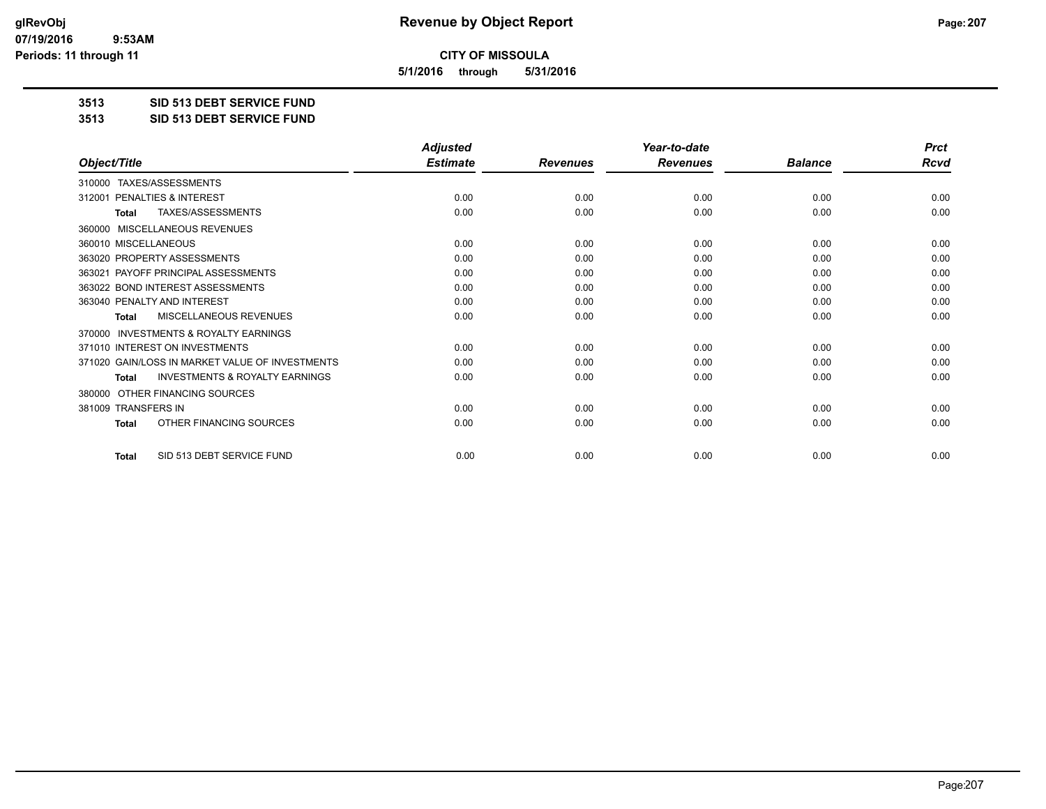**CITY OF MISSOULA**

**5/1/2016 through 5/31/2016**

## 3513 SID 513 DEBT SERVICE FUND

## 3513 SID 513 DEBT SERVICE FUND

| Object/Title | Adjusted Estimate | Revenues | Year-to-date Revenues | Balance | Prct Rcvd |
|---|---|---|---|---|---|
| 310000 TAXES/ASSESSMENTS | | | | | |
| 312001 PENALTIES & INTEREST | 0.00 | 0.00 | 0.00 | 0.00 | 0.00 |
| **Total** TAXES/ASSESSMENTS | 0.00 | 0.00 | 0.00 | 0.00 | 0.00 |
| 360000 MISCELLANEOUS REVENUES | | | | | |
| 360010 MISCELLANEOUS | 0.00 | 0.00 | 0.00 | 0.00 | 0.00 |
| 363020 PROPERTY ASSESSMENTS | 0.00 | 0.00 | 0.00 | 0.00 | 0.00 |
| 363021 PAYOFF PRINCIPAL ASSESSMENTS | 0.00 | 0.00 | 0.00 | 0.00 | 0.00 |
| 363022 BOND INTEREST ASSESSMENTS | 0.00 | 0.00 | 0.00 | 0.00 | 0.00 |
| 363040 PENALTY AND INTEREST | 0.00 | 0.00 | 0.00 | 0.00 | 0.00 |
| **Total** MISCELLANEOUS REVENUES | 0.00 | 0.00 | 0.00 | 0.00 | 0.00 |
| 370000 INVESTMENTS & ROYALTY EARNINGS | | | | | |
| 371010 INTEREST ON INVESTMENTS | 0.00 | 0.00 | 0.00 | 0.00 | 0.00 |
| 371020 GAIN/LOSS IN MARKET VALUE OF INVESTMENTS | 0.00 | 0.00 | 0.00 | 0.00 | 0.00 |
| **Total** INVESTMENTS & ROYALTY EARNINGS | 0.00 | 0.00 | 0.00 | 0.00 | 0.00 |
| 380000 OTHER FINANCING SOURCES | | | | | |
| 381009 TRANSFERS IN | 0.00 | 0.00 | 0.00 | 0.00 | 0.00 |
| **Total** OTHER FINANCING SOURCES | 0.00 | 0.00 | 0.00 | 0.00 | 0.00 |
| **Total** SID 513 DEBT SERVICE FUND | 0.00 | 0.00 | 0.00 | 0.00 | 0.00 |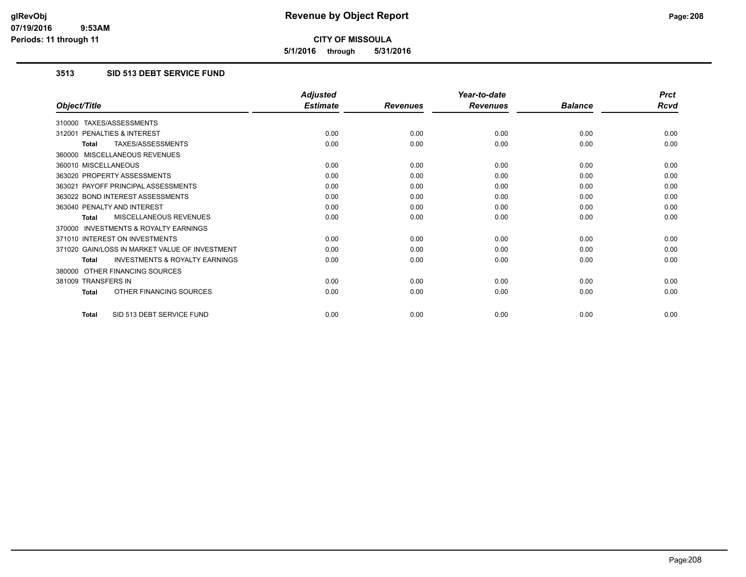# Revenue by Object Report

glRevObj
07/19/2016 9:53AM
Periods: 11 through 11

**CITY OF MISSOULA**

**5/1/2016 through 5/31/2016**

## 3513 SID 513 DEBT SERVICE FUND

| Object/Title | Adjusted Estimate | Revenues | Year-to-date Revenues | Balance | Prct Rcvd |
|---|---|---|---|---|---|
| 310000 TAXES/ASSESSMENTS | | | | | |
| 312001 PENALTIES & INTEREST | 0.00 | 0.00 | 0.00 | 0.00 | 0.00 |
| **Total** TAXES/ASSESSMENTS | 0.00 | 0.00 | 0.00 | 0.00 | 0.00 |
| 360000 MISCELLANEOUS REVENUES | | | | | |
| 360010 MISCELLANEOUS | 0.00 | 0.00 | 0.00 | 0.00 | 0.00 |
| 363020 PROPERTY ASSESSMENTS | 0.00 | 0.00 | 0.00 | 0.00 | 0.00 |
| 363021 PAYOFF PRINCIPAL ASSESSMENTS | 0.00 | 0.00 | 0.00 | 0.00 | 0.00 |
| 363022 BOND INTEREST ASSESSMENTS | 0.00 | 0.00 | 0.00 | 0.00 | 0.00 |
| 363040 PENALTY AND INTEREST | 0.00 | 0.00 | 0.00 | 0.00 | 0.00 |
| **Total** MISCELLANEOUS REVENUES | 0.00 | 0.00 | 0.00 | 0.00 | 0.00 |
| 370000 INVESTMENTS & ROYALTY EARNINGS | | | | | |
| 371010 INTEREST ON INVESTMENTS | 0.00 | 0.00 | 0.00 | 0.00 | 0.00 |
| 371020 GAIN/LOSS IN MARKET VALUE OF INVESTMENT | 0.00 | 0.00 | 0.00 | 0.00 | 0.00 |
| **Total** INVESTMENTS & ROYALTY EARNINGS | 0.00 | 0.00 | 0.00 | 0.00 | 0.00 |
| 380000 OTHER FINANCING SOURCES | | | | | |
| 381009 TRANSFERS IN | 0.00 | 0.00 | 0.00 | 0.00 | 0.00 |
| **Total** OTHER FINANCING SOURCES | 0.00 | 0.00 | 0.00 | 0.00 | 0.00 |
| **Total** SID 513 DEBT SERVICE FUND | 0.00 | 0.00 | 0.00 | 0.00 | 0.00 |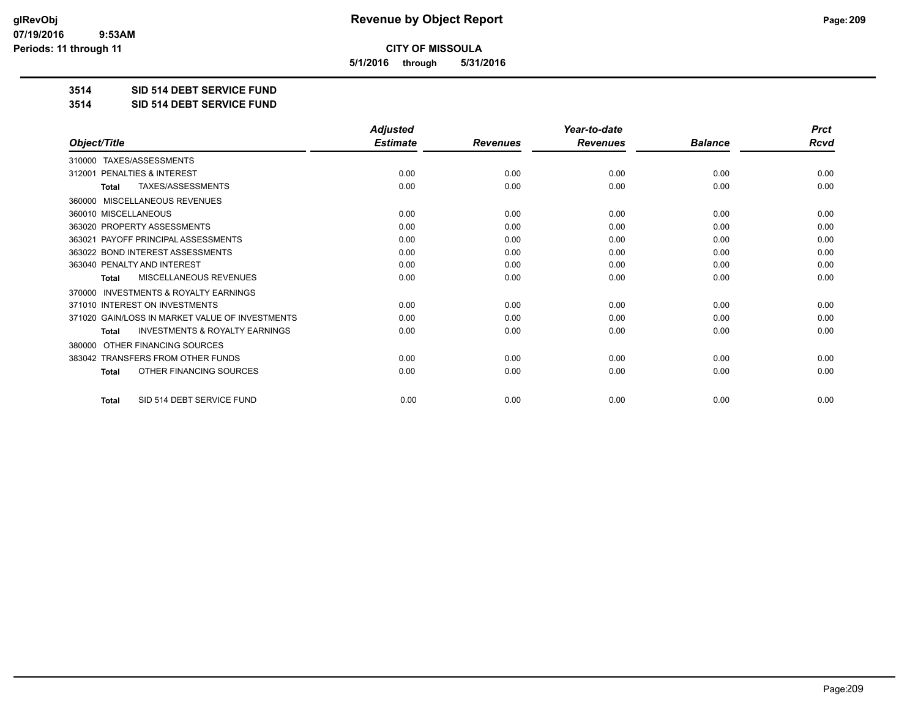**CITY OF MISSOULA**

**5/1/2016 through 5/31/2016**

**3514 SID 514 DEBT SERVICE FUND**

**3514 SID 514 DEBT SERVICE FUND**

| Object/Title | Adjusted Estimate | Revenues | Year-to-date Revenues | Balance | Prct Rcvd |
|---|---|---|---|---|---|
| 310000 TAXES/ASSESSMENTS | | | | | |
| 312001 PENALTIES & INTEREST | 0.00 | 0.00 | 0.00 | 0.00 | 0.00 |
| **Total** TAXES/ASSESSMENTS | 0.00 | 0.00 | 0.00 | 0.00 | 0.00 |
| 360000 MISCELLANEOUS REVENUES | | | | | |
| 360010 MISCELLANEOUS | 0.00 | 0.00 | 0.00 | 0.00 | 0.00 |
| 363020 PROPERTY ASSESSMENTS | 0.00 | 0.00 | 0.00 | 0.00 | 0.00 |
| 363021 PAYOFF PRINCIPAL ASSESSMENTS | 0.00 | 0.00 | 0.00 | 0.00 | 0.00 |
| 363022 BOND INTEREST ASSESSMENTS | 0.00 | 0.00 | 0.00 | 0.00 | 0.00 |
| 363040 PENALTY AND INTEREST | 0.00 | 0.00 | 0.00 | 0.00 | 0.00 |
| **Total** MISCELLANEOUS REVENUES | 0.00 | 0.00 | 0.00 | 0.00 | 0.00 |
| 370000 INVESTMENTS & ROYALTY EARNINGS | | | | | |
| 371010 INTEREST ON INVESTMENTS | 0.00 | 0.00 | 0.00 | 0.00 | 0.00 |
| 371020 GAIN/LOSS IN MARKET VALUE OF INVESTMENTS | 0.00 | 0.00 | 0.00 | 0.00 | 0.00 |
| **Total** INVESTMENTS & ROYALTY EARNINGS | 0.00 | 0.00 | 0.00 | 0.00 | 0.00 |
| 380000 OTHER FINANCING SOURCES | | | | | |
| 383042 TRANSFERS FROM OTHER FUNDS | 0.00 | 0.00 | 0.00 | 0.00 | 0.00 |
| **Total** OTHER FINANCING SOURCES | 0.00 | 0.00 | 0.00 | 0.00 | 0.00 |
| **Total** SID 514 DEBT SERVICE FUND | 0.00 | 0.00 | 0.00 | 0.00 | 0.00 |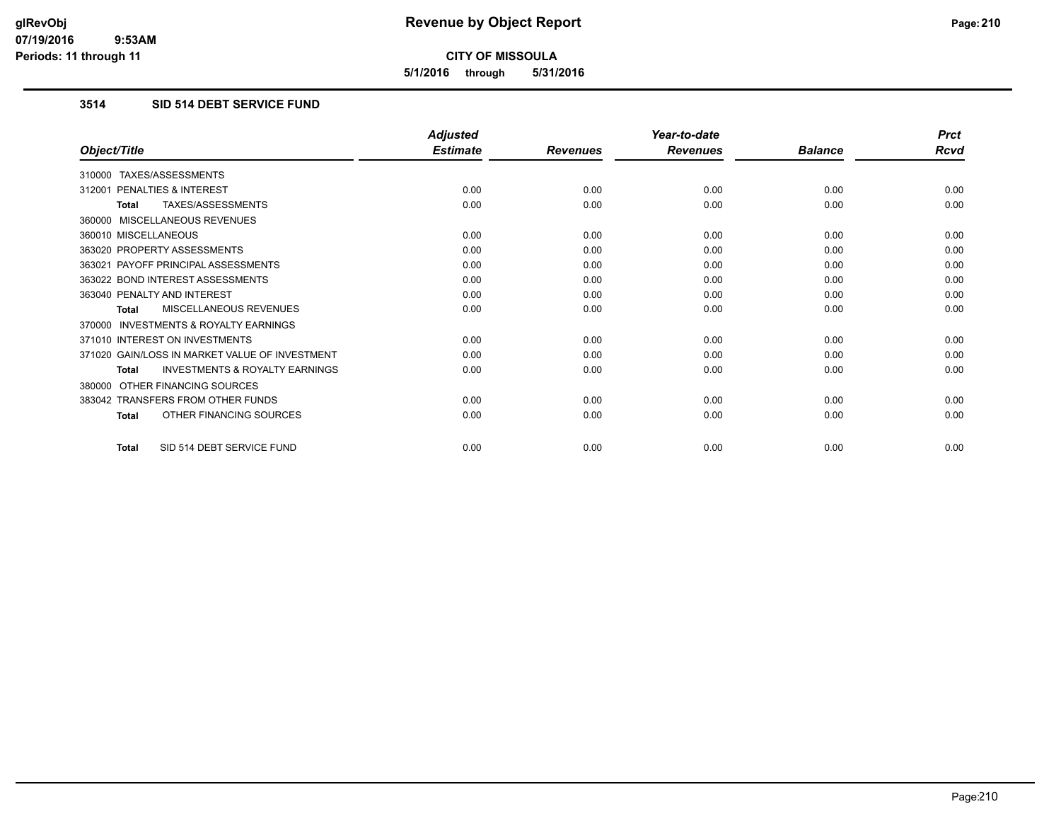# Revenue by Object Report

**CITY OF MISSOULA**

**5/1/2016 through 5/31/2016**

glRevObj
07/19/2016 9:53AM
Periods: 11 through 11

## 3514 SID 514 DEBT SERVICE FUND

| Object/Title | Adjusted Estimate | Revenues | Year-to-date Revenues | Balance | Prct Rcvd |
|---|---|---|---|---|---|
| 310000 TAXES/ASSESSMENTS | | | | | |
| 312001 PENALTIES & INTEREST | 0.00 | 0.00 | 0.00 | 0.00 | 0.00 |
| **Total** TAXES/ASSESSMENTS | 0.00 | 0.00 | 0.00 | 0.00 | 0.00 |
| 360000 MISCELLANEOUS REVENUES | | | | | |
| 360010 MISCELLANEOUS | 0.00 | 0.00 | 0.00 | 0.00 | 0.00 |
| 363020 PROPERTY ASSESSMENTS | 0.00 | 0.00 | 0.00 | 0.00 | 0.00 |
| 363021 PAYOFF PRINCIPAL ASSESSMENTS | 0.00 | 0.00 | 0.00 | 0.00 | 0.00 |
| 363022 BOND INTEREST ASSESSMENTS | 0.00 | 0.00 | 0.00 | 0.00 | 0.00 |
| 363040 PENALTY AND INTEREST | 0.00 | 0.00 | 0.00 | 0.00 | 0.00 |
| **Total** MISCELLANEOUS REVENUES | 0.00 | 0.00 | 0.00 | 0.00 | 0.00 |
| 370000 INVESTMENTS & ROYALTY EARNINGS | | | | | |
| 371010 INTEREST ON INVESTMENTS | 0.00 | 0.00 | 0.00 | 0.00 | 0.00 |
| 371020 GAIN/LOSS IN MARKET VALUE OF INVESTMENT | 0.00 | 0.00 | 0.00 | 0.00 | 0.00 |
| **Total** INVESTMENTS & ROYALTY EARNINGS | 0.00 | 0.00 | 0.00 | 0.00 | 0.00 |
| 380000 OTHER FINANCING SOURCES | | | | | |
| 383042 TRANSFERS FROM OTHER FUNDS | 0.00 | 0.00 | 0.00 | 0.00 | 0.00 |
| **Total** OTHER FINANCING SOURCES | 0.00 | 0.00 | 0.00 | 0.00 | 0.00 |
| **Total** SID 514 DEBT SERVICE FUND | 0.00 | 0.00 | 0.00 | 0.00 | 0.00 |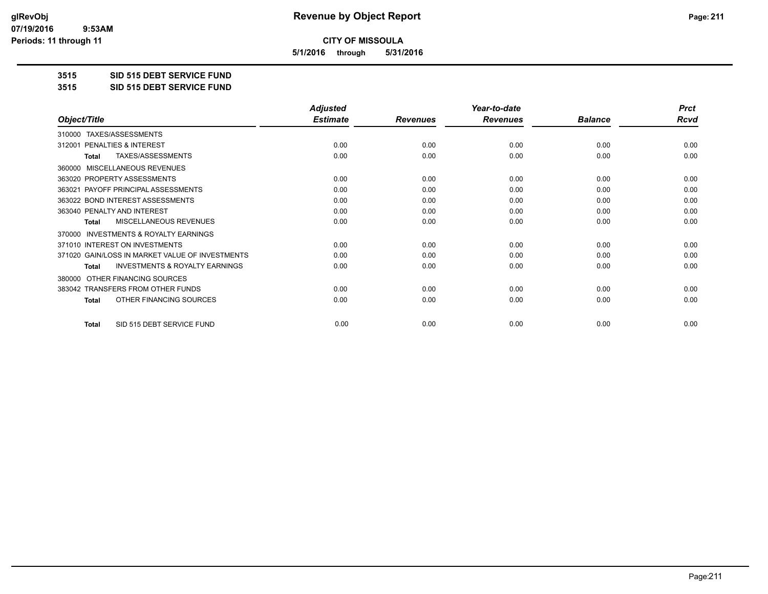# Revenue by Object Report

**CITY OF MISSOULA**

**5/1/2016 through 5/31/2016**

glRevObj
07/19/2016 9:53AM
Periods: 11 through 11

## 3515 SID 515 DEBT SERVICE FUND

## 3515 SID 515 DEBT SERVICE FUND

| Object/Title | Adjusted Estimate | Revenues | Year-to-date Revenues | Balance | Prct Rcvd |
|---|---|---|---|---|---|
| 310000 TAXES/ASSESSMENTS | | | | | |
| 312001 PENALTIES & INTEREST | 0.00 | 0.00 | 0.00 | 0.00 | 0.00 |
| **Total** TAXES/ASSESSMENTS | 0.00 | 0.00 | 0.00 | 0.00 | 0.00 |
| 360000 MISCELLANEOUS REVENUES | | | | | |
| 363020 PROPERTY ASSESSMENTS | 0.00 | 0.00 | 0.00 | 0.00 | 0.00 |
| 363021 PAYOFF PRINCIPAL ASSESSMENTS | 0.00 | 0.00 | 0.00 | 0.00 | 0.00 |
| 363022 BOND INTEREST ASSESSMENTS | 0.00 | 0.00 | 0.00 | 0.00 | 0.00 |
| 363040 PENALTY AND INTEREST | 0.00 | 0.00 | 0.00 | 0.00 | 0.00 |
| **Total** MISCELLANEOUS REVENUES | 0.00 | 0.00 | 0.00 | 0.00 | 0.00 |
| 370000 INVESTMENTS & ROYALTY EARNINGS | | | | | |
| 371010 INTEREST ON INVESTMENTS | 0.00 | 0.00 | 0.00 | 0.00 | 0.00 |
| 371020 GAIN/LOSS IN MARKET VALUE OF INVESTMENTS | 0.00 | 0.00 | 0.00 | 0.00 | 0.00 |
| **Total** INVESTMENTS & ROYALTY EARNINGS | 0.00 | 0.00 | 0.00 | 0.00 | 0.00 |
| 380000 OTHER FINANCING SOURCES | | | | | |
| 383042 TRANSFERS FROM OTHER FUNDS | 0.00 | 0.00 | 0.00 | 0.00 | 0.00 |
| **Total** OTHER FINANCING SOURCES | 0.00 | 0.00 | 0.00 | 0.00 | 0.00 |
| **Total** SID 515 DEBT SERVICE FUND | 0.00 | 0.00 | 0.00 | 0.00 | 0.00 |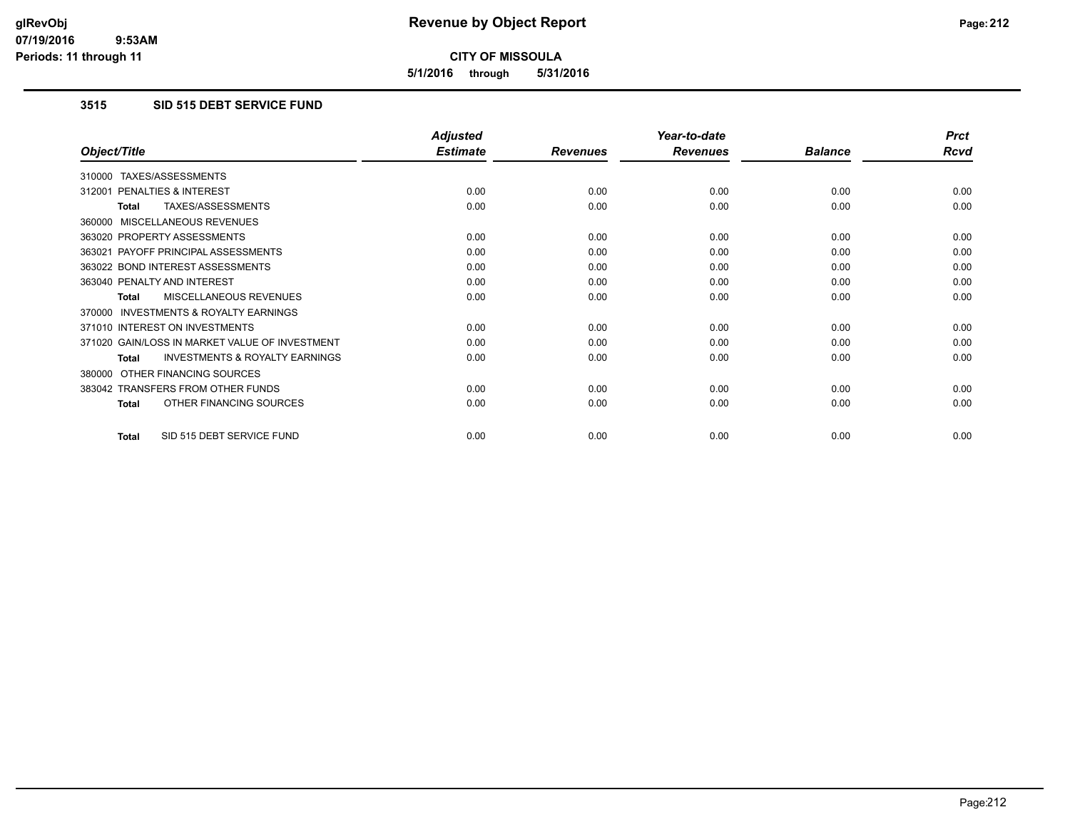**glRevObj**
**07/19/2016 9:53AM**
**Periods: 11 through 11**

# Revenue by Object Report

**CITY OF MISSOULA**

**5/1/2016 through 5/31/2016**

### 3515 SID 515 DEBT SERVICE FUND

| Object/Title | Adjusted Estimate | Revenues | Year-to-date Revenues | Balance | Prct Rcvd |
|---|---|---|---|---|---|
| 310000 TAXES/ASSESSMENTS | | | | | |
| 312001 PENALTIES & INTEREST | 0.00 | 0.00 | 0.00 | 0.00 | 0.00 |
| **Total** TAXES/ASSESSMENTS | 0.00 | 0.00 | 0.00 | 0.00 | 0.00 |
| 360000 MISCELLANEOUS REVENUES | | | | | |
| 363020 PROPERTY ASSESSMENTS | 0.00 | 0.00 | 0.00 | 0.00 | 0.00 |
| 363021 PAYOFF PRINCIPAL ASSESSMENTS | 0.00 | 0.00 | 0.00 | 0.00 | 0.00 |
| 363022 BOND INTEREST ASSESSMENTS | 0.00 | 0.00 | 0.00 | 0.00 | 0.00 |
| 363040 PENALTY AND INTEREST | 0.00 | 0.00 | 0.00 | 0.00 | 0.00 |
| **Total** MISCELLANEOUS REVENUES | 0.00 | 0.00 | 0.00 | 0.00 | 0.00 |
| 370000 INVESTMENTS & ROYALTY EARNINGS | | | | | |
| 371010 INTEREST ON INVESTMENTS | 0.00 | 0.00 | 0.00 | 0.00 | 0.00 |
| 371020 GAIN/LOSS IN MARKET VALUE OF INVESTMENT | 0.00 | 0.00 | 0.00 | 0.00 | 0.00 |
| **Total** INVESTMENTS & ROYALTY EARNINGS | 0.00 | 0.00 | 0.00 | 0.00 | 0.00 |
| 380000 OTHER FINANCING SOURCES | | | | | |
| 383042 TRANSFERS FROM OTHER FUNDS | 0.00 | 0.00 | 0.00 | 0.00 | 0.00 |
| **Total** OTHER FINANCING SOURCES | 0.00 | 0.00 | 0.00 | 0.00 | 0.00 |
| **Total** SID 515 DEBT SERVICE FUND | 0.00 | 0.00 | 0.00 | 0.00 | 0.00 |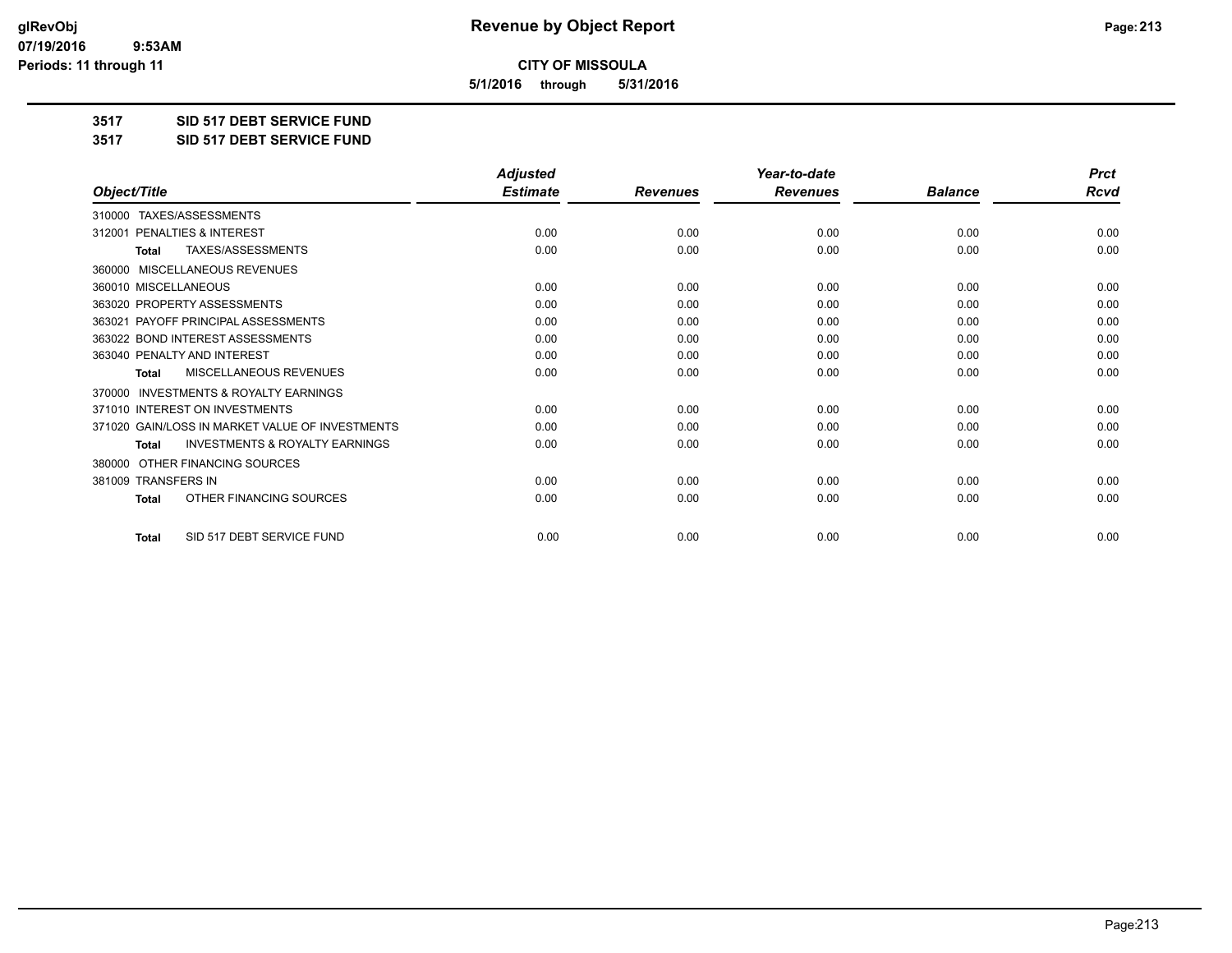**glRevObj**
**07/19/2016 9:53AM**
**Periods: 11 through 11**

# Revenue by Object Report

**CITY OF MISSOULA**

**5/1/2016 through 5/31/2016**

**3517 SID 517 DEBT SERVICE FUND**

**3517 SID 517 DEBT SERVICE FUND**

| Object/Title | Adjusted Estimate | Revenues | Year-to-date Revenues | Balance | Prct Rcvd |
|---|---|---|---|---|---|
| 310000 TAXES/ASSESSMENTS | | | | | |
| 312001 PENALTIES & INTEREST | 0.00 | 0.00 | 0.00 | 0.00 | 0.00 |
| **Total** TAXES/ASSESSMENTS | 0.00 | 0.00 | 0.00 | 0.00 | 0.00 |
| 360000 MISCELLANEOUS REVENUES | | | | | |
| 360010 MISCELLANEOUS | 0.00 | 0.00 | 0.00 | 0.00 | 0.00 |
| 363020 PROPERTY ASSESSMENTS | 0.00 | 0.00 | 0.00 | 0.00 | 0.00 |
| 363021 PAYOFF PRINCIPAL ASSESSMENTS | 0.00 | 0.00 | 0.00 | 0.00 | 0.00 |
| 363022 BOND INTEREST ASSESSMENTS | 0.00 | 0.00 | 0.00 | 0.00 | 0.00 |
| 363040 PENALTY AND INTEREST | 0.00 | 0.00 | 0.00 | 0.00 | 0.00 |
| **Total** MISCELLANEOUS REVENUES | 0.00 | 0.00 | 0.00 | 0.00 | 0.00 |
| 370000 INVESTMENTS & ROYALTY EARNINGS | | | | | |
| 371010 INTEREST ON INVESTMENTS | 0.00 | 0.00 | 0.00 | 0.00 | 0.00 |
| 371020 GAIN/LOSS IN MARKET VALUE OF INVESTMENTS | 0.00 | 0.00 | 0.00 | 0.00 | 0.00 |
| **Total** INVESTMENTS & ROYALTY EARNINGS | 0.00 | 0.00 | 0.00 | 0.00 | 0.00 |
| 380000 OTHER FINANCING SOURCES | | | | | |
| 381009 TRANSFERS IN | 0.00 | 0.00 | 0.00 | 0.00 | 0.00 |
| **Total** OTHER FINANCING SOURCES | 0.00 | 0.00 | 0.00 | 0.00 | 0.00 |
| **Total** SID 517 DEBT SERVICE FUND | 0.00 | 0.00 | 0.00 | 0.00 | 0.00 |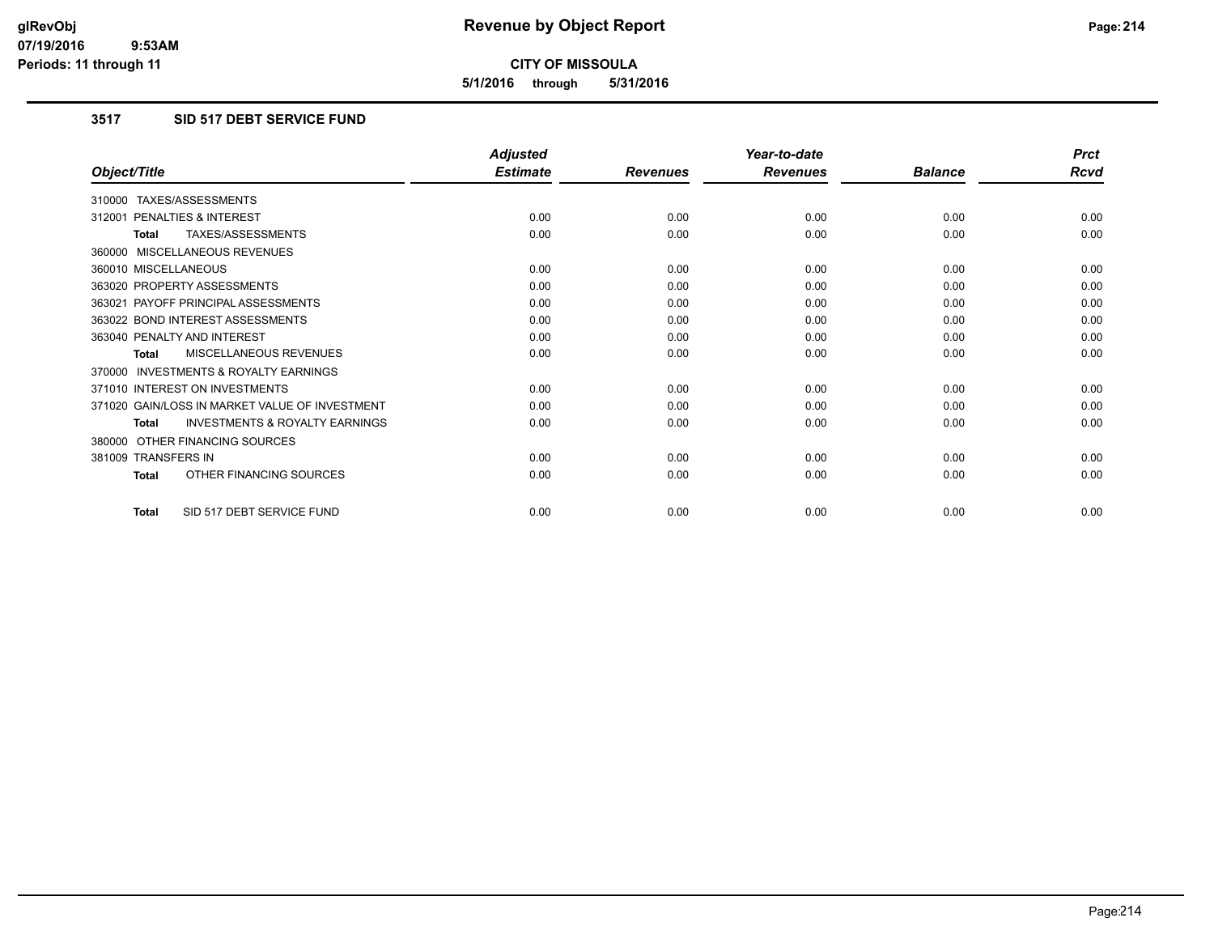# Revenue by Object Report

glRevObj
07/19/2016 9:53AM
Periods: 11 through 11

**CITY OF MISSOULA**

**5/1/2016 through 5/31/2016**

### 3517 SID 517 DEBT SERVICE FUND

| Object/Title | Adjusted Estimate | Revenues | Year-to-date Revenues | Balance | Prct Rcvd |
|---|---|---|---|---|---|
| 310000 TAXES/ASSESSMENTS | | | | | |
| 312001 PENALTIES & INTEREST | 0.00 | 0.00 | 0.00 | 0.00 | 0.00 |
| **Total** TAXES/ASSESSMENTS | 0.00 | 0.00 | 0.00 | 0.00 | 0.00 |
| 360000 MISCELLANEOUS REVENUES | | | | | |
| 360010 MISCELLANEOUS | 0.00 | 0.00 | 0.00 | 0.00 | 0.00 |
| 363020 PROPERTY ASSESSMENTS | 0.00 | 0.00 | 0.00 | 0.00 | 0.00 |
| 363021 PAYOFF PRINCIPAL ASSESSMENTS | 0.00 | 0.00 | 0.00 | 0.00 | 0.00 |
| 363022 BOND INTEREST ASSESSMENTS | 0.00 | 0.00 | 0.00 | 0.00 | 0.00 |
| 363040 PENALTY AND INTEREST | 0.00 | 0.00 | 0.00 | 0.00 | 0.00 |
| **Total** MISCELLANEOUS REVENUES | 0.00 | 0.00 | 0.00 | 0.00 | 0.00 |
| 370000 INVESTMENTS & ROYALTY EARNINGS | | | | | |
| 371010 INTEREST ON INVESTMENTS | 0.00 | 0.00 | 0.00 | 0.00 | 0.00 |
| 371020 GAIN/LOSS IN MARKET VALUE OF INVESTMENT | 0.00 | 0.00 | 0.00 | 0.00 | 0.00 |
| **Total** INVESTMENTS & ROYALTY EARNINGS | 0.00 | 0.00 | 0.00 | 0.00 | 0.00 |
| 380000 OTHER FINANCING SOURCES | | | | | |
| 381009 TRANSFERS IN | 0.00 | 0.00 | 0.00 | 0.00 | 0.00 |
| **Total** OTHER FINANCING SOURCES | 0.00 | 0.00 | 0.00 | 0.00 | 0.00 |
| **Total** SID 517 DEBT SERVICE FUND | 0.00 | 0.00 | 0.00 | 0.00 | 0.00 |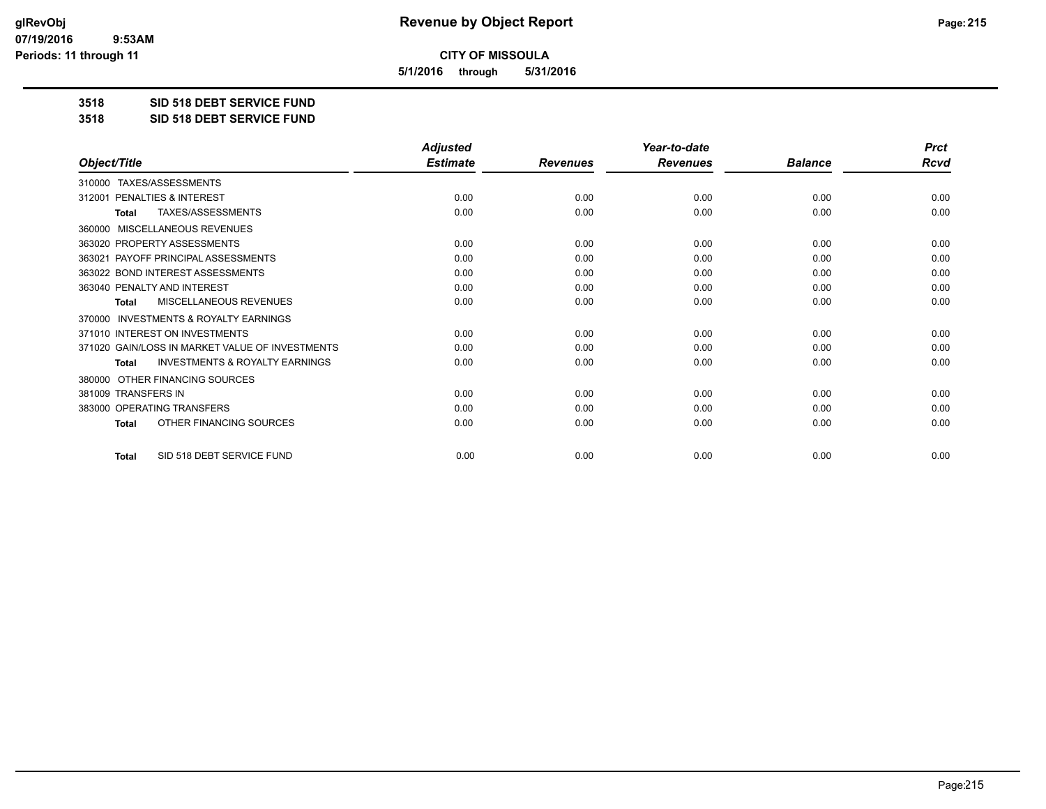# Revenue by Object Report

**CITY OF MISSOULA**

**5/1/2016 through 5/31/2016**

glRevObj
07/19/2016 9:53AM
Periods: 11 through 11

**3518 SID 518 DEBT SERVICE FUND**

**3518 SID 518 DEBT SERVICE FUND**

| Object/Title | Adjusted Estimate | Revenues | Year-to-date Revenues | Balance | Prct Rcvd |
|---|---|---|---|---|---|
| 310000 TAXES/ASSESSMENTS | | | | | |
| 312001 PENALTIES & INTEREST | 0.00 | 0.00 | 0.00 | 0.00 | 0.00 |
| **Total** TAXES/ASSESSMENTS | 0.00 | 0.00 | 0.00 | 0.00 | 0.00 |
| 360000 MISCELLANEOUS REVENUES | | | | | |
| 363020 PROPERTY ASSESSMENTS | 0.00 | 0.00 | 0.00 | 0.00 | 0.00 |
| 363021 PAYOFF PRINCIPAL ASSESSMENTS | 0.00 | 0.00 | 0.00 | 0.00 | 0.00 |
| 363022 BOND INTEREST ASSESSMENTS | 0.00 | 0.00 | 0.00 | 0.00 | 0.00 |
| 363040 PENALTY AND INTEREST | 0.00 | 0.00 | 0.00 | 0.00 | 0.00 |
| **Total** MISCELLANEOUS REVENUES | 0.00 | 0.00 | 0.00 | 0.00 | 0.00 |
| 370000 INVESTMENTS & ROYALTY EARNINGS | | | | | |
| 371010 INTEREST ON INVESTMENTS | 0.00 | 0.00 | 0.00 | 0.00 | 0.00 |
| 371020 GAIN/LOSS IN MARKET VALUE OF INVESTMENTS | 0.00 | 0.00 | 0.00 | 0.00 | 0.00 |
| **Total** INVESTMENTS & ROYALTY EARNINGS | 0.00 | 0.00 | 0.00 | 0.00 | 0.00 |
| 380000 OTHER FINANCING SOURCES | | | | | |
| 381009 TRANSFERS IN | 0.00 | 0.00 | 0.00 | 0.00 | 0.00 |
| 383000 OPERATING TRANSFERS | 0.00 | 0.00 | 0.00 | 0.00 | 0.00 |
| **Total** OTHER FINANCING SOURCES | 0.00 | 0.00 | 0.00 | 0.00 | 0.00 |
| **Total** SID 518 DEBT SERVICE FUND | 0.00 | 0.00 | 0.00 | 0.00 | 0.00 |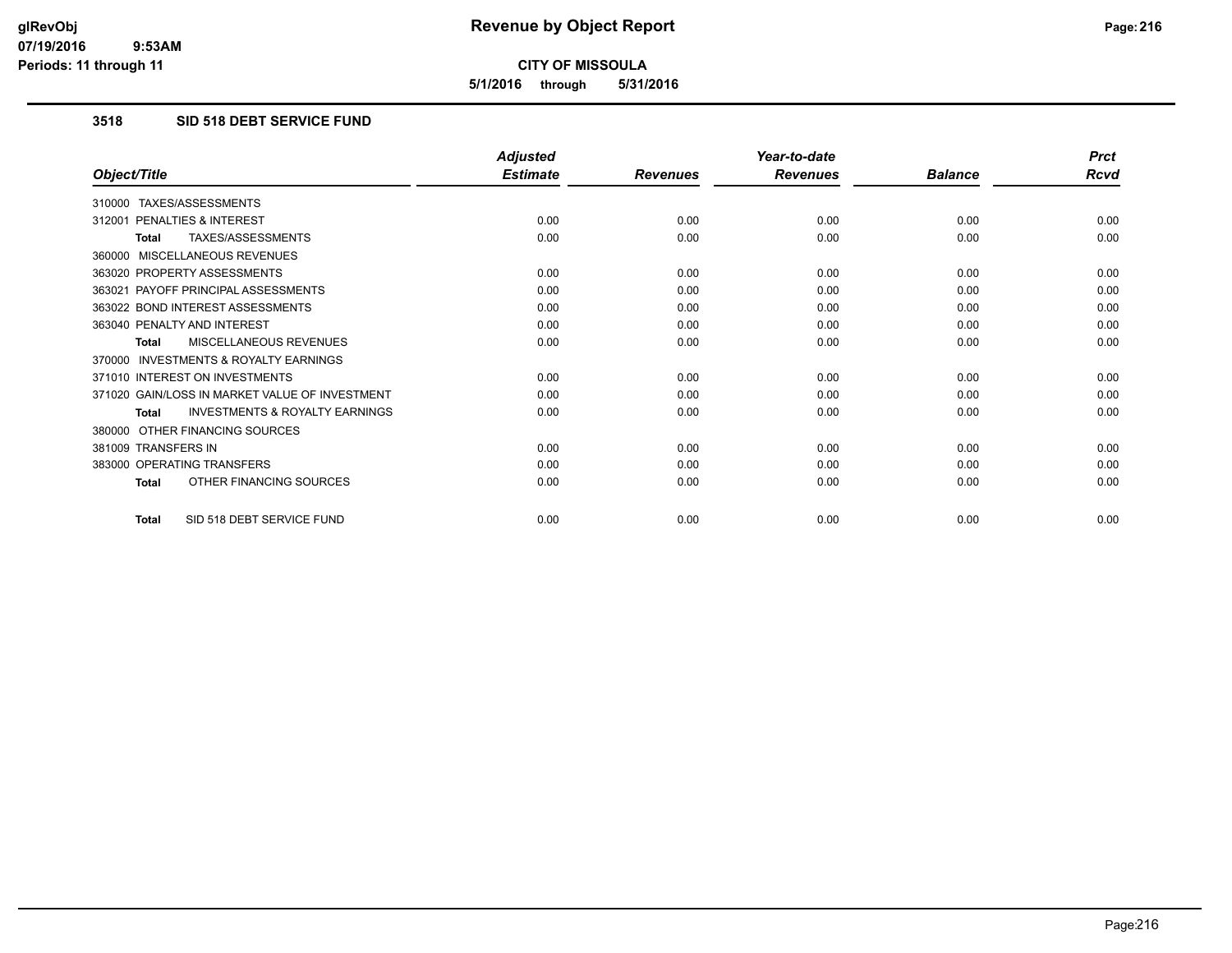**glRevObj**
**07/19/2016 9:53AM**
**Periods: 11 through 11**

# Revenue by Object Report

**CITY OF MISSOULA**

**5/1/2016 through 5/31/2016**

## 3518 SID 518 DEBT SERVICE FUND

| Object/Title | Adjusted Estimate | Revenues | Year-to-date Revenues | Balance | Prct Rcvd |
|---|---|---|---|---|---|
| 310000 TAXES/ASSESSMENTS | | | | | |
| 312001 PENALTIES & INTEREST | 0.00 | 0.00 | 0.00 | 0.00 | 0.00 |
| **Total** TAXES/ASSESSMENTS | 0.00 | 0.00 | 0.00 | 0.00 | 0.00 |
| 360000 MISCELLANEOUS REVENUES | | | | | |
| 363020 PROPERTY ASSESSMENTS | 0.00 | 0.00 | 0.00 | 0.00 | 0.00 |
| 363021 PAYOFF PRINCIPAL ASSESSMENTS | 0.00 | 0.00 | 0.00 | 0.00 | 0.00 |
| 363022 BOND INTEREST ASSESSMENTS | 0.00 | 0.00 | 0.00 | 0.00 | 0.00 |
| 363040 PENALTY AND INTEREST | 0.00 | 0.00 | 0.00 | 0.00 | 0.00 |
| **Total** MISCELLANEOUS REVENUES | 0.00 | 0.00 | 0.00 | 0.00 | 0.00 |
| 370000 INVESTMENTS & ROYALTY EARNINGS | | | | | |
| 371010 INTEREST ON INVESTMENTS | 0.00 | 0.00 | 0.00 | 0.00 | 0.00 |
| 371020 GAIN/LOSS IN MARKET VALUE OF INVESTMENT | 0.00 | 0.00 | 0.00 | 0.00 | 0.00 |
| **Total** INVESTMENTS & ROYALTY EARNINGS | 0.00 | 0.00 | 0.00 | 0.00 | 0.00 |
| 380000 OTHER FINANCING SOURCES | | | | | |
| 381009 TRANSFERS IN | 0.00 | 0.00 | 0.00 | 0.00 | 0.00 |
| 383000 OPERATING TRANSFERS | 0.00 | 0.00 | 0.00 | 0.00 | 0.00 |
| **Total** OTHER FINANCING SOURCES | 0.00 | 0.00 | 0.00 | 0.00 | 0.00 |
| **Total** SID 518 DEBT SERVICE FUND | 0.00 | 0.00 | 0.00 | 0.00 | 0.00 |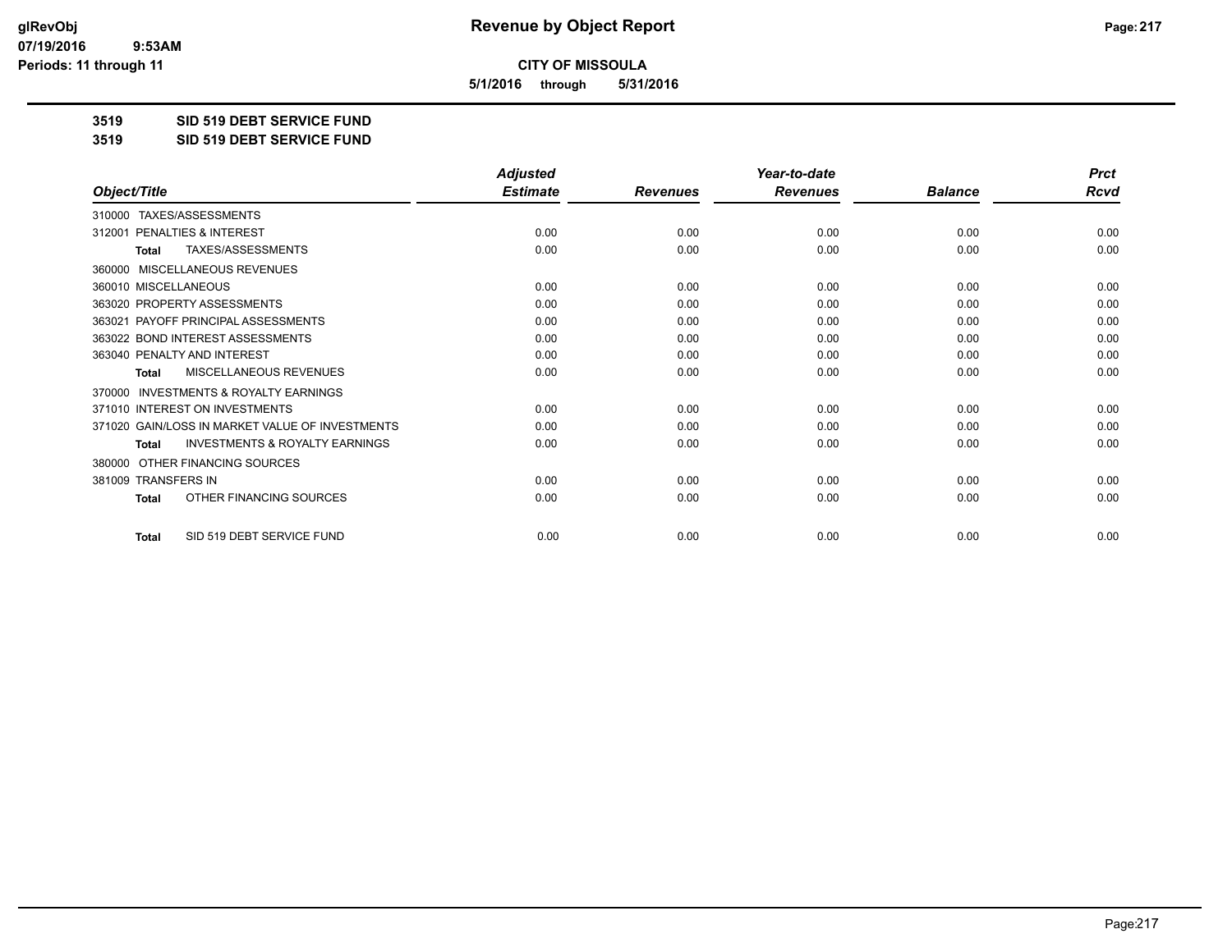# Revenue by Object Report

**CITY OF MISSOULA**

**5/1/2016 through 5/31/2016**

glRevObj
07/19/2016 9:53AM
Periods: 11 through 11

**3519 SID 519 DEBT SERVICE FUND**

**3519 SID 519 DEBT SERVICE FUND**

| Object/Title | Adjusted Estimate | Revenues | Year-to-date Revenues | Balance | Prct Rcvd |
|---|---|---|---|---|---|
| 310000 TAXES/ASSESSMENTS | | | | | |
| 312001 PENALTIES & INTEREST | 0.00 | 0.00 | 0.00 | 0.00 | 0.00 |
| **Total** TAXES/ASSESSMENTS | 0.00 | 0.00 | 0.00 | 0.00 | 0.00 |
| 360000 MISCELLANEOUS REVENUES | | | | | |
| 360010 MISCELLANEOUS | 0.00 | 0.00 | 0.00 | 0.00 | 0.00 |
| 363020 PROPERTY ASSESSMENTS | 0.00 | 0.00 | 0.00 | 0.00 | 0.00 |
| 363021 PAYOFF PRINCIPAL ASSESSMENTS | 0.00 | 0.00 | 0.00 | 0.00 | 0.00 |
| 363022 BOND INTEREST ASSESSMENTS | 0.00 | 0.00 | 0.00 | 0.00 | 0.00 |
| 363040 PENALTY AND INTEREST | 0.00 | 0.00 | 0.00 | 0.00 | 0.00 |
| **Total** MISCELLANEOUS REVENUES | 0.00 | 0.00 | 0.00 | 0.00 | 0.00 |
| 370000 INVESTMENTS & ROYALTY EARNINGS | | | | | |
| 371010 INTEREST ON INVESTMENTS | 0.00 | 0.00 | 0.00 | 0.00 | 0.00 |
| 371020 GAIN/LOSS IN MARKET VALUE OF INVESTMENTS | 0.00 | 0.00 | 0.00 | 0.00 | 0.00 |
| **Total** INVESTMENTS & ROYALTY EARNINGS | 0.00 | 0.00 | 0.00 | 0.00 | 0.00 |
| 380000 OTHER FINANCING SOURCES | | | | | |
| 381009 TRANSFERS IN | 0.00 | 0.00 | 0.00 | 0.00 | 0.00 |
| **Total** OTHER FINANCING SOURCES | 0.00 | 0.00 | 0.00 | 0.00 | 0.00 |
| **Total** SID 519 DEBT SERVICE FUND | 0.00 | 0.00 | 0.00 | 0.00 | 0.00 |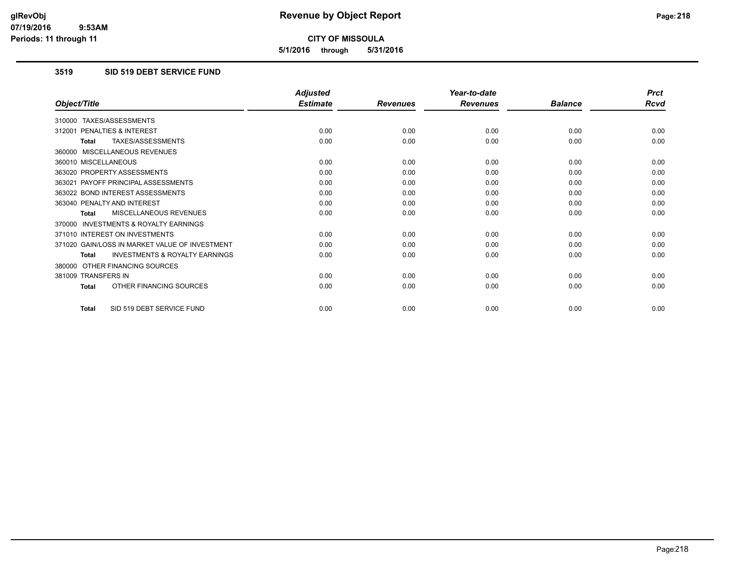**CITY OF MISSOULA**

**5/1/2016 through 5/31/2016**

### 3519 SID 519 DEBT SERVICE FUND

| Object/Title | Adjusted Estimate | Revenues | Year-to-date Revenues | Balance | Prct Rcvd |
|---|---|---|---|---|---|
| 310000 TAXES/ASSESSMENTS | | | | | |
| 312001 PENALTIES & INTEREST | 0.00 | 0.00 | 0.00 | 0.00 | 0.00 |
| **Total** TAXES/ASSESSMENTS | 0.00 | 0.00 | 0.00 | 0.00 | 0.00 |
| 360000 MISCELLANEOUS REVENUES | | | | | |
| 360010 MISCELLANEOUS | 0.00 | 0.00 | 0.00 | 0.00 | 0.00 |
| 363020 PROPERTY ASSESSMENTS | 0.00 | 0.00 | 0.00 | 0.00 | 0.00 |
| 363021 PAYOFF PRINCIPAL ASSESSMENTS | 0.00 | 0.00 | 0.00 | 0.00 | 0.00 |
| 363022 BOND INTEREST ASSESSMENTS | 0.00 | 0.00 | 0.00 | 0.00 | 0.00 |
| 363040 PENALTY AND INTEREST | 0.00 | 0.00 | 0.00 | 0.00 | 0.00 |
| **Total** MISCELLANEOUS REVENUES | 0.00 | 0.00 | 0.00 | 0.00 | 0.00 |
| 370000 INVESTMENTS & ROYALTY EARNINGS | | | | | |
| 371010 INTEREST ON INVESTMENTS | 0.00 | 0.00 | 0.00 | 0.00 | 0.00 |
| 371020 GAIN/LOSS IN MARKET VALUE OF INVESTMENT | 0.00 | 0.00 | 0.00 | 0.00 | 0.00 |
| **Total** INVESTMENTS & ROYALTY EARNINGS | 0.00 | 0.00 | 0.00 | 0.00 | 0.00 |
| 380000 OTHER FINANCING SOURCES | | | | | |
| 381009 TRANSFERS IN | 0.00 | 0.00 | 0.00 | 0.00 | 0.00 |
| **Total** OTHER FINANCING SOURCES | 0.00 | 0.00 | 0.00 | 0.00 | 0.00 |
| **Total** SID 519 DEBT SERVICE FUND | 0.00 | 0.00 | 0.00 | 0.00 | 0.00 |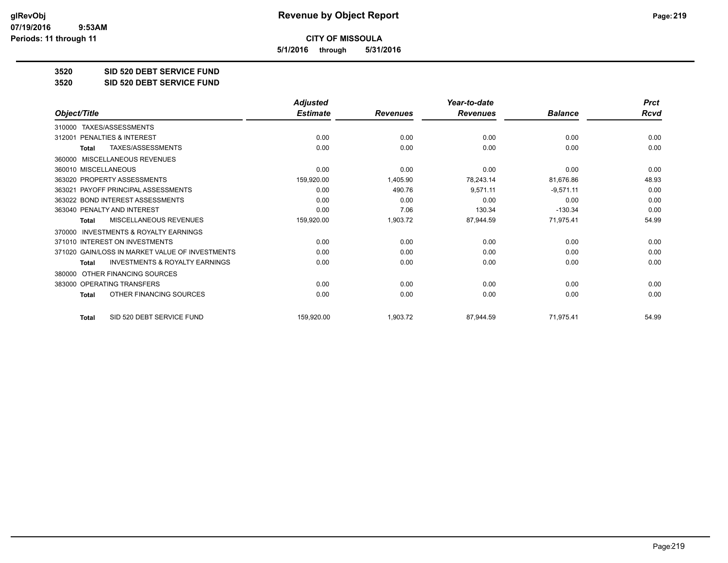**CITY OF MISSOULA**

**5/1/2016 through 5/31/2016**

**3520 SID 520 DEBT SERVICE FUND**

**3520 SID 520 DEBT SERVICE FUND**

| Object/Title | Adjusted Estimate | Revenues | Year-to-date Revenues | Balance | Prct Rcvd |
|---|---|---|---|---|---|
| 310000 TAXES/ASSESSMENTS | | | | | |
| 312001 PENALTIES & INTEREST | 0.00 | 0.00 | 0.00 | 0.00 | 0.00 |
| **Total** TAXES/ASSESSMENTS | 0.00 | 0.00 | 0.00 | 0.00 | 0.00 |
| 360000 MISCELLANEOUS REVENUES | | | | | |
| 360010 MISCELLANEOUS | 0.00 | 0.00 | 0.00 | 0.00 | 0.00 |
| 363020 PROPERTY ASSESSMENTS | 159,920.00 | 1,405.90 | 78,243.14 | 81,676.86 | 48.93 |
| 363021 PAYOFF PRINCIPAL ASSESSMENTS | 0.00 | 490.76 | 9,571.11 | -9,571.11 | 0.00 |
| 363022 BOND INTEREST ASSESSMENTS | 0.00 | 0.00 | 0.00 | 0.00 | 0.00 |
| 363040 PENALTY AND INTEREST | 0.00 | 7.06 | 130.34 | -130.34 | 0.00 |
| **Total** MISCELLANEOUS REVENUES | 159,920.00 | 1,903.72 | 87,944.59 | 71,975.41 | 54.99 |
| 370000 INVESTMENTS & ROYALTY EARNINGS | | | | | |
| 371010 INTEREST ON INVESTMENTS | 0.00 | 0.00 | 0.00 | 0.00 | 0.00 |
| 371020 GAIN/LOSS IN MARKET VALUE OF INVESTMENTS | 0.00 | 0.00 | 0.00 | 0.00 | 0.00 |
| **Total** INVESTMENTS & ROYALTY EARNINGS | 0.00 | 0.00 | 0.00 | 0.00 | 0.00 |
| 380000 OTHER FINANCING SOURCES | | | | | |
| 383000 OPERATING TRANSFERS | 0.00 | 0.00 | 0.00 | 0.00 | 0.00 |
| **Total** OTHER FINANCING SOURCES | 0.00 | 0.00 | 0.00 | 0.00 | 0.00 |
| **Total** SID 520 DEBT SERVICE FUND | 159,920.00 | 1,903.72 | 87,944.59 | 71,975.41 | 54.99 |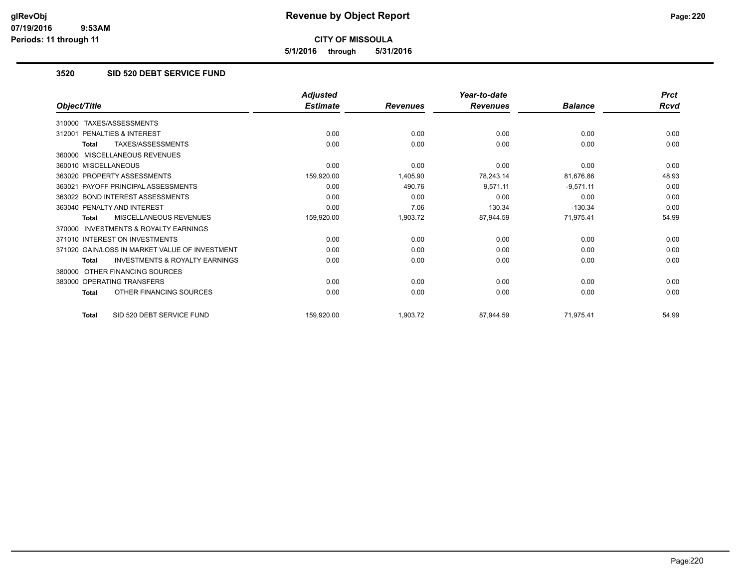# Revenue by Object Report

**CITY OF MISSOULA**

**5/1/2016 through 5/31/2016**

glRevObj
07/19/2016 9:53AM
Periods: 11 through 11

## 3520 SID 520 DEBT SERVICE FUND

| Object/Title | Adjusted Estimate | Revenues | Year-to-date Revenues | Balance | Prct Rcvd |
|---|---|---|---|---|---|
| 310000 TAXES/ASSESSMENTS | | | | | |
| 312001 PENALTIES & INTEREST | 0.00 | 0.00 | 0.00 | 0.00 | 0.00 |
| **Total** TAXES/ASSESSMENTS | 0.00 | 0.00 | 0.00 | 0.00 | 0.00 |
| 360000 MISCELLANEOUS REVENUES | | | | | |
| 360010 MISCELLANEOUS | 0.00 | 0.00 | 0.00 | 0.00 | 0.00 |
| 363020 PROPERTY ASSESSMENTS | 159,920.00 | 1,405.90 | 78,243.14 | 81,676.86 | 48.93 |
| 363021 PAYOFF PRINCIPAL ASSESSMENTS | 0.00 | 490.76 | 9,571.11 | -9,571.11 | 0.00 |
| 363022 BOND INTEREST ASSESSMENTS | 0.00 | 0.00 | 0.00 | 0.00 | 0.00 |
| 363040 PENALTY AND INTEREST | 0.00 | 7.06 | 130.34 | -130.34 | 0.00 |
| **Total** MISCELLANEOUS REVENUES | 159,920.00 | 1,903.72 | 87,944.59 | 71,975.41 | 54.99 |
| 370000 INVESTMENTS & ROYALTY EARNINGS | | | | | |
| 371010 INTEREST ON INVESTMENTS | 0.00 | 0.00 | 0.00 | 0.00 | 0.00 |
| 371020 GAIN/LOSS IN MARKET VALUE OF INVESTMENT | 0.00 | 0.00 | 0.00 | 0.00 | 0.00 |
| **Total** INVESTMENTS & ROYALTY EARNINGS | 0.00 | 0.00 | 0.00 | 0.00 | 0.00 |
| 380000 OTHER FINANCING SOURCES | | | | | |
| 383000 OPERATING TRANSFERS | 0.00 | 0.00 | 0.00 | 0.00 | 0.00 |
| **Total** OTHER FINANCING SOURCES | 0.00 | 0.00 | 0.00 | 0.00 | 0.00 |
| **Total** SID 520 DEBT SERVICE FUND | 159,920.00 | 1,903.72 | 87,944.59 | 71,975.41 | 54.99 |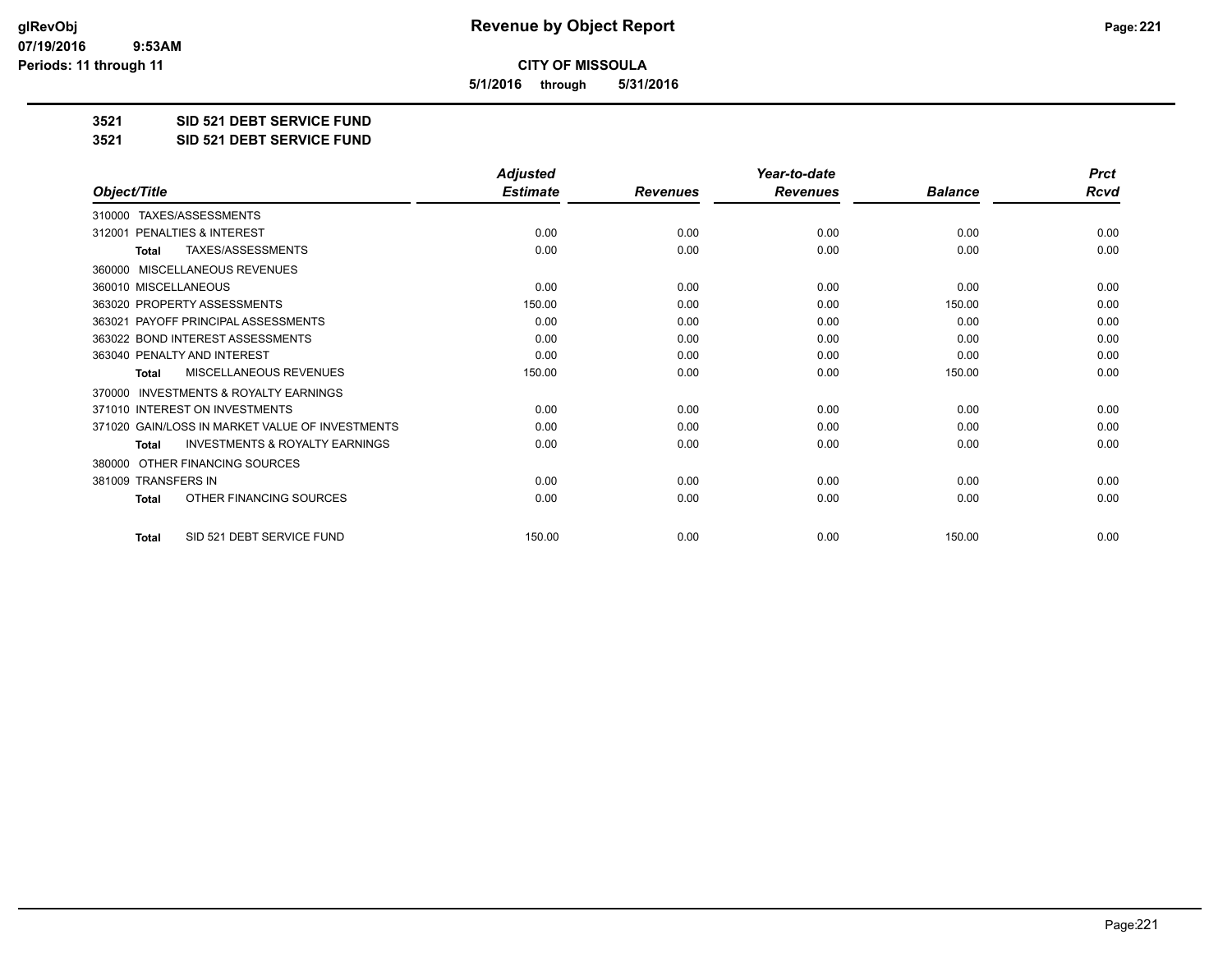# Revenue by Object Report

**CITY OF MISSOULA**

**5/1/2016 through 5/31/2016**

glRevObj
07/19/2016 9:53AM
Periods: 11 through 11

**3521 SID 521 DEBT SERVICE FUND**

**3521 SID 521 DEBT SERVICE FUND**

| Object/Title | Adjusted Estimate | Revenues | Year-to-date Revenues | Balance | Prct Rcvd |
|---|---|---|---|---|---|
| 310000 TAXES/ASSESSMENTS | | | | | |
| 312001 PENALTIES & INTEREST | 0.00 | 0.00 | 0.00 | 0.00 | 0.00 |
| **Total** TAXES/ASSESSMENTS | 0.00 | 0.00 | 0.00 | 0.00 | 0.00 |
| 360000 MISCELLANEOUS REVENUES | | | | | |
| 360010 MISCELLANEOUS | 0.00 | 0.00 | 0.00 | 0.00 | 0.00 |
| 363020 PROPERTY ASSESSMENTS | 150.00 | 0.00 | 0.00 | 150.00 | 0.00 |
| 363021 PAYOFF PRINCIPAL ASSESSMENTS | 0.00 | 0.00 | 0.00 | 0.00 | 0.00 |
| 363022 BOND INTEREST ASSESSMENTS | 0.00 | 0.00 | 0.00 | 0.00 | 0.00 |
| 363040 PENALTY AND INTEREST | 0.00 | 0.00 | 0.00 | 0.00 | 0.00 |
| **Total** MISCELLANEOUS REVENUES | 150.00 | 0.00 | 0.00 | 150.00 | 0.00 |
| 370000 INVESTMENTS & ROYALTY EARNINGS | | | | | |
| 371010 INTEREST ON INVESTMENTS | 0.00 | 0.00 | 0.00 | 0.00 | 0.00 |
| 371020 GAIN/LOSS IN MARKET VALUE OF INVESTMENTS | 0.00 | 0.00 | 0.00 | 0.00 | 0.00 |
| **Total** INVESTMENTS & ROYALTY EARNINGS | 0.00 | 0.00 | 0.00 | 0.00 | 0.00 |
| 380000 OTHER FINANCING SOURCES | | | | | |
| 381009 TRANSFERS IN | 0.00 | 0.00 | 0.00 | 0.00 | 0.00 |
| **Total** OTHER FINANCING SOURCES | 0.00 | 0.00 | 0.00 | 0.00 | 0.00 |
| **Total** SID 521 DEBT SERVICE FUND | 150.00 | 0.00 | 0.00 | 150.00 | 0.00 |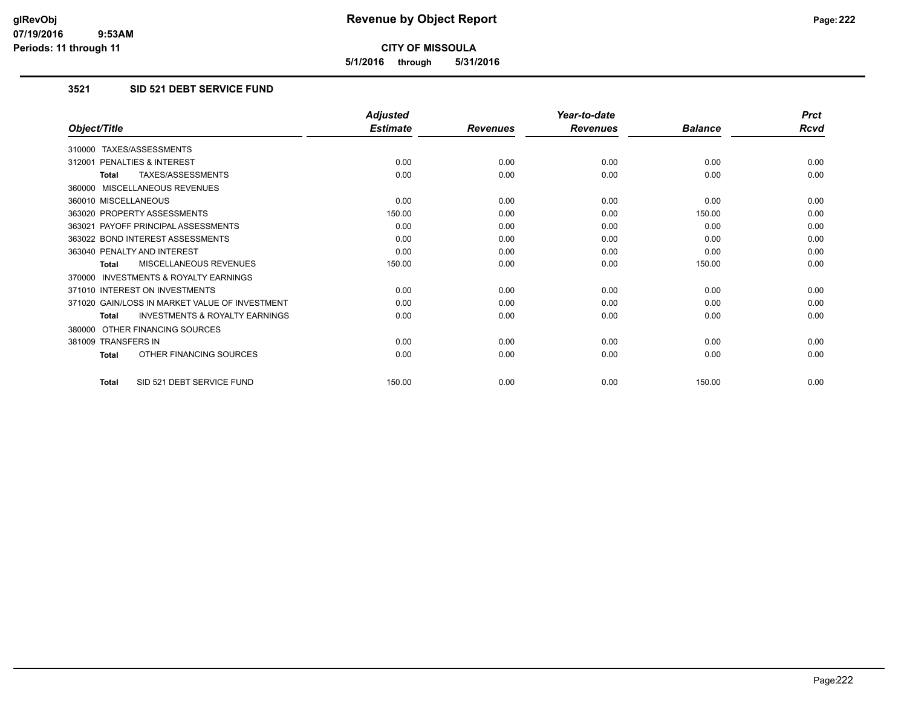**CITY OF MISSOULA**

**5/1/2016 through 5/31/2016**

### 3521 SID 521 DEBT SERVICE FUND

| Object/Title | Adjusted Estimate | Revenues | Year-to-date Revenues | Balance | Prct Rcvd |
|---|---|---|---|---|---|
| 310000 TAXES/ASSESSMENTS | | | | | |
| 312001 PENALTIES & INTEREST | 0.00 | 0.00 | 0.00 | 0.00 | 0.00 |
| **Total** TAXES/ASSESSMENTS | 0.00 | 0.00 | 0.00 | 0.00 | 0.00 |
| 360000 MISCELLANEOUS REVENUES | | | | | |
| 360010 MISCELLANEOUS | 0.00 | 0.00 | 0.00 | 0.00 | 0.00 |
| 363020 PROPERTY ASSESSMENTS | 150.00 | 0.00 | 0.00 | 150.00 | 0.00 |
| 363021 PAYOFF PRINCIPAL ASSESSMENTS | 0.00 | 0.00 | 0.00 | 0.00 | 0.00 |
| 363022 BOND INTEREST ASSESSMENTS | 0.00 | 0.00 | 0.00 | 0.00 | 0.00 |
| 363040 PENALTY AND INTEREST | 0.00 | 0.00 | 0.00 | 0.00 | 0.00 |
| **Total** MISCELLANEOUS REVENUES | 150.00 | 0.00 | 0.00 | 150.00 | 0.00 |
| 370000 INVESTMENTS & ROYALTY EARNINGS | | | | | |
| 371010 INTEREST ON INVESTMENTS | 0.00 | 0.00 | 0.00 | 0.00 | 0.00 |
| 371020 GAIN/LOSS IN MARKET VALUE OF INVESTMENT | 0.00 | 0.00 | 0.00 | 0.00 | 0.00 |
| **Total** INVESTMENTS & ROYALTY EARNINGS | 0.00 | 0.00 | 0.00 | 0.00 | 0.00 |
| 380000 OTHER FINANCING SOURCES | | | | | |
| 381009 TRANSFERS IN | 0.00 | 0.00 | 0.00 | 0.00 | 0.00 |
| **Total** OTHER FINANCING SOURCES | 0.00 | 0.00 | 0.00 | 0.00 | 0.00 |
| **Total** SID 521 DEBT SERVICE FUND | 150.00 | 0.00 | 0.00 | 150.00 | 0.00 |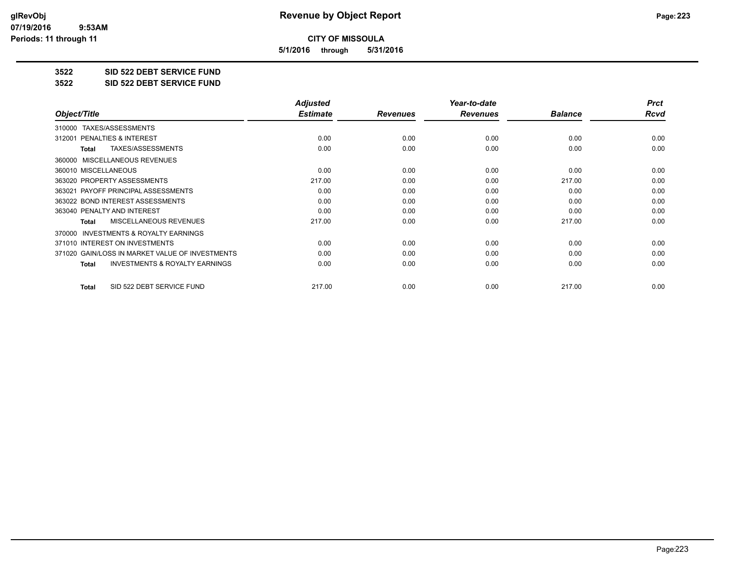# Revenue by Object Report

**CITY OF MISSOULA**

**5/1/2016 through 5/31/2016**

glRevObj
07/19/2016 9:53AM
Periods: 11 through 11

**3522 SID 522 DEBT SERVICE FUND**

**3522 SID 522 DEBT SERVICE FUND**

| Object/Title | Adjusted Estimate | Revenues | Year-to-date Revenues | Balance | Prct Rcvd |
|---|---|---|---|---|---|
| 310000 TAXES/ASSESSMENTS | | | | | |
| 312001 PENALTIES & INTEREST | 0.00 | 0.00 | 0.00 | 0.00 | 0.00 |
| **Total** TAXES/ASSESSMENTS | 0.00 | 0.00 | 0.00 | 0.00 | 0.00 |
| 360000 MISCELLANEOUS REVENUES | | | | | |
| 360010 MISCELLANEOUS | 0.00 | 0.00 | 0.00 | 0.00 | 0.00 |
| 363020 PROPERTY ASSESSMENTS | 217.00 | 0.00 | 0.00 | 217.00 | 0.00 |
| 363021 PAYOFF PRINCIPAL ASSESSMENTS | 0.00 | 0.00 | 0.00 | 0.00 | 0.00 |
| 363022 BOND INTEREST ASSESSMENTS | 0.00 | 0.00 | 0.00 | 0.00 | 0.00 |
| 363040 PENALTY AND INTEREST | 0.00 | 0.00 | 0.00 | 0.00 | 0.00 |
| **Total** MISCELLANEOUS REVENUES | 217.00 | 0.00 | 0.00 | 217.00 | 0.00 |
| 370000 INVESTMENTS & ROYALTY EARNINGS | | | | | |
| 371010 INTEREST ON INVESTMENTS | 0.00 | 0.00 | 0.00 | 0.00 | 0.00 |
| 371020 GAIN/LOSS IN MARKET VALUE OF INVESTMENTS | 0.00 | 0.00 | 0.00 | 0.00 | 0.00 |
| **Total** INVESTMENTS & ROYALTY EARNINGS | 0.00 | 0.00 | 0.00 | 0.00 | 0.00 |
| **Total** SID 522 DEBT SERVICE FUND | 217.00 | 0.00 | 0.00 | 217.00 | 0.00 |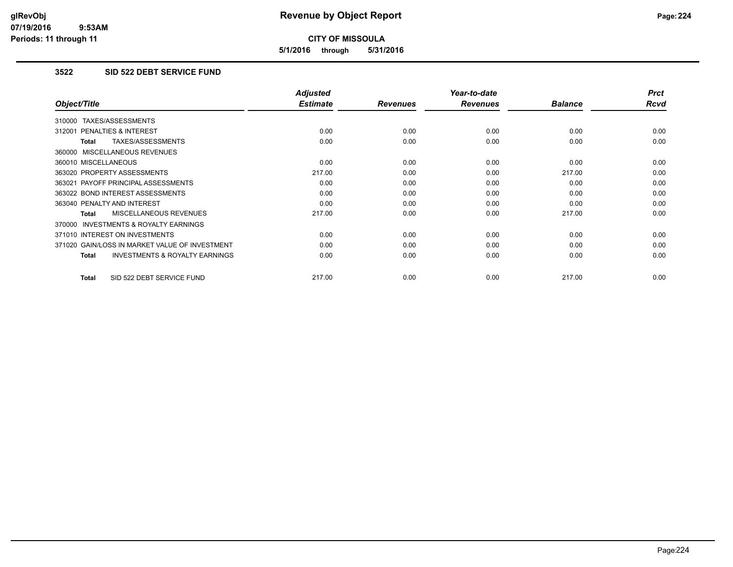# Revenue by Object Report

**CITY OF MISSOULA**

**5/1/2016 through 5/31/2016**

glRevObj
07/19/2016 9:53AM
Periods: 11 through 11

### 3522 SID 522 DEBT SERVICE FUND

| Object/Title | Adjusted Estimate | Revenues | Year-to-date Revenues | Balance | Prct Rcvd |
|---|---|---|---|---|---|
| 310000 TAXES/ASSESSMENTS | | | | | |
| 312001 PENALTIES & INTEREST | 0.00 | 0.00 | 0.00 | 0.00 | 0.00 |
| **Total** TAXES/ASSESSMENTS | 0.00 | 0.00 | 0.00 | 0.00 | 0.00 |
| 360000 MISCELLANEOUS REVENUES | | | | | |
| 360010 MISCELLANEOUS | 0.00 | 0.00 | 0.00 | 0.00 | 0.00 |
| 363020 PROPERTY ASSESSMENTS | 217.00 | 0.00 | 0.00 | 217.00 | 0.00 |
| 363021 PAYOFF PRINCIPAL ASSESSMENTS | 0.00 | 0.00 | 0.00 | 0.00 | 0.00 |
| 363022 BOND INTEREST ASSESSMENTS | 0.00 | 0.00 | 0.00 | 0.00 | 0.00 |
| 363040 PENALTY AND INTEREST | 0.00 | 0.00 | 0.00 | 0.00 | 0.00 |
| **Total** MISCELLANEOUS REVENUES | 217.00 | 0.00 | 0.00 | 217.00 | 0.00 |
| 370000 INVESTMENTS & ROYALTY EARNINGS | | | | | |
| 371010 INTEREST ON INVESTMENTS | 0.00 | 0.00 | 0.00 | 0.00 | 0.00 |
| 371020 GAIN/LOSS IN MARKET VALUE OF INVESTMENT | 0.00 | 0.00 | 0.00 | 0.00 | 0.00 |
| **Total** INVESTMENTS & ROYALTY EARNINGS | 0.00 | 0.00 | 0.00 | 0.00 | 0.00 |
| **Total** SID 522 DEBT SERVICE FUND | 217.00 | 0.00 | 0.00 | 217.00 | 0.00 |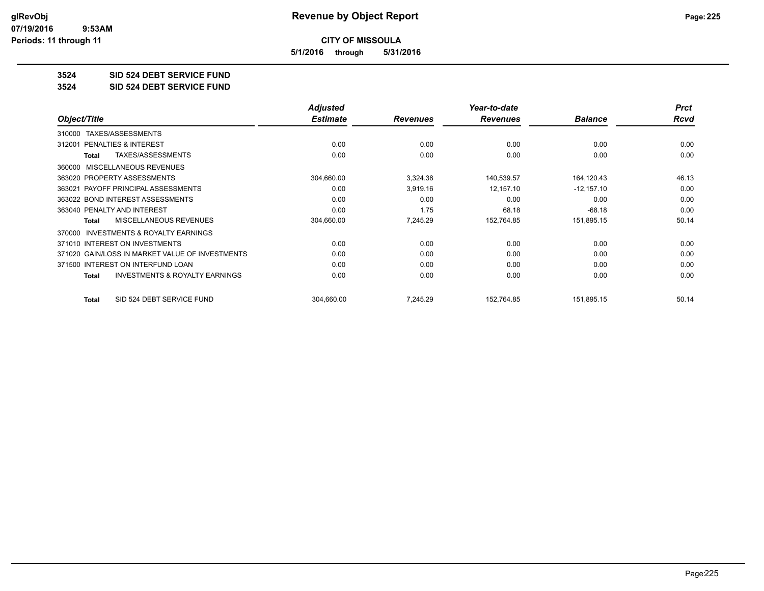# Revenue by Object Report

glRevObj
07/19/2016 9:53AM
Periods: 11 through 11

**CITY OF MISSOULA**

**5/1/2016 through 5/31/2016**

**3524 SID 524 DEBT SERVICE FUND**

**3524 SID 524 DEBT SERVICE FUND**

| Object/Title | Adjusted Estimate | Revenues | Year-to-date Revenues | Balance | Prct Rcvd |
|---|---|---|---|---|---|
| 310000 TAXES/ASSESSMENTS | | | | | |
| 312001 PENALTIES & INTEREST | 0.00 | 0.00 | 0.00 | 0.00 | 0.00 |
| **Total** TAXES/ASSESSMENTS | 0.00 | 0.00 | 0.00 | 0.00 | 0.00 |
| 360000 MISCELLANEOUS REVENUES | | | | | |
| 363020 PROPERTY ASSESSMENTS | 304,660.00 | 3,324.38 | 140,539.57 | 164,120.43 | 46.13 |
| 363021 PAYOFF PRINCIPAL ASSESSMENTS | 0.00 | 3,919.16 | 12,157.10 | -12,157.10 | 0.00 |
| 363022 BOND INTEREST ASSESSMENTS | 0.00 | 0.00 | 0.00 | 0.00 | 0.00 |
| 363040 PENALTY AND INTEREST | 0.00 | 1.75 | 68.18 | -68.18 | 0.00 |
| **Total** MISCELLANEOUS REVENUES | 304,660.00 | 7,245.29 | 152,764.85 | 151,895.15 | 50.14 |
| 370000 INVESTMENTS & ROYALTY EARNINGS | | | | | |
| 371010 INTEREST ON INVESTMENTS | 0.00 | 0.00 | 0.00 | 0.00 | 0.00 |
| 371020 GAIN/LOSS IN MARKET VALUE OF INVESTMENTS | 0.00 | 0.00 | 0.00 | 0.00 | 0.00 |
| 371500 INTEREST ON INTERFUND LOAN | 0.00 | 0.00 | 0.00 | 0.00 | 0.00 |
| **Total** INVESTMENTS & ROYALTY EARNINGS | 0.00 | 0.00 | 0.00 | 0.00 | 0.00 |
| **Total** SID 524 DEBT SERVICE FUND | 304,660.00 | 7,245.29 | 152,764.85 | 151,895.15 | 50.14 |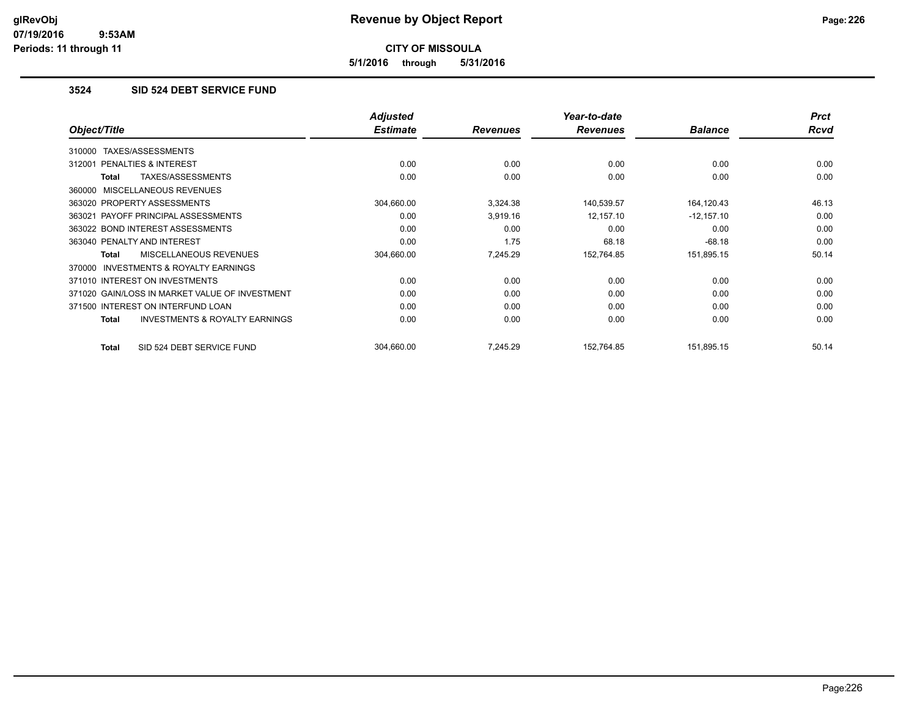# Revenue by Object Report

**CITY OF MISSOULA**

**5/1/2016 through 5/31/2016**

glRevObj
07/19/2016 9:53AM
Periods: 11 through 11

### 3524 SID 524 DEBT SERVICE FUND

| Object/Title | Adjusted Estimate | Revenues | Year-to-date Revenues | Balance | Prct Rcvd |
|---|---|---|---|---|---|
| 310000 TAXES/ASSESSMENTS | | | | | |
| 312001 PENALTIES & INTEREST | 0.00 | 0.00 | 0.00 | 0.00 | 0.00 |
| **Total** TAXES/ASSESSMENTS | 0.00 | 0.00 | 0.00 | 0.00 | 0.00 |
| 360000 MISCELLANEOUS REVENUES | | | | | |
| 363020 PROPERTY ASSESSMENTS | 304,660.00 | 3,324.38 | 140,539.57 | 164,120.43 | 46.13 |
| 363021 PAYOFF PRINCIPAL ASSESSMENTS | 0.00 | 3,919.16 | 12,157.10 | -12,157.10 | 0.00 |
| 363022 BOND INTEREST ASSESSMENTS | 0.00 | 0.00 | 0.00 | 0.00 | 0.00 |
| 363040 PENALTY AND INTEREST | 0.00 | 1.75 | 68.18 | -68.18 | 0.00 |
| **Total** MISCELLANEOUS REVENUES | 304,660.00 | 7,245.29 | 152,764.85 | 151,895.15 | 50.14 |
| 370000 INVESTMENTS & ROYALTY EARNINGS | | | | | |
| 371010 INTEREST ON INVESTMENTS | 0.00 | 0.00 | 0.00 | 0.00 | 0.00 |
| 371020 GAIN/LOSS IN MARKET VALUE OF INVESTMENT | 0.00 | 0.00 | 0.00 | 0.00 | 0.00 |
| 371500 INTEREST ON INTERFUND LOAN | 0.00 | 0.00 | 0.00 | 0.00 | 0.00 |
| **Total** INVESTMENTS & ROYALTY EARNINGS | 0.00 | 0.00 | 0.00 | 0.00 | 0.00 |
| **Total** SID 524 DEBT SERVICE FUND | 304,660.00 | 7,245.29 | 152,764.85 | 151,895.15 | 50.14 |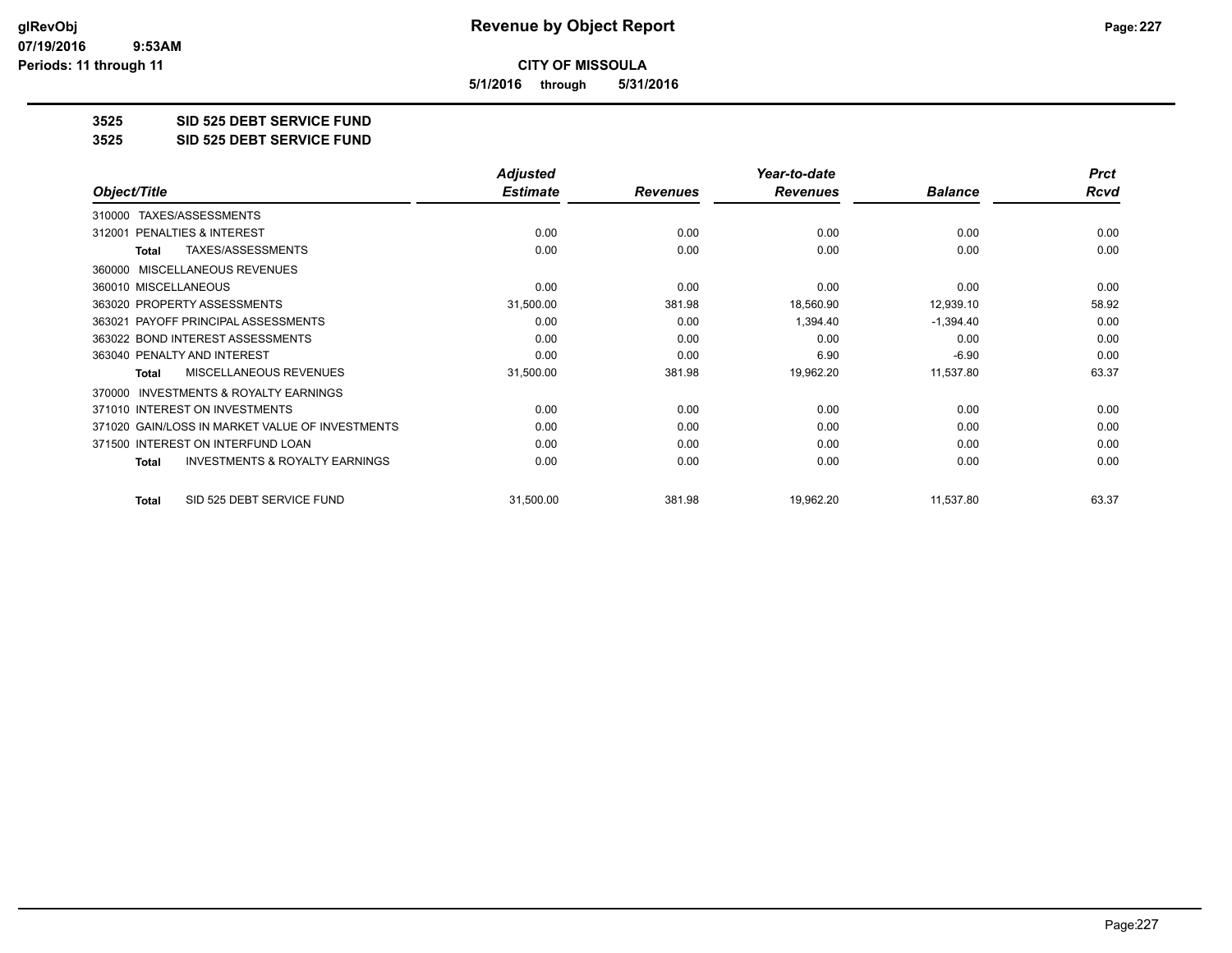# Revenue by Object Report

**CITY OF MISSOULA**

**5/1/2016 through 5/31/2016**

glRevObj
07/19/2016 9:53AM
Periods: 11 through 11

**3525 SID 525 DEBT SERVICE FUND**

**3525 SID 525 DEBT SERVICE FUND**

| Object/Title | Adjusted Estimate | Revenues | Year-to-date Revenues | Balance | Prct Rcvd |
|---|---|---|---|---|---|
| 310000 TAXES/ASSESSMENTS | | | | | |
| 312001 PENALTIES & INTEREST | 0.00 | 0.00 | 0.00 | 0.00 | 0.00 |
| **Total** TAXES/ASSESSMENTS | 0.00 | 0.00 | 0.00 | 0.00 | 0.00 |
| 360000 MISCELLANEOUS REVENUES | | | | | |
| 360010 MISCELLANEOUS | 0.00 | 0.00 | 0.00 | 0.00 | 0.00 |
| 363020 PROPERTY ASSESSMENTS | 31,500.00 | 381.98 | 18,560.90 | 12,939.10 | 58.92 |
| 363021 PAYOFF PRINCIPAL ASSESSMENTS | 0.00 | 0.00 | 1,394.40 | -1,394.40 | 0.00 |
| 363022 BOND INTEREST ASSESSMENTS | 0.00 | 0.00 | 0.00 | 0.00 | 0.00 |
| 363040 PENALTY AND INTEREST | 0.00 | 0.00 | 6.90 | -6.90 | 0.00 |
| **Total** MISCELLANEOUS REVENUES | 31,500.00 | 381.98 | 19,962.20 | 11,537.80 | 63.37 |
| 370000 INVESTMENTS & ROYALTY EARNINGS | | | | | |
| 371010 INTEREST ON INVESTMENTS | 0.00 | 0.00 | 0.00 | 0.00 | 0.00 |
| 371020 GAIN/LOSS IN MARKET VALUE OF INVESTMENTS | 0.00 | 0.00 | 0.00 | 0.00 | 0.00 |
| 371500 INTEREST ON INTERFUND LOAN | 0.00 | 0.00 | 0.00 | 0.00 | 0.00 |
| **Total** INVESTMENTS & ROYALTY EARNINGS | 0.00 | 0.00 | 0.00 | 0.00 | 0.00 |
| **Total** SID 525 DEBT SERVICE FUND | 31,500.00 | 381.98 | 19,962.20 | 11,537.80 | 63.37 |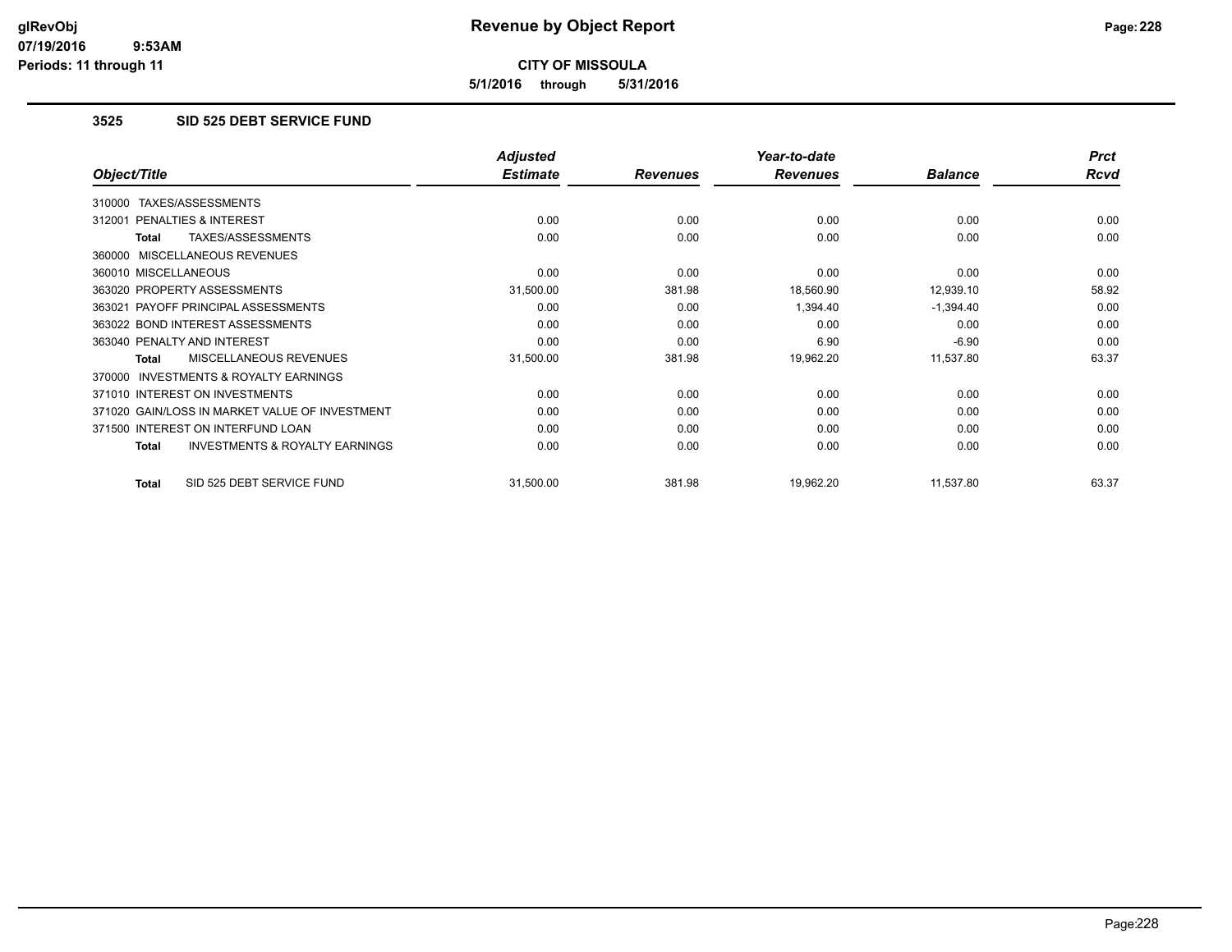**CITY OF MISSOULA**

**5/1/2016 through 5/31/2016**

### 3525 SID 525 DEBT SERVICE FUND

| Object/Title | Adjusted Estimate | Revenues | Year-to-date Revenues | Balance | Prct Rcvd |
|---|---|---|---|---|---|
| 310000 TAXES/ASSESSMENTS | | | | | |
| 312001 PENALTIES & INTEREST | 0.00 | 0.00 | 0.00 | 0.00 | 0.00 |
| **Total** TAXES/ASSESSMENTS | 0.00 | 0.00 | 0.00 | 0.00 | 0.00 |
| 360000 MISCELLANEOUS REVENUES | | | | | |
| 360010 MISCELLANEOUS | 0.00 | 0.00 | 0.00 | 0.00 | 0.00 |
| 363020 PROPERTY ASSESSMENTS | 31,500.00 | 381.98 | 18,560.90 | 12,939.10 | 58.92 |
| 363021 PAYOFF PRINCIPAL ASSESSMENTS | 0.00 | 0.00 | 1,394.40 | -1,394.40 | 0.00 |
| 363022 BOND INTEREST ASSESSMENTS | 0.00 | 0.00 | 0.00 | 0.00 | 0.00 |
| 363040 PENALTY AND INTEREST | 0.00 | 0.00 | 6.90 | -6.90 | 0.00 |
| **Total** MISCELLANEOUS REVENUES | 31,500.00 | 381.98 | 19,962.20 | 11,537.80 | 63.37 |
| 370000 INVESTMENTS & ROYALTY EARNINGS | | | | | |
| 371010 INTEREST ON INVESTMENTS | 0.00 | 0.00 | 0.00 | 0.00 | 0.00 |
| 371020 GAIN/LOSS IN MARKET VALUE OF INVESTMENT | 0.00 | 0.00 | 0.00 | 0.00 | 0.00 |
| 371500 INTEREST ON INTERFUND LOAN | 0.00 | 0.00 | 0.00 | 0.00 | 0.00 |
| **Total** INVESTMENTS & ROYALTY EARNINGS | 0.00 | 0.00 | 0.00 | 0.00 | 0.00 |
| **Total** SID 525 DEBT SERVICE FUND | 31,500.00 | 381.98 | 19,962.20 | 11,537.80 | 63.37 |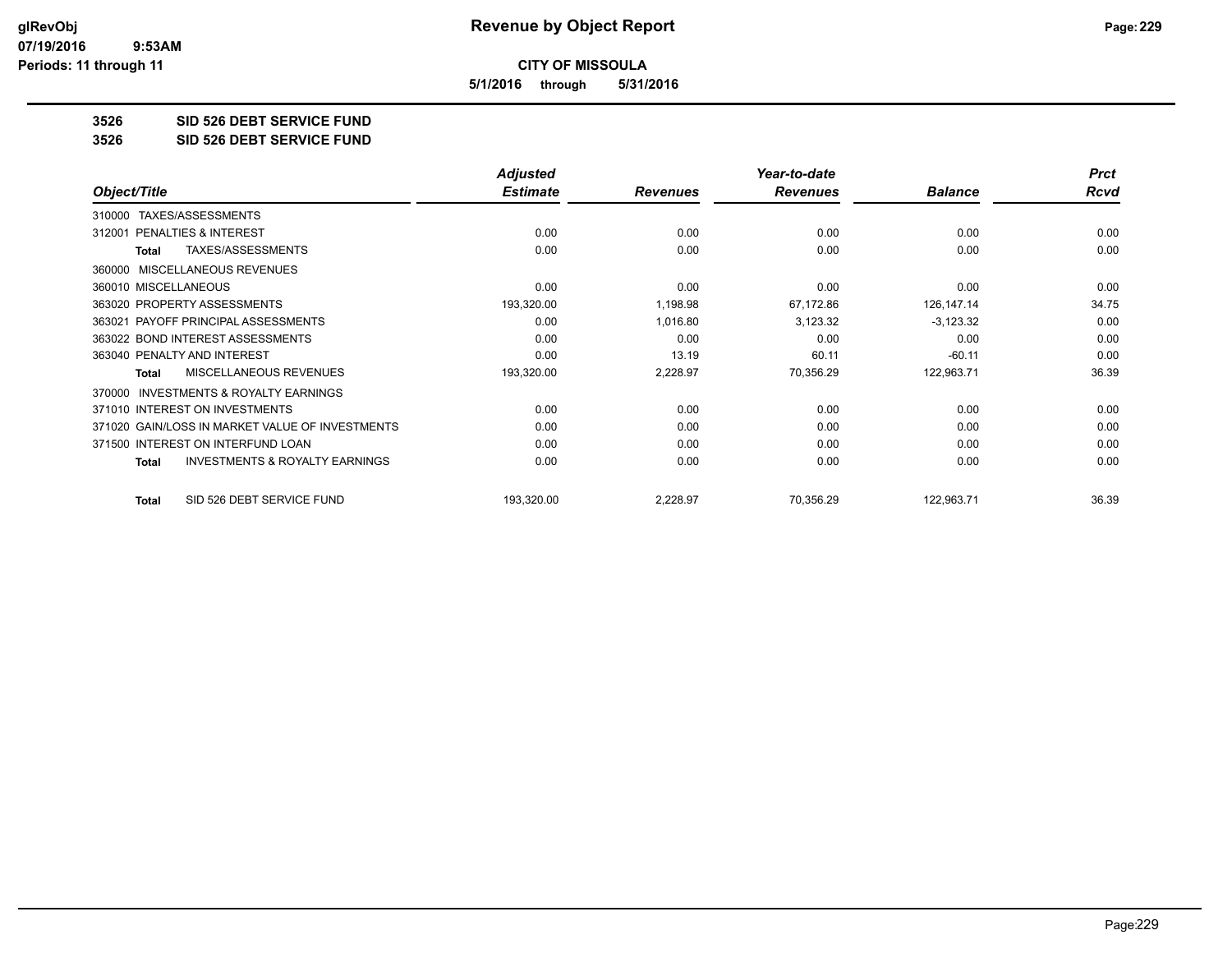# Revenue by Object Report

**CITY OF MISSOULA**

**5/1/2016 through 5/31/2016**

glRevObj
07/19/2016 9:53AM
Periods: 11 through 11

**3526 SID 526 DEBT SERVICE FUND**

**3526 SID 526 DEBT SERVICE FUND**

| Object/Title | Adjusted Estimate | Revenues | Year-to-date Revenues | Balance | Prct Rcvd |
|---|---|---|---|---|---|
| 310000 TAXES/ASSESSMENTS | | | | | |
| 312001 PENALTIES & INTEREST | 0.00 | 0.00 | 0.00 | 0.00 | 0.00 |
| **Total** TAXES/ASSESSMENTS | 0.00 | 0.00 | 0.00 | 0.00 | 0.00 |
| 360000 MISCELLANEOUS REVENUES | | | | | |
| 360010 MISCELLANEOUS | 0.00 | 0.00 | 0.00 | 0.00 | 0.00 |
| 363020 PROPERTY ASSESSMENTS | 193,320.00 | 1,198.98 | 67,172.86 | 126,147.14 | 34.75 |
| 363021 PAYOFF PRINCIPAL ASSESSMENTS | 0.00 | 1,016.80 | 3,123.32 | -3,123.32 | 0.00 |
| 363022 BOND INTEREST ASSESSMENTS | 0.00 | 0.00 | 0.00 | 0.00 | 0.00 |
| 363040 PENALTY AND INTEREST | 0.00 | 13.19 | 60.11 | -60.11 | 0.00 |
| **Total** MISCELLANEOUS REVENUES | 193,320.00 | 2,228.97 | 70,356.29 | 122,963.71 | 36.39 |
| 370000 INVESTMENTS & ROYALTY EARNINGS | | | | | |
| 371010 INTEREST ON INVESTMENTS | 0.00 | 0.00 | 0.00 | 0.00 | 0.00 |
| 371020 GAIN/LOSS IN MARKET VALUE OF INVESTMENTS | 0.00 | 0.00 | 0.00 | 0.00 | 0.00 |
| 371500 INTEREST ON INTERFUND LOAN | 0.00 | 0.00 | 0.00 | 0.00 | 0.00 |
| **Total** INVESTMENTS & ROYALTY EARNINGS | 0.00 | 0.00 | 0.00 | 0.00 | 0.00 |
| **Total** SID 526 DEBT SERVICE FUND | 193,320.00 | 2,228.97 | 70,356.29 | 122,963.71 | 36.39 |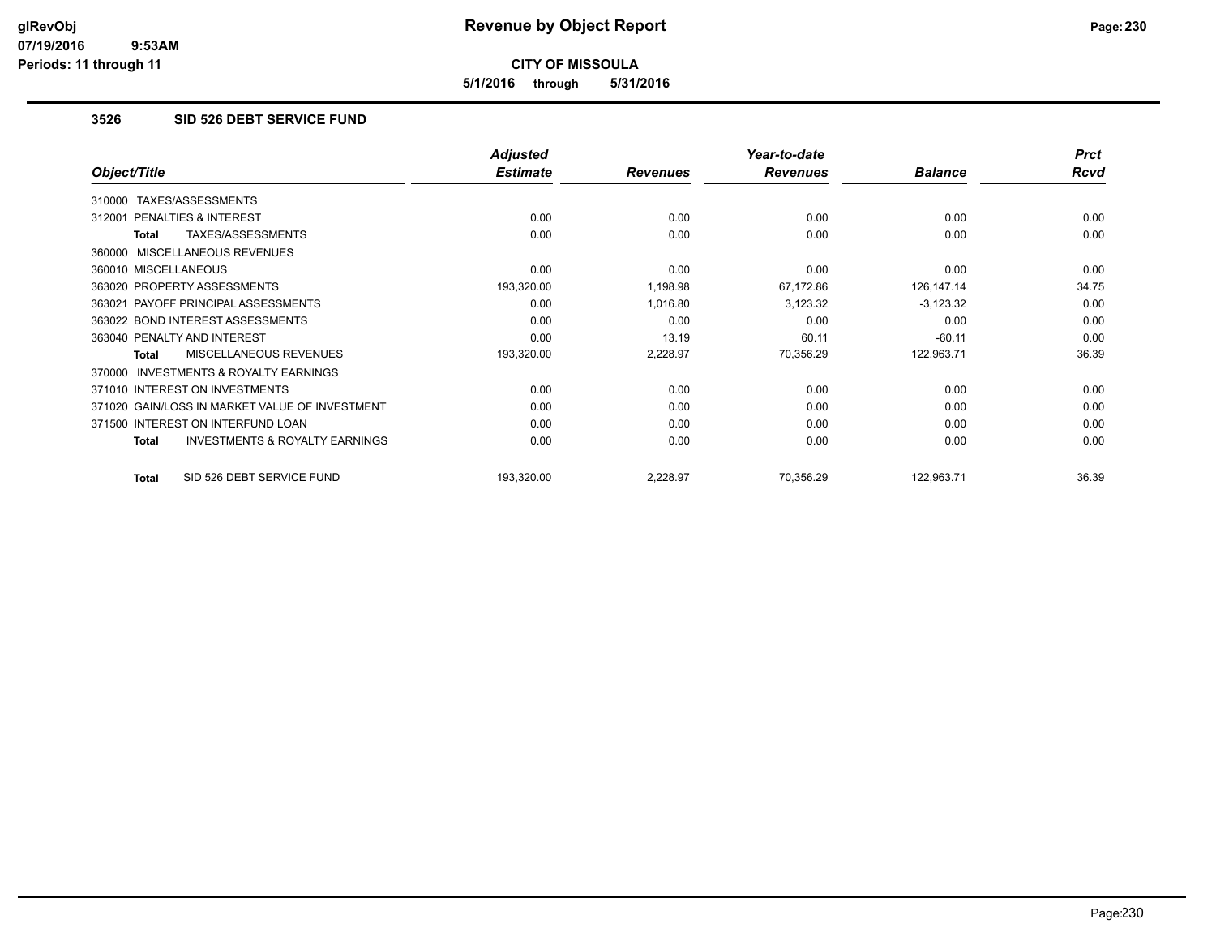# Revenue by Object Report

**CITY OF MISSOULA**

**5/1/2016 through 5/31/2016**

### 3526 SID 526 DEBT SERVICE FUND

| Object/Title | Adjusted Estimate | Revenues | Year-to-date Revenues | Balance | Prct Rcvd |
|---|---|---|---|---|---|
| 310000 TAXES/ASSESSMENTS | | | | | |
| 312001 PENALTIES & INTEREST | 0.00 | 0.00 | 0.00 | 0.00 | 0.00 |
| **Total** TAXES/ASSESSMENTS | 0.00 | 0.00 | 0.00 | 0.00 | 0.00 |
| 360000 MISCELLANEOUS REVENUES | | | | | |
| 360010 MISCELLANEOUS | 0.00 | 0.00 | 0.00 | 0.00 | 0.00 |
| 363020 PROPERTY ASSESSMENTS | 193,320.00 | 1,198.98 | 67,172.86 | 126,147.14 | 34.75 |
| 363021 PAYOFF PRINCIPAL ASSESSMENTS | 0.00 | 1,016.80 | 3,123.32 | -3,123.32 | 0.00 |
| 363022 BOND INTEREST ASSESSMENTS | 0.00 | 0.00 | 0.00 | 0.00 | 0.00 |
| 363040 PENALTY AND INTEREST | 0.00 | 13.19 | 60.11 | -60.11 | 0.00 |
| **Total** MISCELLANEOUS REVENUES | 193,320.00 | 2,228.97 | 70,356.29 | 122,963.71 | 36.39 |
| 370000 INVESTMENTS & ROYALTY EARNINGS | | | | | |
| 371010 INTEREST ON INVESTMENTS | 0.00 | 0.00 | 0.00 | 0.00 | 0.00 |
| 371020 GAIN/LOSS IN MARKET VALUE OF INVESTMENT | 0.00 | 0.00 | 0.00 | 0.00 | 0.00 |
| 371500 INTEREST ON INTERFUND LOAN | 0.00 | 0.00 | 0.00 | 0.00 | 0.00 |
| **Total** INVESTMENTS & ROYALTY EARNINGS | 0.00 | 0.00 | 0.00 | 0.00 | 0.00 |
| **Total** SID 526 DEBT SERVICE FUND | 193,320.00 | 2,228.97 | 70,356.29 | 122,963.71 | 36.39 |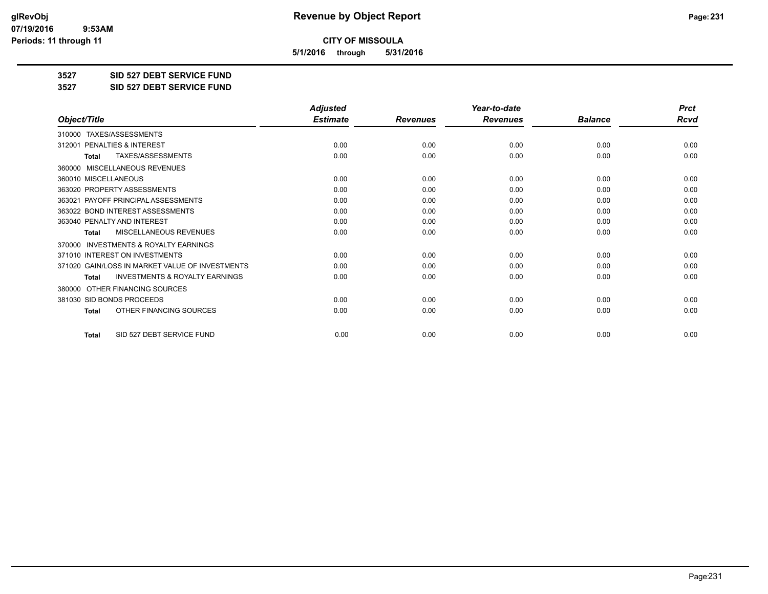**glRevObj** 07/19/2016 9:53AM
**Periods: 11 through 11**

# Revenue by Object Report

**CITY OF MISSOULA**

**5/1/2016 through 5/31/2016**

**3527 SID 527 DEBT SERVICE FUND**

**3527 SID 527 DEBT SERVICE FUND**

| Object/Title | Adjusted Estimate | Revenues | Year-to-date Revenues | Balance | Prct Rcvd |
|---|---|---|---|---|---|
| 310000 TAXES/ASSESSMENTS | | | | | |
| 312001 PENALTIES & INTEREST | 0.00 | 0.00 | 0.00 | 0.00 | 0.00 |
| **Total** TAXES/ASSESSMENTS | 0.00 | 0.00 | 0.00 | 0.00 | 0.00 |
| 360000 MISCELLANEOUS REVENUES | | | | | |
| 360010 MISCELLANEOUS | 0.00 | 0.00 | 0.00 | 0.00 | 0.00 |
| 363020 PROPERTY ASSESSMENTS | 0.00 | 0.00 | 0.00 | 0.00 | 0.00 |
| 363021 PAYOFF PRINCIPAL ASSESSMENTS | 0.00 | 0.00 | 0.00 | 0.00 | 0.00 |
| 363022 BOND INTEREST ASSESSMENTS | 0.00 | 0.00 | 0.00 | 0.00 | 0.00 |
| 363040 PENALTY AND INTEREST | 0.00 | 0.00 | 0.00 | 0.00 | 0.00 |
| **Total** MISCELLANEOUS REVENUES | 0.00 | 0.00 | 0.00 | 0.00 | 0.00 |
| 370000 INVESTMENTS & ROYALTY EARNINGS | | | | | |
| 371010 INTEREST ON INVESTMENTS | 0.00 | 0.00 | 0.00 | 0.00 | 0.00 |
| 371020 GAIN/LOSS IN MARKET VALUE OF INVESTMENTS | 0.00 | 0.00 | 0.00 | 0.00 | 0.00 |
| **Total** INVESTMENTS & ROYALTY EARNINGS | 0.00 | 0.00 | 0.00 | 0.00 | 0.00 |
| 380000 OTHER FINANCING SOURCES | | | | | |
| 381030 SID BONDS PROCEEDS | 0.00 | 0.00 | 0.00 | 0.00 | 0.00 |
| **Total** OTHER FINANCING SOURCES | 0.00 | 0.00 | 0.00 | 0.00 | 0.00 |
| **Total** SID 527 DEBT SERVICE FUND | 0.00 | 0.00 | 0.00 | 0.00 | 0.00 |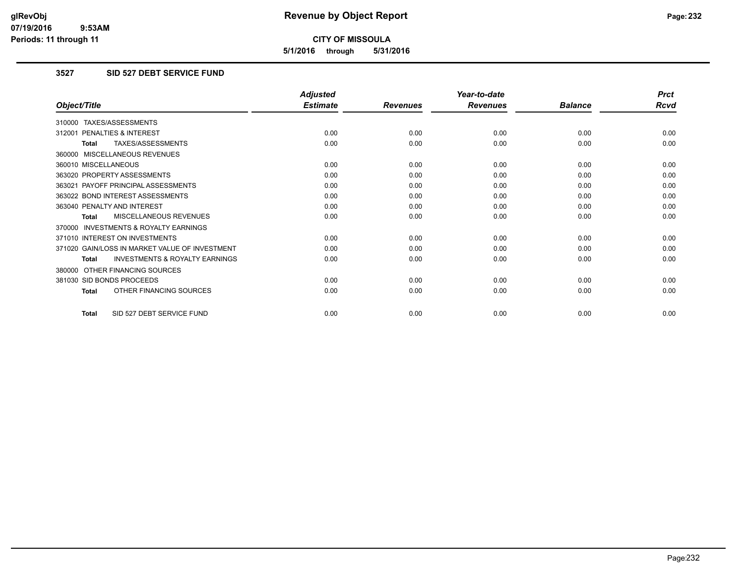# Revenue by Object Report

**CITY OF MISSOULA**

**5/1/2016 through 5/31/2016**

glRevObj
07/19/2016 9:53AM
Periods: 11 through 11

### 3527 SID 527 DEBT SERVICE FUND

| Object/Title | Adjusted Estimate | Revenues | Year-to-date Revenues | Balance | Prct Rcvd |
|---|---|---|---|---|---|
| 310000 TAXES/ASSESSMENTS | | | | | |
| 312001 PENALTIES & INTEREST | 0.00 | 0.00 | 0.00 | 0.00 | 0.00 |
| **Total** TAXES/ASSESSMENTS | 0.00 | 0.00 | 0.00 | 0.00 | 0.00 |
| 360000 MISCELLANEOUS REVENUES | | | | | |
| 360010 MISCELLANEOUS | 0.00 | 0.00 | 0.00 | 0.00 | 0.00 |
| 363020 PROPERTY ASSESSMENTS | 0.00 | 0.00 | 0.00 | 0.00 | 0.00 |
| 363021 PAYOFF PRINCIPAL ASSESSMENTS | 0.00 | 0.00 | 0.00 | 0.00 | 0.00 |
| 363022 BOND INTEREST ASSESSMENTS | 0.00 | 0.00 | 0.00 | 0.00 | 0.00 |
| 363040 PENALTY AND INTEREST | 0.00 | 0.00 | 0.00 | 0.00 | 0.00 |
| **Total** MISCELLANEOUS REVENUES | 0.00 | 0.00 | 0.00 | 0.00 | 0.00 |
| 370000 INVESTMENTS & ROYALTY EARNINGS | | | | | |
| 371010 INTEREST ON INVESTMENTS | 0.00 | 0.00 | 0.00 | 0.00 | 0.00 |
| 371020 GAIN/LOSS IN MARKET VALUE OF INVESTMENT | 0.00 | 0.00 | 0.00 | 0.00 | 0.00 |
| **Total** INVESTMENTS & ROYALTY EARNINGS | 0.00 | 0.00 | 0.00 | 0.00 | 0.00 |
| 380000 OTHER FINANCING SOURCES | | | | | |
| 381030 SID BONDS PROCEEDS | 0.00 | 0.00 | 0.00 | 0.00 | 0.00 |
| **Total** OTHER FINANCING SOURCES | 0.00 | 0.00 | 0.00 | 0.00 | 0.00 |
| **Total** SID 527 DEBT SERVICE FUND | 0.00 | 0.00 | 0.00 | 0.00 | 0.00 |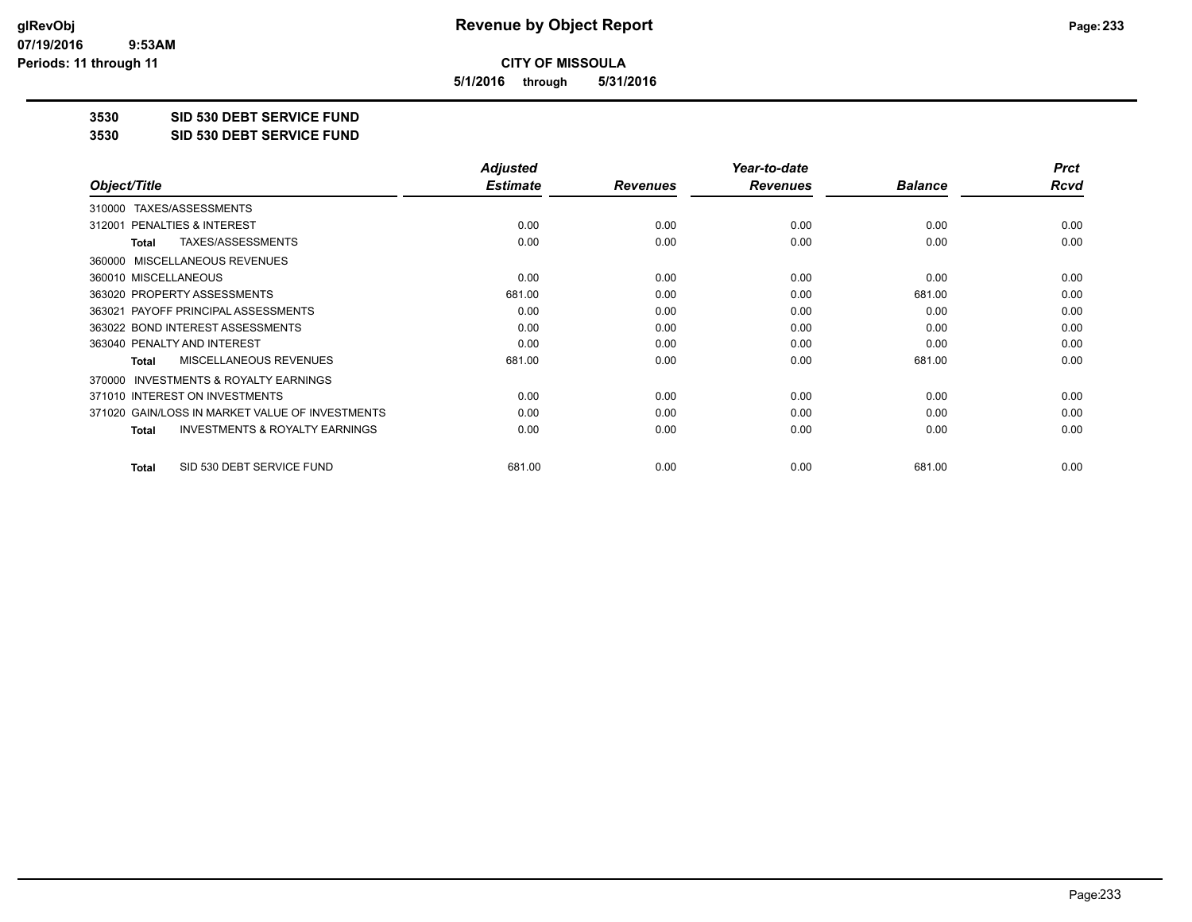**CITY OF MISSOULA**

**5/1/2016 through 5/31/2016**

**3530 SID 530 DEBT SERVICE FUND**

**3530 SID 530 DEBT SERVICE FUND**

| Object/Title | Adjusted Estimate | Revenues | Year-to-date Revenues | Balance | Prct Rcvd |
|---|---|---|---|---|---|
| 310000 TAXES/ASSESSMENTS | | | | | |
| 312001 PENALTIES & INTEREST | 0.00 | 0.00 | 0.00 | 0.00 | 0.00 |
| **Total** TAXES/ASSESSMENTS | 0.00 | 0.00 | 0.00 | 0.00 | 0.00 |
| 360000 MISCELLANEOUS REVENUES | | | | | |
| 360010 MISCELLANEOUS | 0.00 | 0.00 | 0.00 | 0.00 | 0.00 |
| 363020 PROPERTY ASSESSMENTS | 681.00 | 0.00 | 0.00 | 681.00 | 0.00 |
| 363021 PAYOFF PRINCIPAL ASSESSMENTS | 0.00 | 0.00 | 0.00 | 0.00 | 0.00 |
| 363022 BOND INTEREST ASSESSMENTS | 0.00 | 0.00 | 0.00 | 0.00 | 0.00 |
| 363040 PENALTY AND INTEREST | 0.00 | 0.00 | 0.00 | 0.00 | 0.00 |
| **Total** MISCELLANEOUS REVENUES | 681.00 | 0.00 | 0.00 | 681.00 | 0.00 |
| 370000 INVESTMENTS & ROYALTY EARNINGS | | | | | |
| 371010 INTEREST ON INVESTMENTS | 0.00 | 0.00 | 0.00 | 0.00 | 0.00 |
| 371020 GAIN/LOSS IN MARKET VALUE OF INVESTMENTS | 0.00 | 0.00 | 0.00 | 0.00 | 0.00 |
| **Total** INVESTMENTS & ROYALTY EARNINGS | 0.00 | 0.00 | 0.00 | 0.00 | 0.00 |
| **Total** SID 530 DEBT SERVICE FUND | 681.00 | 0.00 | 0.00 | 681.00 | 0.00 |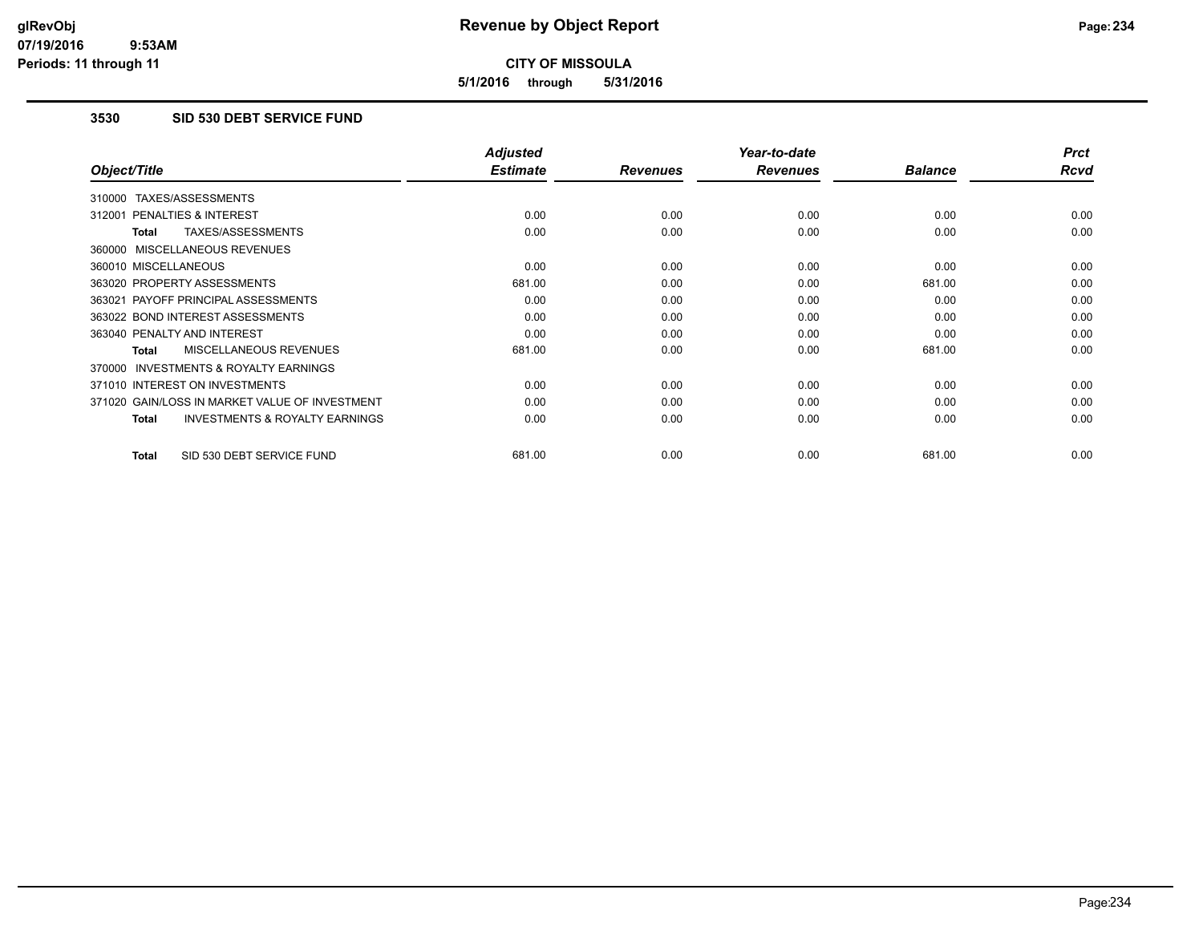**CITY OF MISSOULA**

**5/1/2016 through 5/31/2016**

### 3530 SID 530 DEBT SERVICE FUND

| Object/Title | Adjusted Estimate | Revenues | Year-to-date Revenues | Balance | Prct Rcvd |
|---|---|---|---|---|---|
| 310000 TAXES/ASSESSMENTS | | | | | |
| 312001 PENALTIES & INTEREST | 0.00 | 0.00 | 0.00 | 0.00 | 0.00 |
| **Total** TAXES/ASSESSMENTS | 0.00 | 0.00 | 0.00 | 0.00 | 0.00 |
| 360000 MISCELLANEOUS REVENUES | | | | | |
| 360010 MISCELLANEOUS | 0.00 | 0.00 | 0.00 | 0.00 | 0.00 |
| 363020 PROPERTY ASSESSMENTS | 681.00 | 0.00 | 0.00 | 681.00 | 0.00 |
| 363021 PAYOFF PRINCIPAL ASSESSMENTS | 0.00 | 0.00 | 0.00 | 0.00 | 0.00 |
| 363022 BOND INTEREST ASSESSMENTS | 0.00 | 0.00 | 0.00 | 0.00 | 0.00 |
| 363040 PENALTY AND INTEREST | 0.00 | 0.00 | 0.00 | 0.00 | 0.00 |
| **Total** MISCELLANEOUS REVENUES | 681.00 | 0.00 | 0.00 | 681.00 | 0.00 |
| 370000 INVESTMENTS & ROYALTY EARNINGS | | | | | |
| 371010 INTEREST ON INVESTMENTS | 0.00 | 0.00 | 0.00 | 0.00 | 0.00 |
| 371020 GAIN/LOSS IN MARKET VALUE OF INVESTMENT | 0.00 | 0.00 | 0.00 | 0.00 | 0.00 |
| **Total** INVESTMENTS & ROYALTY EARNINGS | 0.00 | 0.00 | 0.00 | 0.00 | 0.00 |
| **Total** SID 530 DEBT SERVICE FUND | 681.00 | 0.00 | 0.00 | 681.00 | 0.00 |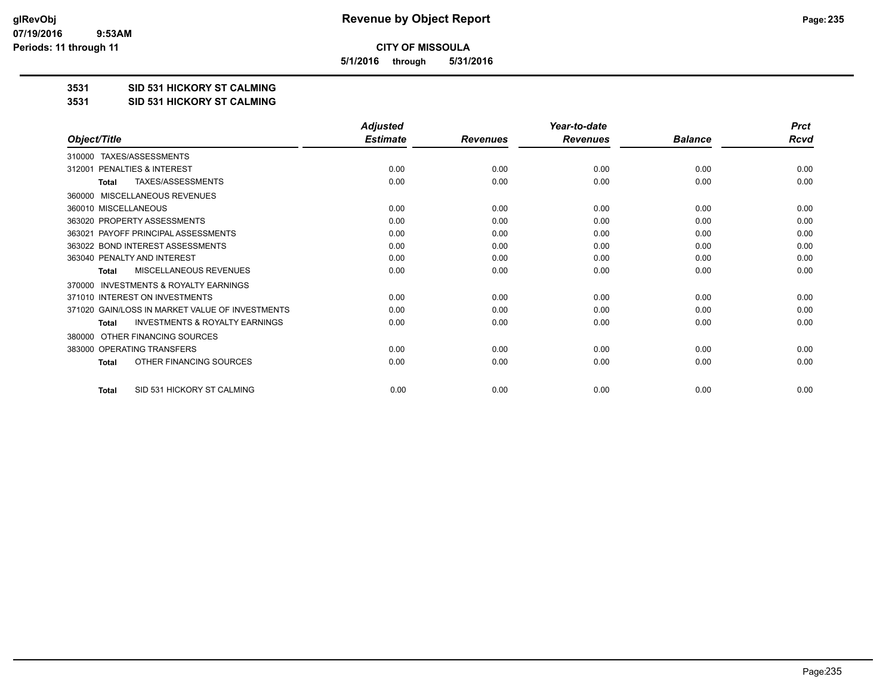**CITY OF MISSOULA**

**5/1/2016 through 5/31/2016**

**3531 SID 531 HICKORY ST CALMING**

**3531 SID 531 HICKORY ST CALMING**

| Object/Title | Adjusted Estimate | Revenues | Year-to-date Revenues | Balance | Prct Rcvd |
|---|---|---|---|---|---|
| 310000 TAXES/ASSESSMENTS | | | | | |
| 312001 PENALTIES & INTEREST | 0.00 | 0.00 | 0.00 | 0.00 | 0.00 |
| Total TAXES/ASSESSMENTS | 0.00 | 0.00 | 0.00 | 0.00 | 0.00 |
| 360000 MISCELLANEOUS REVENUES | | | | | |
| 360010 MISCELLANEOUS | 0.00 | 0.00 | 0.00 | 0.00 | 0.00 |
| 363020 PROPERTY ASSESSMENTS | 0.00 | 0.00 | 0.00 | 0.00 | 0.00 |
| 363021 PAYOFF PRINCIPAL ASSESSMENTS | 0.00 | 0.00 | 0.00 | 0.00 | 0.00 |
| 363022 BOND INTEREST ASSESSMENTS | 0.00 | 0.00 | 0.00 | 0.00 | 0.00 |
| 363040 PENALTY AND INTEREST | 0.00 | 0.00 | 0.00 | 0.00 | 0.00 |
| Total MISCELLANEOUS REVENUES | 0.00 | 0.00 | 0.00 | 0.00 | 0.00 |
| 370000 INVESTMENTS & ROYALTY EARNINGS | | | | | |
| 371010 INTEREST ON INVESTMENTS | 0.00 | 0.00 | 0.00 | 0.00 | 0.00 |
| 371020 GAIN/LOSS IN MARKET VALUE OF INVESTMENTS | 0.00 | 0.00 | 0.00 | 0.00 | 0.00 |
| Total INVESTMENTS & ROYALTY EARNINGS | 0.00 | 0.00 | 0.00 | 0.00 | 0.00 |
| 380000 OTHER FINANCING SOURCES | | | | | |
| 383000 OPERATING TRANSFERS | 0.00 | 0.00 | 0.00 | 0.00 | 0.00 |
| Total OTHER FINANCING SOURCES | 0.00 | 0.00 | 0.00 | 0.00 | 0.00 |
| Total SID 531 HICKORY ST CALMING | 0.00 | 0.00 | 0.00 | 0.00 | 0.00 |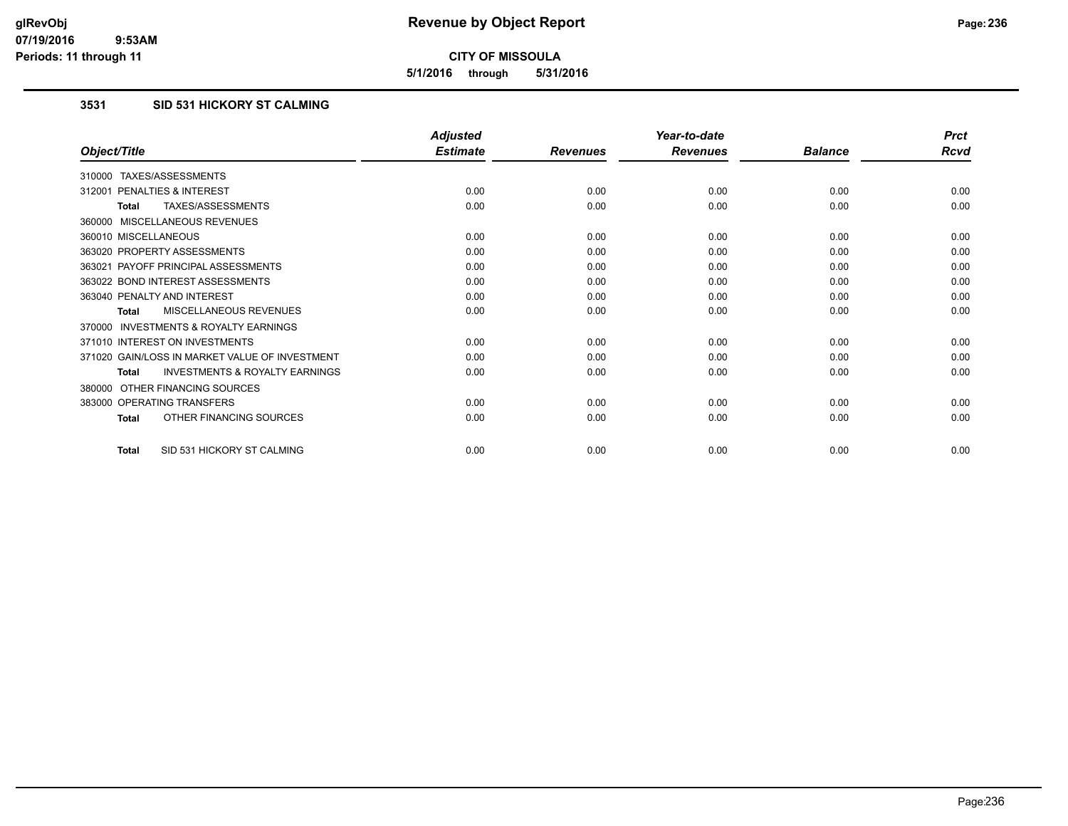# Revenue by Object Report

**CITY OF MISSOULA**

**5/1/2016 through 5/31/2016**

### 3531 SID 531 HICKORY ST CALMING

| Object/Title | Adjusted Estimate | Revenues | Year-to-date Revenues | Balance | Prct Rcvd |
|---|---|---|---|---|---|
| 310000 TAXES/ASSESSMENTS | | | | | |
| 312001 PENALTIES & INTEREST | 0.00 | 0.00 | 0.00 | 0.00 | 0.00 |
| **Total** TAXES/ASSESSMENTS | 0.00 | 0.00 | 0.00 | 0.00 | 0.00 |
| 360000 MISCELLANEOUS REVENUES | | | | | |
| 360010 MISCELLANEOUS | 0.00 | 0.00 | 0.00 | 0.00 | 0.00 |
| 363020 PROPERTY ASSESSMENTS | 0.00 | 0.00 | 0.00 | 0.00 | 0.00 |
| 363021 PAYOFF PRINCIPAL ASSESSMENTS | 0.00 | 0.00 | 0.00 | 0.00 | 0.00 |
| 363022 BOND INTEREST ASSESSMENTS | 0.00 | 0.00 | 0.00 | 0.00 | 0.00 |
| 363040 PENALTY AND INTEREST | 0.00 | 0.00 | 0.00 | 0.00 | 0.00 |
| **Total** MISCELLANEOUS REVENUES | 0.00 | 0.00 | 0.00 | 0.00 | 0.00 |
| 370000 INVESTMENTS & ROYALTY EARNINGS | | | | | |
| 371010 INTEREST ON INVESTMENTS | 0.00 | 0.00 | 0.00 | 0.00 | 0.00 |
| 371020 GAIN/LOSS IN MARKET VALUE OF INVESTMENT | 0.00 | 0.00 | 0.00 | 0.00 | 0.00 |
| **Total** INVESTMENTS & ROYALTY EARNINGS | 0.00 | 0.00 | 0.00 | 0.00 | 0.00 |
| 380000 OTHER FINANCING SOURCES | | | | | |
| 383000 OPERATING TRANSFERS | 0.00 | 0.00 | 0.00 | 0.00 | 0.00 |
| **Total** OTHER FINANCING SOURCES | 0.00 | 0.00 | 0.00 | 0.00 | 0.00 |
| **Total** SID 531 HICKORY ST CALMING | 0.00 | 0.00 | 0.00 | 0.00 | 0.00 |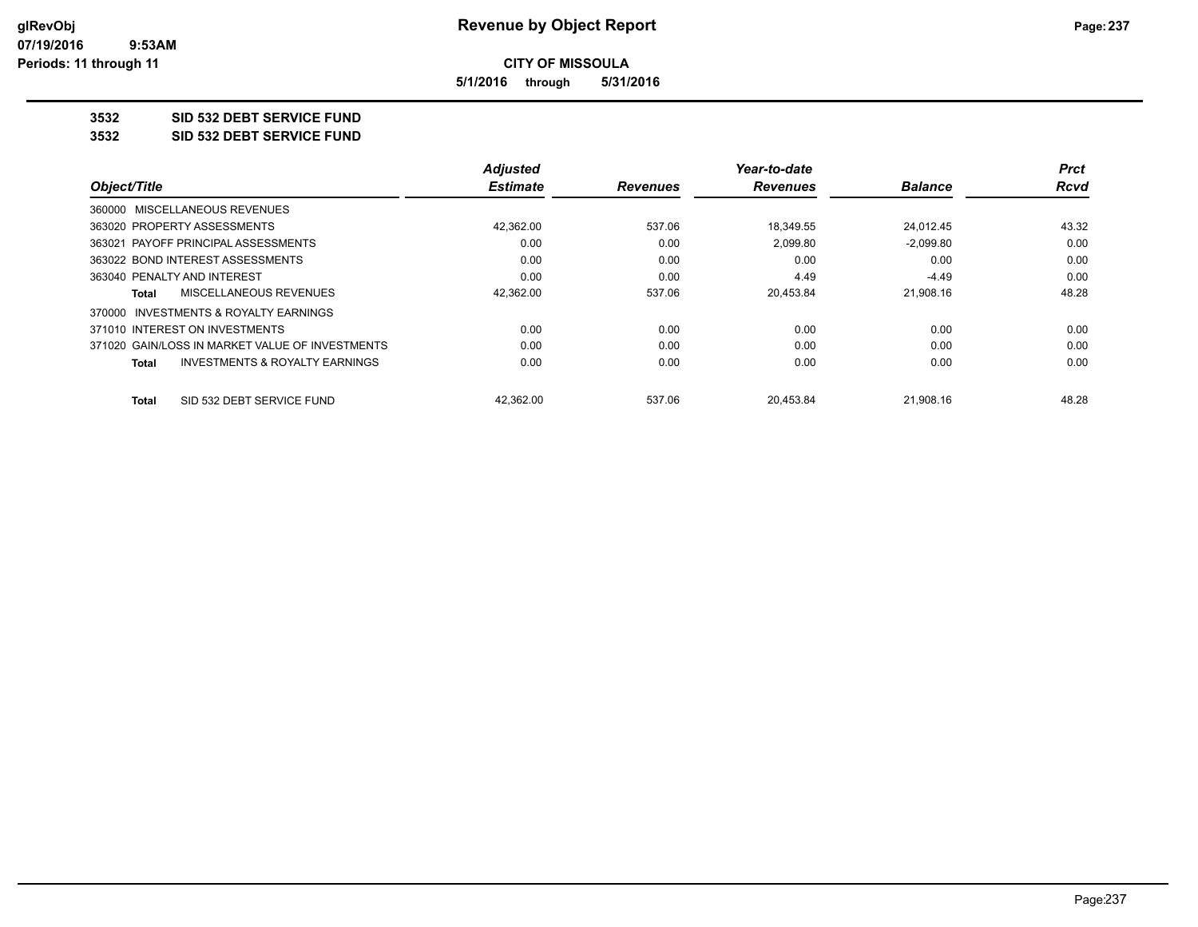# Revenue by Object Report

**CITY OF MISSOULA**

**5/1/2016 through 5/31/2016**

glRevObj
07/19/2016 9:53AM
Periods: 11 through 11

## 3532 SID 532 DEBT SERVICE FUND

## 3532 SID 532 DEBT SERVICE FUND

| Object/Title | Adjusted Estimate | Revenues | Year-to-date Revenues | Balance | Prct Rcvd |
|---|---|---|---|---|---|
| 360000 MISCELLANEOUS REVENUES | | | | | |
| 363020 PROPERTY ASSESSMENTS | 42,362.00 | 537.06 | 18,349.55 | 24,012.45 | 43.32 |
| 363021 PAYOFF PRINCIPAL ASSESSMENTS | 0.00 | 0.00 | 2,099.80 | -2,099.80 | 0.00 |
| 363022 BOND INTEREST ASSESSMENTS | 0.00 | 0.00 | 0.00 | 0.00 | 0.00 |
| 363040 PENALTY AND INTEREST | 0.00 | 0.00 | 4.49 | -4.49 | 0.00 |
| **Total** MISCELLANEOUS REVENUES | 42,362.00 | 537.06 | 20,453.84 | 21,908.16 | 48.28 |
| 370000 INVESTMENTS & ROYALTY EARNINGS | | | | | |
| 371010 INTEREST ON INVESTMENTS | 0.00 | 0.00 | 0.00 | 0.00 | 0.00 |
| 371020 GAIN/LOSS IN MARKET VALUE OF INVESTMENTS | 0.00 | 0.00 | 0.00 | 0.00 | 0.00 |
| **Total** INVESTMENTS & ROYALTY EARNINGS | 0.00 | 0.00 | 0.00 | 0.00 | 0.00 |
| **Total** SID 532 DEBT SERVICE FUND | 42,362.00 | 537.06 | 20,453.84 | 21,908.16 | 48.28 |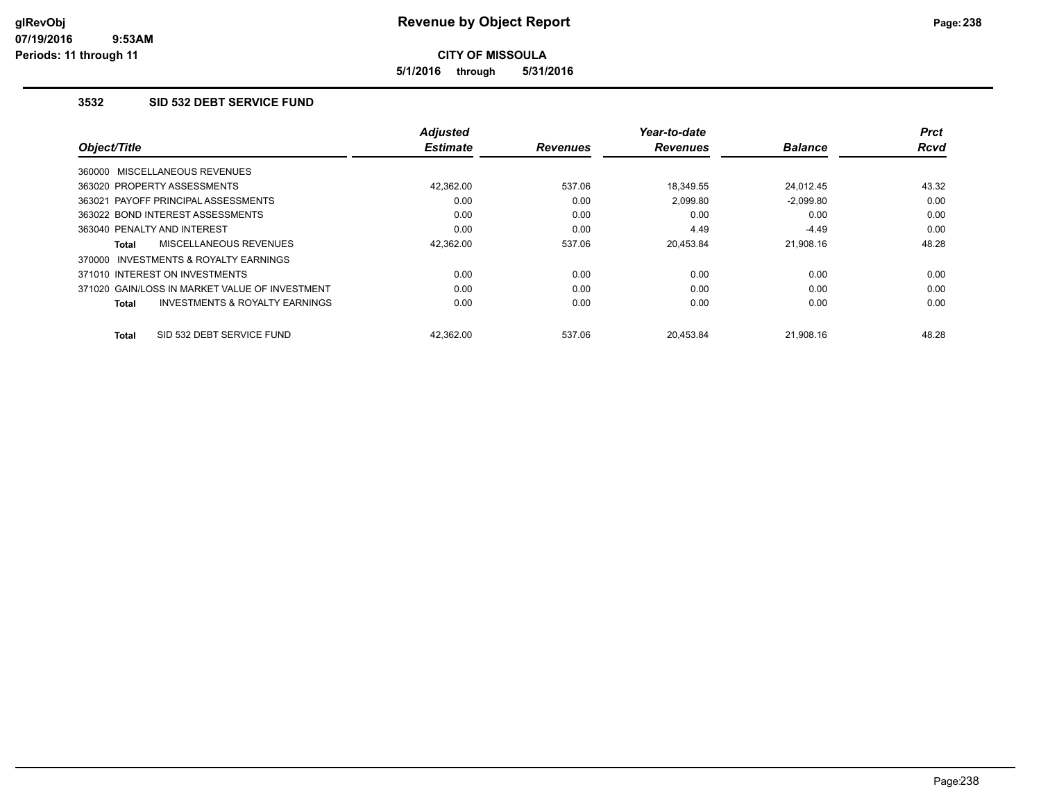# Revenue by Object Report

**CITY OF MISSOULA**

**5/1/2016 through 5/31/2016**

### 3532 SID 532 DEBT SERVICE FUND

| Object/Title | Adjusted Estimate | Revenues | Year-to-date Revenues | Balance | Prct Rcvd |
|---|---|---|---|---|---|
| 360000 MISCELLANEOUS REVENUES | | | | | |
| 363020 PROPERTY ASSESSMENTS | 42,362.00 | 537.06 | 18,349.55 | 24,012.45 | 43.32 |
| 363021 PAYOFF PRINCIPAL ASSESSMENTS | 0.00 | 0.00 | 2,099.80 | -2,099.80 | 0.00 |
| 363022 BOND INTEREST ASSESSMENTS | 0.00 | 0.00 | 0.00 | 0.00 | 0.00 |
| 363040 PENALTY AND INTEREST | 0.00 | 0.00 | 4.49 | -4.49 | 0.00 |
| **Total** MISCELLANEOUS REVENUES | 42,362.00 | 537.06 | 20,453.84 | 21,908.16 | 48.28 |
| 370000 INVESTMENTS & ROYALTY EARNINGS | | | | | |
| 371010 INTEREST ON INVESTMENTS | 0.00 | 0.00 | 0.00 | 0.00 | 0.00 |
| 371020 GAIN/LOSS IN MARKET VALUE OF INVESTMENT | 0.00 | 0.00 | 0.00 | 0.00 | 0.00 |
| **Total** INVESTMENTS & ROYALTY EARNINGS | 0.00 | 0.00 | 0.00 | 0.00 | 0.00 |
| **Total** SID 532 DEBT SERVICE FUND | 42,362.00 | 537.06 | 20,453.84 | 21,908.16 | 48.28 |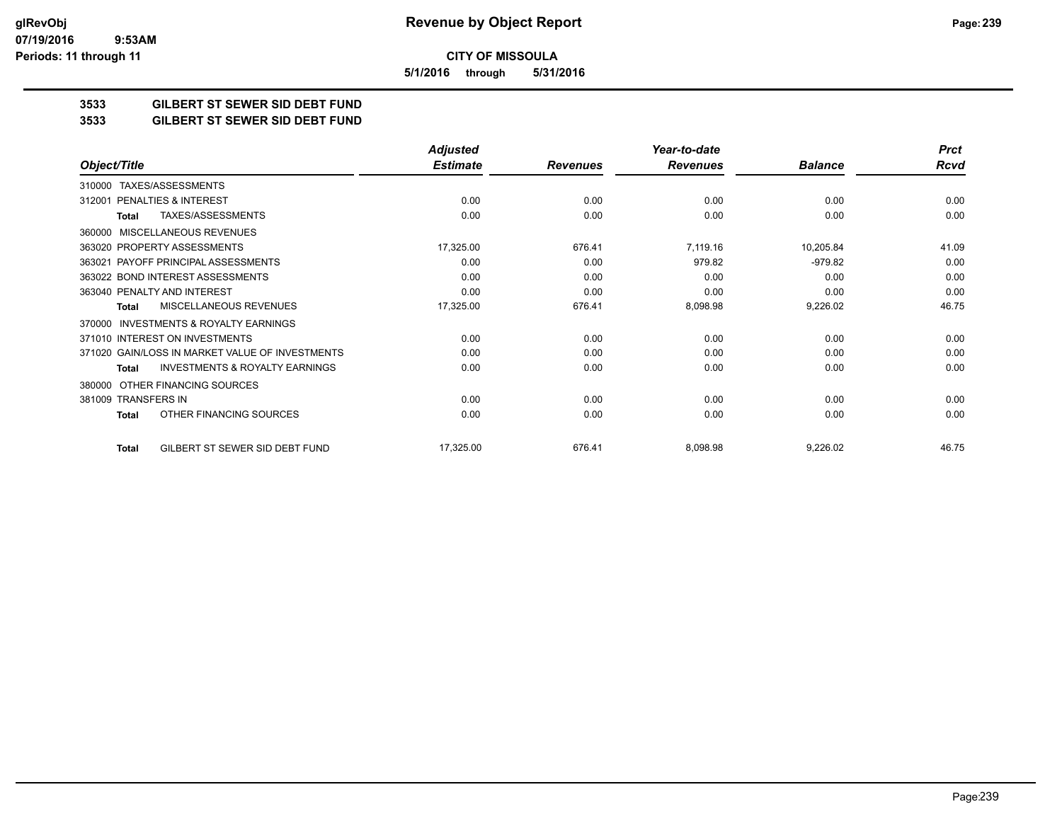# CITY OF MISSOULA

**5/1/2016 through 5/31/2016**

## 3533 GILBERT ST SEWER SID DEBT FUND
## 3533 GILBERT ST SEWER SID DEBT FUND

| Object/Title | Adjusted Estimate | Revenues | Year-to-date Revenues | Balance | Prct Rcvd |
|---|---|---|---|---|---|
| 310000 TAXES/ASSESSMENTS | | | | | |
| 312001 PENALTIES & INTEREST | 0.00 | 0.00 | 0.00 | 0.00 | 0.00 |
| **Total** TAXES/ASSESSMENTS | 0.00 | 0.00 | 0.00 | 0.00 | 0.00 |
| 360000 MISCELLANEOUS REVENUES | | | | | |
| 363020 PROPERTY ASSESSMENTS | 17,325.00 | 676.41 | 7,119.16 | 10,205.84 | 41.09 |
| 363021 PAYOFF PRINCIPAL ASSESSMENTS | 0.00 | 0.00 | 979.82 | -979.82 | 0.00 |
| 363022 BOND INTEREST ASSESSMENTS | 0.00 | 0.00 | 0.00 | 0.00 | 0.00 |
| 363040 PENALTY AND INTEREST | 0.00 | 0.00 | 0.00 | 0.00 | 0.00 |
| **Total** MISCELLANEOUS REVENUES | 17,325.00 | 676.41 | 8,098.98 | 9,226.02 | 46.75 |
| 370000 INVESTMENTS & ROYALTY EARNINGS | | | | | |
| 371010 INTEREST ON INVESTMENTS | 0.00 | 0.00 | 0.00 | 0.00 | 0.00 |
| 371020 GAIN/LOSS IN MARKET VALUE OF INVESTMENTS | 0.00 | 0.00 | 0.00 | 0.00 | 0.00 |
| **Total** INVESTMENTS & ROYALTY EARNINGS | 0.00 | 0.00 | 0.00 | 0.00 | 0.00 |
| 380000 OTHER FINANCING SOURCES | | | | | |
| 381009 TRANSFERS IN | 0.00 | 0.00 | 0.00 | 0.00 | 0.00 |
| **Total** OTHER FINANCING SOURCES | 0.00 | 0.00 | 0.00 | 0.00 | 0.00 |
| **Total** GILBERT ST SEWER SID DEBT FUND | 17,325.00 | 676.41 | 8,098.98 | 9,226.02 | 46.75 |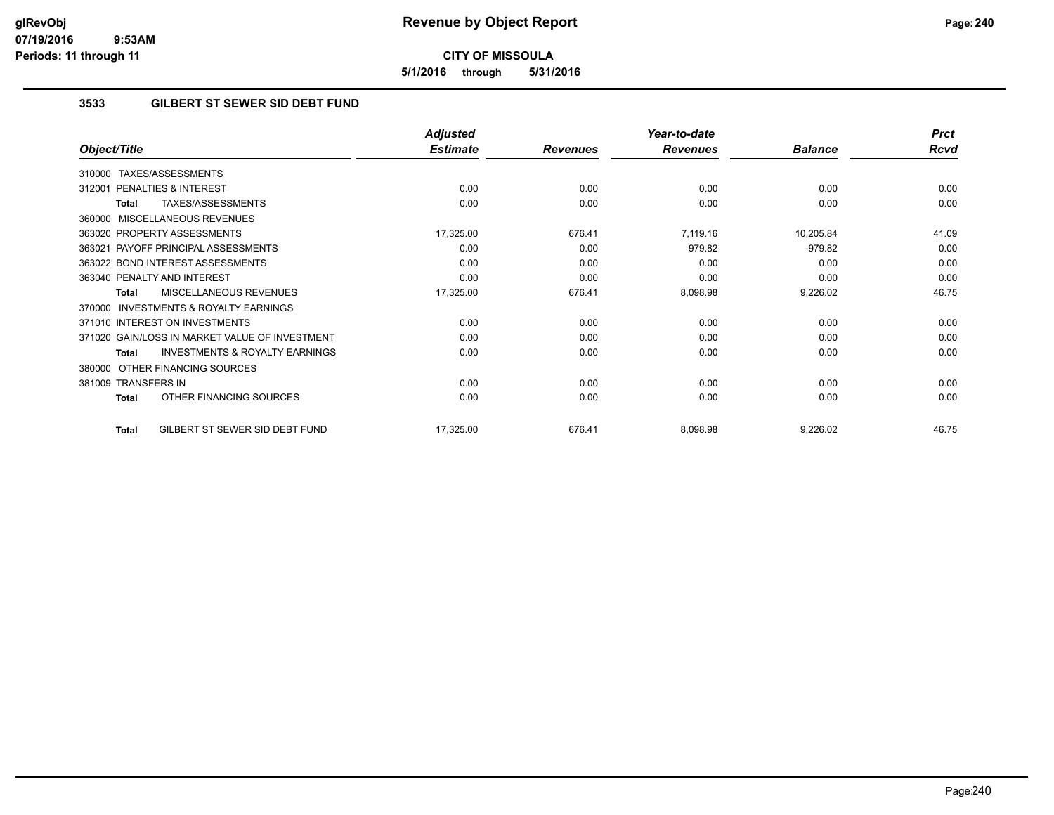**CITY OF MISSOULA**

**5/1/2016 through 5/31/2016**

### 3533 GILBERT ST SEWER SID DEBT FUND

| Object/Title | Adjusted Estimate | Revenues | Year-to-date Revenues | Balance | Prct Rcvd |
|---|---|---|---|---|---|
| 310000 TAXES/ASSESSMENTS | | | | | |
| 312001 PENALTIES & INTEREST | 0.00 | 0.00 | 0.00 | 0.00 | 0.00 |
| **Total** TAXES/ASSESSMENTS | 0.00 | 0.00 | 0.00 | 0.00 | 0.00 |
| 360000 MISCELLANEOUS REVENUES | | | | | |
| 363020 PROPERTY ASSESSMENTS | 17,325.00 | 676.41 | 7,119.16 | 10,205.84 | 41.09 |
| 363021 PAYOFF PRINCIPAL ASSESSMENTS | 0.00 | 0.00 | 979.82 | -979.82 | 0.00 |
| 363022 BOND INTEREST ASSESSMENTS | 0.00 | 0.00 | 0.00 | 0.00 | 0.00 |
| 363040 PENALTY AND INTEREST | 0.00 | 0.00 | 0.00 | 0.00 | 0.00 |
| **Total** MISCELLANEOUS REVENUES | 17,325.00 | 676.41 | 8,098.98 | 9,226.02 | 46.75 |
| 370000 INVESTMENTS & ROYALTY EARNINGS | | | | | |
| 371010 INTEREST ON INVESTMENTS | 0.00 | 0.00 | 0.00 | 0.00 | 0.00 |
| 371020 GAIN/LOSS IN MARKET VALUE OF INVESTMENT | 0.00 | 0.00 | 0.00 | 0.00 | 0.00 |
| **Total** INVESTMENTS & ROYALTY EARNINGS | 0.00 | 0.00 | 0.00 | 0.00 | 0.00 |
| 380000 OTHER FINANCING SOURCES | | | | | |
| 381009 TRANSFERS IN | 0.00 | 0.00 | 0.00 | 0.00 | 0.00 |
| **Total** OTHER FINANCING SOURCES | 0.00 | 0.00 | 0.00 | 0.00 | 0.00 |
| **Total** GILBERT ST SEWER SID DEBT FUND | 17,325.00 | 676.41 | 8,098.98 | 9,226.02 | 46.75 |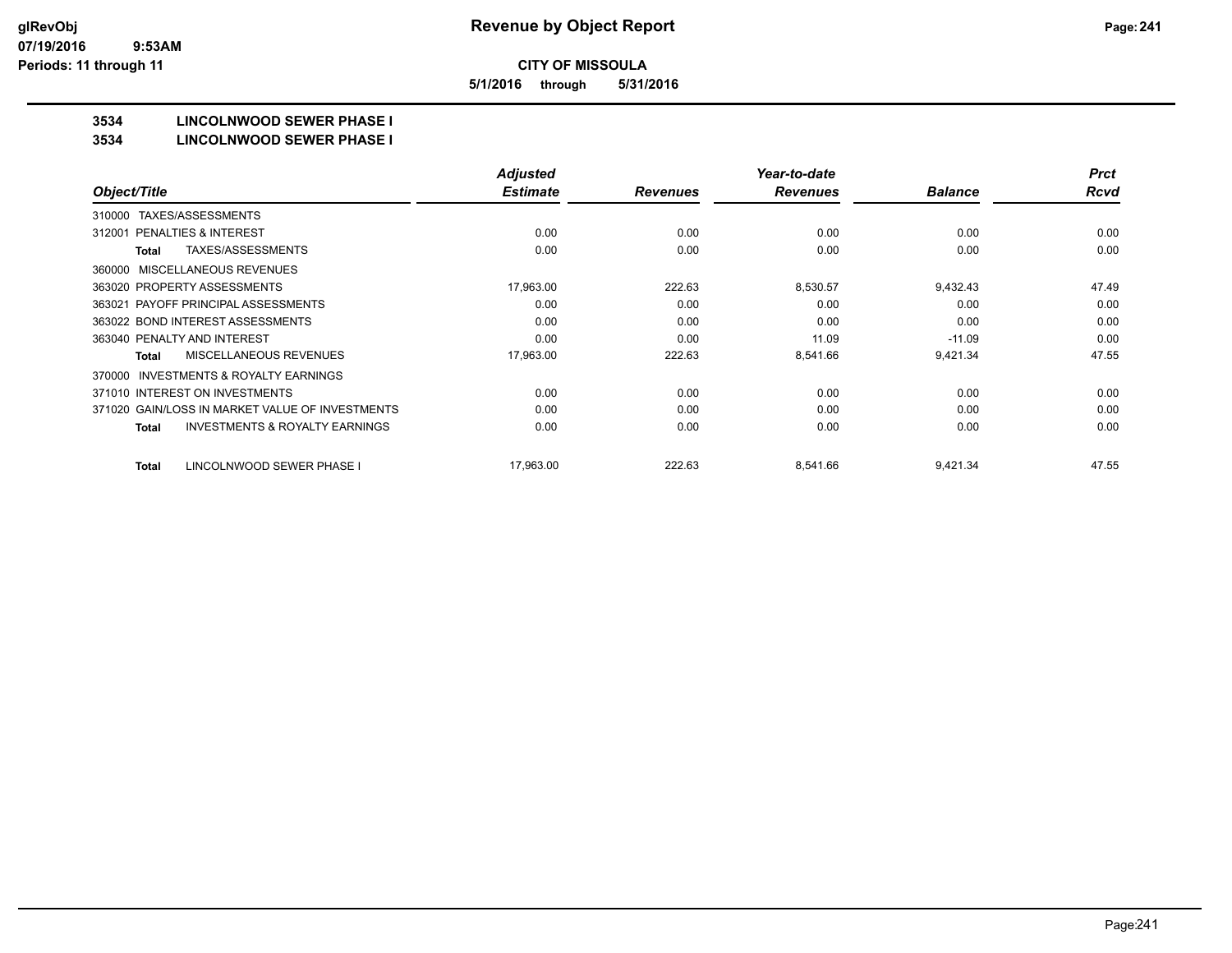# Revenue by Object Report

**CITY OF MISSOULA**

**5/1/2016 through 5/31/2016**

glRevObj
07/19/2016 9:53AM
Periods: 11 through 11

**3534 LINCOLNWOOD SEWER PHASE I**

**3534 LINCOLNWOOD SEWER PHASE I**

| Object/Title | Adjusted Estimate | Revenues | Year-to-date Revenues | Balance | Prct Rcvd |
|---|---|---|---|---|---|
| 310000 TAXES/ASSESSMENTS | | | | | |
| 312001 PENALTIES & INTEREST | 0.00 | 0.00 | 0.00 | 0.00 | 0.00 |
| **Total** TAXES/ASSESSMENTS | 0.00 | 0.00 | 0.00 | 0.00 | 0.00 |
| 360000 MISCELLANEOUS REVENUES | | | | | |
| 363020 PROPERTY ASSESSMENTS | 17,963.00 | 222.63 | 8,530.57 | 9,432.43 | 47.49 |
| 363021 PAYOFF PRINCIPAL ASSESSMENTS | 0.00 | 0.00 | 0.00 | 0.00 | 0.00 |
| 363022 BOND INTEREST ASSESSMENTS | 0.00 | 0.00 | 0.00 | 0.00 | 0.00 |
| 363040 PENALTY AND INTEREST | 0.00 | 0.00 | 11.09 | -11.09 | 0.00 |
| **Total** MISCELLANEOUS REVENUES | 17,963.00 | 222.63 | 8,541.66 | 9,421.34 | 47.55 |
| 370000 INVESTMENTS & ROYALTY EARNINGS | | | | | |
| 371010 INTEREST ON INVESTMENTS | 0.00 | 0.00 | 0.00 | 0.00 | 0.00 |
| 371020 GAIN/LOSS IN MARKET VALUE OF INVESTMENTS | 0.00 | 0.00 | 0.00 | 0.00 | 0.00 |
| **Total** INVESTMENTS & ROYALTY EARNINGS | 0.00 | 0.00 | 0.00 | 0.00 | 0.00 |
| **Total** LINCOLNWOOD SEWER PHASE I | 17,963.00 | 222.63 | 8,541.66 | 9,421.34 | 47.55 |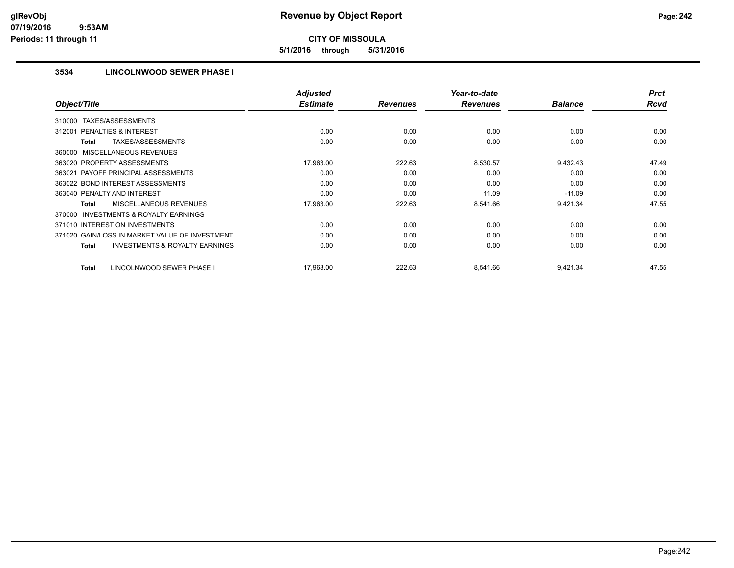# Revenue by Object Report

**CITY OF MISSOULA**

**5/1/2016 through 5/31/2016**

glRevObj
07/19/2016 9:53AM
Periods: 11 through 11

## 3534 LINCOLNWOOD SEWER PHASE I

| Object/Title | Adjusted Estimate | Revenues | Year-to-date Revenues | Balance | Prct Rcvd |
|---|---|---|---|---|---|
| 310000 TAXES/ASSESSMENTS | | | | | |
| 312001 PENALTIES & INTEREST | 0.00 | 0.00 | 0.00 | 0.00 | 0.00 |
| **Total** TAXES/ASSESSMENTS | 0.00 | 0.00 | 0.00 | 0.00 | 0.00 |
| 360000 MISCELLANEOUS REVENUES | | | | | |
| 363020 PROPERTY ASSESSMENTS | 17,963.00 | 222.63 | 8,530.57 | 9,432.43 | 47.49 |
| 363021 PAYOFF PRINCIPAL ASSESSMENTS | 0.00 | 0.00 | 0.00 | 0.00 | 0.00 |
| 363022 BOND INTEREST ASSESSMENTS | 0.00 | 0.00 | 0.00 | 0.00 | 0.00 |
| 363040 PENALTY AND INTEREST | 0.00 | 0.00 | 11.09 | -11.09 | 0.00 |
| **Total** MISCELLANEOUS REVENUES | 17,963.00 | 222.63 | 8,541.66 | 9,421.34 | 47.55 |
| 370000 INVESTMENTS & ROYALTY EARNINGS | | | | | |
| 371010 INTEREST ON INVESTMENTS | 0.00 | 0.00 | 0.00 | 0.00 | 0.00 |
| 371020 GAIN/LOSS IN MARKET VALUE OF INVESTMENT | 0.00 | 0.00 | 0.00 | 0.00 | 0.00 |
| **Total** INVESTMENTS & ROYALTY EARNINGS | 0.00 | 0.00 | 0.00 | 0.00 | 0.00 |
| **Total** LINCOLNWOOD SEWER PHASE I | 17,963.00 | 222.63 | 8,541.66 | 9,421.34 | 47.55 |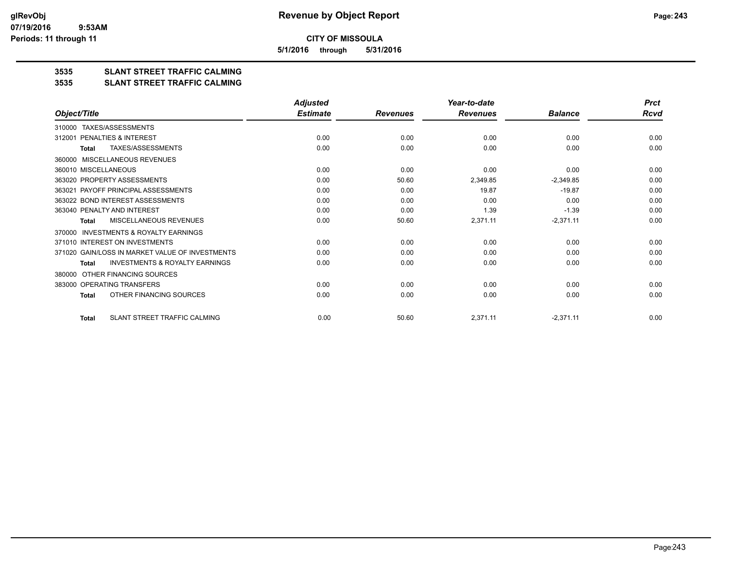# Revenue by Object Report

**CITY OF MISSOULA**

**5/1/2016 through 5/31/2016**

**3535 SLANT STREET TRAFFIC CALMING**

**3535 SLANT STREET TRAFFIC CALMING**

| Object/Title | Adjusted Estimate | Revenues | Year-to-date Revenues | Balance | Prct Rcvd |
|---|---|---|---|---|---|
| 310000 TAXES/ASSESSMENTS | | | | | |
| 312001 PENALTIES & INTEREST | 0.00 | 0.00 | 0.00 | 0.00 | 0.00 |
| **Total** TAXES/ASSESSMENTS | 0.00 | 0.00 | 0.00 | 0.00 | 0.00 |
| 360000 MISCELLANEOUS REVENUES | | | | | |
| 360010 MISCELLANEOUS | 0.00 | 0.00 | 0.00 | 0.00 | 0.00 |
| 363020 PROPERTY ASSESSMENTS | 0.00 | 50.60 | 2,349.85 | -2,349.85 | 0.00 |
| 363021 PAYOFF PRINCIPAL ASSESSMENTS | 0.00 | 0.00 | 19.87 | -19.87 | 0.00 |
| 363022 BOND INTEREST ASSESSMENTS | 0.00 | 0.00 | 0.00 | 0.00 | 0.00 |
| 363040 PENALTY AND INTEREST | 0.00 | 0.00 | 1.39 | -1.39 | 0.00 |
| **Total** MISCELLANEOUS REVENUES | 0.00 | 50.60 | 2,371.11 | -2,371.11 | 0.00 |
| 370000 INVESTMENTS & ROYALTY EARNINGS | | | | | |
| 371010 INTEREST ON INVESTMENTS | 0.00 | 0.00 | 0.00 | 0.00 | 0.00 |
| 371020 GAIN/LOSS IN MARKET VALUE OF INVESTMENTS | 0.00 | 0.00 | 0.00 | 0.00 | 0.00 |
| **Total** INVESTMENTS & ROYALTY EARNINGS | 0.00 | 0.00 | 0.00 | 0.00 | 0.00 |
| 380000 OTHER FINANCING SOURCES | | | | | |
| 383000 OPERATING TRANSFERS | 0.00 | 0.00 | 0.00 | 0.00 | 0.00 |
| **Total** OTHER FINANCING SOURCES | 0.00 | 0.00 | 0.00 | 0.00 | 0.00 |
| **Total** SLANT STREET TRAFFIC CALMING | 0.00 | 50.60 | 2,371.11 | -2,371.11 | 0.00 |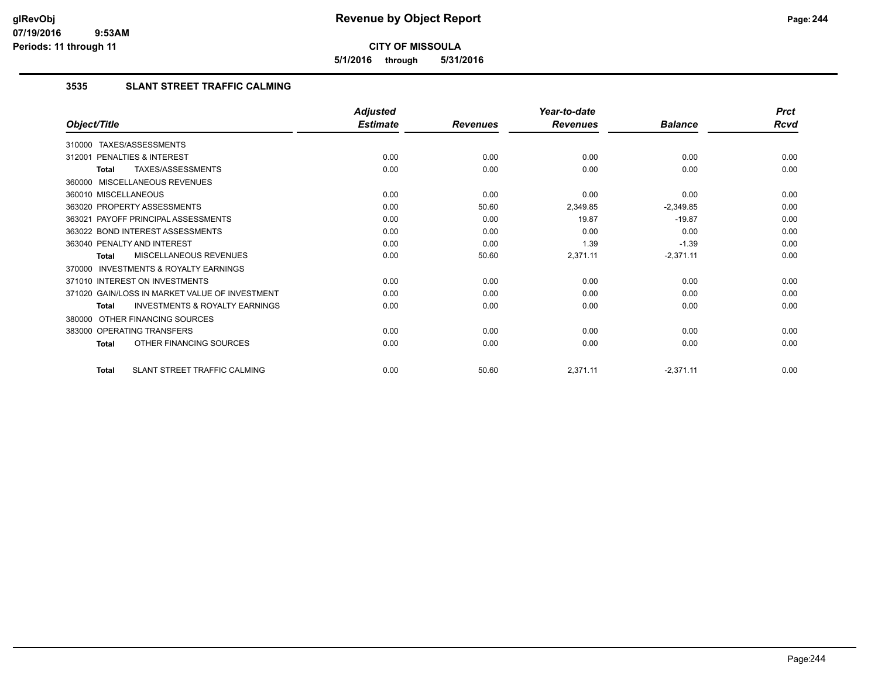**Revenue by Object Report**

**CITY OF MISSOULA**

**5/1/2016 through 5/31/2016**

glRevObj
07/19/2016 9:53AM
Periods: 11 through 11

### 3535 SLANT STREET TRAFFIC CALMING

| Object/Title | Adjusted Estimate | Revenues | Year-to-date Revenues | Balance | Prct Rcvd |
|---|---|---|---|---|---|
| 310000 TAXES/ASSESSMENTS | | | | | |
| 312001 PENALTIES & INTEREST | 0.00 | 0.00 | 0.00 | 0.00 | 0.00 |
| **Total** TAXES/ASSESSMENTS | 0.00 | 0.00 | 0.00 | 0.00 | 0.00 |
| 360000 MISCELLANEOUS REVENUES | | | | | |
| 360010 MISCELLANEOUS | 0.00 | 0.00 | 0.00 | 0.00 | 0.00 |
| 363020 PROPERTY ASSESSMENTS | 0.00 | 50.60 | 2,349.85 | -2,349.85 | 0.00 |
| 363021 PAYOFF PRINCIPAL ASSESSMENTS | 0.00 | 0.00 | 19.87 | -19.87 | 0.00 |
| 363022 BOND INTEREST ASSESSMENTS | 0.00 | 0.00 | 0.00 | 0.00 | 0.00 |
| 363040 PENALTY AND INTEREST | 0.00 | 0.00 | 1.39 | -1.39 | 0.00 |
| **Total** MISCELLANEOUS REVENUES | 0.00 | 50.60 | 2,371.11 | -2,371.11 | 0.00 |
| 370000 INVESTMENTS & ROYALTY EARNINGS | | | | | |
| 371010 INTEREST ON INVESTMENTS | 0.00 | 0.00 | 0.00 | 0.00 | 0.00 |
| 371020 GAIN/LOSS IN MARKET VALUE OF INVESTMENT | 0.00 | 0.00 | 0.00 | 0.00 | 0.00 |
| **Total** INVESTMENTS & ROYALTY EARNINGS | 0.00 | 0.00 | 0.00 | 0.00 | 0.00 |
| 380000 OTHER FINANCING SOURCES | | | | | |
| 383000 OPERATING TRANSFERS | 0.00 | 0.00 | 0.00 | 0.00 | 0.00 |
| **Total** OTHER FINANCING SOURCES | 0.00 | 0.00 | 0.00 | 0.00 | 0.00 |
| **Total** SLANT STREET TRAFFIC CALMING | 0.00 | 50.60 | 2,371.11 | -2,371.11 | 0.00 |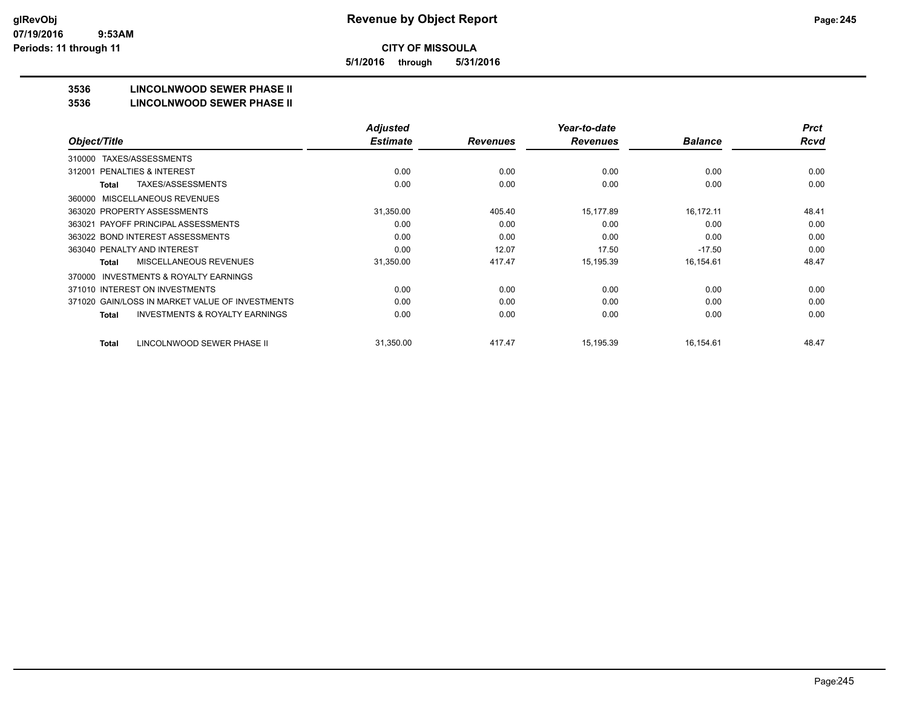# Revenue by Object Report

**CITY OF MISSOULA**

**5/1/2016 through 5/31/2016**

glRevObj
07/19/2016 9:53AM
Periods: 11 through 11

**3536 LINCOLNWOOD SEWER PHASE II**

**3536 LINCOLNWOOD SEWER PHASE II**

| Object/Title | Adjusted Estimate | Revenues | Year-to-date Revenues | Balance | Prct Rcvd |
|---|---|---|---|---|---|
| 310000 TAXES/ASSESSMENTS | | | | | |
| 312001 PENALTIES & INTEREST | 0.00 | 0.00 | 0.00 | 0.00 | 0.00 |
| **Total** TAXES/ASSESSMENTS | 0.00 | 0.00 | 0.00 | 0.00 | 0.00 |
| 360000 MISCELLANEOUS REVENUES | | | | | |
| 363020 PROPERTY ASSESSMENTS | 31,350.00 | 405.40 | 15,177.89 | 16,172.11 | 48.41 |
| 363021 PAYOFF PRINCIPAL ASSESSMENTS | 0.00 | 0.00 | 0.00 | 0.00 | 0.00 |
| 363022 BOND INTEREST ASSESSMENTS | 0.00 | 0.00 | 0.00 | 0.00 | 0.00 |
| 363040 PENALTY AND INTEREST | 0.00 | 12.07 | 17.50 | -17.50 | 0.00 |
| **Total** MISCELLANEOUS REVENUES | 31,350.00 | 417.47 | 15,195.39 | 16,154.61 | 48.47 |
| 370000 INVESTMENTS & ROYALTY EARNINGS | | | | | |
| 371010 INTEREST ON INVESTMENTS | 0.00 | 0.00 | 0.00 | 0.00 | 0.00 |
| 371020 GAIN/LOSS IN MARKET VALUE OF INVESTMENTS | 0.00 | 0.00 | 0.00 | 0.00 | 0.00 |
| **Total** INVESTMENTS & ROYALTY EARNINGS | 0.00 | 0.00 | 0.00 | 0.00 | 0.00 |
| **Total** LINCOLNWOOD SEWER PHASE II | 31,350.00 | 417.47 | 15,195.39 | 16,154.61 | 48.47 |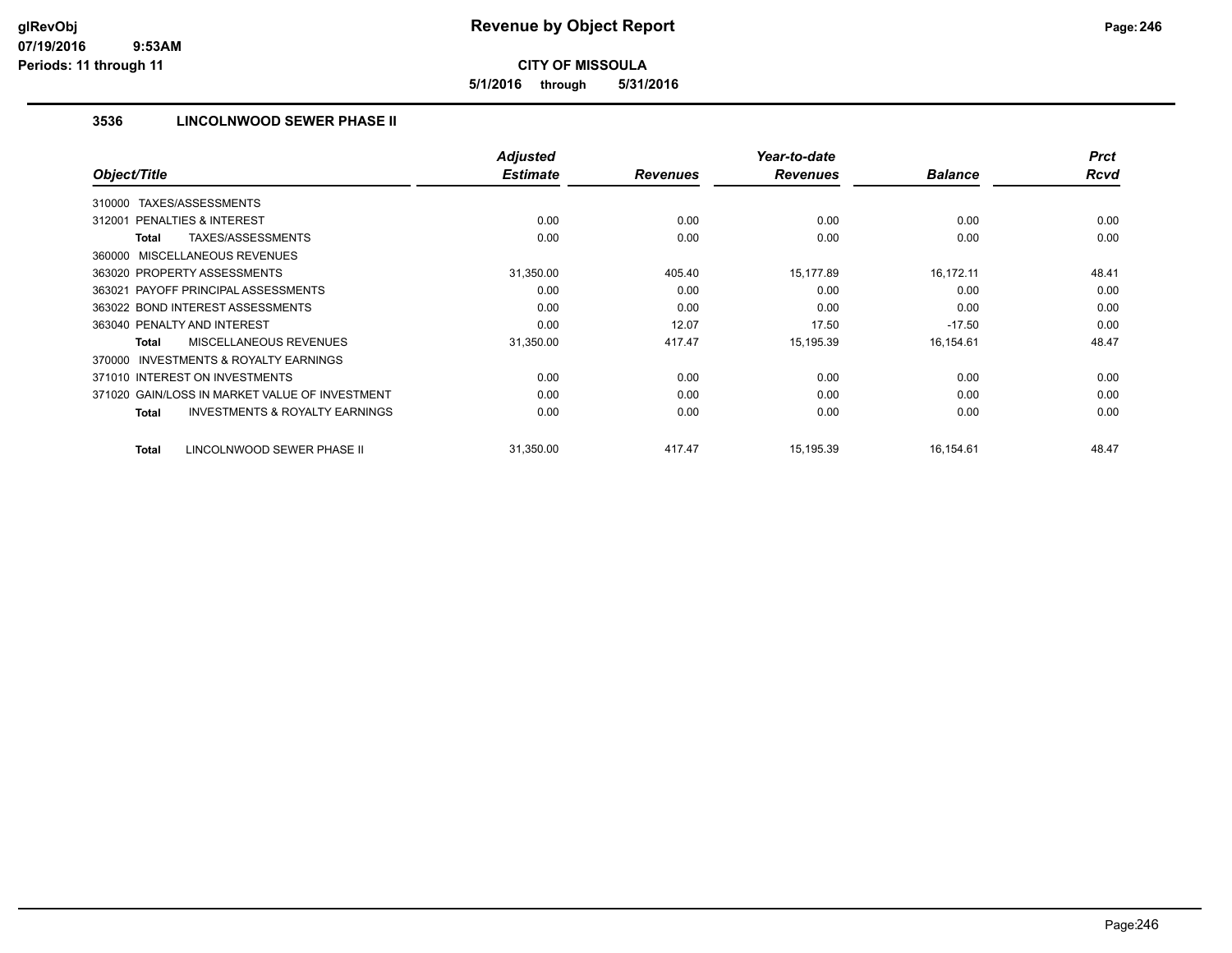# Revenue by Object Report

**CITY OF MISSOULA**

**5/1/2016 through 5/31/2016**

glRevObj
07/19/2016 9:53AM
Periods: 11 through 11

### 3536 LINCOLNWOOD SEWER PHASE II

| Object/Title | Adjusted Estimate | Revenues | Year-to-date Revenues | Balance | Prct Rcvd |
|---|---|---|---|---|---|
| 310000 TAXES/ASSESSMENTS | | | | | |
| 312001 PENALTIES & INTEREST | 0.00 | 0.00 | 0.00 | 0.00 | 0.00 |
| **Total** TAXES/ASSESSMENTS | 0.00 | 0.00 | 0.00 | 0.00 | 0.00 |
| 360000 MISCELLANEOUS REVENUES | | | | | |
| 363020 PROPERTY ASSESSMENTS | 31,350.00 | 405.40 | 15,177.89 | 16,172.11 | 48.41 |
| 363021 PAYOFF PRINCIPAL ASSESSMENTS | 0.00 | 0.00 | 0.00 | 0.00 | 0.00 |
| 363022 BOND INTEREST ASSESSMENTS | 0.00 | 0.00 | 0.00 | 0.00 | 0.00 |
| 363040 PENALTY AND INTEREST | 0.00 | 12.07 | 17.50 | -17.50 | 0.00 |
| **Total** MISCELLANEOUS REVENUES | 31,350.00 | 417.47 | 15,195.39 | 16,154.61 | 48.47 |
| 370000 INVESTMENTS & ROYALTY EARNINGS | | | | | |
| 371010 INTEREST ON INVESTMENTS | 0.00 | 0.00 | 0.00 | 0.00 | 0.00 |
| 371020 GAIN/LOSS IN MARKET VALUE OF INVESTMENT | 0.00 | 0.00 | 0.00 | 0.00 | 0.00 |
| **Total** INVESTMENTS & ROYALTY EARNINGS | 0.00 | 0.00 | 0.00 | 0.00 | 0.00 |
| **Total** LINCOLNWOOD SEWER PHASE II | 31,350.00 | 417.47 | 15,195.39 | 16,154.61 | 48.47 |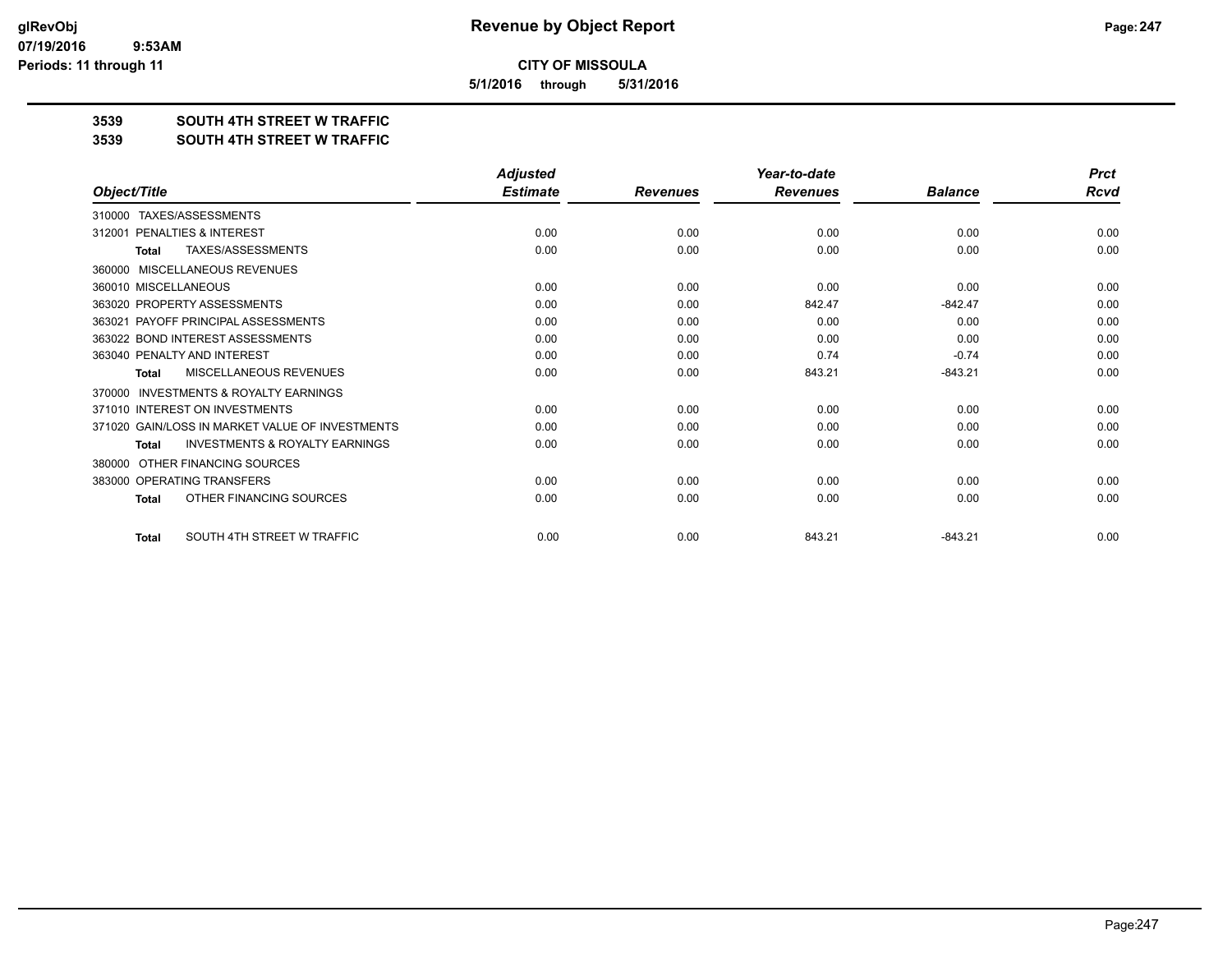**CITY OF MISSOULA**

**5/1/2016 through 5/31/2016**

## 3539 SOUTH 4TH STREET W TRAFFIC

## 3539 SOUTH 4TH STREET W TRAFFIC

| Object/Title | Adjusted Estimate | Revenues | Year-to-date Revenues | Balance | Prct Rcvd |
|---|---|---|---|---|---|
| 310000 TAXES/ASSESSMENTS | | | | | |
| 312001 PENALTIES & INTEREST | 0.00 | 0.00 | 0.00 | 0.00 | 0.00 |
| Total TAXES/ASSESSMENTS | 0.00 | 0.00 | 0.00 | 0.00 | 0.00 |
| 360000 MISCELLANEOUS REVENUES | | | | | |
| 360010 MISCELLANEOUS | 0.00 | 0.00 | 0.00 | 0.00 | 0.00 |
| 363020 PROPERTY ASSESSMENTS | 0.00 | 0.00 | 842.47 | -842.47 | 0.00 |
| 363021 PAYOFF PRINCIPAL ASSESSMENTS | 0.00 | 0.00 | 0.00 | 0.00 | 0.00 |
| 363022 BOND INTEREST ASSESSMENTS | 0.00 | 0.00 | 0.00 | 0.00 | 0.00 |
| 363040 PENALTY AND INTEREST | 0.00 | 0.00 | 0.74 | -0.74 | 0.00 |
| Total MISCELLANEOUS REVENUES | 0.00 | 0.00 | 843.21 | -843.21 | 0.00 |
| 370000 INVESTMENTS & ROYALTY EARNINGS | | | | | |
| 371010 INTEREST ON INVESTMENTS | 0.00 | 0.00 | 0.00 | 0.00 | 0.00 |
| 371020 GAIN/LOSS IN MARKET VALUE OF INVESTMENTS | 0.00 | 0.00 | 0.00 | 0.00 | 0.00 |
| Total INVESTMENTS & ROYALTY EARNINGS | 0.00 | 0.00 | 0.00 | 0.00 | 0.00 |
| 380000 OTHER FINANCING SOURCES | | | | | |
| 383000 OPERATING TRANSFERS | 0.00 | 0.00 | 0.00 | 0.00 | 0.00 |
| Total OTHER FINANCING SOURCES | 0.00 | 0.00 | 0.00 | 0.00 | 0.00 |
| Total SOUTH 4TH STREET W TRAFFIC | 0.00 | 0.00 | 843.21 | -843.21 | 0.00 |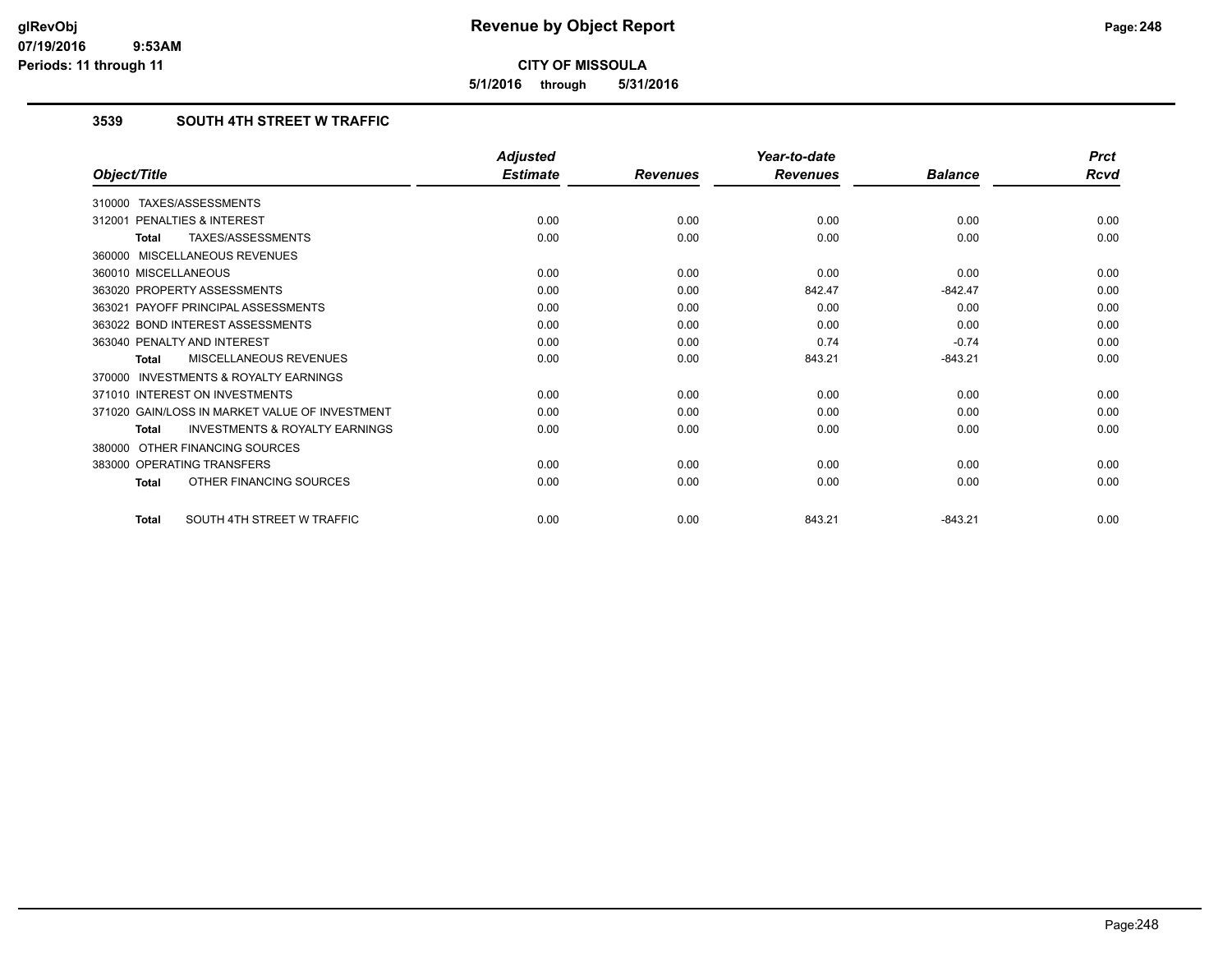**CITY OF MISSOULA**

**5/1/2016 through 5/31/2016**

### 3539 SOUTH 4TH STREET W TRAFFIC

| Object/Title | Adjusted Estimate | Revenues | Year-to-date Revenues | Balance | Prct Rcvd |
|---|---|---|---|---|---|
| 310000 TAXES/ASSESSMENTS | | | | | |
| 312001 PENALTIES & INTEREST | 0.00 | 0.00 | 0.00 | 0.00 | 0.00 |
| **Total** TAXES/ASSESSMENTS | 0.00 | 0.00 | 0.00 | 0.00 | 0.00 |
| 360000 MISCELLANEOUS REVENUES | | | | | |
| 360010 MISCELLANEOUS | 0.00 | 0.00 | 0.00 | 0.00 | 0.00 |
| 363020 PROPERTY ASSESSMENTS | 0.00 | 0.00 | 842.47 | -842.47 | 0.00 |
| 363021 PAYOFF PRINCIPAL ASSESSMENTS | 0.00 | 0.00 | 0.00 | 0.00 | 0.00 |
| 363022 BOND INTEREST ASSESSMENTS | 0.00 | 0.00 | 0.00 | 0.00 | 0.00 |
| 363040 PENALTY AND INTEREST | 0.00 | 0.00 | 0.74 | -0.74 | 0.00 |
| **Total** MISCELLANEOUS REVENUES | 0.00 | 0.00 | 843.21 | -843.21 | 0.00 |
| 370000 INVESTMENTS & ROYALTY EARNINGS | | | | | |
| 371010 INTEREST ON INVESTMENTS | 0.00 | 0.00 | 0.00 | 0.00 | 0.00 |
| 371020 GAIN/LOSS IN MARKET VALUE OF INVESTMENT | 0.00 | 0.00 | 0.00 | 0.00 | 0.00 |
| **Total** INVESTMENTS & ROYALTY EARNINGS | 0.00 | 0.00 | 0.00 | 0.00 | 0.00 |
| 380000 OTHER FINANCING SOURCES | | | | | |
| 383000 OPERATING TRANSFERS | 0.00 | 0.00 | 0.00 | 0.00 | 0.00 |
| **Total** OTHER FINANCING SOURCES | 0.00 | 0.00 | 0.00 | 0.00 | 0.00 |
| **Total** SOUTH 4TH STREET W TRAFFIC | 0.00 | 0.00 | 843.21 | -843.21 | 0.00 |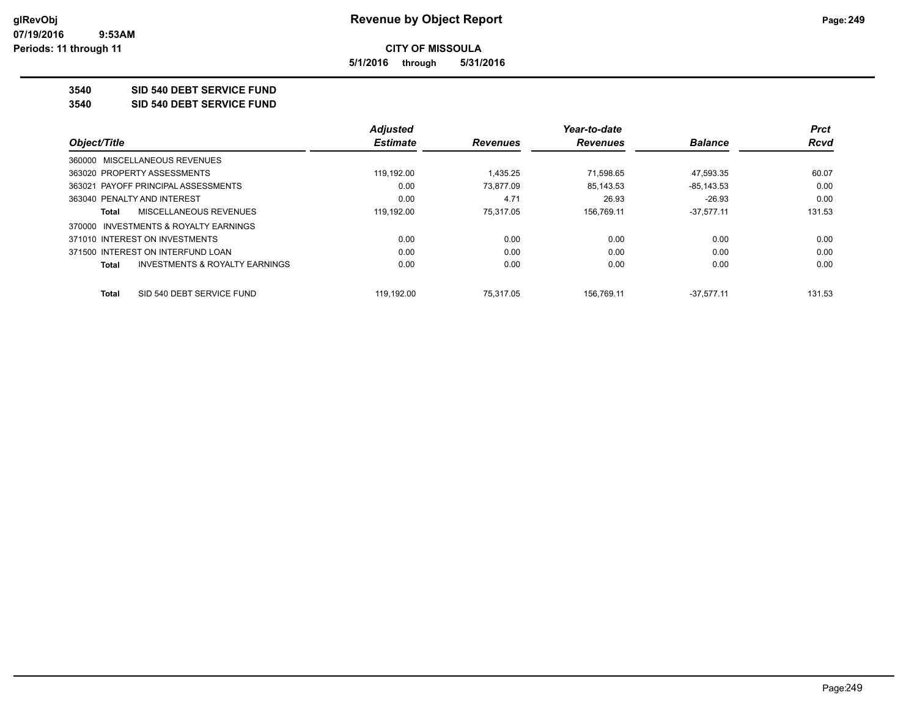# Revenue by Object Report

glRevObj
07/19/2016 9:53AM
Periods: 11 through 11

**CITY OF MISSOULA**

5/1/2016 through 5/31/2016

## 3540 SID 540 DEBT SERVICE FUND

## 3540 SID 540 DEBT SERVICE FUND

| Object/Title | Adjusted Estimate | Revenues | Year-to-date Revenues | Balance | Prct Rcvd |
|---|---|---|---|---|---|
| 360000 MISCELLANEOUS REVENUES | | | | | |
| 363020 PROPERTY ASSESSMENTS | 119,192.00 | 1,435.25 | 71,598.65 | 47,593.35 | 60.07 |
| 363021 PAYOFF PRINCIPAL ASSESSMENTS | 0.00 | 73,877.09 | 85,143.53 | -85,143.53 | 0.00 |
| 363040 PENALTY AND INTEREST | 0.00 | 4.71 | 26.93 | -26.93 | 0.00 |
| **Total** MISCELLANEOUS REVENUES | 119,192.00 | 75,317.05 | 156,769.11 | -37,577.11 | 131.53 |
| 370000 INVESTMENTS & ROYALTY EARNINGS | | | | | |
| 371010 INTEREST ON INVESTMENTS | 0.00 | 0.00 | 0.00 | 0.00 | 0.00 |
| 371500 INTEREST ON INTERFUND LOAN | 0.00 | 0.00 | 0.00 | 0.00 | 0.00 |
| **Total** INVESTMENTS & ROYALTY EARNINGS | 0.00 | 0.00 | 0.00 | 0.00 | 0.00 |
| **Total** SID 540 DEBT SERVICE FUND | 119,192.00 | 75,317.05 | 156,769.11 | -37,577.11 | 131.53 |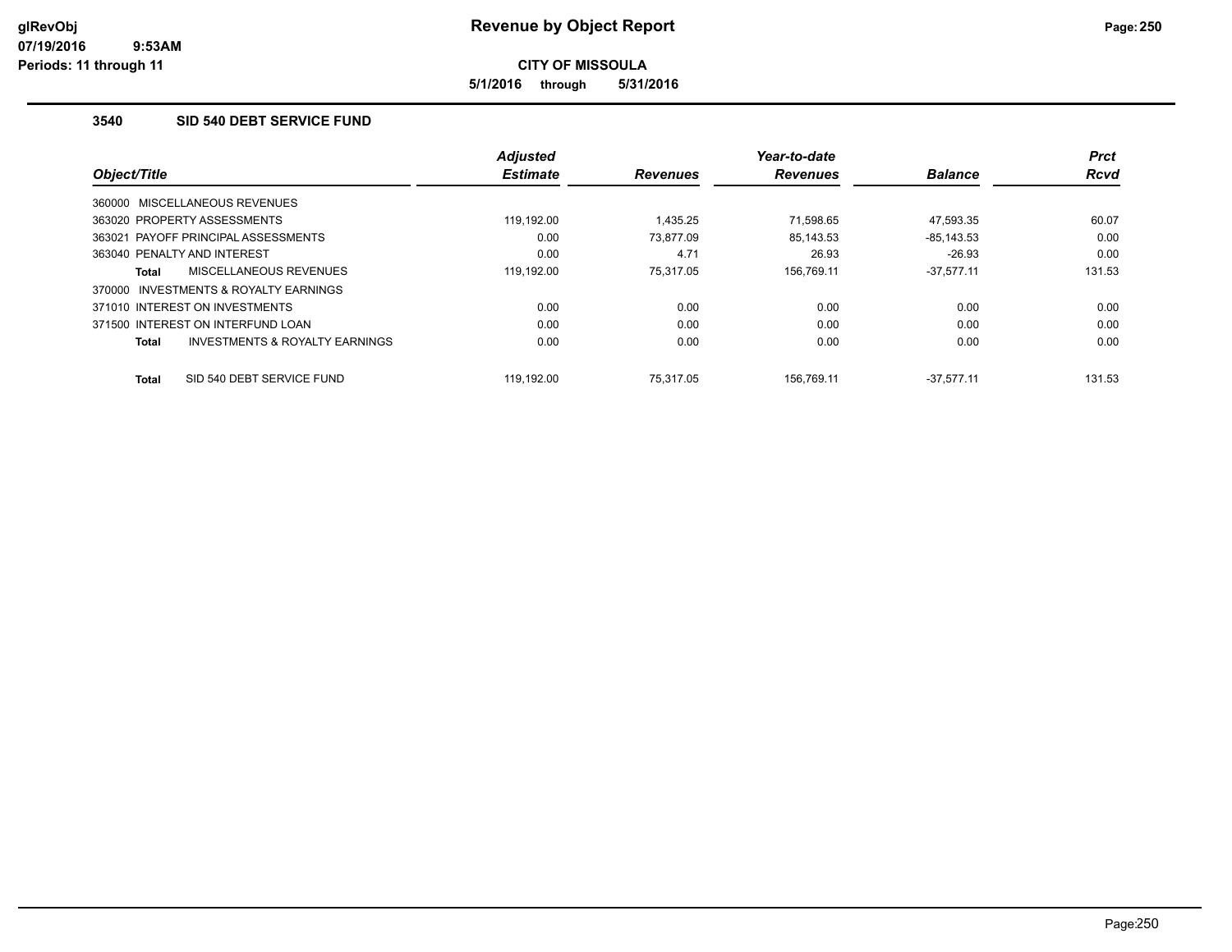# Revenue by Object Report

glRevObj
07/19/2016 9:53AM
Periods: 11 through 11

**CITY OF MISSOULA**

**5/1/2016 through 5/31/2016**

### 3540 SID 540 DEBT SERVICE FUND

| Object/Title | Adjusted Estimate | Revenues | Year-to-date Revenues | Balance | Prct Rcvd |
|---|---|---|---|---|---|
| 360000 MISCELLANEOUS REVENUES | | | | | |
| 363020 PROPERTY ASSESSMENTS | 119,192.00 | 1,435.25 | 71,598.65 | 47,593.35 | 60.07 |
| 363021 PAYOFF PRINCIPAL ASSESSMENTS | 0.00 | 73,877.09 | 85,143.53 | -85,143.53 | 0.00 |
| 363040 PENALTY AND INTEREST | 0.00 | 4.71 | 26.93 | -26.93 | 0.00 |
| **Total** MISCELLANEOUS REVENUES | 119,192.00 | 75,317.05 | 156,769.11 | -37,577.11 | 131.53 |
| 370000 INVESTMENTS & ROYALTY EARNINGS | | | | | |
| 371010 INTEREST ON INVESTMENTS | 0.00 | 0.00 | 0.00 | 0.00 | 0.00 |
| 371500 INTEREST ON INTERFUND LOAN | 0.00 | 0.00 | 0.00 | 0.00 | 0.00 |
| **Total** INVESTMENTS & ROYALTY EARNINGS | 0.00 | 0.00 | 0.00 | 0.00 | 0.00 |
| **Total** SID 540 DEBT SERVICE FUND | 119,192.00 | 75,317.05 | 156,769.11 | -37,577.11 | 131.53 |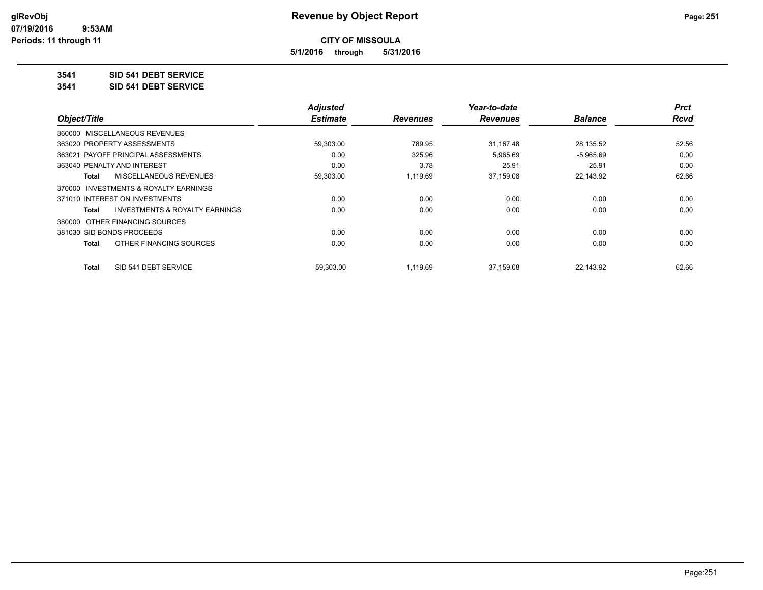# Revenue by Object Report

## CITY OF MISSOULA

**5/1/2016 through 5/31/2016**

**3541 SID 541 DEBT SERVICE**

**3541 SID 541 DEBT SERVICE**

| Object/Title | Adjusted Estimate | Revenues | Year-to-date Revenues | Balance | Prct Rcvd |
|---|---|---|---|---|---|
| 360000 MISCELLANEOUS REVENUES | | | | | |
| 363020 PROPERTY ASSESSMENTS | 59,303.00 | 789.95 | 31,167.48 | 28,135.52 | 52.56 |
| 363021 PAYOFF PRINCIPAL ASSESSMENTS | 0.00 | 325.96 | 5,965.69 | -5,965.69 | 0.00 |
| 363040 PENALTY AND INTEREST | 0.00 | 3.78 | 25.91 | -25.91 | 0.00 |
| **Total** MISCELLANEOUS REVENUES | 59,303.00 | 1,119.69 | 37,159.08 | 22,143.92 | 62.66 |
| 370000 INVESTMENTS & ROYALTY EARNINGS | | | | | |
| 371010 INTEREST ON INVESTMENTS | 0.00 | 0.00 | 0.00 | 0.00 | 0.00 |
| **Total** INVESTMENTS & ROYALTY EARNINGS | 0.00 | 0.00 | 0.00 | 0.00 | 0.00 |
| 380000 OTHER FINANCING SOURCES | | | | | |
| 381030 SID BONDS PROCEEDS | 0.00 | 0.00 | 0.00 | 0.00 | 0.00 |
| **Total** OTHER FINANCING SOURCES | 0.00 | 0.00 | 0.00 | 0.00 | 0.00 |
| **Total** SID 541 DEBT SERVICE | 59,303.00 | 1,119.69 | 37,159.08 | 22,143.92 | 62.66 |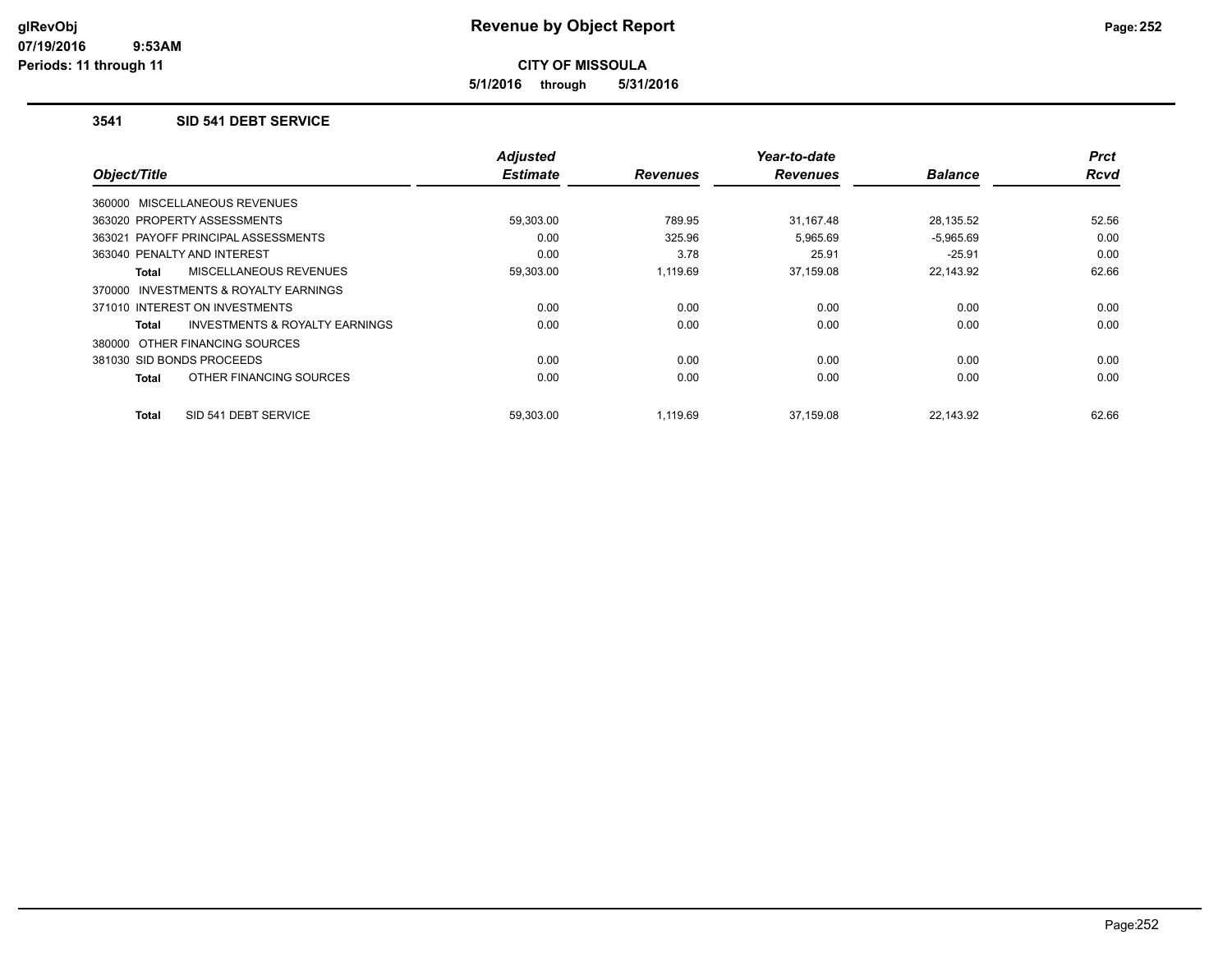**CITY OF MISSOULA**

**5/1/2016 through 5/31/2016**

### 3541 SID 541 DEBT SERVICE

| Object/Title | Adjusted Estimate | Revenues | Year-to-date Revenues | Balance | Prct Rcvd |
|---|---|---|---|---|---|
| 360000 MISCELLANEOUS REVENUES | | | | | |
| 363020 PROPERTY ASSESSMENTS | 59,303.00 | 789.95 | 31,167.48 | 28,135.52 | 52.56 |
| 363021 PAYOFF PRINCIPAL ASSESSMENTS | 0.00 | 325.96 | 5,965.69 | -5,965.69 | 0.00 |
| 363040 PENALTY AND INTEREST | 0.00 | 3.78 | 25.91 | -25.91 | 0.00 |
| **Total** MISCELLANEOUS REVENUES | 59,303.00 | 1,119.69 | 37,159.08 | 22,143.92 | 62.66 |
| 370000 INVESTMENTS & ROYALTY EARNINGS | | | | | |
| 371010 INTEREST ON INVESTMENTS | 0.00 | 0.00 | 0.00 | 0.00 | 0.00 |
| **Total** INVESTMENTS & ROYALTY EARNINGS | 0.00 | 0.00 | 0.00 | 0.00 | 0.00 |
| 380000 OTHER FINANCING SOURCES | | | | | |
| 381030 SID BONDS PROCEEDS | 0.00 | 0.00 | 0.00 | 0.00 | 0.00 |
| **Total** OTHER FINANCING SOURCES | 0.00 | 0.00 | 0.00 | 0.00 | 0.00 |
| **Total** SID 541 DEBT SERVICE | 59,303.00 | 1,119.69 | 37,159.08 | 22,143.92 | 62.66 |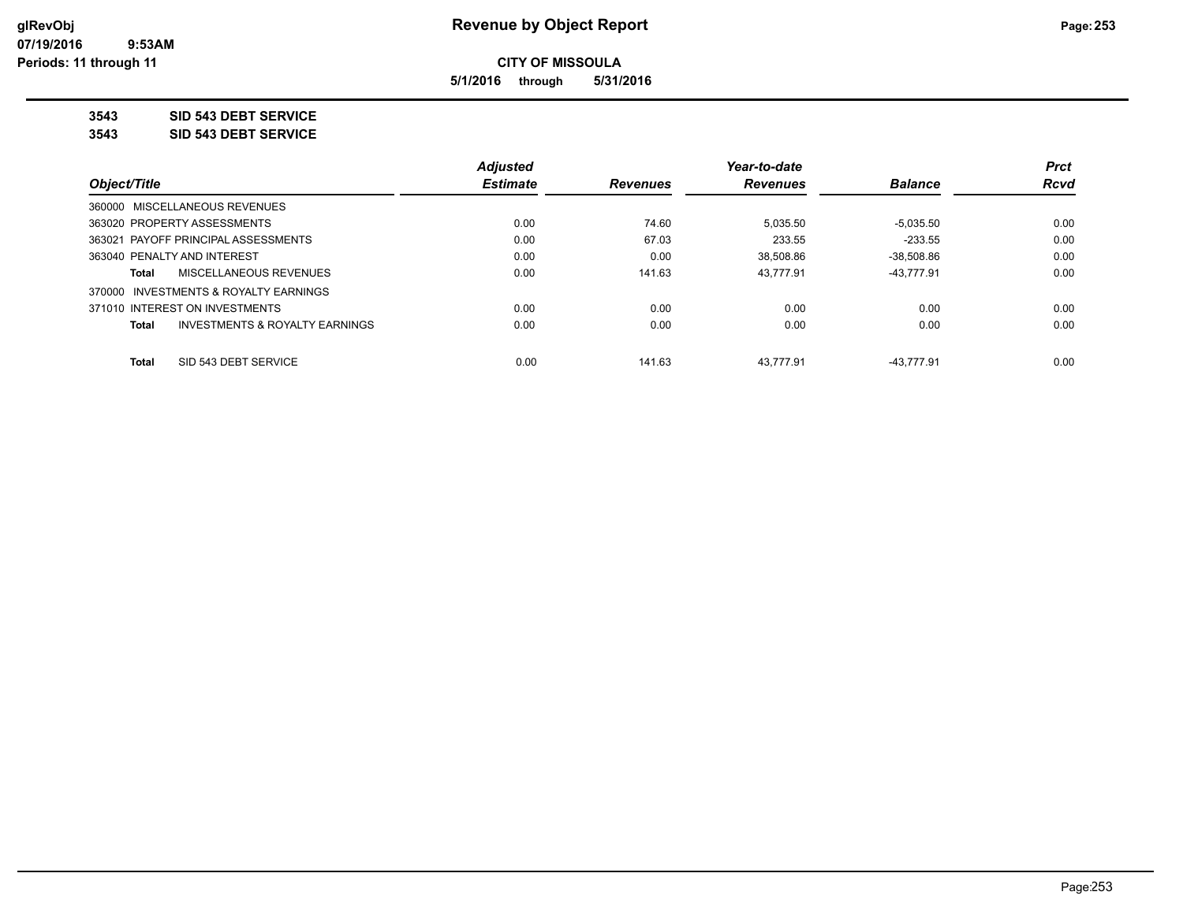**Revenue by Object Report**

**CITY OF MISSOULA**

**5/1/2016 through 5/31/2016**

glRevObj
07/19/2016 9:53AM
Periods: 11 through 11

**3543 SID 543 DEBT SERVICE**

**3543 SID 543 DEBT SERVICE**

| Object/Title | Adjusted Estimate | Revenues | Year-to-date Revenues | Balance | Prct Rcvd |
|---|---|---|---|---|---|
| 360000 MISCELLANEOUS REVENUES | | | | | |
| 363020 PROPERTY ASSESSMENTS | 0.00 | 74.60 | 5,035.50 | -5,035.50 | 0.00 |
| 363021 PAYOFF PRINCIPAL ASSESSMENTS | 0.00 | 67.03 | 233.55 | -233.55 | 0.00 |
| 363040 PENALTY AND INTEREST | 0.00 | 0.00 | 38,508.86 | -38,508.86 | 0.00 |
| **Total** MISCELLANEOUS REVENUES | 0.00 | 141.63 | 43,777.91 | -43,777.91 | 0.00 |
| 370000 INVESTMENTS & ROYALTY EARNINGS | | | | | |
| 371010 INTEREST ON INVESTMENTS | 0.00 | 0.00 | 0.00 | 0.00 | 0.00 |
| **Total** INVESTMENTS & ROYALTY EARNINGS | 0.00 | 0.00 | 0.00 | 0.00 | 0.00 |
| **Total** SID 543 DEBT SERVICE | 0.00 | 141.63 | 43,777.91 | -43,777.91 | 0.00 |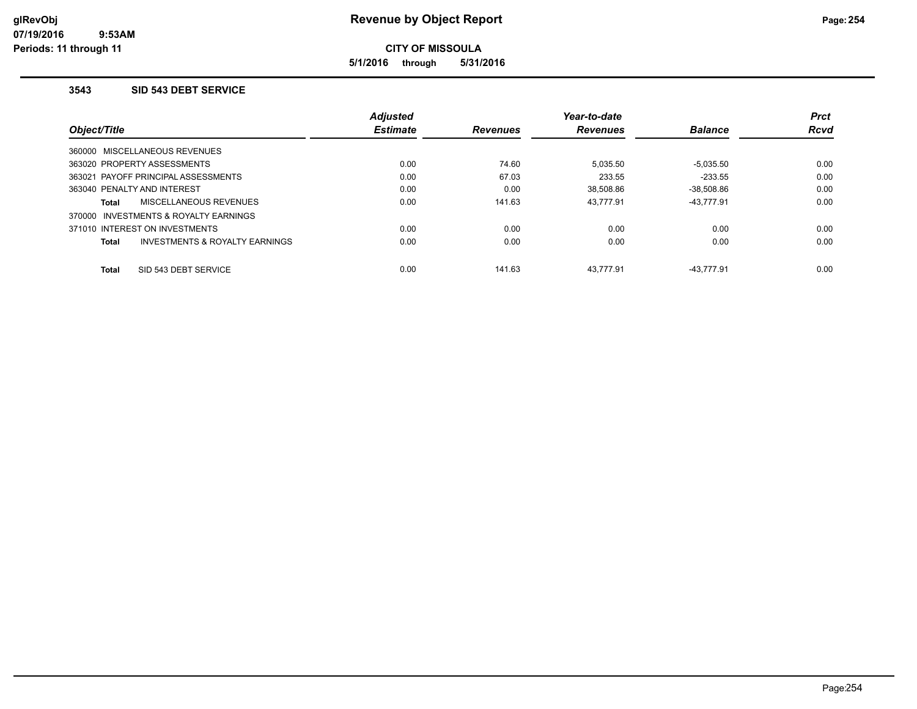# Revenue by Object Report

**CITY OF MISSOULA**

**5/1/2016 through 5/31/2016**

glRevObj
07/19/2016 9:53AM
Periods: 11 through 11

### 3543 SID 543 DEBT SERVICE

| Object/Title | Adjusted Estimate | Revenues | Year-to-date Revenues | Balance | Prct Rcvd |
|---|---|---|---|---|---|
| 360000 MISCELLANEOUS REVENUES | | | | | |
| 363020 PROPERTY ASSESSMENTS | 0.00 | 74.60 | 5,035.50 | -5,035.50 | 0.00 |
| 363021 PAYOFF PRINCIPAL ASSESSMENTS | 0.00 | 67.03 | 233.55 | -233.55 | 0.00 |
| 363040 PENALTY AND INTEREST | 0.00 | 0.00 | 38,508.86 | -38,508.86 | 0.00 |
| **Total** MISCELLANEOUS REVENUES | 0.00 | 141.63 | 43,777.91 | -43,777.91 | 0.00 |
| 370000 INVESTMENTS & ROYALTY EARNINGS | | | | | |
| 371010 INTEREST ON INVESTMENTS | 0.00 | 0.00 | 0.00 | 0.00 | 0.00 |
| **Total** INVESTMENTS & ROYALTY EARNINGS | 0.00 | 0.00 | 0.00 | 0.00 | 0.00 |
| **Total** SID 543 DEBT SERVICE | 0.00 | 141.63 | 43,777.91 | -43,777.91 | 0.00 |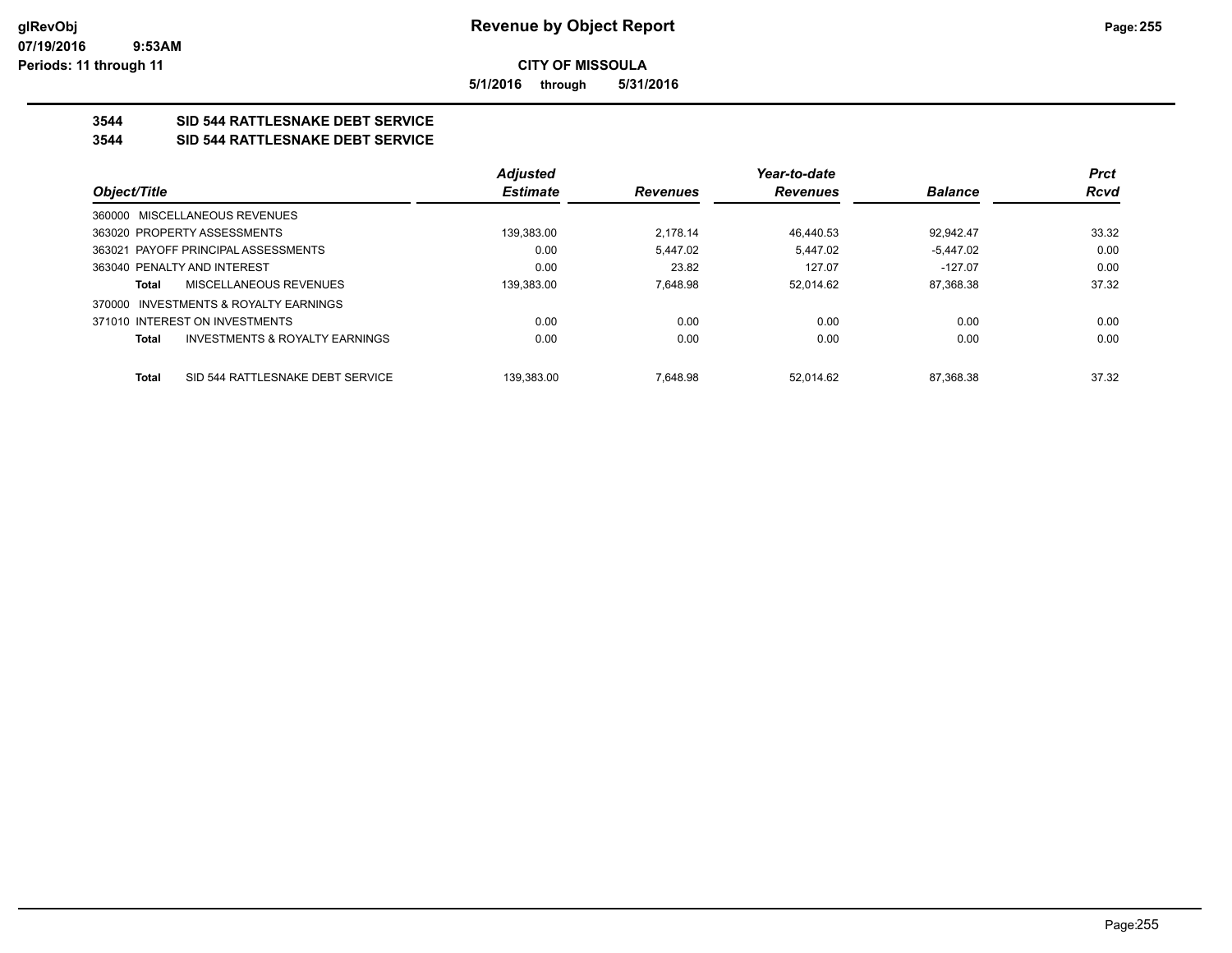**glRevObj**
**07/19/2016 9:53AM**
**Periods: 11 through 11**

# Revenue by Object Report

**CITY OF MISSOULA**

**5/1/2016 through 5/31/2016**

## 3544 SID 544 RATTLESNAKE DEBT SERVICE
## 3544 SID 544 RATTLESNAKE DEBT SERVICE

| Object/Title | Adjusted Estimate | Revenues | Year-to-date Revenues | Balance | Prct Rcvd |
|---|---|---|---|---|---|
| 360000 MISCELLANEOUS REVENUES | | | | | |
| 363020 PROPERTY ASSESSMENTS | 139,383.00 | 2,178.14 | 46,440.53 | 92,942.47 | 33.32 |
| 363021 PAYOFF PRINCIPAL ASSESSMENTS | 0.00 | 5,447.02 | 5,447.02 | -5,447.02 | 0.00 |
| 363040 PENALTY AND INTEREST | 0.00 | 23.82 | 127.07 | -127.07 | 0.00 |
| **Total** MISCELLANEOUS REVENUES | 139,383.00 | 7,648.98 | 52,014.62 | 87,368.38 | 37.32 |
| 370000 INVESTMENTS & ROYALTY EARNINGS | | | | | |
| 371010 INTEREST ON INVESTMENTS | 0.00 | 0.00 | 0.00 | 0.00 | 0.00 |
| **Total** INVESTMENTS & ROYALTY EARNINGS | 0.00 | 0.00 | 0.00 | 0.00 | 0.00 |
| **Total** SID 544 RATTLESNAKE DEBT SERVICE | 139,383.00 | 7,648.98 | 52,014.62 | 87,368.38 | 37.32 |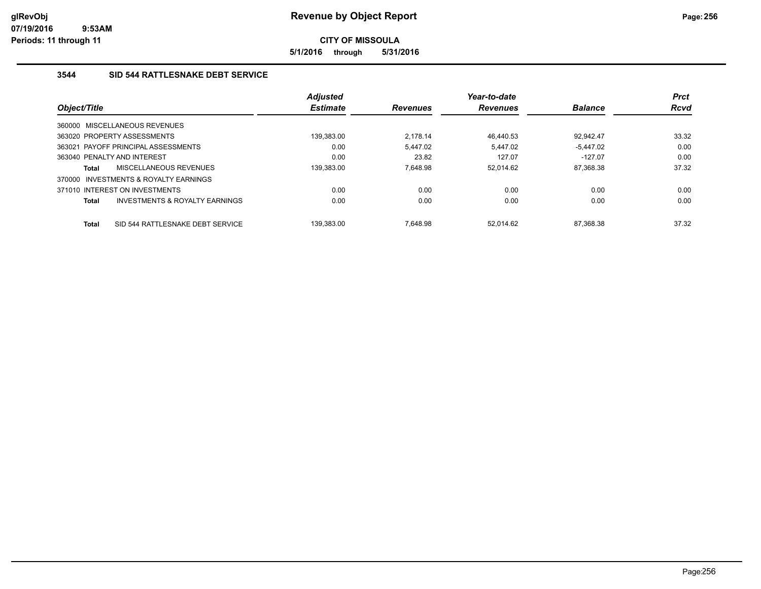**CITY OF MISSOULA**

**5/1/2016 through 5/31/2016**

### 3544 SID 544 RATTLESNAKE DEBT SERVICE

| Object/Title | Adjusted Estimate | Revenues | Year-to-date Revenues | Balance | Prct Rcvd |
|---|---|---|---|---|---|
| 360000 MISCELLANEOUS REVENUES | | | | | |
| 363020 PROPERTY ASSESSMENTS | 139,383.00 | 2,178.14 | 46,440.53 | 92,942.47 | 33.32 |
| 363021 PAYOFF PRINCIPAL ASSESSMENTS | 0.00 | 5,447.02 | 5,447.02 | -5,447.02 | 0.00 |
| 363040 PENALTY AND INTEREST | 0.00 | 23.82 | 127.07 | -127.07 | 0.00 |
| **Total** MISCELLANEOUS REVENUES | 139,383.00 | 7,648.98 | 52,014.62 | 87,368.38 | 37.32 |
| 370000 INVESTMENTS & ROYALTY EARNINGS | | | | | |
| 371010 INTEREST ON INVESTMENTS | 0.00 | 0.00 | 0.00 | 0.00 | 0.00 |
| **Total** INVESTMENTS & ROYALTY EARNINGS | 0.00 | 0.00 | 0.00 | 0.00 | 0.00 |
| **Total** SID 544 RATTLESNAKE DEBT SERVICE | 139,383.00 | 7,648.98 | 52,014.62 | 87,368.38 | 37.32 |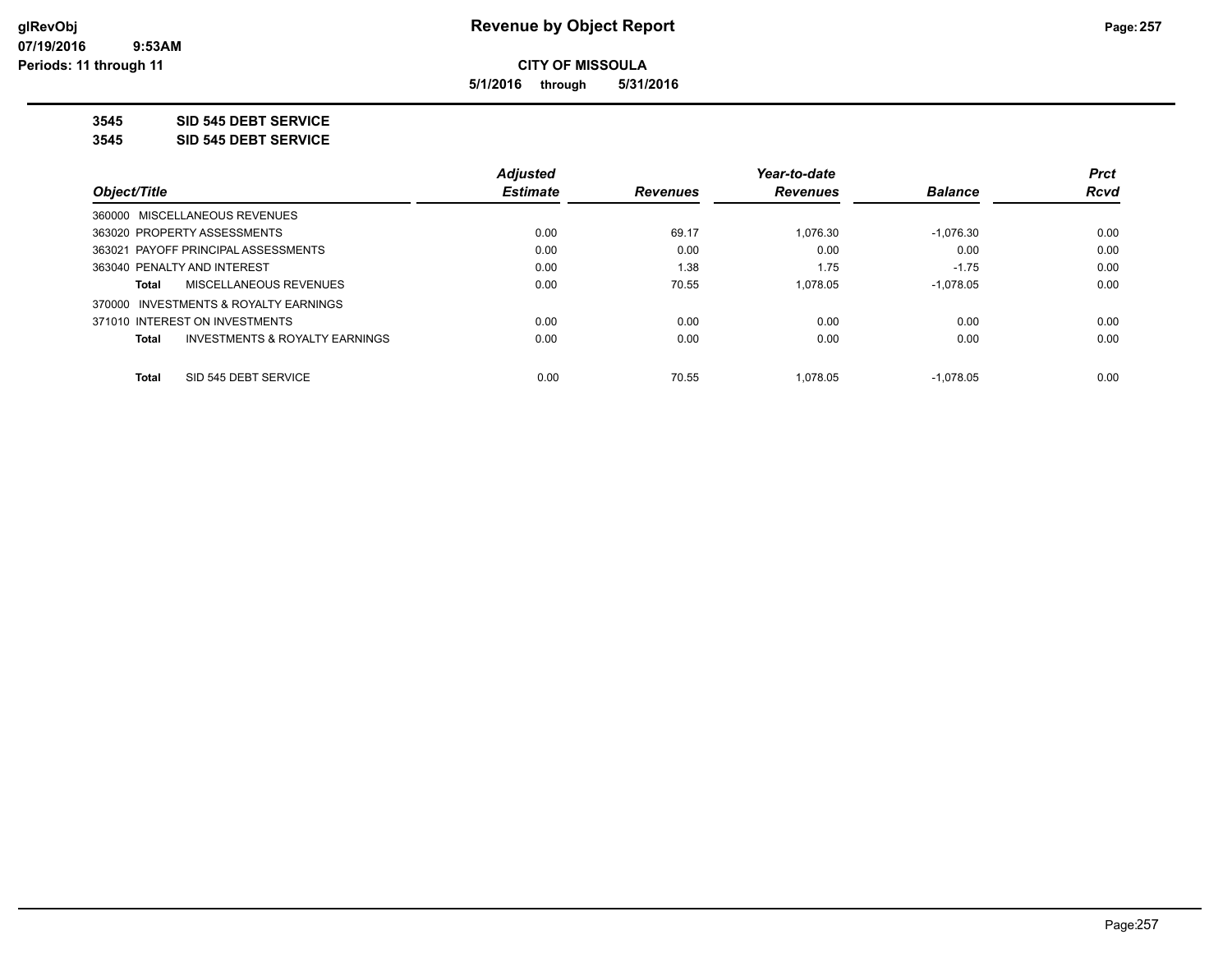# Revenue by Object Report

## CITY OF MISSOULA

**5/1/2016 through 5/31/2016**

glRevObj
07/19/2016 9:53AM
Periods: 11 through 11

**3545 SID 545 DEBT SERVICE**

**3545 SID 545 DEBT SERVICE**

| Object/Title | Adjusted Estimate | Revenues | Year-to-date Revenues | Balance | Prct Rcvd |
|---|---|---|---|---|---|
| 360000 MISCELLANEOUS REVENUES | | | | | |
| 363020 PROPERTY ASSESSMENTS | 0.00 | 69.17 | 1,076.30 | -1,076.30 | 0.00 |
| 363021 PAYOFF PRINCIPAL ASSESSMENTS | 0.00 | 0.00 | 0.00 | 0.00 | 0.00 |
| 363040 PENALTY AND INTEREST | 0.00 | 1.38 | 1.75 | -1.75 | 0.00 |
| **Total** MISCELLANEOUS REVENUES | 0.00 | 70.55 | 1,078.05 | -1,078.05 | 0.00 |
| 370000 INVESTMENTS & ROYALTY EARNINGS | | | | | |
| 371010 INTEREST ON INVESTMENTS | 0.00 | 0.00 | 0.00 | 0.00 | 0.00 |
| **Total** INVESTMENTS & ROYALTY EARNINGS | 0.00 | 0.00 | 0.00 | 0.00 | 0.00 |
| **Total** SID 545 DEBT SERVICE | 0.00 | 70.55 | 1,078.05 | -1,078.05 | 0.00 |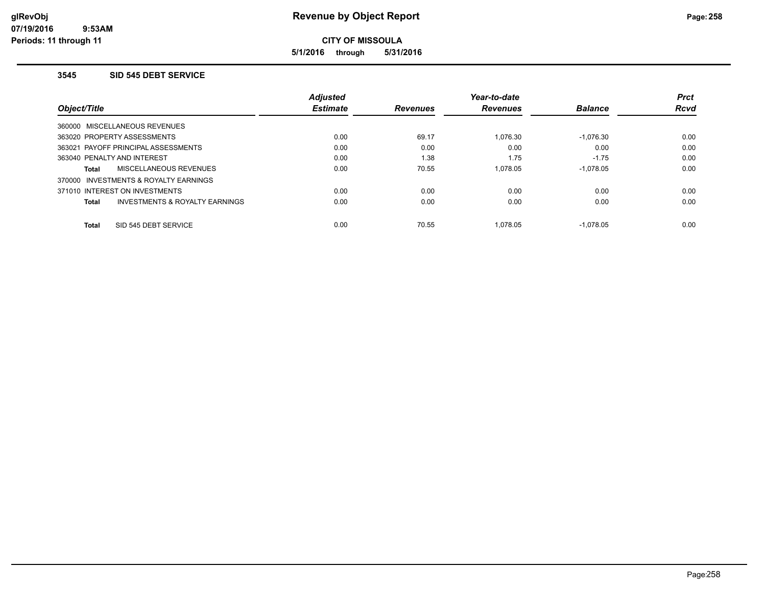# Revenue by Object Report

**CITY OF MISSOULA**

**5/1/2016 through 5/31/2016**

### 3545 SID 545 DEBT SERVICE

| Object/Title | Adjusted Estimate | Revenues | Year-to-date Revenues | Balance | Prct Rcvd |
|---|---|---|---|---|---|
| 360000 MISCELLANEOUS REVENUES | | | | | |
| 363020 PROPERTY ASSESSMENTS | 0.00 | 69.17 | 1,076.30 | -1,076.30 | 0.00 |
| 363021 PAYOFF PRINCIPAL ASSESSMENTS | 0.00 | 0.00 | 0.00 | 0.00 | 0.00 |
| 363040 PENALTY AND INTEREST | 0.00 | 1.38 | 1.75 | -1.75 | 0.00 |
| **Total** MISCELLANEOUS REVENUES | 0.00 | 70.55 | 1,078.05 | -1,078.05 | 0.00 |
| 370000 INVESTMENTS & ROYALTY EARNINGS | | | | | |
| 371010 INTEREST ON INVESTMENTS | 0.00 | 0.00 | 0.00 | 0.00 | 0.00 |
| **Total** INVESTMENTS & ROYALTY EARNINGS | 0.00 | 0.00 | 0.00 | 0.00 | 0.00 |
| **Total** SID 545 DEBT SERVICE | 0.00 | 70.55 | 1,078.05 | -1,078.05 | 0.00 |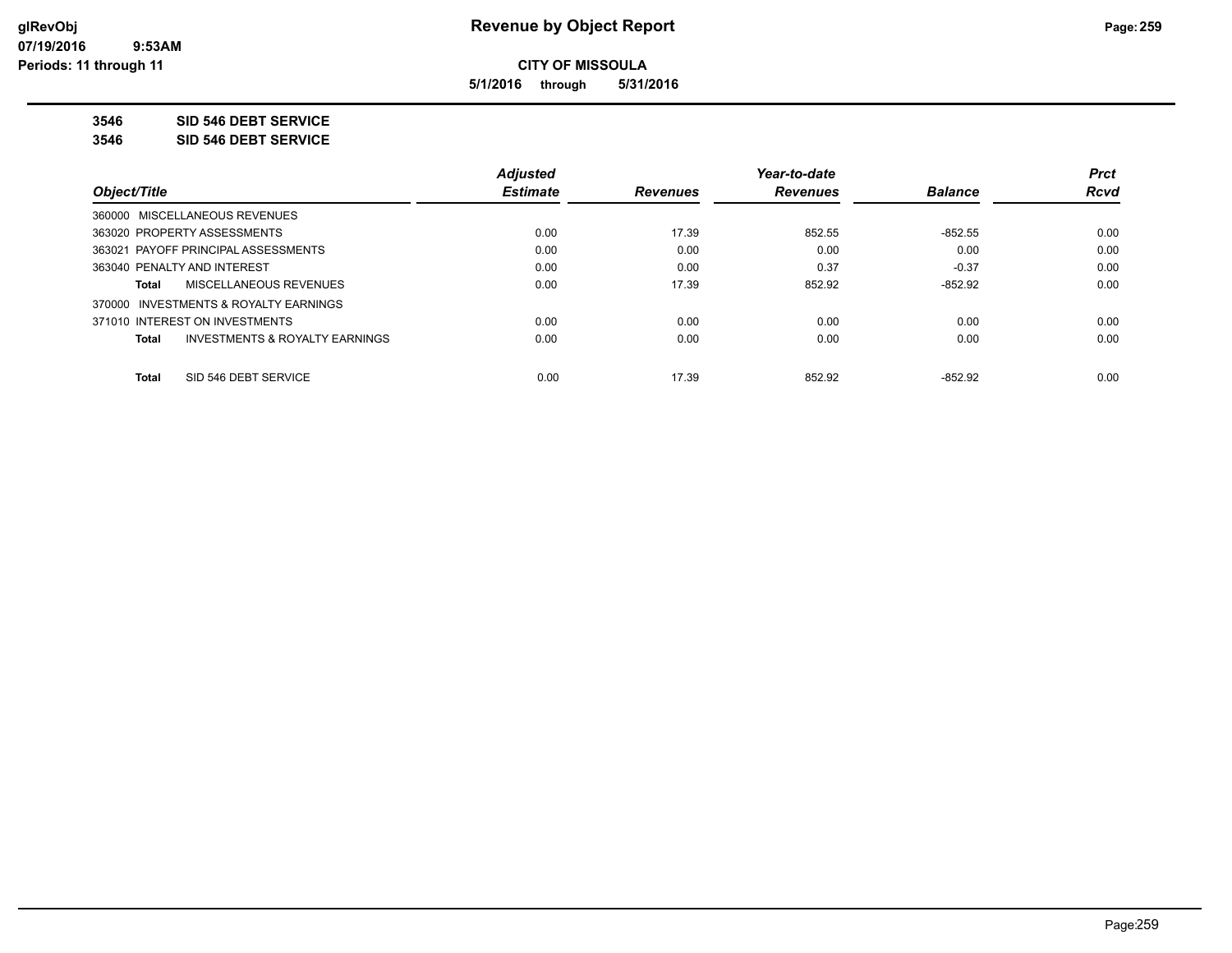**CITY OF MISSOULA**

**5/1/2016 through 5/31/2016**

**3546 SID 546 DEBT SERVICE**

**3546 SID 546 DEBT SERVICE**

| Object/Title | Adjusted Estimate | Revenues | Year-to-date Revenues | Balance | Prct Rcvd |
|---|---|---|---|---|---|
| 360000 MISCELLANEOUS REVENUES | | | | | |
| 363020 PROPERTY ASSESSMENTS | 0.00 | 17.39 | 852.55 | -852.55 | 0.00 |
| 363021 PAYOFF PRINCIPAL ASSESSMENTS | 0.00 | 0.00 | 0.00 | 0.00 | 0.00 |
| 363040 PENALTY AND INTEREST | 0.00 | 0.00 | 0.37 | -0.37 | 0.00 |
| **Total** MISCELLANEOUS REVENUES | 0.00 | 17.39 | 852.92 | -852.92 | 0.00 |
| 370000 INVESTMENTS & ROYALTY EARNINGS | | | | | |
| 371010 INTEREST ON INVESTMENTS | 0.00 | 0.00 | 0.00 | 0.00 | 0.00 |
| **Total** INVESTMENTS & ROYALTY EARNINGS | 0.00 | 0.00 | 0.00 | 0.00 | 0.00 |
| **Total** SID 546 DEBT SERVICE | 0.00 | 17.39 | 852.92 | -852.92 | 0.00 |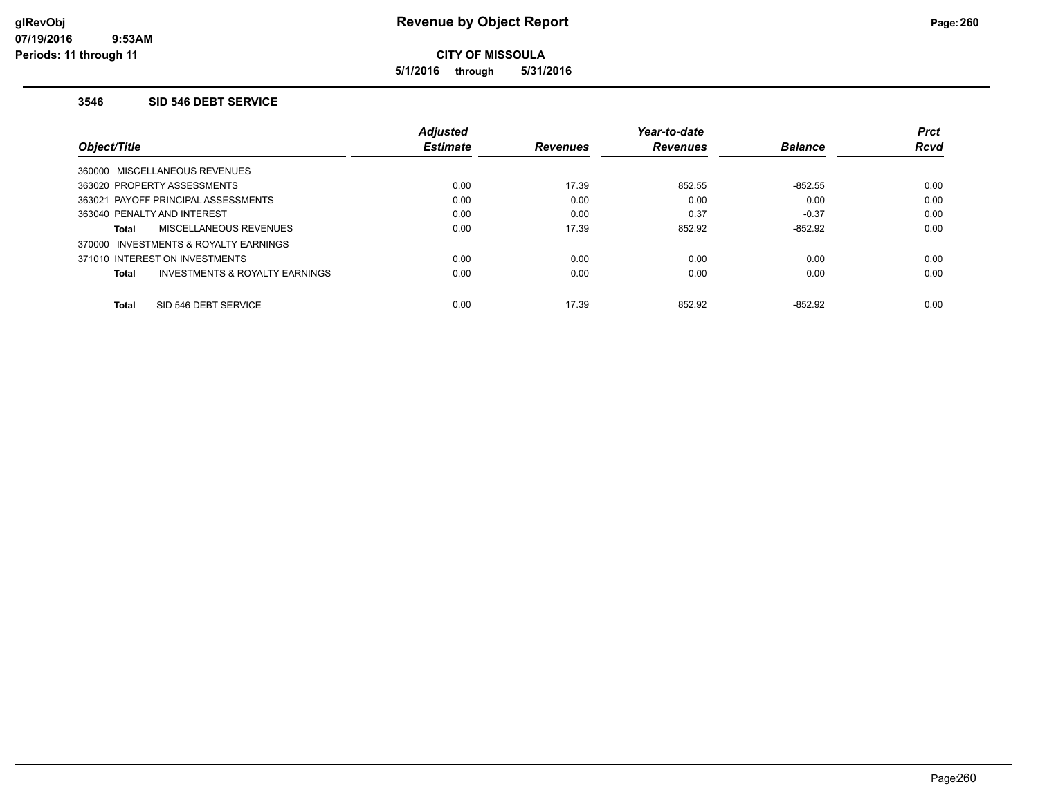# Revenue by Object Report

**CITY OF MISSOULA**

**5/1/2016 through 5/31/2016**

glRevObj
07/19/2016 9:53AM
Periods: 11 through 11

### 3546 SID 546 DEBT SERVICE

| Object/Title | Adjusted Estimate | Revenues | Year-to-date Revenues | Balance | Prct Rcvd |
|---|---|---|---|---|---|
| 360000 MISCELLANEOUS REVENUES | | | | | |
| 363020 PROPERTY ASSESSMENTS | 0.00 | 17.39 | 852.55 | -852.55 | 0.00 |
| 363021 PAYOFF PRINCIPAL ASSESSMENTS | 0.00 | 0.00 | 0.00 | 0.00 | 0.00 |
| 363040 PENALTY AND INTEREST | 0.00 | 0.00 | 0.37 | -0.37 | 0.00 |
| **Total** MISCELLANEOUS REVENUES | 0.00 | 17.39 | 852.92 | -852.92 | 0.00 |
| 370000 INVESTMENTS & ROYALTY EARNINGS | | | | | |
| 371010 INTEREST ON INVESTMENTS | 0.00 | 0.00 | 0.00 | 0.00 | 0.00 |
| **Total** INVESTMENTS & ROYALTY EARNINGS | 0.00 | 0.00 | 0.00 | 0.00 | 0.00 |
| **Total** SID 546 DEBT SERVICE | 0.00 | 17.39 | 852.92 | -852.92 | 0.00 |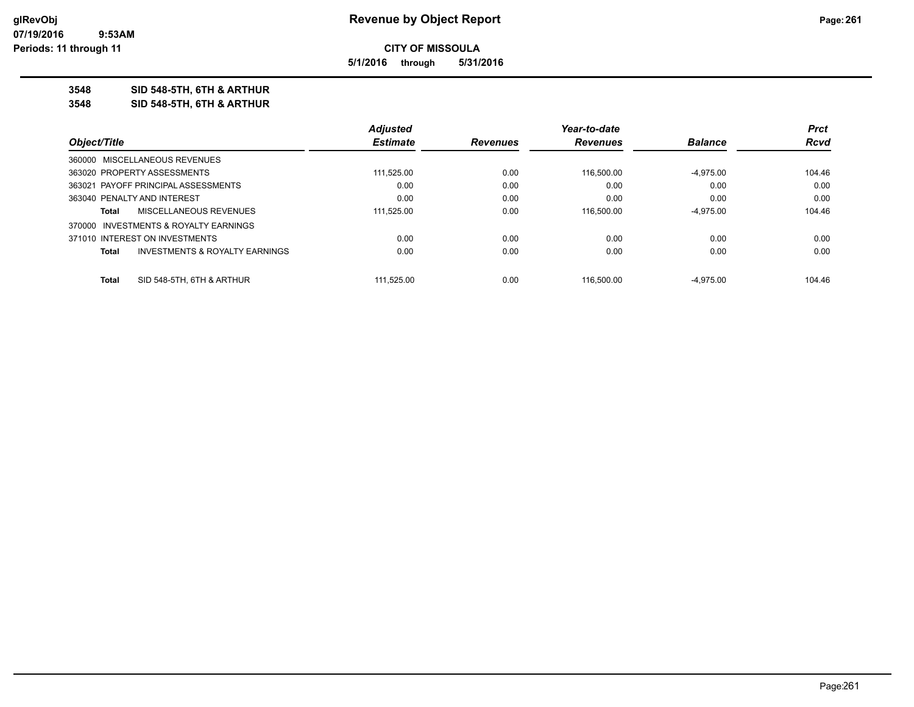**CITY OF MISSOULA**

**5/1/2016 through 5/31/2016**

**3548 SID 548-5TH, 6TH & ARTHUR**

**3548 SID 548-5TH, 6TH & ARTHUR**

| Object/Title | | Adjusted Estimate | Revenues | Year-to-date Revenues | Balance | Prct Rcvd |
|---|---|---|---|---|---|---|
| 360000 MISCELLANEOUS REVENUES | | | | | | |
| 363020 PROPERTY ASSESSMENTS | | 111,525.00 | 0.00 | 116,500.00 | -4,975.00 | 104.46 |
| 363021 PAYOFF PRINCIPAL ASSESSMENTS | | 0.00 | 0.00 | 0.00 | 0.00 | 0.00 |
| 363040 PENALTY AND INTEREST | | 0.00 | 0.00 | 0.00 | 0.00 | 0.00 |
| **Total** | MISCELLANEOUS REVENUES | 111,525.00 | 0.00 | 116,500.00 | -4,975.00 | 104.46 |
| 370000 INVESTMENTS & ROYALTY EARNINGS | | | | | | |
| 371010 INTEREST ON INVESTMENTS | | 0.00 | 0.00 | 0.00 | 0.00 | 0.00 |
| **Total** | INVESTMENTS & ROYALTY EARNINGS | 0.00 | 0.00 | 0.00 | 0.00 | 0.00 |
| **Total** | SID 548-5TH, 6TH & ARTHUR | 111,525.00 | 0.00 | 116,500.00 | -4,975.00 | 104.46 |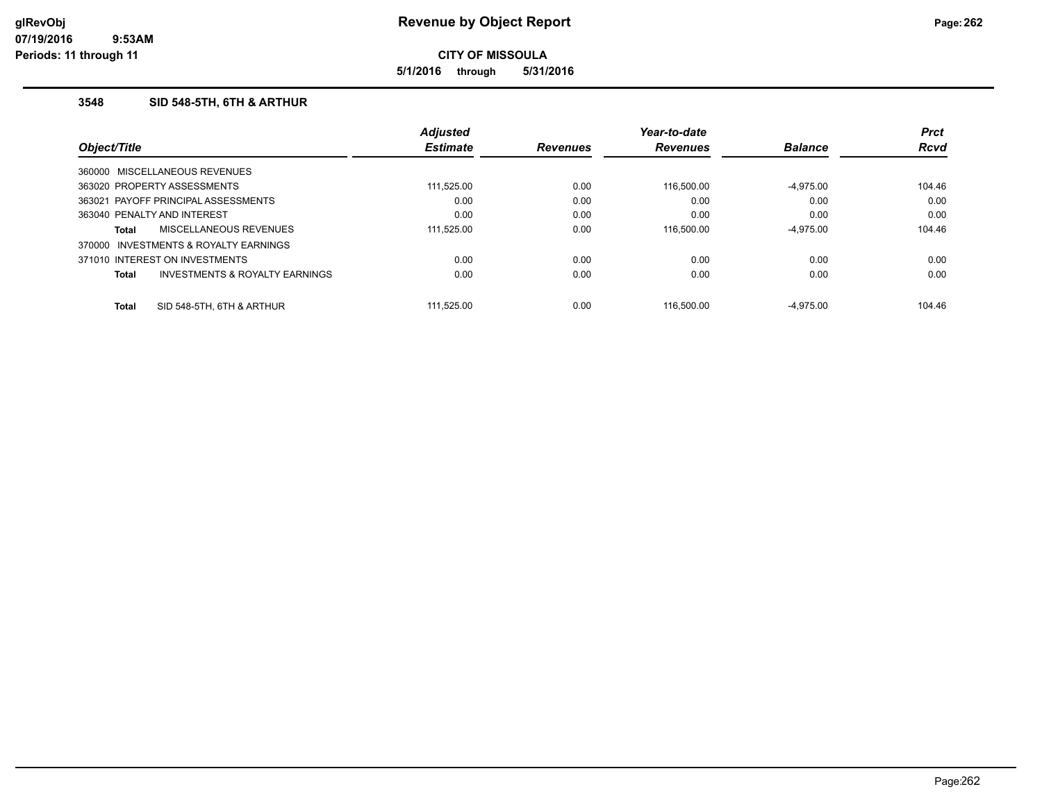# Revenue by Object Report

**CITY OF MISSOULA**

**5/1/2016 through 5/31/2016**

glRevObj
07/19/2016 9:53AM
Periods: 11 through 11

### 3548 SID 548-5TH, 6TH & ARTHUR

| Object/Title | Adjusted Estimate | Revenues | Year-to-date Revenues | Balance | Prct Rcvd |
|---|---|---|---|---|---|
| 360000 MISCELLANEOUS REVENUES | | | | | |
| 363020 PROPERTY ASSESSMENTS | 111,525.00 | 0.00 | 116,500.00 | -4,975.00 | 104.46 |
| 363021 PAYOFF PRINCIPAL ASSESSMENTS | 0.00 | 0.00 | 0.00 | 0.00 | 0.00 |
| 363040 PENALTY AND INTEREST | 0.00 | 0.00 | 0.00 | 0.00 | 0.00 |
| **Total** MISCELLANEOUS REVENUES | 111,525.00 | 0.00 | 116,500.00 | -4,975.00 | 104.46 |
| 370000 INVESTMENTS & ROYALTY EARNINGS | | | | | |
| 371010 INTEREST ON INVESTMENTS | 0.00 | 0.00 | 0.00 | 0.00 | 0.00 |
| **Total** INVESTMENTS & ROYALTY EARNINGS | 0.00 | 0.00 | 0.00 | 0.00 | 0.00 |
| **Total** SID 548-5TH, 6TH & ARTHUR | 111,525.00 | 0.00 | 116,500.00 | -4,975.00 | 104.46 |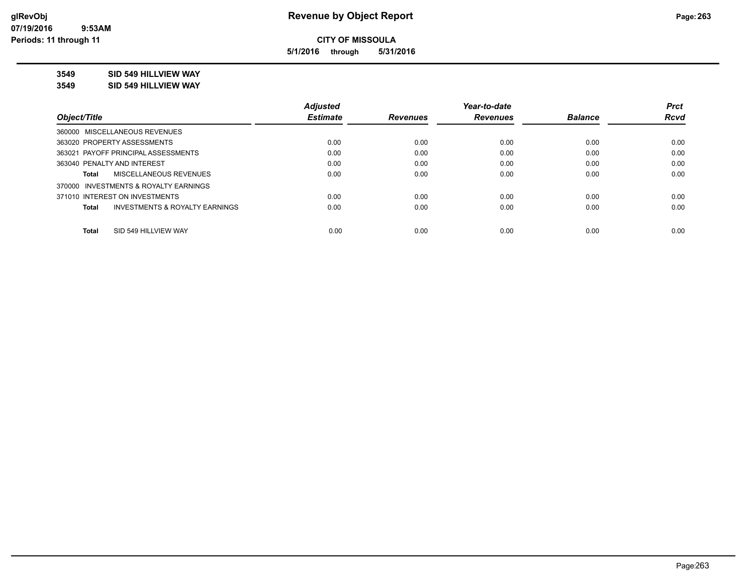# Revenue by Object Report

glRevObj
07/19/2016 9:53AM
Periods: 11 through 11

**CITY OF MISSOULA**

**5/1/2016 through 5/31/2016**

**3549 SID 549 HILLVIEW WAY**

**3549 SID 549 HILLVIEW WAY**

| Object/Title | Adjusted Estimate | Revenues | Year-to-date Revenues | Balance | Prct Rcvd |
|---|---|---|---|---|---|
| 360000 MISCELLANEOUS REVENUES | | | | | |
| 363020 PROPERTY ASSESSMENTS | 0.00 | 0.00 | 0.00 | 0.00 | 0.00 |
| 363021 PAYOFF PRINCIPAL ASSESSMENTS | 0.00 | 0.00 | 0.00 | 0.00 | 0.00 |
| 363040 PENALTY AND INTEREST | 0.00 | 0.00 | 0.00 | 0.00 | 0.00 |
| **Total** MISCELLANEOUS REVENUES | 0.00 | 0.00 | 0.00 | 0.00 | 0.00 |
| 370000 INVESTMENTS & ROYALTY EARNINGS | | | | | |
| 371010 INTEREST ON INVESTMENTS | 0.00 | 0.00 | 0.00 | 0.00 | 0.00 |
| **Total** INVESTMENTS & ROYALTY EARNINGS | 0.00 | 0.00 | 0.00 | 0.00 | 0.00 |
| **Total** SID 549 HILLVIEW WAY | 0.00 | 0.00 | 0.00 | 0.00 | 0.00 |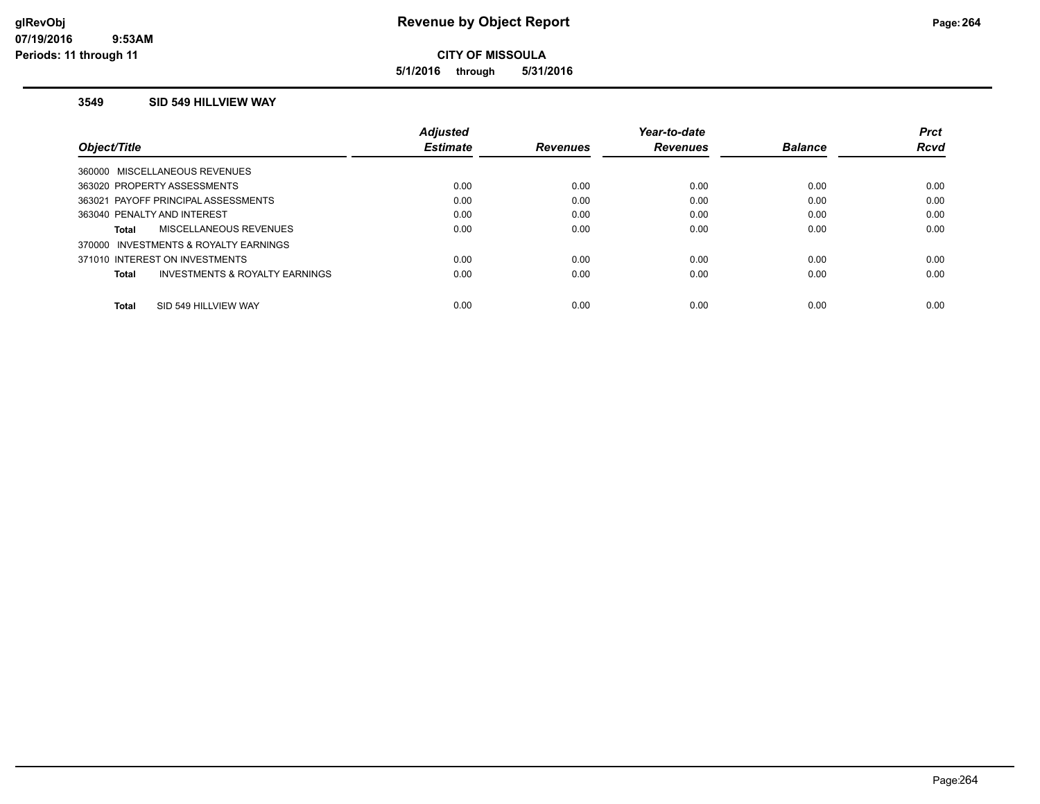**CITY OF MISSOULA**

**5/1/2016 through 5/31/2016**

### 3549 SID 549 HILLVIEW WAY

| Object/Title | Adjusted Estimate | Revenues | Year-to-date Revenues | Balance | Prct Rcvd |
|---|---|---|---|---|---|
| 360000 MISCELLANEOUS REVENUES | | | | | |
| 363020 PROPERTY ASSESSMENTS | 0.00 | 0.00 | 0.00 | 0.00 | 0.00 |
| 363021 PAYOFF PRINCIPAL ASSESSMENTS | 0.00 | 0.00 | 0.00 | 0.00 | 0.00 |
| 363040 PENALTY AND INTEREST | 0.00 | 0.00 | 0.00 | 0.00 | 0.00 |
| **Total** MISCELLANEOUS REVENUES | 0.00 | 0.00 | 0.00 | 0.00 | 0.00 |
| 370000 INVESTMENTS & ROYALTY EARNINGS | | | | | |
| 371010 INTEREST ON INVESTMENTS | 0.00 | 0.00 | 0.00 | 0.00 | 0.00 |
| **Total** INVESTMENTS & ROYALTY EARNINGS | 0.00 | 0.00 | 0.00 | 0.00 | 0.00 |
| **Total** SID 549 HILLVIEW WAY | 0.00 | 0.00 | 0.00 | 0.00 | 0.00 |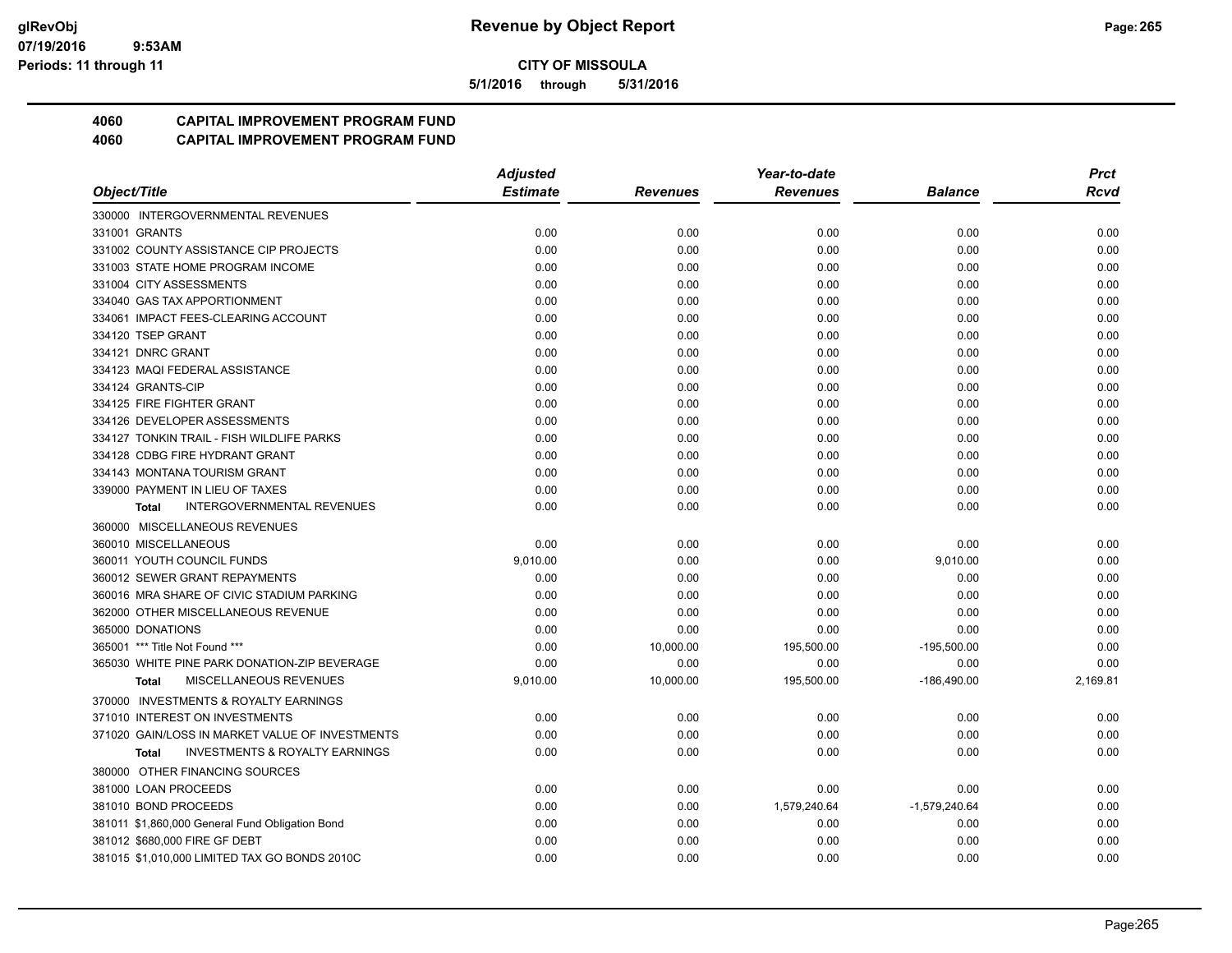**CITY OF MISSOULA**

**5/1/2016 through 5/31/2016**

**4060 CAPITAL IMPROVEMENT PROGRAM FUND**

**4060 CAPITAL IMPROVEMENT PROGRAM FUND**

| Object/Title | Adjusted Estimate | Revenues | Year-to-date Revenues | Balance | Prct Rcvd |
|---|---|---|---|---|---|
| 330000 INTERGOVERNMENTAL REVENUES | | | | | |
| 331001 GRANTS | 0.00 | 0.00 | 0.00 | 0.00 | 0.00 |
| 331002 COUNTY ASSISTANCE CIP PROJECTS | 0.00 | 0.00 | 0.00 | 0.00 | 0.00 |
| 331003 STATE HOME PROGRAM INCOME | 0.00 | 0.00 | 0.00 | 0.00 | 0.00 |
| 331004 CITY ASSESSMENTS | 0.00 | 0.00 | 0.00 | 0.00 | 0.00 |
| 334040 GAS TAX APPORTIONMENT | 0.00 | 0.00 | 0.00 | 0.00 | 0.00 |
| 334061 IMPACT FEES-CLEARING ACCOUNT | 0.00 | 0.00 | 0.00 | 0.00 | 0.00 |
| 334120 TSEP GRANT | 0.00 | 0.00 | 0.00 | 0.00 | 0.00 |
| 334121 DNRC GRANT | 0.00 | 0.00 | 0.00 | 0.00 | 0.00 |
| 334123 MAQI FEDERAL ASSISTANCE | 0.00 | 0.00 | 0.00 | 0.00 | 0.00 |
| 334124 GRANTS-CIP | 0.00 | 0.00 | 0.00 | 0.00 | 0.00 |
| 334125 FIRE FIGHTER GRANT | 0.00 | 0.00 | 0.00 | 0.00 | 0.00 |
| 334126 DEVELOPER ASSESSMENTS | 0.00 | 0.00 | 0.00 | 0.00 | 0.00 |
| 334127 TONKIN TRAIL - FISH WILDLIFE PARKS | 0.00 | 0.00 | 0.00 | 0.00 | 0.00 |
| 334128 CDBG FIRE HYDRANT GRANT | 0.00 | 0.00 | 0.00 | 0.00 | 0.00 |
| 334143 MONTANA TOURISM GRANT | 0.00 | 0.00 | 0.00 | 0.00 | 0.00 |
| 339000 PAYMENT IN LIEU OF TAXES | 0.00 | 0.00 | 0.00 | 0.00 | 0.00 |
| **Total** INTERGOVERNMENTAL REVENUES | 0.00 | 0.00 | 0.00 | 0.00 | 0.00 |
| 360000 MISCELLANEOUS REVENUES | | | | | |
| 360010 MISCELLANEOUS | 0.00 | 0.00 | 0.00 | 0.00 | 0.00 |
| 360011 YOUTH COUNCIL FUNDS | 9,010.00 | 0.00 | 0.00 | 9,010.00 | 0.00 |
| 360012 SEWER GRANT REPAYMENTS | 0.00 | 0.00 | 0.00 | 0.00 | 0.00 |
| 360016 MRA SHARE OF CIVIC STADIUM PARKING | 0.00 | 0.00 | 0.00 | 0.00 | 0.00 |
| 362000 OTHER MISCELLANEOUS REVENUE | 0.00 | 0.00 | 0.00 | 0.00 | 0.00 |
| 365000 DONATIONS | 0.00 | 0.00 | 0.00 | 0.00 | 0.00 |
| 365001 *** Title Not Found *** | 0.00 | 10,000.00 | 195,500.00 | -195,500.00 | 0.00 |
| 365030 WHITE PINE PARK DONATION-ZIP BEVERAGE | 0.00 | 0.00 | 0.00 | 0.00 | 0.00 |
| **Total** MISCELLANEOUS REVENUES | 9,010.00 | 10,000.00 | 195,500.00 | -186,490.00 | 2,169.81 |
| 370000 INVESTMENTS & ROYALTY EARNINGS | | | | | |
| 371010 INTEREST ON INVESTMENTS | 0.00 | 0.00 | 0.00 | 0.00 | 0.00 |
| 371020 GAIN/LOSS IN MARKET VALUE OF INVESTMENTS | 0.00 | 0.00 | 0.00 | 0.00 | 0.00 |
| **Total** INVESTMENTS & ROYALTY EARNINGS | 0.00 | 0.00 | 0.00 | 0.00 | 0.00 |
| 380000 OTHER FINANCING SOURCES | | | | | |
| 381000 LOAN PROCEEDS | 0.00 | 0.00 | 0.00 | 0.00 | 0.00 |
| 381010 BOND PROCEEDS | 0.00 | 0.00 | 1,579,240.64 | -1,579,240.64 | 0.00 |
| 381011 $1,860,000 General Fund Obligation Bond | 0.00 | 0.00 | 0.00 | 0.00 | 0.00 |
| 381012 $680,000 FIRE GF DEBT | 0.00 | 0.00 | 0.00 | 0.00 | 0.00 |
| 381015 $1,010,000 LIMITED TAX GO BONDS 2010C | 0.00 | 0.00 | 0.00 | 0.00 | 0.00 |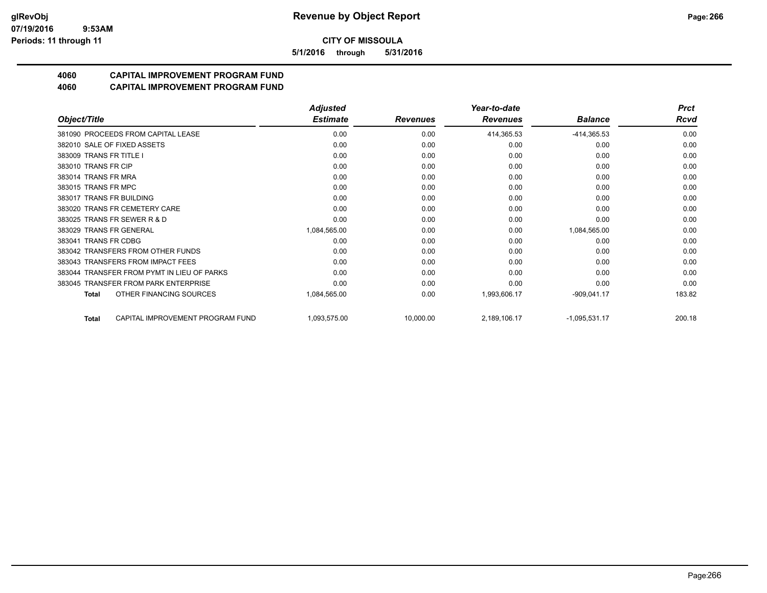**CITY OF MISSOULA**

**5/1/2016 through 5/31/2016**

## 4060 CAPITAL IMPROVEMENT PROGRAM FUND
## 4060 CAPITAL IMPROVEMENT PROGRAM FUND

| Object/Title | Adjusted Estimate | Revenues | Year-to-date Revenues | Balance | Prct Rcvd |
|---|---|---|---|---|---|
| 381090 PROCEEDS FROM CAPITAL LEASE | 0.00 | 0.00 | 414,365.53 | -414,365.53 | 0.00 |
| 382010 SALE OF FIXED ASSETS | 0.00 | 0.00 | 0.00 | 0.00 | 0.00 |
| 383009 TRANS FR TITLE I | 0.00 | 0.00 | 0.00 | 0.00 | 0.00 |
| 383010 TRANS FR CIP | 0.00 | 0.00 | 0.00 | 0.00 | 0.00 |
| 383014 TRANS FR MRA | 0.00 | 0.00 | 0.00 | 0.00 | 0.00 |
| 383015 TRANS FR MPC | 0.00 | 0.00 | 0.00 | 0.00 | 0.00 |
| 383017 TRANS FR BUILDING | 0.00 | 0.00 | 0.00 | 0.00 | 0.00 |
| 383020 TRANS FR CEMETERY CARE | 0.00 | 0.00 | 0.00 | 0.00 | 0.00 |
| 383025 TRANS FR SEWER R & D | 0.00 | 0.00 | 0.00 | 0.00 | 0.00 |
| 383029 TRANS FR GENERAL | 1,084,565.00 | 0.00 | 0.00 | 1,084,565.00 | 0.00 |
| 383041 TRANS FR CDBG | 0.00 | 0.00 | 0.00 | 0.00 | 0.00 |
| 383042 TRANSFERS FROM OTHER FUNDS | 0.00 | 0.00 | 0.00 | 0.00 | 0.00 |
| 383043 TRANSFERS FROM IMPACT FEES | 0.00 | 0.00 | 0.00 | 0.00 | 0.00 |
| 383044 TRANSFER FROM PYMT IN LIEU OF PARKS | 0.00 | 0.00 | 0.00 | 0.00 | 0.00 |
| 383045 TRANSFER FROM PARK ENTERPRISE | 0.00 | 0.00 | 0.00 | 0.00 | 0.00 |
| **Total** OTHER FINANCING SOURCES | 1,084,565.00 | 0.00 | 1,993,606.17 | -909,041.17 | 183.82 |
| **Total** CAPITAL IMPROVEMENT PROGRAM FUND | 1,093,575.00 | 10,000.00 | 2,189,106.17 | -1,095,531.17 | 200.18 |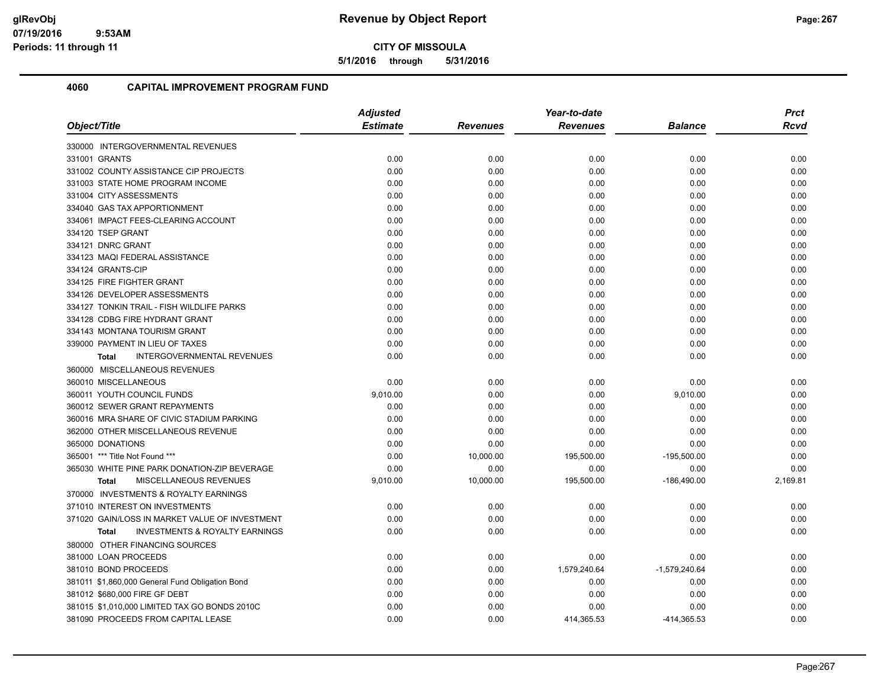**CITY OF MISSOULA**

**5/1/2016 through 5/31/2016**

## 4060 CAPITAL IMPROVEMENT PROGRAM FUND

| Object/Title | Adjusted Estimate | Revenues | Year-to-date Revenues | Balance | Prct Rcvd |
|---|---|---|---|---|---|
| 330000 INTERGOVERNMENTAL REVENUES | | | | | |
| 331001 GRANTS | 0.00 | 0.00 | 0.00 | 0.00 | 0.00 |
| 331002 COUNTY ASSISTANCE CIP PROJECTS | 0.00 | 0.00 | 0.00 | 0.00 | 0.00 |
| 331003 STATE HOME PROGRAM INCOME | 0.00 | 0.00 | 0.00 | 0.00 | 0.00 |
| 331004 CITY ASSESSMENTS | 0.00 | 0.00 | 0.00 | 0.00 | 0.00 |
| 334040 GAS TAX APPORTIONMENT | 0.00 | 0.00 | 0.00 | 0.00 | 0.00 |
| 334061 IMPACT FEES-CLEARING ACCOUNT | 0.00 | 0.00 | 0.00 | 0.00 | 0.00 |
| 334120 TSEP GRANT | 0.00 | 0.00 | 0.00 | 0.00 | 0.00 |
| 334121 DNRC GRANT | 0.00 | 0.00 | 0.00 | 0.00 | 0.00 |
| 334123 MAQI FEDERAL ASSISTANCE | 0.00 | 0.00 | 0.00 | 0.00 | 0.00 |
| 334124 GRANTS-CIP | 0.00 | 0.00 | 0.00 | 0.00 | 0.00 |
| 334125 FIRE FIGHTER GRANT | 0.00 | 0.00 | 0.00 | 0.00 | 0.00 |
| 334126 DEVELOPER ASSESSMENTS | 0.00 | 0.00 | 0.00 | 0.00 | 0.00 |
| 334127 TONKIN TRAIL - FISH WILDLIFE PARKS | 0.00 | 0.00 | 0.00 | 0.00 | 0.00 |
| 334128 CDBG FIRE HYDRANT GRANT | 0.00 | 0.00 | 0.00 | 0.00 | 0.00 |
| 334143 MONTANA TOURISM GRANT | 0.00 | 0.00 | 0.00 | 0.00 | 0.00 |
| 339000 PAYMENT IN LIEU OF TAXES | 0.00 | 0.00 | 0.00 | 0.00 | 0.00 |
| **Total** INTERGOVERNMENTAL REVENUES | 0.00 | 0.00 | 0.00 | 0.00 | 0.00 |
| 360000 MISCELLANEOUS REVENUES | | | | | |
| 360010 MISCELLANEOUS | 0.00 | 0.00 | 0.00 | 0.00 | 0.00 |
| 360011 YOUTH COUNCIL FUNDS | 9,010.00 | 0.00 | 0.00 | 9,010.00 | 0.00 |
| 360012 SEWER GRANT REPAYMENTS | 0.00 | 0.00 | 0.00 | 0.00 | 0.00 |
| 360016 MRA SHARE OF CIVIC STADIUM PARKING | 0.00 | 0.00 | 0.00 | 0.00 | 0.00 |
| 362000 OTHER MISCELLANEOUS REVENUE | 0.00 | 0.00 | 0.00 | 0.00 | 0.00 |
| 365000 DONATIONS | 0.00 | 0.00 | 0.00 | 0.00 | 0.00 |
| 365001 *** Title Not Found *** | 0.00 | 10,000.00 | 195,500.00 | -195,500.00 | 0.00 |
| 365030 WHITE PINE PARK DONATION-ZIP BEVERAGE | 0.00 | 0.00 | 0.00 | 0.00 | 0.00 |
| **Total** MISCELLANEOUS REVENUES | 9,010.00 | 10,000.00 | 195,500.00 | -186,490.00 | 2,169.81 |
| 370000 INVESTMENTS & ROYALTY EARNINGS | | | | | |
| 371010 INTEREST ON INVESTMENTS | 0.00 | 0.00 | 0.00 | 0.00 | 0.00 |
| 371020 GAIN/LOSS IN MARKET VALUE OF INVESTMENT | 0.00 | 0.00 | 0.00 | 0.00 | 0.00 |
| **Total** INVESTMENTS & ROYALTY EARNINGS | 0.00 | 0.00 | 0.00 | 0.00 | 0.00 |
| 380000 OTHER FINANCING SOURCES | | | | | |
| 381000 LOAN PROCEEDS | 0.00 | 0.00 | 0.00 | 0.00 | 0.00 |
| 381010 BOND PROCEEDS | 0.00 | 0.00 | 1,579,240.64 | -1,579,240.64 | 0.00 |
| 381011 $1,860,000 General Fund Obligation Bond | 0.00 | 0.00 | 0.00 | 0.00 | 0.00 |
| 381012 $680,000 FIRE GF DEBT | 0.00 | 0.00 | 0.00 | 0.00 | 0.00 |
| 381015 $1,010,000 LIMITED TAX GO BONDS 2010C | 0.00 | 0.00 | 0.00 | 0.00 | 0.00 |
| 381090 PROCEEDS FROM CAPITAL LEASE | 0.00 | 0.00 | 414,365.53 | -414,365.53 | 0.00 |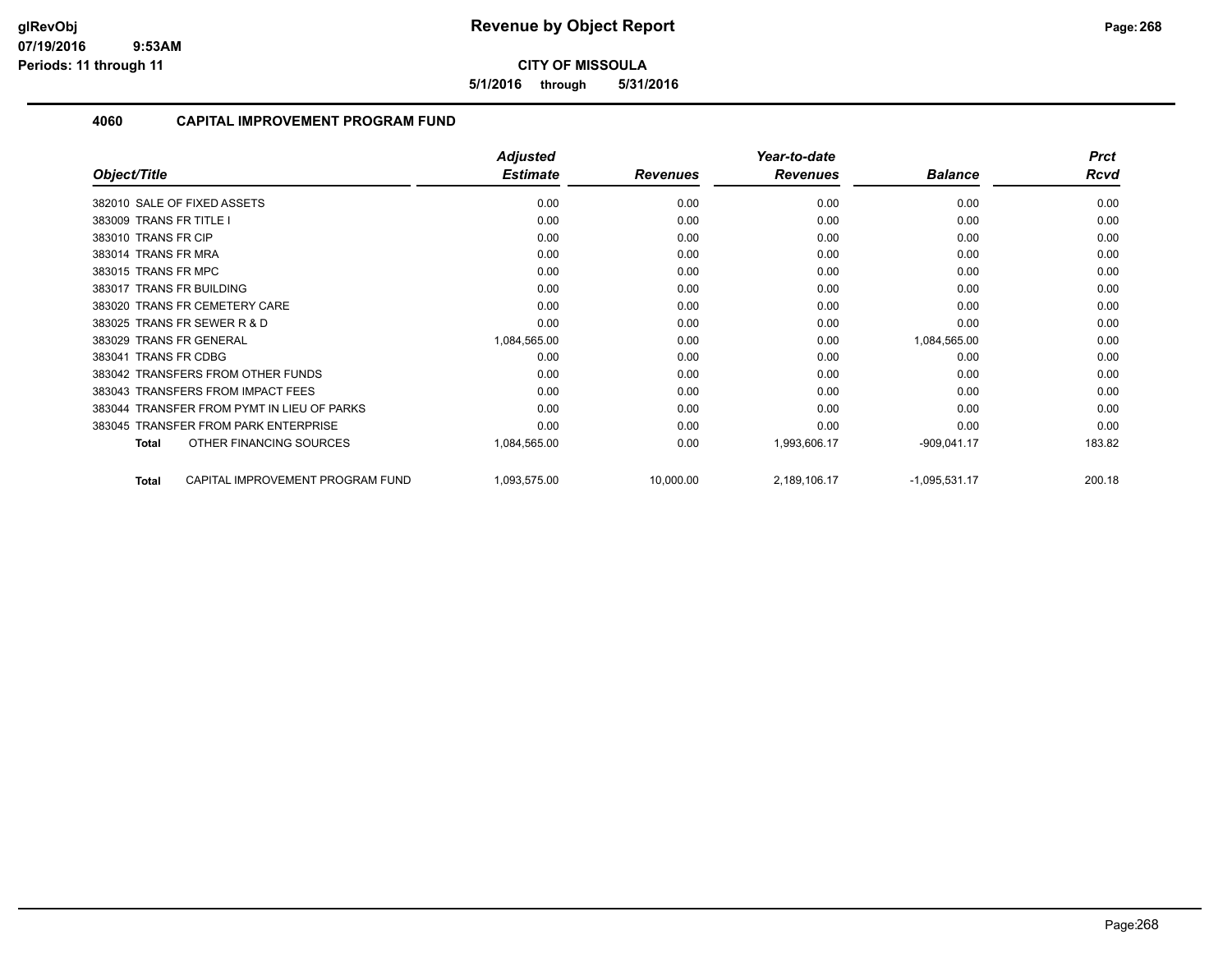**glRevObj**
**07/19/2016 9:53AM**
**Periods: 11 through 11**

# Revenue by Object Report

**CITY OF MISSOULA**

**5/1/2016 through 5/31/2016**

## 4060 CAPITAL IMPROVEMENT PROGRAM FUND

| Object/Title | Adjusted Estimate | Revenues | Year-to-date Revenues | Balance | Prct Rcvd |
|---|---|---|---|---|---|
| 382010 SALE OF FIXED ASSETS | 0.00 | 0.00 | 0.00 | 0.00 | 0.00 |
| 383009 TRANS FR TITLE I | 0.00 | 0.00 | 0.00 | 0.00 | 0.00 |
| 383010 TRANS FR CIP | 0.00 | 0.00 | 0.00 | 0.00 | 0.00 |
| 383014 TRANS FR MRA | 0.00 | 0.00 | 0.00 | 0.00 | 0.00 |
| 383015 TRANS FR MPC | 0.00 | 0.00 | 0.00 | 0.00 | 0.00 |
| 383017 TRANS FR BUILDING | 0.00 | 0.00 | 0.00 | 0.00 | 0.00 |
| 383020 TRANS FR CEMETERY CARE | 0.00 | 0.00 | 0.00 | 0.00 | 0.00 |
| 383025 TRANS FR SEWER R & D | 0.00 | 0.00 | 0.00 | 0.00 | 0.00 |
| 383029 TRANS FR GENERAL | 1,084,565.00 | 0.00 | 0.00 | 1,084,565.00 | 0.00 |
| 383041 TRANS FR CDBG | 0.00 | 0.00 | 0.00 | 0.00 | 0.00 |
| 383042 TRANSFERS FROM OTHER FUNDS | 0.00 | 0.00 | 0.00 | 0.00 | 0.00 |
| 383043 TRANSFERS FROM IMPACT FEES | 0.00 | 0.00 | 0.00 | 0.00 | 0.00 |
| 383044 TRANSFER FROM PYMT IN LIEU OF PARKS | 0.00 | 0.00 | 0.00 | 0.00 | 0.00 |
| 383045 TRANSFER FROM PARK ENTERPRISE | 0.00 | 0.00 | 0.00 | 0.00 | 0.00 |
| **Total** OTHER FINANCING SOURCES | 1,084,565.00 | 0.00 | 1,993,606.17 | -909,041.17 | 183.82 |
| **Total** CAPITAL IMPROVEMENT PROGRAM FUND | 1,093,575.00 | 10,000.00 | 2,189,106.17 | -1,095,531.17 | 200.18 |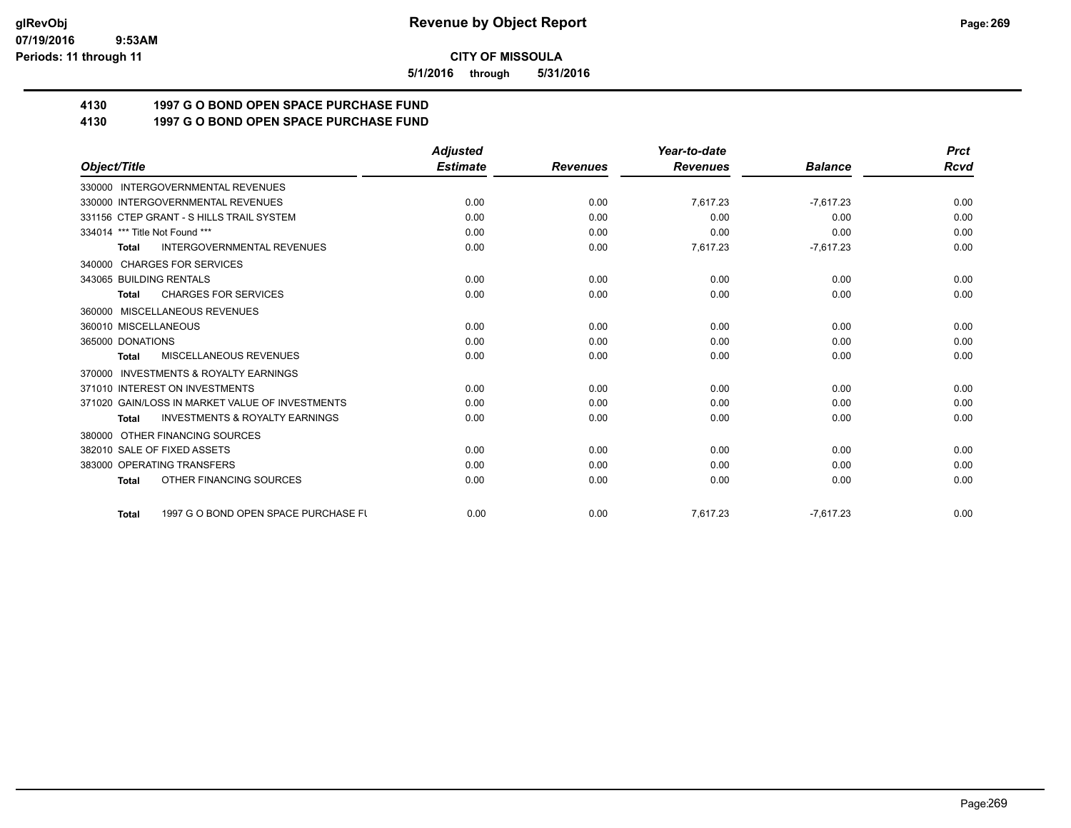**CITY OF MISSOULA**

**5/1/2016 through 5/31/2016**

## 4130 1997 G O BOND OPEN SPACE PURCHASE FUND

## 4130 1997 G O BOND OPEN SPACE PURCHASE FUND

| Object/Title | Adjusted Estimate | Revenues | Year-to-date Revenues | Balance | Prct Rcvd |
|---|---|---|---|---|---|
| 330000 INTERGOVERNMENTAL REVENUES | | | | | |
| 330000 INTERGOVERNMENTAL REVENUES | 0.00 | 0.00 | 7,617.23 | -7,617.23 | 0.00 |
| 331156 CTEP GRANT - S HILLS TRAIL SYSTEM | 0.00 | 0.00 | 0.00 | 0.00 | 0.00 |
| 334014 *** Title Not Found *** | 0.00 | 0.00 | 0.00 | 0.00 | 0.00 |
| **Total** INTERGOVERNMENTAL REVENUES | 0.00 | 0.00 | 7,617.23 | -7,617.23 | 0.00 |
| 340000 CHARGES FOR SERVICES | | | | | |
| 343065 BUILDING RENTALS | 0.00 | 0.00 | 0.00 | 0.00 | 0.00 |
| **Total** CHARGES FOR SERVICES | 0.00 | 0.00 | 0.00 | 0.00 | 0.00 |
| 360000 MISCELLANEOUS REVENUES | | | | | |
| 360010 MISCELLANEOUS | 0.00 | 0.00 | 0.00 | 0.00 | 0.00 |
| 365000 DONATIONS | 0.00 | 0.00 | 0.00 | 0.00 | 0.00 |
| **Total** MISCELLANEOUS REVENUES | 0.00 | 0.00 | 0.00 | 0.00 | 0.00 |
| 370000 INVESTMENTS & ROYALTY EARNINGS | | | | | |
| 371010 INTEREST ON INVESTMENTS | 0.00 | 0.00 | 0.00 | 0.00 | 0.00 |
| 371020 GAIN/LOSS IN MARKET VALUE OF INVESTMENTS | 0.00 | 0.00 | 0.00 | 0.00 | 0.00 |
| **Total** INVESTMENTS & ROYALTY EARNINGS | 0.00 | 0.00 | 0.00 | 0.00 | 0.00 |
| 380000 OTHER FINANCING SOURCES | | | | | |
| 382010 SALE OF FIXED ASSETS | 0.00 | 0.00 | 0.00 | 0.00 | 0.00 |
| 383000 OPERATING TRANSFERS | 0.00 | 0.00 | 0.00 | 0.00 | 0.00 |
| **Total** OTHER FINANCING SOURCES | 0.00 | 0.00 | 0.00 | 0.00 | 0.00 |
| **Total** 1997 G O BOND OPEN SPACE PURCHASE FU | 0.00 | 0.00 | 7,617.23 | -7,617.23 | 0.00 |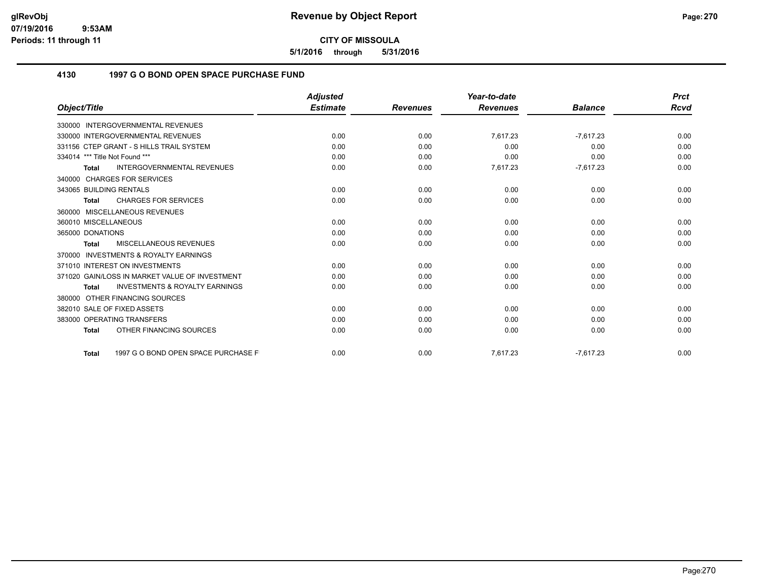**CITY OF MISSOULA**

**5/1/2016 through 5/31/2016**

## 4130 1997 G O BOND OPEN SPACE PURCHASE FUND

| Object/Title | Adjusted Estimate | Revenues | Year-to-date Revenues | Balance | Prct Rcvd |
|---|---|---|---|---|---|
| 330000 INTERGOVERNMENTAL REVENUES | | | | | |
| 330000 INTERGOVERNMENTAL REVENUES | 0.00 | 0.00 | 7,617.23 | -7,617.23 | 0.00 |
| 331156 CTEP GRANT - S HILLS TRAIL SYSTEM | 0.00 | 0.00 | 0.00 | 0.00 | 0.00 |
| 334014 *** Title Not Found *** | 0.00 | 0.00 | 0.00 | 0.00 | 0.00 |
| **Total** INTERGOVERNMENTAL REVENUES | 0.00 | 0.00 | 7,617.23 | -7,617.23 | 0.00 |
| 340000 CHARGES FOR SERVICES | | | | | |
| 343065 BUILDING RENTALS | 0.00 | 0.00 | 0.00 | 0.00 | 0.00 |
| **Total** CHARGES FOR SERVICES | 0.00 | 0.00 | 0.00 | 0.00 | 0.00 |
| 360000 MISCELLANEOUS REVENUES | | | | | |
| 360010 MISCELLANEOUS | 0.00 | 0.00 | 0.00 | 0.00 | 0.00 |
| 365000 DONATIONS | 0.00 | 0.00 | 0.00 | 0.00 | 0.00 |
| **Total** MISCELLANEOUS REVENUES | 0.00 | 0.00 | 0.00 | 0.00 | 0.00 |
| 370000 INVESTMENTS & ROYALTY EARNINGS | | | | | |
| 371010 INTEREST ON INVESTMENTS | 0.00 | 0.00 | 0.00 | 0.00 | 0.00 |
| 371020 GAIN/LOSS IN MARKET VALUE OF INVESTMENT | 0.00 | 0.00 | 0.00 | 0.00 | 0.00 |
| **Total** INVESTMENTS & ROYALTY EARNINGS | 0.00 | 0.00 | 0.00 | 0.00 | 0.00 |
| 380000 OTHER FINANCING SOURCES | | | | | |
| 382010 SALE OF FIXED ASSETS | 0.00 | 0.00 | 0.00 | 0.00 | 0.00 |
| 383000 OPERATING TRANSFERS | 0.00 | 0.00 | 0.00 | 0.00 | 0.00 |
| **Total** OTHER FINANCING SOURCES | 0.00 | 0.00 | 0.00 | 0.00 | 0.00 |
| **Total** 1997 G O BOND OPEN SPACE PURCHASE F | 0.00 | 0.00 | 7,617.23 | -7,617.23 | 0.00 |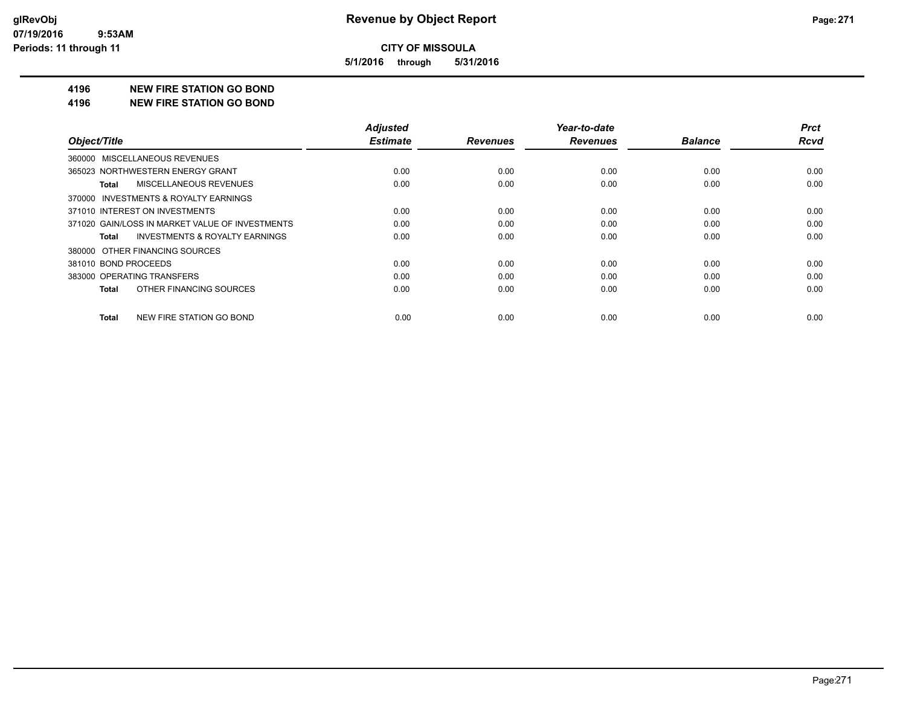**CITY OF MISSOULA**

**5/1/2016 through 5/31/2016**

## 4196 NEW FIRE STATION GO BOND
## 4196 NEW FIRE STATION GO BOND

| Object/Title | Adjusted Estimate | Revenues | Year-to-date Revenues | Balance | Prct Rcvd |
|---|---|---|---|---|---|
| 360000 MISCELLANEOUS REVENUES | | | | | |
| 365023 NORTHWESTERN ENERGY GRANT | 0.00 | 0.00 | 0.00 | 0.00 | 0.00 |
| **Total** MISCELLANEOUS REVENUES | 0.00 | 0.00 | 0.00 | 0.00 | 0.00 |
| 370000 INVESTMENTS & ROYALTY EARNINGS | | | | | |
| 371010 INTEREST ON INVESTMENTS | 0.00 | 0.00 | 0.00 | 0.00 | 0.00 |
| 371020 GAIN/LOSS IN MARKET VALUE OF INVESTMENTS | 0.00 | 0.00 | 0.00 | 0.00 | 0.00 |
| **Total** INVESTMENTS & ROYALTY EARNINGS | 0.00 | 0.00 | 0.00 | 0.00 | 0.00 |
| 380000 OTHER FINANCING SOURCES | | | | | |
| 381010 BOND PROCEEDS | 0.00 | 0.00 | 0.00 | 0.00 | 0.00 |
| 383000 OPERATING TRANSFERS | 0.00 | 0.00 | 0.00 | 0.00 | 0.00 |
| **Total** OTHER FINANCING SOURCES | 0.00 | 0.00 | 0.00 | 0.00 | 0.00 |
| **Total** NEW FIRE STATION GO BOND | 0.00 | 0.00 | 0.00 | 0.00 | 0.00 |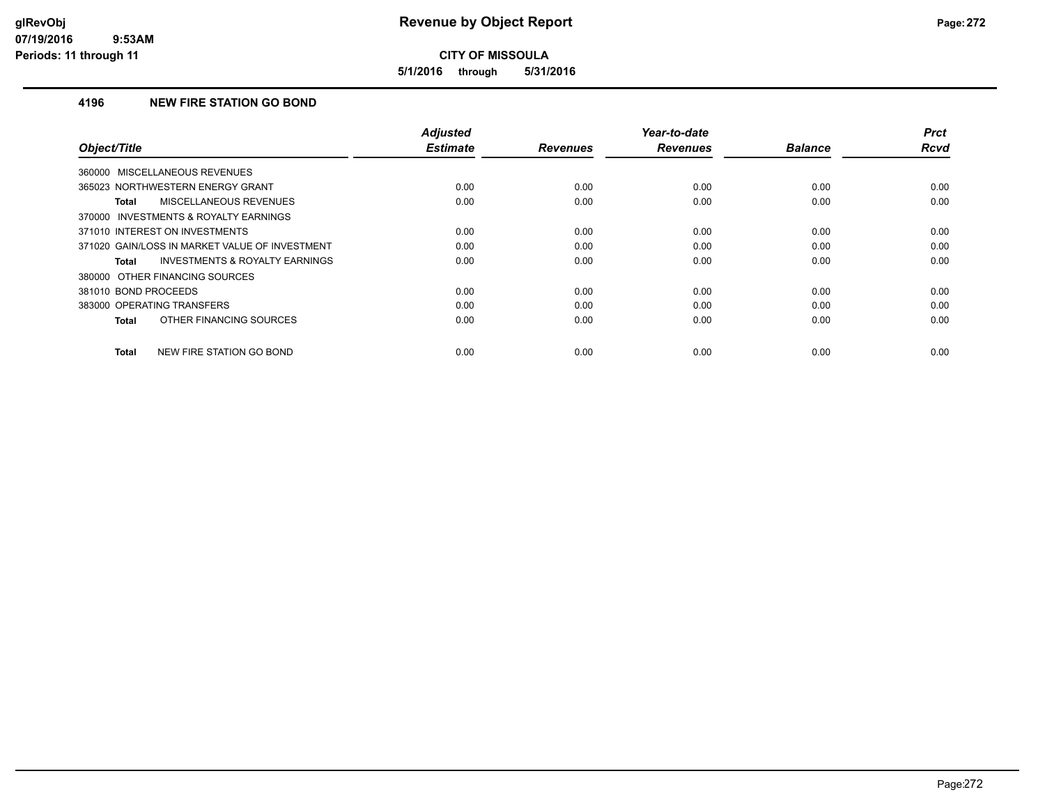# Revenue by Object Report

**CITY OF MISSOULA**

**5/1/2016 through 5/31/2016**

glRevObj
07/19/2016 9:53AM
Periods: 11 through 11

## 4196 NEW FIRE STATION GO BOND

| Object/Title | Adjusted Estimate | Revenues | Year-to-date Revenues | Balance | Prct Rcvd |
|---|---|---|---|---|---|
| 360000 MISCELLANEOUS REVENUES | | | | | |
| 365023 NORTHWESTERN ENERGY GRANT | 0.00 | 0.00 | 0.00 | 0.00 | 0.00 |
| **Total** MISCELLANEOUS REVENUES | 0.00 | 0.00 | 0.00 | 0.00 | 0.00 |
| 370000 INVESTMENTS & ROYALTY EARNINGS | | | | | |
| 371010 INTEREST ON INVESTMENTS | 0.00 | 0.00 | 0.00 | 0.00 | 0.00 |
| 371020 GAIN/LOSS IN MARKET VALUE OF INVESTMENT | 0.00 | 0.00 | 0.00 | 0.00 | 0.00 |
| **Total** INVESTMENTS & ROYALTY EARNINGS | 0.00 | 0.00 | 0.00 | 0.00 | 0.00 |
| 380000 OTHER FINANCING SOURCES | | | | | |
| 381010 BOND PROCEEDS | 0.00 | 0.00 | 0.00 | 0.00 | 0.00 |
| 383000 OPERATING TRANSFERS | 0.00 | 0.00 | 0.00 | 0.00 | 0.00 |
| **Total** OTHER FINANCING SOURCES | 0.00 | 0.00 | 0.00 | 0.00 | 0.00 |
| **Total** NEW FIRE STATION GO BOND | 0.00 | 0.00 | 0.00 | 0.00 | 0.00 |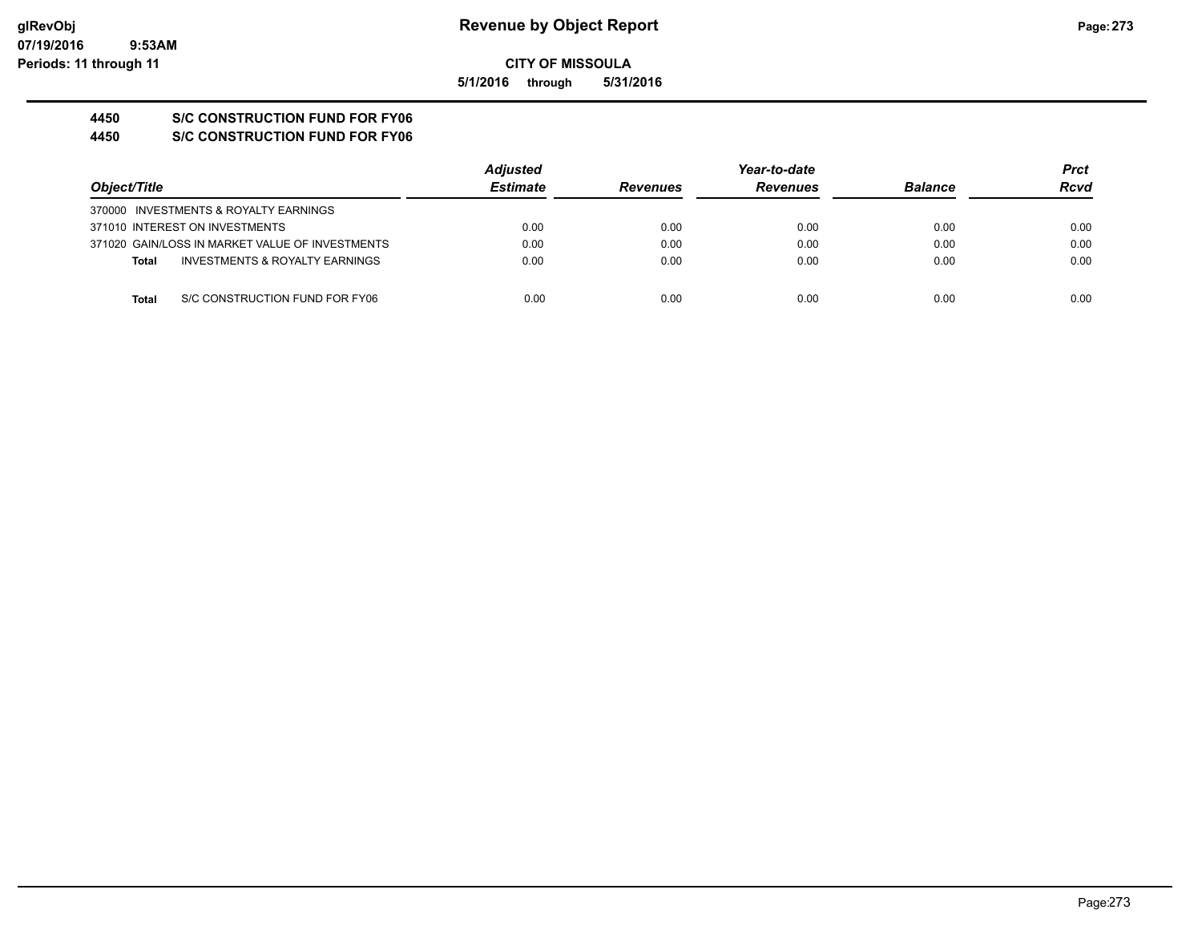# CITY OF MISSOULA

**5/1/2016 through 5/31/2016**

## 4450 S/C CONSTRUCTION FUND FOR FY06
## 4450 S/C CONSTRUCTION FUND FOR FY06

| Object/Title | Adjusted Estimate | Revenues | Year-to-date Revenues | Balance | Prct Rcvd |
|---|---|---|---|---|---|
| 370000 INVESTMENTS & ROYALTY EARNINGS | | | | | |
| 371010 INTEREST ON INVESTMENTS | 0.00 | 0.00 | 0.00 | 0.00 | 0.00 |
| 371020 GAIN/LOSS IN MARKET VALUE OF INVESTMENTS | 0.00 | 0.00 | 0.00 | 0.00 | 0.00 |
| **Total** INVESTMENTS & ROYALTY EARNINGS | 0.00 | 0.00 | 0.00 | 0.00 | 0.00 |
| **Total** S/C CONSTRUCTION FUND FOR FY06 | 0.00 | 0.00 | 0.00 | 0.00 | 0.00 |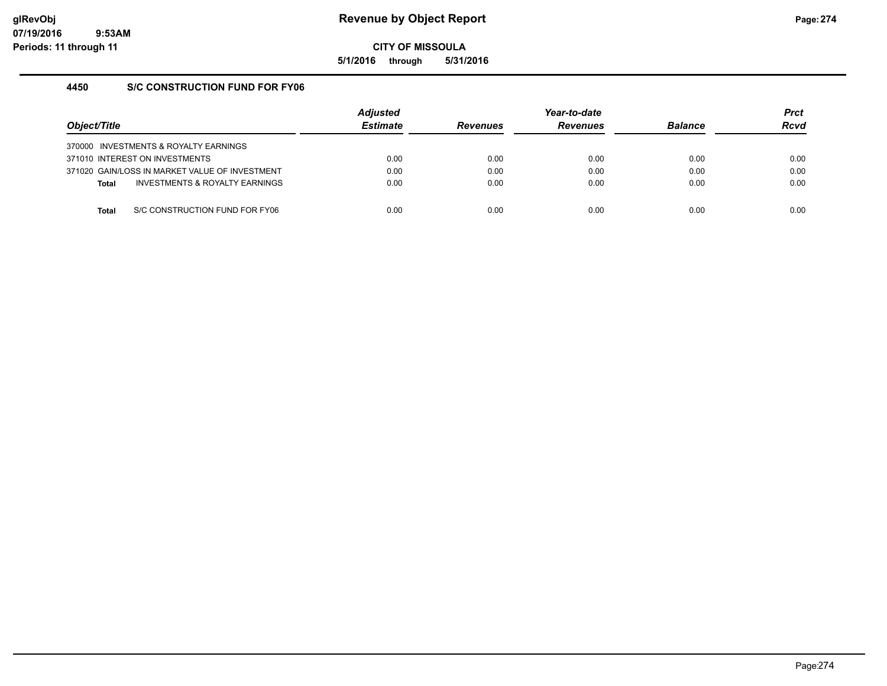# Revenue by Object Report

**CITY OF MISSOULA**

**5/1/2016 through 5/31/2016**

glRevObj
07/19/2016 9:53AM
Periods: 11 through 11

## 4450 S/C CONSTRUCTION FUND FOR FY06

| Object/Title | Adjusted Estimate | Revenues | Year-to-date Revenues | Balance | Prct Rcvd |
|---|---|---|---|---|---|
| 370000 INVESTMENTS & ROYALTY EARNINGS | | | | | |
| 371010 INTEREST ON INVESTMENTS | 0.00 | 0.00 | 0.00 | 0.00 | 0.00 |
| 371020 GAIN/LOSS IN MARKET VALUE OF INVESTMENT | 0.00 | 0.00 | 0.00 | 0.00 | 0.00 |
| **Total** INVESTMENTS & ROYALTY EARNINGS | 0.00 | 0.00 | 0.00 | 0.00 | 0.00 |
| **Total** S/C CONSTRUCTION FUND FOR FY06 | 0.00 | 0.00 | 0.00 | 0.00 | 0.00 |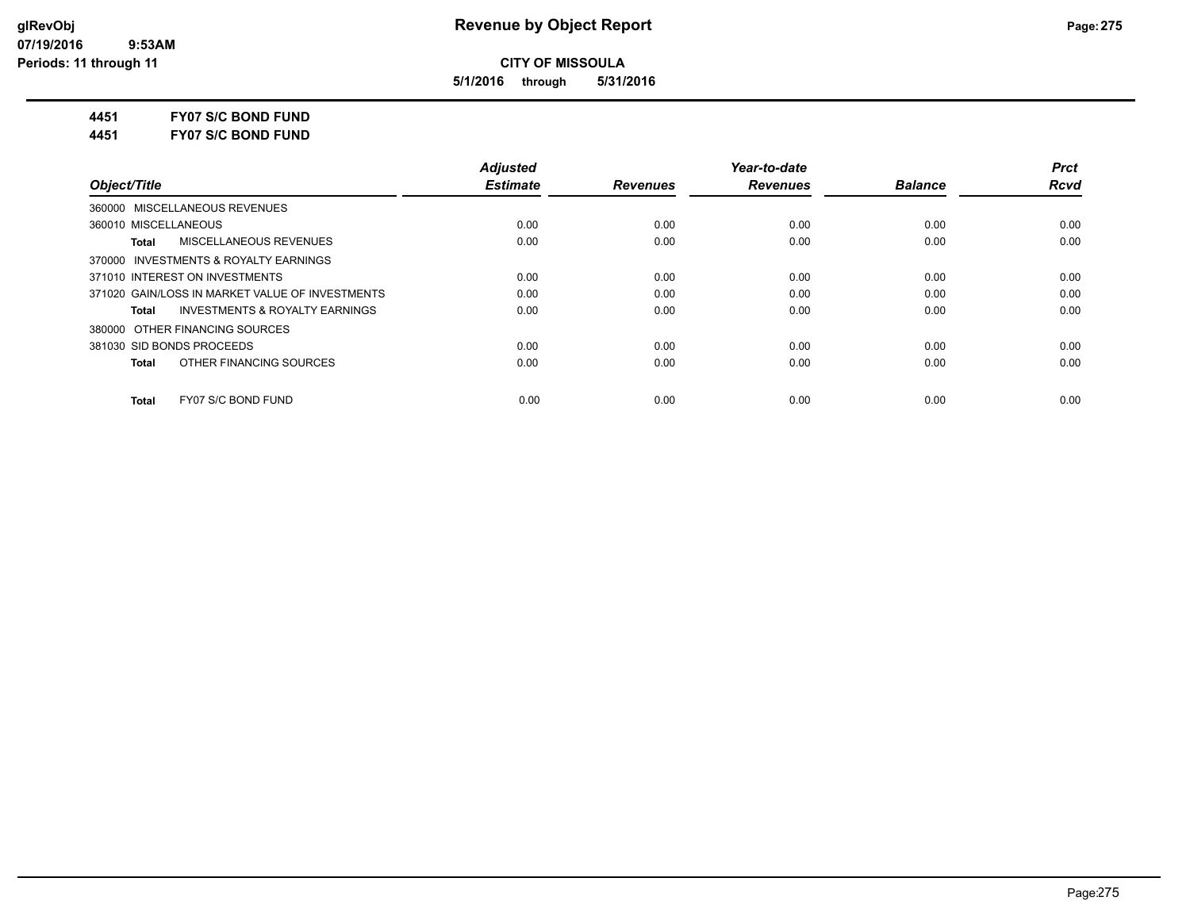**CITY OF MISSOULA**

**5/1/2016 through 5/31/2016**

**4451 FY07 S/C BOND FUND**

**4451 FY07 S/C BOND FUND**

| Object/Title | Adjusted Estimate | Revenues | Year-to-date Revenues | Balance | Prct Rcvd |
|---|---|---|---|---|---|
| 360000 MISCELLANEOUS REVENUES | | | | | |
| 360010 MISCELLANEOUS | 0.00 | 0.00 | 0.00 | 0.00 | 0.00 |
| **Total** MISCELLANEOUS REVENUES | 0.00 | 0.00 | 0.00 | 0.00 | 0.00 |
| 370000 INVESTMENTS & ROYALTY EARNINGS | | | | | |
| 371010 INTEREST ON INVESTMENTS | 0.00 | 0.00 | 0.00 | 0.00 | 0.00 |
| 371020 GAIN/LOSS IN MARKET VALUE OF INVESTMENTS | 0.00 | 0.00 | 0.00 | 0.00 | 0.00 |
| **Total** INVESTMENTS & ROYALTY EARNINGS | 0.00 | 0.00 | 0.00 | 0.00 | 0.00 |
| 380000 OTHER FINANCING SOURCES | | | | | |
| 381030 SID BONDS PROCEEDS | 0.00 | 0.00 | 0.00 | 0.00 | 0.00 |
| **Total** OTHER FINANCING SOURCES | 0.00 | 0.00 | 0.00 | 0.00 | 0.00 |
| **Total** FY07 S/C BOND FUND | 0.00 | 0.00 | 0.00 | 0.00 | 0.00 |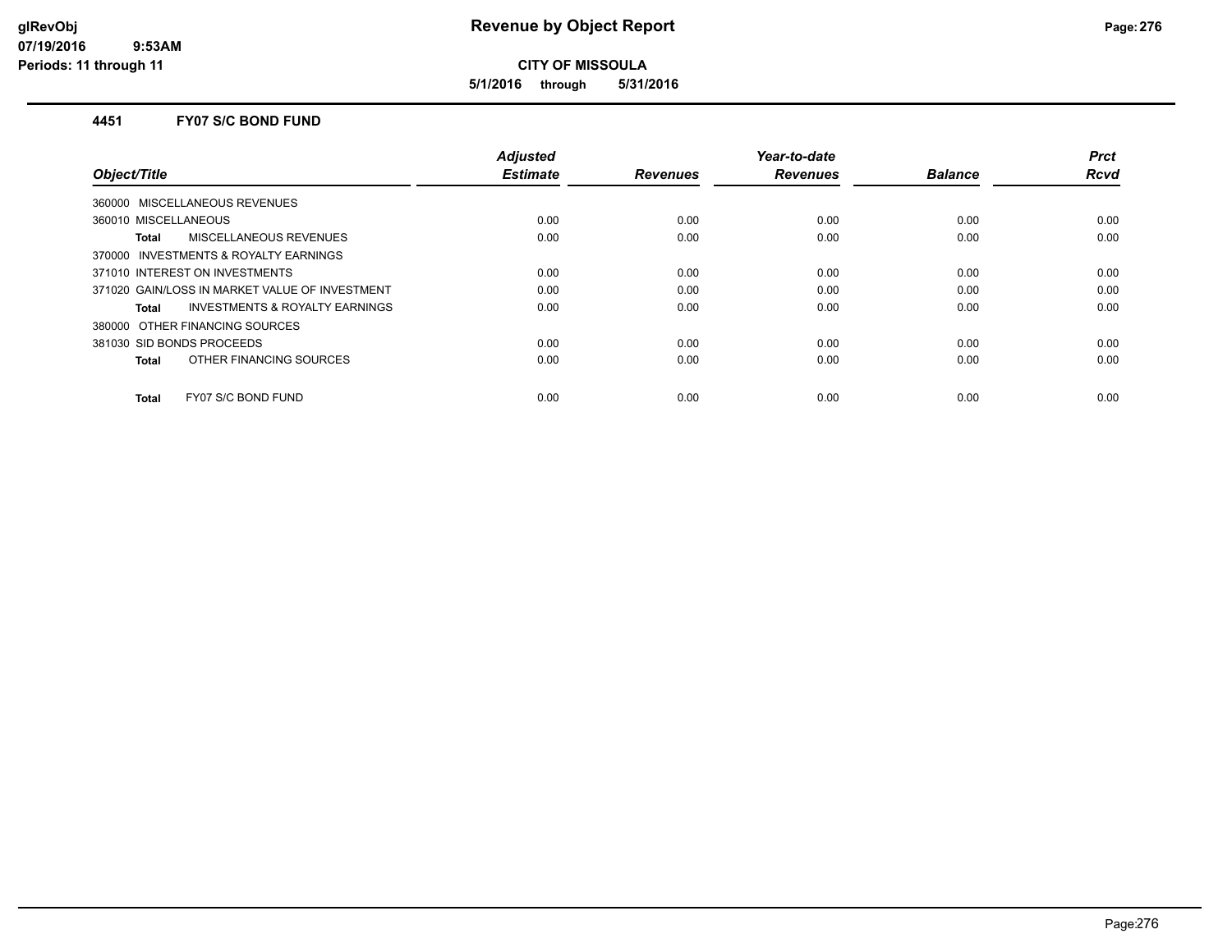# Revenue by Object Report

**CITY OF MISSOULA**

**5/1/2016 through 5/31/2016**

glRevObj
07/19/2016 9:53AM
Periods: 11 through 11

### 4451 FY07 S/C BOND FUND

| Object/Title | Adjusted Estimate | Revenues | Year-to-date Revenues | Balance | Prct Rcvd |
|---|---|---|---|---|---|
| 360000 MISCELLANEOUS REVENUES | | | | | |
| 360010 MISCELLANEOUS | 0.00 | 0.00 | 0.00 | 0.00 | 0.00 |
| **Total** MISCELLANEOUS REVENUES | 0.00 | 0.00 | 0.00 | 0.00 | 0.00 |
| 370000 INVESTMENTS & ROYALTY EARNINGS | | | | | |
| 371010 INTEREST ON INVESTMENTS | 0.00 | 0.00 | 0.00 | 0.00 | 0.00 |
| 371020 GAIN/LOSS IN MARKET VALUE OF INVESTMENT | 0.00 | 0.00 | 0.00 | 0.00 | 0.00 |
| **Total** INVESTMENTS & ROYALTY EARNINGS | 0.00 | 0.00 | 0.00 | 0.00 | 0.00 |
| 380000 OTHER FINANCING SOURCES | | | | | |
| 381030 SID BONDS PROCEEDS | 0.00 | 0.00 | 0.00 | 0.00 | 0.00 |
| **Total** OTHER FINANCING SOURCES | 0.00 | 0.00 | 0.00 | 0.00 | 0.00 |
| **Total** FY07 S/C BOND FUND | 0.00 | 0.00 | 0.00 | 0.00 | 0.00 |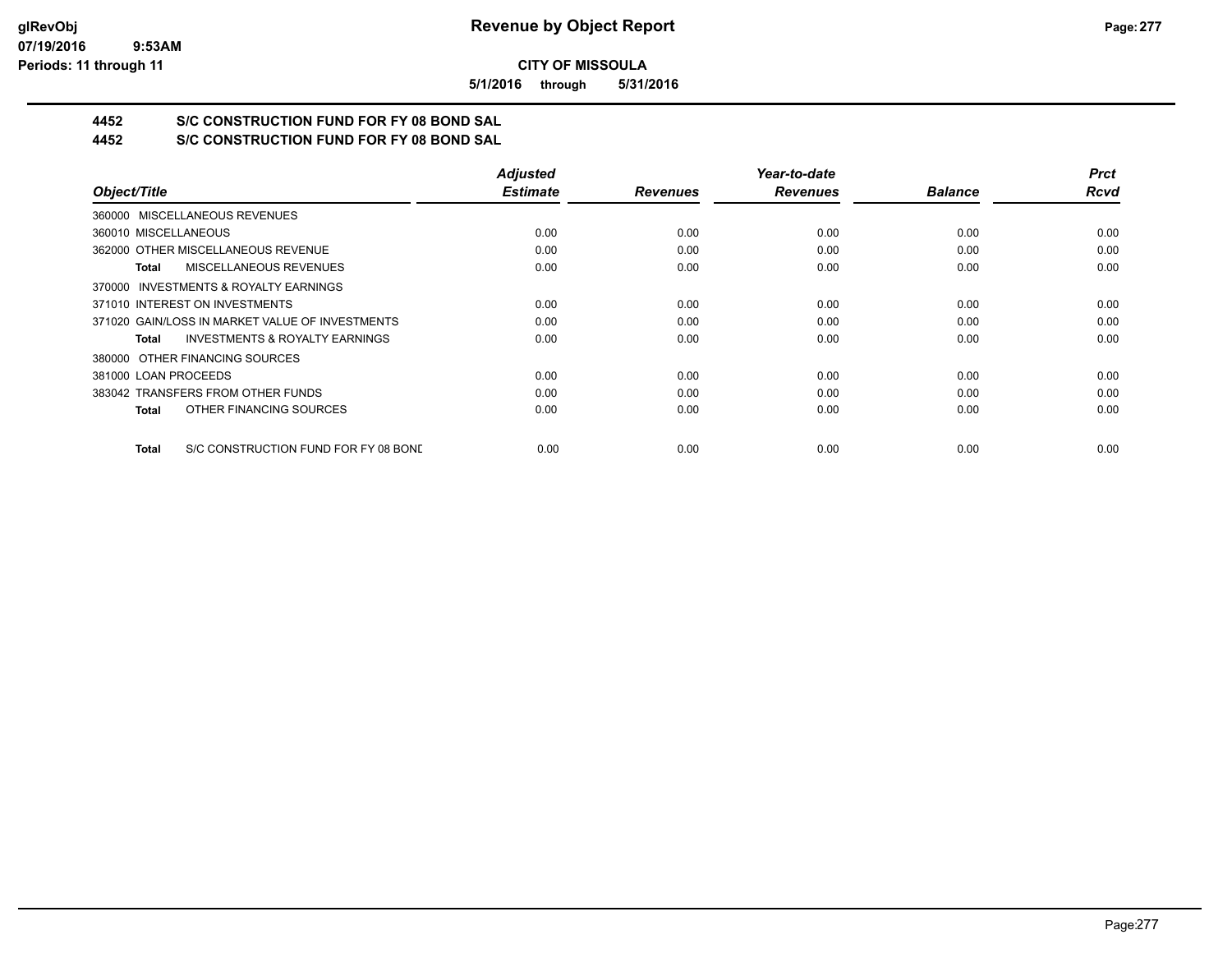**CITY OF MISSOULA**

**5/1/2016 through 5/31/2016**

## 4452 S/C CONSTRUCTION FUND FOR FY 08 BOND SAL

## 4452 S/C CONSTRUCTION FUND FOR FY 08 BOND SAL

| Object/Title | Adjusted Estimate | Revenues | Year-to-date Revenues | Balance | Prct Rcvd |
|---|---|---|---|---|---|
| 360000 MISCELLANEOUS REVENUES | | | | | |
| 360010 MISCELLANEOUS | 0.00 | 0.00 | 0.00 | 0.00 | 0.00 |
| 362000 OTHER MISCELLANEOUS REVENUE | 0.00 | 0.00 | 0.00 | 0.00 | 0.00 |
| **Total** MISCELLANEOUS REVENUES | 0.00 | 0.00 | 0.00 | 0.00 | 0.00 |
| 370000 INVESTMENTS & ROYALTY EARNINGS | | | | | |
| 371010 INTEREST ON INVESTMENTS | 0.00 | 0.00 | 0.00 | 0.00 | 0.00 |
| 371020 GAIN/LOSS IN MARKET VALUE OF INVESTMENTS | 0.00 | 0.00 | 0.00 | 0.00 | 0.00 |
| **Total** INVESTMENTS & ROYALTY EARNINGS | 0.00 | 0.00 | 0.00 | 0.00 | 0.00 |
| 380000 OTHER FINANCING SOURCES | | | | | |
| 381000 LOAN PROCEEDS | 0.00 | 0.00 | 0.00 | 0.00 | 0.00 |
| 383042 TRANSFERS FROM OTHER FUNDS | 0.00 | 0.00 | 0.00 | 0.00 | 0.00 |
| **Total** OTHER FINANCING SOURCES | 0.00 | 0.00 | 0.00 | 0.00 | 0.00 |
| **Total** S/C CONSTRUCTION FUND FOR FY 08 BOND | 0.00 | 0.00 | 0.00 | 0.00 | 0.00 |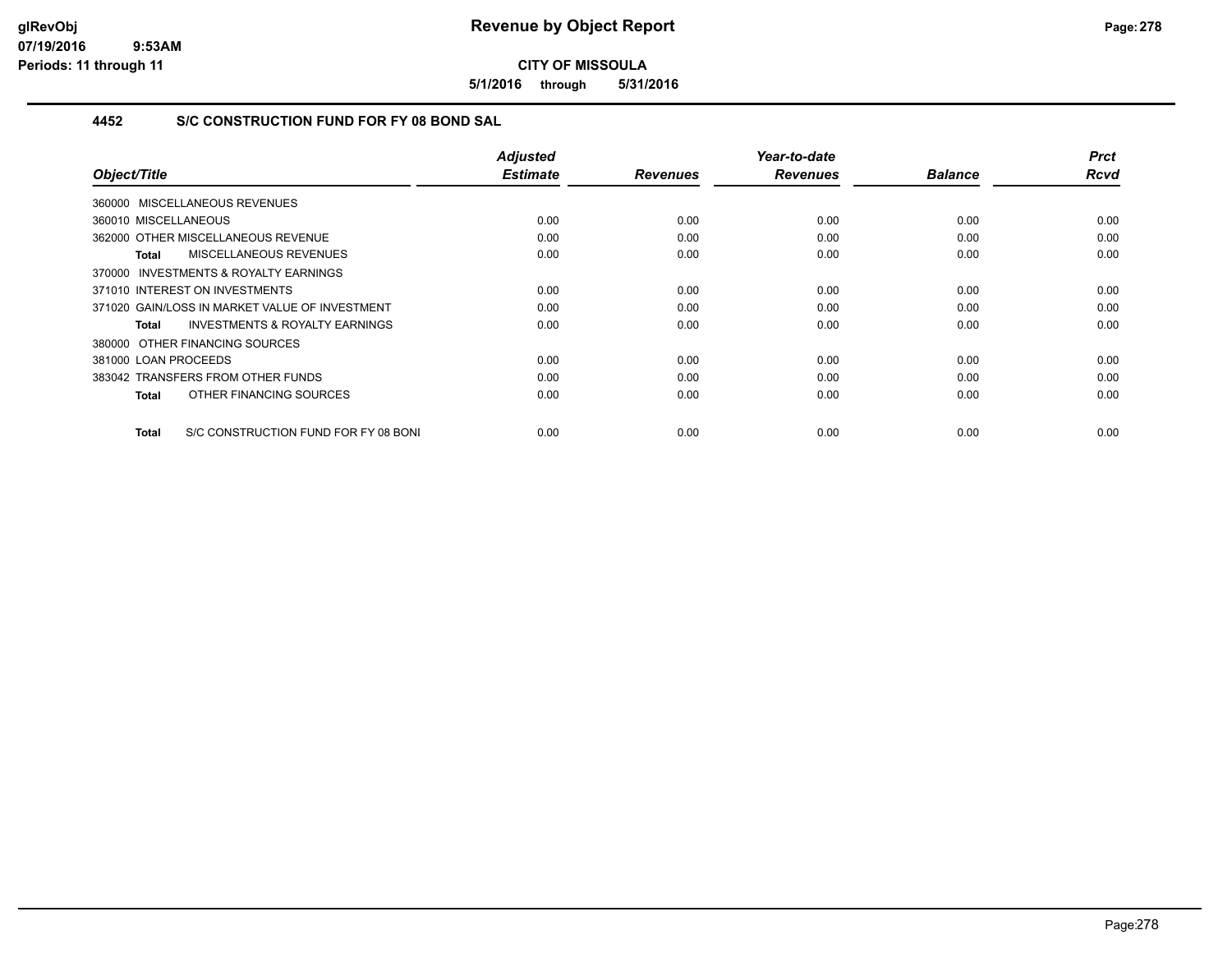**CITY OF MISSOULA**

**5/1/2016 through 5/31/2016**

### 4452 S/C CONSTRUCTION FUND FOR FY 08 BOND SAL

| Object/Title | Adjusted Estimate | Revenues | Year-to-date Revenues | Balance | Prct Rcvd |
|---|---|---|---|---|---|
| 360000 MISCELLANEOUS REVENUES | | | | | |
| 360010 MISCELLANEOUS | 0.00 | 0.00 | 0.00 | 0.00 | 0.00 |
| 362000 OTHER MISCELLANEOUS REVENUE | 0.00 | 0.00 | 0.00 | 0.00 | 0.00 |
| **Total** MISCELLANEOUS REVENUES | 0.00 | 0.00 | 0.00 | 0.00 | 0.00 |
| 370000 INVESTMENTS & ROYALTY EARNINGS | | | | | |
| 371010 INTEREST ON INVESTMENTS | 0.00 | 0.00 | 0.00 | 0.00 | 0.00 |
| 371020 GAIN/LOSS IN MARKET VALUE OF INVESTMENT | 0.00 | 0.00 | 0.00 | 0.00 | 0.00 |
| **Total** INVESTMENTS & ROYALTY EARNINGS | 0.00 | 0.00 | 0.00 | 0.00 | 0.00 |
| 380000 OTHER FINANCING SOURCES | | | | | |
| 381000 LOAN PROCEEDS | 0.00 | 0.00 | 0.00 | 0.00 | 0.00 |
| 383042 TRANSFERS FROM OTHER FUNDS | 0.00 | 0.00 | 0.00 | 0.00 | 0.00 |
| **Total** OTHER FINANCING SOURCES | 0.00 | 0.00 | 0.00 | 0.00 | 0.00 |
| **Total** S/C CONSTRUCTION FUND FOR FY 08 BONI | 0.00 | 0.00 | 0.00 | 0.00 | 0.00 |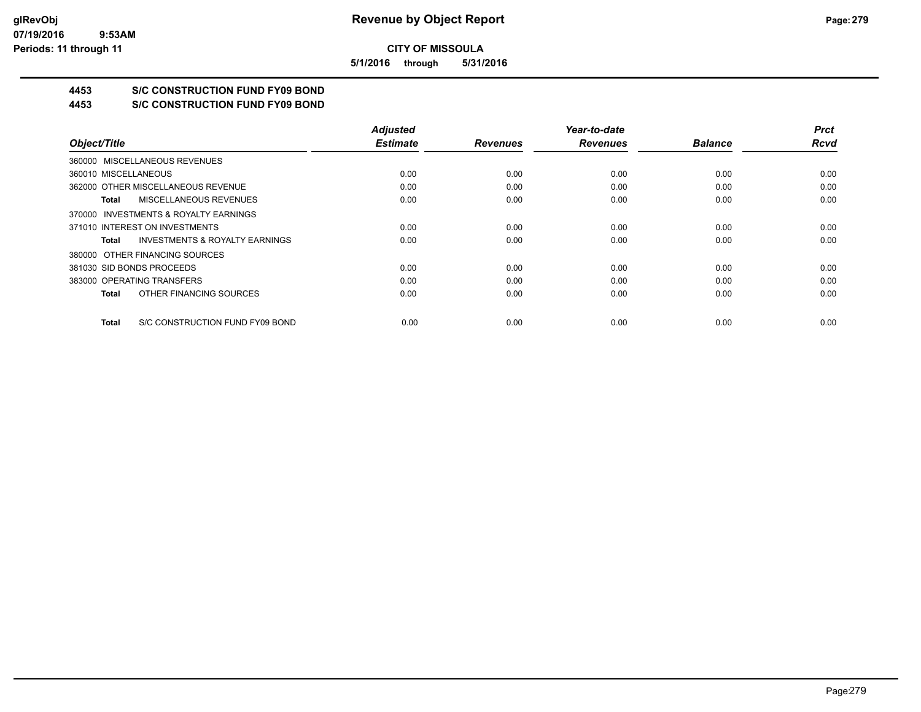**CITY OF MISSOULA**

**5/1/2016 through 5/31/2016**

## 4453 S/C CONSTRUCTION FUND FY09 BOND

## 4453 S/C CONSTRUCTION FUND FY09 BOND

| Object/Title | Adjusted Estimate | Revenues | Year-to-date Revenues | Balance | Prct Rcvd |
|---|---|---|---|---|---|
| 360000 MISCELLANEOUS REVENUES | | | | | |
| 360010 MISCELLANEOUS | 0.00 | 0.00 | 0.00 | 0.00 | 0.00 |
| 362000 OTHER MISCELLANEOUS REVENUE | 0.00 | 0.00 | 0.00 | 0.00 | 0.00 |
| **Total** MISCELLANEOUS REVENUES | 0.00 | 0.00 | 0.00 | 0.00 | 0.00 |
| 370000 INVESTMENTS & ROYALTY EARNINGS | | | | | |
| 371010 INTEREST ON INVESTMENTS | 0.00 | 0.00 | 0.00 | 0.00 | 0.00 |
| **Total** INVESTMENTS & ROYALTY EARNINGS | 0.00 | 0.00 | 0.00 | 0.00 | 0.00 |
| 380000 OTHER FINANCING SOURCES | | | | | |
| 381030 SID BONDS PROCEEDS | 0.00 | 0.00 | 0.00 | 0.00 | 0.00 |
| 383000 OPERATING TRANSFERS | 0.00 | 0.00 | 0.00 | 0.00 | 0.00 |
| **Total** OTHER FINANCING SOURCES | 0.00 | 0.00 | 0.00 | 0.00 | 0.00 |
| **Total** S/C CONSTRUCTION FUND FY09 BOND | 0.00 | 0.00 | 0.00 | 0.00 | 0.00 |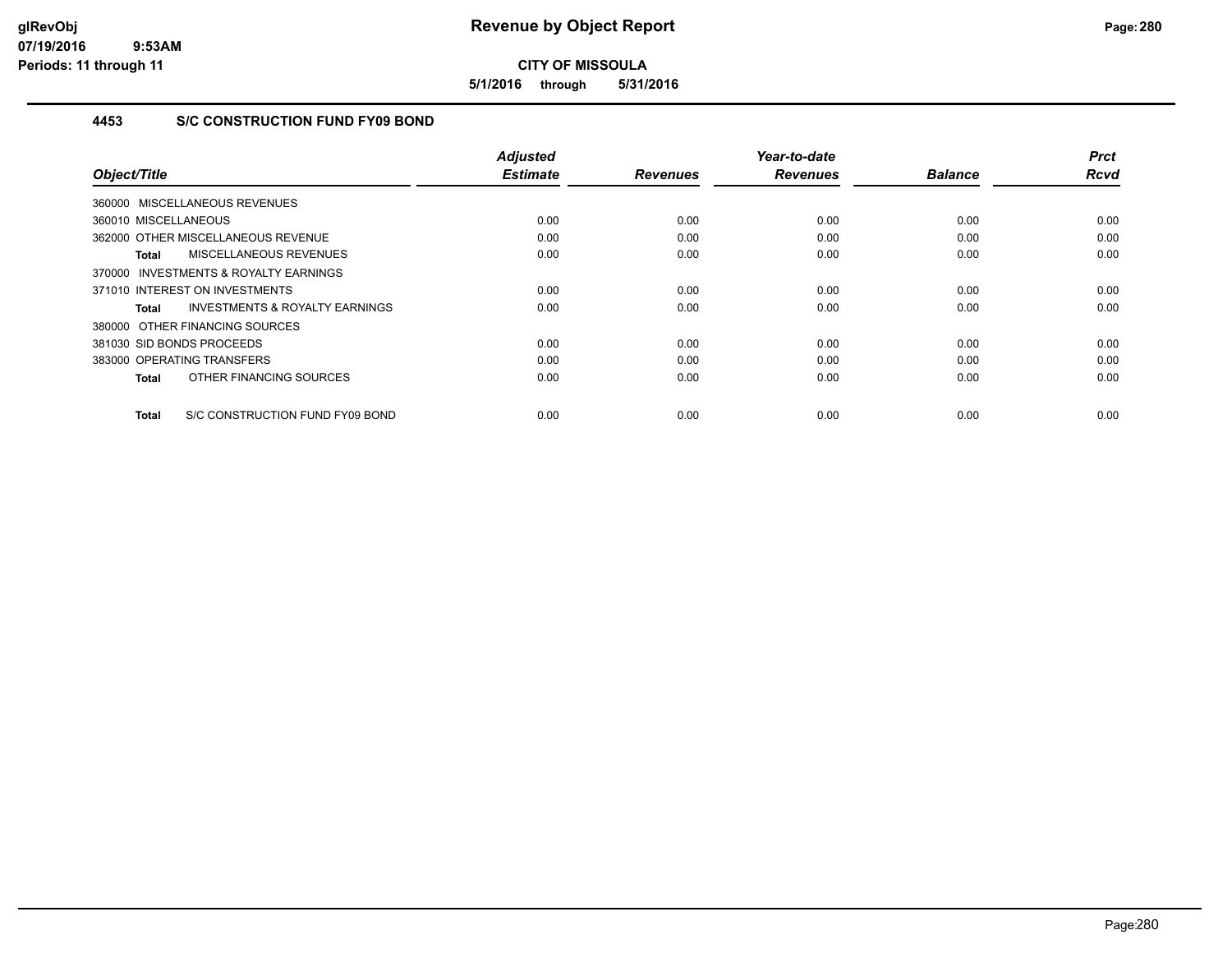**CITY OF MISSOULA**

**5/1/2016 through 5/31/2016**

### 4453 S/C CONSTRUCTION FUND FY09 BOND

| Object/Title | Adjusted Estimate | Revenues | Year-to-date Revenues | Balance | Prct Rcvd |
|---|---|---|---|---|---|
| 360000 MISCELLANEOUS REVENUES | | | | | |
| 360010 MISCELLANEOUS | 0.00 | 0.00 | 0.00 | 0.00 | 0.00 |
| 362000 OTHER MISCELLANEOUS REVENUE | 0.00 | 0.00 | 0.00 | 0.00 | 0.00 |
| **Total** MISCELLANEOUS REVENUES | 0.00 | 0.00 | 0.00 | 0.00 | 0.00 |
| 370000 INVESTMENTS & ROYALTY EARNINGS | | | | | |
| 371010 INTEREST ON INVESTMENTS | 0.00 | 0.00 | 0.00 | 0.00 | 0.00 |
| **Total** INVESTMENTS & ROYALTY EARNINGS | 0.00 | 0.00 | 0.00 | 0.00 | 0.00 |
| 380000 OTHER FINANCING SOURCES | | | | | |
| 381030 SID BONDS PROCEEDS | 0.00 | 0.00 | 0.00 | 0.00 | 0.00 |
| 383000 OPERATING TRANSFERS | 0.00 | 0.00 | 0.00 | 0.00 | 0.00 |
| **Total** OTHER FINANCING SOURCES | 0.00 | 0.00 | 0.00 | 0.00 | 0.00 |
| **Total** S/C CONSTRUCTION FUND FY09 BOND | 0.00 | 0.00 | 0.00 | 0.00 | 0.00 |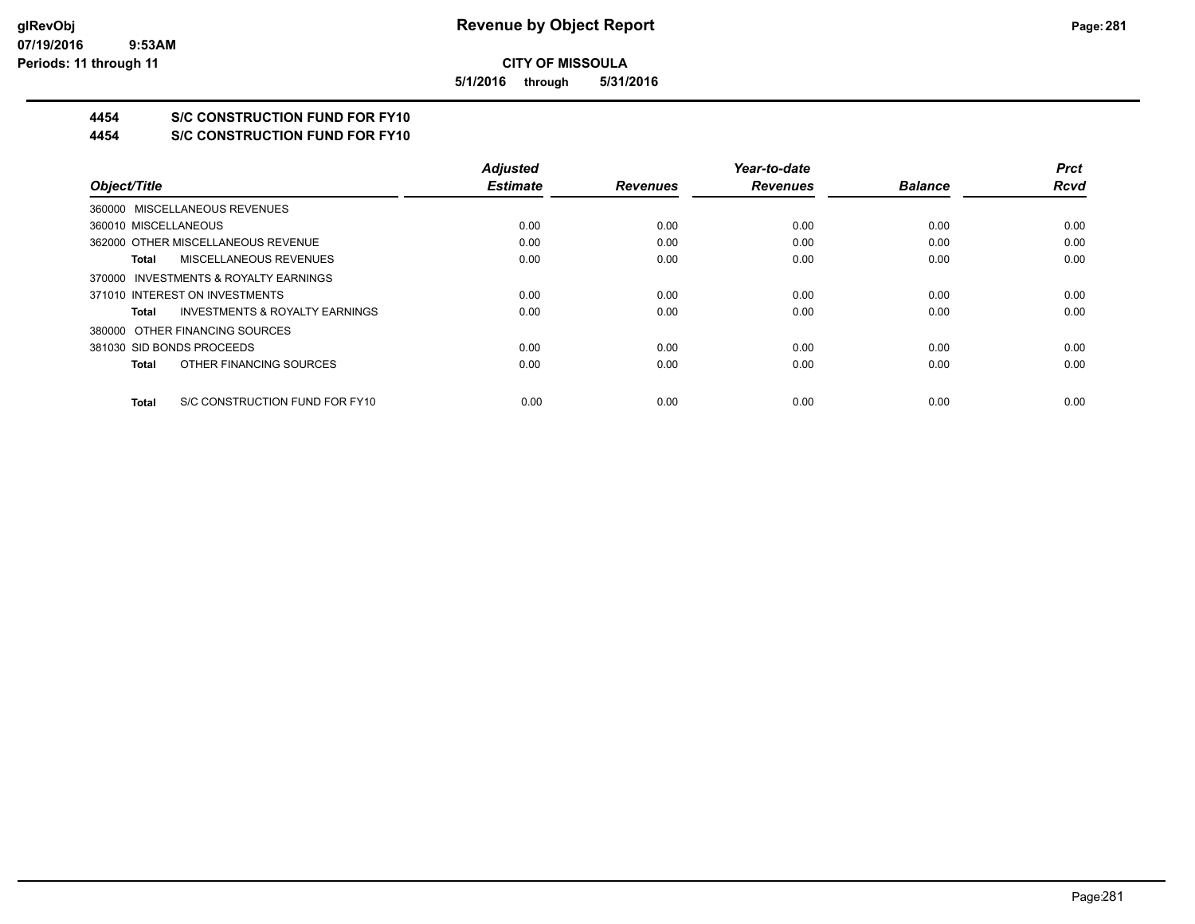**CITY OF MISSOULA**

**5/1/2016 through 5/31/2016**

## 4454 S/C CONSTRUCTION FUND FOR FY10

## 4454 S/C CONSTRUCTION FUND FOR FY10

| Object/Title | Adjusted Estimate | Revenues | Year-to-date Revenues | Balance | Prct Rcvd |
|---|---|---|---|---|---|
| 360000 MISCELLANEOUS REVENUES | | | | | |
| 360010 MISCELLANEOUS | 0.00 | 0.00 | 0.00 | 0.00 | 0.00 |
| 362000 OTHER MISCELLANEOUS REVENUE | 0.00 | 0.00 | 0.00 | 0.00 | 0.00 |
| **Total** MISCELLANEOUS REVENUES | 0.00 | 0.00 | 0.00 | 0.00 | 0.00 |
| 370000 INVESTMENTS & ROYALTY EARNINGS | | | | | |
| 371010 INTEREST ON INVESTMENTS | 0.00 | 0.00 | 0.00 | 0.00 | 0.00 |
| **Total** INVESTMENTS & ROYALTY EARNINGS | 0.00 | 0.00 | 0.00 | 0.00 | 0.00 |
| 380000 OTHER FINANCING SOURCES | | | | | |
| 381030 SID BONDS PROCEEDS | 0.00 | 0.00 | 0.00 | 0.00 | 0.00 |
| **Total** OTHER FINANCING SOURCES | 0.00 | 0.00 | 0.00 | 0.00 | 0.00 |
| **Total** S/C CONSTRUCTION FUND FOR FY10 | 0.00 | 0.00 | 0.00 | 0.00 | 0.00 |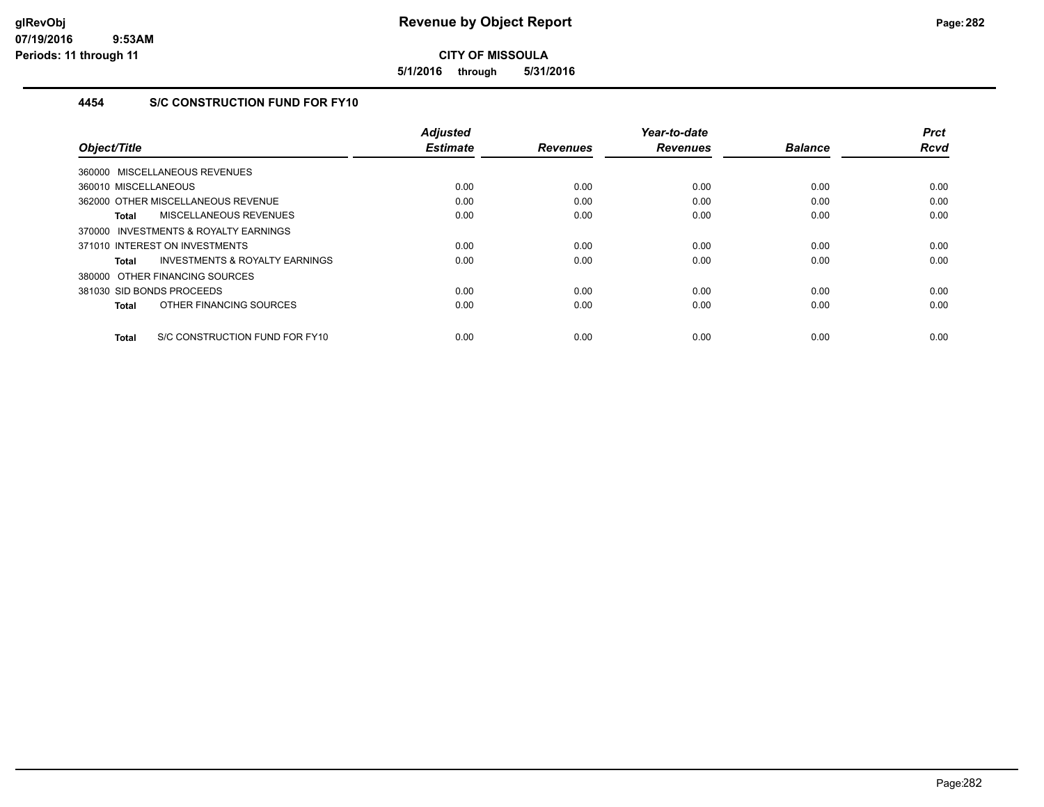# Revenue by Object Report

**CITY OF MISSOULA**

**5/1/2016 through 5/31/2016**

glRevObj
07/19/2016 9:53AM
Periods: 11 through 11

## 4454 S/C CONSTRUCTION FUND FOR FY10

| Object/Title | Adjusted Estimate | Revenues | Year-to-date Revenues | Balance | Prct Rcvd |
|---|---|---|---|---|---|
| 360000 MISCELLANEOUS REVENUES | | | | | |
| 360010 MISCELLANEOUS | 0.00 | 0.00 | 0.00 | 0.00 | 0.00 |
| 362000 OTHER MISCELLANEOUS REVENUE | 0.00 | 0.00 | 0.00 | 0.00 | 0.00 |
| **Total** MISCELLANEOUS REVENUES | 0.00 | 0.00 | 0.00 | 0.00 | 0.00 |
| 370000 INVESTMENTS & ROYALTY EARNINGS | | | | | |
| 371010 INTEREST ON INVESTMENTS | 0.00 | 0.00 | 0.00 | 0.00 | 0.00 |
| **Total** INVESTMENTS & ROYALTY EARNINGS | 0.00 | 0.00 | 0.00 | 0.00 | 0.00 |
| 380000 OTHER FINANCING SOURCES | | | | | |
| 381030 SID BONDS PROCEEDS | 0.00 | 0.00 | 0.00 | 0.00 | 0.00 |
| **Total** OTHER FINANCING SOURCES | 0.00 | 0.00 | 0.00 | 0.00 | 0.00 |
| **Total** S/C CONSTRUCTION FUND FOR FY10 | 0.00 | 0.00 | 0.00 | 0.00 | 0.00 |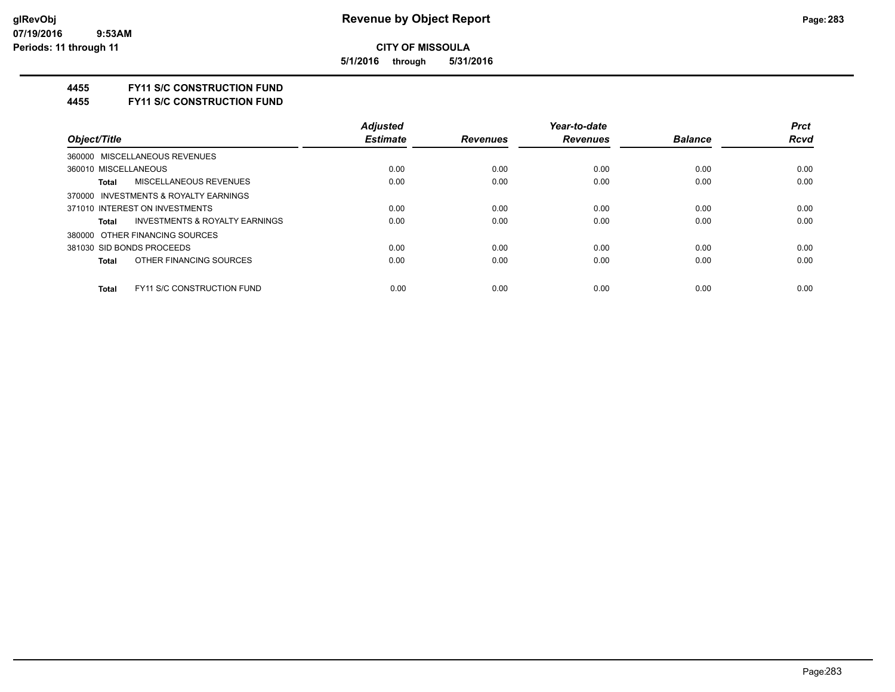**CITY OF MISSOULA**

**5/1/2016 through 5/31/2016**

## 4455 FY11 S/C CONSTRUCTION FUND

## 4455 FY11 S/C CONSTRUCTION FUND

| Object/Title | Adjusted Estimate | Revenues | Year-to-date Revenues | Balance | Prct Rcvd |
|---|---|---|---|---|---|
| 360000 MISCELLANEOUS REVENUES | | | | | |
| 360010 MISCELLANEOUS | 0.00 | 0.00 | 0.00 | 0.00 | 0.00 |
| **Total** MISCELLANEOUS REVENUES | 0.00 | 0.00 | 0.00 | 0.00 | 0.00 |
| 370000 INVESTMENTS & ROYALTY EARNINGS | | | | | |
| 371010 INTEREST ON INVESTMENTS | 0.00 | 0.00 | 0.00 | 0.00 | 0.00 |
| **Total** INVESTMENTS & ROYALTY EARNINGS | 0.00 | 0.00 | 0.00 | 0.00 | 0.00 |
| 380000 OTHER FINANCING SOURCES | | | | | |
| 381030 SID BONDS PROCEEDS | 0.00 | 0.00 | 0.00 | 0.00 | 0.00 |
| **Total** OTHER FINANCING SOURCES | 0.00 | 0.00 | 0.00 | 0.00 | 0.00 |
| **Total** FY11 S/C CONSTRUCTION FUND | 0.00 | 0.00 | 0.00 | 0.00 | 0.00 |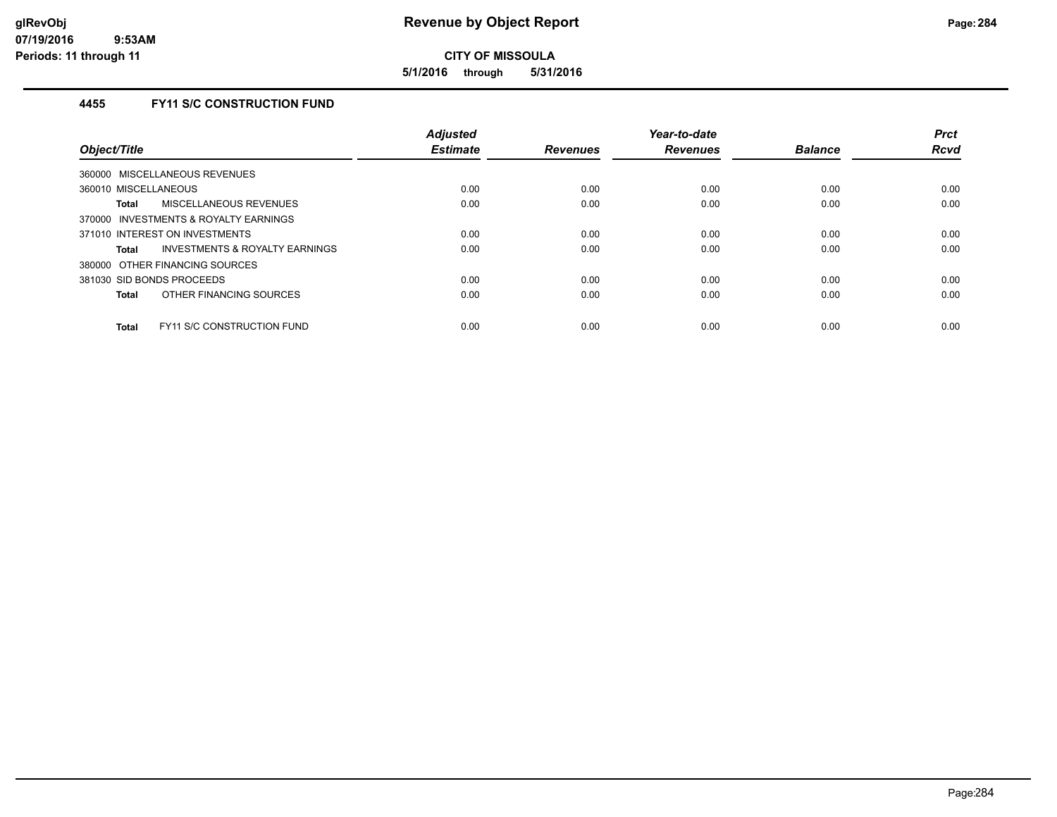**CITY OF MISSOULA**

**5/1/2016 through 5/31/2016**

### 4455 FY11 S/C CONSTRUCTION FUND

| Object/Title | Adjusted Estimate | Revenues | Year-to-date Revenues | Balance | Prct Rcvd |
|---|---|---|---|---|---|
| 360000 MISCELLANEOUS REVENUES | | | | | |
| 360010 MISCELLANEOUS | 0.00 | 0.00 | 0.00 | 0.00 | 0.00 |
| **Total** MISCELLANEOUS REVENUES | 0.00 | 0.00 | 0.00 | 0.00 | 0.00 |
| 370000 INVESTMENTS & ROYALTY EARNINGS | | | | | |
| 371010 INTEREST ON INVESTMENTS | 0.00 | 0.00 | 0.00 | 0.00 | 0.00 |
| **Total** INVESTMENTS & ROYALTY EARNINGS | 0.00 | 0.00 | 0.00 | 0.00 | 0.00 |
| 380000 OTHER FINANCING SOURCES | | | | | |
| 381030 SID BONDS PROCEEDS | 0.00 | 0.00 | 0.00 | 0.00 | 0.00 |
| **Total** OTHER FINANCING SOURCES | 0.00 | 0.00 | 0.00 | 0.00 | 0.00 |
| **Total** FY11 S/C CONSTRUCTION FUND | 0.00 | 0.00 | 0.00 | 0.00 | 0.00 |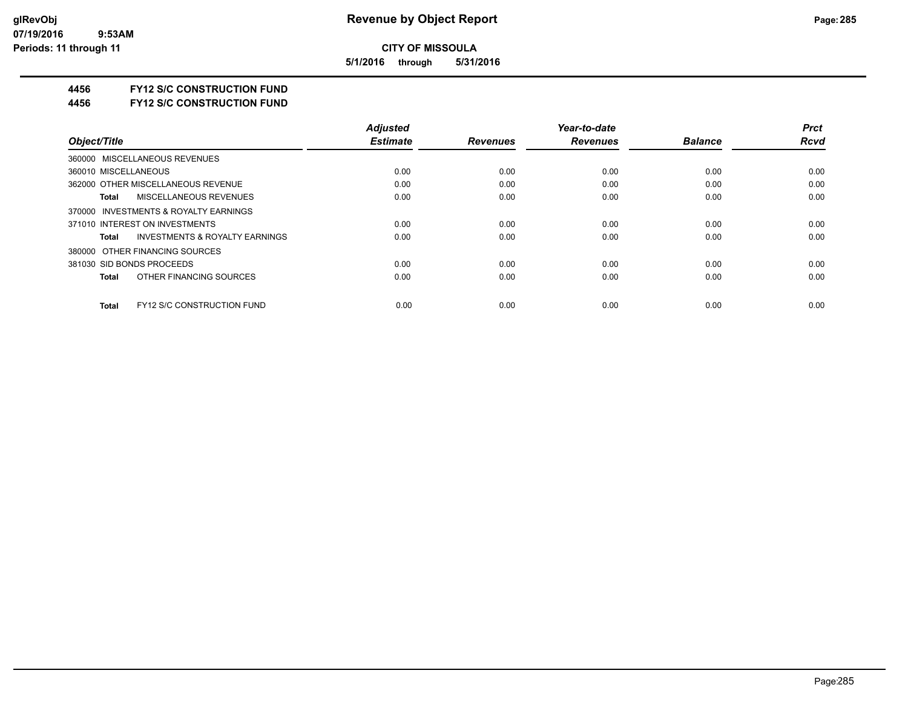# Revenue by Object Report

**CITY OF MISSOULA**

**5/1/2016 through 5/31/2016**

**4456 FY12 S/C CONSTRUCTION FUND**

**4456 FY12 S/C CONSTRUCTION FUND**

| Object/Title | Adjusted Estimate | Revenues | Year-to-date Revenues | Balance | Prct Rcvd |
|---|---|---|---|---|---|
| 360000 MISCELLANEOUS REVENUES | | | | | |
| 360010 MISCELLANEOUS | 0.00 | 0.00 | 0.00 | 0.00 | 0.00 |
| 362000 OTHER MISCELLANEOUS REVENUE | 0.00 | 0.00 | 0.00 | 0.00 | 0.00 |
| **Total** MISCELLANEOUS REVENUES | 0.00 | 0.00 | 0.00 | 0.00 | 0.00 |
| 370000 INVESTMENTS & ROYALTY EARNINGS | | | | | |
| 371010 INTEREST ON INVESTMENTS | 0.00 | 0.00 | 0.00 | 0.00 | 0.00 |
| **Total** INVESTMENTS & ROYALTY EARNINGS | 0.00 | 0.00 | 0.00 | 0.00 | 0.00 |
| 380000 OTHER FINANCING SOURCES | | | | | |
| 381030 SID BONDS PROCEEDS | 0.00 | 0.00 | 0.00 | 0.00 | 0.00 |
| **Total** OTHER FINANCING SOURCES | 0.00 | 0.00 | 0.00 | 0.00 | 0.00 |
| **Total** FY12 S/C CONSTRUCTION FUND | 0.00 | 0.00 | 0.00 | 0.00 | 0.00 |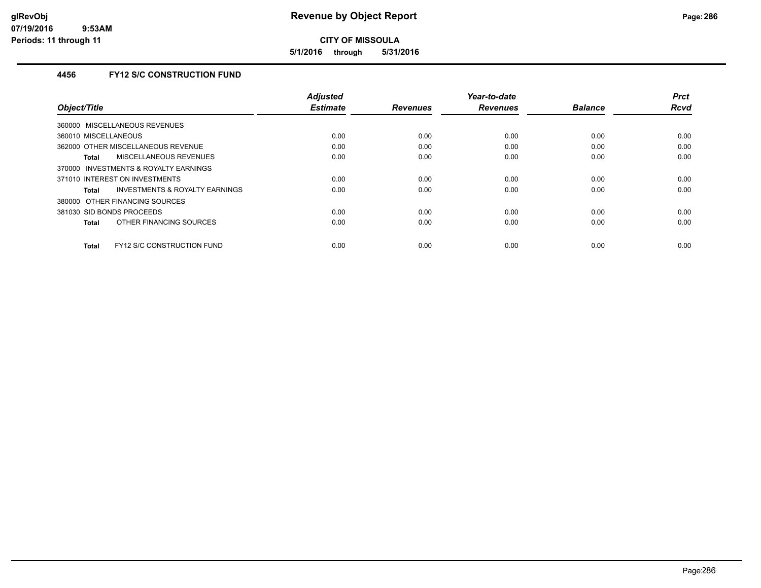# Revenue by Object Report

## CITY OF MISSOULA

**5/1/2016 through 5/31/2016**

### 4456 FY12 S/C CONSTRUCTION FUND

| Object/Title | Adjusted Estimate | Revenues | Year-to-date Revenues | Balance | Prct Rcvd |
|---|---|---|---|---|---|
| 360000 MISCELLANEOUS REVENUES | | | | | |
| 360010 MISCELLANEOUS | 0.00 | 0.00 | 0.00 | 0.00 | 0.00 |
| 362000 OTHER MISCELLANEOUS REVENUE | 0.00 | 0.00 | 0.00 | 0.00 | 0.00 |
| **Total** MISCELLANEOUS REVENUES | 0.00 | 0.00 | 0.00 | 0.00 | 0.00 |
| 370000 INVESTMENTS & ROYALTY EARNINGS | | | | | |
| 371010 INTEREST ON INVESTMENTS | 0.00 | 0.00 | 0.00 | 0.00 | 0.00 |
| **Total** INVESTMENTS & ROYALTY EARNINGS | 0.00 | 0.00 | 0.00 | 0.00 | 0.00 |
| 380000 OTHER FINANCING SOURCES | | | | | |
| 381030 SID BONDS PROCEEDS | 0.00 | 0.00 | 0.00 | 0.00 | 0.00 |
| **Total** OTHER FINANCING SOURCES | 0.00 | 0.00 | 0.00 | 0.00 | 0.00 |
| **Total** FY12 S/C CONSTRUCTION FUND | 0.00 | 0.00 | 0.00 | 0.00 | 0.00 |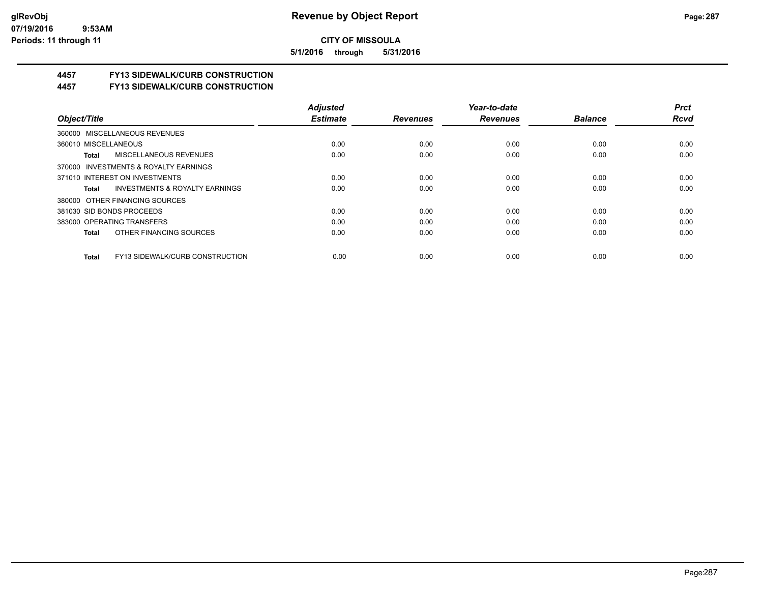# Revenue by Object Report

**CITY OF MISSOULA**

**5/1/2016 through 5/31/2016**

glRevObj
07/19/2016 9:53AM
Periods: 11 through 11

## 4457 FY13 SIDEWALK/CURB CONSTRUCTION
## 4457 FY13 SIDEWALK/CURB CONSTRUCTION

| Object/Title | Adjusted Estimate | Revenues | Year-to-date Revenues | Balance | Prct Rcvd |
|---|---|---|---|---|---|
| 360000 MISCELLANEOUS REVENUES | | | | | |
| 360010 MISCELLANEOUS | 0.00 | 0.00 | 0.00 | 0.00 | 0.00 |
| **Total** MISCELLANEOUS REVENUES | 0.00 | 0.00 | 0.00 | 0.00 | 0.00 |
| 370000 INVESTMENTS & ROYALTY EARNINGS | | | | | |
| 371010 INTEREST ON INVESTMENTS | 0.00 | 0.00 | 0.00 | 0.00 | 0.00 |
| **Total** INVESTMENTS & ROYALTY EARNINGS | 0.00 | 0.00 | 0.00 | 0.00 | 0.00 |
| 380000 OTHER FINANCING SOURCES | | | | | |
| 381030 SID BONDS PROCEEDS | 0.00 | 0.00 | 0.00 | 0.00 | 0.00 |
| 383000 OPERATING TRANSFERS | 0.00 | 0.00 | 0.00 | 0.00 | 0.00 |
| **Total** OTHER FINANCING SOURCES | 0.00 | 0.00 | 0.00 | 0.00 | 0.00 |
| **Total** FY13 SIDEWALK/CURB CONSTRUCTION | 0.00 | 0.00 | 0.00 | 0.00 | 0.00 |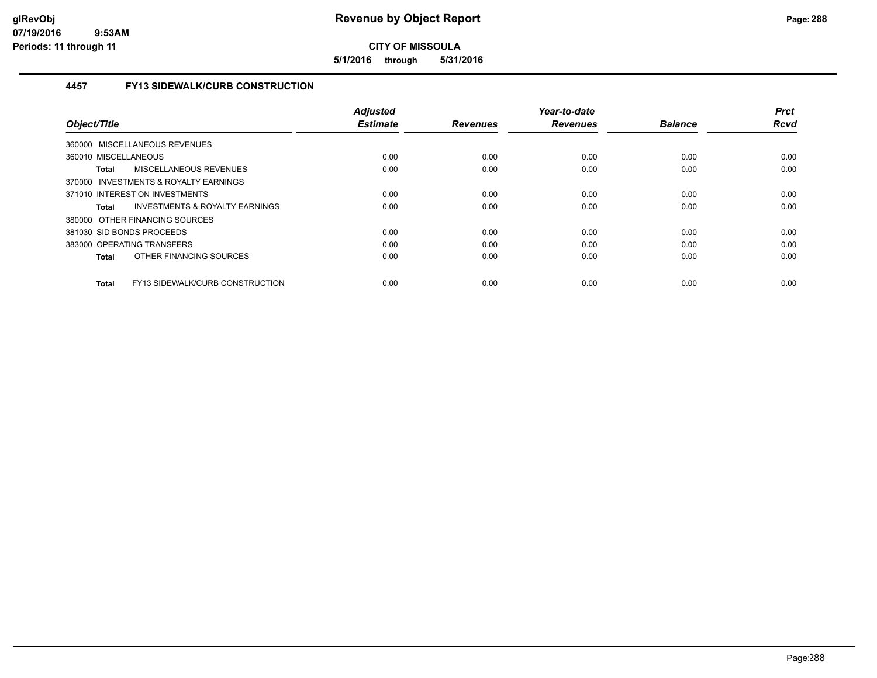# Revenue by Object Report

**CITY OF MISSOULA**

**5/1/2016 through 5/31/2016**

### 4457 FY13 SIDEWALK/CURB CONSTRUCTION

| Object/Title | Adjusted Estimate | Revenues | Year-to-date Revenues | Balance | Prct Rcvd |
|---|---|---|---|---|---|
| 360000 MISCELLANEOUS REVENUES | | | | | |
| 360010 MISCELLANEOUS | 0.00 | 0.00 | 0.00 | 0.00 | 0.00 |
| **Total** MISCELLANEOUS REVENUES | 0.00 | 0.00 | 0.00 | 0.00 | 0.00 |
| 370000 INVESTMENTS & ROYALTY EARNINGS | | | | | |
| 371010 INTEREST ON INVESTMENTS | 0.00 | 0.00 | 0.00 | 0.00 | 0.00 |
| **Total** INVESTMENTS & ROYALTY EARNINGS | 0.00 | 0.00 | 0.00 | 0.00 | 0.00 |
| 380000 OTHER FINANCING SOURCES | | | | | |
| 381030 SID BONDS PROCEEDS | 0.00 | 0.00 | 0.00 | 0.00 | 0.00 |
| 383000 OPERATING TRANSFERS | 0.00 | 0.00 | 0.00 | 0.00 | 0.00 |
| **Total** OTHER FINANCING SOURCES | 0.00 | 0.00 | 0.00 | 0.00 | 0.00 |
| **Total** FY13 SIDEWALK/CURB CONSTRUCTION | 0.00 | 0.00 | 0.00 | 0.00 | 0.00 |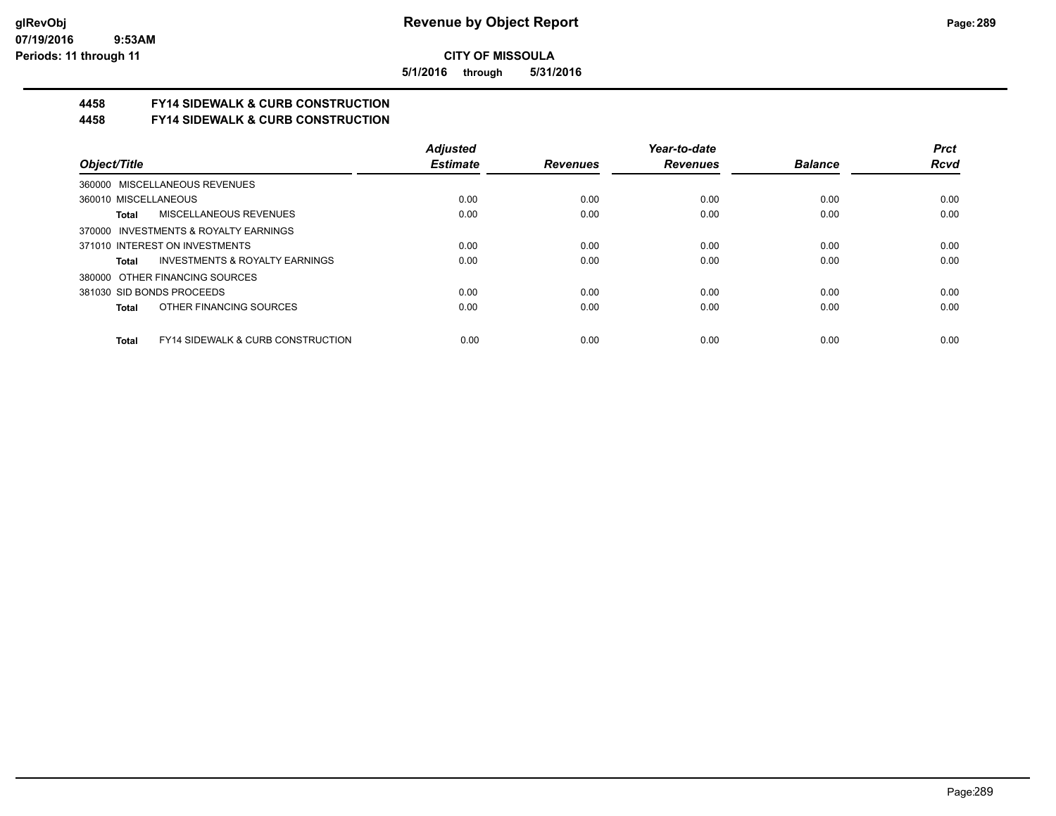**CITY OF MISSOULA**

**5/1/2016 through 5/31/2016**

## 4458 FY14 SIDEWALK & CURB CONSTRUCTION
## 4458 FY14 SIDEWALK & CURB CONSTRUCTION

| Object/Title | Adjusted Estimate | Revenues | Year-to-date Revenues | Balance | Prct Rcvd |
|---|---|---|---|---|---|
| 360000 MISCELLANEOUS REVENUES | | | | | |
| 360010 MISCELLANEOUS | 0.00 | 0.00 | 0.00 | 0.00 | 0.00 |
| **Total** MISCELLANEOUS REVENUES | 0.00 | 0.00 | 0.00 | 0.00 | 0.00 |
| 370000 INVESTMENTS & ROYALTY EARNINGS | | | | | |
| 371010 INTEREST ON INVESTMENTS | 0.00 | 0.00 | 0.00 | 0.00 | 0.00 |
| **Total** INVESTMENTS & ROYALTY EARNINGS | 0.00 | 0.00 | 0.00 | 0.00 | 0.00 |
| 380000 OTHER FINANCING SOURCES | | | | | |
| 381030 SID BONDS PROCEEDS | 0.00 | 0.00 | 0.00 | 0.00 | 0.00 |
| **Total** OTHER FINANCING SOURCES | 0.00 | 0.00 | 0.00 | 0.00 | 0.00 |
| **Total** FY14 SIDEWALK & CURB CONSTRUCTION | 0.00 | 0.00 | 0.00 | 0.00 | 0.00 |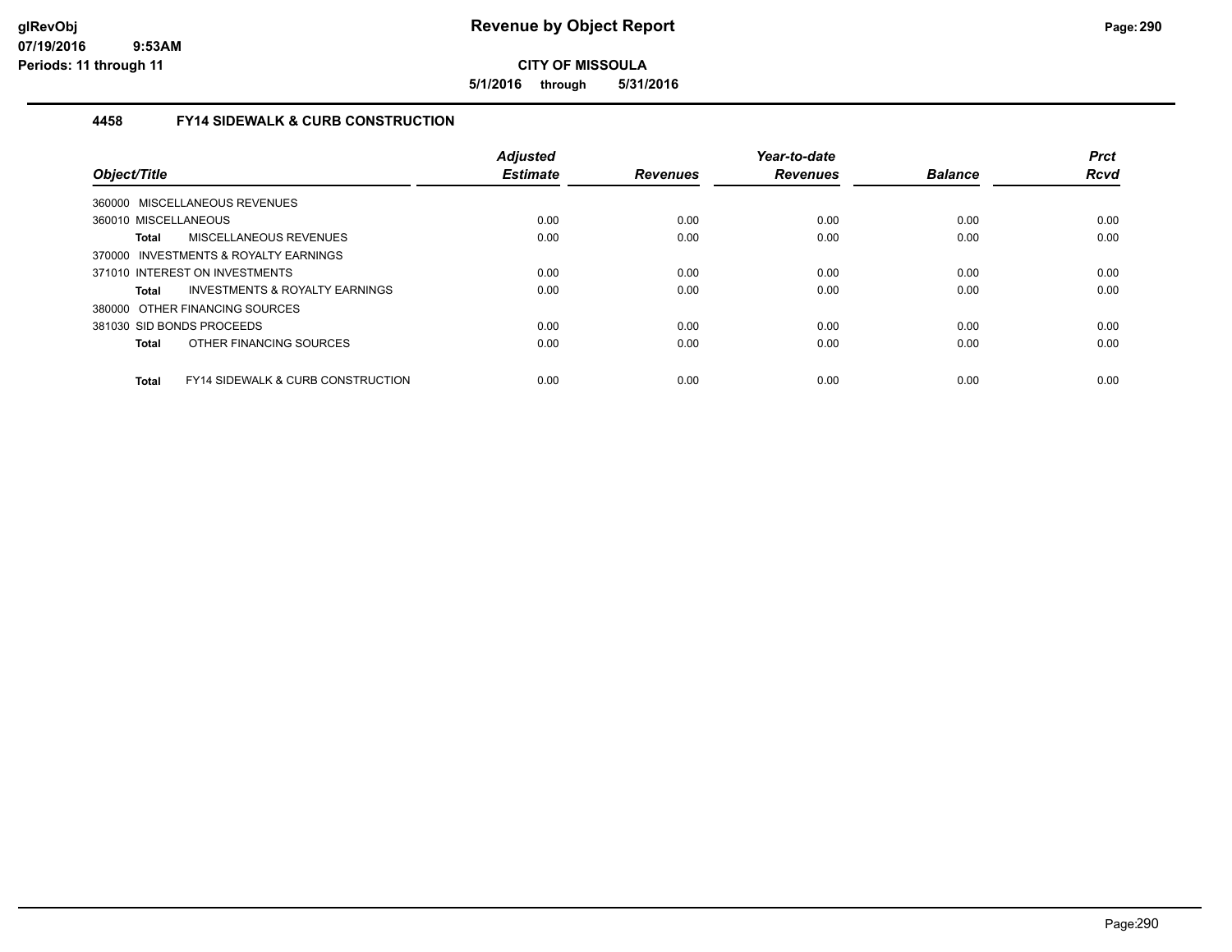CITY OF MISSOULA

5/1/2016 through 5/31/2016

### 4458 FY14 SIDEWALK & CURB CONSTRUCTION

| Object/Title | Adjusted Estimate | Revenues | Year-to-date Revenues | Balance | Prct Rcvd |
|---|---|---|---|---|---|
| 360000 MISCELLANEOUS REVENUES | | | | | |
| 360010 MISCELLANEOUS | 0.00 | 0.00 | 0.00 | 0.00 | 0.00 |
| **Total** MISCELLANEOUS REVENUES | 0.00 | 0.00 | 0.00 | 0.00 | 0.00 |
| 370000 INVESTMENTS & ROYALTY EARNINGS | | | | | |
| 371010 INTEREST ON INVESTMENTS | 0.00 | 0.00 | 0.00 | 0.00 | 0.00 |
| **Total** INVESTMENTS & ROYALTY EARNINGS | 0.00 | 0.00 | 0.00 | 0.00 | 0.00 |
| 380000 OTHER FINANCING SOURCES | | | | | |
| 381030 SID BONDS PROCEEDS | 0.00 | 0.00 | 0.00 | 0.00 | 0.00 |
| **Total** OTHER FINANCING SOURCES | 0.00 | 0.00 | 0.00 | 0.00 | 0.00 |
| **Total** FY14 SIDEWALK & CURB CONSTRUCTION | 0.00 | 0.00 | 0.00 | 0.00 | 0.00 |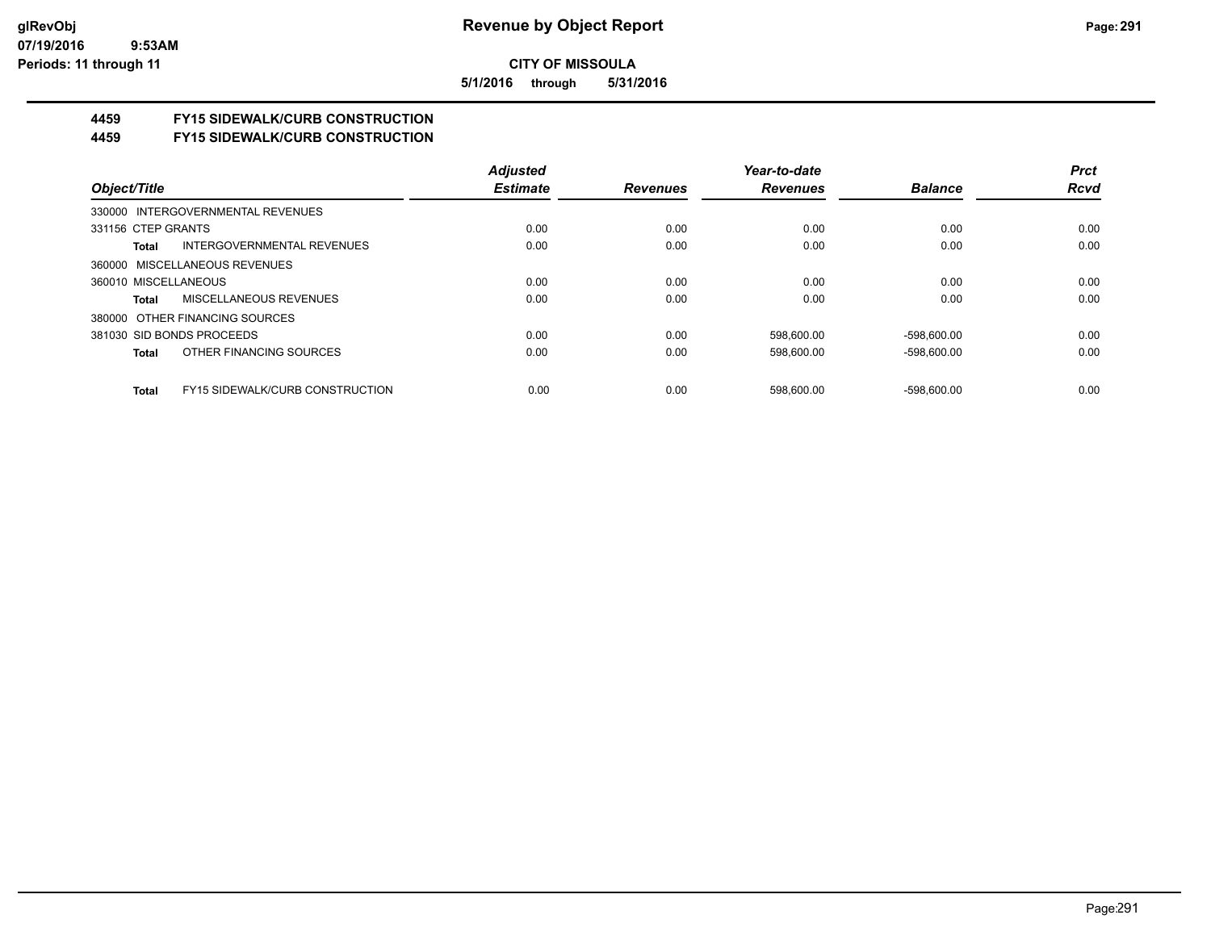# Revenue by Object Report

**CITY OF MISSOULA**

**5/1/2016 through 5/31/2016**

glRevObj
07/19/2016 9:53AM
Periods: 11 through 11

## 4459 FY15 SIDEWALK/CURB CONSTRUCTION
## 4459 FY15 SIDEWALK/CURB CONSTRUCTION

| Object/Title | Adjusted Estimate | Revenues | Year-to-date Revenues | Balance | Prct Rcvd |
|---|---|---|---|---|---|
| 330000 INTERGOVERNMENTAL REVENUES | | | | | |
| 331156 CTEP GRANTS | 0.00 | 0.00 | 0.00 | 0.00 | 0.00 |
| **Total** INTERGOVERNMENTAL REVENUES | 0.00 | 0.00 | 0.00 | 0.00 | 0.00 |
| 360000 MISCELLANEOUS REVENUES | | | | | |
| 360010 MISCELLANEOUS | 0.00 | 0.00 | 0.00 | 0.00 | 0.00 |
| **Total** MISCELLANEOUS REVENUES | 0.00 | 0.00 | 0.00 | 0.00 | 0.00 |
| 380000 OTHER FINANCING SOURCES | | | | | |
| 381030 SID BONDS PROCEEDS | 0.00 | 0.00 | 598,600.00 | -598,600.00 | 0.00 |
| **Total** OTHER FINANCING SOURCES | 0.00 | 0.00 | 598,600.00 | -598,600.00 | 0.00 |
| **Total** FY15 SIDEWALK/CURB CONSTRUCTION | 0.00 | 0.00 | 598,600.00 | -598,600.00 | 0.00 |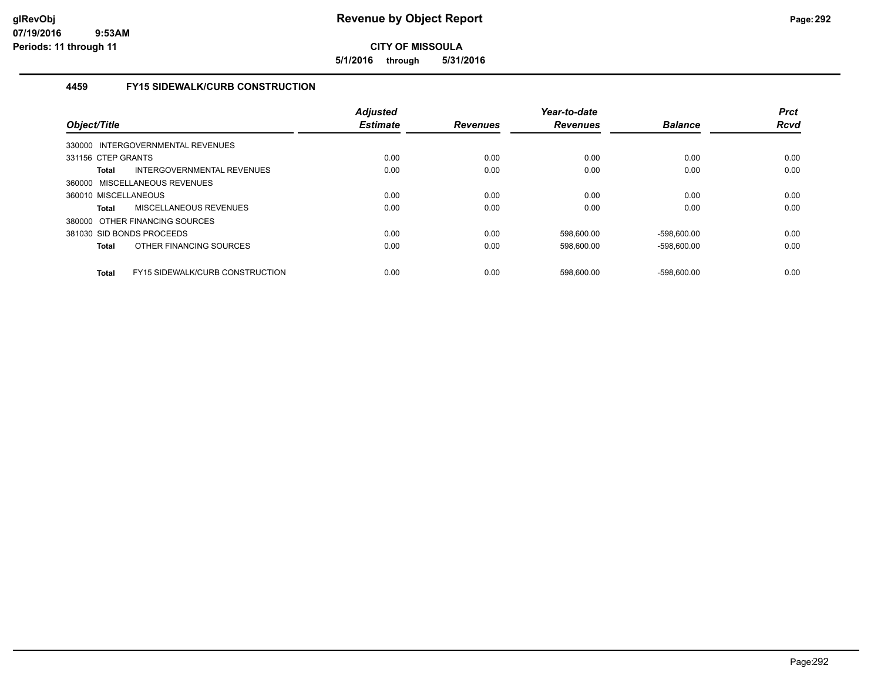**Revenue by Object Report**

**CITY OF MISSOULA**

**5/1/2016 through 5/31/2016**

glRevObj
07/19/2016 9:53AM
Periods: 11 through 11

### 4459 FY15 SIDEWALK/CURB CONSTRUCTION

| Object/Title | Adjusted Estimate | Revenues | Year-to-date Revenues | Balance | Prct Rcvd |
|---|---|---|---|---|---|
| 330000 INTERGOVERNMENTAL REVENUES | | | | | |
| 331156 CTEP GRANTS | 0.00 | 0.00 | 0.00 | 0.00 | 0.00 |
| **Total** INTERGOVERNMENTAL REVENUES | 0.00 | 0.00 | 0.00 | 0.00 | 0.00 |
| 360000 MISCELLANEOUS REVENUES | | | | | |
| 360010 MISCELLANEOUS | 0.00 | 0.00 | 0.00 | 0.00 | 0.00 |
| **Total** MISCELLANEOUS REVENUES | 0.00 | 0.00 | 0.00 | 0.00 | 0.00 |
| 380000 OTHER FINANCING SOURCES | | | | | |
| 381030 SID BONDS PROCEEDS | 0.00 | 0.00 | 598,600.00 | -598,600.00 | 0.00 |
| **Total** OTHER FINANCING SOURCES | 0.00 | 0.00 | 598,600.00 | -598,600.00 | 0.00 |
| **Total** FY15 SIDEWALK/CURB CONSTRUCTION | 0.00 | 0.00 | 598,600.00 | -598,600.00 | 0.00 |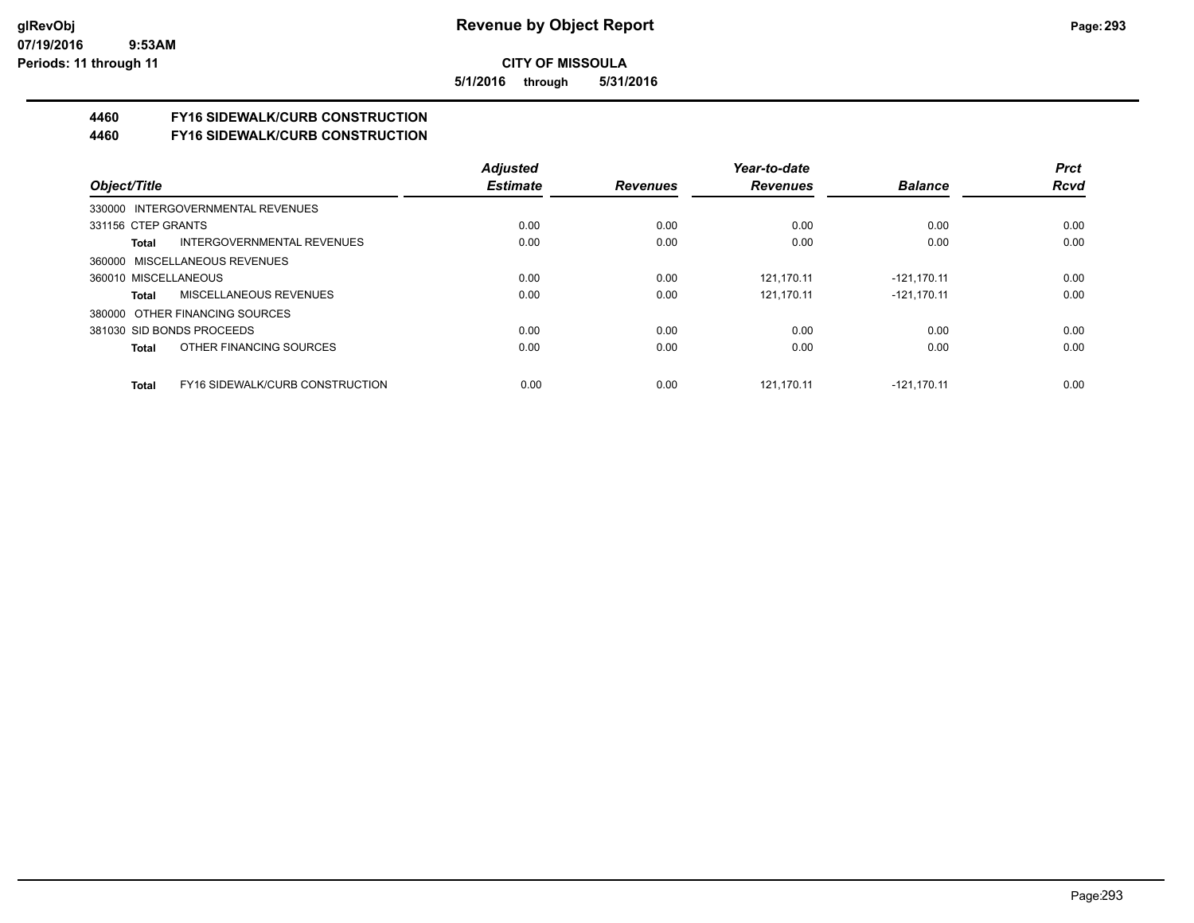# Revenue by Object Report

**CITY OF MISSOULA**

**5/1/2016 through 5/31/2016**

glRevObj
07/19/2016 9:53AM
Periods: 11 through 11

## 4460 FY16 SIDEWALK/CURB CONSTRUCTION
## 4460 FY16 SIDEWALK/CURB CONSTRUCTION

| Object/Title | Adjusted Estimate | Revenues | Year-to-date Revenues | Balance | Prct Rcvd |
|---|---|---|---|---|---|
| 330000 INTERGOVERNMENTAL REVENUES | | | | | |
| 331156 CTEP GRANTS | 0.00 | 0.00 | 0.00 | 0.00 | 0.00 |
| **Total** INTERGOVERNMENTAL REVENUES | 0.00 | 0.00 | 0.00 | 0.00 | 0.00 |
| 360000 MISCELLANEOUS REVENUES | | | | | |
| 360010 MISCELLANEOUS | 0.00 | 0.00 | 121,170.11 | -121,170.11 | 0.00 |
| **Total** MISCELLANEOUS REVENUES | 0.00 | 0.00 | 121,170.11 | -121,170.11 | 0.00 |
| 380000 OTHER FINANCING SOURCES | | | | | |
| 381030 SID BONDS PROCEEDS | 0.00 | 0.00 | 0.00 | 0.00 | 0.00 |
| **Total** OTHER FINANCING SOURCES | 0.00 | 0.00 | 0.00 | 0.00 | 0.00 |
| **Total** FY16 SIDEWALK/CURB CONSTRUCTION | 0.00 | 0.00 | 121,170.11 | -121,170.11 | 0.00 |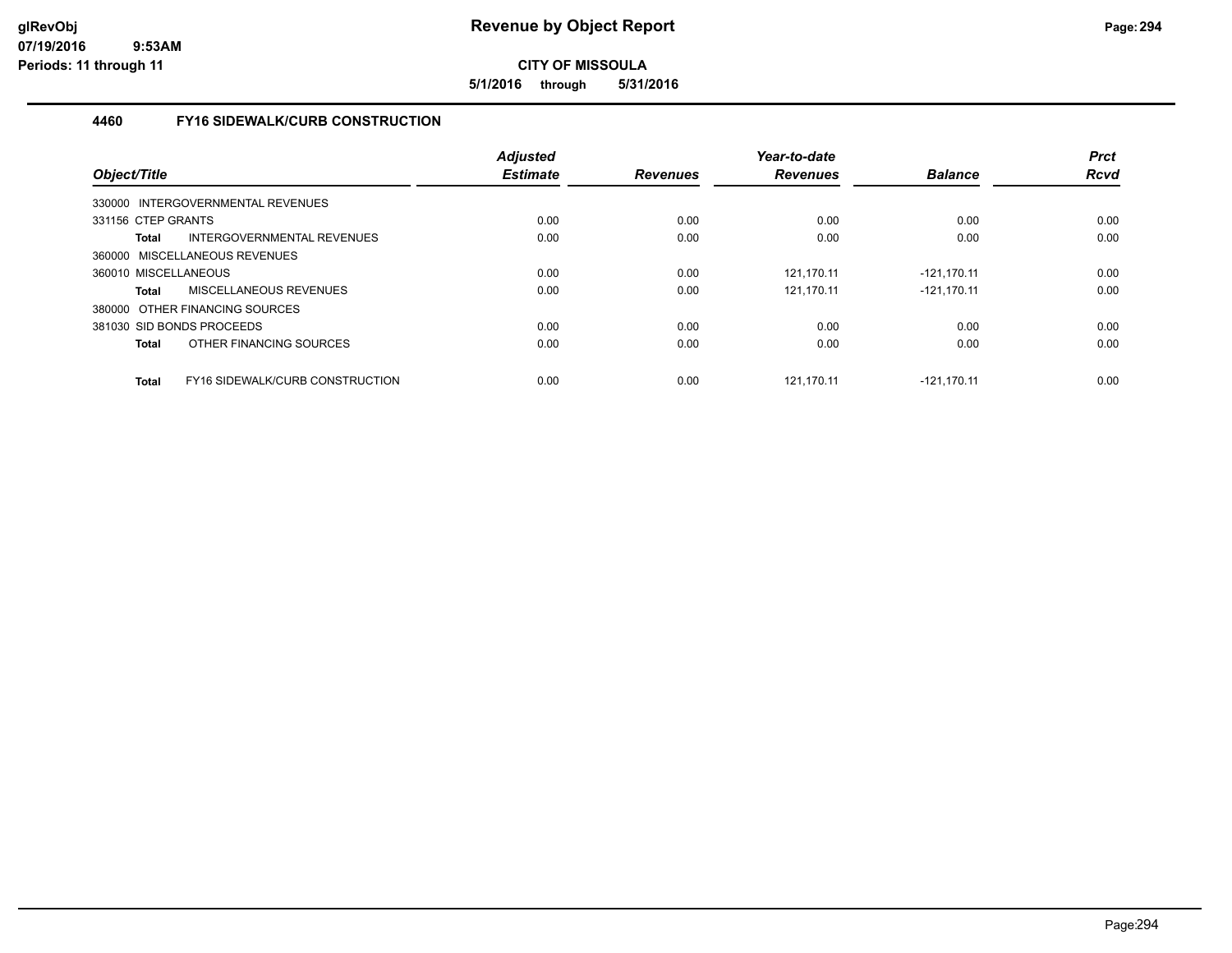**CITY OF MISSOULA**

**5/1/2016 through 5/31/2016**

## 4460 FY16 SIDEWALK/CURB CONSTRUCTION

| Object/Title | Adjusted Estimate | Revenues | Year-to-date Revenues | Balance | Prct Rcvd |
|---|---|---|---|---|---|
| 330000 INTERGOVERNMENTAL REVENUES | | | | | |
| 331156 CTEP GRANTS | 0.00 | 0.00 | 0.00 | 0.00 | 0.00 |
| **Total** INTERGOVERNMENTAL REVENUES | 0.00 | 0.00 | 0.00 | 0.00 | 0.00 |
| 360000 MISCELLANEOUS REVENUES | | | | | |
| 360010 MISCELLANEOUS | 0.00 | 0.00 | 121,170.11 | -121,170.11 | 0.00 |
| **Total** MISCELLANEOUS REVENUES | 0.00 | 0.00 | 121,170.11 | -121,170.11 | 0.00 |
| 380000 OTHER FINANCING SOURCES | | | | | |
| 381030 SID BONDS PROCEEDS | 0.00 | 0.00 | 0.00 | 0.00 | 0.00 |
| **Total** OTHER FINANCING SOURCES | 0.00 | 0.00 | 0.00 | 0.00 | 0.00 |
| **Total** FY16 SIDEWALK/CURB CONSTRUCTION | 0.00 | 0.00 | 121,170.11 | -121,170.11 | 0.00 |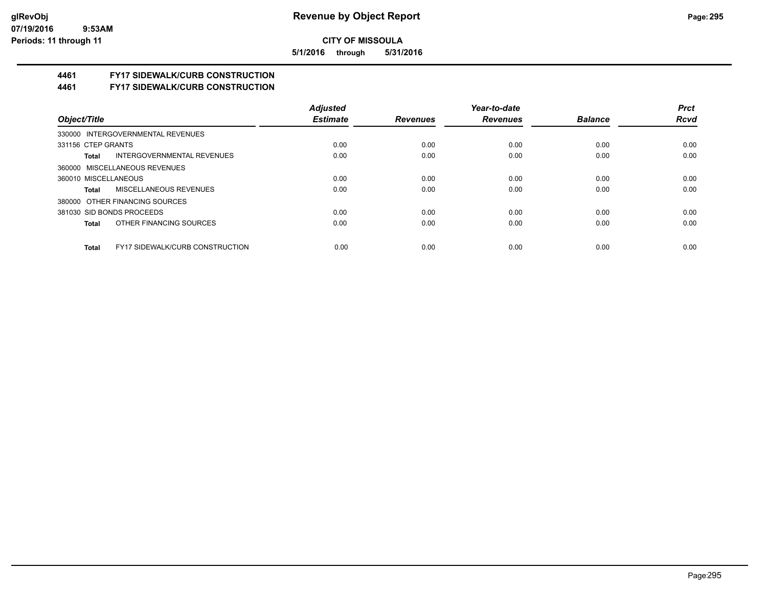**CITY OF MISSOULA**

**5/1/2016 through 5/31/2016**

## 4461 FY17 SIDEWALK/CURB CONSTRUCTION
## 4461 FY17 SIDEWALK/CURB CONSTRUCTION

| Object/Title | Adjusted Estimate | Revenues | Year-to-date Revenues | Balance | Prct Rcvd |
|---|---|---|---|---|---|
| 330000 INTERGOVERNMENTAL REVENUES | | | | | |
| 331156 CTEP GRANTS | 0.00 | 0.00 | 0.00 | 0.00 | 0.00 |
| **Total** INTERGOVERNMENTAL REVENUES | 0.00 | 0.00 | 0.00 | 0.00 | 0.00 |
| 360000 MISCELLANEOUS REVENUES | | | | | |
| 360010 MISCELLANEOUS | 0.00 | 0.00 | 0.00 | 0.00 | 0.00 |
| **Total** MISCELLANEOUS REVENUES | 0.00 | 0.00 | 0.00 | 0.00 | 0.00 |
| 380000 OTHER FINANCING SOURCES | | | | | |
| 381030 SID BONDS PROCEEDS | 0.00 | 0.00 | 0.00 | 0.00 | 0.00 |
| **Total** OTHER FINANCING SOURCES | 0.00 | 0.00 | 0.00 | 0.00 | 0.00 |
| **Total** FY17 SIDEWALK/CURB CONSTRUCTION | 0.00 | 0.00 | 0.00 | 0.00 | 0.00 |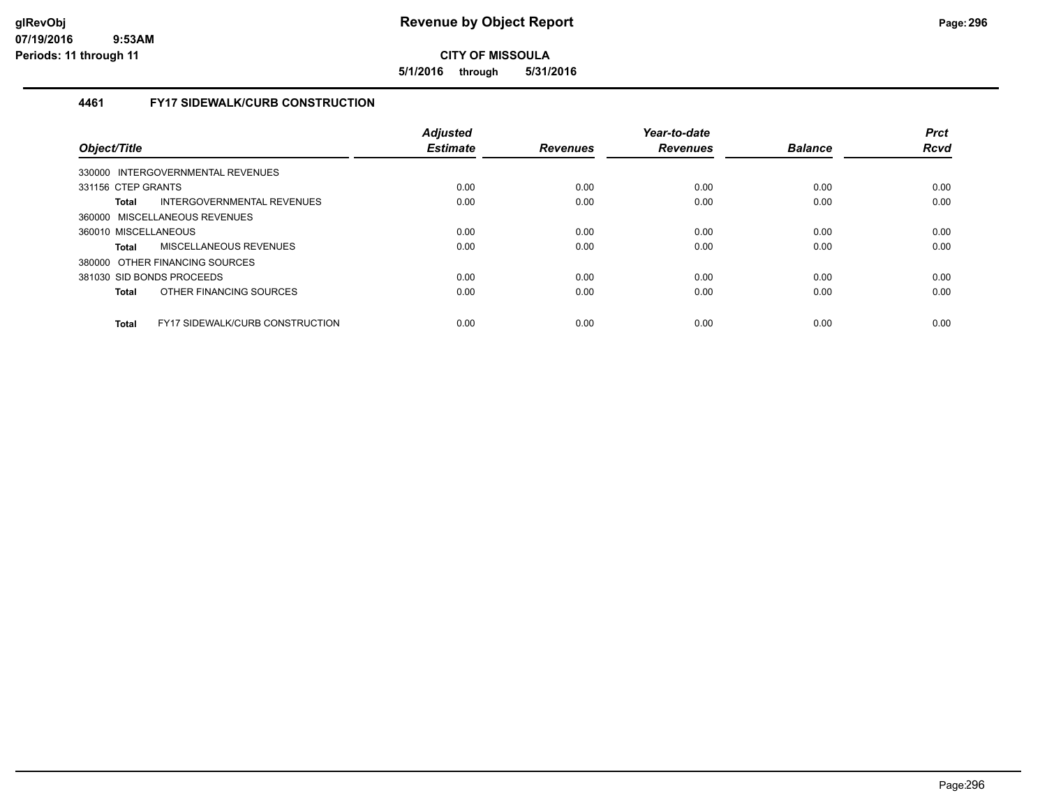**CITY OF MISSOULA**

**5/1/2016 through 5/31/2016**

### 4461 FY17 SIDEWALK/CURB CONSTRUCTION

| Object/Title | Adjusted Estimate | Revenues | Year-to-date Revenues | Balance | Prct Rcvd |
|---|---|---|---|---|---|
| 330000 INTERGOVERNMENTAL REVENUES | | | | | |
| 331156 CTEP GRANTS | 0.00 | 0.00 | 0.00 | 0.00 | 0.00 |
| **Total** INTERGOVERNMENTAL REVENUES | 0.00 | 0.00 | 0.00 | 0.00 | 0.00 |
| 360000 MISCELLANEOUS REVENUES | | | | | |
| 360010 MISCELLANEOUS | 0.00 | 0.00 | 0.00 | 0.00 | 0.00 |
| **Total** MISCELLANEOUS REVENUES | 0.00 | 0.00 | 0.00 | 0.00 | 0.00 |
| 380000 OTHER FINANCING SOURCES | | | | | |
| 381030 SID BONDS PROCEEDS | 0.00 | 0.00 | 0.00 | 0.00 | 0.00 |
| **Total** OTHER FINANCING SOURCES | 0.00 | 0.00 | 0.00 | 0.00 | 0.00 |
| **Total** FY17 SIDEWALK/CURB CONSTRUCTION | 0.00 | 0.00 | 0.00 | 0.00 | 0.00 |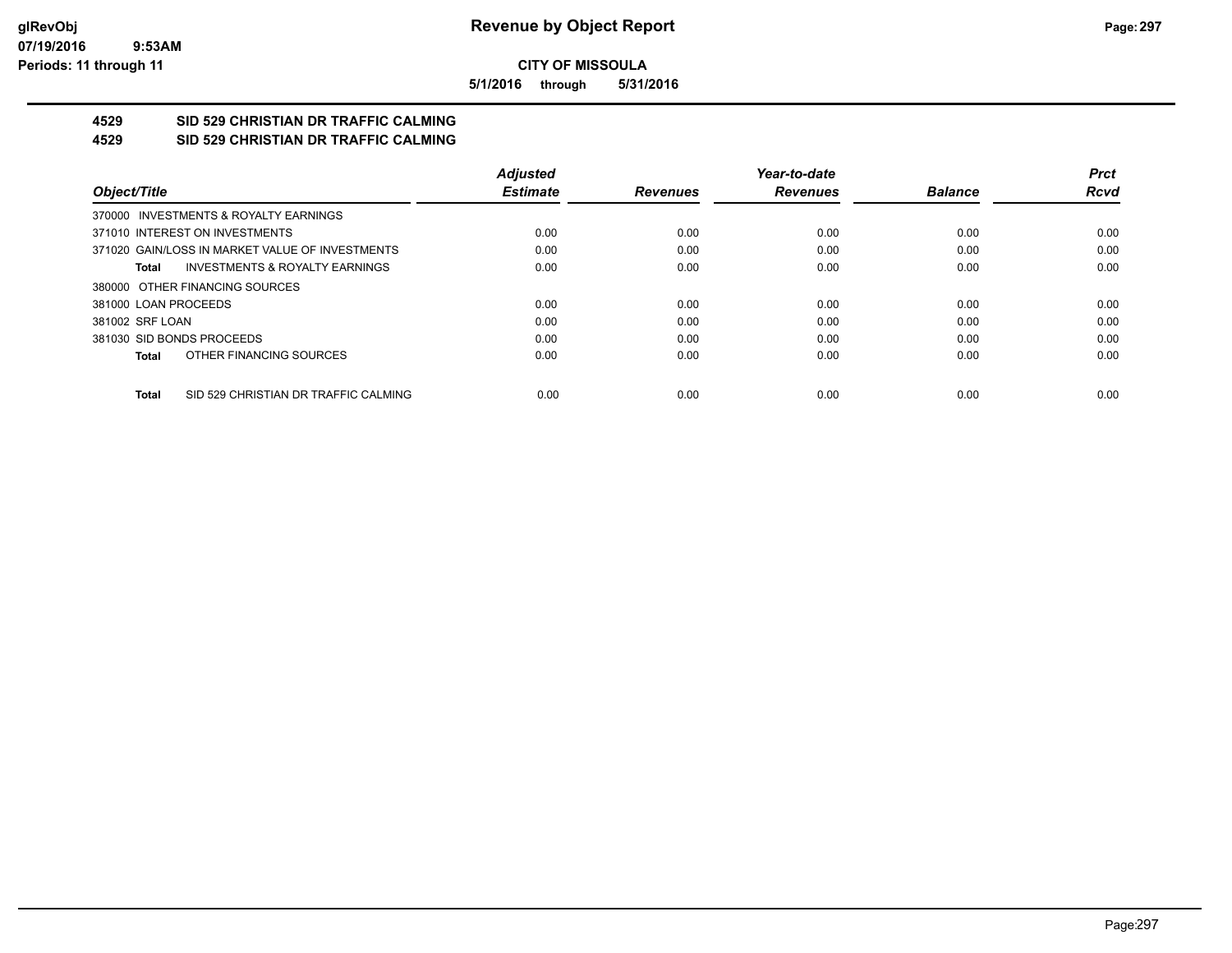**CITY OF MISSOULA**

**5/1/2016 through 5/31/2016**

## 4529 SID 529 CHRISTIAN DR TRAFFIC CALMING
## 4529 SID 529 CHRISTIAN DR TRAFFIC CALMING

| Object/Title | Adjusted Estimate | Revenues | Year-to-date Revenues | Balance | Prct Rcvd |
|---|---|---|---|---|---|
| 370000 INVESTMENTS & ROYALTY EARNINGS | | | | | |
| 371010 INTEREST ON INVESTMENTS | 0.00 | 0.00 | 0.00 | 0.00 | 0.00 |
| 371020 GAIN/LOSS IN MARKET VALUE OF INVESTMENTS | 0.00 | 0.00 | 0.00 | 0.00 | 0.00 |
| **Total** INVESTMENTS & ROYALTY EARNINGS | 0.00 | 0.00 | 0.00 | 0.00 | 0.00 |
| 380000 OTHER FINANCING SOURCES | | | | | |
| 381000 LOAN PROCEEDS | 0.00 | 0.00 | 0.00 | 0.00 | 0.00 |
| 381002 SRF LOAN | 0.00 | 0.00 | 0.00 | 0.00 | 0.00 |
| 381030 SID BONDS PROCEEDS | 0.00 | 0.00 | 0.00 | 0.00 | 0.00 |
| **Total** OTHER FINANCING SOURCES | 0.00 | 0.00 | 0.00 | 0.00 | 0.00 |
| **Total** SID 529 CHRISTIAN DR TRAFFIC CALMING | 0.00 | 0.00 | 0.00 | 0.00 | 0.00 |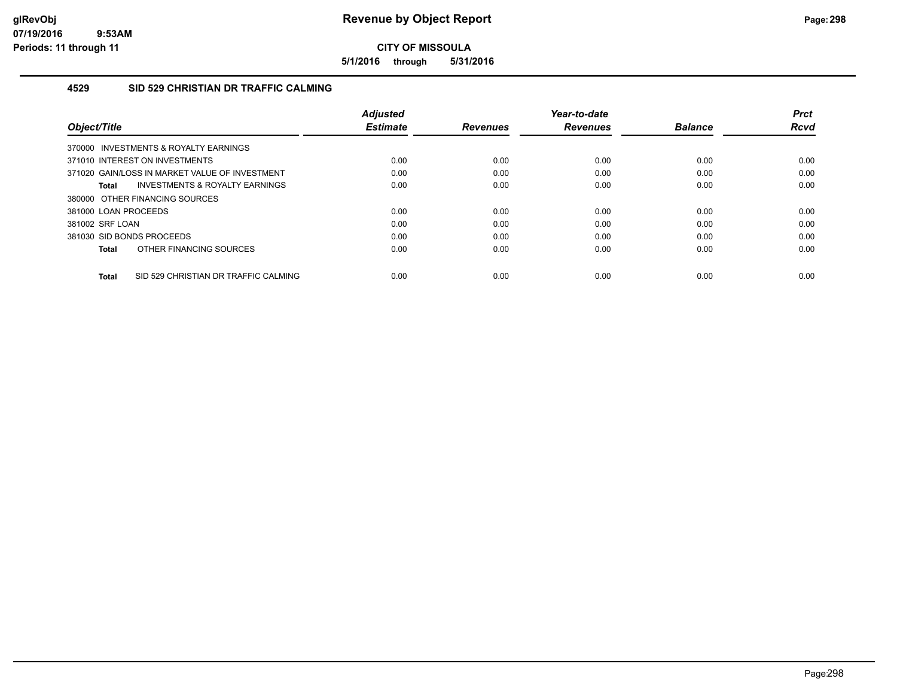# Revenue by Object Report

**CITY OF MISSOULA**

**5/1/2016 through 5/31/2016**

glRevObj
07/19/2016 9:53AM
Periods: 11 through 11

## 4529 SID 529 CHRISTIAN DR TRAFFIC CALMING

| Object/Title | Adjusted Estimate | Revenues | Year-to-date Revenues | Balance | Prct Rcvd |
|---|---|---|---|---|---|
| 370000 INVESTMENTS & ROYALTY EARNINGS | | | | | |
| 371010 INTEREST ON INVESTMENTS | 0.00 | 0.00 | 0.00 | 0.00 | 0.00 |
| 371020 GAIN/LOSS IN MARKET VALUE OF INVESTMENT | 0.00 | 0.00 | 0.00 | 0.00 | 0.00 |
| **Total** INVESTMENTS & ROYALTY EARNINGS | 0.00 | 0.00 | 0.00 | 0.00 | 0.00 |
| 380000 OTHER FINANCING SOURCES | | | | | |
| 381000 LOAN PROCEEDS | 0.00 | 0.00 | 0.00 | 0.00 | 0.00 |
| 381002 SRF LOAN | 0.00 | 0.00 | 0.00 | 0.00 | 0.00 |
| 381030 SID BONDS PROCEEDS | 0.00 | 0.00 | 0.00 | 0.00 | 0.00 |
| **Total** OTHER FINANCING SOURCES | 0.00 | 0.00 | 0.00 | 0.00 | 0.00 |
| **Total** SID 529 CHRISTIAN DR TRAFFIC CALMING | 0.00 | 0.00 | 0.00 | 0.00 | 0.00 |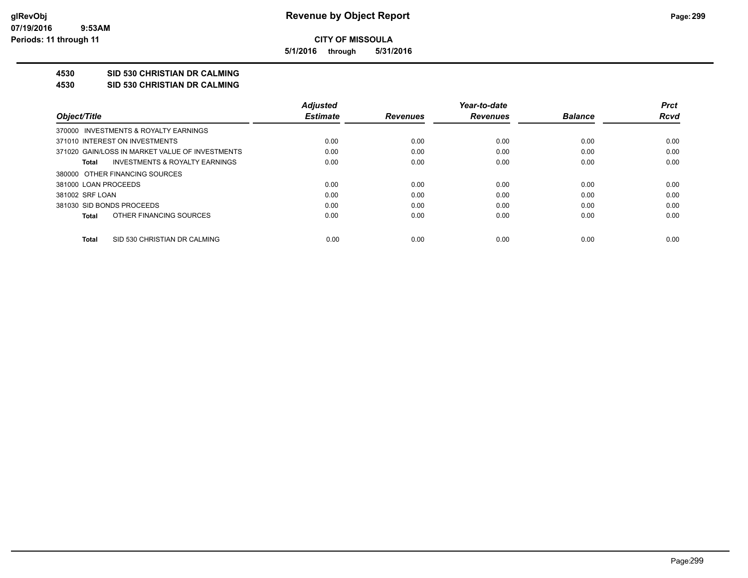**CITY OF MISSOULA**

**5/1/2016 through 5/31/2016**

**4530 SID 530 CHRISTIAN DR CALMING**

**4530 SID 530 CHRISTIAN DR CALMING**

| Object/Title | Adjusted Estimate | Revenues | Year-to-date Revenues | Balance | Prct Rcvd |
|---|---|---|---|---|---|
| 370000 INVESTMENTS & ROYALTY EARNINGS | | | | | |
| 371010 INTEREST ON INVESTMENTS | 0.00 | 0.00 | 0.00 | 0.00 | 0.00 |
| 371020 GAIN/LOSS IN MARKET VALUE OF INVESTMENTS | 0.00 | 0.00 | 0.00 | 0.00 | 0.00 |
| **Total** INVESTMENTS & ROYALTY EARNINGS | 0.00 | 0.00 | 0.00 | 0.00 | 0.00 |
| 380000 OTHER FINANCING SOURCES | | | | | |
| 381000 LOAN PROCEEDS | 0.00 | 0.00 | 0.00 | 0.00 | 0.00 |
| 381002 SRF LOAN | 0.00 | 0.00 | 0.00 | 0.00 | 0.00 |
| 381030 SID BONDS PROCEEDS | 0.00 | 0.00 | 0.00 | 0.00 | 0.00 |
| **Total** OTHER FINANCING SOURCES | 0.00 | 0.00 | 0.00 | 0.00 | 0.00 |
| **Total** SID 530 CHRISTIAN DR CALMING | 0.00 | 0.00 | 0.00 | 0.00 | 0.00 |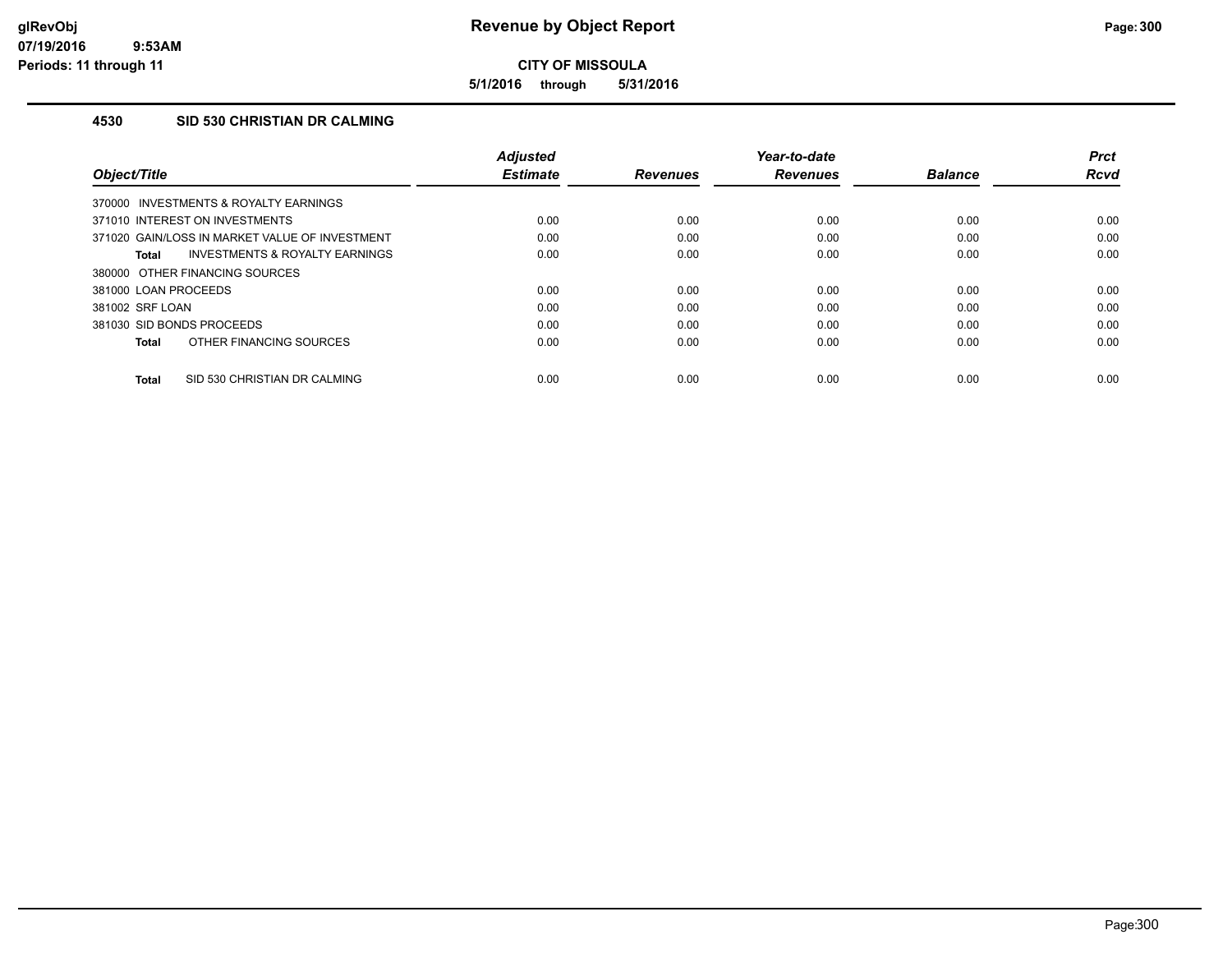# Revenue by Object Report

## CITY OF MISSOULA

**5/1/2016 through 5/31/2016**

### 4530 SID 530 CHRISTIAN DR CALMING

| Object/Title | Adjusted Estimate | Revenues | Year-to-date Revenues | Balance | Prct Rcvd |
|---|---|---|---|---|---|
| 370000 INVESTMENTS & ROYALTY EARNINGS | | | | | |
| 371010 INTEREST ON INVESTMENTS | 0.00 | 0.00 | 0.00 | 0.00 | 0.00 |
| 371020 GAIN/LOSS IN MARKET VALUE OF INVESTMENT | 0.00 | 0.00 | 0.00 | 0.00 | 0.00 |
| **Total** INVESTMENTS & ROYALTY EARNINGS | 0.00 | 0.00 | 0.00 | 0.00 | 0.00 |
| 380000 OTHER FINANCING SOURCES | | | | | |
| 381000 LOAN PROCEEDS | 0.00 | 0.00 | 0.00 | 0.00 | 0.00 |
| 381002 SRF LOAN | 0.00 | 0.00 | 0.00 | 0.00 | 0.00 |
| 381030 SID BONDS PROCEEDS | 0.00 | 0.00 | 0.00 | 0.00 | 0.00 |
| **Total** OTHER FINANCING SOURCES | 0.00 | 0.00 | 0.00 | 0.00 | 0.00 |
| **Total** SID 530 CHRISTIAN DR CALMING | 0.00 | 0.00 | 0.00 | 0.00 | 0.00 |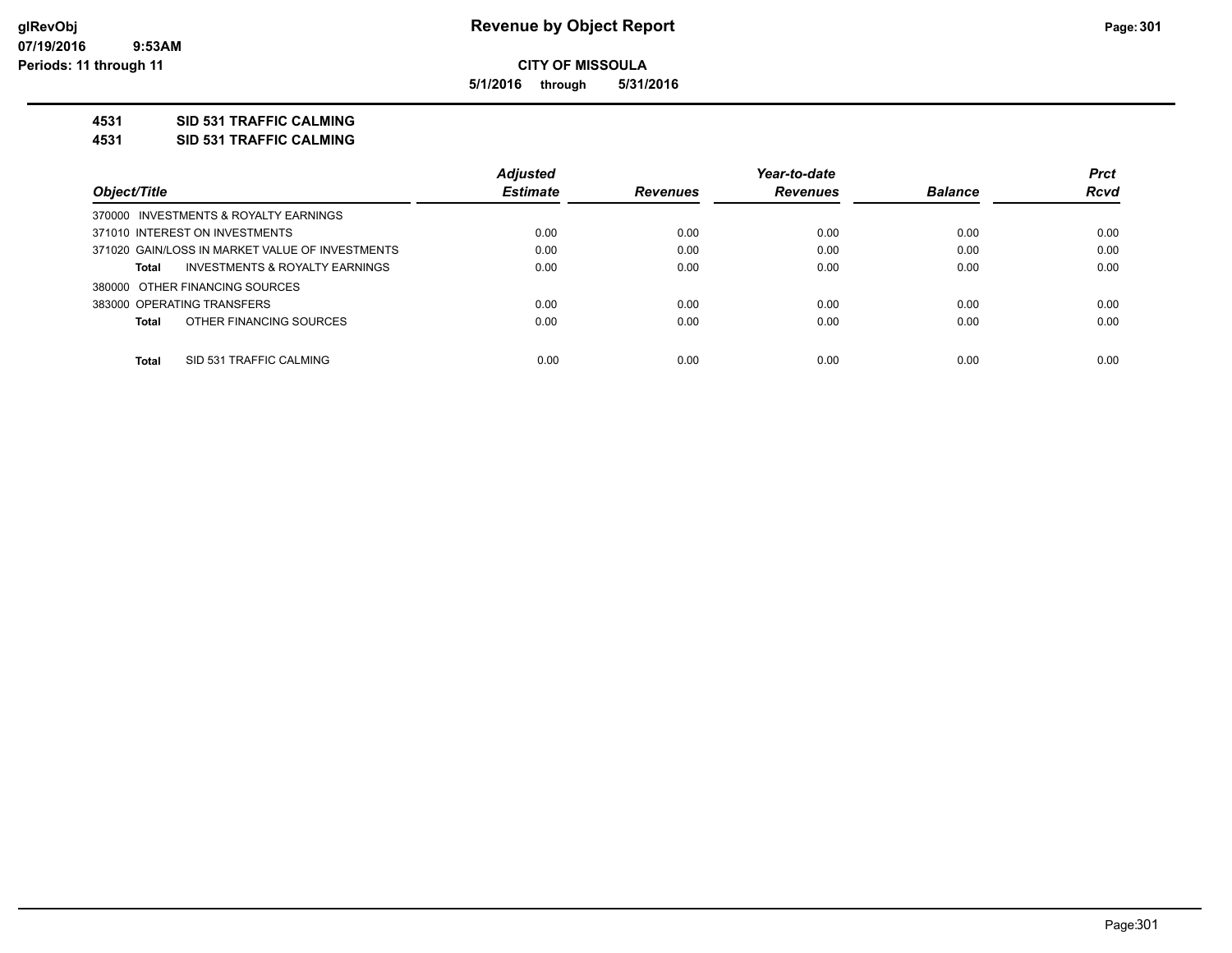glRevObj
07/19/2016 9:53AM
Periods: 11 through 11

# Revenue by Object Report

**CITY OF MISSOULA**

**5/1/2016 through 5/31/2016**

**4531 SID 531 TRAFFIC CALMING**

**4531 SID 531 TRAFFIC CALMING**

| Object/Title | Adjusted Estimate | Revenues | Year-to-date Revenues | Balance | Prct Rcvd |
|---|---|---|---|---|---|
| 370000 INVESTMENTS & ROYALTY EARNINGS | | | | | |
| 371010 INTEREST ON INVESTMENTS | 0.00 | 0.00 | 0.00 | 0.00 | 0.00 |
| 371020 GAIN/LOSS IN MARKET VALUE OF INVESTMENTS | 0.00 | 0.00 | 0.00 | 0.00 | 0.00 |
| **Total** INVESTMENTS & ROYALTY EARNINGS | 0.00 | 0.00 | 0.00 | 0.00 | 0.00 |
| 380000 OTHER FINANCING SOURCES | | | | | |
| 383000 OPERATING TRANSFERS | 0.00 | 0.00 | 0.00 | 0.00 | 0.00 |
| **Total** OTHER FINANCING SOURCES | 0.00 | 0.00 | 0.00 | 0.00 | 0.00 |
| **Total** SID 531 TRAFFIC CALMING | 0.00 | 0.00 | 0.00 | 0.00 | 0.00 |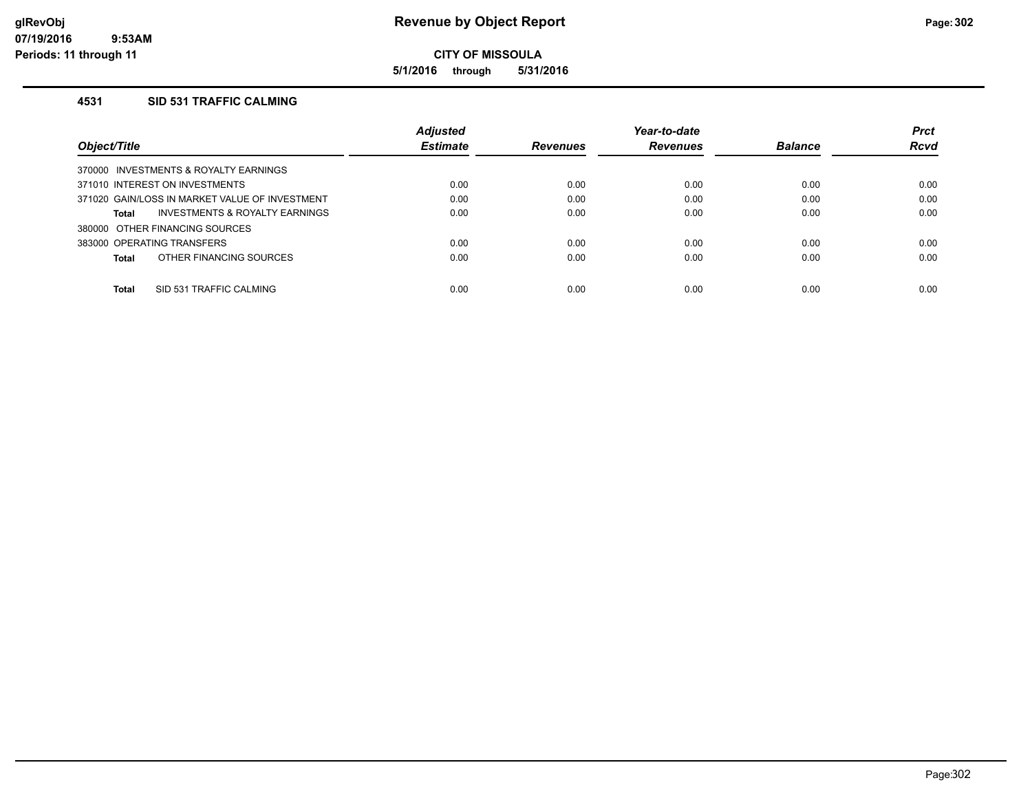# Revenue by Object Report

**CITY OF MISSOULA**

**5/1/2016 through 5/31/2016**

glRevObj
07/19/2016 9:53AM
Periods: 11 through 11

### 4531 SID 531 TRAFFIC CALMING

| Object/Title | Adjusted Estimate | Revenues | Year-to-date Revenues | Balance | Prct Rcvd |
|---|---|---|---|---|---|
| 370000 INVESTMENTS & ROYALTY EARNINGS | | | | | |
| 371010 INTEREST ON INVESTMENTS | 0.00 | 0.00 | 0.00 | 0.00 | 0.00 |
| 371020 GAIN/LOSS IN MARKET VALUE OF INVESTMENT | 0.00 | 0.00 | 0.00 | 0.00 | 0.00 |
| **Total** INVESTMENTS & ROYALTY EARNINGS | 0.00 | 0.00 | 0.00 | 0.00 | 0.00 |
| 380000 OTHER FINANCING SOURCES | | | | | |
| 383000 OPERATING TRANSFERS | 0.00 | 0.00 | 0.00 | 0.00 | 0.00 |
| **Total** OTHER FINANCING SOURCES | 0.00 | 0.00 | 0.00 | 0.00 | 0.00 |
| **Total** SID 531 TRAFFIC CALMING | 0.00 | 0.00 | 0.00 | 0.00 | 0.00 |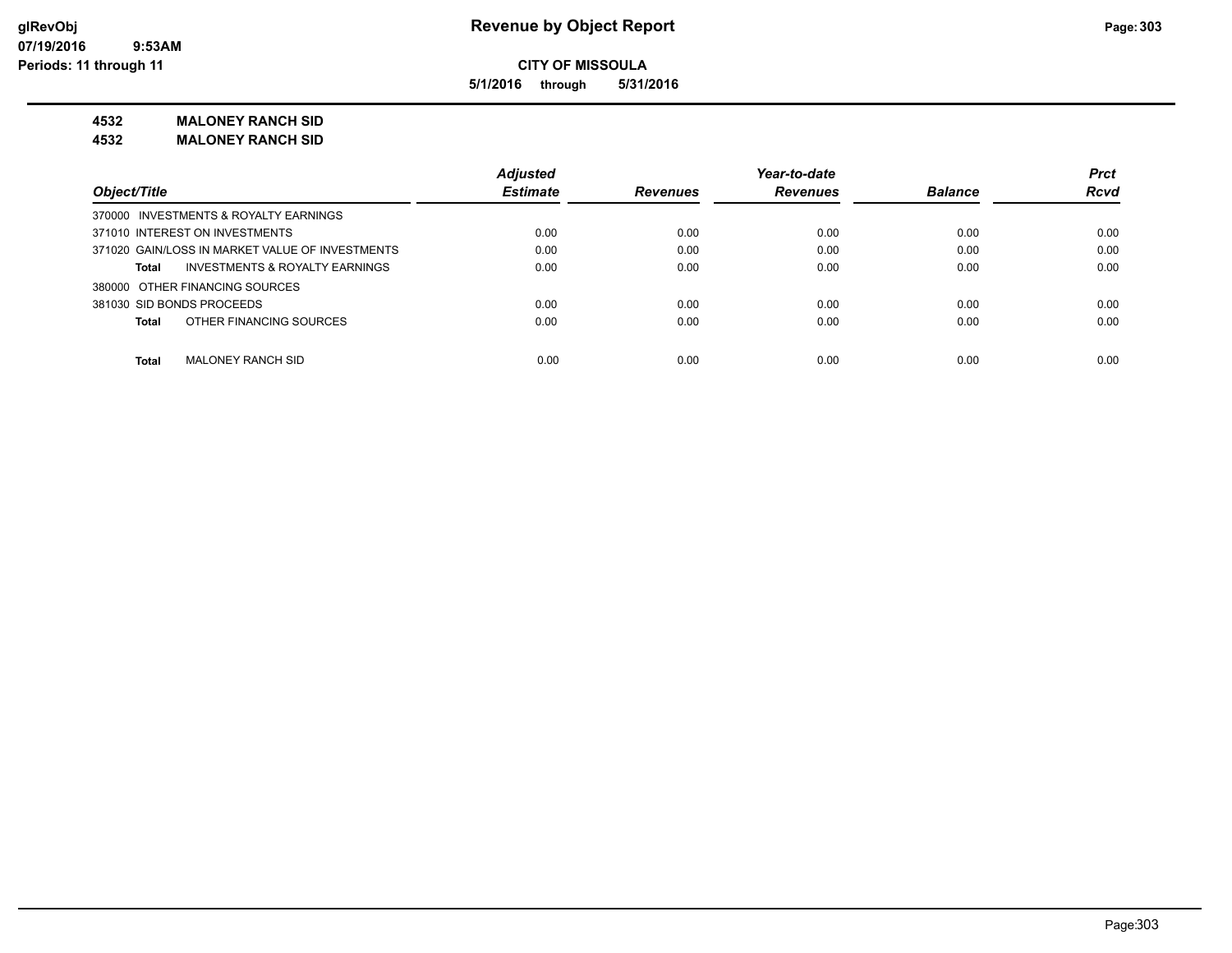# Revenue by Object Report

**CITY OF MISSOULA**

**5/1/2016 through 5/31/2016**

glRevObj
07/19/2016 9:53AM
Periods: 11 through 11

**4532 MALONEY RANCH SID**

**4532 MALONEY RANCH SID**

| Object/Title | Adjusted Estimate | Revenues | Year-to-date Revenues | Balance | Prct Rcvd |
|---|---|---|---|---|---|
| 370000 INVESTMENTS & ROYALTY EARNINGS | | | | | |
| 371010 INTEREST ON INVESTMENTS | 0.00 | 0.00 | 0.00 | 0.00 | 0.00 |
| 371020 GAIN/LOSS IN MARKET VALUE OF INVESTMENTS | 0.00 | 0.00 | 0.00 | 0.00 | 0.00 |
| **Total** INVESTMENTS & ROYALTY EARNINGS | 0.00 | 0.00 | 0.00 | 0.00 | 0.00 |
| 380000 OTHER FINANCING SOURCES | | | | | |
| 381030 SID BONDS PROCEEDS | 0.00 | 0.00 | 0.00 | 0.00 | 0.00 |
| **Total** OTHER FINANCING SOURCES | 0.00 | 0.00 | 0.00 | 0.00 | 0.00 |
| **Total** MALONEY RANCH SID | 0.00 | 0.00 | 0.00 | 0.00 | 0.00 |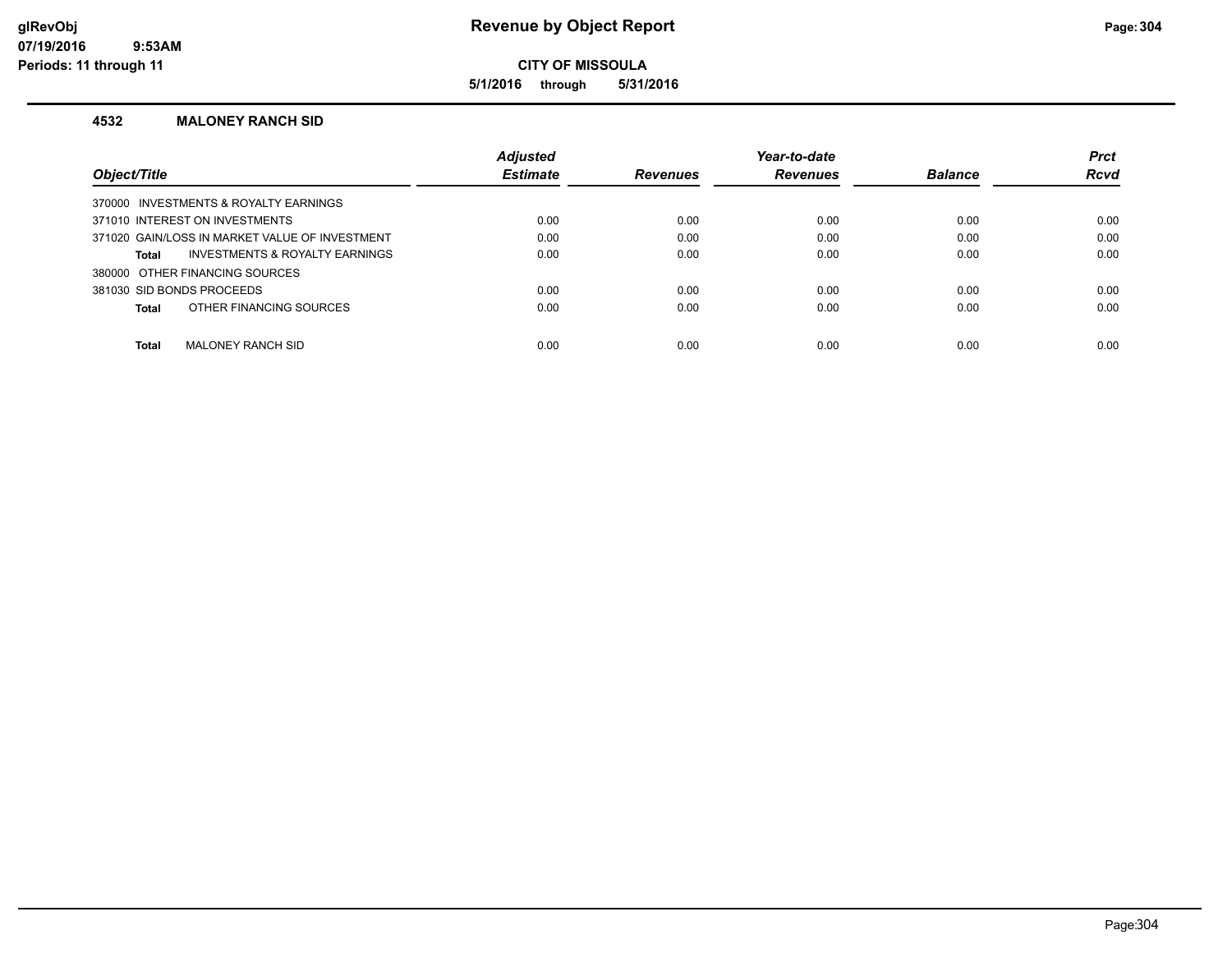# Revenue by Object Report

**CITY OF MISSOULA**

**5/1/2016 through 5/31/2016**

glRevObj
07/19/2016 9:53AM
Periods: 11 through 11

### 4532 MALONEY RANCH SID

| Object/Title | Adjusted Estimate | Revenues | Year-to-date Revenues | Balance | Prct Rcvd |
|---|---|---|---|---|---|
| 370000 INVESTMENTS & ROYALTY EARNINGS | | | | | |
| 371010 INTEREST ON INVESTMENTS | 0.00 | 0.00 | 0.00 | 0.00 | 0.00 |
| 371020 GAIN/LOSS IN MARKET VALUE OF INVESTMENT | 0.00 | 0.00 | 0.00 | 0.00 | 0.00 |
| **Total** INVESTMENTS & ROYALTY EARNINGS | 0.00 | 0.00 | 0.00 | 0.00 | 0.00 |
| 380000 OTHER FINANCING SOURCES | | | | | |
| 381030 SID BONDS PROCEEDS | 0.00 | 0.00 | 0.00 | 0.00 | 0.00 |
| **Total** OTHER FINANCING SOURCES | 0.00 | 0.00 | 0.00 | 0.00 | 0.00 |
| **Total** MALONEY RANCH SID | 0.00 | 0.00 | 0.00 | 0.00 | 0.00 |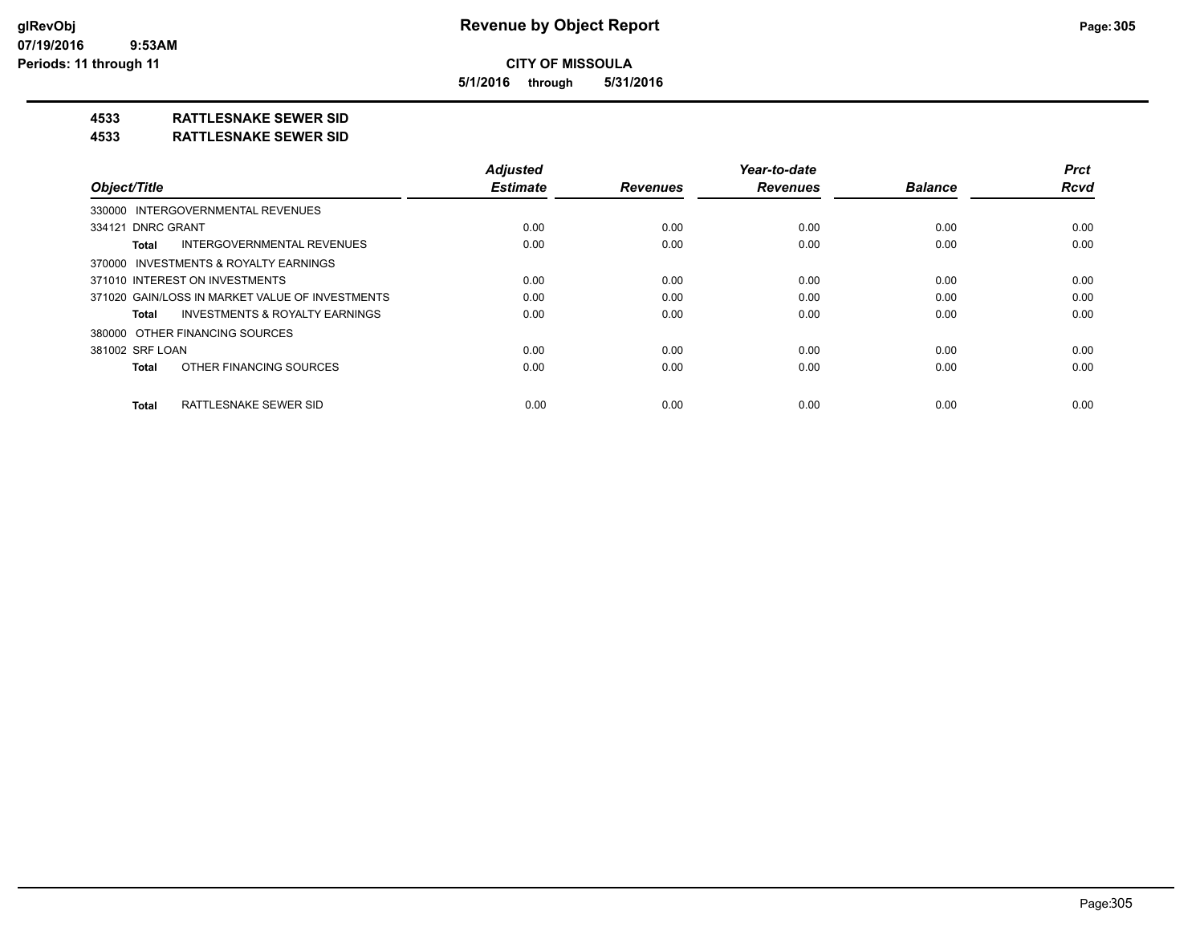**Revenue by Object Report**

**CITY OF MISSOULA**

**5/1/2016 through 5/31/2016**

glRevObj
07/19/2016 9:53AM
Periods: 11 through 11

**4533 RATTLESNAKE SEWER SID**

**4533 RATTLESNAKE SEWER SID**

| Object/Title | Adjusted Estimate | Revenues | Year-to-date Revenues | Balance | Prct Rcvd |
|---|---|---|---|---|---|
| 330000 INTERGOVERNMENTAL REVENUES | | | | | |
| 334121 DNRC GRANT | 0.00 | 0.00 | 0.00 | 0.00 | 0.00 |
| **Total** INTERGOVERNMENTAL REVENUES | 0.00 | 0.00 | 0.00 | 0.00 | 0.00 |
| 370000 INVESTMENTS & ROYALTY EARNINGS | | | | | |
| 371010 INTEREST ON INVESTMENTS | 0.00 | 0.00 | 0.00 | 0.00 | 0.00 |
| 371020 GAIN/LOSS IN MARKET VALUE OF INVESTMENTS | 0.00 | 0.00 | 0.00 | 0.00 | 0.00 |
| **Total** INVESTMENTS & ROYALTY EARNINGS | 0.00 | 0.00 | 0.00 | 0.00 | 0.00 |
| 380000 OTHER FINANCING SOURCES | | | | | |
| 381002 SRF LOAN | 0.00 | 0.00 | 0.00 | 0.00 | 0.00 |
| **Total** OTHER FINANCING SOURCES | 0.00 | 0.00 | 0.00 | 0.00 | 0.00 |
| **Total** RATTLESNAKE SEWER SID | 0.00 | 0.00 | 0.00 | 0.00 | 0.00 |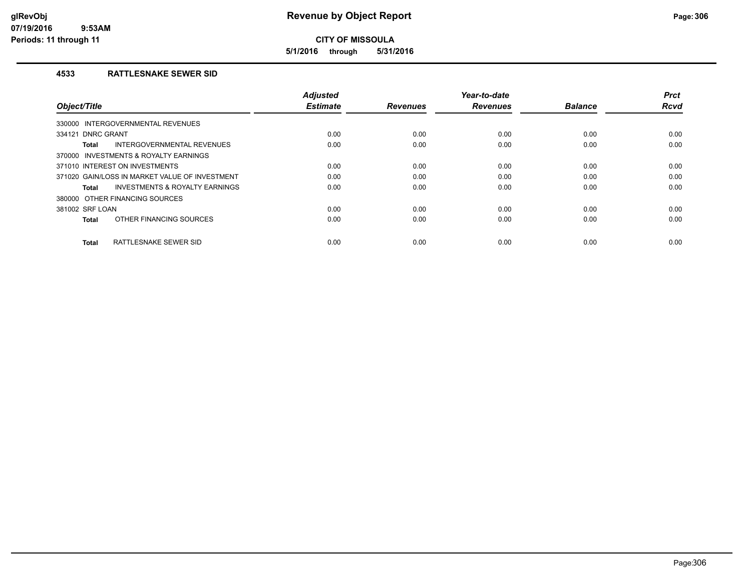# Revenue by Object Report

**CITY OF MISSOULA**

**5/1/2016 through 5/31/2016**

glRevObj
07/19/2016 9:53AM
Periods: 11 through 11

## 4533 RATTLESNAKE SEWER SID

| Object/Title | Adjusted Estimate | Revenues | Year-to-date Revenues | Balance | Prct Rcvd |
|---|---|---|---|---|---|
| 330000 INTERGOVERNMENTAL REVENUES | | | | | |
| 334121 DNRC GRANT | 0.00 | 0.00 | 0.00 | 0.00 | 0.00 |
| **Total** INTERGOVERNMENTAL REVENUES | 0.00 | 0.00 | 0.00 | 0.00 | 0.00 |
| 370000 INVESTMENTS & ROYALTY EARNINGS | | | | | |
| 371010 INTEREST ON INVESTMENTS | 0.00 | 0.00 | 0.00 | 0.00 | 0.00 |
| 371020 GAIN/LOSS IN MARKET VALUE OF INVESTMENT | 0.00 | 0.00 | 0.00 | 0.00 | 0.00 |
| **Total** INVESTMENTS & ROYALTY EARNINGS | 0.00 | 0.00 | 0.00 | 0.00 | 0.00 |
| 380000 OTHER FINANCING SOURCES | | | | | |
| 381002 SRF LOAN | 0.00 | 0.00 | 0.00 | 0.00 | 0.00 |
| **Total** OTHER FINANCING SOURCES | 0.00 | 0.00 | 0.00 | 0.00 | 0.00 |
| **Total** RATTLESNAKE SEWER SID | 0.00 | 0.00 | 0.00 | 0.00 | 0.00 |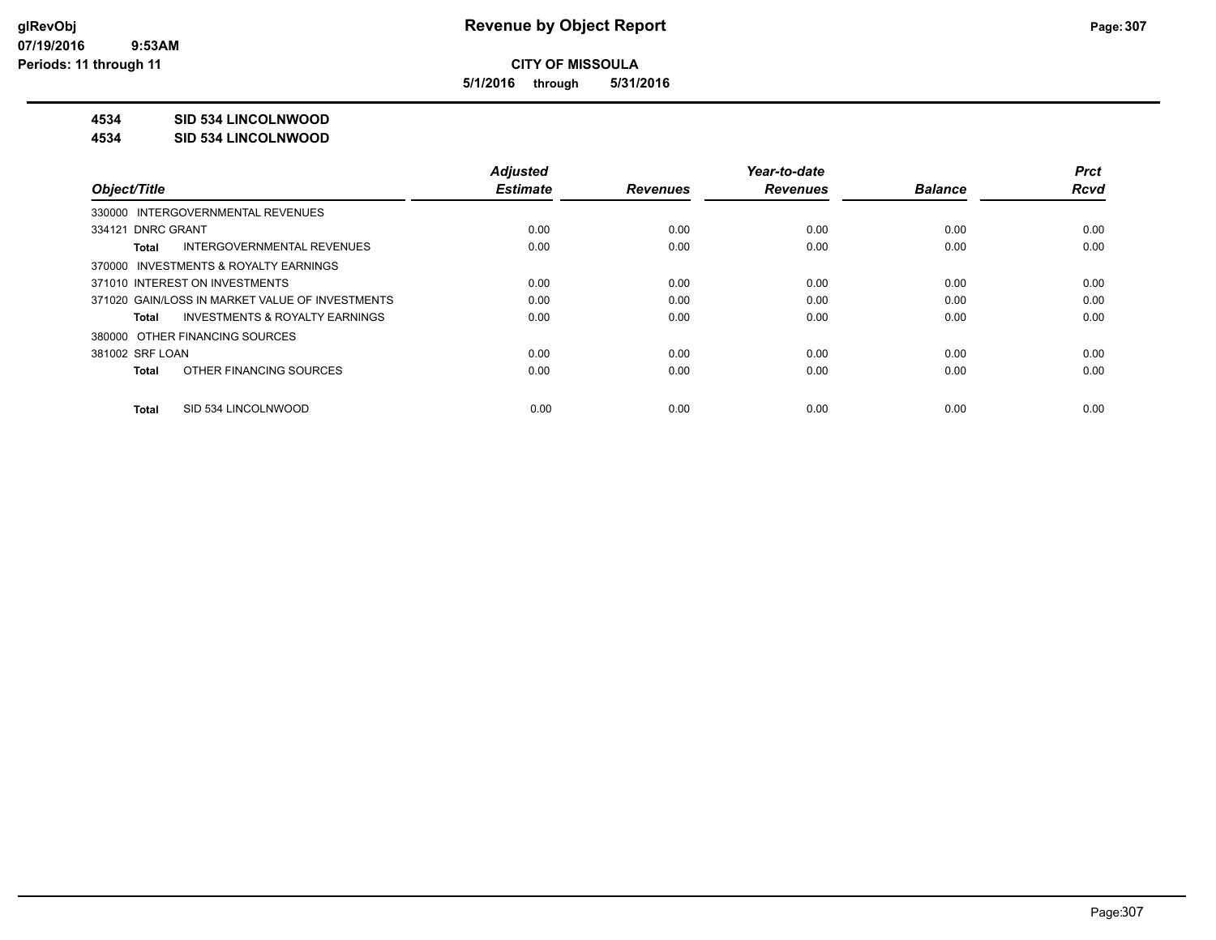**Revenue by Object Report**

**CITY OF MISSOULA**

**5/1/2016 through 5/31/2016**

glRevObj
07/19/2016 9:53AM
Periods: 11 through 11

**4534 SID 534 LINCOLNWOOD**

**4534 SID 534 LINCOLNWOOD**

| Object/Title | Adjusted Estimate | Revenues | Year-to-date Revenues | Balance | Prct Rcvd |
|---|---|---|---|---|---|
| 330000 INTERGOVERNMENTAL REVENUES | | | | | |
| 334121 DNRC GRANT | 0.00 | 0.00 | 0.00 | 0.00 | 0.00 |
| **Total** INTERGOVERNMENTAL REVENUES | 0.00 | 0.00 | 0.00 | 0.00 | 0.00 |
| 370000 INVESTMENTS & ROYALTY EARNINGS | | | | | |
| 371010 INTEREST ON INVESTMENTS | 0.00 | 0.00 | 0.00 | 0.00 | 0.00 |
| 371020 GAIN/LOSS IN MARKET VALUE OF INVESTMENTS | 0.00 | 0.00 | 0.00 | 0.00 | 0.00 |
| **Total** INVESTMENTS & ROYALTY EARNINGS | 0.00 | 0.00 | 0.00 | 0.00 | 0.00 |
| 380000 OTHER FINANCING SOURCES | | | | | |
| 381002 SRF LOAN | 0.00 | 0.00 | 0.00 | 0.00 | 0.00 |
| **Total** OTHER FINANCING SOURCES | 0.00 | 0.00 | 0.00 | 0.00 | 0.00 |
| **Total** SID 534 LINCOLNWOOD | 0.00 | 0.00 | 0.00 | 0.00 | 0.00 |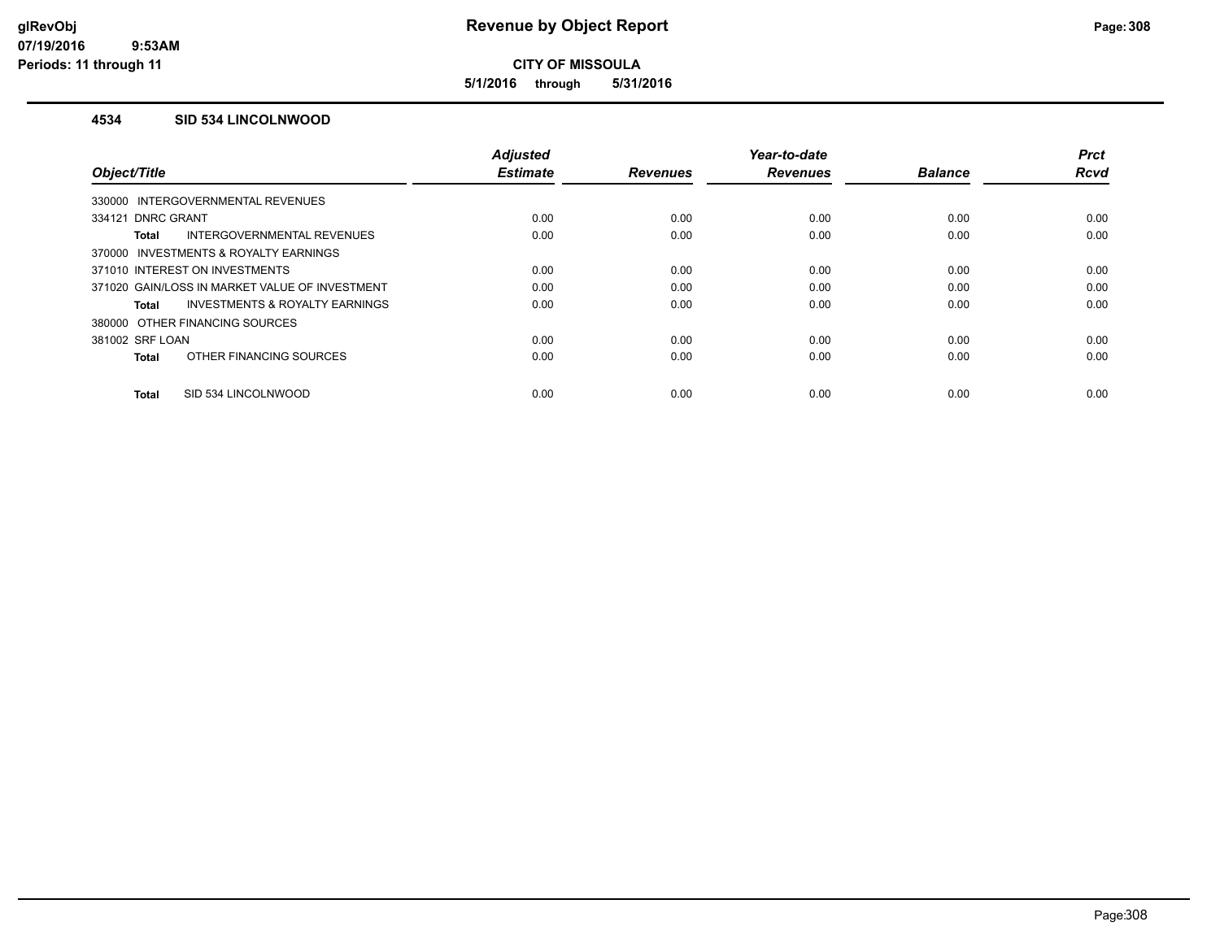**CITY OF MISSOULA**

**5/1/2016 through 5/31/2016**

### 4534 SID 534 LINCOLNWOOD

| Object/Title | Adjusted Estimate | Revenues | Year-to-date Revenues | Balance | Prct Rcvd |
|---|---|---|---|---|---|
| 330000 INTERGOVERNMENTAL REVENUES | | | | | |
| 334121 DNRC GRANT | 0.00 | 0.00 | 0.00 | 0.00 | 0.00 |
| **Total** INTERGOVERNMENTAL REVENUES | 0.00 | 0.00 | 0.00 | 0.00 | 0.00 |
| 370000 INVESTMENTS & ROYALTY EARNINGS | | | | | |
| 371010 INTEREST ON INVESTMENTS | 0.00 | 0.00 | 0.00 | 0.00 | 0.00 |
| 371020 GAIN/LOSS IN MARKET VALUE OF INVESTMENT | 0.00 | 0.00 | 0.00 | 0.00 | 0.00 |
| **Total** INVESTMENTS & ROYALTY EARNINGS | 0.00 | 0.00 | 0.00 | 0.00 | 0.00 |
| 380000 OTHER FINANCING SOURCES | | | | | |
| 381002 SRF LOAN | 0.00 | 0.00 | 0.00 | 0.00 | 0.00 |
| **Total** OTHER FINANCING SOURCES | 0.00 | 0.00 | 0.00 | 0.00 | 0.00 |
| **Total** SID 534 LINCOLNWOOD | 0.00 | 0.00 | 0.00 | 0.00 | 0.00 |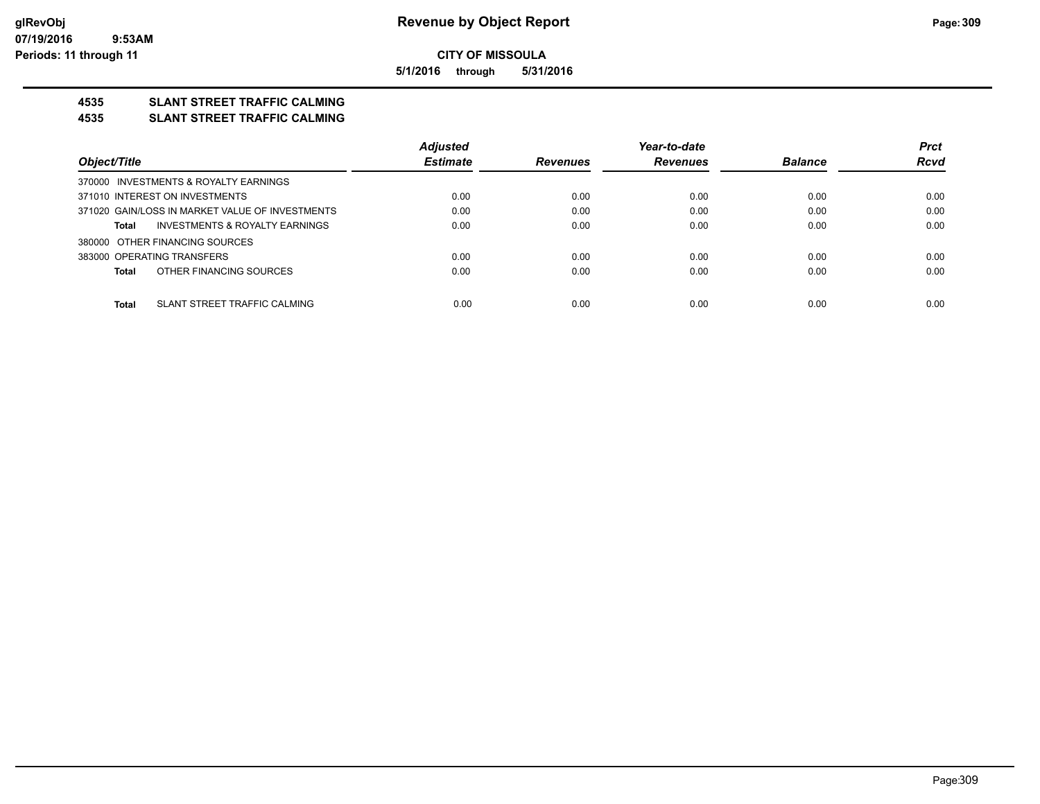# Revenue by Object Report

glRevObj
07/19/2016 9:53AM
Periods: 11 through 11

**CITY OF MISSOULA**

**5/1/2016 through 5/31/2016**

## 4535 SLANT STREET TRAFFIC CALMING
## 4535 SLANT STREET TRAFFIC CALMING

| Object/Title | Adjusted Estimate | Revenues | Year-to-date Revenues | Balance | Prct Rcvd |
|---|---|---|---|---|---|
| 370000 INVESTMENTS & ROYALTY EARNINGS | | | | | |
| 371010 INTEREST ON INVESTMENTS | 0.00 | 0.00 | 0.00 | 0.00 | 0.00 |
| 371020 GAIN/LOSS IN MARKET VALUE OF INVESTMENTS | 0.00 | 0.00 | 0.00 | 0.00 | 0.00 |
| **Total** INVESTMENTS & ROYALTY EARNINGS | 0.00 | 0.00 | 0.00 | 0.00 | 0.00 |
| 380000 OTHER FINANCING SOURCES | | | | | |
| 383000 OPERATING TRANSFERS | 0.00 | 0.00 | 0.00 | 0.00 | 0.00 |
| **Total** OTHER FINANCING SOURCES | 0.00 | 0.00 | 0.00 | 0.00 | 0.00 |
| **Total** SLANT STREET TRAFFIC CALMING | 0.00 | 0.00 | 0.00 | 0.00 | 0.00 |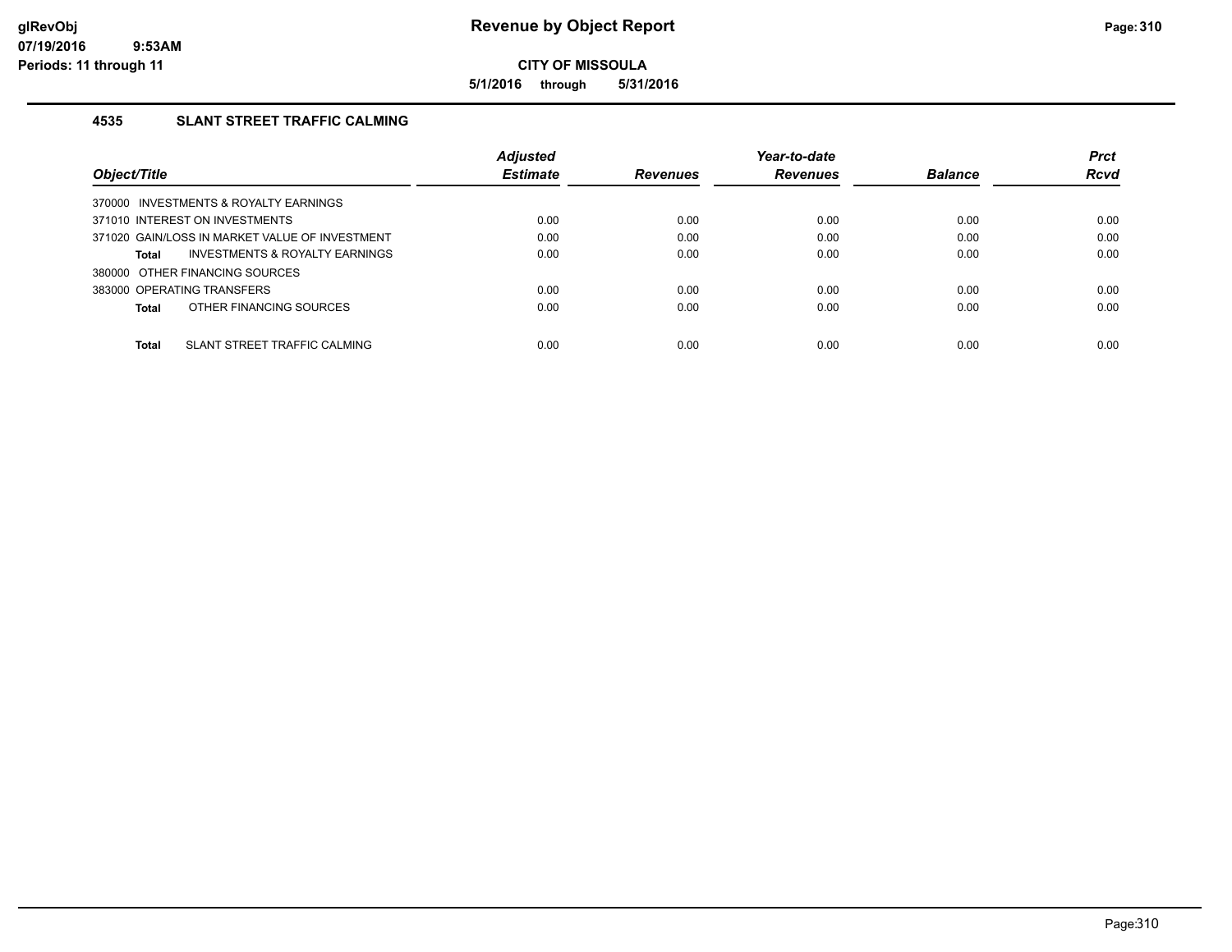# Revenue by Object Report

**CITY OF MISSOULA**

**5/1/2016 through 5/31/2016**

glRevObj
07/19/2016 9:53AM
Periods: 11 through 11

## 4535 SLANT STREET TRAFFIC CALMING

| Object/Title | Adjusted Estimate | Revenues | Year-to-date Revenues | Balance | Prct Rcvd |
|---|---|---|---|---|---|
| 370000 INVESTMENTS & ROYALTY EARNINGS | | | | | |
| 371010 INTEREST ON INVESTMENTS | 0.00 | 0.00 | 0.00 | 0.00 | 0.00 |
| 371020 GAIN/LOSS IN MARKET VALUE OF INVESTMENT | 0.00 | 0.00 | 0.00 | 0.00 | 0.00 |
| **Total** INVESTMENTS & ROYALTY EARNINGS | 0.00 | 0.00 | 0.00 | 0.00 | 0.00 |
| 380000 OTHER FINANCING SOURCES | | | | | |
| 383000 OPERATING TRANSFERS | 0.00 | 0.00 | 0.00 | 0.00 | 0.00 |
| **Total** OTHER FINANCING SOURCES | 0.00 | 0.00 | 0.00 | 0.00 | 0.00 |
| **Total** SLANT STREET TRAFFIC CALMING | 0.00 | 0.00 | 0.00 | 0.00 | 0.00 |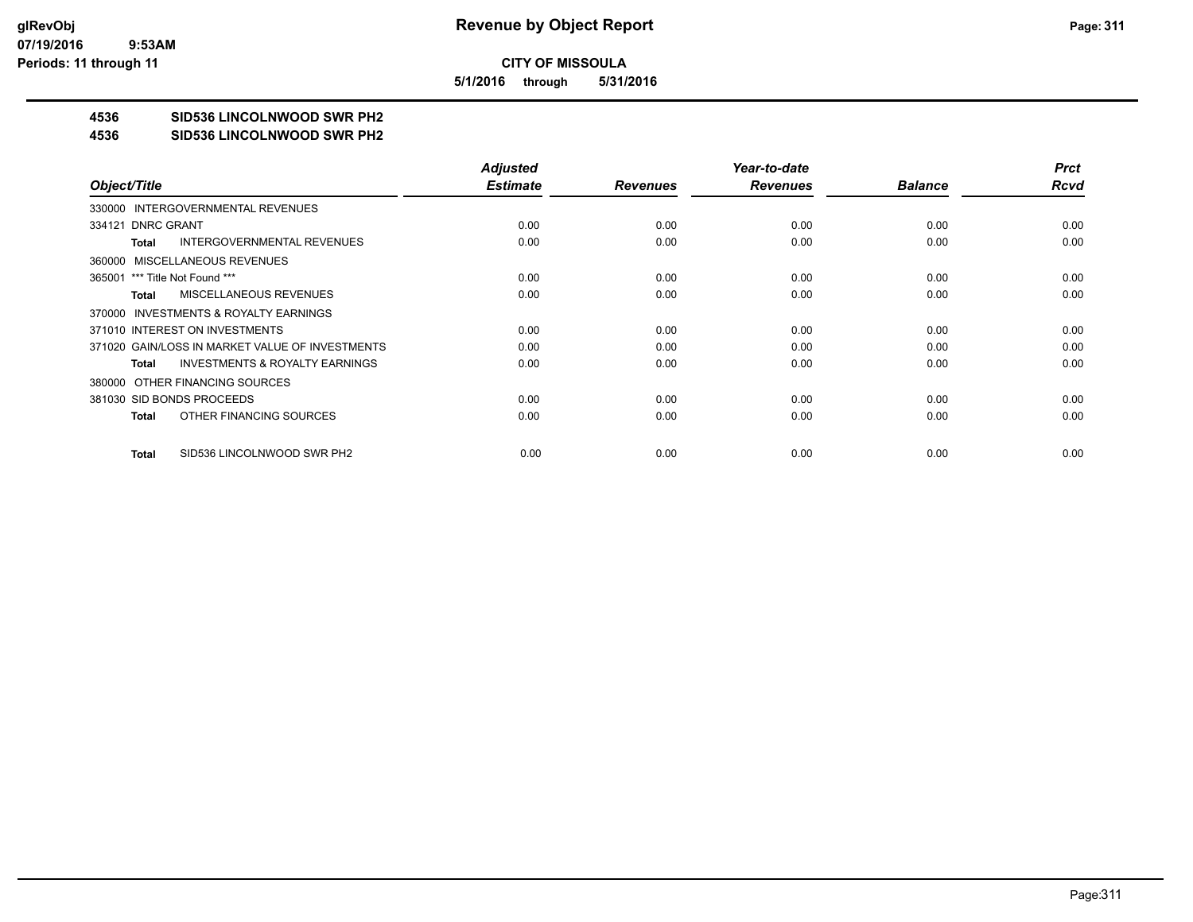# Revenue by Object Report

**CITY OF MISSOULA**

**5/1/2016 through 5/31/2016**

glRevObj
07/19/2016 9:53AM
Periods: 11 through 11

**4536 SID536 LINCOLNWOOD SWR PH2**

**4536 SID536 LINCOLNWOOD SWR PH2**

| Object/Title | Adjusted Estimate | Revenues | Year-to-date Revenues | Balance | Prct Rcvd |
|---|---|---|---|---|---|
| 330000 INTERGOVERNMENTAL REVENUES | | | | | |
| 334121 DNRC GRANT | 0.00 | 0.00 | 0.00 | 0.00 | 0.00 |
| **Total** INTERGOVERNMENTAL REVENUES | 0.00 | 0.00 | 0.00 | 0.00 | 0.00 |
| 360000 MISCELLANEOUS REVENUES | | | | | |
| 365001 *** Title Not Found *** | 0.00 | 0.00 | 0.00 | 0.00 | 0.00 |
| **Total** MISCELLANEOUS REVENUES | 0.00 | 0.00 | 0.00 | 0.00 | 0.00 |
| 370000 INVESTMENTS & ROYALTY EARNINGS | | | | | |
| 371010 INTEREST ON INVESTMENTS | 0.00 | 0.00 | 0.00 | 0.00 | 0.00 |
| 371020 GAIN/LOSS IN MARKET VALUE OF INVESTMENTS | 0.00 | 0.00 | 0.00 | 0.00 | 0.00 |
| **Total** INVESTMENTS & ROYALTY EARNINGS | 0.00 | 0.00 | 0.00 | 0.00 | 0.00 |
| 380000 OTHER FINANCING SOURCES | | | | | |
| 381030 SID BONDS PROCEEDS | 0.00 | 0.00 | 0.00 | 0.00 | 0.00 |
| **Total** OTHER FINANCING SOURCES | 0.00 | 0.00 | 0.00 | 0.00 | 0.00 |
| **Total** SID536 LINCOLNWOOD SWR PH2 | 0.00 | 0.00 | 0.00 | 0.00 | 0.00 |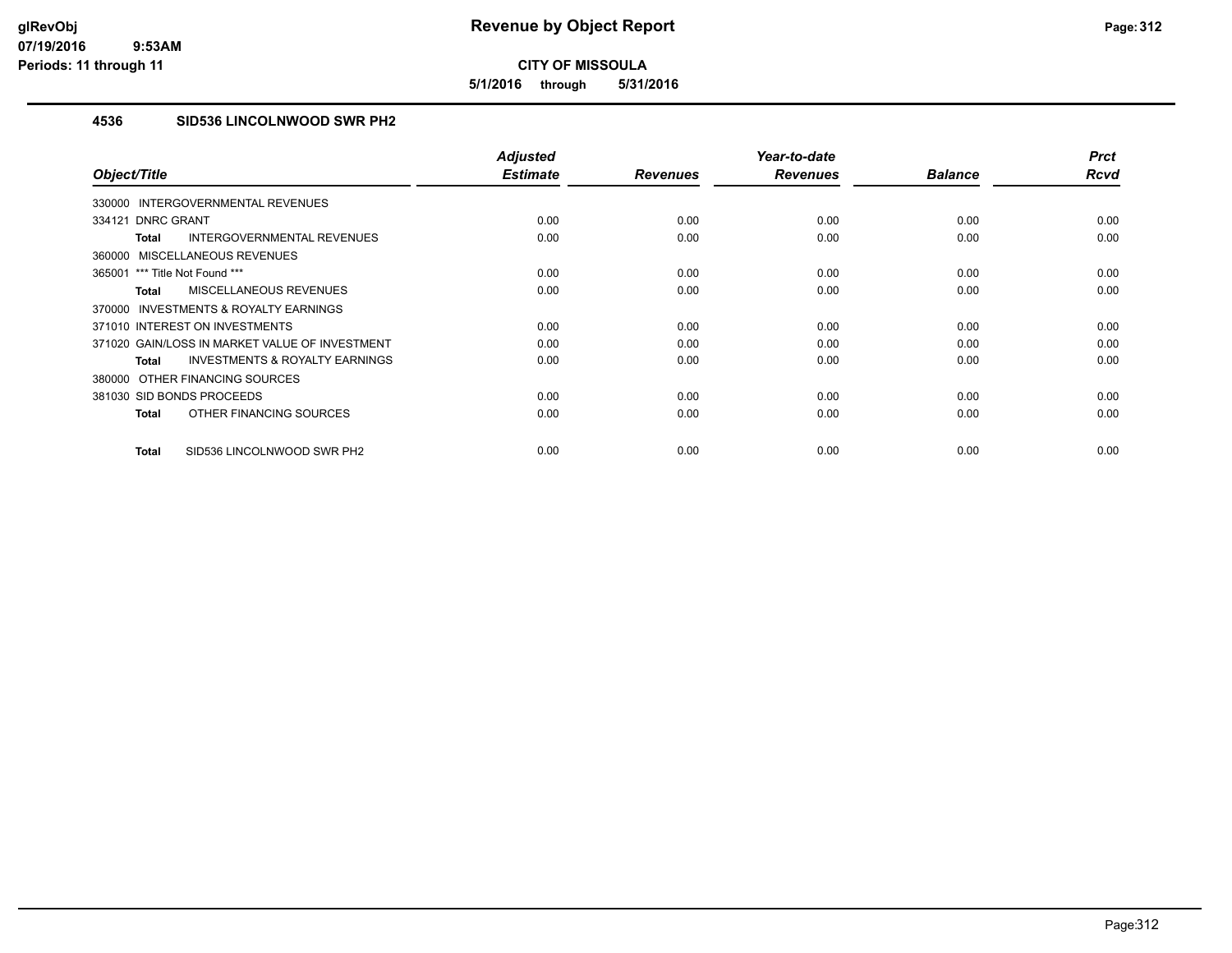# Revenue by Object Report

**CITY OF MISSOULA**

**5/1/2016 through 5/31/2016**

glRevObj
07/19/2016 9:53AM
Periods: 11 through 11

## 4536 SID536 LINCOLNWOOD SWR PH2

| Object/Title | Adjusted Estimate | Revenues | Year-to-date Revenues | Balance | Prct Rcvd |
|---|---|---|---|---|---|
| 330000 INTERGOVERNMENTAL REVENUES | | | | | |
| 334121 DNRC GRANT | 0.00 | 0.00 | 0.00 | 0.00 | 0.00 |
| **Total** INTERGOVERNMENTAL REVENUES | 0.00 | 0.00 | 0.00 | 0.00 | 0.00 |
| 360000 MISCELLANEOUS REVENUES | | | | | |
| 365001 *** Title Not Found *** | 0.00 | 0.00 | 0.00 | 0.00 | 0.00 |
| **Total** MISCELLANEOUS REVENUES | 0.00 | 0.00 | 0.00 | 0.00 | 0.00 |
| 370000 INVESTMENTS & ROYALTY EARNINGS | | | | | |
| 371010 INTEREST ON INVESTMENTS | 0.00 | 0.00 | 0.00 | 0.00 | 0.00 |
| 371020 GAIN/LOSS IN MARKET VALUE OF INVESTMENT | 0.00 | 0.00 | 0.00 | 0.00 | 0.00 |
| **Total** INVESTMENTS & ROYALTY EARNINGS | 0.00 | 0.00 | 0.00 | 0.00 | 0.00 |
| 380000 OTHER FINANCING SOURCES | | | | | |
| 381030 SID BONDS PROCEEDS | 0.00 | 0.00 | 0.00 | 0.00 | 0.00 |
| **Total** OTHER FINANCING SOURCES | 0.00 | 0.00 | 0.00 | 0.00 | 0.00 |
| **Total** SID536 LINCOLNWOOD SWR PH2 | 0.00 | 0.00 | 0.00 | 0.00 | 0.00 |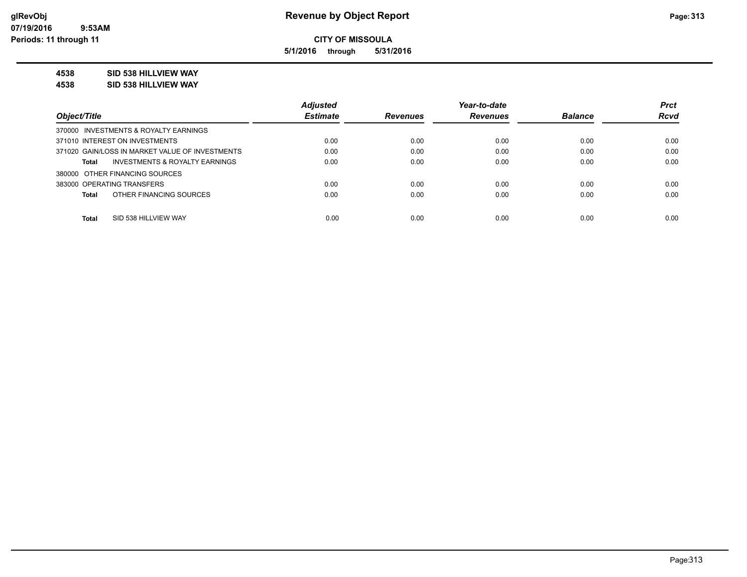# Revenue by Object Report

glRevObj
07/19/2016 9:53AM
Periods: 11 through 11

**CITY OF MISSOULA**

**5/1/2016 through 5/31/2016**

**4538 SID 538 HILLVIEW WAY**

**4538 SID 538 HILLVIEW WAY**

| Object/Title | Adjusted Estimate | Revenues | Year-to-date Revenues | Balance | Prct Rcvd |
|---|---|---|---|---|---|
| 370000 INVESTMENTS & ROYALTY EARNINGS | | | | | |
| 371010 INTEREST ON INVESTMENTS | 0.00 | 0.00 | 0.00 | 0.00 | 0.00 |
| 371020 GAIN/LOSS IN MARKET VALUE OF INVESTMENTS | 0.00 | 0.00 | 0.00 | 0.00 | 0.00 |
| **Total** INVESTMENTS & ROYALTY EARNINGS | 0.00 | 0.00 | 0.00 | 0.00 | 0.00 |
| 380000 OTHER FINANCING SOURCES | | | | | |
| 383000 OPERATING TRANSFERS | 0.00 | 0.00 | 0.00 | 0.00 | 0.00 |
| **Total** OTHER FINANCING SOURCES | 0.00 | 0.00 | 0.00 | 0.00 | 0.00 |
| **Total** SID 538 HILLVIEW WAY | 0.00 | 0.00 | 0.00 | 0.00 | 0.00 |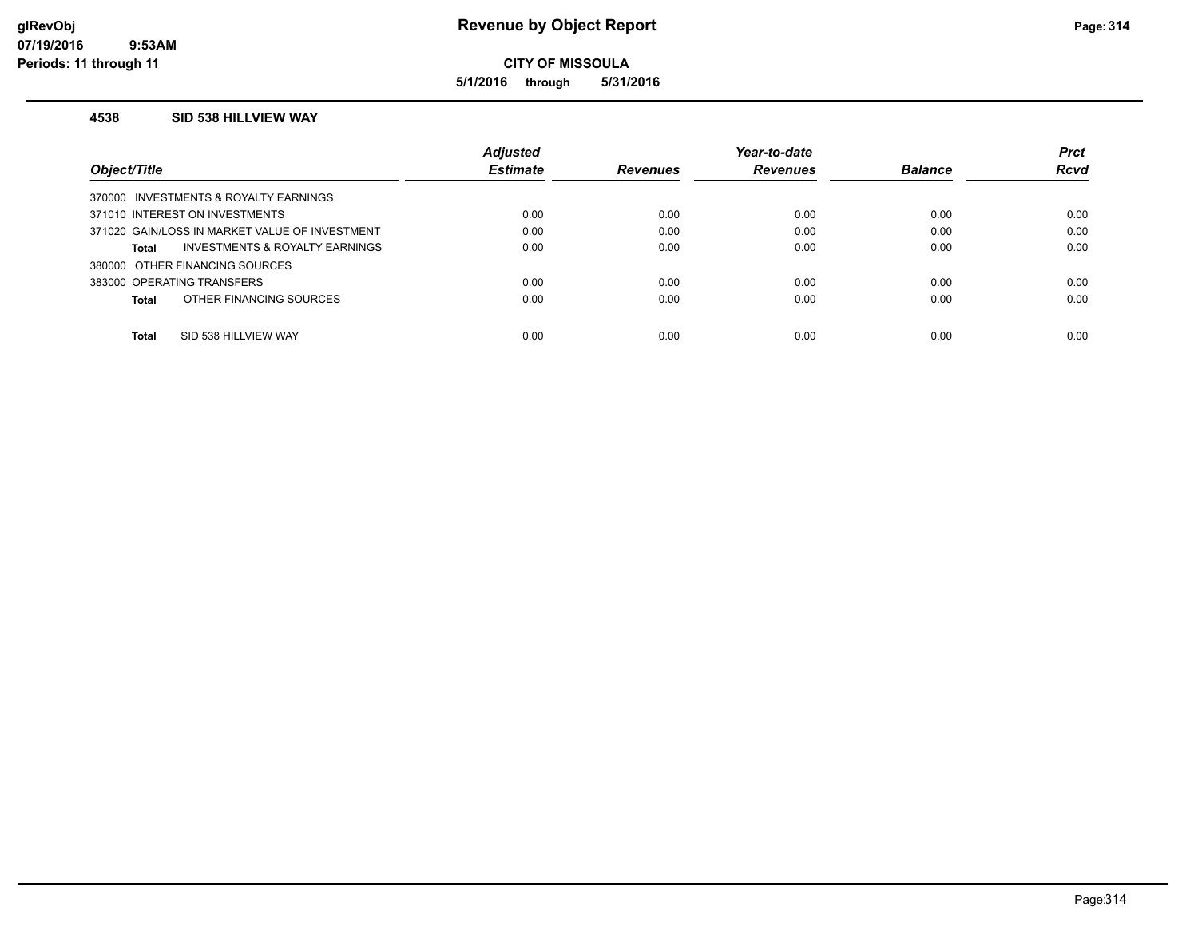**CITY OF MISSOULA**

**5/1/2016 through 5/31/2016**

#### 4538 SID 538 HILLVIEW WAY

| Object/Title | Adjusted Estimate | Revenues | Year-to-date Revenues | Balance | Prct Rcvd |
|---|---|---|---|---|---|
| 370000 INVESTMENTS & ROYALTY EARNINGS | | | | | |
| 371010 INTEREST ON INVESTMENTS | 0.00 | 0.00 | 0.00 | 0.00 | 0.00 |
| 371020 GAIN/LOSS IN MARKET VALUE OF INVESTMENT | 0.00 | 0.00 | 0.00 | 0.00 | 0.00 |
| **Total** INVESTMENTS & ROYALTY EARNINGS | 0.00 | 0.00 | 0.00 | 0.00 | 0.00 |
| 380000 OTHER FINANCING SOURCES | | | | | |
| 383000 OPERATING TRANSFERS | 0.00 | 0.00 | 0.00 | 0.00 | 0.00 |
| **Total** OTHER FINANCING SOURCES | 0.00 | 0.00 | 0.00 | 0.00 | 0.00 |
| **Total** SID 538 HILLVIEW WAY | 0.00 | 0.00 | 0.00 | 0.00 | 0.00 |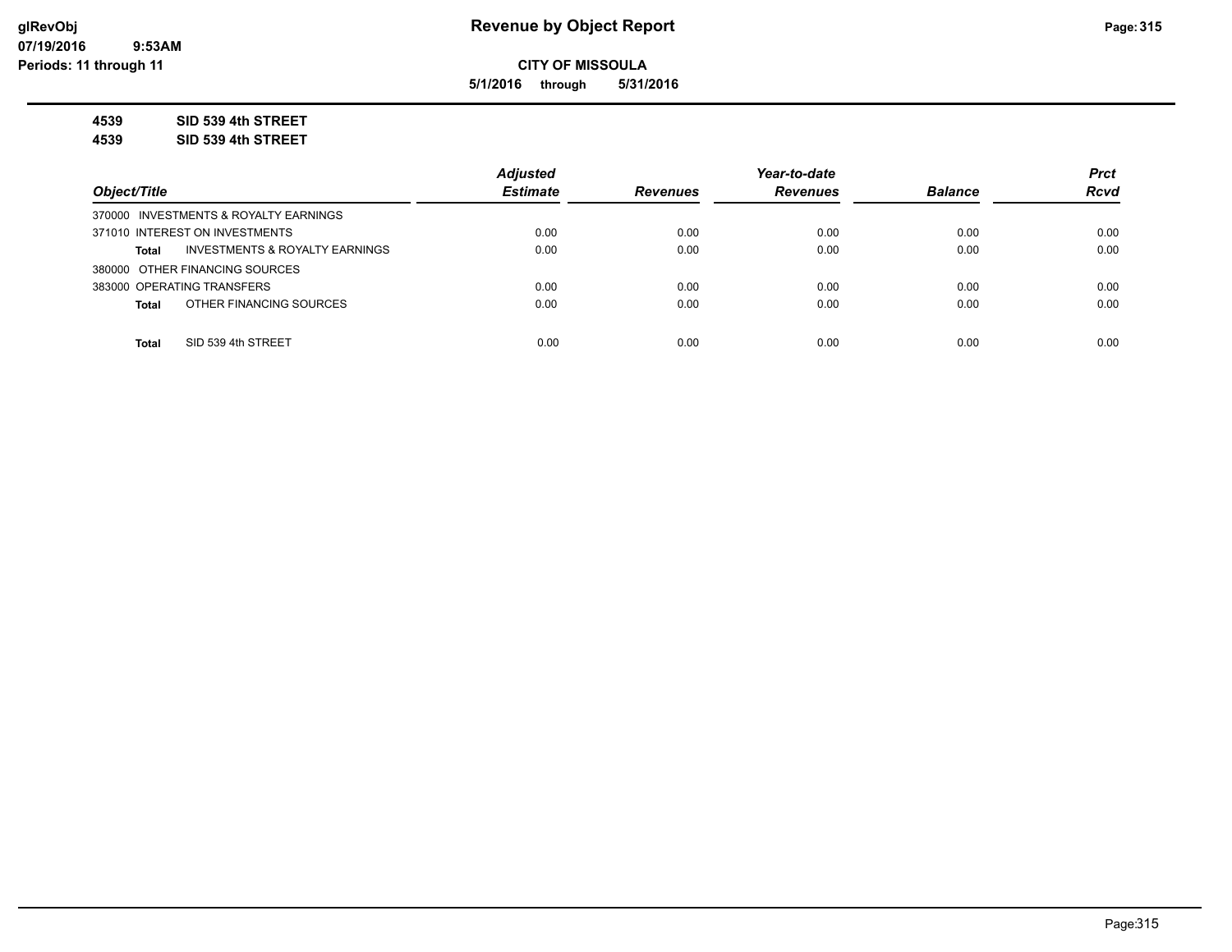# Revenue by Object Report

**CITY OF MISSOULA**

**5/1/2016 through 5/31/2016**

glRevObj
07/19/2016 9:53AM
Periods: 11 through 11

**4539 SID 539 4th STREET**

**4539 SID 539 4th STREET**

| Object/Title | | Adjusted Estimate | Revenues | Year-to-date Revenues | Balance | Prct Rcvd |
|---|---|---|---|---|---|---|
| 370000 INVESTMENTS & ROYALTY EARNINGS | | | | | | |
| 371010 INTEREST ON INVESTMENTS | | 0.00 | 0.00 | 0.00 | 0.00 | 0.00 |
| Total | INVESTMENTS & ROYALTY EARNINGS | 0.00 | 0.00 | 0.00 | 0.00 | 0.00 |
| 380000 OTHER FINANCING SOURCES | | | | | | |
| 383000 OPERATING TRANSFERS | | 0.00 | 0.00 | 0.00 | 0.00 | 0.00 |
| Total | OTHER FINANCING SOURCES | 0.00 | 0.00 | 0.00 | 0.00 | 0.00 |
| Total | SID 539 4th STREET | 0.00 | 0.00 | 0.00 | 0.00 | 0.00 |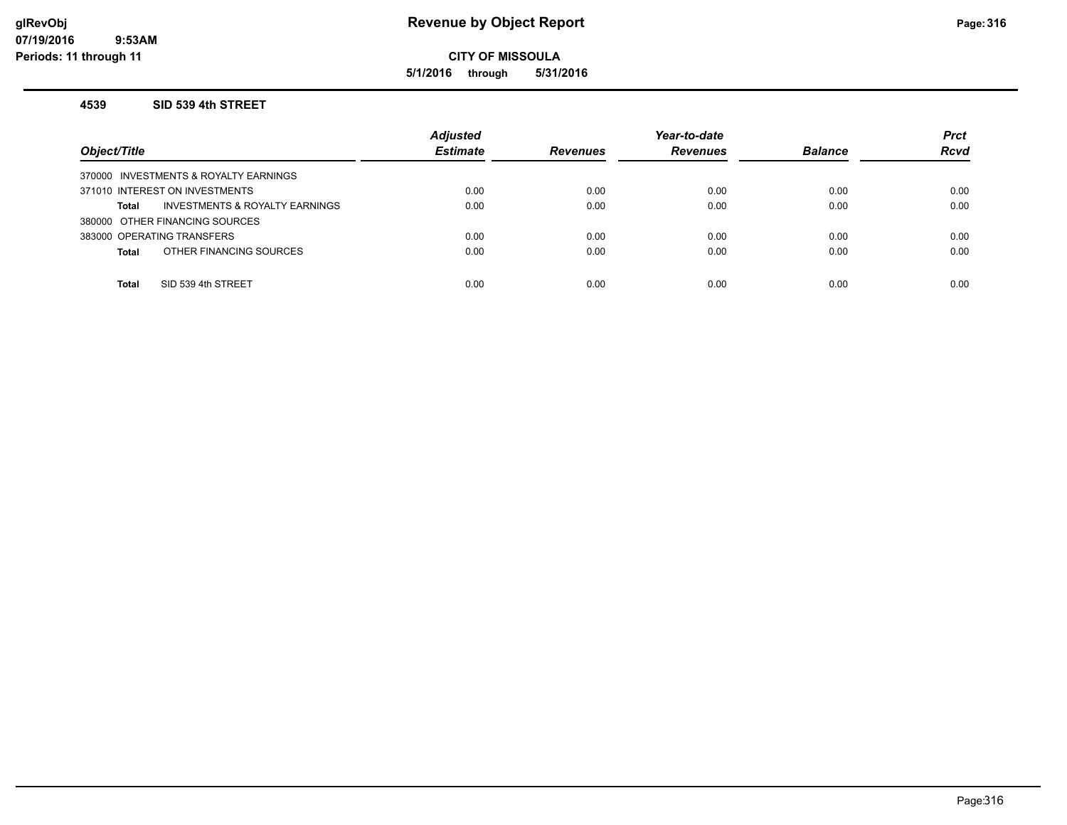# Revenue by Object Report

## CITY OF MISSOULA

**5/1/2016 through 5/31/2016**

glRevObj
07/19/2016 9:53AM
Periods: 11 through 11

### 4539 SID 539 4th STREET

| Object/Title | Adjusted Estimate | Revenues | Year-to-date Revenues | Balance | Prct Rcvd |
|---|---|---|---|---|---|
| 370000 INVESTMENTS & ROYALTY EARNINGS | | | | | |
| 371010 INTEREST ON INVESTMENTS | 0.00 | 0.00 | 0.00 | 0.00 | 0.00 |
| **Total** INVESTMENTS & ROYALTY EARNINGS | 0.00 | 0.00 | 0.00 | 0.00 | 0.00 |
| 380000 OTHER FINANCING SOURCES | | | | | |
| 383000 OPERATING TRANSFERS | 0.00 | 0.00 | 0.00 | 0.00 | 0.00 |
| **Total** OTHER FINANCING SOURCES | 0.00 | 0.00 | 0.00 | 0.00 | 0.00 |
| **Total** SID 539 4th STREET | 0.00 | 0.00 | 0.00 | 0.00 | 0.00 |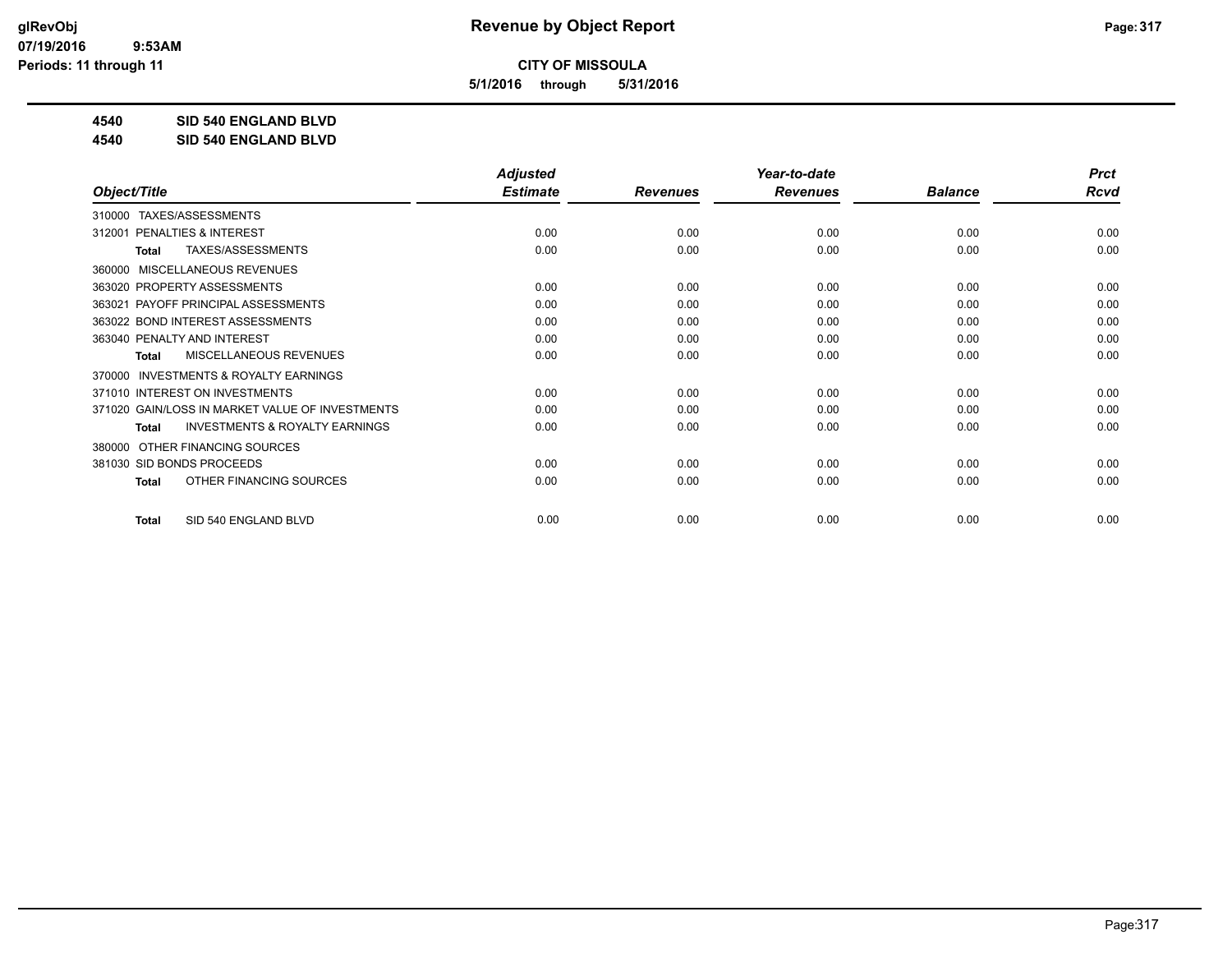**CITY OF MISSOULA**

**5/1/2016 through 5/31/2016**

**4540 SID 540 ENGLAND BLVD**

**4540 SID 540 ENGLAND BLVD**

| Object/Title | Adjusted Estimate | Revenues | Year-to-date Revenues | Balance | Prct Rcvd |
|---|---|---|---|---|---|
| 310000 TAXES/ASSESSMENTS | | | | | |
| 312001 PENALTIES & INTEREST | 0.00 | 0.00 | 0.00 | 0.00 | 0.00 |
| **Total** TAXES/ASSESSMENTS | 0.00 | 0.00 | 0.00 | 0.00 | 0.00 |
| 360000 MISCELLANEOUS REVENUES | | | | | |
| 363020 PROPERTY ASSESSMENTS | 0.00 | 0.00 | 0.00 | 0.00 | 0.00 |
| 363021 PAYOFF PRINCIPAL ASSESSMENTS | 0.00 | 0.00 | 0.00 | 0.00 | 0.00 |
| 363022 BOND INTEREST ASSESSMENTS | 0.00 | 0.00 | 0.00 | 0.00 | 0.00 |
| 363040 PENALTY AND INTEREST | 0.00 | 0.00 | 0.00 | 0.00 | 0.00 |
| **Total** MISCELLANEOUS REVENUES | 0.00 | 0.00 | 0.00 | 0.00 | 0.00 |
| 370000 INVESTMENTS & ROYALTY EARNINGS | | | | | |
| 371010 INTEREST ON INVESTMENTS | 0.00 | 0.00 | 0.00 | 0.00 | 0.00 |
| 371020 GAIN/LOSS IN MARKET VALUE OF INVESTMENTS | 0.00 | 0.00 | 0.00 | 0.00 | 0.00 |
| **Total** INVESTMENTS & ROYALTY EARNINGS | 0.00 | 0.00 | 0.00 | 0.00 | 0.00 |
| 380000 OTHER FINANCING SOURCES | | | | | |
| 381030 SID BONDS PROCEEDS | 0.00 | 0.00 | 0.00 | 0.00 | 0.00 |
| **Total** OTHER FINANCING SOURCES | 0.00 | 0.00 | 0.00 | 0.00 | 0.00 |
| **Total** SID 540 ENGLAND BLVD | 0.00 | 0.00 | 0.00 | 0.00 | 0.00 |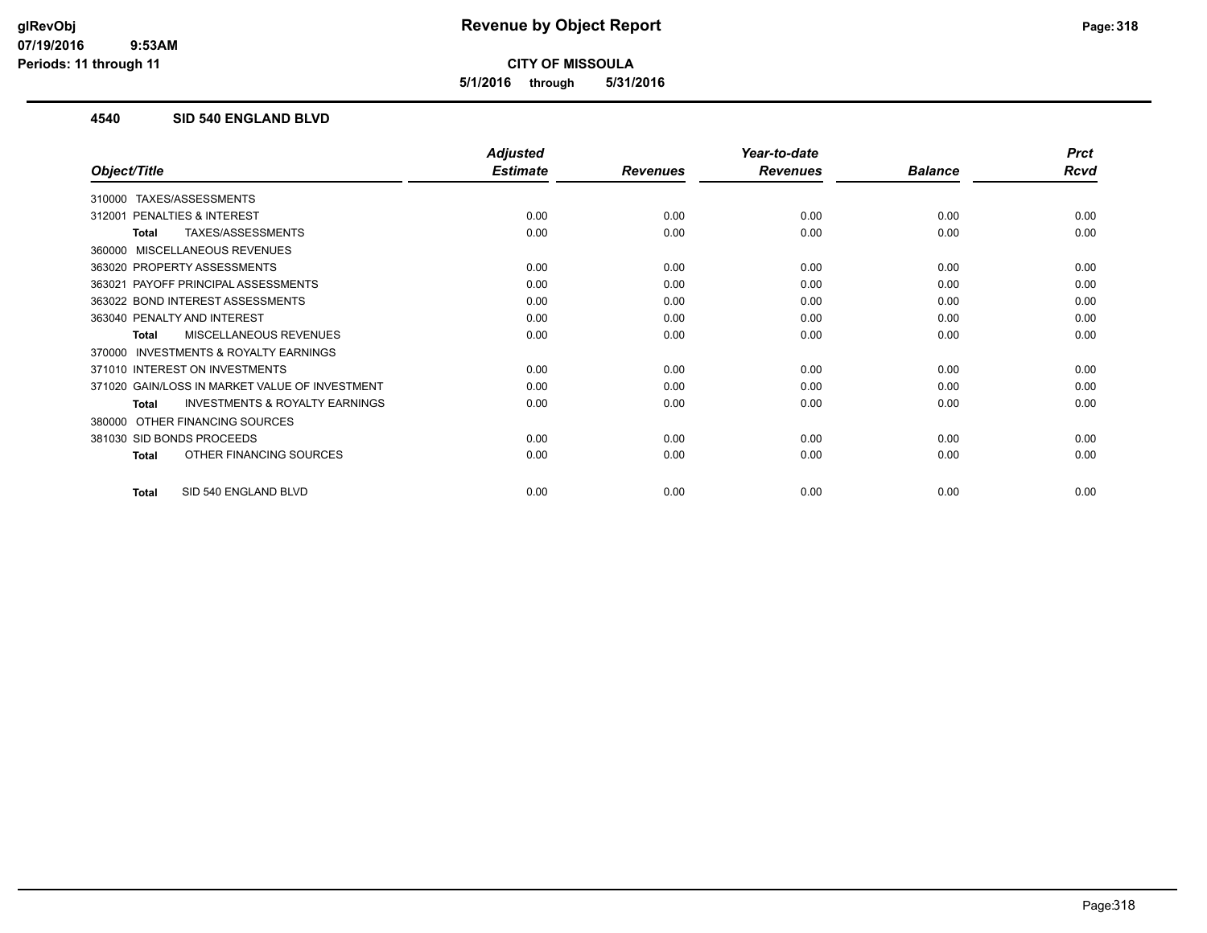**CITY OF MISSOULA**

**5/1/2016 through 5/31/2016**

**Revenue by Object Report**

glRevObj
07/19/2016 9:53AM
Periods: 11 through 11

## 4540 SID 540 ENGLAND BLVD

| Object/Title | Adjusted Estimate | Revenues | Year-to-date Revenues | Balance | Prct Rcvd |
|---|---|---|---|---|---|
| 310000 TAXES/ASSESSMENTS | | | | | |
| 312001 PENALTIES & INTEREST | 0.00 | 0.00 | 0.00 | 0.00 | 0.00 |
| **Total** TAXES/ASSESSMENTS | 0.00 | 0.00 | 0.00 | 0.00 | 0.00 |
| 360000 MISCELLANEOUS REVENUES | | | | | |
| 363020 PROPERTY ASSESSMENTS | 0.00 | 0.00 | 0.00 | 0.00 | 0.00 |
| 363021 PAYOFF PRINCIPAL ASSESSMENTS | 0.00 | 0.00 | 0.00 | 0.00 | 0.00 |
| 363022 BOND INTEREST ASSESSMENTS | 0.00 | 0.00 | 0.00 | 0.00 | 0.00 |
| 363040 PENALTY AND INTEREST | 0.00 | 0.00 | 0.00 | 0.00 | 0.00 |
| **Total** MISCELLANEOUS REVENUES | 0.00 | 0.00 | 0.00 | 0.00 | 0.00 |
| 370000 INVESTMENTS & ROYALTY EARNINGS | | | | | |
| 371010 INTEREST ON INVESTMENTS | 0.00 | 0.00 | 0.00 | 0.00 | 0.00 |
| 371020 GAIN/LOSS IN MARKET VALUE OF INVESTMENT | 0.00 | 0.00 | 0.00 | 0.00 | 0.00 |
| **Total** INVESTMENTS & ROYALTY EARNINGS | 0.00 | 0.00 | 0.00 | 0.00 | 0.00 |
| 380000 OTHER FINANCING SOURCES | | | | | |
| 381030 SID BONDS PROCEEDS | 0.00 | 0.00 | 0.00 | 0.00 | 0.00 |
| **Total** OTHER FINANCING SOURCES | 0.00 | 0.00 | 0.00 | 0.00 | 0.00 |
| **Total** SID 540 ENGLAND BLVD | 0.00 | 0.00 | 0.00 | 0.00 | 0.00 |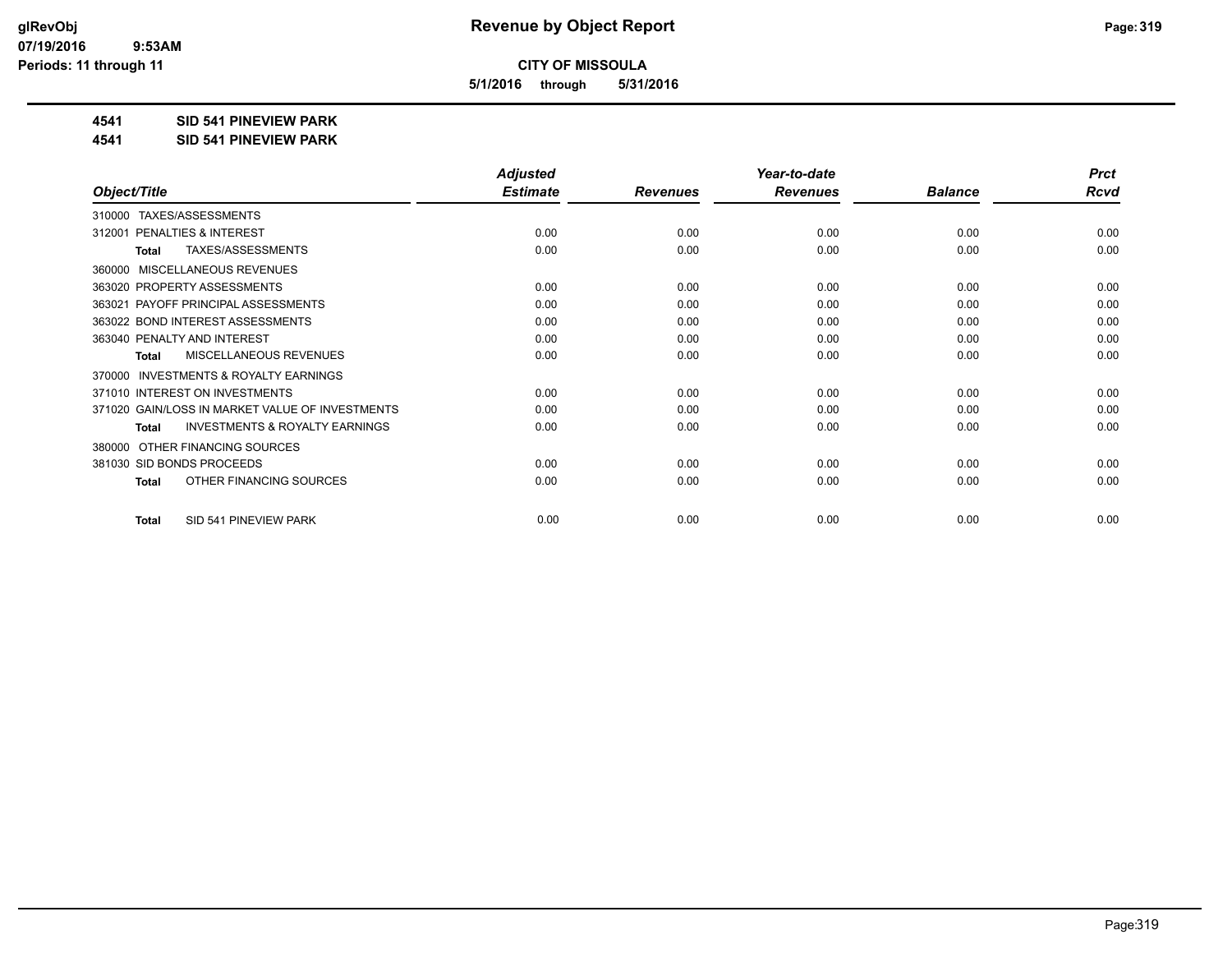# Revenue by Object Report

**CITY OF MISSOULA**

**5/1/2016 through 5/31/2016**

glRevObj
07/19/2016 9:53AM
Periods: 11 through 11

**4541 SID 541 PINEVIEW PARK**

**4541 SID 541 PINEVIEW PARK**

| Object/Title | Adjusted Estimate | Revenues | Year-to-date Revenues | Balance | Prct Rcvd |
|---|---|---|---|---|---|
| 310000 TAXES/ASSESSMENTS | | | | | |
| 312001 PENALTIES & INTEREST | 0.00 | 0.00 | 0.00 | 0.00 | 0.00 |
| **Total** TAXES/ASSESSMENTS | 0.00 | 0.00 | 0.00 | 0.00 | 0.00 |
| 360000 MISCELLANEOUS REVENUES | | | | | |
| 363020 PROPERTY ASSESSMENTS | 0.00 | 0.00 | 0.00 | 0.00 | 0.00 |
| 363021 PAYOFF PRINCIPAL ASSESSMENTS | 0.00 | 0.00 | 0.00 | 0.00 | 0.00 |
| 363022 BOND INTEREST ASSESSMENTS | 0.00 | 0.00 | 0.00 | 0.00 | 0.00 |
| 363040 PENALTY AND INTEREST | 0.00 | 0.00 | 0.00 | 0.00 | 0.00 |
| **Total** MISCELLANEOUS REVENUES | 0.00 | 0.00 | 0.00 | 0.00 | 0.00 |
| 370000 INVESTMENTS & ROYALTY EARNINGS | | | | | |
| 371010 INTEREST ON INVESTMENTS | 0.00 | 0.00 | 0.00 | 0.00 | 0.00 |
| 371020 GAIN/LOSS IN MARKET VALUE OF INVESTMENTS | 0.00 | 0.00 | 0.00 | 0.00 | 0.00 |
| **Total** INVESTMENTS & ROYALTY EARNINGS | 0.00 | 0.00 | 0.00 | 0.00 | 0.00 |
| 380000 OTHER FINANCING SOURCES | | | | | |
| 381030 SID BONDS PROCEEDS | 0.00 | 0.00 | 0.00 | 0.00 | 0.00 |
| **Total** OTHER FINANCING SOURCES | 0.00 | 0.00 | 0.00 | 0.00 | 0.00 |
| **Total** SID 541 PINEVIEW PARK | 0.00 | 0.00 | 0.00 | 0.00 | 0.00 |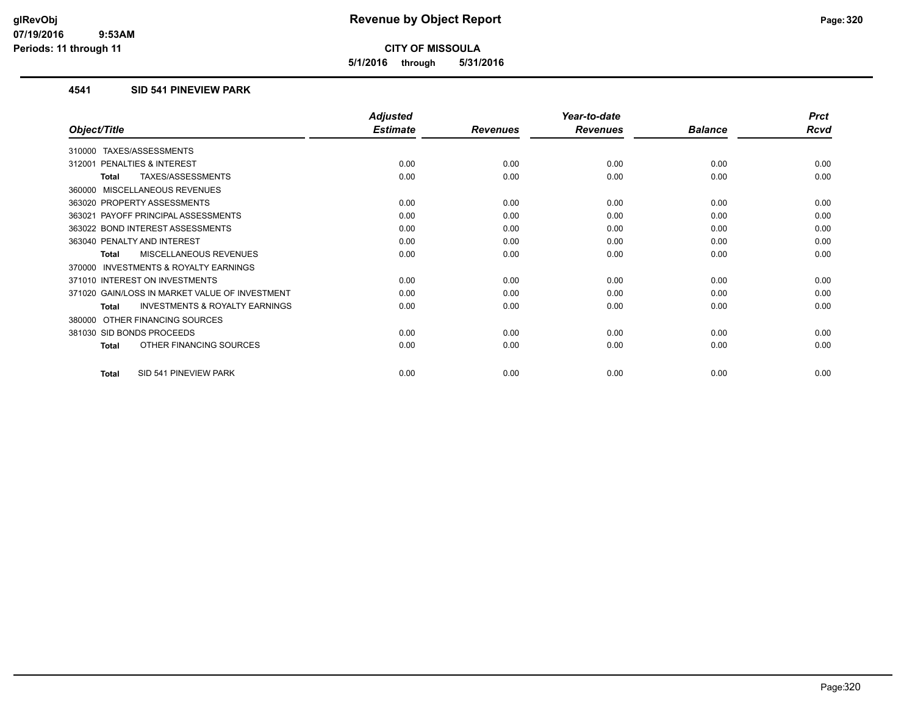# Revenue by Object Report

**CITY OF MISSOULA**

**5/1/2016 through 5/31/2016**

glRevObj
07/19/2016 9:53AM
Periods: 11 through 11

## 4541 SID 541 PINEVIEW PARK

| Object/Title | Adjusted Estimate | Revenues | Year-to-date Revenues | Balance | Prct Rcvd |
|---|---|---|---|---|---|
| 310000 TAXES/ASSESSMENTS | | | | | |
| 312001 PENALTIES & INTEREST | 0.00 | 0.00 | 0.00 | 0.00 | 0.00 |
| **Total** TAXES/ASSESSMENTS | 0.00 | 0.00 | 0.00 | 0.00 | 0.00 |
| 360000 MISCELLANEOUS REVENUES | | | | | |
| 363020 PROPERTY ASSESSMENTS | 0.00 | 0.00 | 0.00 | 0.00 | 0.00 |
| 363021 PAYOFF PRINCIPAL ASSESSMENTS | 0.00 | 0.00 | 0.00 | 0.00 | 0.00 |
| 363022 BOND INTEREST ASSESSMENTS | 0.00 | 0.00 | 0.00 | 0.00 | 0.00 |
| 363040 PENALTY AND INTEREST | 0.00 | 0.00 | 0.00 | 0.00 | 0.00 |
| **Total** MISCELLANEOUS REVENUES | 0.00 | 0.00 | 0.00 | 0.00 | 0.00 |
| 370000 INVESTMENTS & ROYALTY EARNINGS | | | | | |
| 371010 INTEREST ON INVESTMENTS | 0.00 | 0.00 | 0.00 | 0.00 | 0.00 |
| 371020 GAIN/LOSS IN MARKET VALUE OF INVESTMENT | 0.00 | 0.00 | 0.00 | 0.00 | 0.00 |
| **Total** INVESTMENTS & ROYALTY EARNINGS | 0.00 | 0.00 | 0.00 | 0.00 | 0.00 |
| 380000 OTHER FINANCING SOURCES | | | | | |
| 381030 SID BONDS PROCEEDS | 0.00 | 0.00 | 0.00 | 0.00 | 0.00 |
| **Total** OTHER FINANCING SOURCES | 0.00 | 0.00 | 0.00 | 0.00 | 0.00 |
| **Total** SID 541 PINEVIEW PARK | 0.00 | 0.00 | 0.00 | 0.00 | 0.00 |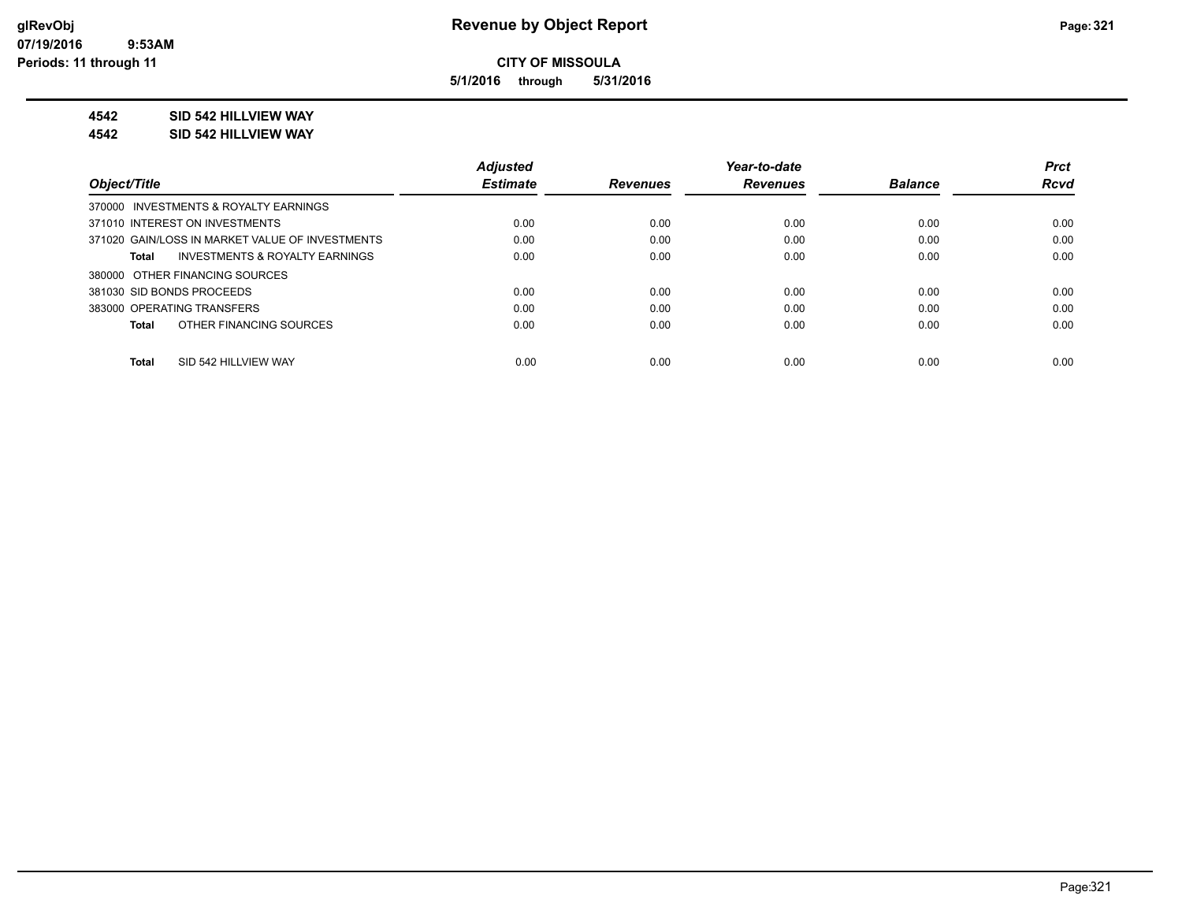**glRevObj**
**07/19/2016 9:53AM**
**Periods: 11 through 11**

# Revenue by Object Report

**CITY OF MISSOULA**

**5/1/2016 through 5/31/2016**

**4542 SID 542 HILLVIEW WAY**
**4542 SID 542 HILLVIEW WAY**

| Object/Title | Adjusted Estimate | Revenues | Year-to-date Revenues | Balance | Prct Rcvd |
|---|---|---|---|---|---|
| 370000 INVESTMENTS & ROYALTY EARNINGS | | | | | |
| 371010 INTEREST ON INVESTMENTS | 0.00 | 0.00 | 0.00 | 0.00 | 0.00 |
| 371020 GAIN/LOSS IN MARKET VALUE OF INVESTMENTS | 0.00 | 0.00 | 0.00 | 0.00 | 0.00 |
| **Total** INVESTMENTS & ROYALTY EARNINGS | 0.00 | 0.00 | 0.00 | 0.00 | 0.00 |
| 380000 OTHER FINANCING SOURCES | | | | | |
| 381030 SID BONDS PROCEEDS | 0.00 | 0.00 | 0.00 | 0.00 | 0.00 |
| 383000 OPERATING TRANSFERS | 0.00 | 0.00 | 0.00 | 0.00 | 0.00 |
| **Total** OTHER FINANCING SOURCES | 0.00 | 0.00 | 0.00 | 0.00 | 0.00 |
| **Total** SID 542 HILLVIEW WAY | 0.00 | 0.00 | 0.00 | 0.00 | 0.00 |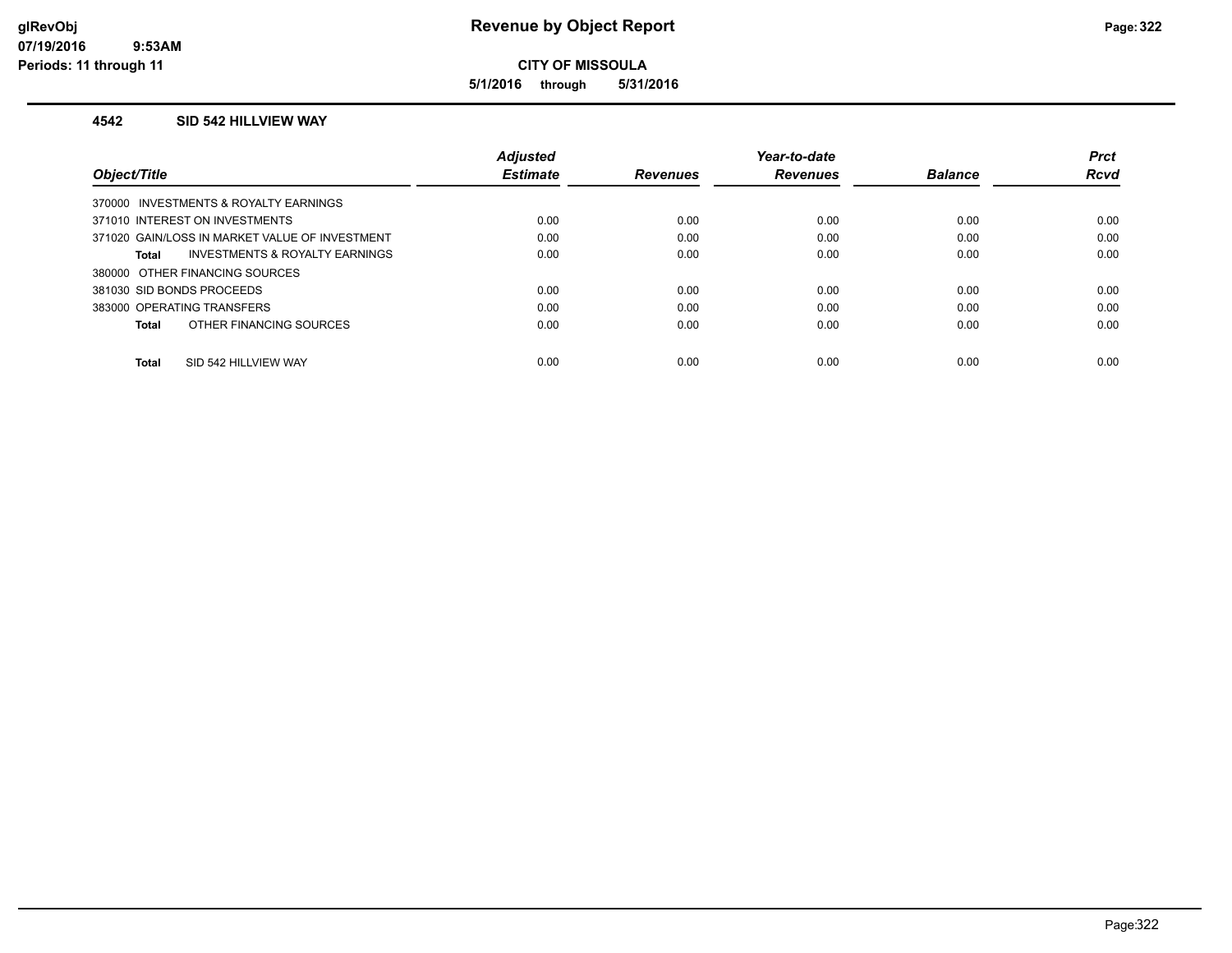# Revenue by Object Report

**CITY OF MISSOULA**

**5/1/2016 through 5/31/2016**

glRevObj
07/19/2016 9:53AM
Periods: 11 through 11

### 4542 SID 542 HILLVIEW WAY

| Object/Title | Adjusted Estimate | Revenues | Year-to-date Revenues | Balance | Prct Rcvd |
|---|---|---|---|---|---|
| 370000 INVESTMENTS & ROYALTY EARNINGS | | | | | |
| 371010 INTEREST ON INVESTMENTS | 0.00 | 0.00 | 0.00 | 0.00 | 0.00 |
| 371020 GAIN/LOSS IN MARKET VALUE OF INVESTMENT | 0.00 | 0.00 | 0.00 | 0.00 | 0.00 |
| **Total** INVESTMENTS & ROYALTY EARNINGS | 0.00 | 0.00 | 0.00 | 0.00 | 0.00 |
| 380000 OTHER FINANCING SOURCES | | | | | |
| 381030 SID BONDS PROCEEDS | 0.00 | 0.00 | 0.00 | 0.00 | 0.00 |
| 383000 OPERATING TRANSFERS | 0.00 | 0.00 | 0.00 | 0.00 | 0.00 |
| **Total** OTHER FINANCING SOURCES | 0.00 | 0.00 | 0.00 | 0.00 | 0.00 |
| **Total** SID 542 HILLVIEW WAY | 0.00 | 0.00 | 0.00 | 0.00 | 0.00 |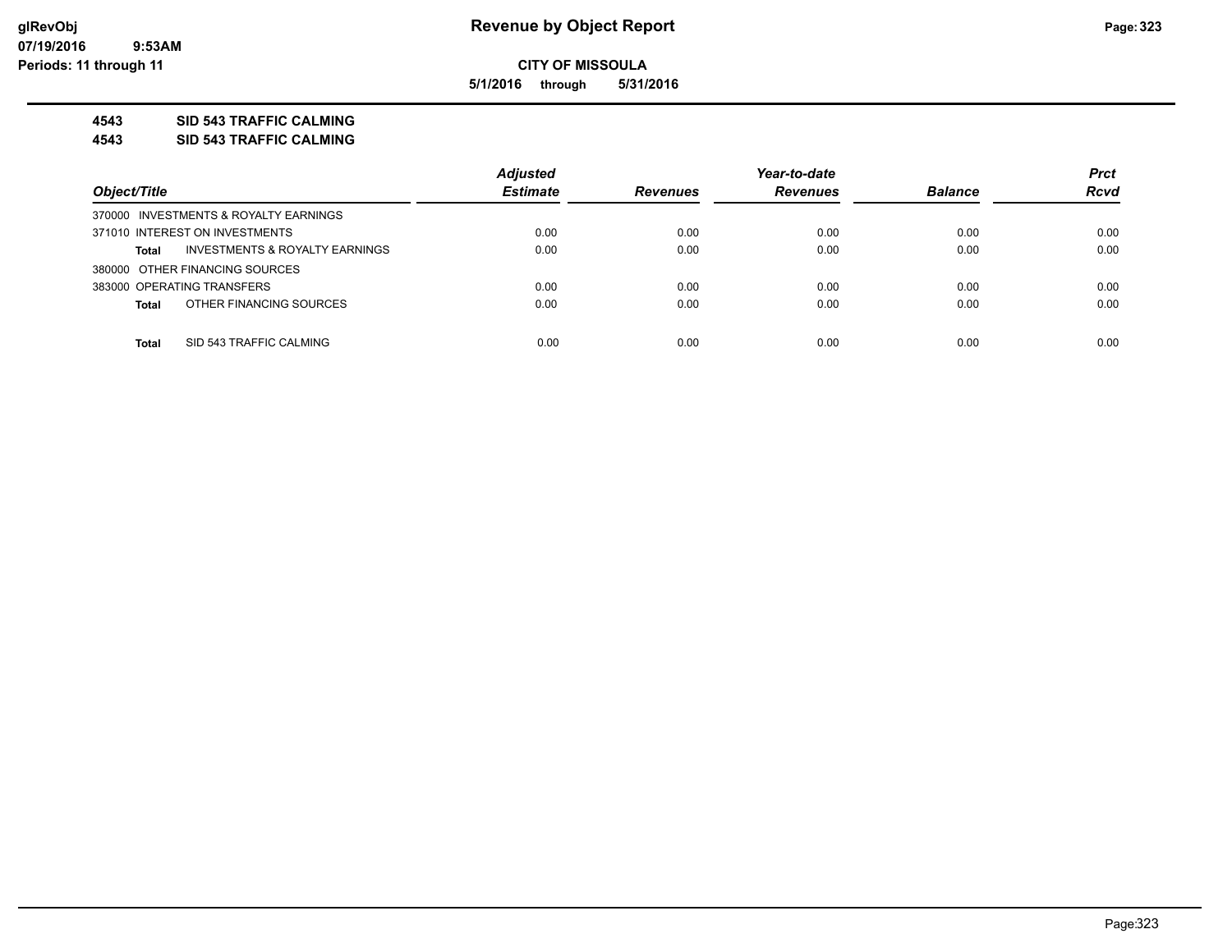**CITY OF MISSOULA**

**5/1/2016 through 5/31/2016**

**4543 SID 543 TRAFFIC CALMING**

**4543 SID 543 TRAFFIC CALMING**

| Object/Title | Adjusted Estimate | Revenues | Year-to-date Revenues | Balance | Prct Rcvd |
|---|---|---|---|---|---|
| 370000 INVESTMENTS & ROYALTY EARNINGS | | | | | |
| 371010 INTEREST ON INVESTMENTS | 0.00 | 0.00 | 0.00 | 0.00 | 0.00 |
| **Total** INVESTMENTS & ROYALTY EARNINGS | 0.00 | 0.00 | 0.00 | 0.00 | 0.00 |
| 380000 OTHER FINANCING SOURCES | | | | | |
| 383000 OPERATING TRANSFERS | 0.00 | 0.00 | 0.00 | 0.00 | 0.00 |
| **Total** OTHER FINANCING SOURCES | 0.00 | 0.00 | 0.00 | 0.00 | 0.00 |
| **Total** SID 543 TRAFFIC CALMING | 0.00 | 0.00 | 0.00 | 0.00 | 0.00 |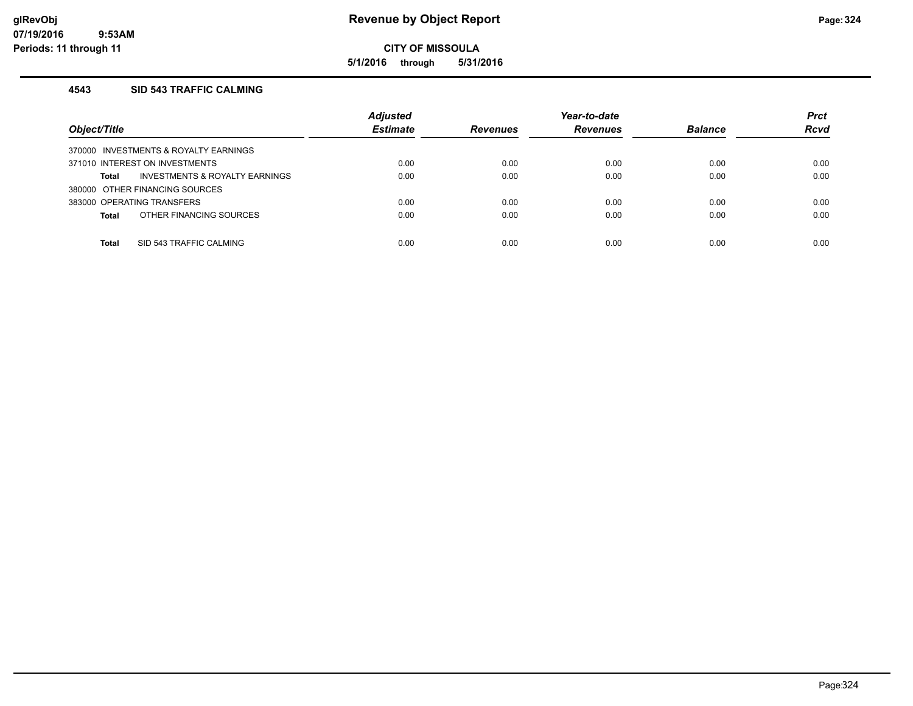glRevObj
07/19/2016 9:53AM
Periods: 11 through 11

# Revenue by Object Report

**CITY OF MISSOULA**

**5/1/2016 through 5/31/2016**

### 4543 SID 543 TRAFFIC CALMING

| Object/Title | Adjusted Estimate | Revenues | Year-to-date Revenues | Balance | Prct Rcvd |
|---|---|---|---|---|---|
| 370000 INVESTMENTS & ROYALTY EARNINGS | | | | | |
| 371010 INTEREST ON INVESTMENTS | 0.00 | 0.00 | 0.00 | 0.00 | 0.00 |
| **Total** INVESTMENTS & ROYALTY EARNINGS | 0.00 | 0.00 | 0.00 | 0.00 | 0.00 |
| 380000 OTHER FINANCING SOURCES | | | | | |
| 383000 OPERATING TRANSFERS | 0.00 | 0.00 | 0.00 | 0.00 | 0.00 |
| **Total** OTHER FINANCING SOURCES | 0.00 | 0.00 | 0.00 | 0.00 | 0.00 |
| **Total** SID 543 TRAFFIC CALMING | 0.00 | 0.00 | 0.00 | 0.00 | 0.00 |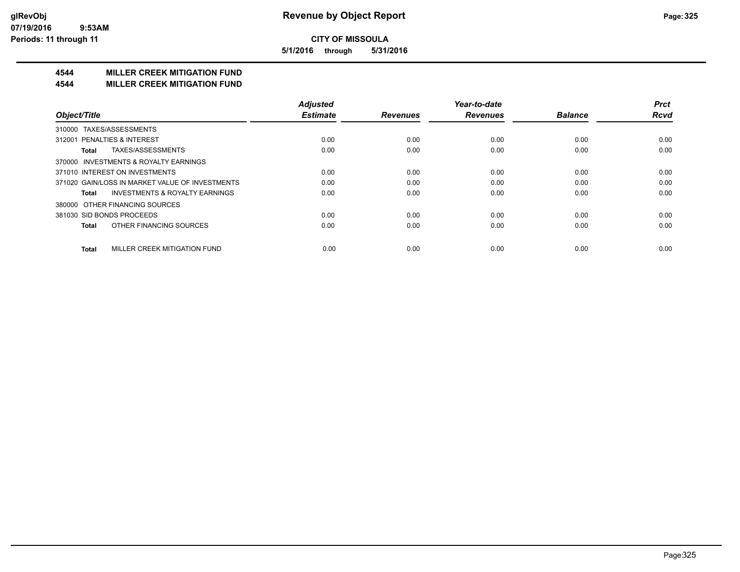**CITY OF MISSOULA**

**5/1/2016 through 5/31/2016**

## 4544 MILLER CREEK MITIGATION FUND
## 4544 MILLER CREEK MITIGATION FUND

| Object/Title | Adjusted Estimate | Revenues | Year-to-date Revenues | Balance | Prct Rcvd |
|---|---|---|---|---|---|
| 310000 TAXES/ASSESSMENTS | | | | | |
| 312001 PENALTIES & INTEREST | 0.00 | 0.00 | 0.00 | 0.00 | 0.00 |
| **Total** TAXES/ASSESSMENTS | 0.00 | 0.00 | 0.00 | 0.00 | 0.00 |
| 370000 INVESTMENTS & ROYALTY EARNINGS | | | | | |
| 371010 INTEREST ON INVESTMENTS | 0.00 | 0.00 | 0.00 | 0.00 | 0.00 |
| 371020 GAIN/LOSS IN MARKET VALUE OF INVESTMENTS | 0.00 | 0.00 | 0.00 | 0.00 | 0.00 |
| **Total** INVESTMENTS & ROYALTY EARNINGS | 0.00 | 0.00 | 0.00 | 0.00 | 0.00 |
| 380000 OTHER FINANCING SOURCES | | | | | |
| 381030 SID BONDS PROCEEDS | 0.00 | 0.00 | 0.00 | 0.00 | 0.00 |
| **Total** OTHER FINANCING SOURCES | 0.00 | 0.00 | 0.00 | 0.00 | 0.00 |
| **Total** MILLER CREEK MITIGATION FUND | 0.00 | 0.00 | 0.00 | 0.00 | 0.00 |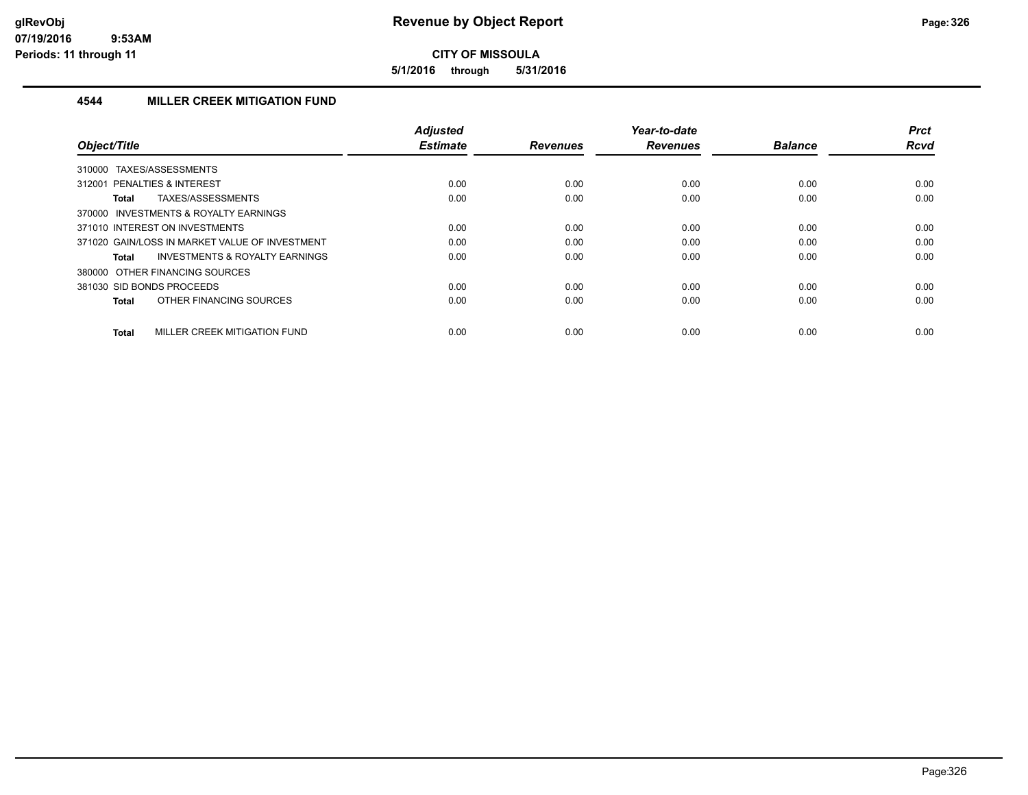# Revenue by Object Report

**CITY OF MISSOULA**

**5/1/2016 through 5/31/2016**

glRevObj
07/19/2016 9:53AM
Periods: 11 through 11

### 4544 MILLER CREEK MITIGATION FUND

| Object/Title | Adjusted Estimate | Revenues | Year-to-date Revenues | Balance | Prct Rcvd |
|---|---|---|---|---|---|
| 310000 TAXES/ASSESSMENTS | | | | | |
| 312001 PENALTIES & INTEREST | 0.00 | 0.00 | 0.00 | 0.00 | 0.00 |
| **Total** TAXES/ASSESSMENTS | 0.00 | 0.00 | 0.00 | 0.00 | 0.00 |
| 370000 INVESTMENTS & ROYALTY EARNINGS | | | | | |
| 371010 INTEREST ON INVESTMENTS | 0.00 | 0.00 | 0.00 | 0.00 | 0.00 |
| 371020 GAIN/LOSS IN MARKET VALUE OF INVESTMENT | 0.00 | 0.00 | 0.00 | 0.00 | 0.00 |
| **Total** INVESTMENTS & ROYALTY EARNINGS | 0.00 | 0.00 | 0.00 | 0.00 | 0.00 |
| 380000 OTHER FINANCING SOURCES | | | | | |
| 381030 SID BONDS PROCEEDS | 0.00 | 0.00 | 0.00 | 0.00 | 0.00 |
| **Total** OTHER FINANCING SOURCES | 0.00 | 0.00 | 0.00 | 0.00 | 0.00 |
| **Total** MILLER CREEK MITIGATION FUND | 0.00 | 0.00 | 0.00 | 0.00 | 0.00 |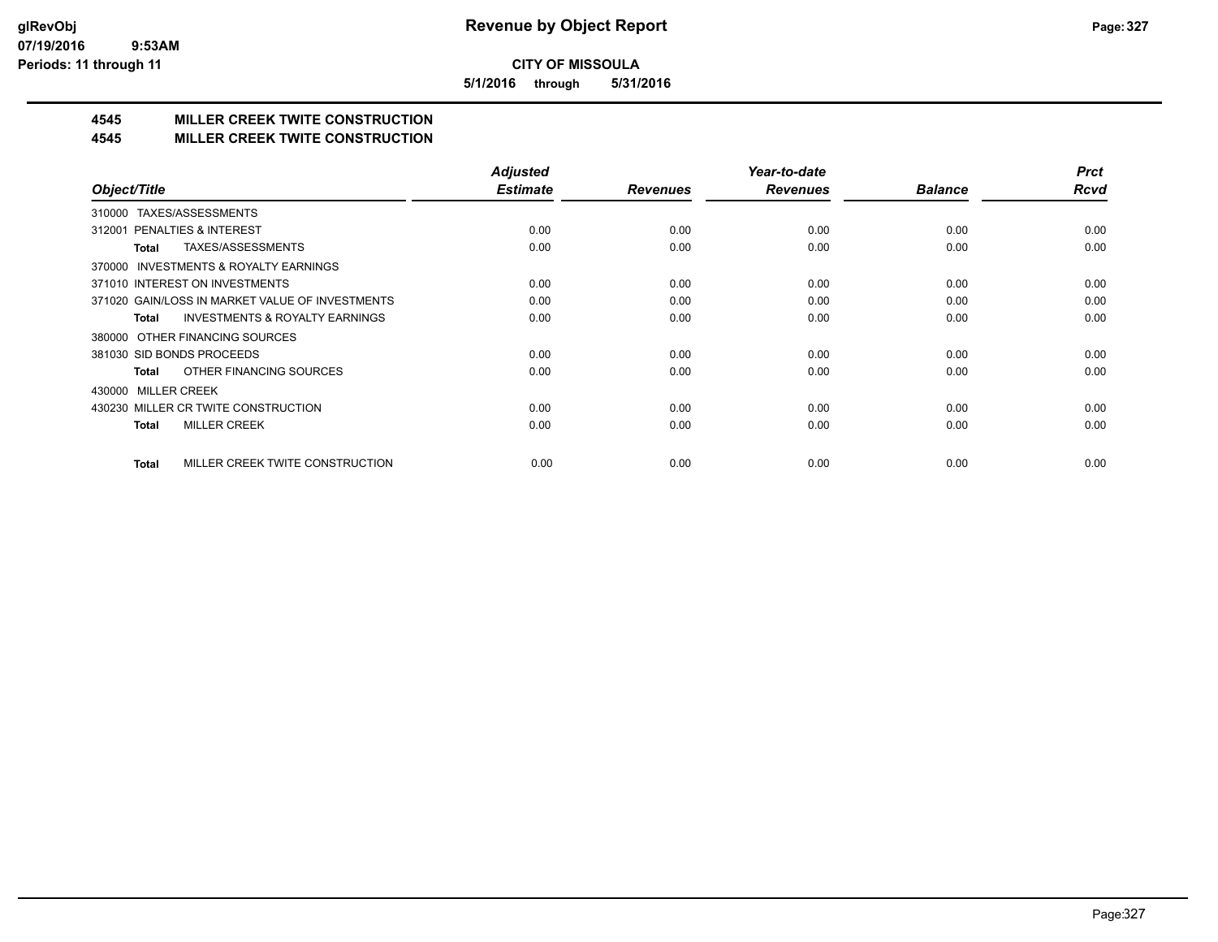**CITY OF MISSOULA**

**5/1/2016 through 5/31/2016**

## 4545 MILLER CREEK TWITE CONSTRUCTION
## 4545 MILLER CREEK TWITE CONSTRUCTION

| Object/Title | Adjusted Estimate | Revenues | Year-to-date Revenues | Balance | Prct Rcvd |
|---|---|---|---|---|---|
| 310000 TAXES/ASSESSMENTS | | | | | |
| 312001 PENALTIES & INTEREST | 0.00 | 0.00 | 0.00 | 0.00 | 0.00 |
| **Total** TAXES/ASSESSMENTS | 0.00 | 0.00 | 0.00 | 0.00 | 0.00 |
| 370000 INVESTMENTS & ROYALTY EARNINGS | | | | | |
| 371010 INTEREST ON INVESTMENTS | 0.00 | 0.00 | 0.00 | 0.00 | 0.00 |
| 371020 GAIN/LOSS IN MARKET VALUE OF INVESTMENTS | 0.00 | 0.00 | 0.00 | 0.00 | 0.00 |
| **Total** INVESTMENTS & ROYALTY EARNINGS | 0.00 | 0.00 | 0.00 | 0.00 | 0.00 |
| 380000 OTHER FINANCING SOURCES | | | | | |
| 381030 SID BONDS PROCEEDS | 0.00 | 0.00 | 0.00 | 0.00 | 0.00 |
| **Total** OTHER FINANCING SOURCES | 0.00 | 0.00 | 0.00 | 0.00 | 0.00 |
| 430000 MILLER CREEK | | | | | |
| 430230 MILLER CR TWITE CONSTRUCTION | 0.00 | 0.00 | 0.00 | 0.00 | 0.00 |
| **Total** MILLER CREEK | 0.00 | 0.00 | 0.00 | 0.00 | 0.00 |
| **Total** MILLER CREEK TWITE CONSTRUCTION | 0.00 | 0.00 | 0.00 | 0.00 | 0.00 |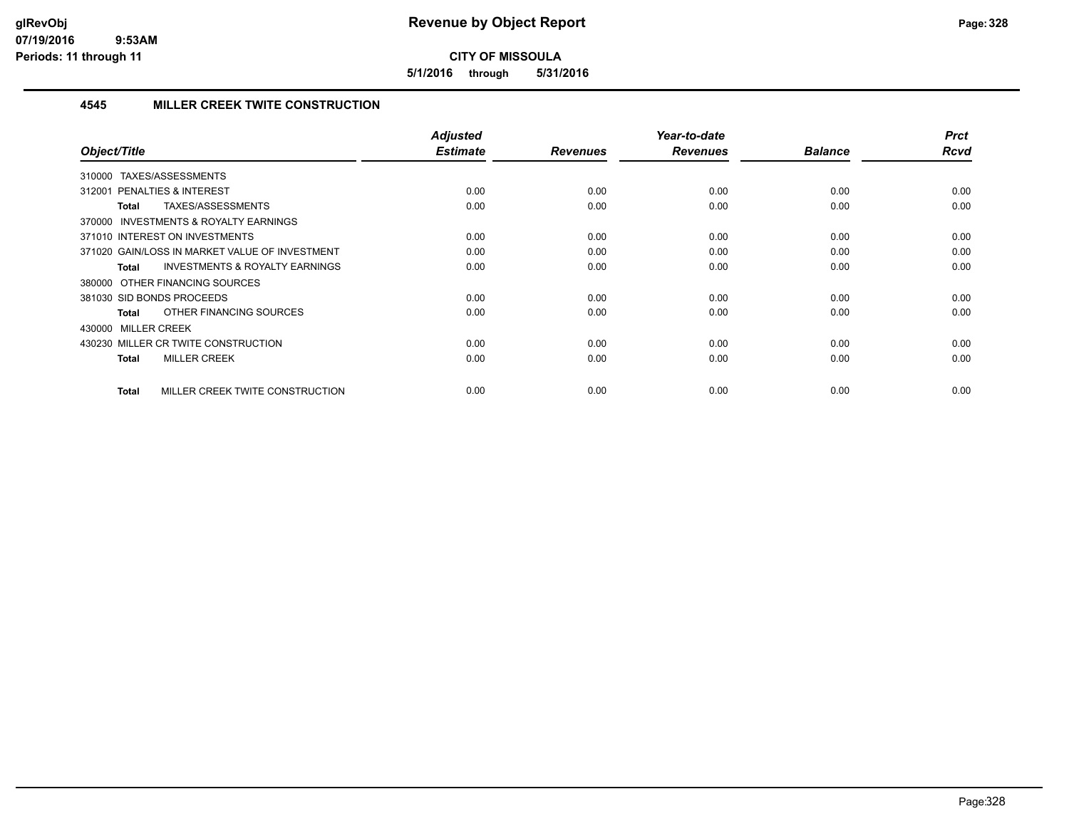# Revenue by Object Report

**CITY OF MISSOULA**

**5/1/2016 through 5/31/2016**

## 4545 MILLER CREEK TWITE CONSTRUCTION

| Object/Title | Adjusted Estimate | Revenues | Year-to-date Revenues | Balance | Prct Rcvd |
|---|---|---|---|---|---|
| 310000 TAXES/ASSESSMENTS | | | | | |
| 312001 PENALTIES & INTEREST | 0.00 | 0.00 | 0.00 | 0.00 | 0.00 |
| **Total** TAXES/ASSESSMENTS | 0.00 | 0.00 | 0.00 | 0.00 | 0.00 |
| 370000 INVESTMENTS & ROYALTY EARNINGS | | | | | |
| 371010 INTEREST ON INVESTMENTS | 0.00 | 0.00 | 0.00 | 0.00 | 0.00 |
| 371020 GAIN/LOSS IN MARKET VALUE OF INVESTMENT | 0.00 | 0.00 | 0.00 | 0.00 | 0.00 |
| **Total** INVESTMENTS & ROYALTY EARNINGS | 0.00 | 0.00 | 0.00 | 0.00 | 0.00 |
| 380000 OTHER FINANCING SOURCES | | | | | |
| 381030 SID BONDS PROCEEDS | 0.00 | 0.00 | 0.00 | 0.00 | 0.00 |
| **Total** OTHER FINANCING SOURCES | 0.00 | 0.00 | 0.00 | 0.00 | 0.00 |
| 430000 MILLER CREEK | | | | | |
| 430230 MILLER CR TWITE CONSTRUCTION | 0.00 | 0.00 | 0.00 | 0.00 | 0.00 |
| **Total** MILLER CREEK | 0.00 | 0.00 | 0.00 | 0.00 | 0.00 |
| **Total** MILLER CREEK TWITE CONSTRUCTION | 0.00 | 0.00 | 0.00 | 0.00 | 0.00 |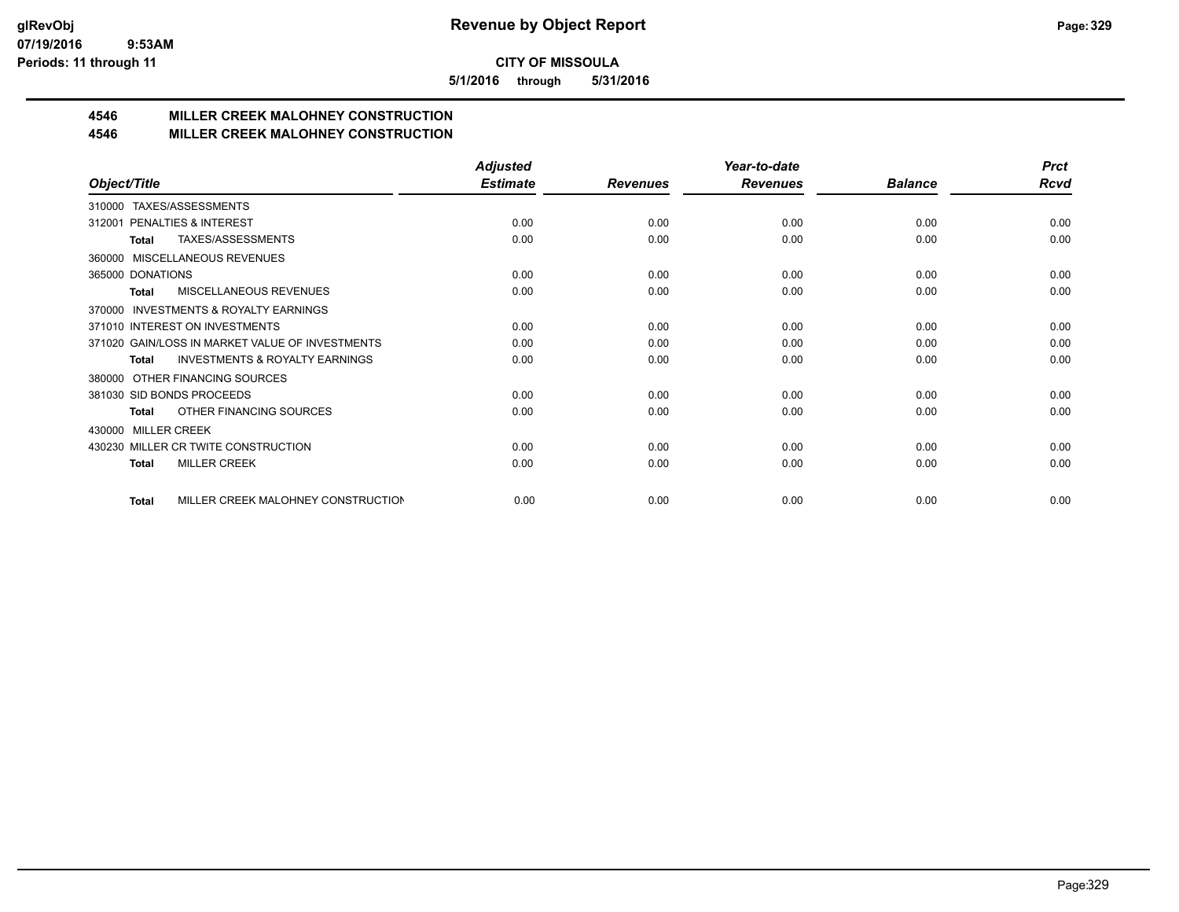**CITY OF MISSOULA**

**5/1/2016 through 5/31/2016**

## 4546 MILLER CREEK MALOHNEY CONSTRUCTION
## 4546 MILLER CREEK MALOHNEY CONSTRUCTION

| Object/Title | Adjusted Estimate | Revenues | Year-to-date Revenues | Balance | Prct Rcvd |
|---|---|---|---|---|---|
| 310000 TAXES/ASSESSMENTS | | | | | |
| 312001 PENALTIES & INTEREST | 0.00 | 0.00 | 0.00 | 0.00 | 0.00 |
| **Total** TAXES/ASSESSMENTS | 0.00 | 0.00 | 0.00 | 0.00 | 0.00 |
| 360000 MISCELLANEOUS REVENUES | | | | | |
| 365000 DONATIONS | 0.00 | 0.00 | 0.00 | 0.00 | 0.00 |
| **Total** MISCELLANEOUS REVENUES | 0.00 | 0.00 | 0.00 | 0.00 | 0.00 |
| 370000 INVESTMENTS & ROYALTY EARNINGS | | | | | |
| 371010 INTEREST ON INVESTMENTS | 0.00 | 0.00 | 0.00 | 0.00 | 0.00 |
| 371020 GAIN/LOSS IN MARKET VALUE OF INVESTMENTS | 0.00 | 0.00 | 0.00 | 0.00 | 0.00 |
| **Total** INVESTMENTS & ROYALTY EARNINGS | 0.00 | 0.00 | 0.00 | 0.00 | 0.00 |
| 380000 OTHER FINANCING SOURCES | | | | | |
| 381030 SID BONDS PROCEEDS | 0.00 | 0.00 | 0.00 | 0.00 | 0.00 |
| **Total** OTHER FINANCING SOURCES | 0.00 | 0.00 | 0.00 | 0.00 | 0.00 |
| 430000 MILLER CREEK | | | | | |
| 430230 MILLER CR TWITE CONSTRUCTION | 0.00 | 0.00 | 0.00 | 0.00 | 0.00 |
| **Total** MILLER CREEK | 0.00 | 0.00 | 0.00 | 0.00 | 0.00 |
| **Total** MILLER CREEK MALOHNEY CONSTRUCTION | 0.00 | 0.00 | 0.00 | 0.00 | 0.00 |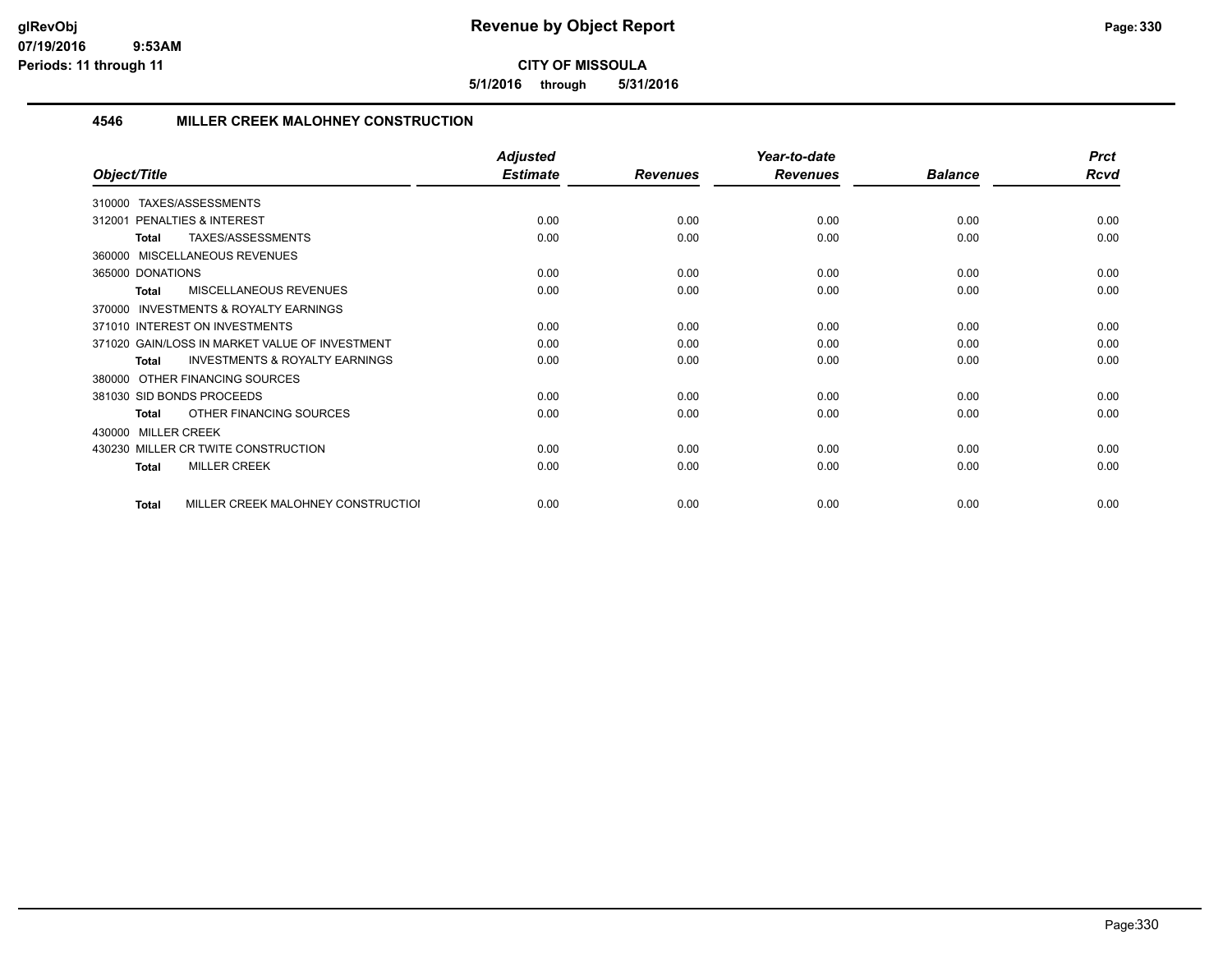# Revenue by Object Report

**CITY OF MISSOULA**

**5/1/2016 through 5/31/2016**

glRevObj
07/19/2016 9:53AM
Periods: 11 through 11

## 4546 MILLER CREEK MALOHNEY CONSTRUCTION

| Object/Title | Adjusted Estimate | Revenues | Year-to-date Revenues | Balance | Prct Rcvd |
|---|---|---|---|---|---|
| 310000 TAXES/ASSESSMENTS | | | | | |
| 312001 PENALTIES & INTEREST | 0.00 | 0.00 | 0.00 | 0.00 | 0.00 |
| **Total** TAXES/ASSESSMENTS | 0.00 | 0.00 | 0.00 | 0.00 | 0.00 |
| 360000 MISCELLANEOUS REVENUES | | | | | |
| 365000 DONATIONS | 0.00 | 0.00 | 0.00 | 0.00 | 0.00 |
| **Total** MISCELLANEOUS REVENUES | 0.00 | 0.00 | 0.00 | 0.00 | 0.00 |
| 370000 INVESTMENTS & ROYALTY EARNINGS | | | | | |
| 371010 INTEREST ON INVESTMENTS | 0.00 | 0.00 | 0.00 | 0.00 | 0.00 |
| 371020 GAIN/LOSS IN MARKET VALUE OF INVESTMENT | 0.00 | 0.00 | 0.00 | 0.00 | 0.00 |
| **Total** INVESTMENTS & ROYALTY EARNINGS | 0.00 | 0.00 | 0.00 | 0.00 | 0.00 |
| 380000 OTHER FINANCING SOURCES | | | | | |
| 381030 SID BONDS PROCEEDS | 0.00 | 0.00 | 0.00 | 0.00 | 0.00 |
| **Total** OTHER FINANCING SOURCES | 0.00 | 0.00 | 0.00 | 0.00 | 0.00 |
| 430000 MILLER CREEK | | | | | |
| 430230 MILLER CR TWITE CONSTRUCTION | 0.00 | 0.00 | 0.00 | 0.00 | 0.00 |
| **Total** MILLER CREEK | 0.00 | 0.00 | 0.00 | 0.00 | 0.00 |
| **Total** MILLER CREEK MALOHNEY CONSTRUCTIOI | 0.00 | 0.00 | 0.00 | 0.00 | 0.00 |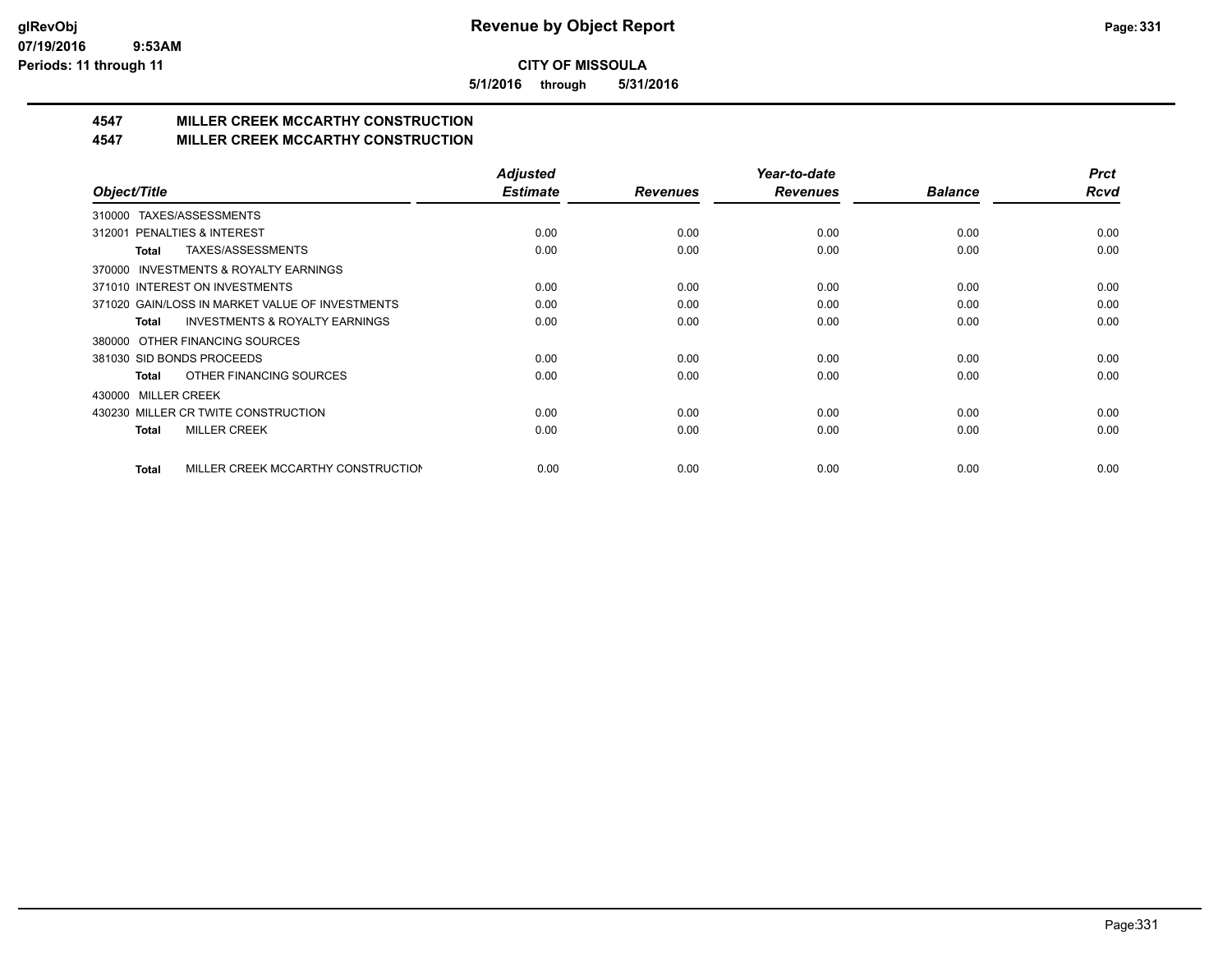**CITY OF MISSOULA**

**5/1/2016 through 5/31/2016**

## 4547 MILLER CREEK MCCARTHY CONSTRUCTION
## 4547 MILLER CREEK MCCARTHY CONSTRUCTION

| Object/Title | Adjusted Estimate | Revenues | Year-to-date Revenues | Balance | Prct Rcvd |
|---|---|---|---|---|---|
| 310000 TAXES/ASSESSMENTS | | | | | |
| 312001 PENALTIES & INTEREST | 0.00 | 0.00 | 0.00 | 0.00 | 0.00 |
| **Total** TAXES/ASSESSMENTS | 0.00 | 0.00 | 0.00 | 0.00 | 0.00 |
| 370000 INVESTMENTS & ROYALTY EARNINGS | | | | | |
| 371010 INTEREST ON INVESTMENTS | 0.00 | 0.00 | 0.00 | 0.00 | 0.00 |
| 371020 GAIN/LOSS IN MARKET VALUE OF INVESTMENTS | 0.00 | 0.00 | 0.00 | 0.00 | 0.00 |
| **Total** INVESTMENTS & ROYALTY EARNINGS | 0.00 | 0.00 | 0.00 | 0.00 | 0.00 |
| 380000 OTHER FINANCING SOURCES | | | | | |
| 381030 SID BONDS PROCEEDS | 0.00 | 0.00 | 0.00 | 0.00 | 0.00 |
| **Total** OTHER FINANCING SOURCES | 0.00 | 0.00 | 0.00 | 0.00 | 0.00 |
| 430000 MILLER CREEK | | | | | |
| 430230 MILLER CR TWITE CONSTRUCTION | 0.00 | 0.00 | 0.00 | 0.00 | 0.00 |
| **Total** MILLER CREEK | 0.00 | 0.00 | 0.00 | 0.00 | 0.00 |
| **Total** MILLER CREEK MCCARTHY CONSTRUCTION | 0.00 | 0.00 | 0.00 | 0.00 | 0.00 |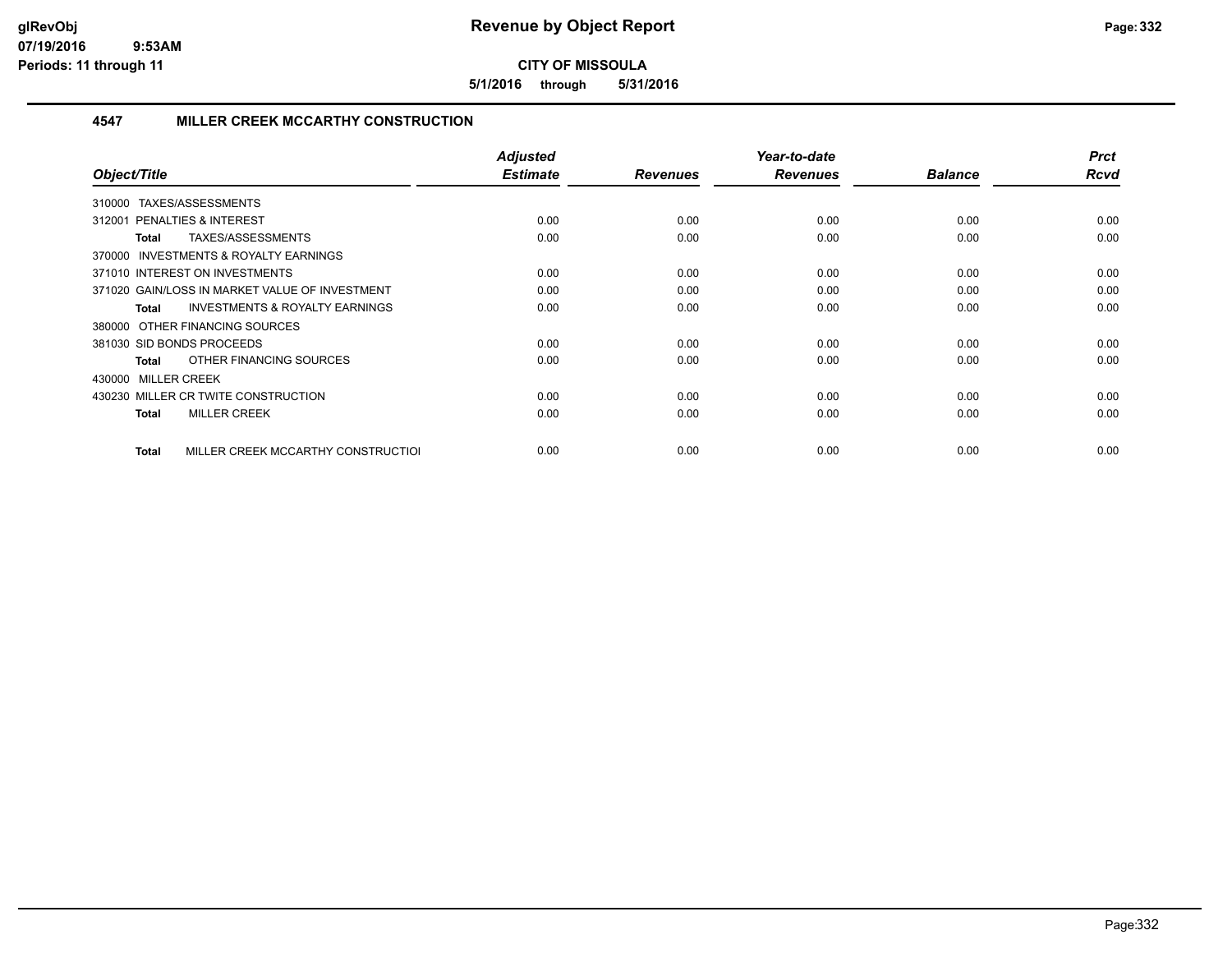**CITY OF MISSOULA**

**5/1/2016 through 5/31/2016**

### 4547 MILLER CREEK MCCARTHY CONSTRUCTION

| Object/Title | Adjusted Estimate | Revenues | Year-to-date Revenues | Balance | Prct Rcvd |
|---|---|---|---|---|---|
| 310000 TAXES/ASSESSMENTS | | | | | |
| 312001 PENALTIES & INTEREST | 0.00 | 0.00 | 0.00 | 0.00 | 0.00 |
| **Total** TAXES/ASSESSMENTS | 0.00 | 0.00 | 0.00 | 0.00 | 0.00 |
| 370000 INVESTMENTS & ROYALTY EARNINGS | | | | | |
| 371010 INTEREST ON INVESTMENTS | 0.00 | 0.00 | 0.00 | 0.00 | 0.00 |
| 371020 GAIN/LOSS IN MARKET VALUE OF INVESTMENT | 0.00 | 0.00 | 0.00 | 0.00 | 0.00 |
| **Total** INVESTMENTS & ROYALTY EARNINGS | 0.00 | 0.00 | 0.00 | 0.00 | 0.00 |
| 380000 OTHER FINANCING SOURCES | | | | | |
| 381030 SID BONDS PROCEEDS | 0.00 | 0.00 | 0.00 | 0.00 | 0.00 |
| **Total** OTHER FINANCING SOURCES | 0.00 | 0.00 | 0.00 | 0.00 | 0.00 |
| 430000 MILLER CREEK | | | | | |
| 430230 MILLER CR TWITE CONSTRUCTION | 0.00 | 0.00 | 0.00 | 0.00 | 0.00 |
| **Total** MILLER CREEK | 0.00 | 0.00 | 0.00 | 0.00 | 0.00 |
| **Total** MILLER CREEK MCCARTHY CONSTRUCTIOI | 0.00 | 0.00 | 0.00 | 0.00 | 0.00 |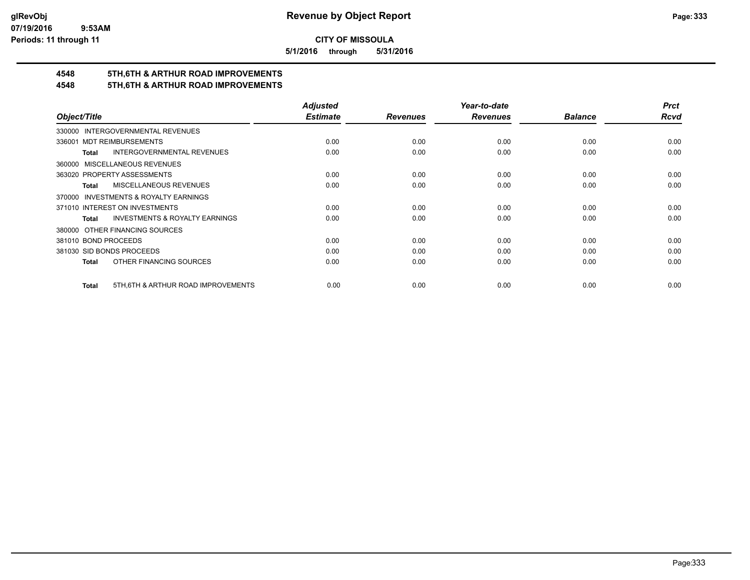**CITY OF MISSOULA**

**5/1/2016 through 5/31/2016**

# 4548 5TH,6TH & ARTHUR ROAD IMPROVEMENTS

## 4548 5TH,6TH & ARTHUR ROAD IMPROVEMENTS

| Object/Title | Adjusted Estimate | Revenues | Year-to-date Revenues | Balance | Prct Rcvd |
|---|---|---|---|---|---|
| 330000 INTERGOVERNMENTAL REVENUES | | | | | |
| 336001 MDT REIMBURSEMENTS | 0.00 | 0.00 | 0.00 | 0.00 | 0.00 |
| **Total** INTERGOVERNMENTAL REVENUES | 0.00 | 0.00 | 0.00 | 0.00 | 0.00 |
| 360000 MISCELLANEOUS REVENUES | | | | | |
| 363020 PROPERTY ASSESSMENTS | 0.00 | 0.00 | 0.00 | 0.00 | 0.00 |
| **Total** MISCELLANEOUS REVENUES | 0.00 | 0.00 | 0.00 | 0.00 | 0.00 |
| 370000 INVESTMENTS & ROYALTY EARNINGS | | | | | |
| 371010 INTEREST ON INVESTMENTS | 0.00 | 0.00 | 0.00 | 0.00 | 0.00 |
| **Total** INVESTMENTS & ROYALTY EARNINGS | 0.00 | 0.00 | 0.00 | 0.00 | 0.00 |
| 380000 OTHER FINANCING SOURCES | | | | | |
| 381010 BOND PROCEEDS | 0.00 | 0.00 | 0.00 | 0.00 | 0.00 |
| 381030 SID BONDS PROCEEDS | 0.00 | 0.00 | 0.00 | 0.00 | 0.00 |
| **Total** OTHER FINANCING SOURCES | 0.00 | 0.00 | 0.00 | 0.00 | 0.00 |
| **Total** 5TH,6TH & ARTHUR ROAD IMPROVEMENTS | 0.00 | 0.00 | 0.00 | 0.00 | 0.00 |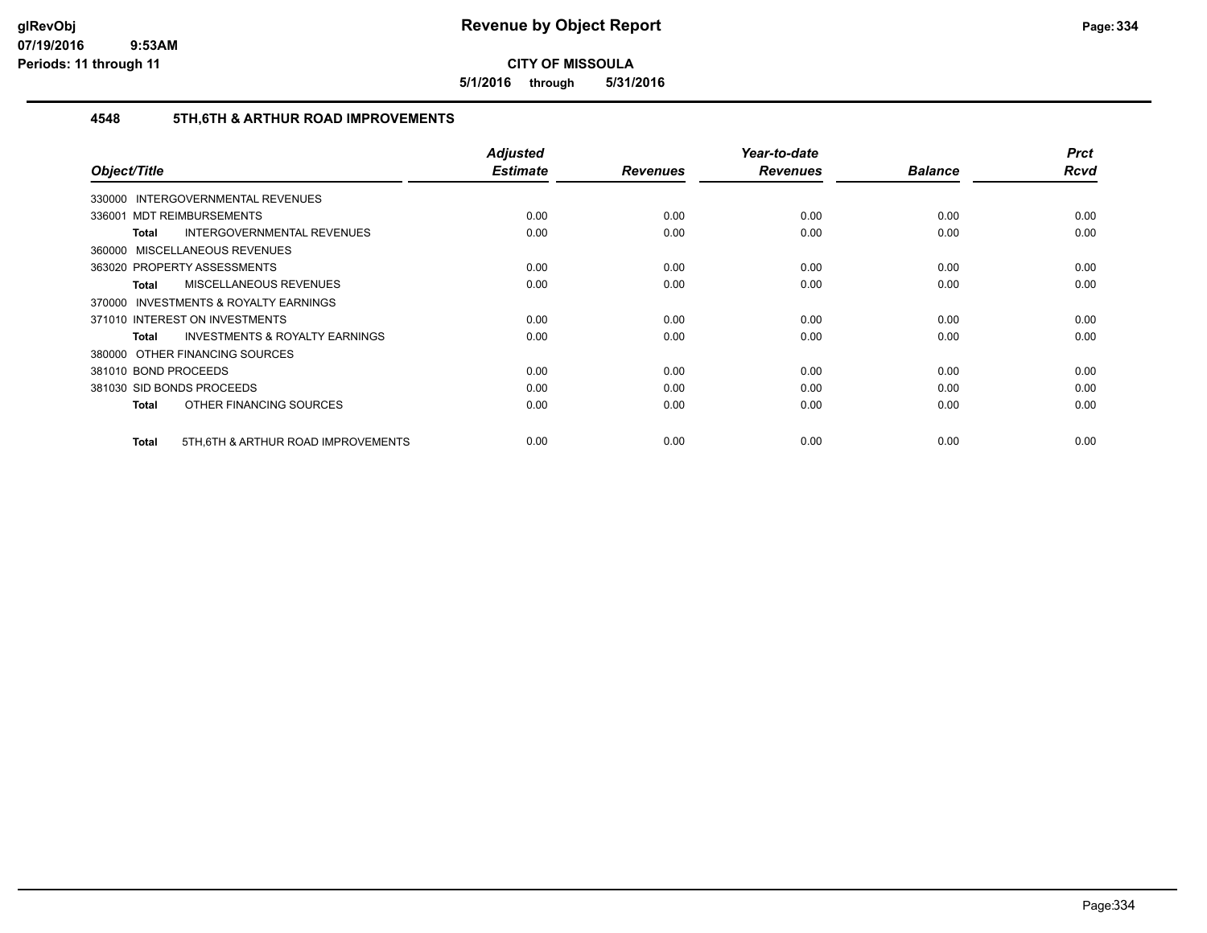# Revenue by Object Report

**CITY OF MISSOULA**

**5/1/2016 through 5/31/2016**

glRevObj
07/19/2016 9:53AM
Periods: 11 through 11

## 4548 5TH,6TH & ARTHUR ROAD IMPROVEMENTS

| Object/Title | Adjusted Estimate | Revenues | Year-to-date Revenues | Balance | Prct Rcvd |
|---|---|---|---|---|---|
| 330000 INTERGOVERNMENTAL REVENUES | | | | | |
| 336001 MDT REIMBURSEMENTS | 0.00 | 0.00 | 0.00 | 0.00 | 0.00 |
| **Total** INTERGOVERNMENTAL REVENUES | 0.00 | 0.00 | 0.00 | 0.00 | 0.00 |
| 360000 MISCELLANEOUS REVENUES | | | | | |
| 363020 PROPERTY ASSESSMENTS | 0.00 | 0.00 | 0.00 | 0.00 | 0.00 |
| **Total** MISCELLANEOUS REVENUES | 0.00 | 0.00 | 0.00 | 0.00 | 0.00 |
| 370000 INVESTMENTS & ROYALTY EARNINGS | | | | | |
| 371010 INTEREST ON INVESTMENTS | 0.00 | 0.00 | 0.00 | 0.00 | 0.00 |
| **Total** INVESTMENTS & ROYALTY EARNINGS | 0.00 | 0.00 | 0.00 | 0.00 | 0.00 |
| 380000 OTHER FINANCING SOURCES | | | | | |
| 381010 BOND PROCEEDS | 0.00 | 0.00 | 0.00 | 0.00 | 0.00 |
| 381030 SID BONDS PROCEEDS | 0.00 | 0.00 | 0.00 | 0.00 | 0.00 |
| **Total** OTHER FINANCING SOURCES | 0.00 | 0.00 | 0.00 | 0.00 | 0.00 |
| **Total** 5TH,6TH & ARTHUR ROAD IMPROVEMENTS | 0.00 | 0.00 | 0.00 | 0.00 | 0.00 |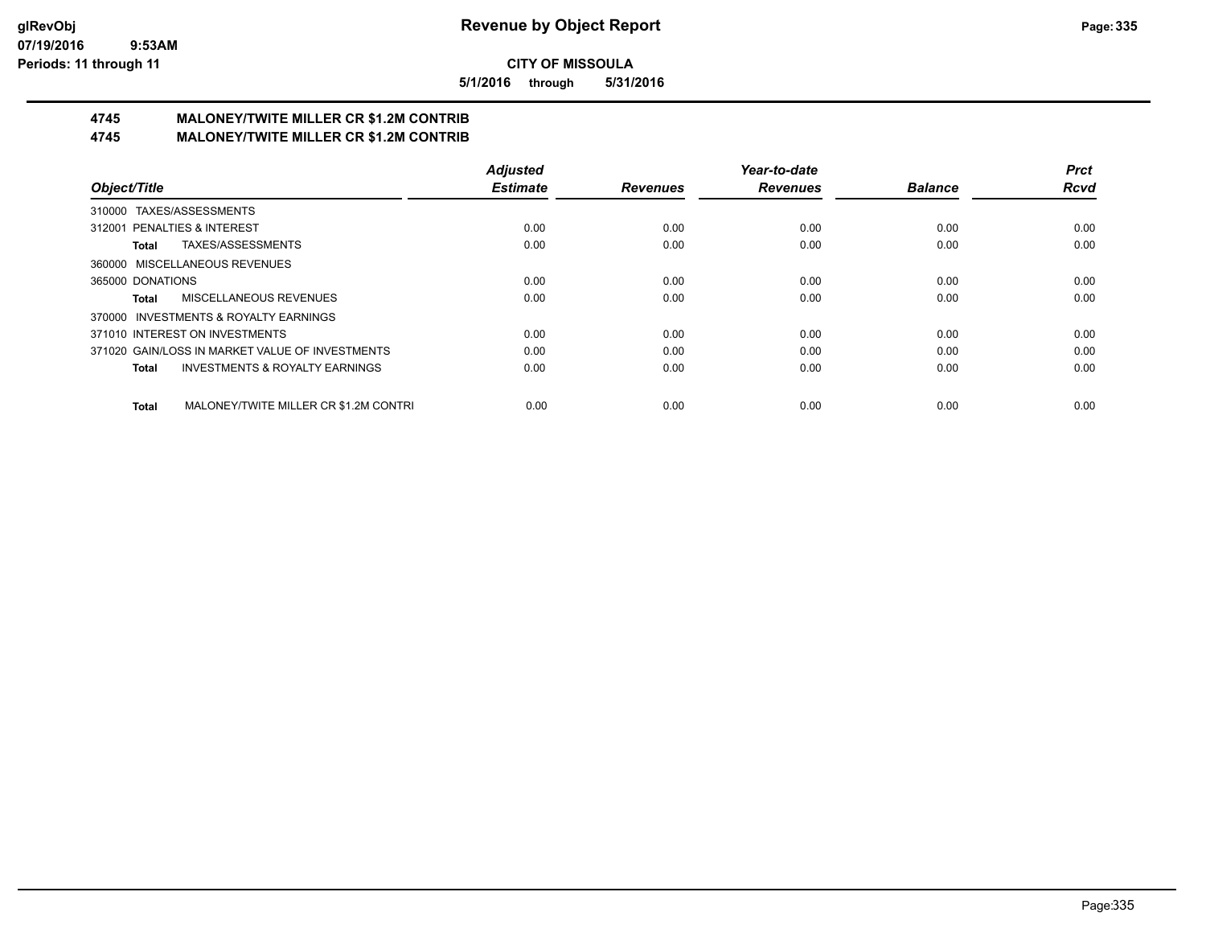**glRevObj**
**07/19/2016 9:53AM**
**Periods: 11 through 11**

# Revenue by Object Report

**CITY OF MISSOULA**

**5/1/2016 through 5/31/2016**

## 4745 MALONEY/TWITE MILLER CR $1.2M CONTRIB
## 4745 MALONEY/TWITE MILLER CR $1.2M CONTRIB

| Object/Title | Adjusted Estimate | Revenues | Year-to-date Revenues | Balance | Prct Rcvd |
|---|---|---|---|---|---|
| 310000 TAXES/ASSESSMENTS | | | | | |
| 312001 PENALTIES & INTEREST | 0.00 | 0.00 | 0.00 | 0.00 | 0.00 |
| **Total** TAXES/ASSESSMENTS | 0.00 | 0.00 | 0.00 | 0.00 | 0.00 |
| 360000 MISCELLANEOUS REVENUES | | | | | |
| 365000 DONATIONS | 0.00 | 0.00 | 0.00 | 0.00 | 0.00 |
| **Total** MISCELLANEOUS REVENUES | 0.00 | 0.00 | 0.00 | 0.00 | 0.00 |
| 370000 INVESTMENTS & ROYALTY EARNINGS | | | | | |
| 371010 INTEREST ON INVESTMENTS | 0.00 | 0.00 | 0.00 | 0.00 | 0.00 |
| 371020 GAIN/LOSS IN MARKET VALUE OF INVESTMENTS | 0.00 | 0.00 | 0.00 | 0.00 | 0.00 |
| **Total** INVESTMENTS & ROYALTY EARNINGS | 0.00 | 0.00 | 0.00 | 0.00 | 0.00 |
| **Total** MALONEY/TWITE MILLER CR $1.2M CONTRI | 0.00 | 0.00 | 0.00 | 0.00 | 0.00 |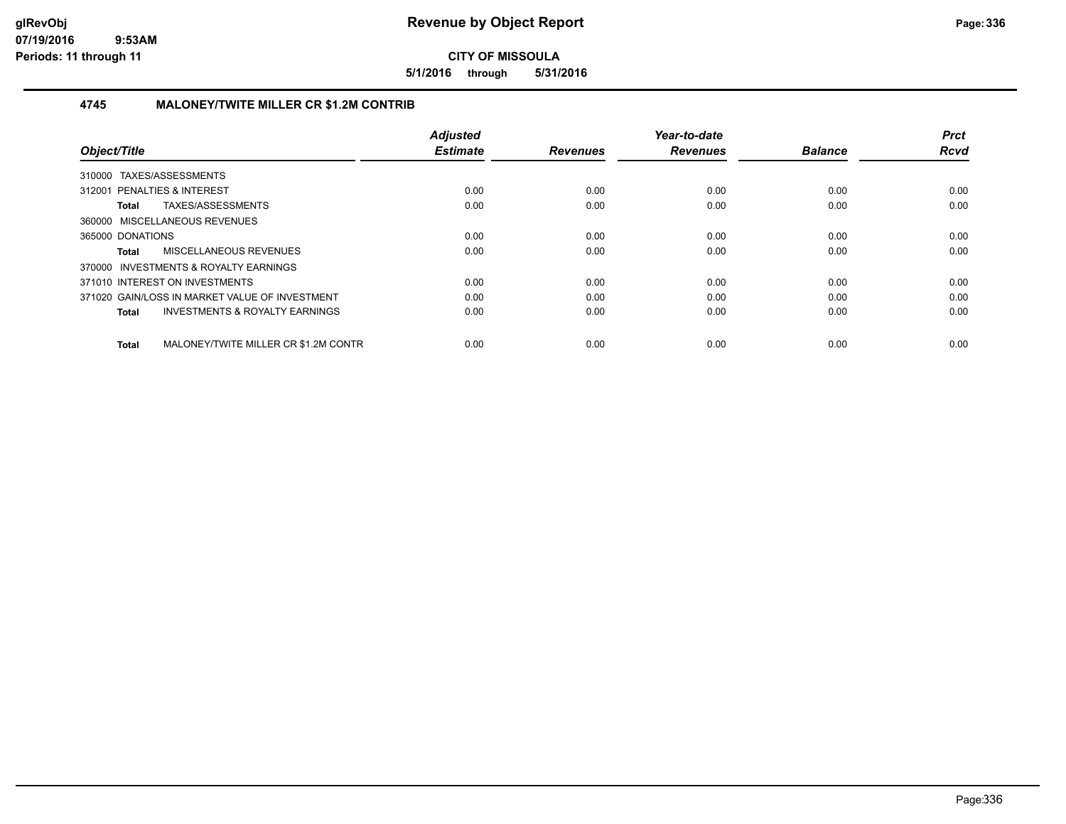# Revenue by Object Report

**CITY OF MISSOULA**

**5/1/2016 through 5/31/2016**

glRevObj
07/19/2016 9:53AM
Periods: 11 through 11

### 4745 MALONEY/TWITE MILLER CR $1.2M CONTRIB

| Object/Title | Adjusted Estimate | Revenues | Year-to-date Revenues | Balance | Prct Rcvd |
|---|---|---|---|---|---|
| 310000 TAXES/ASSESSMENTS | | | | | |
| 312001 PENALTIES & INTEREST | 0.00 | 0.00 | 0.00 | 0.00 | 0.00 |
| **Total** TAXES/ASSESSMENTS | 0.00 | 0.00 | 0.00 | 0.00 | 0.00 |
| 360000 MISCELLANEOUS REVENUES | | | | | |
| 365000 DONATIONS | 0.00 | 0.00 | 0.00 | 0.00 | 0.00 |
| **Total** MISCELLANEOUS REVENUES | 0.00 | 0.00 | 0.00 | 0.00 | 0.00 |
| 370000 INVESTMENTS & ROYALTY EARNINGS | | | | | |
| 371010 INTEREST ON INVESTMENTS | 0.00 | 0.00 | 0.00 | 0.00 | 0.00 |
| 371020 GAIN/LOSS IN MARKET VALUE OF INVESTMENT | 0.00 | 0.00 | 0.00 | 0.00 | 0.00 |
| **Total** INVESTMENTS & ROYALTY EARNINGS | 0.00 | 0.00 | 0.00 | 0.00 | 0.00 |
| **Total** MALONEY/TWITE MILLER CR $1.2M CONTR | 0.00 | 0.00 | 0.00 | 0.00 | 0.00 |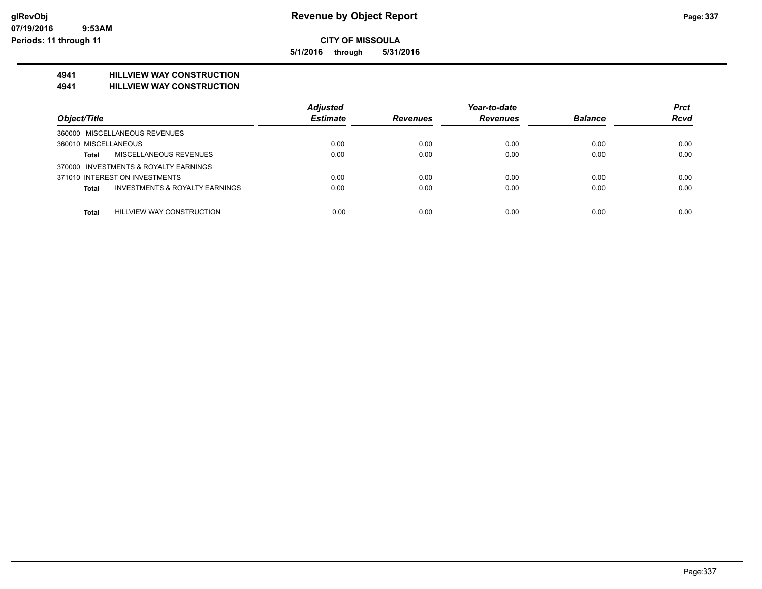# Revenue by Object Report

**CITY OF MISSOULA**

**5/1/2016 through 5/31/2016**

glRevObj
07/19/2016 9:53AM
Periods: 11 through 11

## 4941 HILLVIEW WAY CONSTRUCTION
## 4941 HILLVIEW WAY CONSTRUCTION

| Object/Title | Adjusted Estimate | Revenues | Year-to-date Revenues | Balance | Prct Rcvd |
|---|---|---|---|---|---|
| 360000 MISCELLANEOUS REVENUES | | | | | |
| 360010 MISCELLANEOUS | 0.00 | 0.00 | 0.00 | 0.00 | 0.00 |
| **Total** MISCELLANEOUS REVENUES | 0.00 | 0.00 | 0.00 | 0.00 | 0.00 |
| 370000 INVESTMENTS & ROYALTY EARNINGS | | | | | |
| 371010 INTEREST ON INVESTMENTS | 0.00 | 0.00 | 0.00 | 0.00 | 0.00 |
| **Total** INVESTMENTS & ROYALTY EARNINGS | 0.00 | 0.00 | 0.00 | 0.00 | 0.00 |
| **Total** HILLVIEW WAY CONSTRUCTION | 0.00 | 0.00 | 0.00 | 0.00 | 0.00 |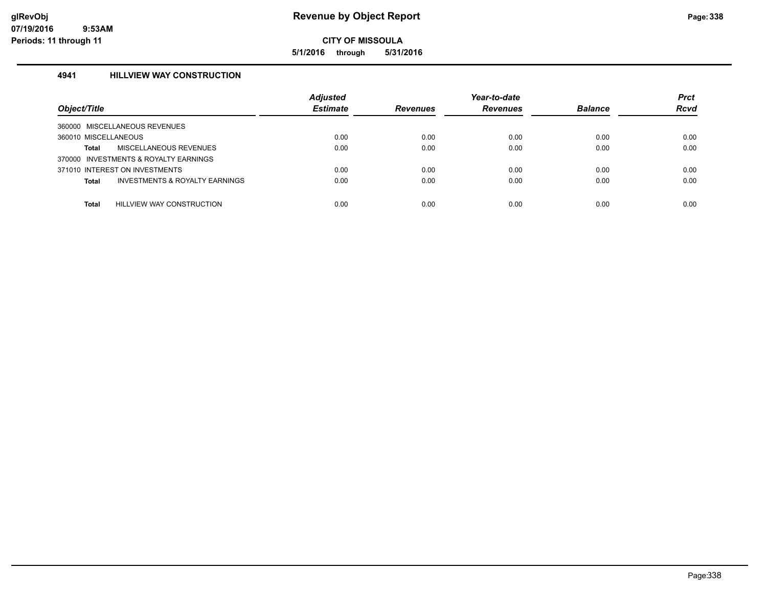# Revenue by Object Report

**CITY OF MISSOULA**

**5/1/2016 through 5/31/2016**

glRevObj
07/19/2016 9:53AM
Periods: 11 through 11

### 4941 HILLVIEW WAY CONSTRUCTION

| Object/Title | Adjusted Estimate | Revenues | Year-to-date Revenues | Balance | Prct Rcvd |
|---|---|---|---|---|---|
| 360000 MISCELLANEOUS REVENUES | | | | | |
| 360010 MISCELLANEOUS | 0.00 | 0.00 | 0.00 | 0.00 | 0.00 |
| **Total** MISCELLANEOUS REVENUES | 0.00 | 0.00 | 0.00 | 0.00 | 0.00 |
| 370000 INVESTMENTS & ROYALTY EARNINGS | | | | | |
| 371010 INTEREST ON INVESTMENTS | 0.00 | 0.00 | 0.00 | 0.00 | 0.00 |
| **Total** INVESTMENTS & ROYALTY EARNINGS | 0.00 | 0.00 | 0.00 | 0.00 | 0.00 |
| **Total** HILLVIEW WAY CONSTRUCTION | 0.00 | 0.00 | 0.00 | 0.00 | 0.00 |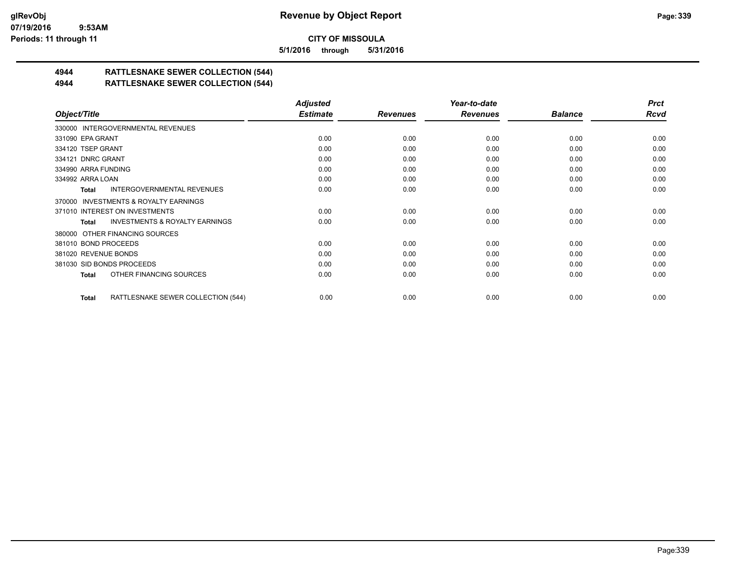# Revenue by Object Report

**CITY OF MISSOULA**

**5/1/2016 through 5/31/2016**

glRevObj
07/19/2016 9:53AM
Periods: 11 through 11

## 4944 RATTLESNAKE SEWER COLLECTION (544)
## 4944 RATTLESNAKE SEWER COLLECTION (544)

| Object/Title | Adjusted Estimate | Revenues | Year-to-date Revenues | Balance | Prct Rcvd |
|---|---|---|---|---|---|
| 330000 INTERGOVERNMENTAL REVENUES | | | | | |
| 331090 EPA GRANT | 0.00 | 0.00 | 0.00 | 0.00 | 0.00 |
| 334120 TSEP GRANT | 0.00 | 0.00 | 0.00 | 0.00 | 0.00 |
| 334121 DNRC GRANT | 0.00 | 0.00 | 0.00 | 0.00 | 0.00 |
| 334990 ARRA FUNDING | 0.00 | 0.00 | 0.00 | 0.00 | 0.00 |
| 334992 ARRA LOAN | 0.00 | 0.00 | 0.00 | 0.00 | 0.00 |
| **Total** INTERGOVERNMENTAL REVENUES | 0.00 | 0.00 | 0.00 | 0.00 | 0.00 |
| 370000 INVESTMENTS & ROYALTY EARNINGS | | | | | |
| 371010 INTEREST ON INVESTMENTS | 0.00 | 0.00 | 0.00 | 0.00 | 0.00 |
| **Total** INVESTMENTS & ROYALTY EARNINGS | 0.00 | 0.00 | 0.00 | 0.00 | 0.00 |
| 380000 OTHER FINANCING SOURCES | | | | | |
| 381010 BOND PROCEEDS | 0.00 | 0.00 | 0.00 | 0.00 | 0.00 |
| 381020 REVENUE BONDS | 0.00 | 0.00 | 0.00 | 0.00 | 0.00 |
| 381030 SID BONDS PROCEEDS | 0.00 | 0.00 | 0.00 | 0.00 | 0.00 |
| **Total** OTHER FINANCING SOURCES | 0.00 | 0.00 | 0.00 | 0.00 | 0.00 |
| **Total** RATTLESNAKE SEWER COLLECTION (544) | 0.00 | 0.00 | 0.00 | 0.00 | 0.00 |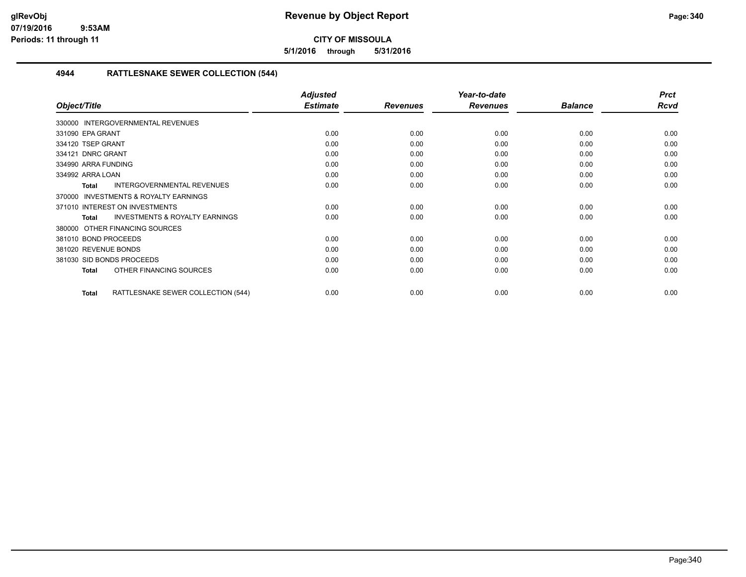**CITY OF MISSOULA**

**5/1/2016 through 5/31/2016**

## 4944 RATTLESNAKE SEWER COLLECTION (544)

| Object/Title | Adjusted Estimate | Revenues | Year-to-date Revenues | Balance | Prct Rcvd |
|---|---|---|---|---|---|
| 330000 INTERGOVERNMENTAL REVENUES | | | | | |
| 331090 EPA GRANT | 0.00 | 0.00 | 0.00 | 0.00 | 0.00 |
| 334120 TSEP GRANT | 0.00 | 0.00 | 0.00 | 0.00 | 0.00 |
| 334121 DNRC GRANT | 0.00 | 0.00 | 0.00 | 0.00 | 0.00 |
| 334990 ARRA FUNDING | 0.00 | 0.00 | 0.00 | 0.00 | 0.00 |
| 334992 ARRA LOAN | 0.00 | 0.00 | 0.00 | 0.00 | 0.00 |
| **Total** INTERGOVERNMENTAL REVENUES | 0.00 | 0.00 | 0.00 | 0.00 | 0.00 |
| 370000 INVESTMENTS & ROYALTY EARNINGS | | | | | |
| 371010 INTEREST ON INVESTMENTS | 0.00 | 0.00 | 0.00 | 0.00 | 0.00 |
| **Total** INVESTMENTS & ROYALTY EARNINGS | 0.00 | 0.00 | 0.00 | 0.00 | 0.00 |
| 380000 OTHER FINANCING SOURCES | | | | | |
| 381010 BOND PROCEEDS | 0.00 | 0.00 | 0.00 | 0.00 | 0.00 |
| 381020 REVENUE BONDS | 0.00 | 0.00 | 0.00 | 0.00 | 0.00 |
| 381030 SID BONDS PROCEEDS | 0.00 | 0.00 | 0.00 | 0.00 | 0.00 |
| **Total** OTHER FINANCING SOURCES | 0.00 | 0.00 | 0.00 | 0.00 | 0.00 |
| **Total** RATTLESNAKE SEWER COLLECTION (544) | 0.00 | 0.00 | 0.00 | 0.00 | 0.00 |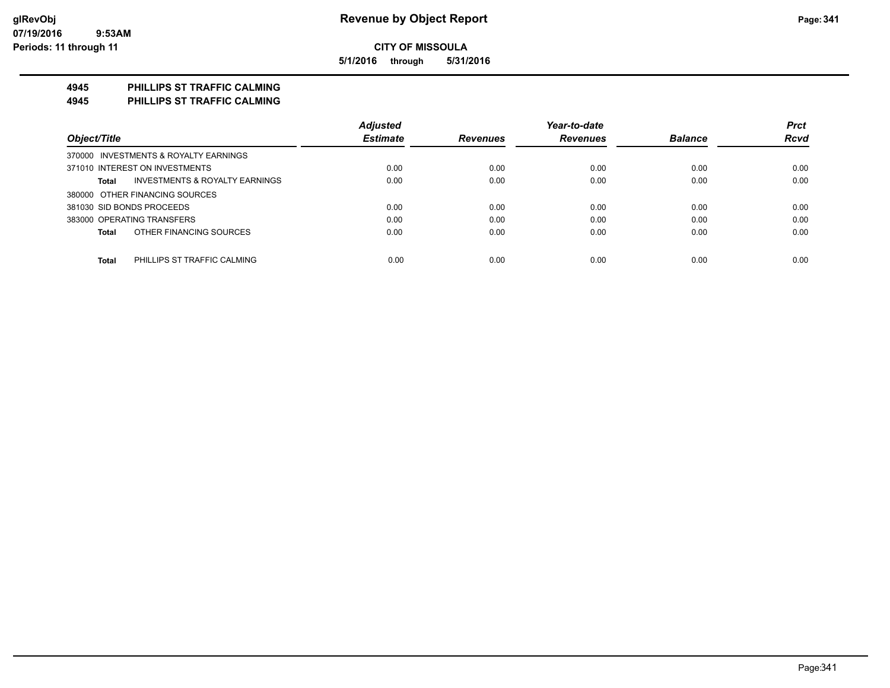**glRevObj**
**07/19/2016 9:53AM**
**Periods: 11 through 11**

# Revenue by Object Report

**CITY OF MISSOULA**

**5/1/2016 through 5/31/2016**

## 4945 PHILLIPS ST TRAFFIC CALMING
## 4945 PHILLIPS ST TRAFFIC CALMING

| Object/Title | Adjusted Estimate | Revenues | Year-to-date Revenues | Balance | Prct Rcvd |
|---|---|---|---|---|---|
| 370000 INVESTMENTS & ROYALTY EARNINGS | | | | | |
| 371010 INTEREST ON INVESTMENTS | 0.00 | 0.00 | 0.00 | 0.00 | 0.00 |
| **Total** INVESTMENTS & ROYALTY EARNINGS | 0.00 | 0.00 | 0.00 | 0.00 | 0.00 |
| 380000 OTHER FINANCING SOURCES | | | | | |
| 381030 SID BONDS PROCEEDS | 0.00 | 0.00 | 0.00 | 0.00 | 0.00 |
| 383000 OPERATING TRANSFERS | 0.00 | 0.00 | 0.00 | 0.00 | 0.00 |
| **Total** OTHER FINANCING SOURCES | 0.00 | 0.00 | 0.00 | 0.00 | 0.00 |
| **Total** PHILLIPS ST TRAFFIC CALMING | 0.00 | 0.00 | 0.00 | 0.00 | 0.00 |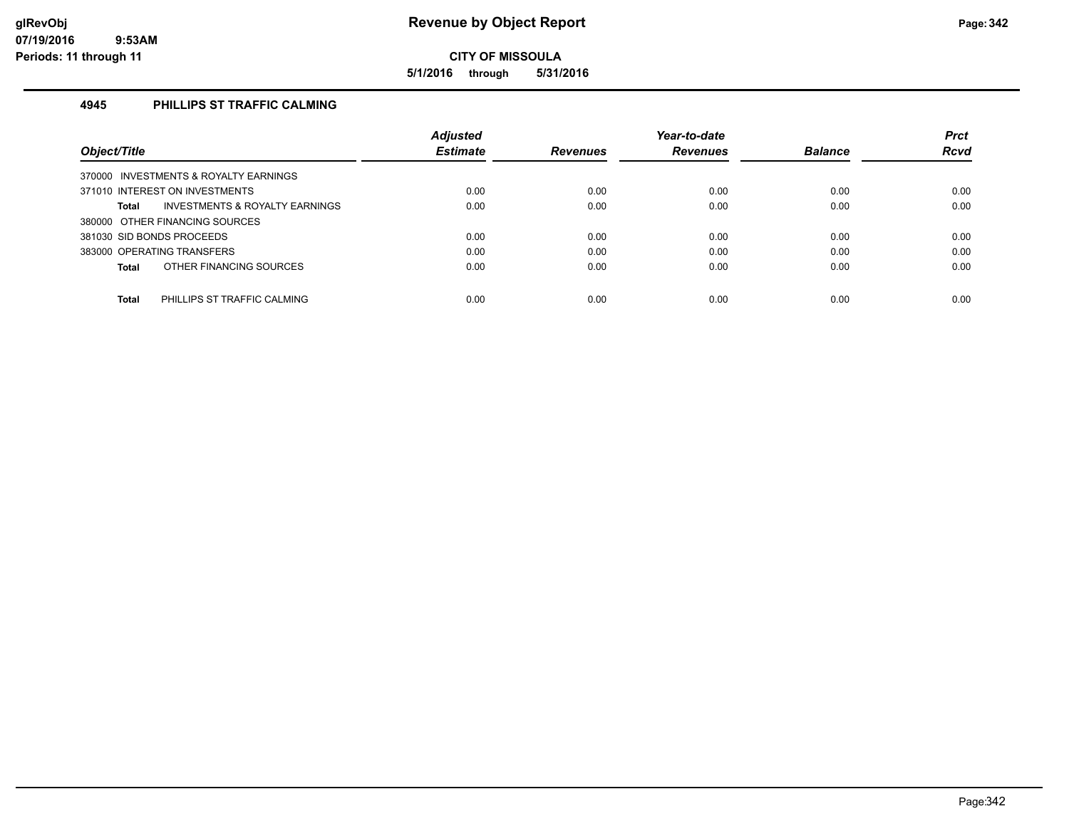# Revenue by Object Report

## CITY OF MISSOULA

**5/1/2016 through 5/31/2016**

glRevObj
07/19/2016 9:53AM
Periods: 11 through 11

### 4945 PHILLIPS ST TRAFFIC CALMING

| Object/Title | Adjusted Estimate | Revenues | Year-to-date Revenues | Balance | Prct Rcvd |
|---|---|---|---|---|---|
| 370000 INVESTMENTS & ROYALTY EARNINGS | | | | | |
| 371010 INTEREST ON INVESTMENTS | 0.00 | 0.00 | 0.00 | 0.00 | 0.00 |
| **Total** INVESTMENTS & ROYALTY EARNINGS | 0.00 | 0.00 | 0.00 | 0.00 | 0.00 |
| 380000 OTHER FINANCING SOURCES | | | | | |
| 381030 SID BONDS PROCEEDS | 0.00 | 0.00 | 0.00 | 0.00 | 0.00 |
| 383000 OPERATING TRANSFERS | 0.00 | 0.00 | 0.00 | 0.00 | 0.00 |
| **Total** OTHER FINANCING SOURCES | 0.00 | 0.00 | 0.00 | 0.00 | 0.00 |
| **Total** PHILLIPS ST TRAFFIC CALMING | 0.00 | 0.00 | 0.00 | 0.00 | 0.00 |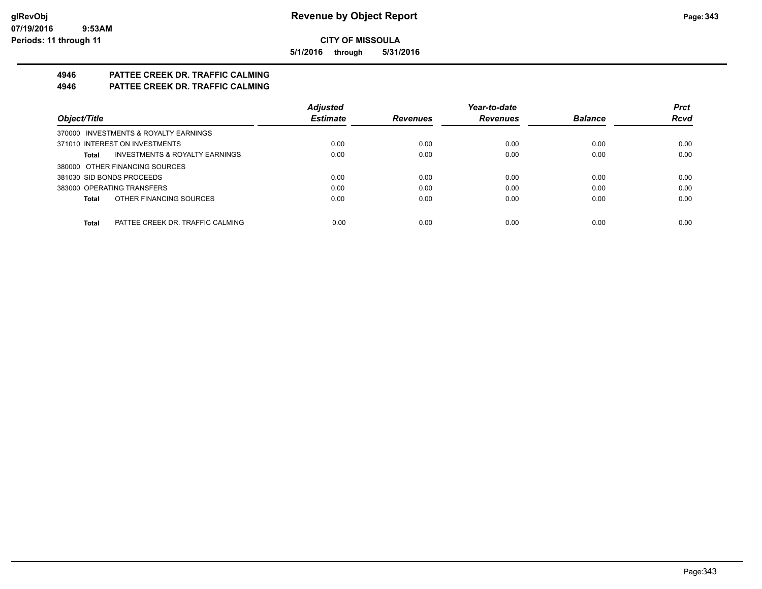**CITY OF MISSOULA**

**5/1/2016 through 5/31/2016**

## 4946 PATTEE CREEK DR. TRAFFIC CALMING

## 4946 PATTEE CREEK DR. TRAFFIC CALMING

| Object/Title | Adjusted Estimate | Revenues | Year-to-date Revenues | Balance | Prct Rcvd |
|---|---|---|---|---|---|
| 370000 INVESTMENTS & ROYALTY EARNINGS | | | | | |
| 371010 INTEREST ON INVESTMENTS | 0.00 | 0.00 | 0.00 | 0.00 | 0.00 |
| **Total** INVESTMENTS & ROYALTY EARNINGS | 0.00 | 0.00 | 0.00 | 0.00 | 0.00 |
| 380000 OTHER FINANCING SOURCES | | | | | |
| 381030 SID BONDS PROCEEDS | 0.00 | 0.00 | 0.00 | 0.00 | 0.00 |
| 383000 OPERATING TRANSFERS | 0.00 | 0.00 | 0.00 | 0.00 | 0.00 |
| **Total** OTHER FINANCING SOURCES | 0.00 | 0.00 | 0.00 | 0.00 | 0.00 |
| **Total** PATTEE CREEK DR. TRAFFIC CALMING | 0.00 | 0.00 | 0.00 | 0.00 | 0.00 |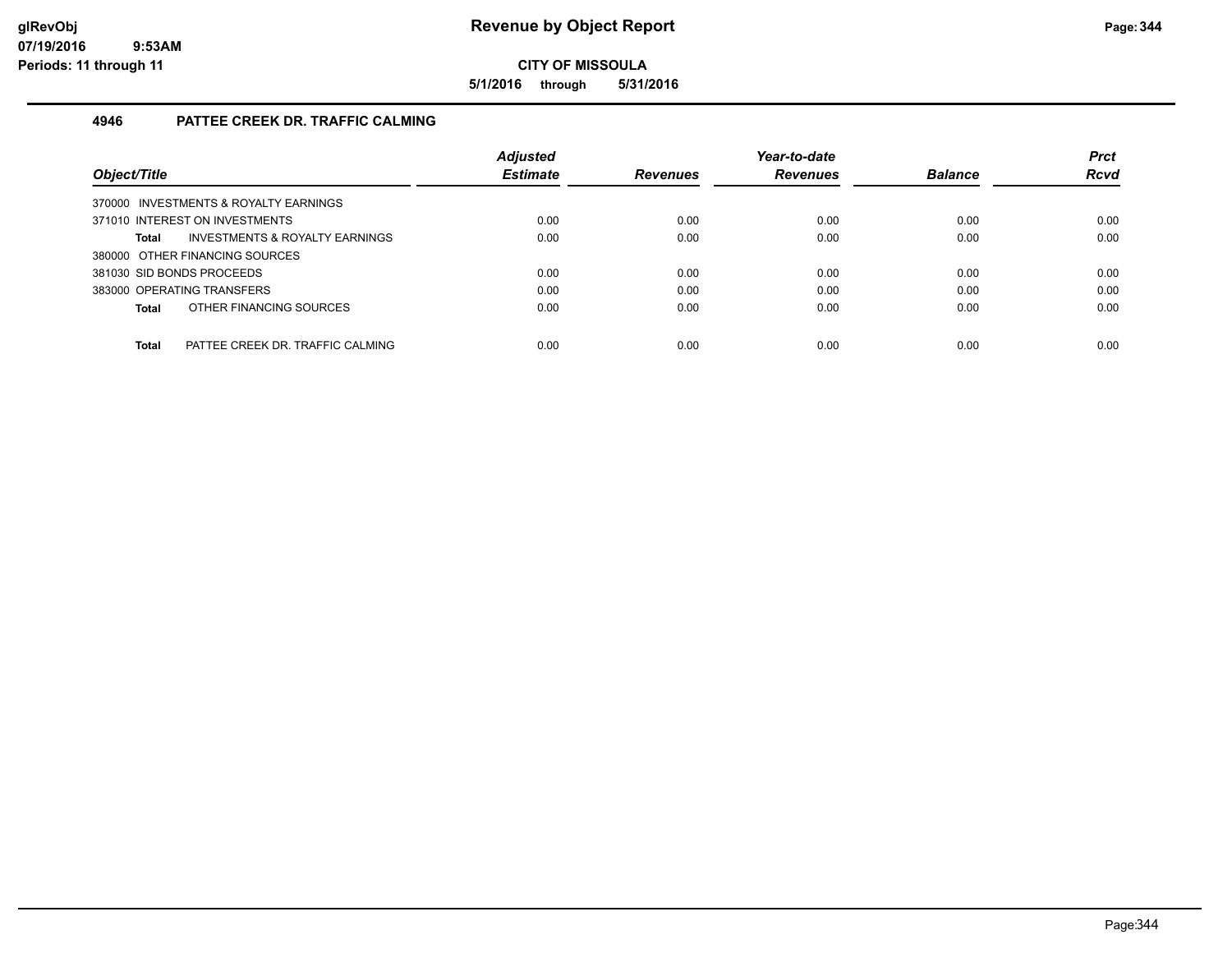# Revenue by Object Report

## CITY OF MISSOULA

**5/1/2016 through 5/31/2016**

### 4946 PATTEE CREEK DR. TRAFFIC CALMING

| Object/Title | Adjusted Estimate | Revenues | Year-to-date Revenues | Balance | Prct Rcvd |
|---|---|---|---|---|---|
| 370000 INVESTMENTS & ROYALTY EARNINGS | | | | | |
| 371010 INTEREST ON INVESTMENTS | 0.00 | 0.00 | 0.00 | 0.00 | 0.00 |
| **Total** INVESTMENTS & ROYALTY EARNINGS | 0.00 | 0.00 | 0.00 | 0.00 | 0.00 |
| 380000 OTHER FINANCING SOURCES | | | | | |
| 381030 SID BONDS PROCEEDS | 0.00 | 0.00 | 0.00 | 0.00 | 0.00 |
| 383000 OPERATING TRANSFERS | 0.00 | 0.00 | 0.00 | 0.00 | 0.00 |
| **Total** OTHER FINANCING SOURCES | 0.00 | 0.00 | 0.00 | 0.00 | 0.00 |
| **Total** PATTEE CREEK DR. TRAFFIC CALMING | 0.00 | 0.00 | 0.00 | 0.00 | 0.00 |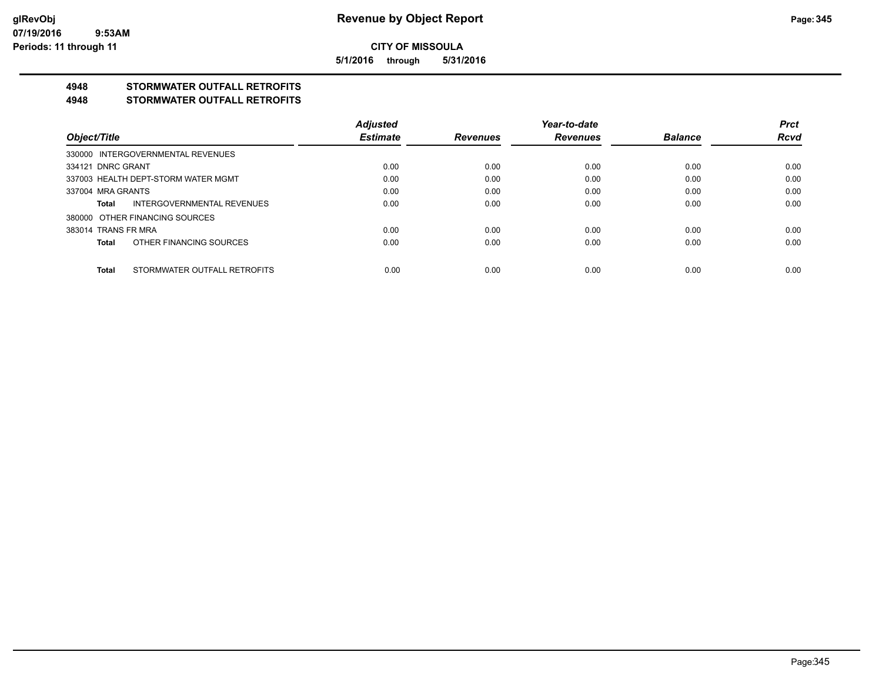**CITY OF MISSOULA**

**5/1/2016 through 5/31/2016**

## 4948 STORMWATER OUTFALL RETROFITS
## 4948 STORMWATER OUTFALL RETROFITS

| Object/Title | Adjusted Estimate | Revenues | Year-to-date Revenues | Balance | Prct Rcvd |
|---|---|---|---|---|---|
| 330000 INTERGOVERNMENTAL REVENUES | | | | | |
| 334121 DNRC GRANT | 0.00 | 0.00 | 0.00 | 0.00 | 0.00 |
| 337003 HEALTH DEPT-STORM WATER MGMT | 0.00 | 0.00 | 0.00 | 0.00 | 0.00 |
| 337004 MRA GRANTS | 0.00 | 0.00 | 0.00 | 0.00 | 0.00 |
| **Total** INTERGOVERNMENTAL REVENUES | 0.00 | 0.00 | 0.00 | 0.00 | 0.00 |
| 380000 OTHER FINANCING SOURCES | | | | | |
| 383014 TRANS FR MRA | 0.00 | 0.00 | 0.00 | 0.00 | 0.00 |
| **Total** OTHER FINANCING SOURCES | 0.00 | 0.00 | 0.00 | 0.00 | 0.00 |
| **Total** STORMWATER OUTFALL RETROFITS | 0.00 | 0.00 | 0.00 | 0.00 | 0.00 |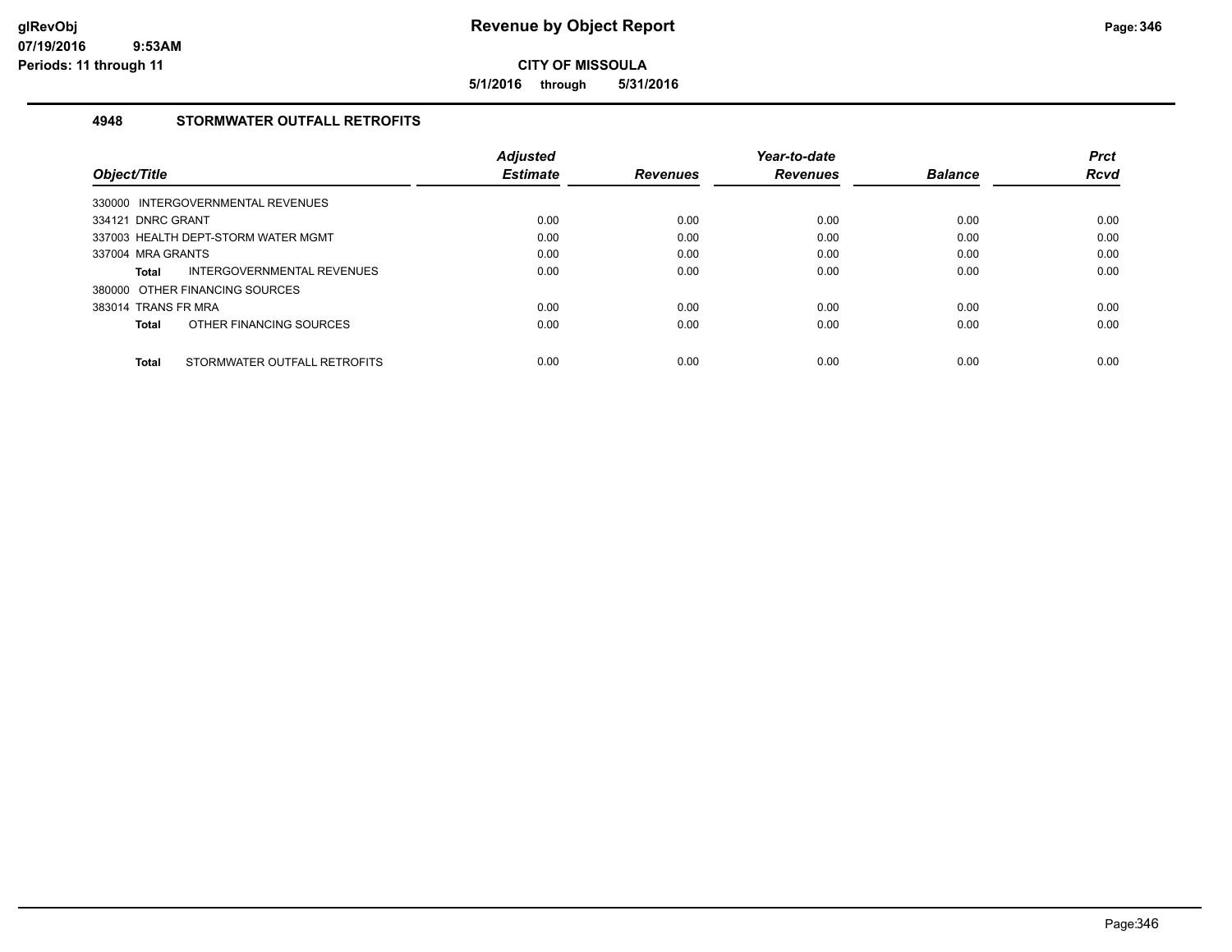# Revenue by Object Report

glRevObj
07/19/2016 9:53AM
Periods: 11 through 11

**CITY OF MISSOULA**

**5/1/2016 through 5/31/2016**

## 4948 STORMWATER OUTFALL RETROFITS

| Object/Title | Adjusted Estimate | Revenues | Year-to-date Revenues | Balance | Prct Rcvd |
|---|---|---|---|---|---|
| 330000 INTERGOVERNMENTAL REVENUES | | | | | |
| 334121 DNRC GRANT | 0.00 | 0.00 | 0.00 | 0.00 | 0.00 |
| 337003 HEALTH DEPT-STORM WATER MGMT | 0.00 | 0.00 | 0.00 | 0.00 | 0.00 |
| 337004 MRA GRANTS | 0.00 | 0.00 | 0.00 | 0.00 | 0.00 |
| **Total** INTERGOVERNMENTAL REVENUES | 0.00 | 0.00 | 0.00 | 0.00 | 0.00 |
| 380000 OTHER FINANCING SOURCES | | | | | |
| 383014 TRANS FR MRA | 0.00 | 0.00 | 0.00 | 0.00 | 0.00 |
| **Total** OTHER FINANCING SOURCES | 0.00 | 0.00 | 0.00 | 0.00 | 0.00 |
| **Total** STORMWATER OUTFALL RETROFITS | 0.00 | 0.00 | 0.00 | 0.00 | 0.00 |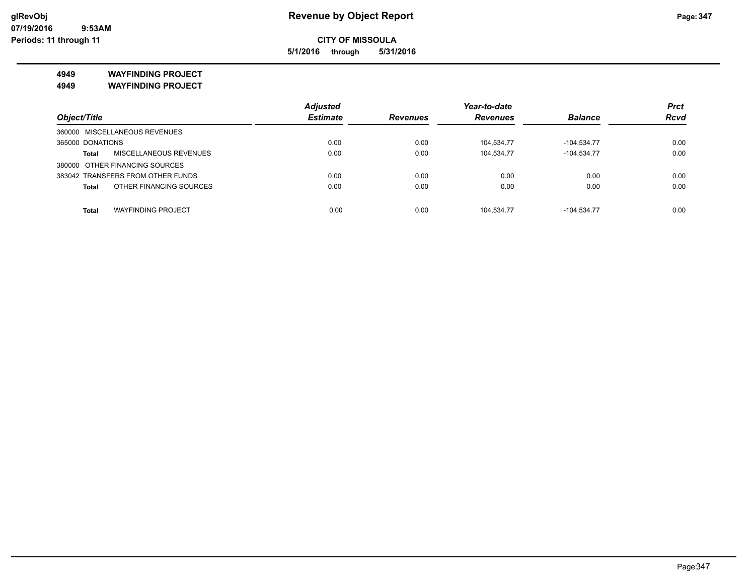# Revenue by Object Report

glRevObj
07/19/2016 9:53AM
Periods: 11 through 11

**CITY OF MISSOULA**

**5/1/2016 through 5/31/2016**

**4949 WAYFINDING PROJECT**
**4949 WAYFINDING PROJECT**

| Object/Title | Adjusted Estimate | Revenues | Year-to-date Revenues | Balance | Prct Rcvd |
|---|---|---|---|---|---|
| 360000 MISCELLANEOUS REVENUES | | | | | |
| 365000 DONATIONS | 0.00 | 0.00 | 104,534.77 | -104,534.77 | 0.00 |
| **Total** MISCELLANEOUS REVENUES | 0.00 | 0.00 | 104,534.77 | -104,534.77 | 0.00 |
| 380000 OTHER FINANCING SOURCES | | | | | |
| 383042 TRANSFERS FROM OTHER FUNDS | 0.00 | 0.00 | 0.00 | 0.00 | 0.00 |
| **Total** OTHER FINANCING SOURCES | 0.00 | 0.00 | 0.00 | 0.00 | 0.00 |
| **Total** WAYFINDING PROJECT | 0.00 | 0.00 | 104,534.77 | -104,534.77 | 0.00 |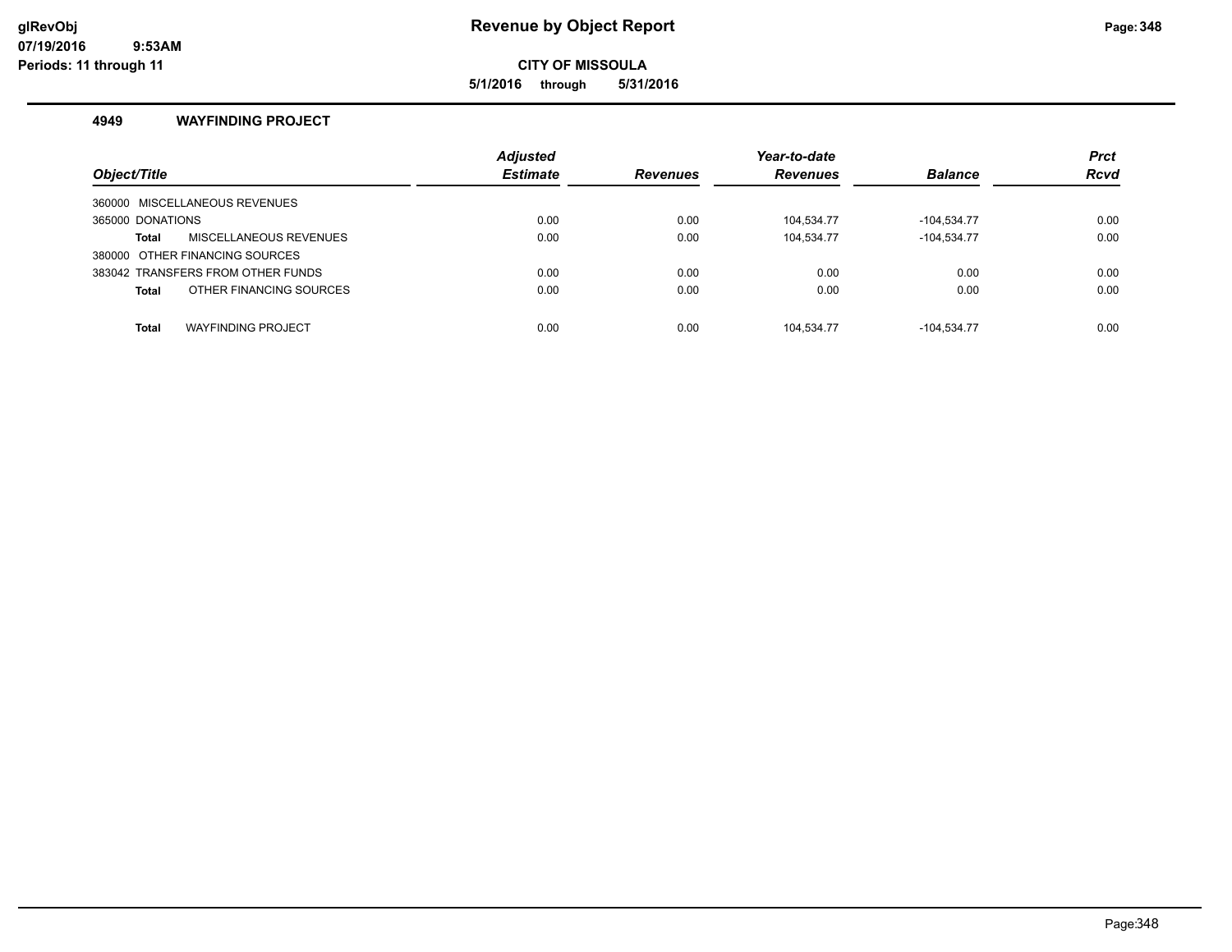# Revenue by Object Report

glRevObj
07/19/2016 9:53AM
Periods: 11 through 11

**CITY OF MISSOULA**

**5/1/2016 through 5/31/2016**

### 4949 WAYFINDING PROJECT

| Object/Title | Adjusted Estimate | Revenues | Year-to-date Revenues | Balance | Prct Rcvd |
|---|---|---|---|---|---|
| 360000 MISCELLANEOUS REVENUES | | | | | |
| 365000 DONATIONS | 0.00 | 0.00 | 104,534.77 | -104,534.77 | 0.00 |
| **Total** MISCELLANEOUS REVENUES | 0.00 | 0.00 | 104,534.77 | -104,534.77 | 0.00 |
| 380000 OTHER FINANCING SOURCES | | | | | |
| 383042 TRANSFERS FROM OTHER FUNDS | 0.00 | 0.00 | 0.00 | 0.00 | 0.00 |
| **Total** OTHER FINANCING SOURCES | 0.00 | 0.00 | 0.00 | 0.00 | 0.00 |
| **Total** WAYFINDING PROJECT | 0.00 | 0.00 | 104,534.77 | -104,534.77 | 0.00 |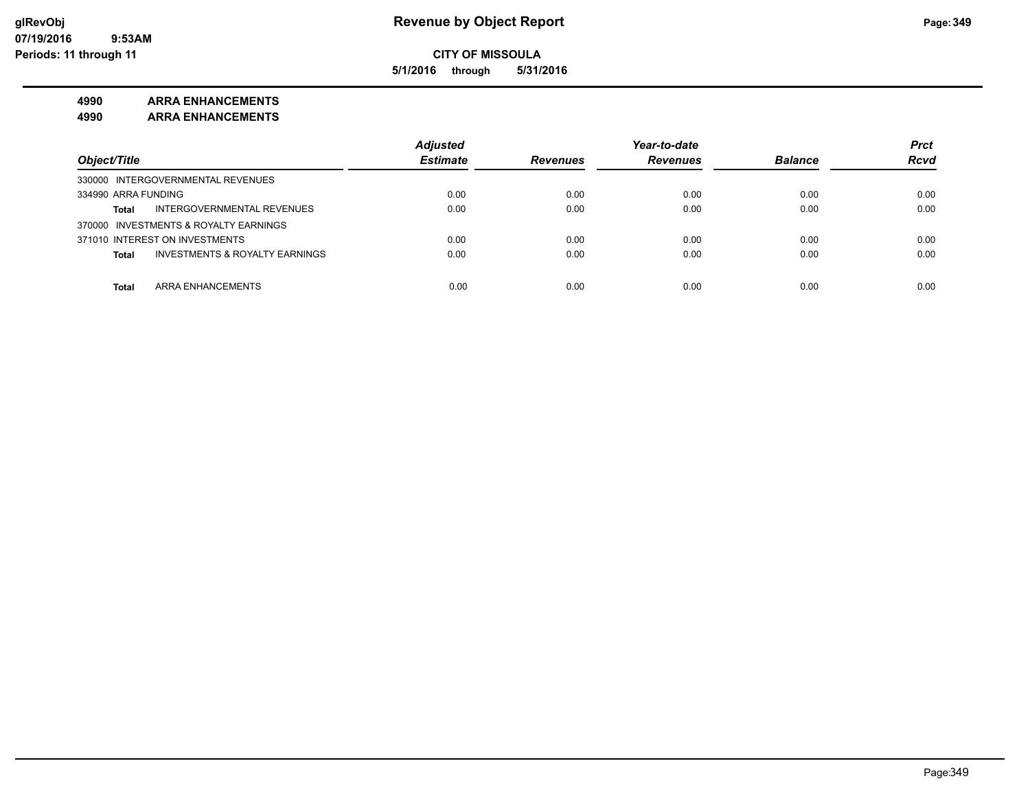# Revenue by Object Report

**CITY OF MISSOULA**

**5/1/2016 through 5/31/2016**

glRevObj
07/19/2016 9:53AM
Periods: 11 through 11

**4990 ARRA ENHANCEMENTS**

**4990 ARRA ENHANCEMENTS**

| Object/Title | Adjusted Estimate | Revenues | Year-to-date Revenues | Balance | Prct Rcvd |
|---|---|---|---|---|---|
| 330000 INTERGOVERNMENTAL REVENUES | | | | | |
| 334990 ARRA FUNDING | 0.00 | 0.00 | 0.00 | 0.00 | 0.00 |
| **Total** INTERGOVERNMENTAL REVENUES | 0.00 | 0.00 | 0.00 | 0.00 | 0.00 |
| 370000 INVESTMENTS & ROYALTY EARNINGS | | | | | |
| 371010 INTEREST ON INVESTMENTS | 0.00 | 0.00 | 0.00 | 0.00 | 0.00 |
| **Total** INVESTMENTS & ROYALTY EARNINGS | 0.00 | 0.00 | 0.00 | 0.00 | 0.00 |
| **Total** ARRA ENHANCEMENTS | 0.00 | 0.00 | 0.00 | 0.00 | 0.00 |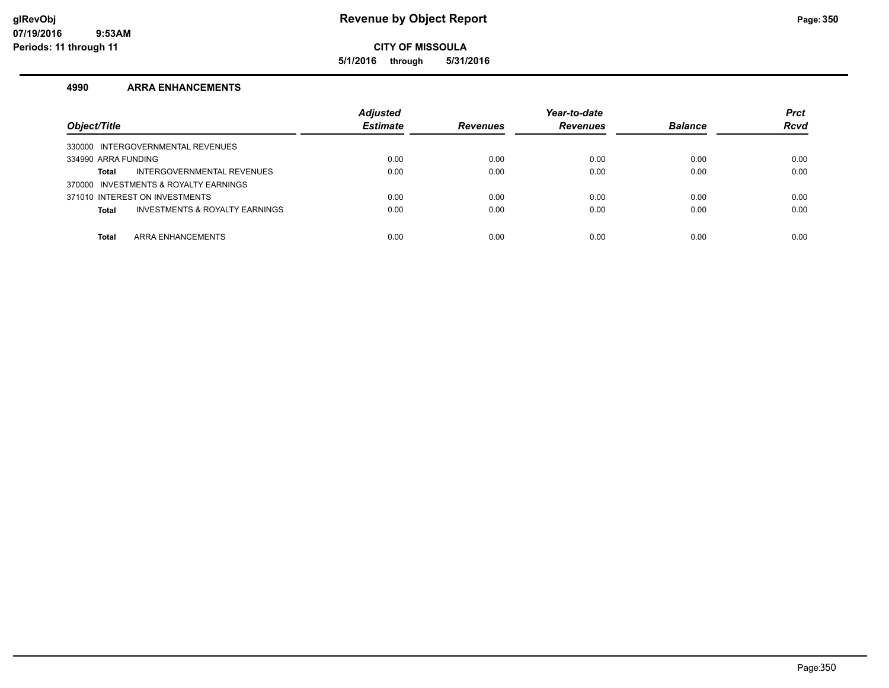glRevObj
07/19/2016 9:53AM
Periods: 11 through 11

# Revenue by Object Report

**CITY OF MISSOULA**

**5/1/2016 through 5/31/2016**

### 4990 ARRA ENHANCEMENTS

| Object/Title | Adjusted Estimate | Revenues | Year-to-date Revenues | Balance | Prct Rcvd |
|---|---|---|---|---|---|
| 330000 INTERGOVERNMENTAL REVENUES | | | | | |
| 334990 ARRA FUNDING | 0.00 | 0.00 | 0.00 | 0.00 | 0.00 |
| **Total** INTERGOVERNMENTAL REVENUES | 0.00 | 0.00 | 0.00 | 0.00 | 0.00 |
| 370000 INVESTMENTS & ROYALTY EARNINGS | | | | | |
| 371010 INTEREST ON INVESTMENTS | 0.00 | 0.00 | 0.00 | 0.00 | 0.00 |
| **Total** INVESTMENTS & ROYALTY EARNINGS | 0.00 | 0.00 | 0.00 | 0.00 | 0.00 |
| **Total** ARRA ENHANCEMENTS | 0.00 | 0.00 | 0.00 | 0.00 | 0.00 |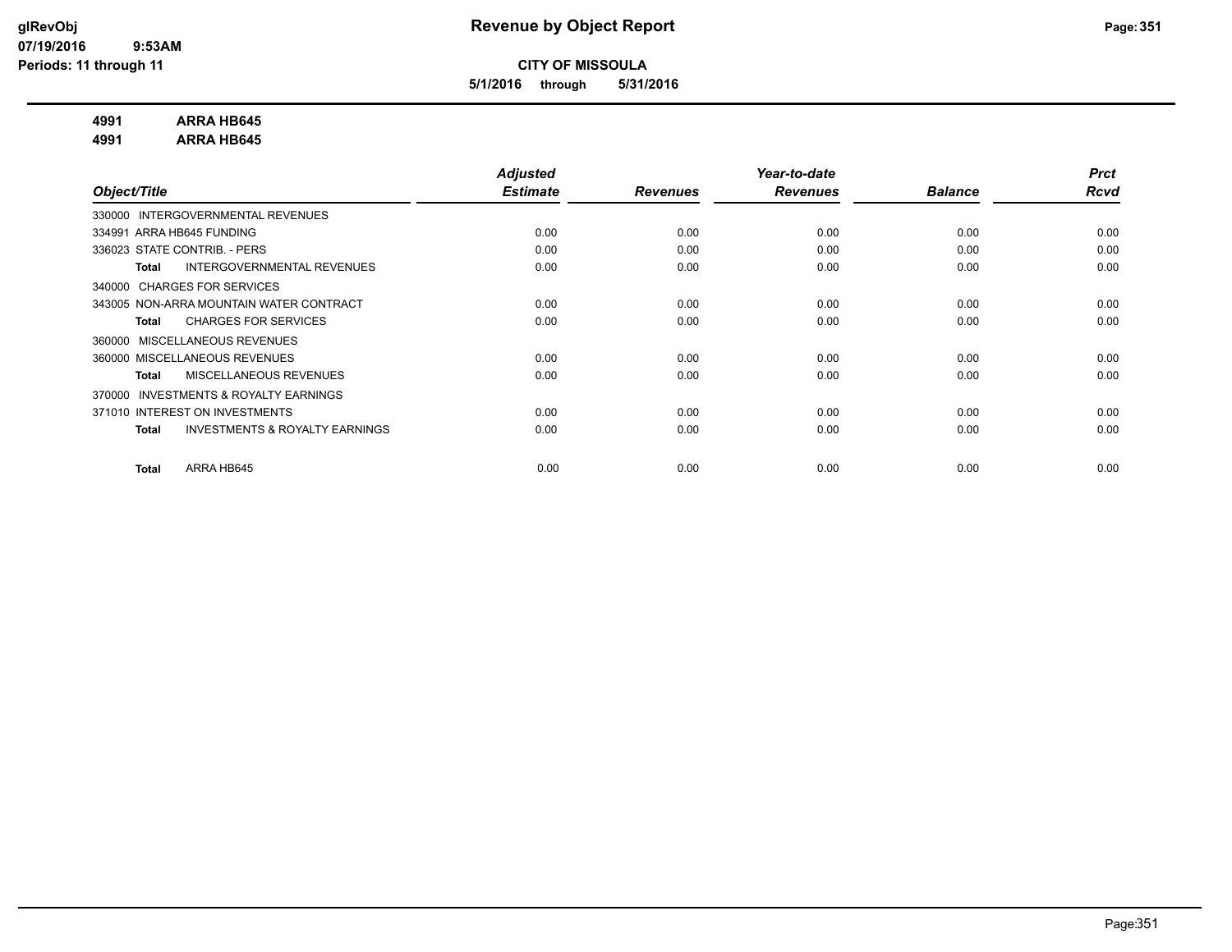# Revenue by Object Report

**CITY OF MISSOULA**

**5/1/2016 through 5/31/2016**

glRevObj
07/19/2016 9:53AM
Periods: 11 through 11

**4991 ARRA HB645**
**4991 ARRA HB645**

| Object/Title | Adjusted Estimate | Revenues | Year-to-date Revenues | Balance | Prct Rcvd |
|---|---|---|---|---|---|
| 330000 INTERGOVERNMENTAL REVENUES | | | | | |
| 334991 ARRA HB645 FUNDING | 0.00 | 0.00 | 0.00 | 0.00 | 0.00 |
| 336023 STATE CONTRIB. - PERS | 0.00 | 0.00 | 0.00 | 0.00 | 0.00 |
| **Total** INTERGOVERNMENTAL REVENUES | 0.00 | 0.00 | 0.00 | 0.00 | 0.00 |
| 340000 CHARGES FOR SERVICES | | | | | |
| 343005 NON-ARRA MOUNTAIN WATER CONTRACT | 0.00 | 0.00 | 0.00 | 0.00 | 0.00 |
| **Total** CHARGES FOR SERVICES | 0.00 | 0.00 | 0.00 | 0.00 | 0.00 |
| 360000 MISCELLANEOUS REVENUES | | | | | |
| 360000 MISCELLANEOUS REVENUES | 0.00 | 0.00 | 0.00 | 0.00 | 0.00 |
| **Total** MISCELLANEOUS REVENUES | 0.00 | 0.00 | 0.00 | 0.00 | 0.00 |
| 370000 INVESTMENTS & ROYALTY EARNINGS | | | | | |
| 371010 INTEREST ON INVESTMENTS | 0.00 | 0.00 | 0.00 | 0.00 | 0.00 |
| **Total** INVESTMENTS & ROYALTY EARNINGS | 0.00 | 0.00 | 0.00 | 0.00 | 0.00 |
| **Total** ARRA HB645 | 0.00 | 0.00 | 0.00 | 0.00 | 0.00 |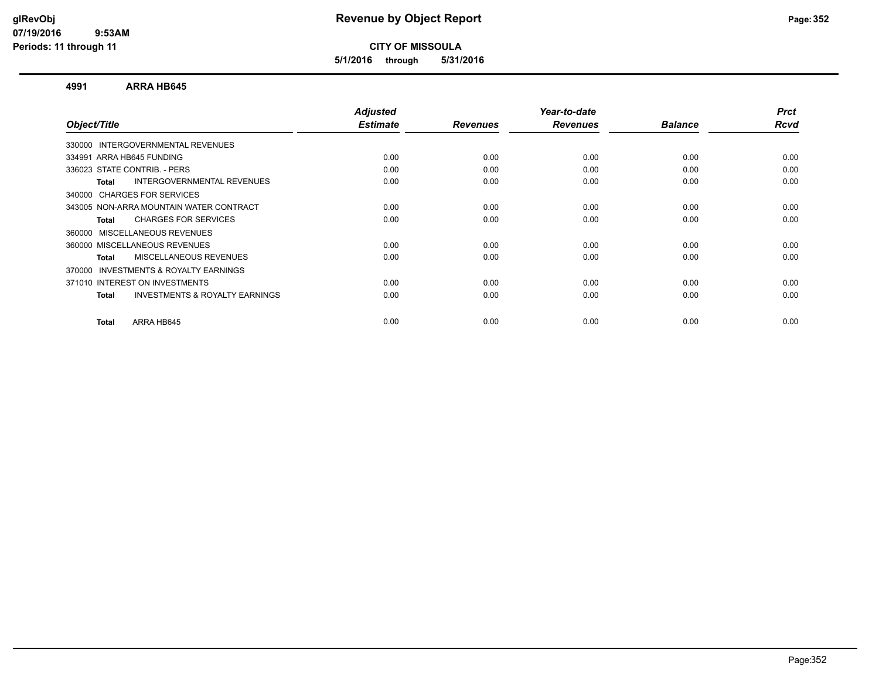# Revenue by Object Report

**CITY OF MISSOULA**

**5/1/2016 through 5/31/2016**

glRevObj
07/19/2016 9:53AM
Periods: 11 through 11

### 4991 ARRA HB645

| Object/Title | Adjusted Estimate | Revenues | Year-to-date Revenues | Balance | Prct Rcvd |
|---|---|---|---|---|---|
| 330000 INTERGOVERNMENTAL REVENUES | | | | | |
| 334991 ARRA HB645 FUNDING | 0.00 | 0.00 | 0.00 | 0.00 | 0.00 |
| 336023 STATE CONTRIB. - PERS | 0.00 | 0.00 | 0.00 | 0.00 | 0.00 |
| **Total** INTERGOVERNMENTAL REVENUES | 0.00 | 0.00 | 0.00 | 0.00 | 0.00 |
| 340000 CHARGES FOR SERVICES | | | | | |
| 343005 NON-ARRA MOUNTAIN WATER CONTRACT | 0.00 | 0.00 | 0.00 | 0.00 | 0.00 |
| **Total** CHARGES FOR SERVICES | 0.00 | 0.00 | 0.00 | 0.00 | 0.00 |
| 360000 MISCELLANEOUS REVENUES | | | | | |
| 360000 MISCELLANEOUS REVENUES | 0.00 | 0.00 | 0.00 | 0.00 | 0.00 |
| **Total** MISCELLANEOUS REVENUES | 0.00 | 0.00 | 0.00 | 0.00 | 0.00 |
| 370000 INVESTMENTS & ROYALTY EARNINGS | | | | | |
| 371010 INTEREST ON INVESTMENTS | 0.00 | 0.00 | 0.00 | 0.00 | 0.00 |
| **Total** INVESTMENTS & ROYALTY EARNINGS | 0.00 | 0.00 | 0.00 | 0.00 | 0.00 |
| **Total** ARRA HB645 | 0.00 | 0.00 | 0.00 | 0.00 | 0.00 |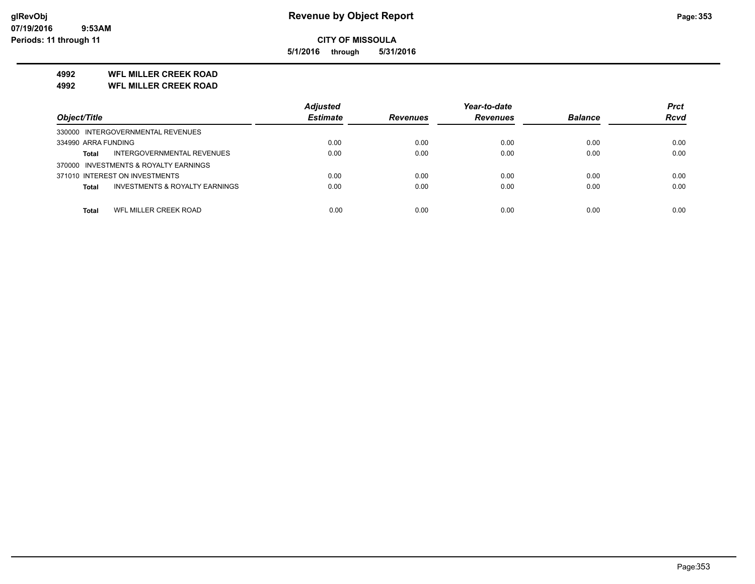## CITY OF MISSOULA

**5/1/2016 through 5/31/2016**

# Revenue by Object Report

**4992 WFL MILLER CREEK ROAD**

**4992 WFL MILLER CREEK ROAD**

| Object/Title | Adjusted Estimate | Revenues | Year-to-date Revenues | Balance | Prct Rcvd |
|---|---|---|---|---|---|
| 330000 INTERGOVERNMENTAL REVENUES | | | | | |
| 334990 ARRA FUNDING | 0.00 | 0.00 | 0.00 | 0.00 | 0.00 |
| **Total** INTERGOVERNMENTAL REVENUES | 0.00 | 0.00 | 0.00 | 0.00 | 0.00 |
| 370000 INVESTMENTS & ROYALTY EARNINGS | | | | | |
| 371010 INTEREST ON INVESTMENTS | 0.00 | 0.00 | 0.00 | 0.00 | 0.00 |
| **Total** INVESTMENTS & ROYALTY EARNINGS | 0.00 | 0.00 | 0.00 | 0.00 | 0.00 |
| **Total** WFL MILLER CREEK ROAD | 0.00 | 0.00 | 0.00 | 0.00 | 0.00 |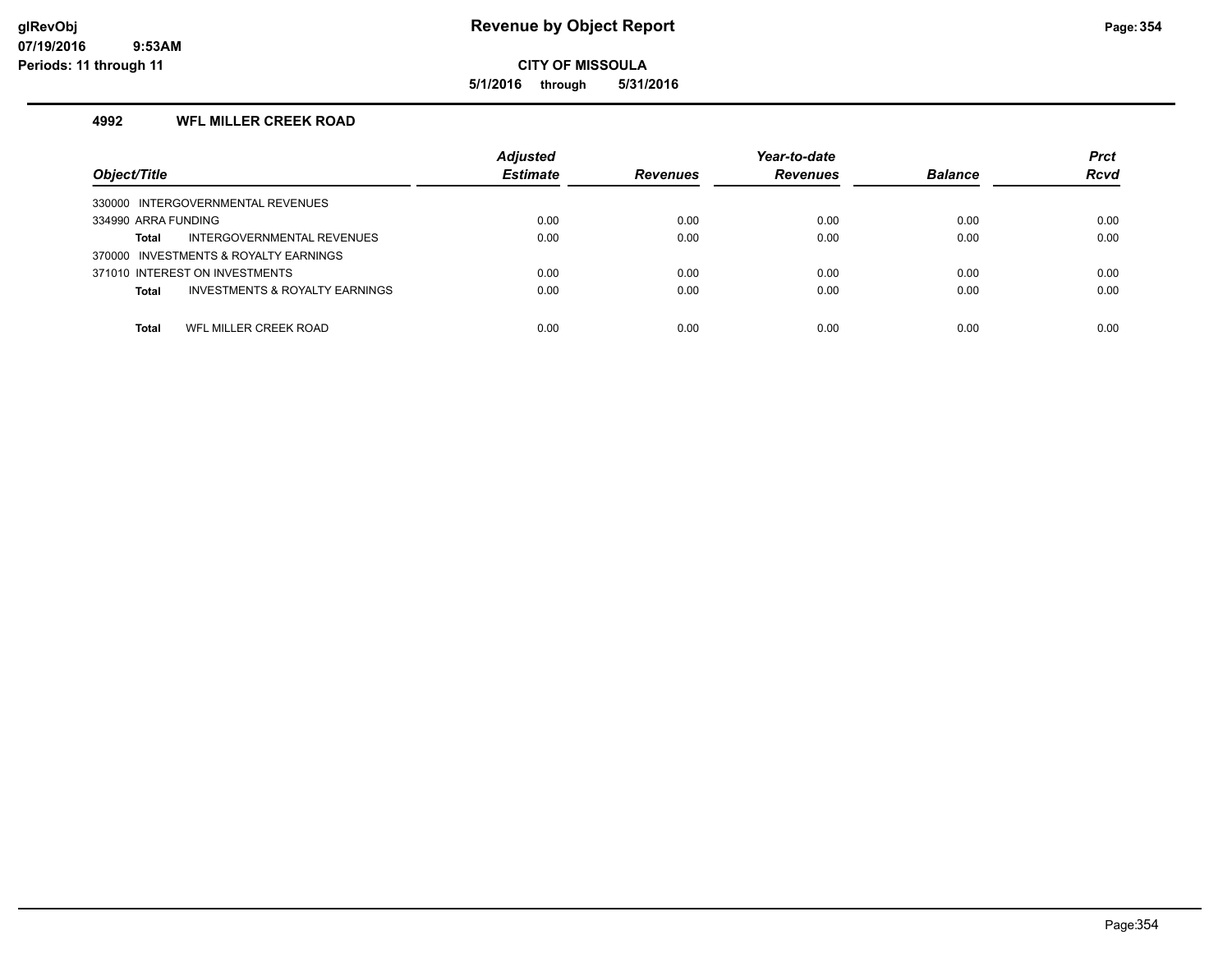# Revenue by Object Report

**CITY OF MISSOULA**

**5/1/2016 through 5/31/2016**

glRevObj
07/19/2016 9:53AM
Periods: 11 through 11

## 4992 WFL MILLER CREEK ROAD

| Object/Title | Adjusted Estimate | Revenues | Year-to-date Revenues | Balance | Prct Rcvd |
|---|---|---|---|---|---|
| 330000 INTERGOVERNMENTAL REVENUES | | | | | |
| 334990 ARRA FUNDING | 0.00 | 0.00 | 0.00 | 0.00 | 0.00 |
| **Total** INTERGOVERNMENTAL REVENUES | 0.00 | 0.00 | 0.00 | 0.00 | 0.00 |
| 370000 INVESTMENTS & ROYALTY EARNINGS | | | | | |
| 371010 INTEREST ON INVESTMENTS | 0.00 | 0.00 | 0.00 | 0.00 | 0.00 |
| **Total** INVESTMENTS & ROYALTY EARNINGS | 0.00 | 0.00 | 0.00 | 0.00 | 0.00 |
| **Total** WFL MILLER CREEK ROAD | 0.00 | 0.00 | 0.00 | 0.00 | 0.00 |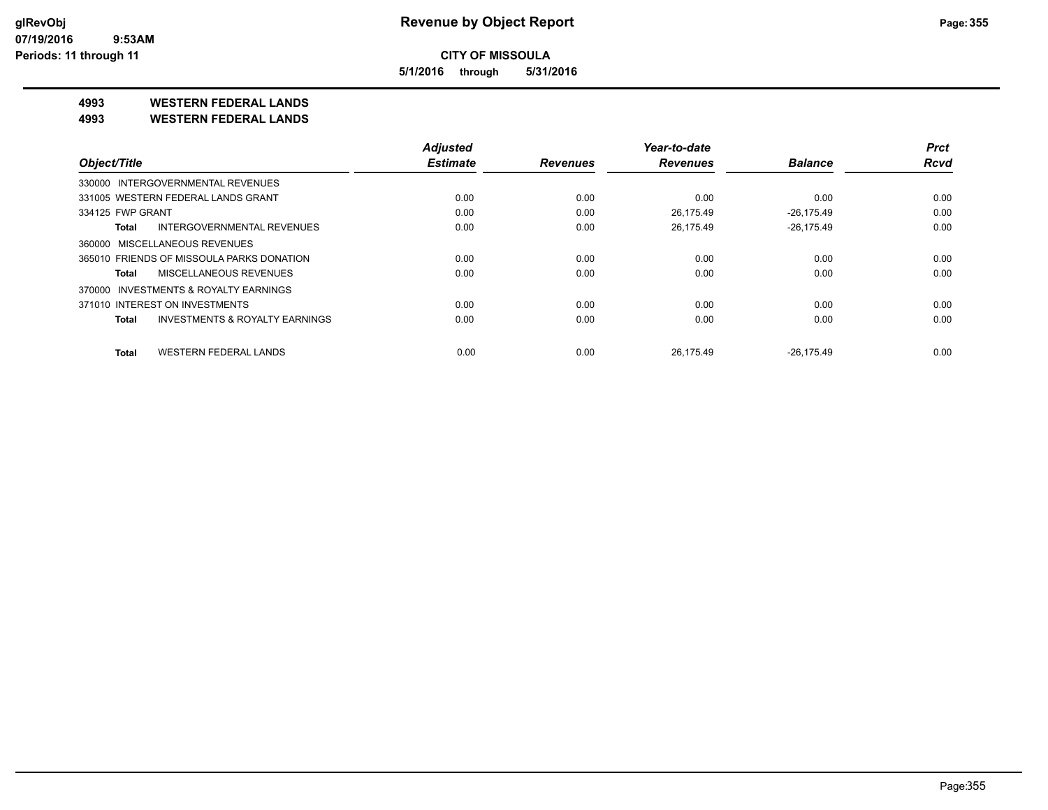# Revenue by Object Report

**CITY OF MISSOULA**

**5/1/2016 through 5/31/2016**

glRevObj
07/19/2016 9:53AM
Periods: 11 through 11

**4993 WESTERN FEDERAL LANDS**

**4993 WESTERN FEDERAL LANDS**

| Object/Title | Adjusted Estimate | Revenues | Year-to-date Revenues | Balance | Prct Rcvd |
|---|---|---|---|---|---|
| 330000 INTERGOVERNMENTAL REVENUES | | | | | |
| 331005 WESTERN FEDERAL LANDS GRANT | 0.00 | 0.00 | 0.00 | 0.00 | 0.00 |
| 334125 FWP GRANT | 0.00 | 0.00 | 26,175.49 | -26,175.49 | 0.00 |
| **Total** INTERGOVERNMENTAL REVENUES | 0.00 | 0.00 | 26,175.49 | -26,175.49 | 0.00 |
| 360000 MISCELLANEOUS REVENUES | | | | | |
| 365010 FRIENDS OF MISSOULA PARKS DONATION | 0.00 | 0.00 | 0.00 | 0.00 | 0.00 |
| **Total** MISCELLANEOUS REVENUES | 0.00 | 0.00 | 0.00 | 0.00 | 0.00 |
| 370000 INVESTMENTS & ROYALTY EARNINGS | | | | | |
| 371010 INTEREST ON INVESTMENTS | 0.00 | 0.00 | 0.00 | 0.00 | 0.00 |
| **Total** INVESTMENTS & ROYALTY EARNINGS | 0.00 | 0.00 | 0.00 | 0.00 | 0.00 |
| **Total** WESTERN FEDERAL LANDS | 0.00 | 0.00 | 26,175.49 | -26,175.49 | 0.00 |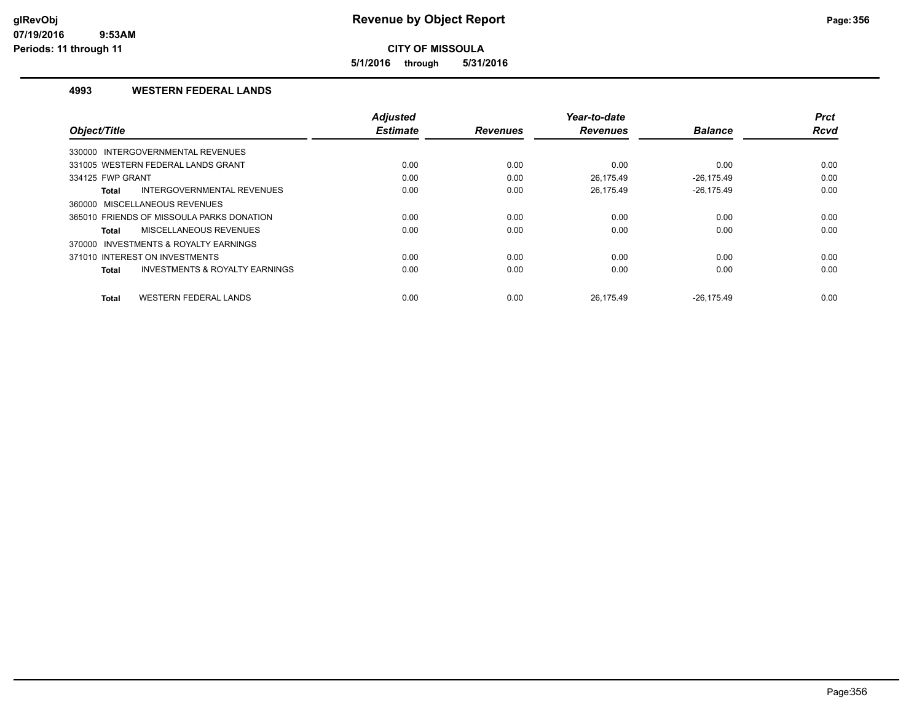# Revenue by Object Report

**CITY OF MISSOULA**

**5/1/2016 through 5/31/2016**

glRevObj
07/19/2016 9:53AM
Periods: 11 through 11

### 4993 WESTERN FEDERAL LANDS

| Object/Title | Adjusted Estimate | Revenues | Year-to-date Revenues | Balance | Prct Rcvd |
|---|---|---|---|---|---|
| 330000 INTERGOVERNMENTAL REVENUES | | | | | |
| 331005 WESTERN FEDERAL LANDS GRANT | 0.00 | 0.00 | 0.00 | 0.00 | 0.00 |
| 334125 FWP GRANT | 0.00 | 0.00 | 26,175.49 | -26,175.49 | 0.00 |
| **Total** INTERGOVERNMENTAL REVENUES | 0.00 | 0.00 | 26,175.49 | -26,175.49 | 0.00 |
| 360000 MISCELLANEOUS REVENUES | | | | | |
| 365010 FRIENDS OF MISSOULA PARKS DONATION | 0.00 | 0.00 | 0.00 | 0.00 | 0.00 |
| **Total** MISCELLANEOUS REVENUES | 0.00 | 0.00 | 0.00 | 0.00 | 0.00 |
| 370000 INVESTMENTS & ROYALTY EARNINGS | | | | | |
| 371010 INTEREST ON INVESTMENTS | 0.00 | 0.00 | 0.00 | 0.00 | 0.00 |
| **Total** INVESTMENTS & ROYALTY EARNINGS | 0.00 | 0.00 | 0.00 | 0.00 | 0.00 |
| **Total** WESTERN FEDERAL LANDS | 0.00 | 0.00 | 26,175.49 | -26,175.49 | 0.00 |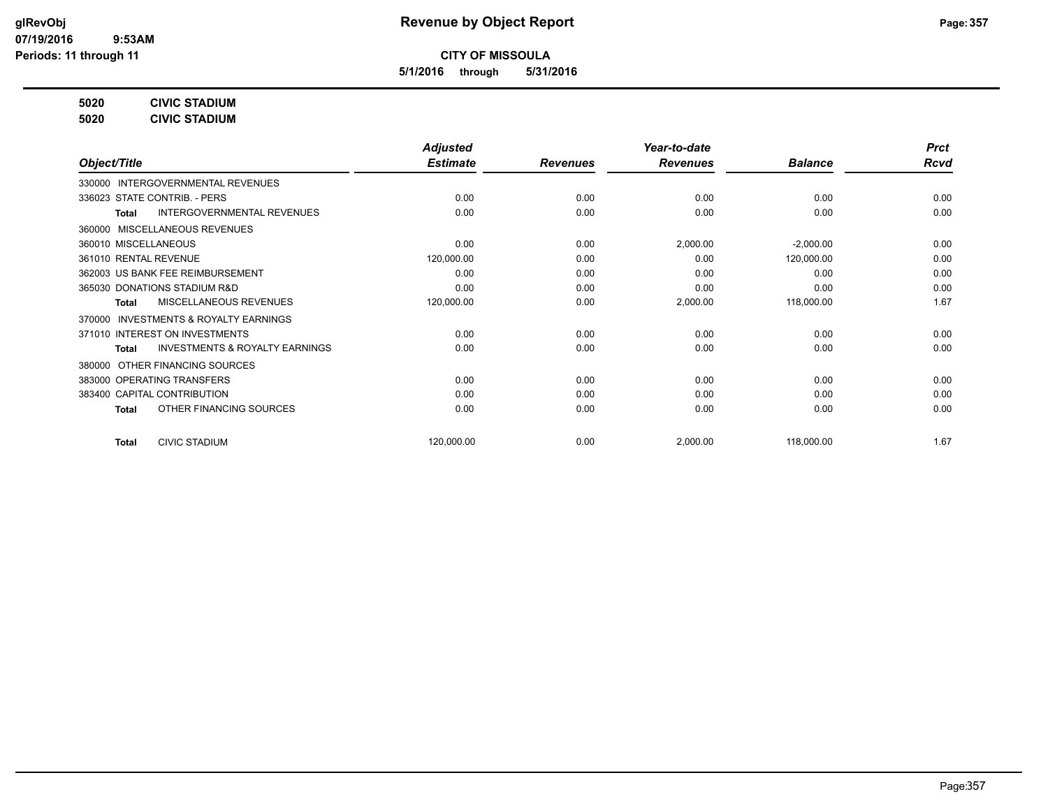# Revenue by Object Report

**CITY OF MISSOULA**

**5/1/2016 through 5/31/2016**

glRevObj
07/19/2016 9:53AM
Periods: 11 through 11

**5020 CIVIC STADIUM**
**5020 CIVIC STADIUM**

| Object/Title | Adjusted Estimate | Revenues | Year-to-date Revenues | Balance | Prct Rcvd |
|---|---|---|---|---|---|
| 330000 INTERGOVERNMENTAL REVENUES | | | | | |
| 336023 STATE CONTRIB. - PERS | 0.00 | 0.00 | 0.00 | 0.00 | 0.00 |
| **Total** INTERGOVERNMENTAL REVENUES | 0.00 | 0.00 | 0.00 | 0.00 | 0.00 |
| 360000 MISCELLANEOUS REVENUES | | | | | |
| 360010 MISCELLANEOUS | 0.00 | 0.00 | 2,000.00 | -2,000.00 | 0.00 |
| 361010 RENTAL REVENUE | 120,000.00 | 0.00 | 0.00 | 120,000.00 | 0.00 |
| 362003 US BANK FEE REIMBURSEMENT | 0.00 | 0.00 | 0.00 | 0.00 | 0.00 |
| 365030 DONATIONS STADIUM R&D | 0.00 | 0.00 | 0.00 | 0.00 | 0.00 |
| **Total** MISCELLANEOUS REVENUES | 120,000.00 | 0.00 | 2,000.00 | 118,000.00 | 1.67 |
| 370000 INVESTMENTS & ROYALTY EARNINGS | | | | | |
| 371010 INTEREST ON INVESTMENTS | 0.00 | 0.00 | 0.00 | 0.00 | 0.00 |
| **Total** INVESTMENTS & ROYALTY EARNINGS | 0.00 | 0.00 | 0.00 | 0.00 | 0.00 |
| 380000 OTHER FINANCING SOURCES | | | | | |
| 383000 OPERATING TRANSFERS | 0.00 | 0.00 | 0.00 | 0.00 | 0.00 |
| 383400 CAPITAL CONTRIBUTION | 0.00 | 0.00 | 0.00 | 0.00 | 0.00 |
| **Total** OTHER FINANCING SOURCES | 0.00 | 0.00 | 0.00 | 0.00 | 0.00 |
| **Total** CIVIC STADIUM | 120,000.00 | 0.00 | 2,000.00 | 118,000.00 | 1.67 |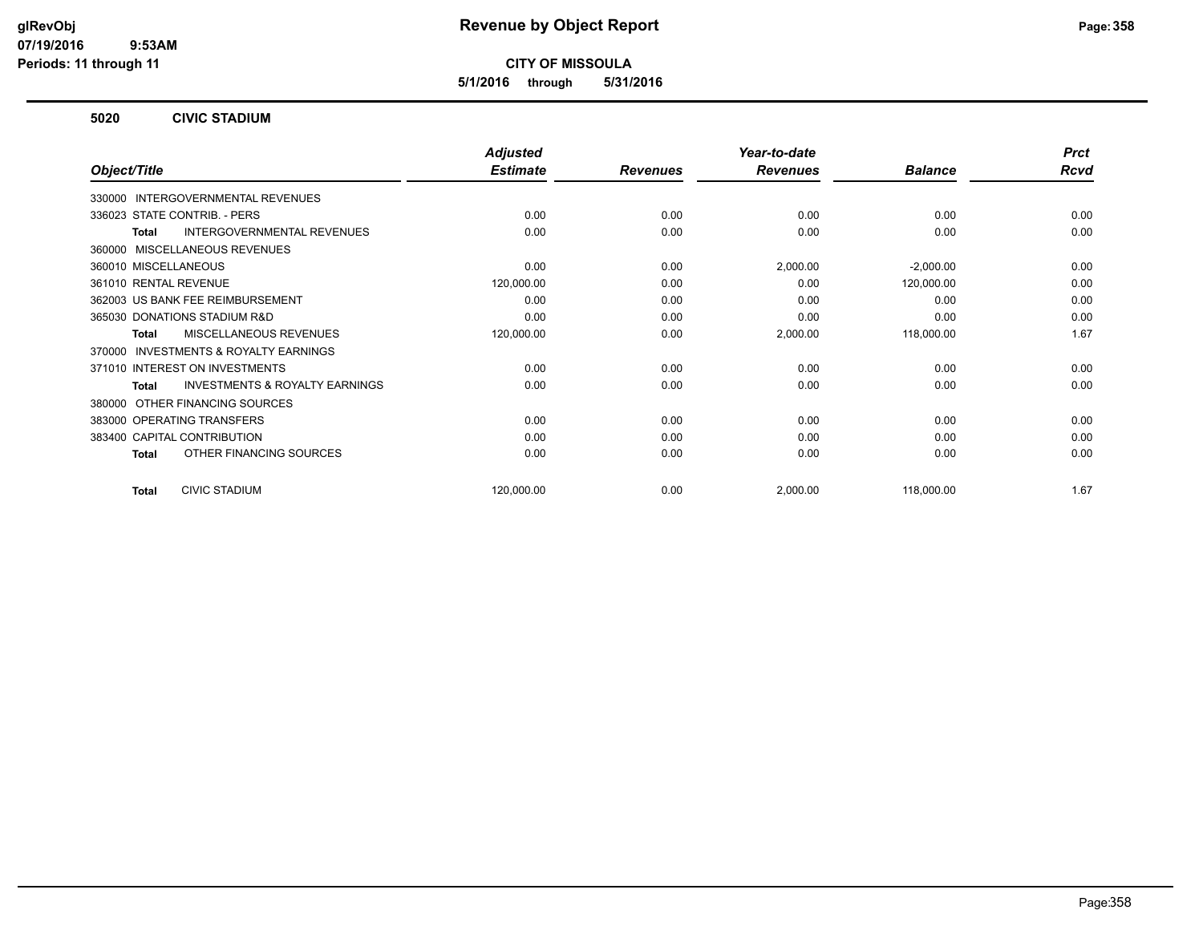# Revenue by Object Report

**CITY OF MISSOULA**

**5/1/2016 through 5/31/2016**

glRevObj
07/19/2016 9:53AM
Periods: 11 through 11

## 5020 CIVIC STADIUM

| Object/Title | Adjusted Estimate | Revenues | Year-to-date Revenues | Balance | Prct Rcvd |
|---|---|---|---|---|---|
| 330000 INTERGOVERNMENTAL REVENUES | | | | | |
| 336023 STATE CONTRIB. - PERS | 0.00 | 0.00 | 0.00 | 0.00 | 0.00 |
| **Total** INTERGOVERNMENTAL REVENUES | 0.00 | 0.00 | 0.00 | 0.00 | 0.00 |
| 360000 MISCELLANEOUS REVENUES | | | | | |
| 360010 MISCELLANEOUS | 0.00 | 0.00 | 2,000.00 | -2,000.00 | 0.00 |
| 361010 RENTAL REVENUE | 120,000.00 | 0.00 | 0.00 | 120,000.00 | 0.00 |
| 362003 US BANK FEE REIMBURSEMENT | 0.00 | 0.00 | 0.00 | 0.00 | 0.00 |
| 365030 DONATIONS STADIUM R&D | 0.00 | 0.00 | 0.00 | 0.00 | 0.00 |
| **Total** MISCELLANEOUS REVENUES | 120,000.00 | 0.00 | 2,000.00 | 118,000.00 | 1.67 |
| 370000 INVESTMENTS & ROYALTY EARNINGS | | | | | |
| 371010 INTEREST ON INVESTMENTS | 0.00 | 0.00 | 0.00 | 0.00 | 0.00 |
| **Total** INVESTMENTS & ROYALTY EARNINGS | 0.00 | 0.00 | 0.00 | 0.00 | 0.00 |
| 380000 OTHER FINANCING SOURCES | | | | | |
| 383000 OPERATING TRANSFERS | 0.00 | 0.00 | 0.00 | 0.00 | 0.00 |
| 383400 CAPITAL CONTRIBUTION | 0.00 | 0.00 | 0.00 | 0.00 | 0.00 |
| **Total** OTHER FINANCING SOURCES | 0.00 | 0.00 | 0.00 | 0.00 | 0.00 |
| **Total** CIVIC STADIUM | 120,000.00 | 0.00 | 2,000.00 | 118,000.00 | 1.67 |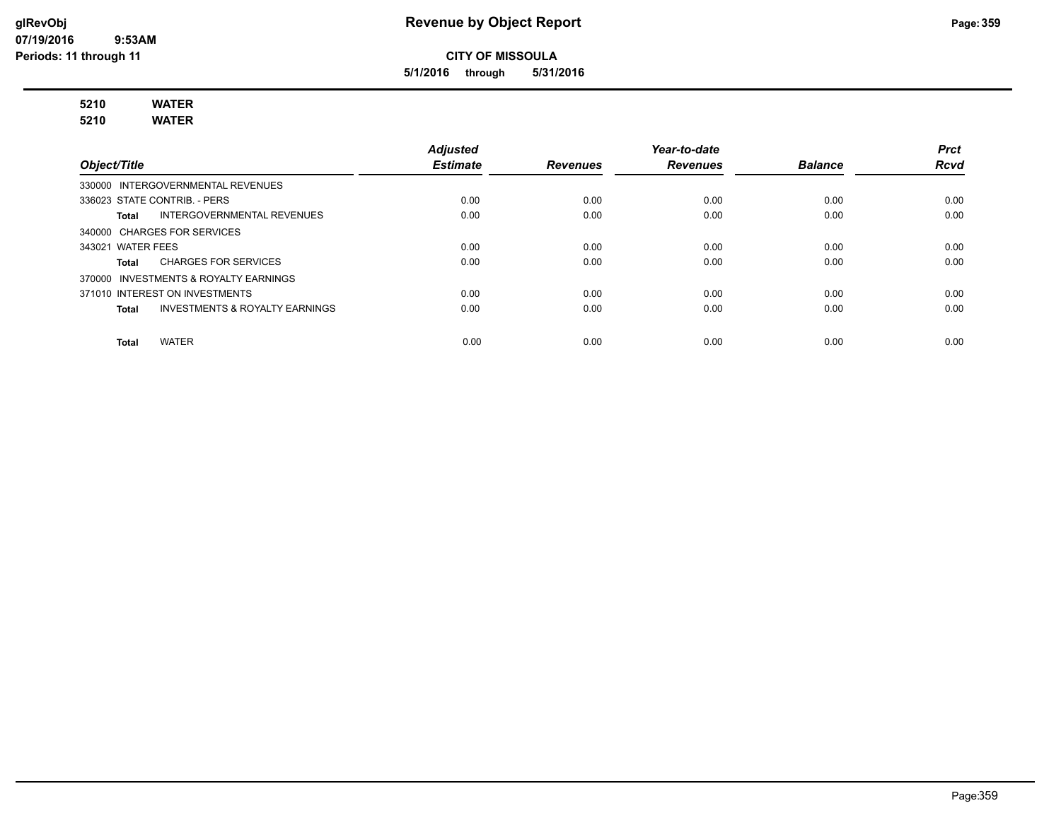# Revenue by Object Report

**CITY OF MISSOULA**

**5/1/2016 through 5/31/2016**

glRevObj
07/19/2016 9:53AM
Periods: 11 through 11

**5210 WATER**
**5210 WATER**

| Object/Title | Adjusted Estimate | Revenues | Year-to-date Revenues | Balance | Prct Rcvd |
|---|---|---|---|---|---|
| 330000 INTERGOVERNMENTAL REVENUES | | | | | |
| 336023 STATE CONTRIB. - PERS | 0.00 | 0.00 | 0.00 | 0.00 | 0.00 |
| **Total** INTERGOVERNMENTAL REVENUES | 0.00 | 0.00 | 0.00 | 0.00 | 0.00 |
| 340000 CHARGES FOR SERVICES | | | | | |
| 343021 WATER FEES | 0.00 | 0.00 | 0.00 | 0.00 | 0.00 |
| **Total** CHARGES FOR SERVICES | 0.00 | 0.00 | 0.00 | 0.00 | 0.00 |
| 370000 INVESTMENTS & ROYALTY EARNINGS | | | | | |
| 371010 INTEREST ON INVESTMENTS | 0.00 | 0.00 | 0.00 | 0.00 | 0.00 |
| **Total** INVESTMENTS & ROYALTY EARNINGS | 0.00 | 0.00 | 0.00 | 0.00 | 0.00 |
| **Total** WATER | 0.00 | 0.00 | 0.00 | 0.00 | 0.00 |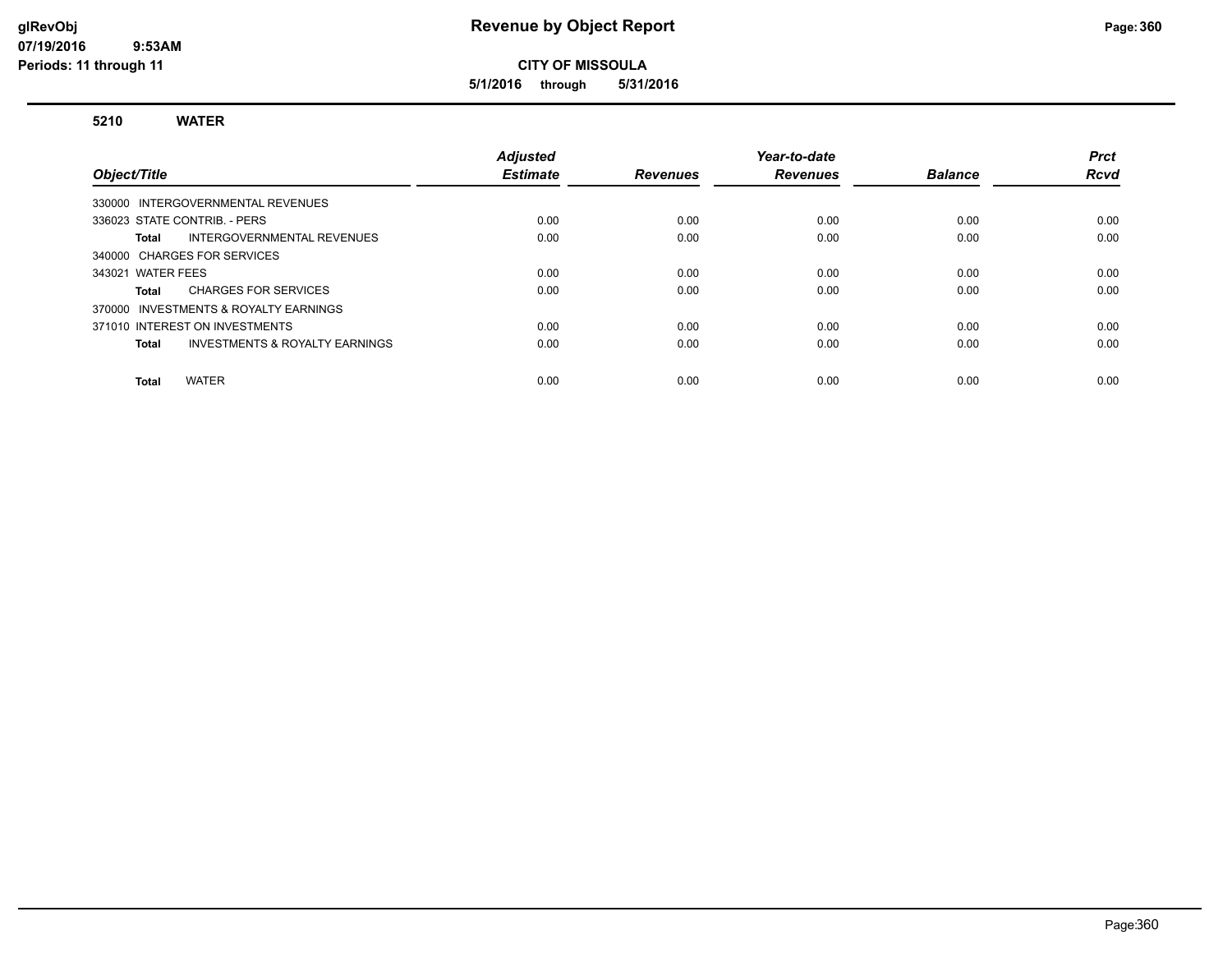# Revenue by Object Report

**CITY OF MISSOULA**

**5/1/2016 through 5/31/2016**

glRevObj
07/19/2016 9:53AM
Periods: 11 through 11

## 5210 WATER

| Object/Title | Adjusted Estimate | Revenues | Year-to-date Revenues | Balance | Prct Rcvd |
|---|---|---|---|---|---|
| 330000 INTERGOVERNMENTAL REVENUES | | | | | |
| 336023 STATE CONTRIB. - PERS | 0.00 | 0.00 | 0.00 | 0.00 | 0.00 |
| **Total** INTERGOVERNMENTAL REVENUES | 0.00 | 0.00 | 0.00 | 0.00 | 0.00 |
| 340000 CHARGES FOR SERVICES | | | | | |
| 343021 WATER FEES | 0.00 | 0.00 | 0.00 | 0.00 | 0.00 |
| **Total** CHARGES FOR SERVICES | 0.00 | 0.00 | 0.00 | 0.00 | 0.00 |
| 370000 INVESTMENTS & ROYALTY EARNINGS | | | | | |
| 371010 INTEREST ON INVESTMENTS | 0.00 | 0.00 | 0.00 | 0.00 | 0.00 |
| **Total** INVESTMENTS & ROYALTY EARNINGS | 0.00 | 0.00 | 0.00 | 0.00 | 0.00 |
| **Total** WATER | 0.00 | 0.00 | 0.00 | 0.00 | 0.00 |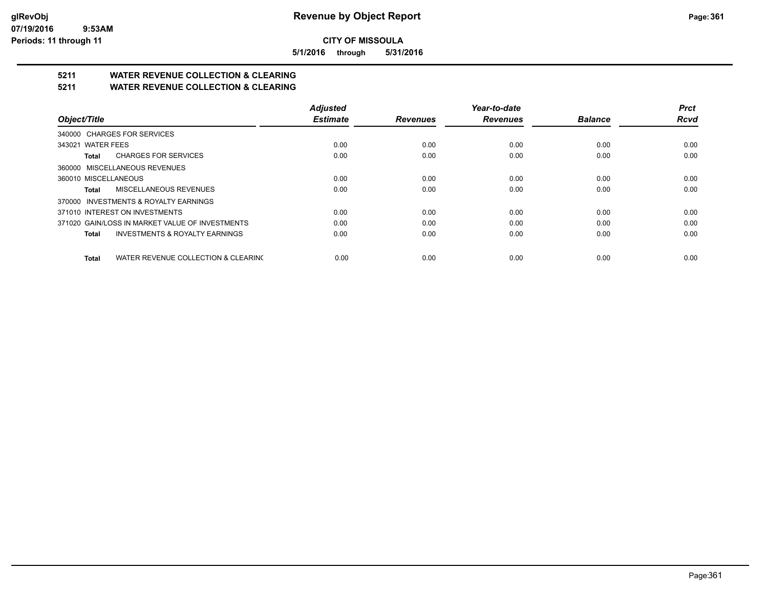# Revenue by Object Report

**CITY OF MISSOULA**

**5/1/2016 through 5/31/2016**

glRevObj
07/19/2016 9:53AM
Periods: 11 through 11

## 5211 WATER REVENUE COLLECTION & CLEARING
## 5211 WATER REVENUE COLLECTION & CLEARING

| Object/Title | Adjusted Estimate | Revenues | Year-to-date Revenues | Balance | Prct Rcvd |
|---|---|---|---|---|---|
| 340000 CHARGES FOR SERVICES | | | | | |
| 343021 WATER FEES | 0.00 | 0.00 | 0.00 | 0.00 | 0.00 |
| **Total** CHARGES FOR SERVICES | 0.00 | 0.00 | 0.00 | 0.00 | 0.00 |
| 360000 MISCELLANEOUS REVENUES | | | | | |
| 360010 MISCELLANEOUS | 0.00 | 0.00 | 0.00 | 0.00 | 0.00 |
| **Total** MISCELLANEOUS REVENUES | 0.00 | 0.00 | 0.00 | 0.00 | 0.00 |
| 370000 INVESTMENTS & ROYALTY EARNINGS | | | | | |
| 371010 INTEREST ON INVESTMENTS | 0.00 | 0.00 | 0.00 | 0.00 | 0.00 |
| 371020 GAIN/LOSS IN MARKET VALUE OF INVESTMENTS | 0.00 | 0.00 | 0.00 | 0.00 | 0.00 |
| **Total** INVESTMENTS & ROYALTY EARNINGS | 0.00 | 0.00 | 0.00 | 0.00 | 0.00 |
| **Total** WATER REVENUE COLLECTION & CLEARINC | 0.00 | 0.00 | 0.00 | 0.00 | 0.00 |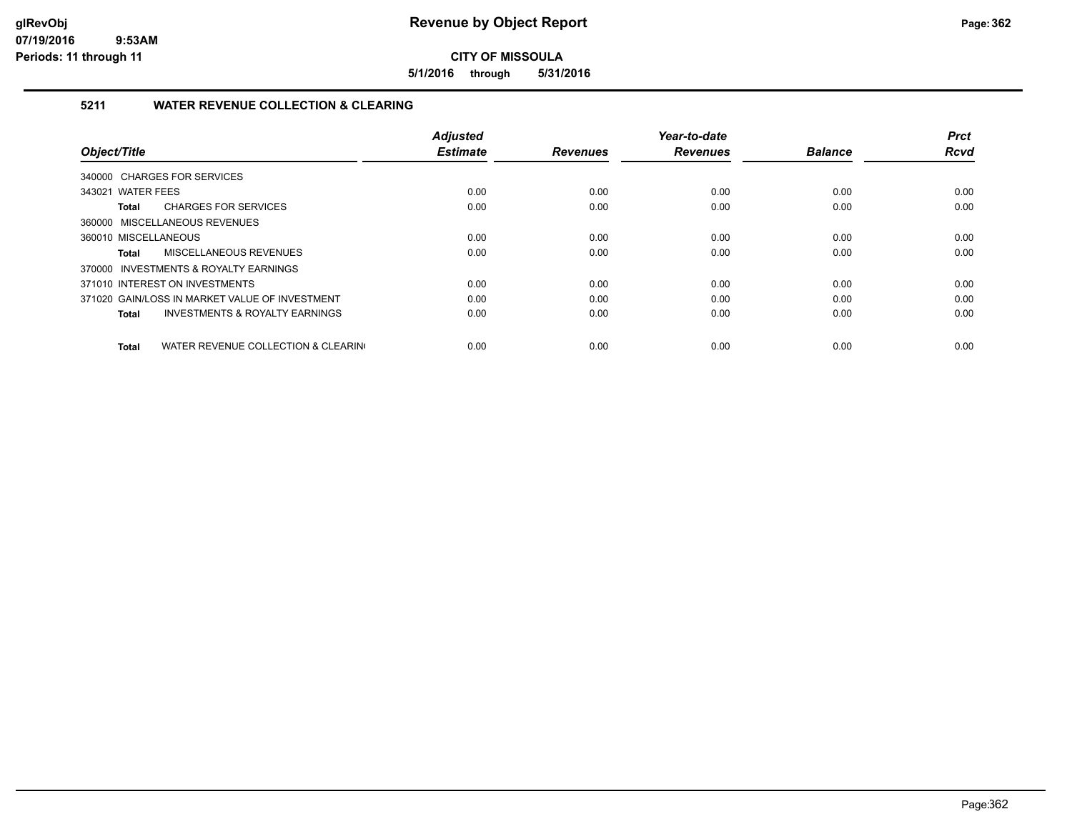**CITY OF MISSOULA**

**5/1/2016 through 5/31/2016**

## 5211 WATER REVENUE COLLECTION & CLEARING

| Object/Title | | Adjusted Estimate | Revenues | Year-to-date Revenues | Balance | Prct Rcvd |
|---|---|---|---|---|---|---|
| 340000 CHARGES FOR SERVICES | | | | | | |
| 343021 WATER FEES | | 0.00 | 0.00 | 0.00 | 0.00 | 0.00 |
| **Total** | CHARGES FOR SERVICES | 0.00 | 0.00 | 0.00 | 0.00 | 0.00 |
| 360000 MISCELLANEOUS REVENUES | | | | | | |
| 360010 MISCELLANEOUS | | 0.00 | 0.00 | 0.00 | 0.00 | 0.00 |
| **Total** | MISCELLANEOUS REVENUES | 0.00 | 0.00 | 0.00 | 0.00 | 0.00 |
| 370000 INVESTMENTS & ROYALTY EARNINGS | | | | | | |
| 371010 INTEREST ON INVESTMENTS | | 0.00 | 0.00 | 0.00 | 0.00 | 0.00 |
| 371020 GAIN/LOSS IN MARKET VALUE OF INVESTMENT | | 0.00 | 0.00 | 0.00 | 0.00 | 0.00 |
| **Total** | INVESTMENTS & ROYALTY EARNINGS | 0.00 | 0.00 | 0.00 | 0.00 | 0.00 |
| **Total** | WATER REVENUE COLLECTION & CLEARING | 0.00 | 0.00 | 0.00 | 0.00 | 0.00 |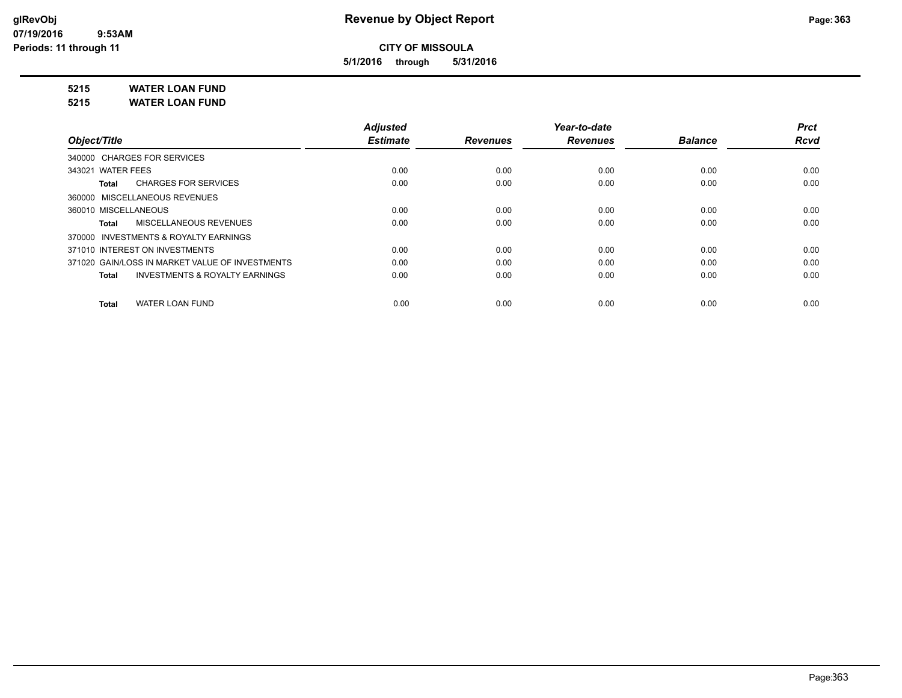# Revenue by Object Report

**CITY OF MISSOULA**

**5/1/2016 through 5/31/2016**

glRevObj
07/19/2016 9:53AM
Periods: 11 through 11

**5215 WATER LOAN FUND**

**5215 WATER LOAN FUND**

| Object/Title | Adjusted Estimate | Revenues | Year-to-date Revenues | Balance | Prct Rcvd |
|---|---|---|---|---|---|
| 340000 CHARGES FOR SERVICES | | | | | |
| 343021 WATER FEES | 0.00 | 0.00 | 0.00 | 0.00 | 0.00 |
| **Total** CHARGES FOR SERVICES | 0.00 | 0.00 | 0.00 | 0.00 | 0.00 |
| 360000 MISCELLANEOUS REVENUES | | | | | |
| 360010 MISCELLANEOUS | 0.00 | 0.00 | 0.00 | 0.00 | 0.00 |
| **Total** MISCELLANEOUS REVENUES | 0.00 | 0.00 | 0.00 | 0.00 | 0.00 |
| 370000 INVESTMENTS & ROYALTY EARNINGS | | | | | |
| 371010 INTEREST ON INVESTMENTS | 0.00 | 0.00 | 0.00 | 0.00 | 0.00 |
| 371020 GAIN/LOSS IN MARKET VALUE OF INVESTMENTS | 0.00 | 0.00 | 0.00 | 0.00 | 0.00 |
| **Total** INVESTMENTS & ROYALTY EARNINGS | 0.00 | 0.00 | 0.00 | 0.00 | 0.00 |
| **Total** WATER LOAN FUND | 0.00 | 0.00 | 0.00 | 0.00 | 0.00 |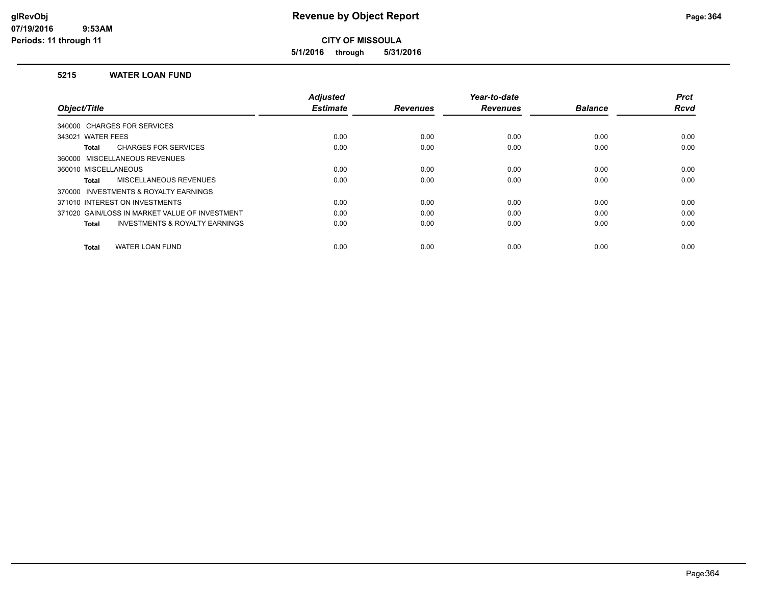# Revenue by Object Report

**CITY OF MISSOULA**

**5/1/2016 through 5/31/2016**

glRevObj
07/19/2016 9:53AM
Periods: 11 through 11

## 5215 WATER LOAN FUND

| Object/Title | Adjusted Estimate | Revenues | Year-to-date Revenues | Balance | Prct Rcvd |
|---|---|---|---|---|---|
| 340000 CHARGES FOR SERVICES | | | | | |
| 343021 WATER FEES | 0.00 | 0.00 | 0.00 | 0.00 | 0.00 |
| **Total** CHARGES FOR SERVICES | 0.00 | 0.00 | 0.00 | 0.00 | 0.00 |
| 360000 MISCELLANEOUS REVENUES | | | | | |
| 360010 MISCELLANEOUS | 0.00 | 0.00 | 0.00 | 0.00 | 0.00 |
| **Total** MISCELLANEOUS REVENUES | 0.00 | 0.00 | 0.00 | 0.00 | 0.00 |
| 370000 INVESTMENTS & ROYALTY EARNINGS | | | | | |
| 371010 INTEREST ON INVESTMENTS | 0.00 | 0.00 | 0.00 | 0.00 | 0.00 |
| 371020 GAIN/LOSS IN MARKET VALUE OF INVESTMENT | 0.00 | 0.00 | 0.00 | 0.00 | 0.00 |
| **Total** INVESTMENTS & ROYALTY EARNINGS | 0.00 | 0.00 | 0.00 | 0.00 | 0.00 |
| **Total** WATER LOAN FUND | 0.00 | 0.00 | 0.00 | 0.00 | 0.00 |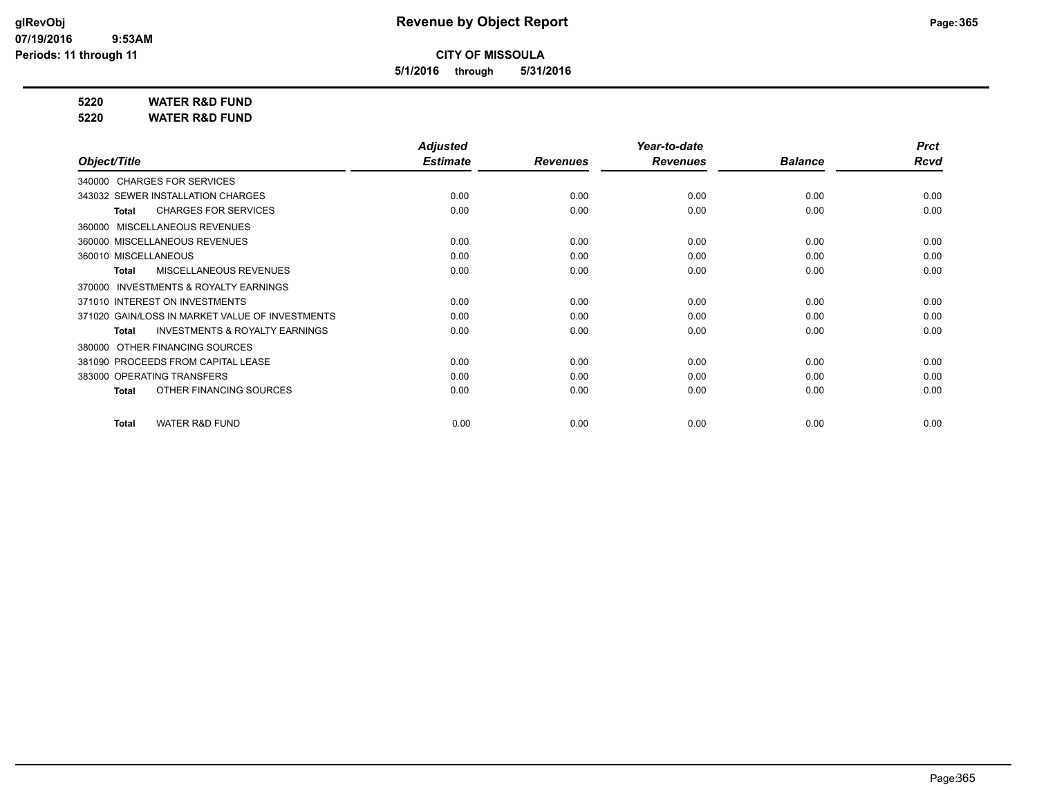# Revenue by Object Report

**CITY OF MISSOULA**

**5/1/2016 through 5/31/2016**

**5220 WATER R&D FUND**

**5220 WATER R&D FUND**

| Object/Title | Adjusted Estimate | Revenues | Year-to-date Revenues | Balance | Prct Rcvd |
|---|---|---|---|---|---|
| 340000 CHARGES FOR SERVICES | | | | | |
| 343032 SEWER INSTALLATION CHARGES | 0.00 | 0.00 | 0.00 | 0.00 | 0.00 |
| **Total** CHARGES FOR SERVICES | 0.00 | 0.00 | 0.00 | 0.00 | 0.00 |
| 360000 MISCELLANEOUS REVENUES | | | | | |
| 360000 MISCELLANEOUS REVENUES | 0.00 | 0.00 | 0.00 | 0.00 | 0.00 |
| 360010 MISCELLANEOUS | 0.00 | 0.00 | 0.00 | 0.00 | 0.00 |
| **Total** MISCELLANEOUS REVENUES | 0.00 | 0.00 | 0.00 | 0.00 | 0.00 |
| 370000 INVESTMENTS & ROYALTY EARNINGS | | | | | |
| 371010 INTEREST ON INVESTMENTS | 0.00 | 0.00 | 0.00 | 0.00 | 0.00 |
| 371020 GAIN/LOSS IN MARKET VALUE OF INVESTMENTS | 0.00 | 0.00 | 0.00 | 0.00 | 0.00 |
| **Total** INVESTMENTS & ROYALTY EARNINGS | 0.00 | 0.00 | 0.00 | 0.00 | 0.00 |
| 380000 OTHER FINANCING SOURCES | | | | | |
| 381090 PROCEEDS FROM CAPITAL LEASE | 0.00 | 0.00 | 0.00 | 0.00 | 0.00 |
| 383000 OPERATING TRANSFERS | 0.00 | 0.00 | 0.00 | 0.00 | 0.00 |
| **Total** OTHER FINANCING SOURCES | 0.00 | 0.00 | 0.00 | 0.00 | 0.00 |
| **Total** WATER R&D FUND | 0.00 | 0.00 | 0.00 | 0.00 | 0.00 |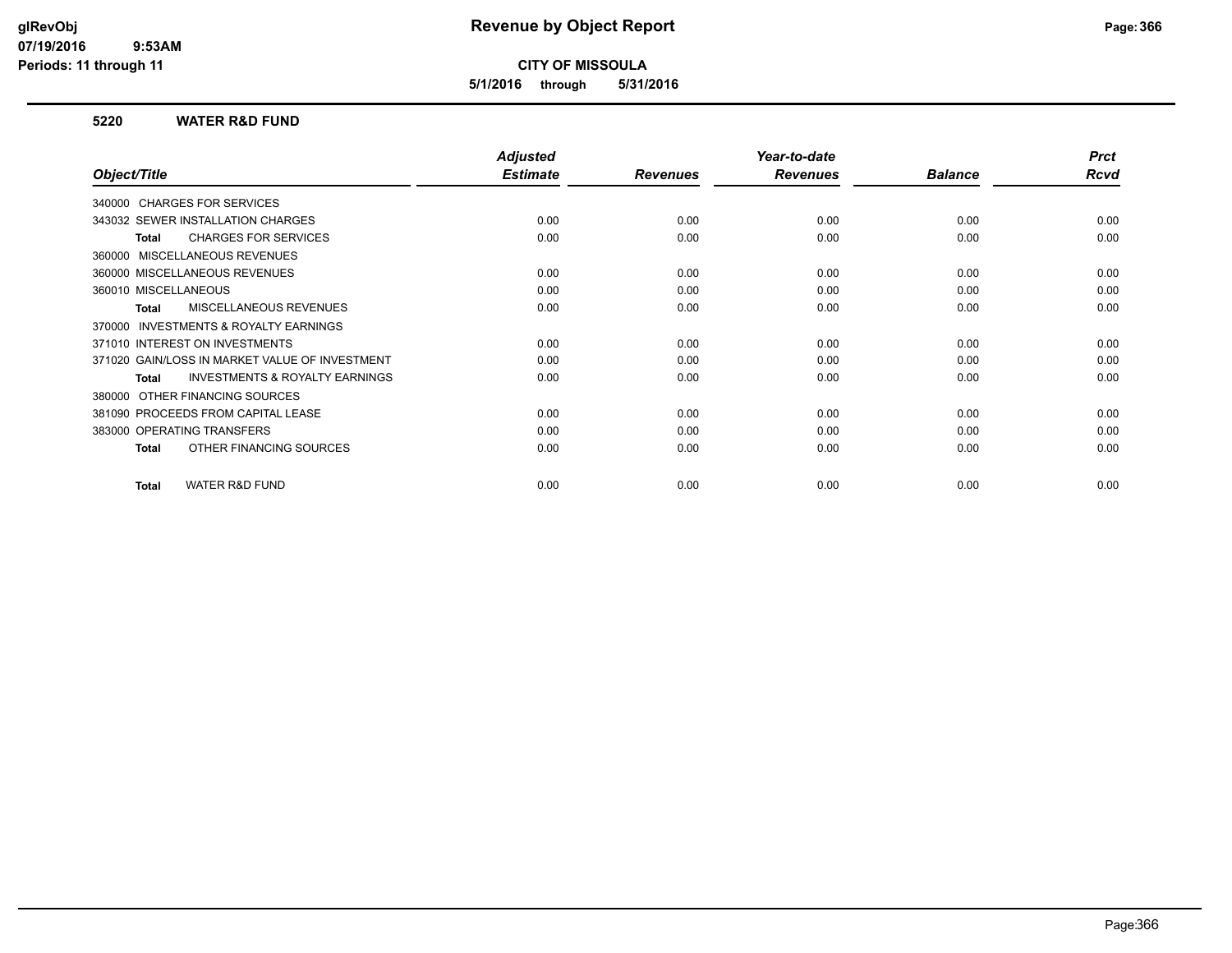# Revenue by Object Report

**CITY OF MISSOULA**

**5/1/2016 through 5/31/2016**

glRevObj
07/19/2016 9:53AM
Periods: 11 through 11

## 5220 WATER R&D FUND

| Object/Title | Adjusted Estimate | Revenues | Year-to-date Revenues | Balance | Prct Rcvd |
|---|---|---|---|---|---|
| 340000 CHARGES FOR SERVICES | | | | | |
| 343032 SEWER INSTALLATION CHARGES | 0.00 | 0.00 | 0.00 | 0.00 | 0.00 |
| **Total** CHARGES FOR SERVICES | 0.00 | 0.00 | 0.00 | 0.00 | 0.00 |
| 360000 MISCELLANEOUS REVENUES | | | | | |
| 360000 MISCELLANEOUS REVENUES | 0.00 | 0.00 | 0.00 | 0.00 | 0.00 |
| 360010 MISCELLANEOUS | 0.00 | 0.00 | 0.00 | 0.00 | 0.00 |
| **Total** MISCELLANEOUS REVENUES | 0.00 | 0.00 | 0.00 | 0.00 | 0.00 |
| 370000 INVESTMENTS & ROYALTY EARNINGS | | | | | |
| 371010 INTEREST ON INVESTMENTS | 0.00 | 0.00 | 0.00 | 0.00 | 0.00 |
| 371020 GAIN/LOSS IN MARKET VALUE OF INVESTMENT | 0.00 | 0.00 | 0.00 | 0.00 | 0.00 |
| **Total** INVESTMENTS & ROYALTY EARNINGS | 0.00 | 0.00 | 0.00 | 0.00 | 0.00 |
| 380000 OTHER FINANCING SOURCES | | | | | |
| 381090 PROCEEDS FROM CAPITAL LEASE | 0.00 | 0.00 | 0.00 | 0.00 | 0.00 |
| 383000 OPERATING TRANSFERS | 0.00 | 0.00 | 0.00 | 0.00 | 0.00 |
| **Total** OTHER FINANCING SOURCES | 0.00 | 0.00 | 0.00 | 0.00 | 0.00 |
| **Total** WATER R&D FUND | 0.00 | 0.00 | 0.00 | 0.00 | 0.00 |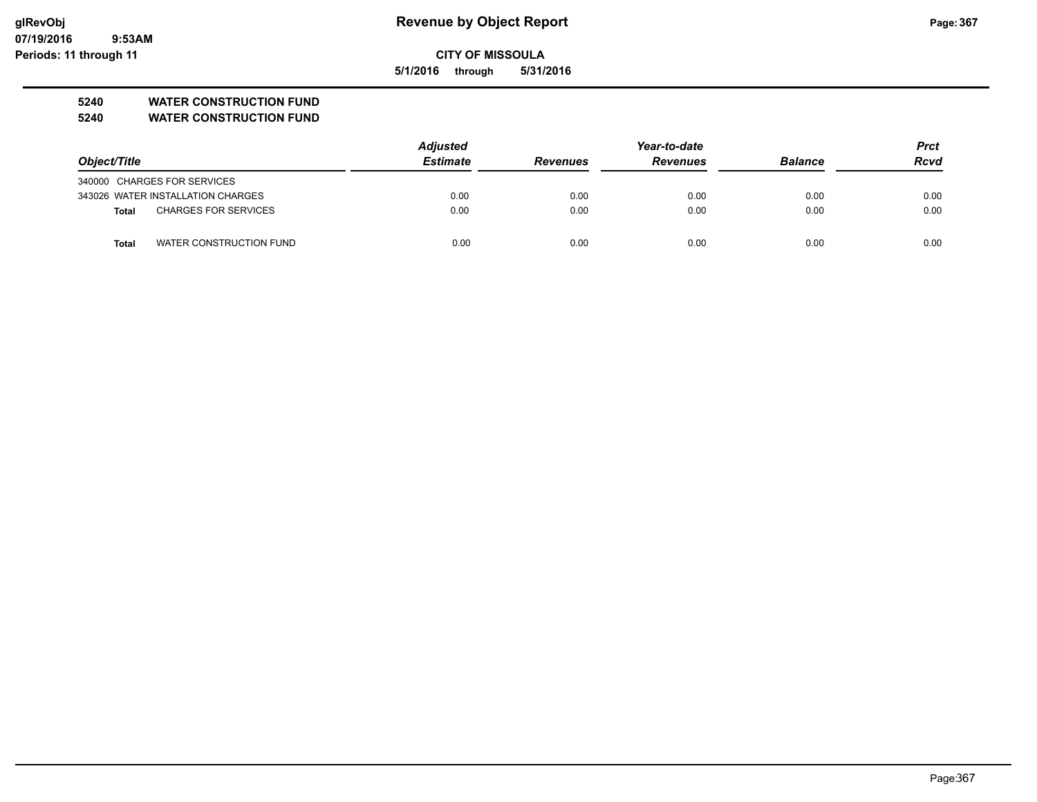# Revenue by Object Report

glRevObj
07/19/2016 9:53AM
Periods: 11 through 11

**CITY OF MISSOULA**

**5/1/2016 through 5/31/2016**

**5240 WATER CONSTRUCTION FUND**
**5240 WATER CONSTRUCTION FUND**

| Object/Title | Adjusted Estimate | Revenues | Year-to-date Revenues | Balance | Prct Rcvd |
|---|---|---|---|---|---|
| 340000 CHARGES FOR SERVICES | | | | | |
| 343026 WATER INSTALLATION CHARGES | 0.00 | 0.00 | 0.00 | 0.00 | 0.00 |
| **Total** CHARGES FOR SERVICES | 0.00 | 0.00 | 0.00 | 0.00 | 0.00 |
| **Total** WATER CONSTRUCTION FUND | 0.00 | 0.00 | 0.00 | 0.00 | 0.00 |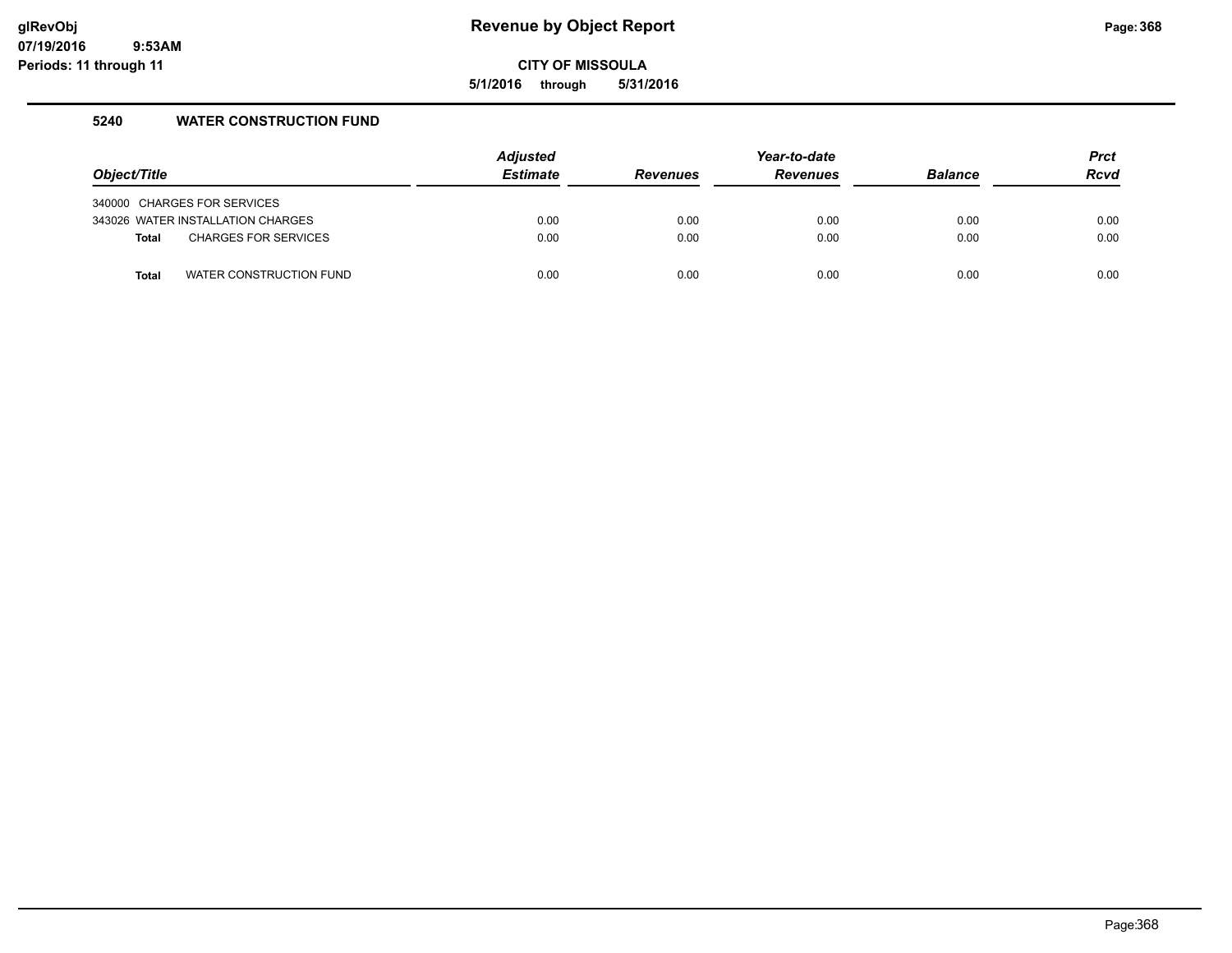# Revenue by Object Report

**CITY OF MISSOULA**

**5/1/2016 through 5/31/2016**

## 5240 WATER CONSTRUCTION FUND

| Object/Title | Adjusted Estimate | Revenues | Year-to-date Revenues | Balance | Prct Rcvd |
|---|---|---|---|---|---|
| 340000 CHARGES FOR SERVICES | | | | | |
| 343026 WATER INSTALLATION CHARGES | 0.00 | 0.00 | 0.00 | 0.00 | 0.00 |
| **Total** CHARGES FOR SERVICES | 0.00 | 0.00 | 0.00 | 0.00 | 0.00 |
| **Total** WATER CONSTRUCTION FUND | 0.00 | 0.00 | 0.00 | 0.00 | 0.00 |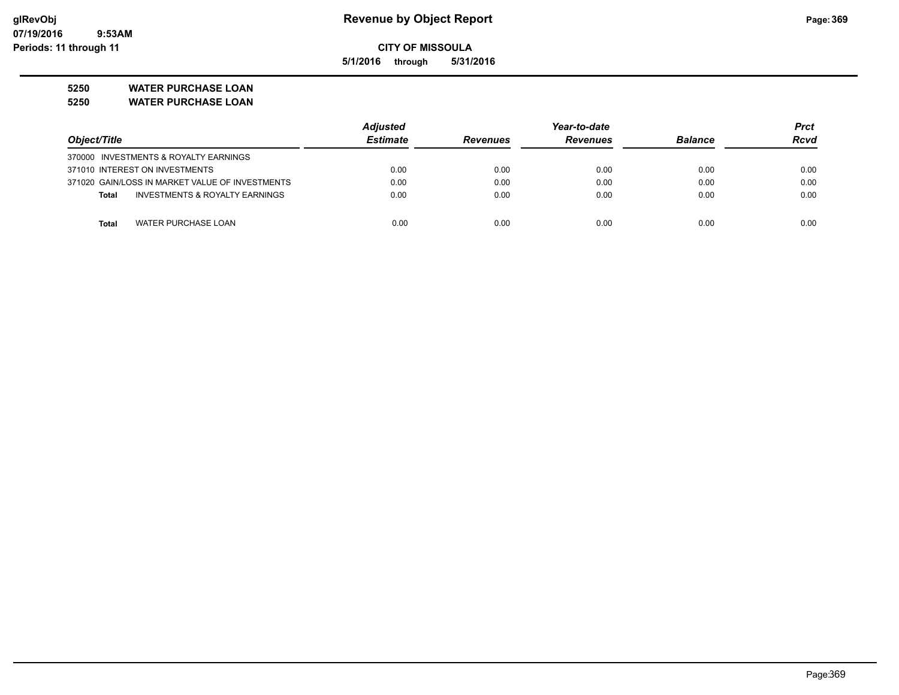**Revenue by Object Report**

**CITY OF MISSOULA**

**5/1/2016 through 5/31/2016**

glRevObj
07/19/2016 9:53AM
Periods: 11 through 11

**5250 WATER PURCHASE LOAN**

**5250 WATER PURCHASE LOAN**

| Object/Title | Adjusted Estimate | Revenues | Year-to-date Revenues | Balance | Prct Rcvd |
|---|---|---|---|---|---|
| 370000 INVESTMENTS & ROYALTY EARNINGS | | | | | |
| 371010 INTEREST ON INVESTMENTS | 0.00 | 0.00 | 0.00 | 0.00 | 0.00 |
| 371020 GAIN/LOSS IN MARKET VALUE OF INVESTMENTS | 0.00 | 0.00 | 0.00 | 0.00 | 0.00 |
| **Total** INVESTMENTS & ROYALTY EARNINGS | 0.00 | 0.00 | 0.00 | 0.00 | 0.00 |
| **Total** WATER PURCHASE LOAN | 0.00 | 0.00 | 0.00 | 0.00 | 0.00 |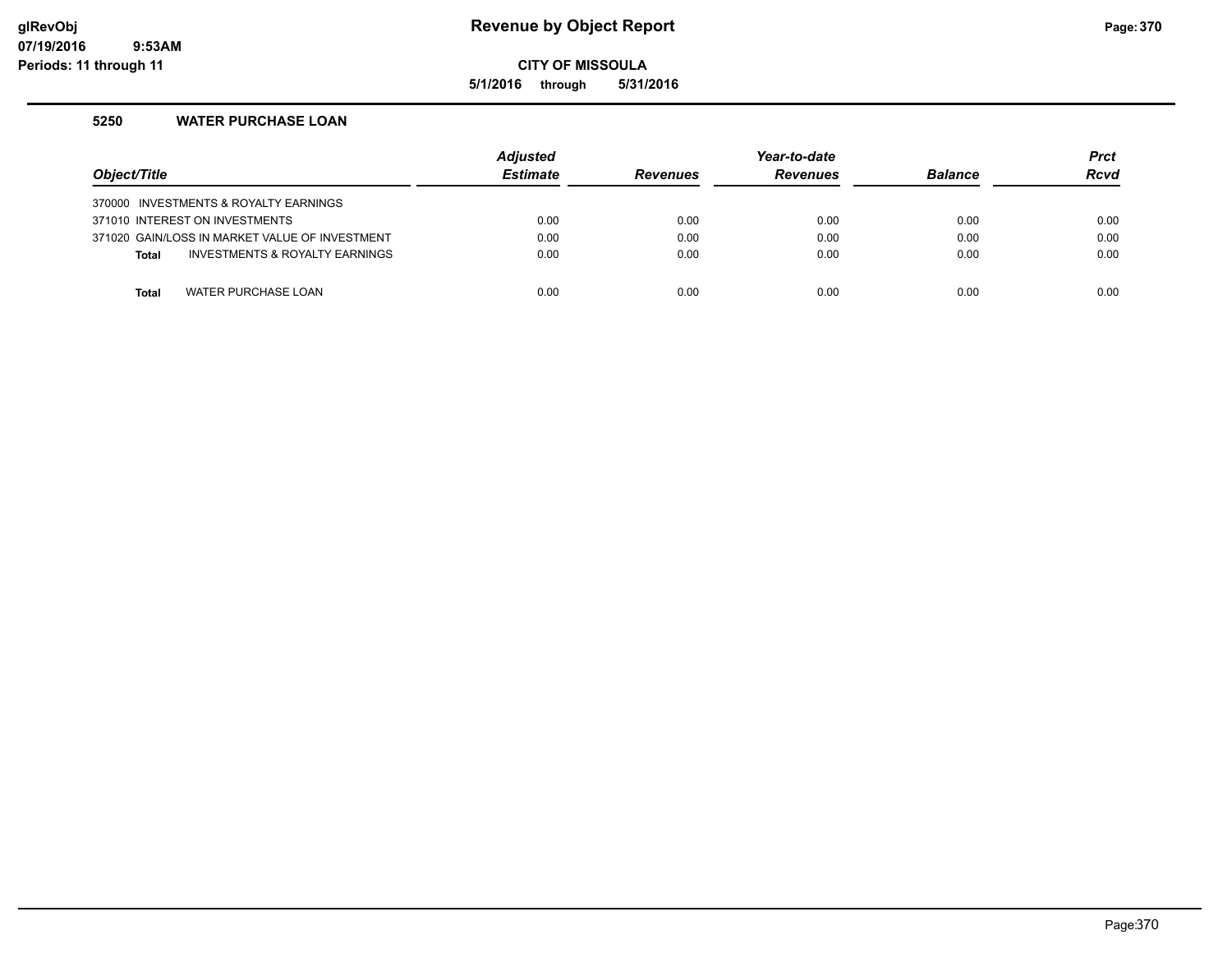**CITY OF MISSOULA**

**5/1/2016 through 5/31/2016**

### 5250 WATER PURCHASE LOAN

| Object/Title | Adjusted Estimate | Revenues | Year-to-date Revenues | Balance | Prct Rcvd |
|---|---|---|---|---|---|
| 370000 INVESTMENTS & ROYALTY EARNINGS | | | | | |
| 371010 INTEREST ON INVESTMENTS | 0.00 | 0.00 | 0.00 | 0.00 | 0.00 |
| 371020 GAIN/LOSS IN MARKET VALUE OF INVESTMENT | 0.00 | 0.00 | 0.00 | 0.00 | 0.00 |
| **Total** INVESTMENTS & ROYALTY EARNINGS | 0.00 | 0.00 | 0.00 | 0.00 | 0.00 |
| **Total** WATER PURCHASE LOAN | 0.00 | 0.00 | 0.00 | 0.00 | 0.00 |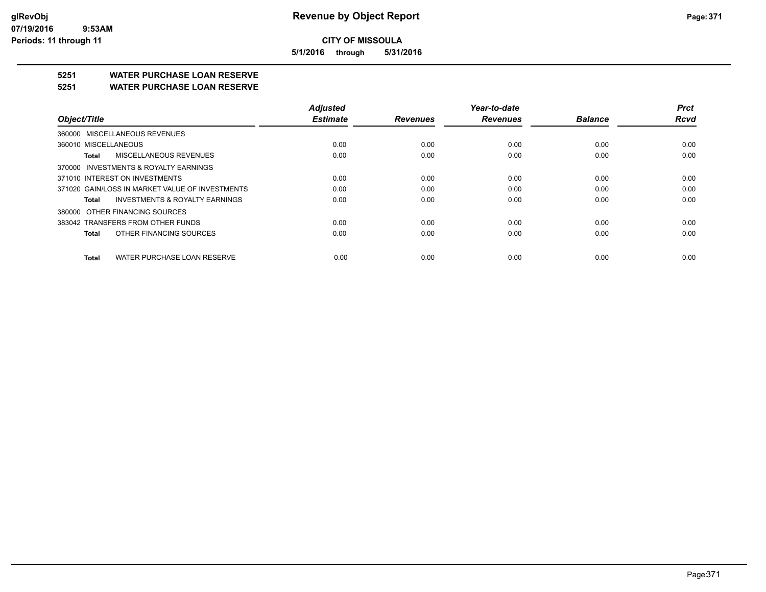**CITY OF MISSOULA**

**5/1/2016 through 5/31/2016**

## 5251 WATER PURCHASE LOAN RESERVE

## 5251 WATER PURCHASE LOAN RESERVE

| Object/Title | Adjusted Estimate | Revenues | Year-to-date Revenues | Balance | Prct Rcvd |
|---|---|---|---|---|---|
| 360000 MISCELLANEOUS REVENUES | | | | | |
| 360010 MISCELLANEOUS | 0.00 | 0.00 | 0.00 | 0.00 | 0.00 |
| **Total** MISCELLANEOUS REVENUES | 0.00 | 0.00 | 0.00 | 0.00 | 0.00 |
| 370000 INVESTMENTS & ROYALTY EARNINGS | | | | | |
| 371010 INTEREST ON INVESTMENTS | 0.00 | 0.00 | 0.00 | 0.00 | 0.00 |
| 371020 GAIN/LOSS IN MARKET VALUE OF INVESTMENTS | 0.00 | 0.00 | 0.00 | 0.00 | 0.00 |
| **Total** INVESTMENTS & ROYALTY EARNINGS | 0.00 | 0.00 | 0.00 | 0.00 | 0.00 |
| 380000 OTHER FINANCING SOURCES | | | | | |
| 383042 TRANSFERS FROM OTHER FUNDS | 0.00 | 0.00 | 0.00 | 0.00 | 0.00 |
| **Total** OTHER FINANCING SOURCES | 0.00 | 0.00 | 0.00 | 0.00 | 0.00 |
| **Total** WATER PURCHASE LOAN RESERVE | 0.00 | 0.00 | 0.00 | 0.00 | 0.00 |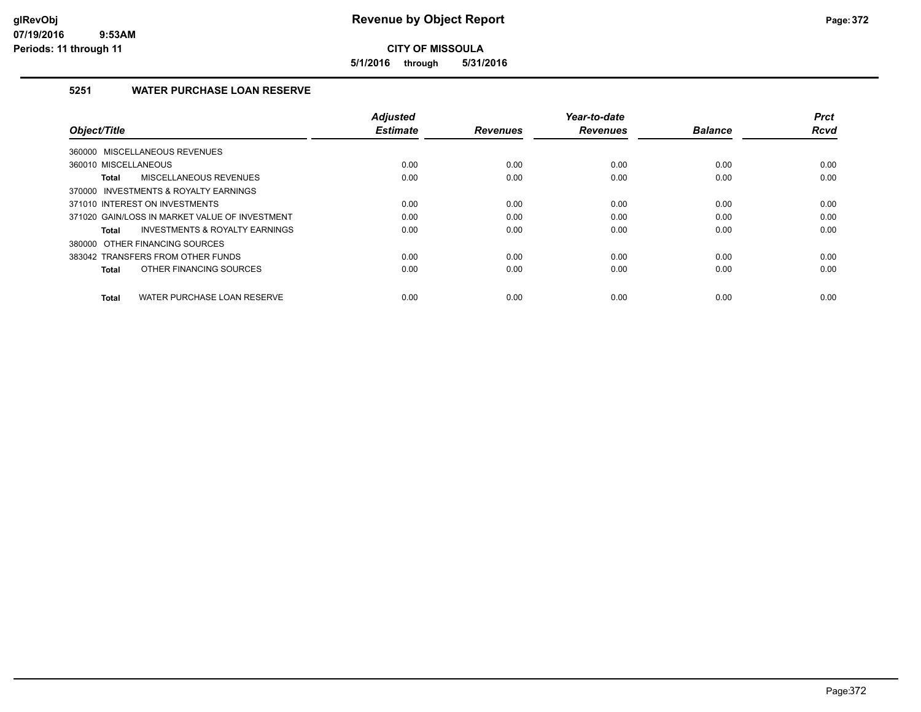# Revenue by Object Report

**CITY OF MISSOULA**

**5/1/2016 through 5/31/2016**

glRevObj
07/19/2016 9:53AM
Periods: 11 through 11

## 5251 WATER PURCHASE LOAN RESERVE

| Object/Title | Adjusted Estimate | Revenues | Year-to-date Revenues | Balance | Prct Rcvd |
|---|---|---|---|---|---|
| 360000 MISCELLANEOUS REVENUES | | | | | |
| 360010 MISCELLANEOUS | 0.00 | 0.00 | 0.00 | 0.00 | 0.00 |
| **Total** MISCELLANEOUS REVENUES | 0.00 | 0.00 | 0.00 | 0.00 | 0.00 |
| 370000 INVESTMENTS & ROYALTY EARNINGS | | | | | |
| 371010 INTEREST ON INVESTMENTS | 0.00 | 0.00 | 0.00 | 0.00 | 0.00 |
| 371020 GAIN/LOSS IN MARKET VALUE OF INVESTMENT | 0.00 | 0.00 | 0.00 | 0.00 | 0.00 |
| **Total** INVESTMENTS & ROYALTY EARNINGS | 0.00 | 0.00 | 0.00 | 0.00 | 0.00 |
| 380000 OTHER FINANCING SOURCES | | | | | |
| 383042 TRANSFERS FROM OTHER FUNDS | 0.00 | 0.00 | 0.00 | 0.00 | 0.00 |
| **Total** OTHER FINANCING SOURCES | 0.00 | 0.00 | 0.00 | 0.00 | 0.00 |
| **Total** WATER PURCHASE LOAN RESERVE | 0.00 | 0.00 | 0.00 | 0.00 | 0.00 |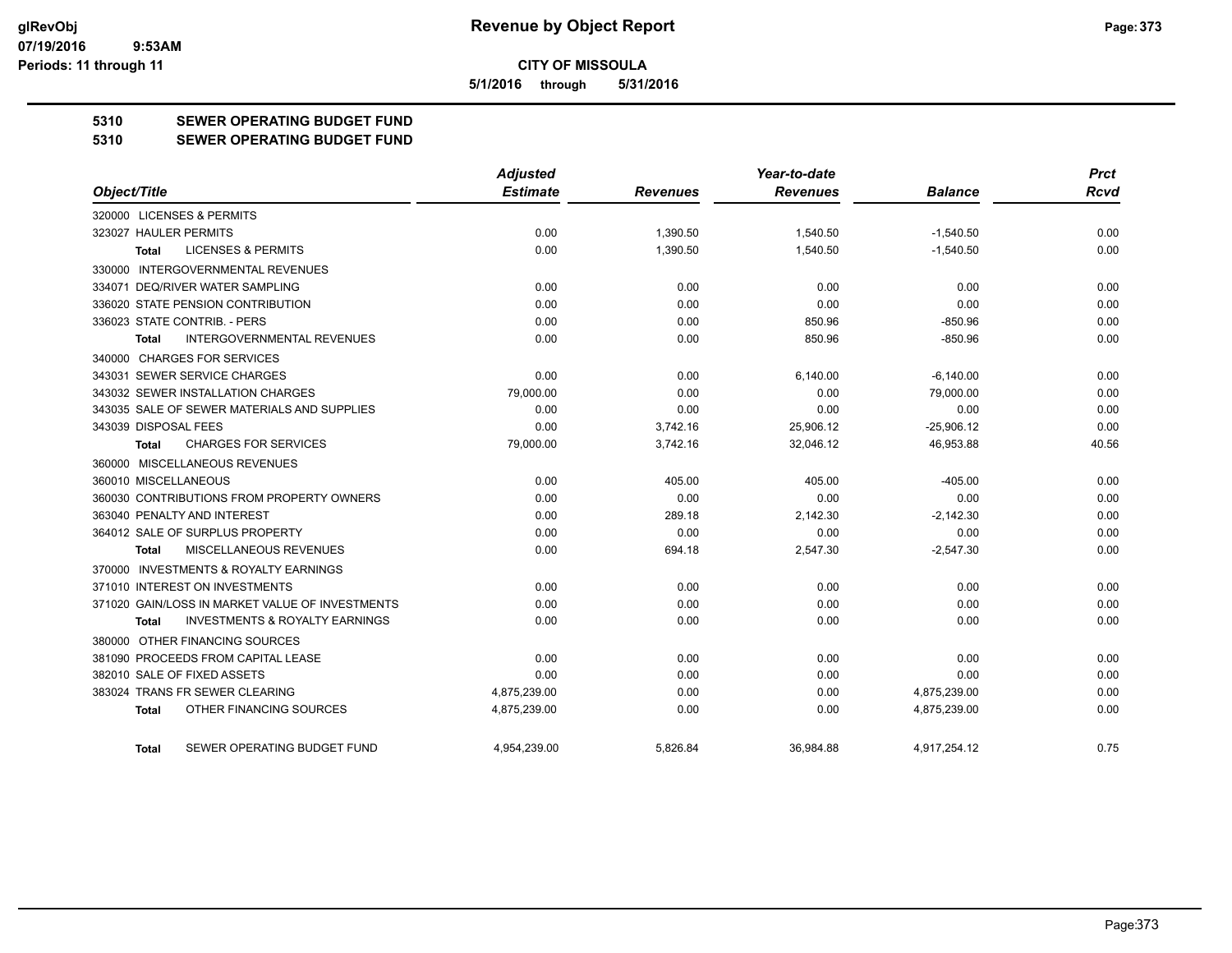# Revenue by Object Report

**CITY OF MISSOULA**

**5/1/2016 through 5/31/2016**

glRevObj
07/19/2016 9:53AM
Periods: 11 through 11

## 5310 SEWER OPERATING BUDGET FUND
## 5310 SEWER OPERATING BUDGET FUND

| Object/Title | Adjusted Estimate | Revenues | Year-to-date Revenues | Balance | Prct Rcvd |
|---|---|---|---|---|---|
| 320000 LICENSES & PERMITS | | | | | |
| 323027 HAULER PERMITS | 0.00 | 1,390.50 | 1,540.50 | -1,540.50 | 0.00 |
| **Total** LICENSES & PERMITS | 0.00 | 1,390.50 | 1,540.50 | -1,540.50 | 0.00 |
| 330000 INTERGOVERNMENTAL REVENUES | | | | | |
| 334071 DEQ/RIVER WATER SAMPLING | 0.00 | 0.00 | 0.00 | 0.00 | 0.00 |
| 336020 STATE PENSION CONTRIBUTION | 0.00 | 0.00 | 0.00 | 0.00 | 0.00 |
| 336023 STATE CONTRIB. - PERS | 0.00 | 0.00 | 850.96 | -850.96 | 0.00 |
| **Total** INTERGOVERNMENTAL REVENUES | 0.00 | 0.00 | 850.96 | -850.96 | 0.00 |
| 340000 CHARGES FOR SERVICES | | | | | |
| 343031 SEWER SERVICE CHARGES | 0.00 | 0.00 | 6,140.00 | -6,140.00 | 0.00 |
| 343032 SEWER INSTALLATION CHARGES | 79,000.00 | 0.00 | 0.00 | 79,000.00 | 0.00 |
| 343035 SALE OF SEWER MATERIALS AND SUPPLIES | 0.00 | 0.00 | 0.00 | 0.00 | 0.00 |
| 343039 DISPOSAL FEES | 0.00 | 3,742.16 | 25,906.12 | -25,906.12 | 0.00 |
| **Total** CHARGES FOR SERVICES | 79,000.00 | 3,742.16 | 32,046.12 | 46,953.88 | 40.56 |
| 360000 MISCELLANEOUS REVENUES | | | | | |
| 360010 MISCELLANEOUS | 0.00 | 405.00 | 405.00 | -405.00 | 0.00 |
| 360030 CONTRIBUTIONS FROM PROPERTY OWNERS | 0.00 | 0.00 | 0.00 | 0.00 | 0.00 |
| 363040 PENALTY AND INTEREST | 0.00 | 289.18 | 2,142.30 | -2,142.30 | 0.00 |
| 364012 SALE OF SURPLUS PROPERTY | 0.00 | 0.00 | 0.00 | 0.00 | 0.00 |
| **Total** MISCELLANEOUS REVENUES | 0.00 | 694.18 | 2,547.30 | -2,547.30 | 0.00 |
| 370000 INVESTMENTS & ROYALTY EARNINGS | | | | | |
| 371010 INTEREST ON INVESTMENTS | 0.00 | 0.00 | 0.00 | 0.00 | 0.00 |
| 371020 GAIN/LOSS IN MARKET VALUE OF INVESTMENTS | 0.00 | 0.00 | 0.00 | 0.00 | 0.00 |
| **Total** INVESTMENTS & ROYALTY EARNINGS | 0.00 | 0.00 | 0.00 | 0.00 | 0.00 |
| 380000 OTHER FINANCING SOURCES | | | | | |
| 381090 PROCEEDS FROM CAPITAL LEASE | 0.00 | 0.00 | 0.00 | 0.00 | 0.00 |
| 382010 SALE OF FIXED ASSETS | 0.00 | 0.00 | 0.00 | 0.00 | 0.00 |
| 383024 TRANS FR SEWER CLEARING | 4,875,239.00 | 0.00 | 0.00 | 4,875,239.00 | 0.00 |
| **Total** OTHER FINANCING SOURCES | 4,875,239.00 | 0.00 | 0.00 | 4,875,239.00 | 0.00 |
| **Total** SEWER OPERATING BUDGET FUND | 4,954,239.00 | 5,826.84 | 36,984.88 | 4,917,254.12 | 0.75 |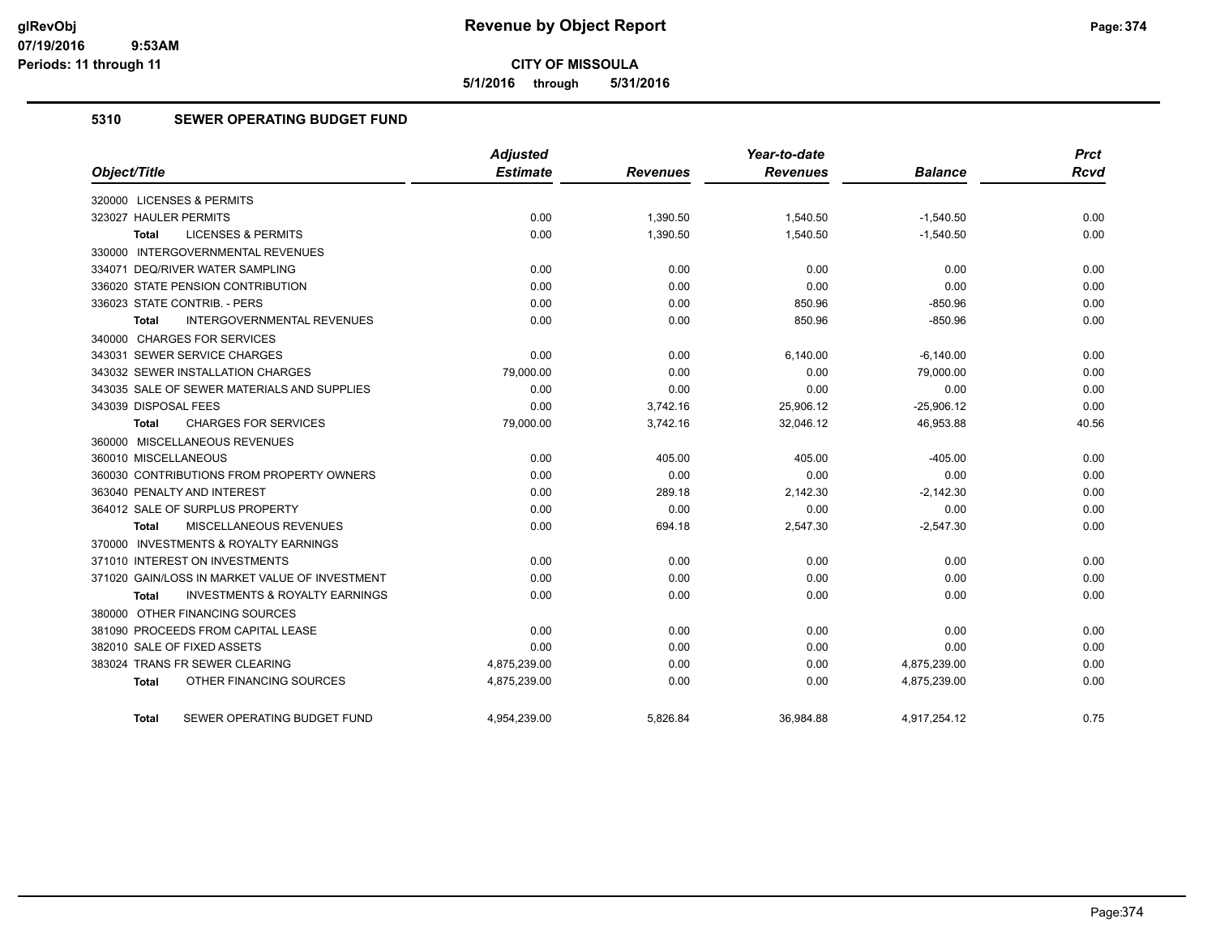**glRevObj**
**07/19/2016 9:53AM**
**Periods: 11 through 11**

# Revenue by Object Report

**CITY OF MISSOULA**

**5/1/2016 through 5/31/2016**

## 5310 SEWER OPERATING BUDGET FUND

| Object/Title | Adjusted Estimate | Revenues | Year-to-date Revenues | Balance | Prct Rcvd |
|---|---|---|---|---|---|
| 320000 LICENSES & PERMITS | | | | | |
| 323027 HAULER PERMITS | 0.00 | 1,390.50 | 1,540.50 | -1,540.50 | 0.00 |
| **Total** LICENSES & PERMITS | 0.00 | 1,390.50 | 1,540.50 | -1,540.50 | 0.00 |
| 330000 INTERGOVERNMENTAL REVENUES | | | | | |
| 334071 DEQ/RIVER WATER SAMPLING | 0.00 | 0.00 | 0.00 | 0.00 | 0.00 |
| 336020 STATE PENSION CONTRIBUTION | 0.00 | 0.00 | 0.00 | 0.00 | 0.00 |
| 336023 STATE CONTRIB. - PERS | 0.00 | 0.00 | 850.96 | -850.96 | 0.00 |
| **Total** INTERGOVERNMENTAL REVENUES | 0.00 | 0.00 | 850.96 | -850.96 | 0.00 |
| 340000 CHARGES FOR SERVICES | | | | | |
| 343031 SEWER SERVICE CHARGES | 0.00 | 0.00 | 6,140.00 | -6,140.00 | 0.00 |
| 343032 SEWER INSTALLATION CHARGES | 79,000.00 | 0.00 | 0.00 | 79,000.00 | 0.00 |
| 343035 SALE OF SEWER MATERIALS AND SUPPLIES | 0.00 | 0.00 | 0.00 | 0.00 | 0.00 |
| 343039 DISPOSAL FEES | 0.00 | 3,742.16 | 25,906.12 | -25,906.12 | 0.00 |
| **Total** CHARGES FOR SERVICES | 79,000.00 | 3,742.16 | 32,046.12 | 46,953.88 | 40.56 |
| 360000 MISCELLANEOUS REVENUES | | | | | |
| 360010 MISCELLANEOUS | 0.00 | 405.00 | 405.00 | -405.00 | 0.00 |
| 360030 CONTRIBUTIONS FROM PROPERTY OWNERS | 0.00 | 0.00 | 0.00 | 0.00 | 0.00 |
| 363040 PENALTY AND INTEREST | 0.00 | 289.18 | 2,142.30 | -2,142.30 | 0.00 |
| 364012 SALE OF SURPLUS PROPERTY | 0.00 | 0.00 | 0.00 | 0.00 | 0.00 |
| **Total** MISCELLANEOUS REVENUES | 0.00 | 694.18 | 2,547.30 | -2,547.30 | 0.00 |
| 370000 INVESTMENTS & ROYALTY EARNINGS | | | | | |
| 371010 INTEREST ON INVESTMENTS | 0.00 | 0.00 | 0.00 | 0.00 | 0.00 |
| 371020 GAIN/LOSS IN MARKET VALUE OF INVESTMENT | 0.00 | 0.00 | 0.00 | 0.00 | 0.00 |
| **Total** INVESTMENTS & ROYALTY EARNINGS | 0.00 | 0.00 | 0.00 | 0.00 | 0.00 |
| 380000 OTHER FINANCING SOURCES | | | | | |
| 381090 PROCEEDS FROM CAPITAL LEASE | 0.00 | 0.00 | 0.00 | 0.00 | 0.00 |
| 382010 SALE OF FIXED ASSETS | 0.00 | 0.00 | 0.00 | 0.00 | 0.00 |
| 383024 TRANS FR SEWER CLEARING | 4,875,239.00 | 0.00 | 0.00 | 4,875,239.00 | 0.00 |
| **Total** OTHER FINANCING SOURCES | 4,875,239.00 | 0.00 | 0.00 | 4,875,239.00 | 0.00 |
| **Total** SEWER OPERATING BUDGET FUND | 4,954,239.00 | 5,826.84 | 36,984.88 | 4,917,254.12 | 0.75 |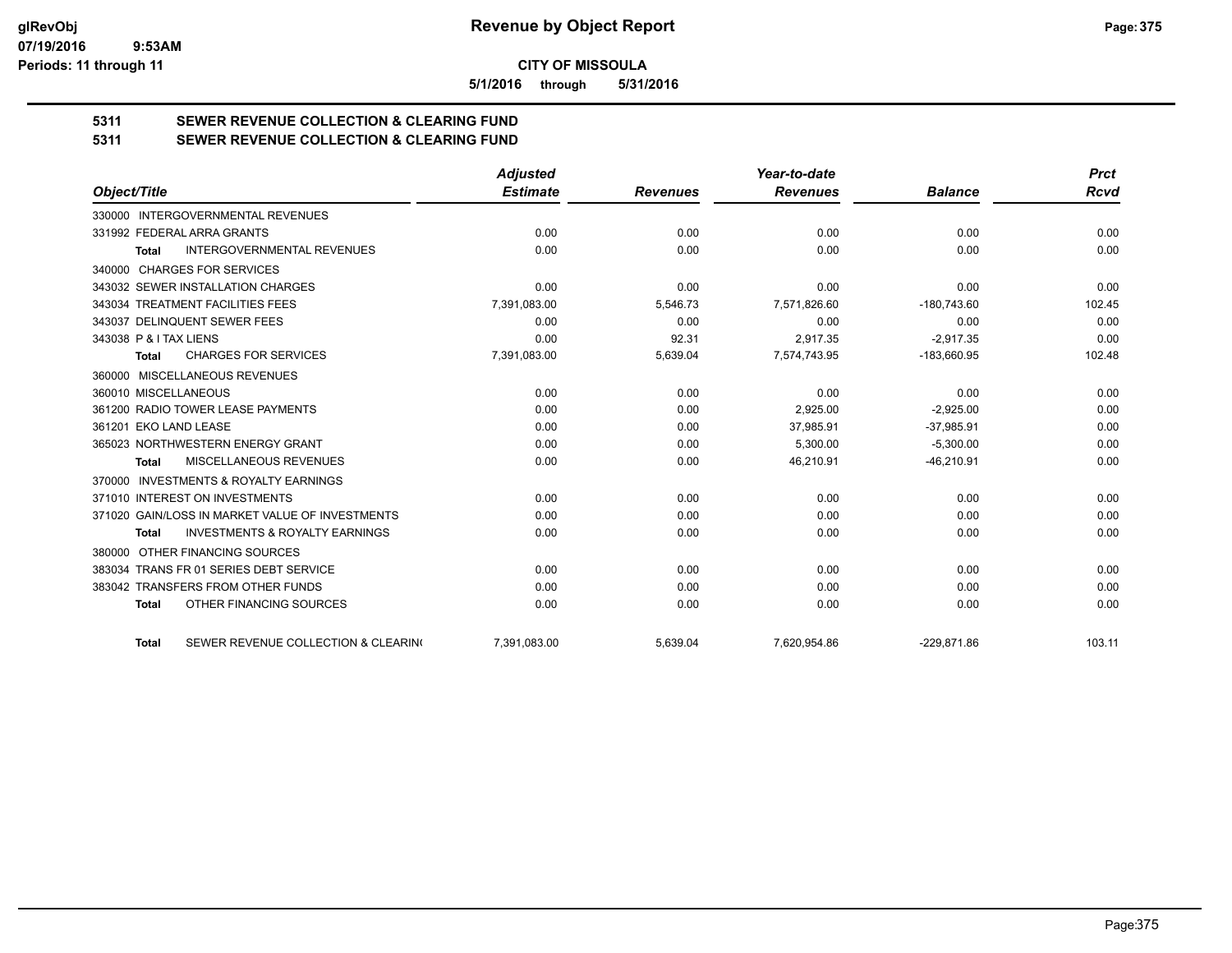**CITY OF MISSOULA**

**5/1/2016 through 5/31/2016**

## 5311 SEWER REVENUE COLLECTION & CLEARING FUND
## 5311 SEWER REVENUE COLLECTION & CLEARING FUND

| Object/Title | Adjusted Estimate | Revenues | Year-to-date Revenues | Balance | Prct Rcvd |
|---|---|---|---|---|---|
| 330000 INTERGOVERNMENTAL REVENUES | | | | | |
| 331992 FEDERAL ARRA GRANTS | 0.00 | 0.00 | 0.00 | 0.00 | 0.00 |
| **Total** INTERGOVERNMENTAL REVENUES | 0.00 | 0.00 | 0.00 | 0.00 | 0.00 |
| 340000 CHARGES FOR SERVICES | | | | | |
| 343032 SEWER INSTALLATION CHARGES | 0.00 | 0.00 | 0.00 | 0.00 | 0.00 |
| 343034 TREATMENT FACILITIES FEES | 7,391,083.00 | 5,546.73 | 7,571,826.60 | -180,743.60 | 102.45 |
| 343037 DELINQUENT SEWER FEES | 0.00 | 0.00 | 0.00 | 0.00 | 0.00 |
| 343038 P & I TAX LIENS | 0.00 | 92.31 | 2,917.35 | -2,917.35 | 0.00 |
| **Total** CHARGES FOR SERVICES | 7,391,083.00 | 5,639.04 | 7,574,743.95 | -183,660.95 | 102.48 |
| 360000 MISCELLANEOUS REVENUES | | | | | |
| 360010 MISCELLANEOUS | 0.00 | 0.00 | 0.00 | 0.00 | 0.00 |
| 361200 RADIO TOWER LEASE PAYMENTS | 0.00 | 0.00 | 2,925.00 | -2,925.00 | 0.00 |
| 361201 EKO LAND LEASE | 0.00 | 0.00 | 37,985.91 | -37,985.91 | 0.00 |
| 365023 NORTHWESTERN ENERGY GRANT | 0.00 | 0.00 | 5,300.00 | -5,300.00 | 0.00 |
| **Total** MISCELLANEOUS REVENUES | 0.00 | 0.00 | 46,210.91 | -46,210.91 | 0.00 |
| 370000 INVESTMENTS & ROYALTY EARNINGS | | | | | |
| 371010 INTEREST ON INVESTMENTS | 0.00 | 0.00 | 0.00 | 0.00 | 0.00 |
| 371020 GAIN/LOSS IN MARKET VALUE OF INVESTMENTS | 0.00 | 0.00 | 0.00 | 0.00 | 0.00 |
| **Total** INVESTMENTS & ROYALTY EARNINGS | 0.00 | 0.00 | 0.00 | 0.00 | 0.00 |
| 380000 OTHER FINANCING SOURCES | | | | | |
| 383034 TRANS FR 01 SERIES DEBT SERVICE | 0.00 | 0.00 | 0.00 | 0.00 | 0.00 |
| 383042 TRANSFERS FROM OTHER FUNDS | 0.00 | 0.00 | 0.00 | 0.00 | 0.00 |
| **Total** OTHER FINANCING SOURCES | 0.00 | 0.00 | 0.00 | 0.00 | 0.00 |
| **Total** SEWER REVENUE COLLECTION & CLEARING | 7,391,083.00 | 5,639.04 | 7,620,954.86 | -229,871.86 | 103.11 |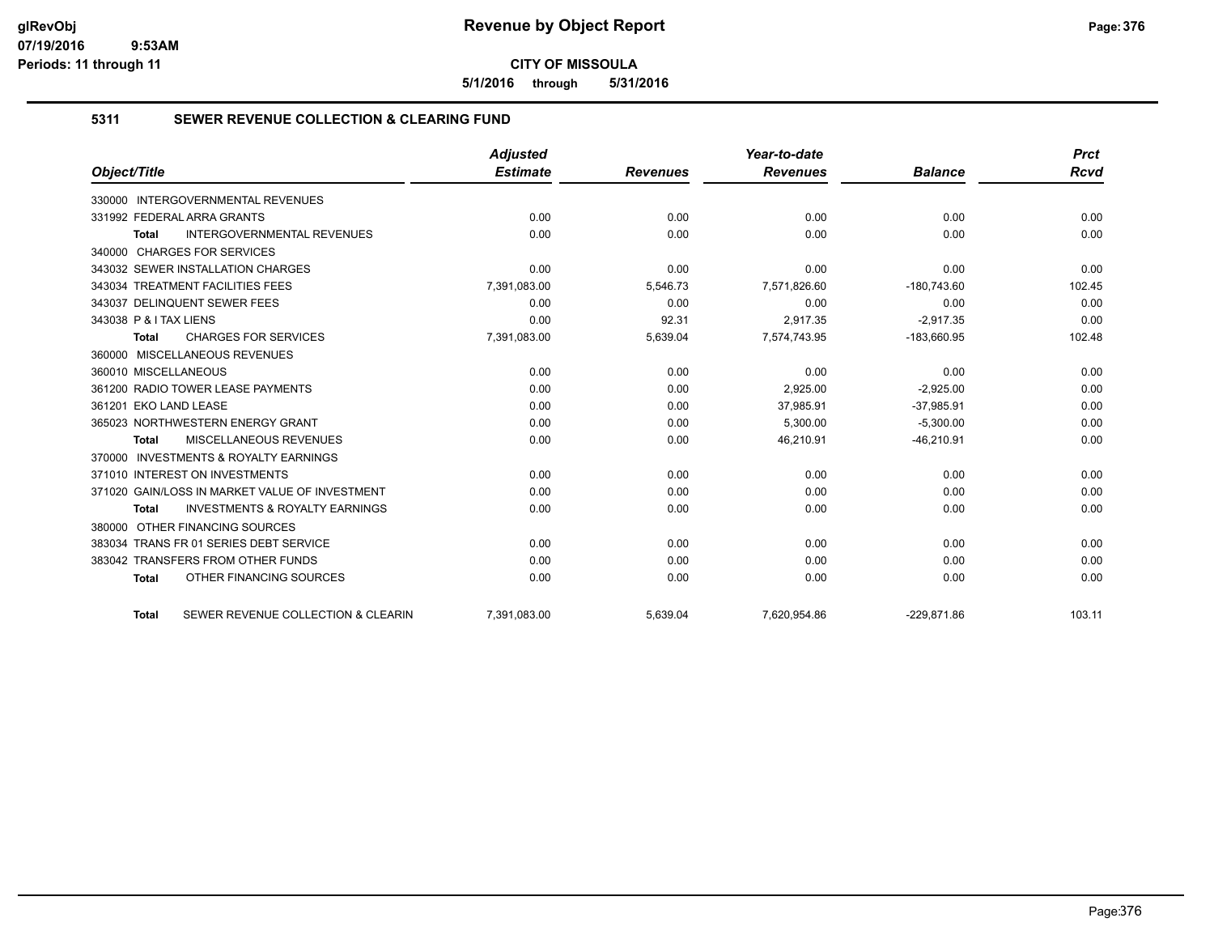**CITY OF MISSOULA**

**5/1/2016 through 5/31/2016**

### 5311 SEWER REVENUE COLLECTION & CLEARING FUND

| Object/Title | Adjusted Estimate | Revenues | Year-to-date Revenues | Balance | Prct Rcvd |
|---|---|---|---|---|---|
| 330000 INTERGOVERNMENTAL REVENUES | | | | | |
| 331992 FEDERAL ARRA GRANTS | 0.00 | 0.00 | 0.00 | 0.00 | 0.00 |
| **Total** INTERGOVERNMENTAL REVENUES | 0.00 | 0.00 | 0.00 | 0.00 | 0.00 |
| 340000 CHARGES FOR SERVICES | | | | | |
| 343032 SEWER INSTALLATION CHARGES | 0.00 | 0.00 | 0.00 | 0.00 | 0.00 |
| 343034 TREATMENT FACILITIES FEES | 7,391,083.00 | 5,546.73 | 7,571,826.60 | -180,743.60 | 102.45 |
| 343037 DELINQUENT SEWER FEES | 0.00 | 0.00 | 0.00 | 0.00 | 0.00 |
| 343038 P & I TAX LIENS | 0.00 | 92.31 | 2,917.35 | -2,917.35 | 0.00 |
| **Total** CHARGES FOR SERVICES | 7,391,083.00 | 5,639.04 | 7,574,743.95 | -183,660.95 | 102.48 |
| 360000 MISCELLANEOUS REVENUES | | | | | |
| 360010 MISCELLANEOUS | 0.00 | 0.00 | 0.00 | 0.00 | 0.00 |
| 361200 RADIO TOWER LEASE PAYMENTS | 0.00 | 0.00 | 2,925.00 | -2,925.00 | 0.00 |
| 361201 EKO LAND LEASE | 0.00 | 0.00 | 37,985.91 | -37,985.91 | 0.00 |
| 365023 NORTHWESTERN ENERGY GRANT | 0.00 | 0.00 | 5,300.00 | -5,300.00 | 0.00 |
| **Total** MISCELLANEOUS REVENUES | 0.00 | 0.00 | 46,210.91 | -46,210.91 | 0.00 |
| 370000 INVESTMENTS & ROYALTY EARNINGS | | | | | |
| 371010 INTEREST ON INVESTMENTS | 0.00 | 0.00 | 0.00 | 0.00 | 0.00 |
| 371020 GAIN/LOSS IN MARKET VALUE OF INVESTMENT | 0.00 | 0.00 | 0.00 | 0.00 | 0.00 |
| **Total** INVESTMENTS & ROYALTY EARNINGS | 0.00 | 0.00 | 0.00 | 0.00 | 0.00 |
| 380000 OTHER FINANCING SOURCES | | | | | |
| 383034 TRANS FR 01 SERIES DEBT SERVICE | 0.00 | 0.00 | 0.00 | 0.00 | 0.00 |
| 383042 TRANSFERS FROM OTHER FUNDS | 0.00 | 0.00 | 0.00 | 0.00 | 0.00 |
| **Total** OTHER FINANCING SOURCES | 0.00 | 0.00 | 0.00 | 0.00 | 0.00 |
| **Total** SEWER REVENUE COLLECTION & CLEARIN | 7,391,083.00 | 5,639.04 | 7,620,954.86 | -229,871.86 | 103.11 |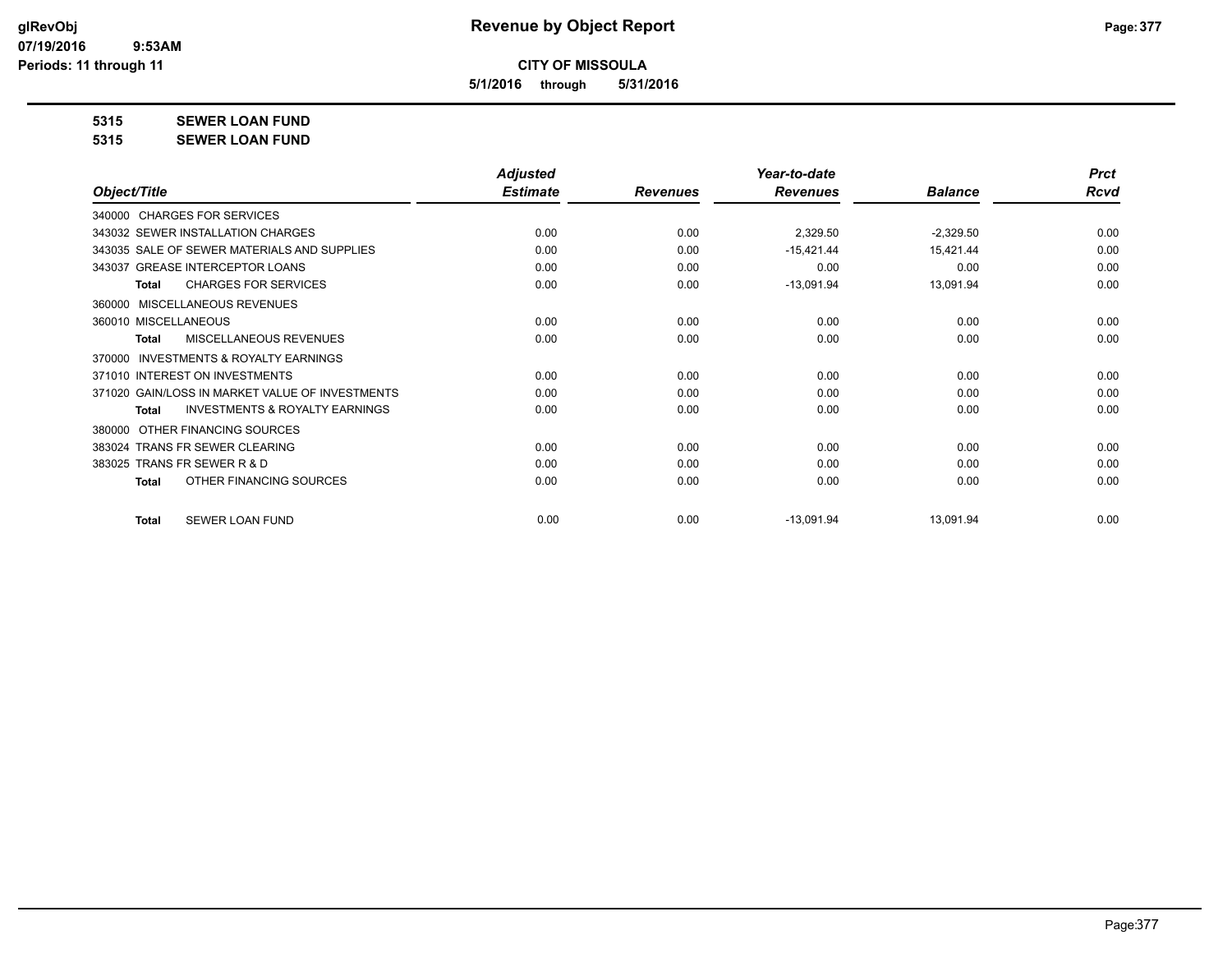# Revenue by Object Report

**CITY OF MISSOULA**

**5/1/2016 through 5/31/2016**

glRevObj
07/19/2016 9:53AM
Periods: 11 through 11

**5315 SEWER LOAN FUND**

**5315 SEWER LOAN FUND**

| Object/Title | Adjusted Estimate | Revenues | Year-to-date Revenues | Balance | Prct Rcvd |
|---|---|---|---|---|---|
| 340000 CHARGES FOR SERVICES | | | | | |
| 343032 SEWER INSTALLATION CHARGES | 0.00 | 0.00 | 2,329.50 | -2,329.50 | 0.00 |
| 343035 SALE OF SEWER MATERIALS AND SUPPLIES | 0.00 | 0.00 | -15,421.44 | 15,421.44 | 0.00 |
| 343037 GREASE INTERCEPTOR LOANS | 0.00 | 0.00 | 0.00 | 0.00 | 0.00 |
| **Total** CHARGES FOR SERVICES | 0.00 | 0.00 | -13,091.94 | 13,091.94 | 0.00 |
| 360000 MISCELLANEOUS REVENUES | | | | | |
| 360010 MISCELLANEOUS | 0.00 | 0.00 | 0.00 | 0.00 | 0.00 |
| **Total** MISCELLANEOUS REVENUES | 0.00 | 0.00 | 0.00 | 0.00 | 0.00 |
| 370000 INVESTMENTS & ROYALTY EARNINGS | | | | | |
| 371010 INTEREST ON INVESTMENTS | 0.00 | 0.00 | 0.00 | 0.00 | 0.00 |
| 371020 GAIN/LOSS IN MARKET VALUE OF INVESTMENTS | 0.00 | 0.00 | 0.00 | 0.00 | 0.00 |
| **Total** INVESTMENTS & ROYALTY EARNINGS | 0.00 | 0.00 | 0.00 | 0.00 | 0.00 |
| 380000 OTHER FINANCING SOURCES | | | | | |
| 383024 TRANS FR SEWER CLEARING | 0.00 | 0.00 | 0.00 | 0.00 | 0.00 |
| 383025 TRANS FR SEWER R & D | 0.00 | 0.00 | 0.00 | 0.00 | 0.00 |
| **Total** OTHER FINANCING SOURCES | 0.00 | 0.00 | 0.00 | 0.00 | 0.00 |
| **Total** SEWER LOAN FUND | 0.00 | 0.00 | -13,091.94 | 13,091.94 | 0.00 |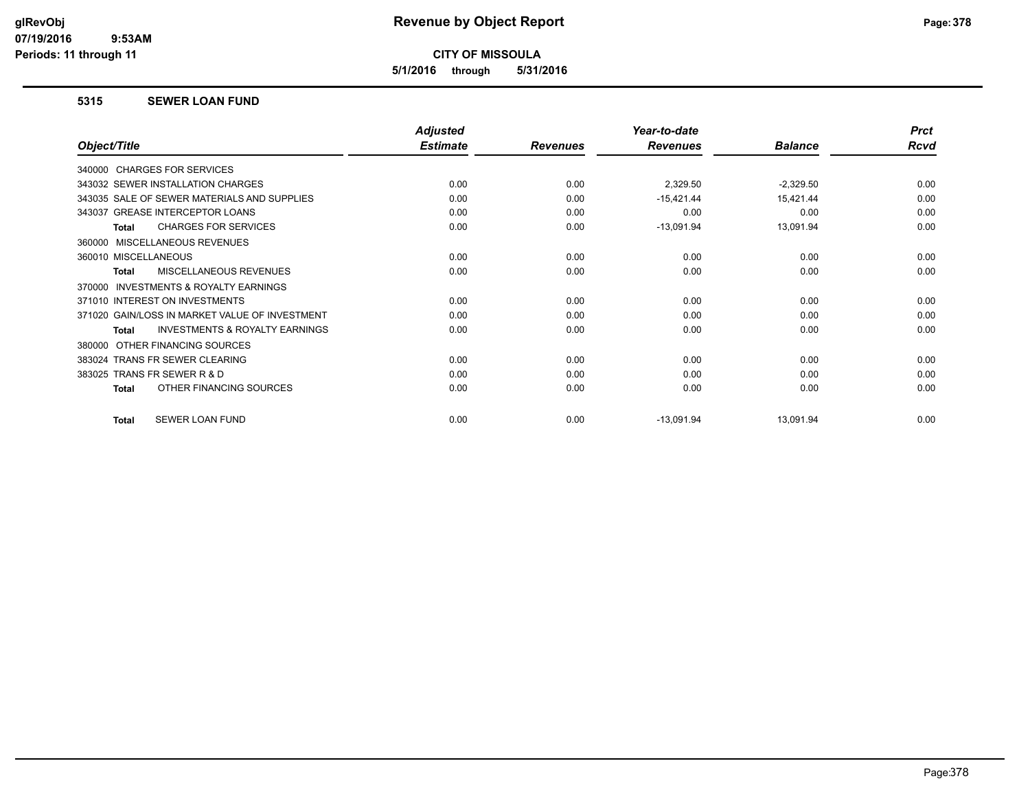# Revenue by Object Report

**CITY OF MISSOULA**

**5/1/2016 through 5/31/2016**

### 5315 SEWER LOAN FUND

| Object/Title | Adjusted Estimate | Revenues | Year-to-date Revenues | Balance | Prct Rcvd |
|---|---|---|---|---|---|
| 340000 CHARGES FOR SERVICES | | | | | |
| 343032 SEWER INSTALLATION CHARGES | 0.00 | 0.00 | 2,329.50 | -2,329.50 | 0.00 |
| 343035 SALE OF SEWER MATERIALS AND SUPPLIES | 0.00 | 0.00 | -15,421.44 | 15,421.44 | 0.00 |
| 343037 GREASE INTERCEPTOR LOANS | 0.00 | 0.00 | 0.00 | 0.00 | 0.00 |
| **Total** CHARGES FOR SERVICES | 0.00 | 0.00 | -13,091.94 | 13,091.94 | 0.00 |
| 360000 MISCELLANEOUS REVENUES | | | | | |
| 360010 MISCELLANEOUS | 0.00 | 0.00 | 0.00 | 0.00 | 0.00 |
| **Total** MISCELLANEOUS REVENUES | 0.00 | 0.00 | 0.00 | 0.00 | 0.00 |
| 370000 INVESTMENTS & ROYALTY EARNINGS | | | | | |
| 371010 INTEREST ON INVESTMENTS | 0.00 | 0.00 | 0.00 | 0.00 | 0.00 |
| 371020 GAIN/LOSS IN MARKET VALUE OF INVESTMENT | 0.00 | 0.00 | 0.00 | 0.00 | 0.00 |
| **Total** INVESTMENTS & ROYALTY EARNINGS | 0.00 | 0.00 | 0.00 | 0.00 | 0.00 |
| 380000 OTHER FINANCING SOURCES | | | | | |
| 383024 TRANS FR SEWER CLEARING | 0.00 | 0.00 | 0.00 | 0.00 | 0.00 |
| 383025 TRANS FR SEWER R & D | 0.00 | 0.00 | 0.00 | 0.00 | 0.00 |
| **Total** OTHER FINANCING SOURCES | 0.00 | 0.00 | 0.00 | 0.00 | 0.00 |
| **Total** SEWER LOAN FUND | 0.00 | 0.00 | -13,091.94 | 13,091.94 | 0.00 |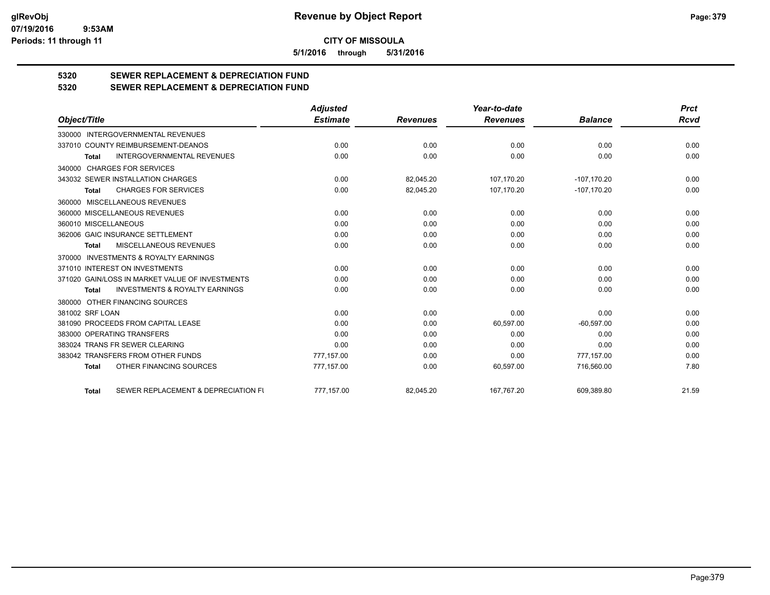# CITY OF MISSOULA

**5/1/2016 through 5/31/2016**

## 5320 SEWER REPLACEMENT & DEPRECIATION FUND
## 5320 SEWER REPLACEMENT & DEPRECIATION FUND

| Object/Title | Adjusted Estimate | Revenues | Year-to-date Revenues | Balance | Prct Rcvd |
|---|---|---|---|---|---|
| 330000 INTERGOVERNMENTAL REVENUES | | | | | |
| 337010 COUNTY REIMBURSEMENT-DEANOS | 0.00 | 0.00 | 0.00 | 0.00 | 0.00 |
| **Total** INTERGOVERNMENTAL REVENUES | 0.00 | 0.00 | 0.00 | 0.00 | 0.00 |
| 340000 CHARGES FOR SERVICES | | | | | |
| 343032 SEWER INSTALLATION CHARGES | 0.00 | 82,045.20 | 107,170.20 | -107,170.20 | 0.00 |
| **Total** CHARGES FOR SERVICES | 0.00 | 82,045.20 | 107,170.20 | -107,170.20 | 0.00 |
| 360000 MISCELLANEOUS REVENUES | | | | | |
| 360000 MISCELLANEOUS REVENUES | 0.00 | 0.00 | 0.00 | 0.00 | 0.00 |
| 360010 MISCELLANEOUS | 0.00 | 0.00 | 0.00 | 0.00 | 0.00 |
| 362006 GAIC INSURANCE SETTLEMENT | 0.00 | 0.00 | 0.00 | 0.00 | 0.00 |
| **Total** MISCELLANEOUS REVENUES | 0.00 | 0.00 | 0.00 | 0.00 | 0.00 |
| 370000 INVESTMENTS & ROYALTY EARNINGS | | | | | |
| 371010 INTEREST ON INVESTMENTS | 0.00 | 0.00 | 0.00 | 0.00 | 0.00 |
| 371020 GAIN/LOSS IN MARKET VALUE OF INVESTMENTS | 0.00 | 0.00 | 0.00 | 0.00 | 0.00 |
| **Total** INVESTMENTS & ROYALTY EARNINGS | 0.00 | 0.00 | 0.00 | 0.00 | 0.00 |
| 380000 OTHER FINANCING SOURCES | | | | | |
| 381002 SRF LOAN | 0.00 | 0.00 | 0.00 | 0.00 | 0.00 |
| 381090 PROCEEDS FROM CAPITAL LEASE | 0.00 | 0.00 | 60,597.00 | -60,597.00 | 0.00 |
| 383000 OPERATING TRANSFERS | 0.00 | 0.00 | 0.00 | 0.00 | 0.00 |
| 383024 TRANS FR SEWER CLEARING | 0.00 | 0.00 | 0.00 | 0.00 | 0.00 |
| 383042 TRANSFERS FROM OTHER FUNDS | 777,157.00 | 0.00 | 0.00 | 777,157.00 | 0.00 |
| **Total** OTHER FINANCING SOURCES | 777,157.00 | 0.00 | 60,597.00 | 716,560.00 | 7.80 |
| **Total** SEWER REPLACEMENT & DEPRECIATION FU | 777,157.00 | 82,045.20 | 167,767.20 | 609,389.80 | 21.59 |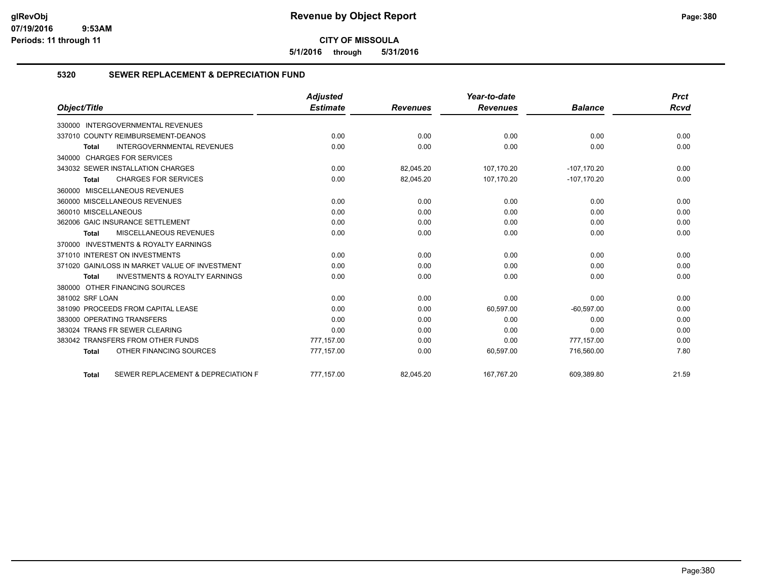# Revenue by Object Report

**CITY OF MISSOULA**

**5/1/2016 through 5/31/2016**

glRevObj
07/19/2016 9:53AM
Periods: 11 through 11

## 5320 SEWER REPLACEMENT & DEPRECIATION FUND

| Object/Title | Adjusted Estimate | Revenues | Year-to-date Revenues | Balance | Prct Rcvd |
|---|---|---|---|---|---|
| 330000 INTERGOVERNMENTAL REVENUES | | | | | |
| 337010 COUNTY REIMBURSEMENT-DEANOS | 0.00 | 0.00 | 0.00 | 0.00 | 0.00 |
| **Total** INTERGOVERNMENTAL REVENUES | 0.00 | 0.00 | 0.00 | 0.00 | 0.00 |
| 340000 CHARGES FOR SERVICES | | | | | |
| 343032 SEWER INSTALLATION CHARGES | 0.00 | 82,045.20 | 107,170.20 | -107,170.20 | 0.00 |
| **Total** CHARGES FOR SERVICES | 0.00 | 82,045.20 | 107,170.20 | -107,170.20 | 0.00 |
| 360000 MISCELLANEOUS REVENUES | | | | | |
| 360000 MISCELLANEOUS REVENUES | 0.00 | 0.00 | 0.00 | 0.00 | 0.00 |
| 360010 MISCELLANEOUS | 0.00 | 0.00 | 0.00 | 0.00 | 0.00 |
| 362006 GAIC INSURANCE SETTLEMENT | 0.00 | 0.00 | 0.00 | 0.00 | 0.00 |
| **Total** MISCELLANEOUS REVENUES | 0.00 | 0.00 | 0.00 | 0.00 | 0.00 |
| 370000 INVESTMENTS & ROYALTY EARNINGS | | | | | |
| 371010 INTEREST ON INVESTMENTS | 0.00 | 0.00 | 0.00 | 0.00 | 0.00 |
| 371020 GAIN/LOSS IN MARKET VALUE OF INVESTMENT | 0.00 | 0.00 | 0.00 | 0.00 | 0.00 |
| **Total** INVESTMENTS & ROYALTY EARNINGS | 0.00 | 0.00 | 0.00 | 0.00 | 0.00 |
| 380000 OTHER FINANCING SOURCES | | | | | |
| 381002 SRF LOAN | 0.00 | 0.00 | 0.00 | 0.00 | 0.00 |
| 381090 PROCEEDS FROM CAPITAL LEASE | 0.00 | 0.00 | 60,597.00 | -60,597.00 | 0.00 |
| 383000 OPERATING TRANSFERS | 0.00 | 0.00 | 0.00 | 0.00 | 0.00 |
| 383024 TRANS FR SEWER CLEARING | 0.00 | 0.00 | 0.00 | 0.00 | 0.00 |
| 383042 TRANSFERS FROM OTHER FUNDS | 777,157.00 | 0.00 | 0.00 | 777,157.00 | 0.00 |
| **Total** OTHER FINANCING SOURCES | 777,157.00 | 0.00 | 60,597.00 | 716,560.00 | 7.80 |
| **Total** SEWER REPLACEMENT & DEPRECIATION F | 777,157.00 | 82,045.20 | 167,767.20 | 609,389.80 | 21.59 |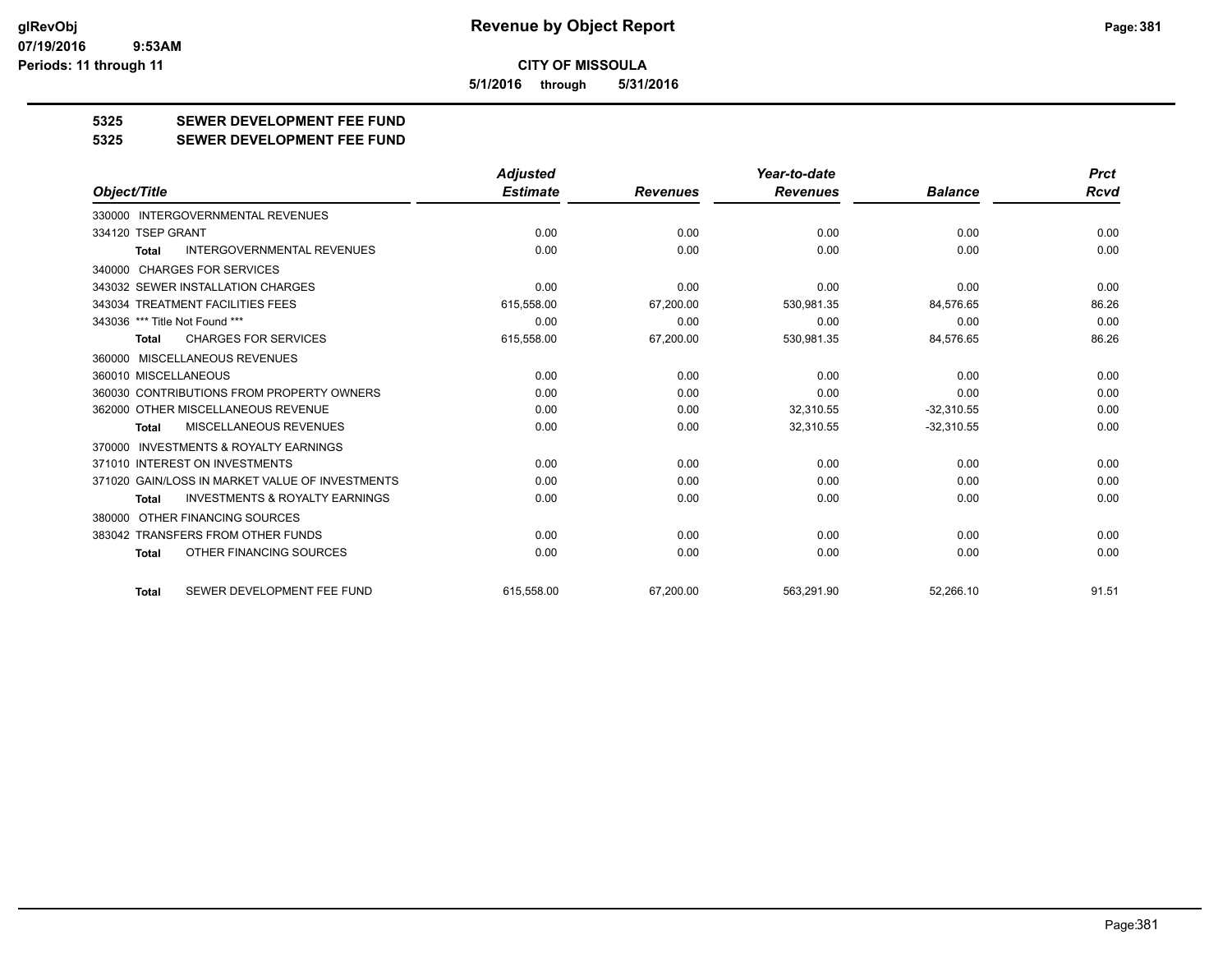**CITY OF MISSOULA**

**5/1/2016 through 5/31/2016**

# 5325 SEWER DEVELOPMENT FEE FUND

## 5325 SEWER DEVELOPMENT FEE FUND

| Object/Title | Adjusted Estimate | Revenues | Year-to-date Revenues | Balance | Prct Rcvd |
|---|---|---|---|---|---|
| 330000 INTERGOVERNMENTAL REVENUES | | | | | |
| 334120 TSEP GRANT | 0.00 | 0.00 | 0.00 | 0.00 | 0.00 |
| **Total** INTERGOVERNMENTAL REVENUES | 0.00 | 0.00 | 0.00 | 0.00 | 0.00 |
| 340000 CHARGES FOR SERVICES | | | | | |
| 343032 SEWER INSTALLATION CHARGES | 0.00 | 0.00 | 0.00 | 0.00 | 0.00 |
| 343034 TREATMENT FACILITIES FEES | 615,558.00 | 67,200.00 | 530,981.35 | 84,576.65 | 86.26 |
| 343036 *** Title Not Found *** | 0.00 | 0.00 | 0.00 | 0.00 | 0.00 |
| **Total** CHARGES FOR SERVICES | 615,558.00 | 67,200.00 | 530,981.35 | 84,576.65 | 86.26 |
| 360000 MISCELLANEOUS REVENUES | | | | | |
| 360010 MISCELLANEOUS | 0.00 | 0.00 | 0.00 | 0.00 | 0.00 |
| 360030 CONTRIBUTIONS FROM PROPERTY OWNERS | 0.00 | 0.00 | 0.00 | 0.00 | 0.00 |
| 362000 OTHER MISCELLANEOUS REVENUE | 0.00 | 0.00 | 32,310.55 | -32,310.55 | 0.00 |
| **Total** MISCELLANEOUS REVENUES | 0.00 | 0.00 | 32,310.55 | -32,310.55 | 0.00 |
| 370000 INVESTMENTS & ROYALTY EARNINGS | | | | | |
| 371010 INTEREST ON INVESTMENTS | 0.00 | 0.00 | 0.00 | 0.00 | 0.00 |
| 371020 GAIN/LOSS IN MARKET VALUE OF INVESTMENTS | 0.00 | 0.00 | 0.00 | 0.00 | 0.00 |
| **Total** INVESTMENTS & ROYALTY EARNINGS | 0.00 | 0.00 | 0.00 | 0.00 | 0.00 |
| 380000 OTHER FINANCING SOURCES | | | | | |
| 383042 TRANSFERS FROM OTHER FUNDS | 0.00 | 0.00 | 0.00 | 0.00 | 0.00 |
| **Total** OTHER FINANCING SOURCES | 0.00 | 0.00 | 0.00 | 0.00 | 0.00 |
| **Total** SEWER DEVELOPMENT FEE FUND | 615,558.00 | 67,200.00 | 563,291.90 | 52,266.10 | 91.51 |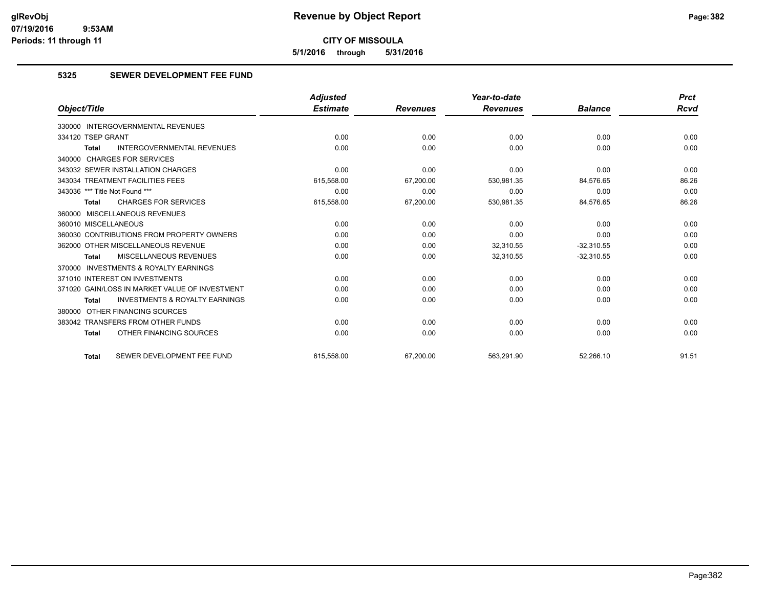**CITY OF MISSOULA**

**5/1/2016 through 5/31/2016**

## 5325 SEWER DEVELOPMENT FEE FUND

| Object/Title | Adjusted Estimate | Revenues | Year-to-date Revenues | Balance | Prct Rcvd |
|---|---|---|---|---|---|
| 330000 INTERGOVERNMENTAL REVENUES | | | | | |
| 334120 TSEP GRANT | 0.00 | 0.00 | 0.00 | 0.00 | 0.00 |
| **Total** INTERGOVERNMENTAL REVENUES | 0.00 | 0.00 | 0.00 | 0.00 | 0.00 |
| 340000 CHARGES FOR SERVICES | | | | | |
| 343032 SEWER INSTALLATION CHARGES | 0.00 | 0.00 | 0.00 | 0.00 | 0.00 |
| 343034 TREATMENT FACILITIES FEES | 615,558.00 | 67,200.00 | 530,981.35 | 84,576.65 | 86.26 |
| 343036 *** Title Not Found *** | 0.00 | 0.00 | 0.00 | 0.00 | 0.00 |
| **Total** CHARGES FOR SERVICES | 615,558.00 | 67,200.00 | 530,981.35 | 84,576.65 | 86.26 |
| 360000 MISCELLANEOUS REVENUES | | | | | |
| 360010 MISCELLANEOUS | 0.00 | 0.00 | 0.00 | 0.00 | 0.00 |
| 360030 CONTRIBUTIONS FROM PROPERTY OWNERS | 0.00 | 0.00 | 0.00 | 0.00 | 0.00 |
| 362000 OTHER MISCELLANEOUS REVENUE | 0.00 | 0.00 | 32,310.55 | -32,310.55 | 0.00 |
| **Total** MISCELLANEOUS REVENUES | 0.00 | 0.00 | 32,310.55 | -32,310.55 | 0.00 |
| 370000 INVESTMENTS & ROYALTY EARNINGS | | | | | |
| 371010 INTEREST ON INVESTMENTS | 0.00 | 0.00 | 0.00 | 0.00 | 0.00 |
| 371020 GAIN/LOSS IN MARKET VALUE OF INVESTMENT | 0.00 | 0.00 | 0.00 | 0.00 | 0.00 |
| **Total** INVESTMENTS & ROYALTY EARNINGS | 0.00 | 0.00 | 0.00 | 0.00 | 0.00 |
| 380000 OTHER FINANCING SOURCES | | | | | |
| 383042 TRANSFERS FROM OTHER FUNDS | 0.00 | 0.00 | 0.00 | 0.00 | 0.00 |
| **Total** OTHER FINANCING SOURCES | 0.00 | 0.00 | 0.00 | 0.00 | 0.00 |
| **Total** SEWER DEVELOPMENT FEE FUND | 615,558.00 | 67,200.00 | 563,291.90 | 52,266.10 | 91.51 |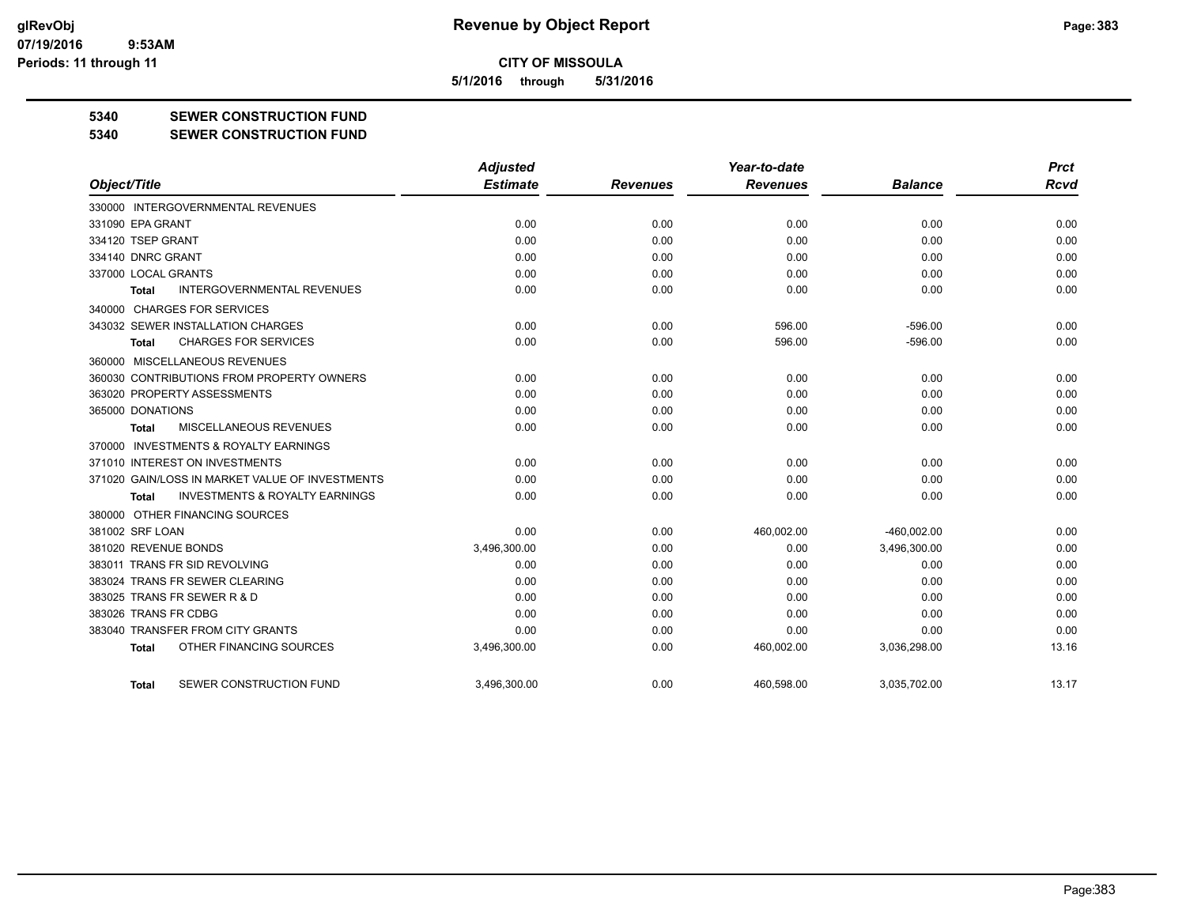**CITY OF MISSOULA**

**5/1/2016 through 5/31/2016**

**5340 SEWER CONSTRUCTION FUND**

**5340 SEWER CONSTRUCTION FUND**

| Object/Title | Adjusted Estimate | Revenues | Year-to-date Revenues | Balance | Prct Rcvd |
|---|---|---|---|---|---|
| 330000 INTERGOVERNMENTAL REVENUES | | | | | |
| 331090 EPA GRANT | 0.00 | 0.00 | 0.00 | 0.00 | 0.00 |
| 334120 TSEP GRANT | 0.00 | 0.00 | 0.00 | 0.00 | 0.00 |
| 334140 DNRC GRANT | 0.00 | 0.00 | 0.00 | 0.00 | 0.00 |
| 337000 LOCAL GRANTS | 0.00 | 0.00 | 0.00 | 0.00 | 0.00 |
| **Total** INTERGOVERNMENTAL REVENUES | 0.00 | 0.00 | 0.00 | 0.00 | 0.00 |
| 340000 CHARGES FOR SERVICES | | | | | |
| 343032 SEWER INSTALLATION CHARGES | 0.00 | 0.00 | 596.00 | -596.00 | 0.00 |
| **Total** CHARGES FOR SERVICES | 0.00 | 0.00 | 596.00 | -596.00 | 0.00 |
| 360000 MISCELLANEOUS REVENUES | | | | | |
| 360030 CONTRIBUTIONS FROM PROPERTY OWNERS | 0.00 | 0.00 | 0.00 | 0.00 | 0.00 |
| 363020 PROPERTY ASSESSMENTS | 0.00 | 0.00 | 0.00 | 0.00 | 0.00 |
| 365000 DONATIONS | 0.00 | 0.00 | 0.00 | 0.00 | 0.00 |
| **Total** MISCELLANEOUS REVENUES | 0.00 | 0.00 | 0.00 | 0.00 | 0.00 |
| 370000 INVESTMENTS & ROYALTY EARNINGS | | | | | |
| 371010 INTEREST ON INVESTMENTS | 0.00 | 0.00 | 0.00 | 0.00 | 0.00 |
| 371020 GAIN/LOSS IN MARKET VALUE OF INVESTMENTS | 0.00 | 0.00 | 0.00 | 0.00 | 0.00 |
| **Total** INVESTMENTS & ROYALTY EARNINGS | 0.00 | 0.00 | 0.00 | 0.00 | 0.00 |
| 380000 OTHER FINANCING SOURCES | | | | | |
| 381002 SRF LOAN | 0.00 | 0.00 | 460,002.00 | -460,002.00 | 0.00 |
| 381020 REVENUE BONDS | 3,496,300.00 | 0.00 | 0.00 | 3,496,300.00 | 0.00 |
| 383011 TRANS FR SID REVOLVING | 0.00 | 0.00 | 0.00 | 0.00 | 0.00 |
| 383024 TRANS FR SEWER CLEARING | 0.00 | 0.00 | 0.00 | 0.00 | 0.00 |
| 383025 TRANS FR SEWER R & D | 0.00 | 0.00 | 0.00 | 0.00 | 0.00 |
| 383026 TRANS FR CDBG | 0.00 | 0.00 | 0.00 | 0.00 | 0.00 |
| 383040 TRANSFER FROM CITY GRANTS | 0.00 | 0.00 | 0.00 | 0.00 | 0.00 |
| **Total** OTHER FINANCING SOURCES | 3,496,300.00 | 0.00 | 460,002.00 | 3,036,298.00 | 13.16 |
| **Total** SEWER CONSTRUCTION FUND | 3,496,300.00 | 0.00 | 460,598.00 | 3,035,702.00 | 13.17 |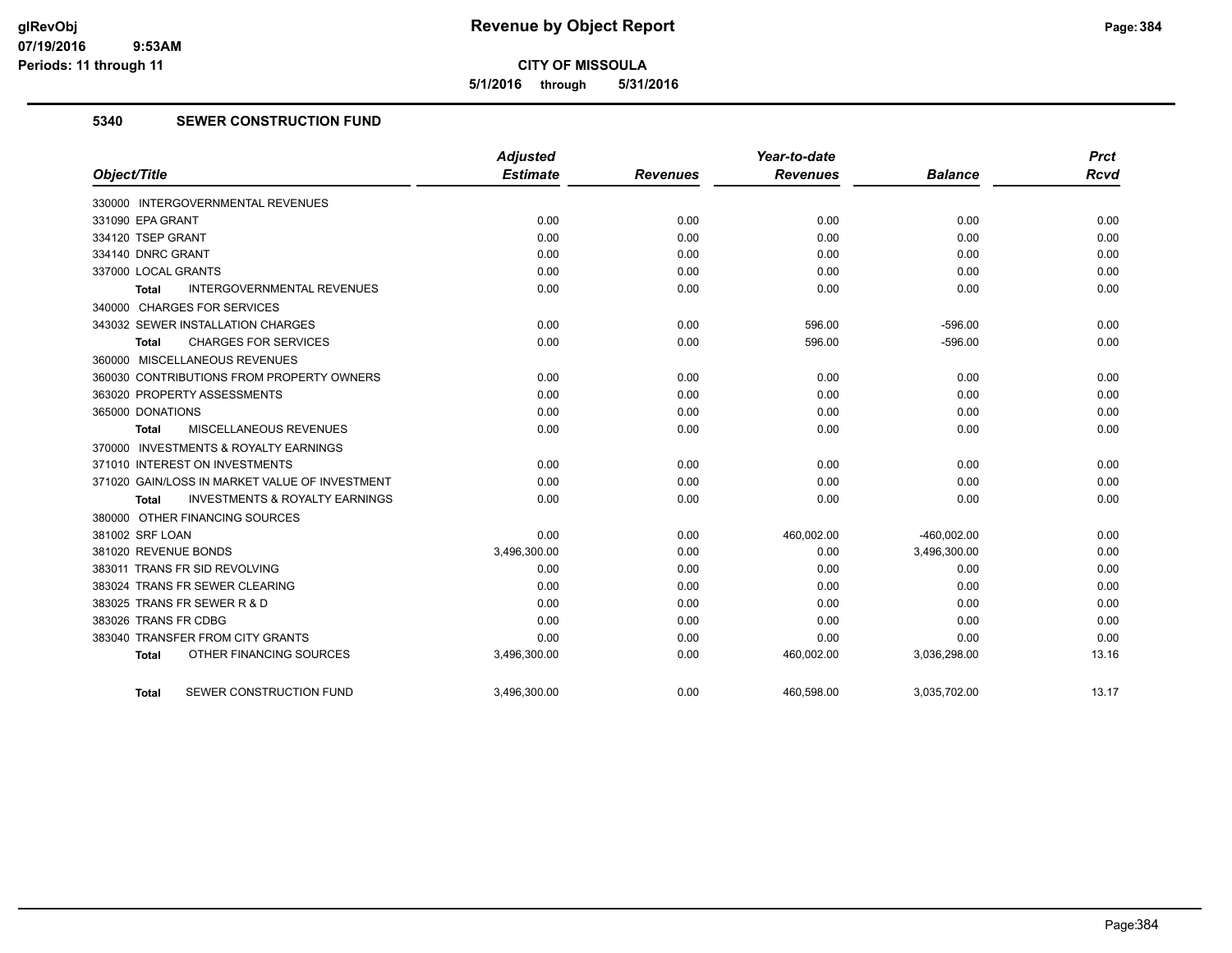**CITY OF MISSOULA**

**5/1/2016 through 5/31/2016**

**Revenue by Object Report**

glRevObj
07/19/2016 9:53AM
Periods: 11 through 11

## 5340 SEWER CONSTRUCTION FUND

| Object/Title | Adjusted Estimate | Revenues | Year-to-date Revenues | Balance | Prct Rcvd |
|---|---|---|---|---|---|
| 330000 INTERGOVERNMENTAL REVENUES | | | | | |
| 331090 EPA GRANT | 0.00 | 0.00 | 0.00 | 0.00 | 0.00 |
| 334120 TSEP GRANT | 0.00 | 0.00 | 0.00 | 0.00 | 0.00 |
| 334140 DNRC GRANT | 0.00 | 0.00 | 0.00 | 0.00 | 0.00 |
| 337000 LOCAL GRANTS | 0.00 | 0.00 | 0.00 | 0.00 | 0.00 |
| **Total** INTERGOVERNMENTAL REVENUES | 0.00 | 0.00 | 0.00 | 0.00 | 0.00 |
| 340000 CHARGES FOR SERVICES | | | | | |
| 343032 SEWER INSTALLATION CHARGES | 0.00 | 0.00 | 596.00 | -596.00 | 0.00 |
| **Total** CHARGES FOR SERVICES | 0.00 | 0.00 | 596.00 | -596.00 | 0.00 |
| 360000 MISCELLANEOUS REVENUES | | | | | |
| 360030 CONTRIBUTIONS FROM PROPERTY OWNERS | 0.00 | 0.00 | 0.00 | 0.00 | 0.00 |
| 363020 PROPERTY ASSESSMENTS | 0.00 | 0.00 | 0.00 | 0.00 | 0.00 |
| 365000 DONATIONS | 0.00 | 0.00 | 0.00 | 0.00 | 0.00 |
| **Total** MISCELLANEOUS REVENUES | 0.00 | 0.00 | 0.00 | 0.00 | 0.00 |
| 370000 INVESTMENTS & ROYALTY EARNINGS | | | | | |
| 371010 INTEREST ON INVESTMENTS | 0.00 | 0.00 | 0.00 | 0.00 | 0.00 |
| 371020 GAIN/LOSS IN MARKET VALUE OF INVESTMENT | 0.00 | 0.00 | 0.00 | 0.00 | 0.00 |
| **Total** INVESTMENTS & ROYALTY EARNINGS | 0.00 | 0.00 | 0.00 | 0.00 | 0.00 |
| 380000 OTHER FINANCING SOURCES | | | | | |
| 381002 SRF LOAN | 0.00 | 0.00 | 460,002.00 | -460,002.00 | 0.00 |
| 381020 REVENUE BONDS | 3,496,300.00 | 0.00 | 0.00 | 3,496,300.00 | 0.00 |
| 383011 TRANS FR SID REVOLVING | 0.00 | 0.00 | 0.00 | 0.00 | 0.00 |
| 383024 TRANS FR SEWER CLEARING | 0.00 | 0.00 | 0.00 | 0.00 | 0.00 |
| 383025 TRANS FR SEWER R & D | 0.00 | 0.00 | 0.00 | 0.00 | 0.00 |
| 383026 TRANS FR CDBG | 0.00 | 0.00 | 0.00 | 0.00 | 0.00 |
| 383040 TRANSFER FROM CITY GRANTS | 0.00 | 0.00 | 0.00 | 0.00 | 0.00 |
| **Total** OTHER FINANCING SOURCES | 3,496,300.00 | 0.00 | 460,002.00 | 3,036,298.00 | 13.16 |
| **Total** SEWER CONSTRUCTION FUND | 3,496,300.00 | 0.00 | 460,598.00 | 3,035,702.00 | 13.17 |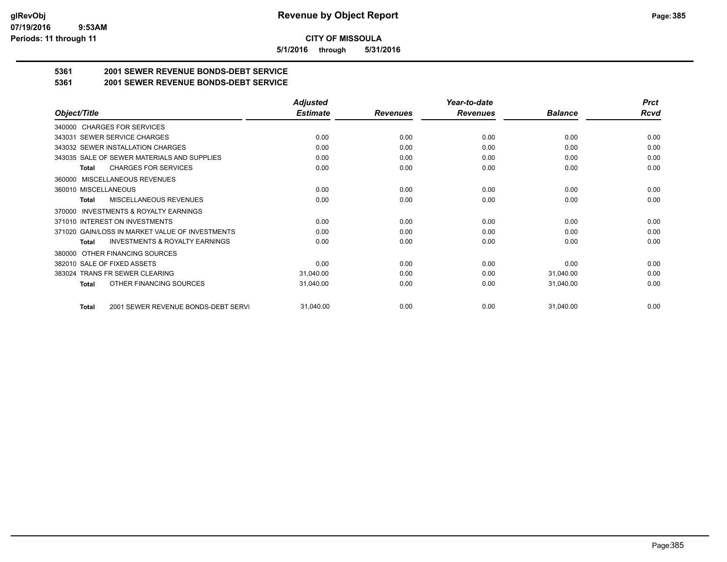**CITY OF MISSOULA**

**5/1/2016 through 5/31/2016**

## 5361 2001 SEWER REVENUE BONDS-DEBT SERVICE

## 5361 2001 SEWER REVENUE BONDS-DEBT SERVICE

| Object/Title | Adjusted Estimate | Revenues | Year-to-date Revenues | Balance | Prct Rcvd |
|---|---|---|---|---|---|
| 340000 CHARGES FOR SERVICES | | | | | |
| 343031 SEWER SERVICE CHARGES | 0.00 | 0.00 | 0.00 | 0.00 | 0.00 |
| 343032 SEWER INSTALLATION CHARGES | 0.00 | 0.00 | 0.00 | 0.00 | 0.00 |
| 343035 SALE OF SEWER MATERIALS AND SUPPLIES | 0.00 | 0.00 | 0.00 | 0.00 | 0.00 |
| **Total** CHARGES FOR SERVICES | 0.00 | 0.00 | 0.00 | 0.00 | 0.00 |
| 360000 MISCELLANEOUS REVENUES | | | | | |
| 360010 MISCELLANEOUS | 0.00 | 0.00 | 0.00 | 0.00 | 0.00 |
| **Total** MISCELLANEOUS REVENUES | 0.00 | 0.00 | 0.00 | 0.00 | 0.00 |
| 370000 INVESTMENTS & ROYALTY EARNINGS | | | | | |
| 371010 INTEREST ON INVESTMENTS | 0.00 | 0.00 | 0.00 | 0.00 | 0.00 |
| 371020 GAIN/LOSS IN MARKET VALUE OF INVESTMENTS | 0.00 | 0.00 | 0.00 | 0.00 | 0.00 |
| **Total** INVESTMENTS & ROYALTY EARNINGS | 0.00 | 0.00 | 0.00 | 0.00 | 0.00 |
| 380000 OTHER FINANCING SOURCES | | | | | |
| 382010 SALE OF FIXED ASSETS | 0.00 | 0.00 | 0.00 | 0.00 | 0.00 |
| 383024 TRANS FR SEWER CLEARING | 31,040.00 | 0.00 | 0.00 | 31,040.00 | 0.00 |
| **Total** OTHER FINANCING SOURCES | 31,040.00 | 0.00 | 0.00 | 31,040.00 | 0.00 |
| **Total** 2001 SEWER REVENUE BONDS-DEBT SERVI | 31,040.00 | 0.00 | 0.00 | 31,040.00 | 0.00 |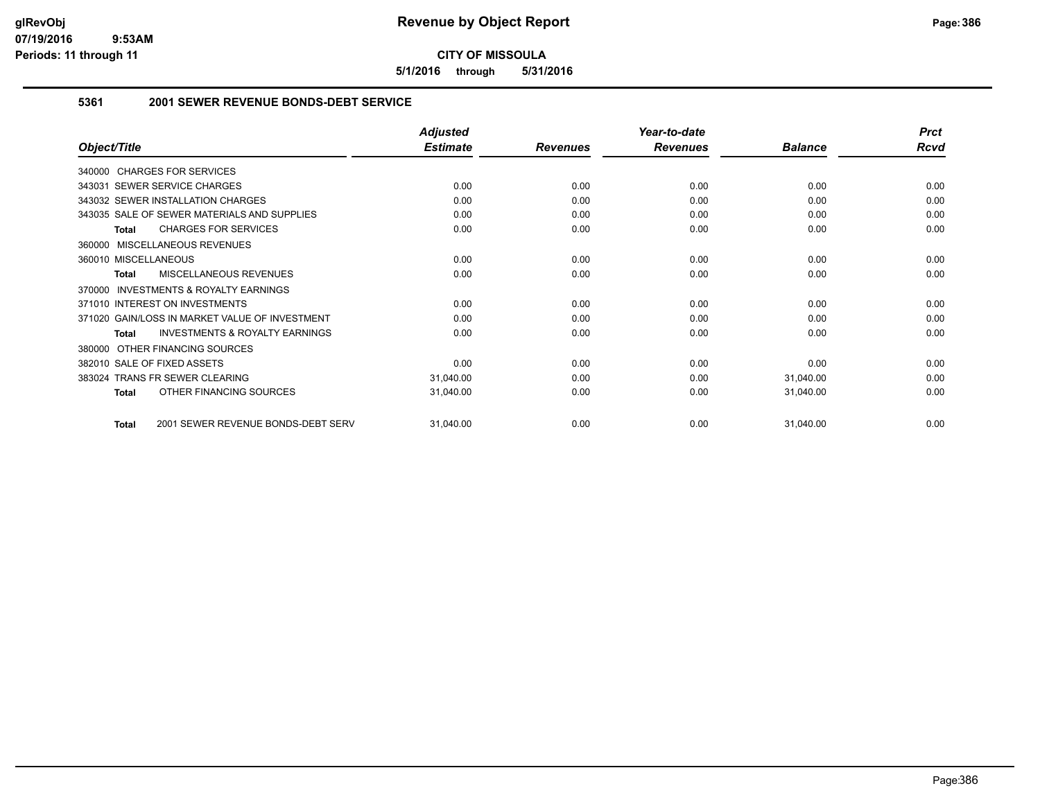# Revenue by Object Report

**CITY OF MISSOULA**

**5/1/2016 through 5/31/2016**

glRevObj
07/19/2016 9:53AM
Periods: 11 through 11

## 5361 2001 SEWER REVENUE BONDS-DEBT SERVICE

| Object/Title | Adjusted Estimate | Revenues | Year-to-date Revenues | Balance | Prct Rcvd |
|---|---|---|---|---|---|
| 340000 CHARGES FOR SERVICES | | | | | |
| 343031 SEWER SERVICE CHARGES | 0.00 | 0.00 | 0.00 | 0.00 | 0.00 |
| 343032 SEWER INSTALLATION CHARGES | 0.00 | 0.00 | 0.00 | 0.00 | 0.00 |
| 343035 SALE OF SEWER MATERIALS AND SUPPLIES | 0.00 | 0.00 | 0.00 | 0.00 | 0.00 |
| **Total** CHARGES FOR SERVICES | 0.00 | 0.00 | 0.00 | 0.00 | 0.00 |
| 360000 MISCELLANEOUS REVENUES | | | | | |
| 360010 MISCELLANEOUS | 0.00 | 0.00 | 0.00 | 0.00 | 0.00 |
| **Total** MISCELLANEOUS REVENUES | 0.00 | 0.00 | 0.00 | 0.00 | 0.00 |
| 370000 INVESTMENTS & ROYALTY EARNINGS | | | | | |
| 371010 INTEREST ON INVESTMENTS | 0.00 | 0.00 | 0.00 | 0.00 | 0.00 |
| 371020 GAIN/LOSS IN MARKET VALUE OF INVESTMENT | 0.00 | 0.00 | 0.00 | 0.00 | 0.00 |
| **Total** INVESTMENTS & ROYALTY EARNINGS | 0.00 | 0.00 | 0.00 | 0.00 | 0.00 |
| 380000 OTHER FINANCING SOURCES | | | | | |
| 382010 SALE OF FIXED ASSETS | 0.00 | 0.00 | 0.00 | 0.00 | 0.00 |
| 383024 TRANS FR SEWER CLEARING | 31,040.00 | 0.00 | 0.00 | 31,040.00 | 0.00 |
| **Total** OTHER FINANCING SOURCES | 31,040.00 | 0.00 | 0.00 | 31,040.00 | 0.00 |
| **Total** 2001 SEWER REVENUE BONDS-DEBT SERV | 31,040.00 | 0.00 | 0.00 | 31,040.00 | 0.00 |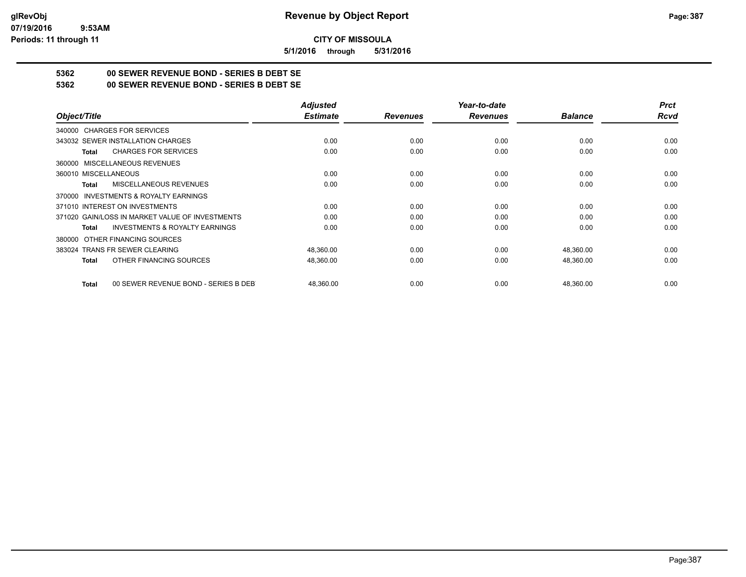glRevObj
07/19/2016 9:53AM
Periods: 11 through 11

# Revenue by Object Report

**CITY OF MISSOULA**

**5/1/2016 through 5/31/2016**

## 5362 00 SEWER REVENUE BOND - SERIES B DEBT SE
## 5362 00 SEWER REVENUE BOND - SERIES B DEBT SE

| Object/Title | Adjusted Estimate | Revenues | Year-to-date Revenues | Balance | Prct Rcvd |
|---|---|---|---|---|---|
| 340000 CHARGES FOR SERVICES | | | | | |
| 343032 SEWER INSTALLATION CHARGES | 0.00 | 0.00 | 0.00 | 0.00 | 0.00 |
| **Total** CHARGES FOR SERVICES | 0.00 | 0.00 | 0.00 | 0.00 | 0.00 |
| 360000 MISCELLANEOUS REVENUES | | | | | |
| 360010 MISCELLANEOUS | 0.00 | 0.00 | 0.00 | 0.00 | 0.00 |
| **Total** MISCELLANEOUS REVENUES | 0.00 | 0.00 | 0.00 | 0.00 | 0.00 |
| 370000 INVESTMENTS & ROYALTY EARNINGS | | | | | |
| 371010 INTEREST ON INVESTMENTS | 0.00 | 0.00 | 0.00 | 0.00 | 0.00 |
| 371020 GAIN/LOSS IN MARKET VALUE OF INVESTMENTS | 0.00 | 0.00 | 0.00 | 0.00 | 0.00 |
| **Total** INVESTMENTS & ROYALTY EARNINGS | 0.00 | 0.00 | 0.00 | 0.00 | 0.00 |
| 380000 OTHER FINANCING SOURCES | | | | | |
| 383024 TRANS FR SEWER CLEARING | 48,360.00 | 0.00 | 0.00 | 48,360.00 | 0.00 |
| **Total** OTHER FINANCING SOURCES | 48,360.00 | 0.00 | 0.00 | 48,360.00 | 0.00 |
| **Total** 00 SEWER REVENUE BOND - SERIES B DEBT | 48,360.00 | 0.00 | 0.00 | 48,360.00 | 0.00 |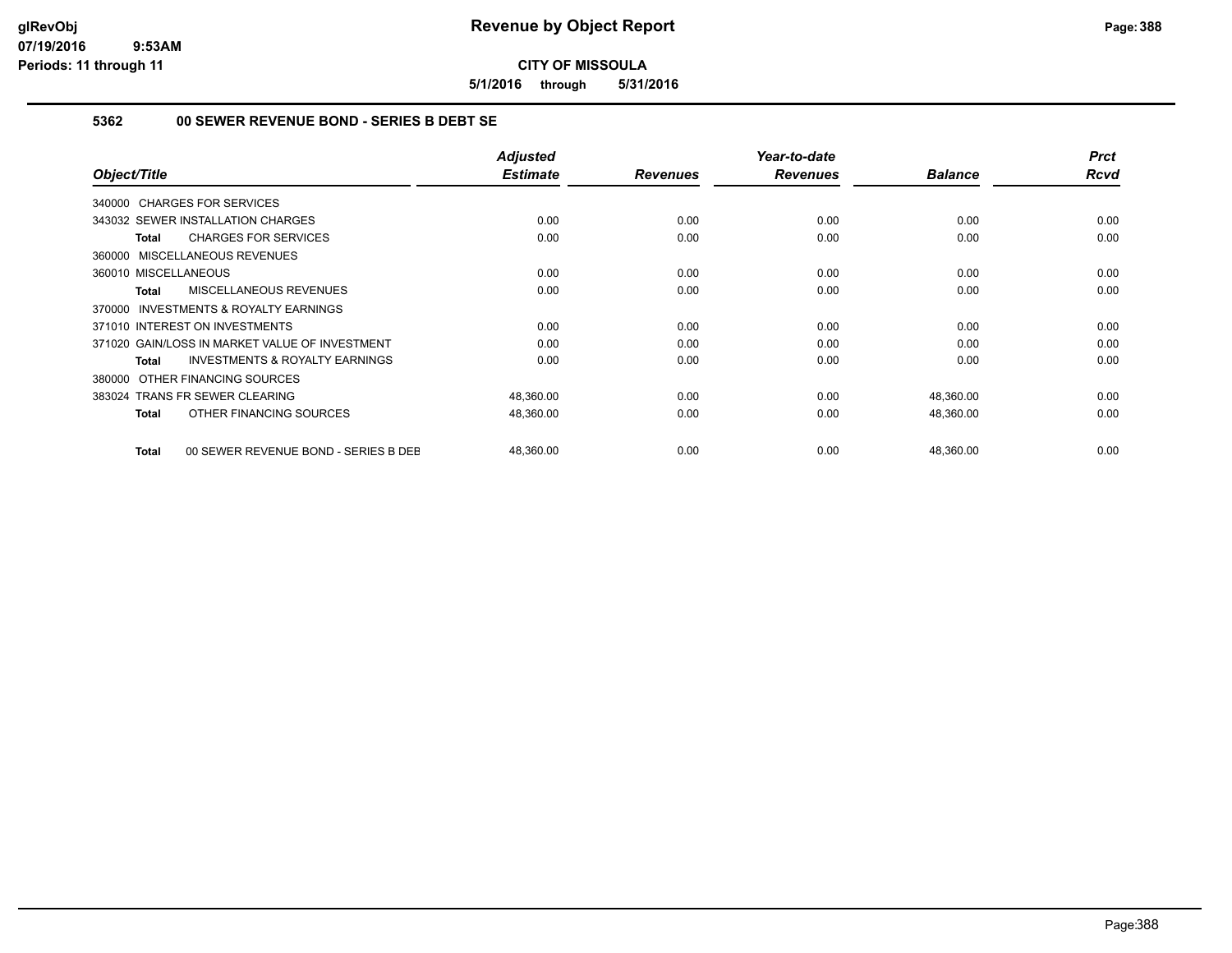# Revenue by Object Report

**CITY OF MISSOULA**

**5/1/2016 through 5/31/2016**

glRevObj
07/19/2016 9:53AM
Periods: 11 through 11

### 5362 00 SEWER REVENUE BOND - SERIES B DEBT SE

| Object/Title | Adjusted Estimate | Revenues | Year-to-date Revenues | Balance | Prct Rcvd |
|---|---|---|---|---|---|
| 340000 CHARGES FOR SERVICES | | | | | |
| 343032 SEWER INSTALLATION CHARGES | 0.00 | 0.00 | 0.00 | 0.00 | 0.00 |
| **Total** CHARGES FOR SERVICES | 0.00 | 0.00 | 0.00 | 0.00 | 0.00 |
| 360000 MISCELLANEOUS REVENUES | | | | | |
| 360010 MISCELLANEOUS | 0.00 | 0.00 | 0.00 | 0.00 | 0.00 |
| **Total** MISCELLANEOUS REVENUES | 0.00 | 0.00 | 0.00 | 0.00 | 0.00 |
| 370000 INVESTMENTS & ROYALTY EARNINGS | | | | | |
| 371010 INTEREST ON INVESTMENTS | 0.00 | 0.00 | 0.00 | 0.00 | 0.00 |
| 371020 GAIN/LOSS IN MARKET VALUE OF INVESTMENT | 0.00 | 0.00 | 0.00 | 0.00 | 0.00 |
| **Total** INVESTMENTS & ROYALTY EARNINGS | 0.00 | 0.00 | 0.00 | 0.00 | 0.00 |
| 380000 OTHER FINANCING SOURCES | | | | | |
| 383024 TRANS FR SEWER CLEARING | 48,360.00 | 0.00 | 0.00 | 48,360.00 | 0.00 |
| **Total** OTHER FINANCING SOURCES | 48,360.00 | 0.00 | 0.00 | 48,360.00 | 0.00 |
| **Total** 00 SEWER REVENUE BOND - SERIES B DEB | 48,360.00 | 0.00 | 0.00 | 48,360.00 | 0.00 |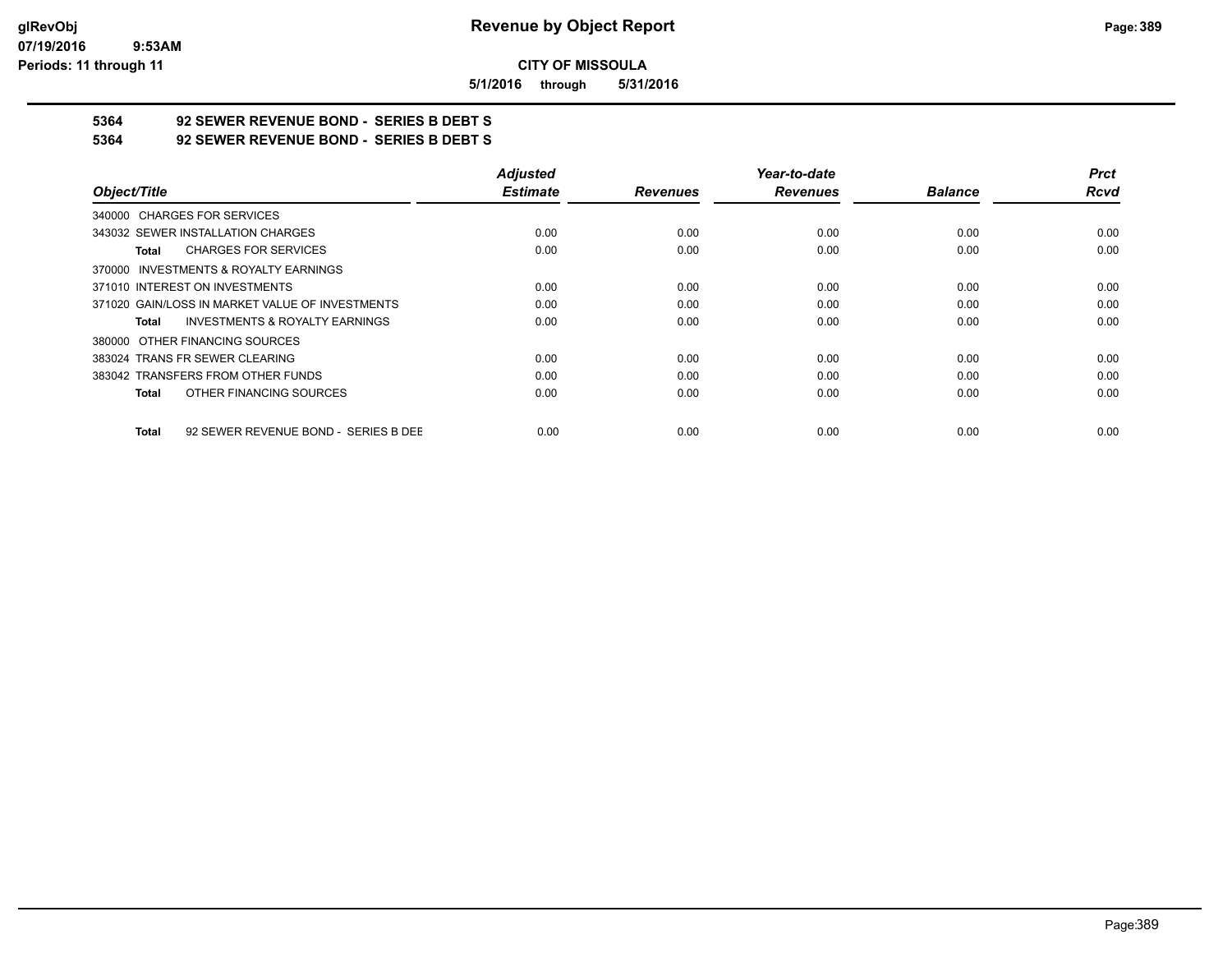**CITY OF MISSOULA**

**5/1/2016 through 5/31/2016**

**5364 92 SEWER REVENUE BOND - SERIES B DEBT S**

**5364 92 SEWER REVENUE BOND - SERIES B DEBT S**

| Object/Title | Adjusted Estimate | Revenues | Year-to-date Revenues | Balance | Prct Rcvd |
|---|---|---|---|---|---|
| 340000 CHARGES FOR SERVICES | | | | | |
| 343032 SEWER INSTALLATION CHARGES | 0.00 | 0.00 | 0.00 | 0.00 | 0.00 |
| **Total** CHARGES FOR SERVICES | 0.00 | 0.00 | 0.00 | 0.00 | 0.00 |
| 370000 INVESTMENTS & ROYALTY EARNINGS | | | | | |
| 371010 INTEREST ON INVESTMENTS | 0.00 | 0.00 | 0.00 | 0.00 | 0.00 |
| 371020 GAIN/LOSS IN MARKET VALUE OF INVESTMENTS | 0.00 | 0.00 | 0.00 | 0.00 | 0.00 |
| **Total** INVESTMENTS & ROYALTY EARNINGS | 0.00 | 0.00 | 0.00 | 0.00 | 0.00 |
| 380000 OTHER FINANCING SOURCES | | | | | |
| 383024 TRANS FR SEWER CLEARING | 0.00 | 0.00 | 0.00 | 0.00 | 0.00 |
| 383042 TRANSFERS FROM OTHER FUNDS | 0.00 | 0.00 | 0.00 | 0.00 | 0.00 |
| **Total** OTHER FINANCING SOURCES | 0.00 | 0.00 | 0.00 | 0.00 | 0.00 |
| **Total** 92 SEWER REVENUE BOND - SERIES B DEE | 0.00 | 0.00 | 0.00 | 0.00 | 0.00 |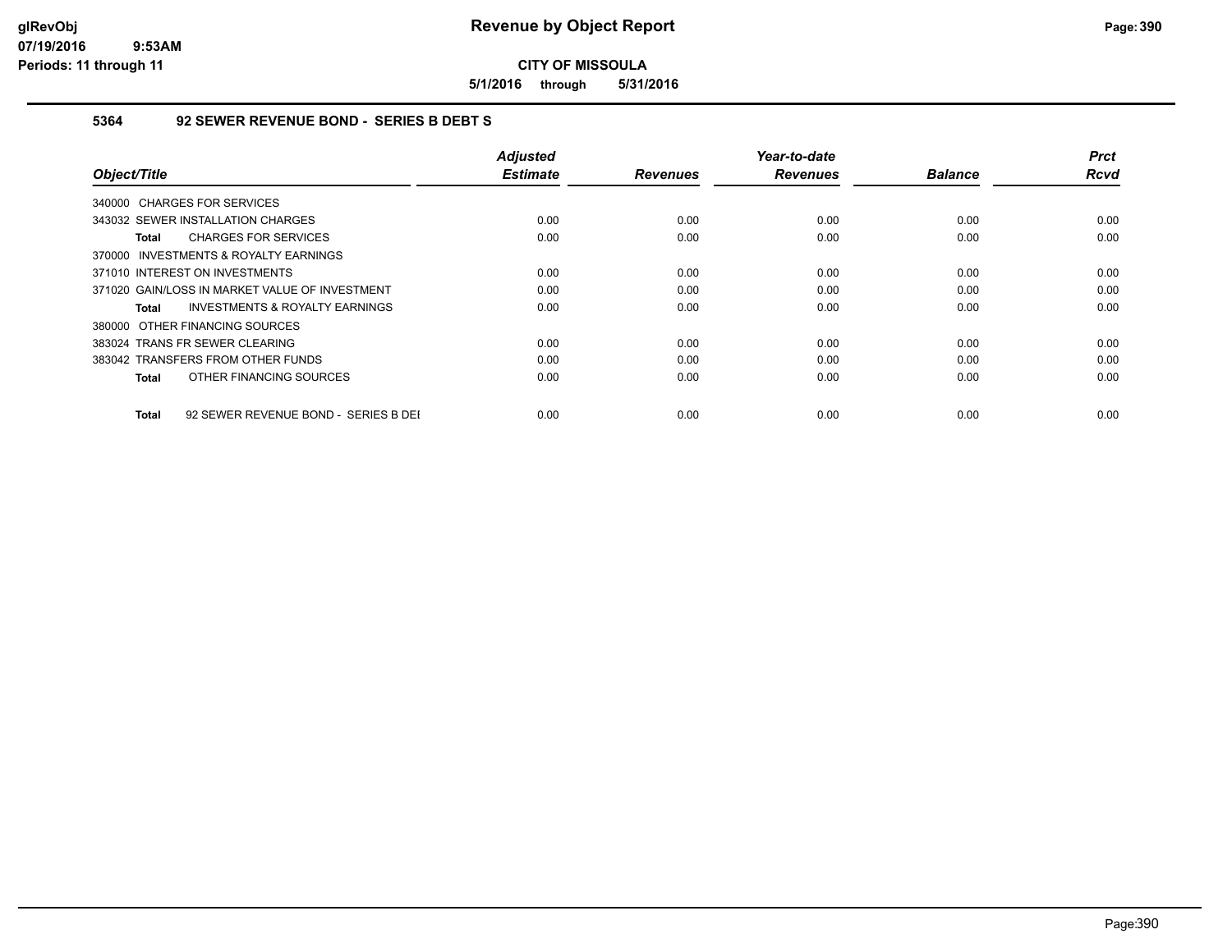**CITY OF MISSOULA**

**5/1/2016 through 5/31/2016**

### 5364 92 SEWER REVENUE BOND - SERIES B DEBT S

| Object/Title | Adjusted Estimate | Revenues | Year-to-date Revenues | Balance | Prct Rcvd |
|---|---|---|---|---|---|
| 340000 CHARGES FOR SERVICES | | | | | |
| 343032 SEWER INSTALLATION CHARGES | 0.00 | 0.00 | 0.00 | 0.00 | 0.00 |
| **Total** CHARGES FOR SERVICES | 0.00 | 0.00 | 0.00 | 0.00 | 0.00 |
| 370000 INVESTMENTS & ROYALTY EARNINGS | | | | | |
| 371010 INTEREST ON INVESTMENTS | 0.00 | 0.00 | 0.00 | 0.00 | 0.00 |
| 371020 GAIN/LOSS IN MARKET VALUE OF INVESTMENT | 0.00 | 0.00 | 0.00 | 0.00 | 0.00 |
| **Total** INVESTMENTS & ROYALTY EARNINGS | 0.00 | 0.00 | 0.00 | 0.00 | 0.00 |
| 380000 OTHER FINANCING SOURCES | | | | | |
| 383024 TRANS FR SEWER CLEARING | 0.00 | 0.00 | 0.00 | 0.00 | 0.00 |
| 383042 TRANSFERS FROM OTHER FUNDS | 0.00 | 0.00 | 0.00 | 0.00 | 0.00 |
| **Total** OTHER FINANCING SOURCES | 0.00 | 0.00 | 0.00 | 0.00 | 0.00 |
| **Total** 92 SEWER REVENUE BOND - SERIES B DEI | 0.00 | 0.00 | 0.00 | 0.00 | 0.00 |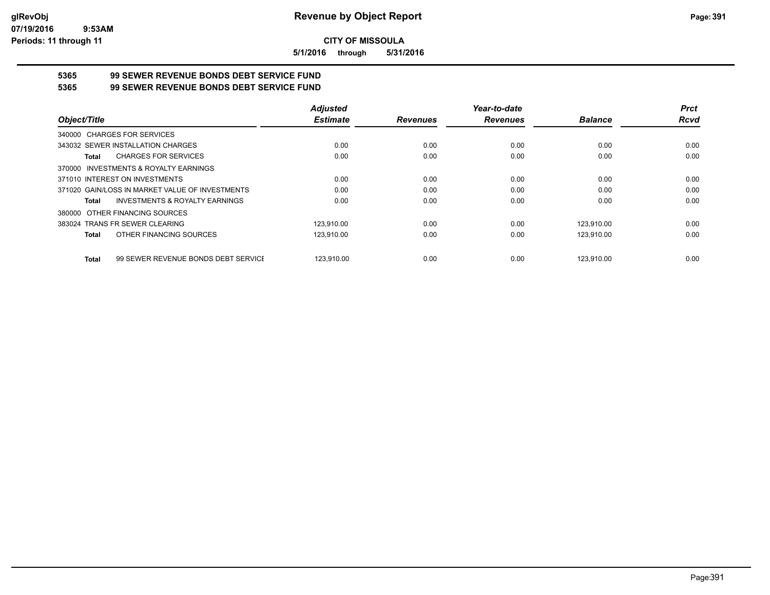**CITY OF MISSOULA**

**5/1/2016 through 5/31/2016**

**5365 99 SEWER REVENUE BONDS DEBT SERVICE FUND**

**5365 99 SEWER REVENUE BONDS DEBT SERVICE FUND**

| Object/Title | Adjusted Estimate | Revenues | Year-to-date Revenues | Balance | Prct Rcvd |
|---|---|---|---|---|---|
| 340000 CHARGES FOR SERVICES | | | | | |
| 343032 SEWER INSTALLATION CHARGES | 0.00 | 0.00 | 0.00 | 0.00 | 0.00 |
| **Total** CHARGES FOR SERVICES | 0.00 | 0.00 | 0.00 | 0.00 | 0.00 |
| 370000 INVESTMENTS & ROYALTY EARNINGS | | | | | |
| 371010 INTEREST ON INVESTMENTS | 0.00 | 0.00 | 0.00 | 0.00 | 0.00 |
| 371020 GAIN/LOSS IN MARKET VALUE OF INVESTMENTS | 0.00 | 0.00 | 0.00 | 0.00 | 0.00 |
| **Total** INVESTMENTS & ROYALTY EARNINGS | 0.00 | 0.00 | 0.00 | 0.00 | 0.00 |
| 380000 OTHER FINANCING SOURCES | | | | | |
| 383024 TRANS FR SEWER CLEARING | 123,910.00 | 0.00 | 0.00 | 123,910.00 | 0.00 |
| **Total** OTHER FINANCING SOURCES | 123,910.00 | 0.00 | 0.00 | 123,910.00 | 0.00 |
| **Total** 99 SEWER REVENUE BONDS DEBT SERVICE | 123,910.00 | 0.00 | 0.00 | 123,910.00 | 0.00 |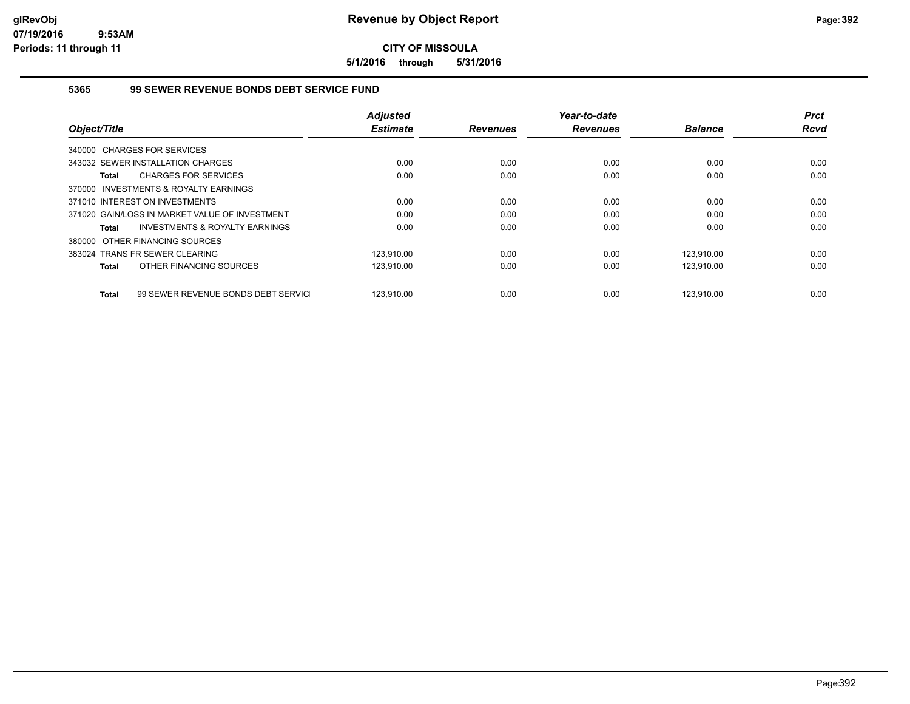# Revenue by Object Report

**CITY OF MISSOULA**

**5/1/2016 through 5/31/2016**

glRevObj
07/19/2016 9:53AM
Periods: 11 through 11

## 5365 99 SEWER REVENUE BONDS DEBT SERVICE FUND

| Object/Title | Adjusted Estimate | Revenues | Year-to-date Revenues | Balance | Prct Rcvd |
|---|---|---|---|---|---|
| 340000 CHARGES FOR SERVICES | | | | | |
| 343032 SEWER INSTALLATION CHARGES | 0.00 | 0.00 | 0.00 | 0.00 | 0.00 |
| **Total** CHARGES FOR SERVICES | 0.00 | 0.00 | 0.00 | 0.00 | 0.00 |
| 370000 INVESTMENTS & ROYALTY EARNINGS | | | | | |
| 371010 INTEREST ON INVESTMENTS | 0.00 | 0.00 | 0.00 | 0.00 | 0.00 |
| 371020 GAIN/LOSS IN MARKET VALUE OF INVESTMENT | 0.00 | 0.00 | 0.00 | 0.00 | 0.00 |
| **Total** INVESTMENTS & ROYALTY EARNINGS | 0.00 | 0.00 | 0.00 | 0.00 | 0.00 |
| 380000 OTHER FINANCING SOURCES | | | | | |
| 383024 TRANS FR SEWER CLEARING | 123,910.00 | 0.00 | 0.00 | 123,910.00 | 0.00 |
| **Total** OTHER FINANCING SOURCES | 123,910.00 | 0.00 | 0.00 | 123,910.00 | 0.00 |
| **Total** 99 SEWER REVENUE BONDS DEBT SERVICI | 123,910.00 | 0.00 | 0.00 | 123,910.00 | 0.00 |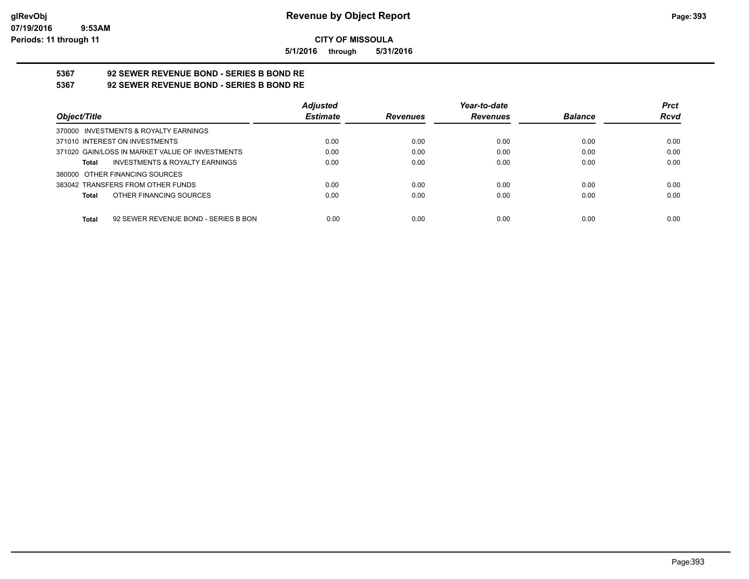**CITY OF MISSOULA**

**5/1/2016 through 5/31/2016**

**5367 92 SEWER REVENUE BOND - SERIES B BOND RE**

**5367 92 SEWER REVENUE BOND - SERIES B BOND RE**

| Object/Title | | Adjusted Estimate | Revenues | Year-to-date Revenues | Balance | Prct Rcvd |
|---|---|---|---|---|---|---|
| 370000 INVESTMENTS & ROYALTY EARNINGS | | | | | | |
| 371010 INTEREST ON INVESTMENTS | | 0.00 | 0.00 | 0.00 | 0.00 | 0.00 |
| 371020 GAIN/LOSS IN MARKET VALUE OF INVESTMENTS | | 0.00 | 0.00 | 0.00 | 0.00 | 0.00 |
| **Total** | INVESTMENTS & ROYALTY EARNINGS | 0.00 | 0.00 | 0.00 | 0.00 | 0.00 |
| 380000 OTHER FINANCING SOURCES | | | | | | |
| 383042 TRANSFERS FROM OTHER FUNDS | | 0.00 | 0.00 | 0.00 | 0.00 | 0.00 |
| **Total** | OTHER FINANCING SOURCES | 0.00 | 0.00 | 0.00 | 0.00 | 0.00 |
| **Total** | 92 SEWER REVENUE BOND - SERIES B BON | 0.00 | 0.00 | 0.00 | 0.00 | 0.00 |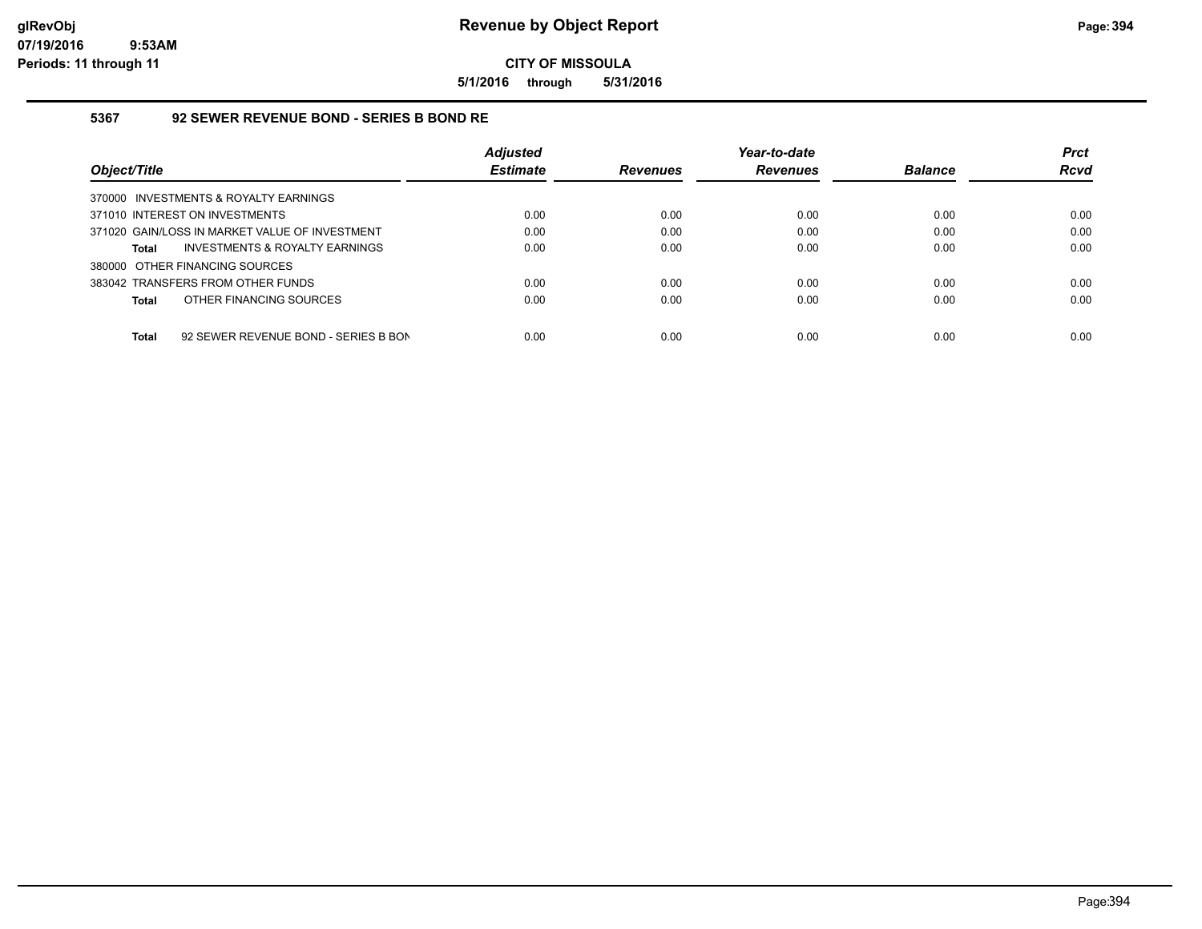**CITY OF MISSOULA**

**5/1/2016 through 5/31/2016**

## 5367 92 SEWER REVENUE BOND - SERIES B BOND RE

| Object/Title | Adjusted Estimate | Revenues | Year-to-date Revenues | Balance | Prct Rcvd |
|---|---|---|---|---|---|
| 370000 INVESTMENTS & ROYALTY EARNINGS | | | | | |
| 371010 INTEREST ON INVESTMENTS | 0.00 | 0.00 | 0.00 | 0.00 | 0.00 |
| 371020 GAIN/LOSS IN MARKET VALUE OF INVESTMENT | 0.00 | 0.00 | 0.00 | 0.00 | 0.00 |
| **Total** INVESTMENTS & ROYALTY EARNINGS | 0.00 | 0.00 | 0.00 | 0.00 | 0.00 |
| 380000 OTHER FINANCING SOURCES | | | | | |
| 383042 TRANSFERS FROM OTHER FUNDS | 0.00 | 0.00 | 0.00 | 0.00 | 0.00 |
| **Total** OTHER FINANCING SOURCES | 0.00 | 0.00 | 0.00 | 0.00 | 0.00 |
| **Total** 92 SEWER REVENUE BOND - SERIES B BON | 0.00 | 0.00 | 0.00 | 0.00 | 0.00 |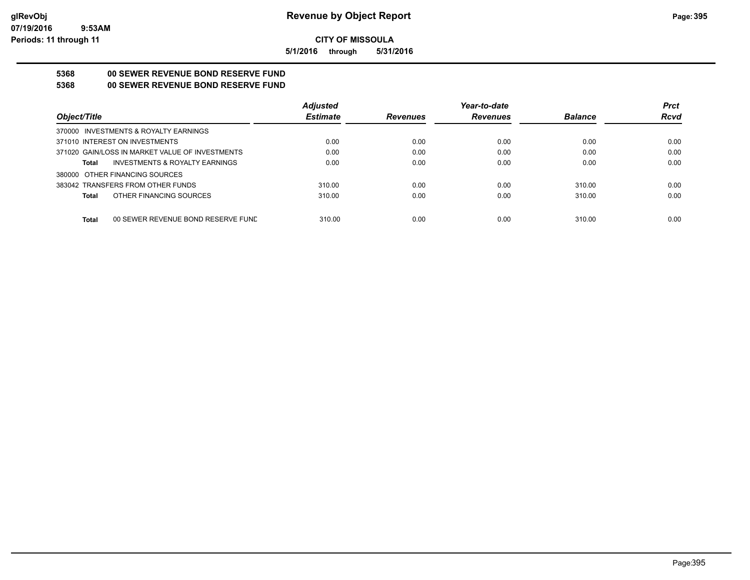**CITY OF MISSOULA**

**5/1/2016 through 5/31/2016**

**5368 00 SEWER REVENUE BOND RESERVE FUND**

**5368 00 SEWER REVENUE BOND RESERVE FUND**

| Object/Title | Adjusted Estimate | Revenues | Year-to-date Revenues | Balance | Prct Rcvd |
|---|---|---|---|---|---|
| 370000 INVESTMENTS & ROYALTY EARNINGS | | | | | |
| 371010 INTEREST ON INVESTMENTS | 0.00 | 0.00 | 0.00 | 0.00 | 0.00 |
| 371020 GAIN/LOSS IN MARKET VALUE OF INVESTMENTS | 0.00 | 0.00 | 0.00 | 0.00 | 0.00 |
| **Total** INVESTMENTS & ROYALTY EARNINGS | 0.00 | 0.00 | 0.00 | 0.00 | 0.00 |
| 380000 OTHER FINANCING SOURCES | | | | | |
| 383042 TRANSFERS FROM OTHER FUNDS | 310.00 | 0.00 | 0.00 | 310.00 | 0.00 |
| **Total** OTHER FINANCING SOURCES | 310.00 | 0.00 | 0.00 | 310.00 | 0.00 |
| **Total** 00 SEWER REVENUE BOND RESERVE FUND | 310.00 | 0.00 | 0.00 | 310.00 | 0.00 |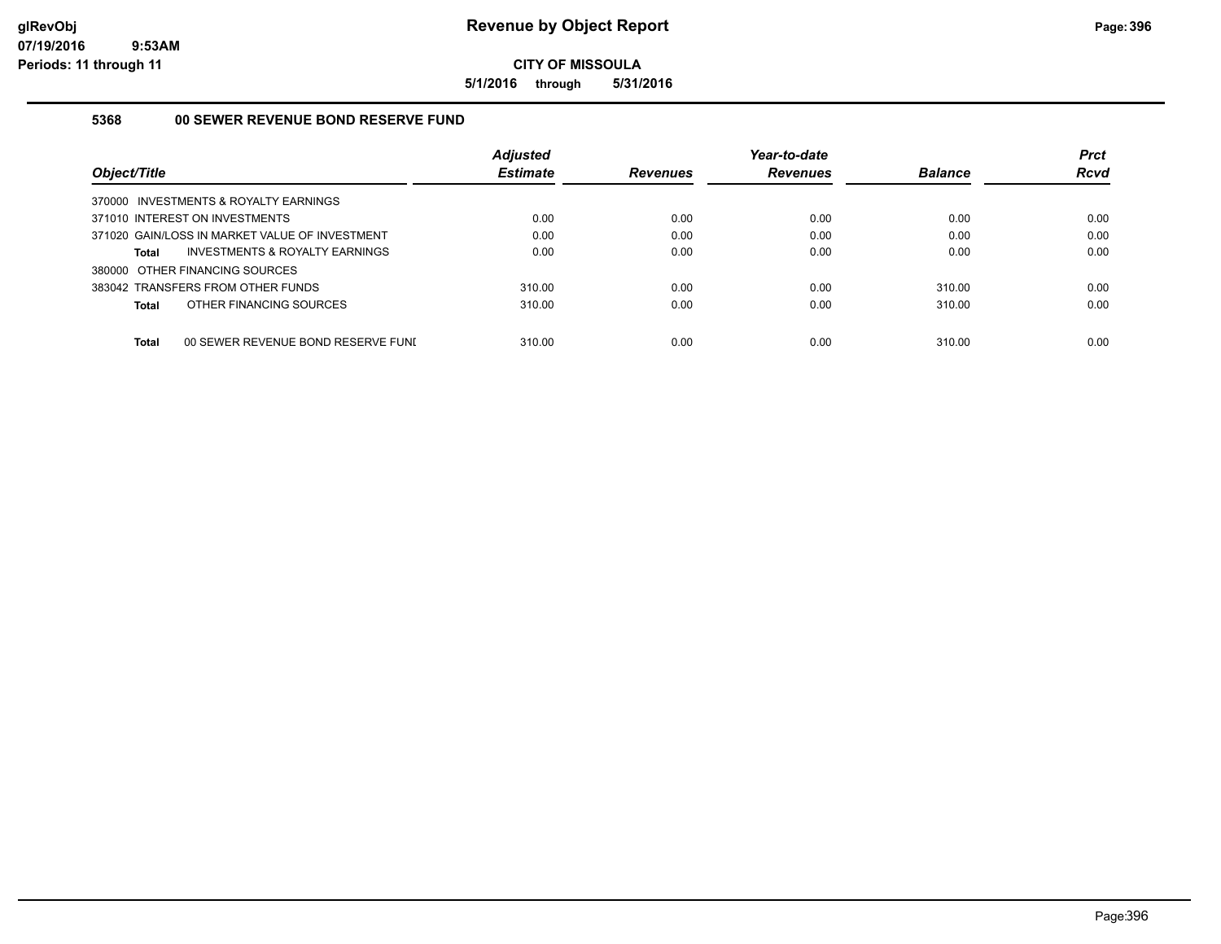**CITY OF MISSOULA**

**5/1/2016 through 5/31/2016**

### 5368 00 SEWER REVENUE BOND RESERVE FUND

| Object/Title | Adjusted Estimate | Revenues | Year-to-date Revenues | Balance | Prct Rcvd |
|---|---|---|---|---|---|
| 370000 INVESTMENTS & ROYALTY EARNINGS | | | | | |
| 371010 INTEREST ON INVESTMENTS | 0.00 | 0.00 | 0.00 | 0.00 | 0.00 |
| 371020 GAIN/LOSS IN MARKET VALUE OF INVESTMENT | 0.00 | 0.00 | 0.00 | 0.00 | 0.00 |
| **Total** INVESTMENTS & ROYALTY EARNINGS | 0.00 | 0.00 | 0.00 | 0.00 | 0.00 |
| 380000 OTHER FINANCING SOURCES | | | | | |
| 383042 TRANSFERS FROM OTHER FUNDS | 310.00 | 0.00 | 0.00 | 310.00 | 0.00 |
| **Total** OTHER FINANCING SOURCES | 310.00 | 0.00 | 0.00 | 310.00 | 0.00 |
| **Total** 00 SEWER REVENUE BOND RESERVE FUNI | 310.00 | 0.00 | 0.00 | 310.00 | 0.00 |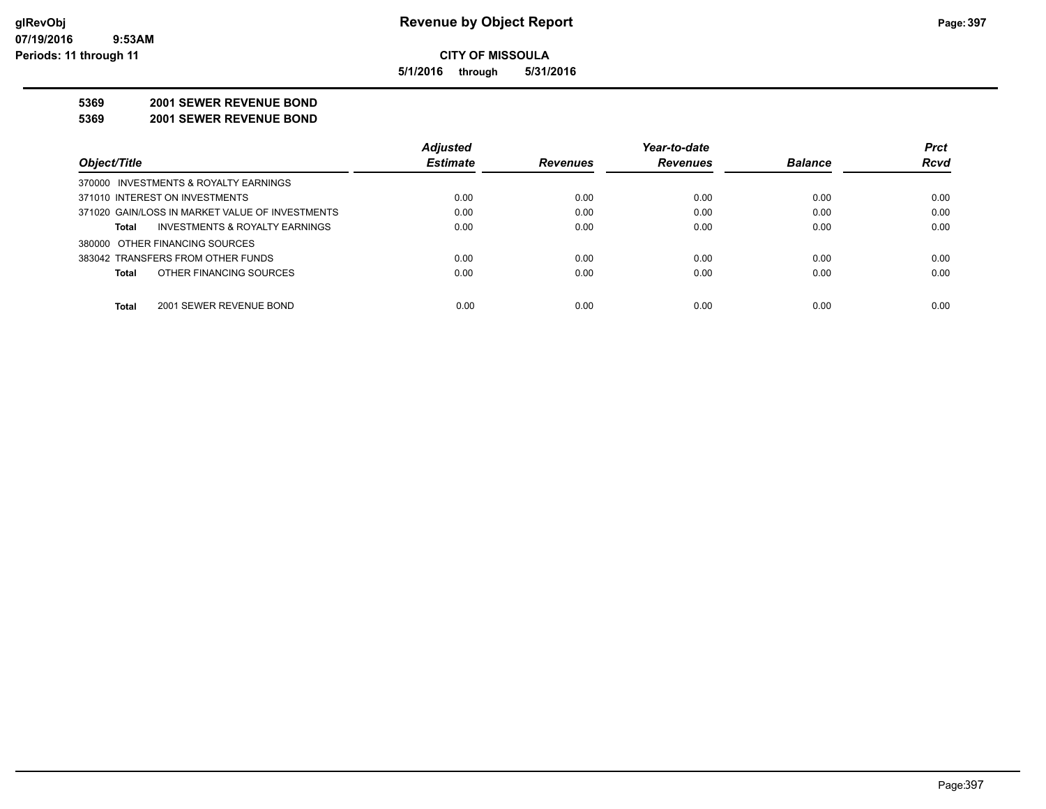# Revenue by Object Report

**CITY OF MISSOULA**

**5/1/2016 through 5/31/2016**

glRevObj
07/19/2016 9:53AM
Periods: 11 through 11

**5369 2001 SEWER REVENUE BOND**

**5369 2001 SEWER REVENUE BOND**

| Object/Title | Adjusted Estimate | Revenues | Year-to-date Revenues | Balance | Prct Rcvd |
|---|---|---|---|---|---|
| 370000 INVESTMENTS & ROYALTY EARNINGS | | | | | |
| 371010 INTEREST ON INVESTMENTS | 0.00 | 0.00 | 0.00 | 0.00 | 0.00 |
| 371020 GAIN/LOSS IN MARKET VALUE OF INVESTMENTS | 0.00 | 0.00 | 0.00 | 0.00 | 0.00 |
| **Total** INVESTMENTS & ROYALTY EARNINGS | 0.00 | 0.00 | 0.00 | 0.00 | 0.00 |
| 380000 OTHER FINANCING SOURCES | | | | | |
| 383042 TRANSFERS FROM OTHER FUNDS | 0.00 | 0.00 | 0.00 | 0.00 | 0.00 |
| **Total** OTHER FINANCING SOURCES | 0.00 | 0.00 | 0.00 | 0.00 | 0.00 |
| **Total** 2001 SEWER REVENUE BOND | 0.00 | 0.00 | 0.00 | 0.00 | 0.00 |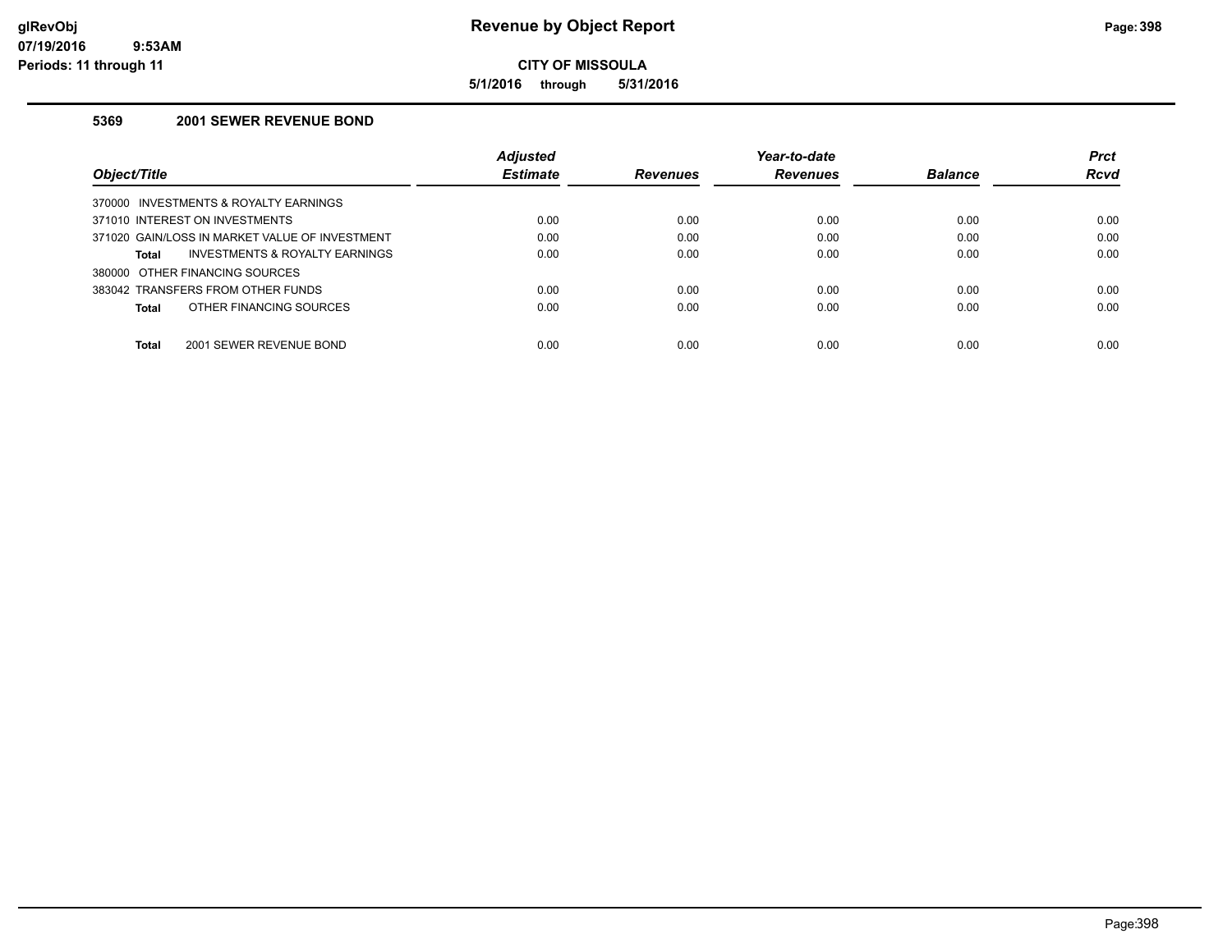# Revenue by Object Report

glRevObj
07/19/2016 9:53AM
Periods: 11 through 11

**CITY OF MISSOULA**

**5/1/2016 through 5/31/2016**

## 5369 2001 SEWER REVENUE BOND

| Object/Title | Adjusted Estimate | Revenues | Year-to-date Revenues | Balance | Prct Rcvd |
|---|---|---|---|---|---|
| 370000 INVESTMENTS & ROYALTY EARNINGS | | | | | |
| 371010 INTEREST ON INVESTMENTS | 0.00 | 0.00 | 0.00 | 0.00 | 0.00 |
| 371020 GAIN/LOSS IN MARKET VALUE OF INVESTMENT | 0.00 | 0.00 | 0.00 | 0.00 | 0.00 |
| **Total** INVESTMENTS & ROYALTY EARNINGS | 0.00 | 0.00 | 0.00 | 0.00 | 0.00 |
| 380000 OTHER FINANCING SOURCES | | | | | |
| 383042 TRANSFERS FROM OTHER FUNDS | 0.00 | 0.00 | 0.00 | 0.00 | 0.00 |
| **Total** OTHER FINANCING SOURCES | 0.00 | 0.00 | 0.00 | 0.00 | 0.00 |
| **Total** 2001 SEWER REVENUE BOND | 0.00 | 0.00 | 0.00 | 0.00 | 0.00 |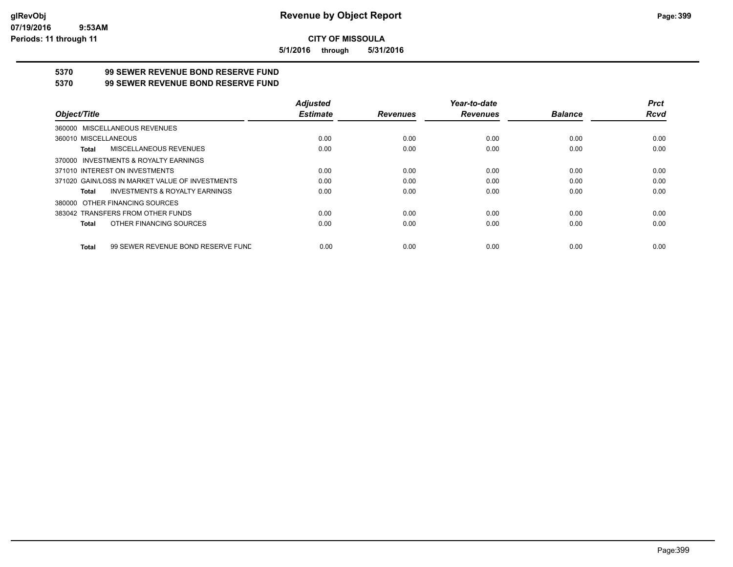**CITY OF MISSOULA**

**5/1/2016 through 5/31/2016**

**5370 99 SEWER REVENUE BOND RESERVE FUND**

**5370 99 SEWER REVENUE BOND RESERVE FUND**

| Object/Title | Adjusted Estimate | Revenues | Year-to-date Revenues | Balance | Prct Rcvd |
|---|---|---|---|---|---|
| 360000 MISCELLANEOUS REVENUES | | | | | |
| 360010 MISCELLANEOUS | 0.00 | 0.00 | 0.00 | 0.00 | 0.00 |
| **Total** MISCELLANEOUS REVENUES | 0.00 | 0.00 | 0.00 | 0.00 | 0.00 |
| 370000 INVESTMENTS & ROYALTY EARNINGS | | | | | |
| 371010 INTEREST ON INVESTMENTS | 0.00 | 0.00 | 0.00 | 0.00 | 0.00 |
| 371020 GAIN/LOSS IN MARKET VALUE OF INVESTMENTS | 0.00 | 0.00 | 0.00 | 0.00 | 0.00 |
| **Total** INVESTMENTS & ROYALTY EARNINGS | 0.00 | 0.00 | 0.00 | 0.00 | 0.00 |
| 380000 OTHER FINANCING SOURCES | | | | | |
| 383042 TRANSFERS FROM OTHER FUNDS | 0.00 | 0.00 | 0.00 | 0.00 | 0.00 |
| **Total** OTHER FINANCING SOURCES | 0.00 | 0.00 | 0.00 | 0.00 | 0.00 |
| **Total** 99 SEWER REVENUE BOND RESERVE FUND | 0.00 | 0.00 | 0.00 | 0.00 | 0.00 |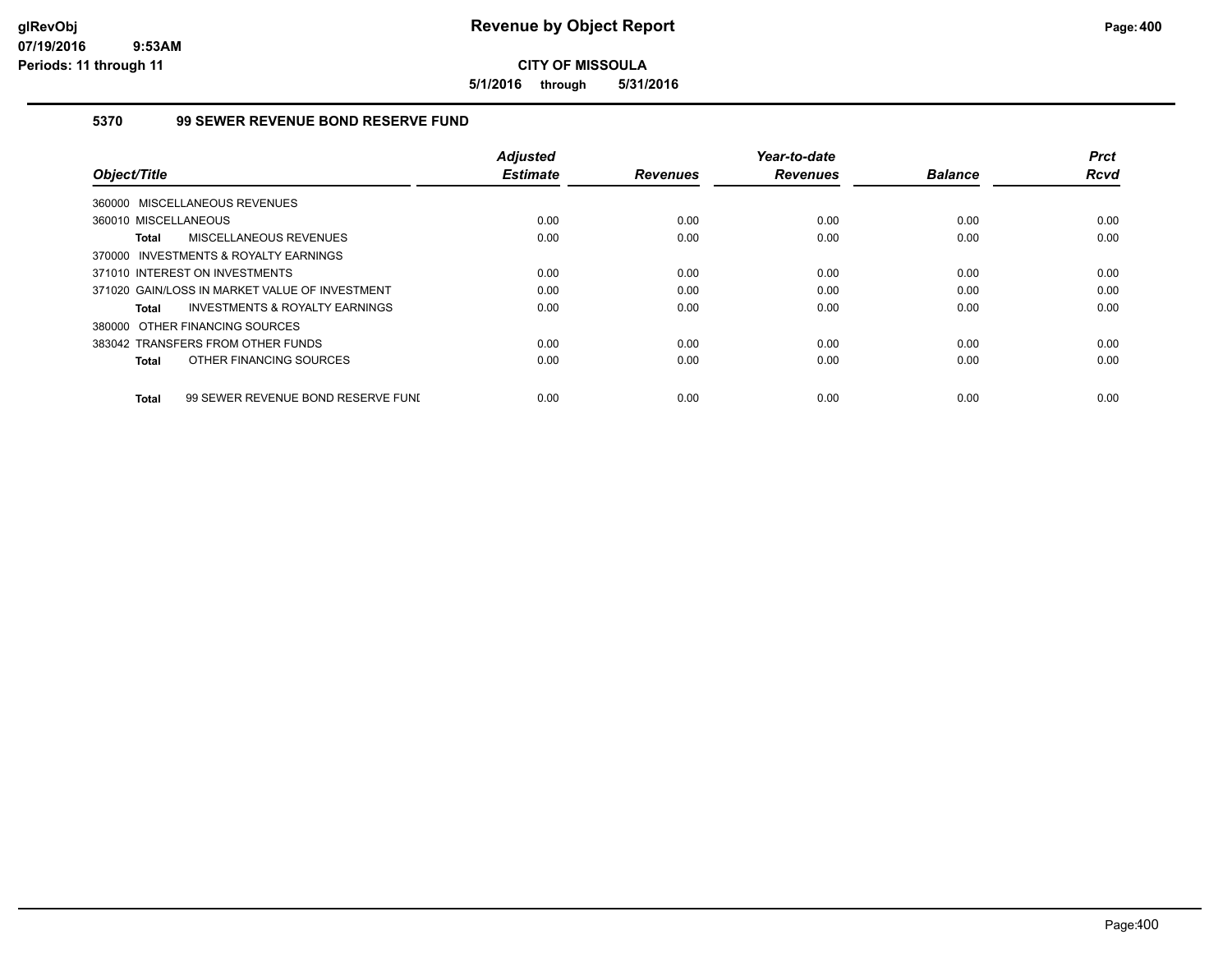# Revenue by Object Report

**CITY OF MISSOULA**

**5/1/2016 through 5/31/2016**

glRevObj
07/19/2016 9:53AM
Periods: 11 through 11

### 5370 99 SEWER REVENUE BOND RESERVE FUND

| Object/Title | Adjusted Estimate | Revenues | Year-to-date Revenues | Balance | Prct Rcvd |
|---|---|---|---|---|---|
| 360000 MISCELLANEOUS REVENUES | | | | | |
| 360010 MISCELLANEOUS | 0.00 | 0.00 | 0.00 | 0.00 | 0.00 |
| **Total** MISCELLANEOUS REVENUES | 0.00 | 0.00 | 0.00 | 0.00 | 0.00 |
| 370000 INVESTMENTS & ROYALTY EARNINGS | | | | | |
| 371010 INTEREST ON INVESTMENTS | 0.00 | 0.00 | 0.00 | 0.00 | 0.00 |
| 371020 GAIN/LOSS IN MARKET VALUE OF INVESTMENT | 0.00 | 0.00 | 0.00 | 0.00 | 0.00 |
| **Total** INVESTMENTS & ROYALTY EARNINGS | 0.00 | 0.00 | 0.00 | 0.00 | 0.00 |
| 380000 OTHER FINANCING SOURCES | | | | | |
| 383042 TRANSFERS FROM OTHER FUNDS | 0.00 | 0.00 | 0.00 | 0.00 | 0.00 |
| **Total** OTHER FINANCING SOURCES | 0.00 | 0.00 | 0.00 | 0.00 | 0.00 |
| **Total** 99 SEWER REVENUE BOND RESERVE FUNI | 0.00 | 0.00 | 0.00 | 0.00 | 0.00 |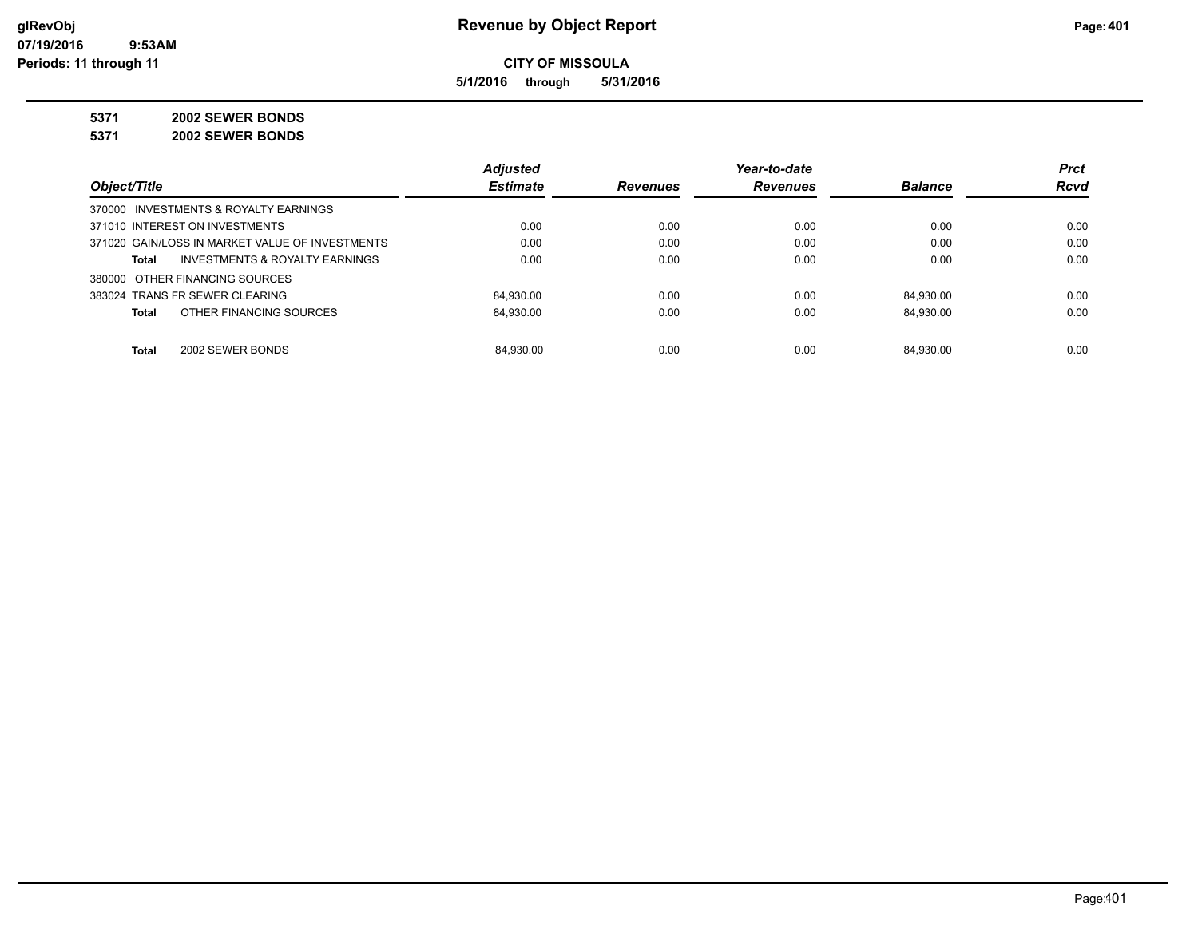# Revenue by Object Report

**CITY OF MISSOULA**

**5/1/2016 through 5/31/2016**

glRevObj
07/19/2016 9:53AM
Periods: 11 through 11

**5371 2002 SEWER BONDS**

**5371 2002 SEWER BONDS**

| Object/Title | Adjusted Estimate | Revenues | Year-to-date Revenues | Balance | Prct Rcvd |
|---|---|---|---|---|---|
| 370000 INVESTMENTS & ROYALTY EARNINGS | | | | | |
| 371010 INTEREST ON INVESTMENTS | 0.00 | 0.00 | 0.00 | 0.00 | 0.00 |
| 371020 GAIN/LOSS IN MARKET VALUE OF INVESTMENTS | 0.00 | 0.00 | 0.00 | 0.00 | 0.00 |
| **Total** INVESTMENTS & ROYALTY EARNINGS | 0.00 | 0.00 | 0.00 | 0.00 | 0.00 |
| 380000 OTHER FINANCING SOURCES | | | | | |
| 383024 TRANS FR SEWER CLEARING | 84,930.00 | 0.00 | 0.00 | 84,930.00 | 0.00 |
| **Total** OTHER FINANCING SOURCES | 84,930.00 | 0.00 | 0.00 | 84,930.00 | 0.00 |
| **Total** 2002 SEWER BONDS | 84,930.00 | 0.00 | 0.00 | 84,930.00 | 0.00 |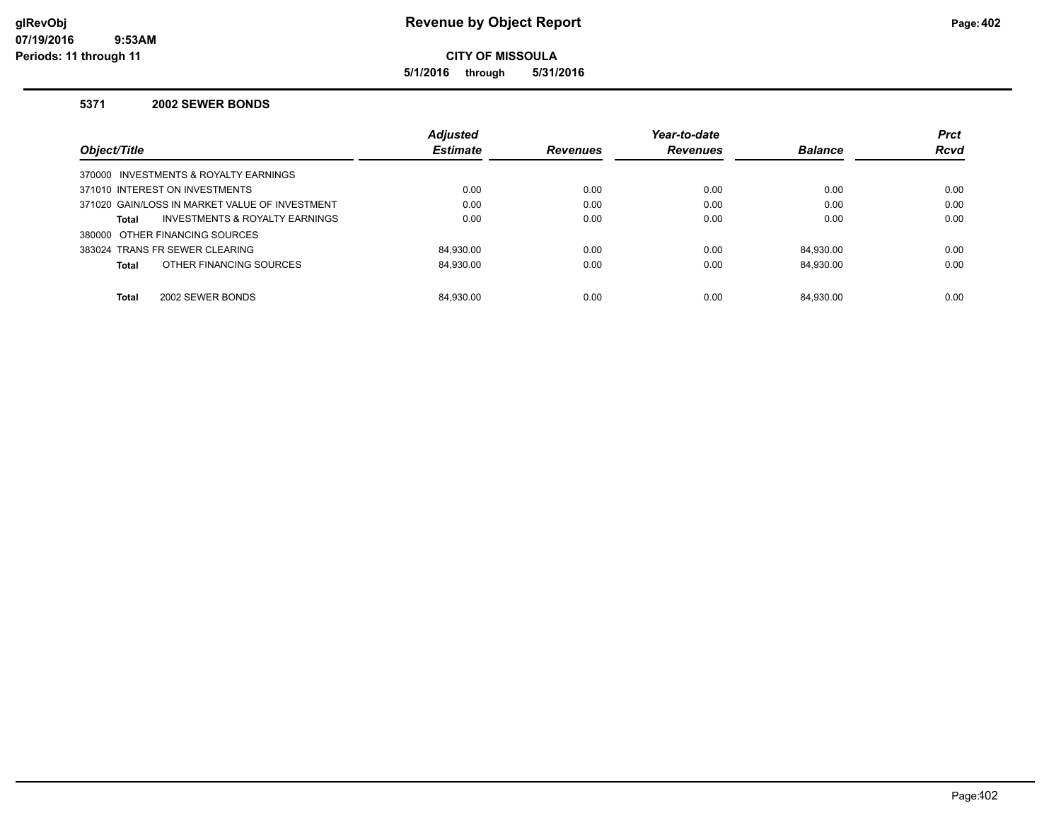**Revenue by Object Report**

**CITY OF MISSOULA**

**5/1/2016 through 5/31/2016**

glRevObj
07/19/2016 9:53AM
Periods: 11 through 11

### 5371 2002 SEWER BONDS

| Object/Title | Adjusted Estimate | Revenues | Year-to-date Revenues | Balance | Prct Rcvd |
|---|---|---|---|---|---|
| 370000 INVESTMENTS & ROYALTY EARNINGS | | | | | |
| 371010 INTEREST ON INVESTMENTS | 0.00 | 0.00 | 0.00 | 0.00 | 0.00 |
| 371020 GAIN/LOSS IN MARKET VALUE OF INVESTMENT | 0.00 | 0.00 | 0.00 | 0.00 | 0.00 |
| **Total** INVESTMENTS & ROYALTY EARNINGS | 0.00 | 0.00 | 0.00 | 0.00 | 0.00 |
| 380000 OTHER FINANCING SOURCES | | | | | |
| 383024 TRANS FR SEWER CLEARING | 84,930.00 | 0.00 | 0.00 | 84,930.00 | 0.00 |
| **Total** OTHER FINANCING SOURCES | 84,930.00 | 0.00 | 0.00 | 84,930.00 | 0.00 |
| **Total** 2002 SEWER BONDS | 84,930.00 | 0.00 | 0.00 | 84,930.00 | 0.00 |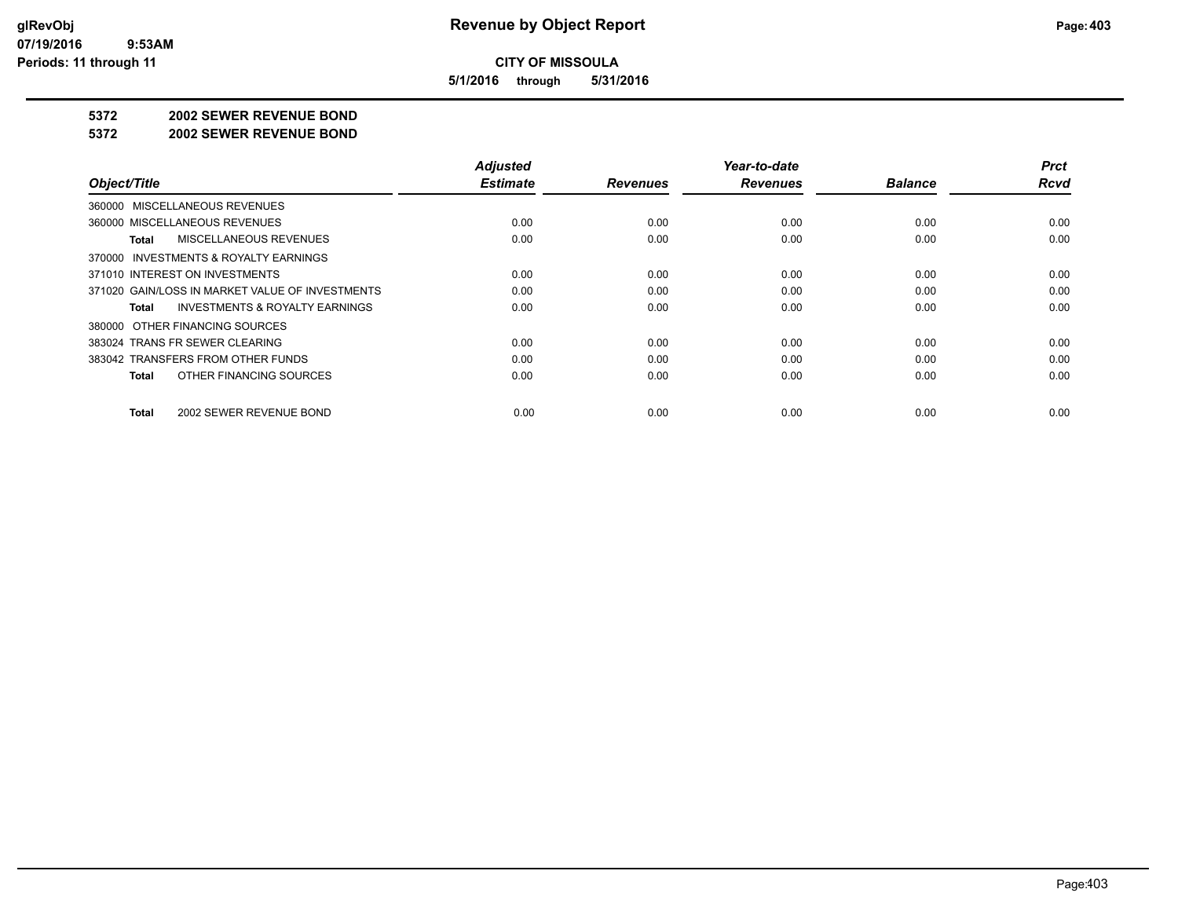**CITY OF MISSOULA**

**5/1/2016 through 5/31/2016**

**5372 2002 SEWER REVENUE BOND**

**5372 2002 SEWER REVENUE BOND**

| Object/Title | Adjusted Estimate | Revenues | Year-to-date Revenues | Balance | Prct Rcvd |
|---|---|---|---|---|---|
| 360000 MISCELLANEOUS REVENUES | | | | | |
| 360000 MISCELLANEOUS REVENUES | 0.00 | 0.00 | 0.00 | 0.00 | 0.00 |
| **Total** MISCELLANEOUS REVENUES | 0.00 | 0.00 | 0.00 | 0.00 | 0.00 |
| 370000 INVESTMENTS & ROYALTY EARNINGS | | | | | |
| 371010 INTEREST ON INVESTMENTS | 0.00 | 0.00 | 0.00 | 0.00 | 0.00 |
| 371020 GAIN/LOSS IN MARKET VALUE OF INVESTMENTS | 0.00 | 0.00 | 0.00 | 0.00 | 0.00 |
| **Total** INVESTMENTS & ROYALTY EARNINGS | 0.00 | 0.00 | 0.00 | 0.00 | 0.00 |
| 380000 OTHER FINANCING SOURCES | | | | | |
| 383024 TRANS FR SEWER CLEARING | 0.00 | 0.00 | 0.00 | 0.00 | 0.00 |
| 383042 TRANSFERS FROM OTHER FUNDS | 0.00 | 0.00 | 0.00 | 0.00 | 0.00 |
| **Total** OTHER FINANCING SOURCES | 0.00 | 0.00 | 0.00 | 0.00 | 0.00 |
| **Total** 2002 SEWER REVENUE BOND | 0.00 | 0.00 | 0.00 | 0.00 | 0.00 |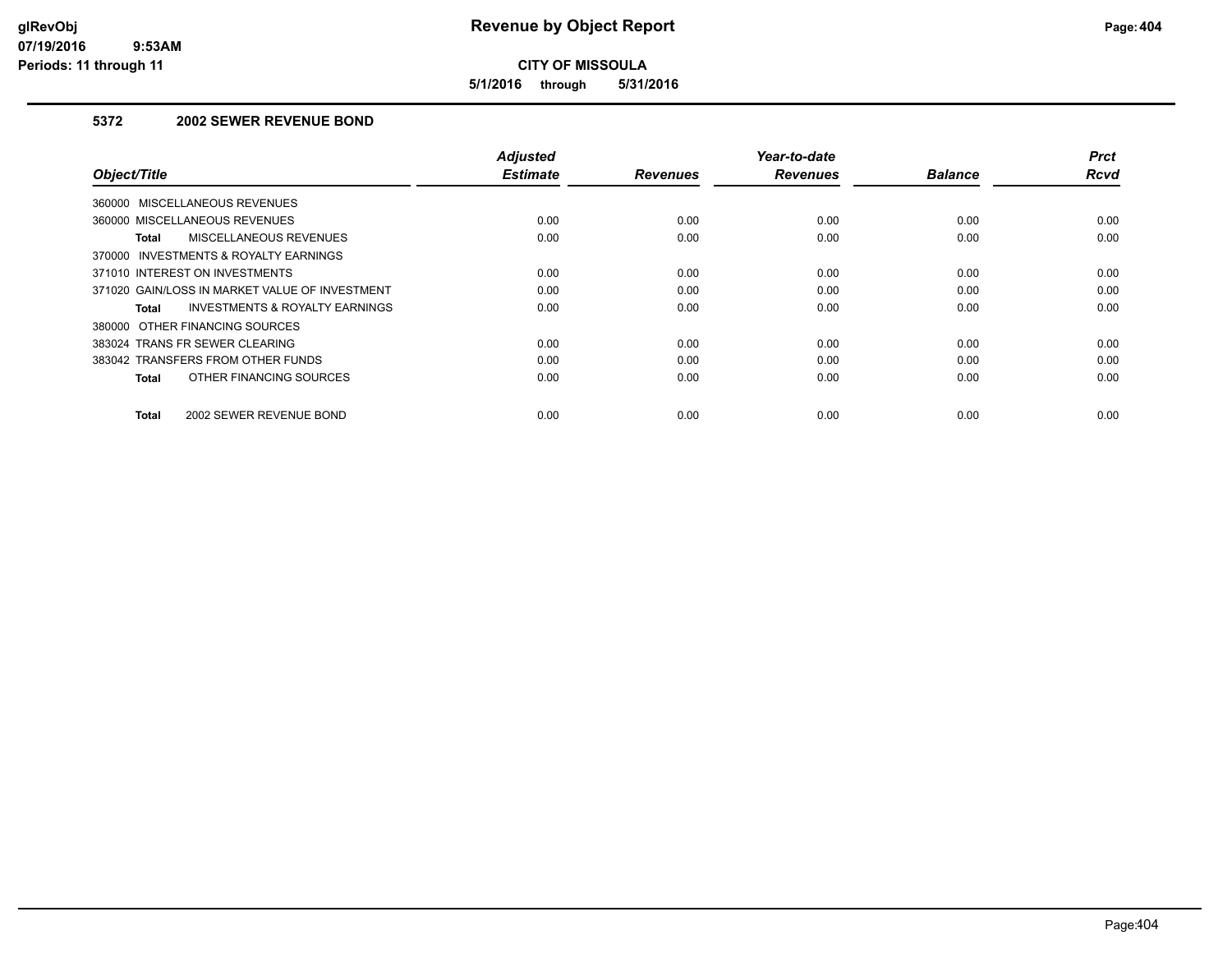# Revenue by Object Report

**CITY OF MISSOULA**

**5/1/2016 through 5/31/2016**

glRevObj
07/19/2016 9:53AM
Periods: 11 through 11

## 5372 2002 SEWER REVENUE BOND

| Object/Title | Adjusted Estimate | Revenues | Year-to-date Revenues | Balance | Prct Rcvd |
|---|---|---|---|---|---|
| 360000 MISCELLANEOUS REVENUES | | | | | |
| 360000 MISCELLANEOUS REVENUES | 0.00 | 0.00 | 0.00 | 0.00 | 0.00 |
| **Total** MISCELLANEOUS REVENUES | 0.00 | 0.00 | 0.00 | 0.00 | 0.00 |
| 370000 INVESTMENTS & ROYALTY EARNINGS | | | | | |
| 371010 INTEREST ON INVESTMENTS | 0.00 | 0.00 | 0.00 | 0.00 | 0.00 |
| 371020 GAIN/LOSS IN MARKET VALUE OF INVESTMENT | 0.00 | 0.00 | 0.00 | 0.00 | 0.00 |
| **Total** INVESTMENTS & ROYALTY EARNINGS | 0.00 | 0.00 | 0.00 | 0.00 | 0.00 |
| 380000 OTHER FINANCING SOURCES | | | | | |
| 383024 TRANS FR SEWER CLEARING | 0.00 | 0.00 | 0.00 | 0.00 | 0.00 |
| 383042 TRANSFERS FROM OTHER FUNDS | 0.00 | 0.00 | 0.00 | 0.00 | 0.00 |
| **Total** OTHER FINANCING SOURCES | 0.00 | 0.00 | 0.00 | 0.00 | 0.00 |
| **Total** 2002 SEWER REVENUE BOND | 0.00 | 0.00 | 0.00 | 0.00 | 0.00 |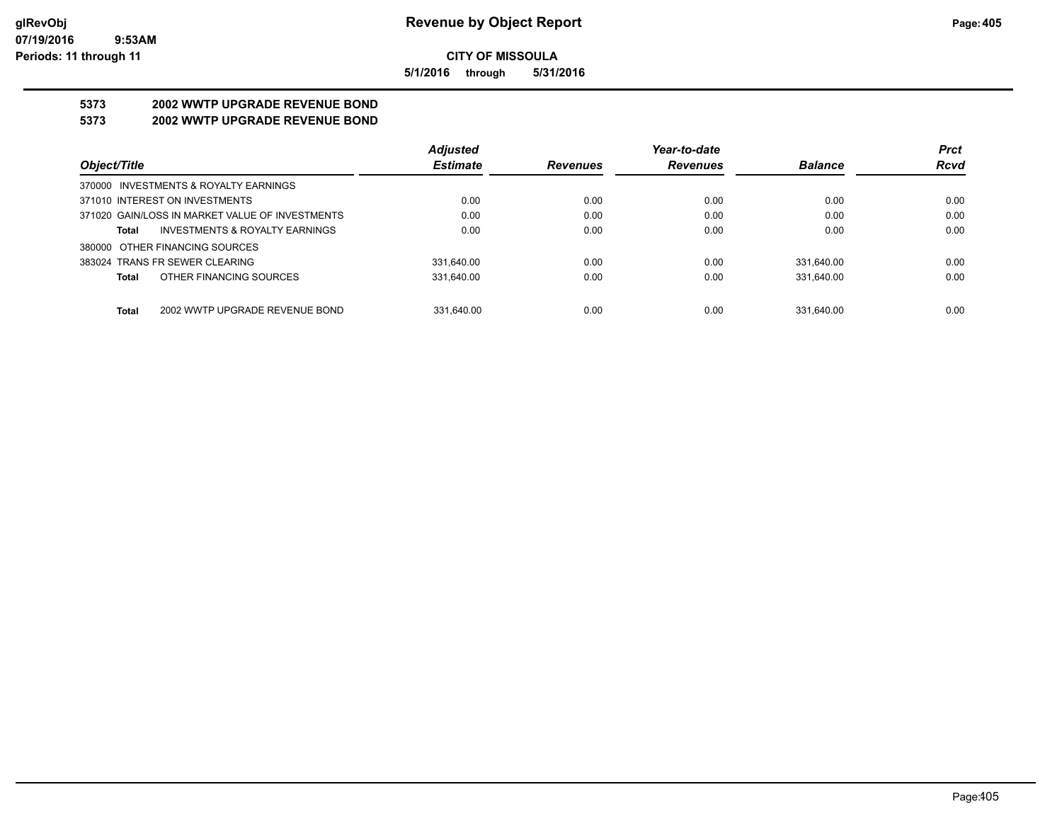**CITY OF MISSOULA**

**5/1/2016 through 5/31/2016**

**5373 2002 WWTP UPGRADE REVENUE BOND**

**5373 2002 WWTP UPGRADE REVENUE BOND**

| Object/Title | Adjusted Estimate | Revenues | Year-to-date Revenues | Balance | Prct Rcvd |
|---|---|---|---|---|---|
| 370000 INVESTMENTS & ROYALTY EARNINGS | | | | | |
| 371010 INTEREST ON INVESTMENTS | 0.00 | 0.00 | 0.00 | 0.00 | 0.00 |
| 371020 GAIN/LOSS IN MARKET VALUE OF INVESTMENTS | 0.00 | 0.00 | 0.00 | 0.00 | 0.00 |
| **Total** INVESTMENTS & ROYALTY EARNINGS | 0.00 | 0.00 | 0.00 | 0.00 | 0.00 |
| 380000 OTHER FINANCING SOURCES | | | | | |
| 383024 TRANS FR SEWER CLEARING | 331,640.00 | 0.00 | 0.00 | 331,640.00 | 0.00 |
| **Total** OTHER FINANCING SOURCES | 331,640.00 | 0.00 | 0.00 | 331,640.00 | 0.00 |
| **Total** 2002 WWTP UPGRADE REVENUE BOND | 331,640.00 | 0.00 | 0.00 | 331,640.00 | 0.00 |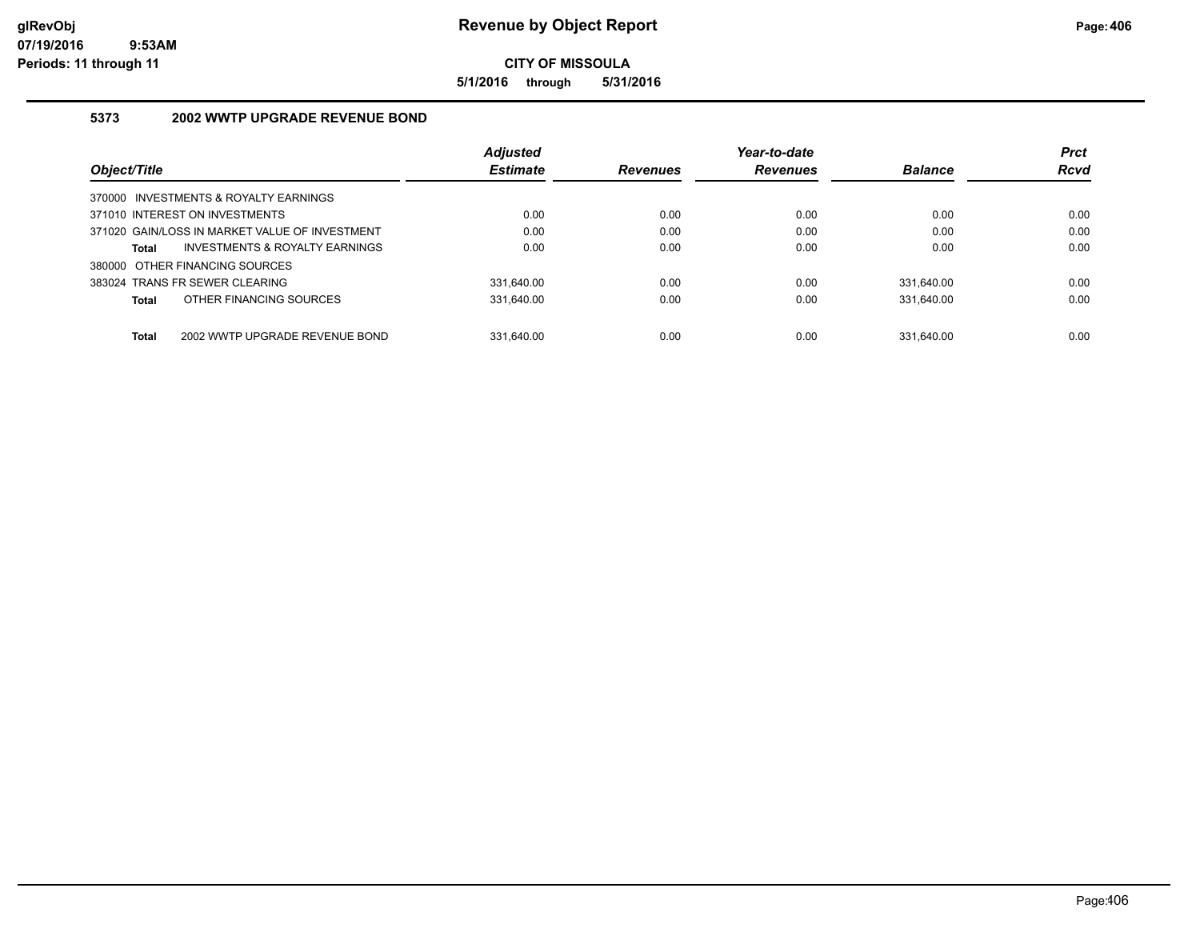# Revenue by Object Report

**CITY OF MISSOULA**

**5/1/2016 through 5/31/2016**

glRevObj
07/19/2016 9:53AM
Periods: 11 through 11

## 5373 2002 WWTP UPGRADE REVENUE BOND

| Object/Title | Adjusted Estimate | Revenues | Year-to-date Revenues | Balance | Prct Rcvd |
|---|---|---|---|---|---|
| 370000 INVESTMENTS & ROYALTY EARNINGS | | | | | |
| 371010 INTEREST ON INVESTMENTS | 0.00 | 0.00 | 0.00 | 0.00 | 0.00 |
| 371020 GAIN/LOSS IN MARKET VALUE OF INVESTMENT | 0.00 | 0.00 | 0.00 | 0.00 | 0.00 |
| **Total** INVESTMENTS & ROYALTY EARNINGS | 0.00 | 0.00 | 0.00 | 0.00 | 0.00 |
| 380000 OTHER FINANCING SOURCES | | | | | |
| 383024 TRANS FR SEWER CLEARING | 331,640.00 | 0.00 | 0.00 | 331,640.00 | 0.00 |
| **Total** OTHER FINANCING SOURCES | 331,640.00 | 0.00 | 0.00 | 331,640.00 | 0.00 |
| **Total** 2002 WWTP UPGRADE REVENUE BOND | 331,640.00 | 0.00 | 0.00 | 331,640.00 | 0.00 |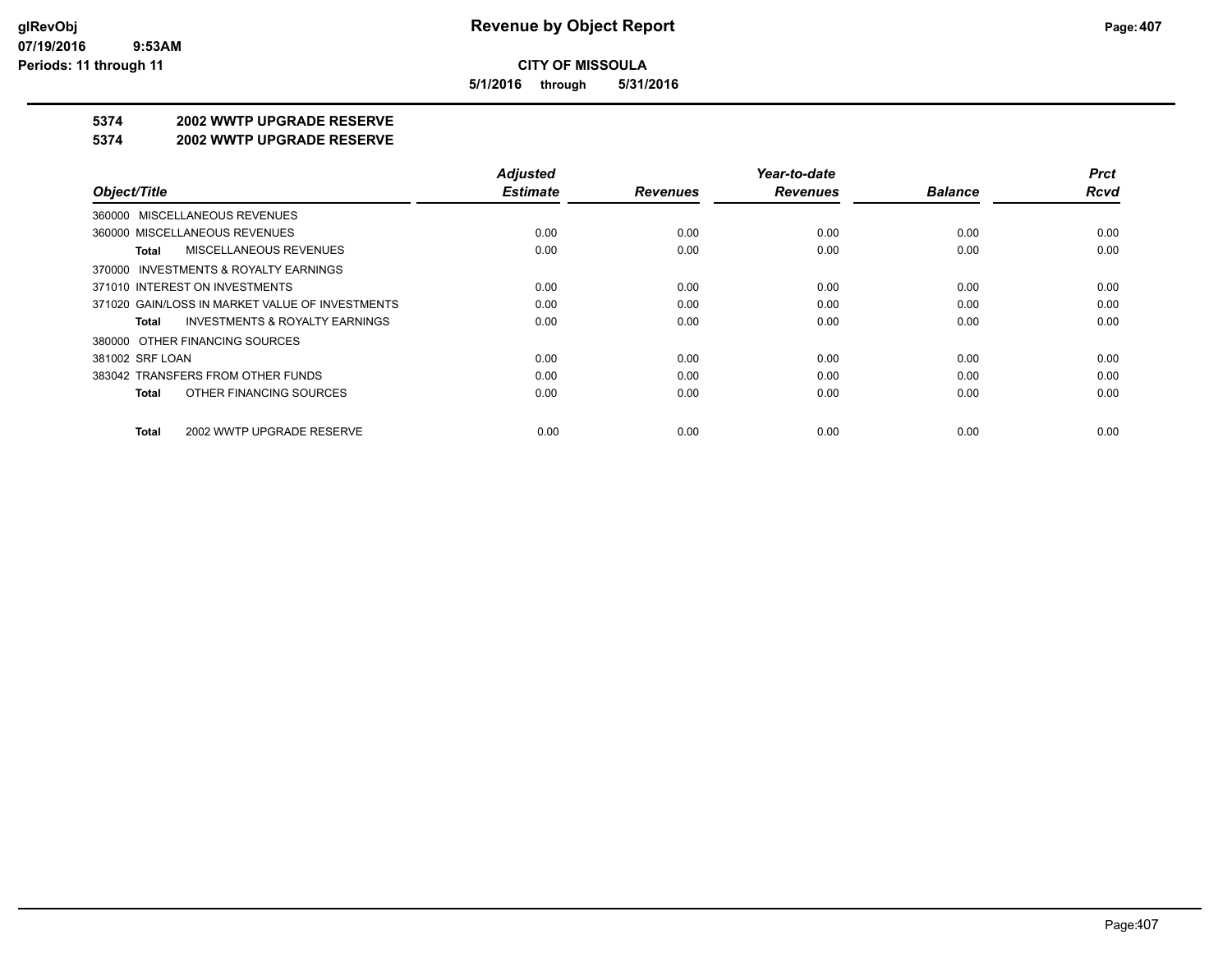**CITY OF MISSOULA**

**5/1/2016 through 5/31/2016**

**Revenue by Object Report**

glRevObj
07/19/2016 9:53AM
Periods: 11 through 11

## 5374 2002 WWTP UPGRADE RESERVE

## 5374 2002 WWTP UPGRADE RESERVE

| Object/Title | Adjusted Estimate | Revenues | Year-to-date Revenues | Balance | Prct Rcvd |
|---|---|---|---|---|---|
| 360000 MISCELLANEOUS REVENUES | | | | | |
| 360000 MISCELLANEOUS REVENUES | 0.00 | 0.00 | 0.00 | 0.00 | 0.00 |
| **Total** MISCELLANEOUS REVENUES | 0.00 | 0.00 | 0.00 | 0.00 | 0.00 |
| 370000 INVESTMENTS & ROYALTY EARNINGS | | | | | |
| 371010 INTEREST ON INVESTMENTS | 0.00 | 0.00 | 0.00 | 0.00 | 0.00 |
| 371020 GAIN/LOSS IN MARKET VALUE OF INVESTMENTS | 0.00 | 0.00 | 0.00 | 0.00 | 0.00 |
| **Total** INVESTMENTS & ROYALTY EARNINGS | 0.00 | 0.00 | 0.00 | 0.00 | 0.00 |
| 380000 OTHER FINANCING SOURCES | | | | | |
| 381002 SRF LOAN | 0.00 | 0.00 | 0.00 | 0.00 | 0.00 |
| 383042 TRANSFERS FROM OTHER FUNDS | 0.00 | 0.00 | 0.00 | 0.00 | 0.00 |
| **Total** OTHER FINANCING SOURCES | 0.00 | 0.00 | 0.00 | 0.00 | 0.00 |
| **Total** 2002 WWTP UPGRADE RESERVE | 0.00 | 0.00 | 0.00 | 0.00 | 0.00 |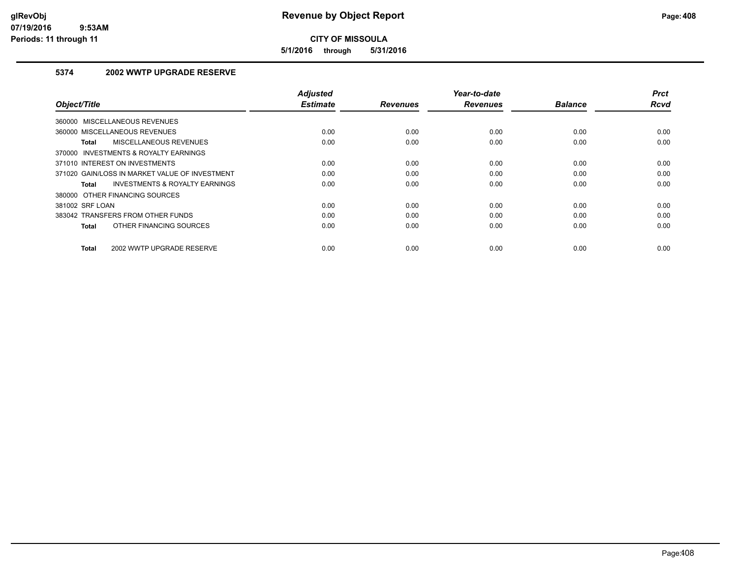# Revenue by Object Report

**CITY OF MISSOULA**

**5/1/2016 through 5/31/2016**

## 5374 2002 WWTP UPGRADE RESERVE

| Object/Title | Adjusted Estimate | Revenues | Year-to-date Revenues | Balance | Prct Rcvd |
|---|---|---|---|---|---|
| 360000 MISCELLANEOUS REVENUES | | | | | |
| 360000 MISCELLANEOUS REVENUES | 0.00 | 0.00 | 0.00 | 0.00 | 0.00 |
| **Total** MISCELLANEOUS REVENUES | 0.00 | 0.00 | 0.00 | 0.00 | 0.00 |
| 370000 INVESTMENTS & ROYALTY EARNINGS | | | | | |
| 371010 INTEREST ON INVESTMENTS | 0.00 | 0.00 | 0.00 | 0.00 | 0.00 |
| 371020 GAIN/LOSS IN MARKET VALUE OF INVESTMENT | 0.00 | 0.00 | 0.00 | 0.00 | 0.00 |
| **Total** INVESTMENTS & ROYALTY EARNINGS | 0.00 | 0.00 | 0.00 | 0.00 | 0.00 |
| 380000 OTHER FINANCING SOURCES | | | | | |
| 381002 SRF LOAN | 0.00 | 0.00 | 0.00 | 0.00 | 0.00 |
| 383042 TRANSFERS FROM OTHER FUNDS | 0.00 | 0.00 | 0.00 | 0.00 | 0.00 |
| **Total** OTHER FINANCING SOURCES | 0.00 | 0.00 | 0.00 | 0.00 | 0.00 |
| **Total** 2002 WWTP UPGRADE RESERVE | 0.00 | 0.00 | 0.00 | 0.00 | 0.00 |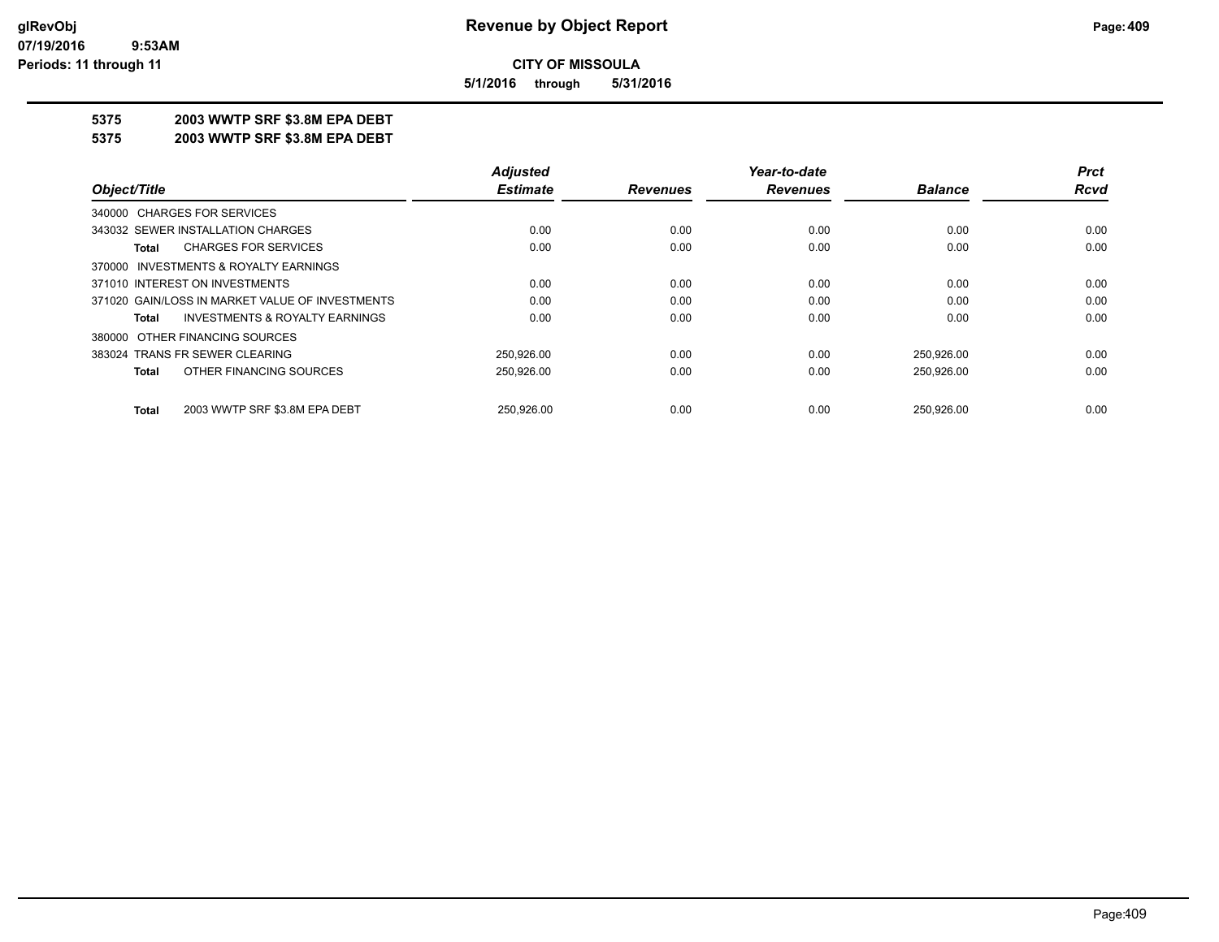# Revenue by Object Report

**CITY OF MISSOULA**

**5/1/2016 through 5/31/2016**

glRevObj
07/19/2016 9:53AM
Periods: 11 through 11

## 5375 2003 WWTP SRF $3.8M EPA DEBT

## 5375 2003 WWTP SRF $3.8M EPA DEBT

| Object/Title | Adjusted Estimate | Revenues | Year-to-date Revenues | Balance | Prct Rcvd |
|---|---|---|---|---|---|
| 340000 CHARGES FOR SERVICES | | | | | |
| 343032 SEWER INSTALLATION CHARGES | 0.00 | 0.00 | 0.00 | 0.00 | 0.00 |
| **Total** CHARGES FOR SERVICES | 0.00 | 0.00 | 0.00 | 0.00 | 0.00 |
| 370000 INVESTMENTS & ROYALTY EARNINGS | | | | | |
| 371010 INTEREST ON INVESTMENTS | 0.00 | 0.00 | 0.00 | 0.00 | 0.00 |
| 371020 GAIN/LOSS IN MARKET VALUE OF INVESTMENTS | 0.00 | 0.00 | 0.00 | 0.00 | 0.00 |
| **Total** INVESTMENTS & ROYALTY EARNINGS | 0.00 | 0.00 | 0.00 | 0.00 | 0.00 |
| 380000 OTHER FINANCING SOURCES | | | | | |
| 383024 TRANS FR SEWER CLEARING | 250,926.00 | 0.00 | 0.00 | 250,926.00 | 0.00 |
| **Total** OTHER FINANCING SOURCES | 250,926.00 | 0.00 | 0.00 | 250,926.00 | 0.00 |
| **Total** 2003 WWTP SRF $3.8M EPA DEBT | 250,926.00 | 0.00 | 0.00 | 250,926.00 | 0.00 |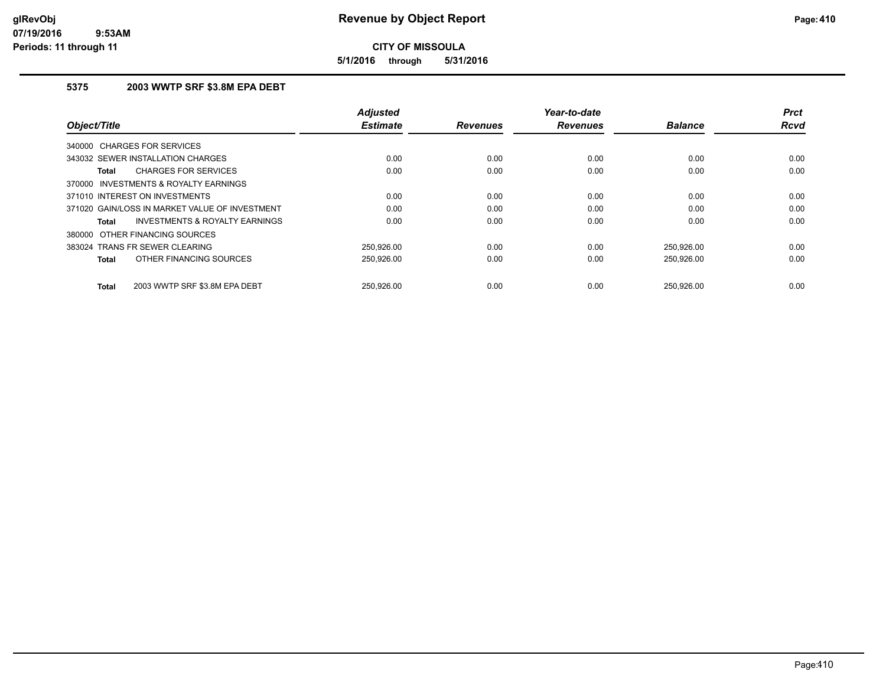# Revenue by Object Report

**CITY OF MISSOULA**

**5/1/2016 through 5/31/2016**

glRevObj
07/19/2016 9:53AM
Periods: 11 through 11

### 5375 2003 WWTP SRF $3.8M EPA DEBT

| Object/Title | Adjusted Estimate | Revenues | Year-to-date Revenues | Balance | Prct Rcvd |
|---|---|---|---|---|---|
| 340000 CHARGES FOR SERVICES | | | | | |
| 343032 SEWER INSTALLATION CHARGES | 0.00 | 0.00 | 0.00 | 0.00 | 0.00 |
| **Total** CHARGES FOR SERVICES | 0.00 | 0.00 | 0.00 | 0.00 | 0.00 |
| 370000 INVESTMENTS & ROYALTY EARNINGS | | | | | |
| 371010 INTEREST ON INVESTMENTS | 0.00 | 0.00 | 0.00 | 0.00 | 0.00 |
| 371020 GAIN/LOSS IN MARKET VALUE OF INVESTMENT | 0.00 | 0.00 | 0.00 | 0.00 | 0.00 |
| **Total** INVESTMENTS & ROYALTY EARNINGS | 0.00 | 0.00 | 0.00 | 0.00 | 0.00 |
| 380000 OTHER FINANCING SOURCES | | | | | |
| 383024 TRANS FR SEWER CLEARING | 250,926.00 | 0.00 | 0.00 | 250,926.00 | 0.00 |
| **Total** OTHER FINANCING SOURCES | 250,926.00 | 0.00 | 0.00 | 250,926.00 | 0.00 |
| **Total** 2003 WWTP SRF $3.8M EPA DEBT | 250,926.00 | 0.00 | 0.00 | 250,926.00 | 0.00 |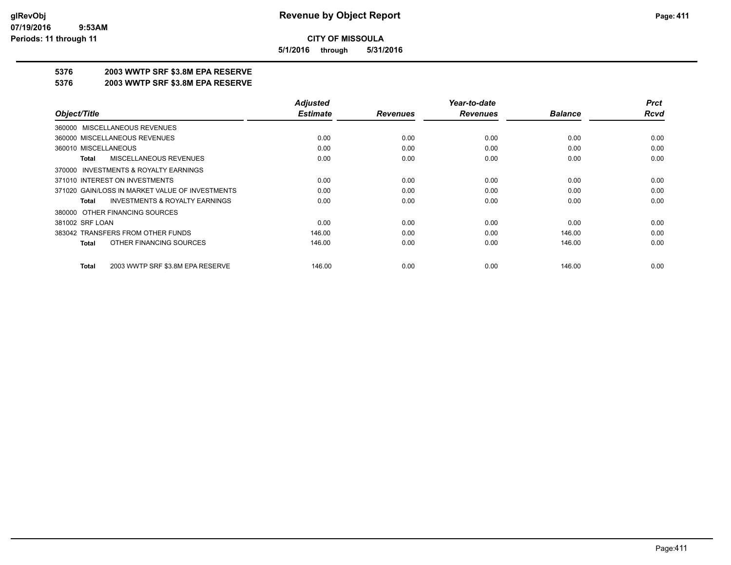**CITY OF MISSOULA**

**5/1/2016 through 5/31/2016**

## 5376 2003 WWTP SRF $3.8M EPA RESERVE

## 5376 2003 WWTP SRF $3.8M EPA RESERVE

| Object/Title | Adjusted Estimate | Revenues | Year-to-date Revenues | Balance | Prct Rcvd |
|---|---|---|---|---|---|
| 360000 MISCELLANEOUS REVENUES | | | | | |
| 360000 MISCELLANEOUS REVENUES | 0.00 | 0.00 | 0.00 | 0.00 | 0.00 |
| 360010 MISCELLANEOUS | 0.00 | 0.00 | 0.00 | 0.00 | 0.00 |
| **Total** MISCELLANEOUS REVENUES | 0.00 | 0.00 | 0.00 | 0.00 | 0.00 |
| 370000 INVESTMENTS & ROYALTY EARNINGS | | | | | |
| 371010 INTEREST ON INVESTMENTS | 0.00 | 0.00 | 0.00 | 0.00 | 0.00 |
| 371020 GAIN/LOSS IN MARKET VALUE OF INVESTMENTS | 0.00 | 0.00 | 0.00 | 0.00 | 0.00 |
| **Total** INVESTMENTS & ROYALTY EARNINGS | 0.00 | 0.00 | 0.00 | 0.00 | 0.00 |
| 380000 OTHER FINANCING SOURCES | | | | | |
| 381002 SRF LOAN | 0.00 | 0.00 | 0.00 | 0.00 | 0.00 |
| 383042 TRANSFERS FROM OTHER FUNDS | 146.00 | 0.00 | 0.00 | 146.00 | 0.00 |
| **Total** OTHER FINANCING SOURCES | 146.00 | 0.00 | 0.00 | 146.00 | 0.00 |
| **Total** 2003 WWTP SRF $3.8M EPA RESERVE | 146.00 | 0.00 | 0.00 | 146.00 | 0.00 |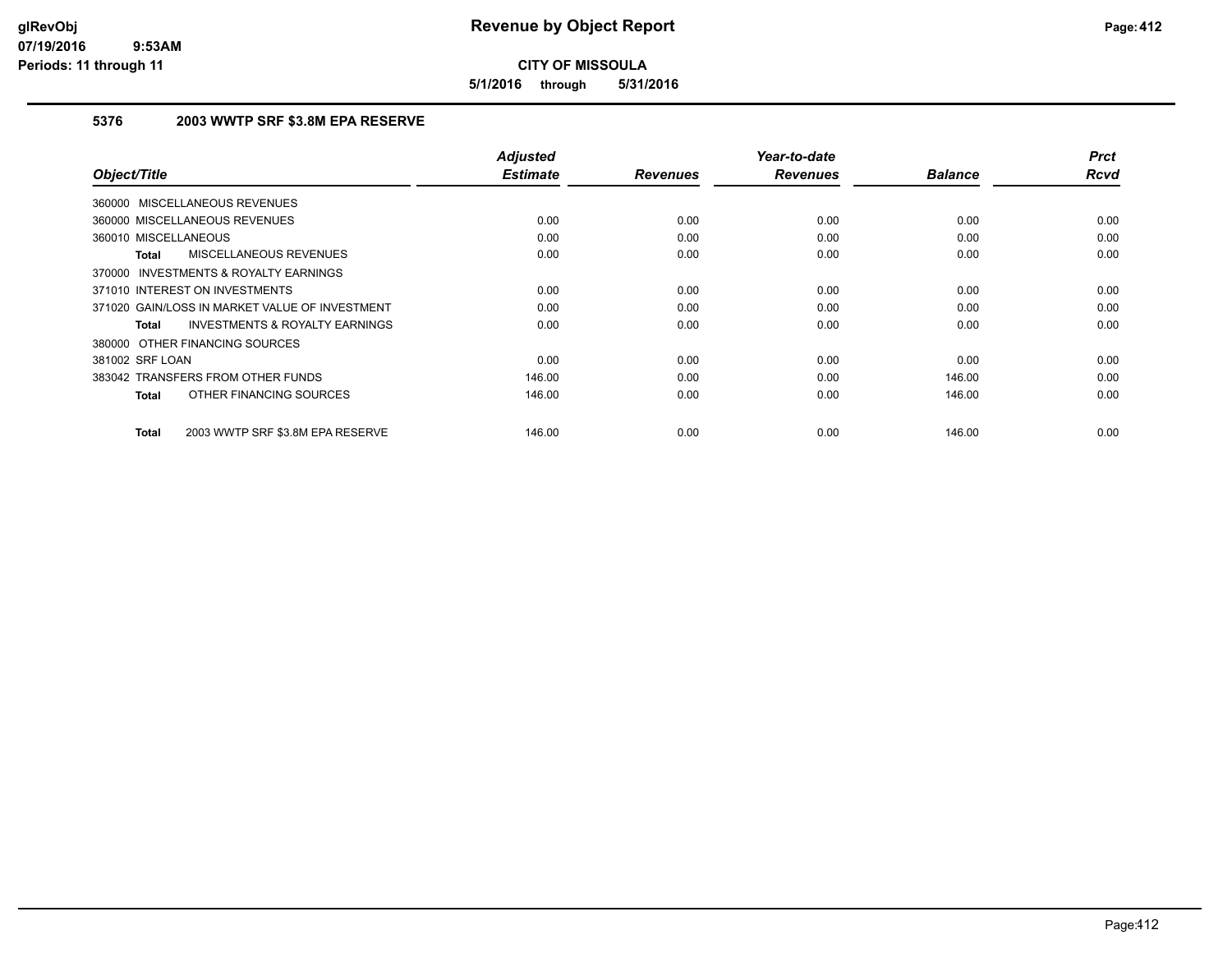**Revenue by Object Report**

**CITY OF MISSOULA**

**5/1/2016 through 5/31/2016**

### 5376 2003 WWTP SRF $3.8M EPA RESERVE

| Object/Title | Adjusted Estimate | Revenues | Year-to-date Revenues | Balance | Prct Rcvd |
|---|---|---|---|---|---|
| 360000 MISCELLANEOUS REVENUES | | | | | |
| 360000 MISCELLANEOUS REVENUES | 0.00 | 0.00 | 0.00 | 0.00 | 0.00 |
| 360010 MISCELLANEOUS | 0.00 | 0.00 | 0.00 | 0.00 | 0.00 |
| **Total** MISCELLANEOUS REVENUES | 0.00 | 0.00 | 0.00 | 0.00 | 0.00 |
| 370000 INVESTMENTS & ROYALTY EARNINGS | | | | | |
| 371010 INTEREST ON INVESTMENTS | 0.00 | 0.00 | 0.00 | 0.00 | 0.00 |
| 371020 GAIN/LOSS IN MARKET VALUE OF INVESTMENT | 0.00 | 0.00 | 0.00 | 0.00 | 0.00 |
| **Total** INVESTMENTS & ROYALTY EARNINGS | 0.00 | 0.00 | 0.00 | 0.00 | 0.00 |
| 380000 OTHER FINANCING SOURCES | | | | | |
| 381002 SRF LOAN | 0.00 | 0.00 | 0.00 | 0.00 | 0.00 |
| 383042 TRANSFERS FROM OTHER FUNDS | 146.00 | 0.00 | 0.00 | 146.00 | 0.00 |
| **Total** OTHER FINANCING SOURCES | 146.00 | 0.00 | 0.00 | 146.00 | 0.00 |
| **Total** 2003 WWTP SRF $3.8M EPA RESERVE | 146.00 | 0.00 | 0.00 | 146.00 | 0.00 |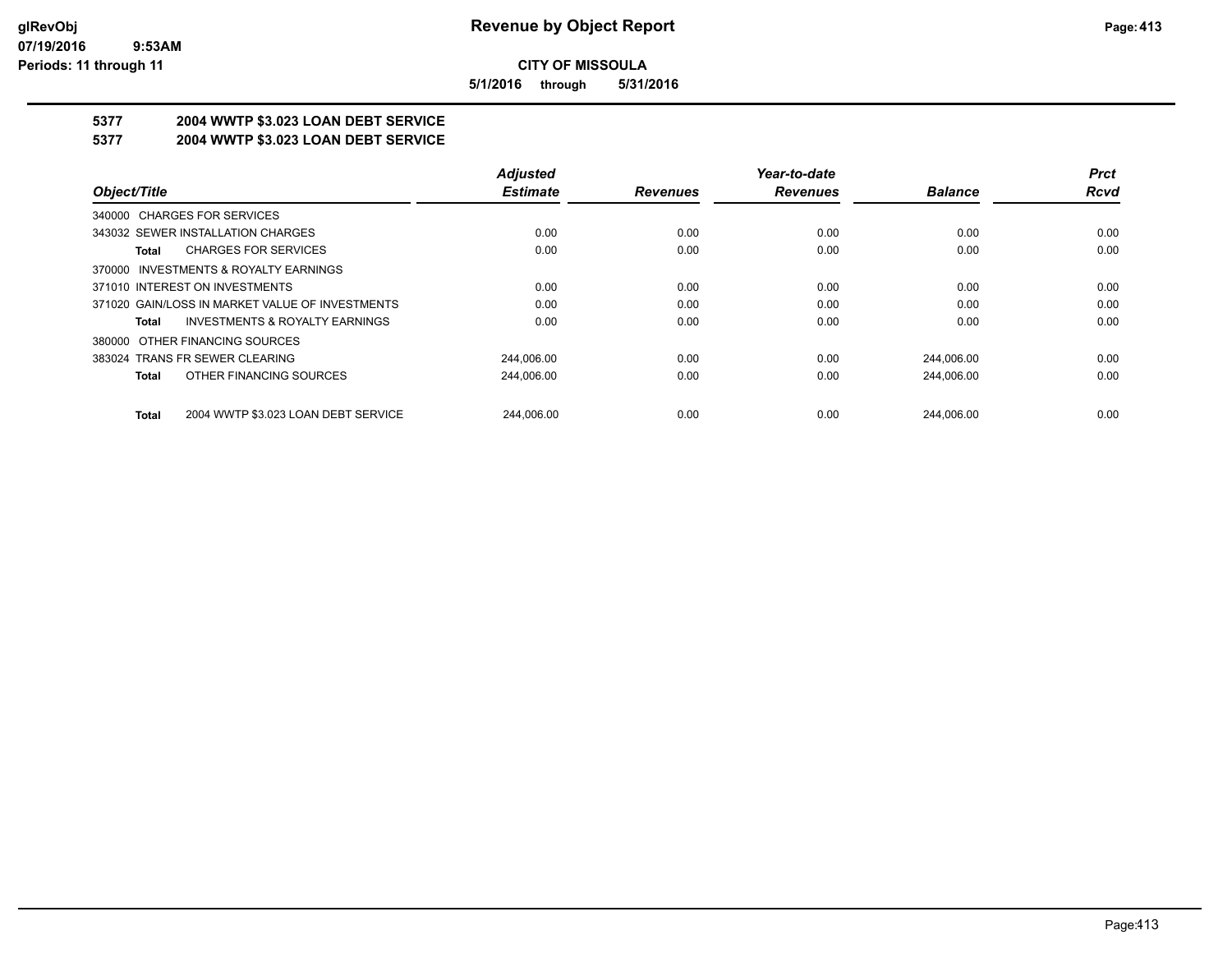# Revenue by Object Report

**CITY OF MISSOULA**

**5/1/2016 through 5/31/2016**

**5377 2004 WWTP $3.023 LOAN DEBT SERVICE**

**5377 2004 WWTP $3.023 LOAN DEBT SERVICE**

| Object/Title | Adjusted Estimate | Revenues | Year-to-date Revenues | Balance | Prct Rcvd |
|---|---|---|---|---|---|
| 340000 CHARGES FOR SERVICES | | | | | |
| 343032 SEWER INSTALLATION CHARGES | 0.00 | 0.00 | 0.00 | 0.00 | 0.00 |
| **Total** CHARGES FOR SERVICES | 0.00 | 0.00 | 0.00 | 0.00 | 0.00 |
| 370000 INVESTMENTS & ROYALTY EARNINGS | | | | | |
| 371010 INTEREST ON INVESTMENTS | 0.00 | 0.00 | 0.00 | 0.00 | 0.00 |
| 371020 GAIN/LOSS IN MARKET VALUE OF INVESTMENTS | 0.00 | 0.00 | 0.00 | 0.00 | 0.00 |
| **Total** INVESTMENTS & ROYALTY EARNINGS | 0.00 | 0.00 | 0.00 | 0.00 | 0.00 |
| 380000 OTHER FINANCING SOURCES | | | | | |
| 383024 TRANS FR SEWER CLEARING | 244,006.00 | 0.00 | 0.00 | 244,006.00 | 0.00 |
| **Total** OTHER FINANCING SOURCES | 244,006.00 | 0.00 | 0.00 | 244,006.00 | 0.00 |
| **Total** 2004 WWTP $3.023 LOAN DEBT SERVICE | 244,006.00 | 0.00 | 0.00 | 244,006.00 | 0.00 |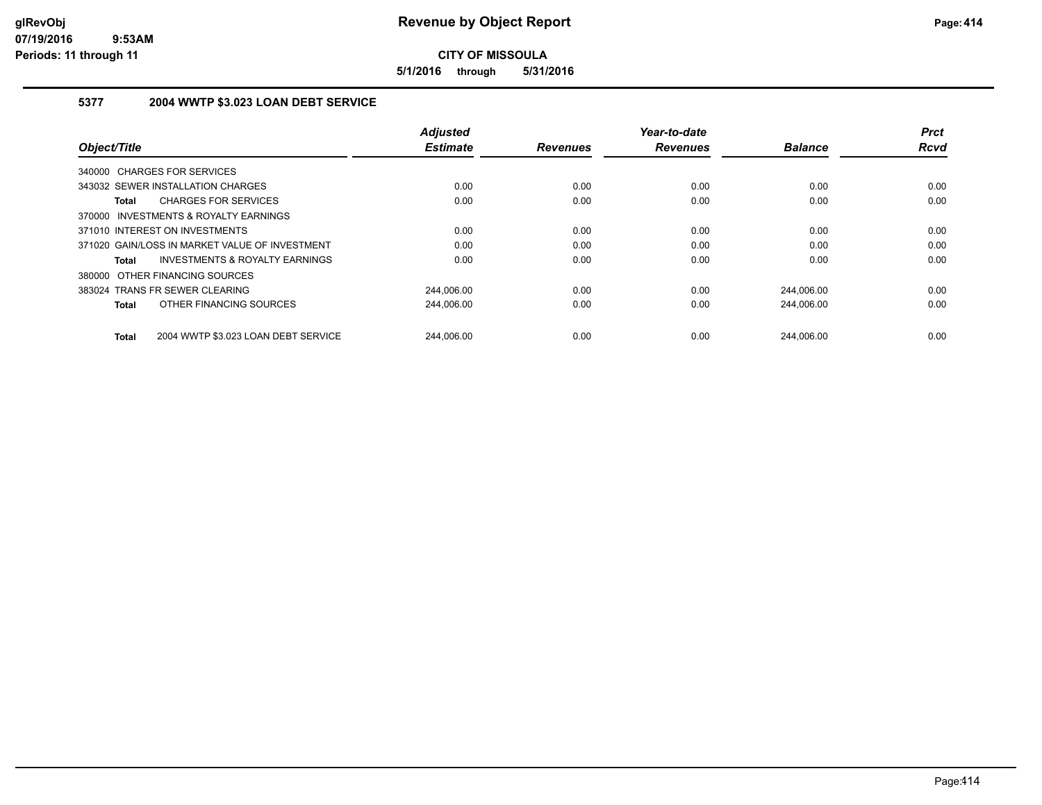**Revenue by Object Report**

**CITY OF MISSOULA**

**5/1/2016 through 5/31/2016**

glRevObj
07/19/2016 9:53AM
Periods: 11 through 11

## 5377 2004 WWTP $3.023 LOAN DEBT SERVICE

| Object/Title | Adjusted Estimate | Revenues | Year-to-date Revenues | Balance | Prct Rcvd |
|---|---|---|---|---|---|
| 340000 CHARGES FOR SERVICES | | | | | |
| 343032 SEWER INSTALLATION CHARGES | 0.00 | 0.00 | 0.00 | 0.00 | 0.00 |
| **Total** CHARGES FOR SERVICES | 0.00 | 0.00 | 0.00 | 0.00 | 0.00 |
| 370000 INVESTMENTS & ROYALTY EARNINGS | | | | | |
| 371010 INTEREST ON INVESTMENTS | 0.00 | 0.00 | 0.00 | 0.00 | 0.00 |
| 371020 GAIN/LOSS IN MARKET VALUE OF INVESTMENT | 0.00 | 0.00 | 0.00 | 0.00 | 0.00 |
| **Total** INVESTMENTS & ROYALTY EARNINGS | 0.00 | 0.00 | 0.00 | 0.00 | 0.00 |
| 380000 OTHER FINANCING SOURCES | | | | | |
| 383024 TRANS FR SEWER CLEARING | 244,006.00 | 0.00 | 0.00 | 244,006.00 | 0.00 |
| **Total** OTHER FINANCING SOURCES | 244,006.00 | 0.00 | 0.00 | 244,006.00 | 0.00 |
| **Total** 2004 WWTP $3.023 LOAN DEBT SERVICE | 244,006.00 | 0.00 | 0.00 | 244,006.00 | 0.00 |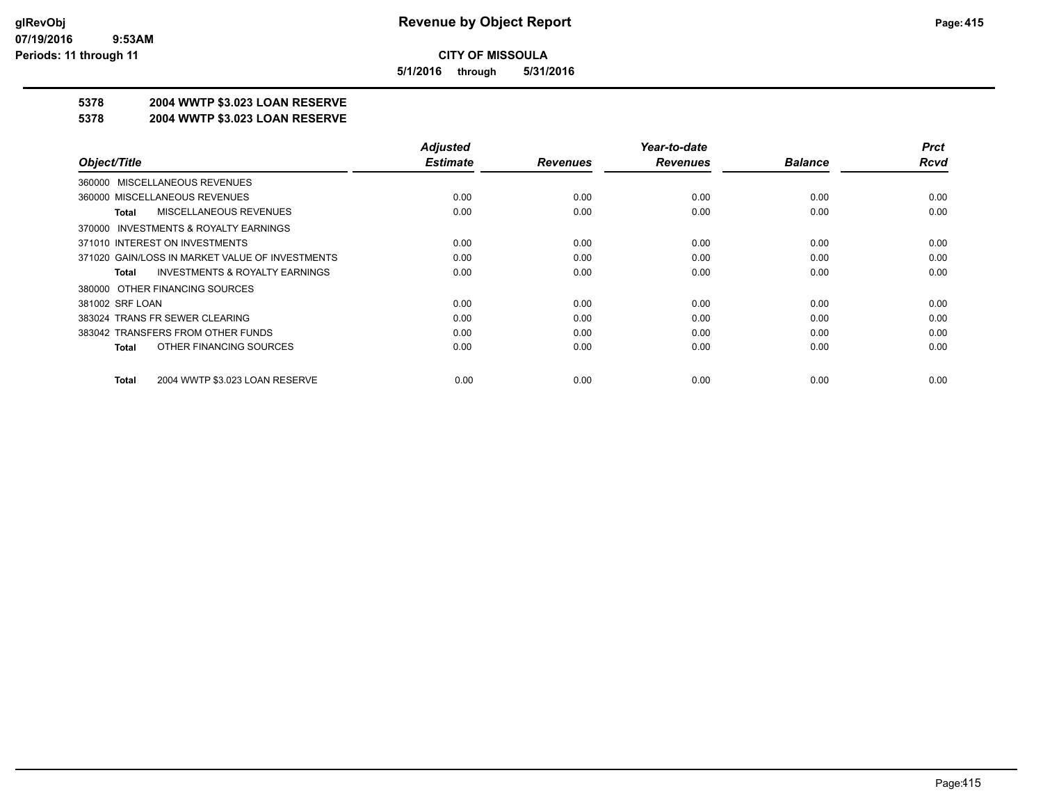# Revenue by Object Report

**CITY OF MISSOULA**

**5/1/2016 through 5/31/2016**

**5378 2004 WWTP $3.023 LOAN RESERVE**

**5378 2004 WWTP $3.023 LOAN RESERVE**

| Object/Title | Adjusted Estimate | Revenues | Year-to-date Revenues | Balance | Prct Rcvd |
|---|---|---|---|---|---|
| 360000 MISCELLANEOUS REVENUES | | | | | |
| 360000 MISCELLANEOUS REVENUES | 0.00 | 0.00 | 0.00 | 0.00 | 0.00 |
| **Total** MISCELLANEOUS REVENUES | 0.00 | 0.00 | 0.00 | 0.00 | 0.00 |
| 370000 INVESTMENTS & ROYALTY EARNINGS | | | | | |
| 371010 INTEREST ON INVESTMENTS | 0.00 | 0.00 | 0.00 | 0.00 | 0.00 |
| 371020 GAIN/LOSS IN MARKET VALUE OF INVESTMENTS | 0.00 | 0.00 | 0.00 | 0.00 | 0.00 |
| **Total** INVESTMENTS & ROYALTY EARNINGS | 0.00 | 0.00 | 0.00 | 0.00 | 0.00 |
| 380000 OTHER FINANCING SOURCES | | | | | |
| 381002 SRF LOAN | 0.00 | 0.00 | 0.00 | 0.00 | 0.00 |
| 383024 TRANS FR SEWER CLEARING | 0.00 | 0.00 | 0.00 | 0.00 | 0.00 |
| 383042 TRANSFERS FROM OTHER FUNDS | 0.00 | 0.00 | 0.00 | 0.00 | 0.00 |
| **Total** OTHER FINANCING SOURCES | 0.00 | 0.00 | 0.00 | 0.00 | 0.00 |
| **Total** 2004 WWTP $3.023 LOAN RESERVE | 0.00 | 0.00 | 0.00 | 0.00 | 0.00 |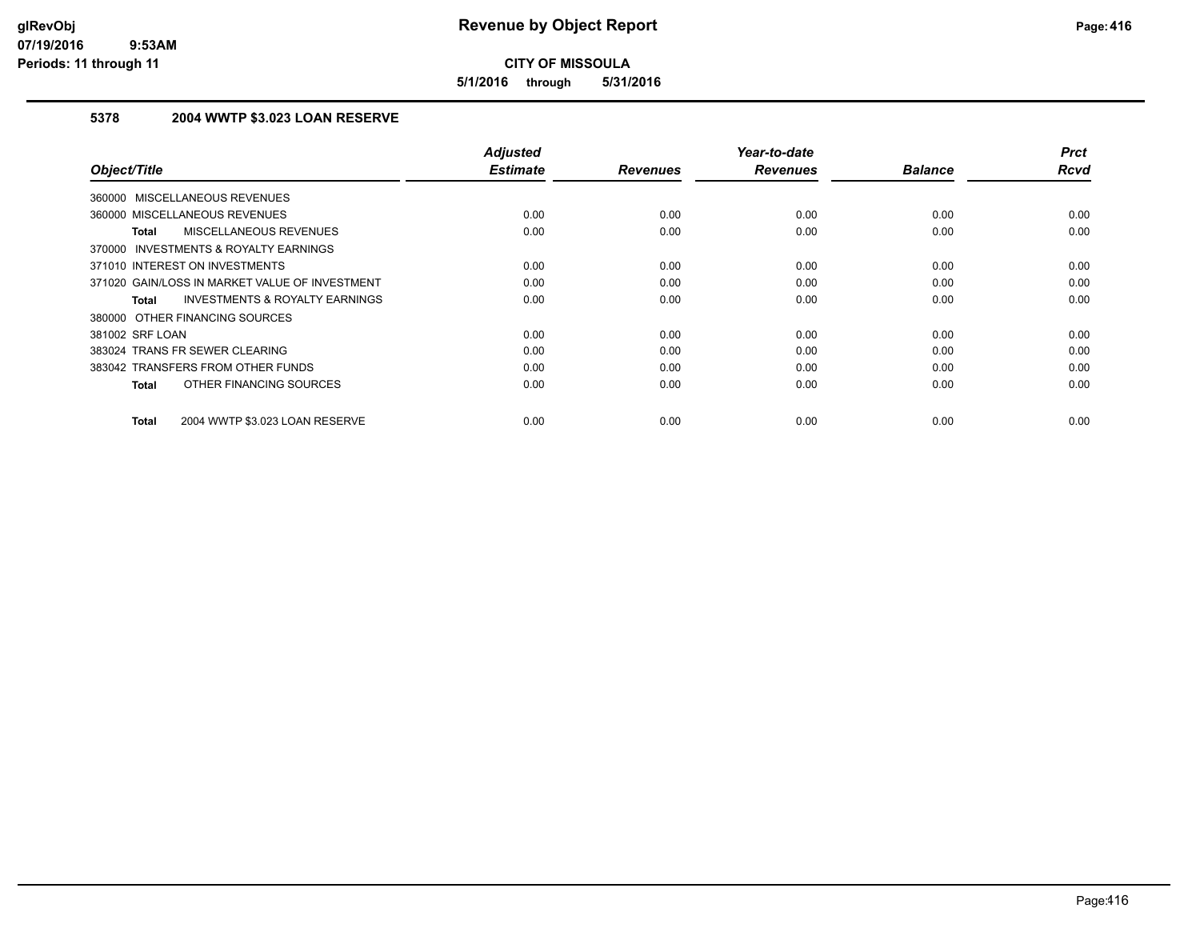**CITY OF MISSOULA**

**5/1/2016 through 5/31/2016**

## 5378 2004 WWTP $3.023 LOAN RESERVE

| Object/Title | Adjusted Estimate | Revenues | Year-to-date Revenues | Balance | Prct Rcvd |
|---|---|---|---|---|---|
| 360000 MISCELLANEOUS REVENUES | | | | | |
| 360000 MISCELLANEOUS REVENUES | 0.00 | 0.00 | 0.00 | 0.00 | 0.00 |
| **Total** MISCELLANEOUS REVENUES | 0.00 | 0.00 | 0.00 | 0.00 | 0.00 |
| 370000 INVESTMENTS & ROYALTY EARNINGS | | | | | |
| 371010 INTEREST ON INVESTMENTS | 0.00 | 0.00 | 0.00 | 0.00 | 0.00 |
| 371020 GAIN/LOSS IN MARKET VALUE OF INVESTMENT | 0.00 | 0.00 | 0.00 | 0.00 | 0.00 |
| **Total** INVESTMENTS & ROYALTY EARNINGS | 0.00 | 0.00 | 0.00 | 0.00 | 0.00 |
| 380000 OTHER FINANCING SOURCES | | | | | |
| 381002 SRF LOAN | 0.00 | 0.00 | 0.00 | 0.00 | 0.00 |
| 383024 TRANS FR SEWER CLEARING | 0.00 | 0.00 | 0.00 | 0.00 | 0.00 |
| 383042 TRANSFERS FROM OTHER FUNDS | 0.00 | 0.00 | 0.00 | 0.00 | 0.00 |
| **Total** OTHER FINANCING SOURCES | 0.00 | 0.00 | 0.00 | 0.00 | 0.00 |
| **Total** 2004 WWTP $3.023 LOAN RESERVE | 0.00 | 0.00 | 0.00 | 0.00 | 0.00 |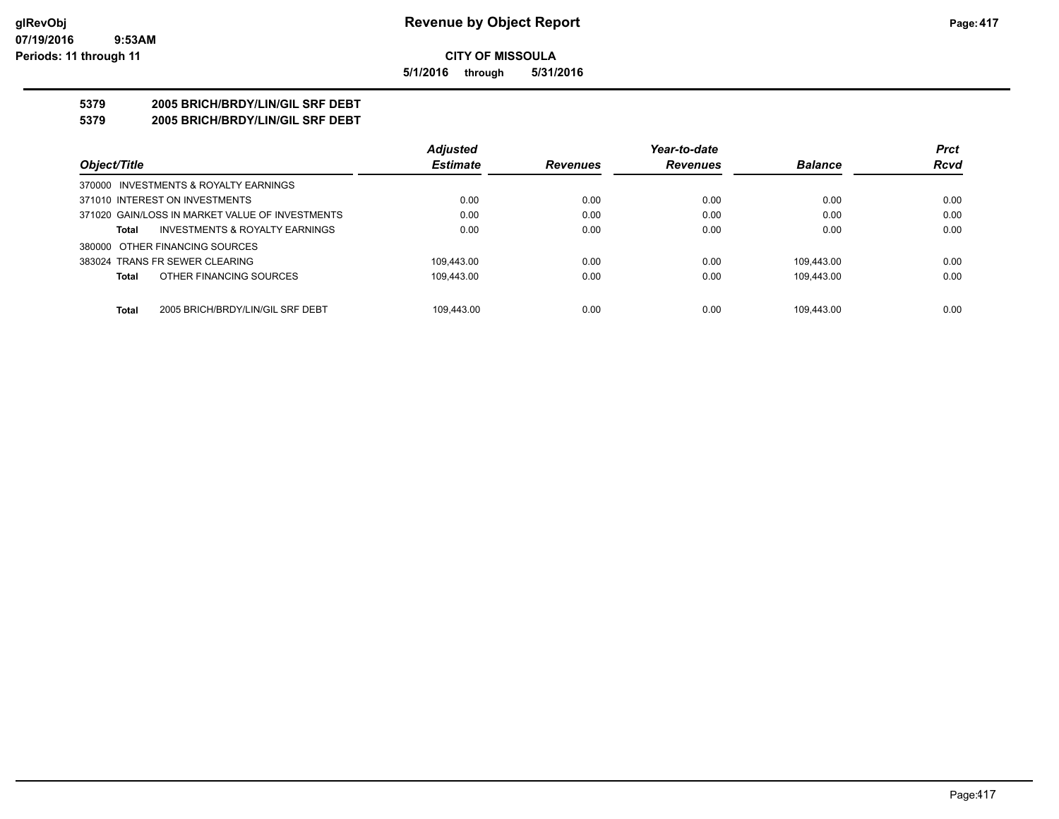# CITY OF MISSOULA

**5/1/2016 through 5/31/2016**

## 5379 2005 BRICH/BRDY/LIN/GIL SRF DEBT

## 5379 2005 BRICH/BRDY/LIN/GIL SRF DEBT

| Object/Title | Adjusted Estimate | Revenues | Year-to-date Revenues | Balance | Prct Rcvd |
|---|---|---|---|---|---|
| 370000 INVESTMENTS & ROYALTY EARNINGS | | | | | |
| 371010 INTEREST ON INVESTMENTS | 0.00 | 0.00 | 0.00 | 0.00 | 0.00 |
| 371020 GAIN/LOSS IN MARKET VALUE OF INVESTMENTS | 0.00 | 0.00 | 0.00 | 0.00 | 0.00 |
| **Total** INVESTMENTS & ROYALTY EARNINGS | 0.00 | 0.00 | 0.00 | 0.00 | 0.00 |
| 380000 OTHER FINANCING SOURCES | | | | | |
| 383024 TRANS FR SEWER CLEARING | 109,443.00 | 0.00 | 0.00 | 109,443.00 | 0.00 |
| **Total** OTHER FINANCING SOURCES | 109,443.00 | 0.00 | 0.00 | 109,443.00 | 0.00 |
| **Total** 2005 BRICH/BRDY/LIN/GIL SRF DEBT | 109,443.00 | 0.00 | 0.00 | 109,443.00 | 0.00 |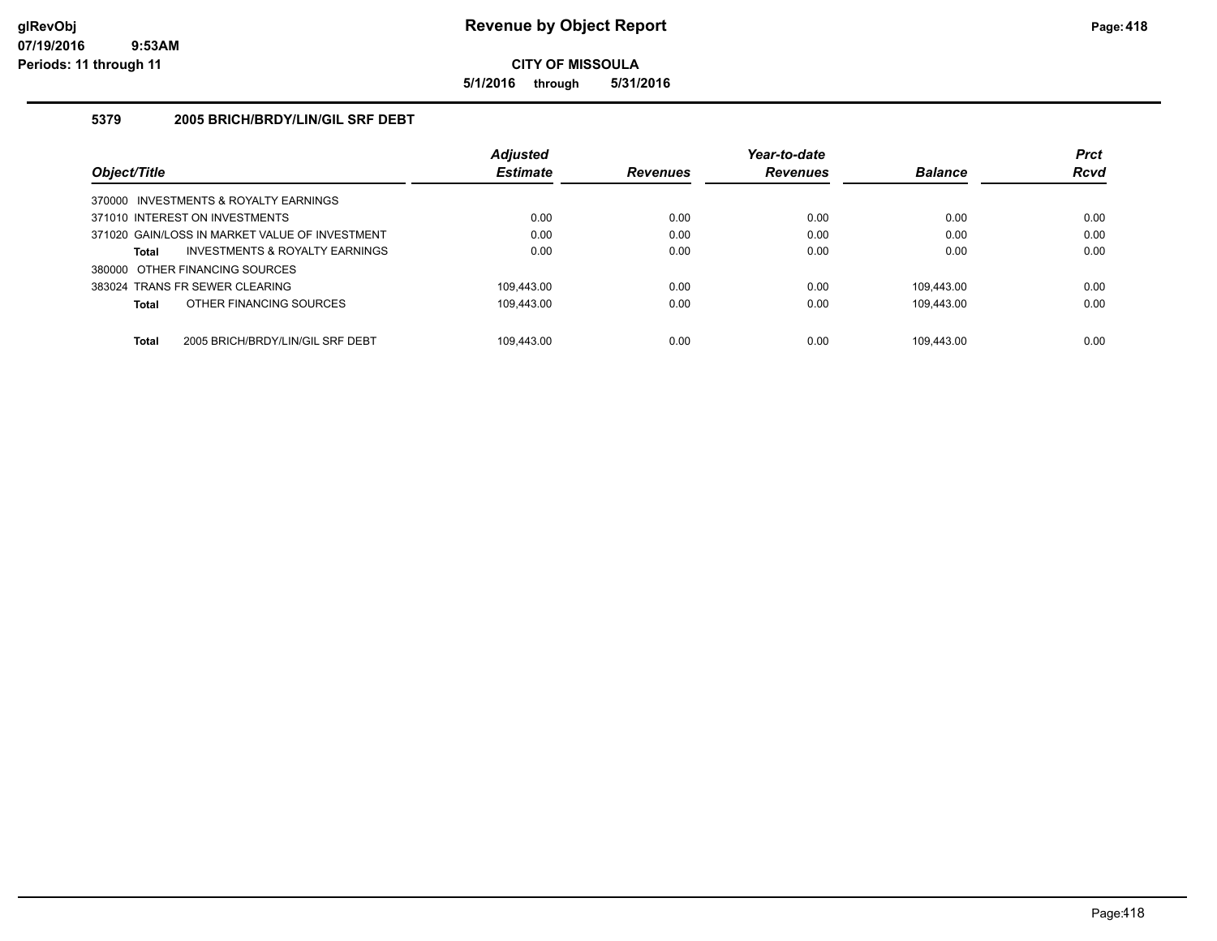# Revenue by Object Report

**CITY OF MISSOULA**

**5/1/2016 through 5/31/2016**

glRevObj
07/19/2016 9:53AM
Periods: 11 through 11

### 5379 2005 BRICH/BRDY/LIN/GIL SRF DEBT

| Object/Title | Adjusted Estimate | Revenues | Year-to-date Revenues | Balance | Prct Rcvd |
|---|---|---|---|---|---|
| 370000 INVESTMENTS & ROYALTY EARNINGS | | | | | |
| 371010 INTEREST ON INVESTMENTS | 0.00 | 0.00 | 0.00 | 0.00 | 0.00 |
| 371020 GAIN/LOSS IN MARKET VALUE OF INVESTMENT | 0.00 | 0.00 | 0.00 | 0.00 | 0.00 |
| **Total** INVESTMENTS & ROYALTY EARNINGS | 0.00 | 0.00 | 0.00 | 0.00 | 0.00 |
| 380000 OTHER FINANCING SOURCES | | | | | |
| 383024 TRANS FR SEWER CLEARING | 109,443.00 | 0.00 | 0.00 | 109,443.00 | 0.00 |
| **Total** OTHER FINANCING SOURCES | 109,443.00 | 0.00 | 0.00 | 109,443.00 | 0.00 |
| **Total** 2005 BRICH/BRDY/LIN/GIL SRF DEBT | 109,443.00 | 0.00 | 0.00 | 109,443.00 | 0.00 |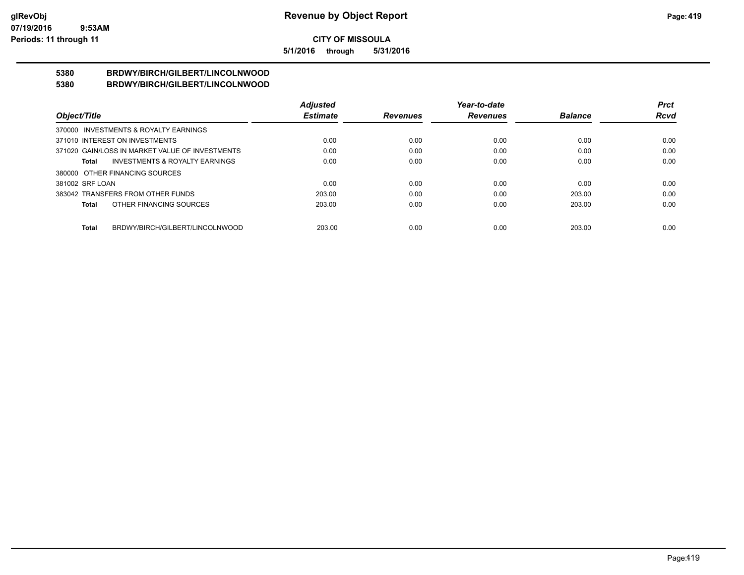**CITY OF MISSOULA**

**5/1/2016 through 5/31/2016**

**5380 BRDWY/BIRCH/GILBERT/LINCOLNWOOD**

**5380 BRDWY/BIRCH/GILBERT/LINCOLNWOOD**

| Object/Title | Adjusted Estimate | Revenues | Year-to-date Revenues | Balance | Prct Rcvd |
|---|---|---|---|---|---|
| 370000 INVESTMENTS & ROYALTY EARNINGS | | | | | |
| 371010 INTEREST ON INVESTMENTS | 0.00 | 0.00 | 0.00 | 0.00 | 0.00 |
| 371020 GAIN/LOSS IN MARKET VALUE OF INVESTMENTS | 0.00 | 0.00 | 0.00 | 0.00 | 0.00 |
| **Total** INVESTMENTS & ROYALTY EARNINGS | 0.00 | 0.00 | 0.00 | 0.00 | 0.00 |
| 380000 OTHER FINANCING SOURCES | | | | | |
| 381002 SRF LOAN | 0.00 | 0.00 | 0.00 | 0.00 | 0.00 |
| 383042 TRANSFERS FROM OTHER FUNDS | 203.00 | 0.00 | 0.00 | 203.00 | 0.00 |
| **Total** OTHER FINANCING SOURCES | 203.00 | 0.00 | 0.00 | 203.00 | 0.00 |
| **Total** BRDWY/BIRCH/GILBERT/LINCOLNWOOD | 203.00 | 0.00 | 0.00 | 203.00 | 0.00 |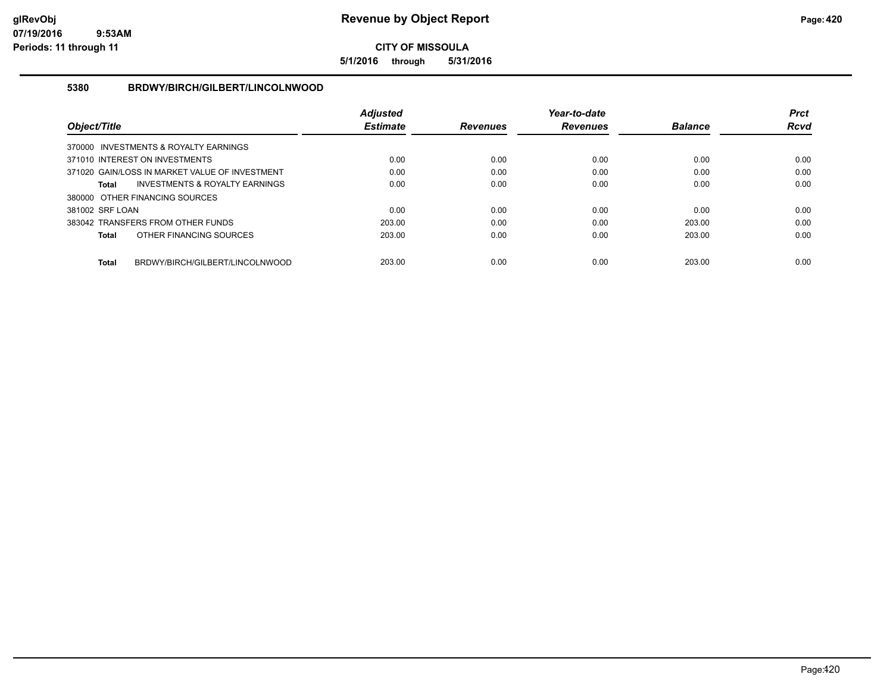**CITY OF MISSOULA**

**5/1/2016 through 5/31/2016**

### 5380 BRDWY/BIRCH/GILBERT/LINCOLNWOOD

| Object/Title | Adjusted Estimate | Revenues | Year-to-date Revenues | Balance | Prct Rcvd |
|---|---|---|---|---|---|
| 370000 INVESTMENTS & ROYALTY EARNINGS | | | | | |
| 371010 INTEREST ON INVESTMENTS | 0.00 | 0.00 | 0.00 | 0.00 | 0.00 |
| 371020 GAIN/LOSS IN MARKET VALUE OF INVESTMENT | 0.00 | 0.00 | 0.00 | 0.00 | 0.00 |
| **Total** INVESTMENTS & ROYALTY EARNINGS | 0.00 | 0.00 | 0.00 | 0.00 | 0.00 |
| 380000 OTHER FINANCING SOURCES | | | | | |
| 381002 SRF LOAN | 0.00 | 0.00 | 0.00 | 0.00 | 0.00 |
| 383042 TRANSFERS FROM OTHER FUNDS | 203.00 | 0.00 | 0.00 | 203.00 | 0.00 |
| **Total** OTHER FINANCING SOURCES | 203.00 | 0.00 | 0.00 | 203.00 | 0.00 |
| **Total** BRDWY/BIRCH/GILBERT/LINCOLNWOOD | 203.00 | 0.00 | 0.00 | 203.00 | 0.00 |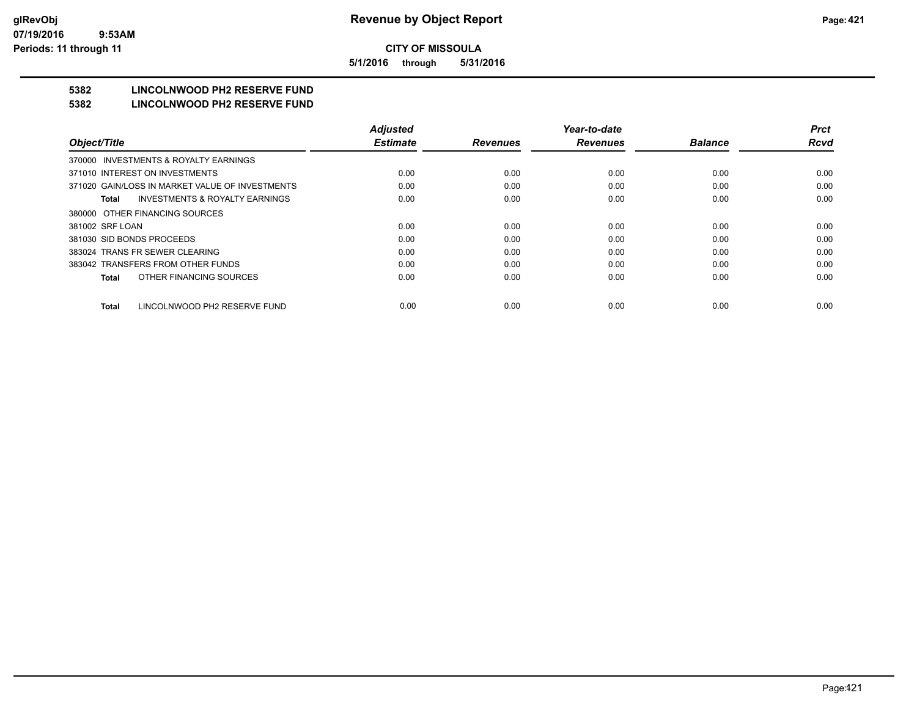**CITY OF MISSOULA**

**5/1/2016 through 5/31/2016**

## 5382 LINCOLNWOOD PH2 RESERVE FUND

## 5382 LINCOLNWOOD PH2 RESERVE FUND

| Object/Title | Adjusted Estimate | Revenues | Year-to-date Revenues | Balance | Prct Rcvd |
|---|---|---|---|---|---|
| 370000 INVESTMENTS & ROYALTY EARNINGS | | | | | |
| 371010 INTEREST ON INVESTMENTS | 0.00 | 0.00 | 0.00 | 0.00 | 0.00 |
| 371020 GAIN/LOSS IN MARKET VALUE OF INVESTMENTS | 0.00 | 0.00 | 0.00 | 0.00 | 0.00 |
| **Total** INVESTMENTS & ROYALTY EARNINGS | 0.00 | 0.00 | 0.00 | 0.00 | 0.00 |
| 380000 OTHER FINANCING SOURCES | | | | | |
| 381002 SRF LOAN | 0.00 | 0.00 | 0.00 | 0.00 | 0.00 |
| 381030 SID BONDS PROCEEDS | 0.00 | 0.00 | 0.00 | 0.00 | 0.00 |
| 383024 TRANS FR SEWER CLEARING | 0.00 | 0.00 | 0.00 | 0.00 | 0.00 |
| 383042 TRANSFERS FROM OTHER FUNDS | 0.00 | 0.00 | 0.00 | 0.00 | 0.00 |
| **Total** OTHER FINANCING SOURCES | 0.00 | 0.00 | 0.00 | 0.00 | 0.00 |
| **Total** LINCOLNWOOD PH2 RESERVE FUND | 0.00 | 0.00 | 0.00 | 0.00 | 0.00 |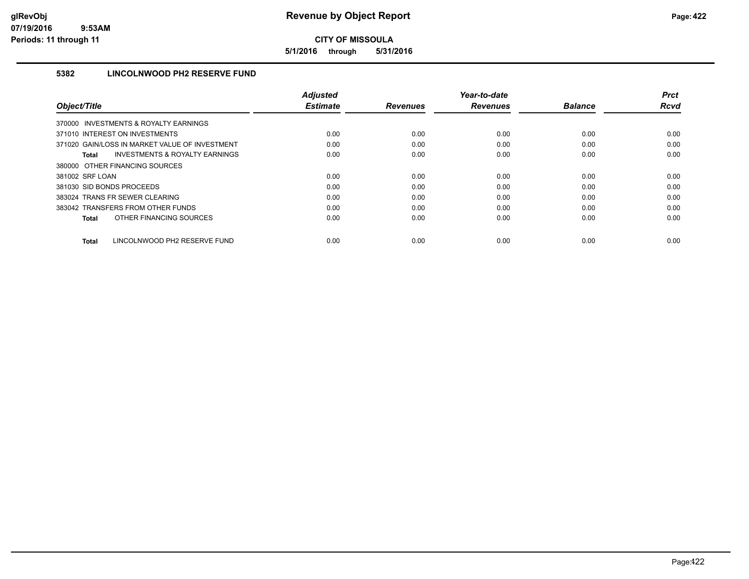# Revenue by Object Report

## CITY OF MISSOULA

**5/1/2016 through 5/31/2016**

glRevObj
07/19/2016 9:53AM
Periods: 11 through 11

### 5382 LINCOLNWOOD PH2 RESERVE FUND

| Object/Title | Adjusted Estimate | Revenues | Year-to-date Revenues | Balance | Prct Rcvd |
|---|---|---|---|---|---|
| 370000 INVESTMENTS & ROYALTY EARNINGS | | | | | |
| 371010 INTEREST ON INVESTMENTS | 0.00 | 0.00 | 0.00 | 0.00 | 0.00 |
| 371020 GAIN/LOSS IN MARKET VALUE OF INVESTMENT | 0.00 | 0.00 | 0.00 | 0.00 | 0.00 |
| **Total** INVESTMENTS & ROYALTY EARNINGS | 0.00 | 0.00 | 0.00 | 0.00 | 0.00 |
| 380000 OTHER FINANCING SOURCES | | | | | |
| 381002 SRF LOAN | 0.00 | 0.00 | 0.00 | 0.00 | 0.00 |
| 381030 SID BONDS PROCEEDS | 0.00 | 0.00 | 0.00 | 0.00 | 0.00 |
| 383024 TRANS FR SEWER CLEARING | 0.00 | 0.00 | 0.00 | 0.00 | 0.00 |
| 383042 TRANSFERS FROM OTHER FUNDS | 0.00 | 0.00 | 0.00 | 0.00 | 0.00 |
| **Total** OTHER FINANCING SOURCES | 0.00 | 0.00 | 0.00 | 0.00 | 0.00 |
| **Total** LINCOLNWOOD PH2 RESERVE FUND | 0.00 | 0.00 | 0.00 | 0.00 | 0.00 |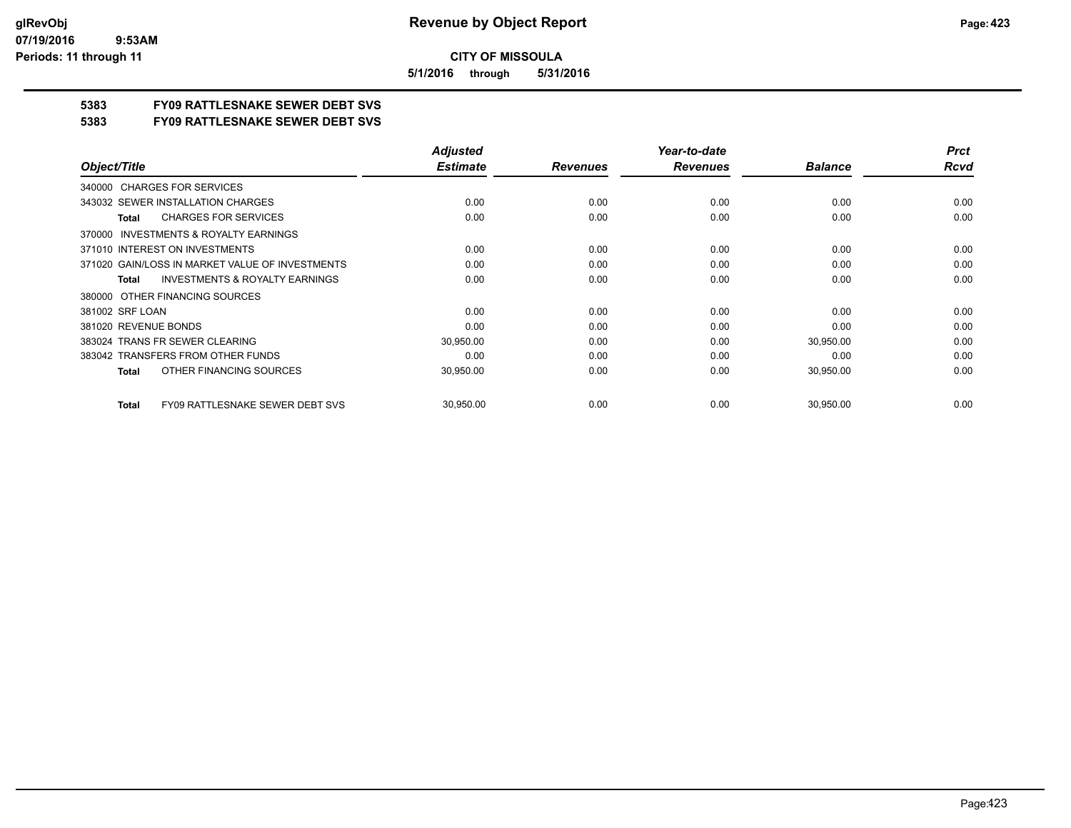# Revenue by Object Report

**CITY OF MISSOULA**

**5/1/2016 through 5/31/2016**

glRevObj
07/19/2016 9:53AM
Periods: 11 through 11

## 5383 FY09 RATTLESNAKE SEWER DEBT SVS

### 5383 FY09 RATTLESNAKE SEWER DEBT SVS

| Object/Title | Adjusted Estimate | Revenues | Year-to-date Revenues | Balance | Prct Rcvd |
|---|---|---|---|---|---|
| 340000 CHARGES FOR SERVICES | | | | | |
| 343032 SEWER INSTALLATION CHARGES | 0.00 | 0.00 | 0.00 | 0.00 | 0.00 |
| **Total** CHARGES FOR SERVICES | 0.00 | 0.00 | 0.00 | 0.00 | 0.00 |
| 370000 INVESTMENTS & ROYALTY EARNINGS | | | | | |
| 371010 INTEREST ON INVESTMENTS | 0.00 | 0.00 | 0.00 | 0.00 | 0.00 |
| 371020 GAIN/LOSS IN MARKET VALUE OF INVESTMENTS | 0.00 | 0.00 | 0.00 | 0.00 | 0.00 |
| **Total** INVESTMENTS & ROYALTY EARNINGS | 0.00 | 0.00 | 0.00 | 0.00 | 0.00 |
| 380000 OTHER FINANCING SOURCES | | | | | |
| 381002 SRF LOAN | 0.00 | 0.00 | 0.00 | 0.00 | 0.00 |
| 381020 REVENUE BONDS | 0.00 | 0.00 | 0.00 | 0.00 | 0.00 |
| 383024 TRANS FR SEWER CLEARING | 30,950.00 | 0.00 | 0.00 | 30,950.00 | 0.00 |
| 383042 TRANSFERS FROM OTHER FUNDS | 0.00 | 0.00 | 0.00 | 0.00 | 0.00 |
| **Total** OTHER FINANCING SOURCES | 30,950.00 | 0.00 | 0.00 | 30,950.00 | 0.00 |
| **Total** FY09 RATTLESNAKE SEWER DEBT SVS | 30,950.00 | 0.00 | 0.00 | 30,950.00 | 0.00 |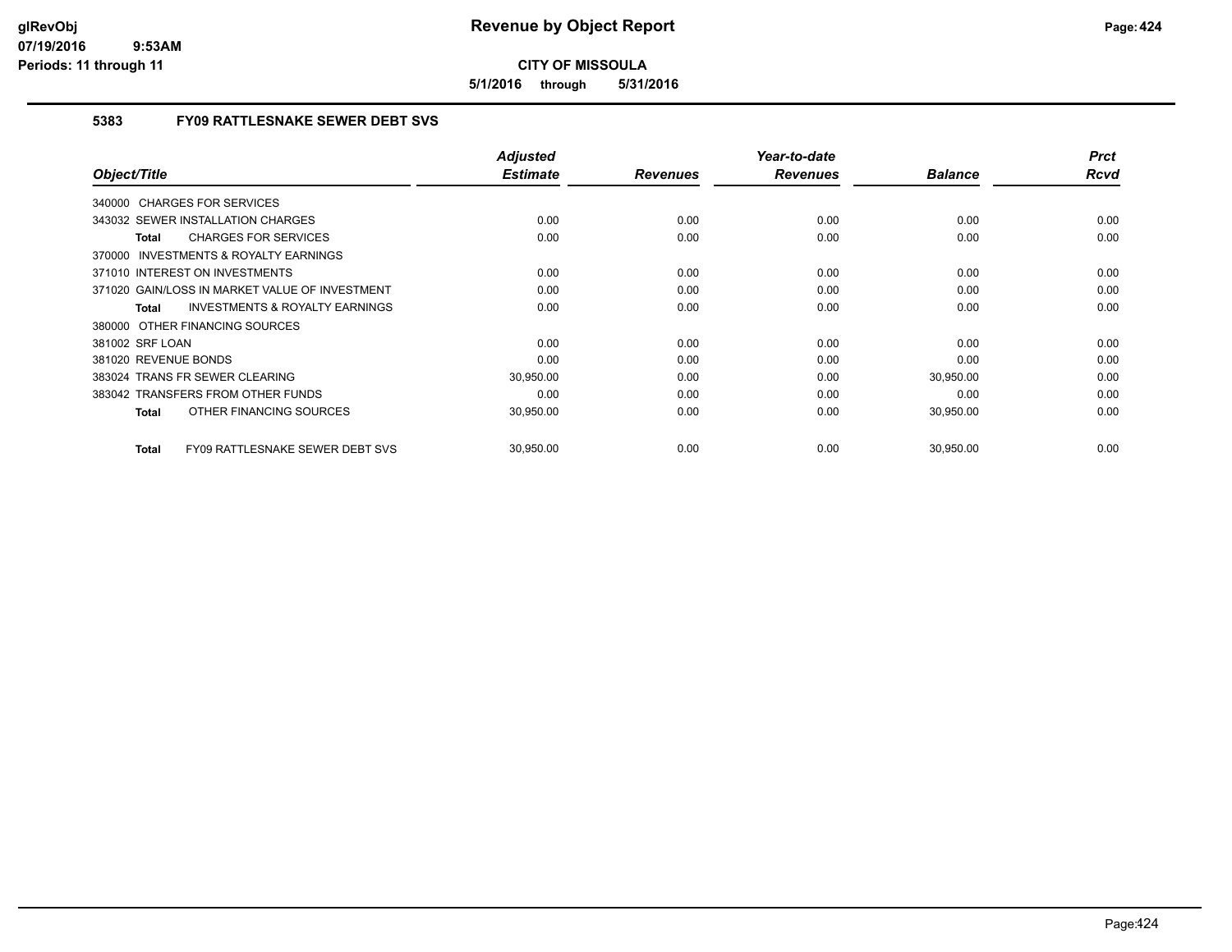# Revenue by Object Report

**CITY OF MISSOULA**

**5/1/2016 through 5/31/2016**

glRevObj
07/19/2016 9:53AM
Periods: 11 through 11

## 5383 FY09 RATTLESNAKE SEWER DEBT SVS

| Object/Title | Adjusted Estimate | Revenues | Year-to-date Revenues | Balance | Prct Rcvd |
|---|---|---|---|---|---|
| 340000 CHARGES FOR SERVICES | | | | | |
| 343032 SEWER INSTALLATION CHARGES | 0.00 | 0.00 | 0.00 | 0.00 | 0.00 |
| **Total** CHARGES FOR SERVICES | 0.00 | 0.00 | 0.00 | 0.00 | 0.00 |
| 370000 INVESTMENTS & ROYALTY EARNINGS | | | | | |
| 371010 INTEREST ON INVESTMENTS | 0.00 | 0.00 | 0.00 | 0.00 | 0.00 |
| 371020 GAIN/LOSS IN MARKET VALUE OF INVESTMENT | 0.00 | 0.00 | 0.00 | 0.00 | 0.00 |
| **Total** INVESTMENTS & ROYALTY EARNINGS | 0.00 | 0.00 | 0.00 | 0.00 | 0.00 |
| 380000 OTHER FINANCING SOURCES | | | | | |
| 381002 SRF LOAN | 0.00 | 0.00 | 0.00 | 0.00 | 0.00 |
| 381020 REVENUE BONDS | 0.00 | 0.00 | 0.00 | 0.00 | 0.00 |
| 383024 TRANS FR SEWER CLEARING | 30,950.00 | 0.00 | 0.00 | 30,950.00 | 0.00 |
| 383042 TRANSFERS FROM OTHER FUNDS | 0.00 | 0.00 | 0.00 | 0.00 | 0.00 |
| **Total** OTHER FINANCING SOURCES | 30,950.00 | 0.00 | 0.00 | 30,950.00 | 0.00 |
| **Total** FY09 RATTLESNAKE SEWER DEBT SVS | 30,950.00 | 0.00 | 0.00 | 30,950.00 | 0.00 |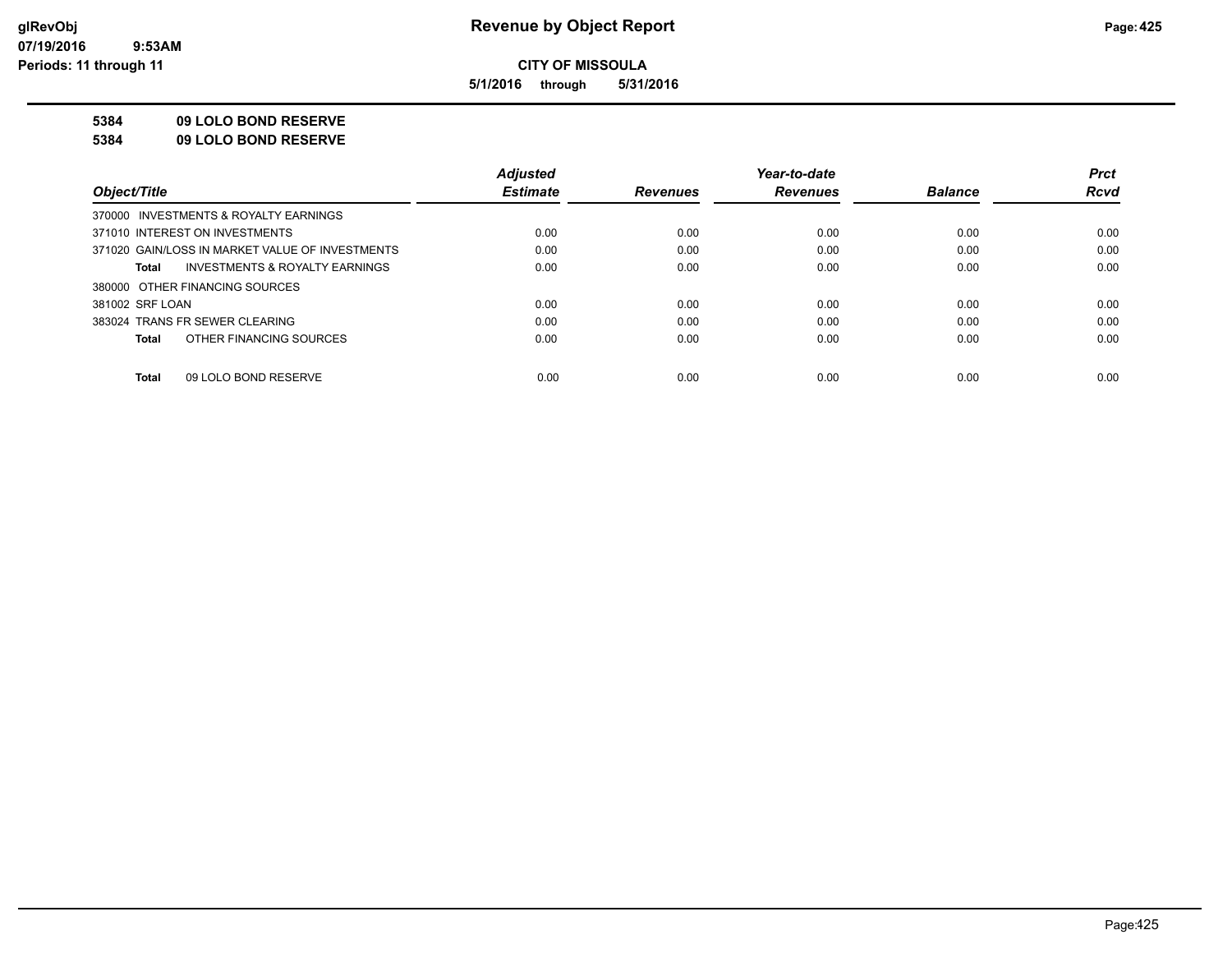**CITY OF MISSOULA**

**5/1/2016 through 5/31/2016**

**5384 09 LOLO BOND RESERVE**

**5384 09 LOLO BOND RESERVE**

| Object/Title | Adjusted Estimate | Revenues | Year-to-date Revenues | Balance | Prct Rcvd |
|---|---|---|---|---|---|
| 370000 INVESTMENTS & ROYALTY EARNINGS | | | | | |
| 371010 INTEREST ON INVESTMENTS | 0.00 | 0.00 | 0.00 | 0.00 | 0.00 |
| 371020 GAIN/LOSS IN MARKET VALUE OF INVESTMENTS | 0.00 | 0.00 | 0.00 | 0.00 | 0.00 |
| **Total** INVESTMENTS & ROYALTY EARNINGS | 0.00 | 0.00 | 0.00 | 0.00 | 0.00 |
| 380000 OTHER FINANCING SOURCES | | | | | |
| 381002 SRF LOAN | 0.00 | 0.00 | 0.00 | 0.00 | 0.00 |
| 383024 TRANS FR SEWER CLEARING | 0.00 | 0.00 | 0.00 | 0.00 | 0.00 |
| **Total** OTHER FINANCING SOURCES | 0.00 | 0.00 | 0.00 | 0.00 | 0.00 |
| **Total** 09 LOLO BOND RESERVE | 0.00 | 0.00 | 0.00 | 0.00 | 0.00 |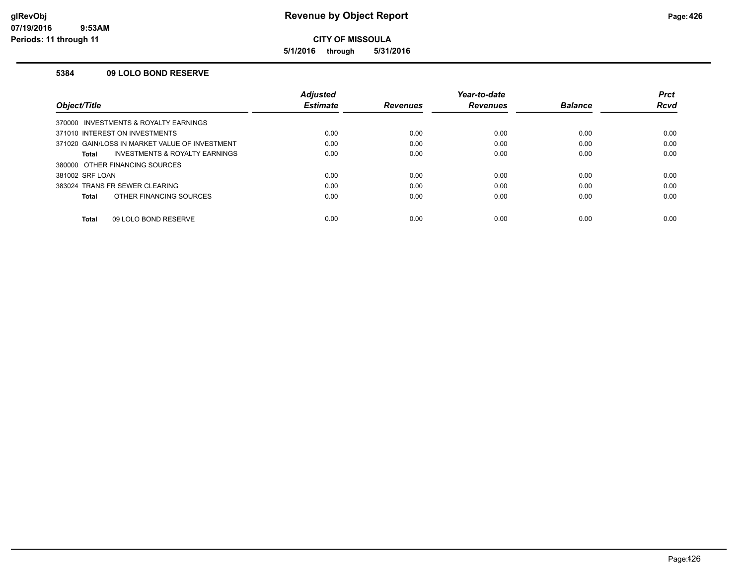# Revenue by Object Report

**CITY OF MISSOULA**

**5/1/2016 through 5/31/2016**

glRevObj
07/19/2016 9:53AM
Periods: 11 through 11

### 5384 09 LOLO BOND RESERVE

| Object/Title | Adjusted Estimate | Revenues | Year-to-date Revenues | Balance | Prct Rcvd |
|---|---|---|---|---|---|
| 370000 INVESTMENTS & ROYALTY EARNINGS | | | | | |
| 371010 INTEREST ON INVESTMENTS | 0.00 | 0.00 | 0.00 | 0.00 | 0.00 |
| 371020 GAIN/LOSS IN MARKET VALUE OF INVESTMENT | 0.00 | 0.00 | 0.00 | 0.00 | 0.00 |
| **Total** INVESTMENTS & ROYALTY EARNINGS | 0.00 | 0.00 | 0.00 | 0.00 | 0.00 |
| 380000 OTHER FINANCING SOURCES | | | | | |
| 381002 SRF LOAN | 0.00 | 0.00 | 0.00 | 0.00 | 0.00 |
| 383024 TRANS FR SEWER CLEARING | 0.00 | 0.00 | 0.00 | 0.00 | 0.00 |
| **Total** OTHER FINANCING SOURCES | 0.00 | 0.00 | 0.00 | 0.00 | 0.00 |
| **Total** 09 LOLO BOND RESERVE | 0.00 | 0.00 | 0.00 | 0.00 | 0.00 |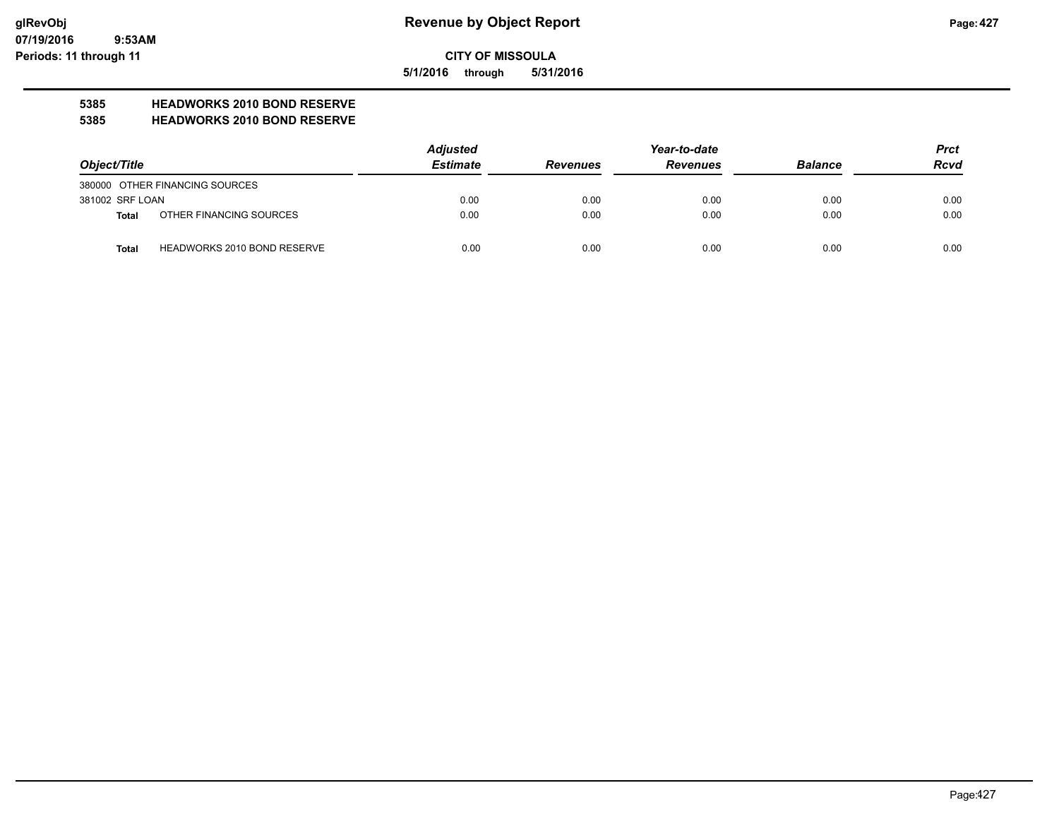**CITY OF MISSOULA**

**5/1/2016 through 5/31/2016**

**5385 HEADWORKS 2010 BOND RESERVE**

**5385 HEADWORKS 2010 BOND RESERVE**

| Object/Title | | Adjusted Estimate | Revenues | Year-to-date Revenues | Balance | Prct Rcvd |
|---|---|---|---|---|---|---|
| 380000 OTHER FINANCING SOURCES | | | | | | |
| 381002 SRF LOAN | | 0.00 | 0.00 | 0.00 | 0.00 | 0.00 |
| **Total** | OTHER FINANCING SOURCES | 0.00 | 0.00 | 0.00 | 0.00 | 0.00 |
| **Total** | HEADWORKS 2010 BOND RESERVE | 0.00 | 0.00 | 0.00 | 0.00 | 0.00 |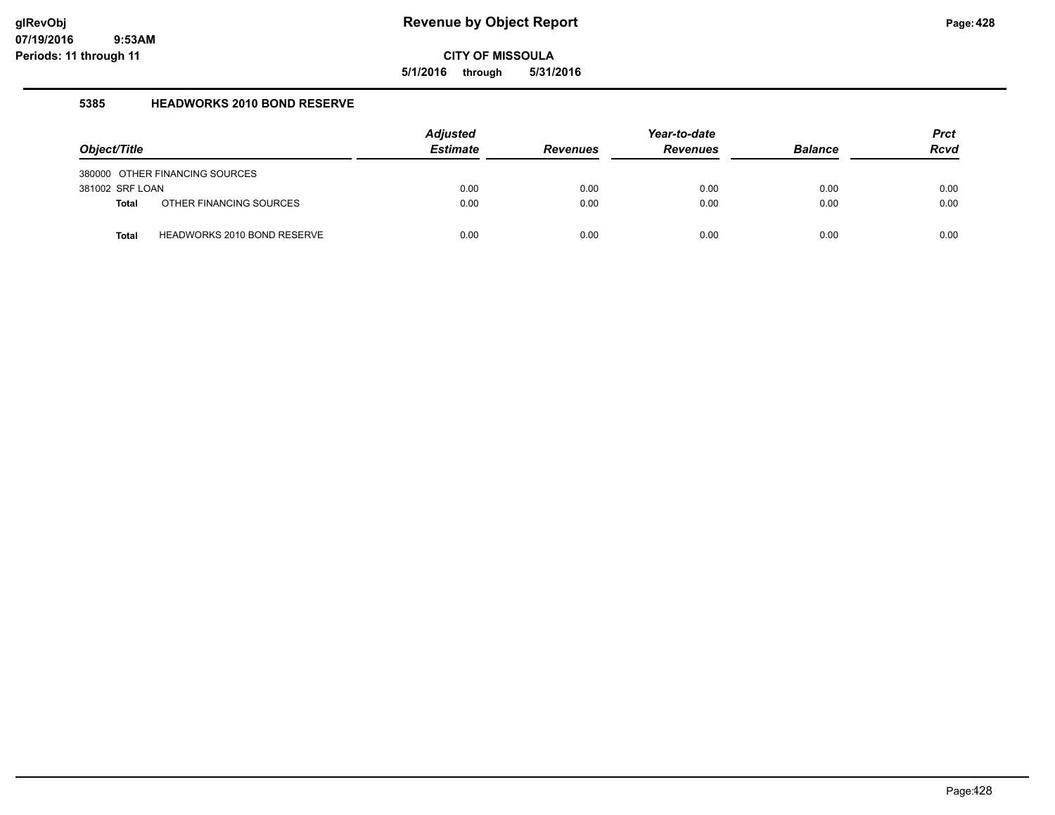# Revenue by Object Report

**CITY OF MISSOULA**

**5/1/2016 through 5/31/2016**

### 5385 HEADWORKS 2010 BOND RESERVE

| Object/Title | | Adjusted Estimate | Revenues | Year-to-date Revenues | Balance | Prct Rcvd |
|---|---|---|---|---|---|---|
| 380000 OTHER FINANCING SOURCES | | | | | | |
| 381002 SRF LOAN | | 0.00 | 0.00 | 0.00 | 0.00 | 0.00 |
| **Total** | OTHER FINANCING SOURCES | 0.00 | 0.00 | 0.00 | 0.00 | 0.00 |
| **Total** | HEADWORKS 2010 BOND RESERVE | 0.00 | 0.00 | 0.00 | 0.00 | 0.00 |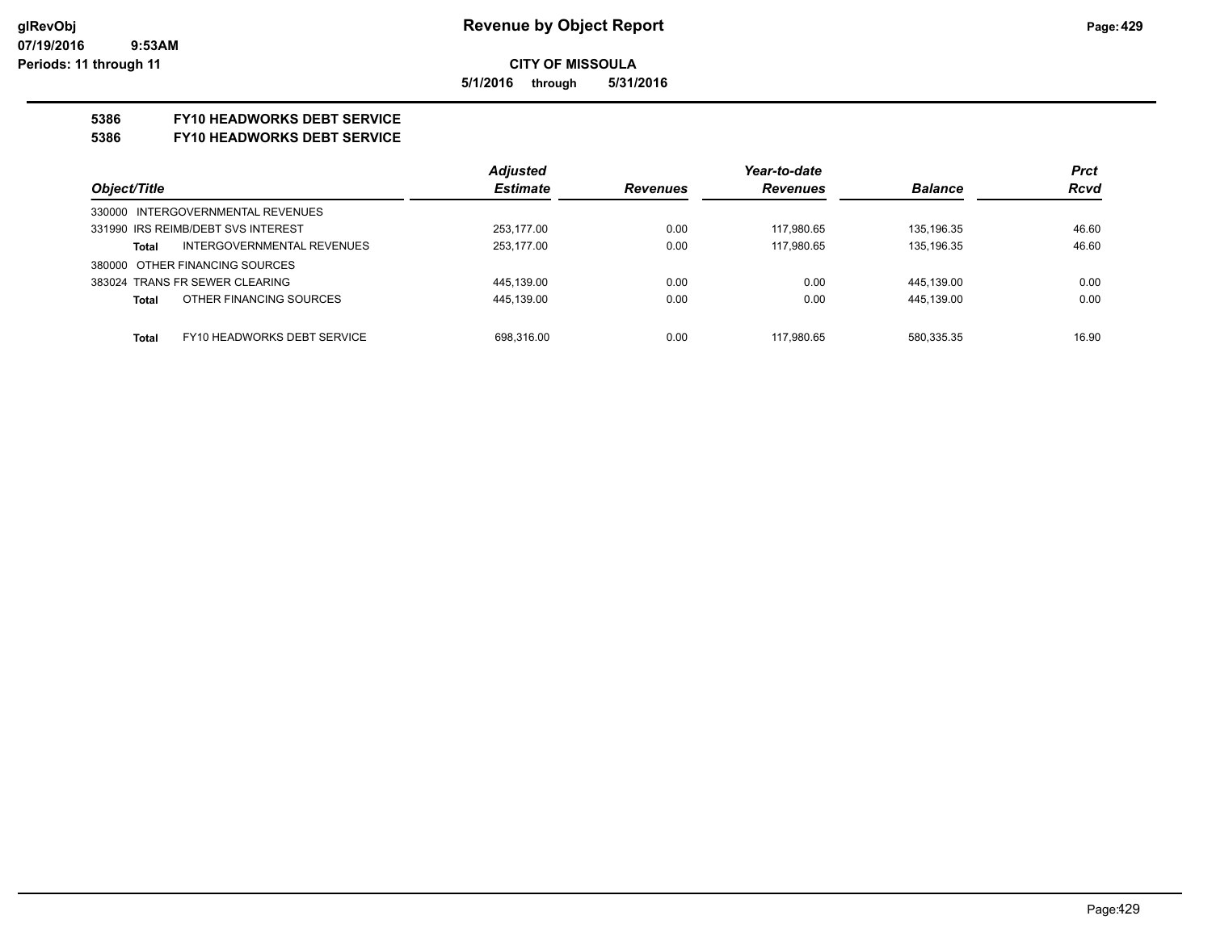# Revenue by Object Report

**CITY OF MISSOULA**

**5/1/2016 through 5/31/2016**

glRevObj
07/19/2016 9:53AM
Periods: 11 through 11

## 5386 FY10 HEADWORKS DEBT SERVICE

## 5386 FY10 HEADWORKS DEBT SERVICE

| Object/Title | | Adjusted Estimate | Revenues | Year-to-date Revenues | Balance | Prct Rcvd |
|---|---|---|---|---|---|---|
| 330000 INTERGOVERNMENTAL REVENUES | | | | | | |
| 331990 IRS REIMB/DEBT SVS INTEREST | | 253,177.00 | 0.00 | 117,980.65 | 135,196.35 | 46.60 |
| Total | INTERGOVERNMENTAL REVENUES | 253,177.00 | 0.00 | 117,980.65 | 135,196.35 | 46.60 |
| 380000 OTHER FINANCING SOURCES | | | | | | |
| 383024 TRANS FR SEWER CLEARING | | 445,139.00 | 0.00 | 0.00 | 445,139.00 | 0.00 |
| Total | OTHER FINANCING SOURCES | 445,139.00 | 0.00 | 0.00 | 445,139.00 | 0.00 |
| Total | FY10 HEADWORKS DEBT SERVICE | 698,316.00 | 0.00 | 117,980.65 | 580,335.35 | 16.90 |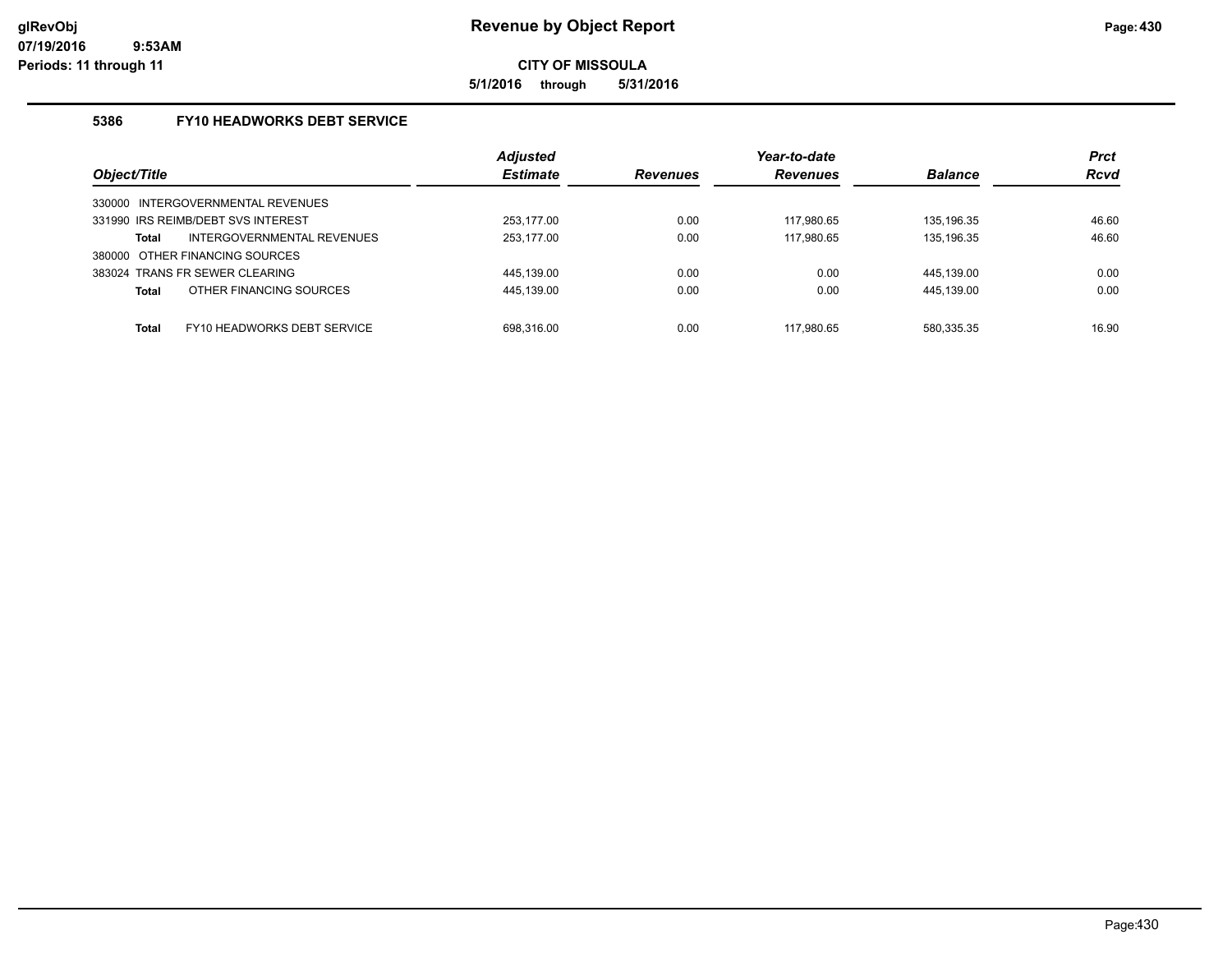**CITY OF MISSOULA**

**5/1/2016 through 5/31/2016**

## 5386 FY10 HEADWORKS DEBT SERVICE

| Object/Title | Adjusted Estimate | Revenues | Year-to-date Revenues | Balance | Prct Rcvd |
|---|---|---|---|---|---|
| 330000 INTERGOVERNMENTAL REVENUES | | | | | |
| 331990 IRS REIMB/DEBT SVS INTEREST | 253,177.00 | 0.00 | 117,980.65 | 135,196.35 | 46.60 |
| **Total** INTERGOVERNMENTAL REVENUES | 253,177.00 | 0.00 | 117,980.65 | 135,196.35 | 46.60 |
| 380000 OTHER FINANCING SOURCES | | | | | |
| 383024 TRANS FR SEWER CLEARING | 445,139.00 | 0.00 | 0.00 | 445,139.00 | 0.00 |
| **Total** OTHER FINANCING SOURCES | 445,139.00 | 0.00 | 0.00 | 445,139.00 | 0.00 |
| **Total** FY10 HEADWORKS DEBT SERVICE | 698,316.00 | 0.00 | 117,980.65 | 580,335.35 | 16.90 |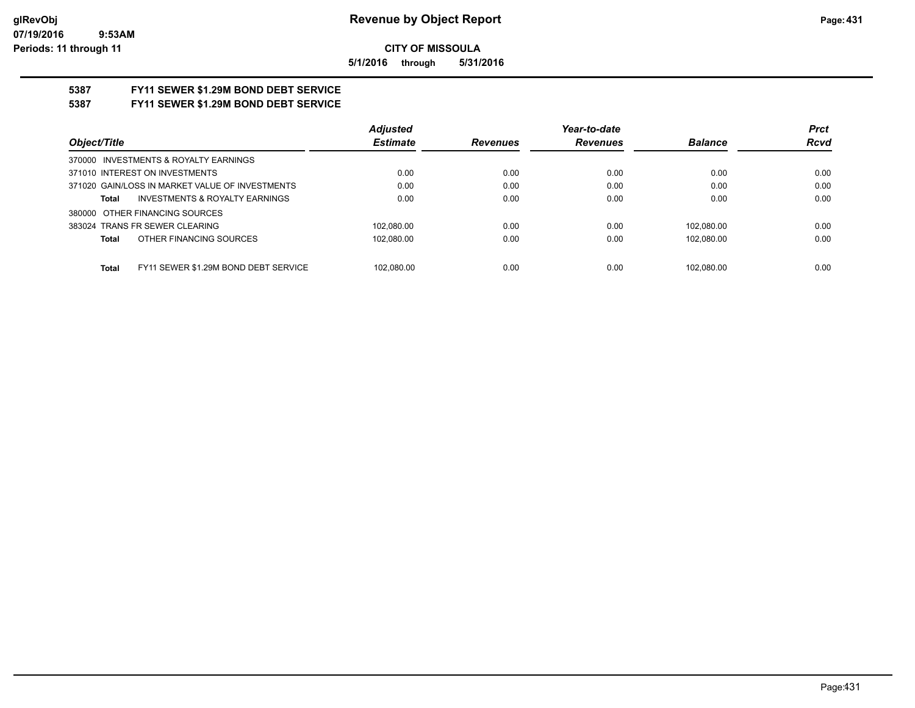**CITY OF MISSOULA**

**5/1/2016 through 5/31/2016**

## 5387 FY11 SEWER $1.29M BOND DEBT SERVICE

## 5387 FY11 SEWER $1.29M BOND DEBT SERVICE

| Object/Title | Adjusted Estimate | Revenues | Year-to-date Revenues | Balance | Prct Rcvd |
|---|---|---|---|---|---|
| 370000 INVESTMENTS & ROYALTY EARNINGS | | | | | |
| 371010 INTEREST ON INVESTMENTS | 0.00 | 0.00 | 0.00 | 0.00 | 0.00 |
| 371020 GAIN/LOSS IN MARKET VALUE OF INVESTMENTS | 0.00 | 0.00 | 0.00 | 0.00 | 0.00 |
| **Total** INVESTMENTS & ROYALTY EARNINGS | 0.00 | 0.00 | 0.00 | 0.00 | 0.00 |
| 380000 OTHER FINANCING SOURCES | | | | | |
| 383024 TRANS FR SEWER CLEARING | 102,080.00 | 0.00 | 0.00 | 102,080.00 | 0.00 |
| **Total** OTHER FINANCING SOURCES | 102,080.00 | 0.00 | 0.00 | 102,080.00 | 0.00 |
| **Total** FY11 SEWER $1.29M BOND DEBT SERVICE | 102,080.00 | 0.00 | 0.00 | 102,080.00 | 0.00 |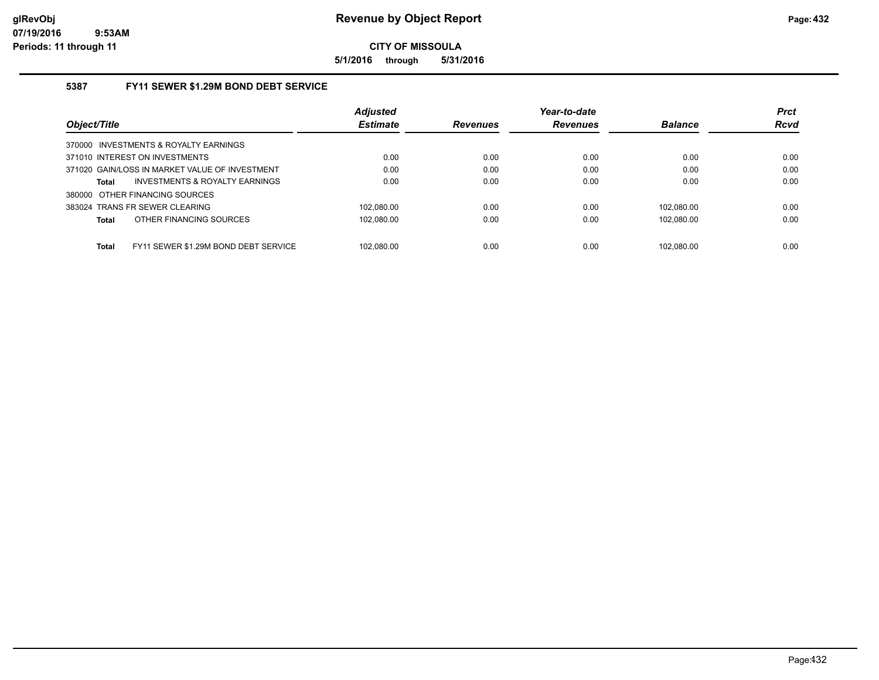# Revenue by Object Report

**CITY OF MISSOULA**

**5/1/2016 through 5/31/2016**

glRevObj
07/19/2016 9:53AM
Periods: 11 through 11

### 5387 FY11 SEWER $1.29M BOND DEBT SERVICE

| Object/Title | Adjusted Estimate | Revenues | Year-to-date Revenues | Balance | Prct Rcvd |
|---|---|---|---|---|---|
| 370000 INVESTMENTS & ROYALTY EARNINGS | | | | | |
| 371010 INTEREST ON INVESTMENTS | 0.00 | 0.00 | 0.00 | 0.00 | 0.00 |
| 371020 GAIN/LOSS IN MARKET VALUE OF INVESTMENT | 0.00 | 0.00 | 0.00 | 0.00 | 0.00 |
| **Total** INVESTMENTS & ROYALTY EARNINGS | 0.00 | 0.00 | 0.00 | 0.00 | 0.00 |
| 380000 OTHER FINANCING SOURCES | | | | | |
| 383024 TRANS FR SEWER CLEARING | 102,080.00 | 0.00 | 0.00 | 102,080.00 | 0.00 |
| **Total** OTHER FINANCING SOURCES | 102,080.00 | 0.00 | 0.00 | 102,080.00 | 0.00 |
| **Total** FY11 SEWER $1.29M BOND DEBT SERVICE | 102,080.00 | 0.00 | 0.00 | 102,080.00 | 0.00 |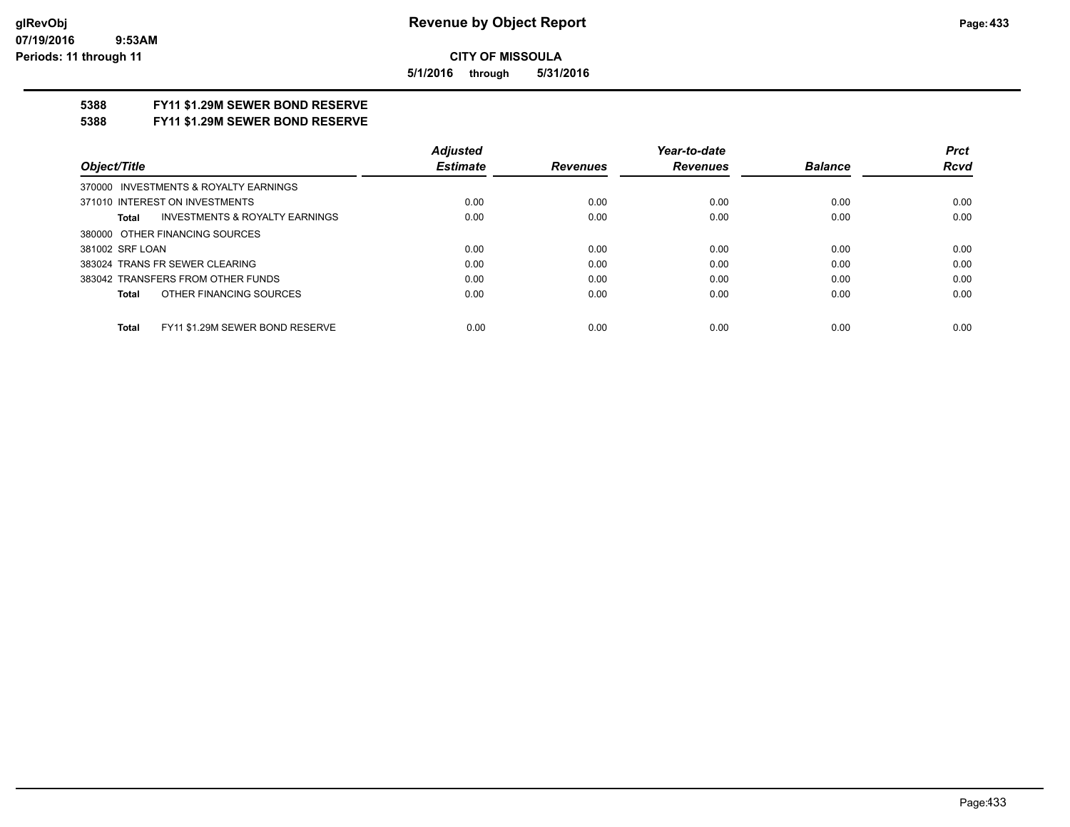**CITY OF MISSOULA**

**5/1/2016 through 5/31/2016**

**5388 FY11 $1.29M SEWER BOND RESERVE**

**5388 FY11 $1.29M SEWER BOND RESERVE**

| Object/Title | Adjusted Estimate | Revenues | Year-to-date Revenues | Balance | Prct Rcvd |
|---|---|---|---|---|---|
| 370000 INVESTMENTS & ROYALTY EARNINGS | | | | | |
| 371010 INTEREST ON INVESTMENTS | 0.00 | 0.00 | 0.00 | 0.00 | 0.00 |
| **Total** INVESTMENTS & ROYALTY EARNINGS | 0.00 | 0.00 | 0.00 | 0.00 | 0.00 |
| 380000 OTHER FINANCING SOURCES | | | | | |
| 381002 SRF LOAN | 0.00 | 0.00 | 0.00 | 0.00 | 0.00 |
| 383024 TRANS FR SEWER CLEARING | 0.00 | 0.00 | 0.00 | 0.00 | 0.00 |
| 383042 TRANSFERS FROM OTHER FUNDS | 0.00 | 0.00 | 0.00 | 0.00 | 0.00 |
| **Total** OTHER FINANCING SOURCES | 0.00 | 0.00 | 0.00 | 0.00 | 0.00 |
| **Total** FY11 $1.29M SEWER BOND RESERVE | 0.00 | 0.00 | 0.00 | 0.00 | 0.00 |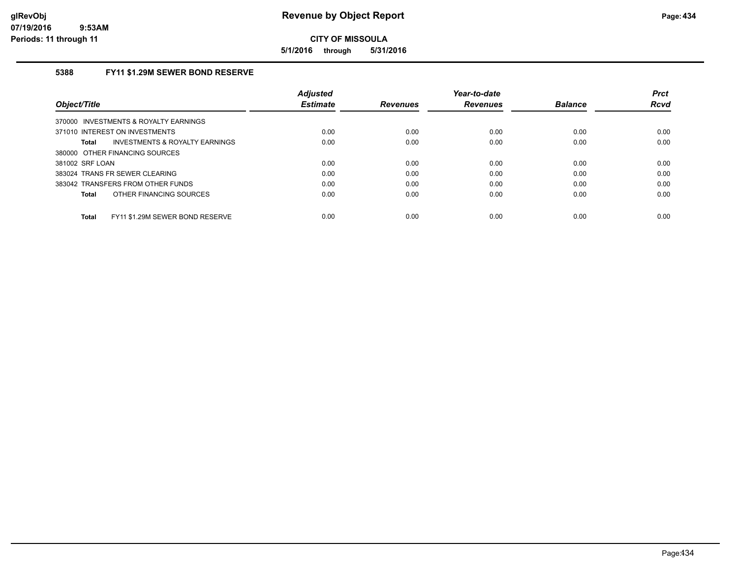**Revenue by Object Report**

**CITY OF MISSOULA**

**5/1/2016 through 5/31/2016**

glRevObj
07/19/2016 9:53AM
Periods: 11 through 11

### 5388 FY11 $1.29M SEWER BOND RESERVE

| Object/Title | Adjusted Estimate | Revenues | Year-to-date Revenues | Balance | Prct Rcvd |
|---|---|---|---|---|---|
| 370000 INVESTMENTS & ROYALTY EARNINGS | | | | | |
| 371010 INTEREST ON INVESTMENTS | 0.00 | 0.00 | 0.00 | 0.00 | 0.00 |
| **Total** INVESTMENTS & ROYALTY EARNINGS | 0.00 | 0.00 | 0.00 | 0.00 | 0.00 |
| 380000 OTHER FINANCING SOURCES | | | | | |
| 381002 SRF LOAN | 0.00 | 0.00 | 0.00 | 0.00 | 0.00 |
| 383024 TRANS FR SEWER CLEARING | 0.00 | 0.00 | 0.00 | 0.00 | 0.00 |
| 383042 TRANSFERS FROM OTHER FUNDS | 0.00 | 0.00 | 0.00 | 0.00 | 0.00 |
| **Total** OTHER FINANCING SOURCES | 0.00 | 0.00 | 0.00 | 0.00 | 0.00 |
| **Total** FY11 $1.29M SEWER BOND RESERVE | 0.00 | 0.00 | 0.00 | 0.00 | 0.00 |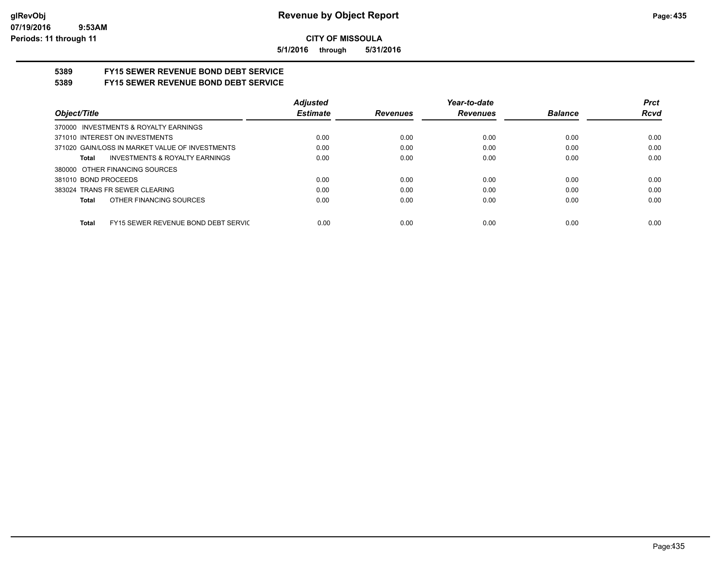**glRevObj**
**07/19/2016 9:53AM**
**Periods: 11 through 11**

# Revenue by Object Report

**CITY OF MISSOULA**

**5/1/2016 through 5/31/2016**

## 5389 FY15 SEWER REVENUE BOND DEBT SERVICE
## 5389 FY15 SEWER REVENUE BOND DEBT SERVICE

| Object/Title | Adjusted Estimate | Revenues | Year-to-date Revenues | Balance | Prct Rcvd |
|---|---|---|---|---|---|
| 370000 INVESTMENTS & ROYALTY EARNINGS | | | | | |
| 371010 INTEREST ON INVESTMENTS | 0.00 | 0.00 | 0.00 | 0.00 | 0.00 |
| 371020 GAIN/LOSS IN MARKET VALUE OF INVESTMENTS | 0.00 | 0.00 | 0.00 | 0.00 | 0.00 |
| **Total** INVESTMENTS & ROYALTY EARNINGS | 0.00 | 0.00 | 0.00 | 0.00 | 0.00 |
| 380000 OTHER FINANCING SOURCES | | | | | |
| 381010 BOND PROCEEDS | 0.00 | 0.00 | 0.00 | 0.00 | 0.00 |
| 383024 TRANS FR SEWER CLEARING | 0.00 | 0.00 | 0.00 | 0.00 | 0.00 |
| **Total** OTHER FINANCING SOURCES | 0.00 | 0.00 | 0.00 | 0.00 | 0.00 |
| **Total** FY15 SEWER REVENUE BOND DEBT SERVIC | 0.00 | 0.00 | 0.00 | 0.00 | 0.00 |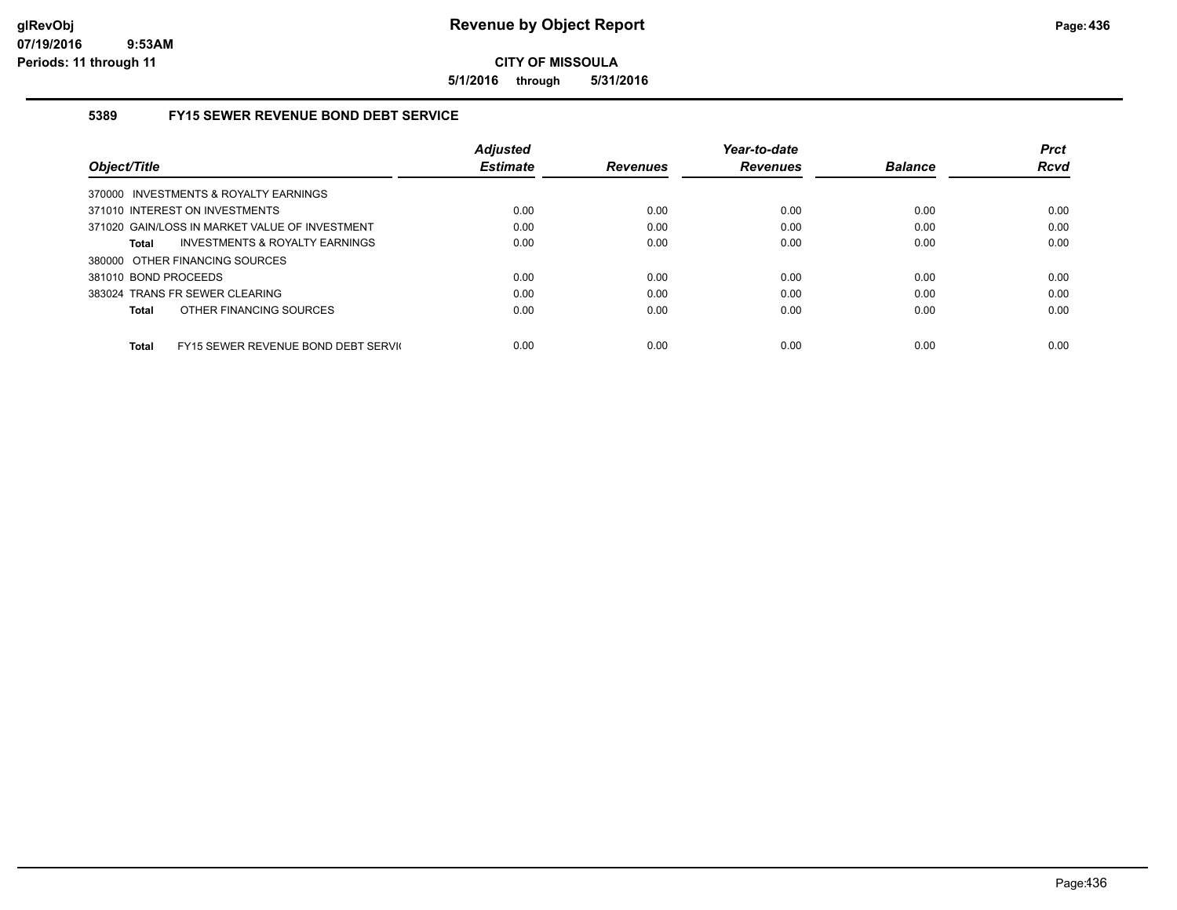**glRevObj**
**07/19/2016 9:53AM**
**Periods: 11 through 11**

# Revenue by Object Report

**CITY OF MISSOULA**

**5/1/2016 through 5/31/2016**

## 5389 FY15 SEWER REVENUE BOND DEBT SERVICE

| Object/Title | Adjusted Estimate | Revenues | Year-to-date Revenues | Balance | Prct Rcvd |
|---|---|---|---|---|---|
| 370000 INVESTMENTS & ROYALTY EARNINGS | | | | | |
| 371010 INTEREST ON INVESTMENTS | 0.00 | 0.00 | 0.00 | 0.00 | 0.00 |
| 371020 GAIN/LOSS IN MARKET VALUE OF INVESTMENT | 0.00 | 0.00 | 0.00 | 0.00 | 0.00 |
| **Total** INVESTMENTS & ROYALTY EARNINGS | 0.00 | 0.00 | 0.00 | 0.00 | 0.00 |
| 380000 OTHER FINANCING SOURCES | | | | | |
| 381010 BOND PROCEEDS | 0.00 | 0.00 | 0.00 | 0.00 | 0.00 |
| 383024 TRANS FR SEWER CLEARING | 0.00 | 0.00 | 0.00 | 0.00 | 0.00 |
| **Total** OTHER FINANCING SOURCES | 0.00 | 0.00 | 0.00 | 0.00 | 0.00 |
| **Total** FY15 SEWER REVENUE BOND DEBT SERVI( | 0.00 | 0.00 | 0.00 | 0.00 | 0.00 |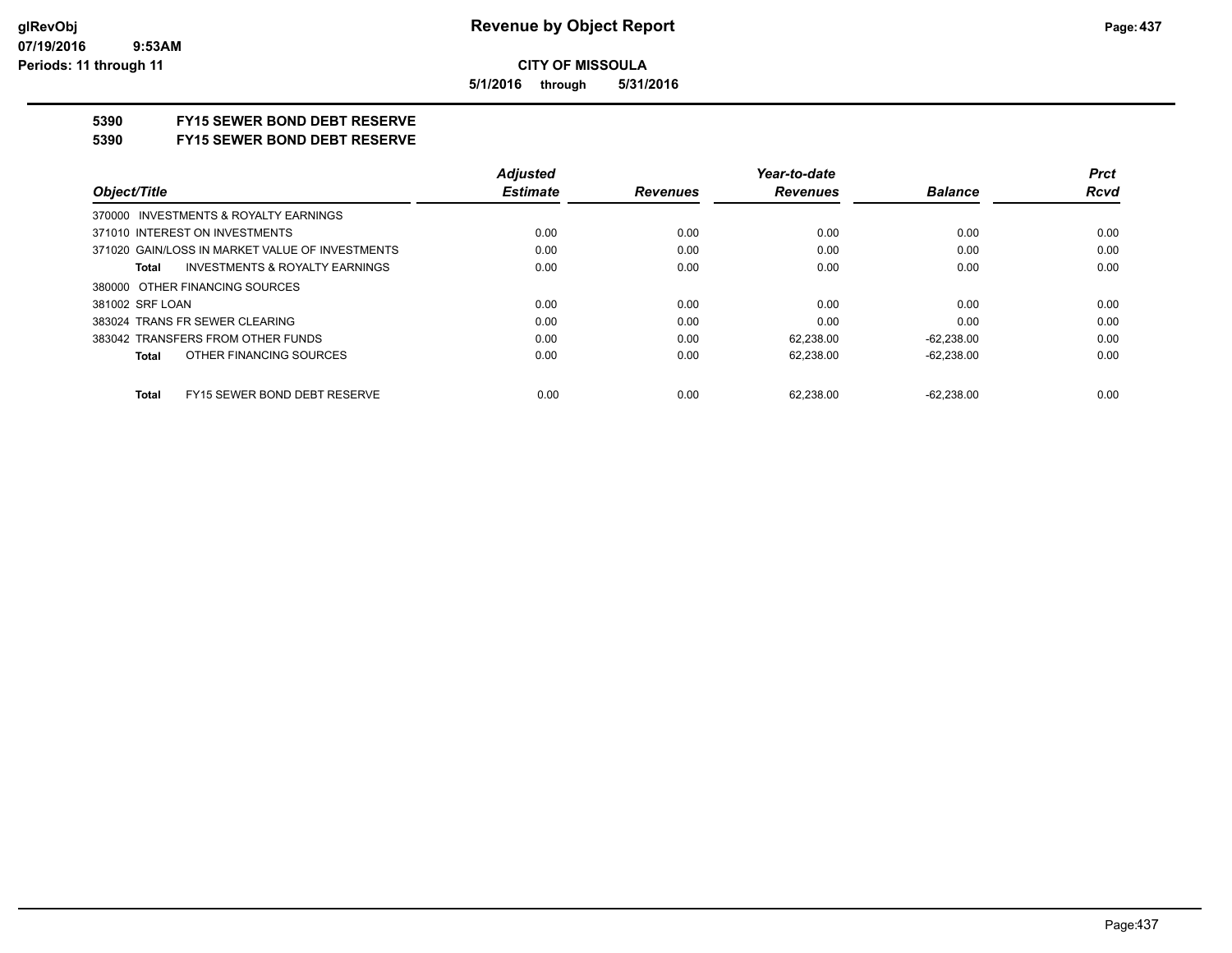**CITY OF MISSOULA**

**5/1/2016 through 5/31/2016**

**5390 FY15 SEWER BOND DEBT RESERVE**

**5390 FY15 SEWER BOND DEBT RESERVE**

| Object/Title | Adjusted Estimate | Revenues | Year-to-date Revenues | Balance | Prct Rcvd |
|---|---|---|---|---|---|
| 370000 INVESTMENTS & ROYALTY EARNINGS | | | | | |
| 371010 INTEREST ON INVESTMENTS | 0.00 | 0.00 | 0.00 | 0.00 | 0.00 |
| 371020 GAIN/LOSS IN MARKET VALUE OF INVESTMENTS | 0.00 | 0.00 | 0.00 | 0.00 | 0.00 |
| **Total** INVESTMENTS & ROYALTY EARNINGS | 0.00 | 0.00 | 0.00 | 0.00 | 0.00 |
| 380000 OTHER FINANCING SOURCES | | | | | |
| 381002 SRF LOAN | 0.00 | 0.00 | 0.00 | 0.00 | 0.00 |
| 383024 TRANS FR SEWER CLEARING | 0.00 | 0.00 | 0.00 | 0.00 | 0.00 |
| 383042 TRANSFERS FROM OTHER FUNDS | 0.00 | 0.00 | 62,238.00 | -62,238.00 | 0.00 |
| **Total** OTHER FINANCING SOURCES | 0.00 | 0.00 | 62,238.00 | -62,238.00 | 0.00 |
| **Total** FY15 SEWER BOND DEBT RESERVE | 0.00 | 0.00 | 62,238.00 | -62,238.00 | 0.00 |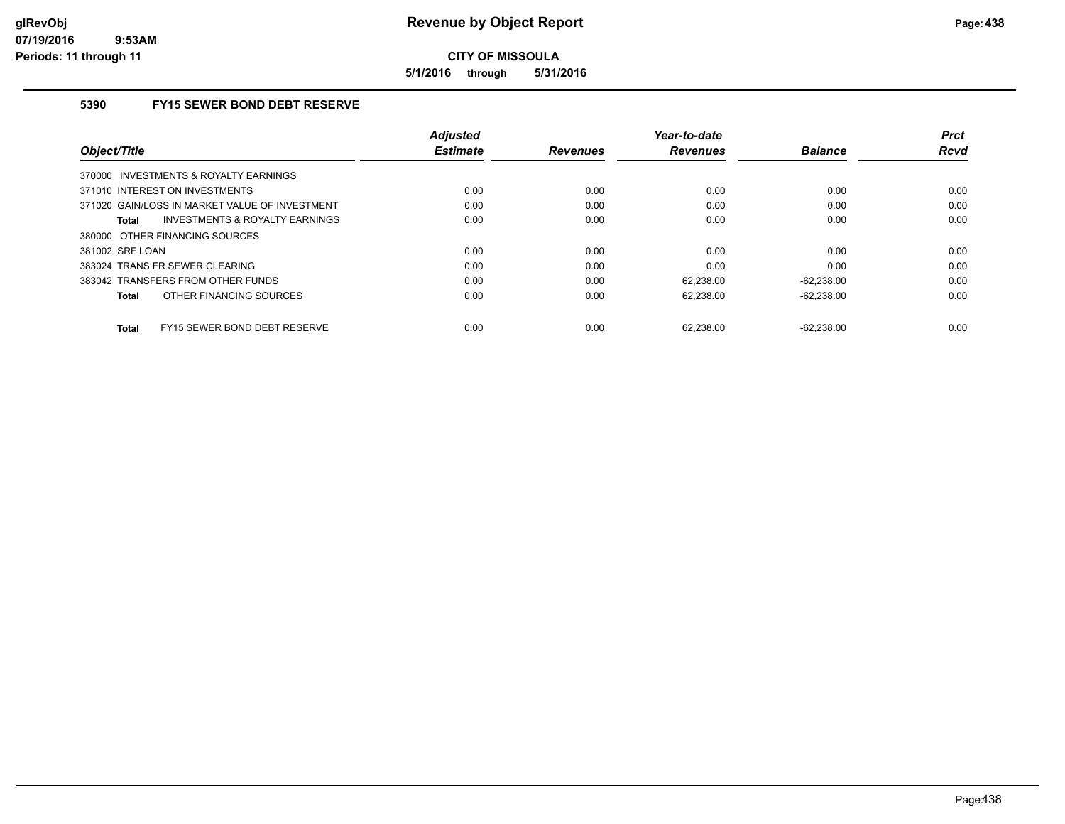**CITY OF MISSOULA**

**5/1/2016 through 5/31/2016**

### 5390 FY15 SEWER BOND DEBT RESERVE

| Object/Title | Adjusted Estimate | Revenues | Year-to-date Revenues | Balance | Prct Rcvd |
|---|---|---|---|---|---|
| 370000 INVESTMENTS & ROYALTY EARNINGS | | | | | |
| 371010 INTEREST ON INVESTMENTS | 0.00 | 0.00 | 0.00 | 0.00 | 0.00 |
| 371020 GAIN/LOSS IN MARKET VALUE OF INVESTMENT | 0.00 | 0.00 | 0.00 | 0.00 | 0.00 |
| **Total** INVESTMENTS & ROYALTY EARNINGS | 0.00 | 0.00 | 0.00 | 0.00 | 0.00 |
| 380000 OTHER FINANCING SOURCES | | | | | |
| 381002 SRF LOAN | 0.00 | 0.00 | 0.00 | 0.00 | 0.00 |
| 383024 TRANS FR SEWER CLEARING | 0.00 | 0.00 | 0.00 | 0.00 | 0.00 |
| 383042 TRANSFERS FROM OTHER FUNDS | 0.00 | 0.00 | 62,238.00 | -62,238.00 | 0.00 |
| **Total** OTHER FINANCING SOURCES | 0.00 | 0.00 | 62,238.00 | -62,238.00 | 0.00 |
| **Total** FY15 SEWER BOND DEBT RESERVE | 0.00 | 0.00 | 62,238.00 | -62,238.00 | 0.00 |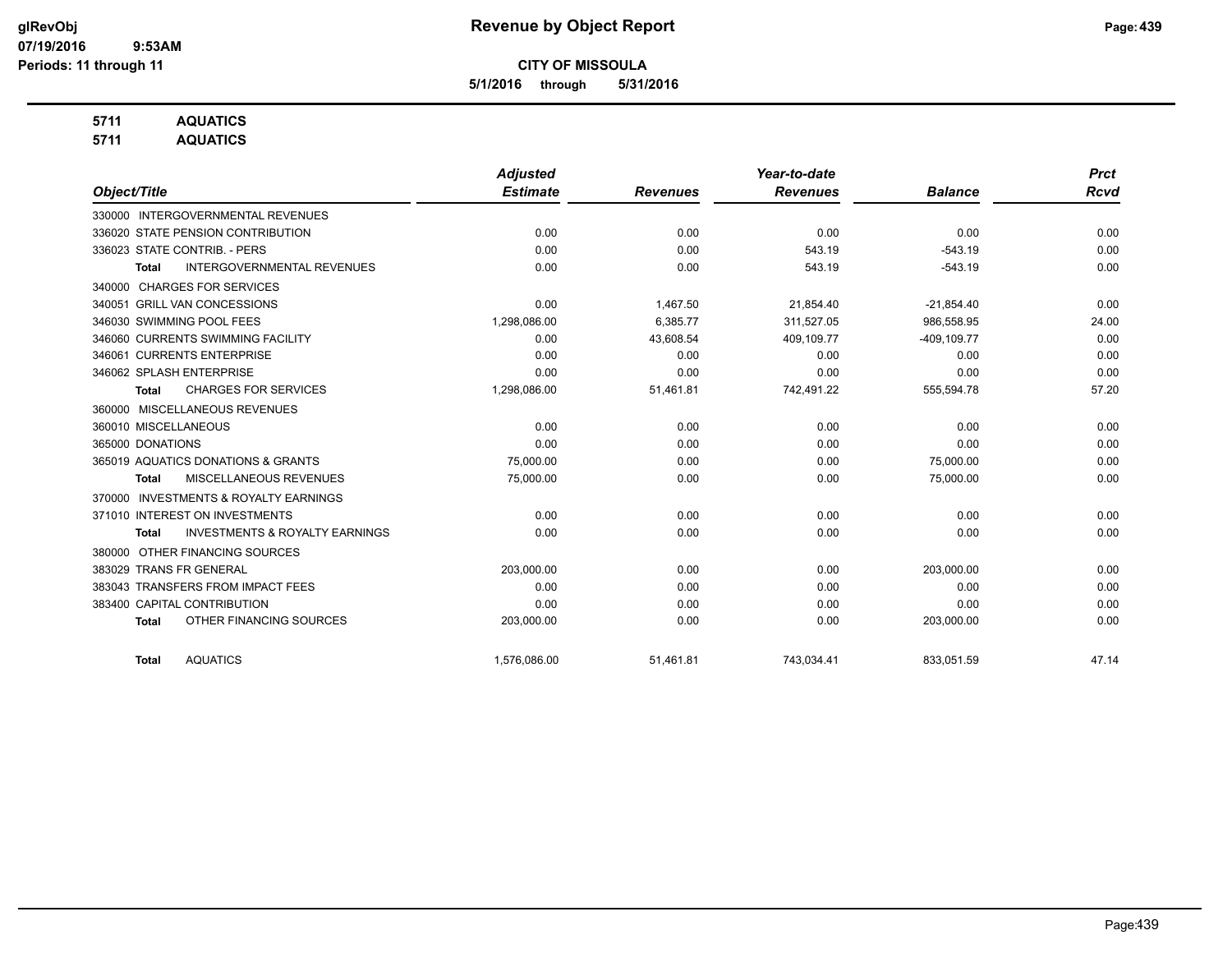**Revenue by Object Report**

**CITY OF MISSOULA**

**5/1/2016 through 5/31/2016**

glRevObj
07/19/2016 9:53AM
Periods: 11 through 11

**5711 AQUATICS**
**5711 AQUATICS**

| Object/Title | Adjusted Estimate | Revenues | Year-to-date Revenues | Balance | Prct Rcvd |
|---|---|---|---|---|---|
| 330000 INTERGOVERNMENTAL REVENUES | | | | | |
| 336020 STATE PENSION CONTRIBUTION | 0.00 | 0.00 | 0.00 | 0.00 | 0.00 |
| 336023 STATE CONTRIB. - PERS | 0.00 | 0.00 | 543.19 | -543.19 | 0.00 |
| **Total** INTERGOVERNMENTAL REVENUES | 0.00 | 0.00 | 543.19 | -543.19 | 0.00 |
| 340000 CHARGES FOR SERVICES | | | | | |
| 340051 GRILL VAN CONCESSIONS | 0.00 | 1,467.50 | 21,854.40 | -21,854.40 | 0.00 |
| 346030 SWIMMING POOL FEES | 1,298,086.00 | 6,385.77 | 311,527.05 | 986,558.95 | 24.00 |
| 346060 CURRENTS SWIMMING FACILITY | 0.00 | 43,608.54 | 409,109.77 | -409,109.77 | 0.00 |
| 346061 CURRENTS ENTERPRISE | 0.00 | 0.00 | 0.00 | 0.00 | 0.00 |
| 346062 SPLASH ENTERPRISE | 0.00 | 0.00 | 0.00 | 0.00 | 0.00 |
| **Total** CHARGES FOR SERVICES | 1,298,086.00 | 51,461.81 | 742,491.22 | 555,594.78 | 57.20 |
| 360000 MISCELLANEOUS REVENUES | | | | | |
| 360010 MISCELLANEOUS | 0.00 | 0.00 | 0.00 | 0.00 | 0.00 |
| 365000 DONATIONS | 0.00 | 0.00 | 0.00 | 0.00 | 0.00 |
| 365019 AQUATICS DONATIONS & GRANTS | 75,000.00 | 0.00 | 0.00 | 75,000.00 | 0.00 |
| **Total** MISCELLANEOUS REVENUES | 75,000.00 | 0.00 | 0.00 | 75,000.00 | 0.00 |
| 370000 INVESTMENTS & ROYALTY EARNINGS | | | | | |
| 371010 INTEREST ON INVESTMENTS | 0.00 | 0.00 | 0.00 | 0.00 | 0.00 |
| **Total** INVESTMENTS & ROYALTY EARNINGS | 0.00 | 0.00 | 0.00 | 0.00 | 0.00 |
| 380000 OTHER FINANCING SOURCES | | | | | |
| 383029 TRANS FR GENERAL | 203,000.00 | 0.00 | 0.00 | 203,000.00 | 0.00 |
| 383043 TRANSFERS FROM IMPACT FEES | 0.00 | 0.00 | 0.00 | 0.00 | 0.00 |
| 383400 CAPITAL CONTRIBUTION | 0.00 | 0.00 | 0.00 | 0.00 | 0.00 |
| **Total** OTHER FINANCING SOURCES | 203,000.00 | 0.00 | 0.00 | 203,000.00 | 0.00 |
| **Total** AQUATICS | 1,576,086.00 | 51,461.81 | 743,034.41 | 833,051.59 | 47.14 |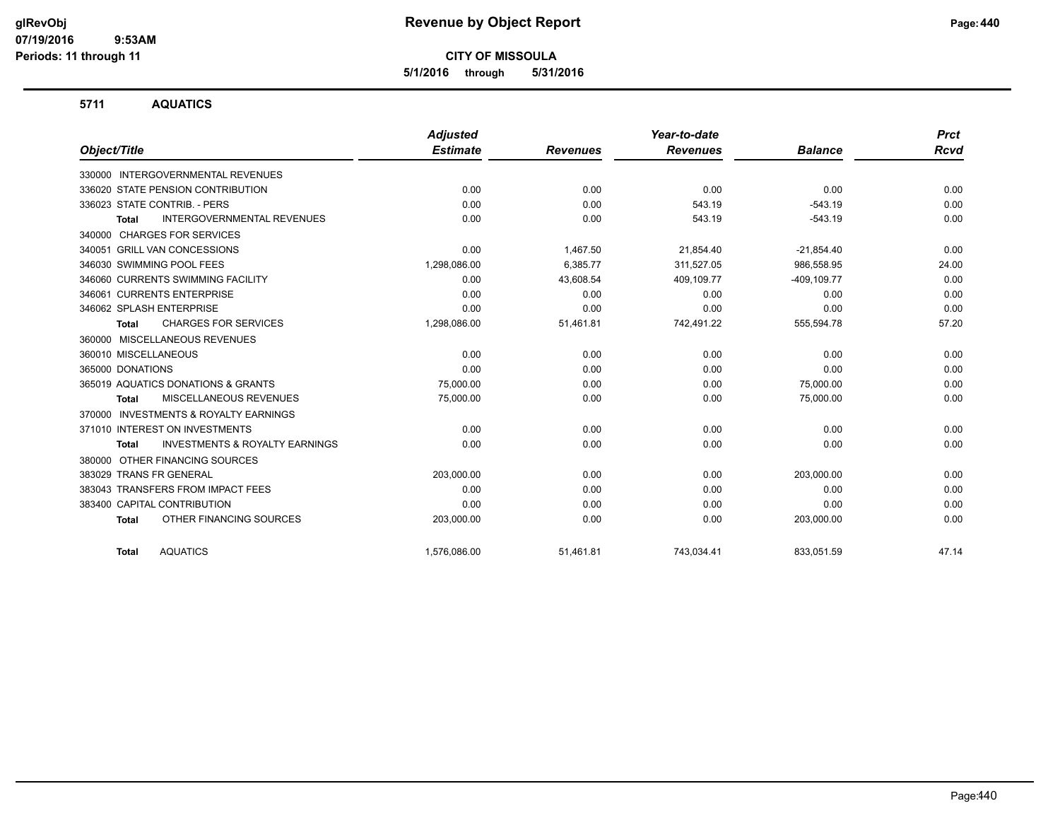**glRevObj**
**07/19/2016 9:53AM**
**Periods: 11 through 11**

# Revenue by Object Report

**CITY OF MISSOULA**

**5/1/2016 through 5/31/2016**

## 5711 AQUATICS

| Object/Title | Adjusted Estimate | Revenues | Year-to-date Revenues | Balance | Prct Rcvd |
|---|---|---|---|---|---|
| 330000 INTERGOVERNMENTAL REVENUES | | | | | |
| 336020 STATE PENSION CONTRIBUTION | 0.00 | 0.00 | 0.00 | 0.00 | 0.00 |
| 336023 STATE CONTRIB. - PERS | 0.00 | 0.00 | 543.19 | -543.19 | 0.00 |
| **Total** INTERGOVERNMENTAL REVENUES | 0.00 | 0.00 | 543.19 | -543.19 | 0.00 |
| 340000 CHARGES FOR SERVICES | | | | | |
| 340051 GRILL VAN CONCESSIONS | 0.00 | 1,467.50 | 21,854.40 | -21,854.40 | 0.00 |
| 346030 SWIMMING POOL FEES | 1,298,086.00 | 6,385.77 | 311,527.05 | 986,558.95 | 24.00 |
| 346060 CURRENTS SWIMMING FACILITY | 0.00 | 43,608.54 | 409,109.77 | -409,109.77 | 0.00 |
| 346061 CURRENTS ENTERPRISE | 0.00 | 0.00 | 0.00 | 0.00 | 0.00 |
| 346062 SPLASH ENTERPRISE | 0.00 | 0.00 | 0.00 | 0.00 | 0.00 |
| **Total** CHARGES FOR SERVICES | 1,298,086.00 | 51,461.81 | 742,491.22 | 555,594.78 | 57.20 |
| 360000 MISCELLANEOUS REVENUES | | | | | |
| 360010 MISCELLANEOUS | 0.00 | 0.00 | 0.00 | 0.00 | 0.00 |
| 365000 DONATIONS | 0.00 | 0.00 | 0.00 | 0.00 | 0.00 |
| 365019 AQUATICS DONATIONS & GRANTS | 75,000.00 | 0.00 | 0.00 | 75,000.00 | 0.00 |
| **Total** MISCELLANEOUS REVENUES | 75,000.00 | 0.00 | 0.00 | 75,000.00 | 0.00 |
| 370000 INVESTMENTS & ROYALTY EARNINGS | | | | | |
| 371010 INTEREST ON INVESTMENTS | 0.00 | 0.00 | 0.00 | 0.00 | 0.00 |
| **Total** INVESTMENTS & ROYALTY EARNINGS | 0.00 | 0.00 | 0.00 | 0.00 | 0.00 |
| 380000 OTHER FINANCING SOURCES | | | | | |
| 383029 TRANS FR GENERAL | 203,000.00 | 0.00 | 0.00 | 203,000.00 | 0.00 |
| 383043 TRANSFERS FROM IMPACT FEES | 0.00 | 0.00 | 0.00 | 0.00 | 0.00 |
| 383400 CAPITAL CONTRIBUTION | 0.00 | 0.00 | 0.00 | 0.00 | 0.00 |
| **Total** OTHER FINANCING SOURCES | 203,000.00 | 0.00 | 0.00 | 203,000.00 | 0.00 |
| **Total** AQUATICS | 1,576,086.00 | 51,461.81 | 743,034.41 | 833,051.59 | 47.14 |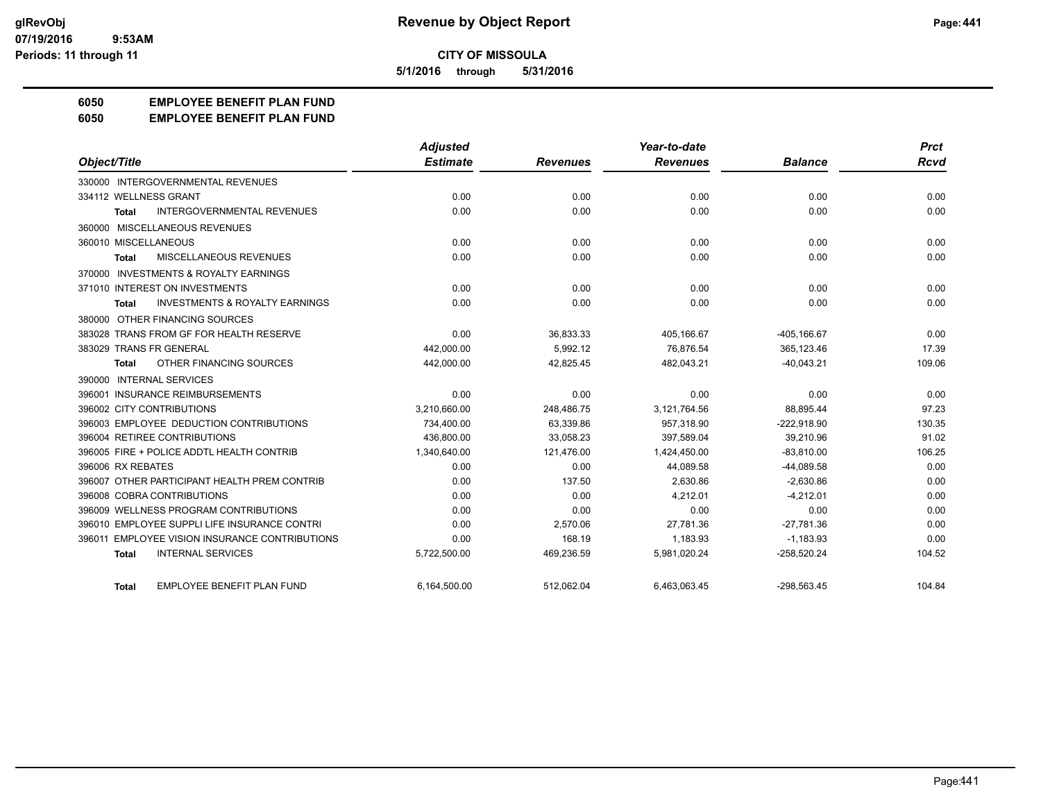# Revenue by Object Report

**CITY OF MISSOULA**

**5/1/2016 through 5/31/2016**

glRevObj
07/19/2016 9:53AM
Periods: 11 through 11

**6050 EMPLOYEE BENEFIT PLAN FUND**
**6050 EMPLOYEE BENEFIT PLAN FUND**

| Object/Title | Adjusted Estimate | Revenues | Year-to-date Revenues | Balance | Prct Rcvd |
|---|---|---|---|---|---|
| 330000 INTERGOVERNMENTAL REVENUES | | | | | |
| 334112 WELLNESS GRANT | 0.00 | 0.00 | 0.00 | 0.00 | 0.00 |
| **Total** INTERGOVERNMENTAL REVENUES | 0.00 | 0.00 | 0.00 | 0.00 | 0.00 |
| 360000 MISCELLANEOUS REVENUES | | | | | |
| 360010 MISCELLANEOUS | 0.00 | 0.00 | 0.00 | 0.00 | 0.00 |
| **Total** MISCELLANEOUS REVENUES | 0.00 | 0.00 | 0.00 | 0.00 | 0.00 |
| 370000 INVESTMENTS & ROYALTY EARNINGS | | | | | |
| 371010 INTEREST ON INVESTMENTS | 0.00 | 0.00 | 0.00 | 0.00 | 0.00 |
| **Total** INVESTMENTS & ROYALTY EARNINGS | 0.00 | 0.00 | 0.00 | 0.00 | 0.00 |
| 380000 OTHER FINANCING SOURCES | | | | | |
| 383028 TRANS FROM GF FOR HEALTH RESERVE | 0.00 | 36,833.33 | 405,166.67 | -405,166.67 | 0.00 |
| 383029 TRANS FR GENERAL | 442,000.00 | 5,992.12 | 76,876.54 | 365,123.46 | 17.39 |
| **Total** OTHER FINANCING SOURCES | 442,000.00 | 42,825.45 | 482,043.21 | -40,043.21 | 109.06 |
| 390000 INTERNAL SERVICES | | | | | |
| 396001 INSURANCE REIMBURSEMENTS | 0.00 | 0.00 | 0.00 | 0.00 | 0.00 |
| 396002 CITY CONTRIBUTIONS | 3,210,660.00 | 248,486.75 | 3,121,764.56 | 88,895.44 | 97.23 |
| 396003 EMPLOYEE DEDUCTION CONTRIBUTIONS | 734,400.00 | 63,339.86 | 957,318.90 | -222,918.90 | 130.35 |
| 396004 RETIREE CONTRIBUTIONS | 436,800.00 | 33,058.23 | 397,589.04 | 39,210.96 | 91.02 |
| 396005 FIRE + POLICE ADDTL HEALTH CONTRIB | 1,340,640.00 | 121,476.00 | 1,424,450.00 | -83,810.00 | 106.25 |
| 396006 RX REBATES | 0.00 | 0.00 | 44,089.58 | -44,089.58 | 0.00 |
| 396007 OTHER PARTICIPANT HEALTH PREM CONTRIB | 0.00 | 137.50 | 2,630.86 | -2,630.86 | 0.00 |
| 396008 COBRA CONTRIBUTIONS | 0.00 | 0.00 | 4,212.01 | -4,212.01 | 0.00 |
| 396009 WELLNESS PROGRAM CONTRIBUTIONS | 0.00 | 0.00 | 0.00 | 0.00 | 0.00 |
| 396010 EMPLOYEE SUPPLI LIFE INSURANCE CONTRI | 0.00 | 2,570.06 | 27,781.36 | -27,781.36 | 0.00 |
| 396011 EMPLOYEE VISION INSURANCE CONTRIBUTIONS | 0.00 | 168.19 | 1,183.93 | -1,183.93 | 0.00 |
| **Total** INTERNAL SERVICES | 5,722,500.00 | 469,236.59 | 5,981,020.24 | -258,520.24 | 104.52 |
| **Total** EMPLOYEE BENEFIT PLAN FUND | 6,164,500.00 | 512,062.04 | 6,463,063.45 | -298,563.45 | 104.84 |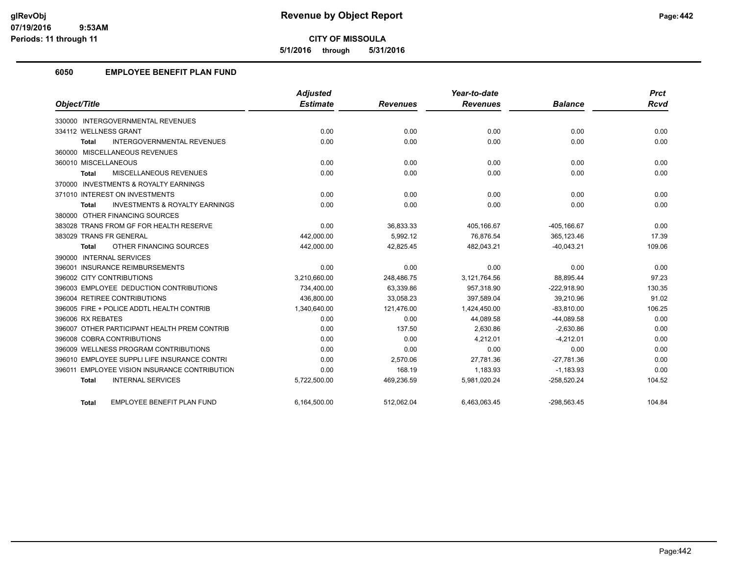# Revenue by Object Report

**CITY OF MISSOULA**

**5/1/2016 through 5/31/2016**

glRevObj
07/19/2016 9:53AM
Periods: 11 through 11

## 6050 EMPLOYEE BENEFIT PLAN FUND

| Object/Title | Adjusted Estimate | Revenues | Year-to-date Revenues | Balance | Prct Rcvd |
|---|---|---|---|---|---|
| 330000 INTERGOVERNMENTAL REVENUES | | | | | |
| 334112 WELLNESS GRANT | 0.00 | 0.00 | 0.00 | 0.00 | 0.00 |
| **Total** INTERGOVERNMENTAL REVENUES | 0.00 | 0.00 | 0.00 | 0.00 | 0.00 |
| 360000 MISCELLANEOUS REVENUES | | | | | |
| 360010 MISCELLANEOUS | 0.00 | 0.00 | 0.00 | 0.00 | 0.00 |
| **Total** MISCELLANEOUS REVENUES | 0.00 | 0.00 | 0.00 | 0.00 | 0.00 |
| 370000 INVESTMENTS & ROYALTY EARNINGS | | | | | |
| 371010 INTEREST ON INVESTMENTS | 0.00 | 0.00 | 0.00 | 0.00 | 0.00 |
| **Total** INVESTMENTS & ROYALTY EARNINGS | 0.00 | 0.00 | 0.00 | 0.00 | 0.00 |
| 380000 OTHER FINANCING SOURCES | | | | | |
| 383028 TRANS FROM GF FOR HEALTH RESERVE | 0.00 | 36,833.33 | 405,166.67 | -405,166.67 | 0.00 |
| 383029 TRANS FR GENERAL | 442,000.00 | 5,992.12 | 76,876.54 | 365,123.46 | 17.39 |
| **Total** OTHER FINANCING SOURCES | 442,000.00 | 42,825.45 | 482,043.21 | -40,043.21 | 109.06 |
| 390000 INTERNAL SERVICES | | | | | |
| 396001 INSURANCE REIMBURSEMENTS | 0.00 | 0.00 | 0.00 | 0.00 | 0.00 |
| 396002 CITY CONTRIBUTIONS | 3,210,660.00 | 248,486.75 | 3,121,764.56 | 88,895.44 | 97.23 |
| 396003 EMPLOYEE DEDUCTION CONTRIBUTIONS | 734,400.00 | 63,339.86 | 957,318.90 | -222,918.90 | 130.35 |
| 396004 RETIREE CONTRIBUTIONS | 436,800.00 | 33,058.23 | 397,589.04 | 39,210.96 | 91.02 |
| 396005 FIRE + POLICE ADDTL HEALTH CONTRIB | 1,340,640.00 | 121,476.00 | 1,424,450.00 | -83,810.00 | 106.25 |
| 396006 RX REBATES | 0.00 | 0.00 | 44,089.58 | -44,089.58 | 0.00 |
| 396007 OTHER PARTICIPANT HEALTH PREM CONTRIB | 0.00 | 137.50 | 2,630.86 | -2,630.86 | 0.00 |
| 396008 COBRA CONTRIBUTIONS | 0.00 | 0.00 | 4,212.01 | -4,212.01 | 0.00 |
| 396009 WELLNESS PROGRAM CONTRIBUTIONS | 0.00 | 0.00 | 0.00 | 0.00 | 0.00 |
| 396010 EMPLOYEE SUPPLI LIFE INSURANCE CONTRI | 0.00 | 2,570.06 | 27,781.36 | -27,781.36 | 0.00 |
| 396011 EMPLOYEE VISION INSURANCE CONTRIBUTION | 0.00 | 168.19 | 1,183.93 | -1,183.93 | 0.00 |
| **Total** INTERNAL SERVICES | 5,722,500.00 | 469,236.59 | 5,981,020.24 | -258,520.24 | 104.52 |
| **Total** EMPLOYEE BENEFIT PLAN FUND | 6,164,500.00 | 512,062.04 | 6,463,063.45 | -298,563.45 | 104.84 |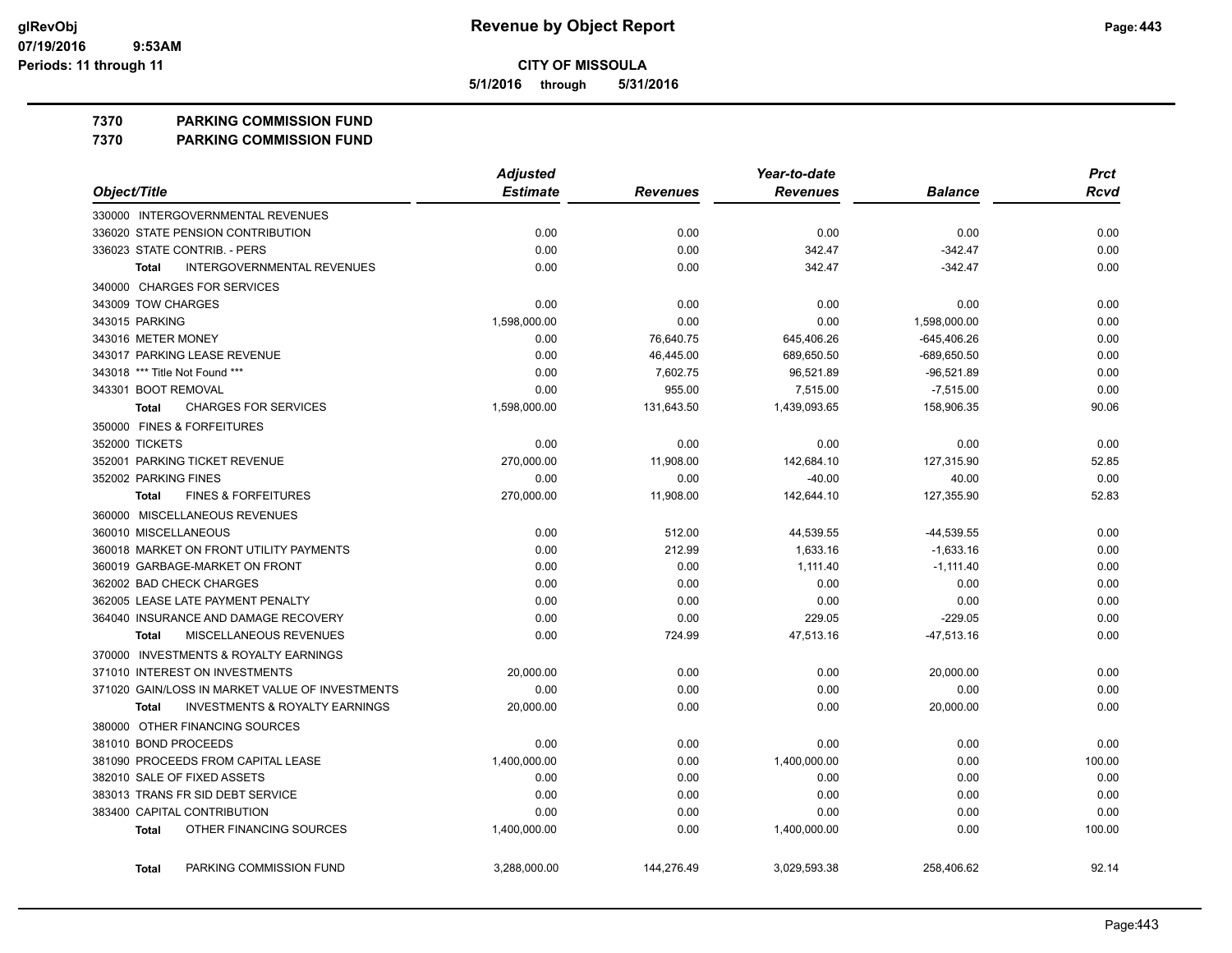# Revenue by Object Report

**CITY OF MISSOULA**

**5/1/2016 through 5/31/2016**

glRevObj
07/19/2016 9:53AM
Periods: 11 through 11

## 7370 PARKING COMMISSION FUND
## 7370 PARKING COMMISSION FUND

| Object/Title | Adjusted Estimate | Revenues | Year-to-date Revenues | Balance | Prct Rcvd |
|---|---|---|---|---|---|
| 330000 INTERGOVERNMENTAL REVENUES | | | | | |
| 336020 STATE PENSION CONTRIBUTION | 0.00 | 0.00 | 0.00 | 0.00 | 0.00 |
| 336023 STATE CONTRIB. - PERS | 0.00 | 0.00 | 342.47 | -342.47 | 0.00 |
| **Total** INTERGOVERNMENTAL REVENUES | 0.00 | 0.00 | 342.47 | -342.47 | 0.00 |
| 340000 CHARGES FOR SERVICES | | | | | |
| 343009 TOW CHARGES | 0.00 | 0.00 | 0.00 | 0.00 | 0.00 |
| 343015 PARKING | 1,598,000.00 | 0.00 | 0.00 | 1,598,000.00 | 0.00 |
| 343016 METER MONEY | 0.00 | 76,640.75 | 645,406.26 | -645,406.26 | 0.00 |
| 343017 PARKING LEASE REVENUE | 0.00 | 46,445.00 | 689,650.50 | -689,650.50 | 0.00 |
| 343018 *** Title Not Found *** | 0.00 | 7,602.75 | 96,521.89 | -96,521.89 | 0.00 |
| 343301 BOOT REMOVAL | 0.00 | 955.00 | 7,515.00 | -7,515.00 | 0.00 |
| **Total** CHARGES FOR SERVICES | 1,598,000.00 | 131,643.50 | 1,439,093.65 | 158,906.35 | 90.06 |
| 350000 FINES & FORFEITURES | | | | | |
| 352000 TICKETS | 0.00 | 0.00 | 0.00 | 0.00 | 0.00 |
| 352001 PARKING TICKET REVENUE | 270,000.00 | 11,908.00 | 142,684.10 | 127,315.90 | 52.85 |
| 352002 PARKING FINES | 0.00 | 0.00 | -40.00 | 40.00 | 0.00 |
| **Total** FINES & FORFEITURES | 270,000.00 | 11,908.00 | 142,644.10 | 127,355.90 | 52.83 |
| 360000 MISCELLANEOUS REVENUES | | | | | |
| 360010 MISCELLANEOUS | 0.00 | 512.00 | 44,539.55 | -44,539.55 | 0.00 |
| 360018 MARKET ON FRONT UTILITY PAYMENTS | 0.00 | 212.99 | 1,633.16 | -1,633.16 | 0.00 |
| 360019 GARBAGE-MARKET ON FRONT | 0.00 | 0.00 | 1,111.40 | -1,111.40 | 0.00 |
| 362002 BAD CHECK CHARGES | 0.00 | 0.00 | 0.00 | 0.00 | 0.00 |
| 362005 LEASE LATE PAYMENT PENALTY | 0.00 | 0.00 | 0.00 | 0.00 | 0.00 |
| 364040 INSURANCE AND DAMAGE RECOVERY | 0.00 | 0.00 | 229.05 | -229.05 | 0.00 |
| **Total** MISCELLANEOUS REVENUES | 0.00 | 724.99 | 47,513.16 | -47,513.16 | 0.00 |
| 370000 INVESTMENTS & ROYALTY EARNINGS | | | | | |
| 371010 INTEREST ON INVESTMENTS | 20,000.00 | 0.00 | 0.00 | 20,000.00 | 0.00 |
| 371020 GAIN/LOSS IN MARKET VALUE OF INVESTMENTS | 0.00 | 0.00 | 0.00 | 0.00 | 0.00 |
| **Total** INVESTMENTS & ROYALTY EARNINGS | 20,000.00 | 0.00 | 0.00 | 20,000.00 | 0.00 |
| 380000 OTHER FINANCING SOURCES | | | | | |
| 381010 BOND PROCEEDS | 0.00 | 0.00 | 0.00 | 0.00 | 0.00 |
| 381090 PROCEEDS FROM CAPITAL LEASE | 1,400,000.00 | 0.00 | 1,400,000.00 | 0.00 | 100.00 |
| 382010 SALE OF FIXED ASSETS | 0.00 | 0.00 | 0.00 | 0.00 | 0.00 |
| 383013 TRANS FR SID DEBT SERVICE | 0.00 | 0.00 | 0.00 | 0.00 | 0.00 |
| 383400 CAPITAL CONTRIBUTION | 0.00 | 0.00 | 0.00 | 0.00 | 0.00 |
| **Total** OTHER FINANCING SOURCES | 1,400,000.00 | 0.00 | 1,400,000.00 | 0.00 | 100.00 |
| **Total** PARKING COMMISSION FUND | 3,288,000.00 | 144,276.49 | 3,029,593.38 | 258,406.62 | 92.14 |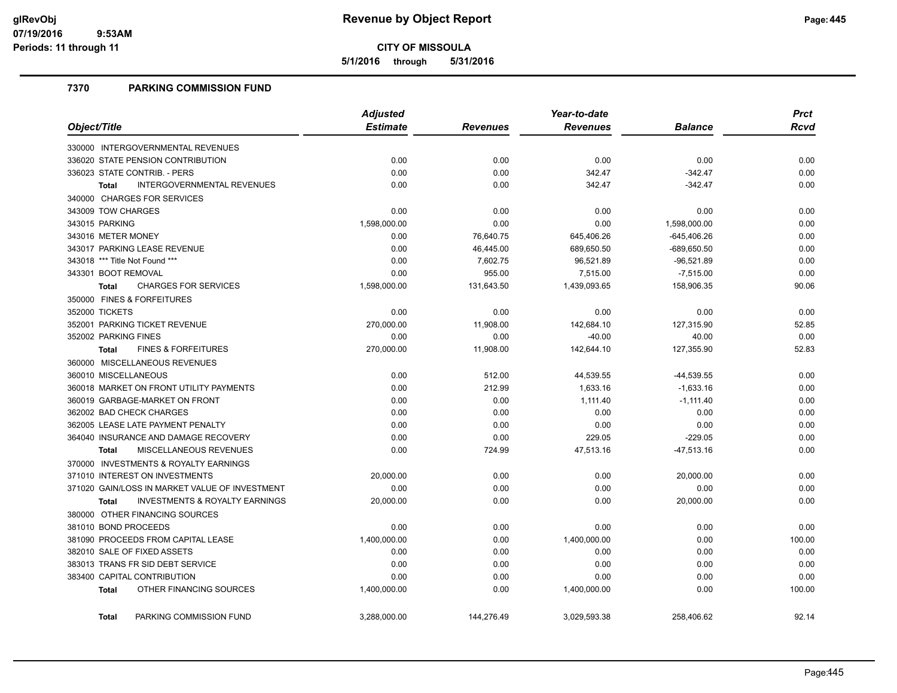# Revenue by Object Report

**CITY OF MISSOULA**

**5/1/2016 through 5/31/2016**

glRevObj
07/19/2016 9:53AM
Periods: 11 through 11

## 7370 PARKING COMMISSION FUND

| Object/Title | Adjusted Estimate | Revenues | Year-to-date Revenues | Balance | Prct Rcvd |
|---|---|---|---|---|---|
| 330000 INTERGOVERNMENTAL REVENUES | | | | | |
| 336020 STATE PENSION CONTRIBUTION | 0.00 | 0.00 | 0.00 | 0.00 | 0.00 |
| 336023 STATE CONTRIB. - PERS | 0.00 | 0.00 | 342.47 | -342.47 | 0.00 |
| **Total** INTERGOVERNMENTAL REVENUES | 0.00 | 0.00 | 342.47 | -342.47 | 0.00 |
| 340000 CHARGES FOR SERVICES | | | | | |
| 343009 TOW CHARGES | 0.00 | 0.00 | 0.00 | 0.00 | 0.00 |
| 343015 PARKING | 1,598,000.00 | 0.00 | 0.00 | 1,598,000.00 | 0.00 |
| 343016 METER MONEY | 0.00 | 76,640.75 | 645,406.26 | -645,406.26 | 0.00 |
| 343017 PARKING LEASE REVENUE | 0.00 | 46,445.00 | 689,650.50 | -689,650.50 | 0.00 |
| 343018 *** Title Not Found *** | 0.00 | 7,602.75 | 96,521.89 | -96,521.89 | 0.00 |
| 343301 BOOT REMOVAL | 0.00 | 955.00 | 7,515.00 | -7,515.00 | 0.00 |
| **Total** CHARGES FOR SERVICES | 1,598,000.00 | 131,643.50 | 1,439,093.65 | 158,906.35 | 90.06 |
| 350000 FINES & FORFEITURES | | | | | |
| 352000 TICKETS | 0.00 | 0.00 | 0.00 | 0.00 | 0.00 |
| 352001 PARKING TICKET REVENUE | 270,000.00 | 11,908.00 | 142,684.10 | 127,315.90 | 52.85 |
| 352002 PARKING FINES | 0.00 | 0.00 | -40.00 | 40.00 | 0.00 |
| **Total** FINES & FORFEITURES | 270,000.00 | 11,908.00 | 142,644.10 | 127,355.90 | 52.83 |
| 360000 MISCELLANEOUS REVENUES | | | | | |
| 360010 MISCELLANEOUS | 0.00 | 512.00 | 44,539.55 | -44,539.55 | 0.00 |
| 360018 MARKET ON FRONT UTILITY PAYMENTS | 0.00 | 212.99 | 1,633.16 | -1,633.16 | 0.00 |
| 360019 GARBAGE-MARKET ON FRONT | 0.00 | 0.00 | 1,111.40 | -1,111.40 | 0.00 |
| 362002 BAD CHECK CHARGES | 0.00 | 0.00 | 0.00 | 0.00 | 0.00 |
| 362005 LEASE LATE PAYMENT PENALTY | 0.00 | 0.00 | 0.00 | 0.00 | 0.00 |
| 364040 INSURANCE AND DAMAGE RECOVERY | 0.00 | 0.00 | 229.05 | -229.05 | 0.00 |
| **Total** MISCELLANEOUS REVENUES | 0.00 | 724.99 | 47,513.16 | -47,513.16 | 0.00 |
| 370000 INVESTMENTS & ROYALTY EARNINGS | | | | | |
| 371010 INTEREST ON INVESTMENTS | 20,000.00 | 0.00 | 0.00 | 20,000.00 | 0.00 |
| 371020 GAIN/LOSS IN MARKET VALUE OF INVESTMENT | 0.00 | 0.00 | 0.00 | 0.00 | 0.00 |
| **Total** INVESTMENTS & ROYALTY EARNINGS | 20,000.00 | 0.00 | 0.00 | 20,000.00 | 0.00 |
| 380000 OTHER FINANCING SOURCES | | | | | |
| 381010 BOND PROCEEDS | 0.00 | 0.00 | 0.00 | 0.00 | 0.00 |
| 381090 PROCEEDS FROM CAPITAL LEASE | 1,400,000.00 | 0.00 | 1,400,000.00 | 0.00 | 100.00 |
| 382010 SALE OF FIXED ASSETS | 0.00 | 0.00 | 0.00 | 0.00 | 0.00 |
| 383013 TRANS FR SID DEBT SERVICE | 0.00 | 0.00 | 0.00 | 0.00 | 0.00 |
| 383400 CAPITAL CONTRIBUTION | 0.00 | 0.00 | 0.00 | 0.00 | 0.00 |
| **Total** OTHER FINANCING SOURCES | 1,400,000.00 | 0.00 | 1,400,000.00 | 0.00 | 100.00 |
| **Total** PARKING COMMISSION FUND | 3,288,000.00 | 144,276.49 | 3,029,593.38 | 258,406.62 | 92.14 |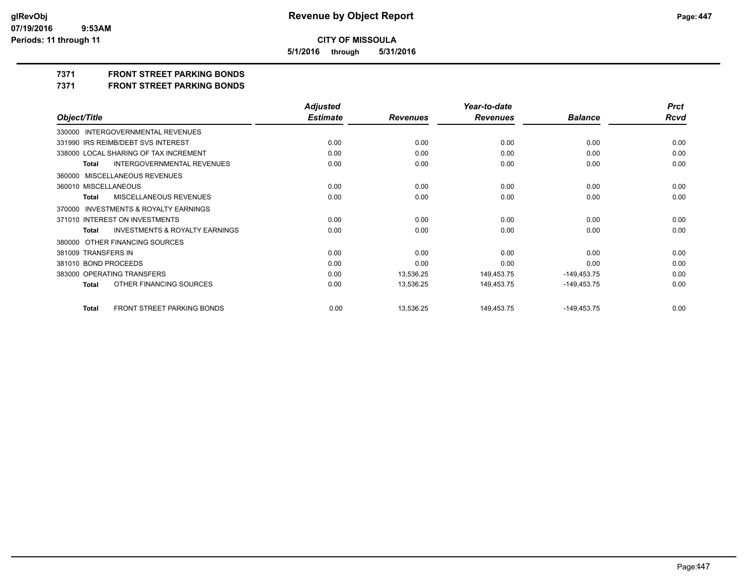**Revenue by Object Report**

**CITY OF MISSOULA**

**5/1/2016 through 5/31/2016**

glRevObj
07/19/2016 9:53AM
Periods: 11 through 11

## 7371 FRONT STREET PARKING BONDS
## 7371 FRONT STREET PARKING BONDS

| Object/Title | Adjusted Estimate | Revenues | Year-to-date Revenues | Balance | Prct Rcvd |
|---|---|---|---|---|---|
| 330000 INTERGOVERNMENTAL REVENUES | | | | | |
| 331990 IRS REIMB/DEBT SVS INTEREST | 0.00 | 0.00 | 0.00 | 0.00 | 0.00 |
| 338000 LOCAL SHARING OF TAX INCREMENT | 0.00 | 0.00 | 0.00 | 0.00 | 0.00 |
| **Total** INTERGOVERNMENTAL REVENUES | 0.00 | 0.00 | 0.00 | 0.00 | 0.00 |
| 360000 MISCELLANEOUS REVENUES | | | | | |
| 360010 MISCELLANEOUS | 0.00 | 0.00 | 0.00 | 0.00 | 0.00 |
| **Total** MISCELLANEOUS REVENUES | 0.00 | 0.00 | 0.00 | 0.00 | 0.00 |
| 370000 INVESTMENTS & ROYALTY EARNINGS | | | | | |
| 371010 INTEREST ON INVESTMENTS | 0.00 | 0.00 | 0.00 | 0.00 | 0.00 |
| **Total** INVESTMENTS & ROYALTY EARNINGS | 0.00 | 0.00 | 0.00 | 0.00 | 0.00 |
| 380000 OTHER FINANCING SOURCES | | | | | |
| 381009 TRANSFERS IN | 0.00 | 0.00 | 0.00 | 0.00 | 0.00 |
| 381010 BOND PROCEEDS | 0.00 | 0.00 | 0.00 | 0.00 | 0.00 |
| 383000 OPERATING TRANSFERS | 0.00 | 13,536.25 | 149,453.75 | -149,453.75 | 0.00 |
| **Total** OTHER FINANCING SOURCES | 0.00 | 13,536.25 | 149,453.75 | -149,453.75 | 0.00 |
| **Total** FRONT STREET PARKING BONDS | 0.00 | 13,536.25 | 149,453.75 | -149,453.75 | 0.00 |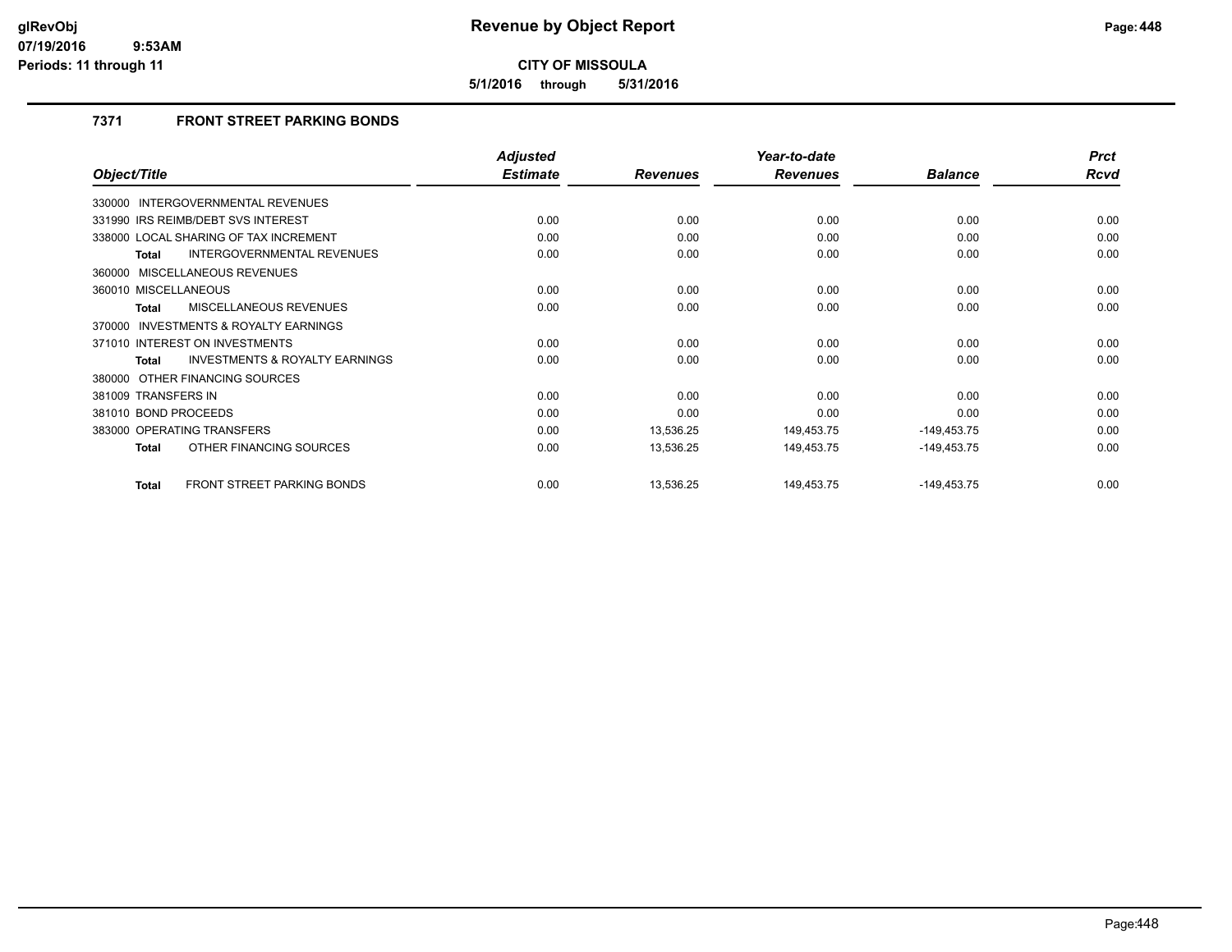# Revenue by Object Report

**CITY OF MISSOULA**

**5/1/2016 through 5/31/2016**

glRevObj
07/19/2016 9:53AM
Periods: 11 through 11

### 7371 FRONT STREET PARKING BONDS

| Object/Title | Adjusted Estimate | Revenues | Year-to-date Revenues | Balance | Prct Rcvd |
|---|---|---|---|---|---|
| 330000 INTERGOVERNMENTAL REVENUES | | | | | |
| 331990 IRS REIMB/DEBT SVS INTEREST | 0.00 | 0.00 | 0.00 | 0.00 | 0.00 |
| 338000 LOCAL SHARING OF TAX INCREMENT | 0.00 | 0.00 | 0.00 | 0.00 | 0.00 |
| **Total** INTERGOVERNMENTAL REVENUES | 0.00 | 0.00 | 0.00 | 0.00 | 0.00 |
| 360000 MISCELLANEOUS REVENUES | | | | | |
| 360010 MISCELLANEOUS | 0.00 | 0.00 | 0.00 | 0.00 | 0.00 |
| **Total** MISCELLANEOUS REVENUES | 0.00 | 0.00 | 0.00 | 0.00 | 0.00 |
| 370000 INVESTMENTS & ROYALTY EARNINGS | | | | | |
| 371010 INTEREST ON INVESTMENTS | 0.00 | 0.00 | 0.00 | 0.00 | 0.00 |
| **Total** INVESTMENTS & ROYALTY EARNINGS | 0.00 | 0.00 | 0.00 | 0.00 | 0.00 |
| 380000 OTHER FINANCING SOURCES | | | | | |
| 381009 TRANSFERS IN | 0.00 | 0.00 | 0.00 | 0.00 | 0.00 |
| 381010 BOND PROCEEDS | 0.00 | 0.00 | 0.00 | 0.00 | 0.00 |
| 383000 OPERATING TRANSFERS | 0.00 | 13,536.25 | 149,453.75 | -149,453.75 | 0.00 |
| **Total** OTHER FINANCING SOURCES | 0.00 | 13,536.25 | 149,453.75 | -149,453.75 | 0.00 |
| **Total** FRONT STREET PARKING BONDS | 0.00 | 13,536.25 | 149,453.75 | -149,453.75 | 0.00 |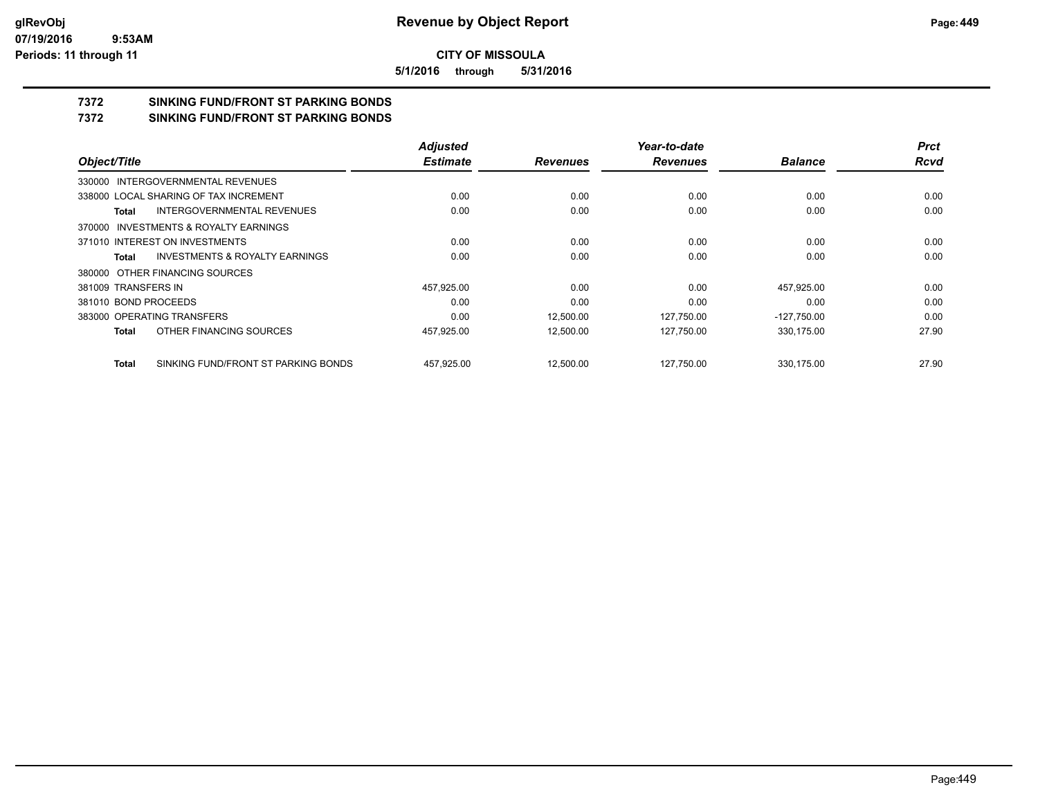**CITY OF MISSOULA**

**5/1/2016 through 5/31/2016**

## 7372 SINKING FUND/FRONT ST PARKING BONDS

## 7372 SINKING FUND/FRONT ST PARKING BONDS

| Object/Title | Adjusted Estimate | Revenues | Year-to-date Revenues | Balance | Prct Rcvd |
|---|---|---|---|---|---|
| 330000 INTERGOVERNMENTAL REVENUES | | | | | |
| 338000 LOCAL SHARING OF TAX INCREMENT | 0.00 | 0.00 | 0.00 | 0.00 | 0.00 |
| **Total** INTERGOVERNMENTAL REVENUES | 0.00 | 0.00 | 0.00 | 0.00 | 0.00 |
| 370000 INVESTMENTS & ROYALTY EARNINGS | | | | | |
| 371010 INTEREST ON INVESTMENTS | 0.00 | 0.00 | 0.00 | 0.00 | 0.00 |
| **Total** INVESTMENTS & ROYALTY EARNINGS | 0.00 | 0.00 | 0.00 | 0.00 | 0.00 |
| 380000 OTHER FINANCING SOURCES | | | | | |
| 381009 TRANSFERS IN | 457,925.00 | 0.00 | 0.00 | 457,925.00 | 0.00 |
| 381010 BOND PROCEEDS | 0.00 | 0.00 | 0.00 | 0.00 | 0.00 |
| 383000 OPERATING TRANSFERS | 0.00 | 12,500.00 | 127,750.00 | -127,750.00 | 0.00 |
| **Total** OTHER FINANCING SOURCES | 457,925.00 | 12,500.00 | 127,750.00 | 330,175.00 | 27.90 |
| **Total** SINKING FUND/FRONT ST PARKING BONDS | 457,925.00 | 12,500.00 | 127,750.00 | 330,175.00 | 27.90 |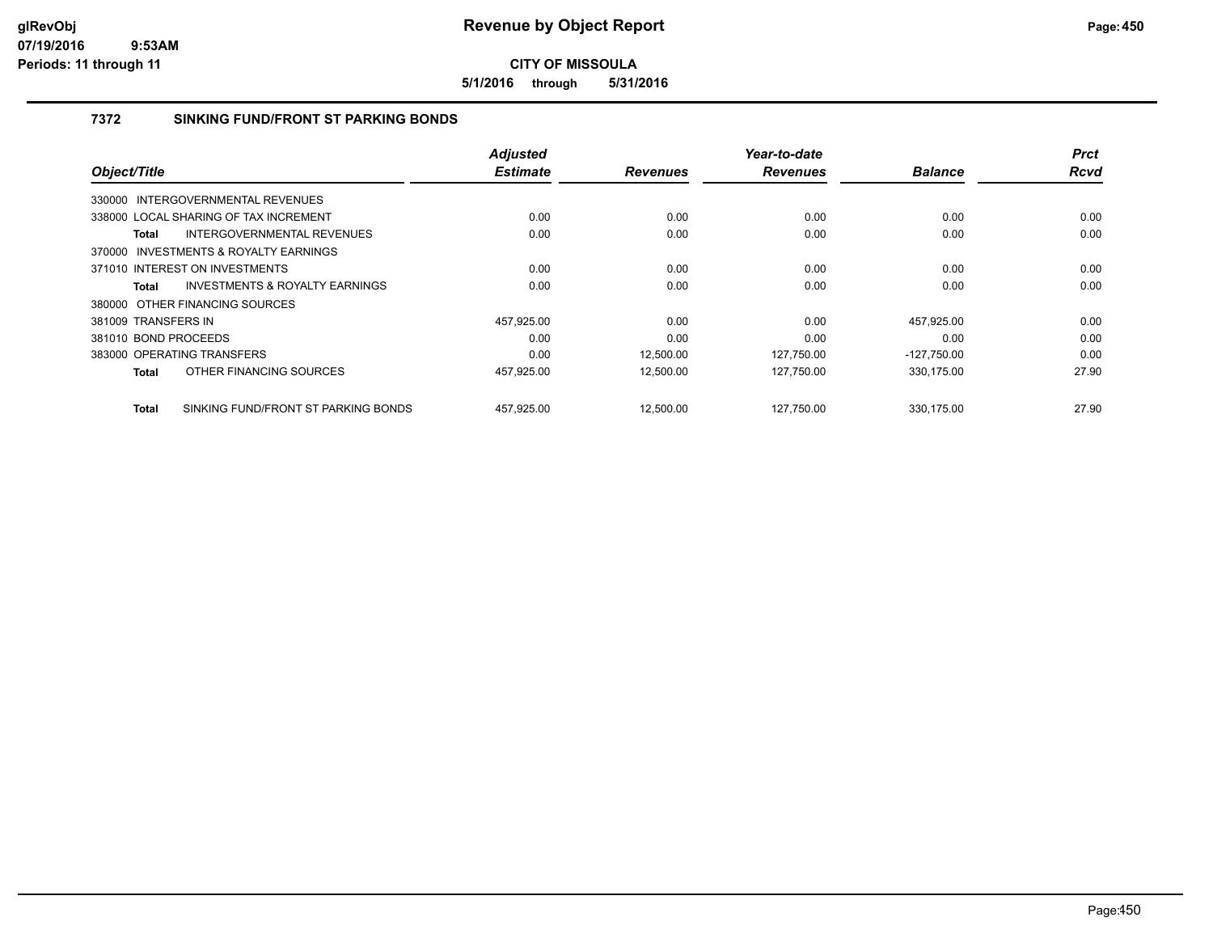**CITY OF MISSOULA**

**5/1/2016 through 5/31/2016**

## 7372 SINKING FUND/FRONT ST PARKING BONDS

| Object/Title | Adjusted Estimate | Revenues | Year-to-date Revenues | Balance | Prct Rcvd |
|---|---|---|---|---|---|
| 330000 INTERGOVERNMENTAL REVENUES | | | | | |
| 338000 LOCAL SHARING OF TAX INCREMENT | 0.00 | 0.00 | 0.00 | 0.00 | 0.00 |
| **Total** INTERGOVERNMENTAL REVENUES | 0.00 | 0.00 | 0.00 | 0.00 | 0.00 |
| 370000 INVESTMENTS & ROYALTY EARNINGS | | | | | |
| 371010 INTEREST ON INVESTMENTS | 0.00 | 0.00 | 0.00 | 0.00 | 0.00 |
| **Total** INVESTMENTS & ROYALTY EARNINGS | 0.00 | 0.00 | 0.00 | 0.00 | 0.00 |
| 380000 OTHER FINANCING SOURCES | | | | | |
| 381009 TRANSFERS IN | 457,925.00 | 0.00 | 0.00 | 457,925.00 | 0.00 |
| 381010 BOND PROCEEDS | 0.00 | 0.00 | 0.00 | 0.00 | 0.00 |
| 383000 OPERATING TRANSFERS | 0.00 | 12,500.00 | 127,750.00 | -127,750.00 | 0.00 |
| **Total** OTHER FINANCING SOURCES | 457,925.00 | 12,500.00 | 127,750.00 | 330,175.00 | 27.90 |
| **Total** SINKING FUND/FRONT ST PARKING BONDS | 457,925.00 | 12,500.00 | 127,750.00 | 330,175.00 | 27.90 |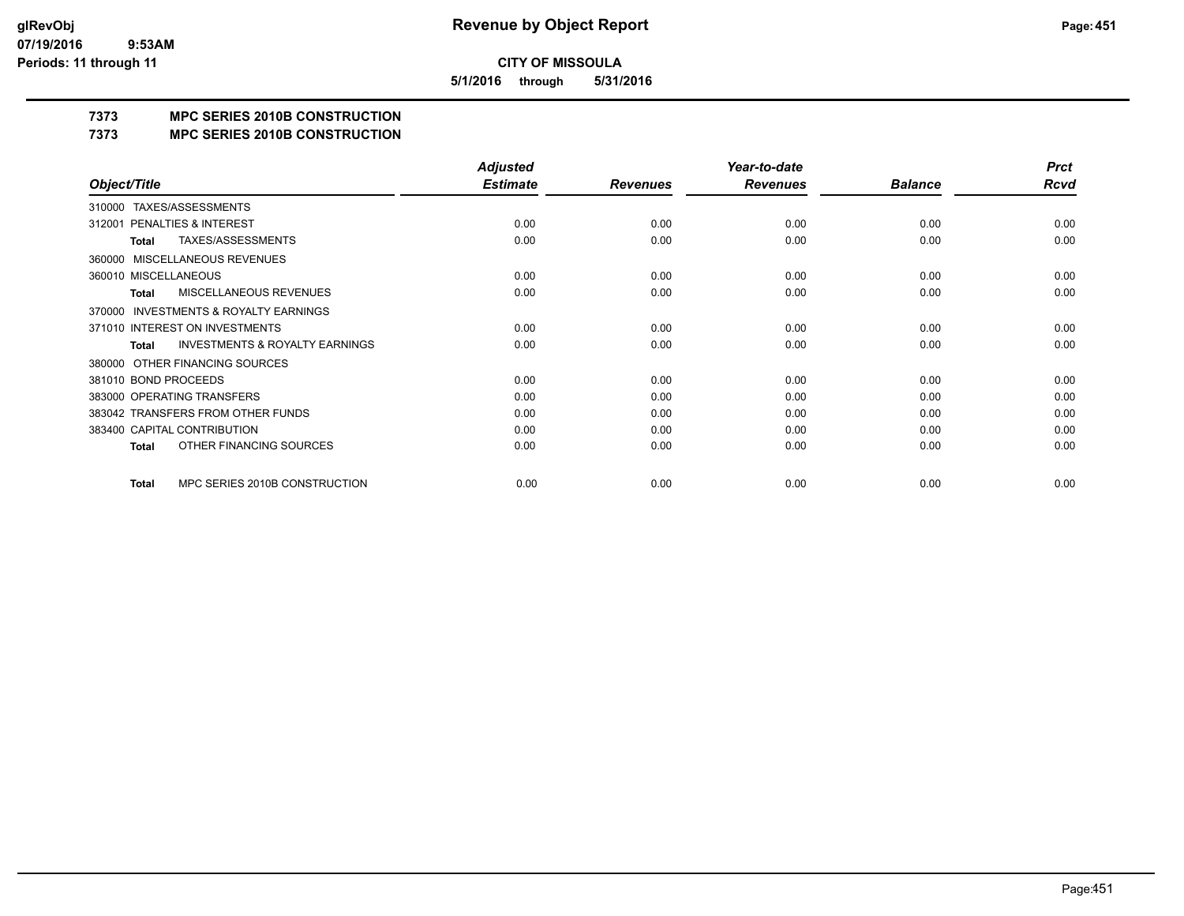# Revenue by Object Report

**CITY OF MISSOULA**

**5/1/2016 through 5/31/2016**

## 7373 MPC SERIES 2010B CONSTRUCTION
## 7373 MPC SERIES 2010B CONSTRUCTION

| Object/Title | Adjusted Estimate | Revenues | Year-to-date Revenues | Balance | Prct Rcvd |
|---|---|---|---|---|---|
| 310000 TAXES/ASSESSMENTS | | | | | |
| 312001 PENALTIES & INTEREST | 0.00 | 0.00 | 0.00 | 0.00 | 0.00 |
| **Total** TAXES/ASSESSMENTS | 0.00 | 0.00 | 0.00 | 0.00 | 0.00 |
| 360000 MISCELLANEOUS REVENUES | | | | | |
| 360010 MISCELLANEOUS | 0.00 | 0.00 | 0.00 | 0.00 | 0.00 |
| **Total** MISCELLANEOUS REVENUES | 0.00 | 0.00 | 0.00 | 0.00 | 0.00 |
| 370000 INVESTMENTS & ROYALTY EARNINGS | | | | | |
| 371010 INTEREST ON INVESTMENTS | 0.00 | 0.00 | 0.00 | 0.00 | 0.00 |
| **Total** INVESTMENTS & ROYALTY EARNINGS | 0.00 | 0.00 | 0.00 | 0.00 | 0.00 |
| 380000 OTHER FINANCING SOURCES | | | | | |
| 381010 BOND PROCEEDS | 0.00 | 0.00 | 0.00 | 0.00 | 0.00 |
| 383000 OPERATING TRANSFERS | 0.00 | 0.00 | 0.00 | 0.00 | 0.00 |
| 383042 TRANSFERS FROM OTHER FUNDS | 0.00 | 0.00 | 0.00 | 0.00 | 0.00 |
| 383400 CAPITAL CONTRIBUTION | 0.00 | 0.00 | 0.00 | 0.00 | 0.00 |
| **Total** OTHER FINANCING SOURCES | 0.00 | 0.00 | 0.00 | 0.00 | 0.00 |
| **Total** MPC SERIES 2010B CONSTRUCTION | 0.00 | 0.00 | 0.00 | 0.00 | 0.00 |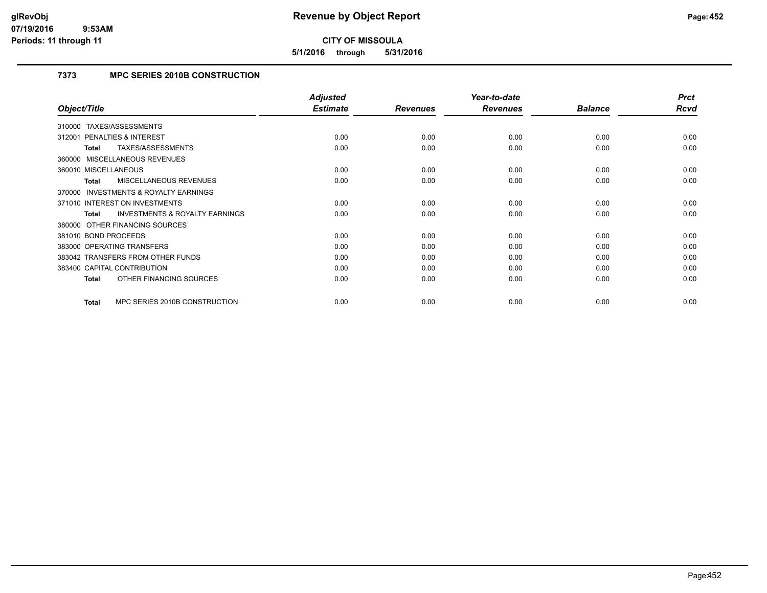**CITY OF MISSOULA**

**5/1/2016 through 5/31/2016**

### 7373 MPC SERIES 2010B CONSTRUCTION

| Object/Title | Adjusted Estimate | Revenues | Year-to-date Revenues | Balance | Prct Rcvd |
|---|---|---|---|---|---|
| 310000 TAXES/ASSESSMENTS | | | | | |
| 312001 PENALTIES & INTEREST | 0.00 | 0.00 | 0.00 | 0.00 | 0.00 |
| **Total** TAXES/ASSESSMENTS | 0.00 | 0.00 | 0.00 | 0.00 | 0.00 |
| 360000 MISCELLANEOUS REVENUES | | | | | |
| 360010 MISCELLANEOUS | 0.00 | 0.00 | 0.00 | 0.00 | 0.00 |
| **Total** MISCELLANEOUS REVENUES | 0.00 | 0.00 | 0.00 | 0.00 | 0.00 |
| 370000 INVESTMENTS & ROYALTY EARNINGS | | | | | |
| 371010 INTEREST ON INVESTMENTS | 0.00 | 0.00 | 0.00 | 0.00 | 0.00 |
| **Total** INVESTMENTS & ROYALTY EARNINGS | 0.00 | 0.00 | 0.00 | 0.00 | 0.00 |
| 380000 OTHER FINANCING SOURCES | | | | | |
| 381010 BOND PROCEEDS | 0.00 | 0.00 | 0.00 | 0.00 | 0.00 |
| 383000 OPERATING TRANSFERS | 0.00 | 0.00 | 0.00 | 0.00 | 0.00 |
| 383042 TRANSFERS FROM OTHER FUNDS | 0.00 | 0.00 | 0.00 | 0.00 | 0.00 |
| 383400 CAPITAL CONTRIBUTION | 0.00 | 0.00 | 0.00 | 0.00 | 0.00 |
| **Total** OTHER FINANCING SOURCES | 0.00 | 0.00 | 0.00 | 0.00 | 0.00 |
| **Total** MPC SERIES 2010B CONSTRUCTION | 0.00 | 0.00 | 0.00 | 0.00 | 0.00 |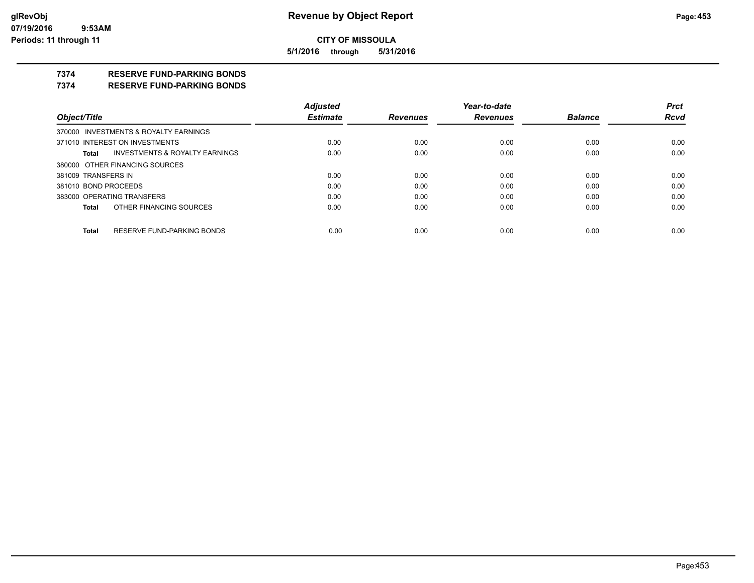**CITY OF MISSOULA**

**5/1/2016 through 5/31/2016**

**7374 RESERVE FUND-PARKING BONDS**

**7374 RESERVE FUND-PARKING BONDS**

| Object/Title | Adjusted Estimate | Revenues | Year-to-date Revenues | Balance | Prct Rcvd |
|---|---|---|---|---|---|
| 370000 INVESTMENTS & ROYALTY EARNINGS | | | | | |
| 371010 INTEREST ON INVESTMENTS | 0.00 | 0.00 | 0.00 | 0.00 | 0.00 |
| **Total** INVESTMENTS & ROYALTY EARNINGS | 0.00 | 0.00 | 0.00 | 0.00 | 0.00 |
| 380000 OTHER FINANCING SOURCES | | | | | |
| 381009 TRANSFERS IN | 0.00 | 0.00 | 0.00 | 0.00 | 0.00 |
| 381010 BOND PROCEEDS | 0.00 | 0.00 | 0.00 | 0.00 | 0.00 |
| 383000 OPERATING TRANSFERS | 0.00 | 0.00 | 0.00 | 0.00 | 0.00 |
| **Total** OTHER FINANCING SOURCES | 0.00 | 0.00 | 0.00 | 0.00 | 0.00 |
| **Total** RESERVE FUND-PARKING BONDS | 0.00 | 0.00 | 0.00 | 0.00 | 0.00 |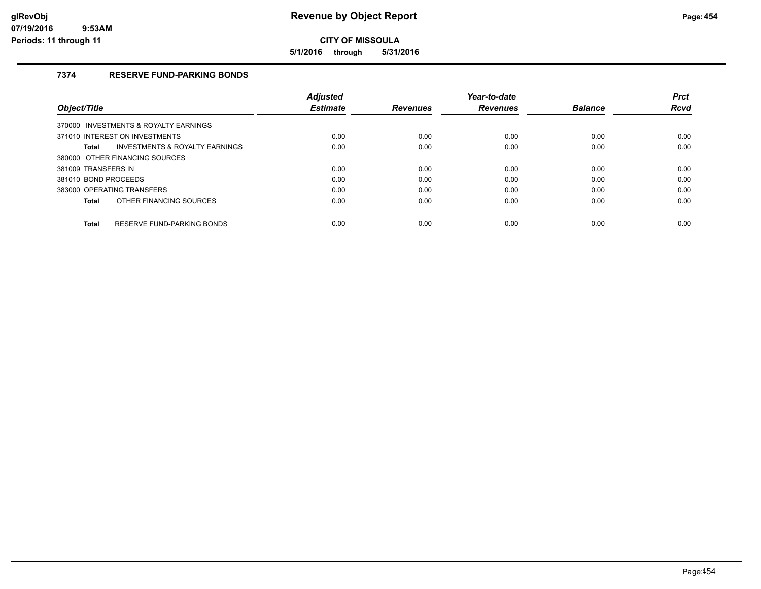**Revenue by Object Report**

**CITY OF MISSOULA**

**5/1/2016 through 5/31/2016**

glRevObj
07/19/2016 9:53AM
Periods: 11 through 11

### 7374 RESERVE FUND-PARKING BONDS

| Object/Title | Adjusted Estimate | Revenues | Year-to-date Revenues | Balance | Prct Rcvd |
|---|---|---|---|---|---|
| 370000 INVESTMENTS & ROYALTY EARNINGS | | | | | |
| 371010 INTEREST ON INVESTMENTS | 0.00 | 0.00 | 0.00 | 0.00 | 0.00 |
| **Total** INVESTMENTS & ROYALTY EARNINGS | 0.00 | 0.00 | 0.00 | 0.00 | 0.00 |
| 380000 OTHER FINANCING SOURCES | | | | | |
| 381009 TRANSFERS IN | 0.00 | 0.00 | 0.00 | 0.00 | 0.00 |
| 381010 BOND PROCEEDS | 0.00 | 0.00 | 0.00 | 0.00 | 0.00 |
| 383000 OPERATING TRANSFERS | 0.00 | 0.00 | 0.00 | 0.00 | 0.00 |
| **Total** OTHER FINANCING SOURCES | 0.00 | 0.00 | 0.00 | 0.00 | 0.00 |
| **Total** RESERVE FUND-PARKING BONDS | 0.00 | 0.00 | 0.00 | 0.00 | 0.00 |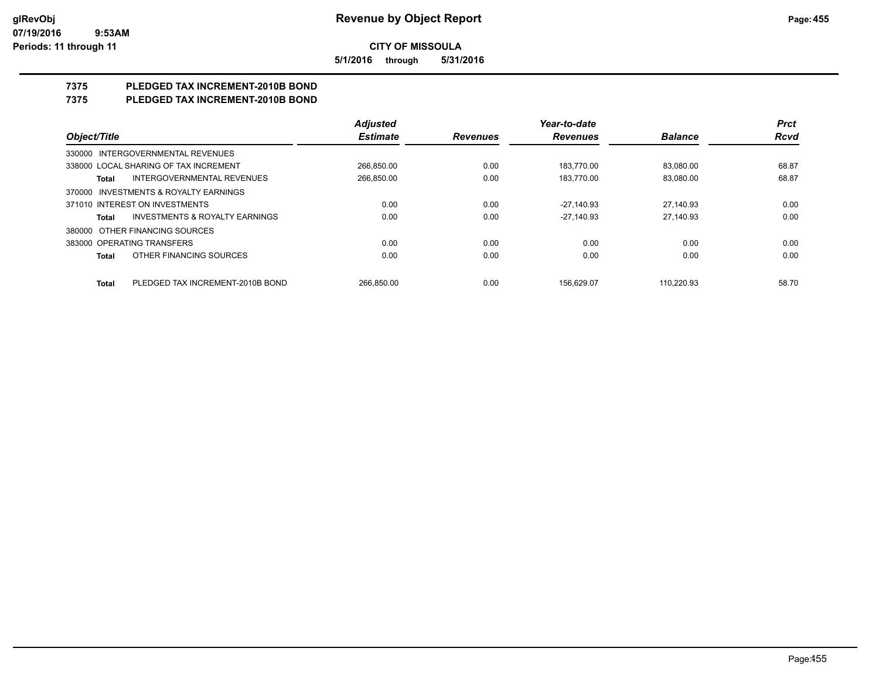**CITY OF MISSOULA**

**5/1/2016 through 5/31/2016**

## 7375 PLEDGED TAX INCREMENT-2010B BOND

## 7375 PLEDGED TAX INCREMENT-2010B BOND

| Object/Title | Adjusted Estimate | Revenues | Year-to-date Revenues | Balance | Prct Rcvd |
|---|---|---|---|---|---|
| 330000 INTERGOVERNMENTAL REVENUES | | | | | |
| 338000 LOCAL SHARING OF TAX INCREMENT | 266,850.00 | 0.00 | 183,770.00 | 83,080.00 | 68.87 |
| **Total** INTERGOVERNMENTAL REVENUES | 266,850.00 | 0.00 | 183,770.00 | 83,080.00 | 68.87 |
| 370000 INVESTMENTS & ROYALTY EARNINGS | | | | | |
| 371010 INTEREST ON INVESTMENTS | 0.00 | 0.00 | -27,140.93 | 27,140.93 | 0.00 |
| **Total** INVESTMENTS & ROYALTY EARNINGS | 0.00 | 0.00 | -27,140.93 | 27,140.93 | 0.00 |
| 380000 OTHER FINANCING SOURCES | | | | | |
| 383000 OPERATING TRANSFERS | 0.00 | 0.00 | 0.00 | 0.00 | 0.00 |
| **Total** OTHER FINANCING SOURCES | 0.00 | 0.00 | 0.00 | 0.00 | 0.00 |
| **Total** PLEDGED TAX INCREMENT-2010B BOND | 266,850.00 | 0.00 | 156,629.07 | 110,220.93 | 58.70 |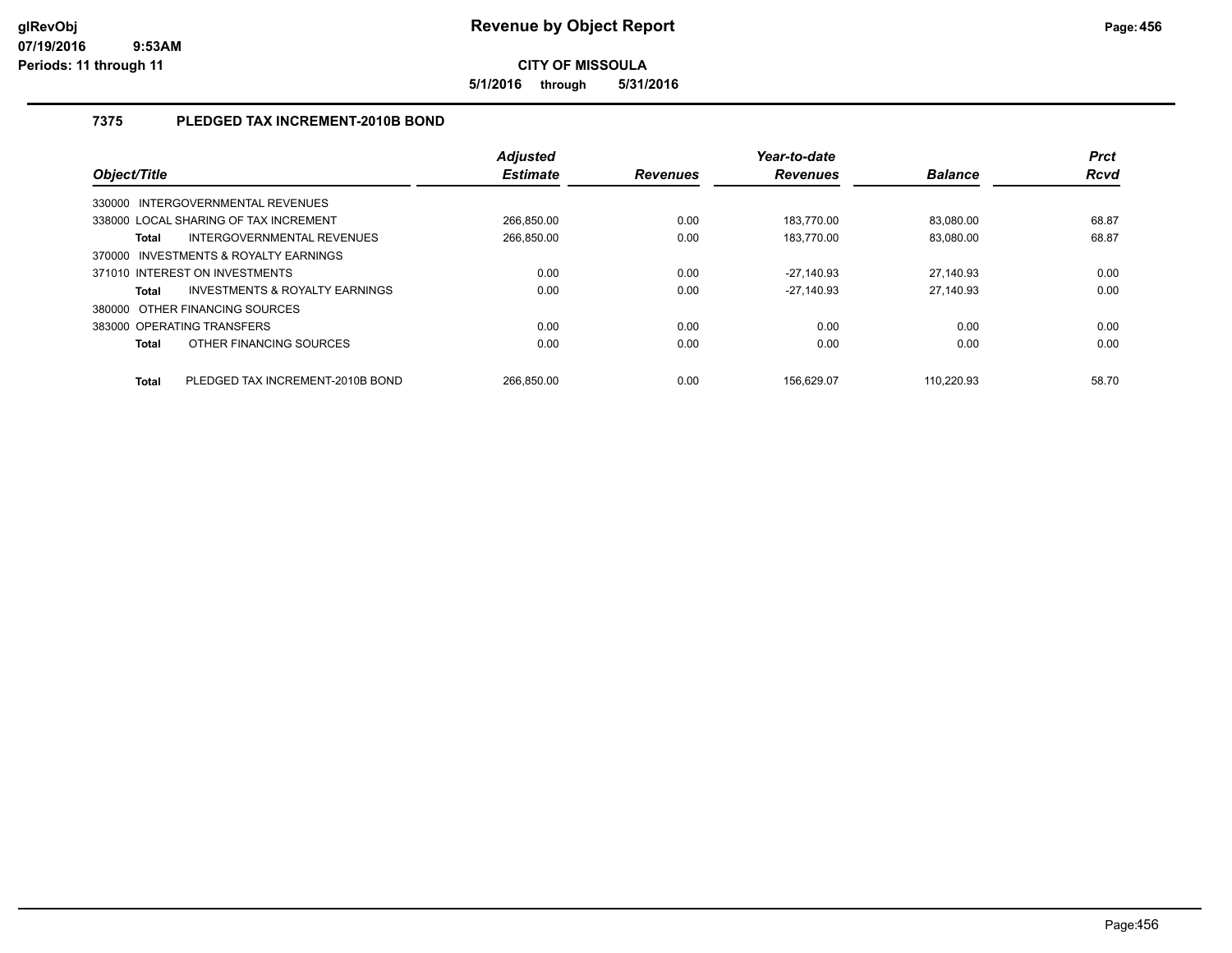**CITY OF MISSOULA**

**5/1/2016 through 5/31/2016**

## 7375 PLEDGED TAX INCREMENT-2010B BOND

| Object/Title | | Adjusted Estimate | Revenues | Year-to-date Revenues | Balance | Prct Rcvd |
|---|---|---|---|---|---|---|
| 330000 INTERGOVERNMENTAL REVENUES | | | | | | |
| 338000 LOCAL SHARING OF TAX INCREMENT | | 266,850.00 | 0.00 | 183,770.00 | 83,080.00 | 68.87 |
| **Total** | INTERGOVERNMENTAL REVENUES | 266,850.00 | 0.00 | 183,770.00 | 83,080.00 | 68.87 |
| 370000 INVESTMENTS & ROYALTY EARNINGS | | | | | | |
| 371010 INTEREST ON INVESTMENTS | | 0.00 | 0.00 | -27,140.93 | 27,140.93 | 0.00 |
| **Total** | INVESTMENTS & ROYALTY EARNINGS | 0.00 | 0.00 | -27,140.93 | 27,140.93 | 0.00 |
| 380000 OTHER FINANCING SOURCES | | | | | | |
| 383000 OPERATING TRANSFERS | | 0.00 | 0.00 | 0.00 | 0.00 | 0.00 |
| **Total** | OTHER FINANCING SOURCES | 0.00 | 0.00 | 0.00 | 0.00 | 0.00 |
| **Total** | PLEDGED TAX INCREMENT-2010B BOND | 266,850.00 | 0.00 | 156,629.07 | 110,220.93 | 58.70 |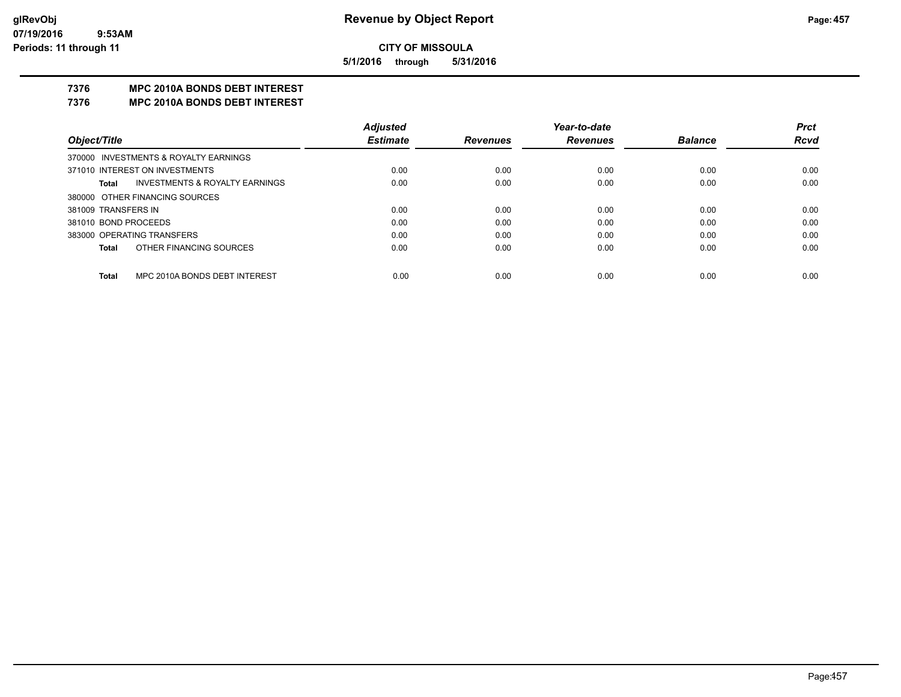**CITY OF MISSOULA**

**5/1/2016 through 5/31/2016**

## 7376 MPC 2010A BONDS DEBT INTEREST

## 7376 MPC 2010A BONDS DEBT INTEREST

| Object/Title | Adjusted Estimate | Revenues | Year-to-date Revenues | Balance | Prct Rcvd |
|---|---|---|---|---|---|
| 370000 INVESTMENTS & ROYALTY EARNINGS | | | | | |
| 371010 INTEREST ON INVESTMENTS | 0.00 | 0.00 | 0.00 | 0.00 | 0.00 |
| **Total** INVESTMENTS & ROYALTY EARNINGS | 0.00 | 0.00 | 0.00 | 0.00 | 0.00 |
| 380000 OTHER FINANCING SOURCES | | | | | |
| 381009 TRANSFERS IN | 0.00 | 0.00 | 0.00 | 0.00 | 0.00 |
| 381010 BOND PROCEEDS | 0.00 | 0.00 | 0.00 | 0.00 | 0.00 |
| 383000 OPERATING TRANSFERS | 0.00 | 0.00 | 0.00 | 0.00 | 0.00 |
| **Total** OTHER FINANCING SOURCES | 0.00 | 0.00 | 0.00 | 0.00 | 0.00 |
| **Total** MPC 2010A BONDS DEBT INTEREST | 0.00 | 0.00 | 0.00 | 0.00 | 0.00 |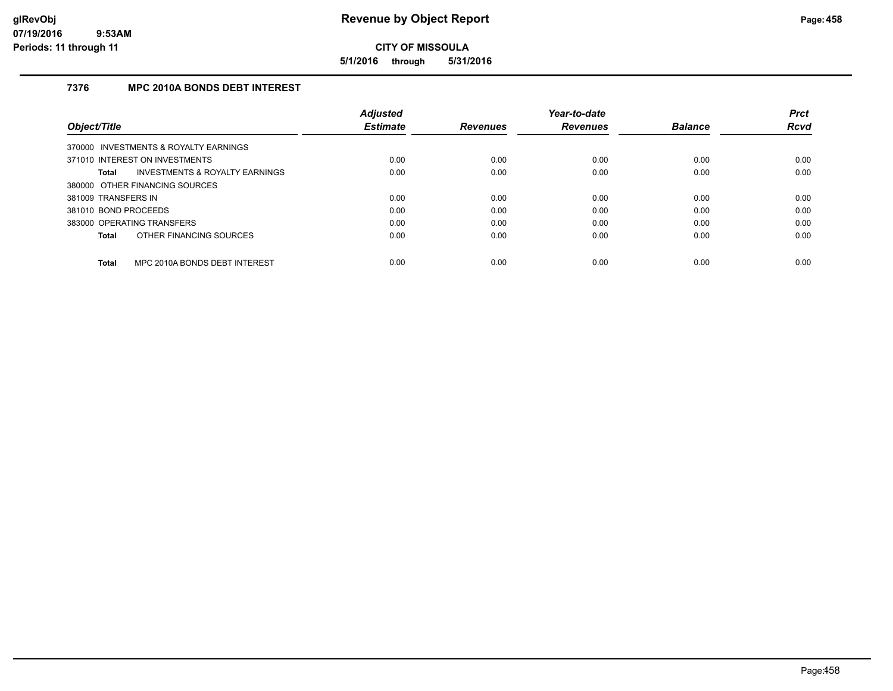# Revenue by Object Report

**CITY OF MISSOULA**

**5/1/2016 through 5/31/2016**

glRevObj
07/19/2016 9:53AM
Periods: 11 through 11

### 7376 MPC 2010A BONDS DEBT INTEREST

| Object/Title | Adjusted Estimate | Revenues | Year-to-date Revenues | Balance | Prct Rcvd |
|---|---|---|---|---|---|
| 370000 INVESTMENTS & ROYALTY EARNINGS | | | | | |
| 371010 INTEREST ON INVESTMENTS | 0.00 | 0.00 | 0.00 | 0.00 | 0.00 |
| **Total** INVESTMENTS & ROYALTY EARNINGS | 0.00 | 0.00 | 0.00 | 0.00 | 0.00 |
| 380000 OTHER FINANCING SOURCES | | | | | |
| 381009 TRANSFERS IN | 0.00 | 0.00 | 0.00 | 0.00 | 0.00 |
| 381010 BOND PROCEEDS | 0.00 | 0.00 | 0.00 | 0.00 | 0.00 |
| 383000 OPERATING TRANSFERS | 0.00 | 0.00 | 0.00 | 0.00 | 0.00 |
| **Total** OTHER FINANCING SOURCES | 0.00 | 0.00 | 0.00 | 0.00 | 0.00 |
| **Total** MPC 2010A BONDS DEBT INTEREST | 0.00 | 0.00 | 0.00 | 0.00 | 0.00 |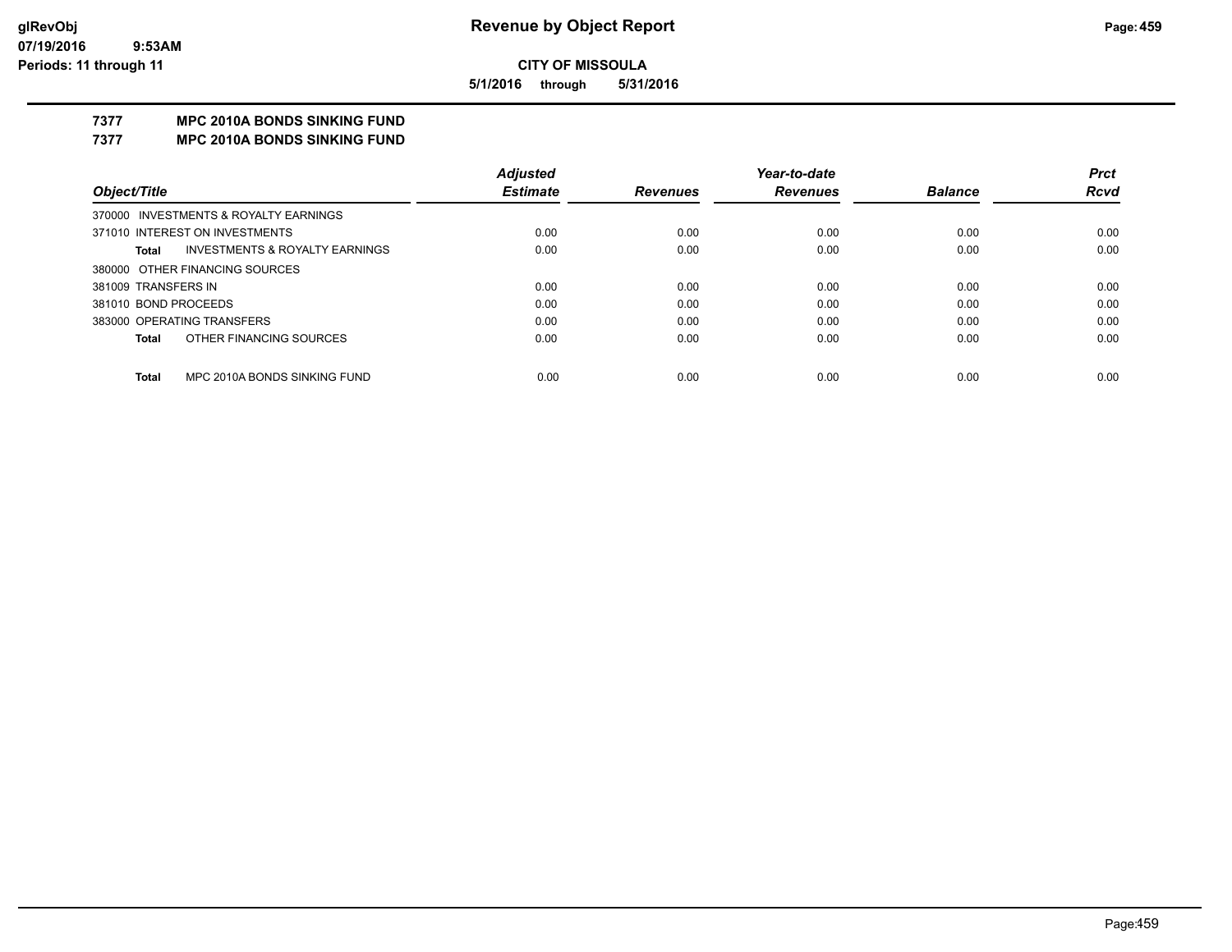**CITY OF MISSOULA**

**5/1/2016 through 5/31/2016**

**7377 MPC 2010A BONDS SINKING FUND**

**7377 MPC 2010A BONDS SINKING FUND**

| Object/Title | Adjusted Estimate | Revenues | Year-to-date Revenues | Balance | Prct Rcvd |
|---|---|---|---|---|---|
| 370000 INVESTMENTS & ROYALTY EARNINGS | | | | | |
| 371010 INTEREST ON INVESTMENTS | 0.00 | 0.00 | 0.00 | 0.00 | 0.00 |
| **Total** INVESTMENTS & ROYALTY EARNINGS | 0.00 | 0.00 | 0.00 | 0.00 | 0.00 |
| 380000 OTHER FINANCING SOURCES | | | | | |
| 381009 TRANSFERS IN | 0.00 | 0.00 | 0.00 | 0.00 | 0.00 |
| 381010 BOND PROCEEDS | 0.00 | 0.00 | 0.00 | 0.00 | 0.00 |
| 383000 OPERATING TRANSFERS | 0.00 | 0.00 | 0.00 | 0.00 | 0.00 |
| **Total** OTHER FINANCING SOURCES | 0.00 | 0.00 | 0.00 | 0.00 | 0.00 |
| **Total** MPC 2010A BONDS SINKING FUND | 0.00 | 0.00 | 0.00 | 0.00 | 0.00 |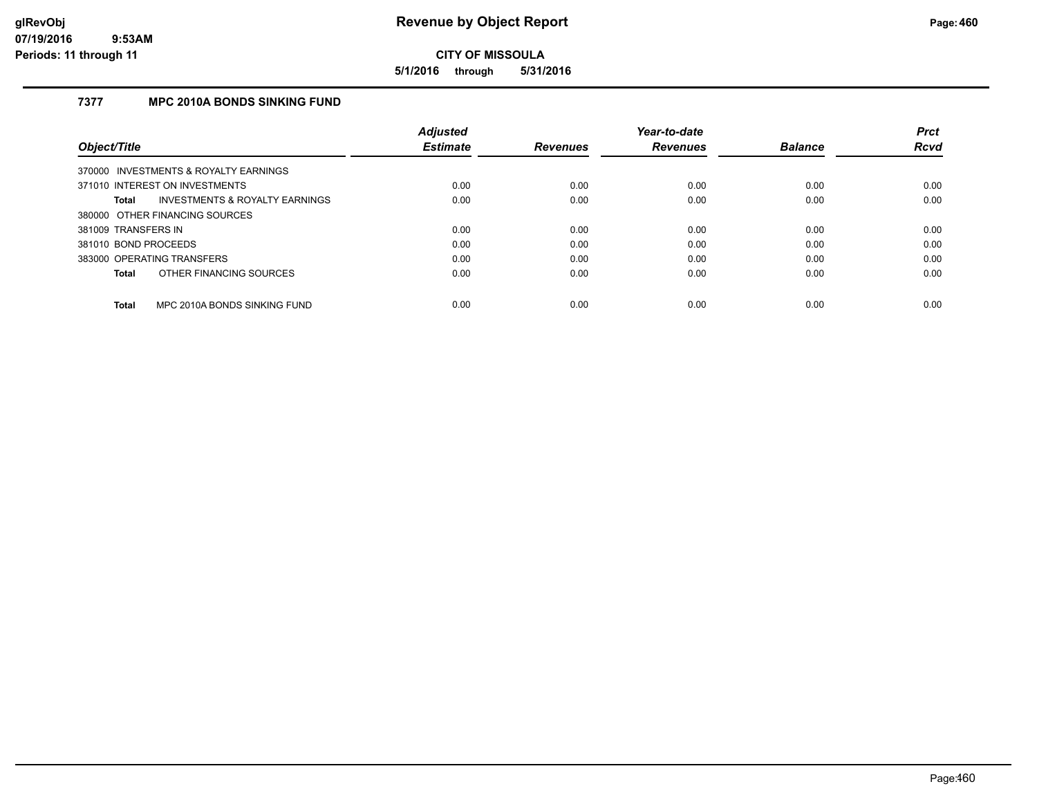# Revenue by Object Report

**CITY OF MISSOULA**

**5/1/2016 through 5/31/2016**

glRevObj
07/19/2016 9:53AM
Periods: 11 through 11

## 7377 MPC 2010A BONDS SINKING FUND

| Object/Title | Adjusted Estimate | Revenues | Year-to-date Revenues | Balance | Prct Rcvd |
|---|---|---|---|---|---|
| 370000 INVESTMENTS & ROYALTY EARNINGS | | | | | |
| 371010 INTEREST ON INVESTMENTS | 0.00 | 0.00 | 0.00 | 0.00 | 0.00 |
| **Total** INVESTMENTS & ROYALTY EARNINGS | 0.00 | 0.00 | 0.00 | 0.00 | 0.00 |
| 380000 OTHER FINANCING SOURCES | | | | | |
| 381009 TRANSFERS IN | 0.00 | 0.00 | 0.00 | 0.00 | 0.00 |
| 381010 BOND PROCEEDS | 0.00 | 0.00 | 0.00 | 0.00 | 0.00 |
| 383000 OPERATING TRANSFERS | 0.00 | 0.00 | 0.00 | 0.00 | 0.00 |
| **Total** OTHER FINANCING SOURCES | 0.00 | 0.00 | 0.00 | 0.00 | 0.00 |
| **Total** MPC 2010A BONDS SINKING FUND | 0.00 | 0.00 | 0.00 | 0.00 | 0.00 |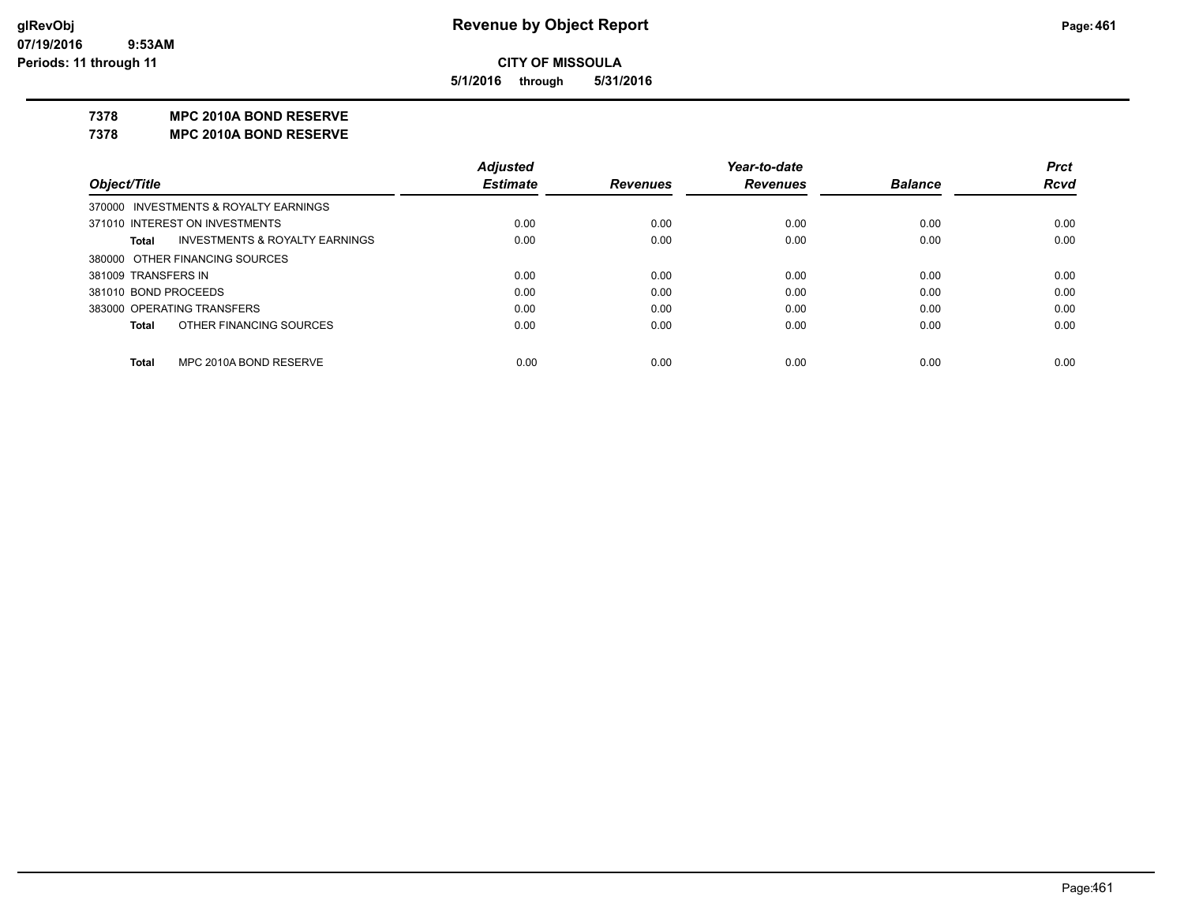**Revenue by Object Report**

**CITY OF MISSOULA**

**5/1/2016 through 5/31/2016**

glRevObj
07/19/2016 9:53AM
Periods: 11 through 11

## 7378 MPC 2010A BOND RESERVE

## 7378 MPC 2010A BOND RESERVE

| Object/Title | Adjusted Estimate | Revenues | Year-to-date Revenues | Balance | Prct Rcvd |
|---|---|---|---|---|---|
| 370000 INVESTMENTS & ROYALTY EARNINGS | | | | | |
| 371010 INTEREST ON INVESTMENTS | 0.00 | 0.00 | 0.00 | 0.00 | 0.00 |
| **Total** INVESTMENTS & ROYALTY EARNINGS | 0.00 | 0.00 | 0.00 | 0.00 | 0.00 |
| 380000 OTHER FINANCING SOURCES | | | | | |
| 381009 TRANSFERS IN | 0.00 | 0.00 | 0.00 | 0.00 | 0.00 |
| 381010 BOND PROCEEDS | 0.00 | 0.00 | 0.00 | 0.00 | 0.00 |
| 383000 OPERATING TRANSFERS | 0.00 | 0.00 | 0.00 | 0.00 | 0.00 |
| **Total** OTHER FINANCING SOURCES | 0.00 | 0.00 | 0.00 | 0.00 | 0.00 |
| **Total** MPC 2010A BOND RESERVE | 0.00 | 0.00 | 0.00 | 0.00 | 0.00 |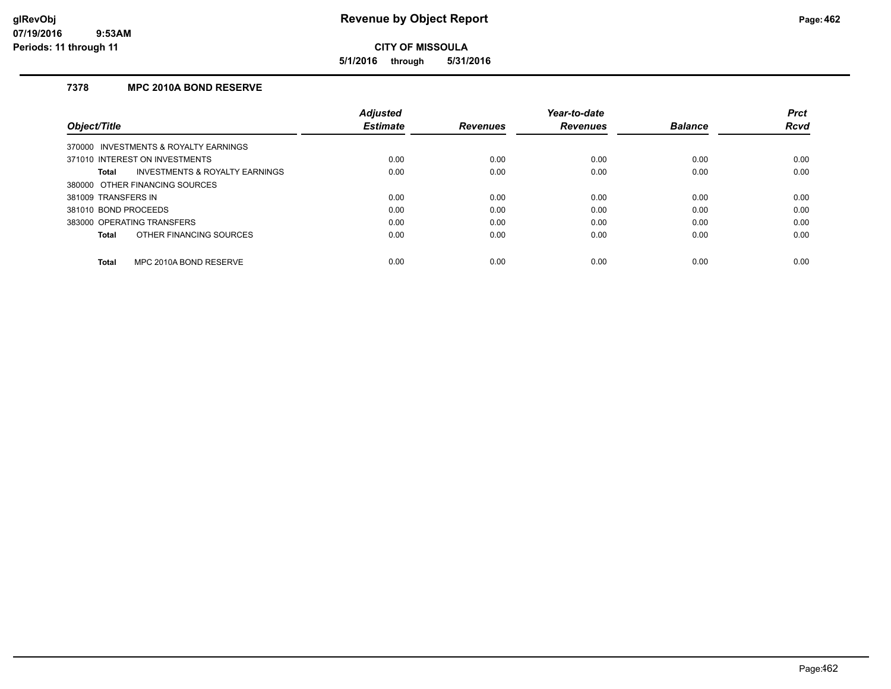# Revenue by Object Report

**CITY OF MISSOULA**

**5/1/2016 through 5/31/2016**

glRevObj
07/19/2016 9:53AM
Periods: 11 through 11

### 7378 MPC 2010A BOND RESERVE

| Object/Title | Adjusted Estimate | Revenues | Year-to-date Revenues | Balance | Prct Rcvd |
|---|---|---|---|---|---|
| 370000 INVESTMENTS & ROYALTY EARNINGS | | | | | |
| 371010 INTEREST ON INVESTMENTS | 0.00 | 0.00 | 0.00 | 0.00 | 0.00 |
| **Total** INVESTMENTS & ROYALTY EARNINGS | 0.00 | 0.00 | 0.00 | 0.00 | 0.00 |
| 380000 OTHER FINANCING SOURCES | | | | | |
| 381009 TRANSFERS IN | 0.00 | 0.00 | 0.00 | 0.00 | 0.00 |
| 381010 BOND PROCEEDS | 0.00 | 0.00 | 0.00 | 0.00 | 0.00 |
| 383000 OPERATING TRANSFERS | 0.00 | 0.00 | 0.00 | 0.00 | 0.00 |
| **Total** OTHER FINANCING SOURCES | 0.00 | 0.00 | 0.00 | 0.00 | 0.00 |
| **Total** MPC 2010A BOND RESERVE | 0.00 | 0.00 | 0.00 | 0.00 | 0.00 |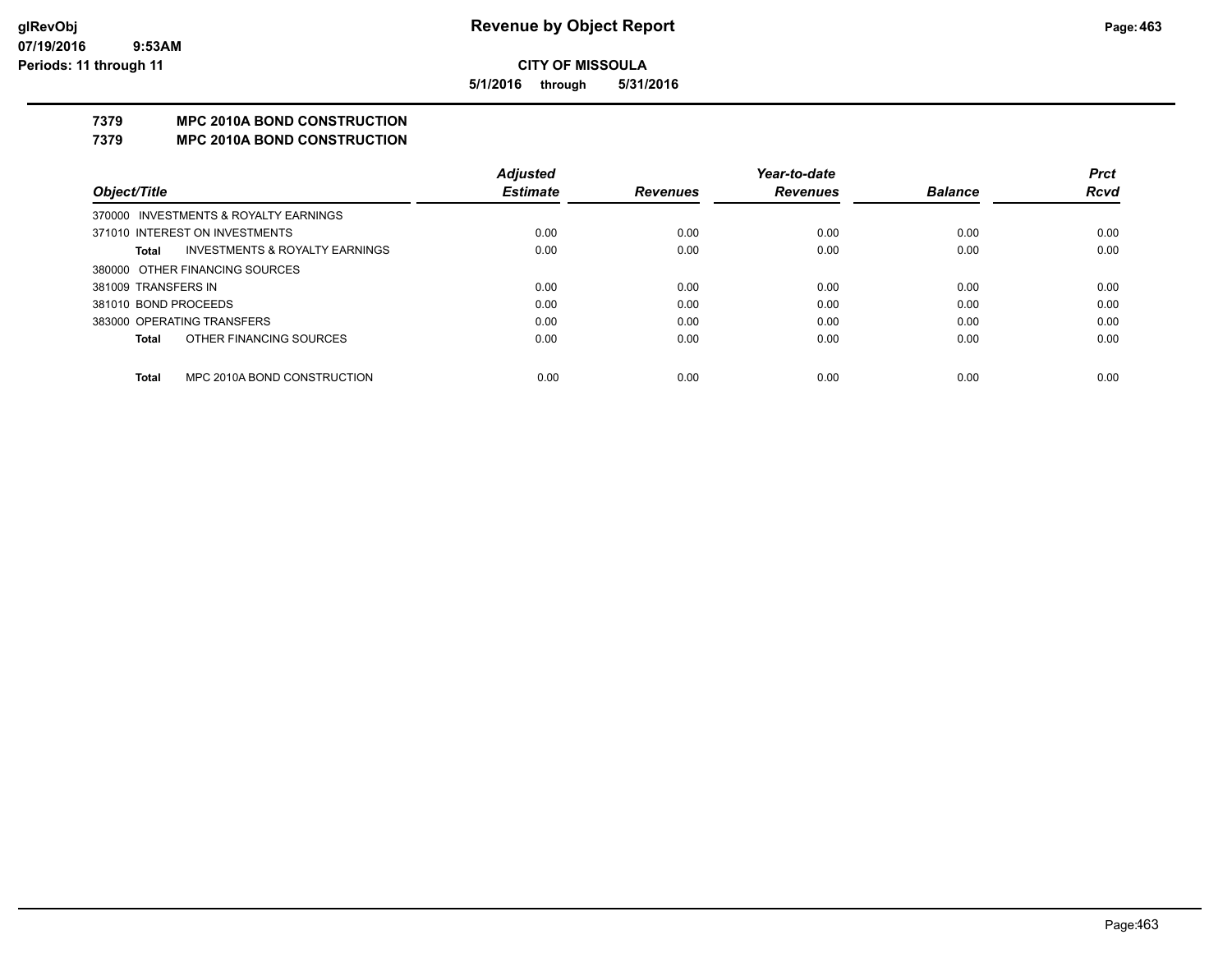**CITY OF MISSOULA**

**5/1/2016 through 5/31/2016**

## 7379 MPC 2010A BOND CONSTRUCTION
## 7379 MPC 2010A BOND CONSTRUCTION

| Object/Title | Adjusted Estimate | Revenues | Year-to-date Revenues | Balance | Prct Rcvd |
|---|---|---|---|---|---|
| 370000 INVESTMENTS & ROYALTY EARNINGS | | | | | |
| 371010 INTEREST ON INVESTMENTS | 0.00 | 0.00 | 0.00 | 0.00 | 0.00 |
| **Total** INVESTMENTS & ROYALTY EARNINGS | 0.00 | 0.00 | 0.00 | 0.00 | 0.00 |
| 380000 OTHER FINANCING SOURCES | | | | | |
| 381009 TRANSFERS IN | 0.00 | 0.00 | 0.00 | 0.00 | 0.00 |
| 381010 BOND PROCEEDS | 0.00 | 0.00 | 0.00 | 0.00 | 0.00 |
| 383000 OPERATING TRANSFERS | 0.00 | 0.00 | 0.00 | 0.00 | 0.00 |
| **Total** OTHER FINANCING SOURCES | 0.00 | 0.00 | 0.00 | 0.00 | 0.00 |
| **Total** MPC 2010A BOND CONSTRUCTION | 0.00 | 0.00 | 0.00 | 0.00 | 0.00 |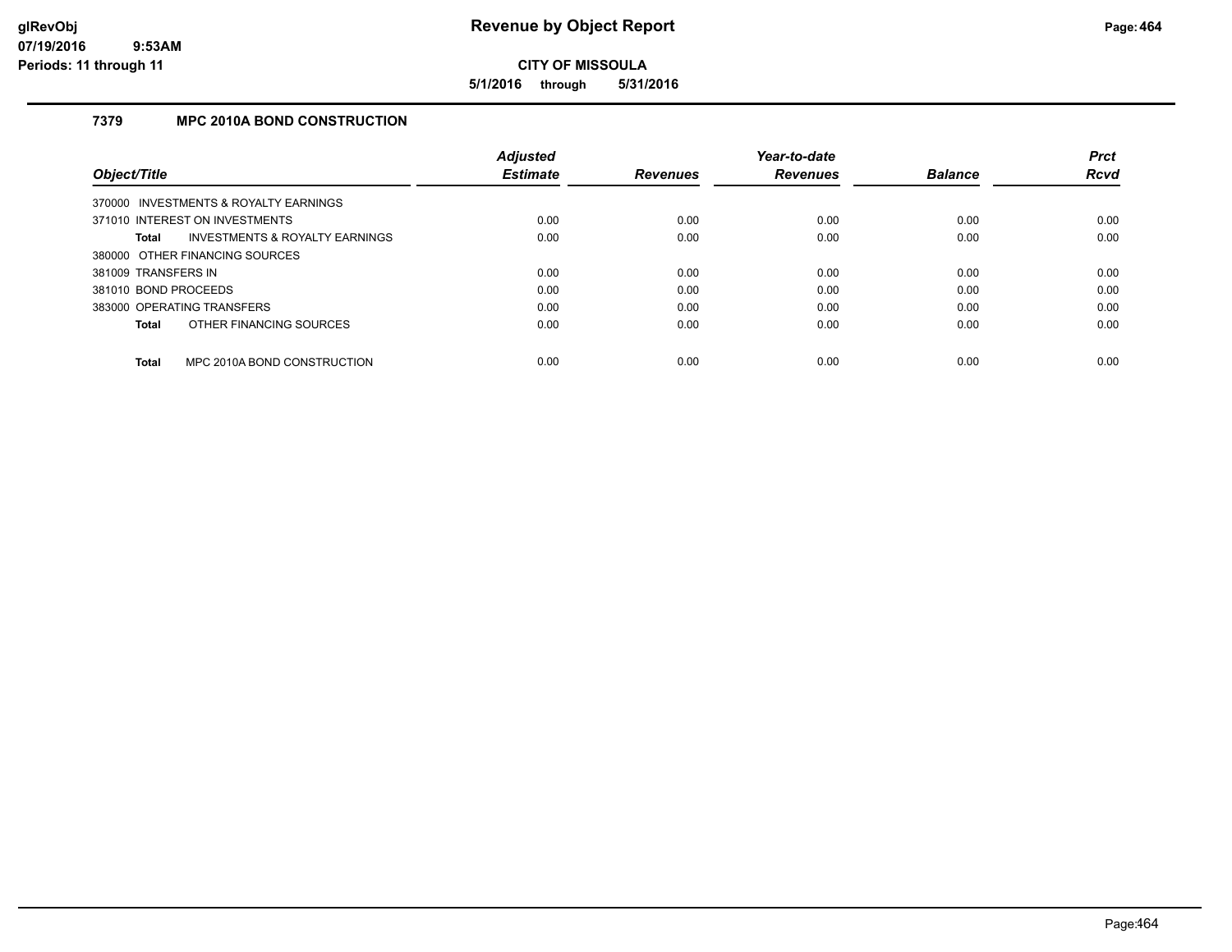# Revenue by Object Report

**CITY OF MISSOULA**

**5/1/2016 through 5/31/2016**

glRevObj
07/19/2016 9:53AM
Periods: 11 through 11

### 7379 MPC 2010A BOND CONSTRUCTION

| Object/Title | Adjusted Estimate | Revenues | Year-to-date Revenues | Balance | Prct Rcvd |
|---|---|---|---|---|---|
| 370000 INVESTMENTS & ROYALTY EARNINGS | | | | | |
| 371010 INTEREST ON INVESTMENTS | 0.00 | 0.00 | 0.00 | 0.00 | 0.00 |
| **Total** INVESTMENTS & ROYALTY EARNINGS | 0.00 | 0.00 | 0.00 | 0.00 | 0.00 |
| 380000 OTHER FINANCING SOURCES | | | | | |
| 381009 TRANSFERS IN | 0.00 | 0.00 | 0.00 | 0.00 | 0.00 |
| 381010 BOND PROCEEDS | 0.00 | 0.00 | 0.00 | 0.00 | 0.00 |
| 383000 OPERATING TRANSFERS | 0.00 | 0.00 | 0.00 | 0.00 | 0.00 |
| **Total** OTHER FINANCING SOURCES | 0.00 | 0.00 | 0.00 | 0.00 | 0.00 |
| **Total** MPC 2010A BOND CONSTRUCTION | 0.00 | 0.00 | 0.00 | 0.00 | 0.00 |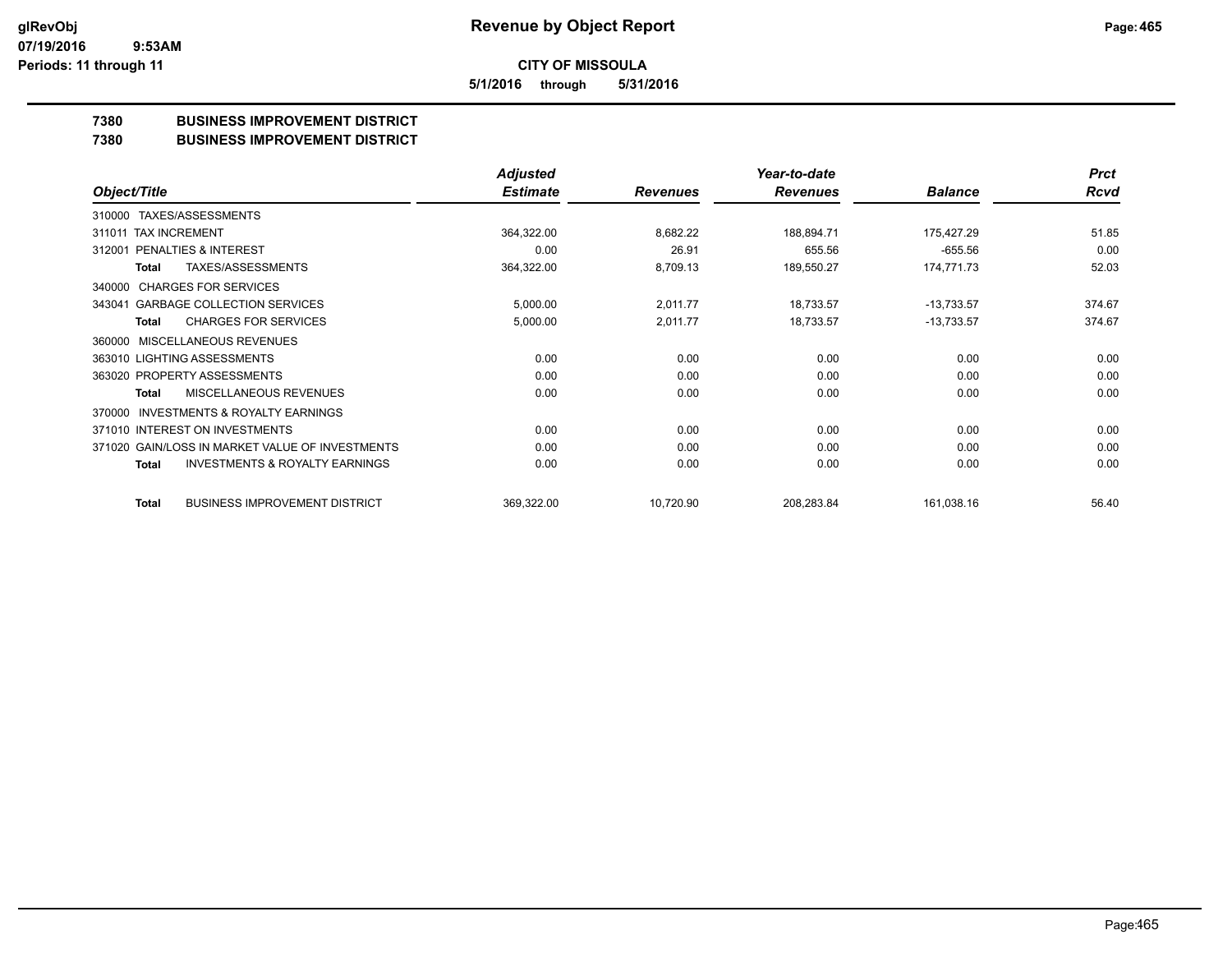# Revenue by Object Report

**CITY OF MISSOULA**

**5/1/2016 through 5/31/2016**

glRevObj
07/19/2016 9:53AM
Periods: 11 through 11

## 7380 BUSINESS IMPROVEMENT DISTRICT
## 7380 BUSINESS IMPROVEMENT DISTRICT

| Object/Title | Adjusted Estimate | Revenues | Year-to-date Revenues | Balance | Prct Rcvd |
|---|---|---|---|---|---|
| 310000 TAXES/ASSESSMENTS | | | | | |
| 311011 TAX INCREMENT | 364,322.00 | 8,682.22 | 188,894.71 | 175,427.29 | 51.85 |
| 312001 PENALTIES & INTEREST | 0.00 | 26.91 | 655.56 | -655.56 | 0.00 |
| **Total** TAXES/ASSESSMENTS | 364,322.00 | 8,709.13 | 189,550.27 | 174,771.73 | 52.03 |
| 340000 CHARGES FOR SERVICES | | | | | |
| 343041 GARBAGE COLLECTION SERVICES | 5,000.00 | 2,011.77 | 18,733.57 | -13,733.57 | 374.67 |
| **Total** CHARGES FOR SERVICES | 5,000.00 | 2,011.77 | 18,733.57 | -13,733.57 | 374.67 |
| 360000 MISCELLANEOUS REVENUES | | | | | |
| 363010 LIGHTING ASSESSMENTS | 0.00 | 0.00 | 0.00 | 0.00 | 0.00 |
| 363020 PROPERTY ASSESSMENTS | 0.00 | 0.00 | 0.00 | 0.00 | 0.00 |
| **Total** MISCELLANEOUS REVENUES | 0.00 | 0.00 | 0.00 | 0.00 | 0.00 |
| 370000 INVESTMENTS & ROYALTY EARNINGS | | | | | |
| 371010 INTEREST ON INVESTMENTS | 0.00 | 0.00 | 0.00 | 0.00 | 0.00 |
| 371020 GAIN/LOSS IN MARKET VALUE OF INVESTMENTS | 0.00 | 0.00 | 0.00 | 0.00 | 0.00 |
| **Total** INVESTMENTS & ROYALTY EARNINGS | 0.00 | 0.00 | 0.00 | 0.00 | 0.00 |
| **Total** BUSINESS IMPROVEMENT DISTRICT | 369,322.00 | 10,720.90 | 208,283.84 | 161,038.16 | 56.40 |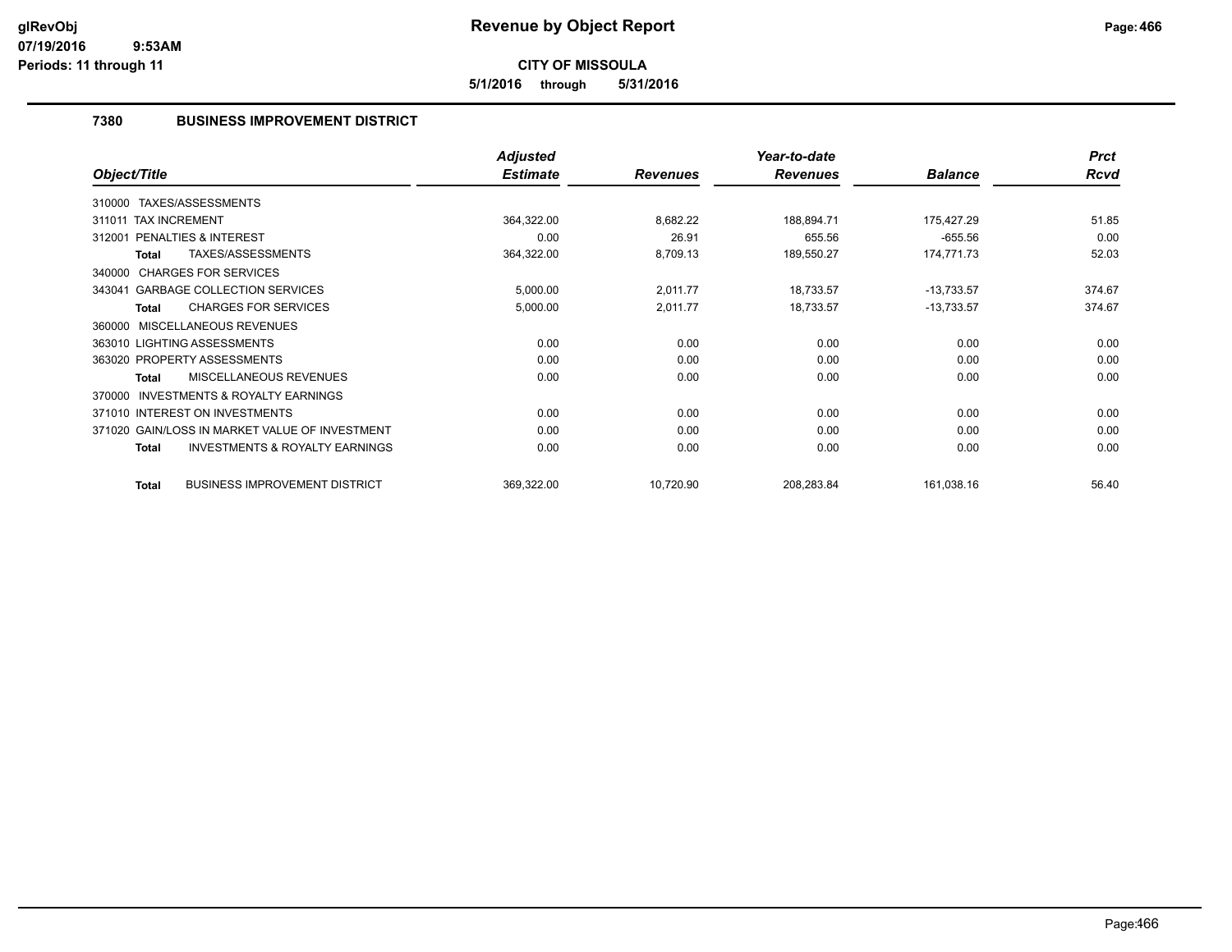# Revenue by Object Report

glRevObj
07/19/2016 9:53AM
Periods: 11 through 11

**CITY OF MISSOULA**

**5/1/2016 through 5/31/2016**

## 7380 BUSINESS IMPROVEMENT DISTRICT

| Object/Title | Adjusted Estimate | Revenues | Year-to-date Revenues | Balance | Prct Rcvd |
|---|---|---|---|---|---|
| 310000 TAXES/ASSESSMENTS | | | | | |
| 311011 TAX INCREMENT | 364,322.00 | 8,682.22 | 188,894.71 | 175,427.29 | 51.85 |
| 312001 PENALTIES & INTEREST | 0.00 | 26.91 | 655.56 | -655.56 | 0.00 |
| **Total** TAXES/ASSESSMENTS | 364,322.00 | 8,709.13 | 189,550.27 | 174,771.73 | 52.03 |
| 340000 CHARGES FOR SERVICES | | | | | |
| 343041 GARBAGE COLLECTION SERVICES | 5,000.00 | 2,011.77 | 18,733.57 | -13,733.57 | 374.67 |
| **Total** CHARGES FOR SERVICES | 5,000.00 | 2,011.77 | 18,733.57 | -13,733.57 | 374.67 |
| 360000 MISCELLANEOUS REVENUES | | | | | |
| 363010 LIGHTING ASSESSMENTS | 0.00 | 0.00 | 0.00 | 0.00 | 0.00 |
| 363020 PROPERTY ASSESSMENTS | 0.00 | 0.00 | 0.00 | 0.00 | 0.00 |
| **Total** MISCELLANEOUS REVENUES | 0.00 | 0.00 | 0.00 | 0.00 | 0.00 |
| 370000 INVESTMENTS & ROYALTY EARNINGS | | | | | |
| 371010 INTEREST ON INVESTMENTS | 0.00 | 0.00 | 0.00 | 0.00 | 0.00 |
| 371020 GAIN/LOSS IN MARKET VALUE OF INVESTMENT | 0.00 | 0.00 | 0.00 | 0.00 | 0.00 |
| **Total** INVESTMENTS & ROYALTY EARNINGS | 0.00 | 0.00 | 0.00 | 0.00 | 0.00 |
| **Total** BUSINESS IMPROVEMENT DISTRICT | 369,322.00 | 10,720.90 | 208,283.84 | 161,038.16 | 56.40 |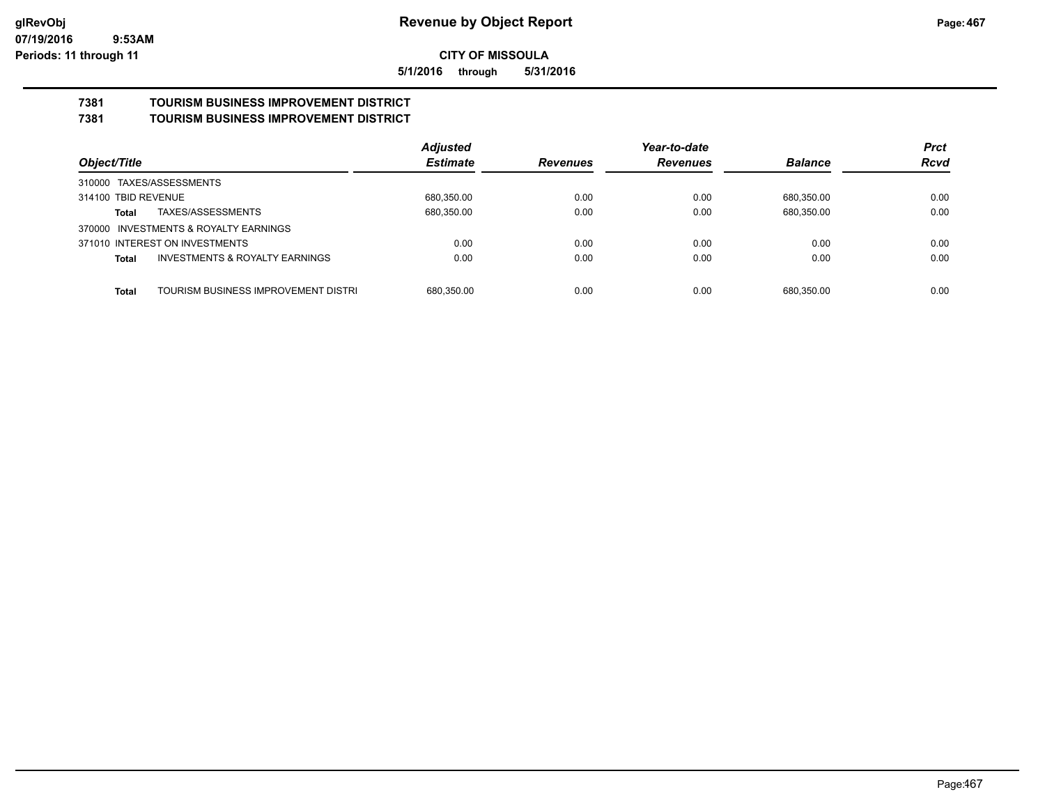**Revenue by Object Report**

**CITY OF MISSOULA**

**5/1/2016 through 5/31/2016**

## 7381 TOURISM BUSINESS IMPROVEMENT DISTRICT
## 7381 TOURISM BUSINESS IMPROVEMENT DISTRICT

| Object/Title | | Adjusted Estimate | Revenues | Year-to-date Revenues | Balance | Prct Rcvd |
|---|---|---|---|---|---|---|
| 310000 TAXES/ASSESSMENTS | | | | | | |
| 314100 TBID REVENUE | | 680,350.00 | 0.00 | 0.00 | 680,350.00 | 0.00 |
| **Total** | TAXES/ASSESSMENTS | 680,350.00 | 0.00 | 0.00 | 680,350.00 | 0.00 |
| 370000 INVESTMENTS & ROYALTY EARNINGS | | | | | | |
| 371010 INTEREST ON INVESTMENTS | | 0.00 | 0.00 | 0.00 | 0.00 | 0.00 |
| **Total** | INVESTMENTS & ROYALTY EARNINGS | 0.00 | 0.00 | 0.00 | 0.00 | 0.00 |
| **Total** | TOURISM BUSINESS IMPROVEMENT DISTRI | 680,350.00 | 0.00 | 0.00 | 680,350.00 | 0.00 |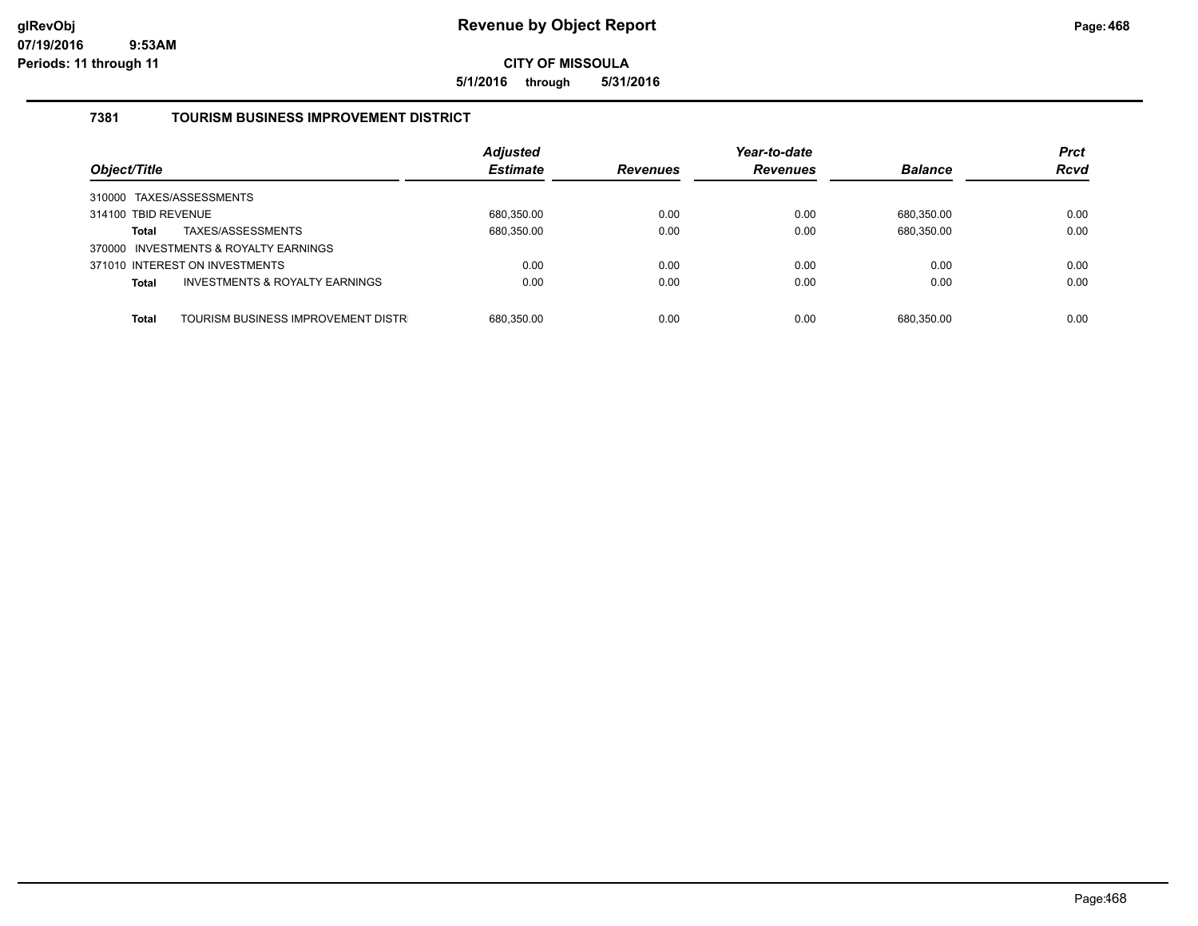**Revenue by Object Report**

**CITY OF MISSOULA**

**5/1/2016 through 5/31/2016**

### 7381 TOURISM BUSINESS IMPROVEMENT DISTRICT

| Object/Title | Adjusted Estimate | Revenues | Year-to-date Revenues | Balance | Prct Rcvd |
|---|---|---|---|---|---|
| 310000 TAXES/ASSESSMENTS | | | | | |
| 314100 TBID REVENUE | 680,350.00 | 0.00 | 0.00 | 680,350.00 | 0.00 |
| **Total** TAXES/ASSESSMENTS | 680,350.00 | 0.00 | 0.00 | 680,350.00 | 0.00 |
| 370000 INVESTMENTS & ROYALTY EARNINGS | | | | | |
| 371010 INTEREST ON INVESTMENTS | 0.00 | 0.00 | 0.00 | 0.00 | 0.00 |
| **Total** INVESTMENTS & ROYALTY EARNINGS | 0.00 | 0.00 | 0.00 | 0.00 | 0.00 |
| **Total** TOURISM BUSINESS IMPROVEMENT DISTR | 680,350.00 | 0.00 | 0.00 | 680,350.00 | 0.00 |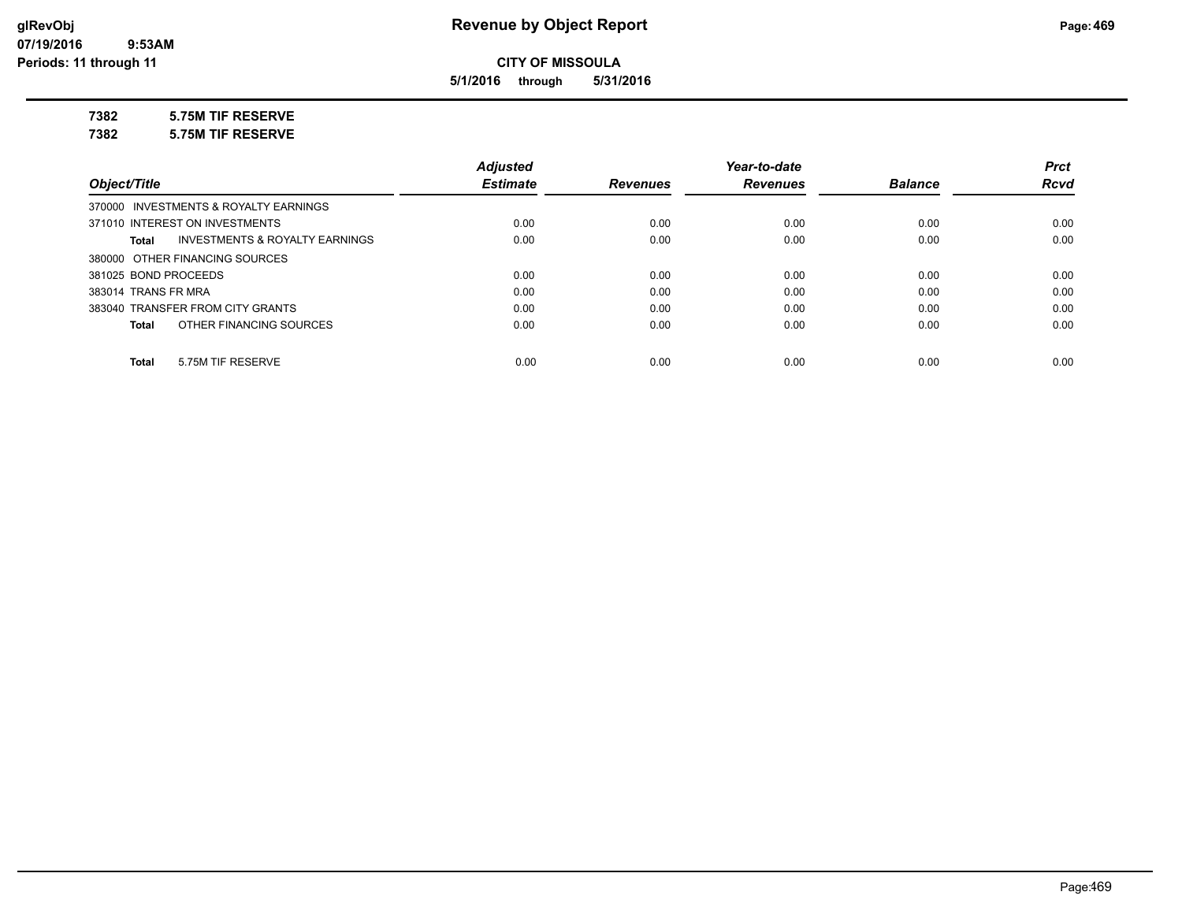# Revenue by Object Report

**CITY OF MISSOULA**

**5/1/2016 through 5/31/2016**

**7382 5.75M TIF RESERVE**

**7382 5.75M TIF RESERVE**

| Object/Title | Adjusted Estimate | Revenues | Year-to-date Revenues | Balance | Prct Rcvd |
|---|---|---|---|---|---|
| 370000 INVESTMENTS & ROYALTY EARNINGS | | | | | |
| 371010 INTEREST ON INVESTMENTS | 0.00 | 0.00 | 0.00 | 0.00 | 0.00 |
| **Total** INVESTMENTS & ROYALTY EARNINGS | 0.00 | 0.00 | 0.00 | 0.00 | 0.00 |
| 380000 OTHER FINANCING SOURCES | | | | | |
| 381025 BOND PROCEEDS | 0.00 | 0.00 | 0.00 | 0.00 | 0.00 |
| 383014 TRANS FR MRA | 0.00 | 0.00 | 0.00 | 0.00 | 0.00 |
| 383040 TRANSFER FROM CITY GRANTS | 0.00 | 0.00 | 0.00 | 0.00 | 0.00 |
| **Total** OTHER FINANCING SOURCES | 0.00 | 0.00 | 0.00 | 0.00 | 0.00 |
| **Total** 5.75M TIF RESERVE | 0.00 | 0.00 | 0.00 | 0.00 | 0.00 |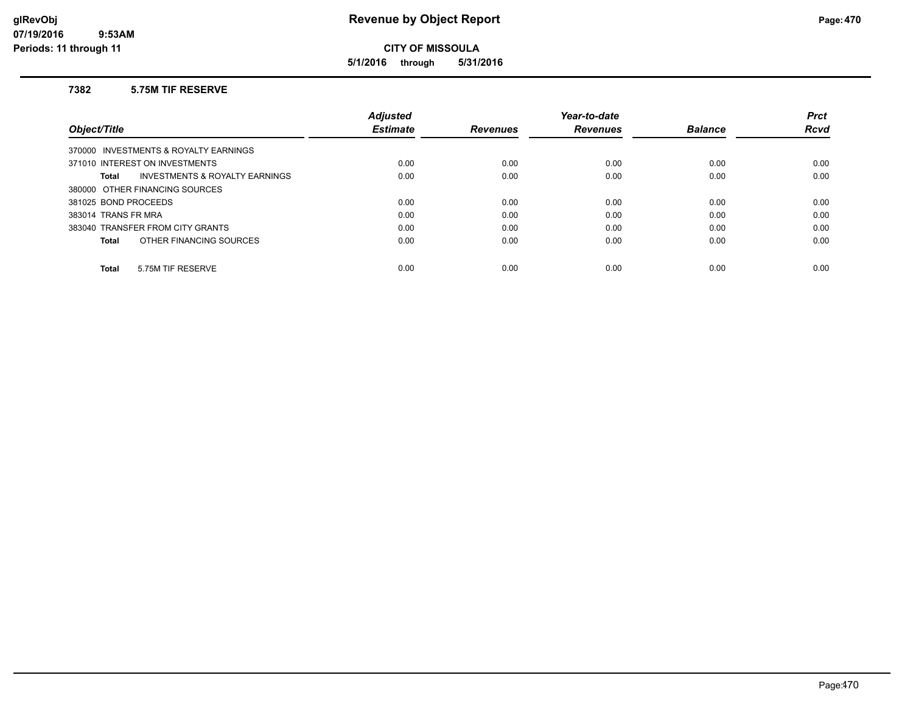# Revenue by Object Report

**CITY OF MISSOULA**

**5/1/2016 through 5/31/2016**

glRevObj
07/19/2016 9:53AM
Periods: 11 through 11

### 7382 5.75M TIF RESERVE

| Object/Title | Adjusted Estimate | Revenues | Year-to-date Revenues | Balance | Prct Rcvd |
|---|---|---|---|---|---|
| 370000 INVESTMENTS & ROYALTY EARNINGS | | | | | |
| 371010 INTEREST ON INVESTMENTS | 0.00 | 0.00 | 0.00 | 0.00 | 0.00 |
| **Total** INVESTMENTS & ROYALTY EARNINGS | 0.00 | 0.00 | 0.00 | 0.00 | 0.00 |
| 380000 OTHER FINANCING SOURCES | | | | | |
| 381025 BOND PROCEEDS | 0.00 | 0.00 | 0.00 | 0.00 | 0.00 |
| 383014 TRANS FR MRA | 0.00 | 0.00 | 0.00 | 0.00 | 0.00 |
| 383040 TRANSFER FROM CITY GRANTS | 0.00 | 0.00 | 0.00 | 0.00 | 0.00 |
| **Total** OTHER FINANCING SOURCES | 0.00 | 0.00 | 0.00 | 0.00 | 0.00 |
| **Total** 5.75M TIF RESERVE | 0.00 | 0.00 | 0.00 | 0.00 | 0.00 |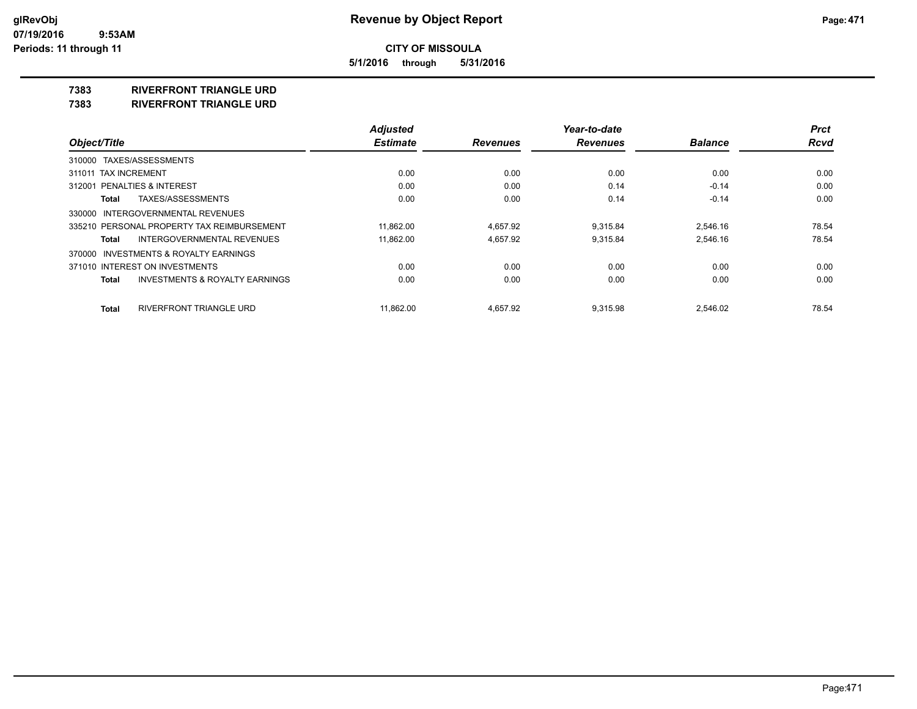# Revenue by Object Report

glRevObj
07/19/2016 9:53AM
Periods: 11 through 11

**CITY OF MISSOULA**

**5/1/2016 through 5/31/2016**

**7383 RIVERFRONT TRIANGLE URD**

**7383 RIVERFRONT TRIANGLE URD**

| Object/Title | Adjusted Estimate | Revenues | Year-to-date Revenues | Balance | Prct Rcvd |
|---|---|---|---|---|---|
| 310000 TAXES/ASSESSMENTS | | | | | |
| 311011 TAX INCREMENT | 0.00 | 0.00 | 0.00 | 0.00 | 0.00 |
| 312001 PENALTIES & INTEREST | 0.00 | 0.00 | 0.14 | -0.14 | 0.00 |
| **Total** TAXES/ASSESSMENTS | 0.00 | 0.00 | 0.14 | -0.14 | 0.00 |
| 330000 INTERGOVERNMENTAL REVENUES | | | | | |
| 335210 PERSONAL PROPERTY TAX REIMBURSEMENT | 11,862.00 | 4,657.92 | 9,315.84 | 2,546.16 | 78.54 |
| **Total** INTERGOVERNMENTAL REVENUES | 11,862.00 | 4,657.92 | 9,315.84 | 2,546.16 | 78.54 |
| 370000 INVESTMENTS & ROYALTY EARNINGS | | | | | |
| 371010 INTEREST ON INVESTMENTS | 0.00 | 0.00 | 0.00 | 0.00 | 0.00 |
| **Total** INVESTMENTS & ROYALTY EARNINGS | 0.00 | 0.00 | 0.00 | 0.00 | 0.00 |
| **Total** RIVERFRONT TRIANGLE URD | 11,862.00 | 4,657.92 | 9,315.98 | 2,546.02 | 78.54 |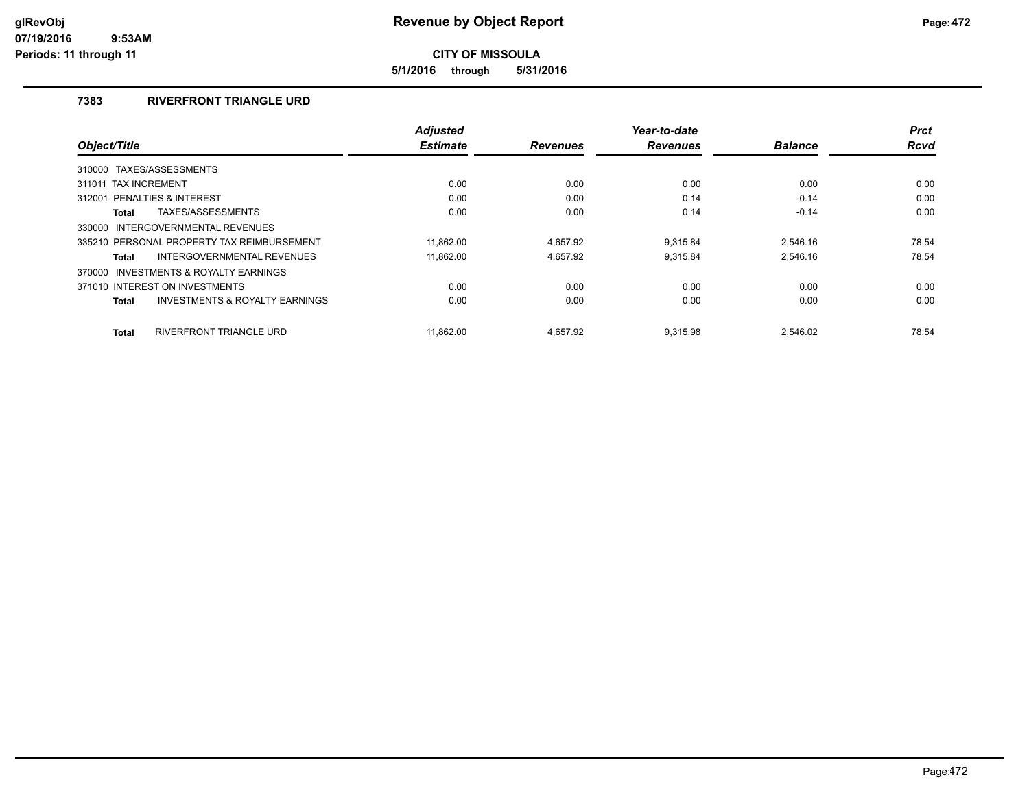# Revenue by Object Report

glRevObj
07/19/2016 9:53AM
Periods: 11 through 11

**CITY OF MISSOULA**

**5/1/2016 through 5/31/2016**

## 7383 RIVERFRONT TRIANGLE URD

| Object/Title | Adjusted Estimate | Revenues | Year-to-date Revenues | Balance | Prct Rcvd |
|---|---|---|---|---|---|
| 310000 TAXES/ASSESSMENTS | | | | | |
| 311011 TAX INCREMENT | 0.00 | 0.00 | 0.00 | 0.00 | 0.00 |
| 312001 PENALTIES & INTEREST | 0.00 | 0.00 | 0.14 | -0.14 | 0.00 |
| **Total** TAXES/ASSESSMENTS | 0.00 | 0.00 | 0.14 | -0.14 | 0.00 |
| 330000 INTERGOVERNMENTAL REVENUES | | | | | |
| 335210 PERSONAL PROPERTY TAX REIMBURSEMENT | 11,862.00 | 4,657.92 | 9,315.84 | 2,546.16 | 78.54 |
| **Total** INTERGOVERNMENTAL REVENUES | 11,862.00 | 4,657.92 | 9,315.84 | 2,546.16 | 78.54 |
| 370000 INVESTMENTS & ROYALTY EARNINGS | | | | | |
| 371010 INTEREST ON INVESTMENTS | 0.00 | 0.00 | 0.00 | 0.00 | 0.00 |
| **Total** INVESTMENTS & ROYALTY EARNINGS | 0.00 | 0.00 | 0.00 | 0.00 | 0.00 |
| **Total** RIVERFRONT TRIANGLE URD | 11,862.00 | 4,657.92 | 9,315.98 | 2,546.02 | 78.54 |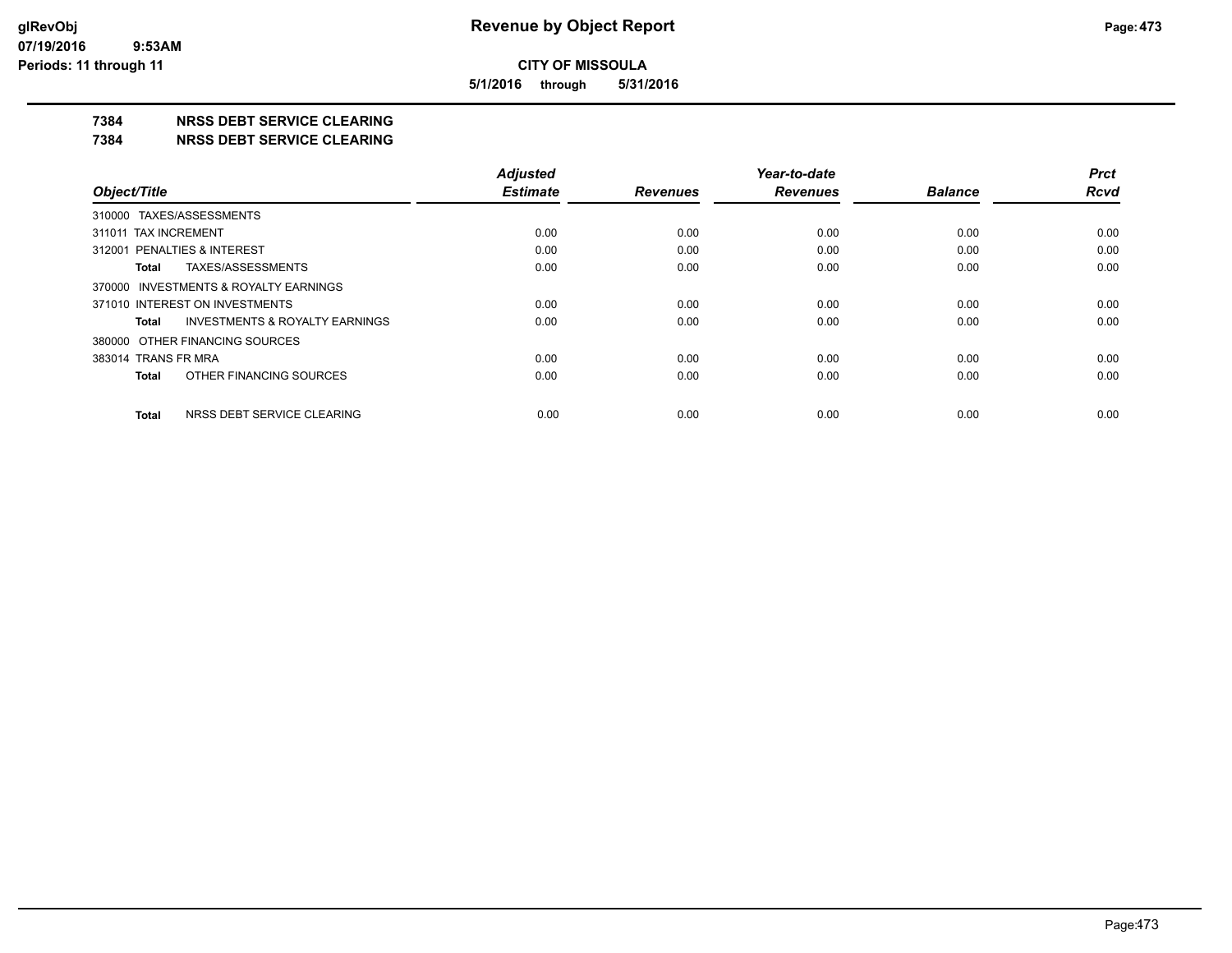**CITY OF MISSOULA**

**5/1/2016 through 5/31/2016**

# 7384 NRSS DEBT SERVICE CLEARING

## 7384 NRSS DEBT SERVICE CLEARING

| Object/Title | Adjusted Estimate | Revenues | Year-to-date Revenues | Balance | Prct Rcvd |
|---|---|---|---|---|---|
| 310000 TAXES/ASSESSMENTS | | | | | |
| 311011 TAX INCREMENT | 0.00 | 0.00 | 0.00 | 0.00 | 0.00 |
| 312001 PENALTIES & INTEREST | 0.00 | 0.00 | 0.00 | 0.00 | 0.00 |
| **Total** TAXES/ASSESSMENTS | 0.00 | 0.00 | 0.00 | 0.00 | 0.00 |
| 370000 INVESTMENTS & ROYALTY EARNINGS | | | | | |
| 371010 INTEREST ON INVESTMENTS | 0.00 | 0.00 | 0.00 | 0.00 | 0.00 |
| **Total** INVESTMENTS & ROYALTY EARNINGS | 0.00 | 0.00 | 0.00 | 0.00 | 0.00 |
| 380000 OTHER FINANCING SOURCES | | | | | |
| 383014 TRANS FR MRA | 0.00 | 0.00 | 0.00 | 0.00 | 0.00 |
| **Total** OTHER FINANCING SOURCES | 0.00 | 0.00 | 0.00 | 0.00 | 0.00 |
| **Total** NRSS DEBT SERVICE CLEARING | 0.00 | 0.00 | 0.00 | 0.00 | 0.00 |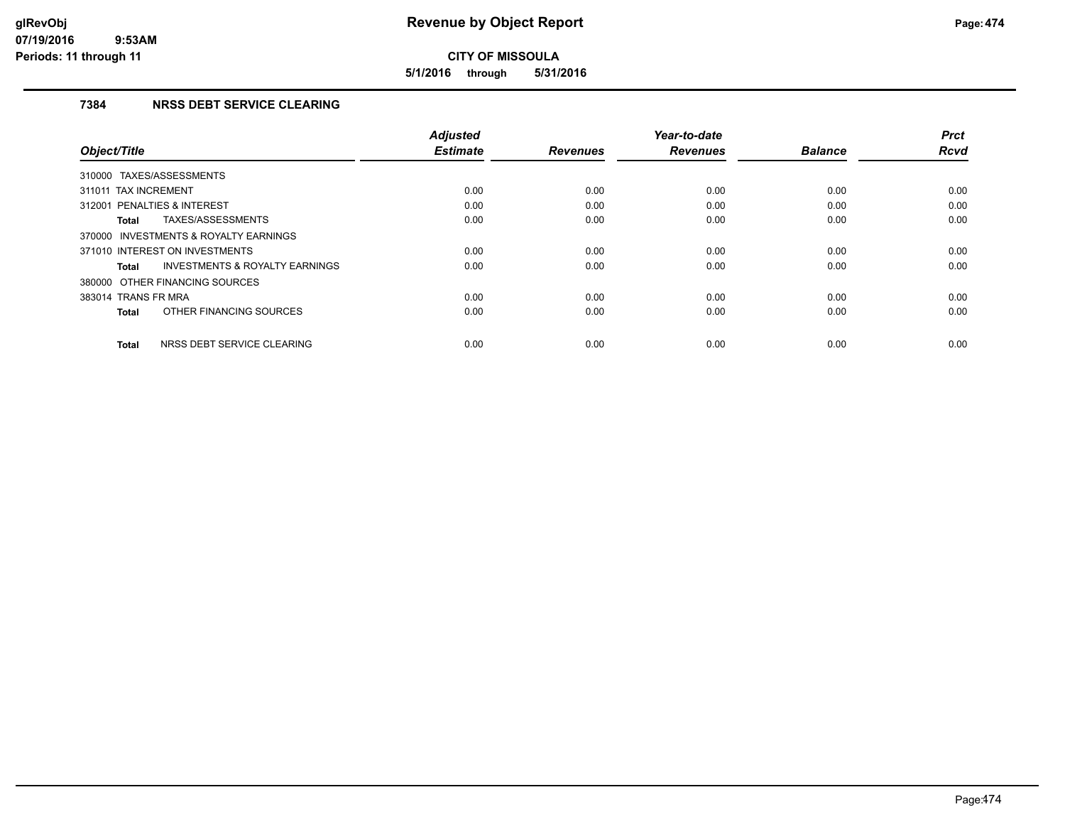# Revenue by Object Report

**CITY OF MISSOULA**

**5/1/2016 through 5/31/2016**

glRevObj
07/19/2016 9:53AM
Periods: 11 through 11

### 7384 NRSS DEBT SERVICE CLEARING

| Object/Title | Adjusted Estimate | Revenues | Year-to-date Revenues | Balance | Prct Rcvd |
|---|---|---|---|---|---|
| 310000 TAXES/ASSESSMENTS | | | | | |
| 311011 TAX INCREMENT | 0.00 | 0.00 | 0.00 | 0.00 | 0.00 |
| 312001 PENALTIES & INTEREST | 0.00 | 0.00 | 0.00 | 0.00 | 0.00 |
| **Total** TAXES/ASSESSMENTS | 0.00 | 0.00 | 0.00 | 0.00 | 0.00 |
| 370000 INVESTMENTS & ROYALTY EARNINGS | | | | | |
| 371010 INTEREST ON INVESTMENTS | 0.00 | 0.00 | 0.00 | 0.00 | 0.00 |
| **Total** INVESTMENTS & ROYALTY EARNINGS | 0.00 | 0.00 | 0.00 | 0.00 | 0.00 |
| 380000 OTHER FINANCING SOURCES | | | | | |
| 383014 TRANS FR MRA | 0.00 | 0.00 | 0.00 | 0.00 | 0.00 |
| **Total** OTHER FINANCING SOURCES | 0.00 | 0.00 | 0.00 | 0.00 | 0.00 |
| **Total** NRSS DEBT SERVICE CLEARING | 0.00 | 0.00 | 0.00 | 0.00 | 0.00 |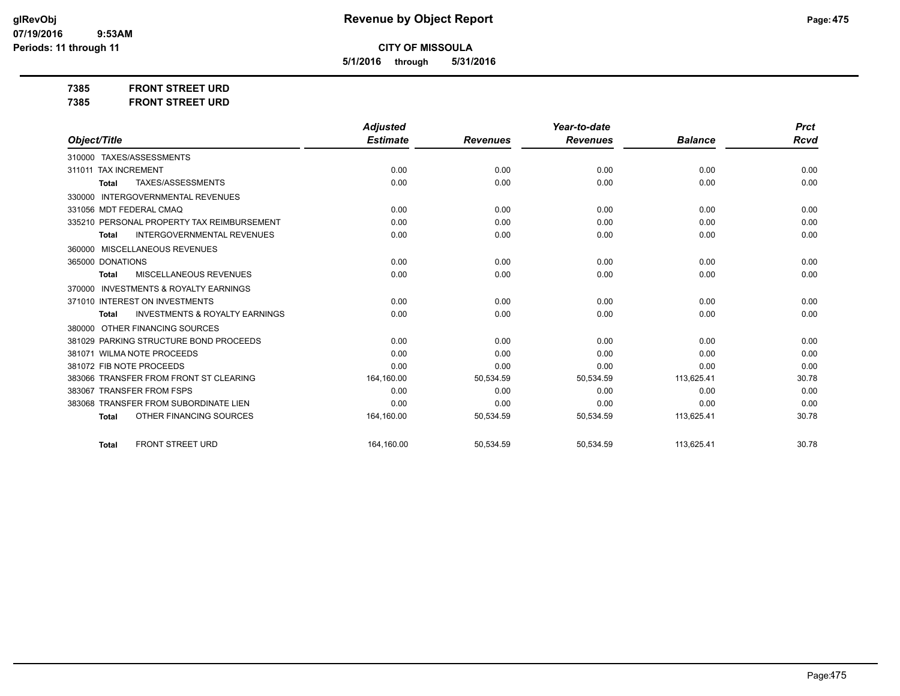# Revenue by Object Report

**CITY OF MISSOULA**

**5/1/2016 through 5/31/2016**

glRevObj
07/19/2016 9:53AM
Periods: 11 through 11

## 7385 FRONT STREET URD
## 7385 FRONT STREET URD

| Object/Title | Adjusted Estimate | Revenues | Year-to-date Revenues | Balance | Prct Rcvd |
|---|---|---|---|---|---|
| 310000 TAXES/ASSESSMENTS | | | | | |
| 311011 TAX INCREMENT | 0.00 | 0.00 | 0.00 | 0.00 | 0.00 |
| **Total** TAXES/ASSESSMENTS | 0.00 | 0.00 | 0.00 | 0.00 | 0.00 |
| 330000 INTERGOVERNMENTAL REVENUES | | | | | |
| 331056 MDT FEDERAL CMAQ | 0.00 | 0.00 | 0.00 | 0.00 | 0.00 |
| 335210 PERSONAL PROPERTY TAX REIMBURSEMENT | 0.00 | 0.00 | 0.00 | 0.00 | 0.00 |
| **Total** INTERGOVERNMENTAL REVENUES | 0.00 | 0.00 | 0.00 | 0.00 | 0.00 |
| 360000 MISCELLANEOUS REVENUES | | | | | |
| 365000 DONATIONS | 0.00 | 0.00 | 0.00 | 0.00 | 0.00 |
| **Total** MISCELLANEOUS REVENUES | 0.00 | 0.00 | 0.00 | 0.00 | 0.00 |
| 370000 INVESTMENTS & ROYALTY EARNINGS | | | | | |
| 371010 INTEREST ON INVESTMENTS | 0.00 | 0.00 | 0.00 | 0.00 | 0.00 |
| **Total** INVESTMENTS & ROYALTY EARNINGS | 0.00 | 0.00 | 0.00 | 0.00 | 0.00 |
| 380000 OTHER FINANCING SOURCES | | | | | |
| 381029 PARKING STRUCTURE BOND PROCEEDS | 0.00 | 0.00 | 0.00 | 0.00 | 0.00 |
| 381071 WILMA NOTE PROCEEDS | 0.00 | 0.00 | 0.00 | 0.00 | 0.00 |
| 381072 FIB NOTE PROCEEDS | 0.00 | 0.00 | 0.00 | 0.00 | 0.00 |
| 383066 TRANSFER FROM FRONT ST CLEARING | 164,160.00 | 50,534.59 | 50,534.59 | 113,625.41 | 30.78 |
| 383067 TRANSFER FROM FSPS | 0.00 | 0.00 | 0.00 | 0.00 | 0.00 |
| 383068 TRANSFER FROM SUBORDINATE LIEN | 0.00 | 0.00 | 0.00 | 0.00 | 0.00 |
| **Total** OTHER FINANCING SOURCES | 164,160.00 | 50,534.59 | 50,534.59 | 113,625.41 | 30.78 |
| **Total** FRONT STREET URD | 164,160.00 | 50,534.59 | 50,534.59 | 113,625.41 | 30.78 |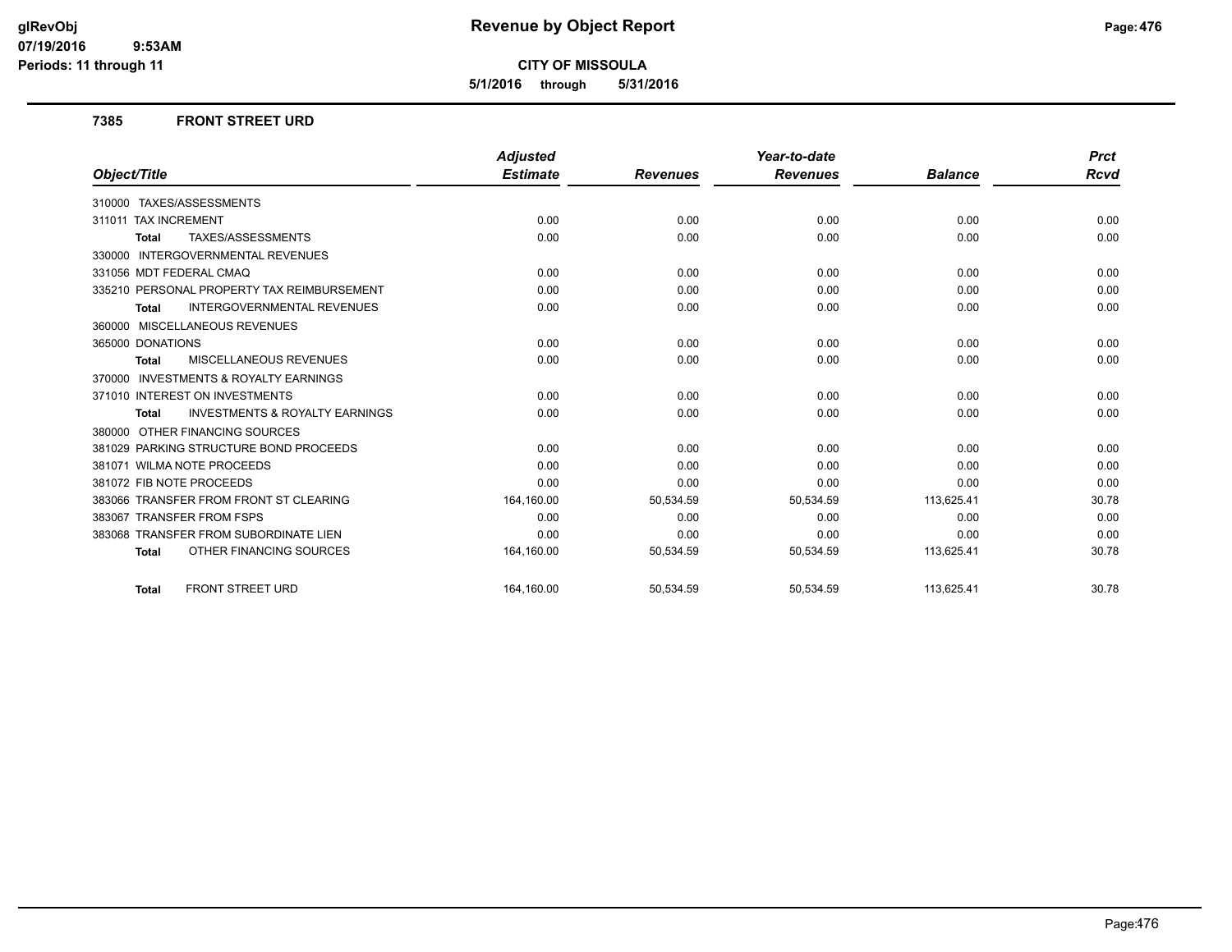# Revenue by Object Report

**CITY OF MISSOULA**

**5/1/2016 through 5/31/2016**

glRevObj
07/19/2016 9:53AM
Periods: 11 through 11

### 7385 FRONT STREET URD

| Object/Title | Adjusted Estimate | Revenues | Year-to-date Revenues | Balance | Prct Rcvd |
|---|---|---|---|---|---|
| 310000 TAXES/ASSESSMENTS | | | | | |
| 311011 TAX INCREMENT | 0.00 | 0.00 | 0.00 | 0.00 | 0.00 |
| **Total** TAXES/ASSESSMENTS | 0.00 | 0.00 | 0.00 | 0.00 | 0.00 |
| 330000 INTERGOVERNMENTAL REVENUES | | | | | |
| 331056 MDT FEDERAL CMAQ | 0.00 | 0.00 | 0.00 | 0.00 | 0.00 |
| 335210 PERSONAL PROPERTY TAX REIMBURSEMENT | 0.00 | 0.00 | 0.00 | 0.00 | 0.00 |
| **Total** INTERGOVERNMENTAL REVENUES | 0.00 | 0.00 | 0.00 | 0.00 | 0.00 |
| 360000 MISCELLANEOUS REVENUES | | | | | |
| 365000 DONATIONS | 0.00 | 0.00 | 0.00 | 0.00 | 0.00 |
| **Total** MISCELLANEOUS REVENUES | 0.00 | 0.00 | 0.00 | 0.00 | 0.00 |
| 370000 INVESTMENTS & ROYALTY EARNINGS | | | | | |
| 371010 INTEREST ON INVESTMENTS | 0.00 | 0.00 | 0.00 | 0.00 | 0.00 |
| **Total** INVESTMENTS & ROYALTY EARNINGS | 0.00 | 0.00 | 0.00 | 0.00 | 0.00 |
| 380000 OTHER FINANCING SOURCES | | | | | |
| 381029 PARKING STRUCTURE BOND PROCEEDS | 0.00 | 0.00 | 0.00 | 0.00 | 0.00 |
| 381071 WILMA NOTE PROCEEDS | 0.00 | 0.00 | 0.00 | 0.00 | 0.00 |
| 381072 FIB NOTE PROCEEDS | 0.00 | 0.00 | 0.00 | 0.00 | 0.00 |
| 383066 TRANSFER FROM FRONT ST CLEARING | 164,160.00 | 50,534.59 | 50,534.59 | 113,625.41 | 30.78 |
| 383067 TRANSFER FROM FSPS | 0.00 | 0.00 | 0.00 | 0.00 | 0.00 |
| 383068 TRANSFER FROM SUBORDINATE LIEN | 0.00 | 0.00 | 0.00 | 0.00 | 0.00 |
| **Total** OTHER FINANCING SOURCES | 164,160.00 | 50,534.59 | 50,534.59 | 113,625.41 | 30.78 |
| **Total** FRONT STREET URD | 164,160.00 | 50,534.59 | 50,534.59 | 113,625.41 | 30.78 |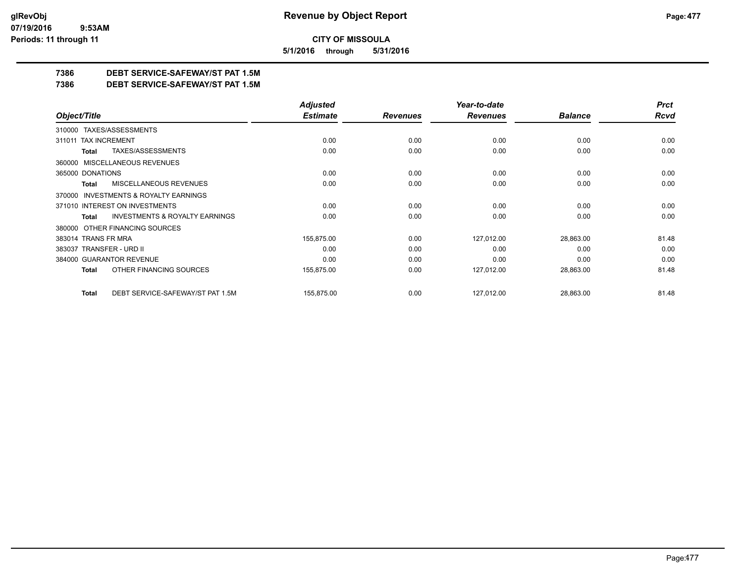# Revenue by Object Report

**CITY OF MISSOULA**

**5/1/2016 through 5/31/2016**

glRevObj
07/19/2016 9:53AM
Periods: 11 through 11

## 7386 DEBT SERVICE-SAFEWAY/ST PAT 1.5M
## 7386 DEBT SERVICE-SAFEWAY/ST PAT 1.5M

| Object/Title | Adjusted Estimate | Revenues | Year-to-date Revenues | Balance | Prct Rcvd |
|---|---|---|---|---|---|
| 310000 TAXES/ASSESSMENTS | | | | | |
| 311011 TAX INCREMENT | 0.00 | 0.00 | 0.00 | 0.00 | 0.00 |
| **Total** TAXES/ASSESSMENTS | 0.00 | 0.00 | 0.00 | 0.00 | 0.00 |
| 360000 MISCELLANEOUS REVENUES | | | | | |
| 365000 DONATIONS | 0.00 | 0.00 | 0.00 | 0.00 | 0.00 |
| **Total** MISCELLANEOUS REVENUES | 0.00 | 0.00 | 0.00 | 0.00 | 0.00 |
| 370000 INVESTMENTS & ROYALTY EARNINGS | | | | | |
| 371010 INTEREST ON INVESTMENTS | 0.00 | 0.00 | 0.00 | 0.00 | 0.00 |
| **Total** INVESTMENTS & ROYALTY EARNINGS | 0.00 | 0.00 | 0.00 | 0.00 | 0.00 |
| 380000 OTHER FINANCING SOURCES | | | | | |
| 383014 TRANS FR MRA | 155,875.00 | 0.00 | 127,012.00 | 28,863.00 | 81.48 |
| 383037 TRANSFER - URD II | 0.00 | 0.00 | 0.00 | 0.00 | 0.00 |
| 384000 GUARANTOR REVENUE | 0.00 | 0.00 | 0.00 | 0.00 | 0.00 |
| **Total** OTHER FINANCING SOURCES | 155,875.00 | 0.00 | 127,012.00 | 28,863.00 | 81.48 |
| **Total** DEBT SERVICE-SAFEWAY/ST PAT 1.5M | 155,875.00 | 0.00 | 127,012.00 | 28,863.00 | 81.48 |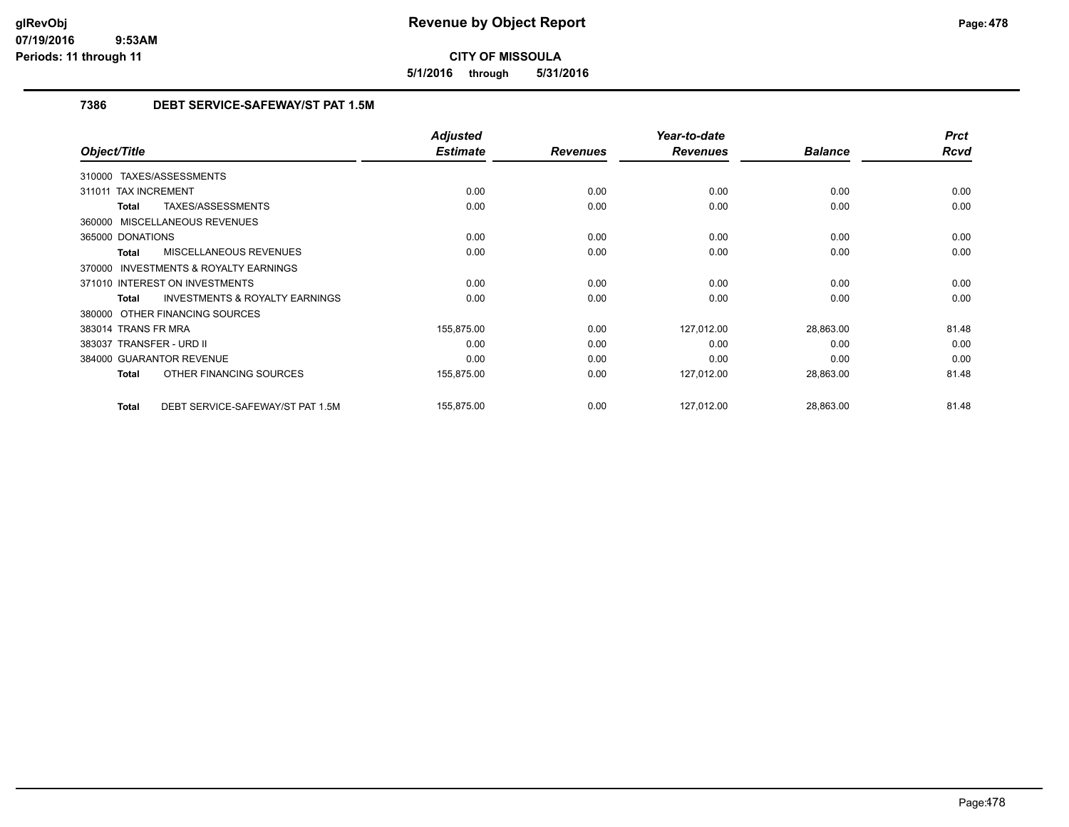# Revenue by Object Report

**CITY OF MISSOULA**

**5/1/2016 through 5/31/2016**

glRevObj
07/19/2016 9:53AM
Periods: 11 through 11

## 7386 DEBT SERVICE-SAFEWAY/ST PAT 1.5M

| Object/Title | Adjusted Estimate | Revenues | Year-to-date Revenues | Balance | Prct Rcvd |
|---|---|---|---|---|---|
| 310000 TAXES/ASSESSMENTS | | | | | |
| 311011 TAX INCREMENT | 0.00 | 0.00 | 0.00 | 0.00 | 0.00 |
| **Total** TAXES/ASSESSMENTS | 0.00 | 0.00 | 0.00 | 0.00 | 0.00 |
| 360000 MISCELLANEOUS REVENUES | | | | | |
| 365000 DONATIONS | 0.00 | 0.00 | 0.00 | 0.00 | 0.00 |
| **Total** MISCELLANEOUS REVENUES | 0.00 | 0.00 | 0.00 | 0.00 | 0.00 |
| 370000 INVESTMENTS & ROYALTY EARNINGS | | | | | |
| 371010 INTEREST ON INVESTMENTS | 0.00 | 0.00 | 0.00 | 0.00 | 0.00 |
| **Total** INVESTMENTS & ROYALTY EARNINGS | 0.00 | 0.00 | 0.00 | 0.00 | 0.00 |
| 380000 OTHER FINANCING SOURCES | | | | | |
| 383014 TRANS FR MRA | 155,875.00 | 0.00 | 127,012.00 | 28,863.00 | 81.48 |
| 383037 TRANSFER - URD II | 0.00 | 0.00 | 0.00 | 0.00 | 0.00 |
| 384000 GUARANTOR REVENUE | 0.00 | 0.00 | 0.00 | 0.00 | 0.00 |
| **Total** OTHER FINANCING SOURCES | 155,875.00 | 0.00 | 127,012.00 | 28,863.00 | 81.48 |
| **Total** DEBT SERVICE-SAFEWAY/ST PAT 1.5M | 155,875.00 | 0.00 | 127,012.00 | 28,863.00 | 81.48 |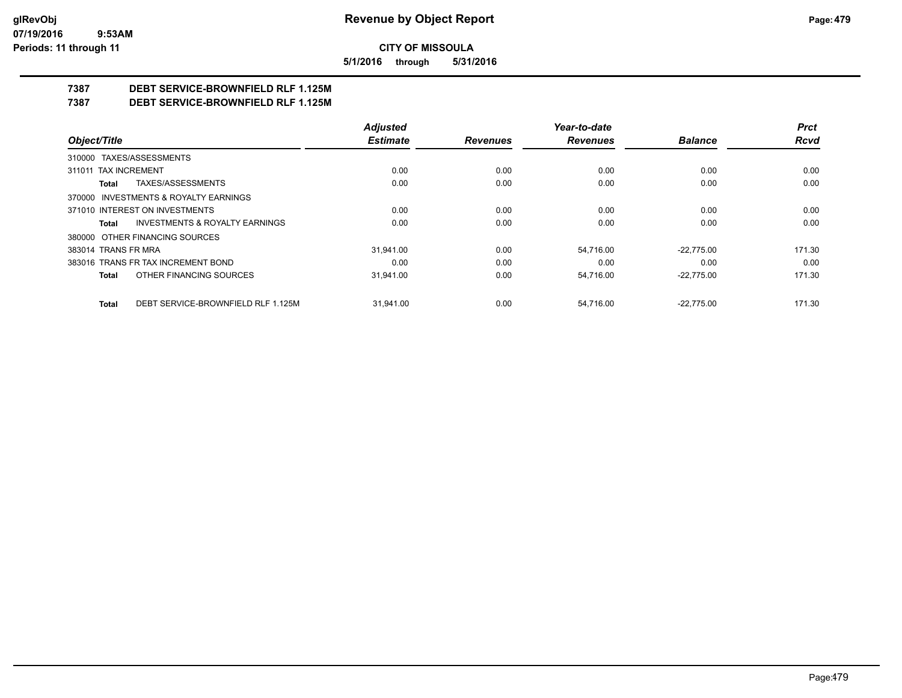# CITY OF MISSOULA

**5/1/2016 through 5/31/2016**

## 7387 DEBT SERVICE-BROWNFIELD RLF 1.125M
## 7387 DEBT SERVICE-BROWNFIELD RLF 1.125M

| Object/Title | | Adjusted Estimate | Revenues | Year-to-date Revenues | Balance | Prct Rcvd |
|---|---|---|---|---|---|---|
| 310000 TAXES/ASSESSMENTS | | | | | | |
| 311011 TAX INCREMENT | | 0.00 | 0.00 | 0.00 | 0.00 | 0.00 |
| **Total** | TAXES/ASSESSMENTS | 0.00 | 0.00 | 0.00 | 0.00 | 0.00 |
| 370000 INVESTMENTS & ROYALTY EARNINGS | | | | | | |
| 371010 INTEREST ON INVESTMENTS | | 0.00 | 0.00 | 0.00 | 0.00 | 0.00 |
| **Total** | INVESTMENTS & ROYALTY EARNINGS | 0.00 | 0.00 | 0.00 | 0.00 | 0.00 |
| 380000 OTHER FINANCING SOURCES | | | | | | |
| 383014 TRANS FR MRA | | 31,941.00 | 0.00 | 54,716.00 | -22,775.00 | 171.30 |
| 383016 TRANS FR TAX INCREMENT BOND | | 0.00 | 0.00 | 0.00 | 0.00 | 0.00 |
| **Total** | OTHER FINANCING SOURCES | 31,941.00 | 0.00 | 54,716.00 | -22,775.00 | 171.30 |
| **Total** | DEBT SERVICE-BROWNFIELD RLF 1.125M | 31,941.00 | 0.00 | 54,716.00 | -22,775.00 | 171.30 |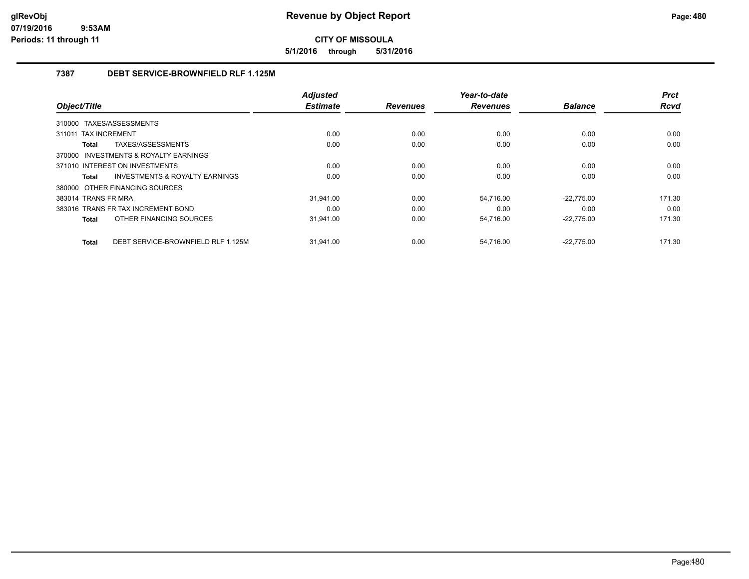**CITY OF MISSOULA**

**5/1/2016 through 5/31/2016**

## 7387 DEBT SERVICE-BROWNFIELD RLF 1.125M

| Object/Title | Adjusted Estimate | Revenues | Year-to-date Revenues | Balance | Prct Rcvd |
|---|---|---|---|---|---|
| 310000 TAXES/ASSESSMENTS | | | | | |
| 311011 TAX INCREMENT | 0.00 | 0.00 | 0.00 | 0.00 | 0.00 |
| **Total** TAXES/ASSESSMENTS | 0.00 | 0.00 | 0.00 | 0.00 | 0.00 |
| 370000 INVESTMENTS & ROYALTY EARNINGS | | | | | |
| 371010 INTEREST ON INVESTMENTS | 0.00 | 0.00 | 0.00 | 0.00 | 0.00 |
| **Total** INVESTMENTS & ROYALTY EARNINGS | 0.00 | 0.00 | 0.00 | 0.00 | 0.00 |
| 380000 OTHER FINANCING SOURCES | | | | | |
| 383014 TRANS FR MRA | 31,941.00 | 0.00 | 54,716.00 | -22,775.00 | 171.30 |
| 383016 TRANS FR TAX INCREMENT BOND | 0.00 | 0.00 | 0.00 | 0.00 | 0.00 |
| **Total** OTHER FINANCING SOURCES | 31,941.00 | 0.00 | 54,716.00 | -22,775.00 | 171.30 |
| **Total** DEBT SERVICE-BROWNFIELD RLF 1.125M | 31,941.00 | 0.00 | 54,716.00 | -22,775.00 | 171.30 |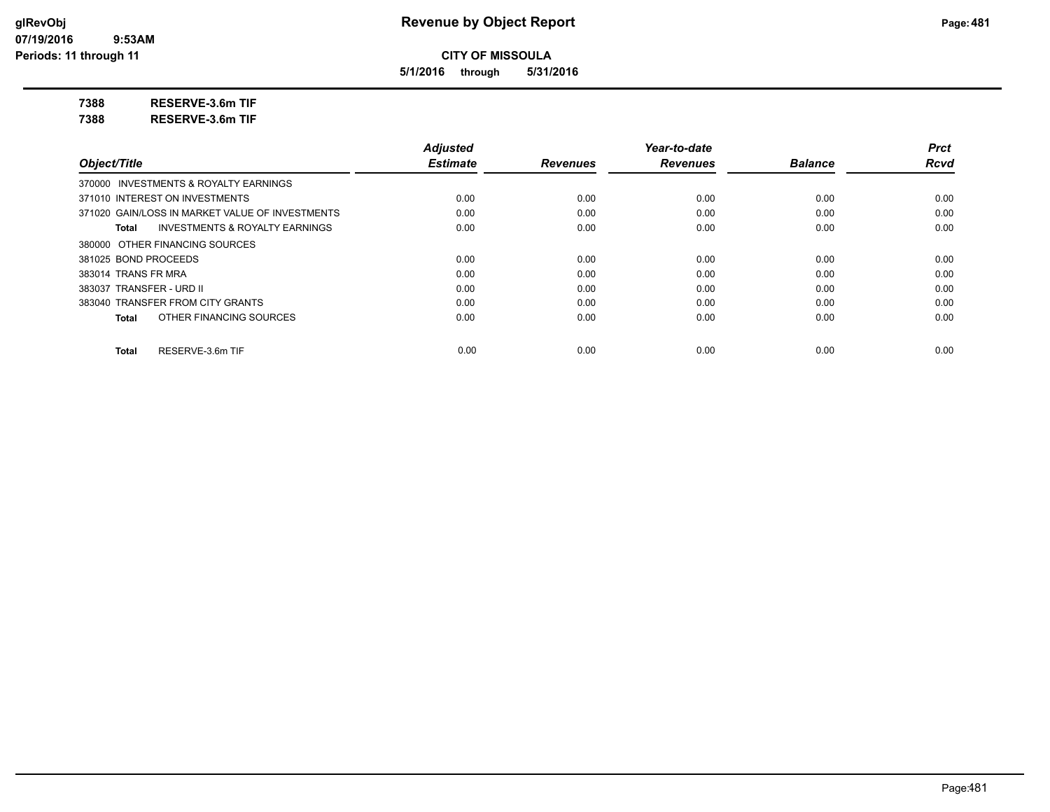# Revenue by Object Report

**CITY OF MISSOULA**

**5/1/2016 through 5/31/2016**

glRevObj
07/19/2016 9:53AM
Periods: 11 through 11

**7388 RESERVE-3.6m TIF**

**7388 RESERVE-3.6m TIF**

| Object/Title | Adjusted Estimate | Revenues | Year-to-date Revenues | Balance | Prct Rcvd |
|---|---|---|---|---|---|
| 370000 INVESTMENTS & ROYALTY EARNINGS | | | | | |
| 371010 INTEREST ON INVESTMENTS | 0.00 | 0.00 | 0.00 | 0.00 | 0.00 |
| 371020 GAIN/LOSS IN MARKET VALUE OF INVESTMENTS | 0.00 | 0.00 | 0.00 | 0.00 | 0.00 |
| **Total** INVESTMENTS & ROYALTY EARNINGS | 0.00 | 0.00 | 0.00 | 0.00 | 0.00 |
| 380000 OTHER FINANCING SOURCES | | | | | |
| 381025 BOND PROCEEDS | 0.00 | 0.00 | 0.00 | 0.00 | 0.00 |
| 383014 TRANS FR MRA | 0.00 | 0.00 | 0.00 | 0.00 | 0.00 |
| 383037 TRANSFER - URD II | 0.00 | 0.00 | 0.00 | 0.00 | 0.00 |
| 383040 TRANSFER FROM CITY GRANTS | 0.00 | 0.00 | 0.00 | 0.00 | 0.00 |
| **Total** OTHER FINANCING SOURCES | 0.00 | 0.00 | 0.00 | 0.00 | 0.00 |
| **Total** RESERVE-3.6m TIF | 0.00 | 0.00 | 0.00 | 0.00 | 0.00 |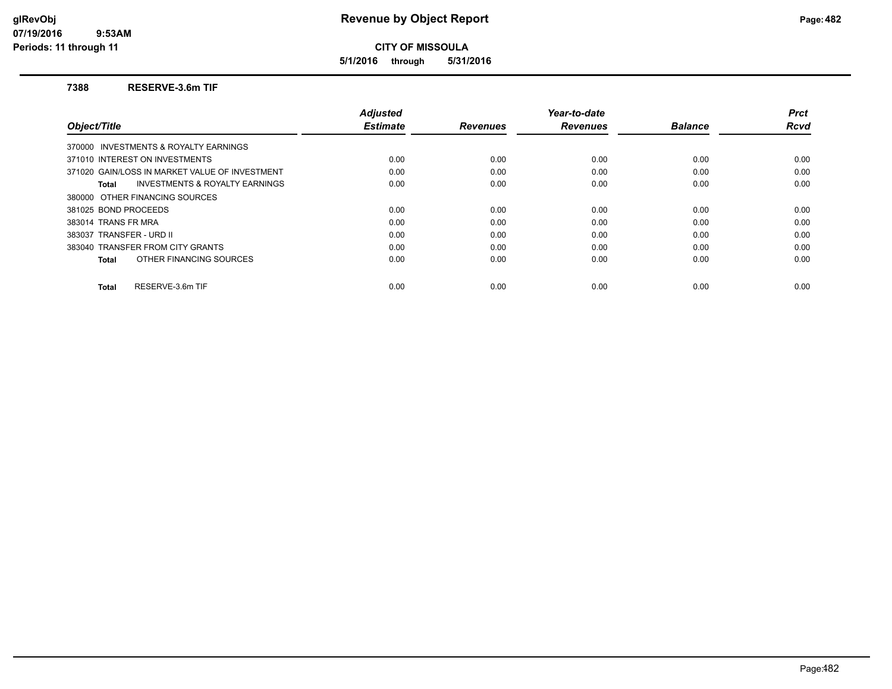# Revenue by Object Report

**CITY OF MISSOULA**

**5/1/2016 through 5/31/2016**

glRevObj
07/19/2016 9:53AM
Periods: 11 through 11

### 7388 RESERVE-3.6m TIF

| Object/Title | Adjusted Estimate | Revenues | Year-to-date Revenues | Balance | Prct Rcvd |
|---|---|---|---|---|---|
| 370000 INVESTMENTS & ROYALTY EARNINGS | | | | | |
| 371010 INTEREST ON INVESTMENTS | 0.00 | 0.00 | 0.00 | 0.00 | 0.00 |
| 371020 GAIN/LOSS IN MARKET VALUE OF INVESTMENT | 0.00 | 0.00 | 0.00 | 0.00 | 0.00 |
| **Total** INVESTMENTS & ROYALTY EARNINGS | 0.00 | 0.00 | 0.00 | 0.00 | 0.00 |
| 380000 OTHER FINANCING SOURCES | | | | | |
| 381025 BOND PROCEEDS | 0.00 | 0.00 | 0.00 | 0.00 | 0.00 |
| 383014 TRANS FR MRA | 0.00 | 0.00 | 0.00 | 0.00 | 0.00 |
| 383037 TRANSFER - URD II | 0.00 | 0.00 | 0.00 | 0.00 | 0.00 |
| 383040 TRANSFER FROM CITY GRANTS | 0.00 | 0.00 | 0.00 | 0.00 | 0.00 |
| **Total** OTHER FINANCING SOURCES | 0.00 | 0.00 | 0.00 | 0.00 | 0.00 |
| **Total** RESERVE-3.6m TIF | 0.00 | 0.00 | 0.00 | 0.00 | 0.00 |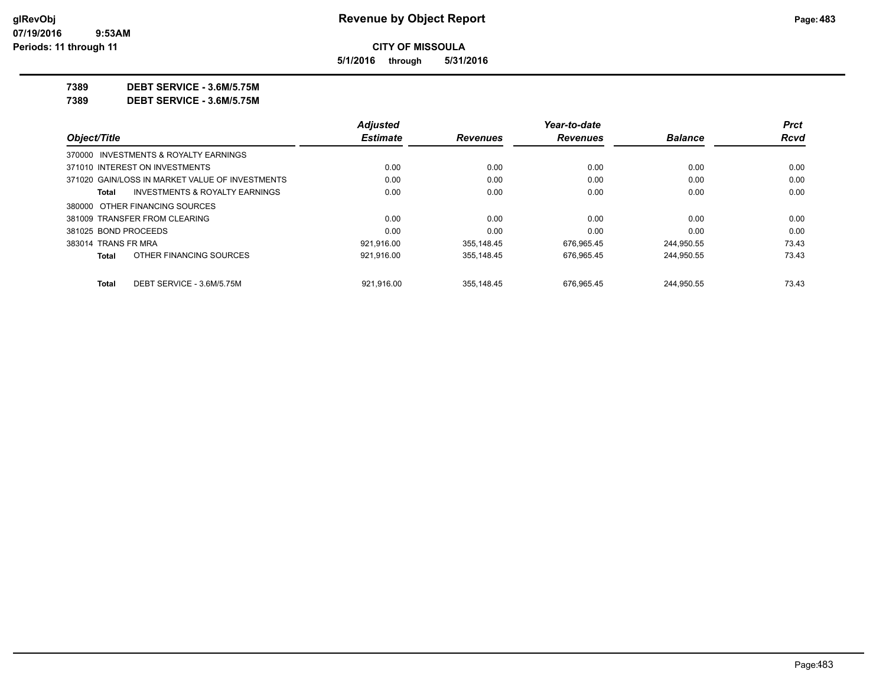**CITY OF MISSOULA**

**5/1/2016 through 5/31/2016**

**7389 DEBT SERVICE - 3.6M/5.75M**

**7389 DEBT SERVICE - 3.6M/5.75M**

| Object/Title | Adjusted Estimate | Revenues | Year-to-date Revenues | Balance | Prct Rcvd |
|---|---|---|---|---|---|
| 370000 INVESTMENTS & ROYALTY EARNINGS | | | | | |
| 371010 INTEREST ON INVESTMENTS | 0.00 | 0.00 | 0.00 | 0.00 | 0.00 |
| 371020 GAIN/LOSS IN MARKET VALUE OF INVESTMENTS | 0.00 | 0.00 | 0.00 | 0.00 | 0.00 |
| **Total** INVESTMENTS & ROYALTY EARNINGS | 0.00 | 0.00 | 0.00 | 0.00 | 0.00 |
| 380000 OTHER FINANCING SOURCES | | | | | |
| 381009 TRANSFER FROM CLEARING | 0.00 | 0.00 | 0.00 | 0.00 | 0.00 |
| 381025 BOND PROCEEDS | 0.00 | 0.00 | 0.00 | 0.00 | 0.00 |
| 383014 TRANS FR MRA | 921,916.00 | 355,148.45 | 676,965.45 | 244,950.55 | 73.43 |
| **Total** OTHER FINANCING SOURCES | 921,916.00 | 355,148.45 | 676,965.45 | 244,950.55 | 73.43 |
| **Total** DEBT SERVICE - 3.6M/5.75M | 921,916.00 | 355,148.45 | 676,965.45 | 244,950.55 | 73.43 |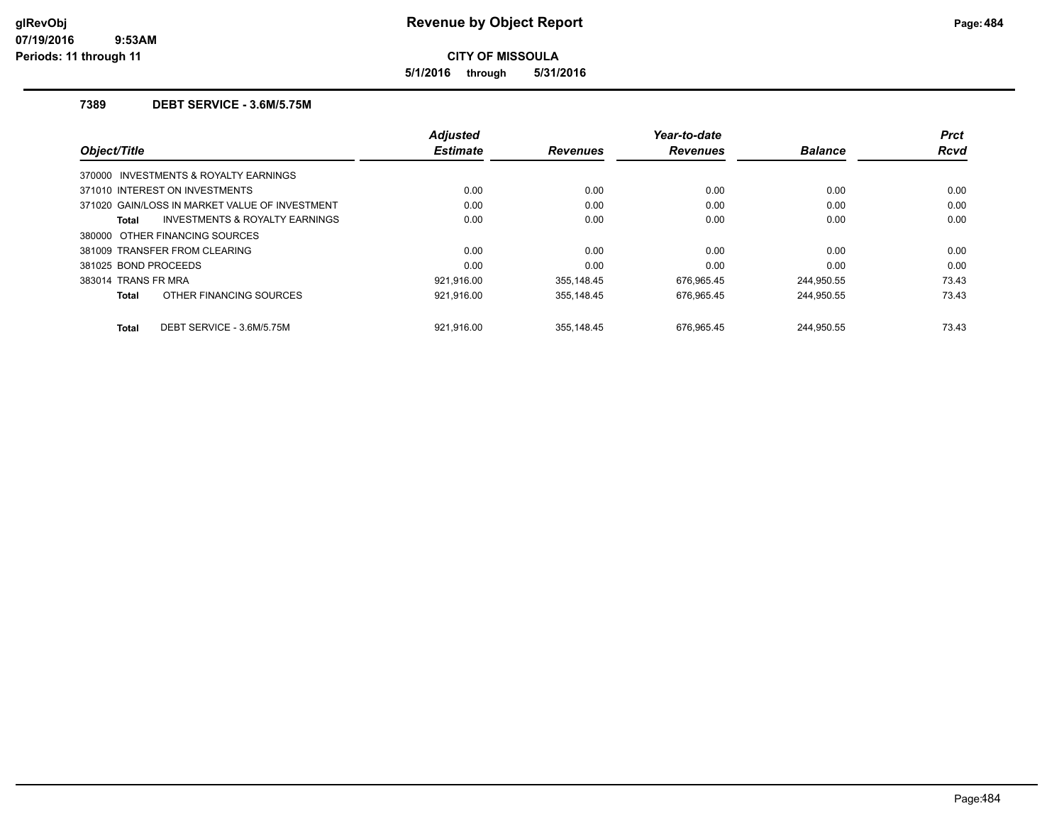# Revenue by Object Report

**CITY OF MISSOULA**

**5/1/2016 through 5/31/2016**

glRevObj
07/19/2016 9:53AM
Periods: 11 through 11

### 7389 DEBT SERVICE - 3.6M/5.75M

| Object/Title | Adjusted Estimate | Revenues | Year-to-date Revenues | Balance | Prct Rcvd |
|---|---|---|---|---|---|
| 370000 INVESTMENTS & ROYALTY EARNINGS | | | | | |
| 371010 INTEREST ON INVESTMENTS | 0.00 | 0.00 | 0.00 | 0.00 | 0.00 |
| 371020 GAIN/LOSS IN MARKET VALUE OF INVESTMENT | 0.00 | 0.00 | 0.00 | 0.00 | 0.00 |
| **Total** INVESTMENTS & ROYALTY EARNINGS | 0.00 | 0.00 | 0.00 | 0.00 | 0.00 |
| 380000 OTHER FINANCING SOURCES | | | | | |
| 381009 TRANSFER FROM CLEARING | 0.00 | 0.00 | 0.00 | 0.00 | 0.00 |
| 381025 BOND PROCEEDS | 0.00 | 0.00 | 0.00 | 0.00 | 0.00 |
| 383014 TRANS FR MRA | 921,916.00 | 355,148.45 | 676,965.45 | 244,950.55 | 73.43 |
| **Total** OTHER FINANCING SOURCES | 921,916.00 | 355,148.45 | 676,965.45 | 244,950.55 | 73.43 |
| **Total** DEBT SERVICE - 3.6M/5.75M | 921,916.00 | 355,148.45 | 676,965.45 | 244,950.55 | 73.43 |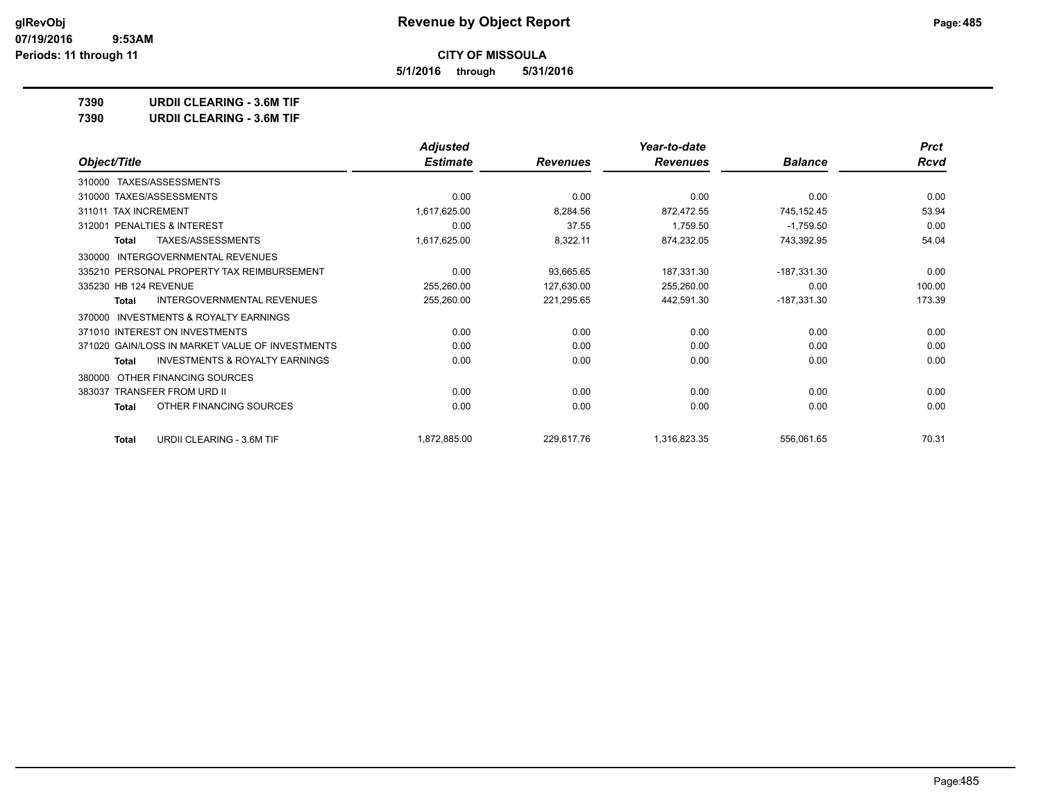# Revenue by Object Report

**CITY OF MISSOULA**

**5/1/2016 through 5/31/2016**

glRevObj
07/19/2016 9:53AM
Periods: 11 through 11

**7390 URDII CLEARING - 3.6M TIF**

**7390 URDII CLEARING - 3.6M TIF**

| Object/Title | Adjusted Estimate | Revenues | Year-to-date Revenues | Balance | Prct Rcvd |
|---|---|---|---|---|---|
| 310000 TAXES/ASSESSMENTS | | | | | |
| 310000 TAXES/ASSESSMENTS | 0.00 | 0.00 | 0.00 | 0.00 | 0.00 |
| 311011 TAX INCREMENT | 1,617,625.00 | 8,284.56 | 872,472.55 | 745,152.45 | 53.94 |
| 312001 PENALTIES & INTEREST | 0.00 | 37.55 | 1,759.50 | -1,759.50 | 0.00 |
| **Total** TAXES/ASSESSMENTS | 1,617,625.00 | 8,322.11 | 874,232.05 | 743,392.95 | 54.04 |
| 330000 INTERGOVERNMENTAL REVENUES | | | | | |
| 335210 PERSONAL PROPERTY TAX REIMBURSEMENT | 0.00 | 93,665.65 | 187,331.30 | -187,331.30 | 0.00 |
| 335230 HB 124 REVENUE | 255,260.00 | 127,630.00 | 255,260.00 | 0.00 | 100.00 |
| **Total** INTERGOVERNMENTAL REVENUES | 255,260.00 | 221,295.65 | 442,591.30 | -187,331.30 | 173.39 |
| 370000 INVESTMENTS & ROYALTY EARNINGS | | | | | |
| 371010 INTEREST ON INVESTMENTS | 0.00 | 0.00 | 0.00 | 0.00 | 0.00 |
| 371020 GAIN/LOSS IN MARKET VALUE OF INVESTMENTS | 0.00 | 0.00 | 0.00 | 0.00 | 0.00 |
| **Total** INVESTMENTS & ROYALTY EARNINGS | 0.00 | 0.00 | 0.00 | 0.00 | 0.00 |
| 380000 OTHER FINANCING SOURCES | | | | | |
| 383037 TRANSFER FROM URD II | 0.00 | 0.00 | 0.00 | 0.00 | 0.00 |
| **Total** OTHER FINANCING SOURCES | 0.00 | 0.00 | 0.00 | 0.00 | 0.00 |
| **Total** URDII CLEARING - 3.6M TIF | 1,872,885.00 | 229,617.76 | 1,316,823.35 | 556,061.65 | 70.31 |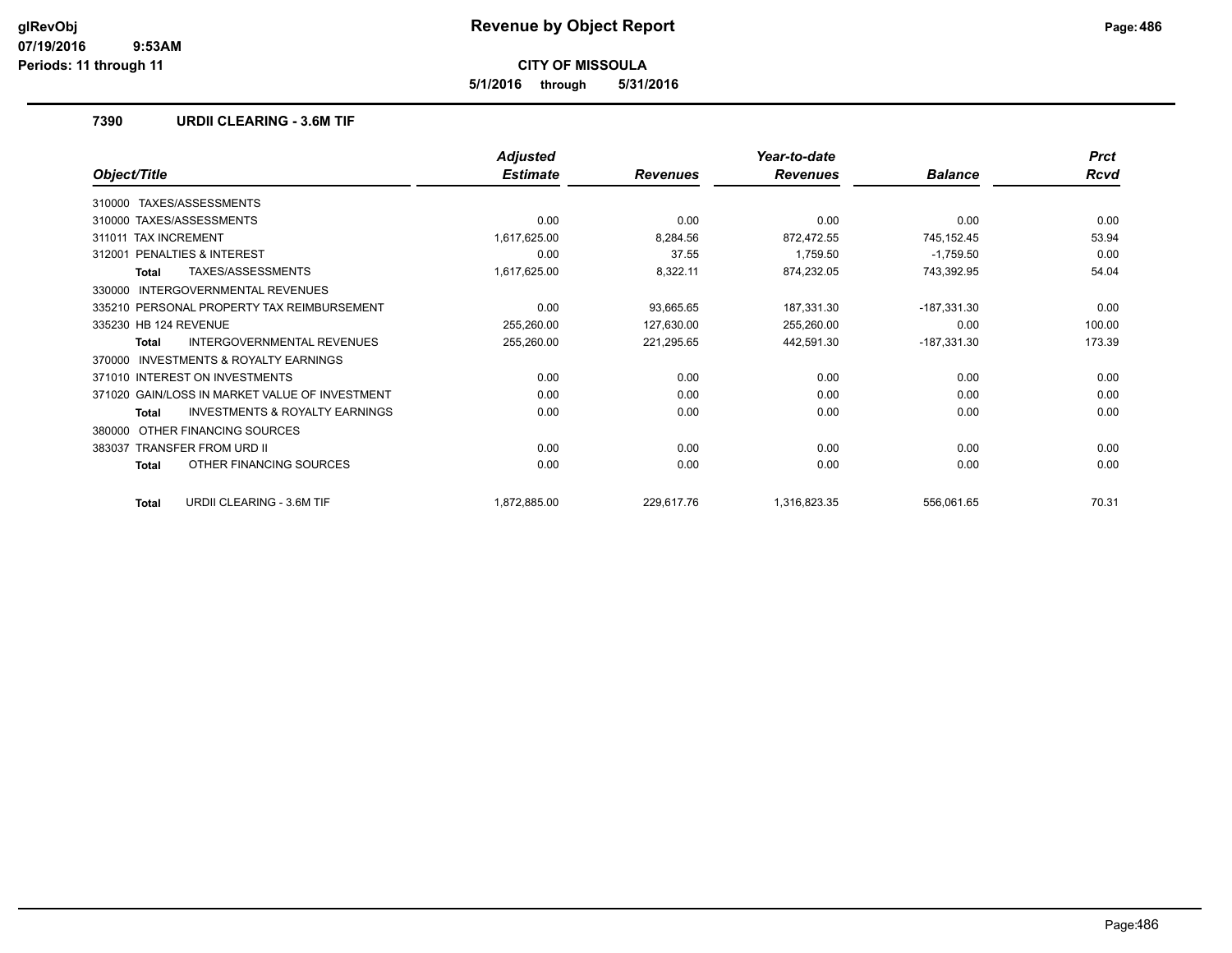# Revenue by Object Report

**CITY OF MISSOULA**

**5/1/2016 through 5/31/2016**

glRevObj
07/19/2016 9:53AM
Periods: 11 through 11

## 7390 URDII CLEARING - 3.6M TIF

| Object/Title | Adjusted Estimate | Revenues | Year-to-date Revenues | Balance | Prct Rcvd |
|---|---|---|---|---|---|
| 310000 TAXES/ASSESSMENTS | | | | | |
| 310000 TAXES/ASSESSMENTS | 0.00 | 0.00 | 0.00 | 0.00 | 0.00 |
| 311011 TAX INCREMENT | 1,617,625.00 | 8,284.56 | 872,472.55 | 745,152.45 | 53.94 |
| 312001 PENALTIES & INTEREST | 0.00 | 37.55 | 1,759.50 | -1,759.50 | 0.00 |
| **Total** TAXES/ASSESSMENTS | 1,617,625.00 | 8,322.11 | 874,232.05 | 743,392.95 | 54.04 |
| 330000 INTERGOVERNMENTAL REVENUES | | | | | |
| 335210 PERSONAL PROPERTY TAX REIMBURSEMENT | 0.00 | 93,665.65 | 187,331.30 | -187,331.30 | 0.00 |
| 335230 HB 124 REVENUE | 255,260.00 | 127,630.00 | 255,260.00 | 0.00 | 100.00 |
| **Total** INTERGOVERNMENTAL REVENUES | 255,260.00 | 221,295.65 | 442,591.30 | -187,331.30 | 173.39 |
| 370000 INVESTMENTS & ROYALTY EARNINGS | | | | | |
| 371010 INTEREST ON INVESTMENTS | 0.00 | 0.00 | 0.00 | 0.00 | 0.00 |
| 371020 GAIN/LOSS IN MARKET VALUE OF INVESTMENT | 0.00 | 0.00 | 0.00 | 0.00 | 0.00 |
| **Total** INVESTMENTS & ROYALTY EARNINGS | 0.00 | 0.00 | 0.00 | 0.00 | 0.00 |
| 380000 OTHER FINANCING SOURCES | | | | | |
| 383037 TRANSFER FROM URD II | 0.00 | 0.00 | 0.00 | 0.00 | 0.00 |
| **Total** OTHER FINANCING SOURCES | 0.00 | 0.00 | 0.00 | 0.00 | 0.00 |
| **Total** URDII CLEARING - 3.6M TIF | 1,872,885.00 | 229,617.76 | 1,316,823.35 | 556,061.65 | 70.31 |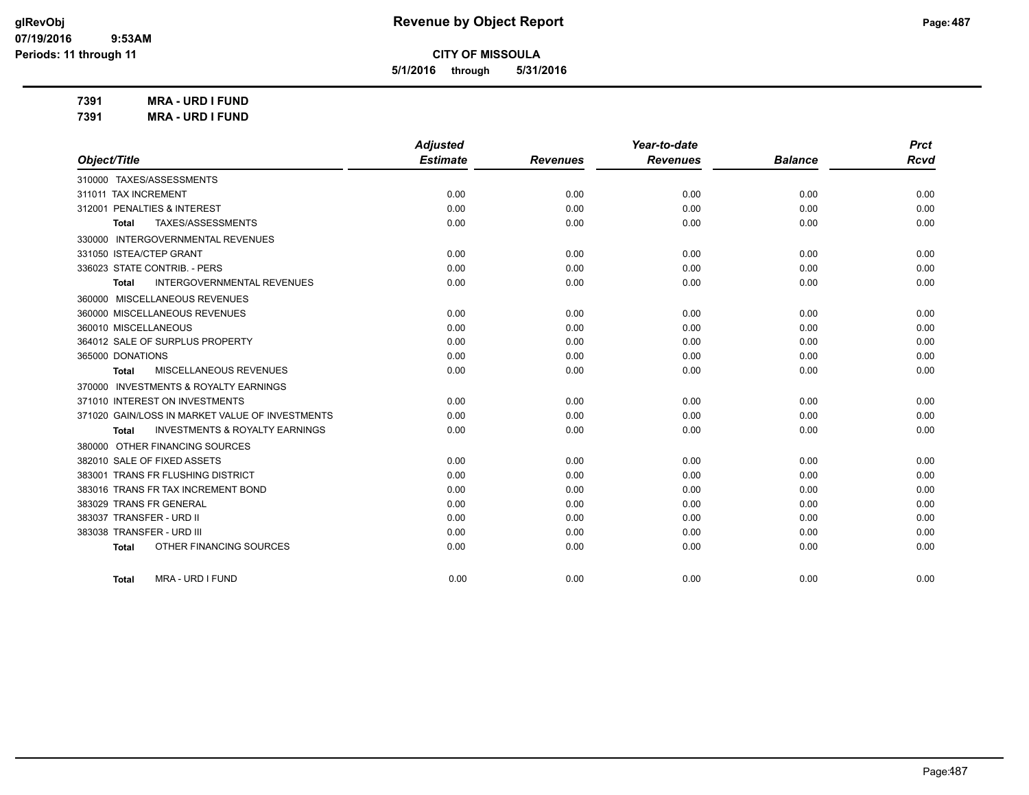# CITY OF MISSOULA

**5/1/2016 through 5/31/2016**

**7391 MRA - URD I FUND**

**7391 MRA - URD I FUND**

| Object/Title | Adjusted Estimate | Revenues | Year-to-date Revenues | Balance | Prct Rcvd |
|---|---|---|---|---|---|
| 310000 TAXES/ASSESSMENTS | | | | | |
| 311011 TAX INCREMENT | 0.00 | 0.00 | 0.00 | 0.00 | 0.00 |
| 312001 PENALTIES & INTEREST | 0.00 | 0.00 | 0.00 | 0.00 | 0.00 |
| **Total** TAXES/ASSESSMENTS | 0.00 | 0.00 | 0.00 | 0.00 | 0.00 |
| 330000 INTERGOVERNMENTAL REVENUES | | | | | |
| 331050 ISTEA/CTEP GRANT | 0.00 | 0.00 | 0.00 | 0.00 | 0.00 |
| 336023 STATE CONTRIB. - PERS | 0.00 | 0.00 | 0.00 | 0.00 | 0.00 |
| **Total** INTERGOVERNMENTAL REVENUES | 0.00 | 0.00 | 0.00 | 0.00 | 0.00 |
| 360000 MISCELLANEOUS REVENUES | | | | | |
| 360000 MISCELLANEOUS REVENUES | 0.00 | 0.00 | 0.00 | 0.00 | 0.00 |
| 360010 MISCELLANEOUS | 0.00 | 0.00 | 0.00 | 0.00 | 0.00 |
| 364012 SALE OF SURPLUS PROPERTY | 0.00 | 0.00 | 0.00 | 0.00 | 0.00 |
| 365000 DONATIONS | 0.00 | 0.00 | 0.00 | 0.00 | 0.00 |
| **Total** MISCELLANEOUS REVENUES | 0.00 | 0.00 | 0.00 | 0.00 | 0.00 |
| 370000 INVESTMENTS & ROYALTY EARNINGS | | | | | |
| 371010 INTEREST ON INVESTMENTS | 0.00 | 0.00 | 0.00 | 0.00 | 0.00 |
| 371020 GAIN/LOSS IN MARKET VALUE OF INVESTMENTS | 0.00 | 0.00 | 0.00 | 0.00 | 0.00 |
| **Total** INVESTMENTS & ROYALTY EARNINGS | 0.00 | 0.00 | 0.00 | 0.00 | 0.00 |
| 380000 OTHER FINANCING SOURCES | | | | | |
| 382010 SALE OF FIXED ASSETS | 0.00 | 0.00 | 0.00 | 0.00 | 0.00 |
| 383001 TRANS FR FLUSHING DISTRICT | 0.00 | 0.00 | 0.00 | 0.00 | 0.00 |
| 383016 TRANS FR TAX INCREMENT BOND | 0.00 | 0.00 | 0.00 | 0.00 | 0.00 |
| 383029 TRANS FR GENERAL | 0.00 | 0.00 | 0.00 | 0.00 | 0.00 |
| 383037 TRANSFER - URD II | 0.00 | 0.00 | 0.00 | 0.00 | 0.00 |
| 383038 TRANSFER - URD III | 0.00 | 0.00 | 0.00 | 0.00 | 0.00 |
| **Total** OTHER FINANCING SOURCES | 0.00 | 0.00 | 0.00 | 0.00 | 0.00 |
| **Total** MRA - URD I FUND | 0.00 | 0.00 | 0.00 | 0.00 | 0.00 |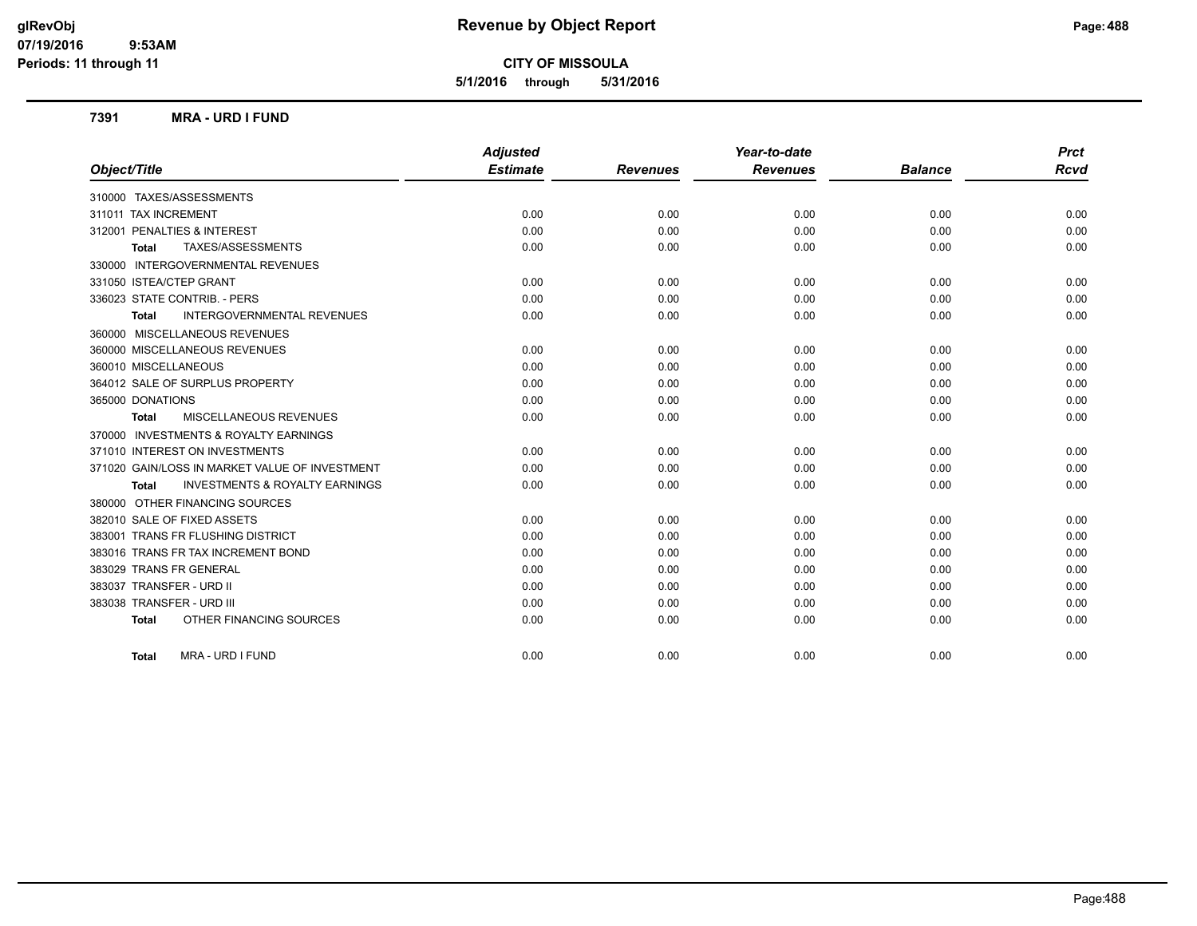# Revenue by Object Report

**CITY OF MISSOULA**

**5/1/2016 through 5/31/2016**

glRevObj
07/19/2016 9:53AM
Periods: 11 through 11

## 7391 MRA - URD I FUND

| Object/Title | Adjusted Estimate | Revenues | Year-to-date Revenues | Balance | Prct Rcvd |
|---|---|---|---|---|---|
| 310000 TAXES/ASSESSMENTS | | | | | |
| 311011 TAX INCREMENT | 0.00 | 0.00 | 0.00 | 0.00 | 0.00 |
| 312001 PENALTIES & INTEREST | 0.00 | 0.00 | 0.00 | 0.00 | 0.00 |
| **Total** TAXES/ASSESSMENTS | 0.00 | 0.00 | 0.00 | 0.00 | 0.00 |
| 330000 INTERGOVERNMENTAL REVENUES | | | | | |
| 331050 ISTEA/CTEP GRANT | 0.00 | 0.00 | 0.00 | 0.00 | 0.00 |
| 336023 STATE CONTRIB. - PERS | 0.00 | 0.00 | 0.00 | 0.00 | 0.00 |
| **Total** INTERGOVERNMENTAL REVENUES | 0.00 | 0.00 | 0.00 | 0.00 | 0.00 |
| 360000 MISCELLANEOUS REVENUES | | | | | |
| 360000 MISCELLANEOUS REVENUES | 0.00 | 0.00 | 0.00 | 0.00 | 0.00 |
| 360010 MISCELLANEOUS | 0.00 | 0.00 | 0.00 | 0.00 | 0.00 |
| 364012 SALE OF SURPLUS PROPERTY | 0.00 | 0.00 | 0.00 | 0.00 | 0.00 |
| 365000 DONATIONS | 0.00 | 0.00 | 0.00 | 0.00 | 0.00 |
| **Total** MISCELLANEOUS REVENUES | 0.00 | 0.00 | 0.00 | 0.00 | 0.00 |
| 370000 INVESTMENTS & ROYALTY EARNINGS | | | | | |
| 371010 INTEREST ON INVESTMENTS | 0.00 | 0.00 | 0.00 | 0.00 | 0.00 |
| 371020 GAIN/LOSS IN MARKET VALUE OF INVESTMENT | 0.00 | 0.00 | 0.00 | 0.00 | 0.00 |
| **Total** INVESTMENTS & ROYALTY EARNINGS | 0.00 | 0.00 | 0.00 | 0.00 | 0.00 |
| 380000 OTHER FINANCING SOURCES | | | | | |
| 382010 SALE OF FIXED ASSETS | 0.00 | 0.00 | 0.00 | 0.00 | 0.00 |
| 383001 TRANS FR FLUSHING DISTRICT | 0.00 | 0.00 | 0.00 | 0.00 | 0.00 |
| 383016 TRANS FR TAX INCREMENT BOND | 0.00 | 0.00 | 0.00 | 0.00 | 0.00 |
| 383029 TRANS FR GENERAL | 0.00 | 0.00 | 0.00 | 0.00 | 0.00 |
| 383037 TRANSFER - URD II | 0.00 | 0.00 | 0.00 | 0.00 | 0.00 |
| 383038 TRANSFER - URD III | 0.00 | 0.00 | 0.00 | 0.00 | 0.00 |
| **Total** OTHER FINANCING SOURCES | 0.00 | 0.00 | 0.00 | 0.00 | 0.00 |
| **Total** MRA - URD I FUND | 0.00 | 0.00 | 0.00 | 0.00 | 0.00 |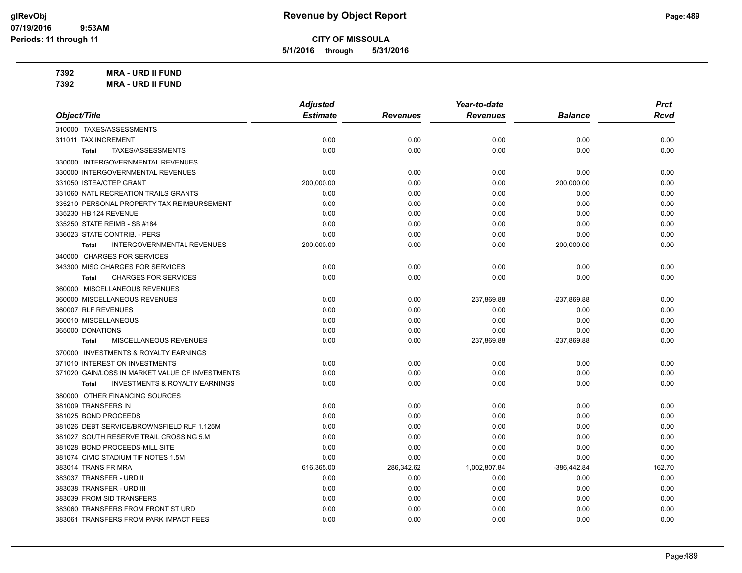# Revenue by Object Report

**CITY OF MISSOULA**

**5/1/2016 through 5/31/2016**

glRevObj
07/19/2016 9:53AM
Periods: 11 through 11

**7392 MRA - URD II FUND**
**7392 MRA - URD II FUND**

| Object/Title | Adjusted Estimate | Revenues | Year-to-date Revenues | Balance | Prct Rcvd |
|---|---|---|---|---|---|
| 310000 TAXES/ASSESSMENTS | | | | | |
| 311011 TAX INCREMENT | 0.00 | 0.00 | 0.00 | 0.00 | 0.00 |
| **Total** TAXES/ASSESSMENTS | 0.00 | 0.00 | 0.00 | 0.00 | 0.00 |
| 330000 INTERGOVERNMENTAL REVENUES | | | | | |
| 330000 INTERGOVERNMENTAL REVENUES | 0.00 | 0.00 | 0.00 | 0.00 | 0.00 |
| 331050 ISTEA/CTEP GRANT | 200,000.00 | 0.00 | 0.00 | 200,000.00 | 0.00 |
| 331060 NATL RECREATION TRAILS GRANTS | 0.00 | 0.00 | 0.00 | 0.00 | 0.00 |
| 335210 PERSONAL PROPERTY TAX REIMBURSEMENT | 0.00 | 0.00 | 0.00 | 0.00 | 0.00 |
| 335230 HB 124 REVENUE | 0.00 | 0.00 | 0.00 | 0.00 | 0.00 |
| 335250 STATE REIMB - SB #184 | 0.00 | 0.00 | 0.00 | 0.00 | 0.00 |
| 336023 STATE CONTRIB. - PERS | 0.00 | 0.00 | 0.00 | 0.00 | 0.00 |
| **Total** INTERGOVERNMENTAL REVENUES | 200,000.00 | 0.00 | 0.00 | 200,000.00 | 0.00 |
| 340000 CHARGES FOR SERVICES | | | | | |
| 343300 MISC CHARGES FOR SERVICES | 0.00 | 0.00 | 0.00 | 0.00 | 0.00 |
| **Total** CHARGES FOR SERVICES | 0.00 | 0.00 | 0.00 | 0.00 | 0.00 |
| 360000 MISCELLANEOUS REVENUES | | | | | |
| 360000 MISCELLANEOUS REVENUES | 0.00 | 0.00 | 237,869.88 | -237,869.88 | 0.00 |
| 360007 RLF REVENUES | 0.00 | 0.00 | 0.00 | 0.00 | 0.00 |
| 360010 MISCELLANEOUS | 0.00 | 0.00 | 0.00 | 0.00 | 0.00 |
| 365000 DONATIONS | 0.00 | 0.00 | 0.00 | 0.00 | 0.00 |
| **Total** MISCELLANEOUS REVENUES | 0.00 | 0.00 | 237,869.88 | -237,869.88 | 0.00 |
| 370000 INVESTMENTS & ROYALTY EARNINGS | | | | | |
| 371010 INTEREST ON INVESTMENTS | 0.00 | 0.00 | 0.00 | 0.00 | 0.00 |
| 371020 GAIN/LOSS IN MARKET VALUE OF INVESTMENTS | 0.00 | 0.00 | 0.00 | 0.00 | 0.00 |
| **Total** INVESTMENTS & ROYALTY EARNINGS | 0.00 | 0.00 | 0.00 | 0.00 | 0.00 |
| 380000 OTHER FINANCING SOURCES | | | | | |
| 381009 TRANSFERS IN | 0.00 | 0.00 | 0.00 | 0.00 | 0.00 |
| 381025 BOND PROCEEDS | 0.00 | 0.00 | 0.00 | 0.00 | 0.00 |
| 381026 DEBT SERVICE/BROWNSFIELD RLF 1.125M | 0.00 | 0.00 | 0.00 | 0.00 | 0.00 |
| 381027 SOUTH RESERVE TRAIL CROSSING 5.M | 0.00 | 0.00 | 0.00 | 0.00 | 0.00 |
| 381028 BOND PROCEEDS-MILL SITE | 0.00 | 0.00 | 0.00 | 0.00 | 0.00 |
| 381074 CIVIC STADIUM TIF NOTES 1.5M | 0.00 | 0.00 | 0.00 | 0.00 | 0.00 |
| 383014 TRANS FR MRA | 616,365.00 | 286,342.62 | 1,002,807.84 | -386,442.84 | 162.70 |
| 383037 TRANSFER - URD II | 0.00 | 0.00 | 0.00 | 0.00 | 0.00 |
| 383038 TRANSFER - URD III | 0.00 | 0.00 | 0.00 | 0.00 | 0.00 |
| 383039 FROM SID TRANSFERS | 0.00 | 0.00 | 0.00 | 0.00 | 0.00 |
| 383060 TRANSFERS FROM FRONT ST URD | 0.00 | 0.00 | 0.00 | 0.00 | 0.00 |
| 383061 TRANSFERS FROM PARK IMPACT FEES | 0.00 | 0.00 | 0.00 | 0.00 | 0.00 |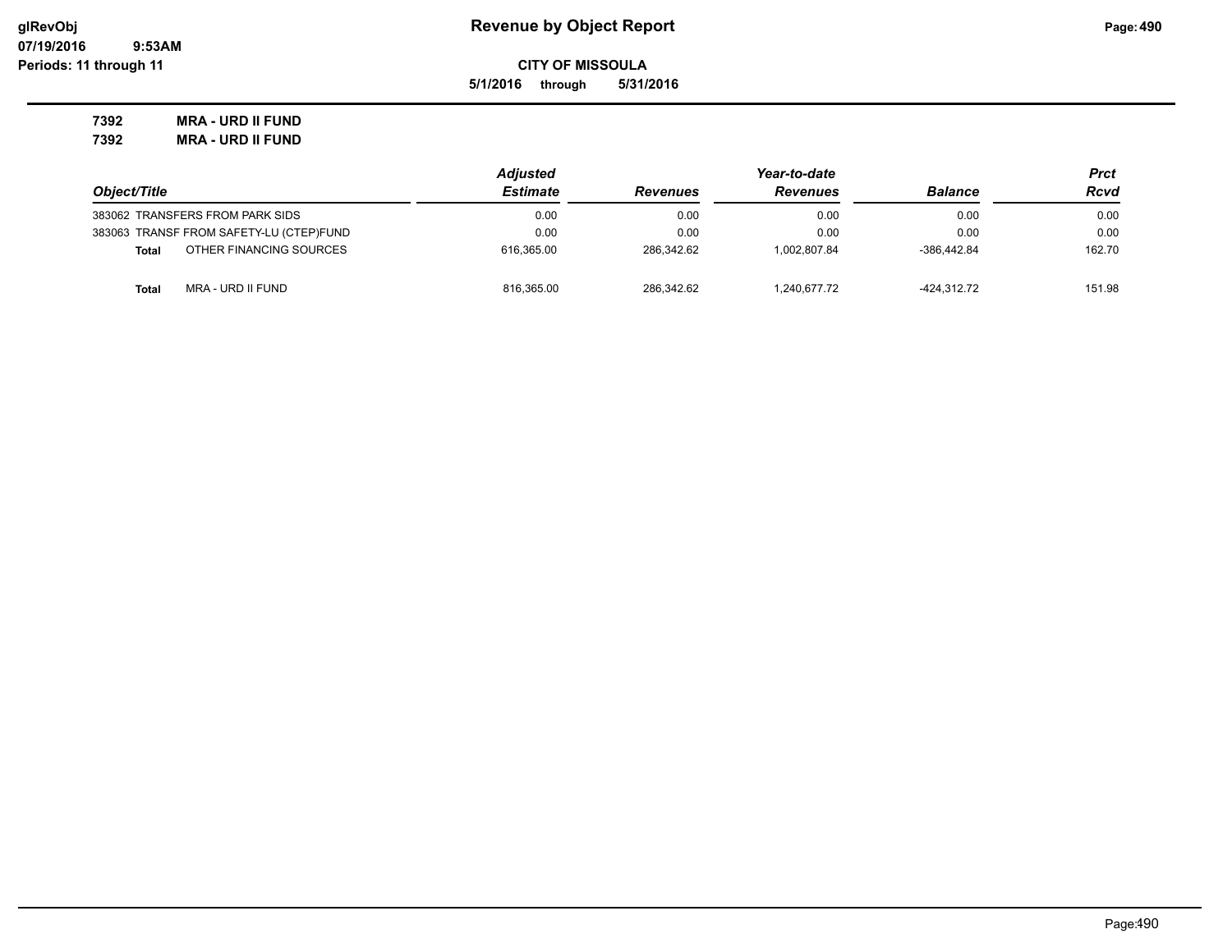**CITY OF MISSOULA**

**5/1/2016 through 5/31/2016**

**7392 MRA - URD II FUND**

**7392 MRA - URD II FUND**

| Object/Title | | Adjusted Estimate | Revenues | Year-to-date Revenues | Balance | Prct Rcvd |
|---|---|---|---|---|---|---|
| 383062 | TRANSFERS FROM PARK SIDS | 0.00 | 0.00 | 0.00 | 0.00 | 0.00 |
| 383063 | TRANSF FROM SAFETY-LU (CTEP)FUND | 0.00 | 0.00 | 0.00 | 0.00 | 0.00 |
| **Total** | OTHER FINANCING SOURCES | 616,365.00 | 286,342.62 | 1,002,807.84 | -386,442.84 | 162.70 |
| **Total** | MRA - URD II FUND | 816,365.00 | 286,342.62 | 1,240,677.72 | -424,312.72 | 151.98 |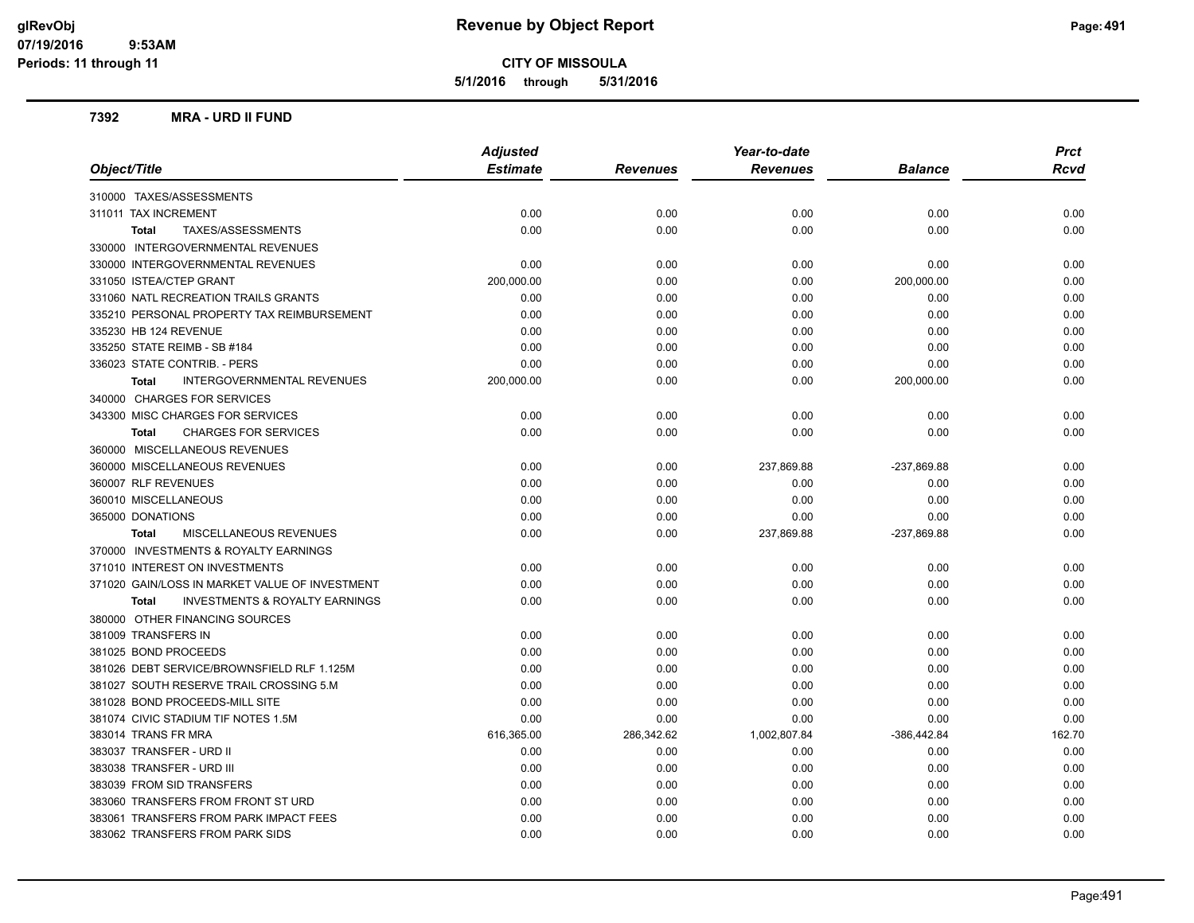# Revenue by Object Report

## CITY OF MISSOULA

**5/1/2016 through 5/31/2016**

### 7392 MRA - URD II FUND

| Object/Title | Adjusted Estimate | Revenues | Year-to-date Revenues | Balance | Prct Rcvd |
|---|---|---|---|---|---|
| 310000 TAXES/ASSESSMENTS | | | | | |
| 311011 TAX INCREMENT | 0.00 | 0.00 | 0.00 | 0.00 | 0.00 |
| **Total** TAXES/ASSESSMENTS | 0.00 | 0.00 | 0.00 | 0.00 | 0.00 |
| 330000 INTERGOVERNMENTAL REVENUES | | | | | |
| 330000 INTERGOVERNMENTAL REVENUES | 0.00 | 0.00 | 0.00 | 0.00 | 0.00 |
| 331050 ISTEA/CTEP GRANT | 200,000.00 | 0.00 | 0.00 | 200,000.00 | 0.00 |
| 331060 NATL RECREATION TRAILS GRANTS | 0.00 | 0.00 | 0.00 | 0.00 | 0.00 |
| 335210 PERSONAL PROPERTY TAX REIMBURSEMENT | 0.00 | 0.00 | 0.00 | 0.00 | 0.00 |
| 335230 HB 124 REVENUE | 0.00 | 0.00 | 0.00 | 0.00 | 0.00 |
| 335250 STATE REIMB - SB #184 | 0.00 | 0.00 | 0.00 | 0.00 | 0.00 |
| 336023 STATE CONTRIB. - PERS | 0.00 | 0.00 | 0.00 | 0.00 | 0.00 |
| **Total** INTERGOVERNMENTAL REVENUES | 200,000.00 | 0.00 | 0.00 | 200,000.00 | 0.00 |
| 340000 CHARGES FOR SERVICES | | | | | |
| 343300 MISC CHARGES FOR SERVICES | 0.00 | 0.00 | 0.00 | 0.00 | 0.00 |
| **Total** CHARGES FOR SERVICES | 0.00 | 0.00 | 0.00 | 0.00 | 0.00 |
| 360000 MISCELLANEOUS REVENUES | | | | | |
| 360000 MISCELLANEOUS REVENUES | 0.00 | 0.00 | 237,869.88 | -237,869.88 | 0.00 |
| 360007 RLF REVENUES | 0.00 | 0.00 | 0.00 | 0.00 | 0.00 |
| 360010 MISCELLANEOUS | 0.00 | 0.00 | 0.00 | 0.00 | 0.00 |
| 365000 DONATIONS | 0.00 | 0.00 | 0.00 | 0.00 | 0.00 |
| **Total** MISCELLANEOUS REVENUES | 0.00 | 0.00 | 237,869.88 | -237,869.88 | 0.00 |
| 370000 INVESTMENTS & ROYALTY EARNINGS | | | | | |
| 371010 INTEREST ON INVESTMENTS | 0.00 | 0.00 | 0.00 | 0.00 | 0.00 |
| 371020 GAIN/LOSS IN MARKET VALUE OF INVESTMENT | 0.00 | 0.00 | 0.00 | 0.00 | 0.00 |
| **Total** INVESTMENTS & ROYALTY EARNINGS | 0.00 | 0.00 | 0.00 | 0.00 | 0.00 |
| 380000 OTHER FINANCING SOURCES | | | | | |
| 381009 TRANSFERS IN | 0.00 | 0.00 | 0.00 | 0.00 | 0.00 |
| 381025 BOND PROCEEDS | 0.00 | 0.00 | 0.00 | 0.00 | 0.00 |
| 381026 DEBT SERVICE/BROWNSFIELD RLF 1.125M | 0.00 | 0.00 | 0.00 | 0.00 | 0.00 |
| 381027 SOUTH RESERVE TRAIL CROSSING 5.M | 0.00 | 0.00 | 0.00 | 0.00 | 0.00 |
| 381028 BOND PROCEEDS-MILL SITE | 0.00 | 0.00 | 0.00 | 0.00 | 0.00 |
| 381074 CIVIC STADIUM TIF NOTES 1.5M | 0.00 | 0.00 | 0.00 | 0.00 | 0.00 |
| 383014 TRANS FR MRA | 616,365.00 | 286,342.62 | 1,002,807.84 | -386,442.84 | 162.70 |
| 383037 TRANSFER - URD II | 0.00 | 0.00 | 0.00 | 0.00 | 0.00 |
| 383038 TRANSFER - URD III | 0.00 | 0.00 | 0.00 | 0.00 | 0.00 |
| 383039 FROM SID TRANSFERS | 0.00 | 0.00 | 0.00 | 0.00 | 0.00 |
| 383060 TRANSFERS FROM FRONT ST URD | 0.00 | 0.00 | 0.00 | 0.00 | 0.00 |
| 383061 TRANSFERS FROM PARK IMPACT FEES | 0.00 | 0.00 | 0.00 | 0.00 | 0.00 |
| 383062 TRANSFERS FROM PARK SIDS | 0.00 | 0.00 | 0.00 | 0.00 | 0.00 |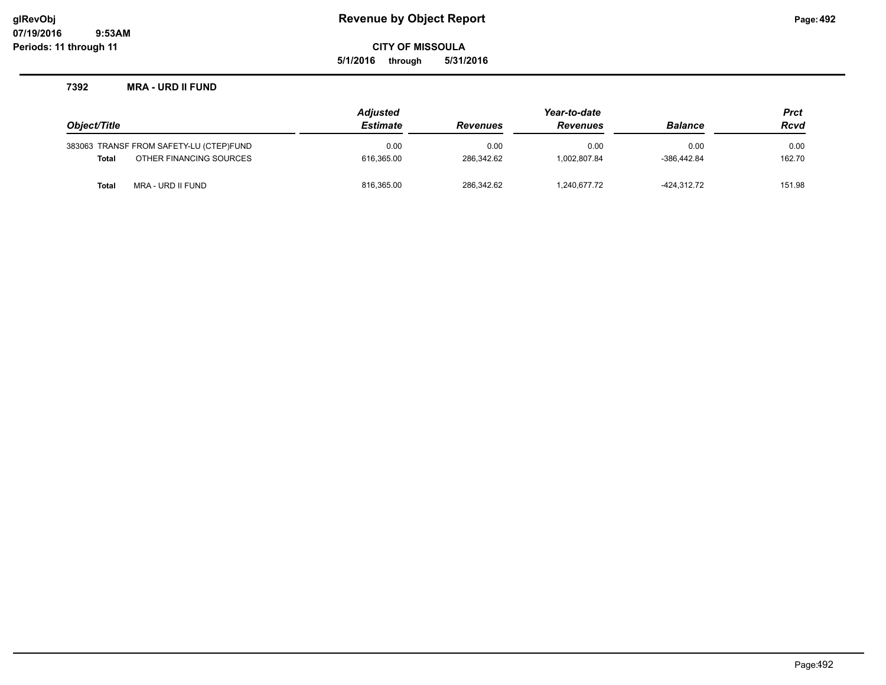# Revenue by Object Report

**CITY OF MISSOULA**

**5/1/2016 through 5/31/2016**

glRevObj
07/19/2016 9:53AM
Periods: 11 through 11

### 7392 MRA - URD II FUND

| Object/Title | | Adjusted Estimate | Revenues | Year-to-date Revenues | Balance | Prct Rcvd |
|---|---|---|---|---|---|---|
| 383063 | TRANSF FROM SAFETY-LU (CTEP)FUND | 0.00 | 0.00 | 0.00 | 0.00 | 0.00 |
| **Total** | OTHER FINANCING SOURCES | 616,365.00 | 286,342.62 | 1,002,807.84 | -386,442.84 | 162.70 |
| **Total** | MRA - URD II FUND | 816,365.00 | 286,342.62 | 1,240,677.72 | -424,312.72 | 151.98 |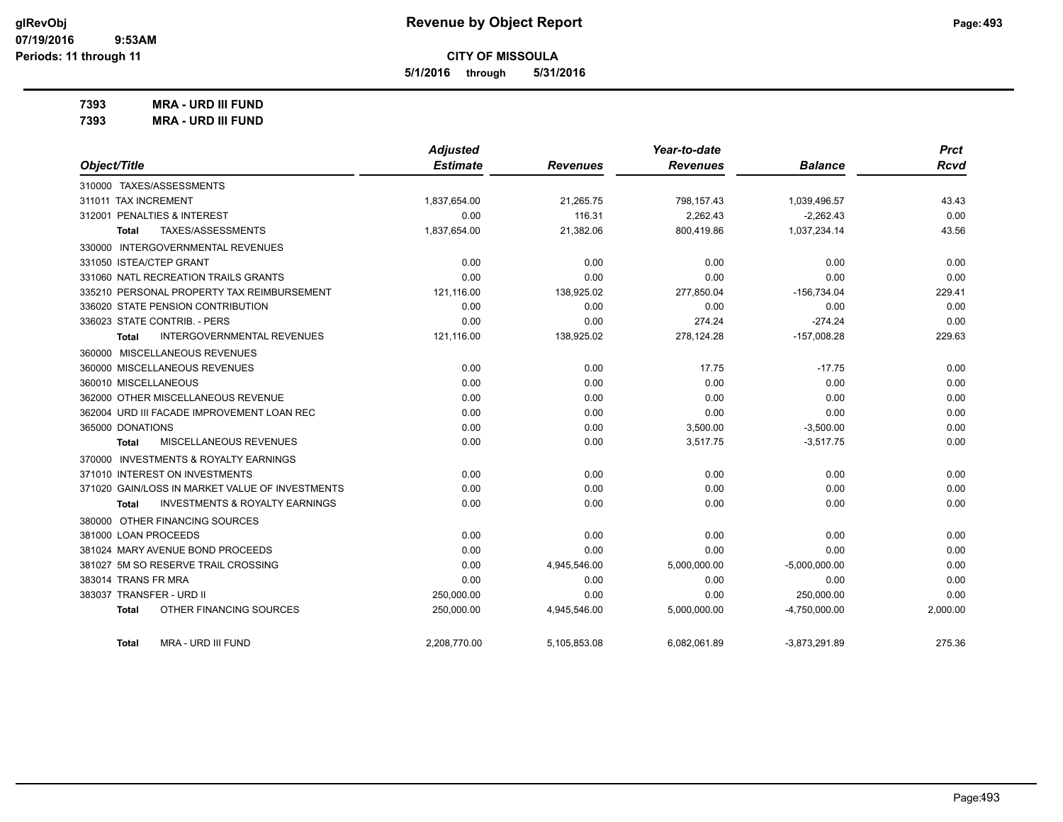# Revenue by Object Report

glRevObj
07/19/2016 9:53AM
Periods: 11 through 11

**CITY OF MISSOULA**

**5/1/2016 through 5/31/2016**

**7393 MRA - URD III FUND**

**7393 MRA - URD III FUND**

| Object/Title | Adjusted Estimate | Revenues | Year-to-date Revenues | Balance | Prct Rcvd |
|---|---|---|---|---|---|
| 310000 TAXES/ASSESSMENTS | | | | | |
| 311011 TAX INCREMENT | 1,837,654.00 | 21,265.75 | 798,157.43 | 1,039,496.57 | 43.43 |
| 312001 PENALTIES & INTEREST | 0.00 | 116.31 | 2,262.43 | -2,262.43 | 0.00 |
| **Total** TAXES/ASSESSMENTS | 1,837,654.00 | 21,382.06 | 800,419.86 | 1,037,234.14 | 43.56 |
| 330000 INTERGOVERNMENTAL REVENUES | | | | | |
| 331050 ISTEA/CTEP GRANT | 0.00 | 0.00 | 0.00 | 0.00 | 0.00 |
| 331060 NATL RECREATION TRAILS GRANTS | 0.00 | 0.00 | 0.00 | 0.00 | 0.00 |
| 335210 PERSONAL PROPERTY TAX REIMBURSEMENT | 121,116.00 | 138,925.02 | 277,850.04 | -156,734.04 | 229.41 |
| 336020 STATE PENSION CONTRIBUTION | 0.00 | 0.00 | 0.00 | 0.00 | 0.00 |
| 336023 STATE CONTRIB. - PERS | 0.00 | 0.00 | 274.24 | -274.24 | 0.00 |
| **Total** INTERGOVERNMENTAL REVENUES | 121,116.00 | 138,925.02 | 278,124.28 | -157,008.28 | 229.63 |
| 360000 MISCELLANEOUS REVENUES | | | | | |
| 360000 MISCELLANEOUS REVENUES | 0.00 | 0.00 | 17.75 | -17.75 | 0.00 |
| 360010 MISCELLANEOUS | 0.00 | 0.00 | 0.00 | 0.00 | 0.00 |
| 362000 OTHER MISCELLANEOUS REVENUE | 0.00 | 0.00 | 0.00 | 0.00 | 0.00 |
| 362004 URD III FACADE IMPROVEMENT LOAN REC | 0.00 | 0.00 | 0.00 | 0.00 | 0.00 |
| 365000 DONATIONS | 0.00 | 0.00 | 3,500.00 | -3,500.00 | 0.00 |
| **Total** MISCELLANEOUS REVENUES | 0.00 | 0.00 | 3,517.75 | -3,517.75 | 0.00 |
| 370000 INVESTMENTS & ROYALTY EARNINGS | | | | | |
| 371010 INTEREST ON INVESTMENTS | 0.00 | 0.00 | 0.00 | 0.00 | 0.00 |
| 371020 GAIN/LOSS IN MARKET VALUE OF INVESTMENTS | 0.00 | 0.00 | 0.00 | 0.00 | 0.00 |
| **Total** INVESTMENTS & ROYALTY EARNINGS | 0.00 | 0.00 | 0.00 | 0.00 | 0.00 |
| 380000 OTHER FINANCING SOURCES | | | | | |
| 381000 LOAN PROCEEDS | 0.00 | 0.00 | 0.00 | 0.00 | 0.00 |
| 381024 MARY AVENUE BOND PROCEEDS | 0.00 | 0.00 | 0.00 | 0.00 | 0.00 |
| 381027 5M SO RESERVE TRAIL CROSSING | 0.00 | 4,945,546.00 | 5,000,000.00 | -5,000,000.00 | 0.00 |
| 383014 TRANS FR MRA | 0.00 | 0.00 | 0.00 | 0.00 | 0.00 |
| 383037 TRANSFER - URD II | 250,000.00 | 0.00 | 0.00 | 250,000.00 | 0.00 |
| **Total** OTHER FINANCING SOURCES | 250,000.00 | 4,945,546.00 | 5,000,000.00 | -4,750,000.00 | 2,000.00 |
| **Total** MRA - URD III FUND | 2,208,770.00 | 5,105,853.08 | 6,082,061.89 | -3,873,291.89 | 275.36 |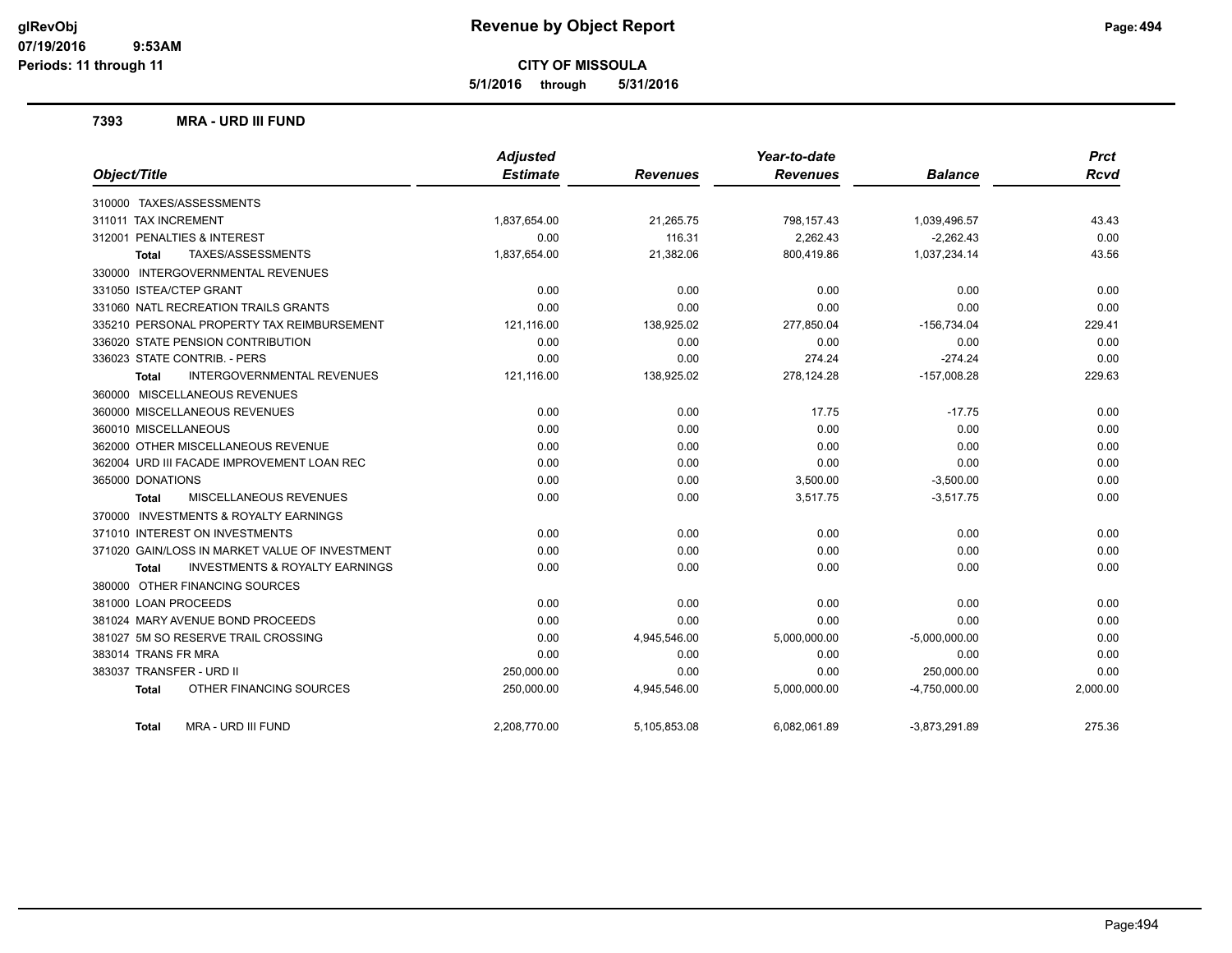# Revenue by Object Report

**CITY OF MISSOULA**

**5/1/2016 through 5/31/2016**

glRevObj
07/19/2016 9:53AM
Periods: 11 through 11

## 7393 MRA - URD III FUND

| Object/Title | Adjusted Estimate | Revenues | Year-to-date Revenues | Balance | Prct Rcvd |
|---|---|---|---|---|---|
| 310000 TAXES/ASSESSMENTS | | | | | |
| 311011 TAX INCREMENT | 1,837,654.00 | 21,265.75 | 798,157.43 | 1,039,496.57 | 43.43 |
| 312001 PENALTIES & INTEREST | 0.00 | 116.31 | 2,262.43 | -2,262.43 | 0.00 |
| **Total** TAXES/ASSESSMENTS | 1,837,654.00 | 21,382.06 | 800,419.86 | 1,037,234.14 | 43.56 |
| 330000 INTERGOVERNMENTAL REVENUES | | | | | |
| 331050 ISTEA/CTEP GRANT | 0.00 | 0.00 | 0.00 | 0.00 | 0.00 |
| 331060 NATL RECREATION TRAILS GRANTS | 0.00 | 0.00 | 0.00 | 0.00 | 0.00 |
| 335210 PERSONAL PROPERTY TAX REIMBURSEMENT | 121,116.00 | 138,925.02 | 277,850.04 | -156,734.04 | 229.41 |
| 336020 STATE PENSION CONTRIBUTION | 0.00 | 0.00 | 0.00 | 0.00 | 0.00 |
| 336023 STATE CONTRIB. - PERS | 0.00 | 0.00 | 274.24 | -274.24 | 0.00 |
| **Total** INTERGOVERNMENTAL REVENUES | 121,116.00 | 138,925.02 | 278,124.28 | -157,008.28 | 229.63 |
| 360000 MISCELLANEOUS REVENUES | | | | | |
| 360000 MISCELLANEOUS REVENUES | 0.00 | 0.00 | 17.75 | -17.75 | 0.00 |
| 360010 MISCELLANEOUS | 0.00 | 0.00 | 0.00 | 0.00 | 0.00 |
| 362000 OTHER MISCELLANEOUS REVENUE | 0.00 | 0.00 | 0.00 | 0.00 | 0.00 |
| 362004 URD III FACADE IMPROVEMENT LOAN REC | 0.00 | 0.00 | 0.00 | 0.00 | 0.00 |
| 365000 DONATIONS | 0.00 | 0.00 | 3,500.00 | -3,500.00 | 0.00 |
| **Total** MISCELLANEOUS REVENUES | 0.00 | 0.00 | 3,517.75 | -3,517.75 | 0.00 |
| 370000 INVESTMENTS & ROYALTY EARNINGS | | | | | |
| 371010 INTEREST ON INVESTMENTS | 0.00 | 0.00 | 0.00 | 0.00 | 0.00 |
| 371020 GAIN/LOSS IN MARKET VALUE OF INVESTMENT | 0.00 | 0.00 | 0.00 | 0.00 | 0.00 |
| **Total** INVESTMENTS & ROYALTY EARNINGS | 0.00 | 0.00 | 0.00 | 0.00 | 0.00 |
| 380000 OTHER FINANCING SOURCES | | | | | |
| 381000 LOAN PROCEEDS | 0.00 | 0.00 | 0.00 | 0.00 | 0.00 |
| 381024 MARY AVENUE BOND PROCEEDS | 0.00 | 0.00 | 0.00 | 0.00 | 0.00 |
| 381027 5M SO RESERVE TRAIL CROSSING | 0.00 | 4,945,546.00 | 5,000,000.00 | -5,000,000.00 | 0.00 |
| 383014 TRANS FR MRA | 0.00 | 0.00 | 0.00 | 0.00 | 0.00 |
| 383037 TRANSFER - URD II | 250,000.00 | 0.00 | 0.00 | 250,000.00 | 0.00 |
| **Total** OTHER FINANCING SOURCES | 250,000.00 | 4,945,546.00 | 5,000,000.00 | -4,750,000.00 | 2,000.00 |
| **Total** MRA - URD III FUND | 2,208,770.00 | 5,105,853.08 | 6,082,061.89 | -3,873,291.89 | 275.36 |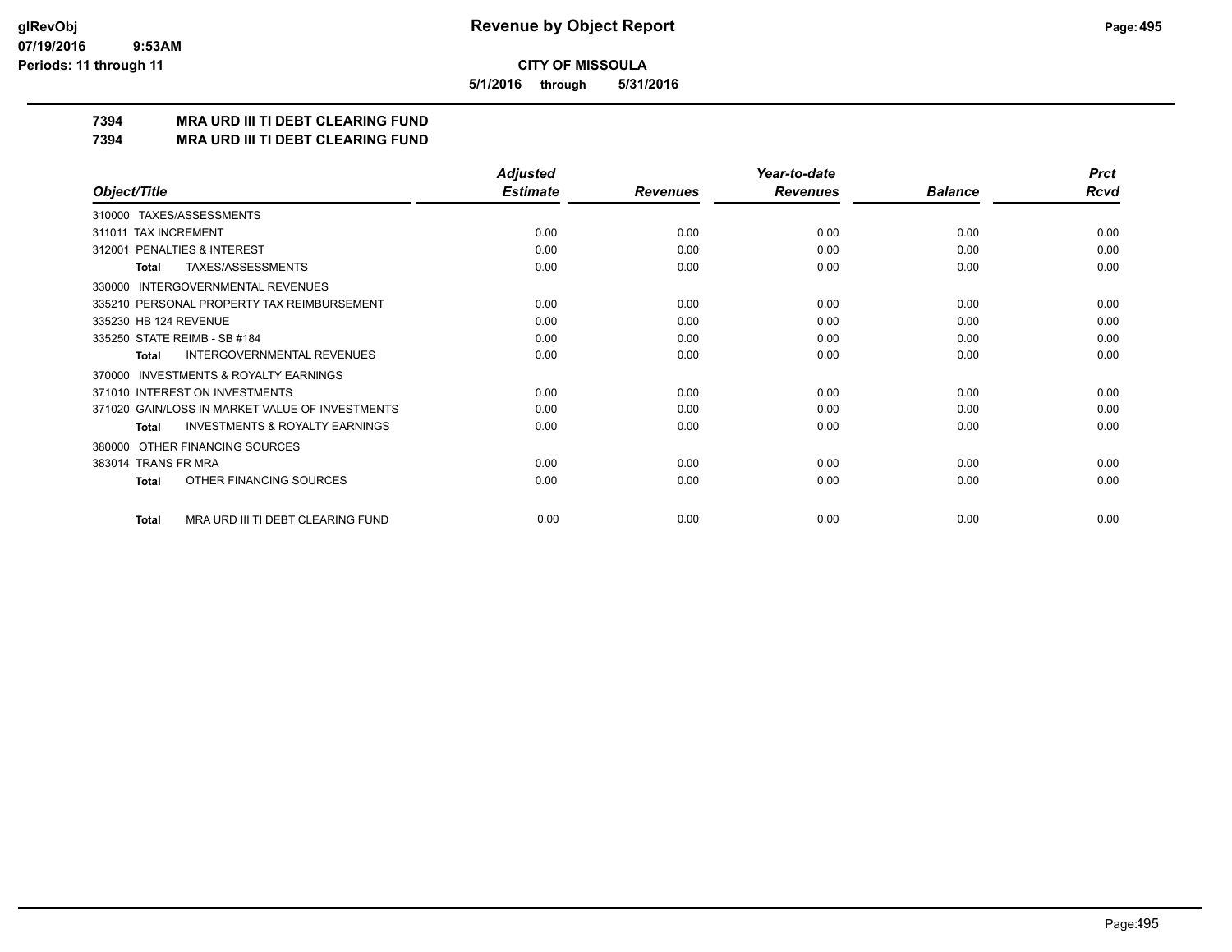**CITY OF MISSOULA**

**5/1/2016 through 5/31/2016**

**7394 MRA URD III TI DEBT CLEARING FUND**

**7394 MRA URD III TI DEBT CLEARING FUND**

| Object/Title | Adjusted Estimate | Revenues | Year-to-date Revenues | Balance | Prct Rcvd |
|---|---|---|---|---|---|
| 310000 TAXES/ASSESSMENTS | | | | | |
| 311011 TAX INCREMENT | 0.00 | 0.00 | 0.00 | 0.00 | 0.00 |
| 312001 PENALTIES & INTEREST | 0.00 | 0.00 | 0.00 | 0.00 | 0.00 |
| **Total** TAXES/ASSESSMENTS | 0.00 | 0.00 | 0.00 | 0.00 | 0.00 |
| 330000 INTERGOVERNMENTAL REVENUES | | | | | |
| 335210 PERSONAL PROPERTY TAX REIMBURSEMENT | 0.00 | 0.00 | 0.00 | 0.00 | 0.00 |
| 335230 HB 124 REVENUE | 0.00 | 0.00 | 0.00 | 0.00 | 0.00 |
| 335250 STATE REIMB - SB #184 | 0.00 | 0.00 | 0.00 | 0.00 | 0.00 |
| **Total** INTERGOVERNMENTAL REVENUES | 0.00 | 0.00 | 0.00 | 0.00 | 0.00 |
| 370000 INVESTMENTS & ROYALTY EARNINGS | | | | | |
| 371010 INTEREST ON INVESTMENTS | 0.00 | 0.00 | 0.00 | 0.00 | 0.00 |
| 371020 GAIN/LOSS IN MARKET VALUE OF INVESTMENTS | 0.00 | 0.00 | 0.00 | 0.00 | 0.00 |
| **Total** INVESTMENTS & ROYALTY EARNINGS | 0.00 | 0.00 | 0.00 | 0.00 | 0.00 |
| 380000 OTHER FINANCING SOURCES | | | | | |
| 383014 TRANS FR MRA | 0.00 | 0.00 | 0.00 | 0.00 | 0.00 |
| **Total** OTHER FINANCING SOURCES | 0.00 | 0.00 | 0.00 | 0.00 | 0.00 |
| **Total** MRA URD III TI DEBT CLEARING FUND | 0.00 | 0.00 | 0.00 | 0.00 | 0.00 |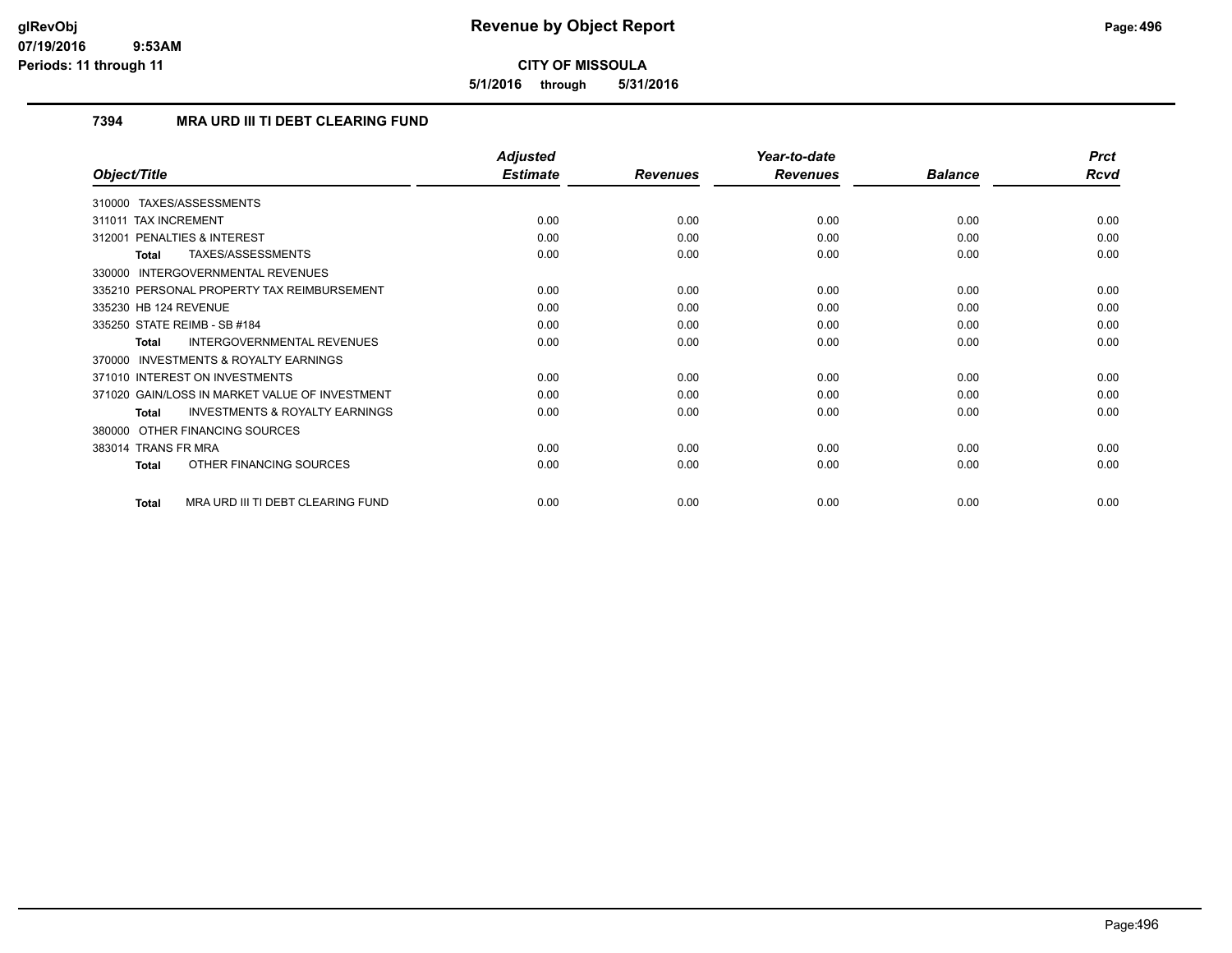# Revenue by Object Report

**CITY OF MISSOULA**

**5/1/2016 through 5/31/2016**

glRevObj
07/19/2016 9:53AM
Periods: 11 through 11

## 7394 MRA URD III TI DEBT CLEARING FUND

| Object/Title | Adjusted Estimate | Revenues | Year-to-date Revenues | Balance | Prct Rcvd |
|---|---|---|---|---|---|
| 310000 TAXES/ASSESSMENTS | | | | | |
| 311011 TAX INCREMENT | 0.00 | 0.00 | 0.00 | 0.00 | 0.00 |
| 312001 PENALTIES & INTEREST | 0.00 | 0.00 | 0.00 | 0.00 | 0.00 |
| **Total** TAXES/ASSESSMENTS | 0.00 | 0.00 | 0.00 | 0.00 | 0.00 |
| 330000 INTERGOVERNMENTAL REVENUES | | | | | |
| 335210 PERSONAL PROPERTY TAX REIMBURSEMENT | 0.00 | 0.00 | 0.00 | 0.00 | 0.00 |
| 335230 HB 124 REVENUE | 0.00 | 0.00 | 0.00 | 0.00 | 0.00 |
| 335250 STATE REIMB - SB #184 | 0.00 | 0.00 | 0.00 | 0.00 | 0.00 |
| **Total** INTERGOVERNMENTAL REVENUES | 0.00 | 0.00 | 0.00 | 0.00 | 0.00 |
| 370000 INVESTMENTS & ROYALTY EARNINGS | | | | | |
| 371010 INTEREST ON INVESTMENTS | 0.00 | 0.00 | 0.00 | 0.00 | 0.00 |
| 371020 GAIN/LOSS IN MARKET VALUE OF INVESTMENT | 0.00 | 0.00 | 0.00 | 0.00 | 0.00 |
| **Total** INVESTMENTS & ROYALTY EARNINGS | 0.00 | 0.00 | 0.00 | 0.00 | 0.00 |
| 380000 OTHER FINANCING SOURCES | | | | | |
| 383014 TRANS FR MRA | 0.00 | 0.00 | 0.00 | 0.00 | 0.00 |
| **Total** OTHER FINANCING SOURCES | 0.00 | 0.00 | 0.00 | 0.00 | 0.00 |
| **Total** MRA URD III TI DEBT CLEARING FUND | 0.00 | 0.00 | 0.00 | 0.00 | 0.00 |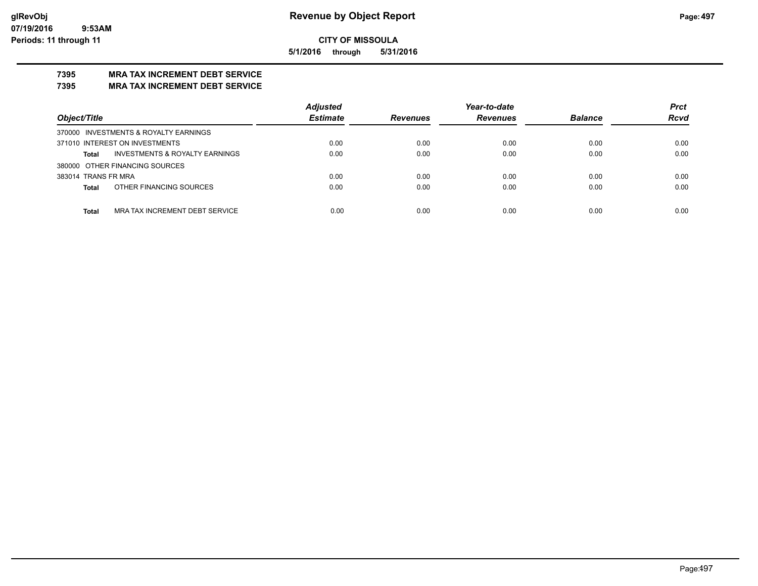glRevObj
07/19/2016 9:53AM
Periods: 11 through 11

# Revenue by Object Report

**CITY OF MISSOULA**

**5/1/2016 through 5/31/2016**

## 7395 MRA TAX INCREMENT DEBT SERVICE
## 7395 MRA TAX INCREMENT DEBT SERVICE

| Object/Title | Adjusted Estimate | Revenues | Year-to-date Revenues | Balance | Prct Rcvd |
|---|---|---|---|---|---|
| 370000 INVESTMENTS & ROYALTY EARNINGS | | | | | |
| 371010 INTEREST ON INVESTMENTS | 0.00 | 0.00 | 0.00 | 0.00 | 0.00 |
| **Total** INVESTMENTS & ROYALTY EARNINGS | 0.00 | 0.00 | 0.00 | 0.00 | 0.00 |
| 380000 OTHER FINANCING SOURCES | | | | | |
| 383014 TRANS FR MRA | 0.00 | 0.00 | 0.00 | 0.00 | 0.00 |
| **Total** OTHER FINANCING SOURCES | 0.00 | 0.00 | 0.00 | 0.00 | 0.00 |
| **Total** MRA TAX INCREMENT DEBT SERVICE | 0.00 | 0.00 | 0.00 | 0.00 | 0.00 |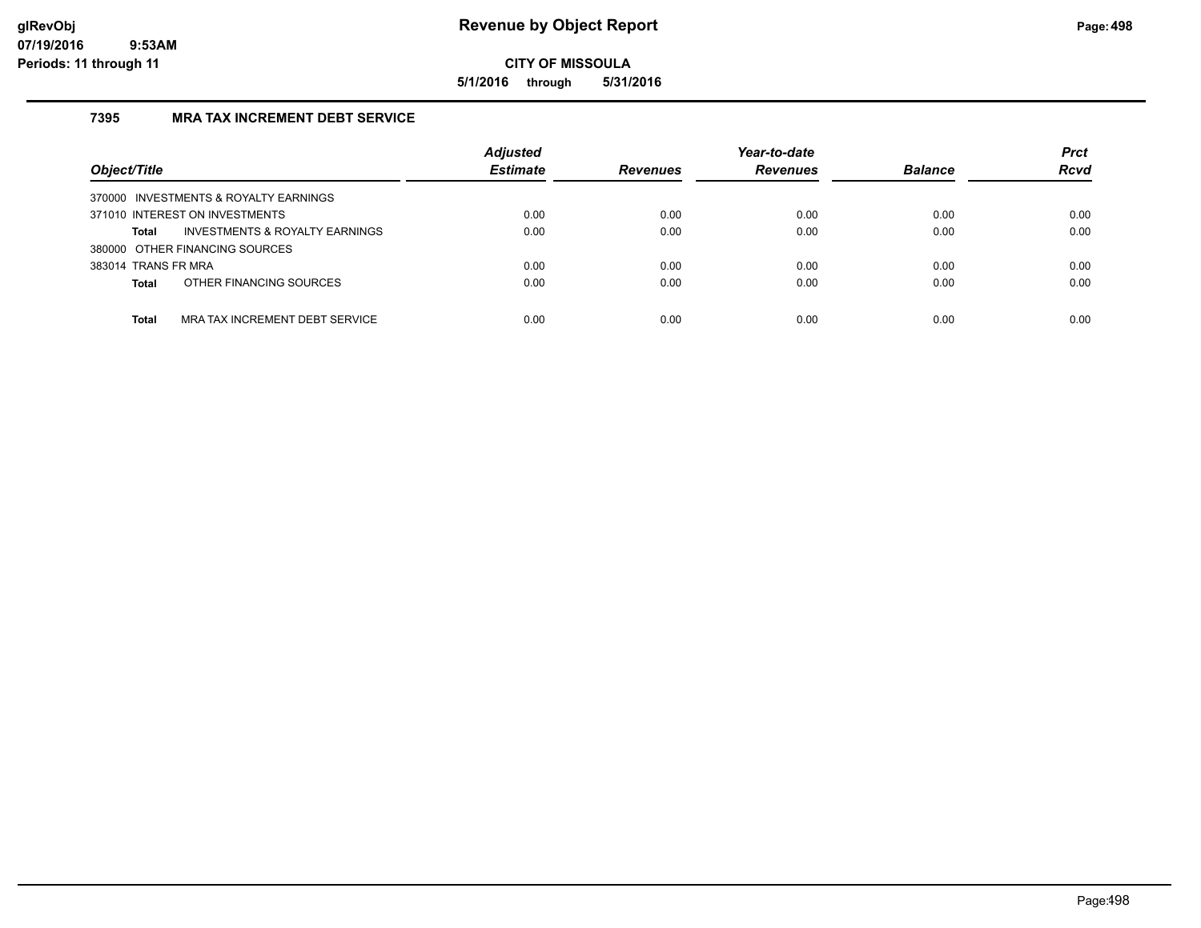**CITY OF MISSOULA**

**5/1/2016 through 5/31/2016**

### 7395 MRA TAX INCREMENT DEBT SERVICE

| Object/Title | Adjusted Estimate | Revenues | Year-to-date Revenues | Balance | Prct Rcvd |
|---|---|---|---|---|---|
| 370000 INVESTMENTS & ROYALTY EARNINGS | | | | | |
| 371010 INTEREST ON INVESTMENTS | 0.00 | 0.00 | 0.00 | 0.00 | 0.00 |
| **Total** INVESTMENTS & ROYALTY EARNINGS | 0.00 | 0.00 | 0.00 | 0.00 | 0.00 |
| 380000 OTHER FINANCING SOURCES | | | | | |
| 383014 TRANS FR MRA | 0.00 | 0.00 | 0.00 | 0.00 | 0.00 |
| **Total** OTHER FINANCING SOURCES | 0.00 | 0.00 | 0.00 | 0.00 | 0.00 |
| **Total** MRA TAX INCREMENT DEBT SERVICE | 0.00 | 0.00 | 0.00 | 0.00 | 0.00 |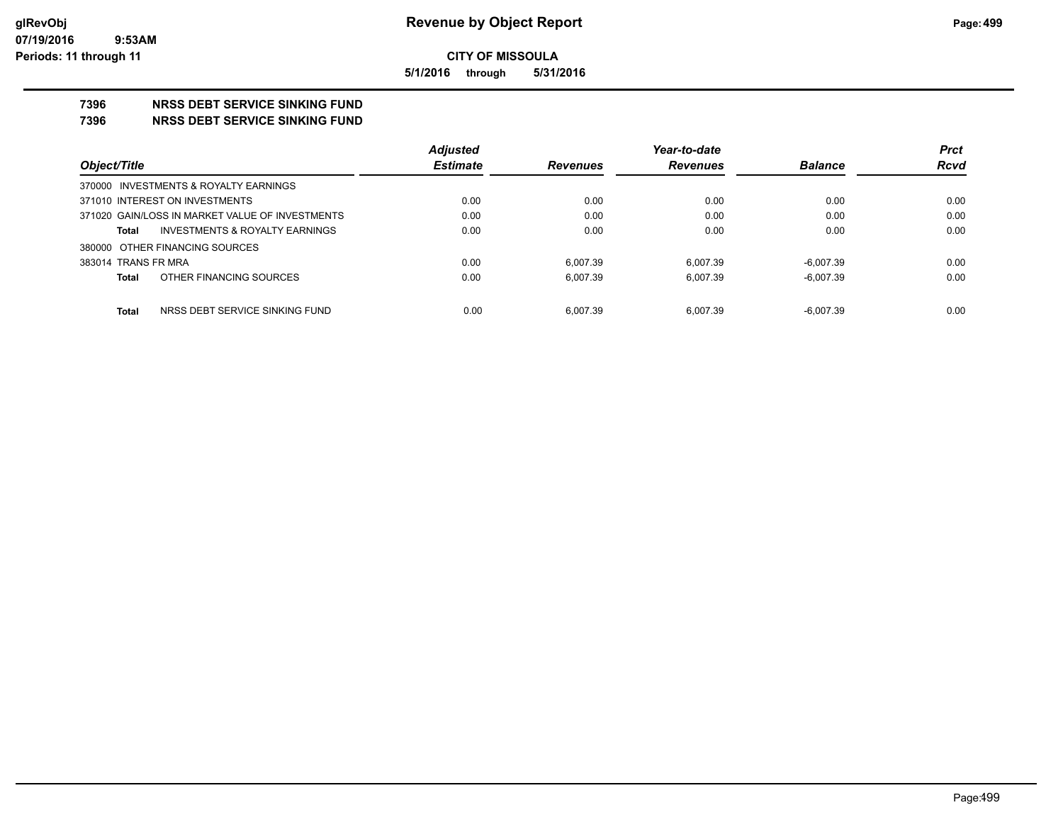# Revenue by Object Report

**CITY OF MISSOULA**

**5/1/2016 through 5/31/2016**

glRevObj
07/19/2016 9:53AM
Periods: 11 through 11

## 7396 NRSS DEBT SERVICE SINKING FUND
## 7396 NRSS DEBT SERVICE SINKING FUND

| Object/Title | Adjusted Estimate | Revenues | Year-to-date Revenues | Balance | Prct Rcvd |
|---|---|---|---|---|---|
| 370000 INVESTMENTS & ROYALTY EARNINGS | | | | | |
| 371010 INTEREST ON INVESTMENTS | 0.00 | 0.00 | 0.00 | 0.00 | 0.00 |
| 371020 GAIN/LOSS IN MARKET VALUE OF INVESTMENTS | 0.00 | 0.00 | 0.00 | 0.00 | 0.00 |
| **Total** INVESTMENTS & ROYALTY EARNINGS | 0.00 | 0.00 | 0.00 | 0.00 | 0.00 |
| 380000 OTHER FINANCING SOURCES | | | | | |
| 383014 TRANS FR MRA | 0.00 | 6,007.39 | 6,007.39 | -6,007.39 | 0.00 |
| **Total** OTHER FINANCING SOURCES | 0.00 | 6,007.39 | 6,007.39 | -6,007.39 | 0.00 |
| **Total** NRSS DEBT SERVICE SINKING FUND | 0.00 | 6,007.39 | 6,007.39 | -6,007.39 | 0.00 |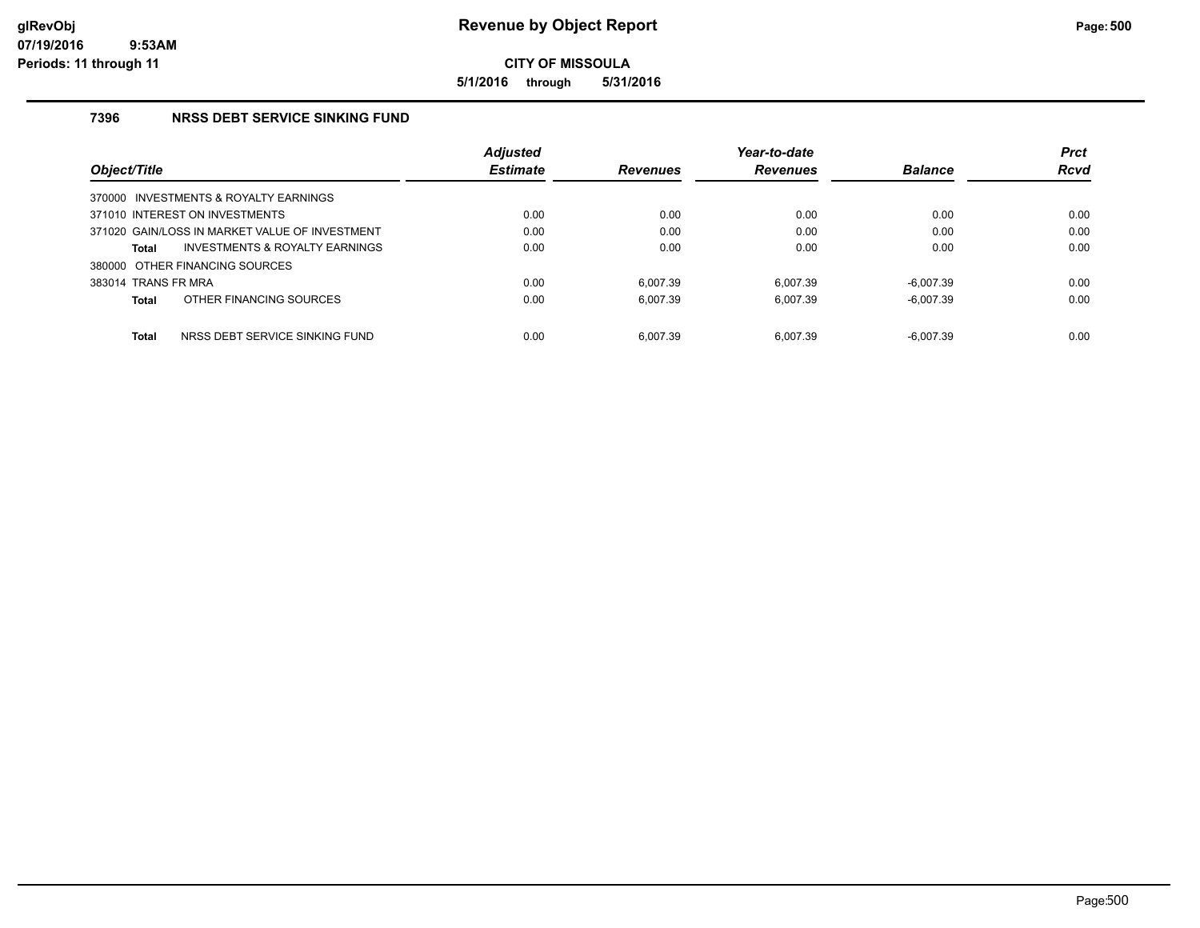# Revenue by Object Report

**CITY OF MISSOULA**

**5/1/2016 through 5/31/2016**

glRevObj
07/19/2016 9:53AM
Periods: 11 through 11

## 7396 NRSS DEBT SERVICE SINKING FUND

| Object/Title | Adjusted Estimate | Revenues | Year-to-date Revenues | Balance | Prct Rcvd |
|---|---|---|---|---|---|
| 370000 INVESTMENTS & ROYALTY EARNINGS | | | | | |
| 371010 INTEREST ON INVESTMENTS | 0.00 | 0.00 | 0.00 | 0.00 | 0.00 |
| 371020 GAIN/LOSS IN MARKET VALUE OF INVESTMENT | 0.00 | 0.00 | 0.00 | 0.00 | 0.00 |
| **Total** INVESTMENTS & ROYALTY EARNINGS | 0.00 | 0.00 | 0.00 | 0.00 | 0.00 |
| 380000 OTHER FINANCING SOURCES | | | | | |
| 383014 TRANS FR MRA | 0.00 | 6,007.39 | 6,007.39 | -6,007.39 | 0.00 |
| **Total** OTHER FINANCING SOURCES | 0.00 | 6,007.39 | 6,007.39 | -6,007.39 | 0.00 |
| **Total** NRSS DEBT SERVICE SINKING FUND | 0.00 | 6,007.39 | 6,007.39 | -6,007.39 | 0.00 |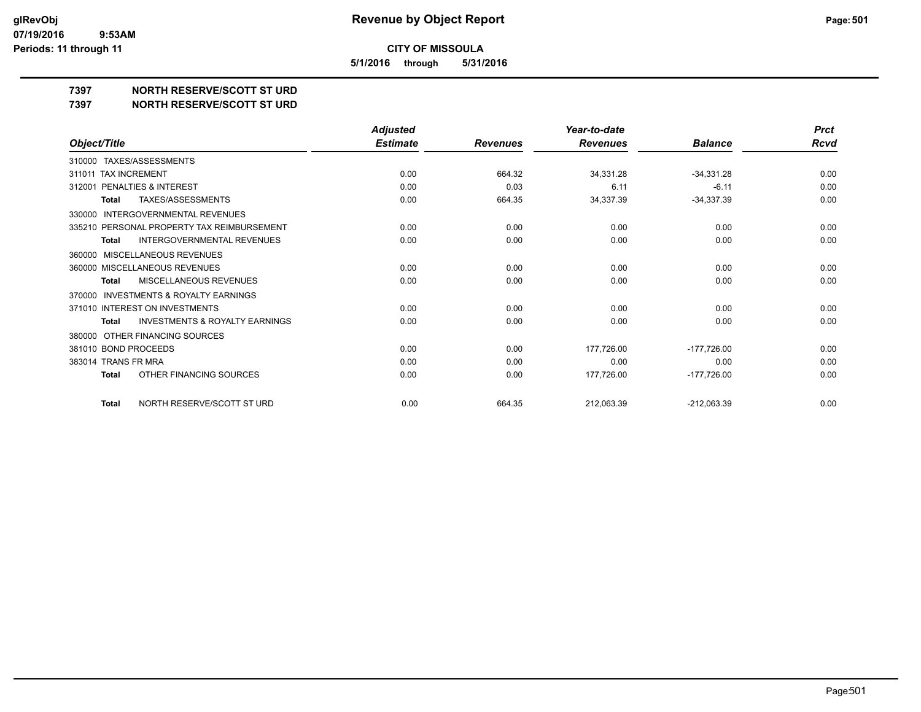**CITY OF MISSOULA**

**5/1/2016 through 5/31/2016**

**7397 NORTH RESERVE/SCOTT ST URD**

**7397 NORTH RESERVE/SCOTT ST URD**

| Object/Title | Adjusted Estimate | Revenues | Year-to-date Revenues | Balance | Prct Rcvd |
|---|---|---|---|---|---|
| 310000 TAXES/ASSESSMENTS | | | | | |
| 311011 TAX INCREMENT | 0.00 | 664.32 | 34,331.28 | -34,331.28 | 0.00 |
| 312001 PENALTIES & INTEREST | 0.00 | 0.03 | 6.11 | -6.11 | 0.00 |
| **Total** TAXES/ASSESSMENTS | 0.00 | 664.35 | 34,337.39 | -34,337.39 | 0.00 |
| 330000 INTERGOVERNMENTAL REVENUES | | | | | |
| 335210 PERSONAL PROPERTY TAX REIMBURSEMENT | 0.00 | 0.00 | 0.00 | 0.00 | 0.00 |
| **Total** INTERGOVERNMENTAL REVENUES | 0.00 | 0.00 | 0.00 | 0.00 | 0.00 |
| 360000 MISCELLANEOUS REVENUES | | | | | |
| 360000 MISCELLANEOUS REVENUES | 0.00 | 0.00 | 0.00 | 0.00 | 0.00 |
| **Total** MISCELLANEOUS REVENUES | 0.00 | 0.00 | 0.00 | 0.00 | 0.00 |
| 370000 INVESTMENTS & ROYALTY EARNINGS | | | | | |
| 371010 INTEREST ON INVESTMENTS | 0.00 | 0.00 | 0.00 | 0.00 | 0.00 |
| **Total** INVESTMENTS & ROYALTY EARNINGS | 0.00 | 0.00 | 0.00 | 0.00 | 0.00 |
| 380000 OTHER FINANCING SOURCES | | | | | |
| 381010 BOND PROCEEDS | 0.00 | 0.00 | 177,726.00 | -177,726.00 | 0.00 |
| 383014 TRANS FR MRA | 0.00 | 0.00 | 0.00 | 0.00 | 0.00 |
| **Total** OTHER FINANCING SOURCES | 0.00 | 0.00 | 177,726.00 | -177,726.00 | 0.00 |
| **Total** NORTH RESERVE/SCOTT ST URD | 0.00 | 664.35 | 212,063.39 | -212,063.39 | 0.00 |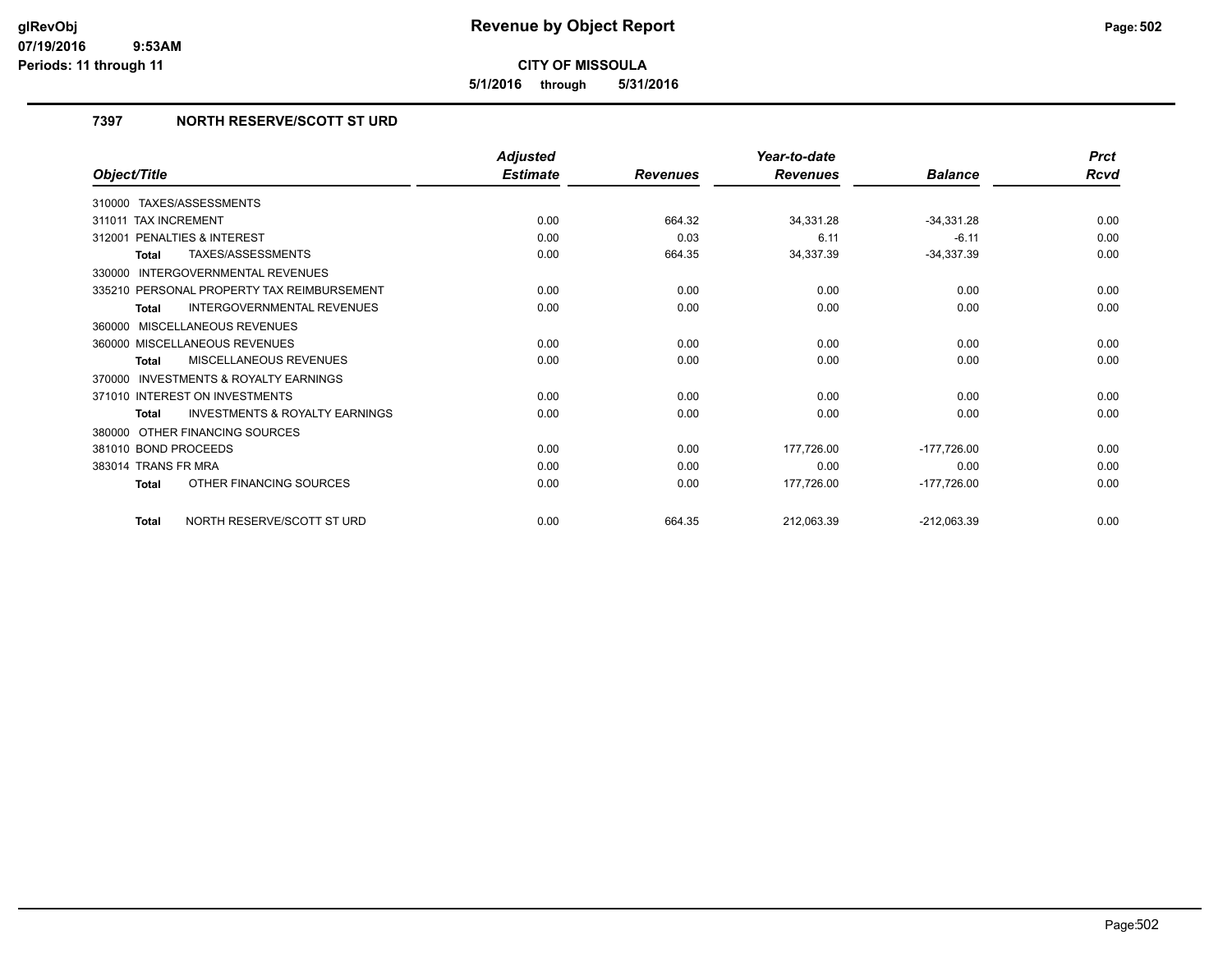# Revenue by Object Report

**CITY OF MISSOULA**

**5/1/2016 through 5/31/2016**

### 7397 NORTH RESERVE/SCOTT ST URD

| Object/Title | Adjusted Estimate | Revenues | Year-to-date Revenues | Balance | Prct Rcvd |
|---|---|---|---|---|---|
| 310000 TAXES/ASSESSMENTS | | | | | |
| 311011 TAX INCREMENT | 0.00 | 664.32 | 34,331.28 | -34,331.28 | 0.00 |
| 312001 PENALTIES & INTEREST | 0.00 | 0.03 | 6.11 | -6.11 | 0.00 |
| **Total** TAXES/ASSESSMENTS | 0.00 | 664.35 | 34,337.39 | -34,337.39 | 0.00 |
| 330000 INTERGOVERNMENTAL REVENUES | | | | | |
| 335210 PERSONAL PROPERTY TAX REIMBURSEMENT | 0.00 | 0.00 | 0.00 | 0.00 | 0.00 |
| **Total** INTERGOVERNMENTAL REVENUES | 0.00 | 0.00 | 0.00 | 0.00 | 0.00 |
| 360000 MISCELLANEOUS REVENUES | | | | | |
| 360000 MISCELLANEOUS REVENUES | 0.00 | 0.00 | 0.00 | 0.00 | 0.00 |
| **Total** MISCELLANEOUS REVENUES | 0.00 | 0.00 | 0.00 | 0.00 | 0.00 |
| 370000 INVESTMENTS & ROYALTY EARNINGS | | | | | |
| 371010 INTEREST ON INVESTMENTS | 0.00 | 0.00 | 0.00 | 0.00 | 0.00 |
| **Total** INVESTMENTS & ROYALTY EARNINGS | 0.00 | 0.00 | 0.00 | 0.00 | 0.00 |
| 380000 OTHER FINANCING SOURCES | | | | | |
| 381010 BOND PROCEEDS | 0.00 | 0.00 | 177,726.00 | -177,726.00 | 0.00 |
| 383014 TRANS FR MRA | 0.00 | 0.00 | 0.00 | 0.00 | 0.00 |
| **Total** OTHER FINANCING SOURCES | 0.00 | 0.00 | 177,726.00 | -177,726.00 | 0.00 |
| **Total** NORTH RESERVE/SCOTT ST URD | 0.00 | 664.35 | 212,063.39 | -212,063.39 | 0.00 |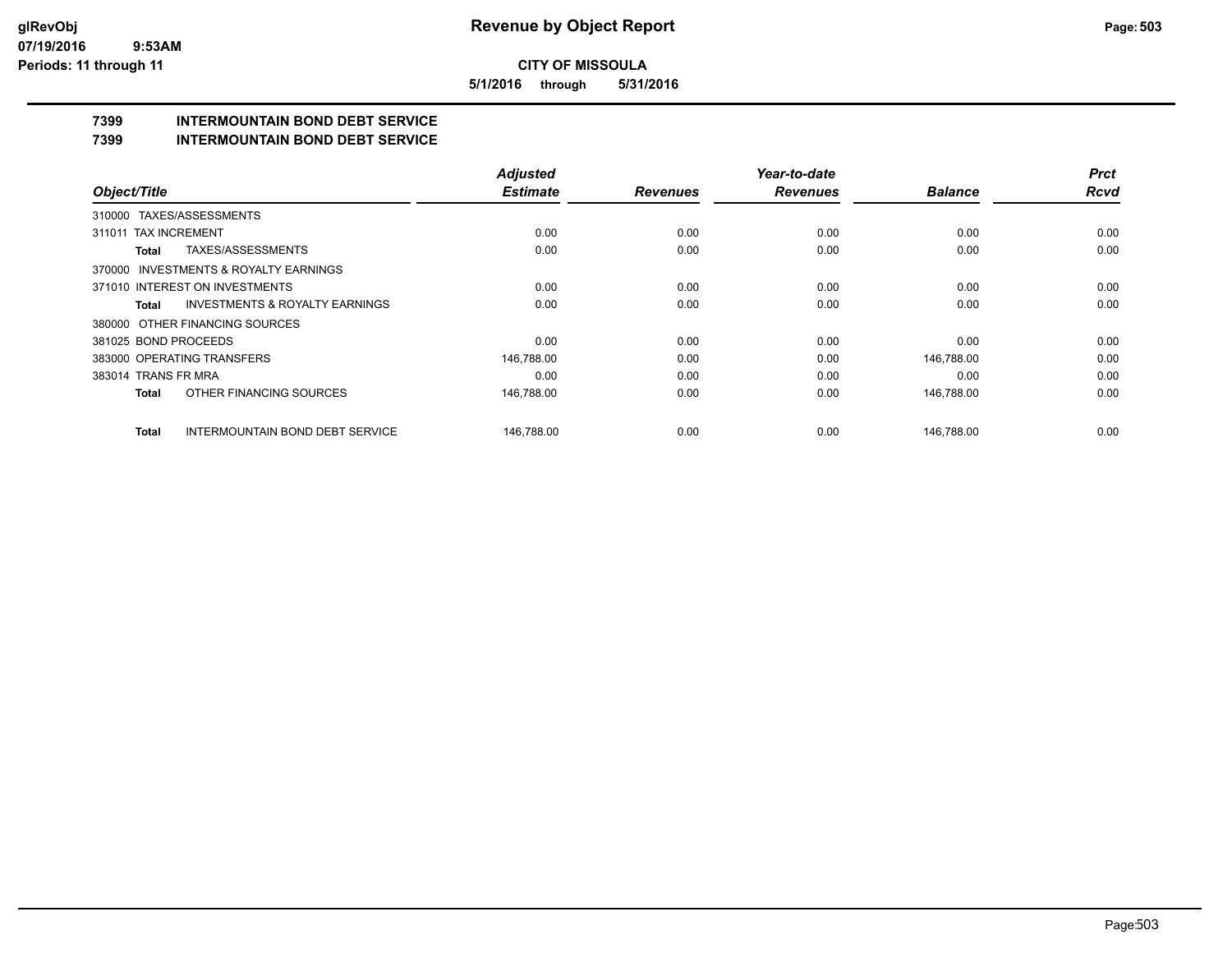# Revenue by Object Report

**CITY OF MISSOULA**

**5/1/2016 through 5/31/2016**

glRevObj
07/19/2016 9:53AM
Periods: 11 through 11

## 7399 INTERMOUNTAIN BOND DEBT SERVICE
## 7399 INTERMOUNTAIN BOND DEBT SERVICE

| Object/Title | Adjusted Estimate | Revenues | Year-to-date Revenues | Balance | Prct Rcvd |
|---|---|---|---|---|---|
| 310000 TAXES/ASSESSMENTS | | | | | |
| 311011 TAX INCREMENT | 0.00 | 0.00 | 0.00 | 0.00 | 0.00 |
| **Total** TAXES/ASSESSMENTS | 0.00 | 0.00 | 0.00 | 0.00 | 0.00 |
| 370000 INVESTMENTS & ROYALTY EARNINGS | | | | | |
| 371010 INTEREST ON INVESTMENTS | 0.00 | 0.00 | 0.00 | 0.00 | 0.00 |
| **Total** INVESTMENTS & ROYALTY EARNINGS | 0.00 | 0.00 | 0.00 | 0.00 | 0.00 |
| 380000 OTHER FINANCING SOURCES | | | | | |
| 381025 BOND PROCEEDS | 0.00 | 0.00 | 0.00 | 0.00 | 0.00 |
| 383000 OPERATING TRANSFERS | 146,788.00 | 0.00 | 0.00 | 146,788.00 | 0.00 |
| 383014 TRANS FR MRA | 0.00 | 0.00 | 0.00 | 0.00 | 0.00 |
| **Total** OTHER FINANCING SOURCES | 146,788.00 | 0.00 | 0.00 | 146,788.00 | 0.00 |
| **Total** INTERMOUNTAIN BOND DEBT SERVICE | 146,788.00 | 0.00 | 0.00 | 146,788.00 | 0.00 |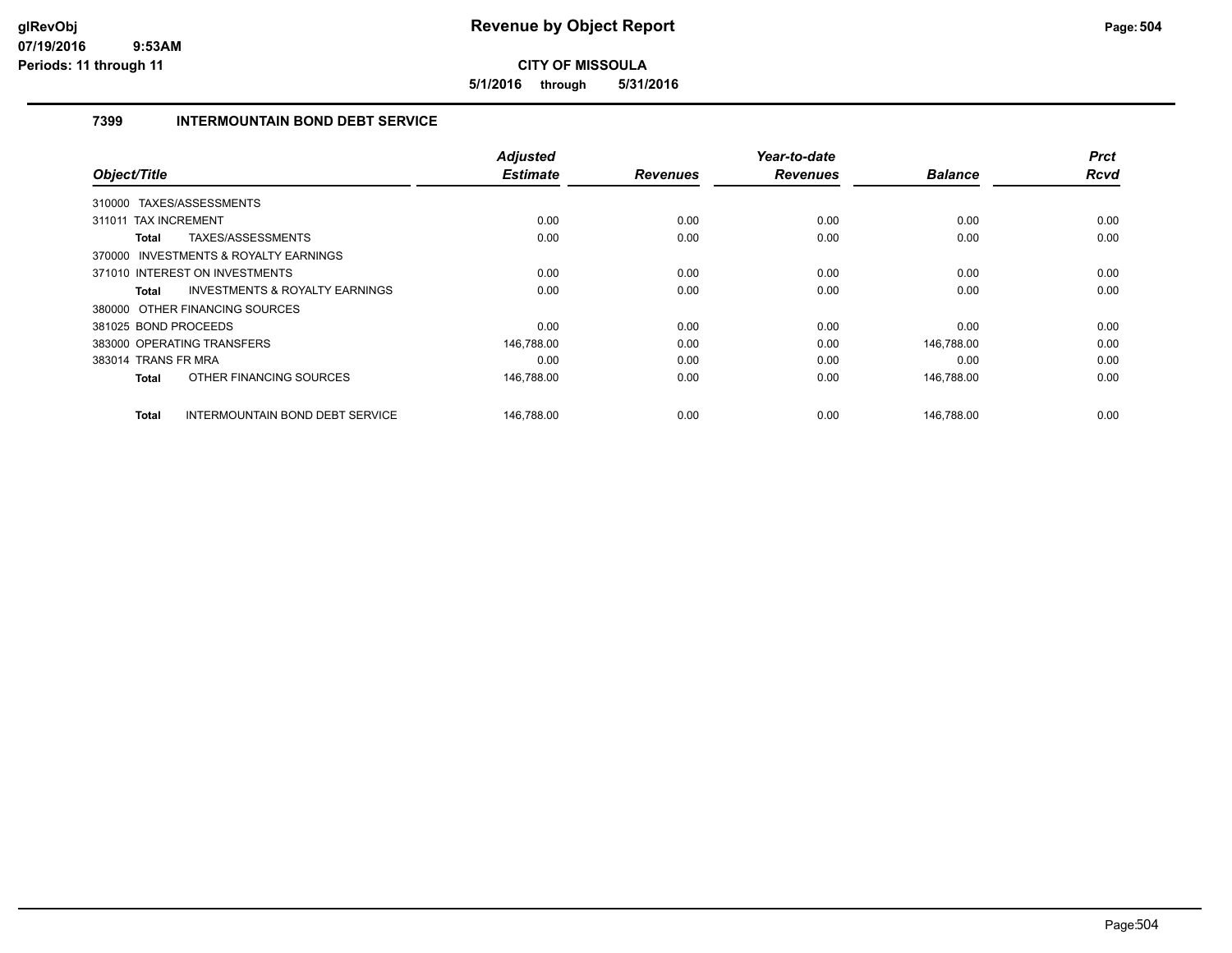# Revenue by Object Report

**CITY OF MISSOULA**

**5/1/2016 through 5/31/2016**

glRevObj
07/19/2016 9:53AM
Periods: 11 through 11

### 7399 INTERMOUNTAIN BOND DEBT SERVICE

| Object/Title | Adjusted Estimate | Revenues | Year-to-date Revenues | Balance | Prct Rcvd |
|---|---|---|---|---|---|
| 310000 TAXES/ASSESSMENTS | | | | | |
| 311011 TAX INCREMENT | 0.00 | 0.00 | 0.00 | 0.00 | 0.00 |
| **Total** TAXES/ASSESSMENTS | 0.00 | 0.00 | 0.00 | 0.00 | 0.00 |
| 370000 INVESTMENTS & ROYALTY EARNINGS | | | | | |
| 371010 INTEREST ON INVESTMENTS | 0.00 | 0.00 | 0.00 | 0.00 | 0.00 |
| **Total** INVESTMENTS & ROYALTY EARNINGS | 0.00 | 0.00 | 0.00 | 0.00 | 0.00 |
| 380000 OTHER FINANCING SOURCES | | | | | |
| 381025 BOND PROCEEDS | 0.00 | 0.00 | 0.00 | 0.00 | 0.00 |
| 383000 OPERATING TRANSFERS | 146,788.00 | 0.00 | 0.00 | 146,788.00 | 0.00 |
| 383014 TRANS FR MRA | 0.00 | 0.00 | 0.00 | 0.00 | 0.00 |
| **Total** OTHER FINANCING SOURCES | 146,788.00 | 0.00 | 0.00 | 146,788.00 | 0.00 |
| **Total** INTERMOUNTAIN BOND DEBT SERVICE | 146,788.00 | 0.00 | 0.00 | 146,788.00 | 0.00 |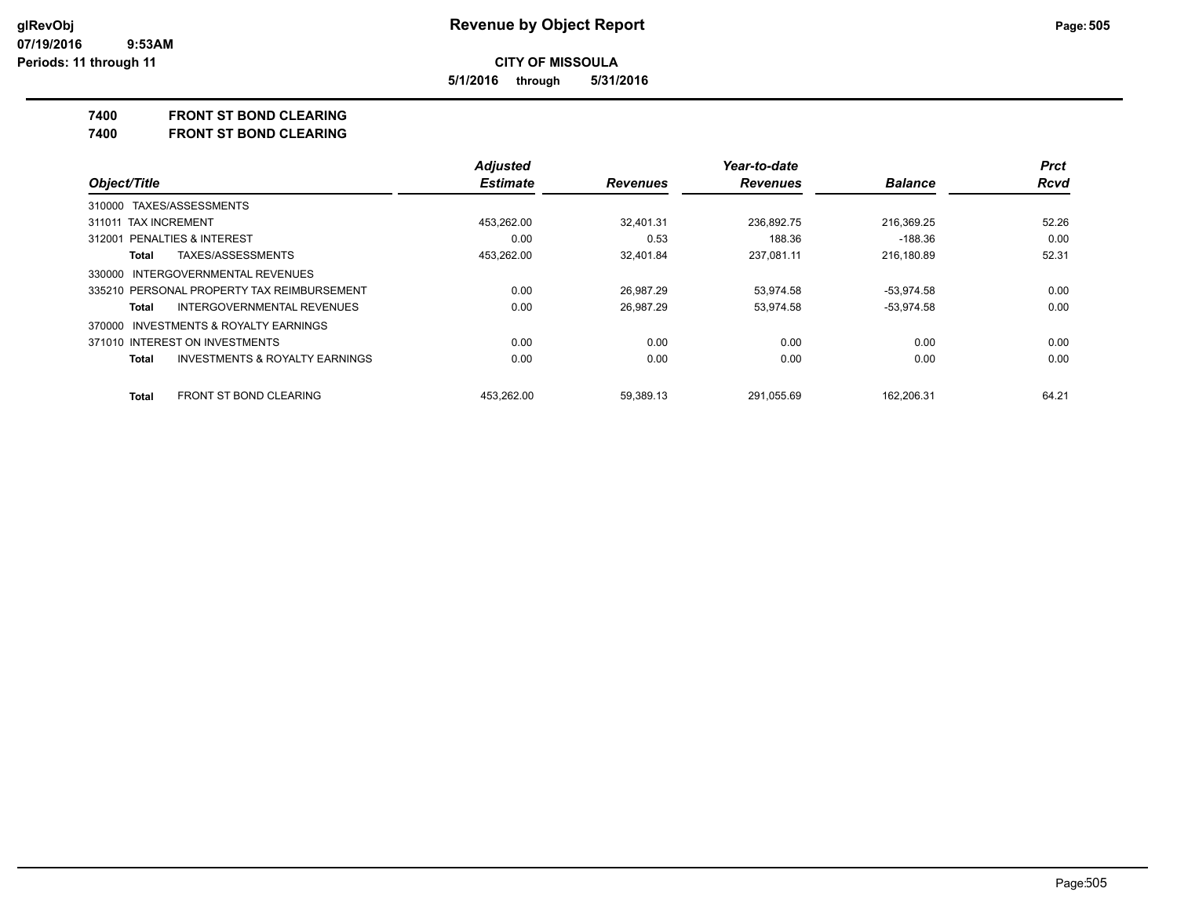# Revenue by Object Report

**CITY OF MISSOULA**

**5/1/2016 through 5/31/2016**

glRevObj
07/19/2016 9:53AM
Periods: 11 through 11

## 7400 FRONT ST BOND CLEARING
## 7400 FRONT ST BOND CLEARING

| Object/Title | Adjusted Estimate | Revenues | Year-to-date Revenues | Balance | Prct Rcvd |
|---|---|---|---|---|---|
| 310000 TAXES/ASSESSMENTS | | | | | |
| 311011 TAX INCREMENT | 453,262.00 | 32,401.31 | 236,892.75 | 216,369.25 | 52.26 |
| 312001 PENALTIES & INTEREST | 0.00 | 0.53 | 188.36 | -188.36 | 0.00 |
| **Total** TAXES/ASSESSMENTS | 453,262.00 | 32,401.84 | 237,081.11 | 216,180.89 | 52.31 |
| 330000 INTERGOVERNMENTAL REVENUES | | | | | |
| 335210 PERSONAL PROPERTY TAX REIMBURSEMENT | 0.00 | 26,987.29 | 53,974.58 | -53,974.58 | 0.00 |
| **Total** INTERGOVERNMENTAL REVENUES | 0.00 | 26,987.29 | 53,974.58 | -53,974.58 | 0.00 |
| 370000 INVESTMENTS & ROYALTY EARNINGS | | | | | |
| 371010 INTEREST ON INVESTMENTS | 0.00 | 0.00 | 0.00 | 0.00 | 0.00 |
| **Total** INVESTMENTS & ROYALTY EARNINGS | 0.00 | 0.00 | 0.00 | 0.00 | 0.00 |
| **Total** FRONT ST BOND CLEARING | 453,262.00 | 59,389.13 | 291,055.69 | 162,206.31 | 64.21 |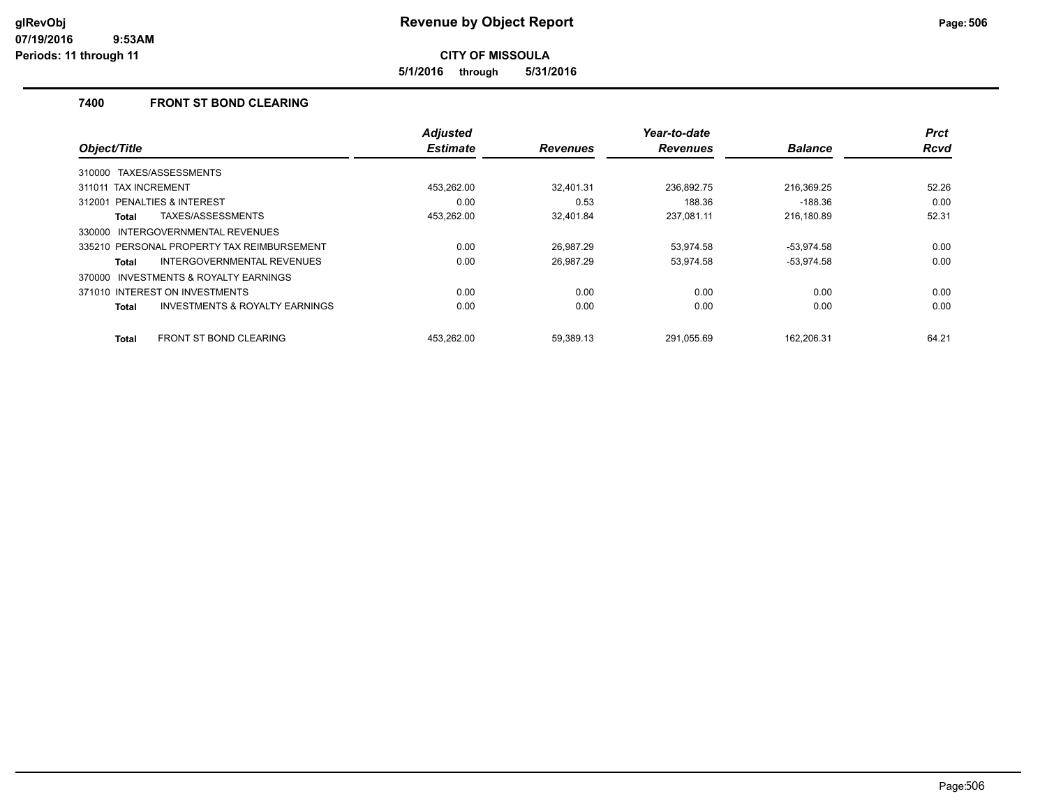# Revenue by Object Report

**CITY OF MISSOULA**

**5/1/2016 through 5/31/2016**

glRevObj
07/19/2016 9:53AM
Periods: 11 through 11

## 7400 FRONT ST BOND CLEARING

| Object/Title | Adjusted Estimate | Revenues | Year-to-date Revenues | Balance | Prct Rcvd |
|---|---|---|---|---|---|
| 310000 TAXES/ASSESSMENTS | | | | | |
| 311011 TAX INCREMENT | 453,262.00 | 32,401.31 | 236,892.75 | 216,369.25 | 52.26 |
| 312001 PENALTIES & INTEREST | 0.00 | 0.53 | 188.36 | -188.36 | 0.00 |
| **Total** TAXES/ASSESSMENTS | 453,262.00 | 32,401.84 | 237,081.11 | 216,180.89 | 52.31 |
| 330000 INTERGOVERNMENTAL REVENUES | | | | | |
| 335210 PERSONAL PROPERTY TAX REIMBURSEMENT | 0.00 | 26,987.29 | 53,974.58 | -53,974.58 | 0.00 |
| **Total** INTERGOVERNMENTAL REVENUES | 0.00 | 26,987.29 | 53,974.58 | -53,974.58 | 0.00 |
| 370000 INVESTMENTS & ROYALTY EARNINGS | | | | | |
| 371010 INTEREST ON INVESTMENTS | 0.00 | 0.00 | 0.00 | 0.00 | 0.00 |
| **Total** INVESTMENTS & ROYALTY EARNINGS | 0.00 | 0.00 | 0.00 | 0.00 | 0.00 |
| **Total** FRONT ST BOND CLEARING | 453,262.00 | 59,389.13 | 291,055.69 | 162,206.31 | 64.21 |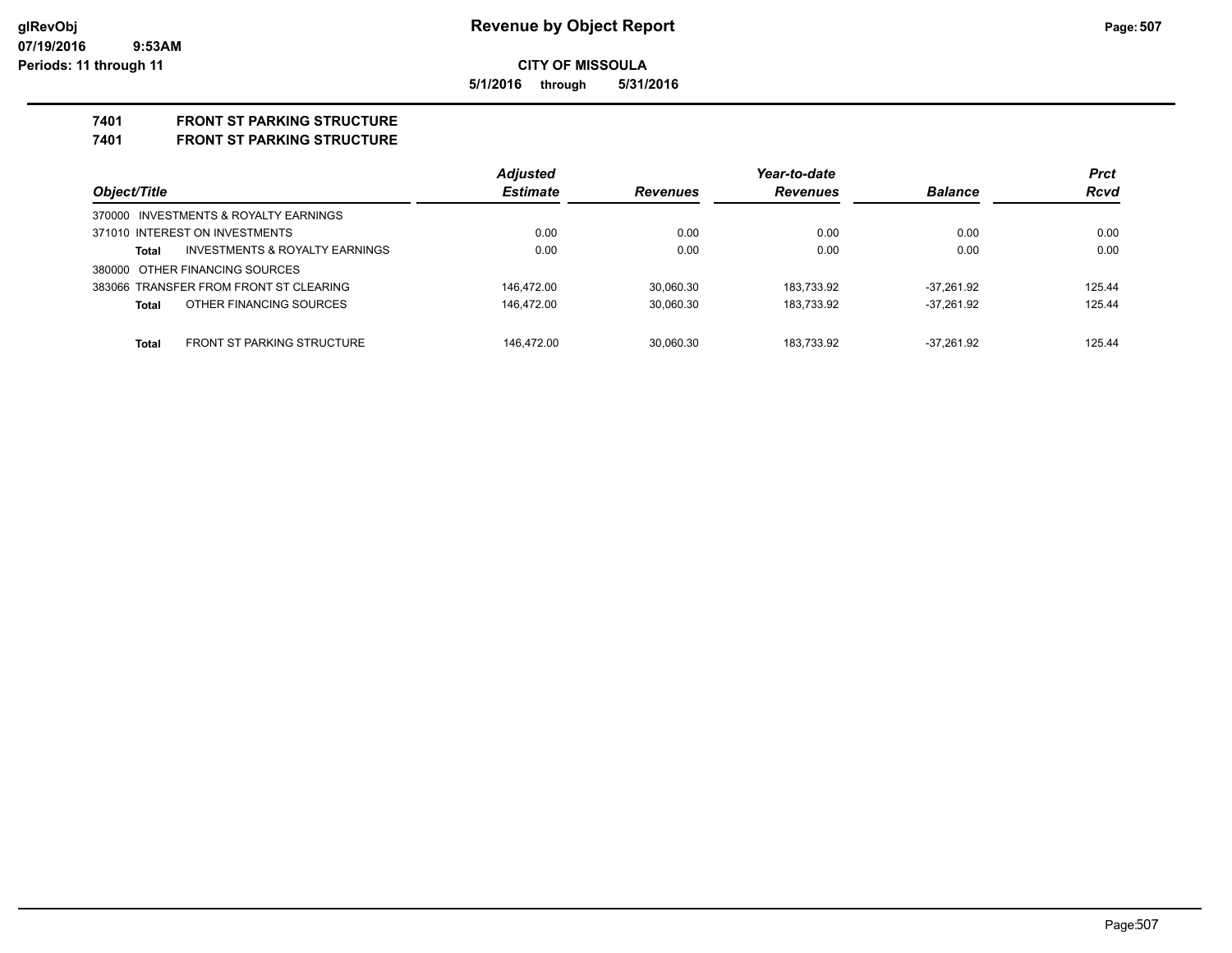**Revenue by Object Report**

**CITY OF MISSOULA**

**5/1/2016 through 5/31/2016**

glRevObj
07/19/2016 9:53AM
Periods: 11 through 11

## 7401 FRONT ST PARKING STRUCTURE
## 7401 FRONT ST PARKING STRUCTURE

| Object/Title | Adjusted Estimate | Revenues | Year-to-date Revenues | Balance | Prct Rcvd |
|---|---|---|---|---|---|
| 370000 INVESTMENTS & ROYALTY EARNINGS | | | | | |
| 371010 INTEREST ON INVESTMENTS | 0.00 | 0.00 | 0.00 | 0.00 | 0.00 |
| **Total** INVESTMENTS & ROYALTY EARNINGS | 0.00 | 0.00 | 0.00 | 0.00 | 0.00 |
| 380000 OTHER FINANCING SOURCES | | | | | |
| 383066 TRANSFER FROM FRONT ST CLEARING | 146,472.00 | 30,060.30 | 183,733.92 | -37,261.92 | 125.44 |
| **Total** OTHER FINANCING SOURCES | 146,472.00 | 30,060.30 | 183,733.92 | -37,261.92 | 125.44 |
| **Total** FRONT ST PARKING STRUCTURE | 146,472.00 | 30,060.30 | 183,733.92 | -37,261.92 | 125.44 |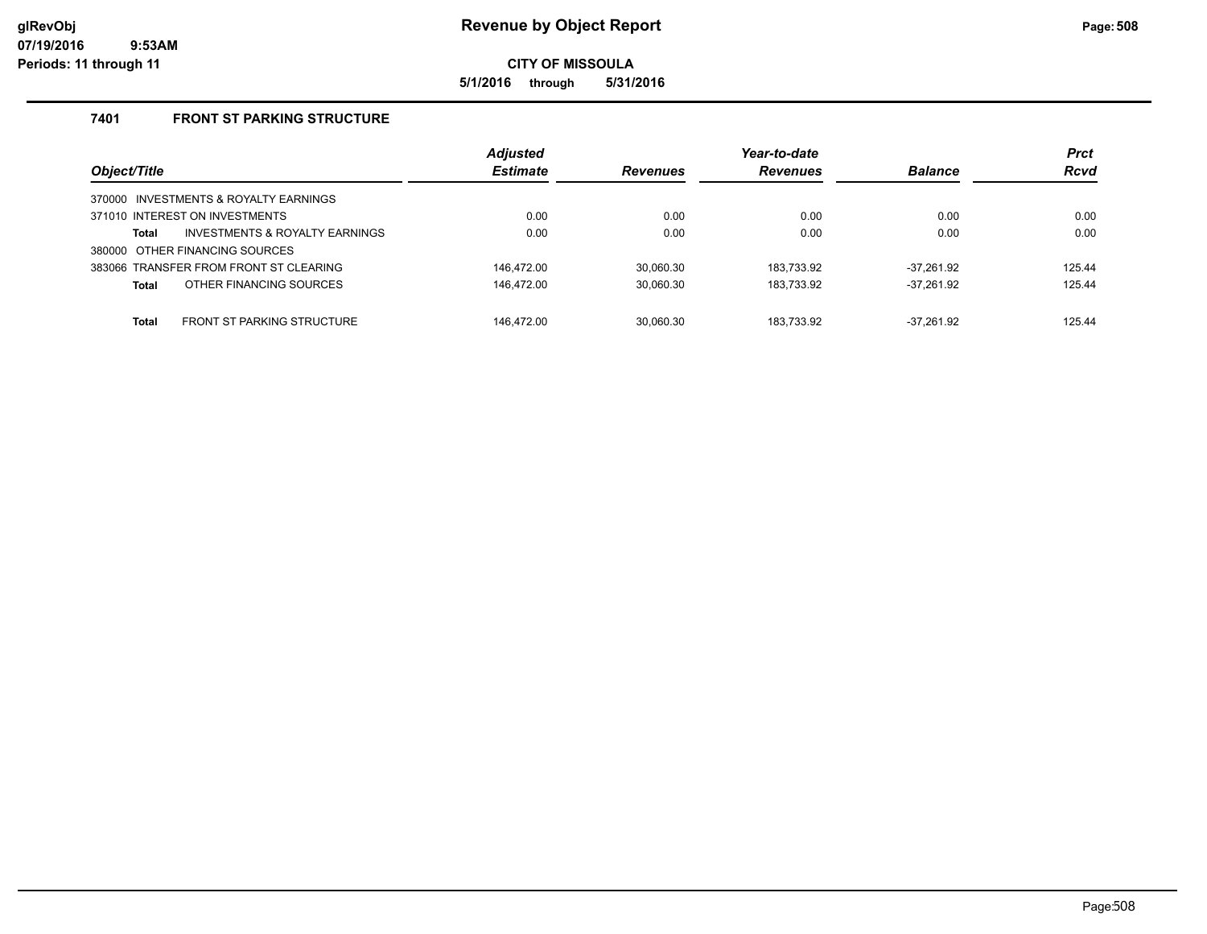**Revenue by Object Report**

glRevObj
07/19/2016 9:53AM
Periods: 11 through 11

**CITY OF MISSOULA**

**5/1/2016 through 5/31/2016**

### 7401 FRONT ST PARKING STRUCTURE

| Object/Title | Adjusted Estimate | Revenues | Year-to-date Revenues | Balance | Prct Rcvd |
|---|---|---|---|---|---|
| 370000 INVESTMENTS & ROYALTY EARNINGS | | | | | |
| 371010 INTEREST ON INVESTMENTS | 0.00 | 0.00 | 0.00 | 0.00 | 0.00 |
| **Total** INVESTMENTS & ROYALTY EARNINGS | 0.00 | 0.00 | 0.00 | 0.00 | 0.00 |
| 380000 OTHER FINANCING SOURCES | | | | | |
| 383066 TRANSFER FROM FRONT ST CLEARING | 146,472.00 | 30,060.30 | 183,733.92 | -37,261.92 | 125.44 |
| **Total** OTHER FINANCING SOURCES | 146,472.00 | 30,060.30 | 183,733.92 | -37,261.92 | 125.44 |
| **Total** FRONT ST PARKING STRUCTURE | 146,472.00 | 30,060.30 | 183,733.92 | -37,261.92 | 125.44 |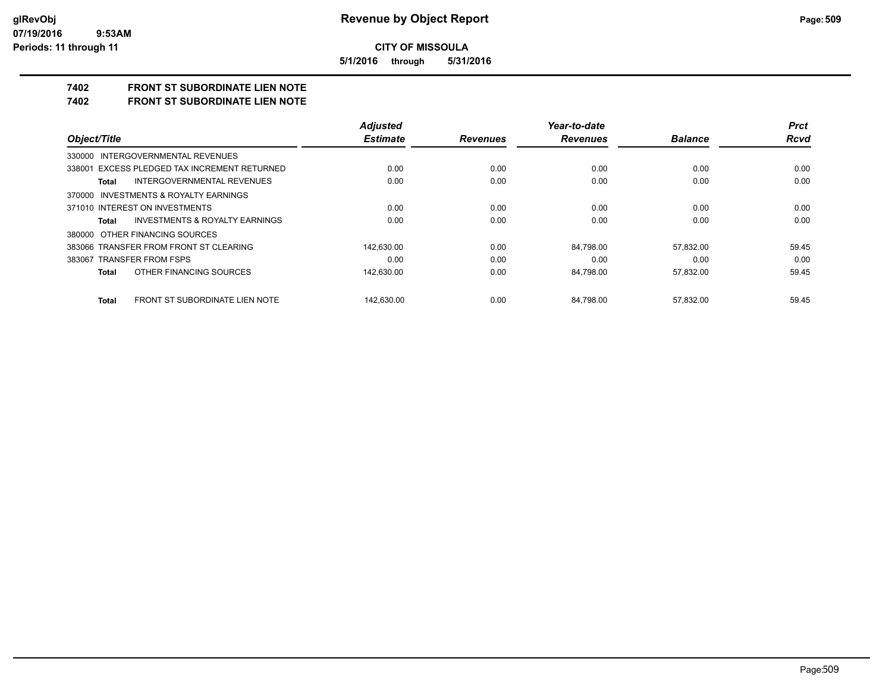**Revenue by Object Report**

**CITY OF MISSOULA**

**5/1/2016 through 5/31/2016**

glRevObj
07/19/2016 9:53AM
Periods: 11 through 11

## 7402 FRONT ST SUBORDINATE LIEN NOTE
## 7402 FRONT ST SUBORDINATE LIEN NOTE

| Object/Title | Adjusted Estimate | Revenues | Year-to-date Revenues | Balance | Prct Rcvd |
|---|---|---|---|---|---|
| 330000 INTERGOVERNMENTAL REVENUES | | | | | |
| 338001 EXCESS PLEDGED TAX INCREMENT RETURNED | 0.00 | 0.00 | 0.00 | 0.00 | 0.00 |
| **Total** INTERGOVERNMENTAL REVENUES | 0.00 | 0.00 | 0.00 | 0.00 | 0.00 |
| 370000 INVESTMENTS & ROYALTY EARNINGS | | | | | |
| 371010 INTEREST ON INVESTMENTS | 0.00 | 0.00 | 0.00 | 0.00 | 0.00 |
| **Total** INVESTMENTS & ROYALTY EARNINGS | 0.00 | 0.00 | 0.00 | 0.00 | 0.00 |
| 380000 OTHER FINANCING SOURCES | | | | | |
| 383066 TRANSFER FROM FRONT ST CLEARING | 142,630.00 | 0.00 | 84,798.00 | 57,832.00 | 59.45 |
| 383067 TRANSFER FROM FSPS | 0.00 | 0.00 | 0.00 | 0.00 | 0.00 |
| **Total** OTHER FINANCING SOURCES | 142,630.00 | 0.00 | 84,798.00 | 57,832.00 | 59.45 |
| **Total** FRONT ST SUBORDINATE LIEN NOTE | 142,630.00 | 0.00 | 84,798.00 | 57,832.00 | 59.45 |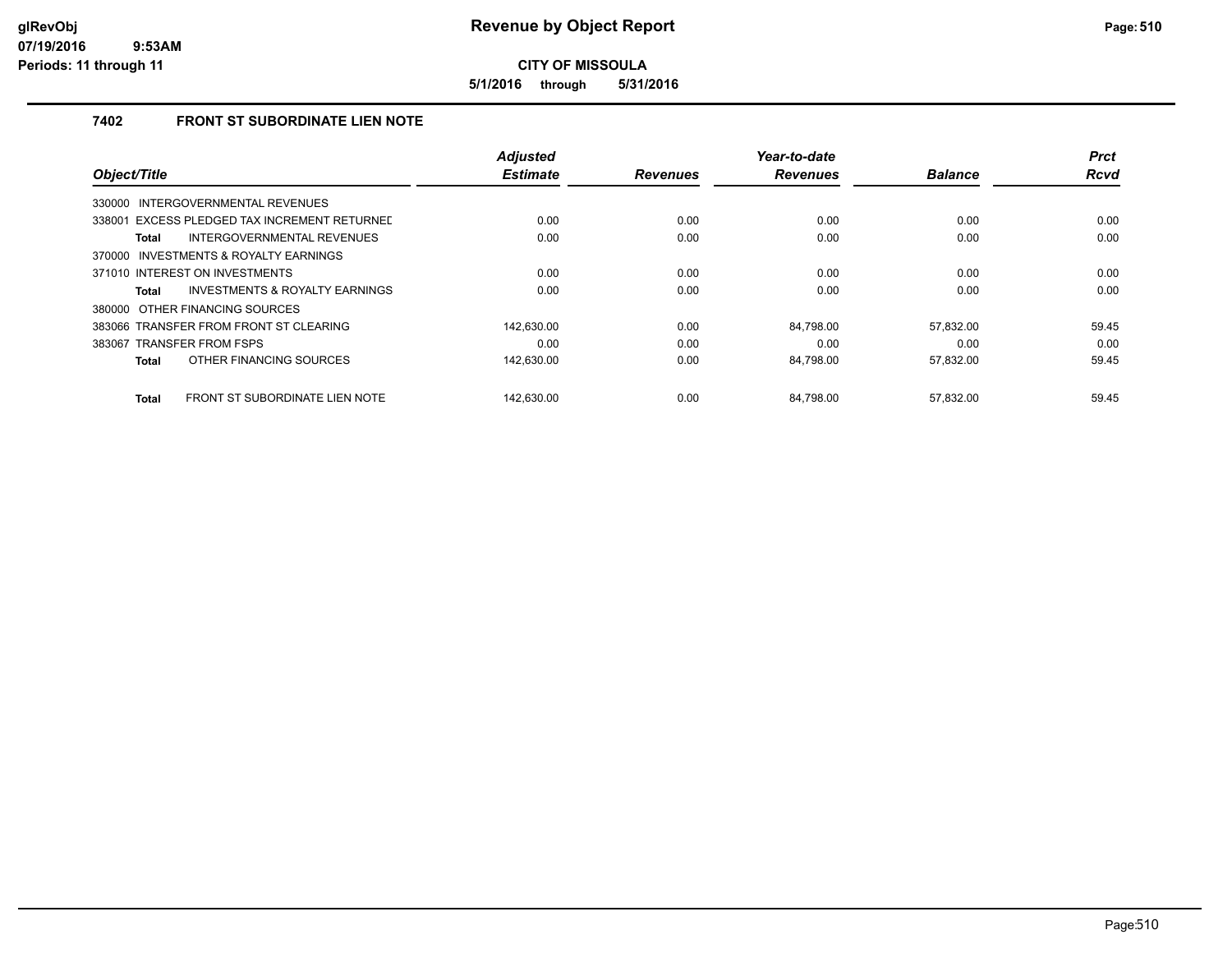# Revenue by Object Report

**CITY OF MISSOULA**

**5/1/2016 through 5/31/2016**

glRevObj
07/19/2016 9:53AM
Periods: 11 through 11

### 7402 FRONT ST SUBORDINATE LIEN NOTE

| Object/Title | Adjusted Estimate | Revenues | Year-to-date Revenues | Balance | Prct Rcvd |
|---|---|---|---|---|---|
| 330000 INTERGOVERNMENTAL REVENUES | | | | | |
| 338001 EXCESS PLEDGED TAX INCREMENT RETURNED | 0.00 | 0.00 | 0.00 | 0.00 | 0.00 |
| **Total** INTERGOVERNMENTAL REVENUES | 0.00 | 0.00 | 0.00 | 0.00 | 0.00 |
| 370000 INVESTMENTS & ROYALTY EARNINGS | | | | | |
| 371010 INTEREST ON INVESTMENTS | 0.00 | 0.00 | 0.00 | 0.00 | 0.00 |
| **Total** INVESTMENTS & ROYALTY EARNINGS | 0.00 | 0.00 | 0.00 | 0.00 | 0.00 |
| 380000 OTHER FINANCING SOURCES | | | | | |
| 383066 TRANSFER FROM FRONT ST CLEARING | 142,630.00 | 0.00 | 84,798.00 | 57,832.00 | 59.45 |
| 383067 TRANSFER FROM FSPS | 0.00 | 0.00 | 0.00 | 0.00 | 0.00 |
| **Total** OTHER FINANCING SOURCES | 142,630.00 | 0.00 | 84,798.00 | 57,832.00 | 59.45 |
| **Total** FRONT ST SUBORDINATE LIEN NOTE | 142,630.00 | 0.00 | 84,798.00 | 57,832.00 | 59.45 |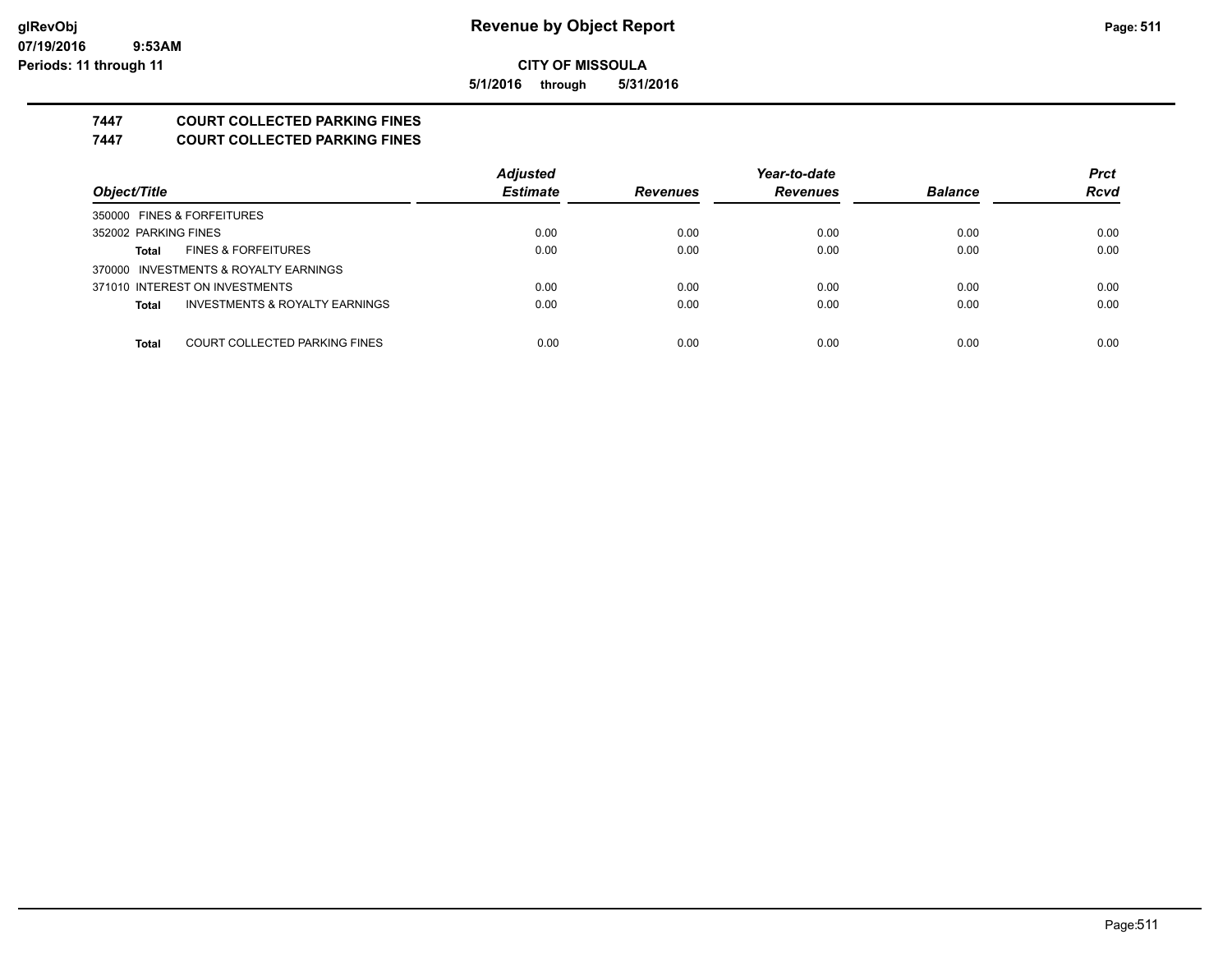**CITY OF MISSOULA**

**5/1/2016 through 5/31/2016**

**7447 COURT COLLECTED PARKING FINES**

**7447 COURT COLLECTED PARKING FINES**

| Object/Title | Adjusted Estimate | Revenues | Year-to-date Revenues | Balance | Prct Rcvd |
|---|---|---|---|---|---|
| 350000 FINES & FORFEITURES | | | | | |
| 352002 PARKING FINES | 0.00 | 0.00 | 0.00 | 0.00 | 0.00 |
| **Total** FINES & FORFEITURES | 0.00 | 0.00 | 0.00 | 0.00 | 0.00 |
| 370000 INVESTMENTS & ROYALTY EARNINGS | | | | | |
| 371010 INTEREST ON INVESTMENTS | 0.00 | 0.00 | 0.00 | 0.00 | 0.00 |
| **Total** INVESTMENTS & ROYALTY EARNINGS | 0.00 | 0.00 | 0.00 | 0.00 | 0.00 |
| **Total** COURT COLLECTED PARKING FINES | 0.00 | 0.00 | 0.00 | 0.00 | 0.00 |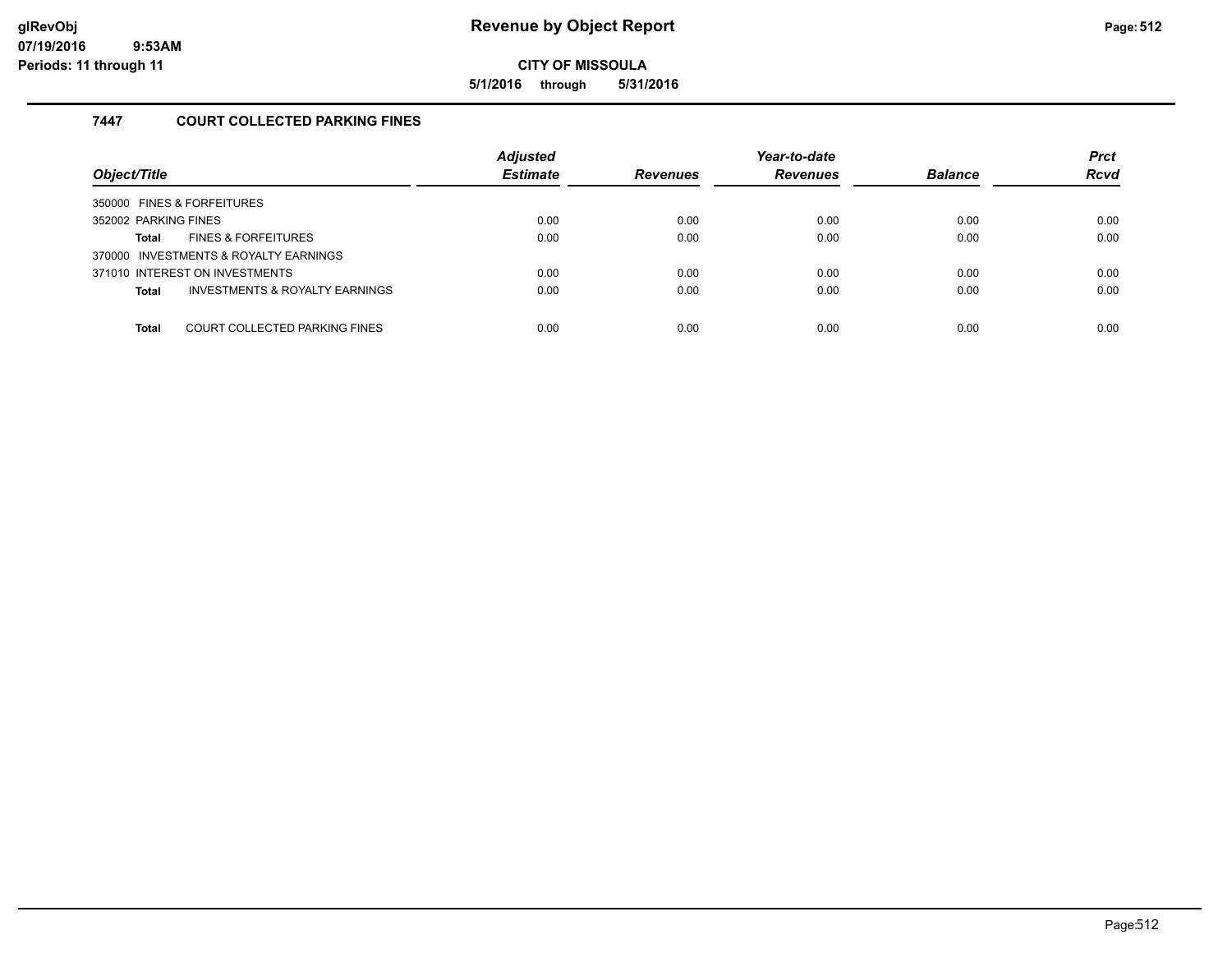# Revenue by Object Report

**CITY OF MISSOULA**

**5/1/2016 through 5/31/2016**

glRevObj
07/19/2016 9:53AM
Periods: 11 through 11

## 7447 COURT COLLECTED PARKING FINES

| Object/Title | | Adjusted Estimate | Revenues | Year-to-date Revenues | Balance | Prct Rcvd |
|---|---|---|---|---|---|---|
| 350000 FINES & FORFEITURES | | | | | | |
| 352002 PARKING FINES | | 0.00 | 0.00 | 0.00 | 0.00 | 0.00 |
| **Total** | FINES & FORFEITURES | 0.00 | 0.00 | 0.00 | 0.00 | 0.00 |
| 370000 INVESTMENTS & ROYALTY EARNINGS | | | | | | |
| 371010 INTEREST ON INVESTMENTS | | 0.00 | 0.00 | 0.00 | 0.00 | 0.00 |
| **Total** | INVESTMENTS & ROYALTY EARNINGS | 0.00 | 0.00 | 0.00 | 0.00 | 0.00 |
| **Total** | COURT COLLECTED PARKING FINES | 0.00 | 0.00 | 0.00 | 0.00 | 0.00 |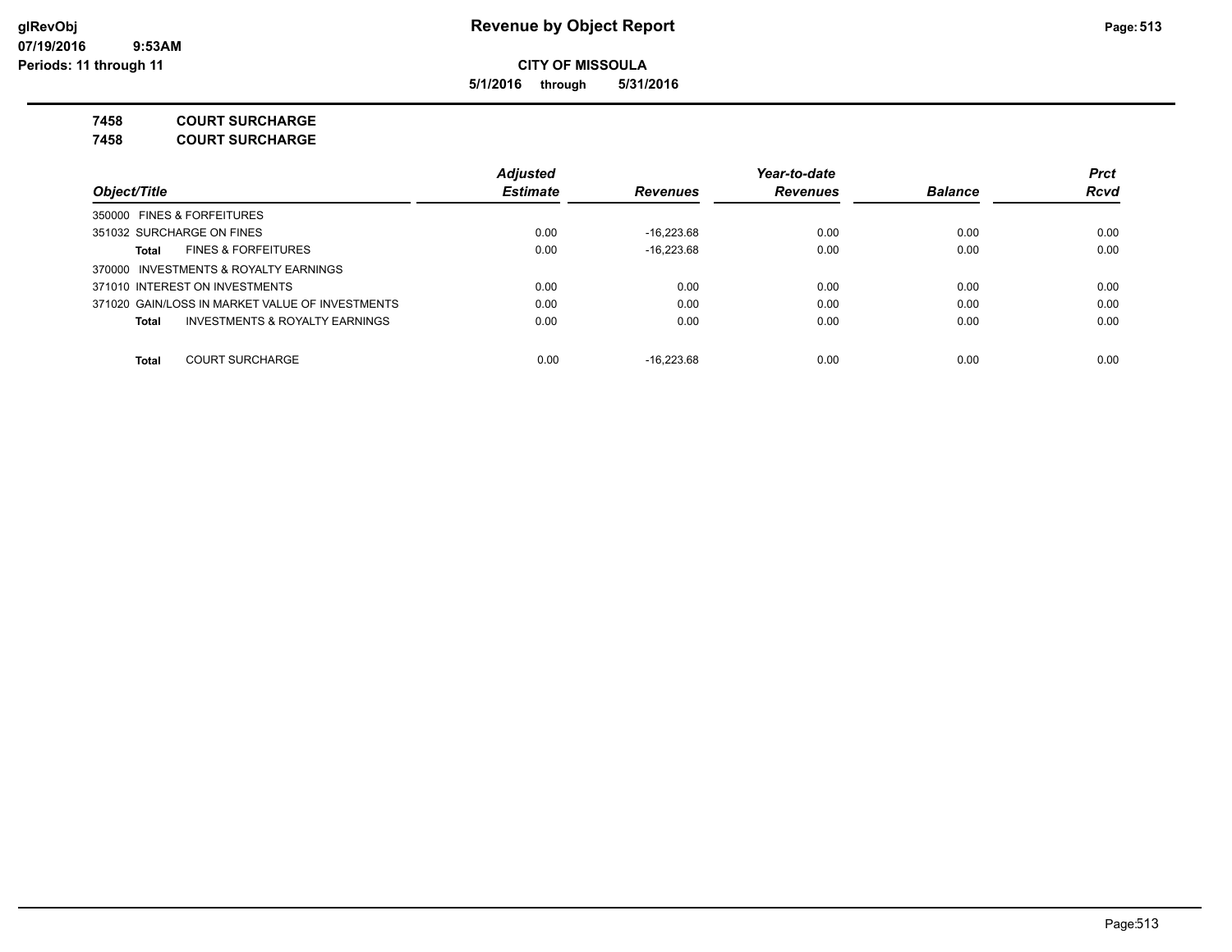**Revenue by Object Report**

**CITY OF MISSOULA**

**5/1/2016 through 5/31/2016**

glRevObj
07/19/2016 9:53AM
Periods: 11 through 11

**7458 COURT SURCHARGE**

**7458 COURT SURCHARGE**

| Object/Title | Adjusted Estimate | Revenues | Year-to-date Revenues | Balance | Prct Rcvd |
|---|---|---|---|---|---|
| 350000 FINES & FORFEITURES | | | | | |
| 351032 SURCHARGE ON FINES | 0.00 | -16,223.68 | 0.00 | 0.00 | 0.00 |
| **Total** FINES & FORFEITURES | 0.00 | -16,223.68 | 0.00 | 0.00 | 0.00 |
| 370000 INVESTMENTS & ROYALTY EARNINGS | | | | | |
| 371010 INTEREST ON INVESTMENTS | 0.00 | 0.00 | 0.00 | 0.00 | 0.00 |
| 371020 GAIN/LOSS IN MARKET VALUE OF INVESTMENTS | 0.00 | 0.00 | 0.00 | 0.00 | 0.00 |
| **Total** INVESTMENTS & ROYALTY EARNINGS | 0.00 | 0.00 | 0.00 | 0.00 | 0.00 |
| **Total** COURT SURCHARGE | 0.00 | -16,223.68 | 0.00 | 0.00 | 0.00 |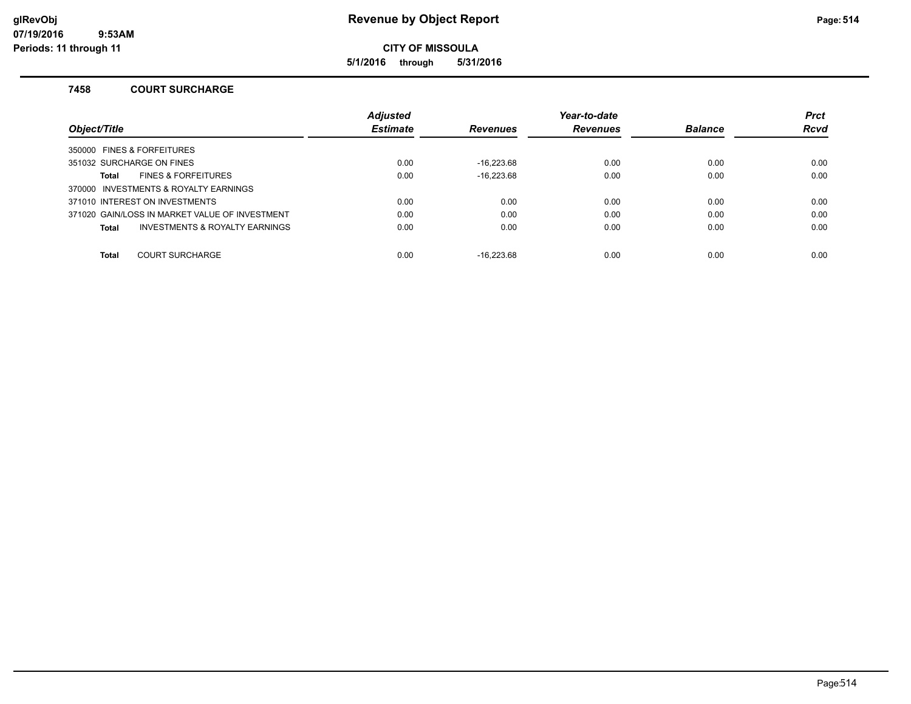**CITY OF MISSOULA**

**5/1/2016 through 5/31/2016**

### 7458 COURT SURCHARGE

| Object/Title | Adjusted Estimate | Revenues | Year-to-date Revenues | Balance | Prct Rcvd |
|---|---|---|---|---|---|
| 350000 FINES & FORFEITURES | | | | | |
| 351032 SURCHARGE ON FINES | 0.00 | -16,223.68 | 0.00 | 0.00 | 0.00 |
| **Total** FINES & FORFEITURES | 0.00 | -16,223.68 | 0.00 | 0.00 | 0.00 |
| 370000 INVESTMENTS & ROYALTY EARNINGS | | | | | |
| 371010 INTEREST ON INVESTMENTS | 0.00 | 0.00 | 0.00 | 0.00 | 0.00 |
| 371020 GAIN/LOSS IN MARKET VALUE OF INVESTMENT | 0.00 | 0.00 | 0.00 | 0.00 | 0.00 |
| **Total** INVESTMENTS & ROYALTY EARNINGS | 0.00 | 0.00 | 0.00 | 0.00 | 0.00 |
| **Total** COURT SURCHARGE | 0.00 | -16,223.68 | 0.00 | 0.00 | 0.00 |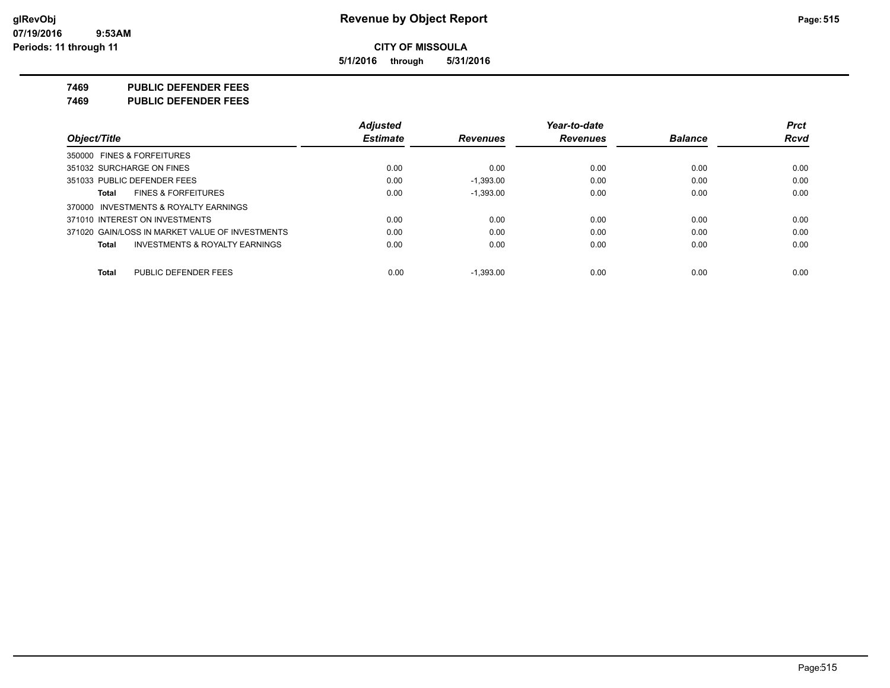# Revenue by Object Report

**CITY OF MISSOULA**

**5/1/2016 through 5/31/2016**

glRevObj
07/19/2016 9:53AM
Periods: 11 through 11

**7469 PUBLIC DEFENDER FEES**

**7469 PUBLIC DEFENDER FEES**

| Object/Title | Adjusted Estimate | Revenues | Year-to-date Revenues | Balance | Prct Rcvd |
|---|---|---|---|---|---|
| 350000 FINES & FORFEITURES | | | | | |
| 351032 SURCHARGE ON FINES | 0.00 | 0.00 | 0.00 | 0.00 | 0.00 |
| 351033 PUBLIC DEFENDER FEES | 0.00 | -1,393.00 | 0.00 | 0.00 | 0.00 |
| **Total** FINES & FORFEITURES | 0.00 | -1,393.00 | 0.00 | 0.00 | 0.00 |
| 370000 INVESTMENTS & ROYALTY EARNINGS | | | | | |
| 371010 INTEREST ON INVESTMENTS | 0.00 | 0.00 | 0.00 | 0.00 | 0.00 |
| 371020 GAIN/LOSS IN MARKET VALUE OF INVESTMENTS | 0.00 | 0.00 | 0.00 | 0.00 | 0.00 |
| **Total** INVESTMENTS & ROYALTY EARNINGS | 0.00 | 0.00 | 0.00 | 0.00 | 0.00 |
| **Total** PUBLIC DEFENDER FEES | 0.00 | -1,393.00 | 0.00 | 0.00 | 0.00 |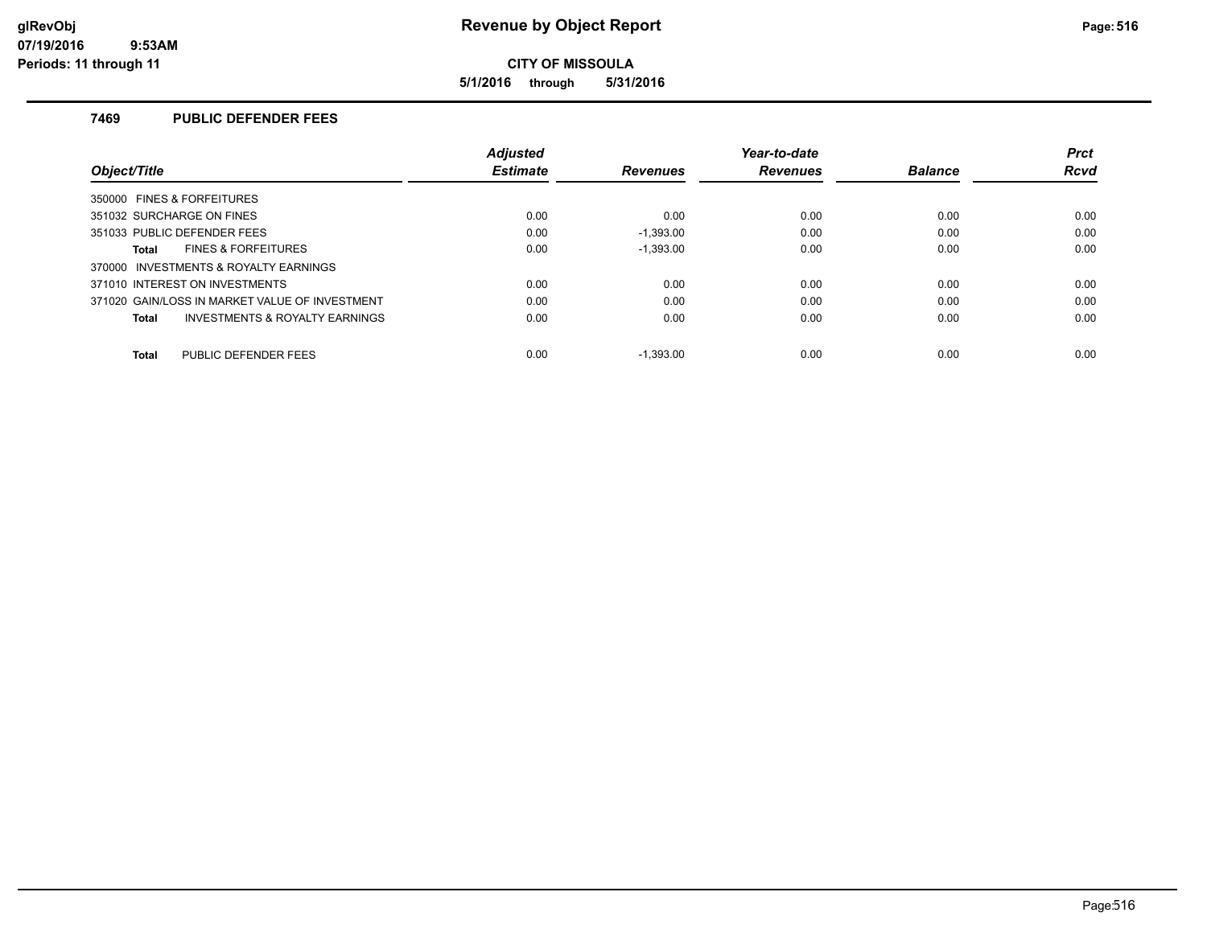**Revenue by Object Report**

**CITY OF MISSOULA**

**5/1/2016 through 5/31/2016**

glRevObj
07/19/2016 9:53AM
Periods: 11 through 11

### 7469 PUBLIC DEFENDER FEES

| Object/Title | Adjusted Estimate | Revenues | Year-to-date Revenues | Balance | Prct Rcvd |
|---|---|---|---|---|---|
| 350000 FINES & FORFEITURES | | | | | |
| 351032 SURCHARGE ON FINES | 0.00 | 0.00 | 0.00 | 0.00 | 0.00 |
| 351033 PUBLIC DEFENDER FEES | 0.00 | -1,393.00 | 0.00 | 0.00 | 0.00 |
| **Total** FINES & FORFEITURES | 0.00 | -1,393.00 | 0.00 | 0.00 | 0.00 |
| 370000 INVESTMENTS & ROYALTY EARNINGS | | | | | |
| 371010 INTEREST ON INVESTMENTS | 0.00 | 0.00 | 0.00 | 0.00 | 0.00 |
| 371020 GAIN/LOSS IN MARKET VALUE OF INVESTMENT | 0.00 | 0.00 | 0.00 | 0.00 | 0.00 |
| **Total** INVESTMENTS & ROYALTY EARNINGS | 0.00 | 0.00 | 0.00 | 0.00 | 0.00 |
| **Total** PUBLIC DEFENDER FEES | 0.00 | -1,393.00 | 0.00 | 0.00 | 0.00 |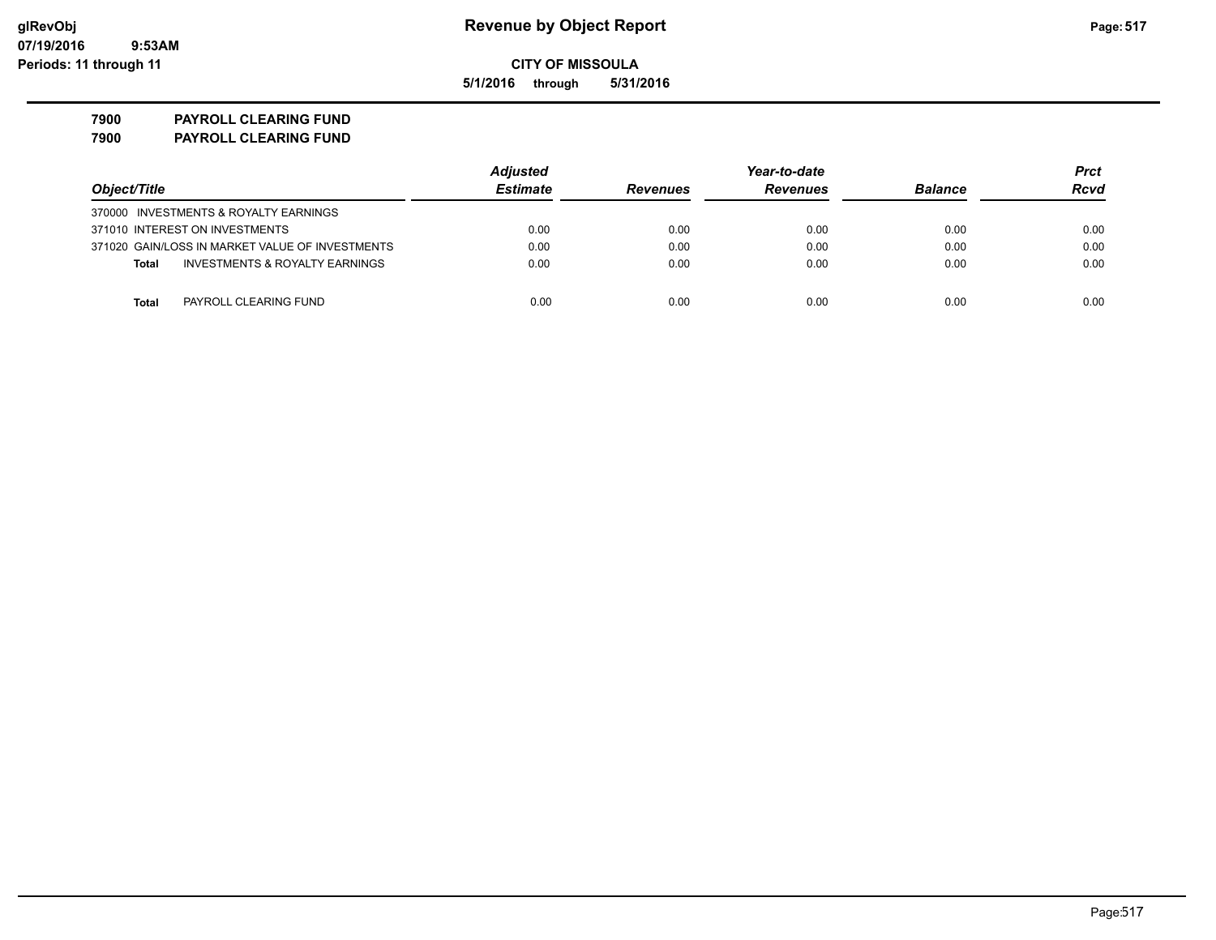**Revenue by Object Report**

**CITY OF MISSOULA**

**5/1/2016 through 5/31/2016**

glRevObj
07/19/2016 9:53AM
Periods: 11 through 11

## 7900 PAYROLL CLEARING FUND
## 7900 PAYROLL CLEARING FUND

| Object/Title | Adjusted Estimate | Revenues | Year-to-date Revenues | Balance | Prct Rcvd |
|---|---|---|---|---|---|
| 370000 INVESTMENTS & ROYALTY EARNINGS | | | | | |
| 371010 INTEREST ON INVESTMENTS | 0.00 | 0.00 | 0.00 | 0.00 | 0.00 |
| 371020 GAIN/LOSS IN MARKET VALUE OF INVESTMENTS | 0.00 | 0.00 | 0.00 | 0.00 | 0.00 |
| **Total** INVESTMENTS & ROYALTY EARNINGS | 0.00 | 0.00 | 0.00 | 0.00 | 0.00 |
| **Total** PAYROLL CLEARING FUND | 0.00 | 0.00 | 0.00 | 0.00 | 0.00 |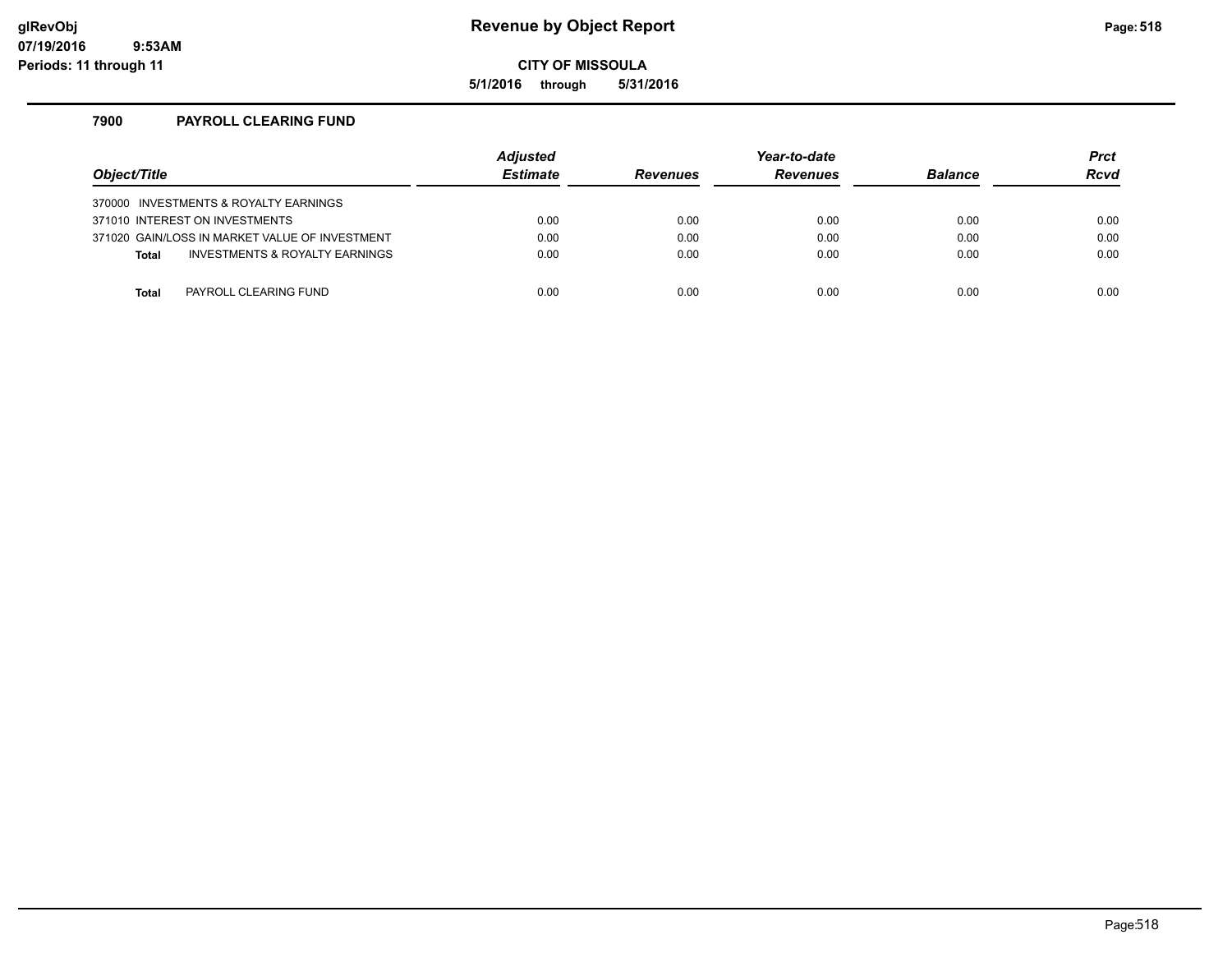# Revenue by Object Report

glRevObj
07/19/2016 9:53AM
Periods: 11 through 11

**CITY OF MISSOULA**

**5/1/2016 through 5/31/2016**

## 7900 PAYROLL CLEARING FUND

| Object/Title | Adjusted Estimate | Revenues | Year-to-date Revenues | Balance | Prct Rcvd |
|---|---|---|---|---|---|
| 370000 INVESTMENTS & ROYALTY EARNINGS | | | | | |
| 371010 INTEREST ON INVESTMENTS | 0.00 | 0.00 | 0.00 | 0.00 | 0.00 |
| 371020 GAIN/LOSS IN MARKET VALUE OF INVESTMENT | 0.00 | 0.00 | 0.00 | 0.00 | 0.00 |
| **Total** INVESTMENTS & ROYALTY EARNINGS | 0.00 | 0.00 | 0.00 | 0.00 | 0.00 |
| **Total** PAYROLL CLEARING FUND | 0.00 | 0.00 | 0.00 | 0.00 | 0.00 |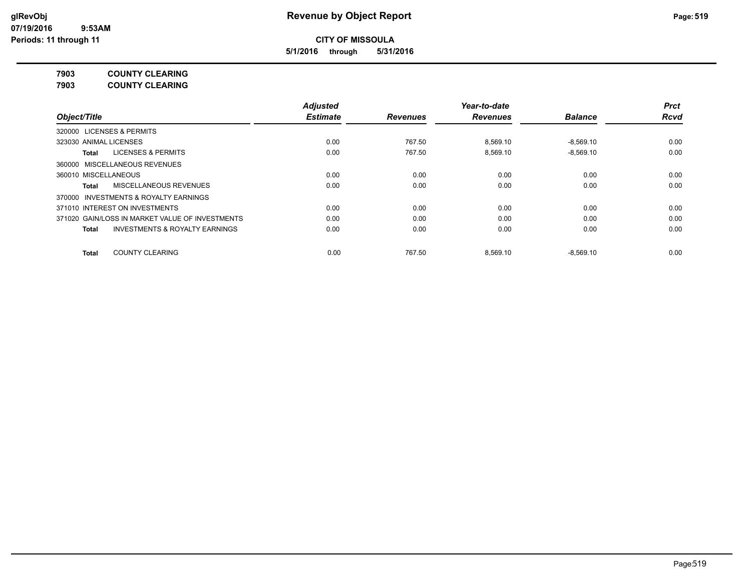# Revenue by Object Report

**CITY OF MISSOULA**

**5/1/2016 through 5/31/2016**

glRevObj
07/19/2016 9:53AM
Periods: 11 through 11

**7903 COUNTY CLEARING**

**7903 COUNTY CLEARING**

| Object/Title | Adjusted Estimate | Revenues | Year-to-date Revenues | Balance | Prct Rcvd |
|---|---|---|---|---|---|
| 320000 LICENSES & PERMITS | | | | | |
| 323030 ANIMAL LICENSES | 0.00 | 767.50 | 8,569.10 | -8,569.10 | 0.00 |
| **Total** LICENSES & PERMITS | 0.00 | 767.50 | 8,569.10 | -8,569.10 | 0.00 |
| 360000 MISCELLANEOUS REVENUES | | | | | |
| 360010 MISCELLANEOUS | 0.00 | 0.00 | 0.00 | 0.00 | 0.00 |
| **Total** MISCELLANEOUS REVENUES | 0.00 | 0.00 | 0.00 | 0.00 | 0.00 |
| 370000 INVESTMENTS & ROYALTY EARNINGS | | | | | |
| 371010 INTEREST ON INVESTMENTS | 0.00 | 0.00 | 0.00 | 0.00 | 0.00 |
| 371020 GAIN/LOSS IN MARKET VALUE OF INVESTMENTS | 0.00 | 0.00 | 0.00 | 0.00 | 0.00 |
| **Total** INVESTMENTS & ROYALTY EARNINGS | 0.00 | 0.00 | 0.00 | 0.00 | 0.00 |
| **Total** COUNTY CLEARING | 0.00 | 767.50 | 8,569.10 | -8,569.10 | 0.00 |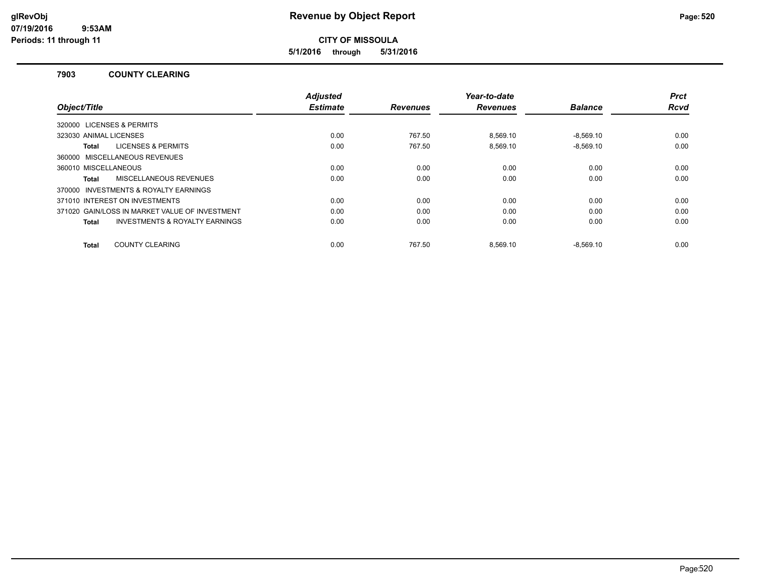# Revenue by Object Report

**CITY OF MISSOULA**

**5/1/2016 through 5/31/2016**

glRevObj
07/19/2016 9:53AM
Periods: 11 through 11

### 7903 COUNTY CLEARING

| Object/Title | Adjusted Estimate | Revenues | Year-to-date Revenues | Balance | Prct Rcvd |
|---|---|---|---|---|---|
| 320000 LICENSES & PERMITS | | | | | |
| 323030 ANIMAL LICENSES | 0.00 | 767.50 | 8,569.10 | -8,569.10 | 0.00 |
| **Total** LICENSES & PERMITS | 0.00 | 767.50 | 8,569.10 | -8,569.10 | 0.00 |
| 360000 MISCELLANEOUS REVENUES | | | | | |
| 360010 MISCELLANEOUS | 0.00 | 0.00 | 0.00 | 0.00 | 0.00 |
| **Total** MISCELLANEOUS REVENUES | 0.00 | 0.00 | 0.00 | 0.00 | 0.00 |
| 370000 INVESTMENTS & ROYALTY EARNINGS | | | | | |
| 371010 INTEREST ON INVESTMENTS | 0.00 | 0.00 | 0.00 | 0.00 | 0.00 |
| 371020 GAIN/LOSS IN MARKET VALUE OF INVESTMENT | 0.00 | 0.00 | 0.00 | 0.00 | 0.00 |
| **Total** INVESTMENTS & ROYALTY EARNINGS | 0.00 | 0.00 | 0.00 | 0.00 | 0.00 |
| **Total** COUNTY CLEARING | 0.00 | 767.50 | 8,569.10 | -8,569.10 | 0.00 |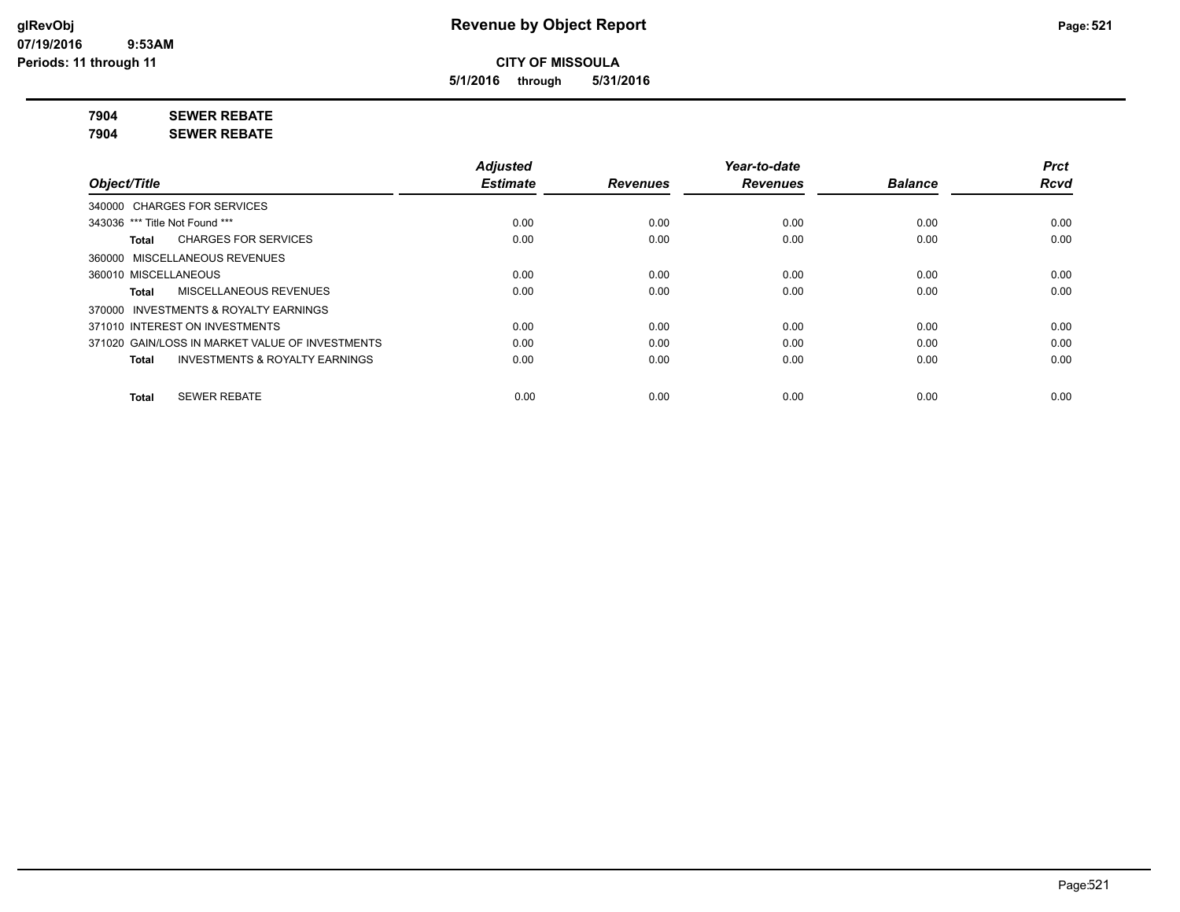**Revenue by Object Report**

**CITY OF MISSOULA**

**5/1/2016 through 5/31/2016**

**7904 SEWER REBATE**

**7904 SEWER REBATE**

| Object/Title | Adjusted Estimate | Revenues | Year-to-date Revenues | Balance | Prct Rcvd |
|---|---|---|---|---|---|
| 340000 CHARGES FOR SERVICES | | | | | |
| 343036 *** Title Not Found *** | 0.00 | 0.00 | 0.00 | 0.00 | 0.00 |
| **Total** CHARGES FOR SERVICES | 0.00 | 0.00 | 0.00 | 0.00 | 0.00 |
| 360000 MISCELLANEOUS REVENUES | | | | | |
| 360010 MISCELLANEOUS | 0.00 | 0.00 | 0.00 | 0.00 | 0.00 |
| **Total** MISCELLANEOUS REVENUES | 0.00 | 0.00 | 0.00 | 0.00 | 0.00 |
| 370000 INVESTMENTS & ROYALTY EARNINGS | | | | | |
| 371010 INTEREST ON INVESTMENTS | 0.00 | 0.00 | 0.00 | 0.00 | 0.00 |
| 371020 GAIN/LOSS IN MARKET VALUE OF INVESTMENTS | 0.00 | 0.00 | 0.00 | 0.00 | 0.00 |
| **Total** INVESTMENTS & ROYALTY EARNINGS | 0.00 | 0.00 | 0.00 | 0.00 | 0.00 |
| **Total** SEWER REBATE | 0.00 | 0.00 | 0.00 | 0.00 | 0.00 |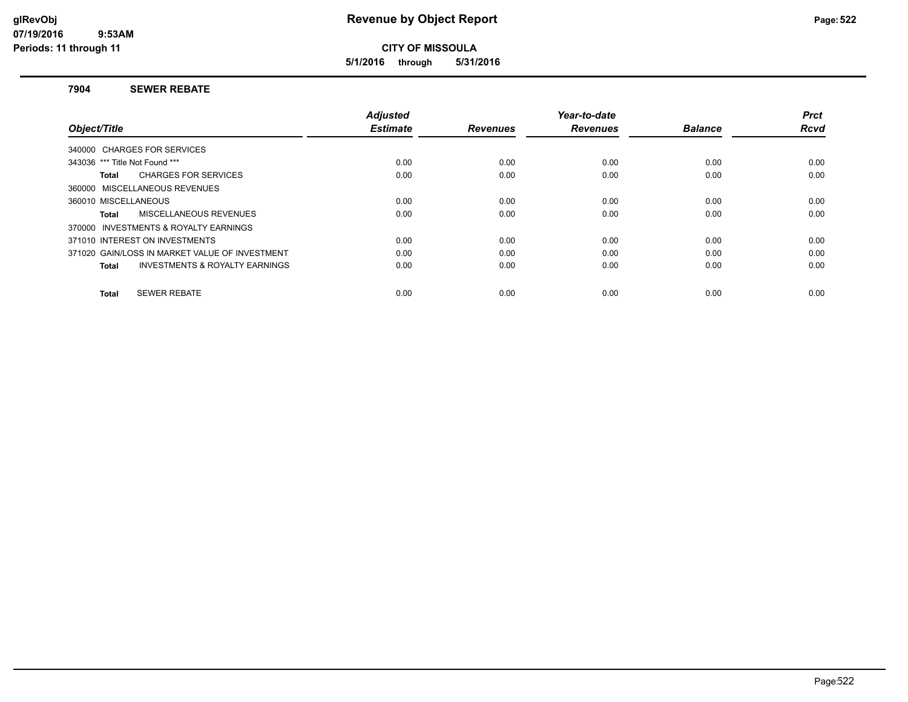# Revenue by Object Report

**CITY OF MISSOULA**

**5/1/2016 through 5/31/2016**

glRevObj
07/19/2016 9:53AM
Periods: 11 through 11

## 7904 SEWER REBATE

| Object/Title | Adjusted Estimate | Revenues | Year-to-date Revenues | Balance | Prct Rcvd |
|---|---|---|---|---|---|
| 340000 CHARGES FOR SERVICES | | | | | |
| 343036 *** Title Not Found *** | 0.00 | 0.00 | 0.00 | 0.00 | 0.00 |
| **Total** CHARGES FOR SERVICES | 0.00 | 0.00 | 0.00 | 0.00 | 0.00 |
| 360000 MISCELLANEOUS REVENUES | | | | | |
| 360010 MISCELLANEOUS | 0.00 | 0.00 | 0.00 | 0.00 | 0.00 |
| **Total** MISCELLANEOUS REVENUES | 0.00 | 0.00 | 0.00 | 0.00 | 0.00 |
| 370000 INVESTMENTS & ROYALTY EARNINGS | | | | | |
| 371010 INTEREST ON INVESTMENTS | 0.00 | 0.00 | 0.00 | 0.00 | 0.00 |
| 371020 GAIN/LOSS IN MARKET VALUE OF INVESTMENT | 0.00 | 0.00 | 0.00 | 0.00 | 0.00 |
| **Total** INVESTMENTS & ROYALTY EARNINGS | 0.00 | 0.00 | 0.00 | 0.00 | 0.00 |
| **Total** SEWER REBATE | 0.00 | 0.00 | 0.00 | 0.00 | 0.00 |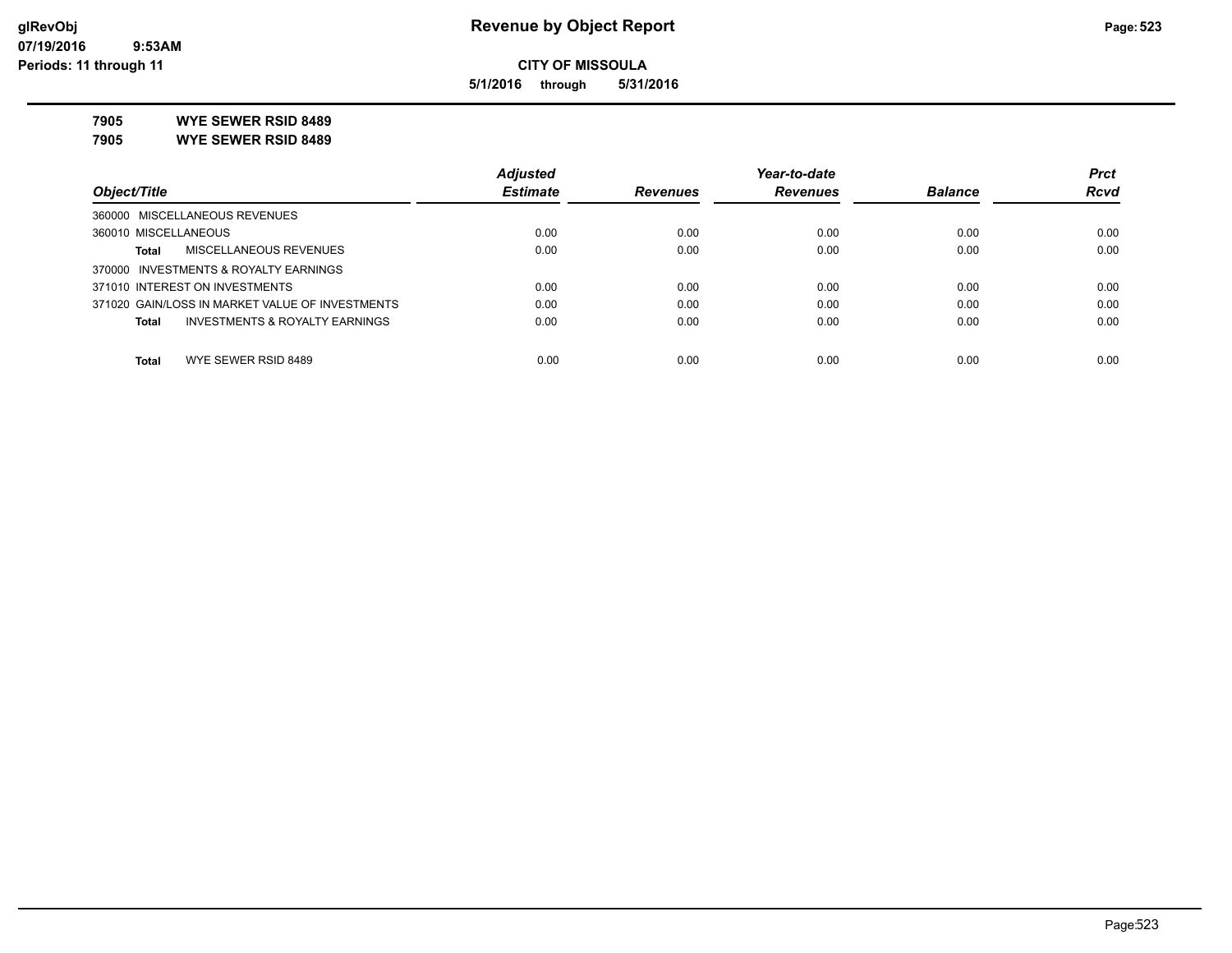# Revenue by Object Report

glRevObj
07/19/2016 9:53AM
Periods: 11 through 11

**CITY OF MISSOULA**

**5/1/2016 through 5/31/2016**

**7905 WYE SEWER RSID 8489**

**7905 WYE SEWER RSID 8489**

| Object/Title | Adjusted Estimate | Revenues | Year-to-date Revenues | Balance | Prct Rcvd |
|---|---|---|---|---|---|
| 360000 MISCELLANEOUS REVENUES | | | | | |
| 360010 MISCELLANEOUS | 0.00 | 0.00 | 0.00 | 0.00 | 0.00 |
| **Total** MISCELLANEOUS REVENUES | 0.00 | 0.00 | 0.00 | 0.00 | 0.00 |
| 370000 INVESTMENTS & ROYALTY EARNINGS | | | | | |
| 371010 INTEREST ON INVESTMENTS | 0.00 | 0.00 | 0.00 | 0.00 | 0.00 |
| 371020 GAIN/LOSS IN MARKET VALUE OF INVESTMENTS | 0.00 | 0.00 | 0.00 | 0.00 | 0.00 |
| **Total** INVESTMENTS & ROYALTY EARNINGS | 0.00 | 0.00 | 0.00 | 0.00 | 0.00 |
| **Total** WYE SEWER RSID 8489 | 0.00 | 0.00 | 0.00 | 0.00 | 0.00 |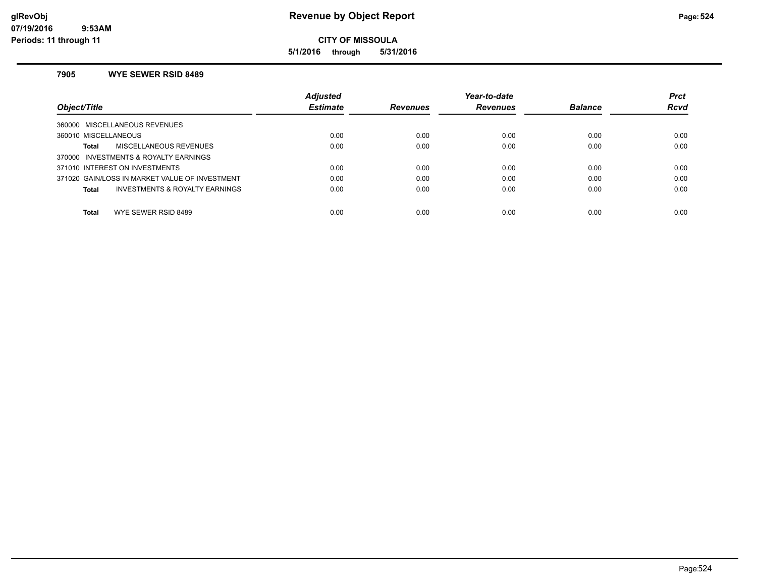**Revenue by Object Report**

**CITY OF MISSOULA**

**5/1/2016 through 5/31/2016**

glRevObj
07/19/2016 9:53AM
Periods: 11 through 11

### 7905 WYE SEWER RSID 8489

| Object/Title | Adjusted Estimate | Revenues | Year-to-date Revenues | Balance | Prct Rcvd |
|---|---|---|---|---|---|
| 360000 MISCELLANEOUS REVENUES | | | | | |
| 360010 MISCELLANEOUS | 0.00 | 0.00 | 0.00 | 0.00 | 0.00 |
| **Total** MISCELLANEOUS REVENUES | 0.00 | 0.00 | 0.00 | 0.00 | 0.00 |
| 370000 INVESTMENTS & ROYALTY EARNINGS | | | | | |
| 371010 INTEREST ON INVESTMENTS | 0.00 | 0.00 | 0.00 | 0.00 | 0.00 |
| 371020 GAIN/LOSS IN MARKET VALUE OF INVESTMENT | 0.00 | 0.00 | 0.00 | 0.00 | 0.00 |
| **Total** INVESTMENTS & ROYALTY EARNINGS | 0.00 | 0.00 | 0.00 | 0.00 | 0.00 |
| **Total** WYE SEWER RSID 8489 | 0.00 | 0.00 | 0.00 | 0.00 | 0.00 |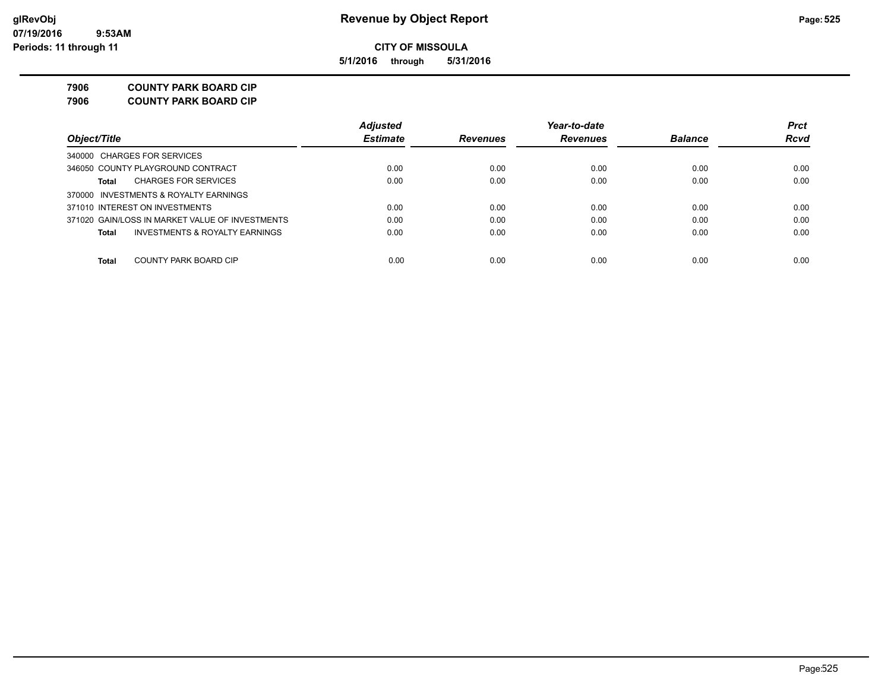**CITY OF MISSOULA**

**5/1/2016 through 5/31/2016**

**7906 COUNTY PARK BOARD CIP**

**7906 COUNTY PARK BOARD CIP**

| Object/Title | Adjusted Estimate | Revenues | Year-to-date Revenues | Balance | Prct Rcvd |
|---|---|---|---|---|---|
| 340000 CHARGES FOR SERVICES | | | | | |
| 346050 COUNTY PLAYGROUND CONTRACT | 0.00 | 0.00 | 0.00 | 0.00 | 0.00 |
| **Total** CHARGES FOR SERVICES | 0.00 | 0.00 | 0.00 | 0.00 | 0.00 |
| 370000 INVESTMENTS & ROYALTY EARNINGS | | | | | |
| 371010 INTEREST ON INVESTMENTS | 0.00 | 0.00 | 0.00 | 0.00 | 0.00 |
| 371020 GAIN/LOSS IN MARKET VALUE OF INVESTMENTS | 0.00 | 0.00 | 0.00 | 0.00 | 0.00 |
| **Total** INVESTMENTS & ROYALTY EARNINGS | 0.00 | 0.00 | 0.00 | 0.00 | 0.00 |
| **Total** COUNTY PARK BOARD CIP | 0.00 | 0.00 | 0.00 | 0.00 | 0.00 |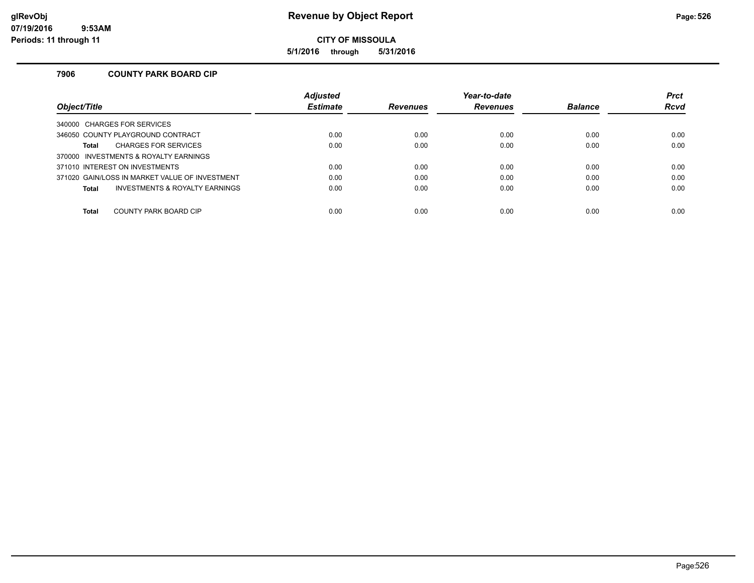# Revenue by Object Report

**CITY OF MISSOULA**

**5/1/2016 through 5/31/2016**

glRevObj
07/19/2016 9:53AM
Periods: 11 through 11

## 7906 COUNTY PARK BOARD CIP

| Object/Title | Adjusted Estimate | Revenues | Year-to-date Revenues | Balance | Prct Rcvd |
|---|---|---|---|---|---|
| 340000 CHARGES FOR SERVICES | | | | | |
| 346050 COUNTY PLAYGROUND CONTRACT | 0.00 | 0.00 | 0.00 | 0.00 | 0.00 |
| **Total** CHARGES FOR SERVICES | 0.00 | 0.00 | 0.00 | 0.00 | 0.00 |
| 370000 INVESTMENTS & ROYALTY EARNINGS | | | | | |
| 371010 INTEREST ON INVESTMENTS | 0.00 | 0.00 | 0.00 | 0.00 | 0.00 |
| 371020 GAIN/LOSS IN MARKET VALUE OF INVESTMENT | 0.00 | 0.00 | 0.00 | 0.00 | 0.00 |
| **Total** INVESTMENTS & ROYALTY EARNINGS | 0.00 | 0.00 | 0.00 | 0.00 | 0.00 |
| **Total** COUNTY PARK BOARD CIP | 0.00 | 0.00 | 0.00 | 0.00 | 0.00 |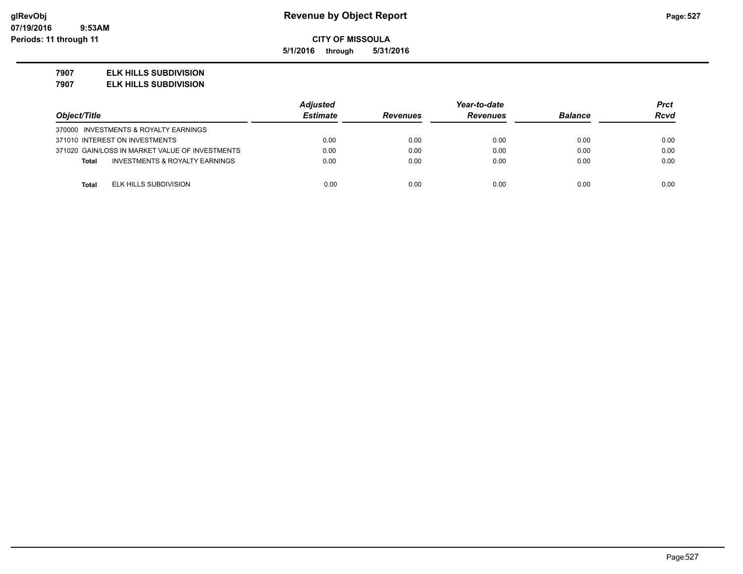**CITY OF MISSOULA**

**5/1/2016 through 5/31/2016**

**7907 ELK HILLS SUBDIVISION**

**7907 ELK HILLS SUBDIVISION**

| Object/Title | | Adjusted Estimate | Revenues | Year-to-date Revenues | Balance | Prct Rcvd |
|---|---|---|---|---|---|---|
| 370000 INVESTMENTS & ROYALTY EARNINGS | | | | | | |
| 371010 INTEREST ON INVESTMENTS | | 0.00 | 0.00 | 0.00 | 0.00 | 0.00 |
| 371020 GAIN/LOSS IN MARKET VALUE OF INVESTMENTS | | 0.00 | 0.00 | 0.00 | 0.00 | 0.00 |
| **Total** | INVESTMENTS & ROYALTY EARNINGS | 0.00 | 0.00 | 0.00 | 0.00 | 0.00 |
| **Total** | ELK HILLS SUBDIVISION | 0.00 | 0.00 | 0.00 | 0.00 | 0.00 |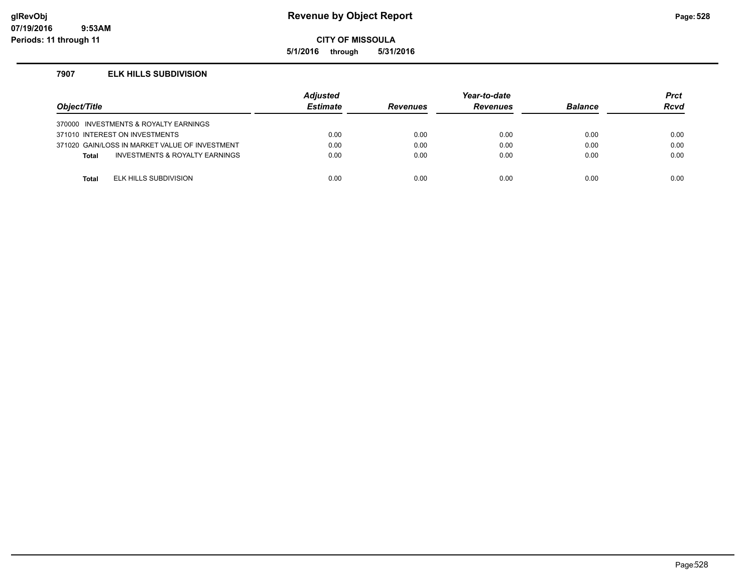# Revenue by Object Report

**CITY OF MISSOULA**

**5/1/2016 through 5/31/2016**

glRevObj
07/19/2016 9:53AM
Periods: 11 through 11

### 7907 ELK HILLS SUBDIVISION

| Object/Title | Adjusted Estimate | Revenues | Year-to-date Revenues | Balance | Prct Rcvd |
|---|---|---|---|---|---|
| 370000 INVESTMENTS & ROYALTY EARNINGS | | | | | |
| 371010 INTEREST ON INVESTMENTS | 0.00 | 0.00 | 0.00 | 0.00 | 0.00 |
| 371020 GAIN/LOSS IN MARKET VALUE OF INVESTMENT | 0.00 | 0.00 | 0.00 | 0.00 | 0.00 |
| **Total** INVESTMENTS & ROYALTY EARNINGS | 0.00 | 0.00 | 0.00 | 0.00 | 0.00 |
| | | | | | |
| **Total** ELK HILLS SUBDIVISION | 0.00 | 0.00 | 0.00 | 0.00 | 0.00 |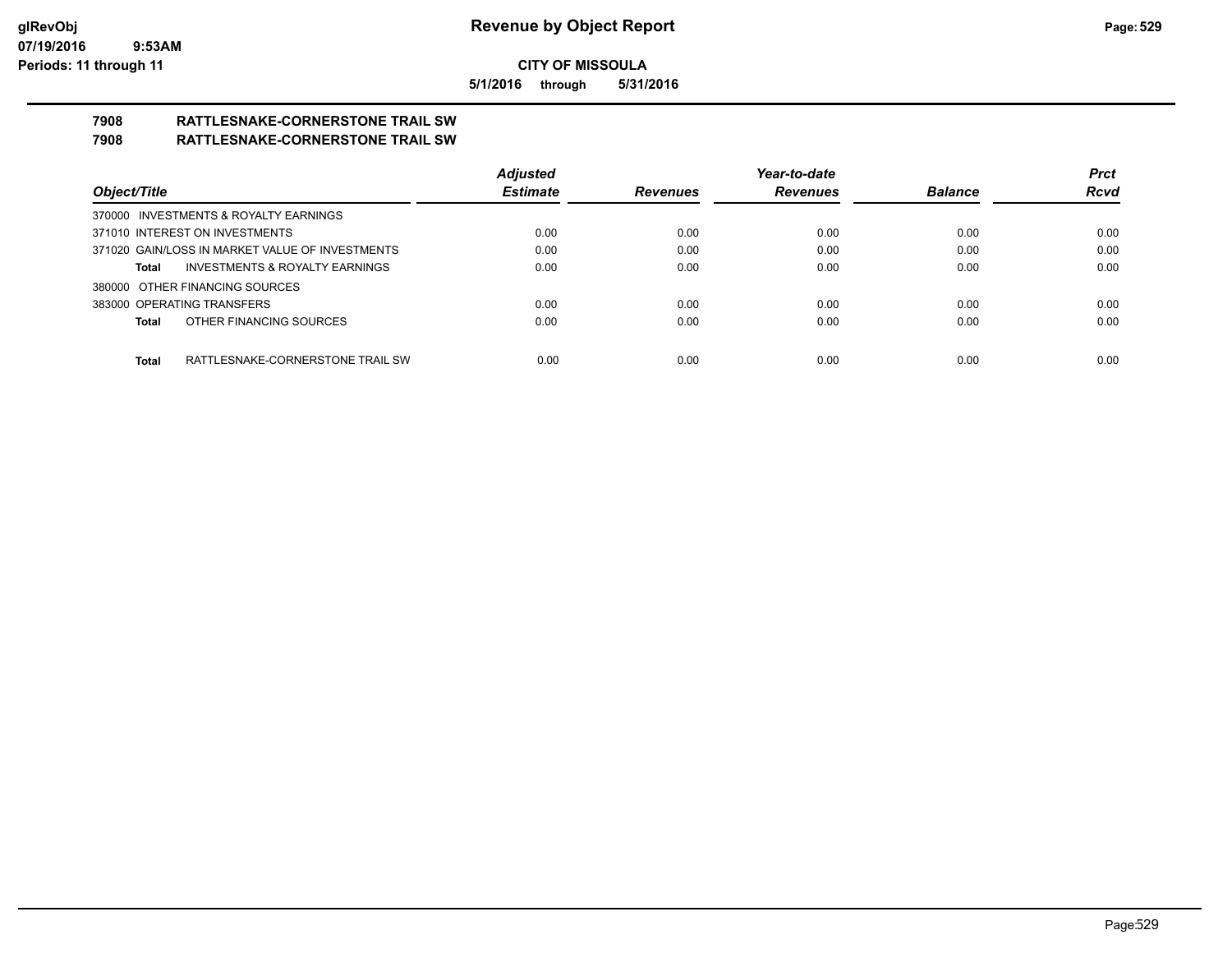**CITY OF MISSOULA**

**5/1/2016 through 5/31/2016**

**7908 RATTLESNAKE-CORNERSTONE TRAIL SW**

**7908 RATTLESNAKE-CORNERSTONE TRAIL SW**

| Object/Title | Adjusted Estimate | Revenues | Year-to-date Revenues | Balance | Prct Rcvd |
|---|---|---|---|---|---|
| 370000 INVESTMENTS & ROYALTY EARNINGS | | | | | |
| 371010 INTEREST ON INVESTMENTS | 0.00 | 0.00 | 0.00 | 0.00 | 0.00 |
| 371020 GAIN/LOSS IN MARKET VALUE OF INVESTMENTS | 0.00 | 0.00 | 0.00 | 0.00 | 0.00 |
| **Total** INVESTMENTS & ROYALTY EARNINGS | 0.00 | 0.00 | 0.00 | 0.00 | 0.00 |
| 380000 OTHER FINANCING SOURCES | | | | | |
| 383000 OPERATING TRANSFERS | 0.00 | 0.00 | 0.00 | 0.00 | 0.00 |
| **Total** OTHER FINANCING SOURCES | 0.00 | 0.00 | 0.00 | 0.00 | 0.00 |
| **Total** RATTLESNAKE-CORNERSTONE TRAIL SW | 0.00 | 0.00 | 0.00 | 0.00 | 0.00 |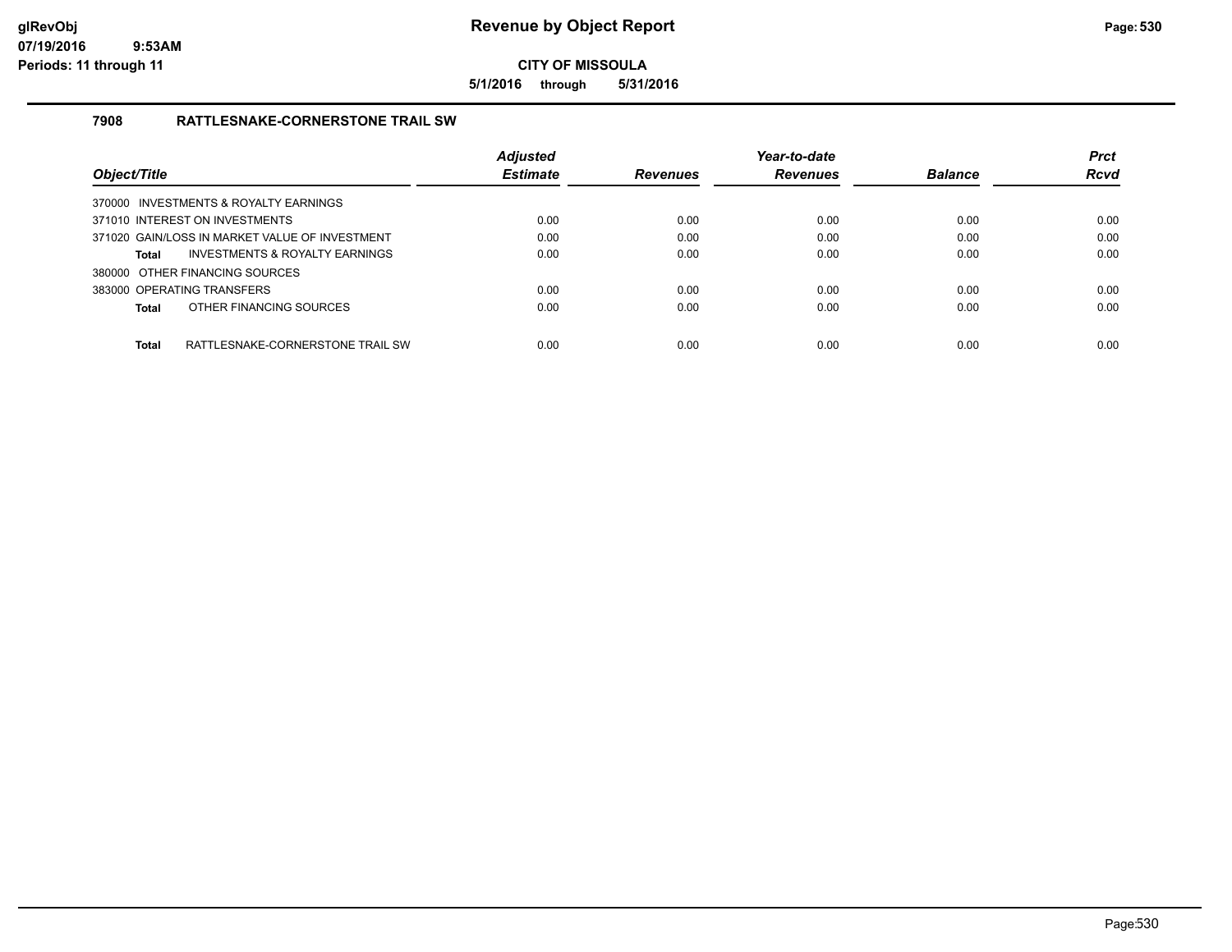# Revenue by Object Report

**CITY OF MISSOULA**

**5/1/2016 through 5/31/2016**

glRevObj
07/19/2016 9:53AM
Periods: 11 through 11

## 7908 RATTLESNAKE-CORNERSTONE TRAIL SW

| Object/Title | Adjusted Estimate | Revenues | Year-to-date Revenues | Balance | Prct Rcvd |
|---|---|---|---|---|---|
| 370000 INVESTMENTS & ROYALTY EARNINGS | | | | | |
| 371010 INTEREST ON INVESTMENTS | 0.00 | 0.00 | 0.00 | 0.00 | 0.00 |
| 371020 GAIN/LOSS IN MARKET VALUE OF INVESTMENT | 0.00 | 0.00 | 0.00 | 0.00 | 0.00 |
| **Total** INVESTMENTS & ROYALTY EARNINGS | 0.00 | 0.00 | 0.00 | 0.00 | 0.00 |
| 380000 OTHER FINANCING SOURCES | | | | | |
| 383000 OPERATING TRANSFERS | 0.00 | 0.00 | 0.00 | 0.00 | 0.00 |
| **Total** OTHER FINANCING SOURCES | 0.00 | 0.00 | 0.00 | 0.00 | 0.00 |
| **Total** RATTLESNAKE-CORNERSTONE TRAIL SW | 0.00 | 0.00 | 0.00 | 0.00 | 0.00 |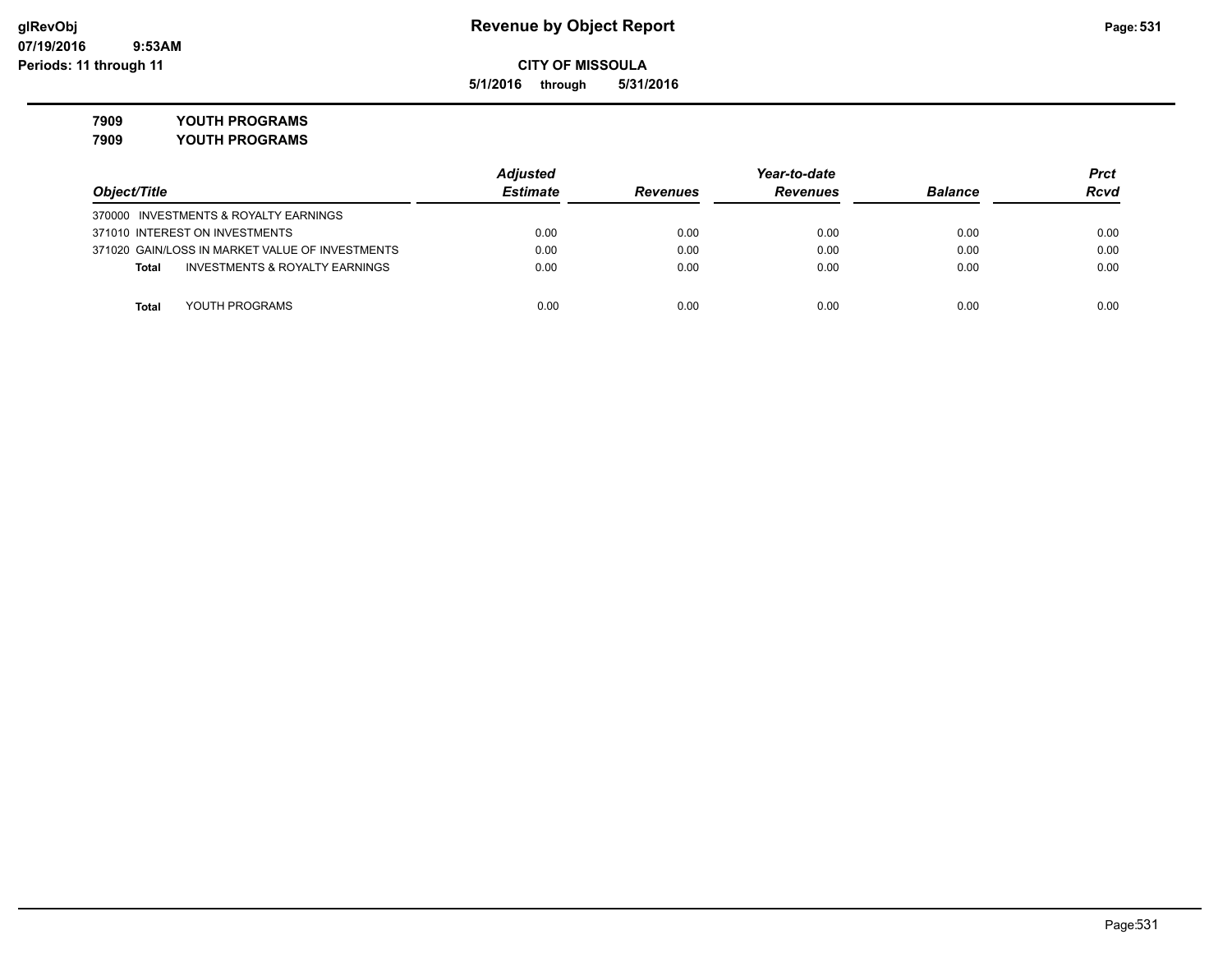**Revenue by Object Report**

**CITY OF MISSOULA**

**5/1/2016 through 5/31/2016**

glRevObj
07/19/2016 9:53AM
Periods: 11 through 11

**7909 YOUTH PROGRAMS**

**7909 YOUTH PROGRAMS**

| Object/Title | Adjusted Estimate | Revenues | Year-to-date Revenues | Balance | Prct Rcvd |
|---|---|---|---|---|---|
| 370000 INVESTMENTS & ROYALTY EARNINGS | | | | | |
| 371010 INTEREST ON INVESTMENTS | 0.00 | 0.00 | 0.00 | 0.00 | 0.00 |
| 371020 GAIN/LOSS IN MARKET VALUE OF INVESTMENTS | 0.00 | 0.00 | 0.00 | 0.00 | 0.00 |
| **Total** INVESTMENTS & ROYALTY EARNINGS | 0.00 | 0.00 | 0.00 | 0.00 | 0.00 |
| **Total** YOUTH PROGRAMS | 0.00 | 0.00 | 0.00 | 0.00 | 0.00 |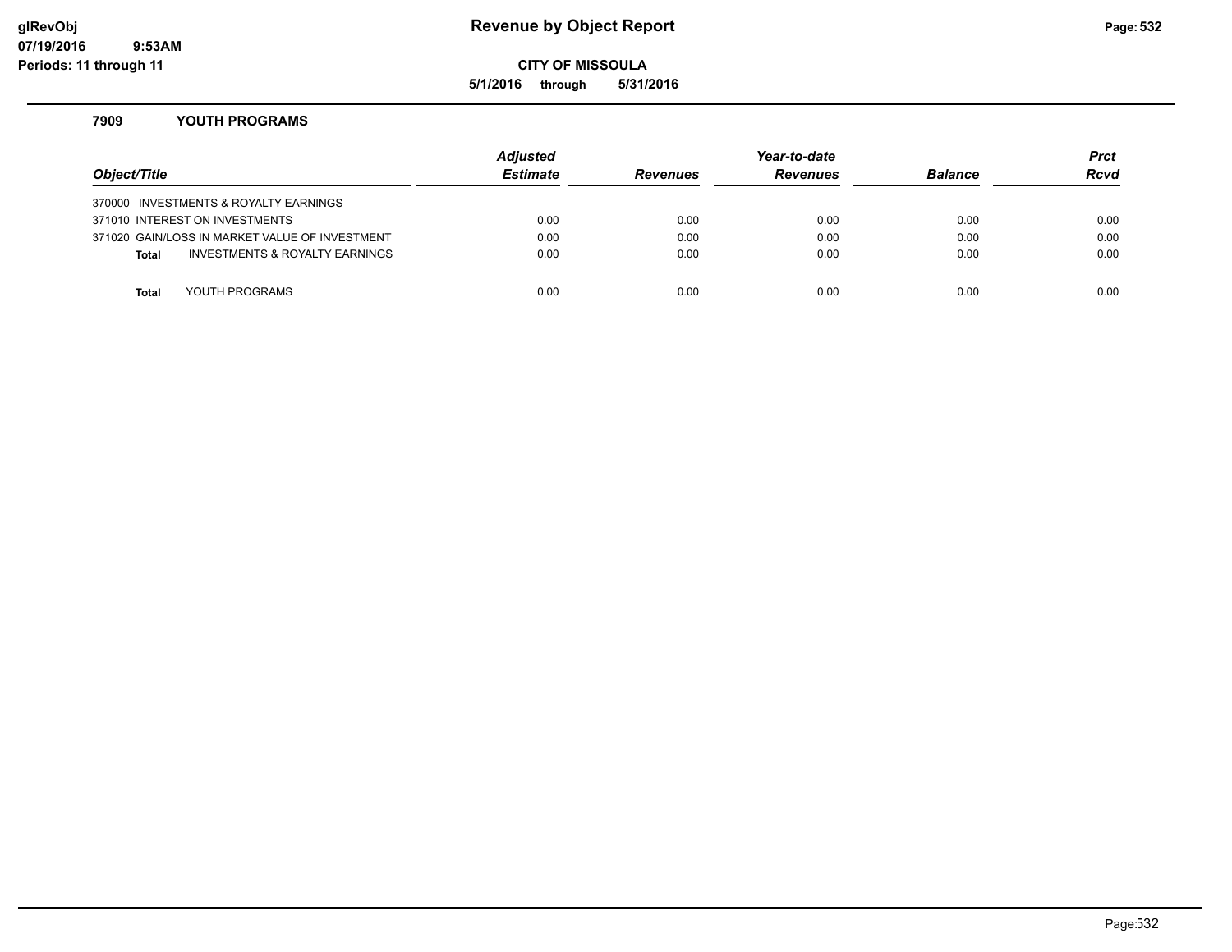# Revenue by Object Report

**CITY OF MISSOULA**

**5/1/2016 through 5/31/2016**

glRevObj
07/19/2016 9:53AM
Periods: 11 through 11

## 7909 YOUTH PROGRAMS

| Object/Title | Adjusted Estimate | Revenues | Year-to-date Revenues | Balance | Prct Rcvd |
|---|---|---|---|---|---|
| 370000 INVESTMENTS & ROYALTY EARNINGS | | | | | |
| 371010 INTEREST ON INVESTMENTS | 0.00 | 0.00 | 0.00 | 0.00 | 0.00 |
| 371020 GAIN/LOSS IN MARKET VALUE OF INVESTMENT | 0.00 | 0.00 | 0.00 | 0.00 | 0.00 |
| **Total** INVESTMENTS & ROYALTY EARNINGS | 0.00 | 0.00 | 0.00 | 0.00 | 0.00 |
| **Total** YOUTH PROGRAMS | 0.00 | 0.00 | 0.00 | 0.00 | 0.00 |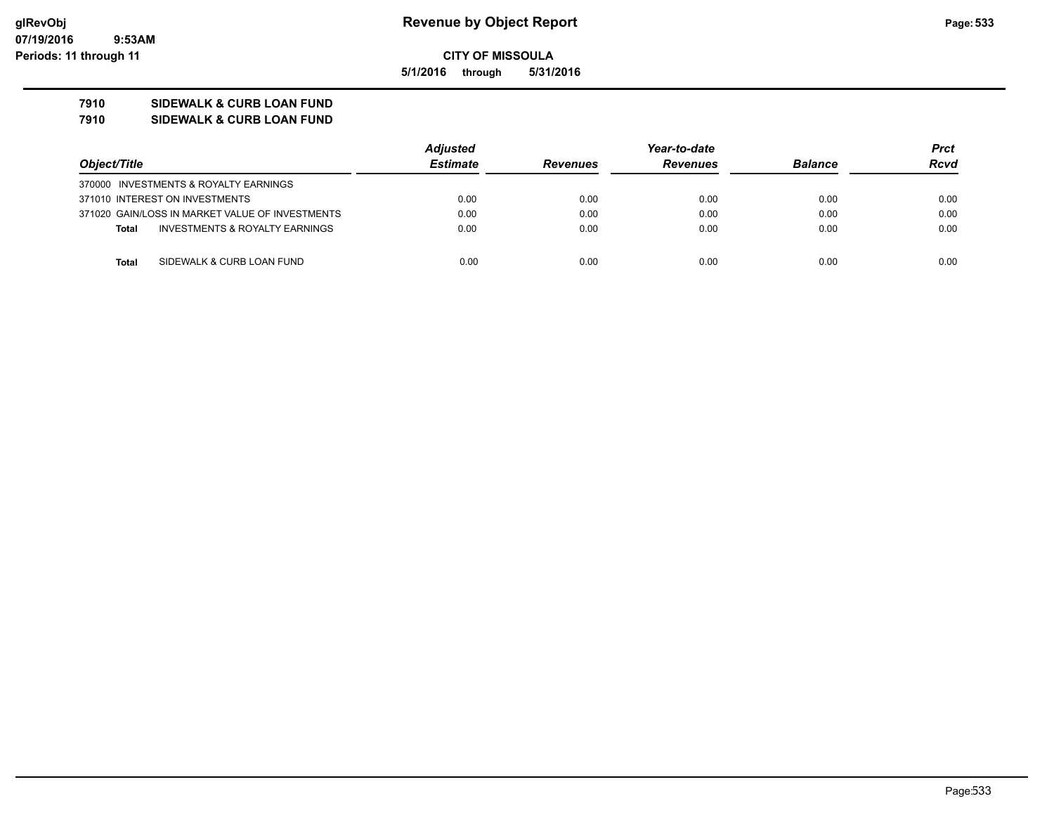# Revenue by Object Report

glRevObj
07/19/2016 9:53AM
Periods: 11 through 11

**CITY OF MISSOULA**

**5/1/2016 through 5/31/2016**

**7910 SIDEWALK & CURB LOAN FUND**
**7910 SIDEWALK & CURB LOAN FUND**

| Object/Title | Adjusted Estimate | Revenues | Year-to-date Revenues | Balance | Prct Rcvd |
|---|---|---|---|---|---|
| 370000 INVESTMENTS & ROYALTY EARNINGS | | | | | |
| 371010 INTEREST ON INVESTMENTS | 0.00 | 0.00 | 0.00 | 0.00 | 0.00 |
| 371020 GAIN/LOSS IN MARKET VALUE OF INVESTMENTS | 0.00 | 0.00 | 0.00 | 0.00 | 0.00 |
| **Total** INVESTMENTS & ROYALTY EARNINGS | 0.00 | 0.00 | 0.00 | 0.00 | 0.00 |
| **Total** SIDEWALK & CURB LOAN FUND | 0.00 | 0.00 | 0.00 | 0.00 | 0.00 |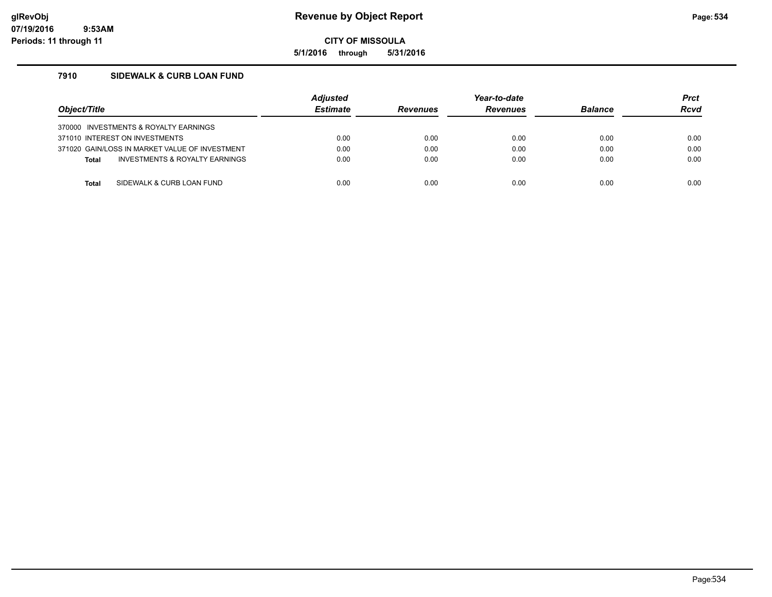# Revenue by Object Report

glRevObj
07/19/2016 9:53AM
Periods: 11 through 11

**CITY OF MISSOULA**

**5/1/2016 through 5/31/2016**

## 7910 SIDEWALK & CURB LOAN FUND

| Object/Title | Adjusted Estimate | Revenues | Year-to-date Revenues | Balance | Prct Rcvd |
|---|---|---|---|---|---|
| 370000 INVESTMENTS & ROYALTY EARNINGS | | | | | |
| 371010 INTEREST ON INVESTMENTS | 0.00 | 0.00 | 0.00 | 0.00 | 0.00 |
| 371020 GAIN/LOSS IN MARKET VALUE OF INVESTMENT | 0.00 | 0.00 | 0.00 | 0.00 | 0.00 |
| **Total** INVESTMENTS & ROYALTY EARNINGS | 0.00 | 0.00 | 0.00 | 0.00 | 0.00 |
| | | | | | |
| **Total** SIDEWALK & CURB LOAN FUND | 0.00 | 0.00 | 0.00 | 0.00 | 0.00 |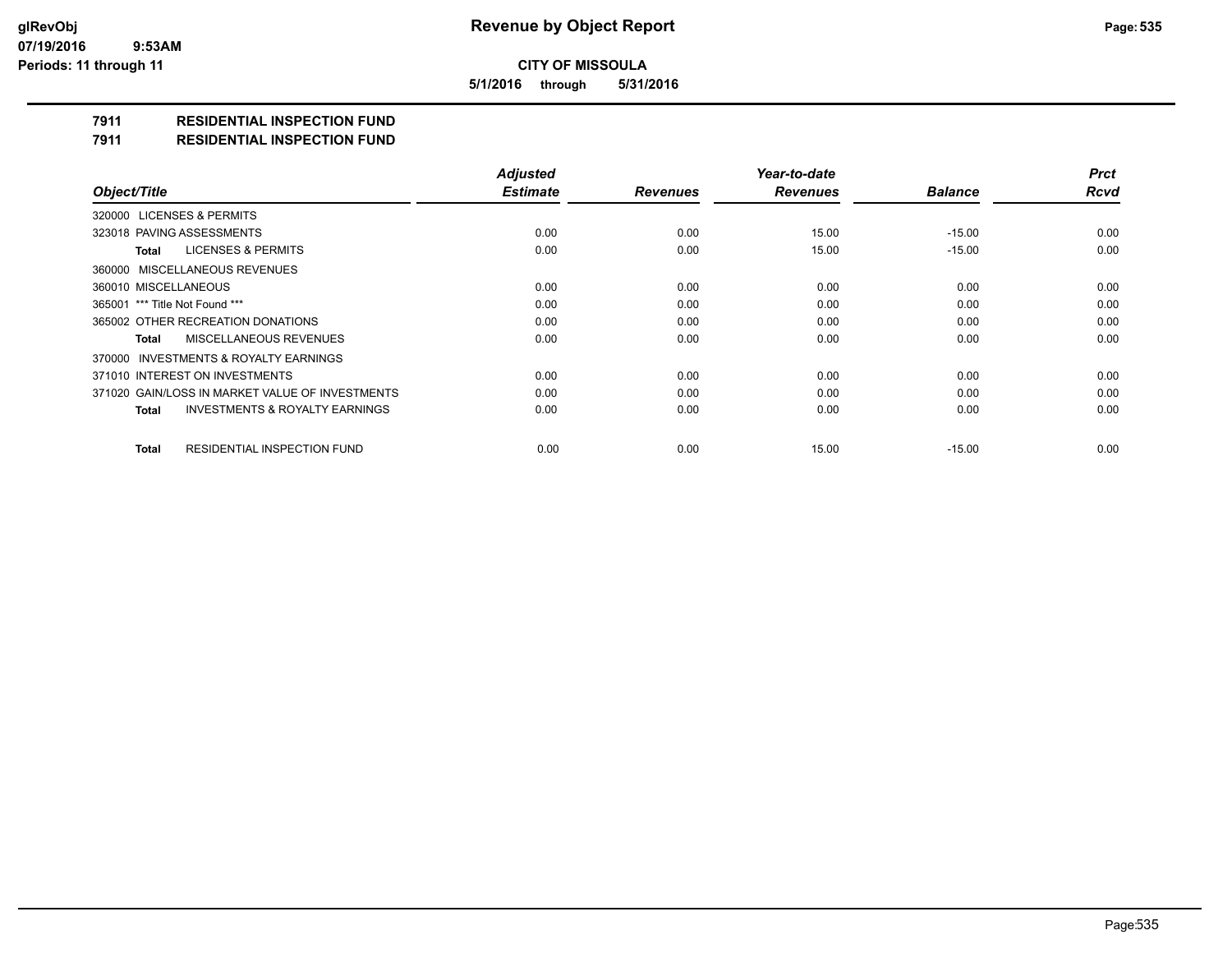**Revenue by Object Report**

**CITY OF MISSOULA**

**5/1/2016 through 5/31/2016**

glRevObj
07/19/2016 9:53AM
Periods: 11 through 11

## 7911 RESIDENTIAL INSPECTION FUND

## 7911 RESIDENTIAL INSPECTION FUND

| Object/Title | Adjusted Estimate | Revenues | Year-to-date Revenues | Balance | Prct Rcvd |
|---|---|---|---|---|---|
| 320000 LICENSES & PERMITS | | | | | |
| 323018 PAVING ASSESSMENTS | 0.00 | 0.00 | 15.00 | -15.00 | 0.00 |
| **Total** LICENSES & PERMITS | 0.00 | 0.00 | 15.00 | -15.00 | 0.00 |
| 360000 MISCELLANEOUS REVENUES | | | | | |
| 360010 MISCELLANEOUS | 0.00 | 0.00 | 0.00 | 0.00 | 0.00 |
| 365001 *** Title Not Found *** | 0.00 | 0.00 | 0.00 | 0.00 | 0.00 |
| 365002 OTHER RECREATION DONATIONS | 0.00 | 0.00 | 0.00 | 0.00 | 0.00 |
| **Total** MISCELLANEOUS REVENUES | 0.00 | 0.00 | 0.00 | 0.00 | 0.00 |
| 370000 INVESTMENTS & ROYALTY EARNINGS | | | | | |
| 371010 INTEREST ON INVESTMENTS | 0.00 | 0.00 | 0.00 | 0.00 | 0.00 |
| 371020 GAIN/LOSS IN MARKET VALUE OF INVESTMENTS | 0.00 | 0.00 | 0.00 | 0.00 | 0.00 |
| **Total** INVESTMENTS & ROYALTY EARNINGS | 0.00 | 0.00 | 0.00 | 0.00 | 0.00 |
| **Total** RESIDENTIAL INSPECTION FUND | 0.00 | 0.00 | 15.00 | -15.00 | 0.00 |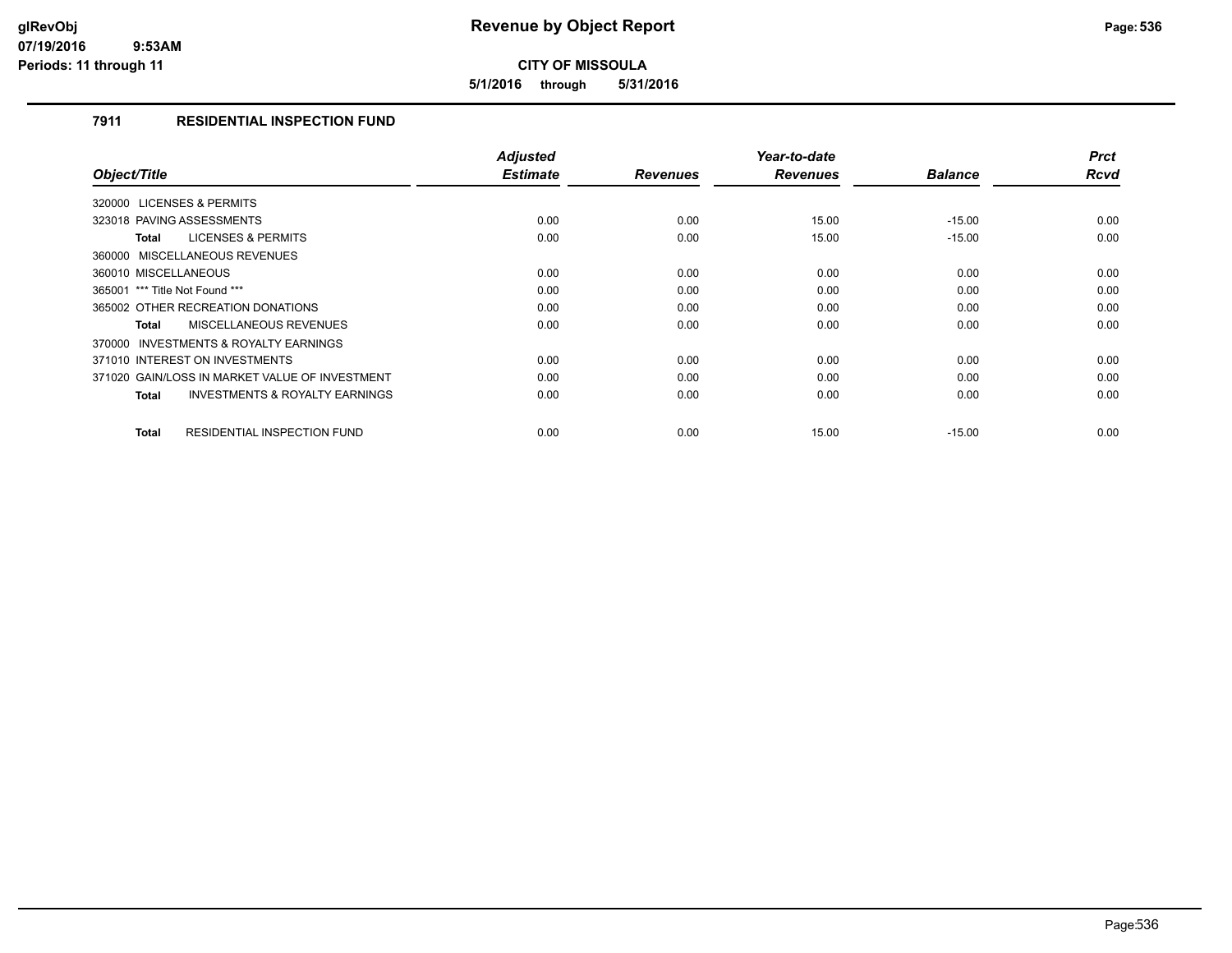**CITY OF MISSOULA**

**5/1/2016 through 5/31/2016**

### 7911 RESIDENTIAL INSPECTION FUND

| Object/Title | Adjusted Estimate | Revenues | Year-to-date Revenues | Balance | Prct Rcvd |
|---|---|---|---|---|---|
| 320000 LICENSES & PERMITS | | | | | |
| 323018 PAVING ASSESSMENTS | 0.00 | 0.00 | 15.00 | -15.00 | 0.00 |
| **Total** LICENSES & PERMITS | 0.00 | 0.00 | 15.00 | -15.00 | 0.00 |
| 360000 MISCELLANEOUS REVENUES | | | | | |
| 360010 MISCELLANEOUS | 0.00 | 0.00 | 0.00 | 0.00 | 0.00 |
| 365001 *** Title Not Found *** | 0.00 | 0.00 | 0.00 | 0.00 | 0.00 |
| 365002 OTHER RECREATION DONATIONS | 0.00 | 0.00 | 0.00 | 0.00 | 0.00 |
| **Total** MISCELLANEOUS REVENUES | 0.00 | 0.00 | 0.00 | 0.00 | 0.00 |
| 370000 INVESTMENTS & ROYALTY EARNINGS | | | | | |
| 371010 INTEREST ON INVESTMENTS | 0.00 | 0.00 | 0.00 | 0.00 | 0.00 |
| 371020 GAIN/LOSS IN MARKET VALUE OF INVESTMENT | 0.00 | 0.00 | 0.00 | 0.00 | 0.00 |
| **Total** INVESTMENTS & ROYALTY EARNINGS | 0.00 | 0.00 | 0.00 | 0.00 | 0.00 |
| **Total** RESIDENTIAL INSPECTION FUND | 0.00 | 0.00 | 15.00 | -15.00 | 0.00 |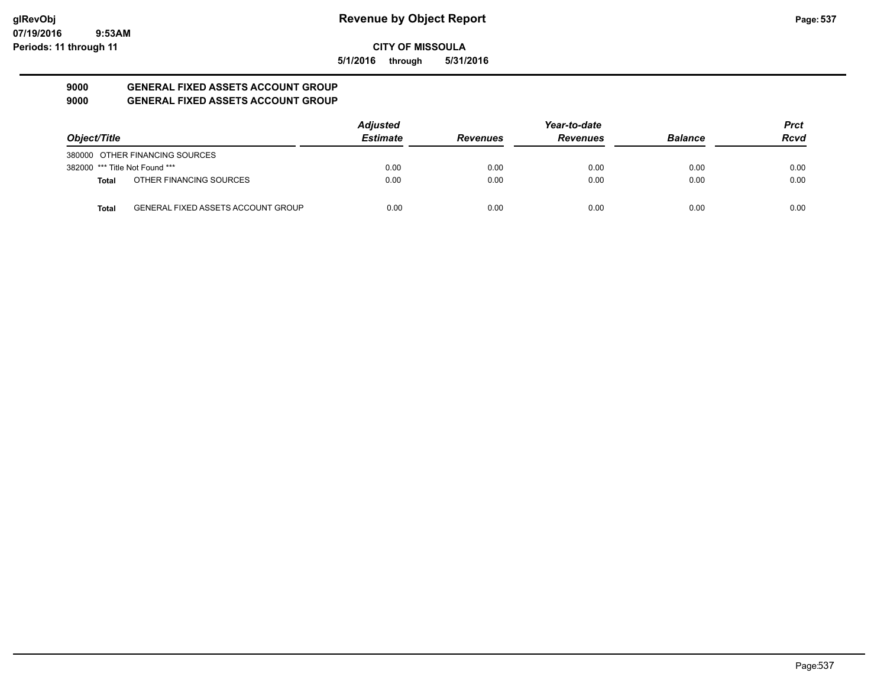# Revenue by Object Report

glRevObj
07/19/2016 9:53AM
Periods: 11 through 11

**CITY OF MISSOULA**

**5/1/2016 through 5/31/2016**

**9000 GENERAL FIXED ASSETS ACCOUNT GROUP**

**9000 GENERAL FIXED ASSETS ACCOUNT GROUP**

| Object/Title | Adjusted Estimate | Revenues | Year-to-date Revenues | Balance | Prct Rcvd |
|---|---|---|---|---|---|
| 380000 OTHER FINANCING SOURCES | | | | | |
| 382000 *** Title Not Found *** | 0.00 | 0.00 | 0.00 | 0.00 | 0.00 |
| **Total** OTHER FINANCING SOURCES | 0.00 | 0.00 | 0.00 | 0.00 | 0.00 |
| **Total** GENERAL FIXED ASSETS ACCOUNT GROUP | 0.00 | 0.00 | 0.00 | 0.00 | 0.00 |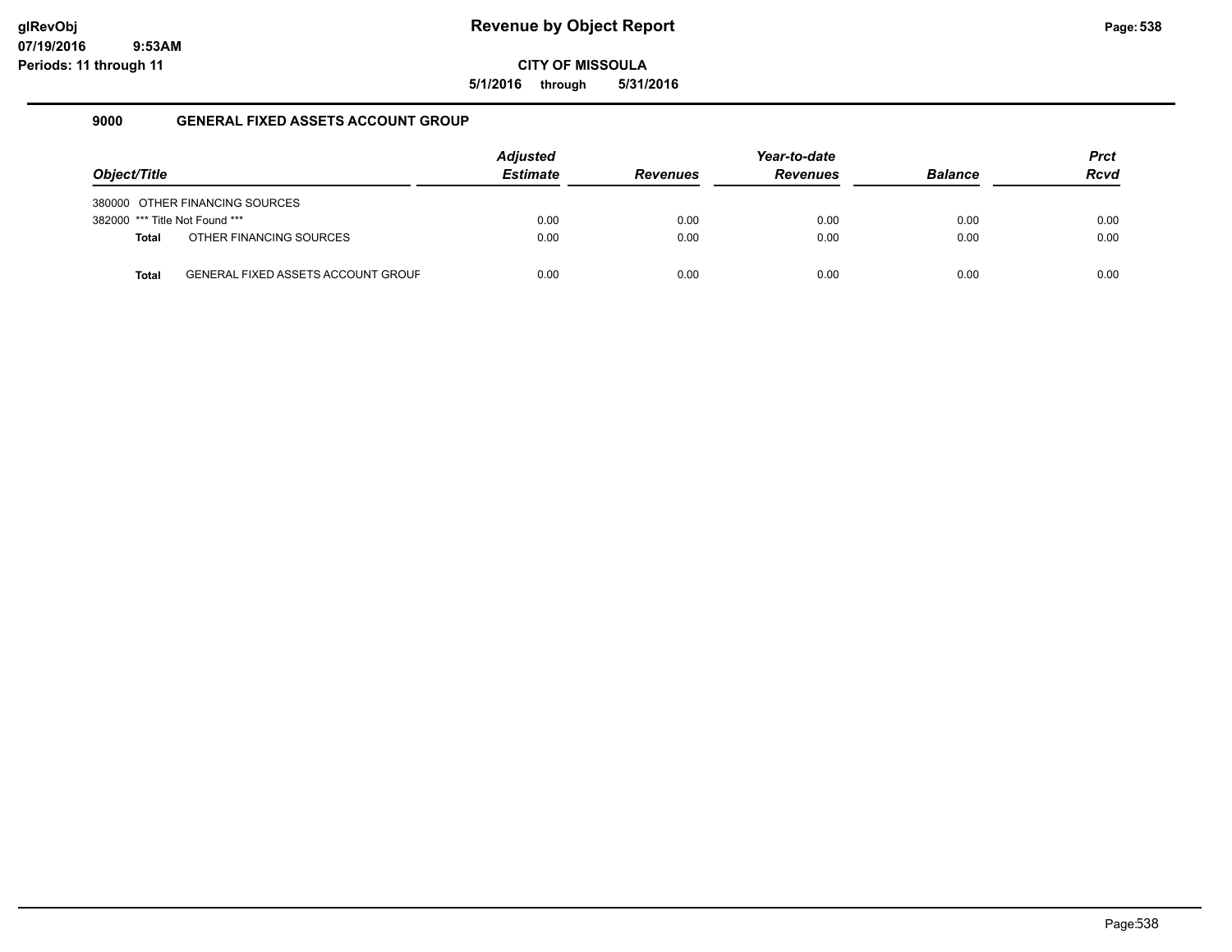# Revenue by Object Report

**CITY OF MISSOULA**

**5/1/2016 through 5/31/2016**

## 9000 GENERAL FIXED ASSETS ACCOUNT GROUP

| Object/Title | | Adjusted Estimate | Revenues | Year-to-date Revenues | Balance | Prct Rcvd |
|---|---|---|---|---|---|---|
| 380000 | OTHER FINANCING SOURCES | | | | | |
| 382000 | *** Title Not Found *** | 0.00 | 0.00 | 0.00 | 0.00 | 0.00 |
| **Total** | OTHER FINANCING SOURCES | 0.00 | 0.00 | 0.00 | 0.00 | 0.00 |
| **Total** | GENERAL FIXED ASSETS ACCOUNT GROUF | 0.00 | 0.00 | 0.00 | 0.00 | 0.00 |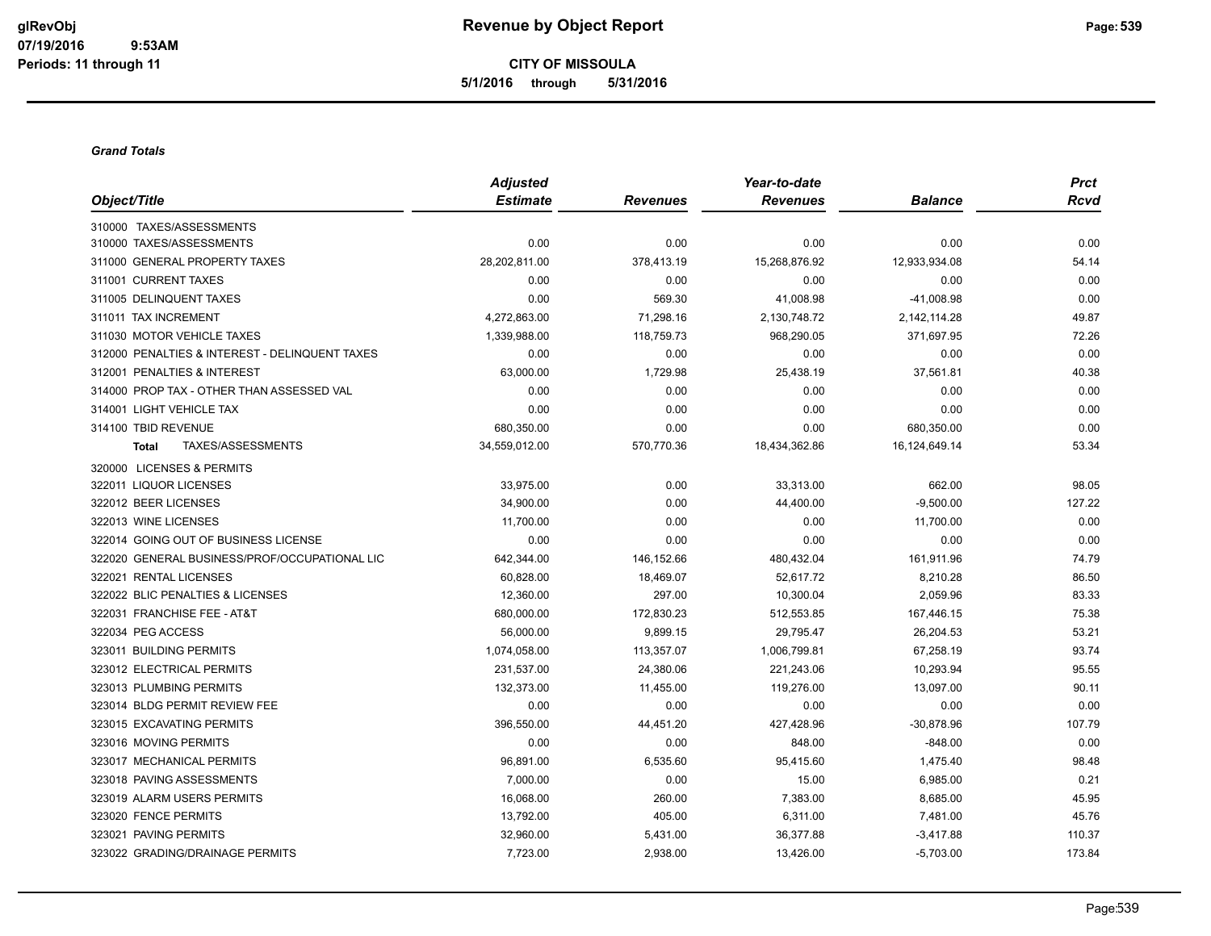# Revenue by Object Report

**CITY OF MISSOULA**

**5/1/2016 through 5/31/2016**

glRevObj
07/19/2016 9:53AM
Periods: 11 through 11

***Grand Totals***

| Object/Title | Adjusted Estimate | Revenues | Year-to-date Revenues | Balance | Prct Rcvd |
|---|---|---|---|---|---|
| 310000 TAXES/ASSESSMENTS | | | | | |
| 310000 TAXES/ASSESSMENTS | 0.00 | 0.00 | 0.00 | 0.00 | 0.00 |
| 311000 GENERAL PROPERTY TAXES | 28,202,811.00 | 378,413.19 | 15,268,876.92 | 12,933,934.08 | 54.14 |
| 311001 CURRENT TAXES | 0.00 | 0.00 | 0.00 | 0.00 | 0.00 |
| 311005 DELINQUENT TAXES | 0.00 | 569.30 | 41,008.98 | -41,008.98 | 0.00 |
| 311011 TAX INCREMENT | 4,272,863.00 | 71,298.16 | 2,130,748.72 | 2,142,114.28 | 49.87 |
| 311030 MOTOR VEHICLE TAXES | 1,339,988.00 | 118,759.73 | 968,290.05 | 371,697.95 | 72.26 |
| 312000 PENALTIES & INTEREST - DELINQUENT TAXES | 0.00 | 0.00 | 0.00 | 0.00 | 0.00 |
| 312001 PENALTIES & INTEREST | 63,000.00 | 1,729.98 | 25,438.19 | 37,561.81 | 40.38 |
| 314000 PROP TAX - OTHER THAN ASSESSED VAL | 0.00 | 0.00 | 0.00 | 0.00 | 0.00 |
| 314001 LIGHT VEHICLE TAX | 0.00 | 0.00 | 0.00 | 0.00 | 0.00 |
| 314100 TBID REVENUE | 680,350.00 | 0.00 | 0.00 | 680,350.00 | 0.00 |
| **Total** TAXES/ASSESSMENTS | 34,559,012.00 | 570,770.36 | 18,434,362.86 | 16,124,649.14 | 53.34 |
| 320000 LICENSES & PERMITS | | | | | |
| 322011 LIQUOR LICENSES | 33,975.00 | 0.00 | 33,313.00 | 662.00 | 98.05 |
| 322012 BEER LICENSES | 34,900.00 | 0.00 | 44,400.00 | -9,500.00 | 127.22 |
| 322013 WINE LICENSES | 11,700.00 | 0.00 | 0.00 | 11,700.00 | 0.00 |
| 322014 GOING OUT OF BUSINESS LICENSE | 0.00 | 0.00 | 0.00 | 0.00 | 0.00 |
| 322020 GENERAL BUSINESS/PROF/OCCUPATIONAL LIC | 642,344.00 | 146,152.66 | 480,432.04 | 161,911.96 | 74.79 |
| 322021 RENTAL LICENSES | 60,828.00 | 18,469.07 | 52,617.72 | 8,210.28 | 86.50 |
| 322022 BLIC PENALTIES & LICENSES | 12,360.00 | 297.00 | 10,300.04 | 2,059.96 | 83.33 |
| 322031 FRANCHISE FEE - AT&T | 680,000.00 | 172,830.23 | 512,553.85 | 167,446.15 | 75.38 |
| 322034 PEG ACCESS | 56,000.00 | 9,899.15 | 29,795.47 | 26,204.53 | 53.21 |
| 323011 BUILDING PERMITS | 1,074,058.00 | 113,357.07 | 1,006,799.81 | 67,258.19 | 93.74 |
| 323012 ELECTRICAL PERMITS | 231,537.00 | 24,380.06 | 221,243.06 | 10,293.94 | 95.55 |
| 323013 PLUMBING PERMITS | 132,373.00 | 11,455.00 | 119,276.00 | 13,097.00 | 90.11 |
| 323014 BLDG PERMIT REVIEW FEE | 0.00 | 0.00 | 0.00 | 0.00 | 0.00 |
| 323015 EXCAVATING PERMITS | 396,550.00 | 44,451.20 | 427,428.96 | -30,878.96 | 107.79 |
| 323016 MOVING PERMITS | 0.00 | 0.00 | 848.00 | -848.00 | 0.00 |
| 323017 MECHANICAL PERMITS | 96,891.00 | 6,535.60 | 95,415.60 | 1,475.40 | 98.48 |
| 323018 PAVING ASSESSMENTS | 7,000.00 | 0.00 | 15.00 | 6,985.00 | 0.21 |
| 323019 ALARM USERS PERMITS | 16,068.00 | 260.00 | 7,383.00 | 8,685.00 | 45.95 |
| 323020 FENCE PERMITS | 13,792.00 | 405.00 | 6,311.00 | 7,481.00 | 45.76 |
| 323021 PAVING PERMITS | 32,960.00 | 5,431.00 | 36,377.88 | -3,417.88 | 110.37 |
| 323022 GRADING/DRAINAGE PERMITS | 7,723.00 | 2,938.00 | 13,426.00 | -5,703.00 | 173.84 |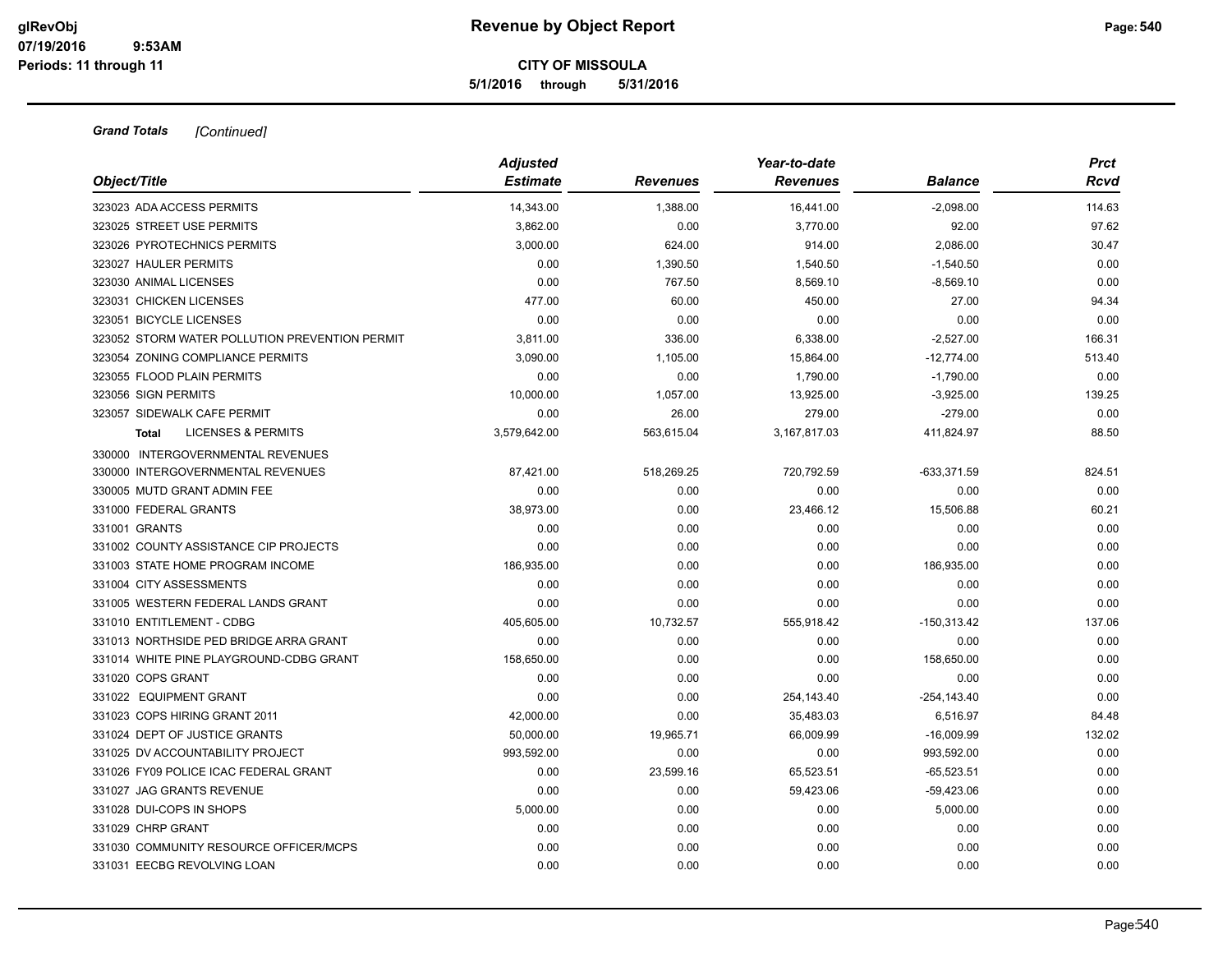**CITY OF MISSOULA**

**5/1/2016 through 5/31/2016**

***Grand Totals*** *[Continued]*

| Object/Title | Adjusted Estimate | Revenues | Year-to-date Revenues | Balance | Prct Rcvd |
|---|---|---|---|---|---|
| 323023 ADA ACCESS PERMITS | 14,343.00 | 1,388.00 | 16,441.00 | -2,098.00 | 114.63 |
| 323025 STREET USE PERMITS | 3,862.00 | 0.00 | 3,770.00 | 92.00 | 97.62 |
| 323026 PYROTECHNICS PERMITS | 3,000.00 | 624.00 | 914.00 | 2,086.00 | 30.47 |
| 323027 HAULER PERMITS | 0.00 | 1,390.50 | 1,540.50 | -1,540.50 | 0.00 |
| 323030 ANIMAL LICENSES | 0.00 | 767.50 | 8,569.10 | -8,569.10 | 0.00 |
| 323031 CHICKEN LICENSES | 477.00 | 60.00 | 450.00 | 27.00 | 94.34 |
| 323051 BICYCLE LICENSES | 0.00 | 0.00 | 0.00 | 0.00 | 0.00 |
| 323052 STORM WATER POLLUTION PREVENTION PERMIT | 3,811.00 | 336.00 | 6,338.00 | -2,527.00 | 166.31 |
| 323054 ZONING COMPLIANCE PERMITS | 3,090.00 | 1,105.00 | 15,864.00 | -12,774.00 | 513.40 |
| 323055 FLOOD PLAIN PERMITS | 0.00 | 0.00 | 1,790.00 | -1,790.00 | 0.00 |
| 323056 SIGN PERMITS | 10,000.00 | 1,057.00 | 13,925.00 | -3,925.00 | 139.25 |
| 323057 SIDEWALK CAFE PERMIT | 0.00 | 26.00 | 279.00 | -279.00 | 0.00 |
| **Total** LICENSES & PERMITS | 3,579,642.00 | 563,615.04 | 3,167,817.03 | 411,824.97 | 88.50 |
| 330000 INTERGOVERNMENTAL REVENUES | | | | | |
| 330000 INTERGOVERNMENTAL REVENUES | 87,421.00 | 518,269.25 | 720,792.59 | -633,371.59 | 824.51 |
| 330005 MUTD GRANT ADMIN FEE | 0.00 | 0.00 | 0.00 | 0.00 | 0.00 |
| 331000 FEDERAL GRANTS | 38,973.00 | 0.00 | 23,466.12 | 15,506.88 | 60.21 |
| 331001 GRANTS | 0.00 | 0.00 | 0.00 | 0.00 | 0.00 |
| 331002 COUNTY ASSISTANCE CIP PROJECTS | 0.00 | 0.00 | 0.00 | 0.00 | 0.00 |
| 331003 STATE HOME PROGRAM INCOME | 186,935.00 | 0.00 | 0.00 | 186,935.00 | 0.00 |
| 331004 CITY ASSESSMENTS | 0.00 | 0.00 | 0.00 | 0.00 | 0.00 |
| 331005 WESTERN FEDERAL LANDS GRANT | 0.00 | 0.00 | 0.00 | 0.00 | 0.00 |
| 331010 ENTITLEMENT - CDBG | 405,605.00 | 10,732.57 | 555,918.42 | -150,313.42 | 137.06 |
| 331013 NORTHSIDE PED BRIDGE ARRA GRANT | 0.00 | 0.00 | 0.00 | 0.00 | 0.00 |
| 331014 WHITE PINE PLAYGROUND-CDBG GRANT | 158,650.00 | 0.00 | 0.00 | 158,650.00 | 0.00 |
| 331020 COPS GRANT | 0.00 | 0.00 | 0.00 | 0.00 | 0.00 |
| 331022 EQUIPMENT GRANT | 0.00 | 0.00 | 254,143.40 | -254,143.40 | 0.00 |
| 331023 COPS HIRING GRANT 2011 | 42,000.00 | 0.00 | 35,483.03 | 6,516.97 | 84.48 |
| 331024 DEPT OF JUSTICE GRANTS | 50,000.00 | 19,965.71 | 66,009.99 | -16,009.99 | 132.02 |
| 331025 DV ACCOUNTABILITY PROJECT | 993,592.00 | 0.00 | 0.00 | 993,592.00 | 0.00 |
| 331026 FY09 POLICE ICAC FEDERAL GRANT | 0.00 | 23,599.16 | 65,523.51 | -65,523.51 | 0.00 |
| 331027 JAG GRANTS REVENUE | 0.00 | 0.00 | 59,423.06 | -59,423.06 | 0.00 |
| 331028 DUI-COPS IN SHOPS | 5,000.00 | 0.00 | 0.00 | 5,000.00 | 0.00 |
| 331029 CHRP GRANT | 0.00 | 0.00 | 0.00 | 0.00 | 0.00 |
| 331030 COMMUNITY RESOURCE OFFICER/MCPS | 0.00 | 0.00 | 0.00 | 0.00 | 0.00 |
| 331031 EECBG REVOLVING LOAN | 0.00 | 0.00 | 0.00 | 0.00 | 0.00 |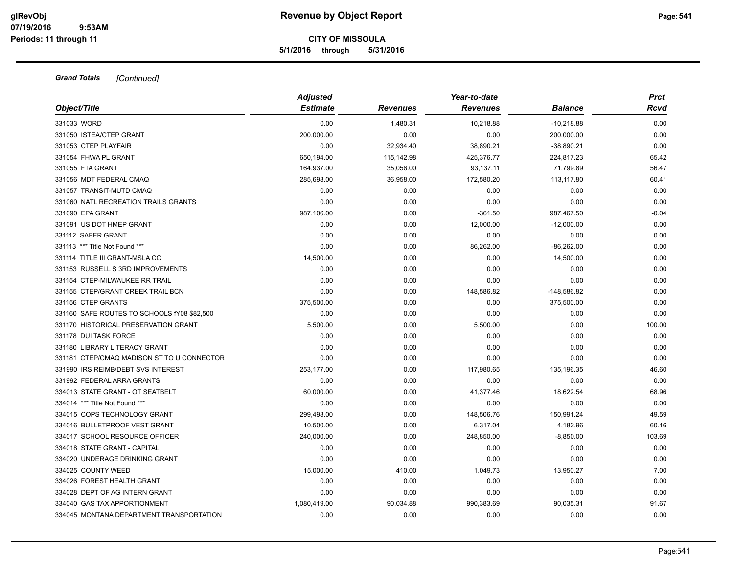# Revenue by Object Report

**CITY OF MISSOULA**

**5/1/2016 through 5/31/2016**

glRevObj
07/19/2016 9:53AM
Periods: 11 through 11

***Grand Totals*** *[Continued]*

| Object/Title | Adjusted Estimate | Revenues | Year-to-date Revenues | Balance | Prct Rcvd |
|---|---|---|---|---|---|
| 331033 WORD | 0.00 | 1,480.31 | 10,218.88 | -10,218.88 | 0.00 |
| 331050 ISTEA/CTEP GRANT | 200,000.00 | 0.00 | 0.00 | 200,000.00 | 0.00 |
| 331053 CTEP PLAYFAIR | 0.00 | 32,934.40 | 38,890.21 | -38,890.21 | 0.00 |
| 331054 FHWA PL GRANT | 650,194.00 | 115,142.98 | 425,376.77 | 224,817.23 | 65.42 |
| 331055 FTA GRANT | 164,937.00 | 35,056.00 | 93,137.11 | 71,799.89 | 56.47 |
| 331056 MDT FEDERAL CMAQ | 285,698.00 | 36,958.00 | 172,580.20 | 113,117.80 | 60.41 |
| 331057 TRANSIT-MUTD CMAQ | 0.00 | 0.00 | 0.00 | 0.00 | 0.00 |
| 331060 NATL RECREATION TRAILS GRANTS | 0.00 | 0.00 | 0.00 | 0.00 | 0.00 |
| 331090 EPA GRANT | 987,106.00 | 0.00 | -361.50 | 987,467.50 | -0.04 |
| 331091 US DOT HMEP GRANT | 0.00 | 0.00 | 12,000.00 | -12,000.00 | 0.00 |
| 331112 SAFER GRANT | 0.00 | 0.00 | 0.00 | 0.00 | 0.00 |
| 331113 *** Title Not Found *** | 0.00 | 0.00 | 86,262.00 | -86,262.00 | 0.00 |
| 331114 TITLE III GRANT-MSLA CO | 14,500.00 | 0.00 | 0.00 | 14,500.00 | 0.00 |
| 331153 RUSSELL S 3RD IMPROVEMENTS | 0.00 | 0.00 | 0.00 | 0.00 | 0.00 |
| 331154 CTEP-MILWAUKEE RR TRAIL | 0.00 | 0.00 | 0.00 | 0.00 | 0.00 |
| 331155 CTEP/GRANT CREEK TRAIL BCN | 0.00 | 0.00 | 148,586.82 | -148,586.82 | 0.00 |
| 331156 CTEP GRANTS | 375,500.00 | 0.00 | 0.00 | 375,500.00 | 0.00 |
| 331160 SAFE ROUTES TO SCHOOLS fY08 $82,500 | 0.00 | 0.00 | 0.00 | 0.00 | 0.00 |
| 331170 HISTORICAL PRESERVATION GRANT | 5,500.00 | 0.00 | 5,500.00 | 0.00 | 100.00 |
| 331178 DUI TASK FORCE | 0.00 | 0.00 | 0.00 | 0.00 | 0.00 |
| 331180 LIBRARY LITERACY GRANT | 0.00 | 0.00 | 0.00 | 0.00 | 0.00 |
| 331181 CTEP/CMAQ MADISON ST TO U CONNECTOR | 0.00 | 0.00 | 0.00 | 0.00 | 0.00 |
| 331990 IRS REIMB/DEBT SVS INTEREST | 253,177.00 | 0.00 | 117,980.65 | 135,196.35 | 46.60 |
| 331992 FEDERAL ARRA GRANTS | 0.00 | 0.00 | 0.00 | 0.00 | 0.00 |
| 334013 STATE GRANT - OT SEATBELT | 60,000.00 | 0.00 | 41,377.46 | 18,622.54 | 68.96 |
| 334014 *** Title Not Found *** | 0.00 | 0.00 | 0.00 | 0.00 | 0.00 |
| 334015 COPS TECHNOLOGY GRANT | 299,498.00 | 0.00 | 148,506.76 | 150,991.24 | 49.59 |
| 334016 BULLETPROOF VEST GRANT | 10,500.00 | 0.00 | 6,317.04 | 4,182.96 | 60.16 |
| 334017 SCHOOL RESOURCE OFFICER | 240,000.00 | 0.00 | 248,850.00 | -8,850.00 | 103.69 |
| 334018 STATE GRANT - CAPITAL | 0.00 | 0.00 | 0.00 | 0.00 | 0.00 |
| 334020 UNDERAGE DRINKING GRANT | 0.00 | 0.00 | 0.00 | 0.00 | 0.00 |
| 334025 COUNTY WEED | 15,000.00 | 410.00 | 1,049.73 | 13,950.27 | 7.00 |
| 334026 FOREST HEALTH GRANT | 0.00 | 0.00 | 0.00 | 0.00 | 0.00 |
| 334028 DEPT OF AG INTERN GRANT | 0.00 | 0.00 | 0.00 | 0.00 | 0.00 |
| 334040 GAS TAX APPORTIONMENT | 1,080,419.00 | 90,034.88 | 990,383.69 | 90,035.31 | 91.67 |
| 334045 MONTANA DEPARTMENT TRANSPORTATION | 0.00 | 0.00 | 0.00 | 0.00 | 0.00 |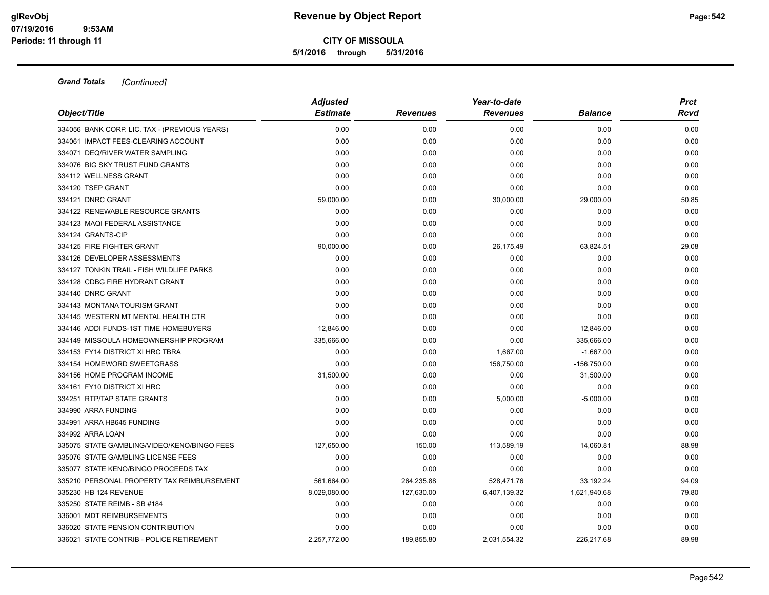**Grand Totals** *[Continued]*

| Object/Title | Adjusted Estimate | Revenues | Year-to-date Revenues | Balance | Prct Rcvd |
|---|---|---|---|---|---|
| 334056 BANK CORP. LIC. TAX - (PREVIOUS YEARS) | 0.00 | 0.00 | 0.00 | 0.00 | 0.00 |
| 334061 IMPACT FEES-CLEARING ACCOUNT | 0.00 | 0.00 | 0.00 | 0.00 | 0.00 |
| 334071 DEQ/RIVER WATER SAMPLING | 0.00 | 0.00 | 0.00 | 0.00 | 0.00 |
| 334076 BIG SKY TRUST FUND GRANTS | 0.00 | 0.00 | 0.00 | 0.00 | 0.00 |
| 334112 WELLNESS GRANT | 0.00 | 0.00 | 0.00 | 0.00 | 0.00 |
| 334120 TSEP GRANT | 0.00 | 0.00 | 0.00 | 0.00 | 0.00 |
| 334121 DNRC GRANT | 59,000.00 | 0.00 | 30,000.00 | 29,000.00 | 50.85 |
| 334122 RENEWABLE RESOURCE GRANTS | 0.00 | 0.00 | 0.00 | 0.00 | 0.00 |
| 334123 MAQI FEDERAL ASSISTANCE | 0.00 | 0.00 | 0.00 | 0.00 | 0.00 |
| 334124 GRANTS-CIP | 0.00 | 0.00 | 0.00 | 0.00 | 0.00 |
| 334125 FIRE FIGHTER GRANT | 90,000.00 | 0.00 | 26,175.49 | 63,824.51 | 29.08 |
| 334126 DEVELOPER ASSESSMENTS | 0.00 | 0.00 | 0.00 | 0.00 | 0.00 |
| 334127 TONKIN TRAIL - FISH WILDLIFE PARKS | 0.00 | 0.00 | 0.00 | 0.00 | 0.00 |
| 334128 CDBG FIRE HYDRANT GRANT | 0.00 | 0.00 | 0.00 | 0.00 | 0.00 |
| 334140 DNRC GRANT | 0.00 | 0.00 | 0.00 | 0.00 | 0.00 |
| 334143 MONTANA TOURISM GRANT | 0.00 | 0.00 | 0.00 | 0.00 | 0.00 |
| 334145 WESTERN MT MENTAL HEALTH CTR | 0.00 | 0.00 | 0.00 | 0.00 | 0.00 |
| 334146 ADDI FUNDS-1ST TIME HOMEBUYERS | 12,846.00 | 0.00 | 0.00 | 12,846.00 | 0.00 |
| 334149 MISSOULA HOMEOWNERSHIP PROGRAM | 335,666.00 | 0.00 | 0.00 | 335,666.00 | 0.00 |
| 334153 FY14 DISTRICT XI HRC TBRA | 0.00 | 0.00 | 1,667.00 | -1,667.00 | 0.00 |
| 334154 HOMEWORD SWEETGRASS | 0.00 | 0.00 | 156,750.00 | -156,750.00 | 0.00 |
| 334156 HOME PROGRAM INCOME | 31,500.00 | 0.00 | 0.00 | 31,500.00 | 0.00 |
| 334161 FY10 DISTRICT XI HRC | 0.00 | 0.00 | 0.00 | 0.00 | 0.00 |
| 334251 RTP/TAP STATE GRANTS | 0.00 | 0.00 | 5,000.00 | -5,000.00 | 0.00 |
| 334990 ARRA FUNDING | 0.00 | 0.00 | 0.00 | 0.00 | 0.00 |
| 334991 ARRA HB645 FUNDING | 0.00 | 0.00 | 0.00 | 0.00 | 0.00 |
| 334992 ARRA LOAN | 0.00 | 0.00 | 0.00 | 0.00 | 0.00 |
| 335075 STATE GAMBLING/VIDEO/KENO/BINGO FEES | 127,650.00 | 150.00 | 113,589.19 | 14,060.81 | 88.98 |
| 335076 STATE GAMBLING LICENSE FEES | 0.00 | 0.00 | 0.00 | 0.00 | 0.00 |
| 335077 STATE KENO/BINGO PROCEEDS TAX | 0.00 | 0.00 | 0.00 | 0.00 | 0.00 |
| 335210 PERSONAL PROPERTY TAX REIMBURSEMENT | 561,664.00 | 264,235.88 | 528,471.76 | 33,192.24 | 94.09 |
| 335230 HB 124 REVENUE | 8,029,080.00 | 127,630.00 | 6,407,139.32 | 1,621,940.68 | 79.80 |
| 335250 STATE REIMB - SB #184 | 0.00 | 0.00 | 0.00 | 0.00 | 0.00 |
| 336001 MDT REIMBURSEMENTS | 0.00 | 0.00 | 0.00 | 0.00 | 0.00 |
| 336020 STATE PENSION CONTRIBUTION | 0.00 | 0.00 | 0.00 | 0.00 | 0.00 |
| 336021 STATE CONTRIB - POLICE RETIREMENT | 2,257,772.00 | 189,855.80 | 2,031,554.32 | 226,217.68 | 89.98 |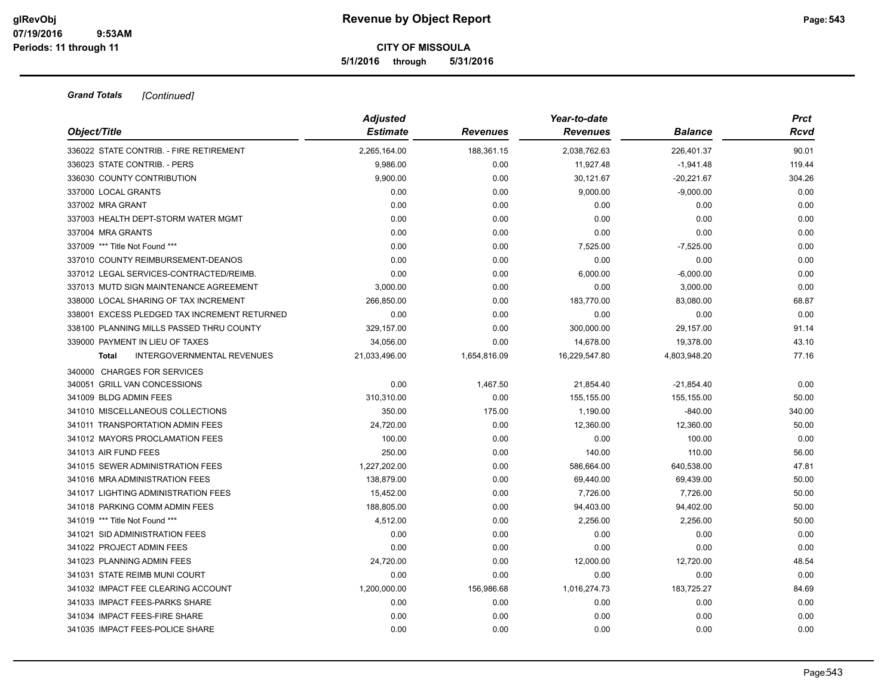# Revenue by Object Report

**CITY OF MISSOULA**

**5/1/2016 through 5/31/2016**

glRevObj
07/19/2016 9:53AM
Periods: 11 through 11

***Grand Totals*** *[Continued]*

| Object/Title | Adjusted Estimate | Revenues | Year-to-date Revenues | Balance | Prct Rcvd |
|---|---|---|---|---|---|
| 336022 STATE CONTRIB. - FIRE RETIREMENT | 2,265,164.00 | 188,361.15 | 2,038,762.63 | 226,401.37 | 90.01 |
| 336023 STATE CONTRIB. - PERS | 9,986.00 | 0.00 | 11,927.48 | -1,941.48 | 119.44 |
| 336030 COUNTY CONTRIBUTION | 9,900.00 | 0.00 | 30,121.67 | -20,221.67 | 304.26 |
| 337000 LOCAL GRANTS | 0.00 | 0.00 | 9,000.00 | -9,000.00 | 0.00 |
| 337002 MRA GRANT | 0.00 | 0.00 | 0.00 | 0.00 | 0.00 |
| 337003 HEALTH DEPT-STORM WATER MGMT | 0.00 | 0.00 | 0.00 | 0.00 | 0.00 |
| 337004 MRA GRANTS | 0.00 | 0.00 | 0.00 | 0.00 | 0.00 |
| 337009 *** Title Not Found *** | 0.00 | 0.00 | 7,525.00 | -7,525.00 | 0.00 |
| 337010 COUNTY REIMBURSEMENT-DEANOS | 0.00 | 0.00 | 0.00 | 0.00 | 0.00 |
| 337012 LEGAL SERVICES-CONTRACTED/REIMB. | 0.00 | 0.00 | 6,000.00 | -6,000.00 | 0.00 |
| 337013 MUTD SIGN MAINTENANCE AGREEMENT | 3,000.00 | 0.00 | 0.00 | 3,000.00 | 0.00 |
| 338000 LOCAL SHARING OF TAX INCREMENT | 266,850.00 | 0.00 | 183,770.00 | 83,080.00 | 68.87 |
| 338001 EXCESS PLEDGED TAX INCREMENT RETURNED | 0.00 | 0.00 | 0.00 | 0.00 | 0.00 |
| 338100 PLANNING MILLS PASSED THRU COUNTY | 329,157.00 | 0.00 | 300,000.00 | 29,157.00 | 91.14 |
| 339000 PAYMENT IN LIEU OF TAXES | 34,056.00 | 0.00 | 14,678.00 | 19,378.00 | 43.10 |
| **Total** INTERGOVERNMENTAL REVENUES | 21,033,496.00 | 1,654,816.09 | 16,229,547.80 | 4,803,948.20 | 77.16 |
| 340000 CHARGES FOR SERVICES | | | | | |
| 340051 GRILL VAN CONCESSIONS | 0.00 | 1,467.50 | 21,854.40 | -21,854.40 | 0.00 |
| 341009 BLDG ADMIN FEES | 310,310.00 | 0.00 | 155,155.00 | 155,155.00 | 50.00 |
| 341010 MISCELLANEOUS COLLECTIONS | 350.00 | 175.00 | 1,190.00 | -840.00 | 340.00 |
| 341011 TRANSPORTATION ADMIN FEES | 24,720.00 | 0.00 | 12,360.00 | 12,360.00 | 50.00 |
| 341012 MAYORS PROCLAMATION FEES | 100.00 | 0.00 | 0.00 | 100.00 | 0.00 |
| 341013 AIR FUND FEES | 250.00 | 0.00 | 140.00 | 110.00 | 56.00 |
| 341015 SEWER ADMINISTRATION FEES | 1,227,202.00 | 0.00 | 586,664.00 | 640,538.00 | 47.81 |
| 341016 MRA ADMINISTRATION FEES | 138,879.00 | 0.00 | 69,440.00 | 69,439.00 | 50.00 |
| 341017 LIGHTING ADMINISTRATION FEES | 15,452.00 | 0.00 | 7,726.00 | 7,726.00 | 50.00 |
| 341018 PARKING COMM ADMIN FEES | 188,805.00 | 0.00 | 94,403.00 | 94,402.00 | 50.00 |
| 341019 *** Title Not Found *** | 4,512.00 | 0.00 | 2,256.00 | 2,256.00 | 50.00 |
| 341021 SID ADMINISTRATION FEES | 0.00 | 0.00 | 0.00 | 0.00 | 0.00 |
| 341022 PROJECT ADMIN FEES | 0.00 | 0.00 | 0.00 | 0.00 | 0.00 |
| 341023 PLANNING ADMIN FEES | 24,720.00 | 0.00 | 12,000.00 | 12,720.00 | 48.54 |
| 341031 STATE REIMB MUNI COURT | 0.00 | 0.00 | 0.00 | 0.00 | 0.00 |
| 341032 IMPACT FEE CLEARING ACCOUNT | 1,200,000.00 | 156,986.68 | 1,016,274.73 | 183,725.27 | 84.69 |
| 341033 IMPACT FEES-PARKS SHARE | 0.00 | 0.00 | 0.00 | 0.00 | 0.00 |
| 341034 IMPACT FEES-FIRE SHARE | 0.00 | 0.00 | 0.00 | 0.00 | 0.00 |
| 341035 IMPACT FEES-POLICE SHARE | 0.00 | 0.00 | 0.00 | 0.00 | 0.00 |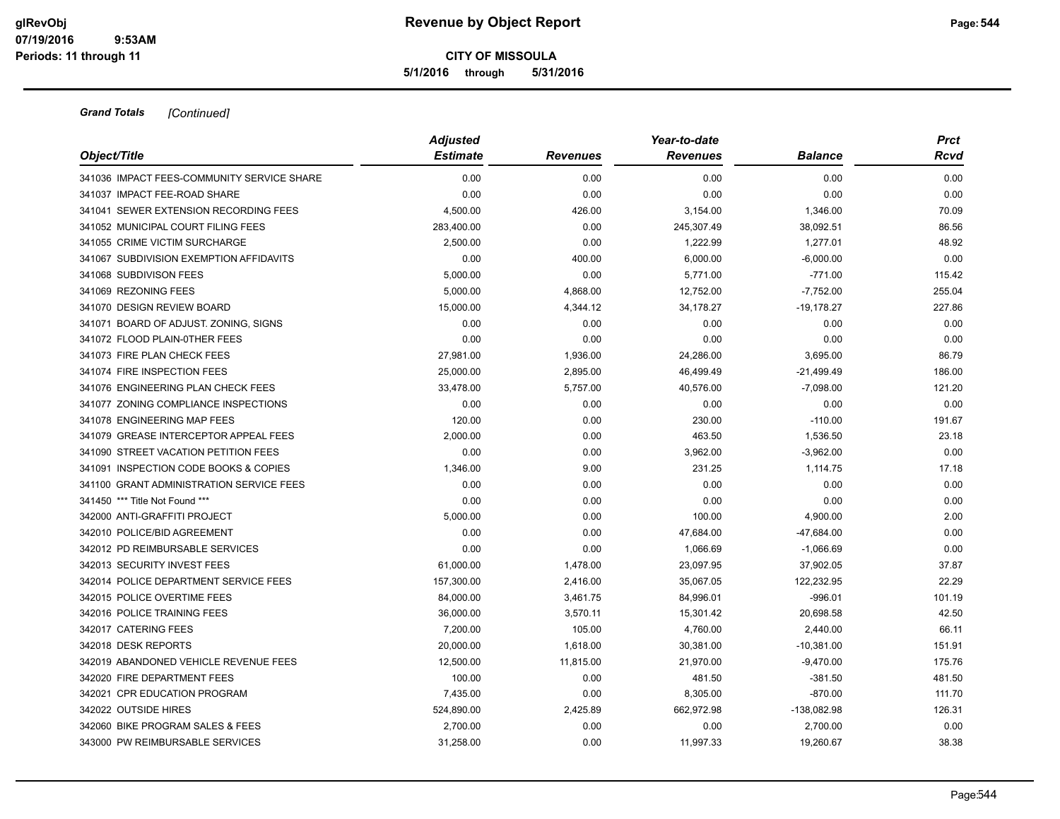**Grand Totals** *[Continued]*

| Object/Title | *Adjusted Estimate* | *Revenues* | *Year-to-date Revenues* | *Balance* | *Prct Rcvd* |
|---|---|---|---|---|---|
| 341036 IMPACT FEES-COMMUNITY SERVICE SHARE | 0.00 | 0.00 | 0.00 | 0.00 | 0.00 |
| 341037 IMPACT FEE-ROAD SHARE | 0.00 | 0.00 | 0.00 | 0.00 | 0.00 |
| 341041 SEWER EXTENSION RECORDING FEES | 4,500.00 | 426.00 | 3,154.00 | 1,346.00 | 70.09 |
| 341052 MUNICIPAL COURT FILING FEES | 283,400.00 | 0.00 | 245,307.49 | 38,092.51 | 86.56 |
| 341055 CRIME VICTIM SURCHARGE | 2,500.00 | 0.00 | 1,222.99 | 1,277.01 | 48.92 |
| 341067 SUBDIVISION EXEMPTION AFFIDAVITS | 0.00 | 400.00 | 6,000.00 | -6,000.00 | 0.00 |
| 341068 SUBDIVISON FEES | 5,000.00 | 0.00 | 5,771.00 | -771.00 | 115.42 |
| 341069 REZONING FEES | 5,000.00 | 4,868.00 | 12,752.00 | -7,752.00 | 255.04 |
| 341070 DESIGN REVIEW BOARD | 15,000.00 | 4,344.12 | 34,178.27 | -19,178.27 | 227.86 |
| 341071 BOARD OF ADJUST. ZONING, SIGNS | 0.00 | 0.00 | 0.00 | 0.00 | 0.00 |
| 341072 FLOOD PLAIN-0THER FEES | 0.00 | 0.00 | 0.00 | 0.00 | 0.00 |
| 341073 FIRE PLAN CHECK FEES | 27,981.00 | 1,936.00 | 24,286.00 | 3,695.00 | 86.79 |
| 341074 FIRE INSPECTION FEES | 25,000.00 | 2,895.00 | 46,499.49 | -21,499.49 | 186.00 |
| 341076 ENGINEERING PLAN CHECK FEES | 33,478.00 | 5,757.00 | 40,576.00 | -7,098.00 | 121.20 |
| 341077 ZONING COMPLIANCE INSPECTIONS | 0.00 | 0.00 | 0.00 | 0.00 | 0.00 |
| 341078 ENGINEERING MAP FEES | 120.00 | 0.00 | 230.00 | -110.00 | 191.67 |
| 341079 GREASE INTERCEPTOR APPEAL FEES | 2,000.00 | 0.00 | 463.50 | 1,536.50 | 23.18 |
| 341090 STREET VACATION PETITION FEES | 0.00 | 0.00 | 3,962.00 | -3,962.00 | 0.00 |
| 341091 INSPECTION CODE BOOKS & COPIES | 1,346.00 | 9.00 | 231.25 | 1,114.75 | 17.18 |
| 341100 GRANT ADMINISTRATION SERVICE FEES | 0.00 | 0.00 | 0.00 | 0.00 | 0.00 |
| 341450 *** Title Not Found *** | 0.00 | 0.00 | 0.00 | 0.00 | 0.00 |
| 342000 ANTI-GRAFFITI PROJECT | 5,000.00 | 0.00 | 100.00 | 4,900.00 | 2.00 |
| 342010 POLICE/BID AGREEMENT | 0.00 | 0.00 | 47,684.00 | -47,684.00 | 0.00 |
| 342012 PD REIMBURSABLE SERVICES | 0.00 | 0.00 | 1,066.69 | -1,066.69 | 0.00 |
| 342013 SECURITY INVEST FEES | 61,000.00 | 1,478.00 | 23,097.95 | 37,902.05 | 37.87 |
| 342014 POLICE DEPARTMENT SERVICE FEES | 157,300.00 | 2,416.00 | 35,067.05 | 122,232.95 | 22.29 |
| 342015 POLICE OVERTIME FEES | 84,000.00 | 3,461.75 | 84,996.01 | -996.01 | 101.19 |
| 342016 POLICE TRAINING FEES | 36,000.00 | 3,570.11 | 15,301.42 | 20,698.58 | 42.50 |
| 342017 CATERING FEES | 7,200.00 | 105.00 | 4,760.00 | 2,440.00 | 66.11 |
| 342018 DESK REPORTS | 20,000.00 | 1,618.00 | 30,381.00 | -10,381.00 | 151.91 |
| 342019 ABANDONED VEHICLE REVENUE FEES | 12,500.00 | 11,815.00 | 21,970.00 | -9,470.00 | 175.76 |
| 342020 FIRE DEPARTMENT FEES | 100.00 | 0.00 | 481.50 | -381.50 | 481.50 |
| 342021 CPR EDUCATION PROGRAM | 7,435.00 | 0.00 | 8,305.00 | -870.00 | 111.70 |
| 342022 OUTSIDE HIRES | 524,890.00 | 2,425.89 | 662,972.98 | -138,082.98 | 126.31 |
| 342060 BIKE PROGRAM SALES & FEES | 2,700.00 | 0.00 | 0.00 | 2,700.00 | 0.00 |
| 343000 PW REIMBURSABLE SERVICES | 31,258.00 | 0.00 | 11,997.33 | 19,260.67 | 38.38 |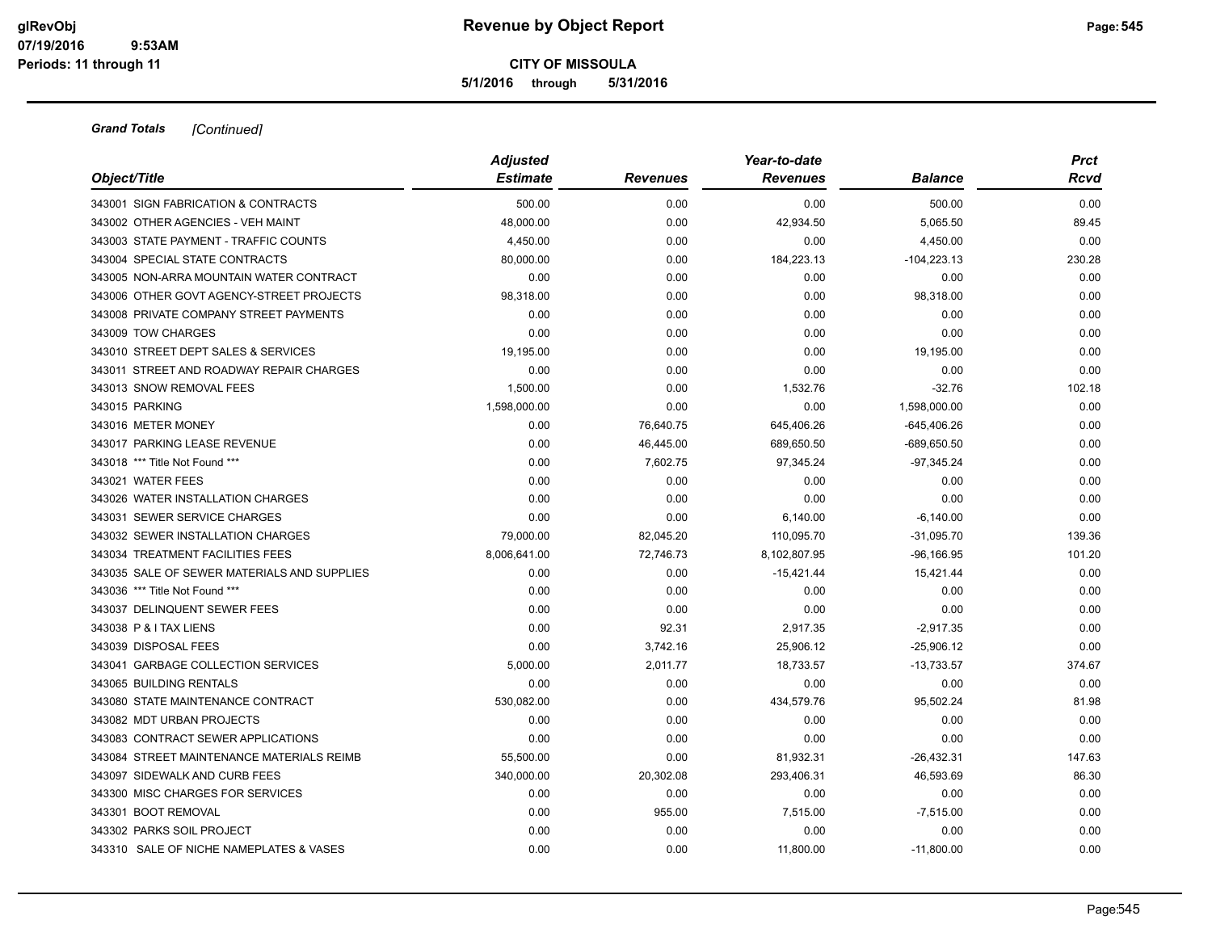**Revenue by Object Report**

**CITY OF MISSOULA**

**5/1/2016 through 5/31/2016**

glRevObj
07/19/2016 9:53AM
Periods: 11 through 11

***Grand Totals*** *[Continued]*

| Object/Title | Adjusted Estimate | Revenues | Year-to-date Revenues | Balance | Prct Rcvd |
|---|---|---|---|---|---|
| 343001 SIGN FABRICATION & CONTRACTS | 500.00 | 0.00 | 0.00 | 500.00 | 0.00 |
| 343002 OTHER AGENCIES - VEH MAINT | 48,000.00 | 0.00 | 42,934.50 | 5,065.50 | 89.45 |
| 343003 STATE PAYMENT - TRAFFIC COUNTS | 4,450.00 | 0.00 | 0.00 | 4,450.00 | 0.00 |
| 343004 SPECIAL STATE CONTRACTS | 80,000.00 | 0.00 | 184,223.13 | -104,223.13 | 230.28 |
| 343005 NON-ARRA MOUNTAIN WATER CONTRACT | 0.00 | 0.00 | 0.00 | 0.00 | 0.00 |
| 343006 OTHER GOVT AGENCY-STREET PROJECTS | 98,318.00 | 0.00 | 0.00 | 98,318.00 | 0.00 |
| 343008 PRIVATE COMPANY STREET PAYMENTS | 0.00 | 0.00 | 0.00 | 0.00 | 0.00 |
| 343009 TOW CHARGES | 0.00 | 0.00 | 0.00 | 0.00 | 0.00 |
| 343010 STREET DEPT SALES & SERVICES | 19,195.00 | 0.00 | 0.00 | 19,195.00 | 0.00 |
| 343011 STREET AND ROADWAY REPAIR CHARGES | 0.00 | 0.00 | 0.00 | 0.00 | 0.00 |
| 343013 SNOW REMOVAL FEES | 1,500.00 | 0.00 | 1,532.76 | -32.76 | 102.18 |
| 343015 PARKING | 1,598,000.00 | 0.00 | 0.00 | 1,598,000.00 | 0.00 |
| 343016 METER MONEY | 0.00 | 76,640.75 | 645,406.26 | -645,406.26 | 0.00 |
| 343017 PARKING LEASE REVENUE | 0.00 | 46,445.00 | 689,650.50 | -689,650.50 | 0.00 |
| 343018 *** Title Not Found *** | 0.00 | 7,602.75 | 97,345.24 | -97,345.24 | 0.00 |
| 343021 WATER FEES | 0.00 | 0.00 | 0.00 | 0.00 | 0.00 |
| 343026 WATER INSTALLATION CHARGES | 0.00 | 0.00 | 0.00 | 0.00 | 0.00 |
| 343031 SEWER SERVICE CHARGES | 0.00 | 0.00 | 6,140.00 | -6,140.00 | 0.00 |
| 343032 SEWER INSTALLATION CHARGES | 79,000.00 | 82,045.20 | 110,095.70 | -31,095.70 | 139.36 |
| 343034 TREATMENT FACILITIES FEES | 8,006,641.00 | 72,746.73 | 8,102,807.95 | -96,166.95 | 101.20 |
| 343035 SALE OF SEWER MATERIALS AND SUPPLIES | 0.00 | 0.00 | -15,421.44 | 15,421.44 | 0.00 |
| 343036 *** Title Not Found *** | 0.00 | 0.00 | 0.00 | 0.00 | 0.00 |
| 343037 DELINQUENT SEWER FEES | 0.00 | 0.00 | 0.00 | 0.00 | 0.00 |
| 343038 P & I TAX LIENS | 0.00 | 92.31 | 2,917.35 | -2,917.35 | 0.00 |
| 343039 DISPOSAL FEES | 0.00 | 3,742.16 | 25,906.12 | -25,906.12 | 0.00 |
| 343041 GARBAGE COLLECTION SERVICES | 5,000.00 | 2,011.77 | 18,733.57 | -13,733.57 | 374.67 |
| 343065 BUILDING RENTALS | 0.00 | 0.00 | 0.00 | 0.00 | 0.00 |
| 343080 STATE MAINTENANCE CONTRACT | 530,082.00 | 0.00 | 434,579.76 | 95,502.24 | 81.98 |
| 343082 MDT URBAN PROJECTS | 0.00 | 0.00 | 0.00 | 0.00 | 0.00 |
| 343083 CONTRACT SEWER APPLICATIONS | 0.00 | 0.00 | 0.00 | 0.00 | 0.00 |
| 343084 STREET MAINTENANCE MATERIALS REIMB | 55,500.00 | 0.00 | 81,932.31 | -26,432.31 | 147.63 |
| 343097 SIDEWALK AND CURB FEES | 340,000.00 | 20,302.08 | 293,406.31 | 46,593.69 | 86.30 |
| 343300 MISC CHARGES FOR SERVICES | 0.00 | 0.00 | 0.00 | 0.00 | 0.00 |
| 343301 BOOT REMOVAL | 0.00 | 955.00 | 7,515.00 | -7,515.00 | 0.00 |
| 343302 PARKS SOIL PROJECT | 0.00 | 0.00 | 0.00 | 0.00 | 0.00 |
| 343310 SALE OF NICHE NAMEPLATES & VASES | 0.00 | 0.00 | 11,800.00 | -11,800.00 | 0.00 |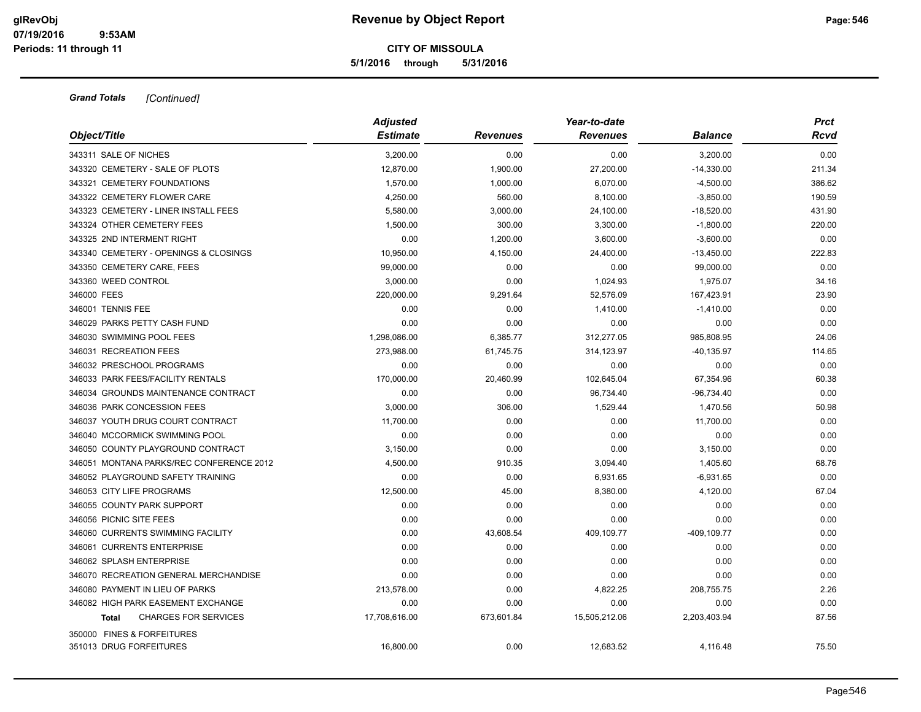# Revenue by Object Report

**CITY OF MISSOULA**

**5/1/2016 through 5/31/2016**

glRevObj
07/19/2016 9:53AM
Periods: 11 through 11

***Grand Totals*** *[Continued]*

| Object/Title | Adjusted Estimate | Revenues | Year-to-date Revenues | Balance | Prct Rcvd |
|---|---|---|---|---|---|
| 343311 SALE OF NICHES | 3,200.00 | 0.00 | 0.00 | 3,200.00 | 0.00 |
| 343320 CEMETERY - SALE OF PLOTS | 12,870.00 | 1,900.00 | 27,200.00 | -14,330.00 | 211.34 |
| 343321 CEMETERY FOUNDATIONS | 1,570.00 | 1,000.00 | 6,070.00 | -4,500.00 | 386.62 |
| 343322 CEMETERY FLOWER CARE | 4,250.00 | 560.00 | 8,100.00 | -3,850.00 | 190.59 |
| 343323 CEMETERY - LINER INSTALL FEES | 5,580.00 | 3,000.00 | 24,100.00 | -18,520.00 | 431.90 |
| 343324 OTHER CEMETERY FEES | 1,500.00 | 300.00 | 3,300.00 | -1,800.00 | 220.00 |
| 343325 2ND INTERMENT RIGHT | 0.00 | 1,200.00 | 3,600.00 | -3,600.00 | 0.00 |
| 343340 CEMETERY - OPENINGS & CLOSINGS | 10,950.00 | 4,150.00 | 24,400.00 | -13,450.00 | 222.83 |
| 343350 CEMETERY CARE, FEES | 99,000.00 | 0.00 | 0.00 | 99,000.00 | 0.00 |
| 343360 WEED CONTROL | 3,000.00 | 0.00 | 1,024.93 | 1,975.07 | 34.16 |
| 346000 FEES | 220,000.00 | 9,291.64 | 52,576.09 | 167,423.91 | 23.90 |
| 346001 TENNIS FEE | 0.00 | 0.00 | 1,410.00 | -1,410.00 | 0.00 |
| 346029 PARKS PETTY CASH FUND | 0.00 | 0.00 | 0.00 | 0.00 | 0.00 |
| 346030 SWIMMING POOL FEES | 1,298,086.00 | 6,385.77 | 312,277.05 | 985,808.95 | 24.06 |
| 346031 RECREATION FEES | 273,988.00 | 61,745.75 | 314,123.97 | -40,135.97 | 114.65 |
| 346032 PRESCHOOL PROGRAMS | 0.00 | 0.00 | 0.00 | 0.00 | 0.00 |
| 346033 PARK FEES/FACILITY RENTALS | 170,000.00 | 20,460.99 | 102,645.04 | 67,354.96 | 60.38 |
| 346034 GROUNDS MAINTENANCE CONTRACT | 0.00 | 0.00 | 96,734.40 | -96,734.40 | 0.00 |
| 346036 PARK CONCESSION FEES | 3,000.00 | 306.00 | 1,529.44 | 1,470.56 | 50.98 |
| 346037 YOUTH DRUG COURT CONTRACT | 11,700.00 | 0.00 | 0.00 | 11,700.00 | 0.00 |
| 346040 MCCORMICK SWIMMING POOL | 0.00 | 0.00 | 0.00 | 0.00 | 0.00 |
| 346050 COUNTY PLAYGROUND CONTRACT | 3,150.00 | 0.00 | 0.00 | 3,150.00 | 0.00 |
| 346051 MONTANA PARKS/REC CONFERENCE 2012 | 4,500.00 | 910.35 | 3,094.40 | 1,405.60 | 68.76 |
| 346052 PLAYGROUND SAFETY TRAINING | 0.00 | 0.00 | 6,931.65 | -6,931.65 | 0.00 |
| 346053 CITY LIFE PROGRAMS | 12,500.00 | 45.00 | 8,380.00 | 4,120.00 | 67.04 |
| 346055 COUNTY PARK SUPPORT | 0.00 | 0.00 | 0.00 | 0.00 | 0.00 |
| 346056 PICNIC SITE FEES | 0.00 | 0.00 | 0.00 | 0.00 | 0.00 |
| 346060 CURRENTS SWIMMING FACILITY | 0.00 | 43,608.54 | 409,109.77 | -409,109.77 | 0.00 |
| 346061 CURRENTS ENTERPRISE | 0.00 | 0.00 | 0.00 | 0.00 | 0.00 |
| 346062 SPLASH ENTERPRISE | 0.00 | 0.00 | 0.00 | 0.00 | 0.00 |
| 346070 RECREATION GENERAL MERCHANDISE | 0.00 | 0.00 | 0.00 | 0.00 | 0.00 |
| 346080 PAYMENT IN LIEU OF PARKS | 213,578.00 | 0.00 | 4,822.25 | 208,755.75 | 2.26 |
| 346082 HIGH PARK EASEMENT EXCHANGE | 0.00 | 0.00 | 0.00 | 0.00 | 0.00 |
| **Total** CHARGES FOR SERVICES | 17,708,616.00 | 673,601.84 | 15,505,212.06 | 2,203,403.94 | 87.56 |
| 350000 FINES & FORFEITURES | | | | | |
| 351013 DRUG FORFEITURES | 16,800.00 | 0.00 | 12,683.52 | 4,116.48 | 75.50 |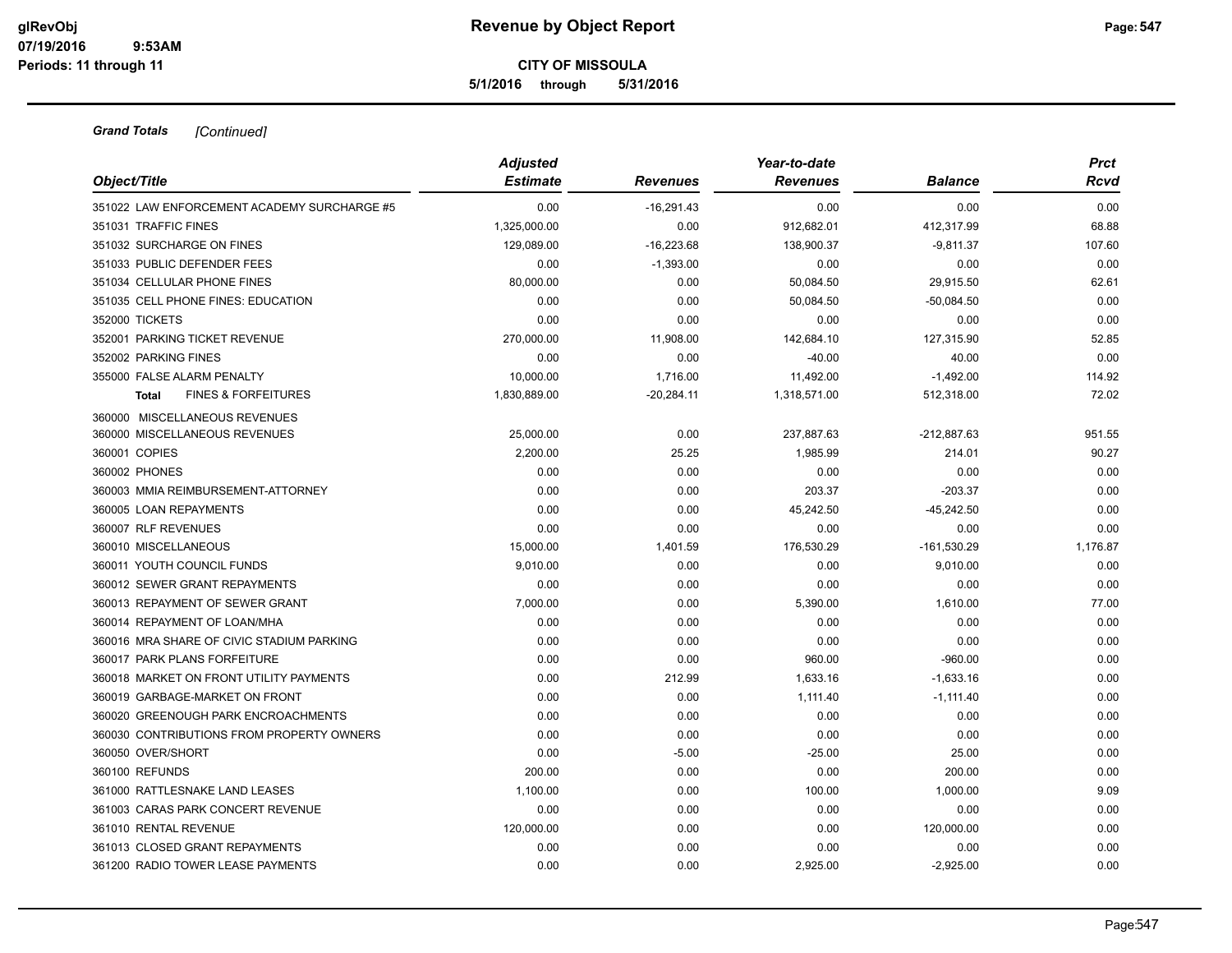**CITY OF MISSOULA**

**5/1/2016 through 5/31/2016**

***Grand Totals*** *[Continued]*

| Object/Title | Adjusted Estimate | Revenues | Year-to-date Revenues | Balance | Prct Rcvd |
|---|---|---|---|---|---|
| 351022 LAW ENFORCEMENT ACADEMY SURCHARGE #5 | 0.00 | -16,291.43 | 0.00 | 0.00 | 0.00 |
| 351031 TRAFFIC FINES | 1,325,000.00 | 0.00 | 912,682.01 | 412,317.99 | 68.88 |
| 351032 SURCHARGE ON FINES | 129,089.00 | -16,223.68 | 138,900.37 | -9,811.37 | 107.60 |
| 351033 PUBLIC DEFENDER FEES | 0.00 | -1,393.00 | 0.00 | 0.00 | 0.00 |
| 351034 CELLULAR PHONE FINES | 80,000.00 | 0.00 | 50,084.50 | 29,915.50 | 62.61 |
| 351035 CELL PHONE FINES: EDUCATION | 0.00 | 0.00 | 50,084.50 | -50,084.50 | 0.00 |
| 352000 TICKETS | 0.00 | 0.00 | 0.00 | 0.00 | 0.00 |
| 352001 PARKING TICKET REVENUE | 270,000.00 | 11,908.00 | 142,684.10 | 127,315.90 | 52.85 |
| 352002 PARKING FINES | 0.00 | 0.00 | -40.00 | 40.00 | 0.00 |
| 355000 FALSE ALARM PENALTY | 10,000.00 | 1,716.00 | 11,492.00 | -1,492.00 | 114.92 |
| **Total** FINES & FORFEITURES | 1,830,889.00 | -20,284.11 | 1,318,571.00 | 512,318.00 | 72.02 |
| 360000 MISCELLANEOUS REVENUES | | | | | |
| 360000 MISCELLANEOUS REVENUES | 25,000.00 | 0.00 | 237,887.63 | -212,887.63 | 951.55 |
| 360001 COPIES | 2,200.00 | 25.25 | 1,985.99 | 214.01 | 90.27 |
| 360002 PHONES | 0.00 | 0.00 | 0.00 | 0.00 | 0.00 |
| 360003 MMIA REIMBURSEMENT-ATTORNEY | 0.00 | 0.00 | 203.37 | -203.37 | 0.00 |
| 360005 LOAN REPAYMENTS | 0.00 | 0.00 | 45,242.50 | -45,242.50 | 0.00 |
| 360007 RLF REVENUES | 0.00 | 0.00 | 0.00 | 0.00 | 0.00 |
| 360010 MISCELLANEOUS | 15,000.00 | 1,401.59 | 176,530.29 | -161,530.29 | 1,176.87 |
| 360011 YOUTH COUNCIL FUNDS | 9,010.00 | 0.00 | 0.00 | 9,010.00 | 0.00 |
| 360012 SEWER GRANT REPAYMENTS | 0.00 | 0.00 | 0.00 | 0.00 | 0.00 |
| 360013 REPAYMENT OF SEWER GRANT | 7,000.00 | 0.00 | 5,390.00 | 1,610.00 | 77.00 |
| 360014 REPAYMENT OF LOAN/MHA | 0.00 | 0.00 | 0.00 | 0.00 | 0.00 |
| 360016 MRA SHARE OF CIVIC STADIUM PARKING | 0.00 | 0.00 | 0.00 | 0.00 | 0.00 |
| 360017 PARK PLANS FORFEITURE | 0.00 | 0.00 | 960.00 | -960.00 | 0.00 |
| 360018 MARKET ON FRONT UTILITY PAYMENTS | 0.00 | 212.99 | 1,633.16 | -1,633.16 | 0.00 |
| 360019 GARBAGE-MARKET ON FRONT | 0.00 | 0.00 | 1,111.40 | -1,111.40 | 0.00 |
| 360020 GREENOUGH PARK ENCROACHMENTS | 0.00 | 0.00 | 0.00 | 0.00 | 0.00 |
| 360030 CONTRIBUTIONS FROM PROPERTY OWNERS | 0.00 | 0.00 | 0.00 | 0.00 | 0.00 |
| 360050 OVER/SHORT | 0.00 | -5.00 | -25.00 | 25.00 | 0.00 |
| 360100 REFUNDS | 200.00 | 0.00 | 0.00 | 200.00 | 0.00 |
| 361000 RATTLESNAKE LAND LEASES | 1,100.00 | 0.00 | 100.00 | 1,000.00 | 9.09 |
| 361003 CARAS PARK CONCERT REVENUE | 0.00 | 0.00 | 0.00 | 0.00 | 0.00 |
| 361010 RENTAL REVENUE | 120,000.00 | 0.00 | 0.00 | 120,000.00 | 0.00 |
| 361013 CLOSED GRANT REPAYMENTS | 0.00 | 0.00 | 0.00 | 0.00 | 0.00 |
| 361200 RADIO TOWER LEASE PAYMENTS | 0.00 | 0.00 | 2,925.00 | -2,925.00 | 0.00 |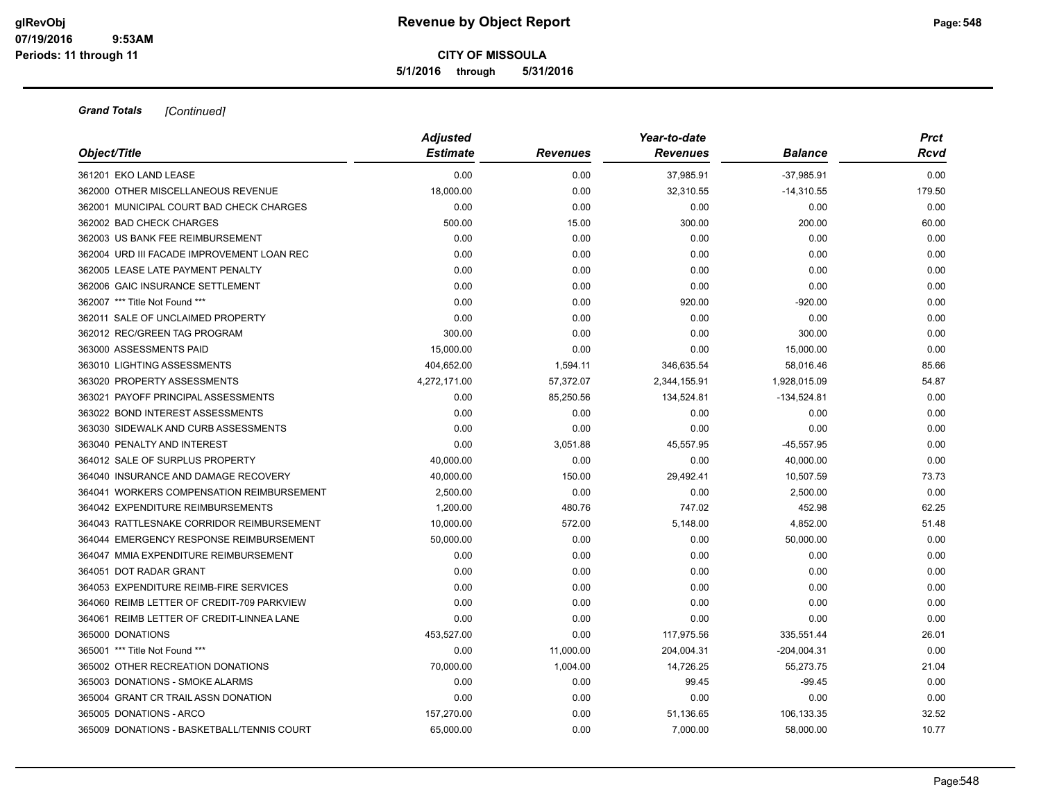**Grand Totals** *[Continued]*

| Object/Title | Adjusted Estimate | Revenues | Year-to-date Revenues | Balance | Prct Rcvd |
|---|---|---|---|---|---|
| 361201 EKO LAND LEASE | 0.00 | 0.00 | 37,985.91 | -37,985.91 | 0.00 |
| 362000 OTHER MISCELLANEOUS REVENUE | 18,000.00 | 0.00 | 32,310.55 | -14,310.55 | 179.50 |
| 362001 MUNICIPAL COURT BAD CHECK CHARGES | 0.00 | 0.00 | 0.00 | 0.00 | 0.00 |
| 362002 BAD CHECK CHARGES | 500.00 | 15.00 | 300.00 | 200.00 | 60.00 |
| 362003 US BANK FEE REIMBURSEMENT | 0.00 | 0.00 | 0.00 | 0.00 | 0.00 |
| 362004 URD III FACADE IMPROVEMENT LOAN REC | 0.00 | 0.00 | 0.00 | 0.00 | 0.00 |
| 362005 LEASE LATE PAYMENT PENALTY | 0.00 | 0.00 | 0.00 | 0.00 | 0.00 |
| 362006 GAIC INSURANCE SETTLEMENT | 0.00 | 0.00 | 0.00 | 0.00 | 0.00 |
| 362007 *** Title Not Found *** | 0.00 | 0.00 | 920.00 | -920.00 | 0.00 |
| 362011 SALE OF UNCLAIMED PROPERTY | 0.00 | 0.00 | 0.00 | 0.00 | 0.00 |
| 362012 REC/GREEN TAG PROGRAM | 300.00 | 0.00 | 0.00 | 300.00 | 0.00 |
| 363000 ASSESSMENTS PAID | 15,000.00 | 0.00 | 0.00 | 15,000.00 | 0.00 |
| 363010 LIGHTING ASSESSMENTS | 404,652.00 | 1,594.11 | 346,635.54 | 58,016.46 | 85.66 |
| 363020 PROPERTY ASSESSMENTS | 4,272,171.00 | 57,372.07 | 2,344,155.91 | 1,928,015.09 | 54.87 |
| 363021 PAYOFF PRINCIPAL ASSESSMENTS | 0.00 | 85,250.56 | 134,524.81 | -134,524.81 | 0.00 |
| 363022 BOND INTEREST ASSESSMENTS | 0.00 | 0.00 | 0.00 | 0.00 | 0.00 |
| 363030 SIDEWALK AND CURB ASSESSMENTS | 0.00 | 0.00 | 0.00 | 0.00 | 0.00 |
| 363040 PENALTY AND INTEREST | 0.00 | 3,051.88 | 45,557.95 | -45,557.95 | 0.00 |
| 364012 SALE OF SURPLUS PROPERTY | 40,000.00 | 0.00 | 0.00 | 40,000.00 | 0.00 |
| 364040 INSURANCE AND DAMAGE RECOVERY | 40,000.00 | 150.00 | 29,492.41 | 10,507.59 | 73.73 |
| 364041 WORKERS COMPENSATION REIMBURSEMENT | 2,500.00 | 0.00 | 0.00 | 2,500.00 | 0.00 |
| 364042 EXPENDITURE REIMBURSEMENTS | 1,200.00 | 480.76 | 747.02 | 452.98 | 62.25 |
| 364043 RATTLESNAKE CORRIDOR REIMBURSEMENT | 10,000.00 | 572.00 | 5,148.00 | 4,852.00 | 51.48 |
| 364044 EMERGENCY RESPONSE REIMBURSEMENT | 50,000.00 | 0.00 | 0.00 | 50,000.00 | 0.00 |
| 364047 MMIA EXPENDITURE REIMBURSEMENT | 0.00 | 0.00 | 0.00 | 0.00 | 0.00 |
| 364051 DOT RADAR GRANT | 0.00 | 0.00 | 0.00 | 0.00 | 0.00 |
| 364053 EXPENDITURE REIMB-FIRE SERVICES | 0.00 | 0.00 | 0.00 | 0.00 | 0.00 |
| 364060 REIMB LETTER OF CREDIT-709 PARKVIEW | 0.00 | 0.00 | 0.00 | 0.00 | 0.00 |
| 364061 REIMB LETTER OF CREDIT-LINNEA LANE | 0.00 | 0.00 | 0.00 | 0.00 | 0.00 |
| 365000 DONATIONS | 453,527.00 | 0.00 | 117,975.56 | 335,551.44 | 26.01 |
| 365001 *** Title Not Found *** | 0.00 | 11,000.00 | 204,004.31 | -204,004.31 | 0.00 |
| 365002 OTHER RECREATION DONATIONS | 70,000.00 | 1,004.00 | 14,726.25 | 55,273.75 | 21.04 |
| 365003 DONATIONS - SMOKE ALARMS | 0.00 | 0.00 | 99.45 | -99.45 | 0.00 |
| 365004 GRANT CR TRAIL ASSN DONATION | 0.00 | 0.00 | 0.00 | 0.00 | 0.00 |
| 365005 DONATIONS - ARCO | 157,270.00 | 0.00 | 51,136.65 | 106,133.35 | 32.52 |
| 365009 DONATIONS - BASKETBALL/TENNIS COURT | 65,000.00 | 0.00 | 7,000.00 | 58,000.00 | 10.77 |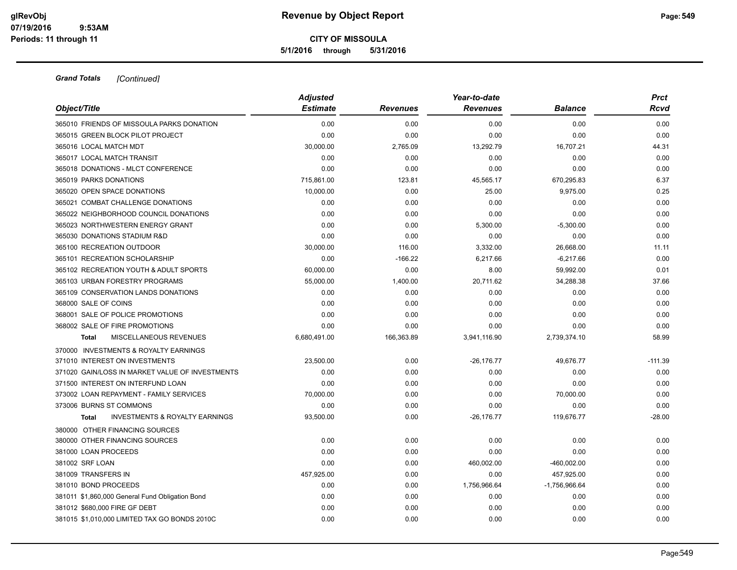**Grand Totals** *[Continued]*

| Object/Title | Adjusted Estimate | Revenues | Year-to-date Revenues | Balance | Prct Rcvd |
|---|---|---|---|---|---|
| 365010 FRIENDS OF MISSOULA PARKS DONATION | 0.00 | 0.00 | 0.00 | 0.00 | 0.00 |
| 365015 GREEN BLOCK PILOT PROJECT | 0.00 | 0.00 | 0.00 | 0.00 | 0.00 |
| 365016 LOCAL MATCH MDT | 30,000.00 | 2,765.09 | 13,292.79 | 16,707.21 | 44.31 |
| 365017 LOCAL MATCH TRANSIT | 0.00 | 0.00 | 0.00 | 0.00 | 0.00 |
| 365018 DONATIONS - MLCT CONFERENCE | 0.00 | 0.00 | 0.00 | 0.00 | 0.00 |
| 365019 PARKS DONATIONS | 715,861.00 | 123.81 | 45,565.17 | 670,295.83 | 6.37 |
| 365020 OPEN SPACE DONATIONS | 10,000.00 | 0.00 | 25.00 | 9,975.00 | 0.25 |
| 365021 COMBAT CHALLENGE DONATIONS | 0.00 | 0.00 | 0.00 | 0.00 | 0.00 |
| 365022 NEIGHBORHOOD COUNCIL DONATIONS | 0.00 | 0.00 | 0.00 | 0.00 | 0.00 |
| 365023 NORTHWESTERN ENERGY GRANT | 0.00 | 0.00 | 5,300.00 | -5,300.00 | 0.00 |
| 365030 DONATIONS STADIUM R&D | 0.00 | 0.00 | 0.00 | 0.00 | 0.00 |
| 365100 RECREATION OUTDOOR | 30,000.00 | 116.00 | 3,332.00 | 26,668.00 | 11.11 |
| 365101 RECREATION SCHOLARSHIP | 0.00 | -166.22 | 6,217.66 | -6,217.66 | 0.00 |
| 365102 RECREATION YOUTH & ADULT SPORTS | 60,000.00 | 0.00 | 8.00 | 59,992.00 | 0.01 |
| 365103 URBAN FORESTRY PROGRAMS | 55,000.00 | 1,400.00 | 20,711.62 | 34,288.38 | 37.66 |
| 365109 CONSERVATION LANDS DONATIONS | 0.00 | 0.00 | 0.00 | 0.00 | 0.00 |
| 368000 SALE OF COINS | 0.00 | 0.00 | 0.00 | 0.00 | 0.00 |
| 368001 SALE OF POLICE PROMOTIONS | 0.00 | 0.00 | 0.00 | 0.00 | 0.00 |
| 368002 SALE OF FIRE PROMOTIONS | 0.00 | 0.00 | 0.00 | 0.00 | 0.00 |
| **Total** MISCELLANEOUS REVENUES | 6,680,491.00 | 166,363.89 | 3,941,116.90 | 2,739,374.10 | 58.99 |
| 370000 INVESTMENTS & ROYALTY EARNINGS | | | | | |
| 371010 INTEREST ON INVESTMENTS | 23,500.00 | 0.00 | -26,176.77 | 49,676.77 | -111.39 |
| 371020 GAIN/LOSS IN MARKET VALUE OF INVESTMENTS | 0.00 | 0.00 | 0.00 | 0.00 | 0.00 |
| 371500 INTEREST ON INTERFUND LOAN | 0.00 | 0.00 | 0.00 | 0.00 | 0.00 |
| 373002 LOAN REPAYMENT - FAMILY SERVICES | 70,000.00 | 0.00 | 0.00 | 70,000.00 | 0.00 |
| 373006 BURNS ST COMMONS | 0.00 | 0.00 | 0.00 | 0.00 | 0.00 |
| **Total** INVESTMENTS & ROYALTY EARNINGS | 93,500.00 | 0.00 | -26,176.77 | 119,676.77 | -28.00 |
| 380000 OTHER FINANCING SOURCES | | | | | |
| 380000 OTHER FINANCING SOURCES | 0.00 | 0.00 | 0.00 | 0.00 | 0.00 |
| 381000 LOAN PROCEEDS | 0.00 | 0.00 | 0.00 | 0.00 | 0.00 |
| 381002 SRF LOAN | 0.00 | 0.00 | 460,002.00 | -460,002.00 | 0.00 |
| 381009 TRANSFERS IN | 457,925.00 | 0.00 | 0.00 | 457,925.00 | 0.00 |
| 381010 BOND PROCEEDS | 0.00 | 0.00 | 1,756,966.64 | -1,756,966.64 | 0.00 |
| 381011 $1,860,000 General Fund Obligation Bond | 0.00 | 0.00 | 0.00 | 0.00 | 0.00 |
| 381012 $680,000 FIRE GF DEBT | 0.00 | 0.00 | 0.00 | 0.00 | 0.00 |
| 381015 $1,010,000 LIMITED TAX GO BONDS 2010C | 0.00 | 0.00 | 0.00 | 0.00 | 0.00 |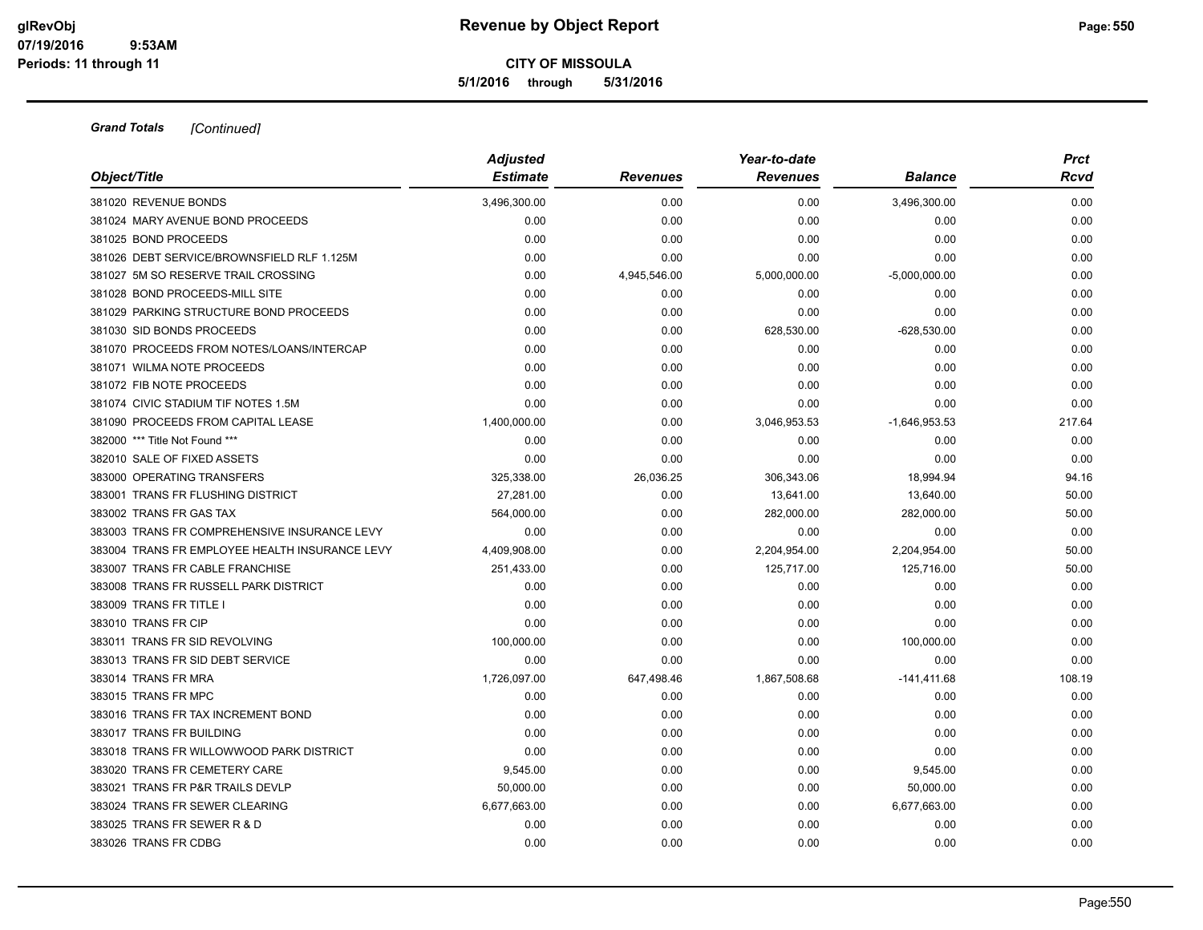# Revenue by Object Report

**CITY OF MISSOULA**

**5/1/2016 through 5/31/2016**

glRevObj
07/19/2016 9:53AM
Periods: 11 through 11

***Grand Totals*** *[Continued]*

| *Object/Title* | *Adjusted Estimate* | *Revenues* | *Year-to-date Revenues* | *Balance* | *Prct Rcvd* |
|---|---|---|---|---|---|
| 381020 REVENUE BONDS | 3,496,300.00 | 0.00 | 0.00 | 3,496,300.00 | 0.00 |
| 381024 MARY AVENUE BOND PROCEEDS | 0.00 | 0.00 | 0.00 | 0.00 | 0.00 |
| 381025 BOND PROCEEDS | 0.00 | 0.00 | 0.00 | 0.00 | 0.00 |
| 381026 DEBT SERVICE/BROWNSFIELD RLF 1.125M | 0.00 | 0.00 | 0.00 | 0.00 | 0.00 |
| 381027 5M SO RESERVE TRAIL CROSSING | 0.00 | 4,945,546.00 | 5,000,000.00 | -5,000,000.00 | 0.00 |
| 381028 BOND PROCEEDS-MILL SITE | 0.00 | 0.00 | 0.00 | 0.00 | 0.00 |
| 381029 PARKING STRUCTURE BOND PROCEEDS | 0.00 | 0.00 | 0.00 | 0.00 | 0.00 |
| 381030 SID BONDS PROCEEDS | 0.00 | 0.00 | 628,530.00 | -628,530.00 | 0.00 |
| 381070 PROCEEDS FROM NOTES/LOANS/INTERCAP | 0.00 | 0.00 | 0.00 | 0.00 | 0.00 |
| 381071 WILMA NOTE PROCEEDS | 0.00 | 0.00 | 0.00 | 0.00 | 0.00 |
| 381072 FIB NOTE PROCEEDS | 0.00 | 0.00 | 0.00 | 0.00 | 0.00 |
| 381074 CIVIC STADIUM TIF NOTES 1.5M | 0.00 | 0.00 | 0.00 | 0.00 | 0.00 |
| 381090 PROCEEDS FROM CAPITAL LEASE | 1,400,000.00 | 0.00 | 3,046,953.53 | -1,646,953.53 | 217.64 |
| 382000 *** Title Not Found *** | 0.00 | 0.00 | 0.00 | 0.00 | 0.00 |
| 382010 SALE OF FIXED ASSETS | 0.00 | 0.00 | 0.00 | 0.00 | 0.00 |
| 383000 OPERATING TRANSFERS | 325,338.00 | 26,036.25 | 306,343.06 | 18,994.94 | 94.16 |
| 383001 TRANS FR FLUSHING DISTRICT | 27,281.00 | 0.00 | 13,641.00 | 13,640.00 | 50.00 |
| 383002 TRANS FR GAS TAX | 564,000.00 | 0.00 | 282,000.00 | 282,000.00 | 50.00 |
| 383003 TRANS FR COMPREHENSIVE INSURANCE LEVY | 0.00 | 0.00 | 0.00 | 0.00 | 0.00 |
| 383004 TRANS FR EMPLOYEE HEALTH INSURANCE LEVY | 4,409,908.00 | 0.00 | 2,204,954.00 | 2,204,954.00 | 50.00 |
| 383007 TRANS FR CABLE FRANCHISE | 251,433.00 | 0.00 | 125,717.00 | 125,716.00 | 50.00 |
| 383008 TRANS FR RUSSELL PARK DISTRICT | 0.00 | 0.00 | 0.00 | 0.00 | 0.00 |
| 383009 TRANS FR TITLE I | 0.00 | 0.00 | 0.00 | 0.00 | 0.00 |
| 383010 TRANS FR CIP | 0.00 | 0.00 | 0.00 | 0.00 | 0.00 |
| 383011 TRANS FR SID REVOLVING | 100,000.00 | 0.00 | 0.00 | 100,000.00 | 0.00 |
| 383013 TRANS FR SID DEBT SERVICE | 0.00 | 0.00 | 0.00 | 0.00 | 0.00 |
| 383014 TRANS FR MRA | 1,726,097.00 | 647,498.46 | 1,867,508.68 | -141,411.68 | 108.19 |
| 383015 TRANS FR MPC | 0.00 | 0.00 | 0.00 | 0.00 | 0.00 |
| 383016 TRANS FR TAX INCREMENT BOND | 0.00 | 0.00 | 0.00 | 0.00 | 0.00 |
| 383017 TRANS FR BUILDING | 0.00 | 0.00 | 0.00 | 0.00 | 0.00 |
| 383018 TRANS FR WILLOWWOOD PARK DISTRICT | 0.00 | 0.00 | 0.00 | 0.00 | 0.00 |
| 383020 TRANS FR CEMETERY CARE | 9,545.00 | 0.00 | 0.00 | 9,545.00 | 0.00 |
| 383021 TRANS FR P&R TRAILS DEVLP | 50,000.00 | 0.00 | 0.00 | 50,000.00 | 0.00 |
| 383024 TRANS FR SEWER CLEARING | 6,677,663.00 | 0.00 | 0.00 | 6,677,663.00 | 0.00 |
| 383025 TRANS FR SEWER R & D | 0.00 | 0.00 | 0.00 | 0.00 | 0.00 |
| 383026 TRANS FR CDBG | 0.00 | 0.00 | 0.00 | 0.00 | 0.00 |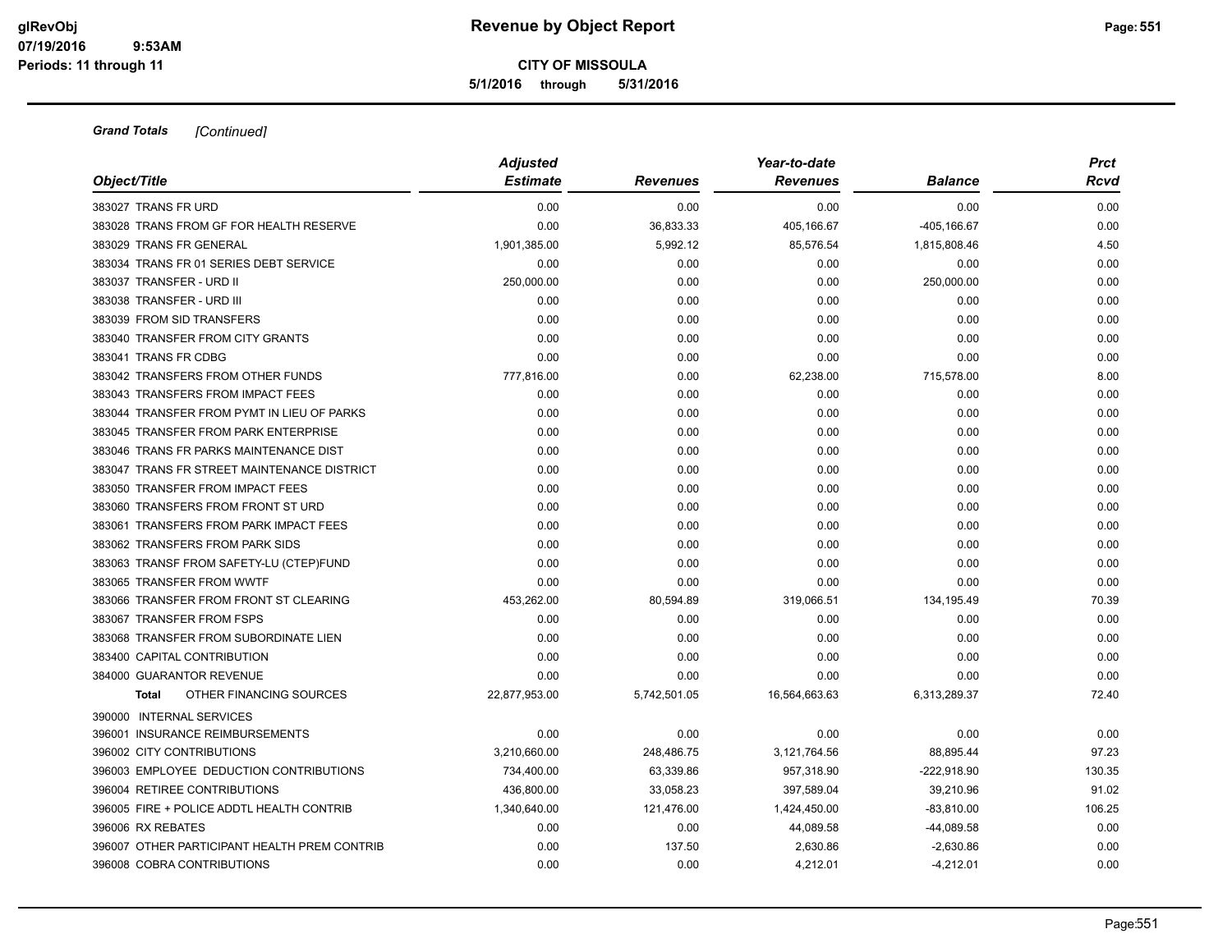**Revenue by Object Report**

**CITY OF MISSOULA**

**5/1/2016 through 5/31/2016**

glRevObj
07/19/2016 9:53AM
Periods: 11 through 11

***Grand Totals*** *[Continued]*

| Object/Title | Adjusted Estimate | Revenues | Year-to-date Revenues | Balance | Prct Rcvd |
|---|---|---|---|---|---|
| 383027 TRANS FR URD | 0.00 | 0.00 | 0.00 | 0.00 | 0.00 |
| 383028 TRANS FROM GF FOR HEALTH RESERVE | 0.00 | 36,833.33 | 405,166.67 | -405,166.67 | 0.00 |
| 383029 TRANS FR GENERAL | 1,901,385.00 | 5,992.12 | 85,576.54 | 1,815,808.46 | 4.50 |
| 383034 TRANS FR 01 SERIES DEBT SERVICE | 0.00 | 0.00 | 0.00 | 0.00 | 0.00 |
| 383037 TRANSFER - URD II | 250,000.00 | 0.00 | 0.00 | 250,000.00 | 0.00 |
| 383038 TRANSFER - URD III | 0.00 | 0.00 | 0.00 | 0.00 | 0.00 |
| 383039 FROM SID TRANSFERS | 0.00 | 0.00 | 0.00 | 0.00 | 0.00 |
| 383040 TRANSFER FROM CITY GRANTS | 0.00 | 0.00 | 0.00 | 0.00 | 0.00 |
| 383041 TRANS FR CDBG | 0.00 | 0.00 | 0.00 | 0.00 | 0.00 |
| 383042 TRANSFERS FROM OTHER FUNDS | 777,816.00 | 0.00 | 62,238.00 | 715,578.00 | 8.00 |
| 383043 TRANSFERS FROM IMPACT FEES | 0.00 | 0.00 | 0.00 | 0.00 | 0.00 |
| 383044 TRANSFER FROM PYMT IN LIEU OF PARKS | 0.00 | 0.00 | 0.00 | 0.00 | 0.00 |
| 383045 TRANSFER FROM PARK ENTERPRISE | 0.00 | 0.00 | 0.00 | 0.00 | 0.00 |
| 383046 TRANS FR PARKS MAINTENANCE DIST | 0.00 | 0.00 | 0.00 | 0.00 | 0.00 |
| 383047 TRANS FR STREET MAINTENANCE DISTRICT | 0.00 | 0.00 | 0.00 | 0.00 | 0.00 |
| 383050 TRANSFER FROM IMPACT FEES | 0.00 | 0.00 | 0.00 | 0.00 | 0.00 |
| 383060 TRANSFERS FROM FRONT ST URD | 0.00 | 0.00 | 0.00 | 0.00 | 0.00 |
| 383061 TRANSFERS FROM PARK IMPACT FEES | 0.00 | 0.00 | 0.00 | 0.00 | 0.00 |
| 383062 TRANSFERS FROM PARK SIDS | 0.00 | 0.00 | 0.00 | 0.00 | 0.00 |
| 383063 TRANSF FROM SAFETY-LU (CTEP)FUND | 0.00 | 0.00 | 0.00 | 0.00 | 0.00 |
| 383065 TRANSFER FROM WWTF | 0.00 | 0.00 | 0.00 | 0.00 | 0.00 |
| 383066 TRANSFER FROM FRONT ST CLEARING | 453,262.00 | 80,594.89 | 319,066.51 | 134,195.49 | 70.39 |
| 383067 TRANSFER FROM FSPS | 0.00 | 0.00 | 0.00 | 0.00 | 0.00 |
| 383068 TRANSFER FROM SUBORDINATE LIEN | 0.00 | 0.00 | 0.00 | 0.00 | 0.00 |
| 383400 CAPITAL CONTRIBUTION | 0.00 | 0.00 | 0.00 | 0.00 | 0.00 |
| 384000 GUARANTOR REVENUE | 0.00 | 0.00 | 0.00 | 0.00 | 0.00 |
| **Total** OTHER FINANCING SOURCES | 22,877,953.00 | 5,742,501.05 | 16,564,663.63 | 6,313,289.37 | 72.40 |
| 390000 INTERNAL SERVICES | | | | | |
| 396001 INSURANCE REIMBURSEMENTS | 0.00 | 0.00 | 0.00 | 0.00 | 0.00 |
| 396002 CITY CONTRIBUTIONS | 3,210,660.00 | 248,486.75 | 3,121,764.56 | 88,895.44 | 97.23 |
| 396003 EMPLOYEE DEDUCTION CONTRIBUTIONS | 734,400.00 | 63,339.86 | 957,318.90 | -222,918.90 | 130.35 |
| 396004 RETIREE CONTRIBUTIONS | 436,800.00 | 33,058.23 | 397,589.04 | 39,210.96 | 91.02 |
| 396005 FIRE + POLICE ADDTL HEALTH CONTRIB | 1,340,640.00 | 121,476.00 | 1,424,450.00 | -83,810.00 | 106.25 |
| 396006 RX REBATES | 0.00 | 0.00 | 44,089.58 | -44,089.58 | 0.00 |
| 396007 OTHER PARTICIPANT HEALTH PREM CONTRIB | 0.00 | 137.50 | 2,630.86 | -2,630.86 | 0.00 |
| 396008 COBRA CONTRIBUTIONS | 0.00 | 0.00 | 4,212.01 | -4,212.01 | 0.00 |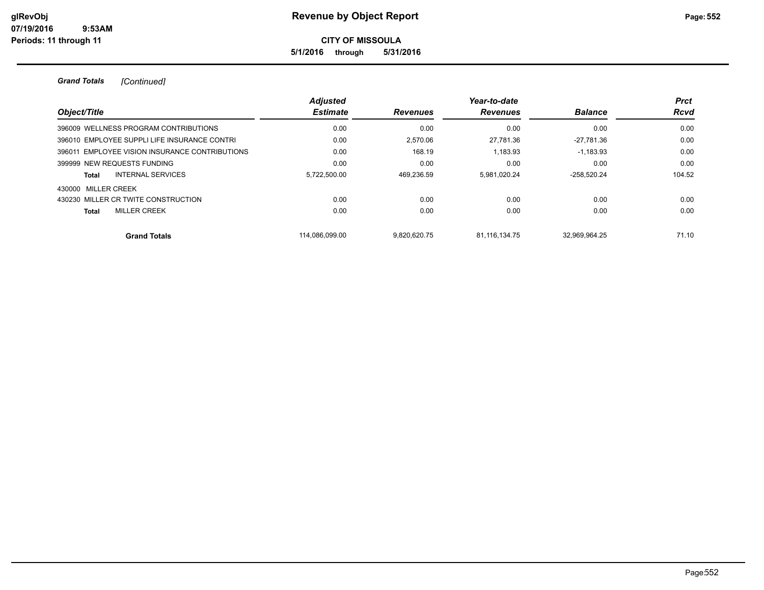# Revenue by Object Report

**CITY OF MISSOULA**

**5/1/2016 through 5/31/2016**

***Grand Totals*** *[Continued]*

| *Object/Title* | *Adjusted Estimate* | *Revenues* | *Year-to-date Revenues* | *Balance* | *Prct Rcvd* |
|---|---|---|---|---|---|
| 396009 WELLNESS PROGRAM CONTRIBUTIONS | 0.00 | 0.00 | 0.00 | 0.00 | 0.00 |
| 396010 EMPLOYEE SUPPLI LIFE INSURANCE CONTRI | 0.00 | 2,570.06 | 27,781.36 | -27,781.36 | 0.00 |
| 396011 EMPLOYEE VISION INSURANCE CONTRIBUTIONS | 0.00 | 168.19 | 1,183.93 | -1,183.93 | 0.00 |
| 399999 NEW REQUESTS FUNDING | 0.00 | 0.00 | 0.00 | 0.00 | 0.00 |
| **Total** INTERNAL SERVICES | 5,722,500.00 | 469,236.59 | 5,981,020.24 | -258,520.24 | 104.52 |
| 430000 MILLER CREEK | | | | | |
| 430230 MILLER CR TWITE CONSTRUCTION | 0.00 | 0.00 | 0.00 | 0.00 | 0.00 |
| **Total** MILLER CREEK | 0.00 | 0.00 | 0.00 | 0.00 | 0.00 |
| **Grand Totals** | 114,086,099.00 | 9,820,620.75 | 81,116,134.75 | 32,969,964.25 | 71.10 |